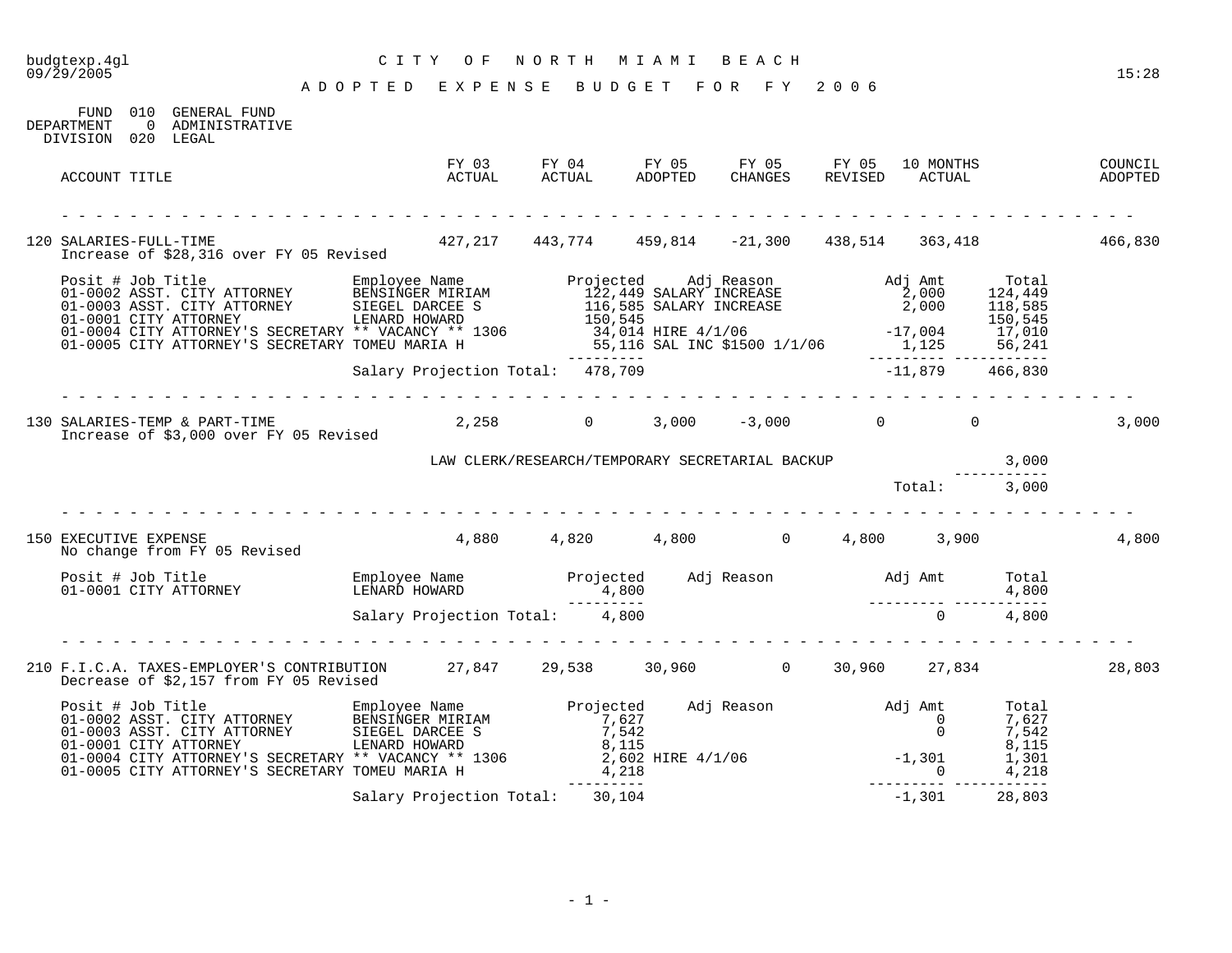# CITY OF NORTH MIAMI BEACH

## ADOPTED EXPENSE BUDGET FOR FY 2006

budgtexp.4gl
09/29/2005
15:28

FUND 010 GENERAL FUND
DEPARTMENT 0 ADMINISTRATIVE
DIVISION 020 LEGAL

| ACCOUNT TITLE | FY 03 ACTUAL | FY 04 ACTUAL | FY 05 ADOPTED | FY 05 CHANGES | FY 05 REVISED | 10 MONTHS ACTUAL | COUNCIL ADOPTED |
|---|---|---|---|---|---|---|---|
| 120 SALARIES-FULL-TIME | 427,217 | 443,774 | 459,814 | -21,300 | 438,514 | 363,418 | 466,830 |

Increase of $28,316 over FY 05 Revised

| Posit # | Job Title | Employee Name | Projected | Adj Reason | Adj Amt | Total |
|---|---|---|---|---|---|---|
| 01-0002 | ASST. CITY ATTORNEY | BENSINGER MIRIAM | 122,449 | SALARY INCREASE | 2,000 | 124,449 |
| 01-0003 | ASST. CITY ATTORNEY | SIEGEL DARCEE S | 116,585 | SALARY INCREASE | 2,000 | 118,585 |
| 01-0001 | CITY ATTORNEY | LENARD HOWARD | 150,545 | | | 150,545 |
| 01-0004 | CITY ATTORNEY'S SECRETARY | ** VACANCY ** 1306 | 34,014 | HIRE 4/1/06 | -17,004 | 17,010 |
| 01-0005 | CITY ATTORNEY'S SECRETARY | TOMEU MARIA H | 55,116 | SAL INC $1500 1/1/06 | 1,125 | 56,241 |
| | | Salary Projection Total: | 478,709 | | -11,879 | 466,830 |

| ACCOUNT TITLE | FY 03 ACTUAL | FY 04 ACTUAL | FY 05 ADOPTED | FY 05 CHANGES | FY 05 REVISED | 10 MONTHS ACTUAL | COUNCIL ADOPTED |
|---|---|---|---|---|---|---|---|
| 130 SALARIES-TEMP & PART-TIME | 2,258 | 0 | 3,000 | -3,000 | 0 | 0 | 3,000 |

Increase of $3,000 over FY 05 Revised

| Description | Amount |
|---|---|
| LAW CLERK/RESEARCH/TEMPORARY SECRETARIAL BACKUP | 3,000 |
| Total: | 3,000 |

| ACCOUNT TITLE | FY 03 ACTUAL | FY 04 ACTUAL | FY 05 ADOPTED | FY 05 CHANGES | FY 05 REVISED | 10 MONTHS ACTUAL | COUNCIL ADOPTED |
|---|---|---|---|---|---|---|---|
| 150 EXECUTIVE EXPENSE | 4,880 | 4,820 | 4,800 | 0 | 4,800 | 3,900 | 4,800 |

No change from FY 05 Revised

| Posit # | Job Title | Employee Name | Projected | Adj Reason | Adj Amt | Total |
|---|---|---|---|---|---|---|
| 01-0001 | CITY ATTORNEY | LENARD HOWARD | 4,800 | | | 4,800 |
| | | Salary Projection Total: | 4,800 | | 0 | 4,800 |

| ACCOUNT TITLE | FY 03 ACTUAL | FY 04 ACTUAL | FY 05 ADOPTED | FY 05 CHANGES | FY 05 REVISED | 10 MONTHS ACTUAL | COUNCIL ADOPTED |
|---|---|---|---|---|---|---|---|
| 210 F.I.C.A. TAXES-EMPLOYER'S CONTRIBUTION | 27,847 | 29,538 | 30,960 | 0 | 30,960 | 27,834 | 28,803 |

Decrease of $2,157 from FY 05 Revised

| Posit # | Job Title | Employee Name | Projected | Adj Reason | Adj Amt | Total |
|---|---|---|---|---|---|---|
| 01-0002 | ASST. CITY ATTORNEY | BENSINGER MIRIAM | 7,627 | | 0 | 7,627 |
| 01-0003 | ASST. CITY ATTORNEY | SIEGEL DARCEE S | 7,542 | | 0 | 7,542 |
| 01-0001 | CITY ATTORNEY | LENARD HOWARD | 8,115 | | | 8,115 |
| 01-0004 | CITY ATTORNEY'S SECRETARY | ** VACANCY ** 1306 | 2,602 | HIRE 4/1/06 | -1,301 | 1,301 |
| 01-0005 | CITY ATTORNEY'S SECRETARY | TOMEU MARIA H | 4,218 | | 0 | 4,218 |
| | | Salary Projection Total: | 30,104 | | -1,301 | 28,803 |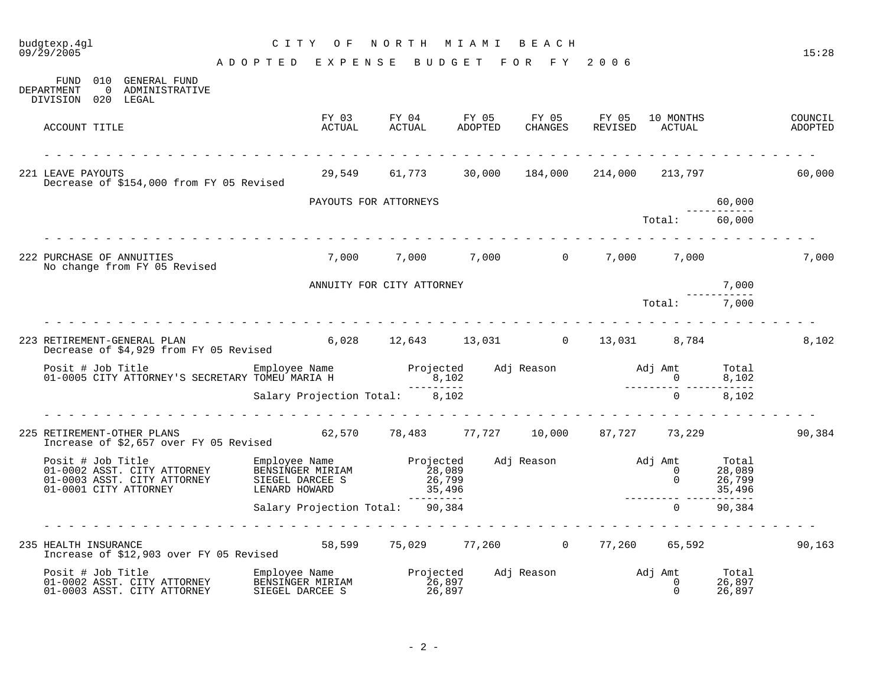budgtexp.4gl
09/29/2005

# CITY OF NORTH MIAMI BEACH

## ADOPTED EXPENSE BUDGET FOR FY 2006

15:28

FUND 010 GENERAL FUND
DEPARTMENT 0 ADMINISTRATIVE
DIVISION 020 LEGAL

| ACCOUNT TITLE | FY 03 ACTUAL | FY 04 ACTUAL | FY 05 ADOPTED | FY 05 CHANGES | FY 05 REVISED | 10 MONTHS ACTUAL | COUNCIL ADOPTED |
|---|---|---|---|---|---|---|---|
| 221 LEAVE PAYOUTS<br>Decrease of $154,000 from FY 05 Revised | 29,549 | 61,773 | 30,000 | 184,000 | 214,000 | 213,797 | 60,000 |
| 222 PURCHASE OF ANNUITIES<br>No change from FY 05 Revised | 7,000 | 7,000 | 7,000 | 0 | 7,000 | 7,000 | 7,000 |
| 223 RETIREMENT-GENERAL PLAN<br>Decrease of $4,929 from FY 05 Revised | 6,028 | 12,643 | 13,031 | 0 | 13,031 | 8,784 | 8,102 |
| 225 RETIREMENT-OTHER PLANS<br>Increase of $2,657 over FY 05 Revised | 62,570 | 78,483 | 77,727 | 10,000 | 87,727 | 73,229 | 90,384 |
| 235 HEALTH INSURANCE<br>Increase of $12,903 over FY 05 Revised | 58,599 | 75,029 | 77,260 | 0 | 77,260 | 65,592 | 90,163 |

**221 LEAVE PAYOUTS detail:**

| Description | Amount |
|---|---|
| PAYOUTS FOR ATTORNEYS | 60,000 |
| Total: | 60,000 |

**222 PURCHASE OF ANNUITIES detail:**

| Description | Amount |
|---|---|
| ANNUITY FOR CITY ATTORNEY | 7,000 |
| Total: | 7,000 |

**223 RETIREMENT-GENERAL PLAN detail:**

| Posit # | Job Title | Employee Name | Projected | Adj Reason | Adj Amt | Total |
|---|---|---|---|---|---|---|
| 01-0005 | CITY ATTORNEY'S SECRETARY | TOMEU MARIA H | 8,102 | | 0 | 8,102 |
| | | Salary Projection Total: | 8,102 | | 0 | 8,102 |

**225 RETIREMENT-OTHER PLANS detail:**

| Posit # | Job Title | Employee Name | Projected | Adj Reason | Adj Amt | Total |
|---|---|---|---|---|---|---|
| 01-0002 | ASST. CITY ATTORNEY | BENSINGER MIRIAM | 28,089 | | 0 | 28,089 |
| 01-0003 | ASST. CITY ATTORNEY | SIEGEL DARCEE S | 26,799 | | 0 | 26,799 |
| 01-0001 | CITY ATTORNEY | LENARD HOWARD | 35,496 | | | 35,496 |
| | | Salary Projection Total: | 90,384 | | 0 | 90,384 |

**235 HEALTH INSURANCE detail:**

| Posit # | Job Title | Employee Name | Projected | Adj Reason | Adj Amt | Total |
|---|---|---|---|---|---|---|
| 01-0002 | ASST. CITY ATTORNEY | BENSINGER MIRIAM | 26,897 | | 0 | 26,897 |
| 01-0003 | ASST. CITY ATTORNEY | SIEGEL DARCEE S | 26,897 | | 0 | 26,897 |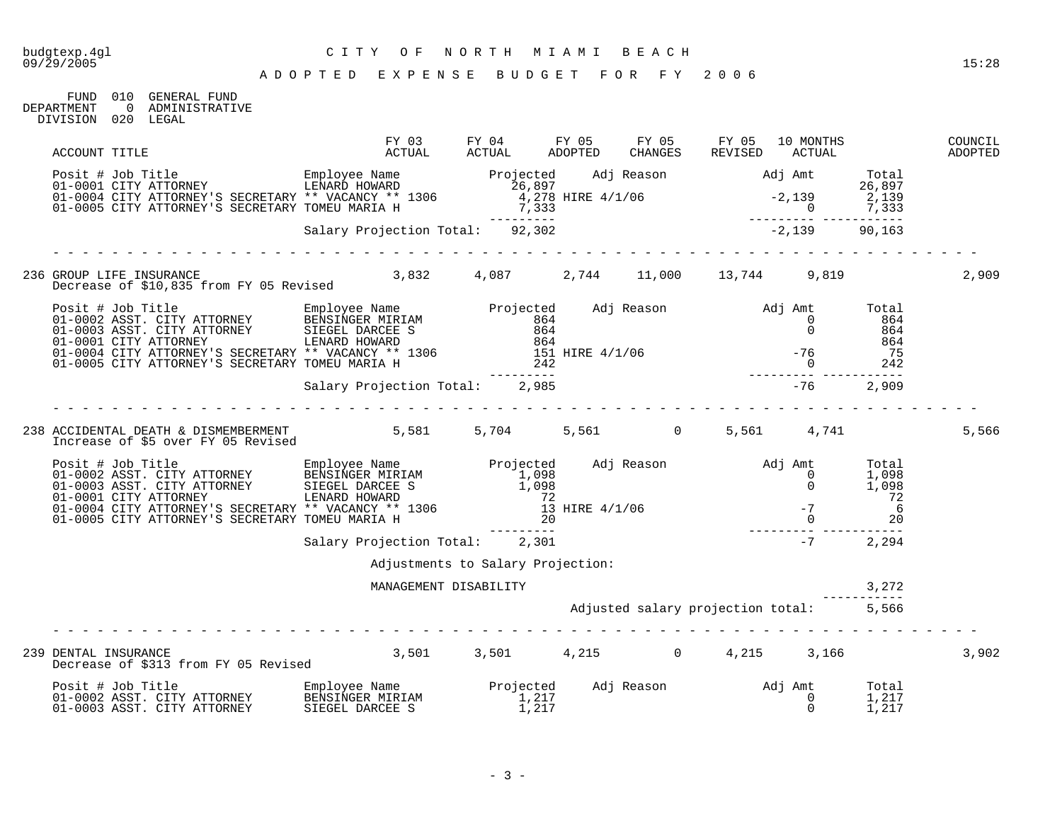# CITY OF NORTH MIAMI BEACH

## ADOPTED EXPENSE BUDGET FOR FY 2006

FUND 010 GENERAL FUND
DEPARTMENT 0 ADMINISTRATIVE
DIVISION 020 LEGAL

| ACCOUNT TITLE | FY 03 ACTUAL | FY 04 ACTUAL | FY 05 ADOPTED | FY 05 CHANGES | FY 05 REVISED | 10 MONTHS ACTUAL | COUNCIL ADOPTED |
|---|---|---|---|---|---|---|---|

| Posit # | Job Title | Employee Name | Projected | Adj Reason | Adj Amt | Total |
|---|---|---|---|---|---|---|
| 01-0001 | CITY ATTORNEY | LENARD HOWARD | 26,897 | | | 26,897 |
| 01-0004 | CITY ATTORNEY'S SECRETARY | ** VACANCY ** 1306 | 4,278 | HIRE 4/1/06 | -2,139 | 2,139 |
| 01-0005 | CITY ATTORNEY'S SECRETARY | TOMEU MARIA H | 7,333 | | 0 | 7,333 |
| | | Salary Projection Total: | 92,302 | | -2,139 | 90,163 |

| ACCOUNT TITLE | FY 03 ACTUAL | FY 04 ACTUAL | FY 05 ADOPTED | FY 05 CHANGES | FY 05 REVISED | 10 MONTHS ACTUAL | COUNCIL ADOPTED |
|---|---|---|---|---|---|---|---|
| 236 GROUP LIFE INSURANCE | 3,832 | 4,087 | 2,744 | 11,000 | 13,744 | 9,819 | 2,909 |

Decrease of $10,835 from FY 05 Revised

| Posit # | Job Title | Employee Name | Projected | Adj Reason | Adj Amt | Total |
|---|---|---|---|---|---|---|
| 01-0002 | ASST. CITY ATTORNEY | BENSINGER MIRIAM | 864 | | 0 | 864 |
| 01-0003 | ASST. CITY ATTORNEY | SIEGEL DARCEE S | 864 | | 0 | 864 |
| 01-0001 | CITY ATTORNEY | LENARD HOWARD | 864 | | | 864 |
| 01-0004 | CITY ATTORNEY'S SECRETARY | ** VACANCY ** 1306 | 151 | HIRE 4/1/06 | -76 | 75 |
| 01-0005 | CITY ATTORNEY'S SECRETARY | TOMEU MARIA H | 242 | | 0 | 242 |
| | | Salary Projection Total: | 2,985 | | -76 | 2,909 |

| ACCOUNT TITLE | FY 03 ACTUAL | FY 04 ACTUAL | FY 05 ADOPTED | FY 05 CHANGES | FY 05 REVISED | 10 MONTHS ACTUAL | COUNCIL ADOPTED |
|---|---|---|---|---|---|---|---|
| 238 ACCIDENTAL DEATH & DISMEMBERMENT | 5,581 | 5,704 | 5,561 | 0 | 5,561 | 4,741 | 5,566 |

Increase of $5 over FY 05 Revised

| Posit # | Job Title | Employee Name | Projected | Adj Reason | Adj Amt | Total |
|---|---|---|---|---|---|---|
| 01-0002 | ASST. CITY ATTORNEY | BENSINGER MIRIAM | 1,098 | | 0 | 1,098 |
| 01-0003 | ASST. CITY ATTORNEY | SIEGEL DARCEE S | 1,098 | | 0 | 1,098 |
| 01-0001 | CITY ATTORNEY | LENARD HOWARD | 72 | | | 72 |
| 01-0004 | CITY ATTORNEY'S SECRETARY | ** VACANCY ** 1306 | 13 | HIRE 4/1/06 | -7 | 6 |
| 01-0005 | CITY ATTORNEY'S SECRETARY | TOMEU MARIA H | 20 | | 0 | 20 |
| | | Salary Projection Total: | 2,301 | | -7 | 2,294 |

Adjustments to Salary Projection:

| | |
|---|---|
| MANAGEMENT DISABILITY | 3,272 |
| Adjusted salary projection total: | 5,566 |

| ACCOUNT TITLE | FY 03 ACTUAL | FY 04 ACTUAL | FY 05 ADOPTED | FY 05 CHANGES | FY 05 REVISED | 10 MONTHS ACTUAL | COUNCIL ADOPTED |
|---|---|---|---|---|---|---|---|
| 239 DENTAL INSURANCE | 3,501 | 3,501 | 4,215 | 0 | 4,215 | 3,166 | 3,902 |

Decrease of $313 from FY 05 Revised

| Posit # | Job Title | Employee Name | Projected | Adj Reason | Adj Amt | Total |
|---|---|---|---|---|---|---|
| 01-0002 | ASST. CITY ATTORNEY | BENSINGER MIRIAM | 1,217 | | 0 | 1,217 |
| 01-0003 | ASST. CITY ATTORNEY | SIEGEL DARCEE S | 1,217 | | 0 | 1,217 |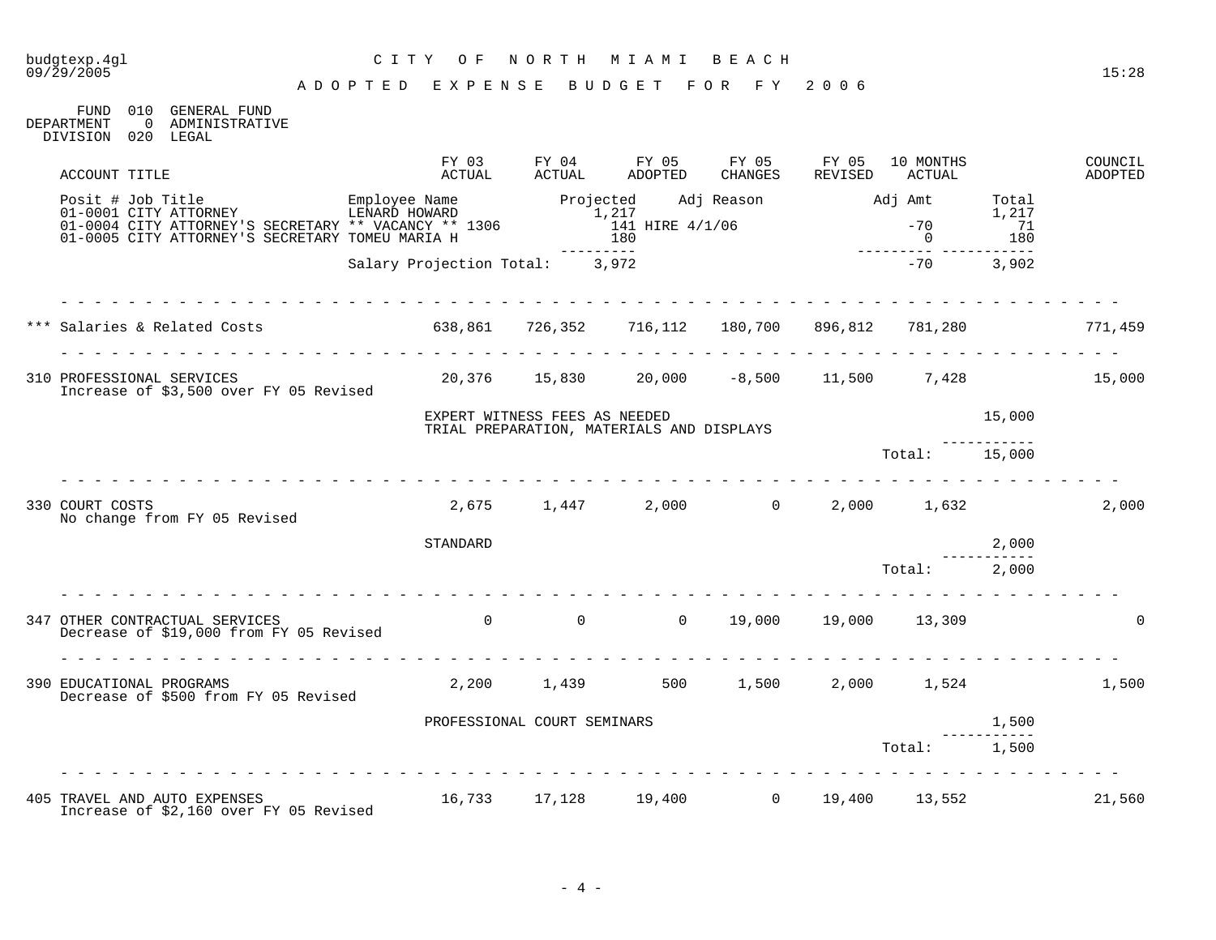budgtexp.4gl — CITY OF NORTH MIAMI BEACH — 09/29/2005 — 15:28

# ADOPTED EXPENSE BUDGET FOR FY 2006

FUND 010 GENERAL FUND
DEPARTMENT 0 ADMINISTRATIVE
DIVISION 020 LEGAL

| Posit # | Job Title | Employee Name | Projected | Adj Reason | Adj Amt | Total |
|---|---|---|---|---|---|---|
| 01-0001 | CITY ATTORNEY | LENARD HOWARD | 1,217 | | | 1,217 |
| 01-0004 | CITY ATTORNEY'S SECRETARY | ** VACANCY ** 1306 | 141 | HIRE 4/1/06 | -70 | 71 |
| 01-0005 | CITY ATTORNEY'S SECRETARY | TOMEU MARIA H | 180 | | 0 | 180 |
| | | Salary Projection Total: | 3,972 | | -70 | 3,902 |

| ACCOUNT TITLE | FY 03 ACTUAL | FY 04 ACTUAL | FY 05 ADOPTED | FY 05 CHANGES | FY 05 REVISED | 10 MONTHS ACTUAL | | COUNCIL ADOPTED |
|---|---|---|---|---|---|---|---|---|
| *** Salaries & Related Costs | 638,861 | 726,352 | 716,112 | 180,700 | 896,812 | 781,280 | | 771,459 |
| 310 PROFESSIONAL SERVICES<br>Increase of $3,500 over FY 05 Revised | 20,376 | 15,830 | 20,000 | -8,500 | 11,500 | 7,428 | | 15,000 |
| EXPERT WITNESS FEES AS NEEDED<br>TRIAL PREPARATION, MATERIALS AND DISPLAYS | | | | | | | 15,000 | |
| | | | | | | Total: | 15,000 | |
| 330 COURT COSTS<br>No change from FY 05 Revised | 2,675 | 1,447 | 2,000 | 0 | 2,000 | 1,632 | | 2,000 |
| STANDARD | | | | | | | 2,000 | |
| | | | | | | Total: | 2,000 | |
| 347 OTHER CONTRACTUAL SERVICES<br>Decrease of $19,000 from FY 05 Revised | 0 | 0 | 0 | 19,000 | 19,000 | 13,309 | | 0 |
| 390 EDUCATIONAL PROGRAMS<br>Decrease of $500 from FY 05 Revised | 2,200 | 1,439 | 500 | 1,500 | 2,000 | 1,524 | | 1,500 |
| PROFESSIONAL COURT SEMINARS | | | | | | | 1,500 | |
| | | | | | | Total: | 1,500 | |
| 405 TRAVEL AND AUTO EXPENSES<br>Increase of $2,160 over FY 05 Revised | 16,733 | 17,128 | 19,400 | 0 | 19,400 | 13,552 | | 21,560 |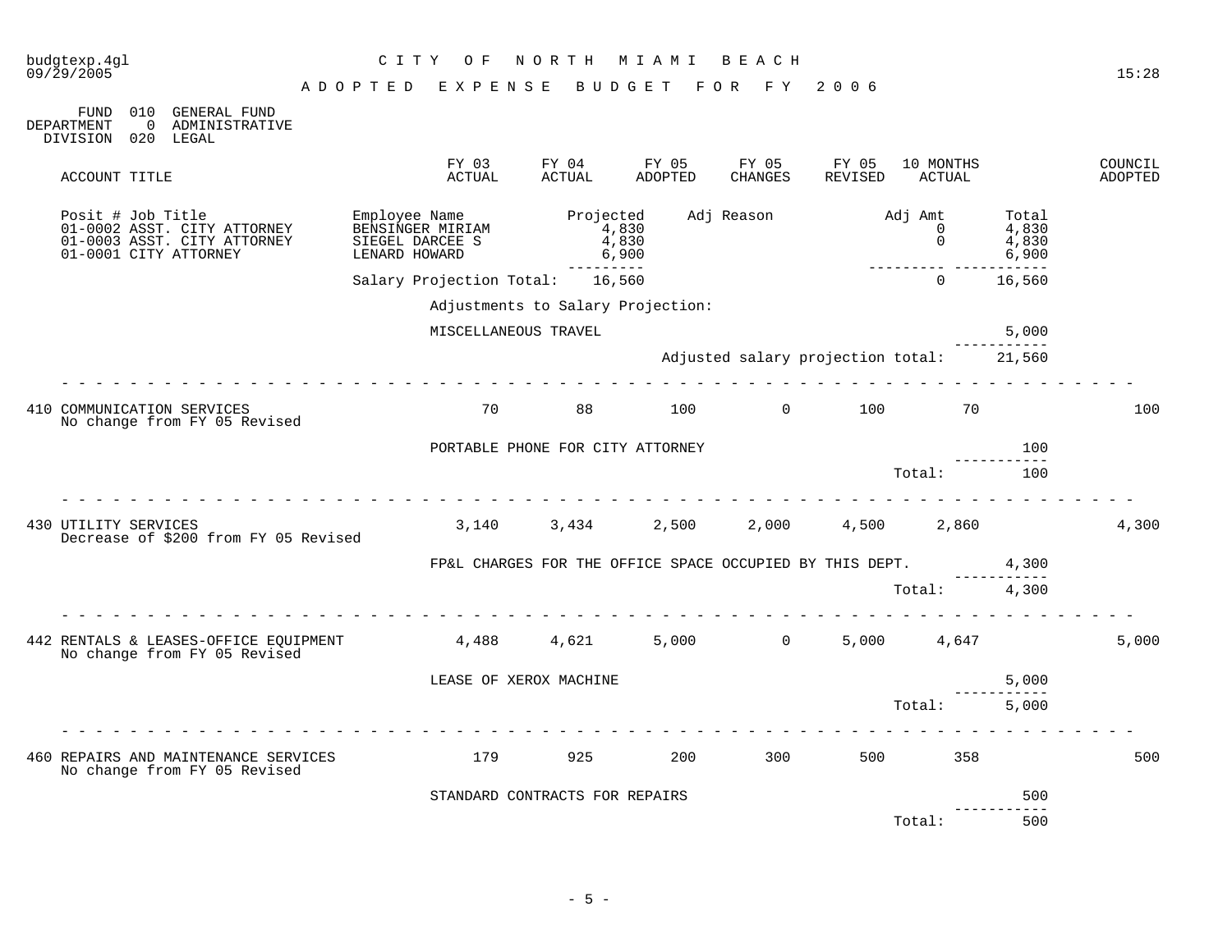budgtexp.4gl  
09/29/2005

# CITY OF NORTH MIAMI BEACH

## ADOPTED EXPENSE BUDGET FOR FY 2006

FUND 010 GENERAL FUND  
DEPARTMENT 0 ADMINISTRATIVE  
DIVISION 020 LEGAL

| Posit # | Job Title | Employee Name | Projected | Adj Reason | Adj Amt | Total |
|---|---|---|---|---|---|---|
| 01-0002 | ASST. CITY ATTORNEY | BENSINGER MIRIAM | 4,830 | | 0 | 4,830 |
| 01-0003 | ASST. CITY ATTORNEY | SIEGEL DARCEE S | 4,830 | | 0 | 4,830 |
| 01-0001 | CITY ATTORNEY | LENARD HOWARD | 6,900 | | | 6,900 |
| | | Salary Projection Total: | 16,560 | | 0 | 16,560 |

Adjustments to Salary Projection:

| Adjustment | Amount |
|---|---|
| MISCELLANEOUS TRAVEL | 5,000 |
| Adjusted salary projection total: | 21,560 |

| ACCOUNT TITLE | FY 03 ACTUAL | FY 04 ACTUAL | FY 05 ADOPTED | FY 05 CHANGES | FY 05 REVISED | 10 MONTHS ACTUAL | COUNCIL ADOPTED |
|---|---|---|---|---|---|---|---|
| 410 COMMUNICATION SERVICES | 70 | 88 | 100 | 0 | 100 | 70 | 100 |
| 430 UTILITY SERVICES | 3,140 | 3,434 | 2,500 | 2,000 | 4,500 | 2,860 | 4,300 |
| 442 RENTALS & LEASES-OFFICE EQUIPMENT | 4,488 | 4,621 | 5,000 | 0 | 5,000 | 4,647 | 5,000 |
| 460 REPAIRS AND MAINTENANCE SERVICES | 179 | 925 | 200 | 300 | 500 | 358 | 500 |

**410 COMMUNICATION SERVICES** — No change from FY 05 Revised

| Item | Amount |
|---|---|
| PORTABLE PHONE FOR CITY ATTORNEY | 100 |
| Total: | 100 |

**430 UTILITY SERVICES** — Decrease of $200 from FY 05 Revised

| Item | Amount |
|---|---|
| FP&L CHARGES FOR THE OFFICE SPACE OCCUPIED BY THIS DEPT. | 4,300 |
| Total: | 4,300 |

**442 RENTALS & LEASES-OFFICE EQUIPMENT** — No change from FY 05 Revised

| Item | Amount |
|---|---|
| LEASE OF XEROX MACHINE | 5,000 |
| Total: | 5,000 |

**460 REPAIRS AND MAINTENANCE SERVICES** — No change from FY 05 Revised

| Item | Amount |
|---|---|
| STANDARD CONTRACTS FOR REPAIRS | 500 |
| Total: | 500 |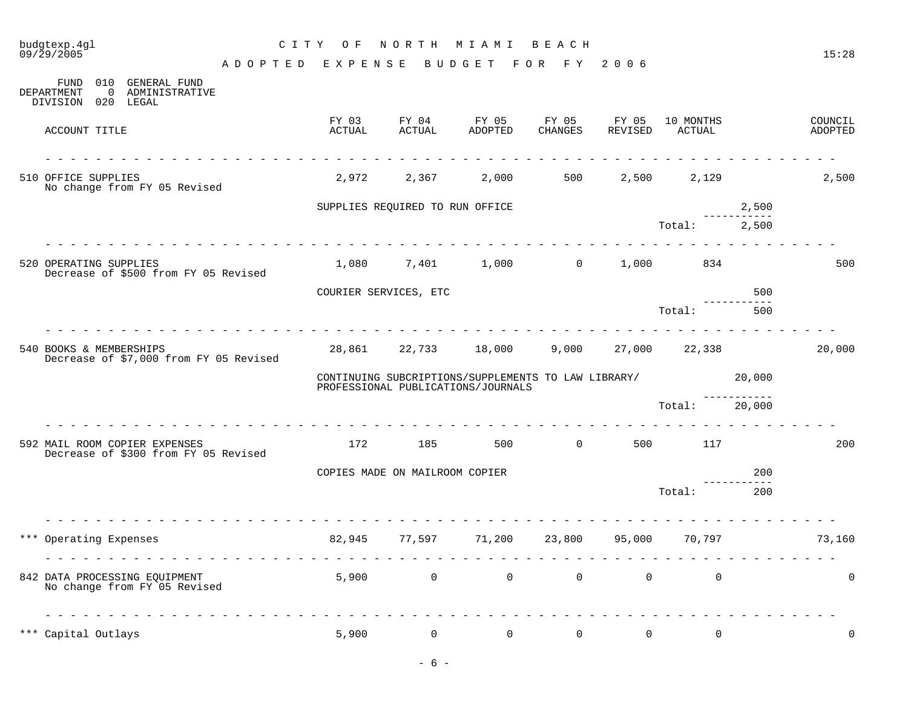# CITY OF NORTH MIAMI BEACH

## ADOPTED EXPENSE BUDGET FOR FY 2006

budgtexp.4gl
09/29/2005 15:28

FUND 010 GENERAL FUND
DEPARTMENT 0 ADMINISTRATIVE
DIVISION 020 LEGAL

| ACCOUNT TITLE | FY 03 ACTUAL | FY 04 ACTUAL | FY 05 ADOPTED | FY 05 CHANGES | FY 05 REVISED | 10 MONTHS ACTUAL | | COUNCIL ADOPTED |
|---|---|---|---|---|---|---|---|---|
| 510 OFFICE SUPPLIES<br>No change from FY 05 Revised | 2,972 | 2,367 | 2,000 | 500 | 2,500 | 2,129 | | 2,500 |
| | SUPPLIES REQUIRED TO RUN OFFICE | | | | | | 2,500 | |
| | | | | | | Total: | 2,500 | |
| 520 OPERATING SUPPLIES<br>Decrease of $500 from FY 05 Revised | 1,080 | 7,401 | 1,000 | 0 | 1,000 | 834 | | 500 |
| | COURIER SERVICES, ETC | | | | | | 500 | |
| | | | | | | Total: | 500 | |
| 540 BOOKS & MEMBERSHIPS<br>Decrease of $7,000 from FY 05 Revised | 28,861 | 22,733 | 18,000 | 9,000 | 27,000 | 22,338 | | 20,000 |
| | CONTINUING SUBCRIPTIONS/SUPPLEMENTS TO LAW LIBRARY/ PROFESSIONAL PUBLICATIONS/JOURNALS | | | | | | 20,000 | |
| | | | | | | Total: | 20,000 | |
| 592 MAIL ROOM COPIER EXPENSES<br>Decrease of $300 from FY 05 Revised | 172 | 185 | 500 | 0 | 500 | 117 | | 200 |
| | COPIES MADE ON MAILROOM COPIER | | | | | | 200 | |
| | | | | | | Total: | 200 | |
| *** Operating Expenses | 82,945 | 77,597 | 71,200 | 23,800 | 95,000 | 70,797 | | 73,160 |
| 842 DATA PROCESSING EQUIPMENT<br>No change from FY 05 Revised | 5,900 | 0 | 0 | 0 | 0 | 0 | | 0 |
| *** Capital Outlays | 5,900 | 0 | 0 | 0 | 0 | 0 | | 0 |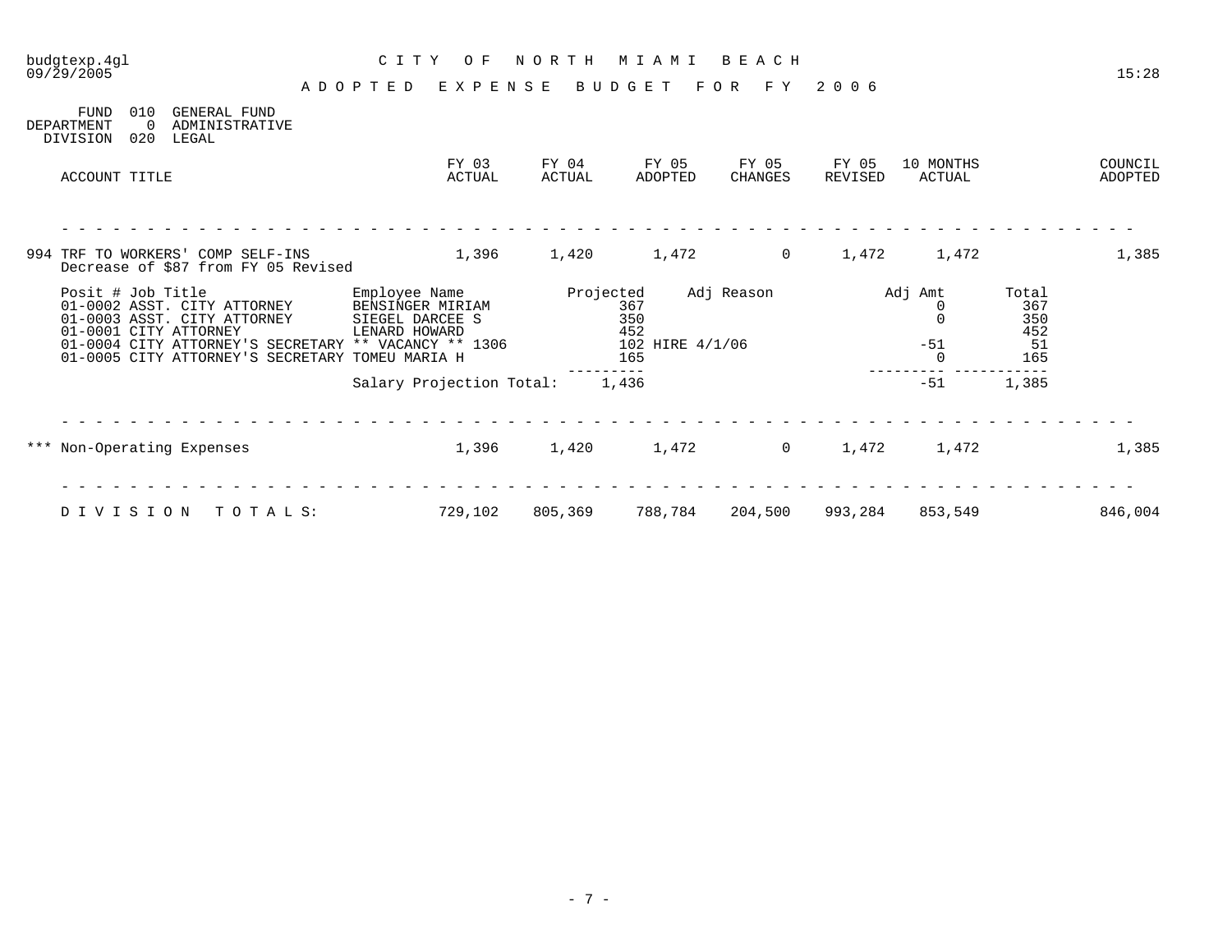# CITY OF NORTH MIAMI BEACH

## ADOPTED EXPENSE BUDGET FOR FY 2006

budgtexp.4gl
09/29/2005
15:28

FUND 010 GENERAL FUND
DEPARTMENT 0 ADMINISTRATIVE
DIVISION 020 LEGAL

| ACCOUNT TITLE | FY 03 ACTUAL | FY 04 ACTUAL | FY 05 ADOPTED | FY 05 CHANGES | FY 05 REVISED | 10 MONTHS ACTUAL | COUNCIL ADOPTED |
|---|---|---|---|---|---|---|---|
| 994 TRF TO WORKERS' COMP SELF-INS<br>Decrease of $87 from FY 05 Revised | 1,396 | 1,420 | 1,472 | 0 | 1,472 | 1,472 | 1,385 |

| Posit # Job Title | Employee Name | Projected | Adj Reason | Adj Amt | Total |
|---|---|---|---|---|---|
| 01-0002 ASST. CITY ATTORNEY | BENSINGER MIRIAM | 367 | | 0 | 367 |
| 01-0003 ASST. CITY ATTORNEY | SIEGEL DARCEE S | 350 | | 0 | 350 |
| 01-0001 CITY ATTORNEY | LENARD HOWARD | 452 | | | 452 |
| 01-0004 CITY ATTORNEY'S SECRETARY | ** VACANCY ** 1306 | 102 | HIRE 4/1/06 | -51 | 51 |
| 01-0005 CITY ATTORNEY'S SECRETARY | TOMEU MARIA H | 165 | | 0 | 165 |
| | Salary Projection Total: | 1,436 | | -51 | 1,385 |

| ACCOUNT TITLE | FY 03 ACTUAL | FY 04 ACTUAL | FY 05 ADOPTED | FY 05 CHANGES | FY 05 REVISED | 10 MONTHS ACTUAL | COUNCIL ADOPTED |
|---|---|---|---|---|---|---|---|
| *** Non-Operating Expenses | 1,396 | 1,420 | 1,472 | 0 | 1,472 | 1,472 | 1,385 |
| DIVISION TOTALS: | 729,102 | 805,369 | 788,784 | 204,500 | 993,284 | 853,549 | 846,004 |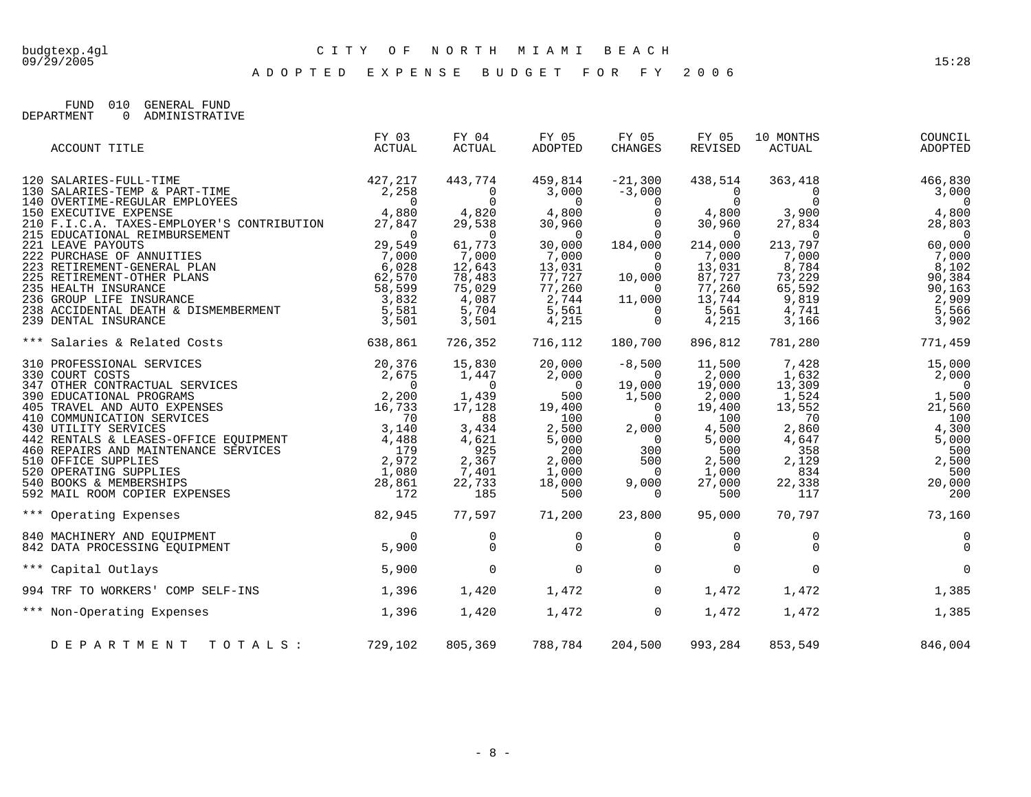# CITY OF NORTH MIAMI BEACH

## ADOPTED EXPENSE BUDGET FOR FY 2006

FUND 010 GENERAL FUND
DEPARTMENT 0 ADMINISTRATIVE

| ACCOUNT TITLE | FY 03 ACTUAL | FY 04 ACTUAL | FY 05 ADOPTED | FY 05 CHANGES | FY 05 REVISED | 10 MONTHS ACTUAL | COUNCIL ADOPTED |
|---|---|---|---|---|---|---|---|
| 120 SALARIES-FULL-TIME | 427,217 | 443,774 | 459,814 | -21,300 | 438,514 | 363,418 | 466,830 |
| 130 SALARIES-TEMP & PART-TIME | 2,258 | 0 | 3,000 | -3,000 | 0 | 0 | 3,000 |
| 140 OVERTIME-REGULAR EMPLOYEES | 0 | 0 | 0 | 0 | 0 | 0 | 0 |
| 150 EXECUTIVE EXPENSE | 4,880 | 4,820 | 4,800 | 0 | 4,800 | 3,900 | 4,800 |
| 210 F.I.C.A. TAXES-EMPLOYER'S CONTRIBUTION | 27,847 | 29,538 | 30,960 | 0 | 30,960 | 27,834 | 28,803 |
| 215 EDUCATIONAL REIMBURSEMENT | 0 | 0 | 0 | 0 | 0 | 0 | 0 |
| 221 LEAVE PAYOUTS | 29,549 | 61,773 | 30,000 | 184,000 | 214,000 | 213,797 | 60,000 |
| 222 PURCHASE OF ANNUITIES | 7,000 | 7,000 | 7,000 | 0 | 7,000 | 7,000 | 7,000 |
| 223 RETIREMENT-GENERAL PLAN | 6,028 | 12,643 | 13,031 | 0 | 13,031 | 8,784 | 8,102 |
| 225 RETIREMENT-OTHER PLANS | 62,570 | 78,483 | 77,727 | 10,000 | 87,727 | 73,229 | 90,384 |
| 235 HEALTH INSURANCE | 58,599 | 75,029 | 77,260 | 0 | 77,260 | 65,592 | 90,163 |
| 236 GROUP LIFE INSURANCE | 3,832 | 4,087 | 2,744 | 11,000 | 13,744 | 9,819 | 2,909 |
| 238 ACCIDENTAL DEATH & DISMEMBERMENT | 5,581 | 5,704 | 5,561 | 0 | 5,561 | 4,741 | 5,566 |
| 239 DENTAL INSURANCE | 3,501 | 3,501 | 4,215 | 0 | 4,215 | 3,166 | 3,902 |
| *** Salaries & Related Costs | 638,861 | 726,352 | 716,112 | 180,700 | 896,812 | 781,280 | 771,459 |
| 310 PROFESSIONAL SERVICES | 20,376 | 15,830 | 20,000 | -8,500 | 11,500 | 7,428 | 15,000 |
| 330 COURT COSTS | 2,675 | 1,447 | 2,000 | 0 | 2,000 | 1,632 | 2,000 |
| 347 OTHER CONTRACTUAL SERVICES | 0 | 0 | 0 | 19,000 | 19,000 | 13,309 | 0 |
| 390 EDUCATIONAL PROGRAMS | 2,200 | 1,439 | 500 | 1,500 | 2,000 | 1,524 | 1,500 |
| 405 TRAVEL AND AUTO EXPENSES | 16,733 | 17,128 | 19,400 | 0 | 19,400 | 13,552 | 21,560 |
| 410 COMMUNICATION SERVICES | 70 | 88 | 100 | 0 | 100 | 70 | 100 |
| 430 UTILITY SERVICES | 3,140 | 3,434 | 2,500 | 2,000 | 4,500 | 2,860 | 4,300 |
| 442 RENTALS & LEASES-OFFICE EQUIPMENT | 4,488 | 4,621 | 5,000 | 0 | 5,000 | 4,647 | 5,000 |
| 460 REPAIRS AND MAINTENANCE SERVICES | 179 | 925 | 200 | 300 | 500 | 358 | 500 |
| 510 OFFICE SUPPLIES | 2,972 | 2,367 | 2,000 | 500 | 2,500 | 2,129 | 2,500 |
| 520 OPERATING SUPPLIES | 1,080 | 7,401 | 1,000 | 0 | 1,000 | 834 | 500 |
| 540 BOOKS & MEMBERSHIPS | 28,861 | 22,733 | 18,000 | 9,000 | 27,000 | 22,338 | 20,000 |
| 592 MAIL ROOM COPIER EXPENSES | 172 | 185 | 500 | 0 | 500 | 117 | 200 |
| *** Operating Expenses | 82,945 | 77,597 | 71,200 | 23,800 | 95,000 | 70,797 | 73,160 |
| 840 MACHINERY AND EQUIPMENT | 0 | 0 | 0 | 0 | 0 | 0 | 0 |
| 842 DATA PROCESSING EQUIPMENT | 5,900 | 0 | 0 | 0 | 0 | 0 | 0 |
| *** Capital Outlays | 5,900 | 0 | 0 | 0 | 0 | 0 | 0 |
| 994 TRF TO WORKERS' COMP SELF-INS | 1,396 | 1,420 | 1,472 | 0 | 1,472 | 1,472 | 1,385 |
| *** Non-Operating Expenses | 1,396 | 1,420 | 1,472 | 0 | 1,472 | 1,472 | 1,385 |
| DEPARTMENT TOTALS: | 729,102 | 805,369 | 788,784 | 204,500 | 993,284 | 853,549 | 846,004 |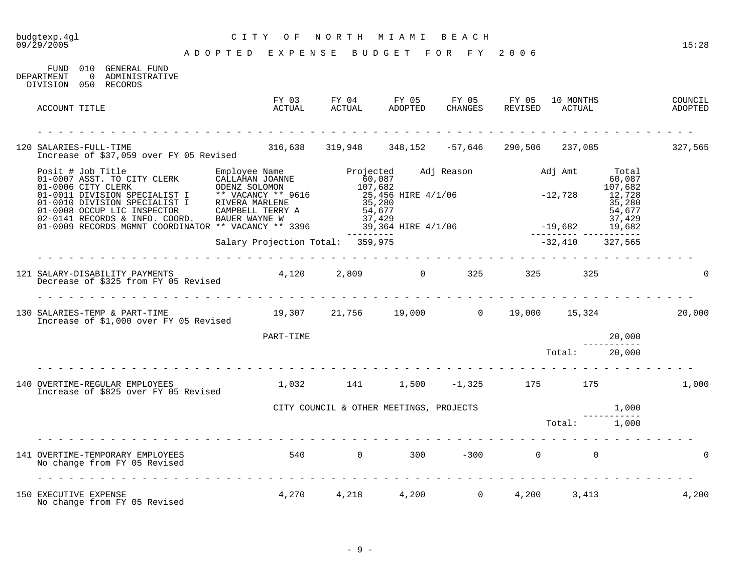# CITY OF NORTH MIAMI BEACH

## ADOPTED EXPENSE BUDGET FOR FY 2006

FUND 010 GENERAL FUND
DEPARTMENT 0 ADMINISTRATIVE
DIVISION 050 RECORDS

| ACCOUNT TITLE | FY 03 ACTUAL | FY 04 ACTUAL | FY 05 ADOPTED | FY 05 CHANGES | FY 05 REVISED | 10 MONTHS ACTUAL | COUNCIL ADOPTED |
|---|---|---|---|---|---|---|---|
| 120 SALARIES-FULL-TIME<br>Increase of $37,059 over FY 05 Revised | 316,638 | 319,948 | 348,152 | -57,646 | 290,506 | 237,085 | 327,565 |

| Posit # | Job Title | Employee Name | Projected | Adj Reason | Adj Amt | Total |
|---|---|---|---|---|---|---|
| 01-0007 | ASST. TO CITY CLERK | CALLAHAN JOANNE | 60,087 | | | 60,087 |
| 01-0006 | CITY CLERK | ODENZ SOLOMON | 107,682 | | | 107,682 |
| 01-0011 | DIVISION SPECIALIST I | ** VACANCY ** 9616 | 25,456 | HIRE 4/1/06 | -12,728 | 12,728 |
| 01-0010 | DIVISION SPECIALIST I | RIVERA MARLENE | 35,280 | | | 35,280 |
| 01-0008 | OCCUP LIC INSPECTOR | CAMPBELL TERRY A | 54,677 | | | 54,677 |
| 02-0141 | RECORDS & INFO. COORD. | BAUER WAYNE W | 37,429 | | | 37,429 |
| 01-0009 | RECORDS MGMNT COORDINATOR | ** VACANCY ** 3396 | 39,364 | HIRE 4/1/06 | -19,682 | 19,682 |
| | | Salary Projection Total: | 359,975 | | -32,410 | 327,565 |

| ACCOUNT TITLE | FY 03 ACTUAL | FY 04 ACTUAL | FY 05 ADOPTED | FY 05 CHANGES | FY 05 REVISED | 10 MONTHS ACTUAL | COUNCIL ADOPTED |
|---|---|---|---|---|---|---|---|
| 121 SALARY-DISABILITY PAYMENTS<br>Decrease of $325 from FY 05 Revised | 4,120 | 2,809 | 0 | 325 | 325 | 325 | 0 |
| 130 SALARIES-TEMP & PART-TIME<br>Increase of $1,000 over FY 05 Revised | 19,307 | 21,756 | 19,000 | 0 | 19,000 | 15,324 | 20,000 |

PART-TIME 20,000

Total: 20,000

| ACCOUNT TITLE | FY 03 ACTUAL | FY 04 ACTUAL | FY 05 ADOPTED | FY 05 CHANGES | FY 05 REVISED | 10 MONTHS ACTUAL | COUNCIL ADOPTED |
|---|---|---|---|---|---|---|---|
| 140 OVERTIME-REGULAR EMPLOYEES<br>Increase of $825 over FY 05 Revised | 1,032 | 141 | 1,500 | -1,325 | 175 | 175 | 1,000 |

CITY COUNCIL & OTHER MEETINGS, PROJECTS 1,000

Total: 1,000

| ACCOUNT TITLE | FY 03 ACTUAL | FY 04 ACTUAL | FY 05 ADOPTED | FY 05 CHANGES | FY 05 REVISED | 10 MONTHS ACTUAL | COUNCIL ADOPTED |
|---|---|---|---|---|---|---|---|
| 141 OVERTIME-TEMPORARY EMPLOYEES<br>No change from FY 05 Revised | 540 | 0 | 300 | -300 | 0 | 0 | 0 |
| 150 EXECUTIVE EXPENSE<br>No change from FY 05 Revised | 4,270 | 4,218 | 4,200 | 0 | 4,200 | 3,413 | 4,200 |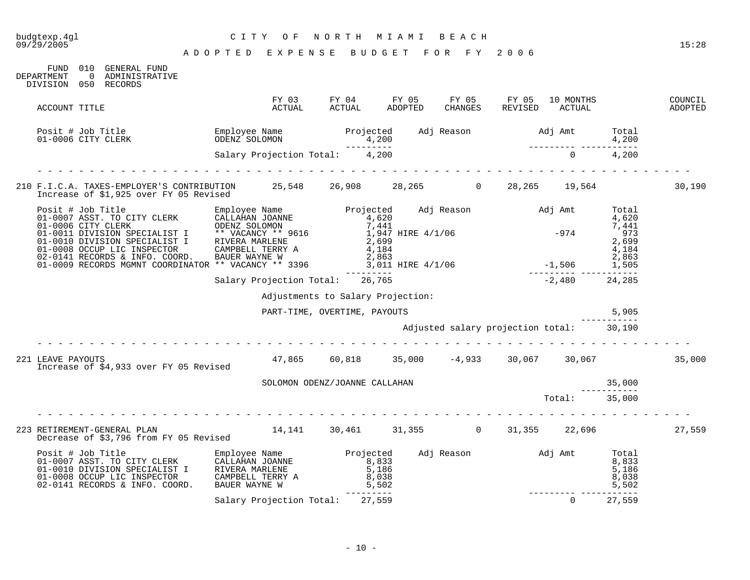budgtexp.4gl
09/29/2005

# CITY OF NORTH MIAMI BEACH

## ADOPTED EXPENSE BUDGET FOR FY 2006

15:28

FUND 010 GENERAL FUND
DEPARTMENT 0 ADMINISTRATIVE
DIVISION 050 RECORDS

| ACCOUNT TITLE | FY 03 ACTUAL | FY 04 ACTUAL | FY 05 ADOPTED | FY 05 CHANGES | FY 05 REVISED | 10 MONTHS ACTUAL | COUNCIL ADOPTED |
|---|---|---|---|---|---|---|---|

| Posit # Job Title | Employee Name | Projected | Adj Reason | Adj Amt | Total |
|---|---|---|---|---|---|
| 01-0006 CITY CLERK | ODENZ SOLOMON | 4,200 | | | 4,200 |
| | Salary Projection Total: | 4,200 | | 0 | 4,200 |

| ACCOUNT TITLE | FY 03 ACTUAL | FY 04 ACTUAL | FY 05 ADOPTED | FY 05 CHANGES | FY 05 REVISED | 10 MONTHS ACTUAL | COUNCIL ADOPTED |
|---|---|---|---|---|---|---|---|
| 210 F.I.C.A. TAXES-EMPLOYER'S CONTRIBUTION | 25,548 | 26,908 | 28,265 | 0 | 28,265 | 19,564 | 30,190 |

Increase of $1,925 over FY 05 Revised

| Posit # Job Title | Employee Name | Projected | Adj Reason | Adj Amt | Total |
|---|---|---|---|---|---|
| 01-0007 ASST. TO CITY CLERK | CALLAHAN JOANNE | 4,620 | | | 4,620 |
| 01-0006 CITY CLERK | ODENZ SOLOMON | 7,441 | | | 7,441 |
| 01-0011 DIVISION SPECIALIST I | ** VACANCY ** 9616 | 1,947 | HIRE 4/1/06 | -974 | 973 |
| 01-0010 DIVISION SPECIALIST I | RIVERA MARLENE | 2,699 | | | 2,699 |
| 01-0008 OCCUP LIC INSPECTOR | CAMPBELL TERRY A | 4,184 | | | 4,184 |
| 02-0141 RECORDS & INFO. COORD. | BAUER WAYNE W | 2,863 | | | 2,863 |
| 01-0009 RECORDS MGMNT COORDINATOR | ** VACANCY ** 3396 | 3,011 | HIRE 4/1/06 | -1,506 | 1,505 |
| | Salary Projection Total: | 26,765 | | -2,480 | 24,285 |

Adjustments to Salary Projection:

| | |
|---|---|
| PART-TIME, OVERTIME, PAYOUTS | 5,905 |
| Adjusted salary projection total: | 30,190 |

| ACCOUNT TITLE | FY 03 ACTUAL | FY 04 ACTUAL | FY 05 ADOPTED | FY 05 CHANGES | FY 05 REVISED | 10 MONTHS ACTUAL | COUNCIL ADOPTED |
|---|---|---|---|---|---|---|---|
| 221 LEAVE PAYOUTS | 47,865 | 60,818 | 35,000 | -4,933 | 30,067 | 30,067 | 35,000 |

Increase of $4,933 over FY 05 Revised

| | |
|---|---|
| SOLOMON ODENZ/JOANNE CALLAHAN | 35,000 |
| Total: | 35,000 |

| ACCOUNT TITLE | FY 03 ACTUAL | FY 04 ACTUAL | FY 05 ADOPTED | FY 05 CHANGES | FY 05 REVISED | 10 MONTHS ACTUAL | COUNCIL ADOPTED |
|---|---|---|---|---|---|---|---|
| 223 RETIREMENT-GENERAL PLAN | 14,141 | 30,461 | 31,355 | 0 | 31,355 | 22,696 | 27,559 |

Decrease of $3,796 from FY 05 Revised

| Posit # Job Title | Employee Name | Projected | Adj Reason | Adj Amt | Total |
|---|---|---|---|---|---|
| 01-0007 ASST. TO CITY CLERK | CALLAHAN JOANNE | 8,833 | | | 8,833 |
| 01-0010 DIVISION SPECIALIST I | RIVERA MARLENE | 5,186 | | | 5,186 |
| 01-0008 OCCUP LIC INSPECTOR | CAMPBELL TERRY A | 8,038 | | | 8,038 |
| 02-0141 RECORDS & INFO. COORD. | BAUER WAYNE W | 5,502 | | | 5,502 |
| | Salary Projection Total: | 27,559 | | 0 | 27,559 |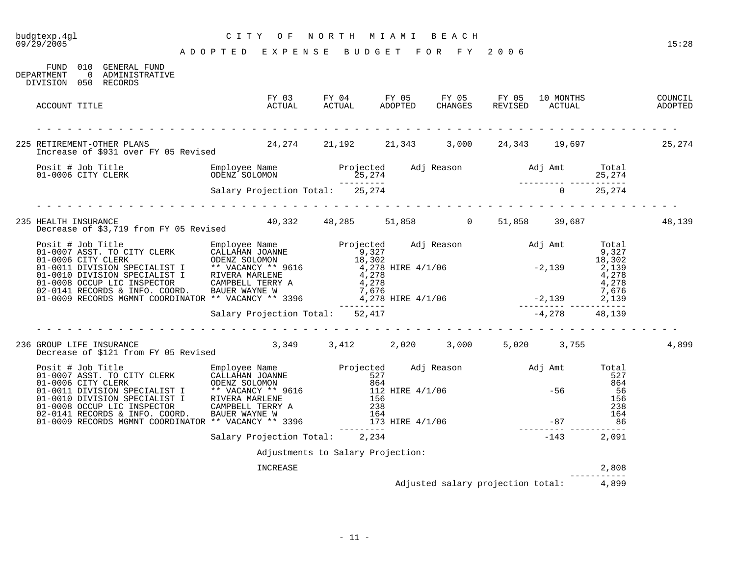budgtexp.4gl
09/29/2005

# CITY OF NORTH MIAMI BEACH

## ADOPTED EXPENSE BUDGET FOR FY 2006

15:28

FUND 010 GENERAL FUND
DEPARTMENT 0 ADMINISTRATIVE
DIVISION 050 RECORDS

| ACCOUNT TITLE | FY 03 ACTUAL | FY 04 ACTUAL | FY 05 ADOPTED | FY 05 CHANGES | FY 05 REVISED | 10 MONTHS ACTUAL | COUNCIL ADOPTED |
|---|---|---|---|---|---|---|---|
| 225 RETIREMENT-OTHER PLANS | 24,274 | 21,192 | 21,343 | 3,000 | 24,343 | 19,697 | 25,274 |

Increase of $931 over FY 05 Revised

| Posit # | Job Title | Employee Name | Projected | Adj Reason | Adj Amt | Total |
|---|---|---|---|---|---|---|
| 01-0006 | CITY CLERK | ODENZ SOLOMON | 25,274 | | | 25,274 |
| | | Salary Projection Total: | 25,274 | | 0 | 25,274 |

| ACCOUNT TITLE | FY 03 ACTUAL | FY 04 ACTUAL | FY 05 ADOPTED | FY 05 CHANGES | FY 05 REVISED | 10 MONTHS ACTUAL | COUNCIL ADOPTED |
|---|---|---|---|---|---|---|---|
| 235 HEALTH INSURANCE | 40,332 | 48,285 | 51,858 | 0 | 51,858 | 39,687 | 48,139 |

Decrease of $3,719 from FY 05 Revised

| Posit # | Job Title | Employee Name | Projected | Adj Reason | Adj Amt | Total |
|---|---|---|---|---|---|---|
| 01-0007 | ASST. TO CITY CLERK | CALLAHAN JOANNE | 9,327 | | | 9,327 |
| 01-0006 | CITY CLERK | ODENZ SOLOMON | 18,302 | | | 18,302 |
| 01-0011 | DIVISION SPECIALIST I | ** VACANCY ** 9616 | 4,278 | HIRE 4/1/06 | -2,139 | 2,139 |
| 01-0010 | DIVISION SPECIALIST I | RIVERA MARLENE | 4,278 | | | 4,278 |
| 01-0008 | OCCUP LIC INSPECTOR | CAMPBELL TERRY A | 4,278 | | | 4,278 |
| 02-0141 | RECORDS & INFO. COORD. | BAUER WAYNE W | 7,676 | | | 7,676 |
| 01-0009 | RECORDS MGMNT COORDINATOR | ** VACANCY ** 3396 | 4,278 | HIRE 4/1/06 | -2,139 | 2,139 |
| | | Salary Projection Total: | 52,417 | | -4,278 | 48,139 |

| ACCOUNT TITLE | FY 03 ACTUAL | FY 04 ACTUAL | FY 05 ADOPTED | FY 05 CHANGES | FY 05 REVISED | 10 MONTHS ACTUAL | COUNCIL ADOPTED |
|---|---|---|---|---|---|---|---|
| 236 GROUP LIFE INSURANCE | 3,349 | 3,412 | 2,020 | 3,000 | 5,020 | 3,755 | 4,899 |

Decrease of $121 from FY 05 Revised

| Posit # | Job Title | Employee Name | Projected | Adj Reason | Adj Amt | Total |
|---|---|---|---|---|---|---|
| 01-0007 | ASST. TO CITY CLERK | CALLAHAN JOANNE | 527 | | | 527 |
| 01-0006 | CITY CLERK | ODENZ SOLOMON | 864 | | | 864 |
| 01-0011 | DIVISION SPECIALIST I | ** VACANCY ** 9616 | 112 | HIRE 4/1/06 | -56 | 56 |
| 01-0010 | DIVISION SPECIALIST I | RIVERA MARLENE | 156 | | | 156 |
| 01-0008 | OCCUP LIC INSPECTOR | CAMPBELL TERRY A | 238 | | | 238 |
| 02-0141 | RECORDS & INFO. COORD. | BAUER WAYNE W | 164 | | | 164 |
| 01-0009 | RECORDS MGMNT COORDINATOR | ** VACANCY ** 3396 | 173 | HIRE 4/1/06 | -87 | 86 |
| | | Salary Projection Total: | 2,234 | | -143 | 2,091 |

Adjustments to Salary Projection:

| | |
|---|---|
| INCREASE | 2,808 |
| Adjusted salary projection total: | 4,899 |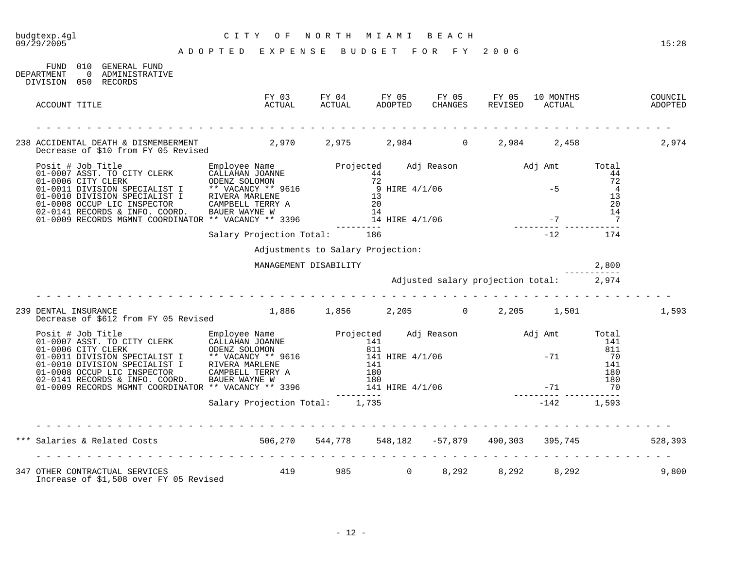CITY OF NORTH MIAMI BEACH

ADOPTED EXPENSE BUDGET FOR FY 2006

FUND 010 GENERAL FUND
DEPARTMENT 0 ADMINISTRATIVE
DIVISION 050 RECORDS

| ACCOUNT TITLE | FY 03 ACTUAL | FY 04 ACTUAL | FY 05 ADOPTED | FY 05 CHANGES | FY 05 REVISED | 10 MONTHS ACTUAL | COUNCIL ADOPTED |
|---|---|---|---|---|---|---|---|
| 238 ACCIDENTAL DEATH & DISMEMBERMENT | 2,970 | 2,975 | 2,984 | 0 | 2,984 | 2,458 | 2,974 |

Decrease of $10 from FY 05 Revised

| Posit # Job Title | Employee Name | Projected | Adj Reason | Adj Amt | Total |
|---|---|---|---|---|---|
| 01-0007 ASST. TO CITY CLERK | CALLAHAN JOANNE | 44 | | | 44 |
| 01-0006 CITY CLERK | ODENZ SOLOMON | 72 | | | 72 |
| 01-0011 DIVISION SPECIALIST I | ** VACANCY ** 9616 | 9 | HIRE 4/1/06 | -5 | 4 |
| 01-0010 DIVISION SPECIALIST I | RIVERA MARLENE | 13 | | | 13 |
| 01-0008 OCCUP LIC INSPECTOR | CAMPBELL TERRY A | 20 | | | 20 |
| 02-0141 RECORDS & INFO. COORD. | BAUER WAYNE W | 14 | | | 14 |
| 01-0009 RECORDS MGMNT COORDINATOR | ** VACANCY ** 3396 | 14 | HIRE 4/1/06 | -7 | 7 |
| | Salary Projection Total: | 186 | | -12 | 174 |

Adjustments to Salary Projection:

| | |
|---|---|
| MANAGEMENT DISABILITY | 2,800 |
| Adjusted salary projection total: | 2,974 |

| ACCOUNT TITLE | FY 03 ACTUAL | FY 04 ACTUAL | FY 05 ADOPTED | FY 05 CHANGES | FY 05 REVISED | 10 MONTHS ACTUAL | COUNCIL ADOPTED |
|---|---|---|---|---|---|---|---|
| 239 DENTAL INSURANCE | 1,886 | 1,856 | 2,205 | 0 | 2,205 | 1,501 | 1,593 |

Decrease of $612 from FY 05 Revised

| Posit # Job Title | Employee Name | Projected | Adj Reason | Adj Amt | Total |
|---|---|---|---|---|---|
| 01-0007 ASST. TO CITY CLERK | CALLAHAN JOANNE | 141 | | | 141 |
| 01-0006 CITY CLERK | ODENZ SOLOMON | 811 | | | 811 |
| 01-0011 DIVISION SPECIALIST I | ** VACANCY ** 9616 | 141 | HIRE 4/1/06 | -71 | 70 |
| 01-0010 DIVISION SPECIALIST I | RIVERA MARLENE | 141 | | | 141 |
| 01-0008 OCCUP LIC INSPECTOR | CAMPBELL TERRY A | 180 | | | 180 |
| 02-0141 RECORDS & INFO. COORD. | BAUER WAYNE W | 180 | | | 180 |
| 01-0009 RECORDS MGMNT COORDINATOR | ** VACANCY ** 3396 | 141 | HIRE 4/1/06 | -71 | 70 |
| | Salary Projection Total: | 1,735 | | -142 | 1,593 |

| ACCOUNT TITLE | FY 03 ACTUAL | FY 04 ACTUAL | FY 05 ADOPTED | FY 05 CHANGES | FY 05 REVISED | 10 MONTHS ACTUAL | COUNCIL ADOPTED |
|---|---|---|---|---|---|---|---|
| *** Salaries & Related Costs | 506,270 | 544,778 | 548,182 | -57,879 | 490,303 | 395,745 | 528,393 |
| 347 OTHER CONTRACTUAL SERVICES | 419 | 985 | 0 | 8,292 | 8,292 | 8,292 | 9,800 |

Increase of $1,508 over FY 05 Revised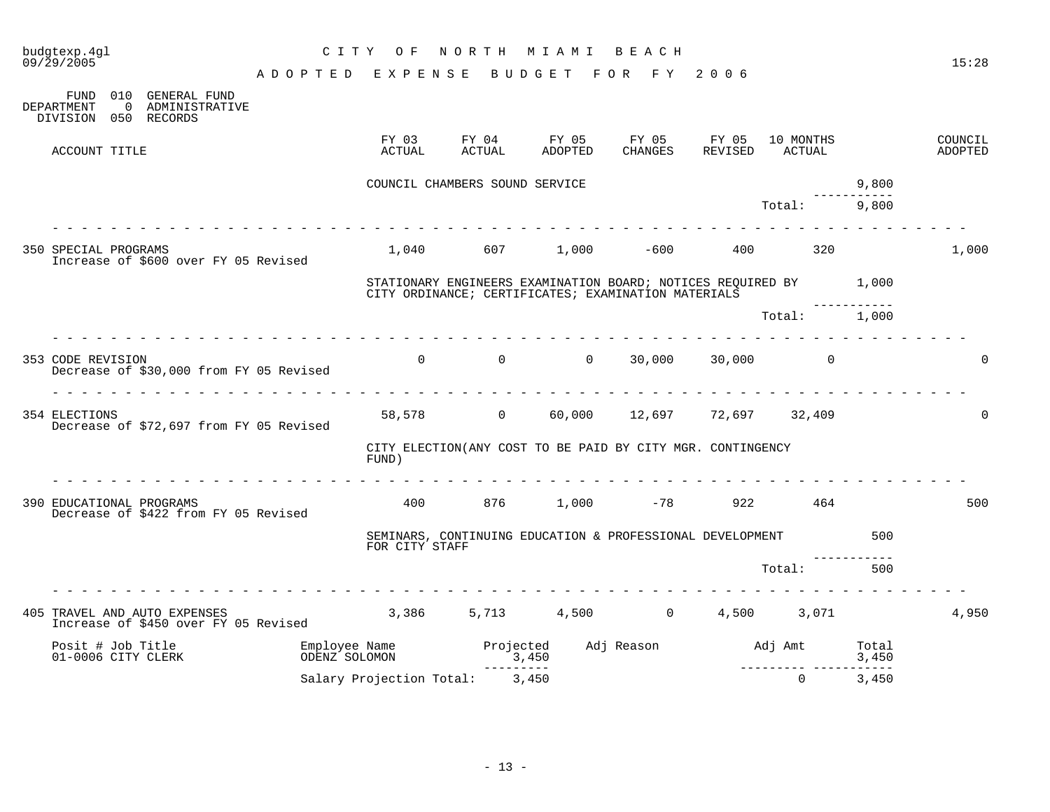budgtexp.4gl
09/29/2005

# CITY OF NORTH MIAMI BEACH

## ADOPTED EXPENSE BUDGET FOR FY 2006

FUND 010 GENERAL FUND
DEPARTMENT 0 ADMINISTRATIVE
DIVISION 050 RECORDS

| ACCOUNT TITLE | FY 03 ACTUAL | FY 04 ACTUAL | FY 05 ADOPTED | FY 05 CHANGES | FY 05 REVISED | 10 MONTHS ACTUAL | | COUNCIL ADOPTED |
|---|---|---|---|---|---|---|---|---|
| | COUNCIL CHAMBERS SOUND SERVICE | | | | | | 9,800 | |
| | | | | | | Total: | 9,800 | |
| 350 SPECIAL PROGRAMS<br>Increase of $600 over FY 05 Revised | 1,040 | 607 | 1,000 | -600 | 400 | 320 | | 1,000 |
| | STATIONARY ENGINEERS EXAMINATION BOARD; NOTICES REQUIRED BY CITY ORDINANCE; CERTIFICATES; EXAMINATION MATERIALS | | | | | | 1,000 | |
| | | | | | | Total: | 1,000 | |
| 353 CODE REVISION<br>Decrease of $30,000 from FY 05 Revised | 0 | 0 | 0 | 30,000 | 30,000 | 0 | | 0 |
| 354 ELECTIONS<br>Decrease of $72,697 from FY 05 Revised | 58,578 | 0 | 60,000 | 12,697 | 72,697 | 32,409 | | 0 |
| | CITY ELECTION(ANY COST TO BE PAID BY CITY MGR. CONTINGENCY FUND) | | | | | | | |
| 390 EDUCATIONAL PROGRAMS<br>Decrease of $422 from FY 05 Revised | 400 | 876 | 1,000 | -78 | 922 | 464 | | 500 |
| | SEMINARS, CONTINUING EDUCATION & PROFESSIONAL DEVELOPMENT FOR CITY STAFF | | | | | | 500 | |
| | | | | | | Total: | 500 | |
| 405 TRAVEL AND AUTO EXPENSES<br>Increase of $450 over FY 05 Revised | 3,386 | 5,713 | 4,500 | 0 | 4,500 | 3,071 | | 4,950 |

| Posit # Job Title | Employee Name | Projected | Adj Reason | Adj Amt | Total |
|---|---|---|---|---|---|
| 01-0006 CITY CLERK | ODENZ SOLOMON | 3,450 | | | 3,450 |
| | Salary Projection Total: | 3,450 | | 0 | 3,450 |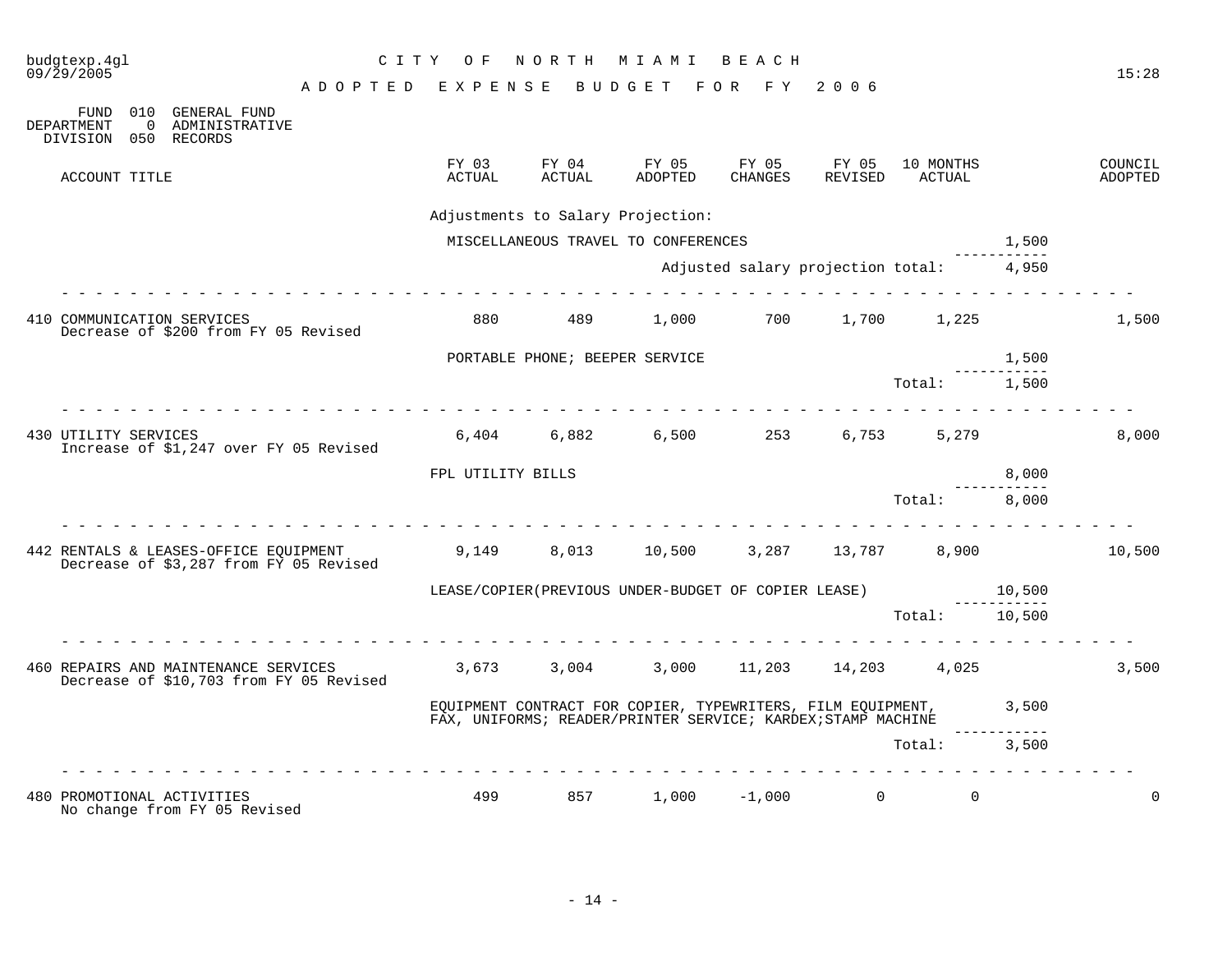CITY OF NORTH MIAMI BEACH

ADOPTED EXPENSE BUDGET FOR FY 2006

FUND 010 GENERAL FUND
DEPARTMENT 0 ADMINISTRATIVE
DIVISION 050 RECORDS

| ACCOUNT TITLE | FY 03 ACTUAL | FY 04 ACTUAL | FY 05 ADOPTED | FY 05 CHANGES | FY 05 REVISED | 10 MONTHS ACTUAL | | COUNCIL ADOPTED |
|---|---|---|---|---|---|---|---|---|
| | Adjustments to Salary Projection: | | | | | | | |
| | MISCELLANEOUS TRAVEL TO CONFERENCES | | | | | | 1,500 | |
| | | | Adjusted salary projection total: | | | | 4,950 | |
| 410 COMMUNICATION SERVICES<br>Decrease of $200 from FY 05 Revised | 880 | 489 | 1,000 | 700 | 1,700 | 1,225 | | 1,500 |
| | PORTABLE PHONE; BEEPER SERVICE | | | | | | 1,500 | |
| | | | | | | Total: | 1,500 | |
| 430 UTILITY SERVICES<br>Increase of $1,247 over FY 05 Revised | 6,404 | 6,882 | 6,500 | 253 | 6,753 | 5,279 | | 8,000 |
| | FPL UTILITY BILLS | | | | | | 8,000 | |
| | | | | | | Total: | 8,000 | |
| 442 RENTALS & LEASES-OFFICE EQUIPMENT<br>Decrease of $3,287 from FY 05 Revised | 9,149 | 8,013 | 10,500 | 3,287 | 13,787 | 8,900 | | 10,500 |
| | LEASE/COPIER(PREVIOUS UNDER-BUDGET OF COPIER LEASE) | | | | | | 10,500 | |
| | | | | | | Total: | 10,500 | |
| 460 REPAIRS AND MAINTENANCE SERVICES<br>Decrease of $10,703 from FY 05 Revised | 3,673 | 3,004 | 3,000 | 11,203 | 14,203 | 4,025 | | 3,500 |
| | EQUIPMENT CONTRACT FOR COPIER, TYPEWRITERS, FILM EQUIPMENT, FAX, UNIFORMS; READER/PRINTER SERVICE; KARDEX;STAMP MACHINE | | | | | | 3,500 | |
| | | | | | | Total: | 3,500 | |
| 480 PROMOTIONAL ACTIVITIES<br>No change from FY 05 Revised | 499 | 857 | 1,000 | -1,000 | 0 | 0 | | 0 |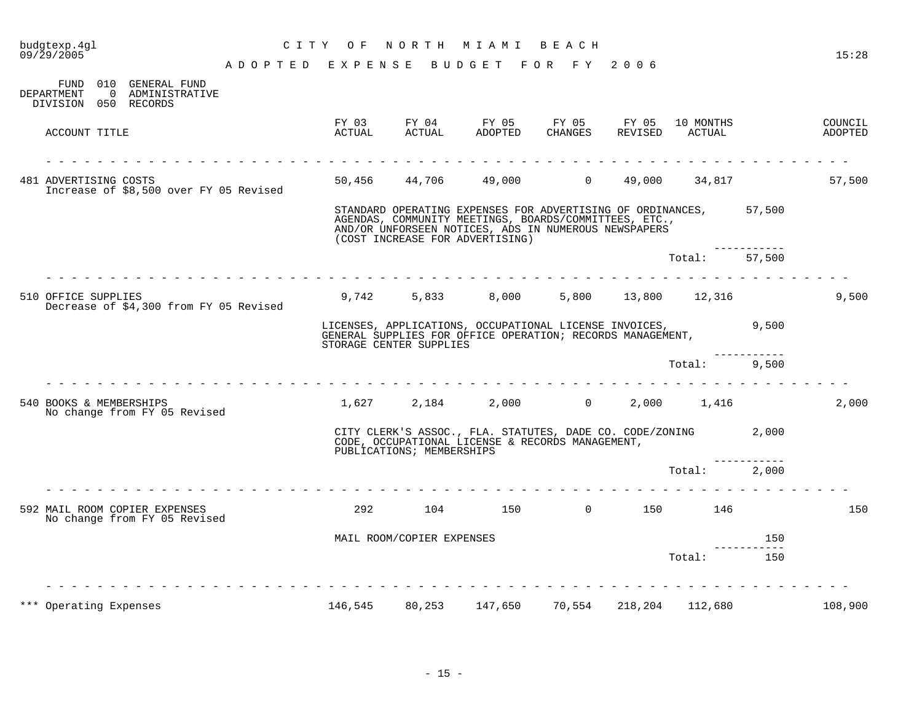# CITY OF NORTH MIAMI BEACH

## ADOPTED EXPENSE BUDGET FOR FY 2006

FUND 010 GENERAL FUND
DEPARTMENT 0 ADMINISTRATIVE
DIVISION 050 RECORDS

| ACCOUNT TITLE | FY 03 ACTUAL | FY 04 ACTUAL | FY 05 ADOPTED | FY 05 CHANGES | FY 05 REVISED | 10 MONTHS ACTUAL | | COUNCIL ADOPTED |
|---|---|---|---|---|---|---|---|---|
| 481 ADVERTISING COSTS<br>Increase of $8,500 over FY 05 Revised | 50,456 | 44,706 | 49,000 | 0 | 49,000 | 34,817 | | 57,500 |
| | STANDARD OPERATING EXPENSES FOR ADVERTISING OF ORDINANCES, AGENDAS, COMMUNITY MEETINGS, BOARDS/COMMITTEES, ETC., AND/OR UNFORSEEN NOTICES, ADS IN NUMEROUS NEWSPAPERS (COST INCREASE FOR ADVERTISING) | | | | | | 57,500 | |
| | | | | | | Total: | 57,500 | |
| 510 OFFICE SUPPLIES<br>Decrease of $4,300 from FY 05 Revised | 9,742 | 5,833 | 8,000 | 5,800 | 13,800 | 12,316 | | 9,500 |
| | LICENSES, APPLICATIONS, OCCUPATIONAL LICENSE INVOICES, GENERAL SUPPLIES FOR OFFICE OPERATION; RECORDS MANAGEMENT, STORAGE CENTER SUPPLIES | | | | | | 9,500 | |
| | | | | | | Total: | 9,500 | |
| 540 BOOKS & MEMBERSHIPS<br>No change from FY 05 Revised | 1,627 | 2,184 | 2,000 | 0 | 2,000 | 1,416 | | 2,000 |
| | CITY CLERK'S ASSOC., FLA. STATUTES, DADE CO. CODE/ZONING CODE, OCCUPATIONAL LICENSE & RECORDS MANAGEMENT, PUBLICATIONS; MEMBERSHIPS | | | | | | 2,000 | |
| | | | | | | Total: | 2,000 | |
| 592 MAIL ROOM COPIER EXPENSES<br>No change from FY 05 Revised | 292 | 104 | 150 | 0 | 150 | 146 | | 150 |
| | MAIL ROOM/COPIER EXPENSES | | | | | | 150 | |
| | | | | | | Total: | 150 | |
| *** Operating Expenses | 146,545 | 80,253 | 147,650 | 70,554 | 218,204 | 112,680 | | 108,900 |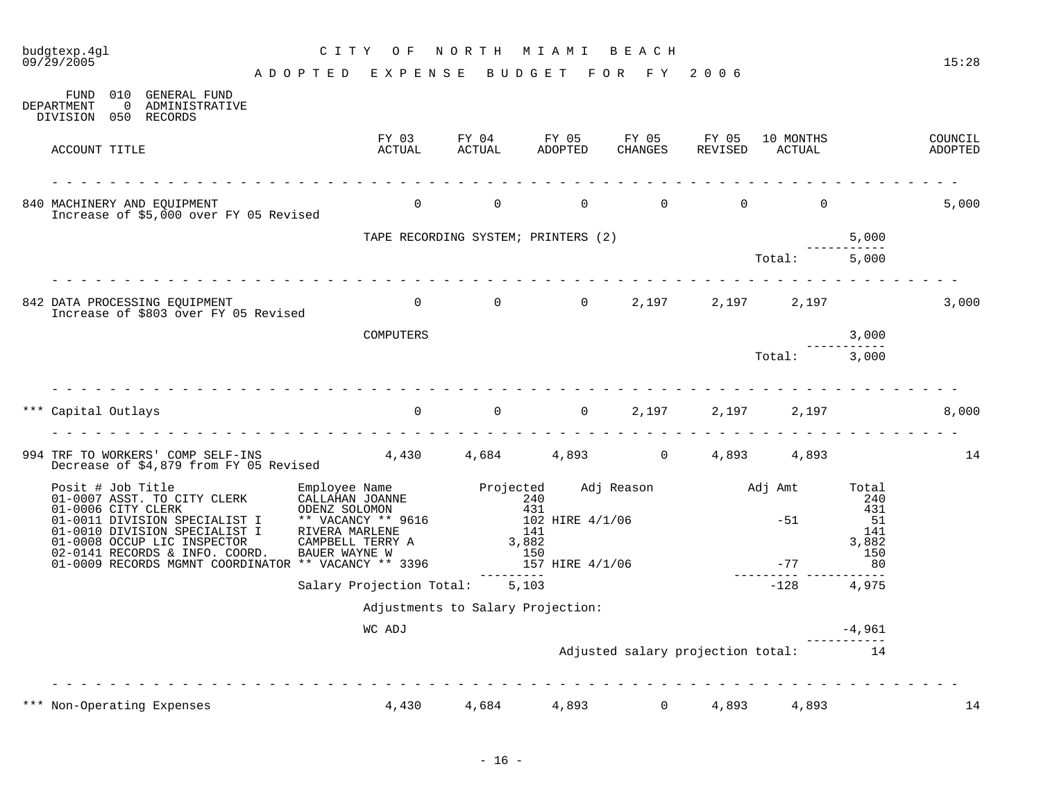budgtexp.4gl
09/29/2005

# CITY OF NORTH MIAMI BEACH

## ADOPTED EXPENSE BUDGET FOR FY 2006

15:28

FUND 010 GENERAL FUND
DEPARTMENT 0 ADMINISTRATIVE
DIVISION 050 RECORDS

| ACCOUNT TITLE | FY 03 ACTUAL | FY 04 ACTUAL | FY 05 ADOPTED | FY 05 CHANGES | FY 05 REVISED | 10 MONTHS ACTUAL | | COUNCIL ADOPTED |
|---|---|---|---|---|---|---|---|---|
| 840 MACHINERY AND EQUIPMENT<br>Increase of $5,000 over FY 05 Revised | 0 | 0 | 0 | 0 | 0 | 0 | | 5,000 |
| TAPE RECORDING SYSTEM; PRINTERS (2) | | | | | | | 5,000 | |
| | | | | | | Total: | 5,000 | |
| 842 DATA PROCESSING EQUIPMENT<br>Increase of $803 over FY 05 Revised | 0 | 0 | 0 | 2,197 | 2,197 | 2,197 | | 3,000 |
| COMPUTERS | | | | | | | 3,000 | |
| | | | | | | Total: | 3,000 | |
| *** Capital Outlays | 0 | 0 | 0 | 2,197 | 2,197 | 2,197 | | 8,000 |
| 994 TRF TO WORKERS' COMP SELF-INS<br>Decrease of $4,879 from FY 05 Revised | 4,430 | 4,684 | 4,893 | 0 | 4,893 | 4,893 | | 14 |

| Posit # | Job Title | Employee Name | Projected | Adj Reason | Adj Amt | Total |
|---|---|---|---|---|---|---|
| 01-0007 | ASST. TO CITY CLERK | CALLAHAN JOANNE | 240 | | | 240 |
| 01-0006 | CITY CLERK | ODENZ SOLOMON | 431 | | | 431 |
| 01-0011 | DIVISION SPECIALIST I | ** VACANCY ** 9616 | 102 | HIRE 4/1/06 | -51 | 51 |
| 01-0010 | DIVISION SPECIALIST I | RIVERA MARLENE | 141 | | | 141 |
| 01-0008 | OCCUP LIC INSPECTOR | CAMPBELL TERRY A | 3,882 | | | 3,882 |
| 02-0141 | RECORDS & INFO. COORD. | BAUER WAYNE W | 150 | | | 150 |
| 01-0009 | RECORDS MGMNT COORDINATOR | ** VACANCY ** 3396 | 157 | HIRE 4/1/06 | -77 | 80 |
| | | Salary Projection Total: | 5,103 | | -128 | 4,975 |

Adjustments to Salary Projection:

| | |
|---|---|
| WC ADJ | -4,961 |
| Adjusted salary projection total: | 14 |

| ACCOUNT TITLE | FY 03 ACTUAL | FY 04 ACTUAL | FY 05 ADOPTED | FY 05 CHANGES | FY 05 REVISED | 10 MONTHS ACTUAL | COUNCIL ADOPTED |
|---|---|---|---|---|---|---|---|
| *** Non-Operating Expenses | 4,430 | 4,684 | 4,893 | 0 | 4,893 | 4,893 | 14 |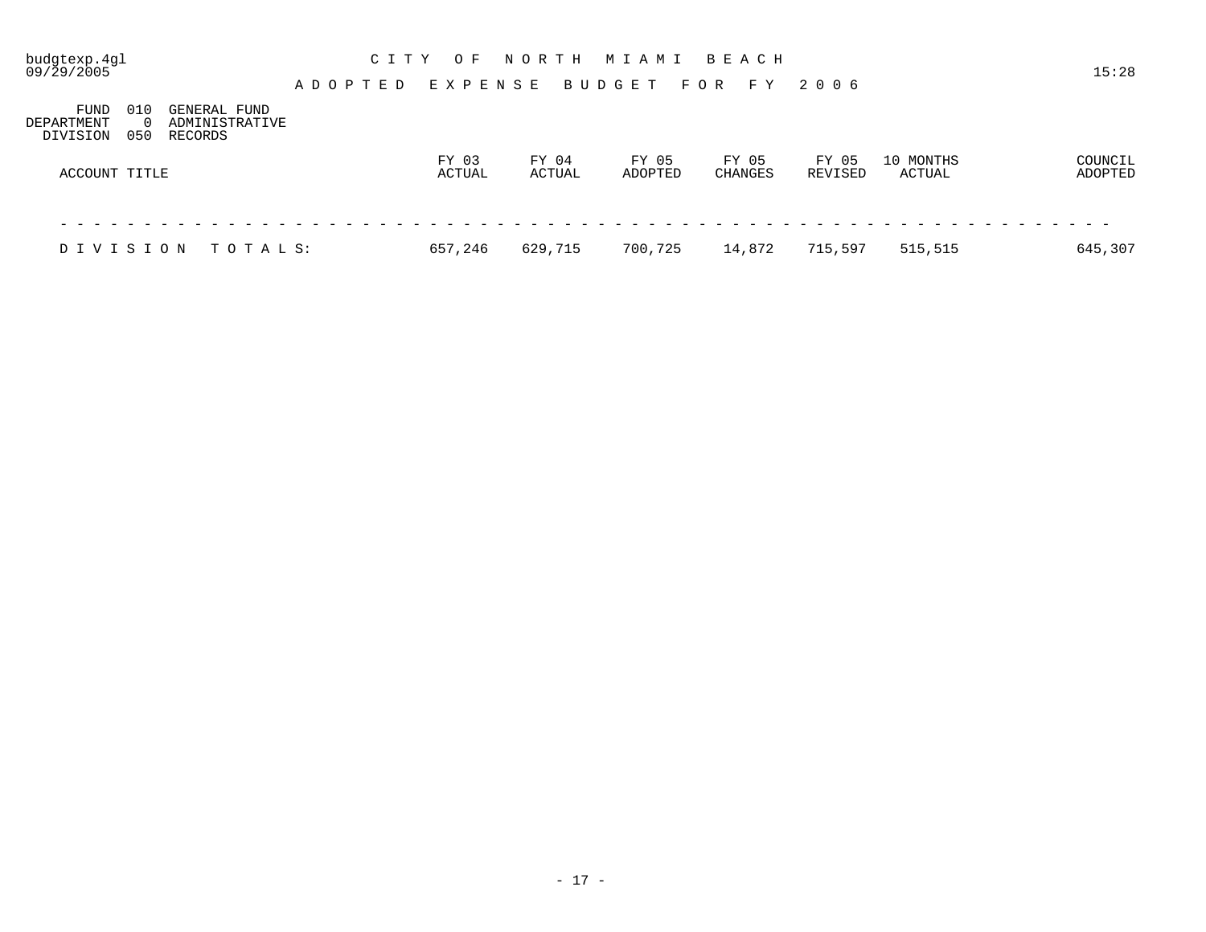# CITY OF NORTH MIAMI BEACH

## ADOPTED EXPENSE BUDGET FOR FY 2006

FUND 010 GENERAL FUND
DEPARTMENT 0 ADMINISTRATIVE
DIVISION 050 RECORDS

| ACCOUNT TITLE | FY 03 ACTUAL | FY 04 ACTUAL | FY 05 ADOPTED | FY 05 CHANGES | FY 05 REVISED | 10 MONTHS ACTUAL | COUNCIL ADOPTED |
|---|---|---|---|---|---|---|---|
| DIVISION TOTALS: | 657,246 | 629,715 | 700,725 | 14,872 | 715,597 | 515,515 | 645,307 |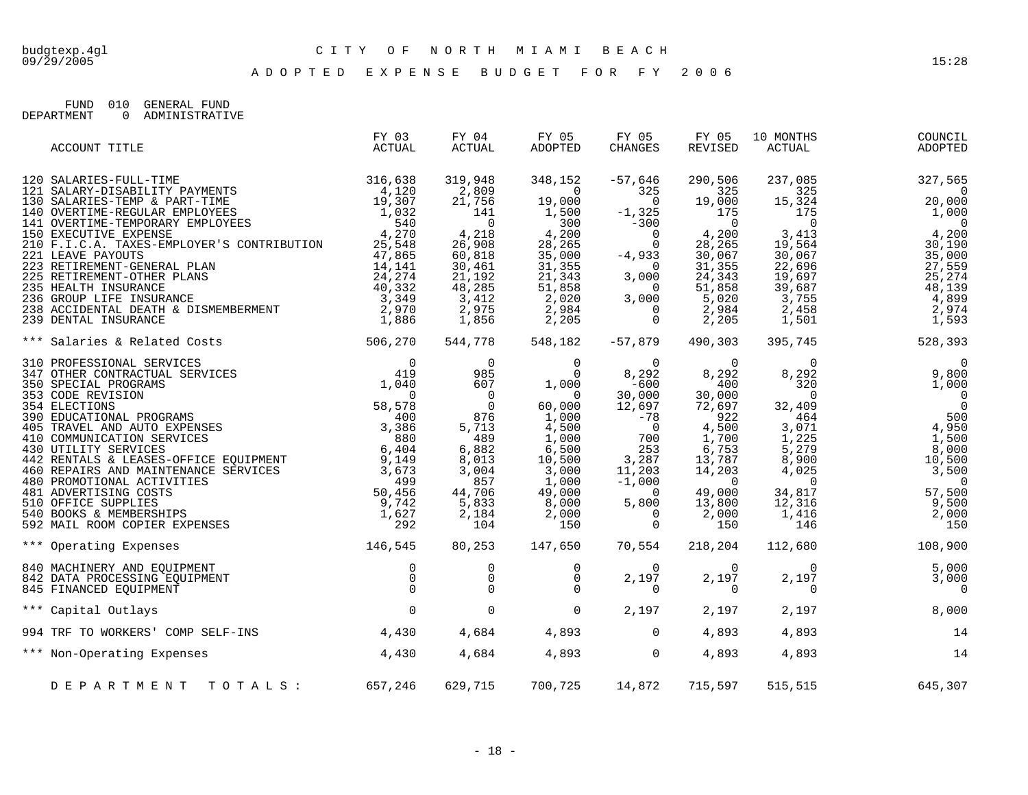budgtexp.4gl 09/29/2005

# CITY OF NORTH MIAMI BEACH

## ADOPTED EXPENSE BUDGET FOR FY 2006

15:28

FUND 010 GENERAL FUND
DEPARTMENT 0 ADMINISTRATIVE

| ACCOUNT TITLE | FY 03 ACTUAL | FY 04 ACTUAL | FY 05 ADOPTED | FY 05 CHANGES | FY 05 REVISED | 10 MONTHS ACTUAL | COUNCIL ADOPTED |
|---|---|---|---|---|---|---|---|
| 120 SALARIES-FULL-TIME | 316,638 | 319,948 | 348,152 | -57,646 | 290,506 | 237,085 | 327,565 |
| 121 SALARY-DISABILITY PAYMENTS | 4,120 | 2,809 | 0 | 325 | 325 | 325 | 0 |
| 130 SALARIES-TEMP & PART-TIME | 19,307 | 21,756 | 19,000 | 0 | 19,000 | 15,324 | 20,000 |
| 140 OVERTIME-REGULAR EMPLOYEES | 1,032 | 141 | 1,500 | -1,325 | 175 | 175 | 1,000 |
| 141 OVERTIME-TEMPORARY EMPLOYEES | 540 | 0 | 300 | -300 | 0 | 0 | 0 |
| 150 EXECUTIVE EXPENSE | 4,270 | 4,218 | 4,200 | 0 | 4,200 | 3,413 | 4,200 |
| 210 F.I.C.A. TAXES-EMPLOYER'S CONTRIBUTION | 25,548 | 26,908 | 28,265 | 0 | 28,265 | 19,564 | 30,190 |
| 221 LEAVE PAYOUTS | 47,865 | 60,818 | 35,000 | -4,933 | 30,067 | 30,067 | 35,000 |
| 223 RETIREMENT-GENERAL PLAN | 14,141 | 30,461 | 31,355 | 0 | 31,355 | 22,696 | 27,559 |
| 225 RETIREMENT-OTHER PLANS | 24,274 | 21,192 | 21,343 | 3,000 | 24,343 | 19,697 | 25,274 |
| 235 HEALTH INSURANCE | 40,332 | 48,285 | 51,858 | 0 | 51,858 | 39,687 | 48,139 |
| 236 GROUP LIFE INSURANCE | 3,349 | 3,412 | 2,020 | 3,000 | 5,020 | 3,755 | 4,899 |
| 238 ACCIDENTAL DEATH & DISMEMBERMENT | 2,970 | 2,975 | 2,984 | 0 | 2,984 | 2,458 | 2,974 |
| 239 DENTAL INSURANCE | 1,886 | 1,856 | 2,205 | 0 | 2,205 | 1,501 | 1,593 |
| *** Salaries & Related Costs | 506,270 | 544,778 | 548,182 | -57,879 | 490,303 | 395,745 | 528,393 |
| 310 PROFESSIONAL SERVICES | 0 | 0 | 0 | 0 | 0 | 0 | 0 |
| 347 OTHER CONTRACTUAL SERVICES | 419 | 985 | 0 | 8,292 | 8,292 | 8,292 | 9,800 |
| 350 SPECIAL PROGRAMS | 1,040 | 607 | 1,000 | -600 | 400 | 320 | 1,000 |
| 353 CODE REVISION | 0 | 0 | 0 | 30,000 | 30,000 | 0 | 0 |
| 354 ELECTIONS | 58,578 | 0 | 60,000 | 12,697 | 72,697 | 32,409 | 0 |
| 390 EDUCATIONAL PROGRAMS | 400 | 876 | 1,000 | -78 | 922 | 464 | 500 |
| 405 TRAVEL AND AUTO EXPENSES | 3,386 | 5,713 | 4,500 | 0 | 4,500 | 3,071 | 4,950 |
| 410 COMMUNICATION SERVICES | 880 | 489 | 1,000 | 700 | 1,700 | 1,225 | 1,500 |
| 430 UTILITY SERVICES | 6,404 | 6,882 | 6,500 | 253 | 6,753 | 5,279 | 8,000 |
| 442 RENTALS & LEASES-OFFICE EQUIPMENT | 9,149 | 8,013 | 10,500 | 3,287 | 13,787 | 8,900 | 10,500 |
| 460 REPAIRS AND MAINTENANCE SERVICES | 3,673 | 3,004 | 3,000 | 11,203 | 14,203 | 4,025 | 3,500 |
| 480 PROMOTIONAL ACTIVITIES | 499 | 857 | 1,000 | -1,000 | 0 | 0 | 0 |
| 481 ADVERTISING COSTS | 50,456 | 44,706 | 49,000 | 0 | 49,000 | 34,817 | 57,500 |
| 510 OFFICE SUPPLIES | 9,742 | 5,833 | 8,000 | 5,800 | 13,800 | 12,316 | 9,500 |
| 540 BOOKS & MEMBERSHIPS | 1,627 | 2,184 | 2,000 | 0 | 2,000 | 1,416 | 2,000 |
| 592 MAIL ROOM COPIER EXPENSES | 292 | 104 | 150 | 0 | 150 | 146 | 150 |
| *** Operating Expenses | 146,545 | 80,253 | 147,650 | 70,554 | 218,204 | 112,680 | 108,900 |
| 840 MACHINERY AND EQUIPMENT | 0 | 0 | 0 | 0 | 0 | 0 | 5,000 |
| 842 DATA PROCESSING EQUIPMENT | 0 | 0 | 0 | 2,197 | 2,197 | 2,197 | 3,000 |
| 845 FINANCED EQUIPMENT | 0 | 0 | 0 | 0 | 0 | 0 | 0 |
| *** Capital Outlays | 0 | 0 | 0 | 2,197 | 2,197 | 2,197 | 8,000 |
| 994 TRF TO WORKERS' COMP SELF-INS | 4,430 | 4,684 | 4,893 | 0 | 4,893 | 4,893 | 14 |
| *** Non-Operating Expenses | 4,430 | 4,684 | 4,893 | 0 | 4,893 | 4,893 | 14 |
| DEPARTMENT TOTALS: | 657,246 | 629,715 | 700,725 | 14,872 | 715,597 | 515,515 | 645,307 |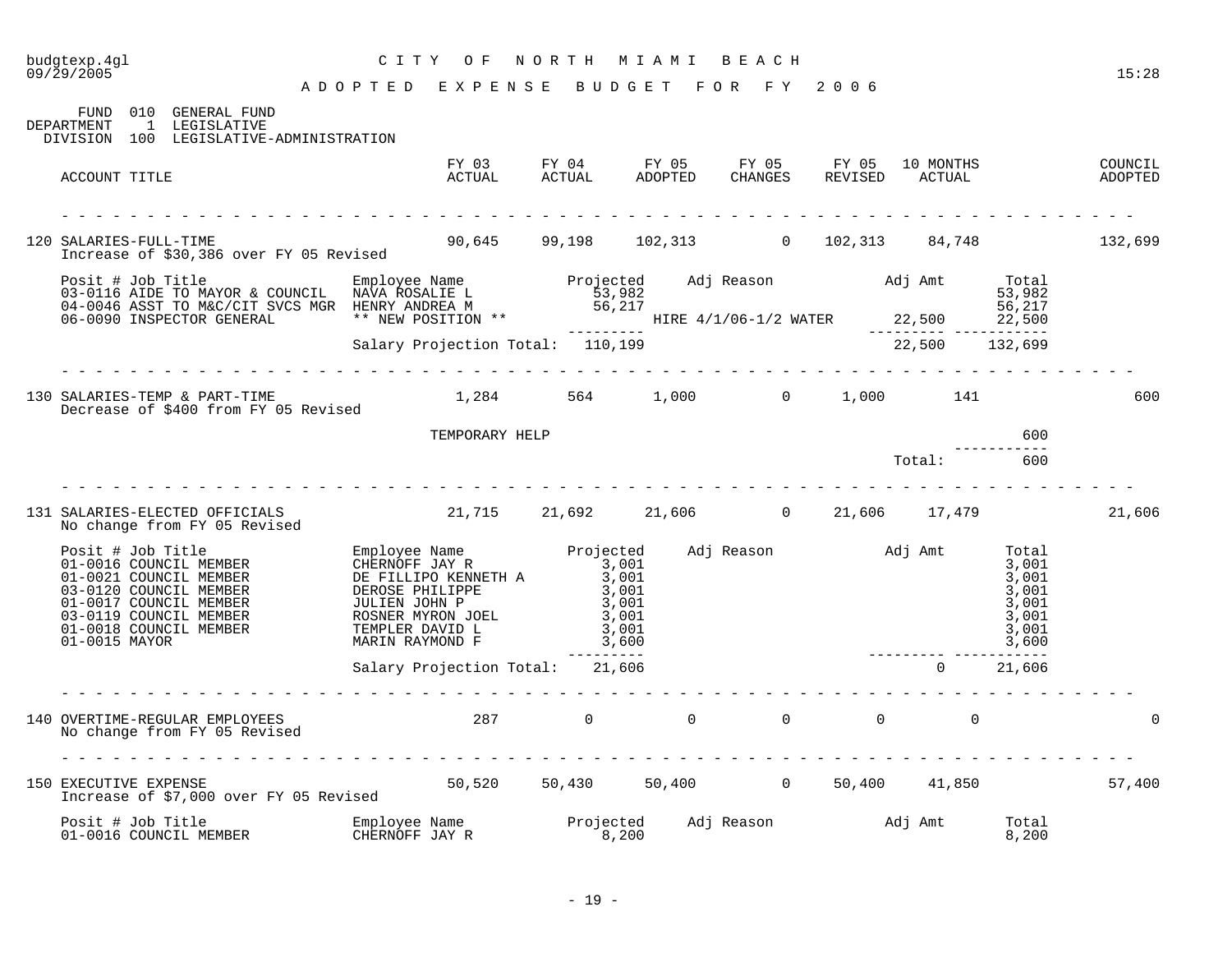budgtexp.4gl
09/29/2005

# CITY OF NORTH MIAMI BEACH

## ADOPTED EXPENSE BUDGET FOR FY 2006

15:28

FUND 010 GENERAL FUND
DEPARTMENT 1 LEGISLATIVE
DIVISION 100 LEGISLATIVE-ADMINISTRATION

| ACCOUNT TITLE | FY 03 ACTUAL | FY 04 ACTUAL | FY 05 ADOPTED | FY 05 CHANGES | FY 05 REVISED | 10 MONTHS ACTUAL | COUNCIL ADOPTED |
|---|---|---|---|---|---|---|---|
| 120 SALARIES-FULL-TIME | 90,645 | 99,198 | 102,313 | 0 | 102,313 | 84,748 | 132,699 |

Increase of $30,386 over FY 05 Revised

| Posit # Job Title | Employee Name | Projected | Adj Reason | Adj Amt | Total |
|---|---|---|---|---|---|
| 03-0116 AIDE TO MAYOR & COUNCIL | NAVA ROSALIE L | 53,982 | | | 53,982 |
| 04-0046 ASST TO M&C/CIT SVCS MGR | HENRY ANDREA M | 56,217 | | | 56,217 |
| 06-0090 INSPECTOR GENERAL | ** NEW POSITION ** | | HIRE 4/1/06-1/2 WATER | 22,500 | 22,500 |
| | Salary Projection Total: | 110,199 | | 22,500 | 132,699 |

| ACCOUNT TITLE | FY 03 ACTUAL | FY 04 ACTUAL | FY 05 ADOPTED | FY 05 CHANGES | FY 05 REVISED | 10 MONTHS ACTUAL | COUNCIL ADOPTED |
|---|---|---|---|---|---|---|---|
| 130 SALARIES-TEMP & PART-TIME | 1,284 | 564 | 1,000 | 0 | 1,000 | 141 | 600 |

Decrease of $400 from FY 05 Revised

| | Amount |
|---|---|
| TEMPORARY HELP | 600 |
| Total: | 600 |

| ACCOUNT TITLE | FY 03 ACTUAL | FY 04 ACTUAL | FY 05 ADOPTED | FY 05 CHANGES | FY 05 REVISED | 10 MONTHS ACTUAL | COUNCIL ADOPTED |
|---|---|---|---|---|---|---|---|
| 131 SALARIES-ELECTED OFFICIALS | 21,715 | 21,692 | 21,606 | 0 | 21,606 | 17,479 | 21,606 |

No change from FY 05 Revised

| Posit # Job Title | Employee Name | Projected | Adj Reason | Adj Amt | Total |
|---|---|---|---|---|---|
| 01-0016 COUNCIL MEMBER | CHERNOFF JAY R | 3,001 | | | 3,001 |
| 01-0021 COUNCIL MEMBER | DE FILLIPO KENNETH A | 3,001 | | | 3,001 |
| 03-0120 COUNCIL MEMBER | DEROSE PHILIPPE | 3,001 | | | 3,001 |
| 01-0017 COUNCIL MEMBER | JULIEN JOHN P | 3,001 | | | 3,001 |
| 03-0119 COUNCIL MEMBER | ROSNER MYRON JOEL | 3,001 | | | 3,001 |
| 01-0018 COUNCIL MEMBER | TEMPLER DAVID L | 3,001 | | | 3,001 |
| 01-0015 MAYOR | MARIN RAYMOND F | 3,600 | | | 3,600 |
| | Salary Projection Total: | 21,606 | | 0 | 21,606 |

| ACCOUNT TITLE | FY 03 ACTUAL | FY 04 ACTUAL | FY 05 ADOPTED | FY 05 CHANGES | FY 05 REVISED | 10 MONTHS ACTUAL | COUNCIL ADOPTED |
|---|---|---|---|---|---|---|---|
| 140 OVERTIME-REGULAR EMPLOYEES | 287 | 0 | 0 | 0 | 0 | 0 | 0 |

No change from FY 05 Revised

| ACCOUNT TITLE | FY 03 ACTUAL | FY 04 ACTUAL | FY 05 ADOPTED | FY 05 CHANGES | FY 05 REVISED | 10 MONTHS ACTUAL | COUNCIL ADOPTED |
|---|---|---|---|---|---|---|---|
| 150 EXECUTIVE EXPENSE | 50,520 | 50,430 | 50,400 | 0 | 50,400 | 41,850 | 57,400 |

Increase of $7,000 over FY 05 Revised

| Posit # Job Title | Employee Name | Projected | Adj Reason | Adj Amt | Total |
|---|---|---|---|---|---|
| 01-0016 COUNCIL MEMBER | CHERNOFF JAY R | 8,200 | | | 8,200 |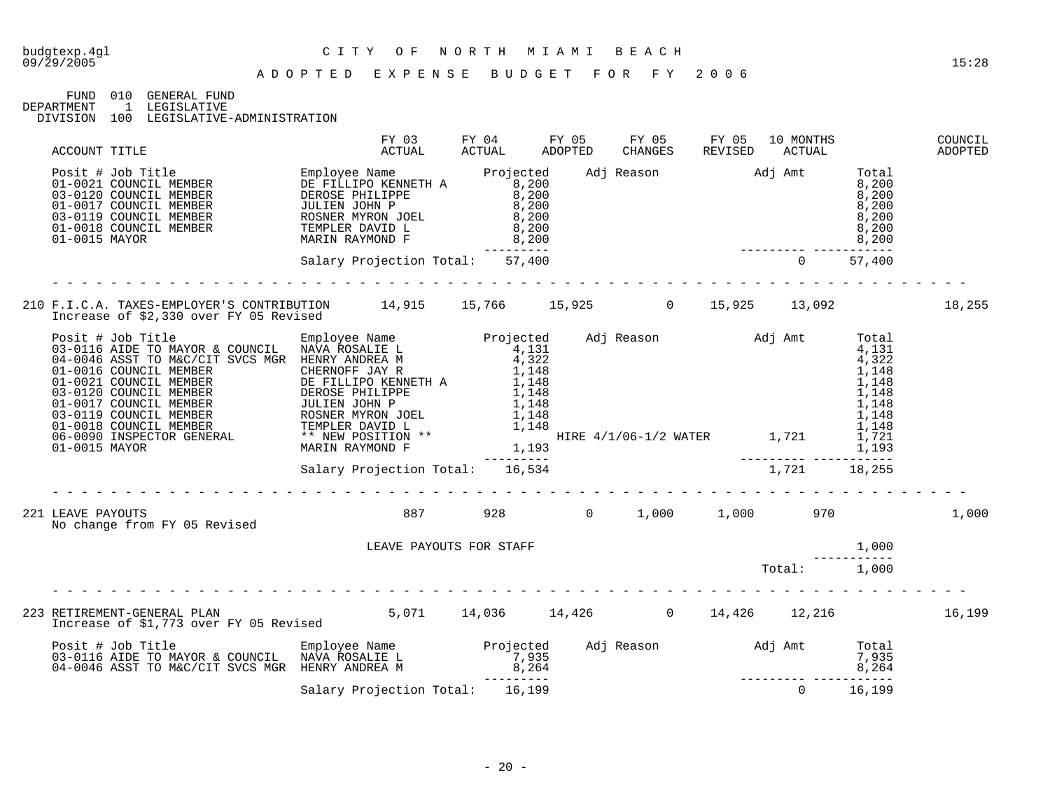FUND 010 GENERAL FUND
DEPARTMENT 1 LEGISLATIVE
DIVISION 100 LEGISLATIVE-ADMINISTRATION

| ACCOUNT TITLE | FY 03 ACTUAL | FY 04 ACTUAL | FY 05 ADOPTED | FY 05 CHANGES | FY 05 REVISED | 10 MONTHS ACTUAL | COUNCIL ADOPTED |
|---|---|---|---|---|---|---|---|

| Posit # Job Title | Employee Name | Projected | Adj Reason | Adj Amt | Total |
|---|---|---|---|---|---|
| 01-0021 COUNCIL MEMBER | DE FILLIPO KENNETH A | 8,200 | | | 8,200 |
| 03-0120 COUNCIL MEMBER | DEROSE PHILIPPE | 8,200 | | | 8,200 |
| 01-0017 COUNCIL MEMBER | JULIEN JOHN P | 8,200 | | | 8,200 |
| 03-0119 COUNCIL MEMBER | ROSNER MYRON JOEL | 8,200 | | | 8,200 |
| 01-0018 COUNCIL MEMBER | TEMPLER DAVID L | 8,200 | | | 8,200 |
| 01-0015 MAYOR | MARIN RAYMOND F | 8,200 | | | 8,200 |
| | Salary Projection Total: | 57,400 | | 0 | 57,400 |

| ACCOUNT TITLE | FY 03 ACTUAL | FY 04 ACTUAL | FY 05 ADOPTED | FY 05 CHANGES | FY 05 REVISED | 10 MONTHS ACTUAL | COUNCIL ADOPTED |
|---|---|---|---|---|---|---|---|
| 210 F.I.C.A. TAXES-EMPLOYER'S CONTRIBUTION | 14,915 | 15,766 | 15,925 | 0 | 15,925 | 13,092 | 18,255 |

Increase of $2,330 over FY 05 Revised

| Posit # Job Title | Employee Name | Projected | Adj Reason | Adj Amt | Total |
|---|---|---|---|---|---|
| 03-0116 AIDE TO MAYOR & COUNCIL | NAVA ROSALIE L | 4,131 | | | 4,131 |
| 04-0046 ASST TO M&C/CIT SVCS MGR | HENRY ANDREA M | 4,322 | | | 4,322 |
| 01-0016 COUNCIL MEMBER | CHERNOFF JAY R | 1,148 | | | 1,148 |
| 01-0021 COUNCIL MEMBER | DE FILLIPO KENNETH A | 1,148 | | | 1,148 |
| 03-0120 COUNCIL MEMBER | DEROSE PHILIPPE | 1,148 | | | 1,148 |
| 01-0017 COUNCIL MEMBER | JULIEN JOHN P | 1,148 | | | 1,148 |
| 03-0119 COUNCIL MEMBER | ROSNER MYRON JOEL | 1,148 | | | 1,148 |
| 01-0018 COUNCIL MEMBER | TEMPLER DAVID L | 1,148 | | | 1,148 |
| 06-0090 INSPECTOR GENERAL | ** NEW POSITION ** | | HIRE 4/1/06-1/2 WATER | 1,721 | 1,721 |
| 01-0015 MAYOR | MARIN RAYMOND F | 1,193 | | | 1,193 |
| | Salary Projection Total: | 16,534 | | 1,721 | 18,255 |

| ACCOUNT TITLE | FY 03 ACTUAL | FY 04 ACTUAL | FY 05 ADOPTED | FY 05 CHANGES | FY 05 REVISED | 10 MONTHS ACTUAL | COUNCIL ADOPTED |
|---|---|---|---|---|---|---|---|
| 221 LEAVE PAYOUTS | 887 | 928 | 0 | 1,000 | 1,000 | 970 | 1,000 |

No change from FY 05 Revised

| | Total |
|---|---|
| LEAVE PAYOUTS FOR STAFF | 1,000 |
| Total: | 1,000 |

| ACCOUNT TITLE | FY 03 ACTUAL | FY 04 ACTUAL | FY 05 ADOPTED | FY 05 CHANGES | FY 05 REVISED | 10 MONTHS ACTUAL | COUNCIL ADOPTED |
|---|---|---|---|---|---|---|---|
| 223 RETIREMENT-GENERAL PLAN | 5,071 | 14,036 | 14,426 | 0 | 14,426 | 12,216 | 16,199 |

Increase of $1,773 over FY 05 Revised

| Posit # Job Title | Employee Name | Projected | Adj Reason | Adj Amt | Total |
|---|---|---|---|---|---|
| 03-0116 AIDE TO MAYOR & COUNCIL | NAVA ROSALIE L | 7,935 | | | 7,935 |
| 04-0046 ASST TO M&C/CIT SVCS MGR | HENRY ANDREA M | 8,264 | | | 8,264 |
| | Salary Projection Total: | 16,199 | | 0 | 16,199 |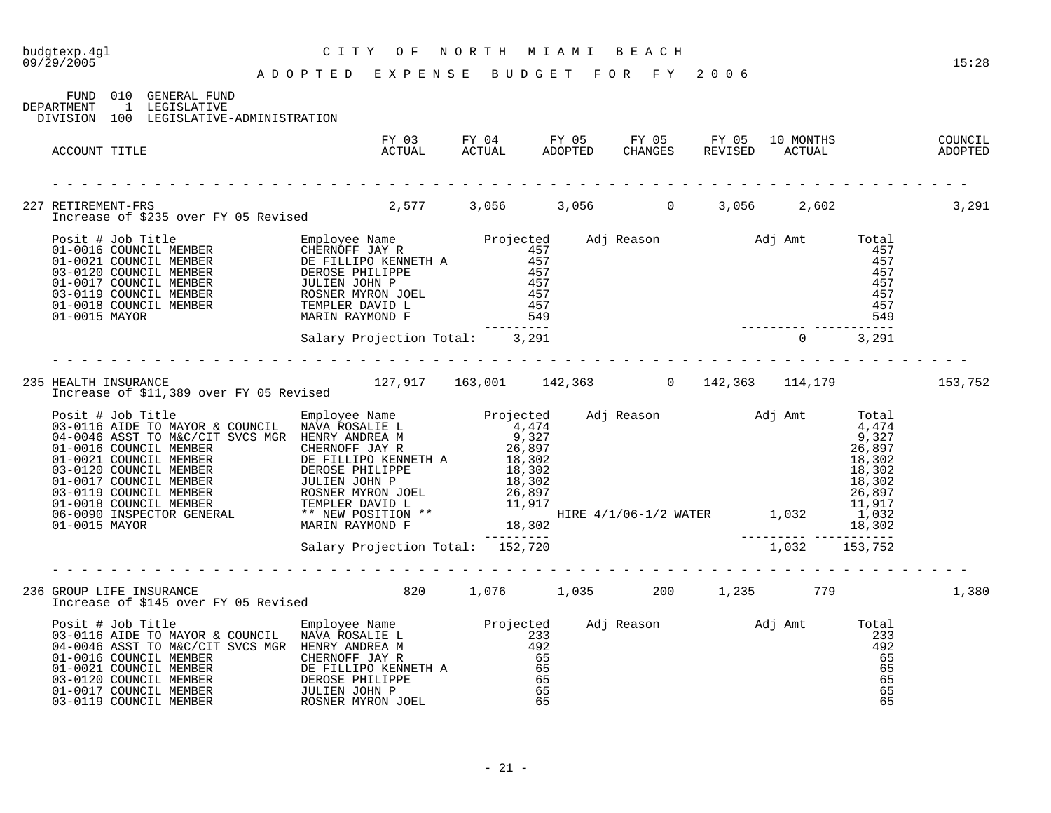# CITY OF NORTH MIAMI BEACH

## ADOPTED EXPENSE BUDGET FOR FY 2006

FUND 010 GENERAL FUND
DEPARTMENT 1 LEGISLATIVE
DIVISION 100 LEGISLATIVE-ADMINISTRATION

| ACCOUNT TITLE | FY 03 ACTUAL | FY 04 ACTUAL | FY 05 ADOPTED | FY 05 CHANGES | FY 05 REVISED | 10 MONTHS ACTUAL | COUNCIL ADOPTED |
|---|---|---|---|---|---|---|---|
| 227 RETIREMENT-FRS | 2,577 | 3,056 | 3,056 | 0 | 3,056 | 2,602 | 3,291 |

Increase of $235 over FY 05 Revised

| Posit # | Job Title | Employee Name | Projected | Adj Reason | Adj Amt | Total |
|---|---|---|---|---|---|---|
| 01-0016 | COUNCIL MEMBER | CHERNOFF JAY R | 457 | | | 457 |
| 01-0021 | COUNCIL MEMBER | DE FILLIPO KENNETH A | 457 | | | 457 |
| 03-0120 | COUNCIL MEMBER | DEROSE PHILIPPE | 457 | | | 457 |
| 01-0017 | COUNCIL MEMBER | JULIEN JOHN P | 457 | | | 457 |
| 03-0119 | COUNCIL MEMBER | ROSNER MYRON JOEL | 457 | | | 457 |
| 01-0018 | COUNCIL MEMBER | TEMPLER DAVID L | 457 | | | 457 |
| 01-0015 | MAYOR | MARIN RAYMOND F | 549 | | | 549 |
| | | Salary Projection Total: | 3,291 | | 0 | 3,291 |

| ACCOUNT TITLE | FY 03 ACTUAL | FY 04 ACTUAL | FY 05 ADOPTED | FY 05 CHANGES | FY 05 REVISED | 10 MONTHS ACTUAL | COUNCIL ADOPTED |
|---|---|---|---|---|---|---|---|
| 235 HEALTH INSURANCE | 127,917 | 163,001 | 142,363 | 0 | 142,363 | 114,179 | 153,752 |

Increase of $11,389 over FY 05 Revised

| Posit # | Job Title | Employee Name | Projected | Adj Reason | Adj Amt | Total |
|---|---|---|---|---|---|---|
| 03-0116 | AIDE TO MAYOR & COUNCIL | NAVA ROSALIE L | 4,474 | | | 4,474 |
| 04-0046 | ASST TO M&C/CIT SVCS MGR | HENRY ANDREA M | 9,327 | | | 9,327 |
| 01-0016 | COUNCIL MEMBER | CHERNOFF JAY R | 26,897 | | | 26,897 |
| 01-0021 | COUNCIL MEMBER | DE FILLIPO KENNETH A | 18,302 | | | 18,302 |
| 03-0120 | COUNCIL MEMBER | DEROSE PHILIPPE | 18,302 | | | 18,302 |
| 01-0017 | COUNCIL MEMBER | JULIEN JOHN P | 18,302 | | | 18,302 |
| 03-0119 | COUNCIL MEMBER | ROSNER MYRON JOEL | 26,897 | | | 26,897 |
| 01-0018 | COUNCIL MEMBER | TEMPLER DAVID L | 11,917 | | | 11,917 |
| 06-0090 | INSPECTOR GENERAL | ** NEW POSITION ** | | HIRE 4/1/06-1/2 WATER | 1,032 | 1,032 |
| 01-0015 | MAYOR | MARIN RAYMOND F | 18,302 | | | 18,302 |
| | | Salary Projection Total: | 152,720 | | 1,032 | 153,752 |

| ACCOUNT TITLE | FY 03 ACTUAL | FY 04 ACTUAL | FY 05 ADOPTED | FY 05 CHANGES | FY 05 REVISED | 10 MONTHS ACTUAL | COUNCIL ADOPTED |
|---|---|---|---|---|---|---|---|
| 236 GROUP LIFE INSURANCE | 820 | 1,076 | 1,035 | 200 | 1,235 | 779 | 1,380 |

Increase of $145 over FY 05 Revised

| Posit # | Job Title | Employee Name | Projected | Adj Reason | Adj Amt | Total |
|---|---|---|---|---|---|---|
| 03-0116 | AIDE TO MAYOR & COUNCIL | NAVA ROSALIE L | 233 | | | 233 |
| 04-0046 | ASST TO M&C/CIT SVCS MGR | HENRY ANDREA M | 492 | | | 492 |
| 01-0016 | COUNCIL MEMBER | CHERNOFF JAY R | 65 | | | 65 |
| 01-0021 | COUNCIL MEMBER | DE FILLIPO KENNETH A | 65 | | | 65 |
| 03-0120 | COUNCIL MEMBER | DEROSE PHILIPPE | 65 | | | 65 |
| 01-0017 | COUNCIL MEMBER | JULIEN JOHN P | 65 | | | 65 |
| 03-0119 | COUNCIL MEMBER | ROSNER MYRON JOEL | 65 | | | 65 |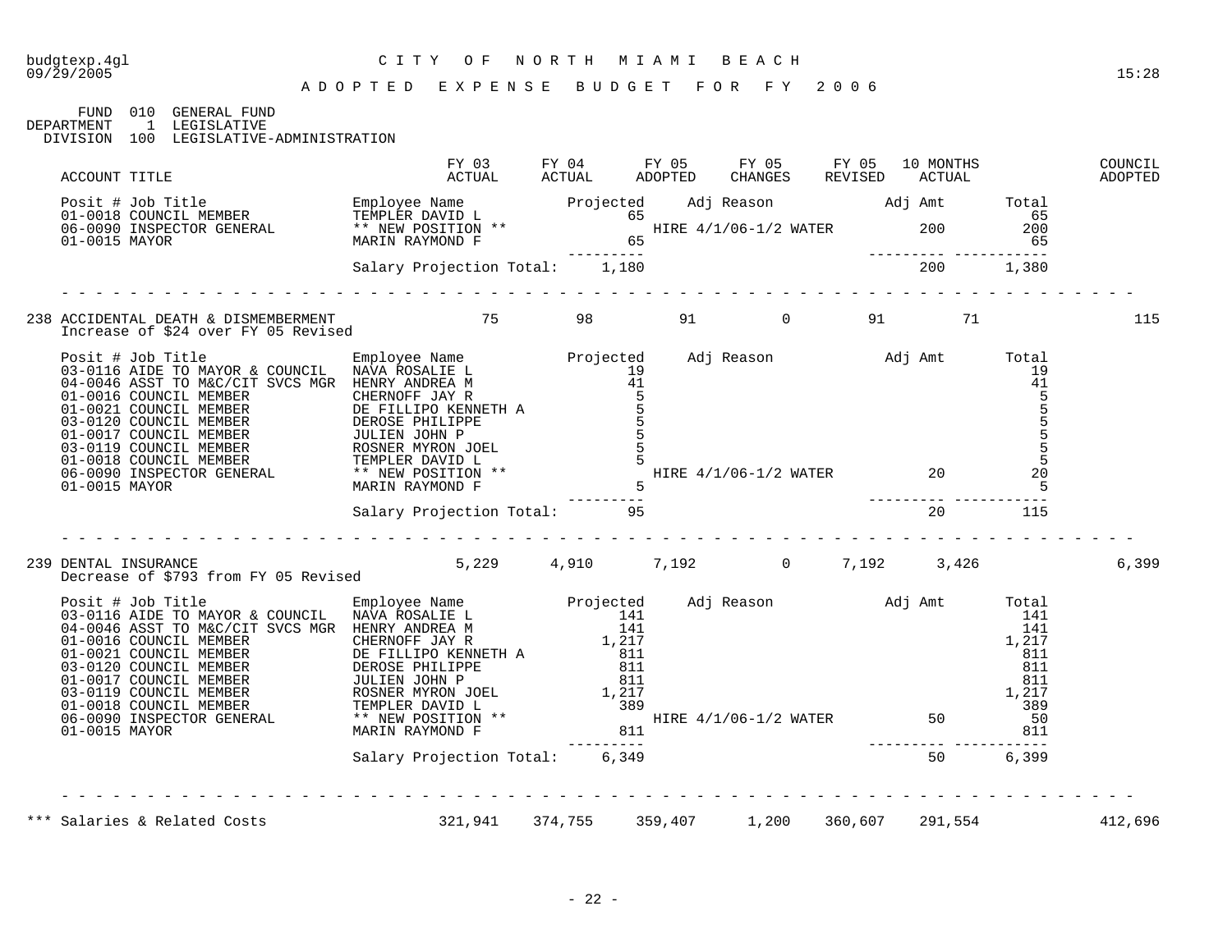budgtexp.4gl — CITY OF NORTH MIAMI BEACH — 09/29/2005 — 15:28

# ADOPTED EXPENSE BUDGET FOR FY 2006

FUND 010 GENERAL FUND
DEPARTMENT 1 LEGISLATIVE
DIVISION 100 LEGISLATIVE-ADMINISTRATION

| ACCOUNT TITLE | FY 03 ACTUAL | FY 04 ACTUAL | FY 05 ADOPTED | FY 05 CHANGES | FY 05 REVISED | 10 MONTHS ACTUAL | COUNCIL ADOPTED |
|---|---|---|---|---|---|---|---|

| Posit # Job Title | Employee Name | Projected | Adj Reason | Adj Amt | Total |
|---|---|---|---|---|---|
| 01-0018 COUNCIL MEMBER | TEMPLER DAVID L | 65 | | | 65 |
| 06-0090 INSPECTOR GENERAL | ** NEW POSITION ** | | HIRE 4/1/06-1/2 WATER | 200 | 200 |
| 01-0015 MAYOR | MARIN RAYMOND F | 65 | | | 65 |
| | Salary Projection Total: | 1,180 | | 200 | 1,380 |

| ACCOUNT TITLE | FY 03 ACTUAL | FY 04 ACTUAL | FY 05 ADOPTED | FY 05 CHANGES | FY 05 REVISED | 10 MONTHS ACTUAL | COUNCIL ADOPTED |
|---|---|---|---|---|---|---|---|
| 238 ACCIDENTAL DEATH & DISMEMBERMENT | 75 | 98 | 91 | 0 | 91 | 71 | 115 |

Increase of $24 over FY 05 Revised

| Posit # Job Title | Employee Name | Projected | Adj Reason | Adj Amt | Total |
|---|---|---|---|---|---|
| 03-0116 AIDE TO MAYOR & COUNCIL | NAVA ROSALIE L | 19 | | | 19 |
| 04-0046 ASST TO M&C/CIT SVCS MGR | HENRY ANDREA M | 41 | | | 41 |
| 01-0016 COUNCIL MEMBER | CHERNOFF JAY R | 5 | | | 5 |
| 01-0021 COUNCIL MEMBER | DE FILLIPO KENNETH A | 5 | | | 5 |
| 03-0120 COUNCIL MEMBER | DEROSE PHILIPPE | 5 | | | 5 |
| 01-0017 COUNCIL MEMBER | JULIEN JOHN P | 5 | | | 5 |
| 03-0119 COUNCIL MEMBER | ROSNER MYRON JOEL | 5 | | | 5 |
| 01-0018 COUNCIL MEMBER | TEMPLER DAVID L | 5 | | | 5 |
| 06-0090 INSPECTOR GENERAL | ** NEW POSITION ** | | HIRE 4/1/06-1/2 WATER | 20 | 20 |
| 01-0015 MAYOR | MARIN RAYMOND F | 5 | | | 5 |
| | Salary Projection Total: | 95 | | 20 | 115 |

| ACCOUNT TITLE | FY 03 ACTUAL | FY 04 ACTUAL | FY 05 ADOPTED | FY 05 CHANGES | FY 05 REVISED | 10 MONTHS ACTUAL | COUNCIL ADOPTED |
|---|---|---|---|---|---|---|---|
| 239 DENTAL INSURANCE | 5,229 | 4,910 | 7,192 | 0 | 7,192 | 3,426 | 6,399 |

Decrease of $793 from FY 05 Revised

| Posit # Job Title | Employee Name | Projected | Adj Reason | Adj Amt | Total |
|---|---|---|---|---|---|
| 03-0116 AIDE TO MAYOR & COUNCIL | NAVA ROSALIE L | 141 | | | 141 |
| 04-0046 ASST TO M&C/CIT SVCS MGR | HENRY ANDREA M | 141 | | | 141 |
| 01-0016 COUNCIL MEMBER | CHERNOFF JAY R | 1,217 | | | 1,217 |
| 01-0021 COUNCIL MEMBER | DE FILLIPO KENNETH A | 811 | | | 811 |
| 03-0120 COUNCIL MEMBER | DEROSE PHILIPPE | 811 | | | 811 |
| 01-0017 COUNCIL MEMBER | JULIEN JOHN P | 811 | | | 811 |
| 03-0119 COUNCIL MEMBER | ROSNER MYRON JOEL | 1,217 | | | 1,217 |
| 01-0018 COUNCIL MEMBER | TEMPLER DAVID L | 389 | | | 389 |
| 06-0090 INSPECTOR GENERAL | ** NEW POSITION ** | | HIRE 4/1/06-1/2 WATER | 50 | 50 |
| 01-0015 MAYOR | MARIN RAYMOND F | 811 | | | 811 |
| | Salary Projection Total: | 6,349 | | 50 | 6,399 |

| ACCOUNT TITLE | FY 03 ACTUAL | FY 04 ACTUAL | FY 05 ADOPTED | FY 05 CHANGES | FY 05 REVISED | 10 MONTHS ACTUAL | COUNCIL ADOPTED |
|---|---|---|---|---|---|---|---|
| *** Salaries & Related Costs | 321,941 | 374,755 | 359,407 | 1,200 | 360,607 | 291,554 | 412,696 |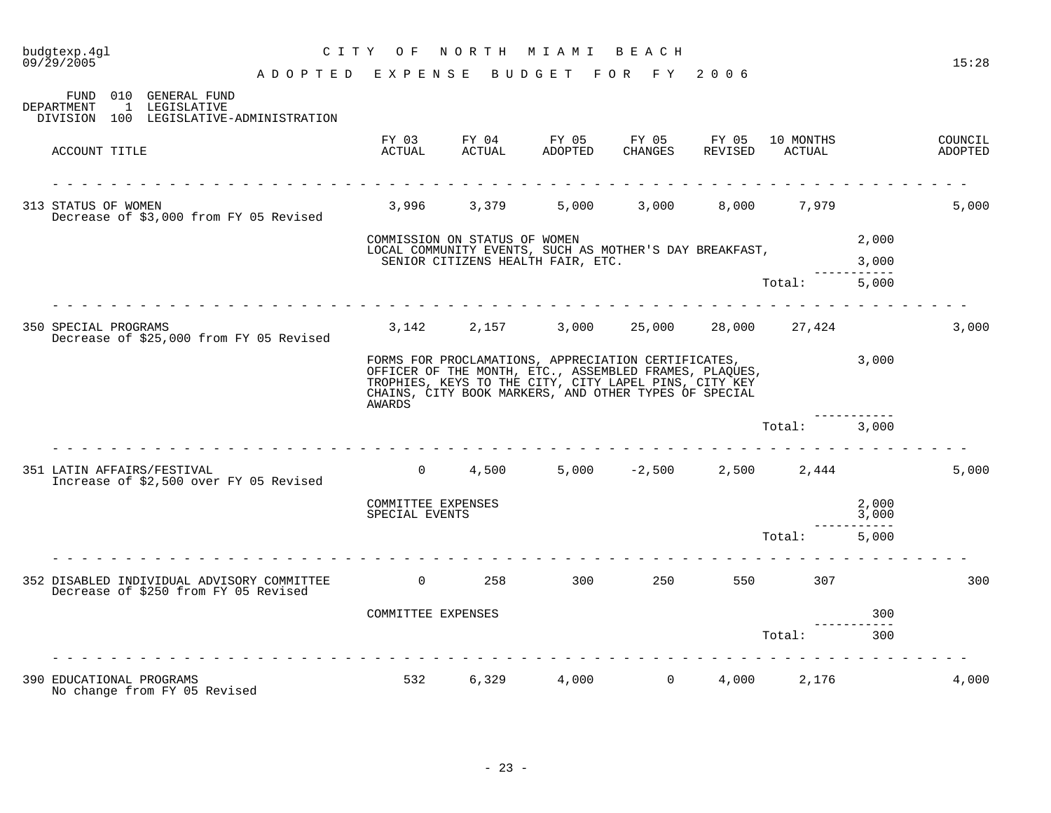# CITY OF NORTH MIAMI BEACH

## ADOPTED EXPENSE BUDGET FOR FY 2006

FUND 010 GENERAL FUND
DEPARTMENT 1 LEGISLATIVE
DIVISION 100 LEGISLATIVE-ADMINISTRATION

| ACCOUNT TITLE | FY 03 ACTUAL | FY 04 ACTUAL | FY 05 ADOPTED | FY 05 CHANGES | FY 05 REVISED | 10 MONTHS ACTUAL | | COUNCIL ADOPTED |
|---|---|---|---|---|---|---|---|---|
| 313 STATUS OF WOMEN<br>Decrease of $3,000 from FY 05 Revised | 3,996 | 3,379 | 5,000 | 3,000 | 8,000 | 7,979 | | 5,000 |
| | COMMISSION ON STATUS OF WOMEN | | | | | | 2,000 | |
| | LOCAL COMMUNITY EVENTS, SUCH AS MOTHER'S DAY BREAKFAST, SENIOR CITIZENS HEALTH FAIR, ETC. | | | | | | 3,000 | |
| | | | | | | Total: | 5,000 | |
| 350 SPECIAL PROGRAMS<br>Decrease of $25,000 from FY 05 Revised | 3,142 | 2,157 | 3,000 | 25,000 | 28,000 | 27,424 | | 3,000 |
| | FORMS FOR PROCLAMATIONS, APPRECIATION CERTIFICATES, OFFICER OF THE MONTH, ETC., ASSEMBLED FRAMES, PLAQUES, TROPHIES, KEYS TO THE CITY, CITY LAPEL PINS, CITY KEY CHAINS, CITY BOOK MARKERS, AND OTHER TYPES OF SPECIAL AWARDS | | | | | | 3,000 | |
| | | | | | | Total: | 3,000 | |
| 351 LATIN AFFAIRS/FESTIVAL<br>Increase of $2,500 over FY 05 Revised | 0 | 4,500 | 5,000 | -2,500 | 2,500 | 2,444 | | 5,000 |
| | COMMITTEE EXPENSES | | | | | | 2,000 | |
| | SPECIAL EVENTS | | | | | | 3,000 | |
| | | | | | | Total: | 5,000 | |
| 352 DISABLED INDIVIDUAL ADVISORY COMMITTEE<br>Decrease of $250 from FY 05 Revised | 0 | 258 | 300 | 250 | 550 | 307 | | 300 |
| | COMMITTEE EXPENSES | | | | | | 300 | |
| | | | | | | Total: | 300 | |
| 390 EDUCATIONAL PROGRAMS<br>No change from FY 05 Revised | 532 | 6,329 | 4,000 | 0 | 4,000 | 2,176 | | 4,000 |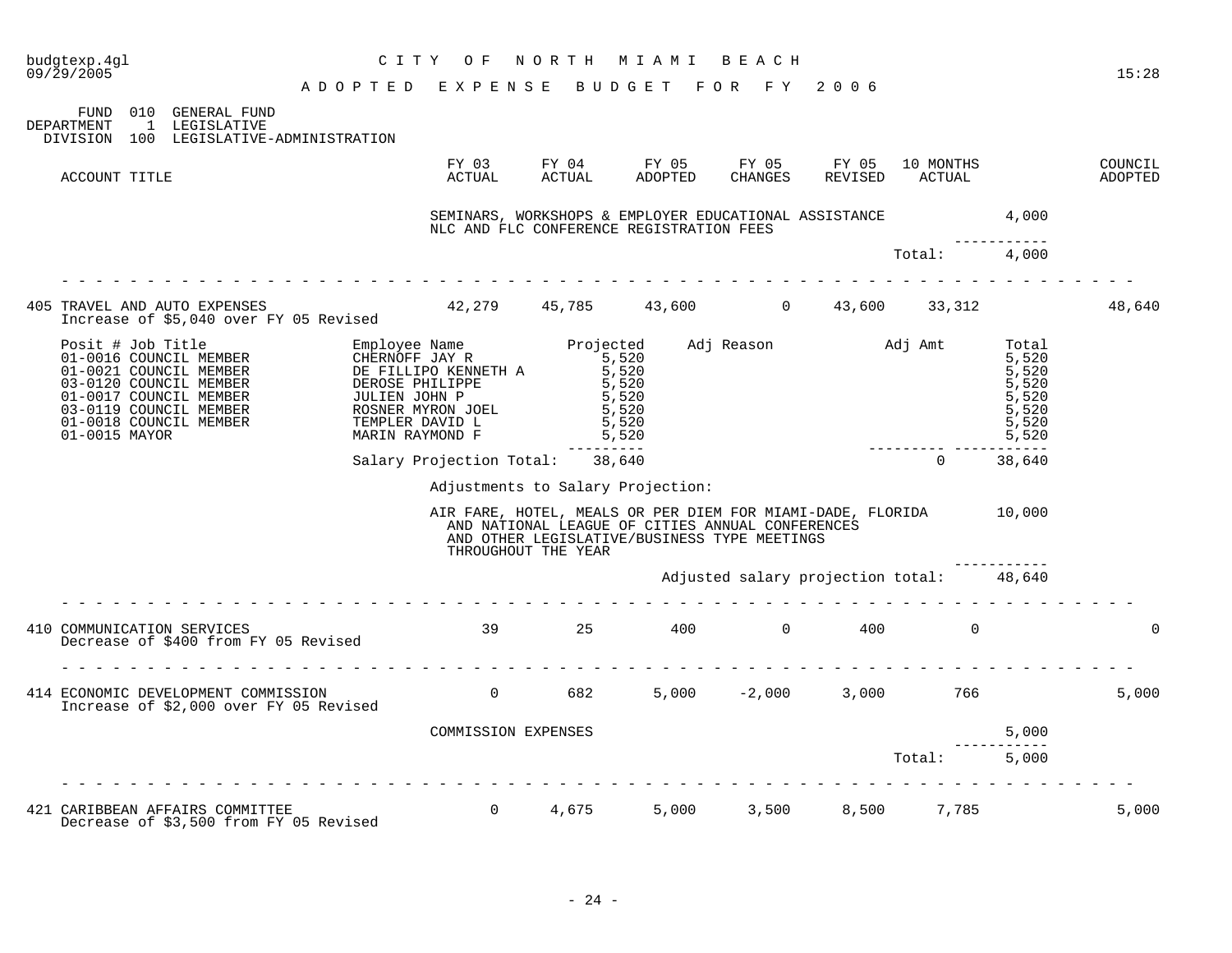budgtexp.4gl
09/29/2005

# CITY OF NORTH MIAMI BEACH

## ADOPTED EXPENSE BUDGET FOR FY 2006

FUND 010 GENERAL FUND
DEPARTMENT 1 LEGISLATIVE
DIVISION 100 LEGISLATIVE-ADMINISTRATION

| ACCOUNT TITLE | FY 03 ACTUAL | FY 04 ACTUAL | FY 05 ADOPTED | FY 05 CHANGES | FY 05 REVISED | 10 MONTHS ACTUAL | | COUNCIL ADOPTED |
|---|---|---|---|---|---|---|---|---|
| | SEMINARS, WORKSHOPS & EMPLOYER EDUCATIONAL ASSISTANCE | | | | | | 4,000 | |
| | NLC AND FLC CONFERENCE REGISTRATION FEES | | | | | | | |
| | | | | | | Total: | 4,000 | |
| 405 TRAVEL AND AUTO EXPENSES | 42,279 | 45,785 | 43,600 | 0 | 43,600 | 33,312 | | 48,640 |
| Increase of $5,040 over FY 05 Revised | | | | | | | | |

| Posit # Job Title | Employee Name | Projected | Adj Reason | Adj Amt | Total |
|---|---|---|---|---|---|
| 01-0016 COUNCIL MEMBER | CHERNOFF JAY R | 5,520 | | | 5,520 |
| 01-0021 COUNCIL MEMBER | DE FILLIPO KENNETH A | 5,520 | | | 5,520 |
| 03-0120 COUNCIL MEMBER | DEROSE PHILIPPE | 5,520 | | | 5,520 |
| 01-0017 COUNCIL MEMBER | JULIEN JOHN P | 5,520 | | | 5,520 |
| 03-0119 COUNCIL MEMBER | ROSNER MYRON JOEL | 5,520 | | | 5,520 |
| 01-0018 COUNCIL MEMBER | TEMPLER DAVID L | 5,520 | | | 5,520 |
| 01-0015 MAYOR | MARIN RAYMOND F | 5,520 | | | 5,520 |
| | Salary Projection Total: | 38,640 | | 0 | 38,640 |

Adjustments to Salary Projection:

| | Amount |
|---|---|
| AIR FARE, HOTEL, MEALS OR PER DIEM FOR MIAMI-DADE, FLORIDA AND NATIONAL LEAGUE OF CITIES ANNUAL CONFERENCES AND OTHER LEGISLATIVE/BUSINESS TYPE MEETINGS THROUGHOUT THE YEAR | 10,000 |
| Adjusted salary projection total: | 48,640 |

| ACCOUNT TITLE | FY 03 ACTUAL | FY 04 ACTUAL | FY 05 ADOPTED | FY 05 CHANGES | FY 05 REVISED | 10 MONTHS ACTUAL | | COUNCIL ADOPTED |
|---|---|---|---|---|---|---|---|---|
| 410 COMMUNICATION SERVICES | 39 | 25 | 400 | 0 | 400 | 0 | | 0 |
| Decrease of $400 from FY 05 Revised | | | | | | | | |
| 414 ECONOMIC DEVELOPMENT COMMISSION | 0 | 682 | 5,000 | -2,000 | 3,000 | 766 | | 5,000 |
| Increase of $2,000 over FY 05 Revised | | | | | | | | |
| | COMMISSION EXPENSES | | | | | | 5,000 | |
| | | | | | | Total: | 5,000 | |
| 421 CARIBBEAN AFFAIRS COMMITTEE | 0 | 4,675 | 5,000 | 3,500 | 8,500 | 7,785 | | 5,000 |
| Decrease of $3,500 from FY 05 Revised | | | | | | | | |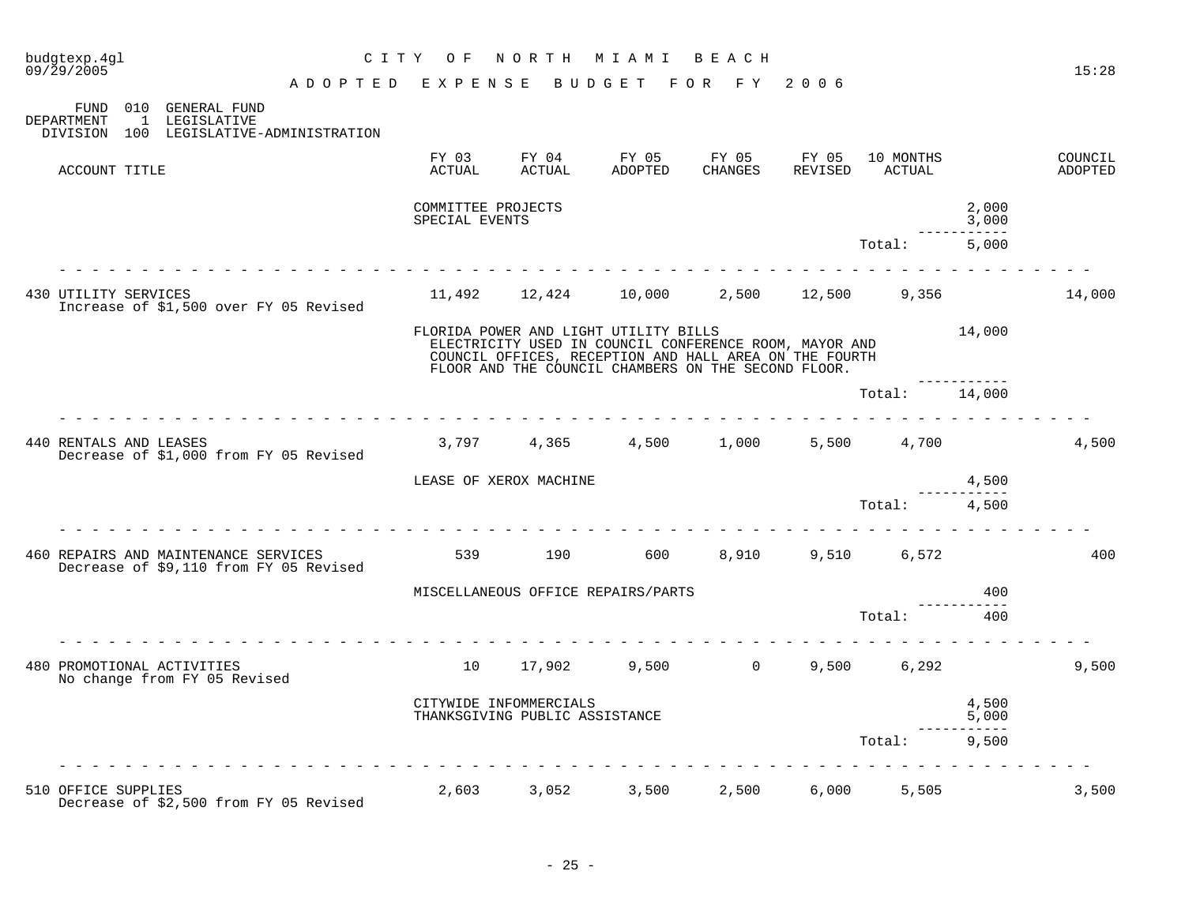FUND 010 GENERAL FUND
DEPARTMENT 1 LEGISLATIVE
DIVISION 100 LEGISLATIVE-ADMINISTRATION

| ACCOUNT TITLE | FY 03 ACTUAL | FY 04 ACTUAL | FY 05 ADOPTED | FY 05 CHANGES | FY 05 REVISED | 10 MONTHS ACTUAL | | COUNCIL ADOPTED |
|---|---|---|---|---|---|---|---|---|
| | COMMITTEE PROJECTS | | | | | | 2,000 | |
| | SPECIAL EVENTS | | | | | | 3,000 | |
| | | | | | | Total: | 5,000 | |
| 430 UTILITY SERVICES | 11,492 | 12,424 | 10,000 | 2,500 | 12,500 | 9,356 | | 14,000 |
| Increase of $1,500 over FY 05 Revised | | | | | | | | |
| | FLORIDA POWER AND LIGHT UTILITY BILLS ELECTRICITY USED IN COUNCIL CONFERENCE ROOM, MAYOR AND COUNCIL OFFICES, RECEPTION AND HALL AREA ON THE FOURTH FLOOR AND THE COUNCIL CHAMBERS ON THE SECOND FLOOR. | | | | | | 14,000 | |
| | | | | | | Total: | 14,000 | |
| 440 RENTALS AND LEASES | 3,797 | 4,365 | 4,500 | 1,000 | 5,500 | 4,700 | | 4,500 |
| Decrease of $1,000 from FY 05 Revised | | | | | | | | |
| | LEASE OF XEROX MACHINE | | | | | | 4,500 | |
| | | | | | | Total: | 4,500 | |
| 460 REPAIRS AND MAINTENANCE SERVICES | 539 | 190 | 600 | 8,910 | 9,510 | 6,572 | | 400 |
| Decrease of $9,110 from FY 05 Revised | | | | | | | | |
| | MISCELLANEOUS OFFICE REPAIRS/PARTS | | | | | | 400 | |
| | | | | | | Total: | 400 | |
| 480 PROMOTIONAL ACTIVITIES | 10 | 17,902 | 9,500 | 0 | 9,500 | 6,292 | | 9,500 |
| No change from FY 05 Revised | | | | | | | | |
| | CITYWIDE INFOMMERCIALS | | | | | | 4,500 | |
| | THANKSGIVING PUBLIC ASSISTANCE | | | | | | 5,000 | |
| | | | | | | Total: | 9,500 | |
| 510 OFFICE SUPPLIES | 2,603 | 3,052 | 3,500 | 2,500 | 6,000 | 5,505 | | 3,500 |
| Decrease of $2,500 from FY 05 Revised | | | | | | | | |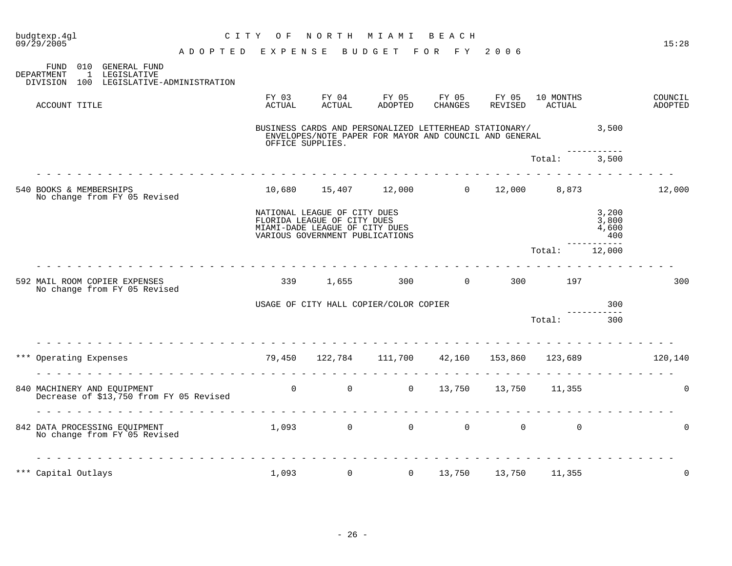budgtexp.4gl
09/29/2005

# CITY OF NORTH MIAMI BEACH

## ADOPTED EXPENSE BUDGET FOR FY 2006

15:28

FUND 010 GENERAL FUND
DEPARTMENT 1 LEGISLATIVE
DIVISION 100 LEGISLATIVE-ADMINISTRATION

| ACCOUNT TITLE | FY 03 ACTUAL | FY 04 ACTUAL | FY 05 ADOPTED | FY 05 CHANGES | FY 05 REVISED | 10 MONTHS ACTUAL | | COUNCIL ADOPTED |
|---|---|---|---|---|---|---|---|---|
| | BUSINESS CARDS AND PERSONALIZED LETTERHEAD STATIONARY/ ENVELOPES/NOTE PAPER FOR MAYOR AND COUNCIL AND GENERAL OFFICE SUPPLIES. | | | | | | 3,500 | |
| | | | | | | Total: | 3,500 | |
| 540 BOOKS & MEMBERSHIPS<br>No change from FY 05 Revised | 10,680 | 15,407 | 12,000 | 0 | 12,000 | 8,873 | | 12,000 |
| | NATIONAL LEAGUE OF CITY DUES | | | | | | 3,200 | |
| | FLORIDA LEAGUE OF CITY DUES | | | | | | 3,800 | |
| | MIAMI-DADE LEAGUE OF CITY DUES | | | | | | 4,600 | |
| | VARIOUS GOVERNMENT PUBLICATIONS | | | | | | 400 | |
| | | | | | | Total: | 12,000 | |
| 592 MAIL ROOM COPIER EXPENSES<br>No change from FY 05 Revised | 339 | 1,655 | 300 | 0 | 300 | 197 | | 300 |
| | USAGE OF CITY HALL COPIER/COLOR COPIER | | | | | | 300 | |
| | | | | | | Total: | 300 | |
| *** Operating Expenses | 79,450 | 122,784 | 111,700 | 42,160 | 153,860 | 123,689 | | 120,140 |
| 840 MACHINERY AND EQUIPMENT<br>Decrease of $13,750 from FY 05 Revised | 0 | 0 | 0 | 13,750 | 13,750 | 11,355 | | 0 |
| 842 DATA PROCESSING EQUIPMENT<br>No change from FY 05 Revised | 1,093 | 0 | 0 | 0 | 0 | 0 | | 0 |
| *** Capital Outlays | 1,093 | 0 | 0 | 13,750 | 13,750 | 11,355 | | 0 |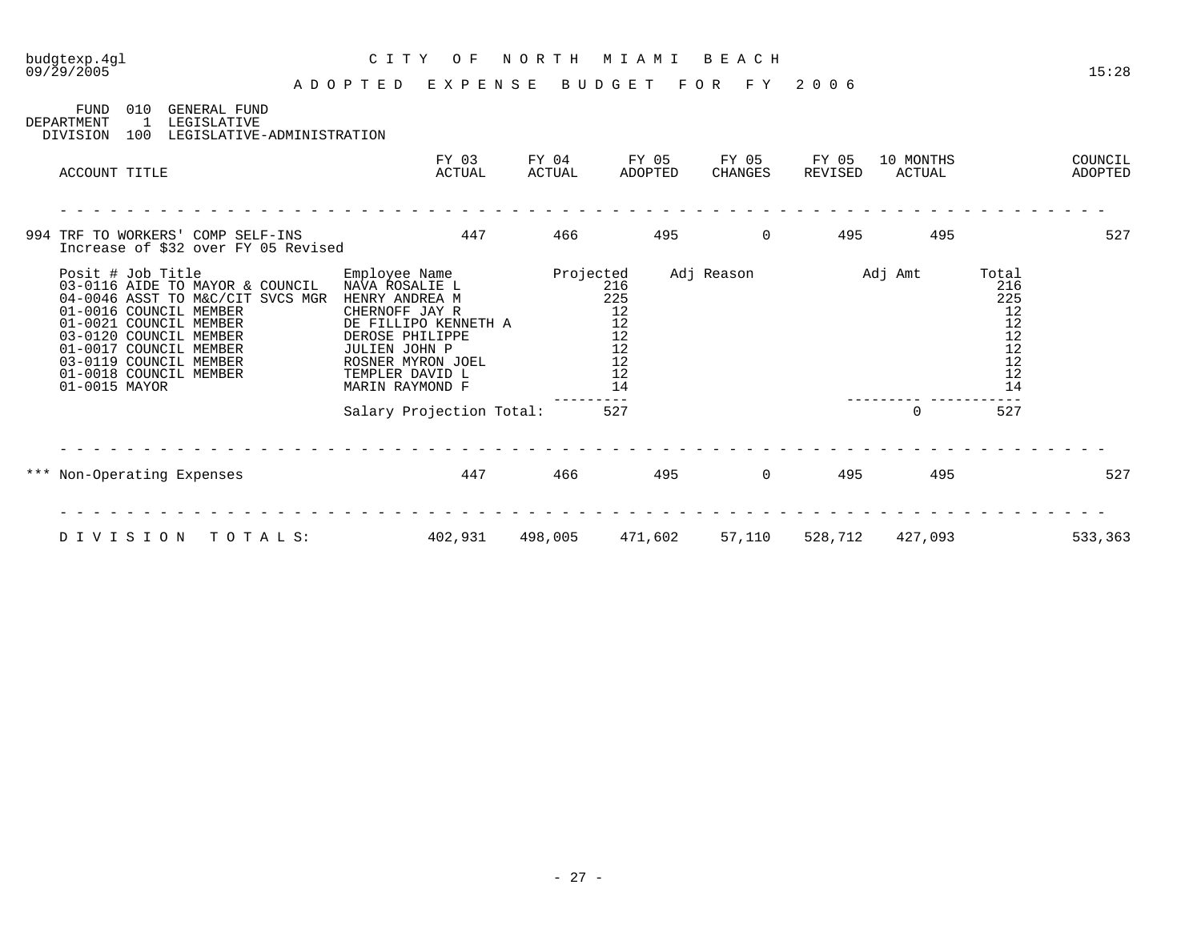budgtexp.4gl
09/29/2005

# CITY OF NORTH MIAMI BEACH

## ADOPTED EXPENSE BUDGET FOR FY 2006

15:28

FUND 010 GENERAL FUND
DEPARTMENT 1 LEGISLATIVE
DIVISION 100 LEGISLATIVE-ADMINISTRATION

| ACCOUNT TITLE | FY 03 ACTUAL | FY 04 ACTUAL | FY 05 ADOPTED | FY 05 CHANGES | FY 05 REVISED | 10 MONTHS ACTUAL | COUNCIL ADOPTED |
|---|---|---|---|---|---|---|---|
| 994 TRF TO WORKERS' COMP SELF-INS<br>Increase of $32 over FY 05 Revised | 447 | 466 | 495 | 0 | 495 | 495 | 527 |

| Posit # | Job Title | Employee Name | Projected | Adj Reason | Adj Amt | Total |
|---|---|---|---|---|---|---|
| 03-0116 | AIDE TO MAYOR & COUNCIL | NAVA ROSALIE L | 216 | | | 216 |
| 04-0046 | ASST TO M&C/CIT SVCS MGR | HENRY ANDREA M | 225 | | | 225 |
| 01-0016 | COUNCIL MEMBER | CHERNOFF JAY R | 12 | | | 12 |
| 01-0021 | COUNCIL MEMBER | DE FILLIPO KENNETH A | 12 | | | 12 |
| 03-0120 | COUNCIL MEMBER | DEROSE PHILIPPE | 12 | | | 12 |
| 01-0017 | COUNCIL MEMBER | JULIEN JOHN P | 12 | | | 12 |
| 03-0119 | COUNCIL MEMBER | ROSNER MYRON JOEL | 12 | | | 12 |
| 01-0018 | COUNCIL MEMBER | TEMPLER DAVID L | 12 | | | 12 |
| 01-0015 | MAYOR | MARIN RAYMOND F | 14 | | | 14 |
| | | Salary Projection Total: | 527 | | 0 | 527 |

| ACCOUNT TITLE | FY 03 ACTUAL | FY 04 ACTUAL | FY 05 ADOPTED | FY 05 CHANGES | FY 05 REVISED | 10 MONTHS ACTUAL | COUNCIL ADOPTED |
|---|---|---|---|---|---|---|---|
| *** Non-Operating Expenses | 447 | 466 | 495 | 0 | 495 | 495 | 527 |
| DIVISION TOTALS: | 402,931 | 498,005 | 471,602 | 57,110 | 528,712 | 427,093 | 533,363 |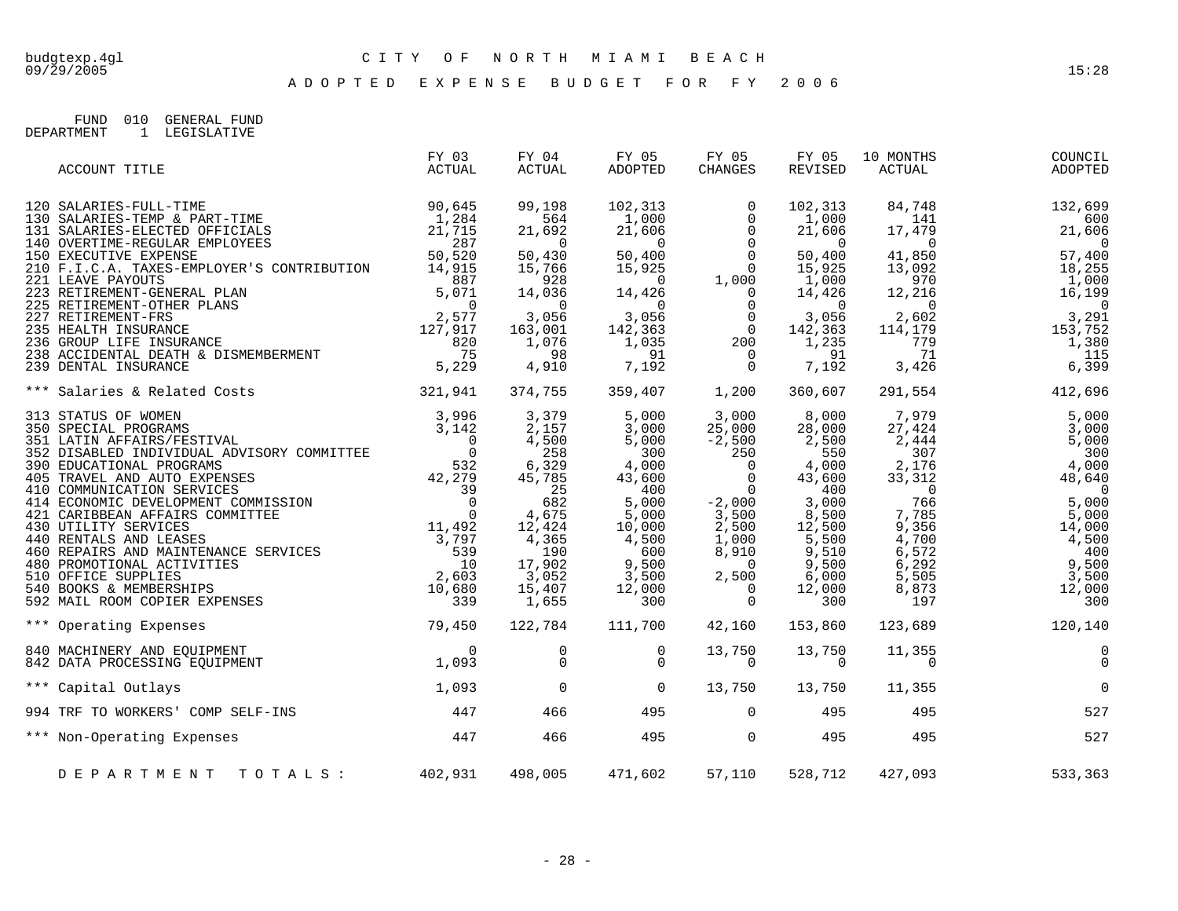# CITY OF NORTH MIAMI BEACH

## ADOPTED EXPENSE BUDGET FOR FY 2006

FUND 010 GENERAL FUND
DEPARTMENT 1 LEGISLATIVE

| ACCOUNT TITLE | FY 03 ACTUAL | FY 04 ACTUAL | FY 05 ADOPTED | FY 05 CHANGES | FY 05 REVISED | 10 MONTHS ACTUAL | COUNCIL ADOPTED |
|---|---|---|---|---|---|---|---|
| 120 SALARIES-FULL-TIME | 90,645 | 99,198 | 102,313 | 0 | 102,313 | 84,748 | 132,699 |
| 130 SALARIES-TEMP & PART-TIME | 1,284 | 564 | 1,000 | 0 | 1,000 | 141 | 600 |
| 131 SALARIES-ELECTED OFFICIALS | 21,715 | 21,692 | 21,606 | 0 | 21,606 | 17,479 | 21,606 |
| 140 OVERTIME-REGULAR EMPLOYEES | 287 | 0 | 0 | 0 | 0 | 0 | 0 |
| 150 EXECUTIVE EXPENSE | 50,520 | 50,430 | 50,400 | 0 | 50,400 | 41,850 | 57,400 |
| 210 F.I.C.A. TAXES-EMPLOYER'S CONTRIBUTION | 14,915 | 15,766 | 15,925 | 0 | 15,925 | 13,092 | 18,255 |
| 221 LEAVE PAYOUTS | 887 | 928 | 0 | 1,000 | 1,000 | 970 | 1,000 |
| 223 RETIREMENT-GENERAL PLAN | 5,071 | 14,036 | 14,426 | 0 | 14,426 | 12,216 | 16,199 |
| 225 RETIREMENT-OTHER PLANS | 0 | 0 | 0 | 0 | 0 | 0 | 0 |
| 227 RETIREMENT-FRS | 2,577 | 3,056 | 3,056 | 0 | 3,056 | 2,602 | 3,291 |
| 235 HEALTH INSURANCE | 127,917 | 163,001 | 142,363 | 0 | 142,363 | 114,179 | 153,752 |
| 236 GROUP LIFE INSURANCE | 820 | 1,076 | 1,035 | 200 | 1,235 | 779 | 1,380 |
| 238 ACCIDENTAL DEATH & DISMEMBERMENT | 75 | 98 | 91 | 0 | 91 | 71 | 115 |
| 239 DENTAL INSURANCE | 5,229 | 4,910 | 7,192 | 0 | 7,192 | 3,426 | 6,399 |
| *** Salaries & Related Costs | 321,941 | 374,755 | 359,407 | 1,200 | 360,607 | 291,554 | 412,696 |
| 313 STATUS OF WOMEN | 3,996 | 3,379 | 5,000 | 3,000 | 8,000 | 7,979 | 5,000 |
| 350 SPECIAL PROGRAMS | 3,142 | 2,157 | 3,000 | 25,000 | 28,000 | 27,424 | 3,000 |
| 351 LATIN AFFAIRS/FESTIVAL | 0 | 4,500 | 5,000 | -2,500 | 2,500 | 2,444 | 5,000 |
| 352 DISABLED INDIVIDUAL ADVISORY COMMITTEE | 0 | 258 | 300 | 250 | 550 | 307 | 300 |
| 390 EDUCATIONAL PROGRAMS | 532 | 6,329 | 4,000 | 0 | 4,000 | 2,176 | 4,000 |
| 405 TRAVEL AND AUTO EXPENSES | 42,279 | 45,785 | 43,600 | 0 | 43,600 | 33,312 | 48,640 |
| 410 COMMUNICATION SERVICES | 39 | 25 | 400 | 0 | 400 | 0 | 0 |
| 414 ECONOMIC DEVELOPMENT COMMISSION | 0 | 682 | 5,000 | -2,000 | 3,000 | 766 | 5,000 |
| 421 CARIBBEAN AFFAIRS COMMITTEE | 0 | 4,675 | 5,000 | 3,500 | 8,500 | 7,785 | 5,000 |
| 430 UTILITY SERVICES | 11,492 | 12,424 | 10,000 | 2,500 | 12,500 | 9,356 | 14,000 |
| 440 RENTALS AND LEASES | 3,797 | 4,365 | 4,500 | 1,000 | 5,500 | 4,700 | 4,500 |
| 460 REPAIRS AND MAINTENANCE SERVICES | 539 | 190 | 600 | 8,910 | 9,510 | 6,572 | 400 |
| 480 PROMOTIONAL ACTIVITIES | 10 | 17,902 | 9,500 | 0 | 9,500 | 6,292 | 9,500 |
| 510 OFFICE SUPPLIES | 2,603 | 3,052 | 3,500 | 2,500 | 6,000 | 5,505 | 3,500 |
| 540 BOOKS & MEMBERSHIPS | 10,680 | 15,407 | 12,000 | 0 | 12,000 | 8,873 | 12,000 |
| 592 MAIL ROOM COPIER EXPENSES | 339 | 1,655 | 300 | 0 | 300 | 197 | 300 |
| *** Operating Expenses | 79,450 | 122,784 | 111,700 | 42,160 | 153,860 | 123,689 | 120,140 |
| 840 MACHINERY AND EQUIPMENT | 0 | 0 | 0 | 13,750 | 13,750 | 11,355 | 0 |
| 842 DATA PROCESSING EQUIPMENT | 1,093 | 0 | 0 | 0 | 0 | 0 | 0 |
| *** Capital Outlays | 1,093 | 0 | 0 | 13,750 | 13,750 | 11,355 | 0 |
| 994 TRF TO WORKERS' COMP SELF-INS | 447 | 466 | 495 | 0 | 495 | 495 | 527 |
| *** Non-Operating Expenses | 447 | 466 | 495 | 0 | 495 | 495 | 527 |
| DEPARTMENT TOTALS: | 402,931 | 498,005 | 471,602 | 57,110 | 528,712 | 427,093 | 533,363 |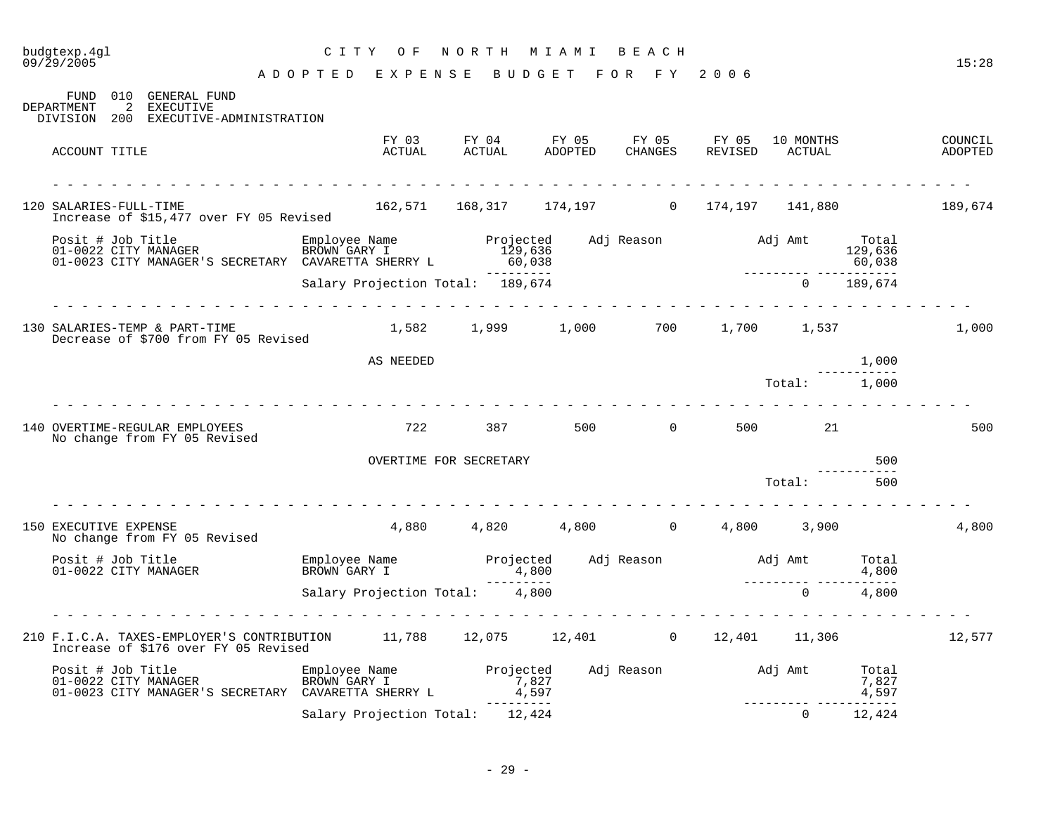budgtexp.4gl
09/29/2005

# CITY OF NORTH MIAMI BEACH

## ADOPTED EXPENSE BUDGET FOR FY 2006

15:28

FUND 010 GENERAL FUND
DEPARTMENT 2 EXECUTIVE
DIVISION 200 EXECUTIVE-ADMINISTRATION

| ACCOUNT TITLE | FY 03 ACTUAL | FY 04 ACTUAL | FY 05 ADOPTED | FY 05 CHANGES | FY 05 REVISED | 10 MONTHS ACTUAL | COUNCIL ADOPTED |
|---|---|---|---|---|---|---|---|
| 120 SALARIES-FULL-TIME | 162,571 | 168,317 | 174,197 | 0 | 174,197 | 141,880 | 189,674 |
| 130 SALARIES-TEMP & PART-TIME | 1,582 | 1,999 | 1,000 | 700 | 1,700 | 1,537 | 1,000 |
| 140 OVERTIME-REGULAR EMPLOYEES | 722 | 387 | 500 | 0 | 500 | 21 | 500 |
| 150 EXECUTIVE EXPENSE | 4,880 | 4,820 | 4,800 | 0 | 4,800 | 3,900 | 4,800 |
| 210 F.I.C.A. TAXES-EMPLOYER'S CONTRIBUTION | 11,788 | 12,075 | 12,401 | 0 | 12,401 | 11,306 | 12,577 |

**120 SALARIES-FULL-TIME**
Increase of $15,477 over FY 05 Revised

| Posit # | Job Title | Employee Name | Projected | Adj Reason | Adj Amt | Total |
|---|---|---|---|---|---|---|
| 01-0022 | CITY MANAGER | BROWN GARY I | 129,636 | | | 129,636 |
| 01-0023 | CITY MANAGER'S SECRETARY | CAVARETTA SHERRY L | 60,038 | | | 60,038 |
| | | Salary Projection Total: | 189,674 | | 0 | 189,674 |

**130 SALARIES-TEMP & PART-TIME**
Decrease of $700 from FY 05 Revised

| Description | Amount |
|---|---|
| AS NEEDED | 1,000 |
| Total: | 1,000 |

**140 OVERTIME-REGULAR EMPLOYEES**
No change from FY 05 Revised

| Description | Amount |
|---|---|
| OVERTIME FOR SECRETARY | 500 |
| Total: | 500 |

**150 EXECUTIVE EXPENSE**
No change from FY 05 Revised

| Posit # | Job Title | Employee Name | Projected | Adj Reason | Adj Amt | Total |
|---|---|---|---|---|---|---|
| 01-0022 | CITY MANAGER | BROWN GARY I | 4,800 | | | 4,800 |
| | | Salary Projection Total: | 4,800 | | 0 | 4,800 |

**210 F.I.C.A. TAXES-EMPLOYER'S CONTRIBUTION**
Increase of $176 over FY 05 Revised

| Posit # | Job Title | Employee Name | Projected | Adj Reason | Adj Amt | Total |
|---|---|---|---|---|---|---|
| 01-0022 | CITY MANAGER | BROWN GARY I | 7,827 | | | 7,827 |
| 01-0023 | CITY MANAGER'S SECRETARY | CAVARETTA SHERRY L | 4,597 | | | 4,597 |
| | | Salary Projection Total: | 12,424 | | 0 | 12,424 |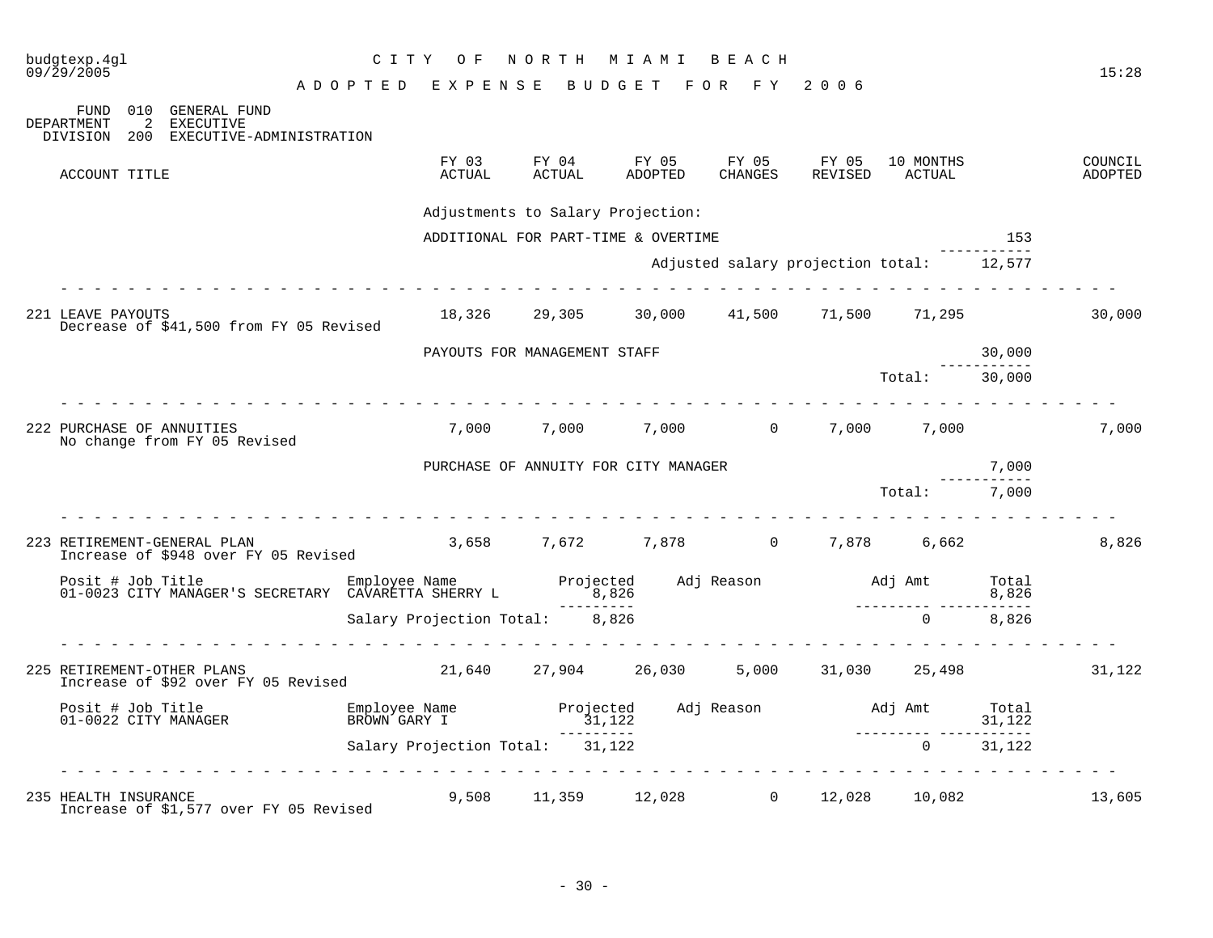budgtexp.4gl
09/29/2005

# CITY OF NORTH MIAMI BEACH

## ADOPTED EXPENSE BUDGET FOR FY 2006

15:28

FUND 010 GENERAL FUND
DEPARTMENT 2 EXECUTIVE
DIVISION 200 EXECUTIVE-ADMINISTRATION

| ACCOUNT TITLE | FY 03 ACTUAL | FY 04 ACTUAL | FY 05 ADOPTED | FY 05 CHANGES | FY 05 REVISED | 10 MONTHS ACTUAL | COUNCIL ADOPTED |
|---|---|---|---|---|---|---|---|

Adjustments to Salary Projection:

| | |
|---|---|
| ADDITIONAL FOR PART-TIME & OVERTIME | 153 |
| Adjusted salary projection total: | 12,577 |

---

| ACCOUNT TITLE | FY 03 ACTUAL | FY 04 ACTUAL | FY 05 ADOPTED | FY 05 CHANGES | FY 05 REVISED | 10 MONTHS ACTUAL | COUNCIL ADOPTED |
|---|---|---|---|---|---|---|---|
| 221 LEAVE PAYOUTS<br>Decrease of $41,500 from FY 05 Revised | 18,326 | 29,305 | 30,000 | 41,500 | 71,500 | 71,295 | 30,000 |

| | |
|---|---|
| PAYOUTS FOR MANAGEMENT STAFF | 30,000 |
| Total: | 30,000 |

---

| ACCOUNT TITLE | FY 03 ACTUAL | FY 04 ACTUAL | FY 05 ADOPTED | FY 05 CHANGES | FY 05 REVISED | 10 MONTHS ACTUAL | COUNCIL ADOPTED |
|---|---|---|---|---|---|---|---|
| 222 PURCHASE OF ANNUITIES<br>No change from FY 05 Revised | 7,000 | 7,000 | 7,000 | 0 | 7,000 | 7,000 | 7,000 |

| | |
|---|---|
| PURCHASE OF ANNUITY FOR CITY MANAGER | 7,000 |
| Total: | 7,000 |

---

| ACCOUNT TITLE | FY 03 ACTUAL | FY 04 ACTUAL | FY 05 ADOPTED | FY 05 CHANGES | FY 05 REVISED | 10 MONTHS ACTUAL | COUNCIL ADOPTED |
|---|---|---|---|---|---|---|---|
| 223 RETIREMENT-GENERAL PLAN<br>Increase of $948 over FY 05 Revised | 3,658 | 7,672 | 7,878 | 0 | 7,878 | 6,662 | 8,826 |

| Posit # Job Title | Employee Name | Projected | Adj Reason | Adj Amt | Total |
|---|---|---|---|---|---|
| 01-0023 CITY MANAGER'S SECRETARY | CAVARETTA SHERRY L | 8,826 | | | 8,826 |
| | Salary Projection Total: | 8,826 | | 0 | 8,826 |

---

| ACCOUNT TITLE | FY 03 ACTUAL | FY 04 ACTUAL | FY 05 ADOPTED | FY 05 CHANGES | FY 05 REVISED | 10 MONTHS ACTUAL | COUNCIL ADOPTED |
|---|---|---|---|---|---|---|---|
| 225 RETIREMENT-OTHER PLANS<br>Increase of $92 over FY 05 Revised | 21,640 | 27,904 | 26,030 | 5,000 | 31,030 | 25,498 | 31,122 |

| Posit # Job Title | Employee Name | Projected | Adj Reason | Adj Amt | Total |
|---|---|---|---|---|---|
| 01-0022 CITY MANAGER | BROWN GARY I | 31,122 | | | 31,122 |
| | Salary Projection Total: | 31,122 | | 0 | 31,122 |

---

| ACCOUNT TITLE | FY 03 ACTUAL | FY 04 ACTUAL | FY 05 ADOPTED | FY 05 CHANGES | FY 05 REVISED | 10 MONTHS ACTUAL | COUNCIL ADOPTED |
|---|---|---|---|---|---|---|---|
| 235 HEALTH INSURANCE<br>Increase of $1,577 over FY 05 Revised | 9,508 | 11,359 | 12,028 | 0 | 12,028 | 10,082 | 13,605 |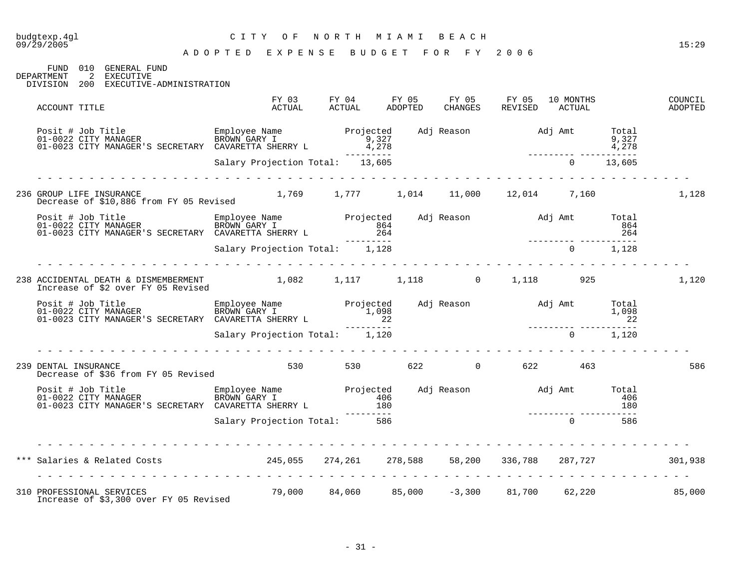# CITY OF NORTH MIAMI BEACH

## ADOPTED EXPENSE BUDGET FOR FY 2006

FUND 010 GENERAL FUND
DEPARTMENT 2 EXECUTIVE
DIVISION 200 EXECUTIVE-ADMINISTRATION

| ACCOUNT TITLE | FY 03 ACTUAL | FY 04 ACTUAL | FY 05 ADOPTED | FY 05 CHANGES | FY 05 REVISED | 10 MONTHS ACTUAL | COUNCIL ADOPTED |
|---|---|---|---|---|---|---|---|

| Posit # Job Title | Employee Name | Projected | Adj Reason | Adj Amt | Total |
|---|---|---|---|---|---|
| 01-0022 CITY MANAGER | BROWN GARY I | 9,327 | | | 9,327 |
| 01-0023 CITY MANAGER'S SECRETARY | CAVARETTA SHERRY L | 4,278 | | | 4,278 |
| | Salary Projection Total: | 13,605 | | 0 | 13,605 |

| ACCOUNT TITLE | FY 03 ACTUAL | FY 04 ACTUAL | FY 05 ADOPTED | FY 05 CHANGES | FY 05 REVISED | 10 MONTHS ACTUAL | COUNCIL ADOPTED |
|---|---|---|---|---|---|---|---|
| 236 GROUP LIFE INSURANCE<br>Decrease of $10,886 from FY 05 Revised | 1,769 | 1,777 | 1,014 | 11,000 | 12,014 | 7,160 | 1,128 |

| Posit # Job Title | Employee Name | Projected | Adj Reason | Adj Amt | Total |
|---|---|---|---|---|---|
| 01-0022 CITY MANAGER | BROWN GARY I | 864 | | | 864 |
| 01-0023 CITY MANAGER'S SECRETARY | CAVARETTA SHERRY L | 264 | | | 264 |
| | Salary Projection Total: | 1,128 | | 0 | 1,128 |

| ACCOUNT TITLE | FY 03 ACTUAL | FY 04 ACTUAL | FY 05 ADOPTED | FY 05 CHANGES | FY 05 REVISED | 10 MONTHS ACTUAL | COUNCIL ADOPTED |
|---|---|---|---|---|---|---|---|
| 238 ACCIDENTAL DEATH & DISMEMBERMENT<br>Increase of $2 over FY 05 Revised | 1,082 | 1,117 | 1,118 | 0 | 1,118 | 925 | 1,120 |

| Posit # Job Title | Employee Name | Projected | Adj Reason | Adj Amt | Total |
|---|---|---|---|---|---|
| 01-0022 CITY MANAGER | BROWN GARY I | 1,098 | | | 1,098 |
| 01-0023 CITY MANAGER'S SECRETARY | CAVARETTA SHERRY L | 22 | | | 22 |
| | Salary Projection Total: | 1,120 | | 0 | 1,120 |

| ACCOUNT TITLE | FY 03 ACTUAL | FY 04 ACTUAL | FY 05 ADOPTED | FY 05 CHANGES | FY 05 REVISED | 10 MONTHS ACTUAL | COUNCIL ADOPTED |
|---|---|---|---|---|---|---|---|
| 239 DENTAL INSURANCE<br>Decrease of $36 from FY 05 Revised | 530 | 530 | 622 | 0 | 622 | 463 | 586 |

| Posit # Job Title | Employee Name | Projected | Adj Reason | Adj Amt | Total |
|---|---|---|---|---|---|
| 01-0022 CITY MANAGER | BROWN GARY I | 406 | | | 406 |
| 01-0023 CITY MANAGER'S SECRETARY | CAVARETTA SHERRY L | 180 | | | 180 |
| | Salary Projection Total: | 586 | | 0 | 586 |

| ACCOUNT TITLE | FY 03 ACTUAL | FY 04 ACTUAL | FY 05 ADOPTED | FY 05 CHANGES | FY 05 REVISED | 10 MONTHS ACTUAL | COUNCIL ADOPTED |
|---|---|---|---|---|---|---|---|
| *** Salaries & Related Costs | 245,055 | 274,261 | 278,588 | 58,200 | 336,788 | 287,727 | 301,938 |
| 310 PROFESSIONAL SERVICES<br>Increase of $3,300 over FY 05 Revised | 79,000 | 84,060 | 85,000 | -3,300 | 81,700 | 62,220 | 85,000 |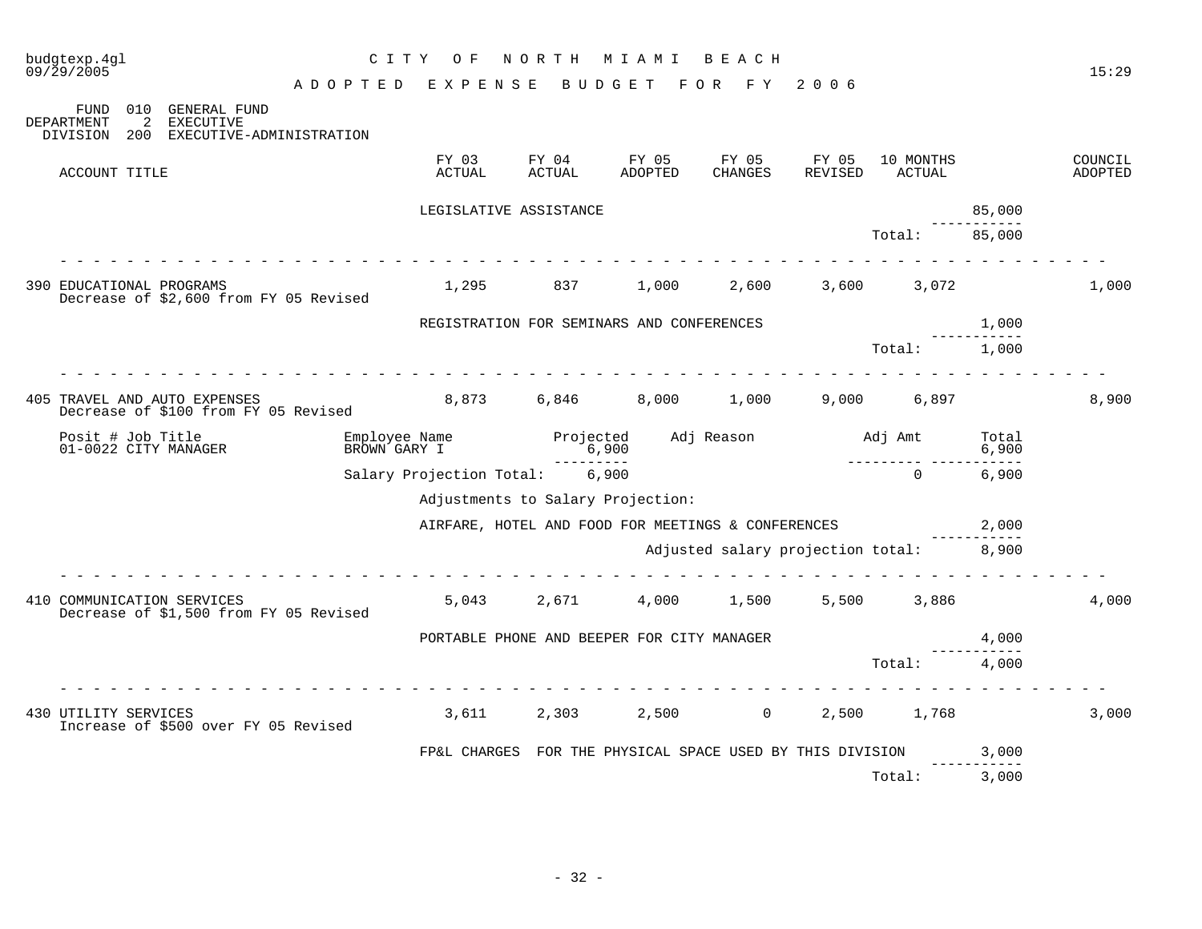CITY OF NORTH MIAMI BEACH

ADOPTED EXPENSE BUDGET FOR FY 2006

FUND 010 GENERAL FUND
DEPARTMENT 2 EXECUTIVE
DIVISION 200 EXECUTIVE-ADMINISTRATION

| ACCOUNT TITLE | FY 03 ACTUAL | FY 04 ACTUAL | FY 05 ADOPTED | FY 05 CHANGES | FY 05 REVISED | 10 MONTHS ACTUAL | | COUNCIL ADOPTED |
|---|---|---|---|---|---|---|---|---|
| | LEGISLATIVE ASSISTANCE | | | | | | 85,000 | |
| | | | | | | Total: | 85,000 | |
| 390 EDUCATIONAL PROGRAMS<br>Decrease of $2,600 from FY 05 Revised | 1,295 | 837 | 1,000 | 2,600 | 3,600 | 3,072 | | 1,000 |
| | REGISTRATION FOR SEMINARS AND CONFERENCES | | | | | | 1,000 | |
| | | | | | | Total: | 1,000 | |
| 405 TRAVEL AND AUTO EXPENSES<br>Decrease of $100 from FY 05 Revised | 8,873 | 6,846 | 8,000 | 1,000 | 9,000 | 6,897 | | 8,900 |
| 410 COMMUNICATION SERVICES<br>Decrease of $1,500 from FY 05 Revised | 5,043 | 2,671 | 4,000 | 1,500 | 5,500 | 3,886 | | 4,000 |
| | PORTABLE PHONE AND BEEPER FOR CITY MANAGER | | | | | | 4,000 | |
| | | | | | | Total: | 4,000 | |
| 430 UTILITY SERVICES<br>Increase of $500 over FY 05 Revised | 3,611 | 2,303 | 2,500 | 0 | 2,500 | 1,768 | | 3,000 |
| | FP&L CHARGES FOR THE PHYSICAL SPACE USED BY THIS DIVISION | | | | | | 3,000 | |
| | | | | | | Total: | 3,000 | |

Salary projection detail for 405 TRAVEL AND AUTO EXPENSES:

| Posit # | Job Title | Employee Name | Projected | Adj Reason | Adj Amt | Total |
|---|---|---|---|---|---|---|
| 01-0022 | CITY MANAGER | BROWN GARY I | 6,900 | | | 6,900 |
| | | Salary Projection Total: | 6,900 | | 0 | 6,900 |

Adjustments to Salary Projection:

| Description | Amount |
|---|---|
| AIRFARE, HOTEL AND FOOD FOR MEETINGS & CONFERENCES | 2,000 |
| Adjusted salary projection total: | 8,900 |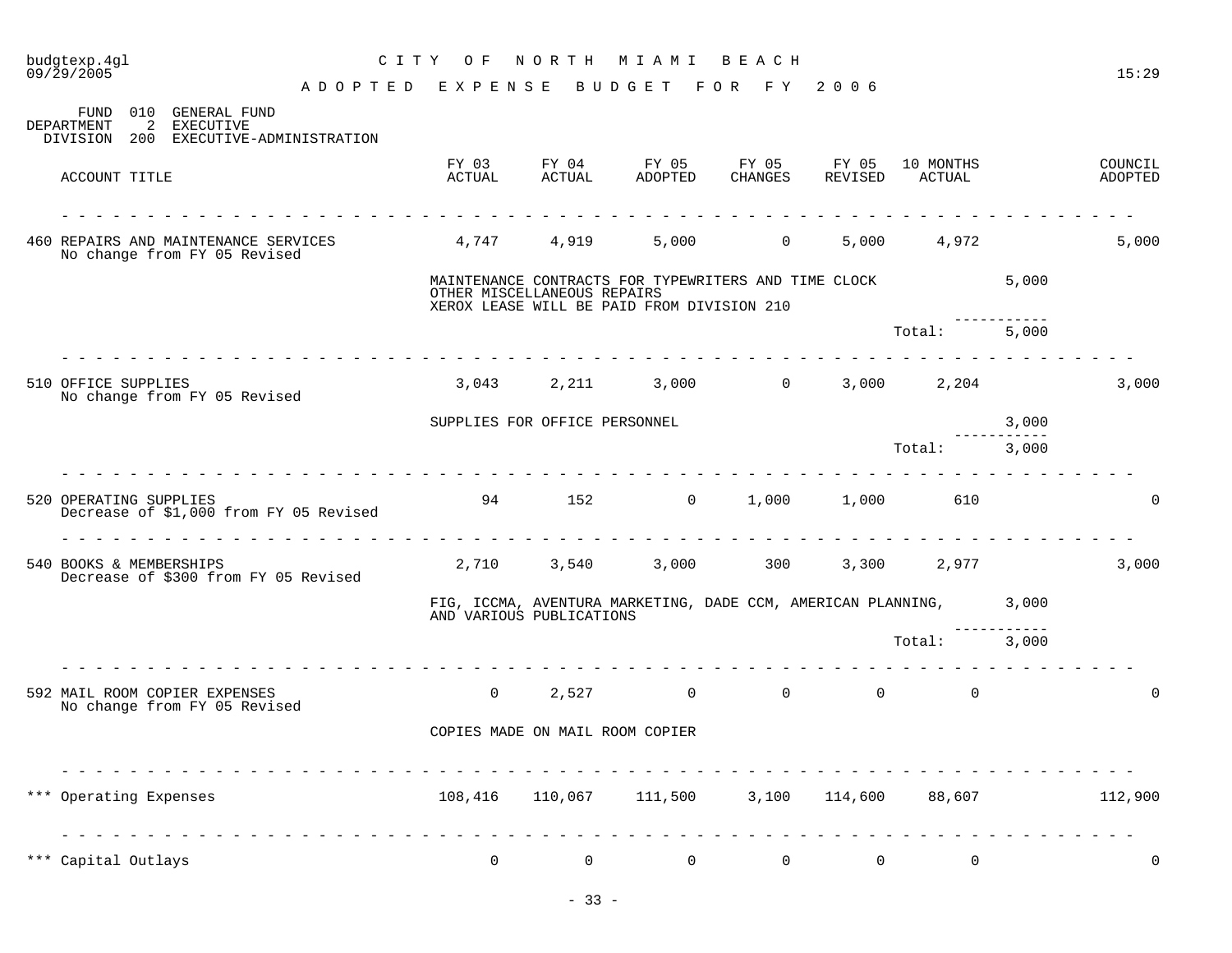# CITY OF NORTH MIAMI BEACH

## ADOPTED EXPENSE BUDGET FOR FY 2006

FUND 010 GENERAL FUND
DEPARTMENT 2 EXECUTIVE
DIVISION 200 EXECUTIVE-ADMINISTRATION

| ACCOUNT TITLE | FY 03 ACTUAL | FY 04 ACTUAL | FY 05 ADOPTED | FY 05 CHANGES | FY 05 REVISED | 10 MONTHS ACTUAL | | COUNCIL ADOPTED |
|---|---|---|---|---|---|---|---|---|
| 460 REPAIRS AND MAINTENANCE SERVICES<br>No change from FY 05 Revised | 4,747 | 4,919 | 5,000 | 0 | 5,000 | 4,972 | | 5,000 |
| | MAINTENANCE CONTRACTS FOR TYPEWRITERS AND TIME CLOCK<br>OTHER MISCELLANEOUS REPAIRS<br>XEROX LEASE WILL BE PAID FROM DIVISION 210 | | | | | | 5,000 | |
| | | | | | | Total: | 5,000 | |
| 510 OFFICE SUPPLIES<br>No change from FY 05 Revised | 3,043 | 2,211 | 3,000 | 0 | 3,000 | 2,204 | | 3,000 |
| | SUPPLIES FOR OFFICE PERSONNEL | | | | | | 3,000 | |
| | | | | | | Total: | 3,000 | |
| 520 OPERATING SUPPLIES<br>Decrease of $1,000 from FY 05 Revised | 94 | 152 | 0 | 1,000 | 1,000 | 610 | | 0 |
| 540 BOOKS & MEMBERSHIPS<br>Decrease of $300 from FY 05 Revised | 2,710 | 3,540 | 3,000 | 300 | 3,300 | 2,977 | | 3,000 |
| | FIG, ICCMA, AVENTURA MARKETING, DADE CCM, AMERICAN PLANNING, AND VARIOUS PUBLICATIONS | | | | | | 3,000 | |
| | | | | | | Total: | 3,000 | |
| 592 MAIL ROOM COPIER EXPENSES<br>No change from FY 05 Revised | 0 | 2,527 | 0 | 0 | 0 | 0 | | 0 |
| | COPIES MADE ON MAIL ROOM COPIER | | | | | | | |
| *** Operating Expenses | 108,416 | 110,067 | 111,500 | 3,100 | 114,600 | 88,607 | | 112,900 |
| *** Capital Outlays | 0 | 0 | 0 | 0 | 0 | 0 | | 0 |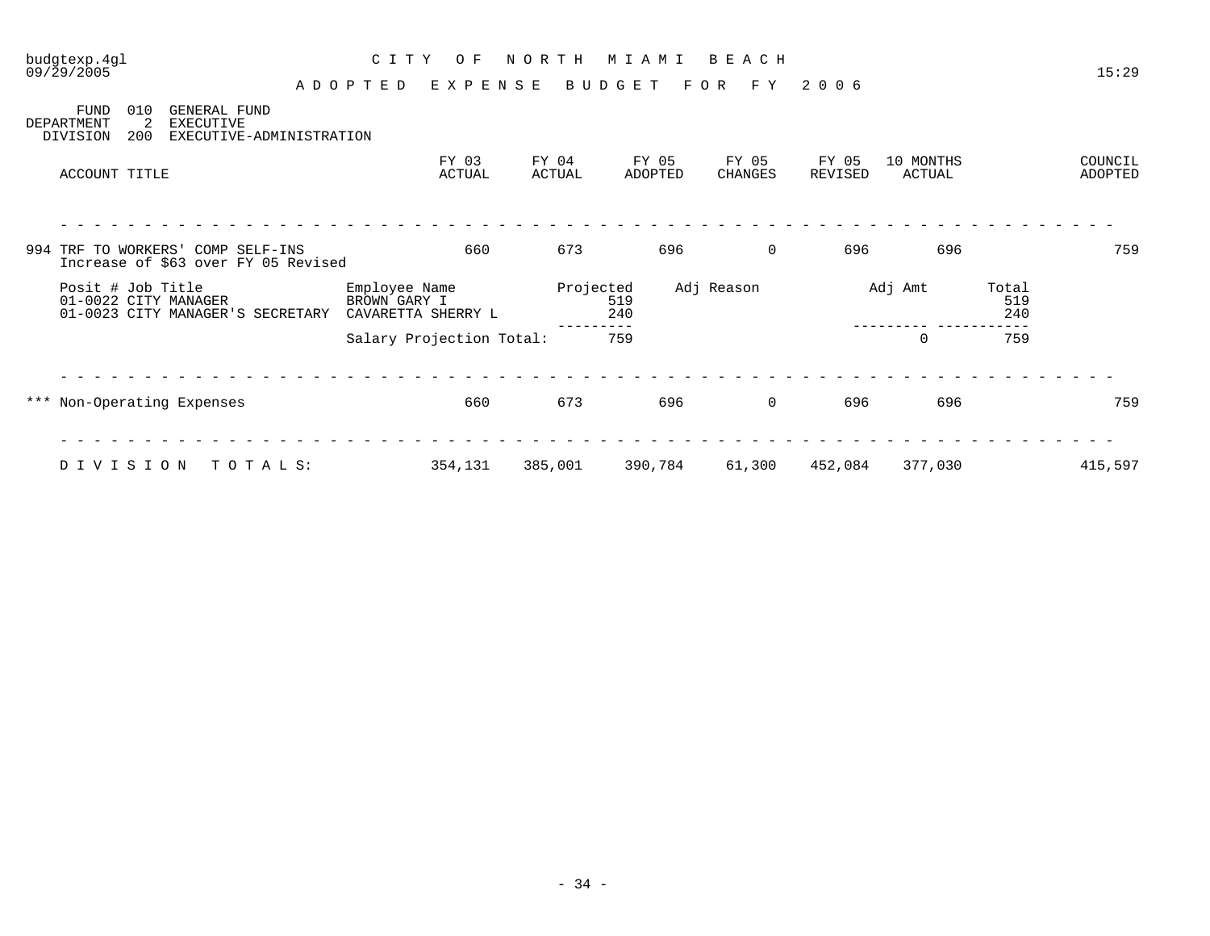budgtexp.4gl
09/29/2005

# CITY OF NORTH MIAMI BEACH

## ADOPTED EXPENSE BUDGET FOR FY 2006

15:29

FUND 010 GENERAL FUND
DEPARTMENT 2 EXECUTIVE
DIVISION 200 EXECUTIVE-ADMINISTRATION

| ACCOUNT TITLE | FY 03 ACTUAL | FY 04 ACTUAL | FY 05 ADOPTED | FY 05 CHANGES | FY 05 REVISED | 10 MONTHS ACTUAL | COUNCIL ADOPTED |
|---|---|---|---|---|---|---|---|
| 994 TRF TO WORKERS' COMP SELF-INS<br>Increase of $63 over FY 05 Revised | 660 | 673 | 696 | 0 | 696 | 696 | 759 |

| Posit # Job Title | Employee Name | Projected | Adj Reason | Adj Amt | Total |
|---|---|---|---|---|---|
| 01-0022 CITY MANAGER | BROWN GARY I | 519 | | | 519 |
| 01-0023 CITY MANAGER'S SECRETARY | CAVARETTA SHERRY L | 240 | | | 240 |
| | Salary Projection Total: | 759 | | 0 | 759 |

| ACCOUNT TITLE | FY 03 ACTUAL | FY 04 ACTUAL | FY 05 ADOPTED | FY 05 CHANGES | FY 05 REVISED | 10 MONTHS ACTUAL | COUNCIL ADOPTED |
|---|---|---|---|---|---|---|---|
| *** Non-Operating Expenses | 660 | 673 | 696 | 0 | 696 | 696 | 759 |
| DIVISION TOTALS: | 354,131 | 385,001 | 390,784 | 61,300 | 452,084 | 377,030 | 415,597 |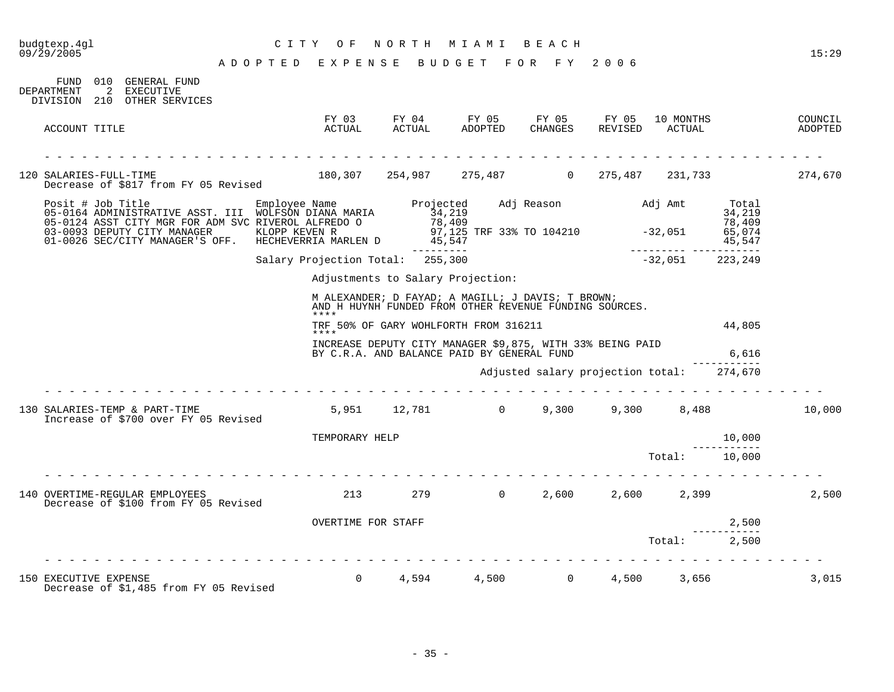CITY OF NORTH MIAMI BEACH

ADOPTED EXPENSE BUDGET FOR FY 2006

FUND 010 GENERAL FUND
DEPARTMENT 2 EXECUTIVE
DIVISION 210 OTHER SERVICES

| ACCOUNT TITLE | FY 03 ACTUAL | FY 04 ACTUAL | FY 05 ADOPTED | FY 05 CHANGES | FY 05 REVISED | 10 MONTHS ACTUAL | COUNCIL ADOPTED |
|---|---|---|---|---|---|---|---|
| 120 SALARIES-FULL-TIME<br>Decrease of $817 from FY 05 Revised | 180,307 | 254,987 | 275,487 | 0 | 275,487 | 231,733 | 274,670 |

| Posit # | Job Title | Employee Name | Projected | Adj Reason | Adj Amt | Total |
|---|---|---|---|---|---|---|
| 05-0164 | ADMINISTRATIVE ASST. III | WOLFSON DIANA MARIA | 34,219 | | | 34,219 |
| 05-0124 | ASST CITY MGR FOR ADM SVC | RIVEROL ALFREDO O | 78,409 | | | 78,409 |
| 03-0093 | DEPUTY CITY MANAGER | KLOPP KEVEN R | 97,125 | TRF 33% TO 104210 | -32,051 | 65,074 |
| 01-0026 | SEC/CITY MANAGER'S OFF. | HECHEVERRIA MARLEN D | 45,547 | | | 45,547 |
| | | Salary Projection Total: | 255,300 | | -32,051 | 223,249 |

Adjustments to Salary Projection:

M ALEXANDER; D FAYAD; A MAGILL; J DAVIS; T BROWN;
AND H HUYNH FUNDED FROM OTHER REVENUE FUNDING SOURCES.
****
TRF 50% OF GARY WOHLFORTH FROM 316211 — 44,805
****
INCREASE DEPUTY CITY MANAGER $9,875, WITH 33% BEING PAID
BY C.R.A. AND BALANCE PAID BY GENERAL FUND — 6,616

Adjusted salary projection total: 274,670

| ACCOUNT TITLE | FY 03 ACTUAL | FY 04 ACTUAL | FY 05 ADOPTED | FY 05 CHANGES | FY 05 REVISED | 10 MONTHS ACTUAL | COUNCIL ADOPTED |
|---|---|---|---|---|---|---|---|
| 130 SALARIES-TEMP & PART-TIME<br>Increase of $700 over FY 05 Revised | 5,951 | 12,781 | 0 | 9,300 | 9,300 | 8,488 | 10,000 |

TEMPORARY HELP — 10,000

Total: 10,000

| ACCOUNT TITLE | FY 03 ACTUAL | FY 04 ACTUAL | FY 05 ADOPTED | FY 05 CHANGES | FY 05 REVISED | 10 MONTHS ACTUAL | COUNCIL ADOPTED |
|---|---|---|---|---|---|---|---|
| 140 OVERTIME-REGULAR EMPLOYEES<br>Decrease of $100 from FY 05 Revised | 213 | 279 | 0 | 2,600 | 2,600 | 2,399 | 2,500 |

OVERTIME FOR STAFF — 2,500

Total: 2,500

| ACCOUNT TITLE | FY 03 ACTUAL | FY 04 ACTUAL | FY 05 ADOPTED | FY 05 CHANGES | FY 05 REVISED | 10 MONTHS ACTUAL | COUNCIL ADOPTED |
|---|---|---|---|---|---|---|---|
| 150 EXECUTIVE EXPENSE<br>Decrease of $1,485 from FY 05 Revised | 0 | 4,594 | 4,500 | 0 | 4,500 | 3,656 | 3,015 |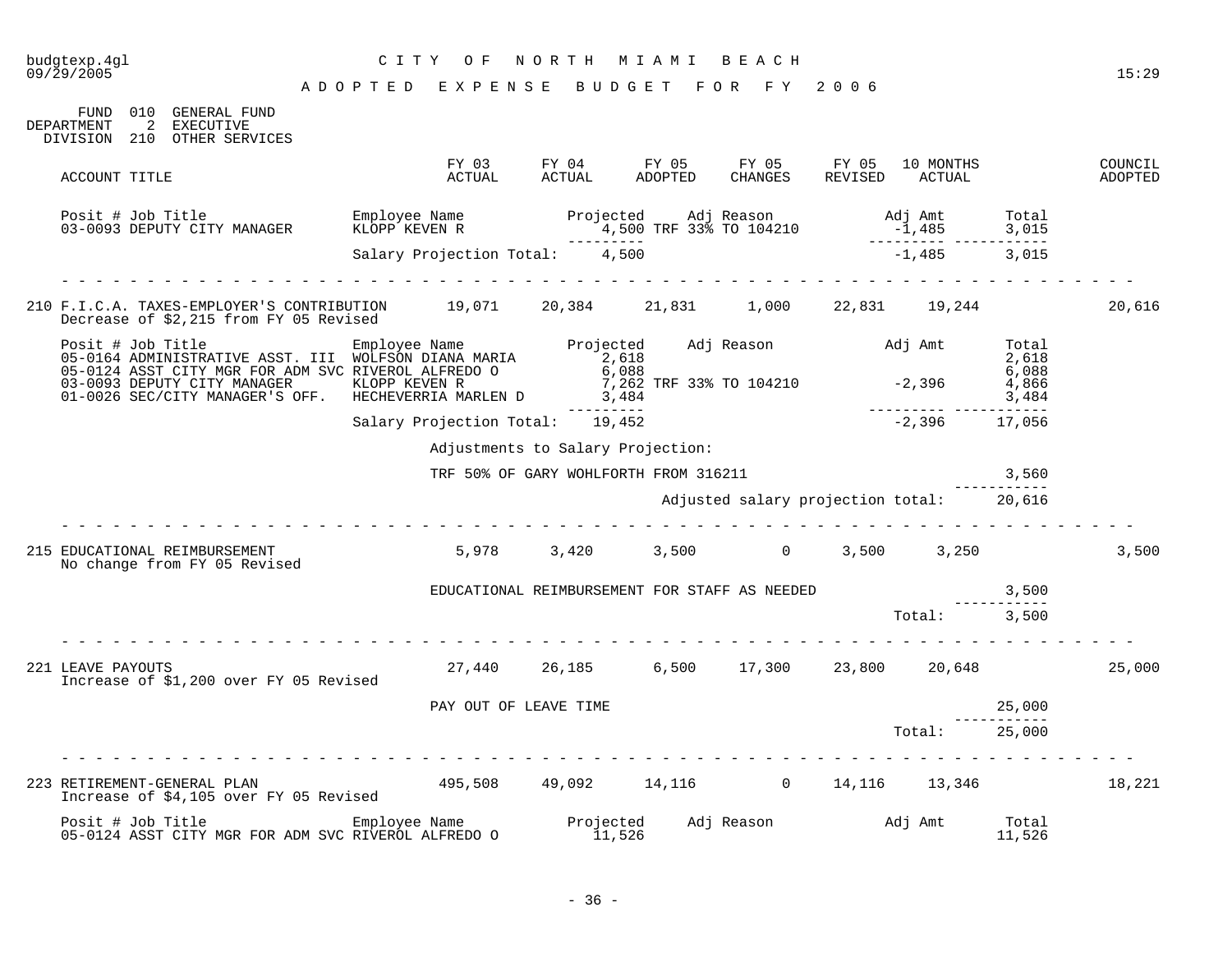# CITY OF NORTH MIAMI BEACH

## ADOPTED EXPENSE BUDGET FOR FY 2006

FUND 010 GENERAL FUND
DEPARTMENT 2 EXECUTIVE
DIVISION 210 OTHER SERVICES

| ACCOUNT TITLE | FY 03 ACTUAL | FY 04 ACTUAL | FY 05 ADOPTED | FY 05 CHANGES | FY 05 REVISED | 10 MONTHS ACTUAL | COUNCIL ADOPTED |
|---|---|---|---|---|---|---|---|

| Posit # Job Title | Employee Name | Projected | Adj Reason | Adj Amt | Total |
|---|---|---|---|---|---|
| 03-0093 DEPUTY CITY MANAGER | KLOPP KEVEN R | 4,500 | TRF 33% TO 104210 | -1,485 | 3,015 |
| | Salary Projection Total: | 4,500 | | -1,485 | 3,015 |

---

| ACCOUNT TITLE | FY 03 ACTUAL | FY 04 ACTUAL | FY 05 ADOPTED | FY 05 CHANGES | FY 05 REVISED | 10 MONTHS ACTUAL | COUNCIL ADOPTED |
|---|---|---|---|---|---|---|---|
| 210 F.I.C.A. TAXES-EMPLOYER'S CONTRIBUTION<br>Decrease of $2,215 from FY 05 Revised | 19,071 | 20,384 | 21,831 | 1,000 | 22,831 | 19,244 | 20,616 |

| Posit # Job Title | Employee Name | Projected | Adj Reason | Adj Amt | Total |
|---|---|---|---|---|---|
| 05-0164 ADMINISTRATIVE ASST. III | WOLFSON DIANA MARIA | 2,618 | | | 2,618 |
| 05-0124 ASST CITY MGR FOR ADM SVC | RIVEROL ALFREDO O | 6,088 | | | 6,088 |
| 03-0093 DEPUTY CITY MANAGER | KLOPP KEVEN R | 7,262 | TRF 33% TO 104210 | -2,396 | 4,866 |
| 01-0026 SEC/CITY MANAGER'S OFF. | HECHEVERRIA MARLEN D | 3,484 | | | 3,484 |
| | Salary Projection Total: | 19,452 | | -2,396 | 17,056 |

Adjustments to Salary Projection:

| | Amount |
|---|---|
| TRF 50% OF GARY WOHLFORTH FROM 316211 | 3,560 |
| Adjusted salary projection total: | 20,616 |

---

| ACCOUNT TITLE | FY 03 ACTUAL | FY 04 ACTUAL | FY 05 ADOPTED | FY 05 CHANGES | FY 05 REVISED | 10 MONTHS ACTUAL | COUNCIL ADOPTED |
|---|---|---|---|---|---|---|---|
| 215 EDUCATIONAL REIMBURSEMENT<br>No change from FY 05 Revised | 5,978 | 3,420 | 3,500 | 0 | 3,500 | 3,250 | 3,500 |

| | Amount |
|---|---|
| EDUCATIONAL REIMBURSEMENT FOR STAFF AS NEEDED | 3,500 |
| Total: | 3,500 |

---

| ACCOUNT TITLE | FY 03 ACTUAL | FY 04 ACTUAL | FY 05 ADOPTED | FY 05 CHANGES | FY 05 REVISED | 10 MONTHS ACTUAL | COUNCIL ADOPTED |
|---|---|---|---|---|---|---|---|
| 221 LEAVE PAYOUTS<br>Increase of $1,200 over FY 05 Revised | 27,440 | 26,185 | 6,500 | 17,300 | 23,800 | 20,648 | 25,000 |

| | Amount |
|---|---|
| PAY OUT OF LEAVE TIME | 25,000 |
| Total: | 25,000 |

---

| ACCOUNT TITLE | FY 03 ACTUAL | FY 04 ACTUAL | FY 05 ADOPTED | FY 05 CHANGES | FY 05 REVISED | 10 MONTHS ACTUAL | COUNCIL ADOPTED |
|---|---|---|---|---|---|---|---|
| 223 RETIREMENT-GENERAL PLAN<br>Increase of $4,105 over FY 05 Revised | 495,508 | 49,092 | 14,116 | 0 | 14,116 | 13,346 | 18,221 |

| Posit # Job Title | Employee Name | Projected | Adj Reason | Adj Amt | Total |
|---|---|---|---|---|---|
| 05-0124 ASST CITY MGR FOR ADM SVC | RIVEROL ALFREDO O | 11,526 | | | 11,526 |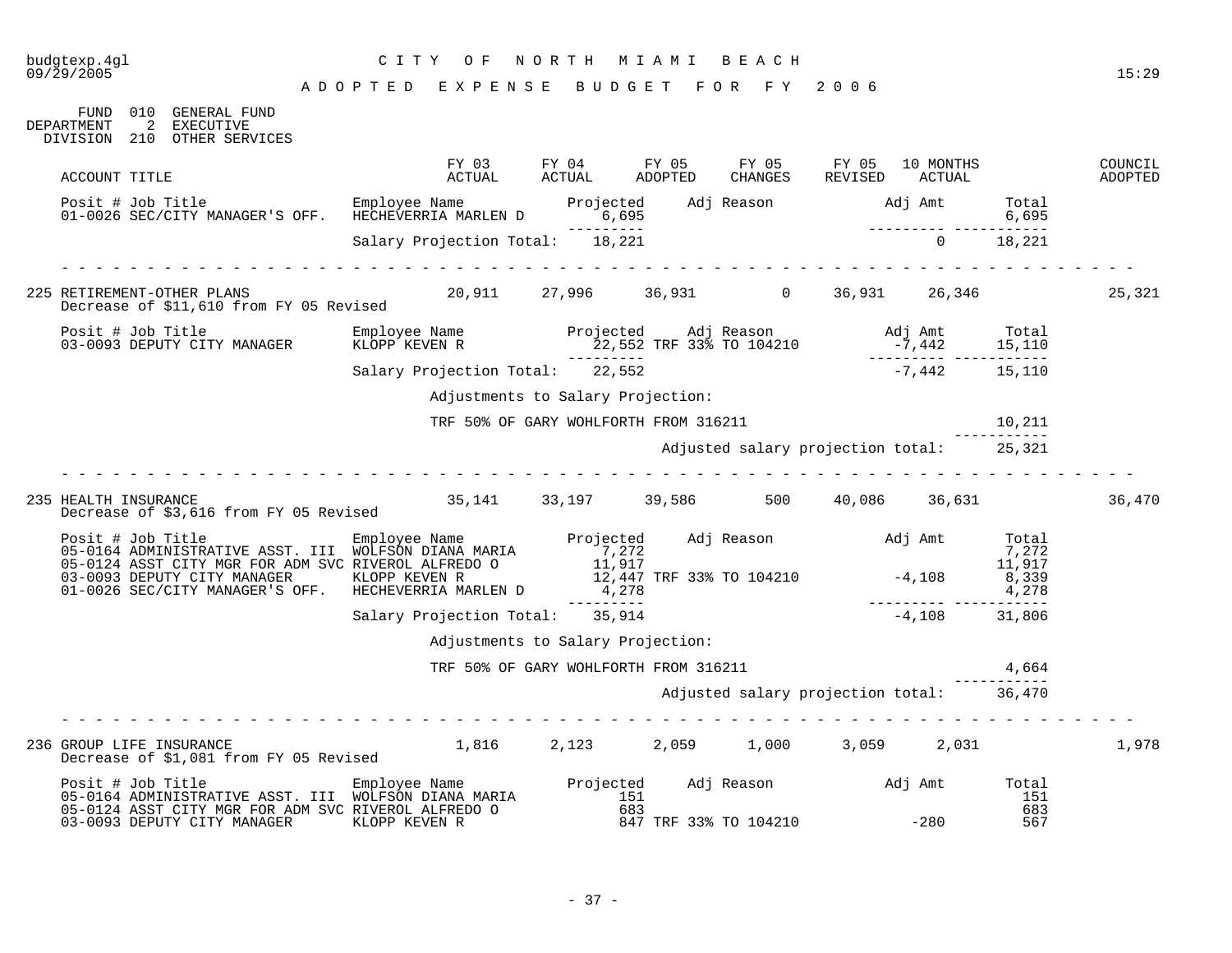budgtexp.4gl CITY OF NORTH MIAMI BEACH
09/29/2005 15:29

ADOPTED EXPENSE BUDGET FOR FY 2006

FUND 010 GENERAL FUND
DEPARTMENT 2 EXECUTIVE
DIVISION 210 OTHER SERVICES

| ACCOUNT TITLE | FY 03 ACTUAL | FY 04 ACTUAL | FY 05 ADOPTED | FY 05 CHANGES | FY 05 REVISED | 10 MONTHS ACTUAL | COUNCIL ADOPTED |
|---|---|---|---|---|---|---|---|

| Posit # Job Title | Employee Name | Projected | Adj Reason | Adj Amt | Total |
|---|---|---|---|---|---|
| 01-0026 SEC/CITY MANAGER'S OFF. | HECHEVERRIA MARLEN D | 6,695 | | | 6,695 |
| | Salary Projection Total: | 18,221 | | 0 | 18,221 |

| ACCOUNT TITLE | FY 03 ACTUAL | FY 04 ACTUAL | FY 05 ADOPTED | FY 05 CHANGES | FY 05 REVISED | 10 MONTHS ACTUAL | COUNCIL ADOPTED |
|---|---|---|---|---|---|---|---|
| 225 RETIREMENT-OTHER PLANS | 20,911 | 27,996 | 36,931 | 0 | 36,931 | 26,346 | 25,321 |

Decrease of $11,610 from FY 05 Revised

| Posit # Job Title | Employee Name | Projected | Adj Reason | Adj Amt | Total |
|---|---|---|---|---|---|
| 03-0093 DEPUTY CITY MANAGER | KLOPP KEVEN R | 22,552 | TRF 33% TO 104210 | -7,442 | 15,110 |
| | Salary Projection Total: | 22,552 | | -7,442 | 15,110 |

Adjustments to Salary Projection:

TRF 50% OF GARY WOHLFORTH FROM 316211 — 10,211

Adjusted salary projection total: 25,321

| ACCOUNT TITLE | FY 03 ACTUAL | FY 04 ACTUAL | FY 05 ADOPTED | FY 05 CHANGES | FY 05 REVISED | 10 MONTHS ACTUAL | COUNCIL ADOPTED |
|---|---|---|---|---|---|---|---|
| 235 HEALTH INSURANCE | 35,141 | 33,197 | 39,586 | 500 | 40,086 | 36,631 | 36,470 |

Decrease of $3,616 from FY 05 Revised

| Posit # Job Title | Employee Name | Projected | Adj Reason | Adj Amt | Total |
|---|---|---|---|---|---|
| 05-0164 ADMINISTRATIVE ASST. III | WOLFSON DIANA MARIA | 7,272 | | | 7,272 |
| 05-0124 ASST CITY MGR FOR ADM SVC | RIVEROL ALFREDO O | 11,917 | | | 11,917 |
| 03-0093 DEPUTY CITY MANAGER | KLOPP KEVEN R | 12,447 | TRF 33% TO 104210 | -4,108 | 8,339 |
| 01-0026 SEC/CITY MANAGER'S OFF. | HECHEVERRIA MARLEN D | 4,278 | | | 4,278 |
| | Salary Projection Total: | 35,914 | | -4,108 | 31,806 |

Adjustments to Salary Projection:

TRF 50% OF GARY WOHLFORTH FROM 316211 — 4,664

Adjusted salary projection total: 36,470

| ACCOUNT TITLE | FY 03 ACTUAL | FY 04 ACTUAL | FY 05 ADOPTED | FY 05 CHANGES | FY 05 REVISED | 10 MONTHS ACTUAL | COUNCIL ADOPTED |
|---|---|---|---|---|---|---|---|
| 236 GROUP LIFE INSURANCE | 1,816 | 2,123 | 2,059 | 1,000 | 3,059 | 2,031 | 1,978 |

Decrease of $1,081 from FY 05 Revised

| Posit # Job Title | Employee Name | Projected | Adj Reason | Adj Amt | Total |
|---|---|---|---|---|---|
| 05-0164 ADMINISTRATIVE ASST. III | WOLFSON DIANA MARIA | 151 | | | 151 |
| 05-0124 ASST CITY MGR FOR ADM SVC | RIVEROL ALFREDO O | 683 | | | 683 |
| 03-0093 DEPUTY CITY MANAGER | KLOPP KEVEN R | 847 | TRF 33% TO 104210 | -280 | 567 |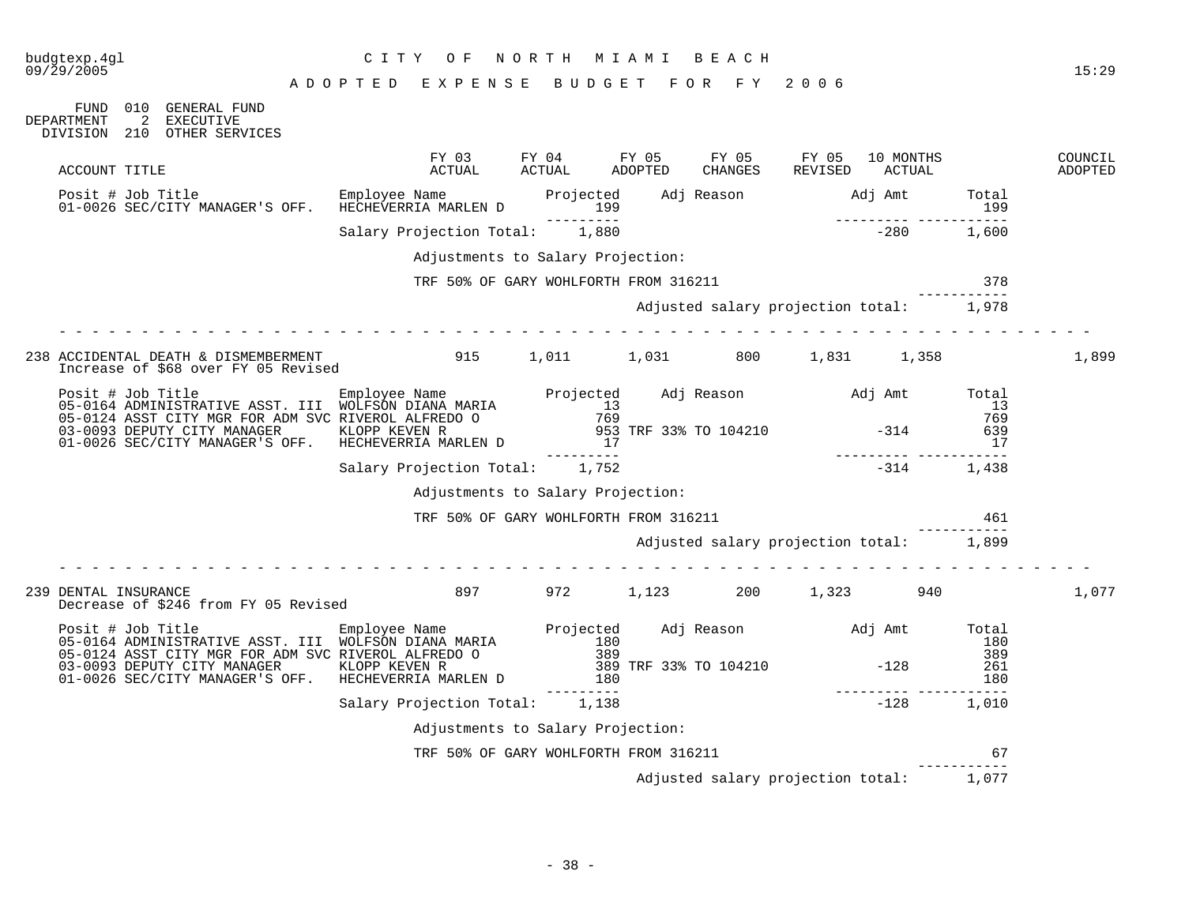budgtexp.4gl  
09/29/2005

# CITY OF NORTH MIAMI BEACH

## ADOPTED EXPENSE BUDGET FOR FY 2006

FUND 010 GENERAL FUND  
DEPARTMENT 2 EXECUTIVE  
DIVISION 210 OTHER SERVICES

| ACCOUNT TITLE | FY 03 ACTUAL | FY 04 ACTUAL | FY 05 ADOPTED | FY 05 CHANGES | FY 05 REVISED | 10 MONTHS ACTUAL | COUNCIL ADOPTED |
|---|---|---|---|---|---|---|---|

| Posit # Job Title | Employee Name | Projected | Adj Reason | Adj Amt | Total |
|---|---|---|---|---|---|
| 01-0026 SEC/CITY MANAGER'S OFF. | HECHEVERRIA MARLEN D | 199 | | | 199 |
| | Salary Projection Total: | 1,880 | | -280 | 1,600 |

Adjustments to Salary Projection:

| | |
|---|---|
| TRF 50% OF GARY WOHLFORTH FROM 316211 | 378 |
| Adjusted salary projection total: | 1,978 |

---

| ACCOUNT TITLE | FY 03 ACTUAL | FY 04 ACTUAL | FY 05 ADOPTED | FY 05 CHANGES | FY 05 REVISED | 10 MONTHS ACTUAL | COUNCIL ADOPTED |
|---|---|---|---|---|---|---|---|
| 238 ACCIDENTAL DEATH & DISMEMBERMENT | 915 | 1,011 | 1,031 | 800 | 1,831 | 1,358 | 1,899 |

Increase of $68 over FY 05 Revised

| Posit # Job Title | Employee Name | Projected | Adj Reason | Adj Amt | Total |
|---|---|---|---|---|---|
| 05-0164 ADMINISTRATIVE ASST. III | WOLFSON DIANA MARIA | 13 | | | 13 |
| 05-0124 ASST CITY MGR FOR ADM SVC | RIVEROL ALFREDO O | 769 | | | 769 |
| 03-0093 DEPUTY CITY MANAGER | KLOPP KEVEN R | 953 | TRF 33% TO 104210 | -314 | 639 |
| 01-0026 SEC/CITY MANAGER'S OFF. | HECHEVERRIA MARLEN D | 17 | | | 17 |
| | Salary Projection Total: | 1,752 | | -314 | 1,438 |

Adjustments to Salary Projection:

| | |
|---|---|
| TRF 50% OF GARY WOHLFORTH FROM 316211 | 461 |
| Adjusted salary projection total: | 1,899 |

---

| ACCOUNT TITLE | FY 03 ACTUAL | FY 04 ACTUAL | FY 05 ADOPTED | FY 05 CHANGES | FY 05 REVISED | 10 MONTHS ACTUAL | COUNCIL ADOPTED |
|---|---|---|---|---|---|---|---|
| 239 DENTAL INSURANCE | 897 | 972 | 1,123 | 200 | 1,323 | 940 | 1,077 |

Decrease of $246 from FY 05 Revised

| Posit # Job Title | Employee Name | Projected | Adj Reason | Adj Amt | Total |
|---|---|---|---|---|---|
| 05-0164 ADMINISTRATIVE ASST. III | WOLFSON DIANA MARIA | 180 | | | 180 |
| 05-0124 ASST CITY MGR FOR ADM SVC | RIVEROL ALFREDO O | 389 | | | 389 |
| 03-0093 DEPUTY CITY MANAGER | KLOPP KEVEN R | 389 | TRF 33% TO 104210 | -128 | 261 |
| 01-0026 SEC/CITY MANAGER'S OFF. | HECHEVERRIA MARLEN D | 180 | | | 180 |
| | Salary Projection Total: | 1,138 | | -128 | 1,010 |

Adjustments to Salary Projection:

| | |
|---|---|
| TRF 50% OF GARY WOHLFORTH FROM 316211 | 67 |
| Adjusted salary projection total: | 1,077 |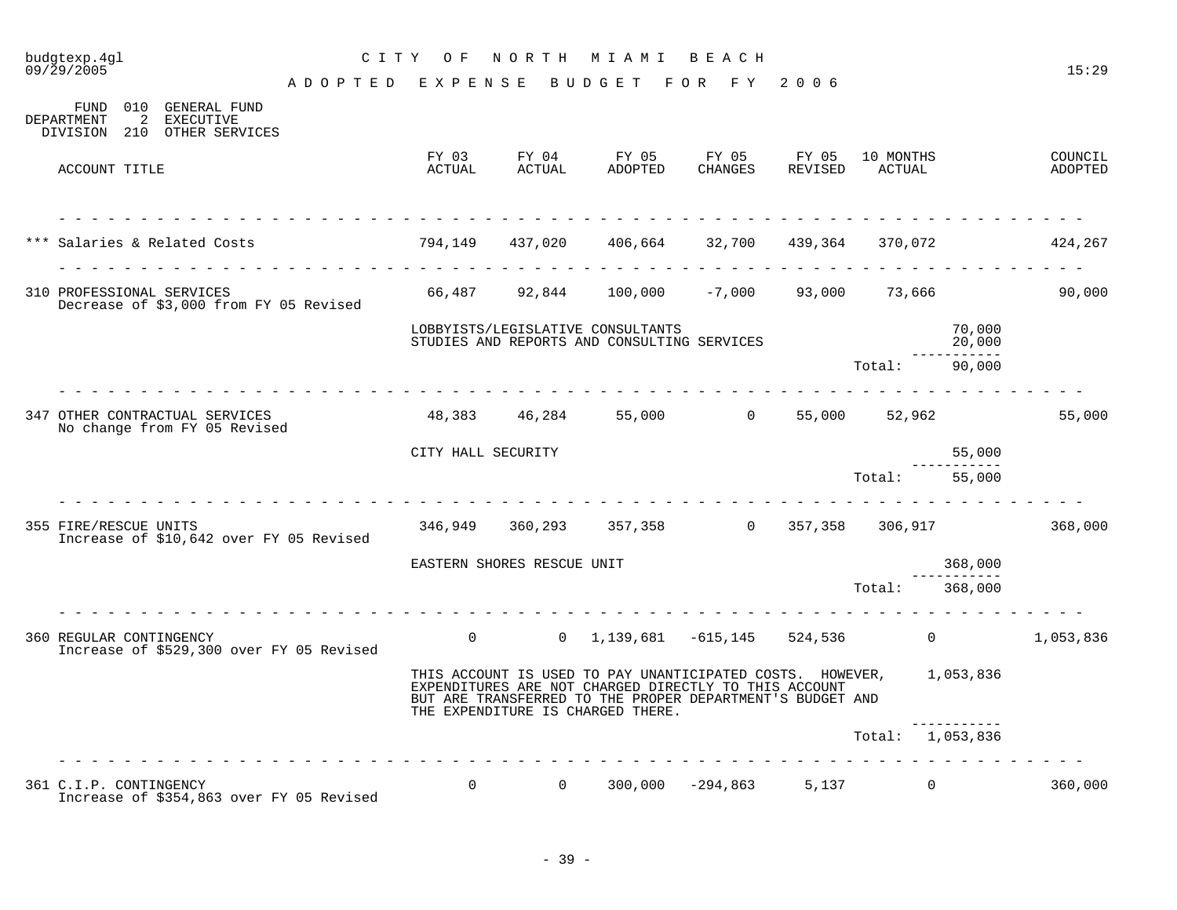# CITY OF NORTH MIAMI BEACH

## ADOPTED EXPENSE BUDGET FOR FY 2006

budgtexp.4gl
09/29/2005
15:29

FUND 010 GENERAL FUND
DEPARTMENT 2 EXECUTIVE
DIVISION 210 OTHER SERVICES

| ACCOUNT TITLE | FY 03 ACTUAL | FY 04 ACTUAL | FY 05 ADOPTED | FY 05 CHANGES | FY 05 REVISED | 10 MONTHS ACTUAL | | COUNCIL ADOPTED |
|---|---|---|---|---|---|---|---|---|
| *** Salaries & Related Costs | 794,149 | 437,020 | 406,664 | 32,700 | 439,364 | 370,072 | | 424,267 |
| 310 PROFESSIONAL SERVICES<br>Decrease of $3,000 from FY 05 Revised | 66,487 | 92,844 | 100,000 | -7,000 | 93,000 | 73,666 | | 90,000 |
| | LOBBYISTS/LEGISLATIVE CONSULTANTS | | | | | | 70,000 | |
| | STUDIES AND REPORTS AND CONSULTING SERVICES | | | | | | 20,000 | |
| | | | | | | Total: | 90,000 | |
| 347 OTHER CONTRACTUAL SERVICES<br>No change from FY 05 Revised | 48,383 | 46,284 | 55,000 | 0 | 55,000 | 52,962 | | 55,000 |
| | CITY HALL SECURITY | | | | | | 55,000 | |
| | | | | | | Total: | 55,000 | |
| 355 FIRE/RESCUE UNITS<br>Increase of $10,642 over FY 05 Revised | 346,949 | 360,293 | 357,358 | 0 | 357,358 | 306,917 | | 368,000 |
| | EASTERN SHORES RESCUE UNIT | | | | | | 368,000 | |
| | | | | | | Total: | 368,000 | |
| 360 REGULAR CONTINGENCY<br>Increase of $529,300 over FY 05 Revised | 0 | 0 | 1,139,681 | -615,145 | 524,536 | 0 | | 1,053,836 |
| | THIS ACCOUNT IS USED TO PAY UNANTICIPATED COSTS. HOWEVER, EXPENDITURES ARE NOT CHARGED DIRECTLY TO THIS ACCOUNT BUT ARE TRANSFERRED TO THE PROPER DEPARTMENT'S BUDGET AND THE EXPENDITURE IS CHARGED THERE. | | | | | | 1,053,836 | |
| | | | | | | Total: | 1,053,836 | |
| 361 C.I.P. CONTINGENCY<br>Increase of $354,863 over FY 05 Revised | 0 | 0 | 300,000 | -294,863 | 5,137 | 0 | | 360,000 |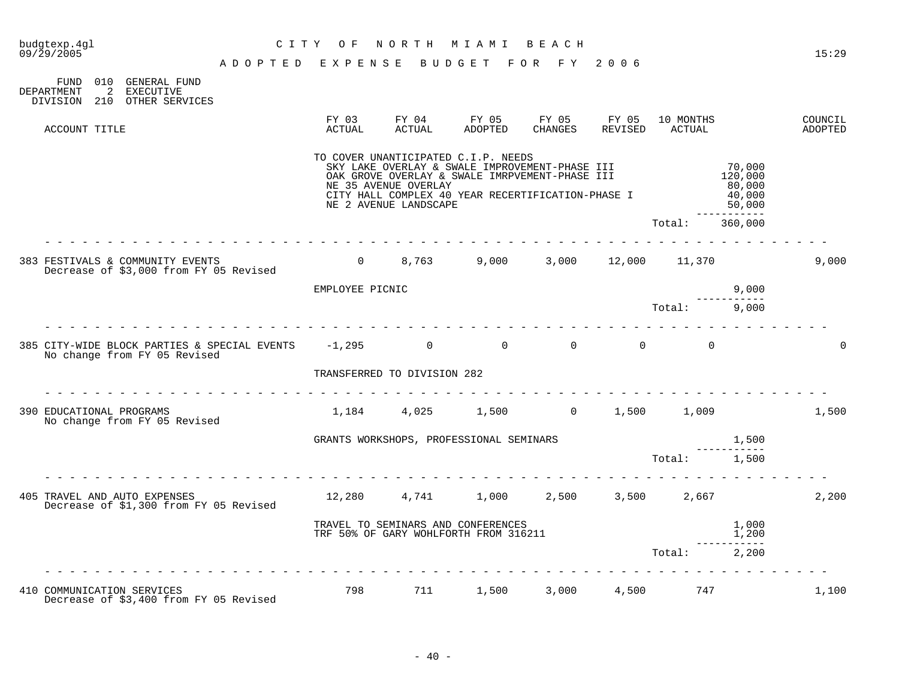budgtexp.4gl 09/29/2005

CITY OF NORTH MIAMI BEACH

ADOPTED EXPENSE BUDGET FOR FY 2006

15:29

FUND 010 GENERAL FUND
DEPARTMENT 2 EXECUTIVE
DIVISION 210 OTHER SERVICES

| ACCOUNT TITLE | FY 03 ACTUAL | FY 04 ACTUAL | FY 05 ADOPTED | FY 05 CHANGES | FY 05 REVISED | 10 MONTHS ACTUAL | | COUNCIL ADOPTED |
|---|---|---|---|---|---|---|---|---|
| | TO COVER UNANTICIPATED C.I.P. NEEDS | | | | | | | |
| | SKY LAKE OVERLAY & SWALE IMPROVEMENT-PHASE III | | | | | | 70,000 | |
| | OAK GROVE OVERLAY & SWALE IMRPVEMENT-PHASE III | | | | | | 120,000 | |
| | NE 35 AVENUE OVERLAY | | | | | | 80,000 | |
| | CITY HALL COMPLEX 40 YEAR RECERTIFICATION-PHASE I | | | | | | 40,000 | |
| | NE 2 AVENUE LANDSCAPE | | | | | | 50,000 | |
| | | | | | | Total: | 360,000 | |
| 383 FESTIVALS & COMMUNITY EVENTS<br>Decrease of $3,000 from FY 05 Revised | 0 | 8,763 | 9,000 | 3,000 | 12,000 | 11,370 | | 9,000 |
| | EMPLOYEE PICNIC | | | | | | 9,000 | |
| | | | | | | Total: | 9,000 | |
| 385 CITY-WIDE BLOCK PARTIES & SPECIAL EVENTS<br>No change from FY 05 Revised | -1,295 | 0 | 0 | 0 | 0 | 0 | | 0 |
| | TRANSFERRED TO DIVISION 282 | | | | | | | |
| 390 EDUCATIONAL PROGRAMS<br>No change from FY 05 Revised | 1,184 | 4,025 | 1,500 | 0 | 1,500 | 1,009 | | 1,500 |
| | GRANTS WORKSHOPS, PROFESSIONAL SEMINARS | | | | | | 1,500 | |
| | | | | | | Total: | 1,500 | |
| 405 TRAVEL AND AUTO EXPENSES<br>Decrease of $1,300 from FY 05 Revised | 12,280 | 4,741 | 1,000 | 2,500 | 3,500 | 2,667 | | 2,200 |
| | TRAVEL TO SEMINARS AND CONFERENCES | | | | | | 1,000 | |
| | TRF 50% OF GARY WOHLFORTH FROM 316211 | | | | | | 1,200 | |
| | | | | | | Total: | 2,200 | |
| 410 COMMUNICATION SERVICES<br>Decrease of $3,400 from FY 05 Revised | 798 | 711 | 1,500 | 3,000 | 4,500 | 747 | | 1,100 |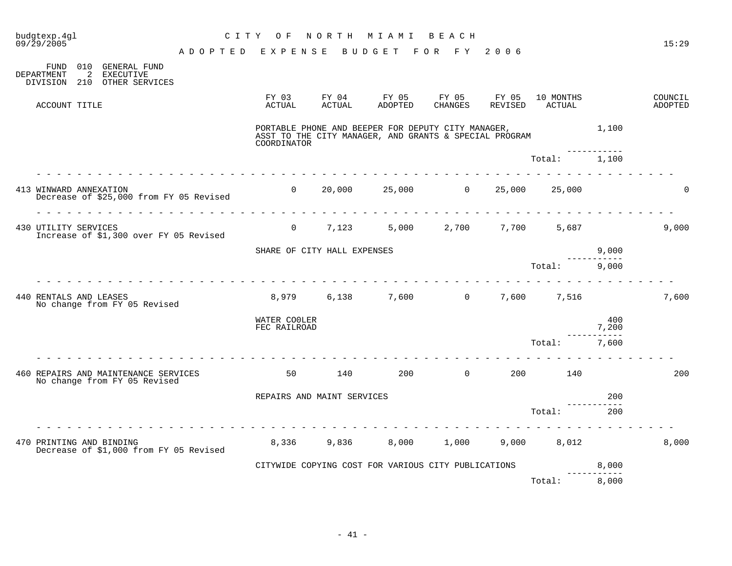CITY OF NORTH MIAMI BEACH

ADOPTED EXPENSE BUDGET FOR FY 2006

FUND 010 GENERAL FUND
DEPARTMENT 2 EXECUTIVE
DIVISION 210 OTHER SERVICES

| ACCOUNT TITLE | FY 03 ACTUAL | FY 04 ACTUAL | FY 05 ADOPTED | FY 05 CHANGES | FY 05 REVISED | 10 MONTHS ACTUAL | | COUNCIL ADOPTED |
|---|---|---|---|---|---|---|---|---|
| | PORTABLE PHONE AND BEEPER FOR DEPUTY CITY MANAGER, ASST TO THE CITY MANAGER, AND GRANTS & SPECIAL PROGRAM COORDINATOR | | | | | | 1,100 | |
| | | | | | | Total: | 1,100 | |
| 413 WINWARD ANNEXATION<br>Decrease of $25,000 from FY 05 Revised | 0 | 20,000 | 25,000 | 0 | 25,000 | 25,000 | | 0 |
| 430 UTILITY SERVICES<br>Increase of $1,300 over FY 05 Revised | 0 | 7,123 | 5,000 | 2,700 | 7,700 | 5,687 | | 9,000 |
| | SHARE OF CITY HALL EXPENSES | | | | | | 9,000 | |
| | | | | | | Total: | 9,000 | |
| 440 RENTALS AND LEASES<br>No change from FY 05 Revised | 8,979 | 6,138 | 7,600 | 0 | 7,600 | 7,516 | | 7,600 |
| | WATER COOLER | | | | | | 400 | |
| | FEC RAILROAD | | | | | | 7,200 | |
| | | | | | | Total: | 7,600 | |
| 460 REPAIRS AND MAINTENANCE SERVICES<br>No change from FY 05 Revised | 50 | 140 | 200 | 0 | 200 | 140 | | 200 |
| | REPAIRS AND MAINT SERVICES | | | | | | 200 | |
| | | | | | | Total: | 200 | |
| 470 PRINTING AND BINDING<br>Decrease of $1,000 from FY 05 Revised | 8,336 | 9,836 | 8,000 | 1,000 | 9,000 | 8,012 | | 8,000 |
| | CITYWIDE COPYING COST FOR VARIOUS CITY PUBLICATIONS | | | | | | 8,000 | |
| | | | | | | Total: | 8,000 | |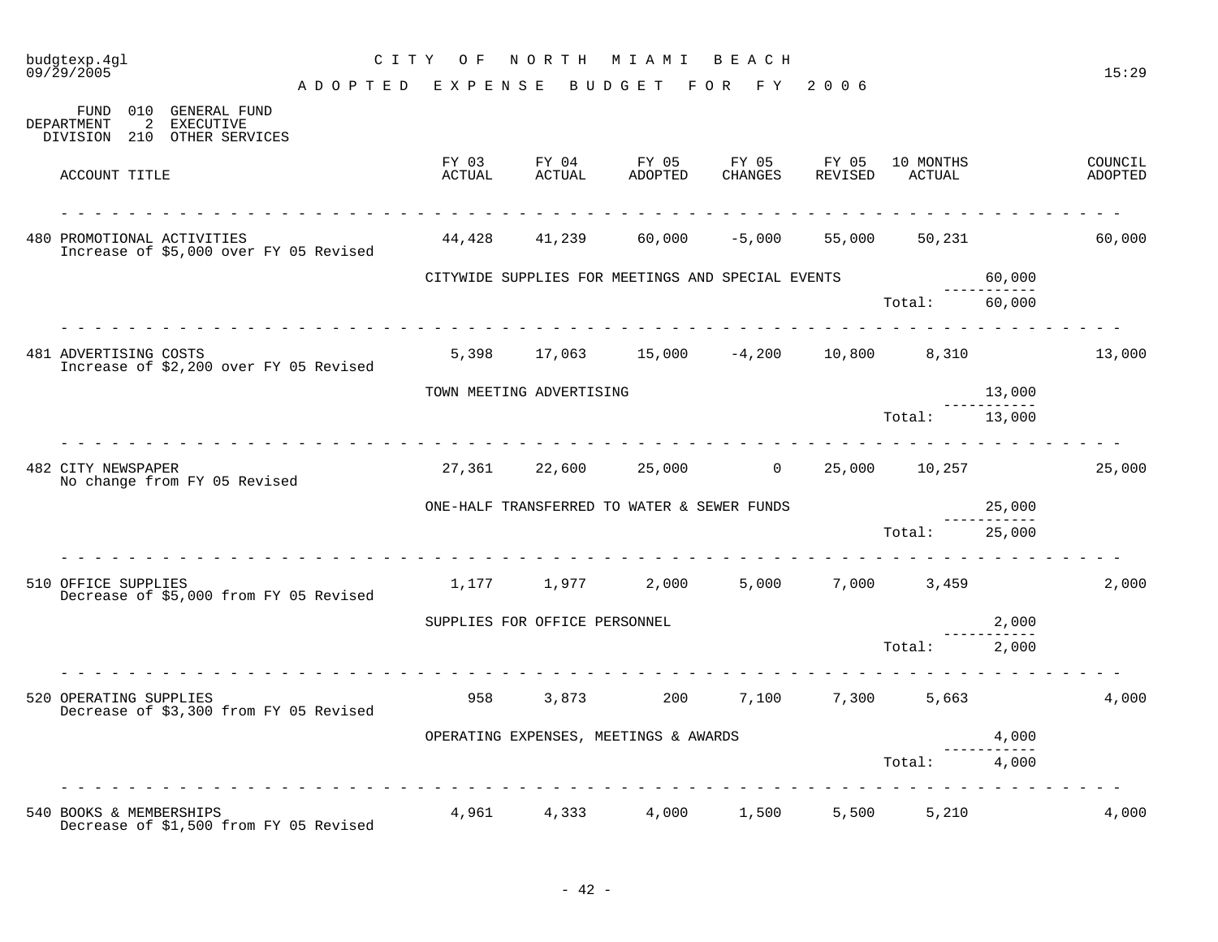# CITY OF NORTH MIAMI BEACH

## ADOPTED EXPENSE BUDGET FOR FY 2006

budgtexp.4gl
09/29/2005 15:29

FUND 010 GENERAL FUND
DEPARTMENT 2 EXECUTIVE
DIVISION 210 OTHER SERVICES

| ACCOUNT TITLE | FY 03 ACTUAL | FY 04 ACTUAL | FY 05 ADOPTED | FY 05 CHANGES | FY 05 REVISED | 10 MONTHS ACTUAL | | COUNCIL ADOPTED |
|---|---|---|---|---|---|---|---|---|
| 480 PROMOTIONAL ACTIVITIES<br>Increase of $5,000 over FY 05 Revised | 44,428 | 41,239 | 60,000 | -5,000 | 55,000 | 50,231 | | 60,000 |
| | CITYWIDE SUPPLIES FOR MEETINGS AND SPECIAL EVENTS | | | | | | 60,000 | |
| | | | | | | Total: | 60,000 | |
| 481 ADVERTISING COSTS<br>Increase of $2,200 over FY 05 Revised | 5,398 | 17,063 | 15,000 | -4,200 | 10,800 | 8,310 | | 13,000 |
| | TOWN MEETING ADVERTISING | | | | | | 13,000 | |
| | | | | | | Total: | 13,000 | |
| 482 CITY NEWSPAPER<br>No change from FY 05 Revised | 27,361 | 22,600 | 25,000 | 0 | 25,000 | 10,257 | | 25,000 |
| | ONE-HALF TRANSFERRED TO WATER & SEWER FUNDS | | | | | | 25,000 | |
| | | | | | | Total: | 25,000 | |
| 510 OFFICE SUPPLIES<br>Decrease of $5,000 from FY 05 Revised | 1,177 | 1,977 | 2,000 | 5,000 | 7,000 | 3,459 | | 2,000 |
| | SUPPLIES FOR OFFICE PERSONNEL | | | | | | 2,000 | |
| | | | | | | Total: | 2,000 | |
| 520 OPERATING SUPPLIES<br>Decrease of $3,300 from FY 05 Revised | 958 | 3,873 | 200 | 7,100 | 7,300 | 5,663 | | 4,000 |
| | OPERATING EXPENSES, MEETINGS & AWARDS | | | | | | 4,000 | |
| | | | | | | Total: | 4,000 | |
| 540 BOOKS & MEMBERSHIPS<br>Decrease of $1,500 from FY 05 Revised | 4,961 | 4,333 | 4,000 | 1,500 | 5,500 | 5,210 | | 4,000 |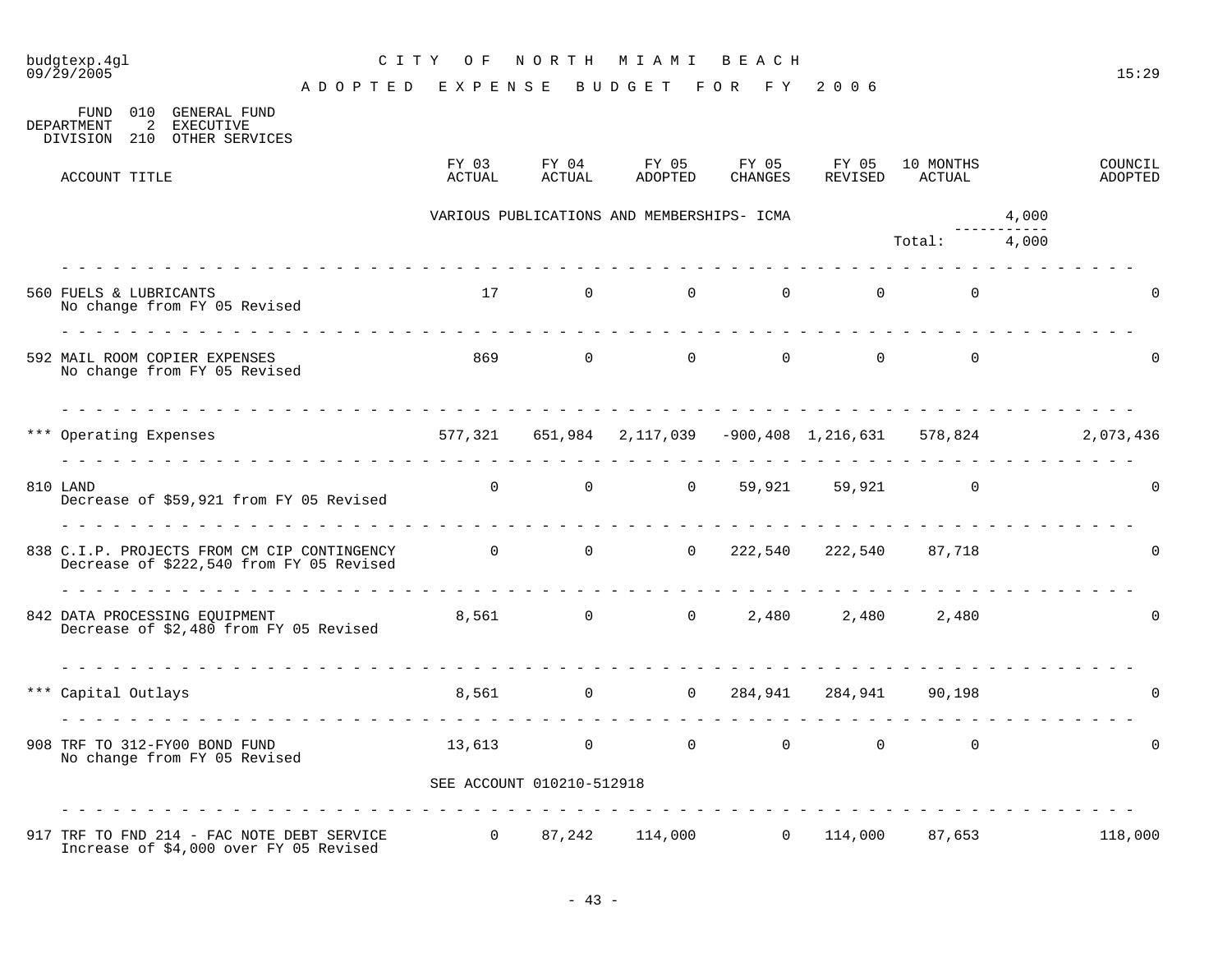CITY OF NORTH MIAMI BEACH

ADOPTED EXPENSE BUDGET FOR FY 2006

FUND 010 GENERAL FUND
DEPARTMENT 2 EXECUTIVE
DIVISION 210 OTHER SERVICES

| ACCOUNT TITLE | FY 03 ACTUAL | FY 04 ACTUAL | FY 05 ADOPTED | FY 05 CHANGES | FY 05 REVISED | 10 MONTHS ACTUAL | | COUNCIL ADOPTED |
|---|---|---|---|---|---|---|---|---|
| | VARIOUS PUBLICATIONS AND MEMBERSHIPS- ICMA | | | | | | 4,000 | |
| | | | | | | Total: | 4,000 | |
| 560 FUELS & LUBRICANTS<br>No change from FY 05 Revised | 17 | 0 | 0 | 0 | 0 | 0 | | 0 |
| 592 MAIL ROOM COPIER EXPENSES<br>No change from FY 05 Revised | 869 | 0 | 0 | 0 | 0 | 0 | | 0 |
| *** Operating Expenses | 577,321 | 651,984 | 2,117,039 | -900,408 | 1,216,631 | 578,824 | | 2,073,436 |
| 810 LAND<br>Decrease of $59,921 from FY 05 Revised | 0 | 0 | 0 | 59,921 | 59,921 | 0 | | 0 |
| 838 C.I.P. PROJECTS FROM CM CIP CONTINGENCY<br>Decrease of $222,540 from FY 05 Revised | 0 | 0 | 0 | 222,540 | 222,540 | 87,718 | | 0 |
| 842 DATA PROCESSING EQUIPMENT<br>Decrease of $2,480 from FY 05 Revised | 8,561 | 0 | 0 | 2,480 | 2,480 | 2,480 | | 0 |
| *** Capital Outlays | 8,561 | 0 | 0 | 284,941 | 284,941 | 90,198 | | 0 |
| 908 TRF TO 312-FY00 BOND FUND<br>No change from FY 05 Revised | 13,613 | 0 | 0 | 0 | 0 | 0 | | 0 |
| | SEE ACCOUNT 010210-512918 | | | | | | | |
| 917 TRF TO FND 214 - FAC NOTE DEBT SERVICE<br>Increase of $4,000 over FY 05 Revised | 0 | 87,242 | 114,000 | 0 | 114,000 | 87,653 | | 118,000 |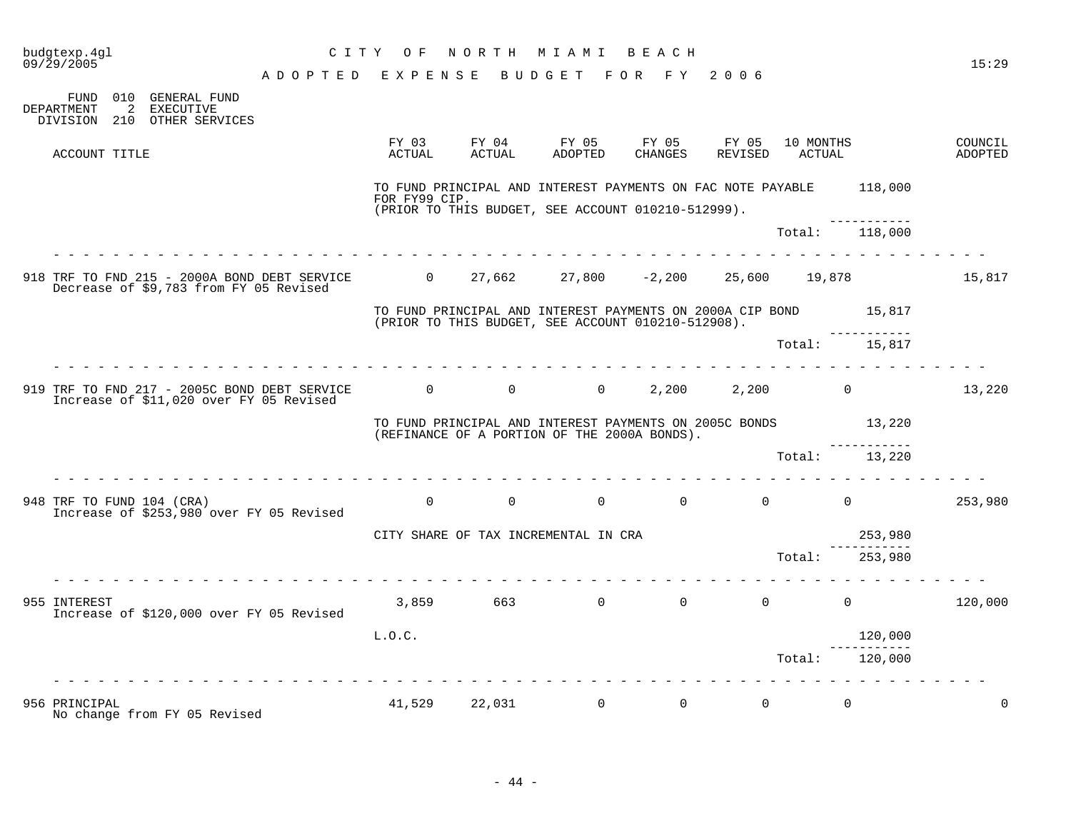# CITY OF NORTH MIAMI BEACH

## ADOPTED EXPENSE BUDGET FOR FY 2006

FUND 010 GENERAL FUND
DEPARTMENT 2 EXECUTIVE
DIVISION 210 OTHER SERVICES

| ACCOUNT TITLE | FY 03 ACTUAL | FY 04 ACTUAL | FY 05 ADOPTED | FY 05 CHANGES | FY 05 REVISED | 10 MONTHS ACTUAL | | COUNCIL ADOPTED |
|---|---|---|---|---|---|---|---|---|
| | TO FUND PRINCIPAL AND INTEREST PAYMENTS ON FAC NOTE PAYABLE FOR FY99 CIP. (PRIOR TO THIS BUDGET, SEE ACCOUNT 010210-512999). | | | | | | 118,000 | |
| | | | | | | Total: | 118,000 | |
| 918 TRF TO FND 215 - 2000A BOND DEBT SERVICE<br>Decrease of $9,783 from FY 05 Revised | 0 | 27,662 | 27,800 | -2,200 | 25,600 | 19,878 | | 15,817 |
| | TO FUND PRINCIPAL AND INTEREST PAYMENTS ON 2000A CIP BOND (PRIOR TO THIS BUDGET, SEE ACCOUNT 010210-512908). | | | | | | 15,817 | |
| | | | | | | Total: | 15,817 | |
| 919 TRF TO FND 217 - 2005C BOND DEBT SERVICE<br>Increase of $11,020 over FY 05 Revised | 0 | 0 | 0 | 2,200 | 2,200 | 0 | | 13,220 |
| | TO FUND PRINCIPAL AND INTEREST PAYMENTS ON 2005C BONDS (REFINANCE OF A PORTION OF THE 2000A BONDS). | | | | | | 13,220 | |
| | | | | | | Total: | 13,220 | |
| 948 TRF TO FUND 104 (CRA)<br>Increase of $253,980 over FY 05 Revised | 0 | 0 | 0 | 0 | 0 | 0 | | 253,980 |
| | CITY SHARE OF TAX INCREMENTAL IN CRA | | | | | | 253,980 | |
| | | | | | | Total: | 253,980 | |
| 955 INTEREST<br>Increase of $120,000 over FY 05 Revised | 3,859 | 663 | 0 | 0 | 0 | 0 | | 120,000 |
| | L.O.C. | | | | | | 120,000 | |
| | | | | | | Total: | 120,000 | |
| 956 PRINCIPAL<br>No change from FY 05 Revised | 41,529 | 22,031 | 0 | 0 | 0 | 0 | | 0 |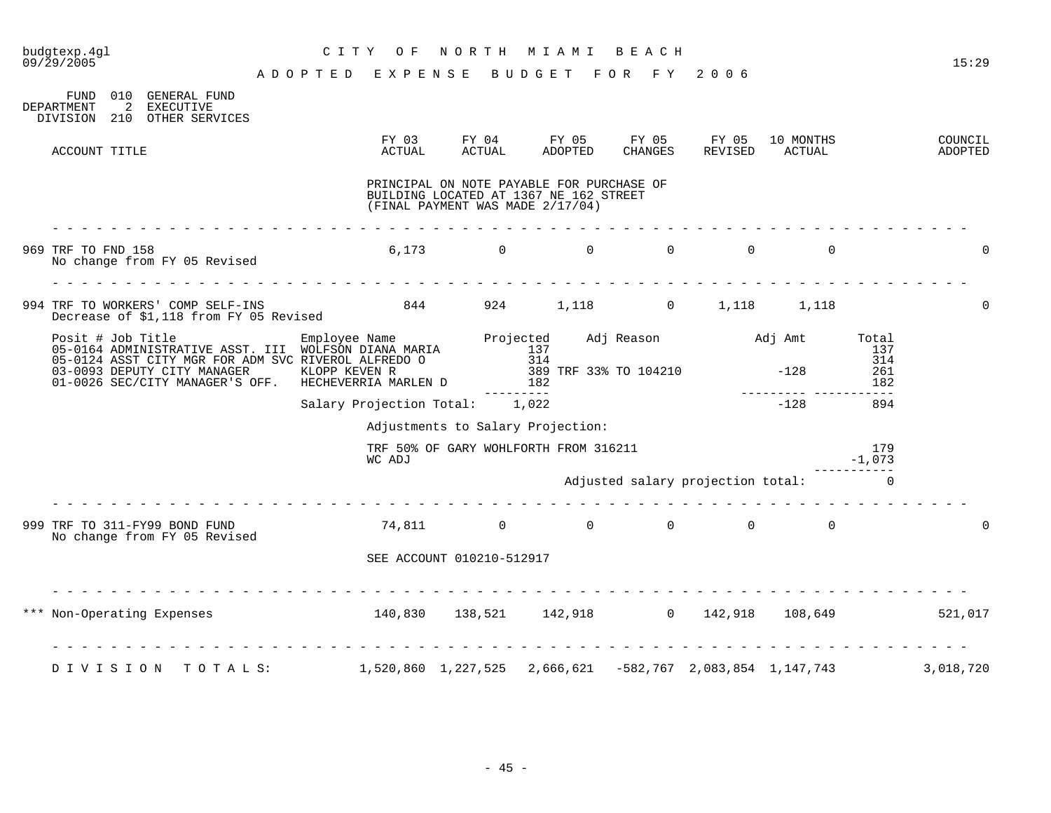budgtexp.4gl
09/29/2005

CITY OF NORTH MIAMI BEACH
ADOPTED EXPENSE BUDGET FOR FY 2006

15:29

FUND 010 GENERAL FUND
DEPARTMENT 2 EXECUTIVE
DIVISION 210 OTHER SERVICES

| ACCOUNT TITLE | FY 03 ACTUAL | FY 04 ACTUAL | FY 05 ADOPTED | FY 05 CHANGES | FY 05 REVISED | 10 MONTHS ACTUAL | COUNCIL ADOPTED |
|---|---|---|---|---|---|---|---|

PRINCIPAL ON NOTE PAYABLE FOR PURCHASE OF BUILDING LOCATED AT 1367 NE 162 STREET (FINAL PAYMENT WAS MADE 2/17/04)

| ACCOUNT TITLE | FY 03 ACTUAL | FY 04 ACTUAL | FY 05 ADOPTED | FY 05 CHANGES | FY 05 REVISED | 10 MONTHS ACTUAL | COUNCIL ADOPTED |
|---|---|---|---|---|---|---|---|
| 969 TRF TO FND 158<br>No change from FY 05 Revised | 6,173 | 0 | 0 | 0 | 0 | 0 | 0 |
| 994 TRF TO WORKERS' COMP SELF-INS<br>Decrease of $1,118 from FY 05 Revised | 844 | 924 | 1,118 | 0 | 1,118 | 1,118 | 0 |

| Posit # | Job Title | Employee Name | Projected | Adj Reason | Adj Amt | Total |
|---|---|---|---|---|---|---|
| 05-0164 | ADMINISTRATIVE ASST. III | WOLFSON DIANA MARIA | 137 | | | 137 |
| 05-0124 | ASST CITY MGR FOR ADM SVC | RIVEROL ALFREDO O | 314 | | | 314 |
| 03-0093 | DEPUTY CITY MANAGER | KLOPP KEVEN R | 389 | TRF 33% TO 104210 | -128 | 261 |
| 01-0026 | SEC/CITY MANAGER'S OFF. | HECHEVERRIA MARLEN D | 182 | | | 182 |
| | | Salary Projection Total: | 1,022 | | -128 | 894 |

Adjustments to Salary Projection:

| Adjustment | Amount |
|---|---|
| TRF 50% OF GARY WOHLFORTH FROM 316211 | 179 |
| WC ADJ | -1,073 |
| Adjusted salary projection total: | 0 |

| ACCOUNT TITLE | FY 03 ACTUAL | FY 04 ACTUAL | FY 05 ADOPTED | FY 05 CHANGES | FY 05 REVISED | 10 MONTHS ACTUAL | COUNCIL ADOPTED |
|---|---|---|---|---|---|---|---|
| 999 TRF TO 311-FY99 BOND FUND<br>No change from FY 05 Revised | 74,811 | 0 | 0 | 0 | 0 | 0 | 0 |

SEE ACCOUNT 010210-512917

| ACCOUNT TITLE | FY 03 ACTUAL | FY 04 ACTUAL | FY 05 ADOPTED | FY 05 CHANGES | FY 05 REVISED | 10 MONTHS ACTUAL | COUNCIL ADOPTED |
|---|---|---|---|---|---|---|---|
| *** Non-Operating Expenses | 140,830 | 138,521 | 142,918 | 0 | 142,918 | 108,649 | 521,017 |
| DIVISION TOTALS: | 1,520,860 | 1,227,525 | 2,666,621 | -582,767 | 2,083,854 | 1,147,743 | 3,018,720 |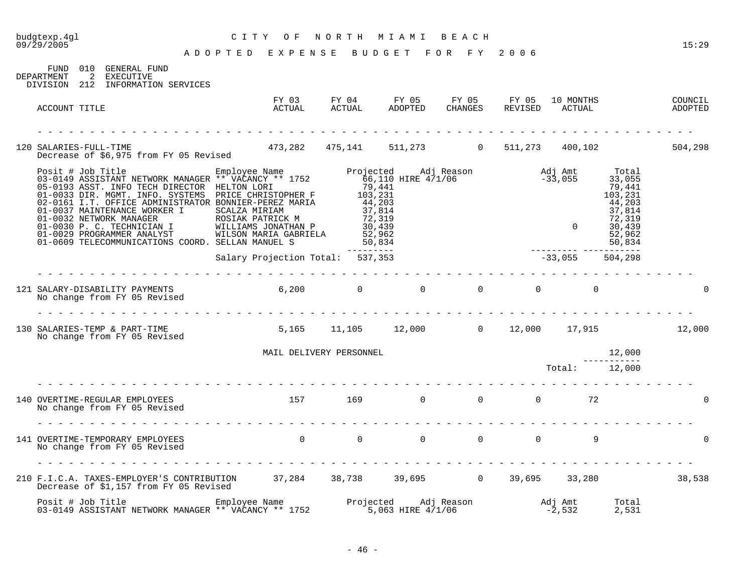# CITY OF NORTH MIAMI BEACH

## ADOPTED EXPENSE BUDGET FOR FY 2006

FUND 010 GENERAL FUND
DEPARTMENT 2 EXECUTIVE
DIVISION 212 INFORMATION SERVICES

| ACCOUNT TITLE | FY 03 ACTUAL | FY 04 ACTUAL | FY 05 ADOPTED | FY 05 CHANGES | FY 05 REVISED | 10 MONTHS ACTUAL | COUNCIL ADOPTED |
|---|---|---|---|---|---|---|---|
| 120 SALARIES-FULL-TIME | 473,282 | 475,141 | 511,273 | 0 | 511,273 | 400,102 | 504,298 |

Decrease of $6,975 from FY 05 Revised

| Posit # | Job Title | Employee Name | Projected | Adj Reason | Adj Amt | Total |
|---|---|---|---|---|---|---|
| 03-0149 | ASSISTANT NETWORK MANAGER | ** VACANCY ** 1752 | 66,110 | HIRE 4/1/06 | -33,055 | 33,055 |
| 05-0193 | ASST. INFO TECH DIRECTOR | HELTON LORI | 79,441 | | | 79,441 |
| 01-0033 | DIR. MGMT. INFO. SYSTEMS | PRICE CHRISTOPHER F | 103,231 | | | 103,231 |
| 02-0161 | I.T. OFFICE ADMINISTRATOR | BONNIER-PEREZ MARIA | 44,203 | | | 44,203 |
| 01-0037 | MAINTENANCE WORKER I | SCALZA MIRIAM | 37,814 | | | 37,814 |
| 01-0032 | NETWORK MANAGER | ROSIAK PATRICK M | 72,319 | | | 72,319 |
| 01-0030 | P. C. TECHNICIAN I | WILLIAMS JONATHAN P | 30,439 | | 0 | 30,439 |
| 01-0029 | PROGRAMMER ANALYST | WILSON MARIA GABRIELA | 52,962 | | | 52,962 |
| 01-0609 | TELECOMMUNICATIONS COORD. | SELLAN MANUEL S | 50,834 | | | 50,834 |
| | | Salary Projection Total: | 537,353 | | -33,055 | 504,298 |

| ACCOUNT TITLE | FY 03 ACTUAL | FY 04 ACTUAL | FY 05 ADOPTED | FY 05 CHANGES | FY 05 REVISED | 10 MONTHS ACTUAL | COUNCIL ADOPTED |
|---|---|---|---|---|---|---|---|
| 121 SALARY-DISABILITY PAYMENTS | 6,200 | 0 | 0 | 0 | 0 | 0 | 0 |

No change from FY 05 Revised

| ACCOUNT TITLE | FY 03 ACTUAL | FY 04 ACTUAL | FY 05 ADOPTED | FY 05 CHANGES | FY 05 REVISED | 10 MONTHS ACTUAL | COUNCIL ADOPTED |
|---|---|---|---|---|---|---|---|
| 130 SALARIES-TEMP & PART-TIME | 5,165 | 11,105 | 12,000 | 0 | 12,000 | 17,915 | 12,000 |

No change from FY 05 Revised

| Description | Amount |
|---|---|
| MAIL DELIVERY PERSONNEL | 12,000 |
| Total: | 12,000 |

| ACCOUNT TITLE | FY 03 ACTUAL | FY 04 ACTUAL | FY 05 ADOPTED | FY 05 CHANGES | FY 05 REVISED | 10 MONTHS ACTUAL | COUNCIL ADOPTED |
|---|---|---|---|---|---|---|---|
| 140 OVERTIME-REGULAR EMPLOYEES | 157 | 169 | 0 | 0 | 0 | 72 | 0 |

No change from FY 05 Revised

| ACCOUNT TITLE | FY 03 ACTUAL | FY 04 ACTUAL | FY 05 ADOPTED | FY 05 CHANGES | FY 05 REVISED | 10 MONTHS ACTUAL | COUNCIL ADOPTED |
|---|---|---|---|---|---|---|---|
| 141 OVERTIME-TEMPORARY EMPLOYEES | 0 | 0 | 0 | 0 | 0 | 9 | 0 |

No change from FY 05 Revised

| ACCOUNT TITLE | FY 03 ACTUAL | FY 04 ACTUAL | FY 05 ADOPTED | FY 05 CHANGES | FY 05 REVISED | 10 MONTHS ACTUAL | COUNCIL ADOPTED |
|---|---|---|---|---|---|---|---|
| 210 F.I.C.A. TAXES-EMPLOYER'S CONTRIBUTION | 37,284 | 38,738 | 39,695 | 0 | 39,695 | 33,280 | 38,538 |

Decrease of $1,157 from FY 05 Revised

| Posit # | Job Title | Employee Name | Projected | Adj Reason | Adj Amt | Total |
|---|---|---|---|---|---|---|
| 03-0149 | ASSISTANT NETWORK MANAGER | ** VACANCY ** 1752 | 5,063 | HIRE 4/1/06 | -2,532 | 2,531 |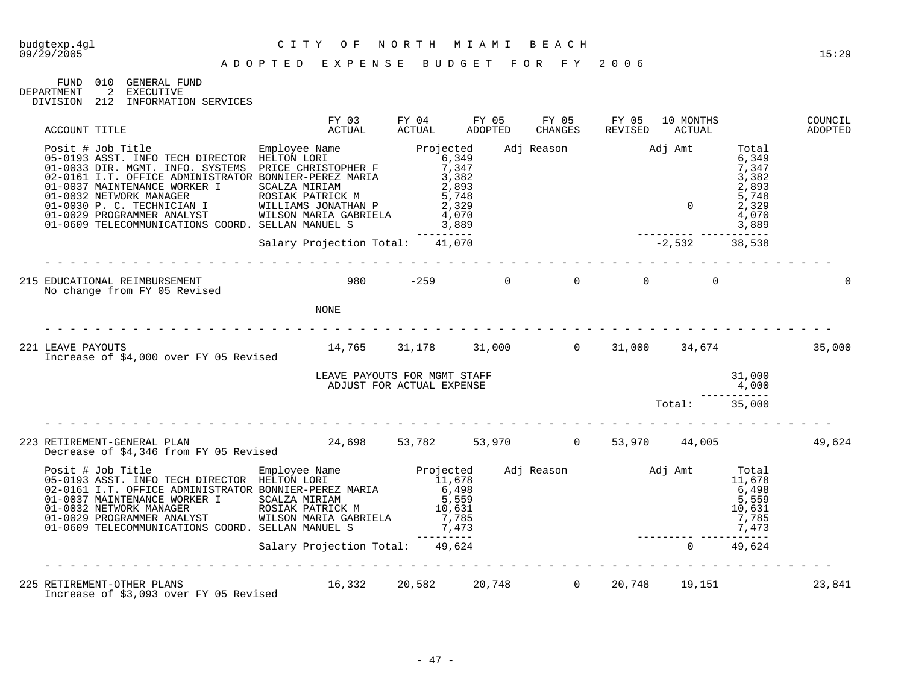budgtexp.4gl — CITY OF NORTH MIAMI BEACH — 09/29/2005 — 15:29

# ADOPTED EXPENSE BUDGET FOR FY 2006

FUND 010 GENERAL FUND
DEPARTMENT 2 EXECUTIVE
DIVISION 212 INFORMATION SERVICES

| ACCOUNT TITLE | FY 03 ACTUAL | FY 04 ACTUAL | FY 05 ADOPTED | FY 05 CHANGES | FY 05 REVISED | 10 MONTHS ACTUAL | COUNCIL ADOPTED |
|---|---|---|---|---|---|---|---|

| Posit # | Job Title | Employee Name | Projected | Adj Reason | Adj Amt | Total |
|---|---|---|---|---|---|---|
| 05-0193 | ASST. INFO TECH DIRECTOR | HELTON LORI | 6,349 | | | 6,349 |
| 01-0033 | DIR. MGMT. INFO. SYSTEMS | PRICE CHRISTOPHER F | 7,347 | | | 7,347 |
| 02-0161 | I.T. OFFICE ADMINISTRATOR | BONNIER-PEREZ MARIA | 3,382 | | | 3,382 |
| 01-0037 | MAINTENANCE WORKER I | SCALZA MIRIAM | 2,893 | | | 2,893 |
| 01-0032 | NETWORK MANAGER | ROSIAK PATRICK M | 5,748 | | | 5,748 |
| 01-0030 | P. C. TECHNICIAN I | WILLIAMS JONATHAN P | 2,329 | | 0 | 2,329 |
| 01-0029 | PROGRAMMER ANALYST | WILSON MARIA GABRIELA | 4,070 | | | 4,070 |
| 01-0609 | TELECOMMUNICATIONS COORD. | SELLAN MANUEL S | 3,889 | | | 3,889 |
| | | Salary Projection Total: | 41,070 | | -2,532 | 38,538 |

| ACCOUNT TITLE | FY 03 ACTUAL | FY 04 ACTUAL | FY 05 ADOPTED | FY 05 CHANGES | FY 05 REVISED | 10 MONTHS ACTUAL | COUNCIL ADOPTED |
|---|---|---|---|---|---|---|---|
| 215 EDUCATIONAL REIMBURSEMENT | 980 | -259 | 0 | 0 | 0 | 0 | 0 |

No change from FY 05 Revised

NONE

| ACCOUNT TITLE | FY 03 ACTUAL | FY 04 ACTUAL | FY 05 ADOPTED | FY 05 CHANGES | FY 05 REVISED | 10 MONTHS ACTUAL | COUNCIL ADOPTED |
|---|---|---|---|---|---|---|---|
| 221 LEAVE PAYOUTS | 14,765 | 31,178 | 31,000 | 0 | 31,000 | 34,674 | 35,000 |

Increase of $4,000 over FY 05 Revised

| Description | Amount |
|---|---|
| LEAVE PAYOUTS FOR MGMT STAFF | 31,000 |
| ADJUST FOR ACTUAL EXPENSE | 4,000 |
| Total: | 35,000 |

| ACCOUNT TITLE | FY 03 ACTUAL | FY 04 ACTUAL | FY 05 ADOPTED | FY 05 CHANGES | FY 05 REVISED | 10 MONTHS ACTUAL | COUNCIL ADOPTED |
|---|---|---|---|---|---|---|---|
| 223 RETIREMENT-GENERAL PLAN | 24,698 | 53,782 | 53,970 | 0 | 53,970 | 44,005 | 49,624 |

Decrease of $4,346 from FY 05 Revised

| Posit # | Job Title | Employee Name | Projected | Adj Reason | Adj Amt | Total |
|---|---|---|---|---|---|---|
| 05-0193 | ASST. INFO TECH DIRECTOR | HELTON LORI | 11,678 | | | 11,678 |
| 02-0161 | I.T. OFFICE ADMINISTRATOR | BONNIER-PEREZ MARIA | 6,498 | | | 6,498 |
| 01-0037 | MAINTENANCE WORKER I | SCALZA MIRIAM | 5,559 | | | 5,559 |
| 01-0032 | NETWORK MANAGER | ROSIAK PATRICK M | 10,631 | | | 10,631 |
| 01-0029 | PROGRAMMER ANALYST | WILSON MARIA GABRIELA | 7,785 | | | 7,785 |
| 01-0609 | TELECOMMUNICATIONS COORD. | SELLAN MANUEL S | 7,473 | | | 7,473 |
| | | Salary Projection Total: | 49,624 | | 0 | 49,624 |

| ACCOUNT TITLE | FY 03 ACTUAL | FY 04 ACTUAL | FY 05 ADOPTED | FY 05 CHANGES | FY 05 REVISED | 10 MONTHS ACTUAL | COUNCIL ADOPTED |
|---|---|---|---|---|---|---|---|
| 225 RETIREMENT-OTHER PLANS | 16,332 | 20,582 | 20,748 | 0 | 20,748 | 19,151 | 23,841 |

Increase of $3,093 over FY 05 Revised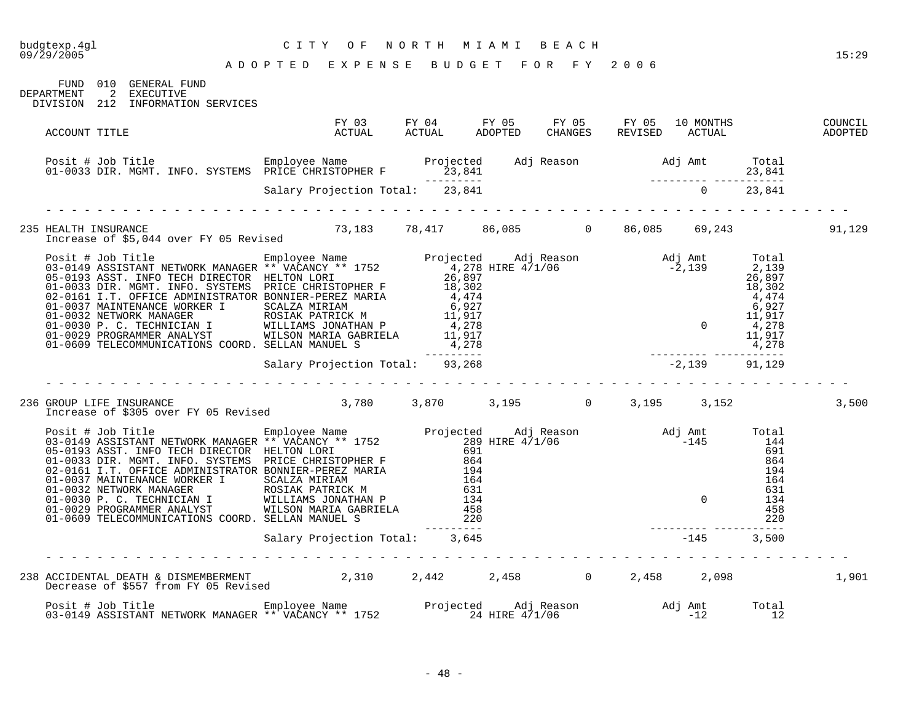budgtexp.4gl — CITY OF NORTH MIAMI BEACH — 09/29/2005 — 15:29

ADOPTED EXPENSE BUDGET FOR FY 2006

FUND 010 GENERAL FUND
DEPARTMENT 2 EXECUTIVE
DIVISION 212 INFORMATION SERVICES

| ACCOUNT TITLE | FY 03 ACTUAL | FY 04 ACTUAL | FY 05 ADOPTED | FY 05 CHANGES | FY 05 REVISED | 10 MONTHS ACTUAL | COUNCIL ADOPTED |
|---|---|---|---|---|---|---|---|

| Posit # | Job Title | Employee Name | Projected | Adj Reason | Adj Amt | Total |
|---|---|---|---|---|---|---|
| 01-0033 | DIR. MGMT. INFO. SYSTEMS | PRICE CHRISTOPHER F | 23,841 | | | 23,841 |
| | | Salary Projection Total: | 23,841 | | 0 | 23,841 |

| ACCOUNT TITLE | FY 03 ACTUAL | FY 04 ACTUAL | FY 05 ADOPTED | FY 05 CHANGES | FY 05 REVISED | 10 MONTHS ACTUAL | COUNCIL ADOPTED |
|---|---|---|---|---|---|---|---|
| 235 HEALTH INSURANCE | 73,183 | 78,417 | 86,085 | 0 | 86,085 | 69,243 | 91,129 |

Increase of $5,044 over FY 05 Revised

| Posit # | Job Title | Employee Name | Projected | Adj Reason | Adj Amt | Total |
|---|---|---|---|---|---|---|
| 03-0149 | ASSISTANT NETWORK MANAGER | ** VACANCY ** 1752 | 4,278 | HIRE 4/1/06 | -2,139 | 2,139 |
| 05-0193 | ASST. INFO TECH DIRECTOR | HELTON LORI | 26,897 | | | 26,897 |
| 01-0033 | DIR. MGMT. INFO. SYSTEMS | PRICE CHRISTOPHER F | 18,302 | | | 18,302 |
| 02-0161 | I.T. OFFICE ADMINISTRATOR | BONNIER-PEREZ MARIA | 4,474 | | | 4,474 |
| 01-0037 | MAINTENANCE WORKER I | SCALZA MIRIAM | 6,927 | | | 6,927 |
| 01-0032 | NETWORK MANAGER | ROSIAK PATRICK M | 11,917 | | | 11,917 |
| 01-0030 | P. C. TECHNICIAN I | WILLIAMS JONATHAN P | 4,278 | | 0 | 4,278 |
| 01-0029 | PROGRAMMER ANALYST | WILSON MARIA GABRIELA | 11,917 | | | 11,917 |
| 01-0609 | TELECOMMUNICATIONS COORD. | SELLAN MANUEL S | 4,278 | | | 4,278 |
| | | Salary Projection Total: | 93,268 | | -2,139 | 91,129 |

| ACCOUNT TITLE | FY 03 ACTUAL | FY 04 ACTUAL | FY 05 ADOPTED | FY 05 CHANGES | FY 05 REVISED | 10 MONTHS ACTUAL | COUNCIL ADOPTED |
|---|---|---|---|---|---|---|---|
| 236 GROUP LIFE INSURANCE | 3,780 | 3,870 | 3,195 | 0 | 3,195 | 3,152 | 3,500 |

Increase of $305 over FY 05 Revised

| Posit # | Job Title | Employee Name | Projected | Adj Reason | Adj Amt | Total |
|---|---|---|---|---|---|---|
| 03-0149 | ASSISTANT NETWORK MANAGER | ** VACANCY ** 1752 | 289 | HIRE 4/1/06 | -145 | 144 |
| 05-0193 | ASST. INFO TECH DIRECTOR | HELTON LORI | 691 | | | 691 |
| 01-0033 | DIR. MGMT. INFO. SYSTEMS | PRICE CHRISTOPHER F | 864 | | | 864 |
| 02-0161 | I.T. OFFICE ADMINISTRATOR | BONNIER-PEREZ MARIA | 194 | | | 194 |
| 01-0037 | MAINTENANCE WORKER I | SCALZA MIRIAM | 164 | | | 164 |
| 01-0032 | NETWORK MANAGER | ROSIAK PATRICK M | 631 | | | 631 |
| 01-0030 | P. C. TECHNICIAN I | WILLIAMS JONATHAN P | 134 | | 0 | 134 |
| 01-0029 | PROGRAMMER ANALYST | WILSON MARIA GABRIELA | 458 | | | 458 |
| 01-0609 | TELECOMMUNICATIONS COORD. | SELLAN MANUEL S | 220 | | | 220 |
| | | Salary Projection Total: | 3,645 | | -145 | 3,500 |

| ACCOUNT TITLE | FY 03 ACTUAL | FY 04 ACTUAL | FY 05 ADOPTED | FY 05 CHANGES | FY 05 REVISED | 10 MONTHS ACTUAL | COUNCIL ADOPTED |
|---|---|---|---|---|---|---|---|
| 238 ACCIDENTAL DEATH & DISMEMBERMENT | 2,310 | 2,442 | 2,458 | 0 | 2,458 | 2,098 | 1,901 |

Decrease of $557 from FY 05 Revised

| Posit # | Job Title | Employee Name | Projected | Adj Reason | Adj Amt | Total |
|---|---|---|---|---|---|---|
| 03-0149 | ASSISTANT NETWORK MANAGER | ** VACANCY ** 1752 | 24 | HIRE 4/1/06 | -12 | 12 |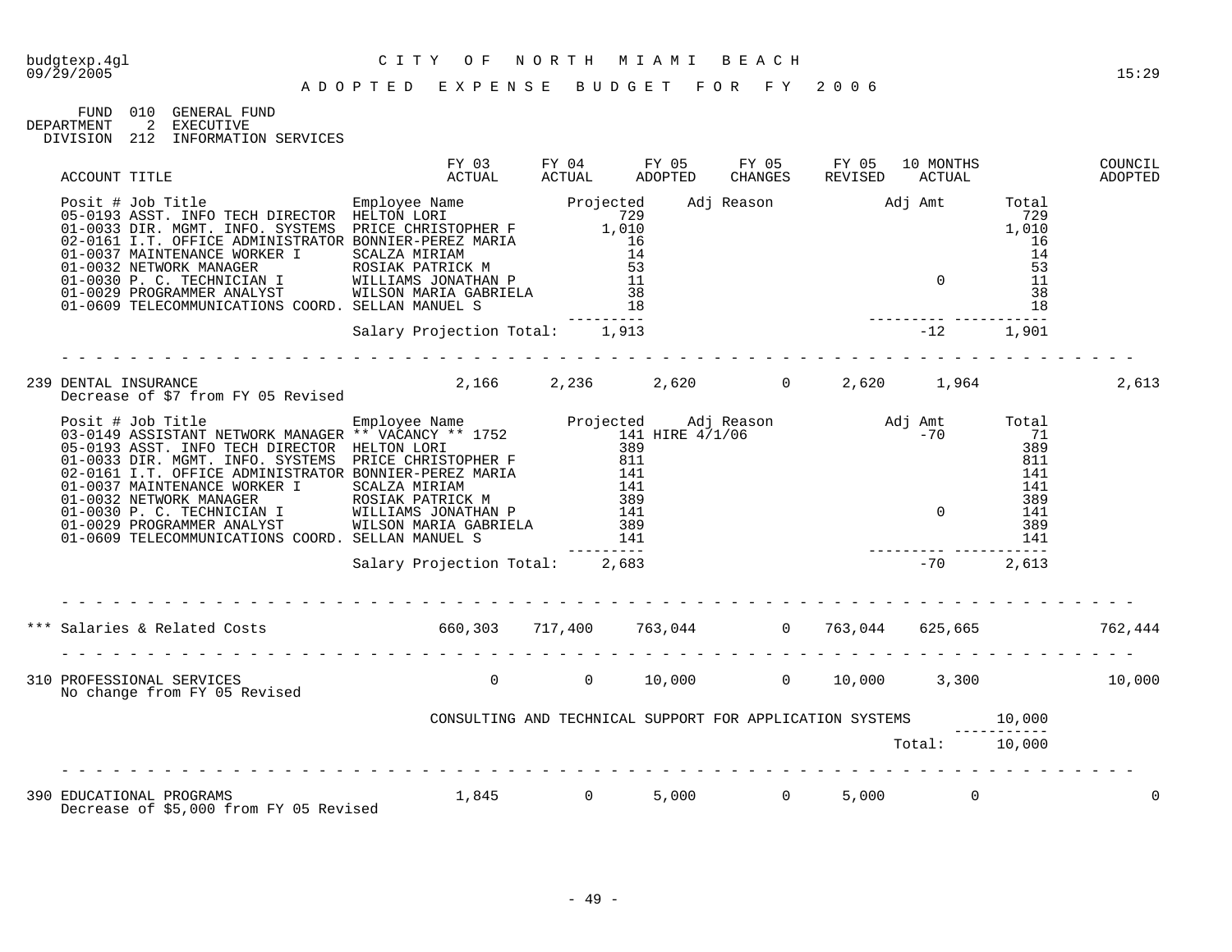budgtexp.4gl CITY OF NORTH MIAMI BEACH
09/29/2005 15:29

ADOPTED EXPENSE BUDGET FOR FY 2006

FUND 010 GENERAL FUND
DEPARTMENT 2 EXECUTIVE
DIVISION 212 INFORMATION SERVICES

| ACCOUNT TITLE | FY 03 ACTUAL | FY 04 ACTUAL | FY 05 ADOPTED | FY 05 CHANGES | FY 05 REVISED | 10 MONTHS ACTUAL | COUNCIL ADOPTED |
|---|---|---|---|---|---|---|---|

| Posit # Job Title | Employee Name | Projected | Adj Reason | Adj Amt | Total |
|---|---|---|---|---|---|
| 05-0193 ASST. INFO TECH DIRECTOR | HELTON LORI | 729 | | | 729 |
| 01-0033 DIR. MGMT. INFO. SYSTEMS | PRICE CHRISTOPHER F | 1,010 | | | 1,010 |
| 02-0161 I.T. OFFICE ADMINISTRATOR | BONNIER-PEREZ MARIA | 16 | | | 16 |
| 01-0037 MAINTENANCE WORKER I | SCALZA MIRIAM | 14 | | | 14 |
| 01-0032 NETWORK MANAGER | ROSIAK PATRICK M | 53 | | | 53 |
| 01-0030 P. C. TECHNICIAN I | WILLIAMS JONATHAN P | 11 | | 0 | 11 |
| 01-0029 PROGRAMMER ANALYST | WILSON MARIA GABRIELA | 38 | | | 38 |
| 01-0609 TELECOMMUNICATIONS COORD. | SELLAN MANUEL S | 18 | | | 18 |
| | Salary Projection Total: | 1,913 | | -12 | 1,901 |

| ACCOUNT TITLE | FY 03 ACTUAL | FY 04 ACTUAL | FY 05 ADOPTED | FY 05 CHANGES | FY 05 REVISED | 10 MONTHS ACTUAL | COUNCIL ADOPTED |
|---|---|---|---|---|---|---|---|
| 239 DENTAL INSURANCE<br>Decrease of $7 from FY 05 Revised | 2,166 | 2,236 | 2,620 | 0 | 2,620 | 1,964 | 2,613 |

| Posit # Job Title | Employee Name | Projected | Adj Reason | Adj Amt | Total |
|---|---|---|---|---|---|
| 03-0149 ASSISTANT NETWORK MANAGER | ** VACANCY ** 1752 | 141 | HIRE 4/1/06 | -70 | 71 |
| 05-0193 ASST. INFO TECH DIRECTOR | HELTON LORI | 389 | | | 389 |
| 01-0033 DIR. MGMT. INFO. SYSTEMS | PRICE CHRISTOPHER F | 811 | | | 811 |
| 02-0161 I.T. OFFICE ADMINISTRATOR | BONNIER-PEREZ MARIA | 141 | | | 141 |
| 01-0037 MAINTENANCE WORKER I | SCALZA MIRIAM | 141 | | | 141 |
| 01-0032 NETWORK MANAGER | ROSIAK PATRICK M | 389 | | | 389 |
| 01-0030 P. C. TECHNICIAN I | WILLIAMS JONATHAN P | 141 | | 0 | 141 |
| 01-0029 PROGRAMMER ANALYST | WILSON MARIA GABRIELA | 389 | | | 389 |
| 01-0609 TELECOMMUNICATIONS COORD. | SELLAN MANUEL S | 141 | | | 141 |
| | Salary Projection Total: | 2,683 | | -70 | 2,613 |

| ACCOUNT TITLE | FY 03 ACTUAL | FY 04 ACTUAL | FY 05 ADOPTED | FY 05 CHANGES | FY 05 REVISED | 10 MONTHS ACTUAL | COUNCIL ADOPTED |
|---|---|---|---|---|---|---|---|
| *** Salaries & Related Costs | 660,303 | 717,400 | 763,044 | 0 | 763,044 | 625,665 | 762,444 |
| 310 PROFESSIONAL SERVICES<br>No change from FY 05 Revised | 0 | 0 | 10,000 | 0 | 10,000 | 3,300 | 10,000 |

| Description | Amount |
|---|---|
| CONSULTING AND TECHNICAL SUPPORT FOR APPLICATION SYSTEMS | 10,000 |
| Total: | 10,000 |

| ACCOUNT TITLE | FY 03 ACTUAL | FY 04 ACTUAL | FY 05 ADOPTED | FY 05 CHANGES | FY 05 REVISED | 10 MONTHS ACTUAL | COUNCIL ADOPTED |
|---|---|---|---|---|---|---|---|
| 390 EDUCATIONAL PROGRAMS<br>Decrease of $5,000 from FY 05 Revised | 1,845 | 0 | 5,000 | 0 | 5,000 | 0 | 0 |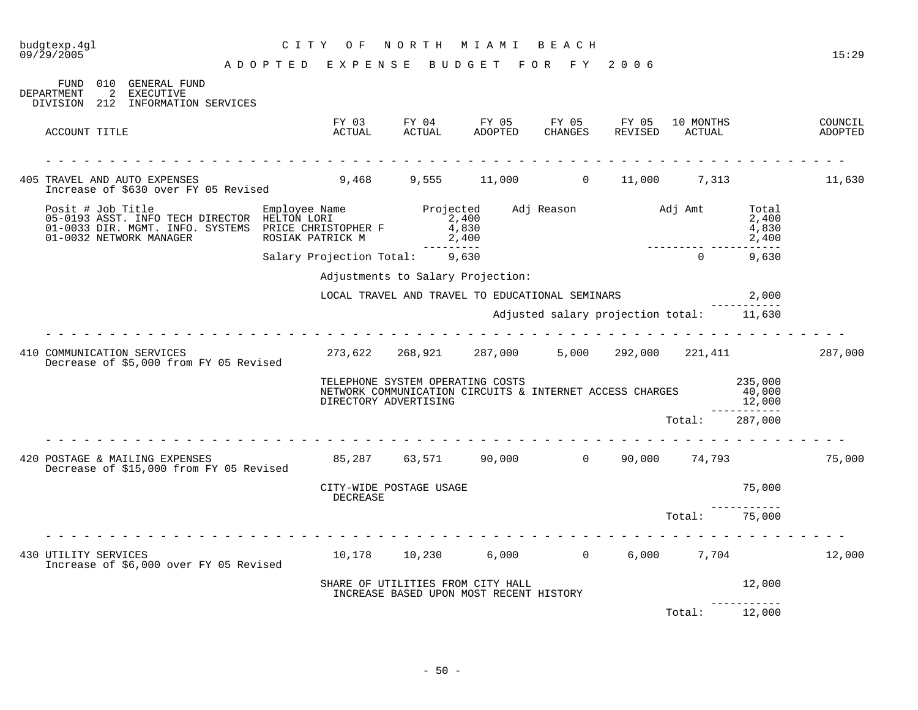# CITY OF NORTH MIAMI BEACH

## ADOPTED EXPENSE BUDGET FOR FY 2006

FUND 010 GENERAL FUND
DEPARTMENT 2 EXECUTIVE
DIVISION 212 INFORMATION SERVICES

| ACCOUNT TITLE | FY 03 ACTUAL | FY 04 ACTUAL | FY 05 ADOPTED | FY 05 CHANGES | FY 05 REVISED | 10 MONTHS ACTUAL | COUNCIL ADOPTED |
|---|---|---|---|---|---|---|---|
| 405 TRAVEL AND AUTO EXPENSES<br>Increase of $630 over FY 05 Revised | 9,468 | 9,555 | 11,000 | 0 | 11,000 | 7,313 | 11,630 |

| Posit # | Job Title | Employee Name | Projected | Adj Reason | Adj Amt | Total |
|---|---|---|---|---|---|---|
| 05-0193 | ASST. INFO TECH DIRECTOR | HELTON LORI | 2,400 | | | 2,400 |
| 01-0033 | DIR. MGMT. INFO. SYSTEMS | PRICE CHRISTOPHER F | 4,830 | | | 4,830 |
| 01-0032 | NETWORK MANAGER | ROSIAK PATRICK M | 2,400 | | | 2,400 |
| | | Salary Projection Total: | 9,630 | | 0 | 9,630 |

Adjustments to Salary Projection:

| | |
|---|---|
| LOCAL TRAVEL AND TRAVEL TO EDUCATIONAL SEMINARS | 2,000 |
| Adjusted salary projection total: | 11,630 |

| ACCOUNT TITLE | FY 03 ACTUAL | FY 04 ACTUAL | FY 05 ADOPTED | FY 05 CHANGES | FY 05 REVISED | 10 MONTHS ACTUAL | COUNCIL ADOPTED |
|---|---|---|---|---|---|---|---|
| 410 COMMUNICATION SERVICES<br>Decrease of $5,000 from FY 05 Revised | 273,622 | 268,921 | 287,000 | 5,000 | 292,000 | 221,411 | 287,000 |

| | |
|---|---|
| TELEPHONE SYSTEM OPERATING COSTS | 235,000 |
| NETWORK COMMUNICATION CIRCUITS & INTERNET ACCESS CHARGES | 40,000 |
| DIRECTORY ADVERTISING | 12,000 |
| Total: | 287,000 |

| ACCOUNT TITLE | FY 03 ACTUAL | FY 04 ACTUAL | FY 05 ADOPTED | FY 05 CHANGES | FY 05 REVISED | 10 MONTHS ACTUAL | COUNCIL ADOPTED |
|---|---|---|---|---|---|---|---|
| 420 POSTAGE & MAILING EXPENSES<br>Decrease of $15,000 from FY 05 Revised | 85,287 | 63,571 | 90,000 | 0 | 90,000 | 74,793 | 75,000 |

| | |
|---|---|
| CITY-WIDE POSTAGE USAGE<br>DECREASE | 75,000 |
| Total: | 75,000 |

| ACCOUNT TITLE | FY 03 ACTUAL | FY 04 ACTUAL | FY 05 ADOPTED | FY 05 CHANGES | FY 05 REVISED | 10 MONTHS ACTUAL | COUNCIL ADOPTED |
|---|---|---|---|---|---|---|---|
| 430 UTILITY SERVICES<br>Increase of $6,000 over FY 05 Revised | 10,178 | 10,230 | 6,000 | 0 | 6,000 | 7,704 | 12,000 |

| | |
|---|---|
| SHARE OF UTILITIES FROM CITY HALL<br>INCREASE BASED UPON MOST RECENT HISTORY | 12,000 |
| Total: | 12,000 |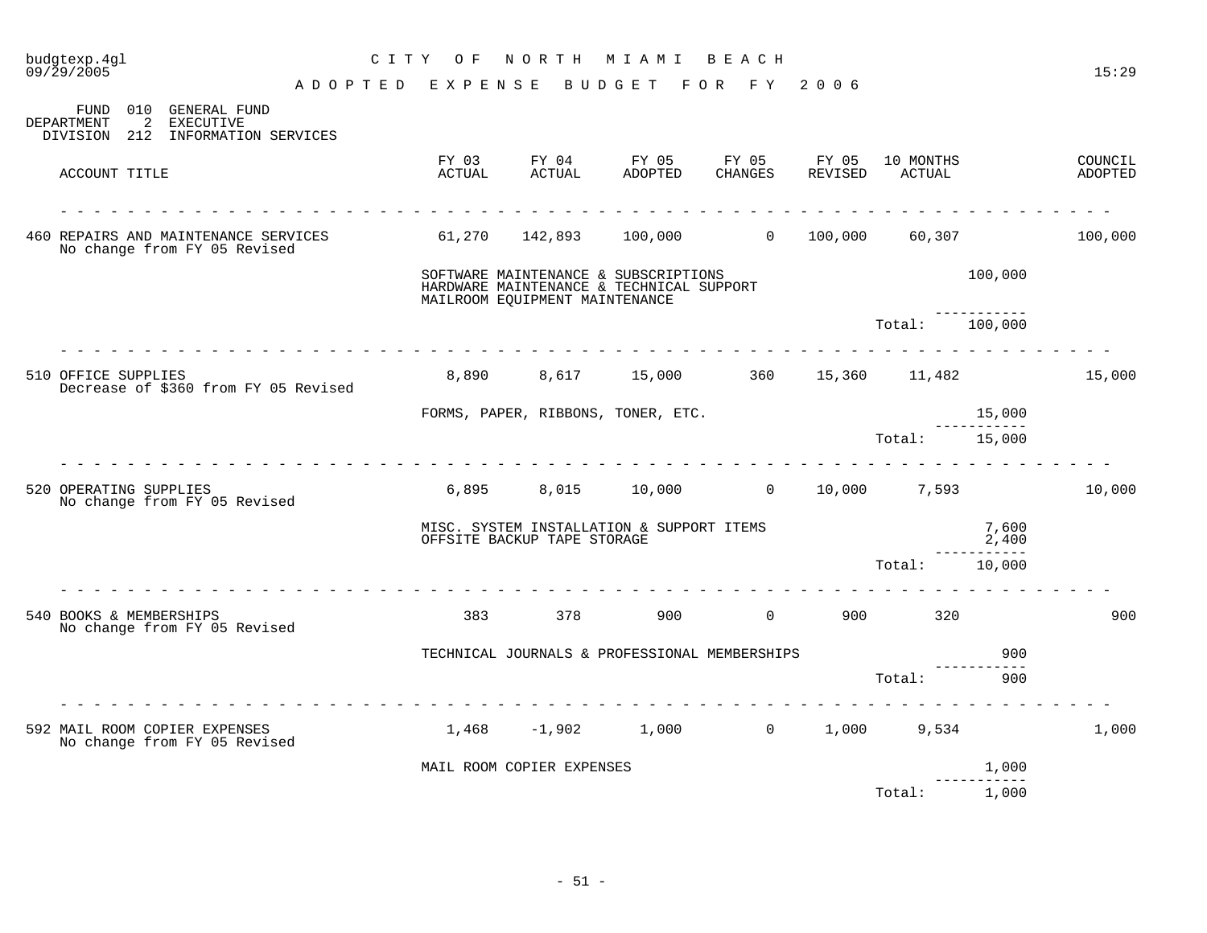# CITY OF NORTH MIAMI BEACH

## ADOPTED EXPENSE BUDGET FOR FY 2006

FUND 010 GENERAL FUND
DEPARTMENT 2 EXECUTIVE
DIVISION 212 INFORMATION SERVICES

| ACCOUNT TITLE | FY 03 ACTUAL | FY 04 ACTUAL | FY 05 ADOPTED | FY 05 CHANGES | FY 05 REVISED | 10 MONTHS ACTUAL | | COUNCIL ADOPTED |
|---|---|---|---|---|---|---|---|---|
| 460 REPAIRS AND MAINTENANCE SERVICES<br>No change from FY 05 Revised | 61,270 | 142,893 | 100,000 | 0 | 100,000 | 60,307 | | 100,000 |
| | SOFTWARE MAINTENANCE & SUBSCRIPTIONS<br>HARDWARE MAINTENANCE & TECHNICAL SUPPORT<br>MAILROOM EQUIPMENT MAINTENANCE | | | | | | 100,000 | |
| | | | | | | Total: | 100,000 | |
| 510 OFFICE SUPPLIES<br>Decrease of $360 from FY 05 Revised | 8,890 | 8,617 | 15,000 | 360 | 15,360 | 11,482 | | 15,000 |
| | FORMS, PAPER, RIBBONS, TONER, ETC. | | | | | | 15,000 | |
| | | | | | | Total: | 15,000 | |
| 520 OPERATING SUPPLIES<br>No change from FY 05 Revised | 6,895 | 8,015 | 10,000 | 0 | 10,000 | 7,593 | | 10,000 |
| | MISC. SYSTEM INSTALLATION & SUPPORT ITEMS | | | | | | 7,600 | |
| | OFFSITE BACKUP TAPE STORAGE | | | | | | 2,400 | |
| | | | | | | Total: | 10,000 | |
| 540 BOOKS & MEMBERSHIPS<br>No change from FY 05 Revised | 383 | 378 | 900 | 0 | 900 | 320 | | 900 |
| | TECHNICAL JOURNALS & PROFESSIONAL MEMBERSHIPS | | | | | | 900 | |
| | | | | | | Total: | 900 | |
| 592 MAIL ROOM COPIER EXPENSES<br>No change from FY 05 Revised | 1,468 | -1,902 | 1,000 | 0 | 1,000 | 9,534 | | 1,000 |
| | MAIL ROOM COPIER EXPENSES | | | | | | 1,000 | |
| | | | | | | Total: | 1,000 | |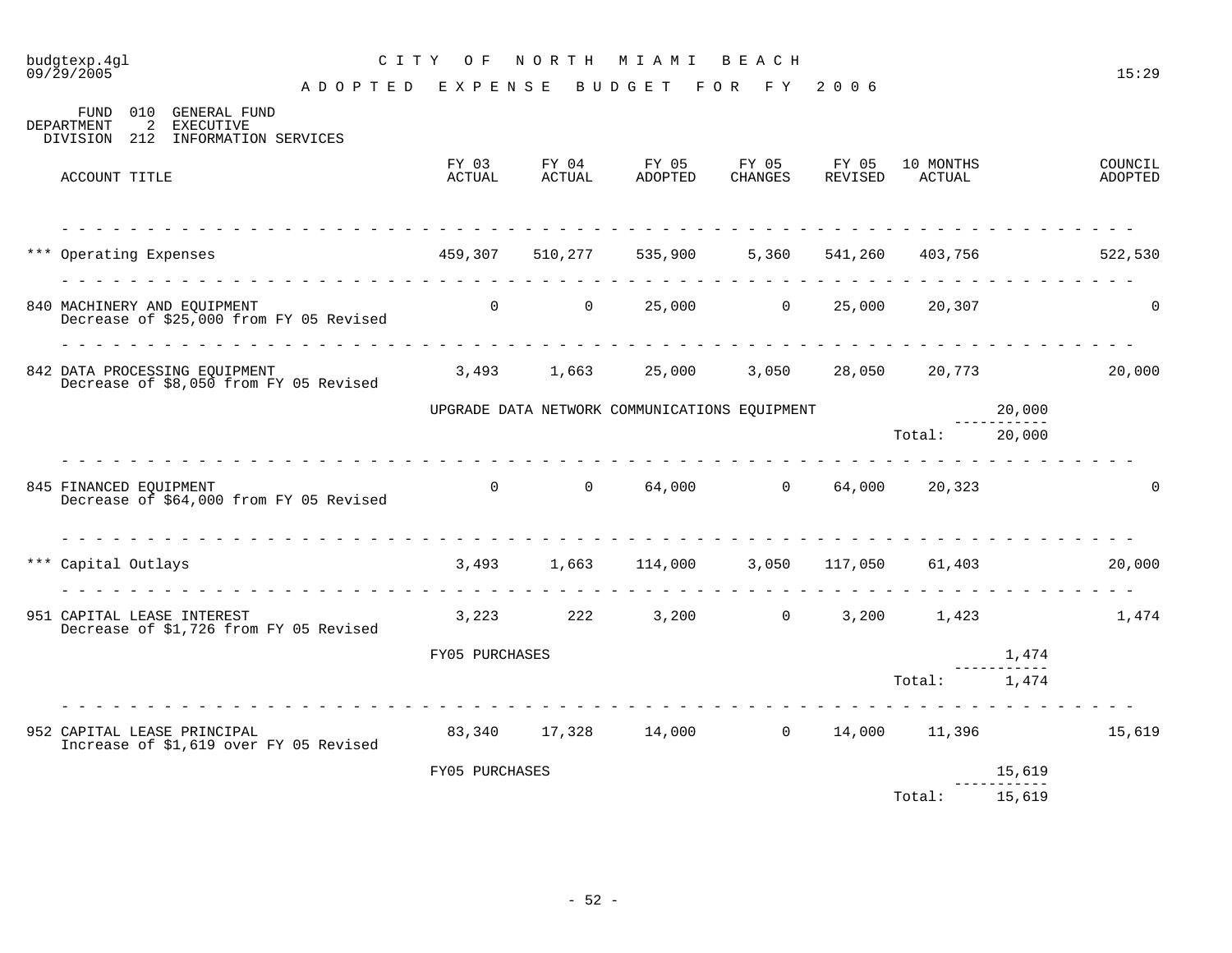# CITY OF NORTH MIAMI BEACH

## ADOPTED EXPENSE BUDGET FOR FY 2006

FUND 010 GENERAL FUND
DEPARTMENT 2 EXECUTIVE
DIVISION 212 INFORMATION SERVICES

| ACCOUNT TITLE | FY 03 ACTUAL | FY 04 ACTUAL | FY 05 ADOPTED | FY 05 CHANGES | FY 05 REVISED | 10 MONTHS ACTUAL | | COUNCIL ADOPTED |
|---|---|---|---|---|---|---|---|---|
| *** Operating Expenses | 459,307 | 510,277 | 535,900 | 5,360 | 541,260 | 403,756 | | 522,530 |
| 840 MACHINERY AND EQUIPMENT<br>Decrease of $25,000 from FY 05 Revised | 0 | 0 | 25,000 | 0 | 25,000 | 20,307 | | 0 |
| 842 DATA PROCESSING EQUIPMENT<br>Decrease of $8,050 from FY 05 Revised | 3,493 | 1,663 | 25,000 | 3,050 | 28,050 | 20,773 | | 20,000 |
| | UPGRADE DATA NETWORK COMMUNICATIONS EQUIPMENT | | | | | | 20,000 | |
| | | | | | | Total: | 20,000 | |
| 845 FINANCED EQUIPMENT<br>Decrease of $64,000 from FY 05 Revised | 0 | 0 | 64,000 | 0 | 64,000 | 20,323 | | 0 |
| *** Capital Outlays | 3,493 | 1,663 | 114,000 | 3,050 | 117,050 | 61,403 | | 20,000 |
| 951 CAPITAL LEASE INTEREST<br>Decrease of $1,726 from FY 05 Revised | 3,223 | 222 | 3,200 | 0 | 3,200 | 1,423 | | 1,474 |
| | FY05 PURCHASES | | | | | | 1,474 | |
| | | | | | | Total: | 1,474 | |
| 952 CAPITAL LEASE PRINCIPAL<br>Increase of $1,619 over FY 05 Revised | 83,340 | 17,328 | 14,000 | 0 | 14,000 | 11,396 | | 15,619 |
| | FY05 PURCHASES | | | | | | 15,619 | |
| | | | | | | Total: | 15,619 | |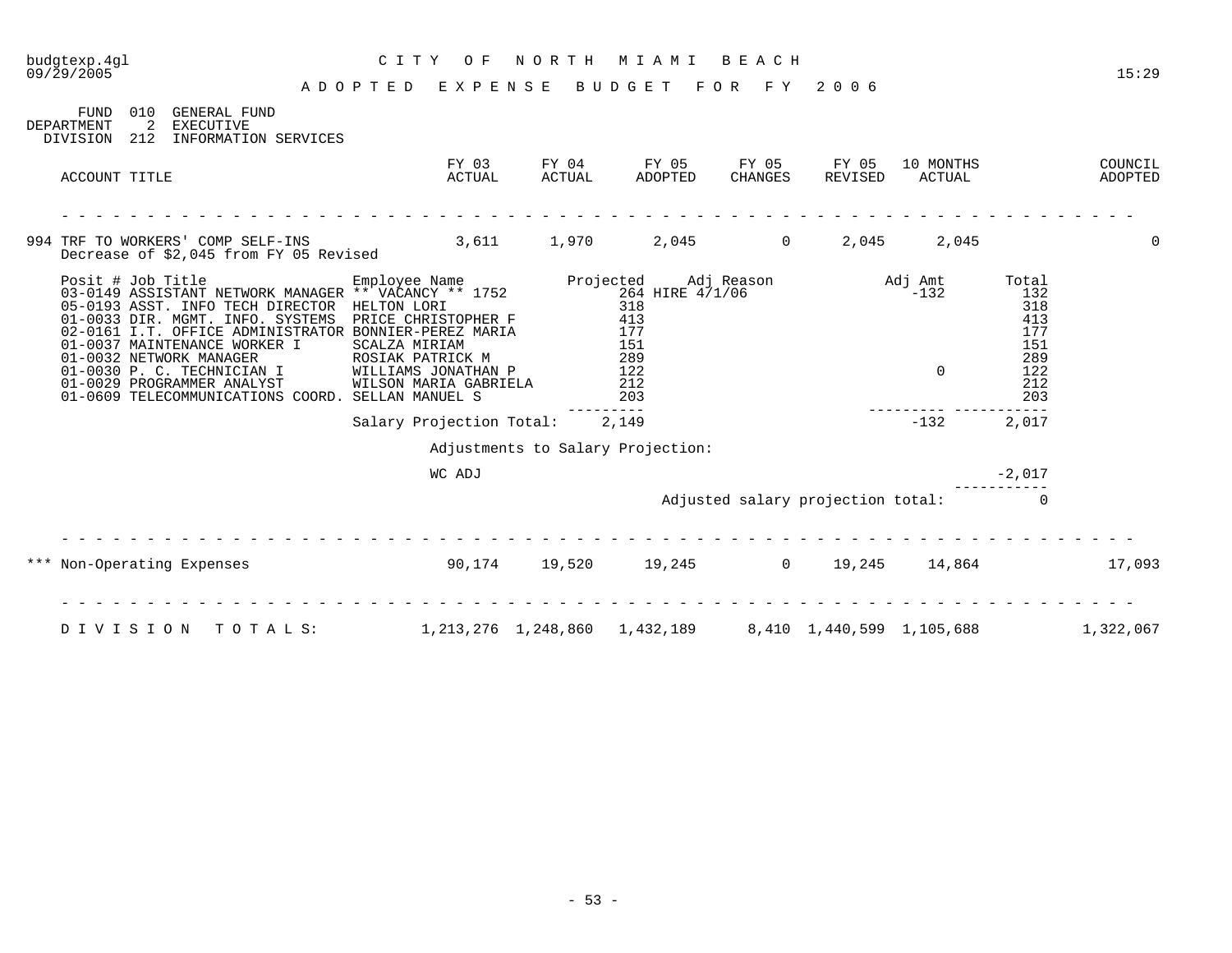budgtexp.4gl
09/29/2005

# CITY OF NORTH MIAMI BEACH

## ADOPTED EXPENSE BUDGET FOR FY 2006

FUND 010 GENERAL FUND
DEPARTMENT 2 EXECUTIVE
DIVISION 212 INFORMATION SERVICES

| ACCOUNT TITLE | FY 03 ACTUAL | FY 04 ACTUAL | FY 05 ADOPTED | FY 05 CHANGES | FY 05 REVISED | 10 MONTHS ACTUAL | COUNCIL ADOPTED |
|---|---|---|---|---|---|---|---|
| 994 TRF TO WORKERS' COMP SELF-INS | 3,611 | 1,970 | 2,045 | 0 | 2,045 | 2,045 | 0 |

Decrease of $2,045 from FY 05 Revised

| Posit # | Job Title | Employee Name | Projected | Adj Reason | Adj Amt | Total |
|---|---|---|---|---|---|---|
| 03-0149 | ASSISTANT NETWORK MANAGER | ** VACANCY ** 1752 | 264 | HIRE 4/1/06 | -132 | 132 |
| 05-0193 | ASST. INFO TECH DIRECTOR | HELTON LORI | 318 | | | 318 |
| 01-0033 | DIR. MGMT. INFO. SYSTEMS | PRICE CHRISTOPHER F | 413 | | | 413 |
| 02-0161 | I.T. OFFICE ADMINISTRATOR | BONNIER-PEREZ MARIA | 177 | | | 177 |
| 01-0037 | MAINTENANCE WORKER I | SCALZA MIRIAM | 151 | | | 151 |
| 01-0032 | NETWORK MANAGER | ROSIAK PATRICK M | 289 | | | 289 |
| 01-0030 | P. C. TECHNICIAN I | WILLIAMS JONATHAN P | 122 | | 0 | 122 |
| 01-0029 | PROGRAMMER ANALYST | WILSON MARIA GABRIELA | 212 | | | 212 |
| 01-0609 | TELECOMMUNICATIONS COORD. | SELLAN MANUEL S | 203 | | | 203 |
| | | Salary Projection Total: | 2,149 | | -132 | 2,017 |

Adjustments to Salary Projection:

| | |
|---|---|
| WC ADJ | -2,017 |
| Adjusted salary projection total: | 0 |

| ACCOUNT TITLE | FY 03 ACTUAL | FY 04 ACTUAL | FY 05 ADOPTED | FY 05 CHANGES | FY 05 REVISED | 10 MONTHS ACTUAL | COUNCIL ADOPTED |
|---|---|---|---|---|---|---|---|
| *** Non-Operating Expenses | 90,174 | 19,520 | 19,245 | 0 | 19,245 | 14,864 | 17,093 |
| DIVISION TOTALS: | 1,213,276 | 1,248,860 | 1,432,189 | 8,410 | 1,440,599 | 1,105,688 | 1,322,067 |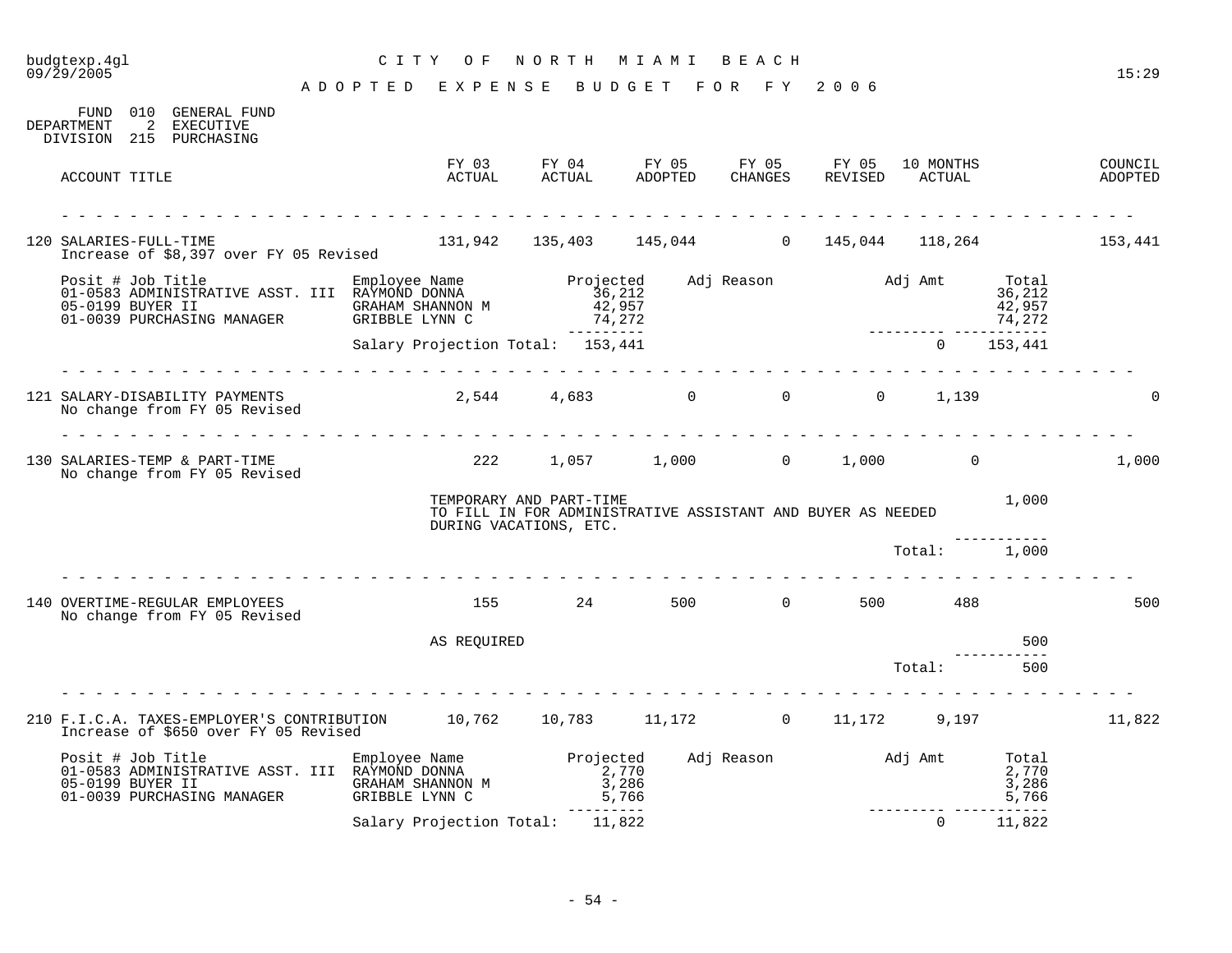# CITY OF NORTH MIAMI BEACH

## ADOPTED EXPENSE BUDGET FOR FY 2006

FUND 010 GENERAL FUND
DEPARTMENT 2 EXECUTIVE
DIVISION 215 PURCHASING

| ACCOUNT TITLE | FY 03 ACTUAL | FY 04 ACTUAL | FY 05 ADOPTED | FY 05 CHANGES | FY 05 REVISED | 10 MONTHS ACTUAL | COUNCIL ADOPTED |
|---|---|---|---|---|---|---|---|
| 120 SALARIES-FULL-TIME<br>Increase of $8,397 over FY 05 Revised | 131,942 | 135,403 | 145,044 | 0 | 145,044 | 118,264 | 153,441 |

| Posit # Job Title | Employee Name | Projected | Adj Reason | Adj Amt | Total |
|---|---|---|---|---|---|
| 01-0583 ADMINISTRATIVE ASST. III | RAYMOND DONNA | 36,212 | | | 36,212 |
| 05-0199 BUYER II | GRAHAM SHANNON M | 42,957 | | | 42,957 |
| 01-0039 PURCHASING MANAGER | GRIBBLE LYNN C | 74,272 | | | 74,272 |
| | Salary Projection Total: | 153,441 | | 0 | 153,441 |

| ACCOUNT TITLE | FY 03 ACTUAL | FY 04 ACTUAL | FY 05 ADOPTED | FY 05 CHANGES | FY 05 REVISED | 10 MONTHS ACTUAL | COUNCIL ADOPTED |
|---|---|---|---|---|---|---|---|
| 121 SALARY-DISABILITY PAYMENTS<br>No change from FY 05 Revised | 2,544 | 4,683 | 0 | 0 | 0 | 1,139 | 0 |
| 130 SALARIES-TEMP & PART-TIME<br>No change from FY 05 Revised | 222 | 1,057 | 1,000 | 0 | 1,000 | 0 | 1,000 |

TEMPORARY AND PART-TIME — 1,000
TO FILL IN FOR ADMINISTRATIVE ASSISTANT AND BUYER AS NEEDED
DURING VACATIONS, ETC.

Total: 1,000

| ACCOUNT TITLE | FY 03 ACTUAL | FY 04 ACTUAL | FY 05 ADOPTED | FY 05 CHANGES | FY 05 REVISED | 10 MONTHS ACTUAL | COUNCIL ADOPTED |
|---|---|---|---|---|---|---|---|
| 140 OVERTIME-REGULAR EMPLOYEES<br>No change from FY 05 Revised | 155 | 24 | 500 | 0 | 500 | 488 | 500 |

AS REQUIRED — 500

Total: 500

| ACCOUNT TITLE | FY 03 ACTUAL | FY 04 ACTUAL | FY 05 ADOPTED | FY 05 CHANGES | FY 05 REVISED | 10 MONTHS ACTUAL | COUNCIL ADOPTED |
|---|---|---|---|---|---|---|---|
| 210 F.I.C.A. TAXES-EMPLOYER'S CONTRIBUTION<br>Increase of $650 over FY 05 Revised | 10,762 | 10,783 | 11,172 | 0 | 11,172 | 9,197 | 11,822 |

| Posit # Job Title | Employee Name | Projected | Adj Reason | Adj Amt | Total |
|---|---|---|---|---|---|
| 01-0583 ADMINISTRATIVE ASST. III | RAYMOND DONNA | 2,770 | | | 2,770 |
| 05-0199 BUYER II | GRAHAM SHANNON M | 3,286 | | | 3,286 |
| 01-0039 PURCHASING MANAGER | GRIBBLE LYNN C | 5,766 | | | 5,766 |
| | Salary Projection Total: | 11,822 | | 0 | 11,822 |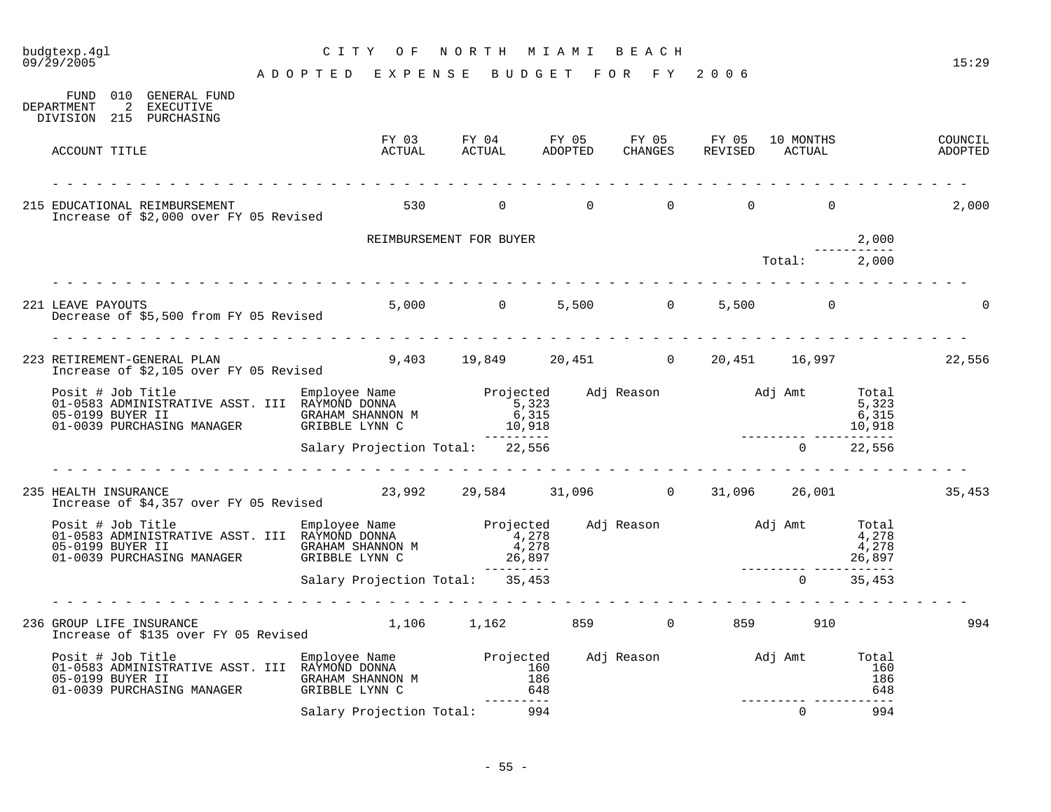budgtexp.4gl
09/29/2005

CITY OF NORTH MIAMI BEACH

15:29

ADOPTED EXPENSE BUDGET FOR FY 2006

FUND 010 GENERAL FUND
DEPARTMENT 2 EXECUTIVE
DIVISION 215 PURCHASING

| ACCOUNT TITLE | FY 03 ACTUAL | FY 04 ACTUAL | FY 05 ADOPTED | FY 05 CHANGES | FY 05 REVISED | 10 MONTHS ACTUAL | COUNCIL ADOPTED |
|---|---|---|---|---|---|---|---|
| 215 EDUCATIONAL REIMBURSEMENT<br>Increase of $2,000 over FY 05 Revised | 530 | 0 | 0 | 0 | 0 | 0 | 2,000 |

| | Amount |
|---|---|
| REIMBURSEMENT FOR BUYER | 2,000 |
| Total: | 2,000 |

| ACCOUNT TITLE | FY 03 ACTUAL | FY 04 ACTUAL | FY 05 ADOPTED | FY 05 CHANGES | FY 05 REVISED | 10 MONTHS ACTUAL | COUNCIL ADOPTED |
|---|---|---|---|---|---|---|---|
| 221 LEAVE PAYOUTS<br>Decrease of $5,500 from FY 05 Revised | 5,000 | 0 | 5,500 | 0 | 5,500 | 0 | 0 |
| 223 RETIREMENT-GENERAL PLAN<br>Increase of $2,105 over FY 05 Revised | 9,403 | 19,849 | 20,451 | 0 | 20,451 | 16,997 | 22,556 |

| Posit # | Job Title | Employee Name | Projected | Adj Reason | Adj Amt | Total |
|---|---|---|---|---|---|---|
| 01-0583 | ADMINISTRATIVE ASST. III | RAYMOND DONNA | 5,323 | | | 5,323 |
| 05-0199 | BUYER II | GRAHAM SHANNON M | 6,315 | | | 6,315 |
| 01-0039 | PURCHASING MANAGER | GRIBBLE LYNN C | 10,918 | | | 10,918 |
| | | Salary Projection Total: | 22,556 | | 0 | 22,556 |

| ACCOUNT TITLE | FY 03 ACTUAL | FY 04 ACTUAL | FY 05 ADOPTED | FY 05 CHANGES | FY 05 REVISED | 10 MONTHS ACTUAL | COUNCIL ADOPTED |
|---|---|---|---|---|---|---|---|
| 235 HEALTH INSURANCE<br>Increase of $4,357 over FY 05 Revised | 23,992 | 29,584 | 31,096 | 0 | 31,096 | 26,001 | 35,453 |

| Posit # | Job Title | Employee Name | Projected | Adj Reason | Adj Amt | Total |
|---|---|---|---|---|---|---|
| 01-0583 | ADMINISTRATIVE ASST. III | RAYMOND DONNA | 4,278 | | | 4,278 |
| 05-0199 | BUYER II | GRAHAM SHANNON M | 4,278 | | | 4,278 |
| 01-0039 | PURCHASING MANAGER | GRIBBLE LYNN C | 26,897 | | | 26,897 |
| | | Salary Projection Total: | 35,453 | | 0 | 35,453 |

| ACCOUNT TITLE | FY 03 ACTUAL | FY 04 ACTUAL | FY 05 ADOPTED | FY 05 CHANGES | FY 05 REVISED | 10 MONTHS ACTUAL | COUNCIL ADOPTED |
|---|---|---|---|---|---|---|---|
| 236 GROUP LIFE INSURANCE<br>Increase of $135 over FY 05 Revised | 1,106 | 1,162 | 859 | 0 | 859 | 910 | 994 |

| Posit # | Job Title | Employee Name | Projected | Adj Reason | Adj Amt | Total |
|---|---|---|---|---|---|---|
| 01-0583 | ADMINISTRATIVE ASST. III | RAYMOND DONNA | 160 | | | 160 |
| 05-0199 | BUYER II | GRAHAM SHANNON M | 186 | | | 186 |
| 01-0039 | PURCHASING MANAGER | GRIBBLE LYNN C | 648 | | | 648 |
| | | Salary Projection Total: | 994 | | 0 | 994 |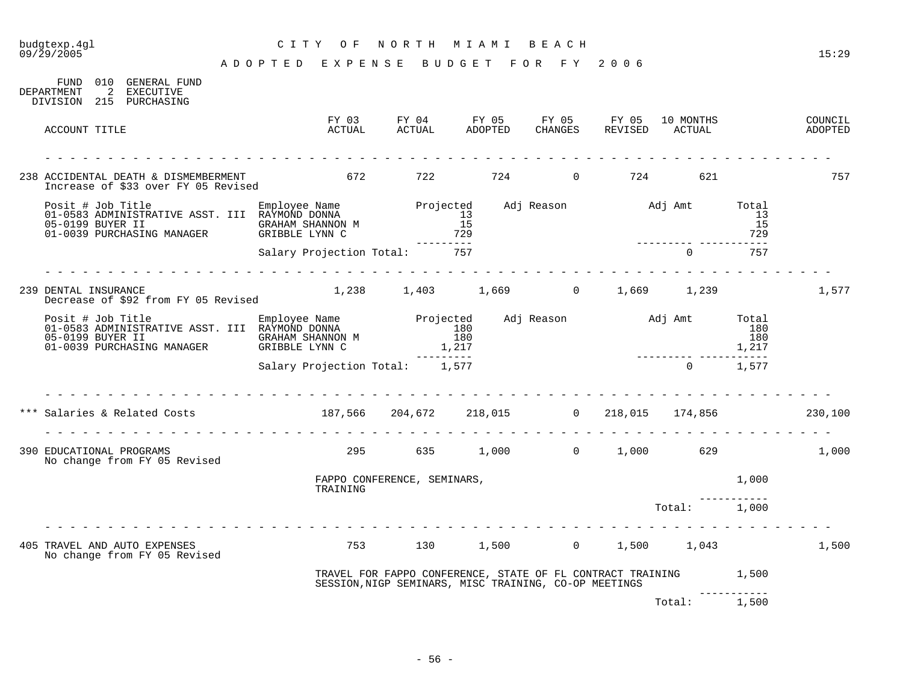budgtexp.4gl
09/29/2005

# CITY OF NORTH MIAMI BEACH

## ADOPTED EXPENSE BUDGET FOR FY 2006

15:29

FUND 010 GENERAL FUND
DEPARTMENT 2 EXECUTIVE
DIVISION 215 PURCHASING

| ACCOUNT TITLE | FY 03 ACTUAL | FY 04 ACTUAL | FY 05 ADOPTED | FY 05 CHANGES | FY 05 REVISED | 10 MONTHS ACTUAL | COUNCIL ADOPTED |
|---|---|---|---|---|---|---|---|
| 238 ACCIDENTAL DEATH & DISMEMBERMENT | 672 | 722 | 724 | 0 | 724 | 621 | 757 |

Increase of $33 over FY 05 Revised

| Posit # Job Title | Employee Name | Projected | Adj Reason | Adj Amt | Total |
|---|---|---|---|---|---|
| 01-0583 ADMINISTRATIVE ASST. III | RAYMOND DONNA | 13 | | | 13 |
| 05-0199 BUYER II | GRAHAM SHANNON M | 15 | | | 15 |
| 01-0039 PURCHASING MANAGER | GRIBBLE LYNN C | 729 | | | 729 |
| | Salary Projection Total: | 757 | | 0 | 757 |

| ACCOUNT TITLE | FY 03 ACTUAL | FY 04 ACTUAL | FY 05 ADOPTED | FY 05 CHANGES | FY 05 REVISED | 10 MONTHS ACTUAL | COUNCIL ADOPTED |
|---|---|---|---|---|---|---|---|
| 239 DENTAL INSURANCE | 1,238 | 1,403 | 1,669 | 0 | 1,669 | 1,239 | 1,577 |

Decrease of $92 from FY 05 Revised

| Posit # Job Title | Employee Name | Projected | Adj Reason | Adj Amt | Total |
|---|---|---|---|---|---|
| 01-0583 ADMINISTRATIVE ASST. III | RAYMOND DONNA | 180 | | | 180 |
| 05-0199 BUYER II | GRAHAM SHANNON M | 180 | | | 180 |
| 01-0039 PURCHASING MANAGER | GRIBBLE LYNN C | 1,217 | | | 1,217 |
| | Salary Projection Total: | 1,577 | | 0 | 1,577 |

| ACCOUNT TITLE | FY 03 ACTUAL | FY 04 ACTUAL | FY 05 ADOPTED | FY 05 CHANGES | FY 05 REVISED | 10 MONTHS ACTUAL | COUNCIL ADOPTED |
|---|---|---|---|---|---|---|---|
| *** Salaries & Related Costs | 187,566 | 204,672 | 218,015 | 0 | 218,015 | 174,856 | 230,100 |
| 390 EDUCATIONAL PROGRAMS | 295 | 635 | 1,000 | 0 | 1,000 | 629 | 1,000 |

No change from FY 05 Revised

| Description | Amount |
|---|---|
| FAPPO CONFERENCE, SEMINARS, TRAINING | 1,000 |
| Total: | 1,000 |

| ACCOUNT TITLE | FY 03 ACTUAL | FY 04 ACTUAL | FY 05 ADOPTED | FY 05 CHANGES | FY 05 REVISED | 10 MONTHS ACTUAL | COUNCIL ADOPTED |
|---|---|---|---|---|---|---|---|
| 405 TRAVEL AND AUTO EXPENSES | 753 | 130 | 1,500 | 0 | 1,500 | 1,043 | 1,500 |

No change from FY 05 Revised

| Description | Amount |
|---|---|
| TRAVEL FOR FAPPO CONFERENCE, STATE OF FL CONTRACT TRAINING SESSION,NIGP SEMINARS, MISC TRAINING, CO-OP MEETINGS | 1,500 |
| Total: | 1,500 |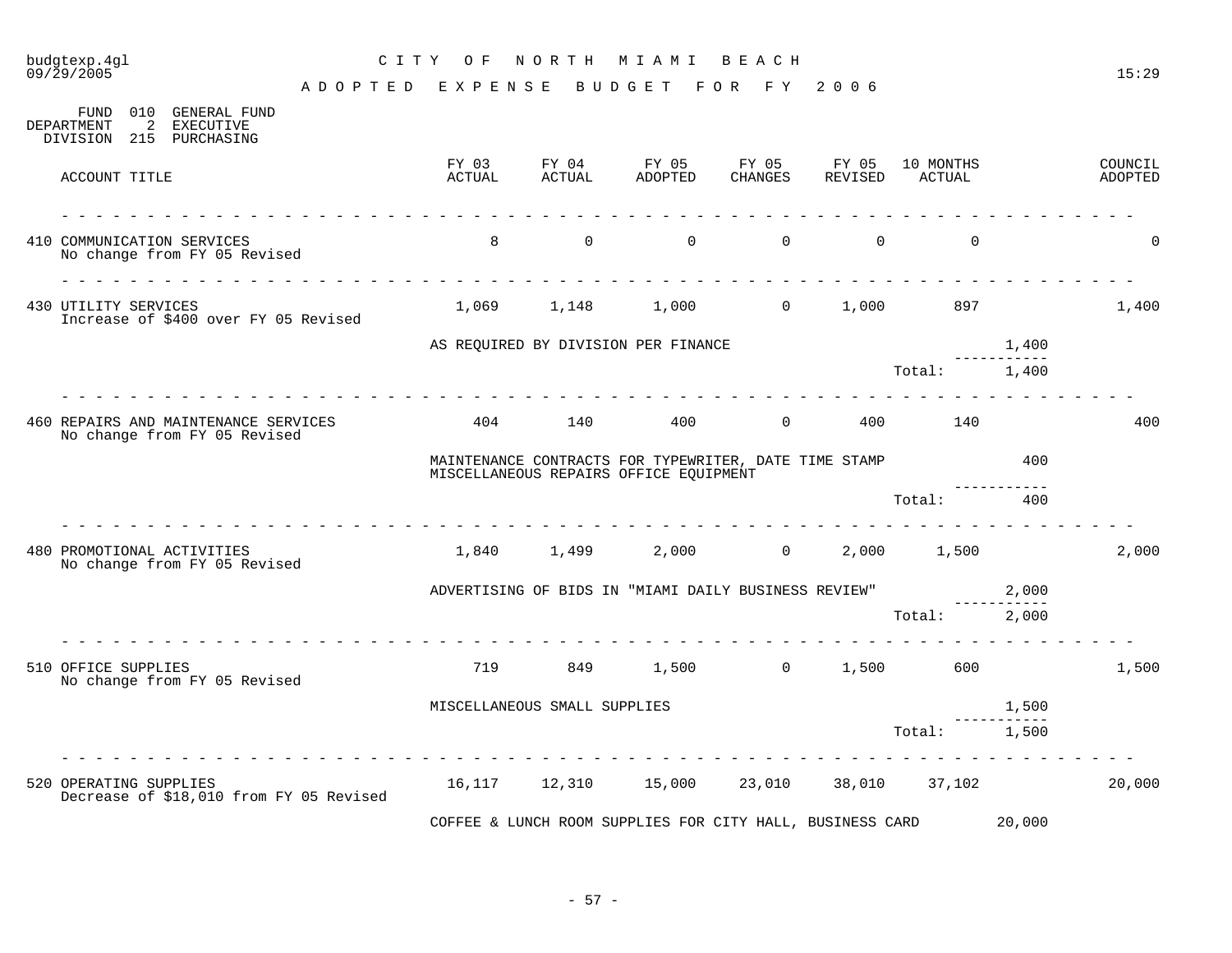# CITY OF NORTH MIAMI BEACH

## ADOPTED EXPENSE BUDGET FOR FY 2006

FUND 010 GENERAL FUND
DEPARTMENT 2 EXECUTIVE
DIVISION 215 PURCHASING

| ACCOUNT TITLE | FY 03 ACTUAL | FY 04 ACTUAL | FY 05 ADOPTED | FY 05 CHANGES | FY 05 REVISED | 10 MONTHS ACTUAL | | COUNCIL ADOPTED |
|---|---|---|---|---|---|---|---|---|
| 410 COMMUNICATION SERVICES<br>No change from FY 05 Revised | 8 | 0 | 0 | 0 | 0 | 0 | | 0 |
| 430 UTILITY SERVICES<br>Increase of $400 over FY 05 Revised | 1,069 | 1,148 | 1,000 | 0 | 1,000 | 897 | | 1,400 |
| | AS REQUIRED BY DIVISION PER FINANCE | | | | | | 1,400 | |
| | | | | | | Total: | 1,400 | |
| 460 REPAIRS AND MAINTENANCE SERVICES<br>No change from FY 05 Revised | 404 | 140 | 400 | 0 | 400 | 140 | | 400 |
| | MAINTENANCE CONTRACTS FOR TYPEWRITER, DATE TIME STAMP<br>MISCELLANEOUS REPAIRS OFFICE EQUIPMENT | | | | | | 400 | |
| | | | | | | Total: | 400 | |
| 480 PROMOTIONAL ACTIVITIES<br>No change from FY 05 Revised | 1,840 | 1,499 | 2,000 | 0 | 2,000 | 1,500 | | 2,000 |
| | ADVERTISING OF BIDS IN "MIAMI DAILY BUSINESS REVIEW" | | | | | | 2,000 | |
| | | | | | | Total: | 2,000 | |
| 510 OFFICE SUPPLIES<br>No change from FY 05 Revised | 719 | 849 | 1,500 | 0 | 1,500 | 600 | | 1,500 |
| | MISCELLANEOUS SMALL SUPPLIES | | | | | | 1,500 | |
| | | | | | | Total: | 1,500 | |
| 520 OPERATING SUPPLIES<br>Decrease of $18,010 from FY 05 Revised | 16,117 | 12,310 | 15,000 | 23,010 | 38,010 | 37,102 | | 20,000 |
| | COFFEE & LUNCH ROOM SUPPLIES FOR CITY HALL, BUSINESS CARD | | | | | | 20,000 | |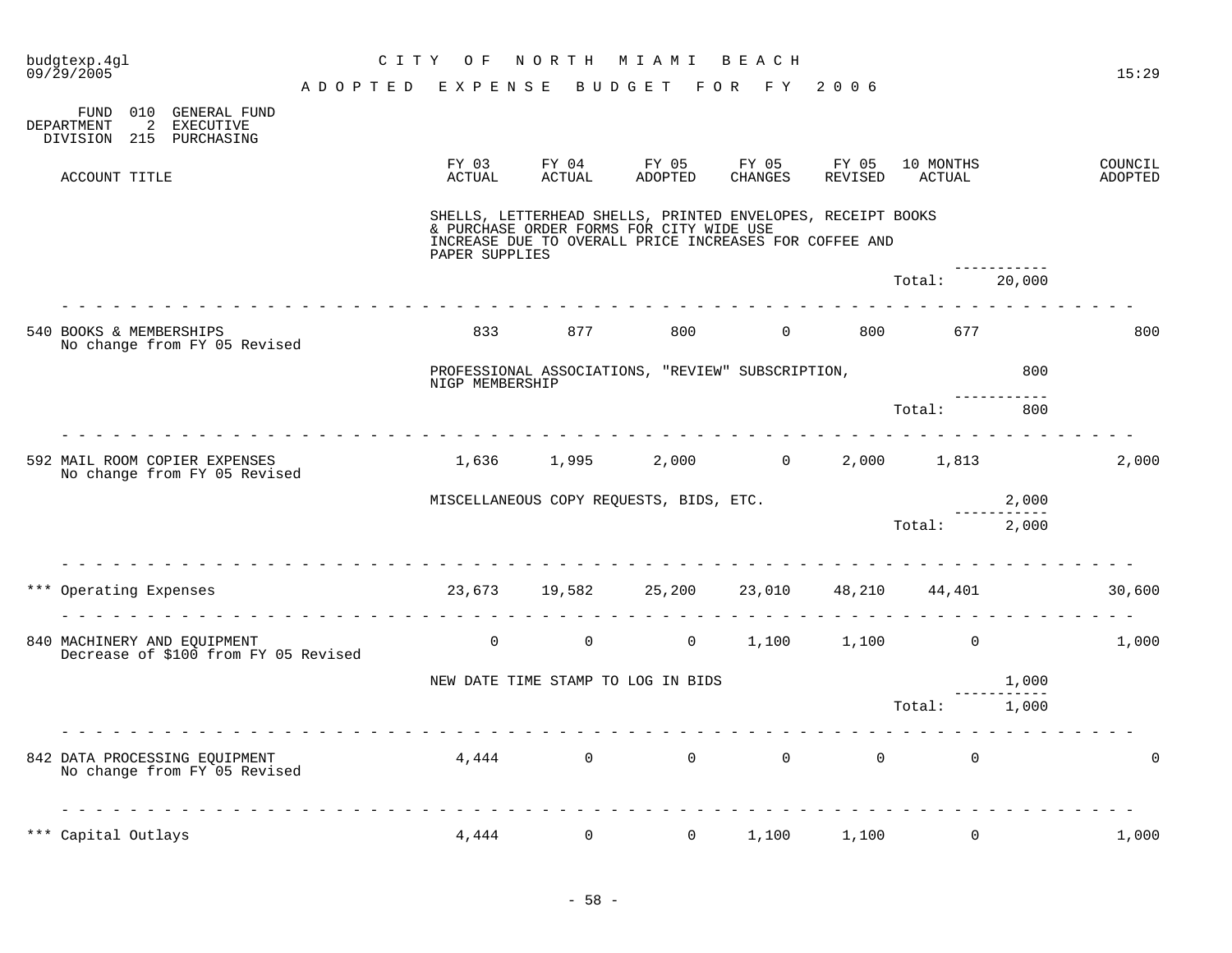CITY OF NORTH MIAMI BEACH

ADOPTED EXPENSE BUDGET FOR FY 2006

FUND 010 GENERAL FUND
DEPARTMENT 2 EXECUTIVE
DIVISION 215 PURCHASING

| ACCOUNT TITLE | FY 03 ACTUAL | FY 04 ACTUAL | FY 05 ADOPTED | FY 05 CHANGES | FY 05 REVISED | 10 MONTHS ACTUAL | | COUNCIL ADOPTED |
|---|---|---|---|---|---|---|---|---|
| | SHELLS, LETTERHEAD SHELLS, PRINTED ENVELOPES, RECEIPT BOOKS & PURCHASE ORDER FORMS FOR CITY WIDE USE INCREASE DUE TO OVERALL PRICE INCREASES FOR COFFEE AND PAPER SUPPLIES | | | | | | | |
| | | | | | | Total: | 20,000 | |
| 540 BOOKS & MEMBERSHIPS<br>No change from FY 05 Revised | 833 | 877 | 800 | 0 | 800 | 677 | | 800 |
| | PROFESSIONAL ASSOCIATIONS, "REVIEW" SUBSCRIPTION, NIGP MEMBERSHIP | | | | | | 800 | |
| | | | | | | Total: | 800 | |
| 592 MAIL ROOM COPIER EXPENSES<br>No change from FY 05 Revised | 1,636 | 1,995 | 2,000 | 0 | 2,000 | 1,813 | | 2,000 |
| | MISCELLANEOUS COPY REQUESTS, BIDS, ETC. | | | | | | 2,000 | |
| | | | | | | Total: | 2,000 | |
| *** Operating Expenses | 23,673 | 19,582 | 25,200 | 23,010 | 48,210 | 44,401 | | 30,600 |
| 840 MACHINERY AND EQUIPMENT<br>Decrease of $100 from FY 05 Revised | 0 | 0 | 0 | 1,100 | 1,100 | 0 | | 1,000 |
| | NEW DATE TIME STAMP TO LOG IN BIDS | | | | | | 1,000 | |
| | | | | | | Total: | 1,000 | |
| 842 DATA PROCESSING EQUIPMENT<br>No change from FY 05 Revised | 4,444 | 0 | 0 | 0 | 0 | 0 | | 0 |
| *** Capital Outlays | 4,444 | 0 | 0 | 1,100 | 1,100 | 0 | | 1,000 |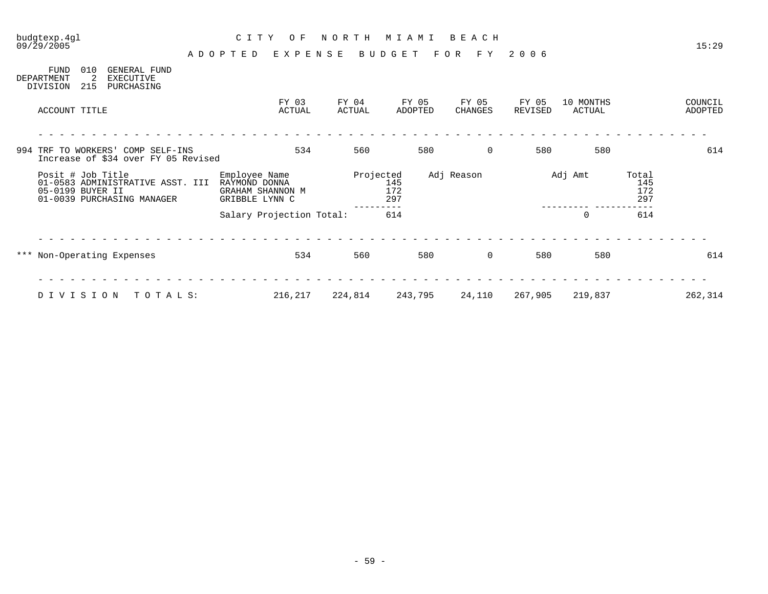budgtexp.4gl
09/29/2005

# CITY OF NORTH MIAMI BEACH

15:29

## ADOPTED EXPENSE BUDGET FOR FY 2006

FUND 010 GENERAL FUND
DEPARTMENT 2 EXECUTIVE
DIVISION 215 PURCHASING

| ACCOUNT TITLE | FY 03 ACTUAL | FY 04 ACTUAL | FY 05 ADOPTED | FY 05 CHANGES | FY 05 REVISED | 10 MONTHS ACTUAL | COUNCIL ADOPTED |
|---|---|---|---|---|---|---|---|
| 994 TRF TO WORKERS' COMP SELF-INS<br>Increase of $34 over FY 05 Revised | 534 | 560 | 580 | 0 | 580 | 580 | 614 |

| Posit # Job Title | Employee Name | Projected | Adj Reason | Adj Amt | Total |
|---|---|---|---|---|---|
| 01-0583 ADMINISTRATIVE ASST. III | RAYMOND DONNA | 145 | | | 145 |
| 05-0199 BUYER II | GRAHAM SHANNON M | 172 | | | 172 |
| 01-0039 PURCHASING MANAGER | GRIBBLE LYNN C | 297 | | | 297 |
| | Salary Projection Total: | 614 | | 0 | 614 |

| ACCOUNT TITLE | FY 03 ACTUAL | FY 04 ACTUAL | FY 05 ADOPTED | FY 05 CHANGES | FY 05 REVISED | 10 MONTHS ACTUAL | COUNCIL ADOPTED |
|---|---|---|---|---|---|---|---|
| *** Non-Operating Expenses | 534 | 560 | 580 | 0 | 580 | 580 | 614 |
| DIVISION TOTALS: | 216,217 | 224,814 | 243,795 | 24,110 | 267,905 | 219,837 | 262,314 |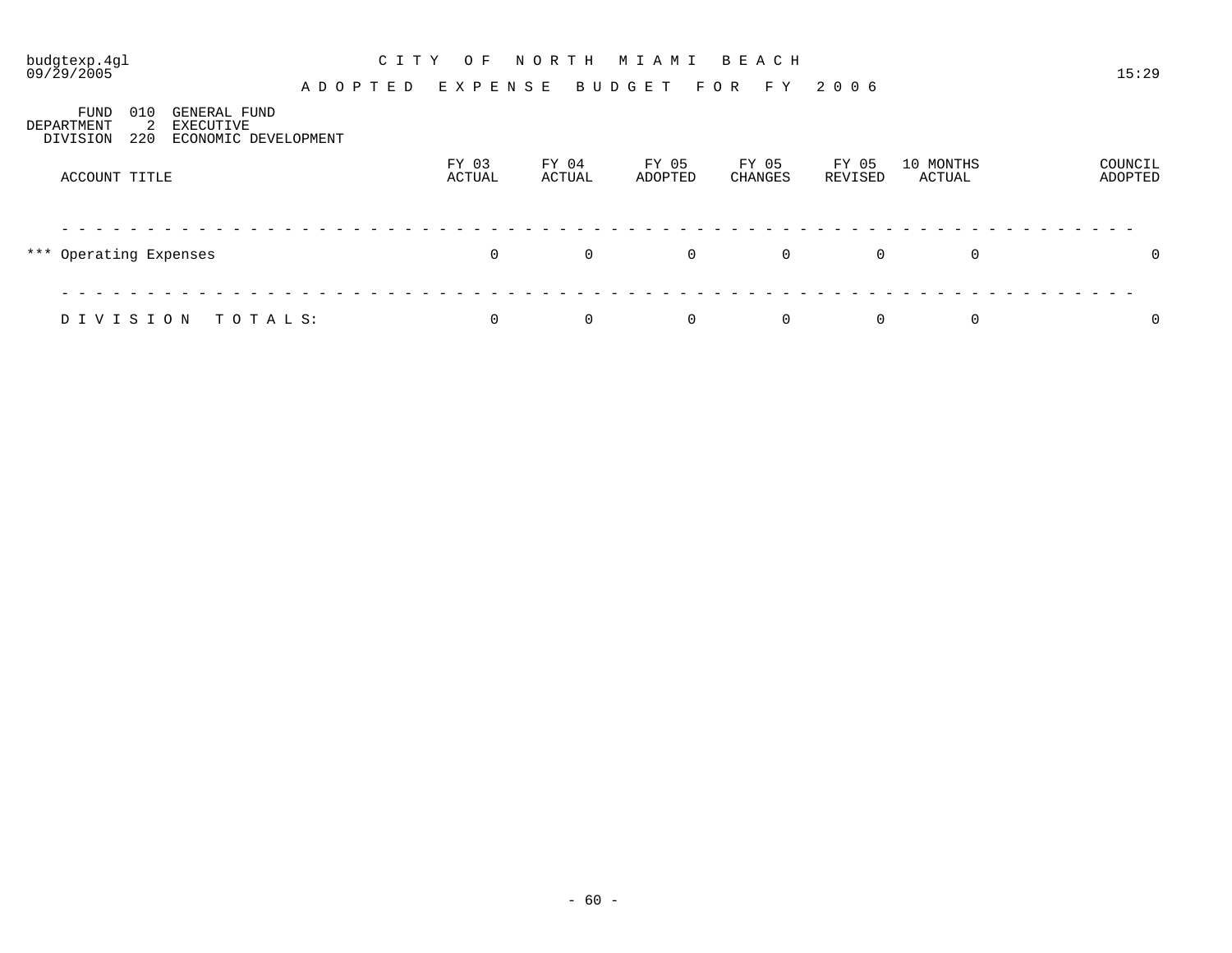budgtexp.4gl
09/29/2005

# CITY OF NORTH MIAMI BEACH

## ADOPTED EXPENSE BUDGET FOR FY 2006

15:29

FUND 010 GENERAL FUND
DEPARTMENT 2 EXECUTIVE
DIVISION 220 ECONOMIC DEVELOPMENT

| ACCOUNT TITLE | FY 03 ACTUAL | FY 04 ACTUAL | FY 05 ADOPTED | FY 05 CHANGES | FY 05 REVISED | 10 MONTHS ACTUAL | COUNCIL ADOPTED |
|---|---|---|---|---|---|---|---|
| *** Operating Expenses | 0 | 0 | 0 | 0 | 0 | 0 | 0 |
| DIVISION TOTALS: | 0 | 0 | 0 | 0 | 0 | 0 | 0 |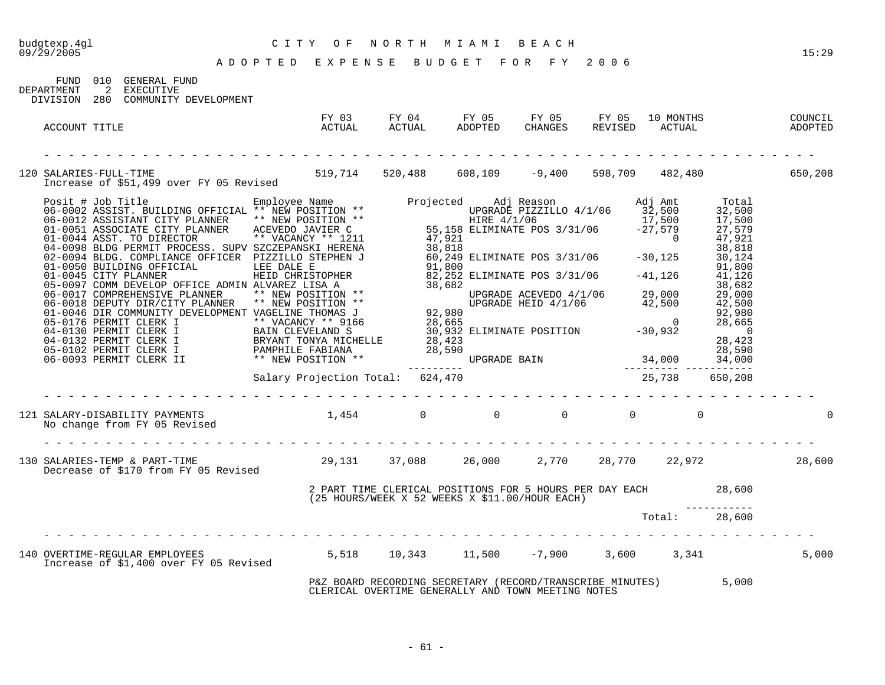# CITY OF NORTH MIAMI BEACH

## ADOPTED EXPENSE BUDGET FOR FY 2006

FUND 010 GENERAL FUND
DEPARTMENT 2 EXECUTIVE
DIVISION 280 COMMUNITY DEVELOPMENT

| ACCOUNT TITLE | FY 03 ACTUAL | FY 04 ACTUAL | FY 05 ADOPTED | FY 05 CHANGES | FY 05 REVISED | 10 MONTHS ACTUAL | COUNCIL ADOPTED |
|---|---|---|---|---|---|---|---|
| 120 SALARIES-FULL-TIME | 519,714 | 520,488 | 608,109 | -9,400 | 598,709 | 482,480 | 650,208 |

Increase of $51,499 over FY 05 Revised

| Posit # | Job Title | Employee Name | Projected | Adj Reason | Adj Amt | Total |
|---|---|---|---|---|---|---|
| 06-0002 | ASSIST. BUILDING OFFICIAL | ** NEW POSITION ** | | UPGRADE PIZZILLO 4/1/06 | 32,500 | 32,500 |
| 06-0012 | ASSISTANT CITY PLANNER | ** NEW POSITION ** | | HIRE 4/1/06 | 17,500 | 17,500 |
| 01-0051 | ASSOCIATE CITY PLANNER | ACEVEDO JAVIER C | 55,158 | ELIMINATE POS 3/31/06 | -27,579 | 27,579 |
| 01-0044 | ASST. TO DIRECTOR | ** VACANCY ** 1211 | 47,921 | | 0 | 47,921 |
| 04-0098 | BLDG PERMIT PROCESS. SUPV | SZCZEPANSKI HERENA | 38,818 | | | 38,818 |
| 02-0094 | BLDG. COMPLIANCE OFFICER | PIZZILLO STEPHEN J | 60,249 | ELIMINATE POS 3/31/06 | -30,125 | 30,124 |
| 01-0050 | BUILDING OFFICIAL | LEE DALE E | 91,800 | | | 91,800 |
| 01-0045 | CITY PLANNER | HEID CHRISTOPHER | 82,252 | ELIMINATE POS 3/31/06 | -41,126 | 41,126 |
| 05-0097 | COMM DEVELOP OFFICE ADMIN | ALVAREZ LISA A | 38,682 | | | 38,682 |
| 06-0017 | COMPREHENSIVE PLANNER | ** NEW POSITION ** | | UPGRADE ACEVEDO 4/1/06 | 29,000 | 29,000 |
| 06-0018 | DEPUTY DIR/CITY PLANNER | ** NEW POSITION ** | | UPGRADE HEID 4/1/06 | 42,500 | 42,500 |
| 01-0046 | DIR COMMUNITY DEVELOPMENT | VAGELINE THOMAS J | 92,980 | | | 92,980 |
| 05-0176 | PERMIT CLERK I | ** VACANCY ** 9166 | 28,665 | | 0 | 28,665 |
| 04-0130 | PERMIT CLERK I | BAIN CLEVELAND S | 30,932 | ELIMINATE POSITION | -30,932 | 0 |
| 04-0132 | PERMIT CLERK I | BRYANT TONYA MICHELLE | 28,423 | | | 28,423 |
| 05-0102 | PERMIT CLERK I | PAMPHILE FABIANA | 28,590 | | | 28,590 |
| 06-0093 | PERMIT CLERK II | ** NEW POSITION ** | | UPGRADE BAIN | 34,000 | 34,000 |
| | | Salary Projection Total: | 624,470 | | 25,738 | 650,208 |

| ACCOUNT TITLE | FY 03 ACTUAL | FY 04 ACTUAL | FY 05 ADOPTED | FY 05 CHANGES | FY 05 REVISED | 10 MONTHS ACTUAL | COUNCIL ADOPTED |
|---|---|---|---|---|---|---|---|
| 121 SALARY-DISABILITY PAYMENTS | 1,454 | 0 | 0 | 0 | 0 | 0 | 0 |

No change from FY 05 Revised

| ACCOUNT TITLE | FY 03 ACTUAL | FY 04 ACTUAL | FY 05 ADOPTED | FY 05 CHANGES | FY 05 REVISED | 10 MONTHS ACTUAL | COUNCIL ADOPTED |
|---|---|---|---|---|---|---|---|
| 130 SALARIES-TEMP & PART-TIME | 29,131 | 37,088 | 26,000 | 2,770 | 28,770 | 22,972 | 28,600 |

Decrease of $170 from FY 05 Revised

2 PART TIME CLERICAL POSITIONS FOR 5 HOURS PER DAY EACH (25 HOURS/WEEK X 52 WEEKS X $11.00/HOUR EACH) — 28,600

Total: 28,600

| ACCOUNT TITLE | FY 03 ACTUAL | FY 04 ACTUAL | FY 05 ADOPTED | FY 05 CHANGES | FY 05 REVISED | 10 MONTHS ACTUAL | COUNCIL ADOPTED |
|---|---|---|---|---|---|---|---|
| 140 OVERTIME-REGULAR EMPLOYEES | 5,518 | 10,343 | 11,500 | -7,900 | 3,600 | 3,341 | 5,000 |

Increase of $1,400 over FY 05 Revised

P&Z BOARD RECORDING SECRETARY (RECORD/TRANSCRIBE MINUTES) CLERICAL OVERTIME GENERALLY AND TOWN MEETING NOTES — 5,000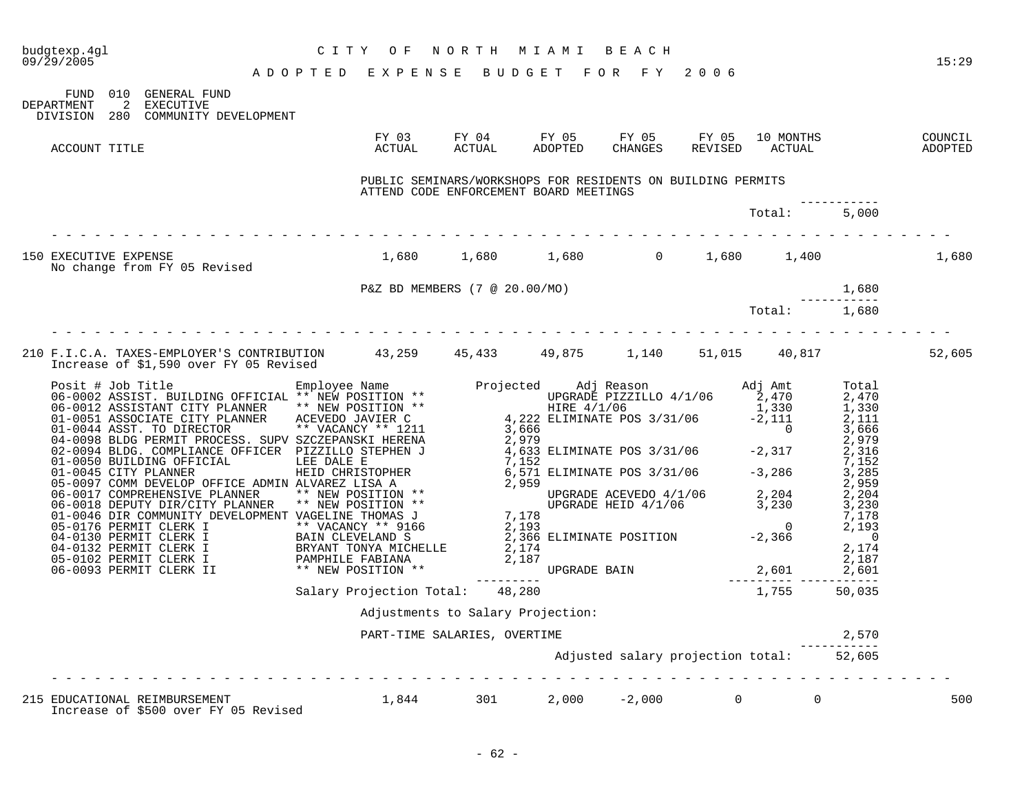CITY OF NORTH MIAMI BEACH

ADOPTED EXPENSE BUDGET FOR FY 2006

FUND 010 GENERAL FUND
DEPARTMENT 2 EXECUTIVE
DIVISION 280 COMMUNITY DEVELOPMENT

| ACCOUNT TITLE | FY 03 ACTUAL | FY 04 ACTUAL | FY 05 ADOPTED | FY 05 CHANGES | FY 05 REVISED | 10 MONTHS ACTUAL | COUNCIL ADOPTED |
|---|---|---|---|---|---|---|---|

PUBLIC SEMINARS/WORKSHOPS FOR RESIDENTS ON BUILDING PERMITS
ATTEND CODE ENFORCEMENT BOARD MEETINGS

Total: 5,000

| ACCOUNT TITLE | FY 03 ACTUAL | FY 04 ACTUAL | FY 05 ADOPTED | FY 05 CHANGES | FY 05 REVISED | 10 MONTHS ACTUAL | COUNCIL ADOPTED |
|---|---|---|---|---|---|---|---|
| 150 EXECUTIVE EXPENSE<br>No change from FY 05 Revised | 1,680 | 1,680 | 1,680 | 0 | 1,680 | 1,400 | 1,680 |

P&Z BD MEMBERS (7 @ 20.00/MO) 1,680

Total: 1,680

| ACCOUNT TITLE | FY 03 ACTUAL | FY 04 ACTUAL | FY 05 ADOPTED | FY 05 CHANGES | FY 05 REVISED | 10 MONTHS ACTUAL | COUNCIL ADOPTED |
|---|---|---|---|---|---|---|---|
| 210 F.I.C.A. TAXES-EMPLOYER'S CONTRIBUTION<br>Increase of $1,590 over FY 05 Revised | 43,259 | 45,433 | 49,875 | 1,140 | 51,015 | 40,817 | 52,605 |

| Posit # | Job Title | Employee Name | Projected | Adj Reason | Adj Amt | Total |
|---|---|---|---|---|---|---|
| 06-0002 | ASSIST. BUILDING OFFICIAL | ** NEW POSITION ** | | UPGRADE PIZZILLO 4/1/06 | 2,470 | 2,470 |
| 06-0012 | ASSISTANT CITY PLANNER | ** NEW POSITION ** | | HIRE 4/1/06 | 1,330 | 1,330 |
| 01-0051 | ASSOCIATE CITY PLANNER | ACEVEDO JAVIER C | 4,222 | ELIMINATE POS 3/31/06 | -2,111 | 2,111 |
| 01-0044 | ASST. TO DIRECTOR | ** VACANCY ** 1211 | 3,666 | | 0 | 3,666 |
| 04-0098 | BLDG PERMIT PROCESS. SUPV | SZCZEPANSKI HERENA | 2,979 | | | 2,979 |
| 02-0094 | BLDG. COMPLIANCE OFFICER | PIZZILLO STEPHEN J | 4,633 | ELIMINATE POS 3/31/06 | -2,317 | 2,316 |
| 01-0050 | BUILDING OFFICIAL | LEE DALE E | 7,152 | | | 7,152 |
| 01-0045 | CITY PLANNER | HEID CHRISTOPHER | 6,571 | ELIMINATE POS 3/31/06 | -3,286 | 3,285 |
| 05-0097 | COMM DEVELOP OFFICE ADMIN | ALVAREZ LISA A | 2,959 | | | 2,959 |
| 06-0017 | COMPREHENSIVE PLANNER | ** NEW POSITION ** | | UPGRADE ACEVEDO 4/1/06 | 2,204 | 2,204 |
| 06-0018 | DEPUTY DIR/CITY PLANNER | ** NEW POSITION ** | | UPGRADE HEID 4/1/06 | 3,230 | 3,230 |
| 01-0046 | DIR COMMUNITY DEVELOPMENT | VAGELINE THOMAS J | 7,178 | | | 7,178 |
| 05-0176 | PERMIT CLERK I | ** VACANCY ** 9166 | 2,193 | | 0 | 2,193 |
| 04-0130 | PERMIT CLERK I | BAIN CLEVELAND S | 2,366 | ELIMINATE POSITION | -2,366 | 0 |
| 04-0132 | PERMIT CLERK I | BRYANT TONYA MICHELLE | 2,174 | | | 2,174 |
| 05-0102 | PERMIT CLERK I | PAMPHILE FABIANA | 2,187 | | | 2,187 |
| 06-0093 | PERMIT CLERK II | ** NEW POSITION ** | | UPGRADE BAIN | 2,601 | 2,601 |
| | | Salary Projection Total: | 48,280 | | 1,755 | 50,035 |

Adjustments to Salary Projection:

PART-TIME SALARIES, OVERTIME 2,570

Adjusted salary projection total: 52,605

| ACCOUNT TITLE | FY 03 ACTUAL | FY 04 ACTUAL | FY 05 ADOPTED | FY 05 CHANGES | FY 05 REVISED | 10 MONTHS ACTUAL | COUNCIL ADOPTED |
|---|---|---|---|---|---|---|---|
| 215 EDUCATIONAL REIMBURSEMENT<br>Increase of $500 over FY 05 Revised | 1,844 | 301 | 2,000 | -2,000 | 0 | 0 | 500 |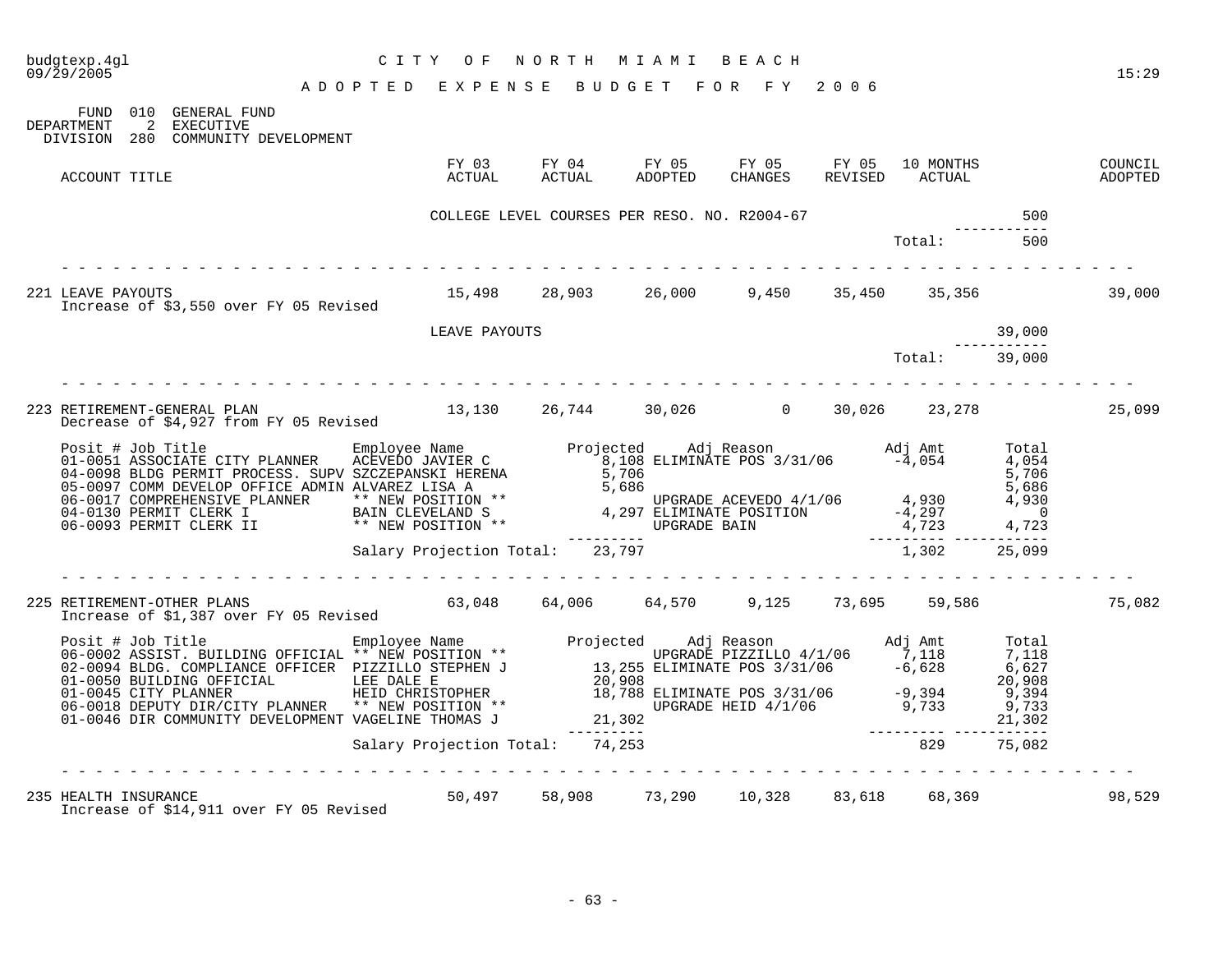budgtexp.4gl
09/29/2005

CITY OF NORTH MIAMI BEACH

ADOPTED EXPENSE BUDGET FOR FY 2006

15:29

FUND 010 GENERAL FUND
DEPARTMENT 2 EXECUTIVE
DIVISION 280 COMMUNITY DEVELOPMENT

| ACCOUNT TITLE | FY 03 ACTUAL | FY 04 ACTUAL | FY 05 ADOPTED | FY 05 CHANGES | FY 05 REVISED | 10 MONTHS ACTUAL | | COUNCIL ADOPTED |
|---|---|---|---|---|---|---|---|---|
| COLLEGE LEVEL COURSES PER RESO. NO. R2004-67 | | | | | | | 500 | |
| | | | | | | Total: | 500 | |
| 221 LEAVE PAYOUTS | 15,498 | 28,903 | 26,000 | 9,450 | 35,450 | 35,356 | | 39,000 |
| Increase of $3,550 over FY 05 Revised | | | | | | | | |
| LEAVE PAYOUTS | | | | | | | 39,000 | |
| | | | | | | Total: | 39,000 | |
| 223 RETIREMENT-GENERAL PLAN | 13,130 | 26,744 | 30,026 | 0 | 30,026 | 23,278 | | 25,099 |
| Decrease of $4,927 from FY 05 Revised | | | | | | | | |

| Posit # | Job Title | Employee Name | Projected | Adj Reason | Adj Amt | Total |
|---|---|---|---|---|---|---|
| 01-0051 | ASSOCIATE CITY PLANNER | ACEVEDO JAVIER C | 8,108 | ELIMINATE POS 3/31/06 | -4,054 | 4,054 |
| 04-0098 | BLDG PERMIT PROCESS. SUPV | SZCZEPANSKI HERENA | 5,706 | | | 5,706 |
| 05-0097 | COMM DEVELOP OFFICE ADMIN | ALVAREZ LISA A | 5,686 | | | 5,686 |
| 06-0017 | COMPREHENSIVE PLANNER | ** NEW POSITION ** | | UPGRADE ACEVEDO 4/1/06 | 4,930 | 4,930 |
| 04-0130 | PERMIT CLERK I | BAIN CLEVELAND S | 4,297 | ELIMINATE POSITION | -4,297 | 0 |
| 06-0093 | PERMIT CLERK II | ** NEW POSITION ** | | UPGRADE BAIN | 4,723 | 4,723 |
| | | Salary Projection Total: | 23,797 | | 1,302 | 25,099 |

| ACCOUNT TITLE | FY 03 ACTUAL | FY 04 ACTUAL | FY 05 ADOPTED | FY 05 CHANGES | FY 05 REVISED | 10 MONTHS ACTUAL | COUNCIL ADOPTED |
|---|---|---|---|---|---|---|---|
| 225 RETIREMENT-OTHER PLANS | 63,048 | 64,006 | 64,570 | 9,125 | 73,695 | 59,586 | 75,082 |
| Increase of $1,387 over FY 05 Revised | | | | | | | |

| Posit # | Job Title | Employee Name | Projected | Adj Reason | Adj Amt | Total |
|---|---|---|---|---|---|---|
| 06-0002 | ASSIST. BUILDING OFFICIAL | ** NEW POSITION ** | | UPGRADE PIZZILLO 4/1/06 | 7,118 | 7,118 |
| 02-0094 | BLDG. COMPLIANCE OFFICER | PIZZILLO STEPHEN J | 13,255 | ELIMINATE POS 3/31/06 | -6,628 | 6,627 |
| 01-0050 | BUILDING OFFICIAL | LEE DALE E | 20,908 | | | 20,908 |
| 01-0045 | CITY PLANNER | HEID CHRISTOPHER | 18,788 | ELIMINATE POS 3/31/06 | -9,394 | 9,394 |
| 06-0018 | DEPUTY DIR/CITY PLANNER | ** NEW POSITION ** | | UPGRADE HEID 4/1/06 | 9,733 | 9,733 |
| 01-0046 | DIR COMMUNITY DEVELOPMENT | VAGELINE THOMAS J | 21,302 | | | 21,302 |
| | | Salary Projection Total: | 74,253 | | 829 | 75,082 |

| ACCOUNT TITLE | FY 03 ACTUAL | FY 04 ACTUAL | FY 05 ADOPTED | FY 05 CHANGES | FY 05 REVISED | 10 MONTHS ACTUAL | COUNCIL ADOPTED |
|---|---|---|---|---|---|---|---|
| 235 HEALTH INSURANCE | 50,497 | 58,908 | 73,290 | 10,328 | 83,618 | 68,369 | 98,529 |
| Increase of $14,911 over FY 05 Revised | | | | | | | |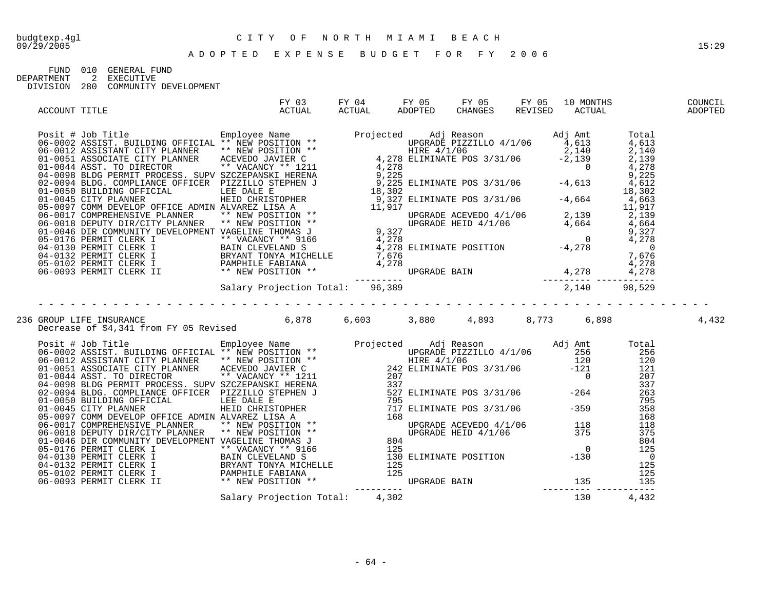budgtexp.4gl  09/29/2005

# CITY OF NORTH MIAMI BEACH

## ADOPTED EXPENSE BUDGET FOR FY 2006

15:29

FUND 010 GENERAL FUND
DEPARTMENT 2 EXECUTIVE
DIVISION 280 COMMUNITY DEVELOPMENT

| ACCOUNT TITLE | FY 03 ACTUAL | FY 04 ACTUAL | FY 05 ADOPTED | FY 05 CHANGES | FY 05 REVISED | 10 MONTHS ACTUAL | COUNCIL ADOPTED |
|---|---|---|---|---|---|---|---|

| Posit # | Job Title | Employee Name | Projected | Adj Reason | Adj Amt | Total |
|---|---|---|---|---|---|---|
| 06-0002 | ASSIST. BUILDING OFFICIAL | ** NEW POSITION ** | | UPGRADE PIZZILLO 4/1/06 | 4,613 | 4,613 |
| 06-0012 | ASSISTANT CITY PLANNER | ** NEW POSITION ** | | HIRE 4/1/06 | 2,140 | 2,140 |
| 01-0051 | ASSOCIATE CITY PLANNER | ACEVEDO JAVIER C | 4,278 | ELIMINATE POS 3/31/06 | -2,139 | 2,139 |
| 01-0044 | ASST. TO DIRECTOR | ** VACANCY ** 1211 | 4,278 | | 0 | 4,278 |
| 04-0098 | BLDG PERMIT PROCESS. SUPV | SZCZEPANSKI HERENA | 9,225 | | | 9,225 |
| 02-0094 | BLDG. COMPLIANCE OFFICER | PIZZILLO STEPHEN J | 9,225 | ELIMINATE POS 3/31/06 | -4,613 | 4,612 |
| 01-0050 | BUILDING OFFICIAL | LEE DALE E | 18,302 | | | 18,302 |
| 01-0045 | CITY PLANNER | HEID CHRISTOPHER | 9,327 | ELIMINATE POS 3/31/06 | -4,664 | 4,663 |
| 05-0097 | COMM DEVELOP OFFICE ADMIN | ALVAREZ LISA A | 11,917 | | | 11,917 |
| 06-0017 | COMPREHENSIVE PLANNER | ** NEW POSITION ** | | UPGRADE ACEVEDO 4/1/06 | 2,139 | 2,139 |
| 06-0018 | DEPUTY DIR/CITY PLANNER | ** NEW POSITION ** | | UPGRADE HEID 4/1/06 | 4,664 | 4,664 |
| 01-0046 | DIR COMMUNITY DEVELOPMENT | VAGELINE THOMAS J | 9,327 | | | 9,327 |
| 05-0176 | PERMIT CLERK I | ** VACANCY ** 9166 | 4,278 | | 0 | 4,278 |
| 04-0130 | PERMIT CLERK I | BAIN CLEVELAND S | 4,278 | ELIMINATE POSITION | -4,278 | 0 |
| 04-0132 | PERMIT CLERK I | BRYANT TONYA MICHELLE | 7,676 | | | 7,676 |
| 05-0102 | PERMIT CLERK I | PAMPHILE FABIANA | 4,278 | | | 4,278 |
| 06-0093 | PERMIT CLERK II | ** NEW POSITION ** | | UPGRADE BAIN | 4,278 | 4,278 |
| | | Salary Projection Total: | 96,389 | | 2,140 | 98,529 |

| ACCOUNT TITLE | FY 03 ACTUAL | FY 04 ACTUAL | FY 05 ADOPTED | FY 05 CHANGES | FY 05 REVISED | 10 MONTHS ACTUAL | COUNCIL ADOPTED |
|---|---|---|---|---|---|---|---|
| 236 GROUP LIFE INSURANCE | 6,878 | 6,603 | 3,880 | 4,893 | 8,773 | 6,898 | 4,432 |

Decrease of $4,341 from FY 05 Revised

| Posit # | Job Title | Employee Name | Projected | Adj Reason | Adj Amt | Total |
|---|---|---|---|---|---|---|
| 06-0002 | ASSIST. BUILDING OFFICIAL | ** NEW POSITION ** | | UPGRADE PIZZILLO 4/1/06 | 256 | 256 |
| 06-0012 | ASSISTANT CITY PLANNER | ** NEW POSITION ** | | HIRE 4/1/06 | 120 | 120 |
| 01-0051 | ASSOCIATE CITY PLANNER | ACEVEDO JAVIER C | 242 | ELIMINATE POS 3/31/06 | -121 | 121 |
| 01-0044 | ASST. TO DIRECTOR | ** VACANCY ** 1211 | 207 | | 0 | 207 |
| 04-0098 | BLDG PERMIT PROCESS. SUPV | SZCZEPANSKI HERENA | 337 | | | 337 |
| 02-0094 | BLDG. COMPLIANCE OFFICER | PIZZILLO STEPHEN J | 527 | ELIMINATE POS 3/31/06 | -264 | 263 |
| 01-0050 | BUILDING OFFICIAL | LEE DALE E | 795 | | | 795 |
| 01-0045 | CITY PLANNER | HEID CHRISTOPHER | 717 | ELIMINATE POS 3/31/06 | -359 | 358 |
| 05-0097 | COMM DEVELOP OFFICE ADMIN | ALVAREZ LISA A | 168 | | | 168 |
| 06-0017 | COMPREHENSIVE PLANNER | ** NEW POSITION ** | | UPGRADE ACEVEDO 4/1/06 | 118 | 118 |
| 06-0018 | DEPUTY DIR/CITY PLANNER | ** NEW POSITION ** | | UPGRADE HEID 4/1/06 | 375 | 375 |
| 01-0046 | DIR COMMUNITY DEVELOPMENT | VAGELINE THOMAS J | 804 | | | 804 |
| 05-0176 | PERMIT CLERK I | ** VACANCY ** 9166 | 125 | | 0 | 125 |
| 04-0130 | PERMIT CLERK I | BAIN CLEVELAND S | 130 | ELIMINATE POSITION | -130 | 0 |
| 04-0132 | PERMIT CLERK I | BRYANT TONYA MICHELLE | 125 | | | 125 |
| 05-0102 | PERMIT CLERK I | PAMPHILE FABIANA | 125 | | | 125 |
| 06-0093 | PERMIT CLERK II | ** NEW POSITION ** | | UPGRADE BAIN | 135 | 135 |
| | | Salary Projection Total: | 4,302 | | 130 | 4,432 |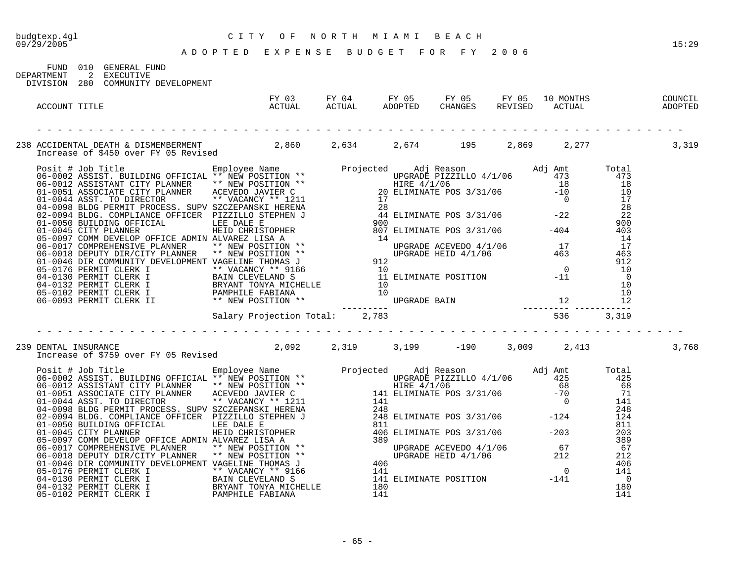budgtexp.4gl — CITY OF NORTH MIAMI BEACH — 09/29/2005 — 15:29

## ADOPTED EXPENSE BUDGET FOR FY 2006

FUND 010 GENERAL FUND
DEPARTMENT 2 EXECUTIVE
DIVISION 280 COMMUNITY DEVELOPMENT

| ACCOUNT TITLE | FY 03 ACTUAL | FY 04 ACTUAL | FY 05 ADOPTED | FY 05 CHANGES | FY 05 REVISED | 10 MONTHS ACTUAL | COUNCIL ADOPTED |
|---|---|---|---|---|---|---|---|
| 238 ACCIDENTAL DEATH & DISMEMBERMENT | 2,860 | 2,634 | 2,674 | 195 | 2,869 | 2,277 | 3,319 |

Increase of $450 over FY 05 Revised

| Posit # | Job Title | Employee Name | Projected | Adj Reason | Adj Amt | Total |
|---|---|---|---|---|---|---|
| 06-0002 | ASSIST. BUILDING OFFICIAL | ** NEW POSITION ** | | UPGRADE PIZZILLO 4/1/06 | 473 | 473 |
| 06-0012 | ASSISTANT CITY PLANNER | ** NEW POSITION ** | | HIRE 4/1/06 | 18 | 18 |
| 01-0051 | ASSOCIATE CITY PLANNER | ACEVEDO JAVIER C | 20 | ELIMINATE POS 3/31/06 | -10 | 10 |
| 01-0044 | ASST. TO DIRECTOR | ** VACANCY ** 1211 | 17 | | 0 | 17 |
| 04-0098 | BLDG PERMIT PROCESS. SUPV | SZCZEPANSKI HERENA | 28 | | | 28 |
| 02-0094 | BLDG. COMPLIANCE OFFICER | PIZZILLO STEPHEN J | 44 | ELIMINATE POS 3/31/06 | -22 | 22 |
| 01-0050 | BUILDING OFFICIAL | LEE DALE E | 900 | | | 900 |
| 01-0045 | CITY PLANNER | HEID CHRISTOPHER | 807 | ELIMINATE POS 3/31/06 | -404 | 403 |
| 05-0097 | COMM DEVELOP OFFICE ADMIN | ALVAREZ LISA A | 14 | | | 14 |
| 06-0017 | COMPREHENSIVE PLANNER | ** NEW POSITION ** | | UPGRADE ACEVEDO 4/1/06 | 17 | 17 |
| 06-0018 | DEPUTY DIR/CITY PLANNER | ** NEW POSITION ** | | UPGRADE HEID 4/1/06 | 463 | 463 |
| 01-0046 | DIR COMMUNITY DEVELOPMENT | VAGELINE THOMAS J | 912 | | | 912 |
| 05-0176 | PERMIT CLERK I | ** VACANCY ** 9166 | 10 | | 0 | 10 |
| 04-0130 | PERMIT CLERK I | BAIN CLEVELAND S | 11 | ELIMINATE POSITION | -11 | 0 |
| 04-0132 | PERMIT CLERK I | BRYANT TONYA MICHELLE | 10 | | | 10 |
| 05-0102 | PERMIT CLERK I | PAMPHILE FABIANA | 10 | | | 10 |
| 06-0093 | PERMIT CLERK II | ** NEW POSITION ** | | UPGRADE BAIN | 12 | 12 |
| | | Salary Projection Total: | 2,783 | | 536 | 3,319 |

| ACCOUNT TITLE | FY 03 ACTUAL | FY 04 ACTUAL | FY 05 ADOPTED | FY 05 CHANGES | FY 05 REVISED | 10 MONTHS ACTUAL | COUNCIL ADOPTED |
|---|---|---|---|---|---|---|---|
| 239 DENTAL INSURANCE | 2,092 | 2,319 | 3,199 | -190 | 3,009 | 2,413 | 3,768 |

Increase of $759 over FY 05 Revised

| Posit # | Job Title | Employee Name | Projected | Adj Reason | Adj Amt | Total |
|---|---|---|---|---|---|---|
| 06-0002 | ASSIST. BUILDING OFFICIAL | ** NEW POSITION ** | | UPGRADE PIZZILLO 4/1/06 | 425 | 425 |
| 06-0012 | ASSISTANT CITY PLANNER | ** NEW POSITION ** | | HIRE 4/1/06 | 68 | 68 |
| 01-0051 | ASSOCIATE CITY PLANNER | ACEVEDO JAVIER C | 141 | ELIMINATE POS 3/31/06 | -70 | 71 |
| 01-0044 | ASST. TO DIRECTOR | ** VACANCY ** 1211 | 141 | | 0 | 141 |
| 04-0098 | BLDG PERMIT PROCESS. SUPV | SZCZEPANSKI HERENA | 248 | | | 248 |
| 02-0094 | BLDG. COMPLIANCE OFFICER | PIZZILLO STEPHEN J | 248 | ELIMINATE POS 3/31/06 | -124 | 124 |
| 01-0050 | BUILDING OFFICIAL | LEE DALE E | 811 | | | 811 |
| 01-0045 | CITY PLANNER | HEID CHRISTOPHER | 406 | ELIMINATE POS 3/31/06 | -203 | 203 |
| 05-0097 | COMM DEVELOP OFFICE ADMIN | ALVAREZ LISA A | 389 | | | 389 |
| 06-0017 | COMPREHENSIVE PLANNER | ** NEW POSITION ** | | UPGRADE ACEVEDO 4/1/06 | 67 | 67 |
| 06-0018 | DEPUTY DIR/CITY PLANNER | ** NEW POSITION ** | | UPGRADE HEID 4/1/06 | 212 | 212 |
| 01-0046 | DIR COMMUNITY DEVELOPMENT | VAGELINE THOMAS J | 406 | | | 406 |
| 05-0176 | PERMIT CLERK I | ** VACANCY ** 9166 | 141 | | 0 | 141 |
| 04-0130 | PERMIT CLERK I | BAIN CLEVELAND S | 141 | ELIMINATE POSITION | -141 | 0 |
| 04-0132 | PERMIT CLERK I | BRYANT TONYA MICHELLE | 180 | | | 180 |
| 05-0102 | PERMIT CLERK I | PAMPHILE FABIANA | 141 | | | 141 |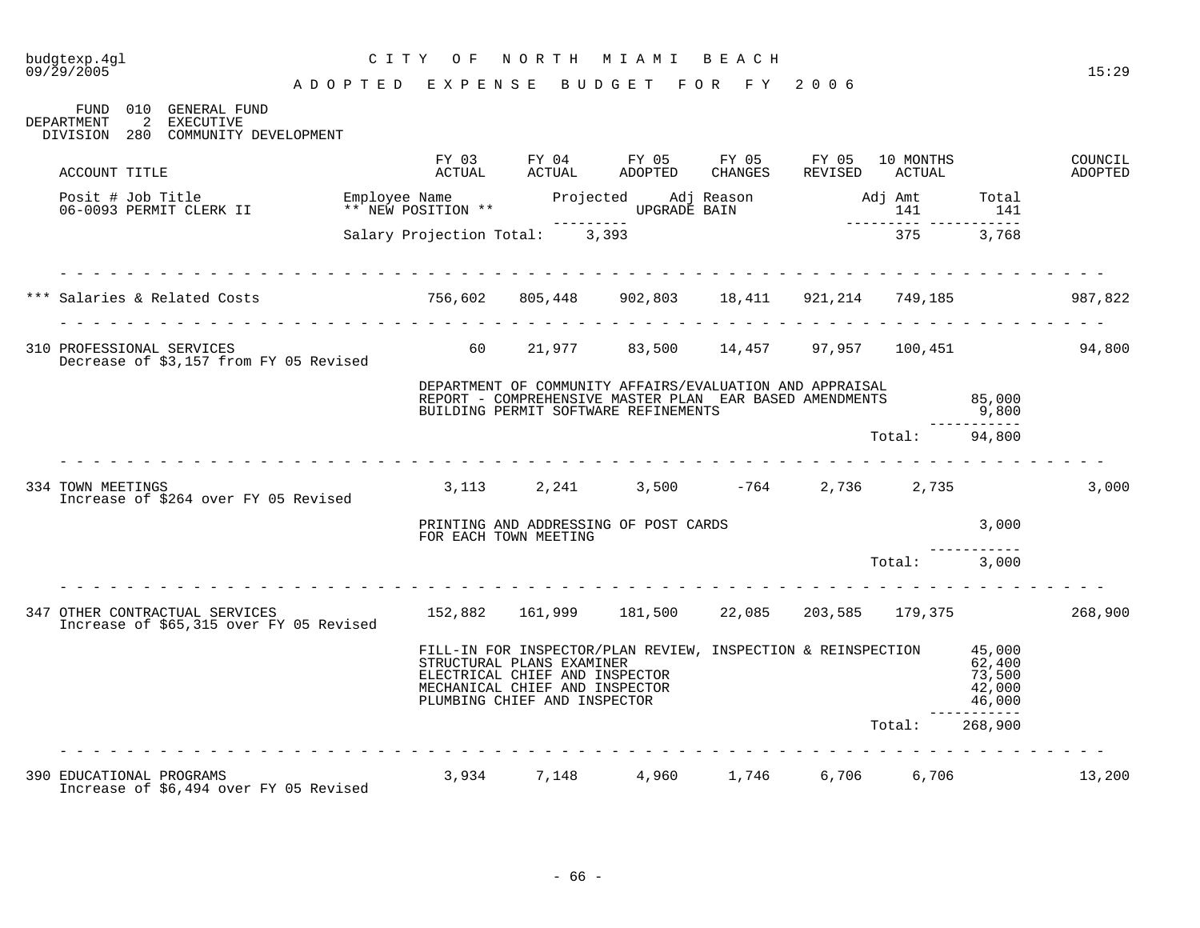CITY OF NORTH MIAMI BEACH

ADOPTED EXPENSE BUDGET FOR FY 2006

FUND 010 GENERAL FUND
DEPARTMENT 2 EXECUTIVE
DIVISION 280 COMMUNITY DEVELOPMENT

| ACCOUNT TITLE | FY 03 ACTUAL | FY 04 ACTUAL | FY 05 ADOPTED | FY 05 CHANGES | FY 05 REVISED | 10 MONTHS ACTUAL | | COUNCIL ADOPTED |
|---|---|---|---|---|---|---|---|---|
| Posit # Job Title / Employee Name / Projected / Adj Reason / Adj Amt / Total | | | | | | | | |
| 06-0093 PERMIT CLERK II — ** NEW POSITION ** | | | | UPGRADE BAIN | | 141 | 141 | |
| Salary Projection Total: | | 3,393 | | | | 375 | 3,768 | |
| *** Salaries & Related Costs | 756,602 | 805,448 | 902,803 | 18,411 | 921,214 | 749,185 | | 987,822 |
| 310 PROFESSIONAL SERVICES<br>Decrease of $3,157 from FY 05 Revised | 60 | 21,977 | 83,500 | 14,457 | 97,957 | 100,451 | | 94,800 |
| DEPARTMENT OF COMMUNITY AFFAIRS/EVALUATION AND APPRAISAL REPORT - COMPREHENSIVE MASTER PLAN EAR BASED AMENDMENTS | | | | | | | 85,000 | |
| BUILDING PERMIT SOFTWARE REFINEMENTS | | | | | | | 9,800 | |
| | | | | | | Total: | 94,800 | |
| 334 TOWN MEETINGS<br>Increase of $264 over FY 05 Revised | 3,113 | 2,241 | 3,500 | -764 | 2,736 | 2,735 | | 3,000 |
| PRINTING AND ADDRESSING OF POST CARDS FOR EACH TOWN MEETING | | | | | | | 3,000 | |
| | | | | | | Total: | 3,000 | |
| 347 OTHER CONTRACTUAL SERVICES<br>Increase of $65,315 over FY 05 Revised | 152,882 | 161,999 | 181,500 | 22,085 | 203,585 | 179,375 | | 268,900 |
| FILL-IN FOR INSPECTOR/PLAN REVIEW, INSPECTION & REINSPECTION | | | | | | | 45,000 | |
| STRUCTURAL PLANS EXAMINER | | | | | | | 62,400 | |
| ELECTRICAL CHIEF AND INSPECTOR | | | | | | | 73,500 | |
| MECHANICAL CHIEF AND INSPECTOR | | | | | | | 42,000 | |
| PLUMBING CHIEF AND INSPECTOR | | | | | | | 46,000 | |
| | | | | | | Total: | 268,900 | |
| 390 EDUCATIONAL PROGRAMS<br>Increase of $6,494 over FY 05 Revised | 3,934 | 7,148 | 4,960 | 1,746 | 6,706 | 6,706 | | 13,200 |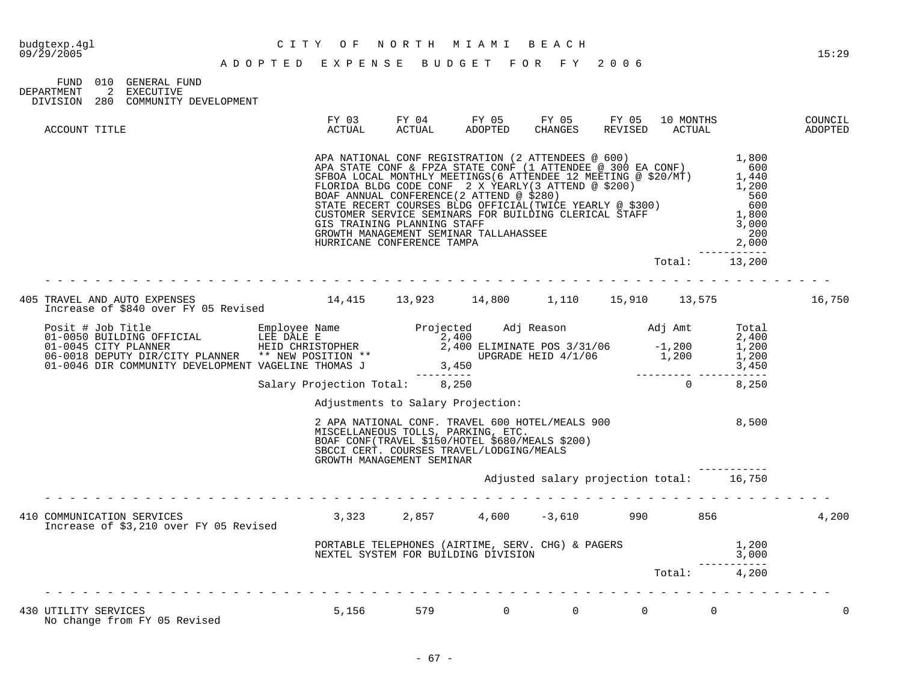budgtexp.4gl — CITY OF NORTH MIAMI BEACH
09/29/2005 — 15:29

# ADOPTED EXPENSE BUDGET FOR FY 2006

FUND 010 GENERAL FUND
DEPARTMENT 2 EXECUTIVE
DIVISION 280 COMMUNITY DEVELOPMENT

| ACCOUNT TITLE | FY 03 ACTUAL | FY 04 ACTUAL | FY 05 ADOPTED | FY 05 CHANGES | FY 05 REVISED | 10 MONTHS ACTUAL | COUNCIL ADOPTED |
|---|---|---|---|---|---|---|---|

| Item | Amount |
|---|---|
| APA NATIONAL CONF REGISTRATION (2 ATTENDEES @ 600) | 1,800 |
| APA STATE CONF & FPZA STATE CONF (1 ATTENDEE @ 300 EA CONF) | 600 |
| SFBOA LOCAL MONTHLY MEETINGS(6 ATTENDEE 12 MEETING @ $20/MT) | 1,440 |
| FLORIDA BLDG CODE CONF 2 X YEARLY(3 ATTEND @ $200) | 1,200 |
| BOAF ANNUAL CONFERENCE(2 ATTEND @ $280) | 560 |
| STATE RECERT COURSES BLDG OFFICIAL(TWICE YEARLY @ $300) | 600 |
| CUSTOMER SERVICE SEMINARS FOR BUILDING CLERICAL STAFF | 1,800 |
| GIS TRAINING PLANNING STAFF | 3,000 |
| GROWTH MANAGEMENT SEMINAR TALLAHASSEE | 200 |
| HURRICANE CONFERENCE TAMPA | 2,000 |
| Total: | 13,200 |

| ACCOUNT TITLE | FY 03 ACTUAL | FY 04 ACTUAL | FY 05 ADOPTED | FY 05 CHANGES | FY 05 REVISED | 10 MONTHS ACTUAL | COUNCIL ADOPTED |
|---|---|---|---|---|---|---|---|
| 405 TRAVEL AND AUTO EXPENSES | 14,415 | 13,923 | 14,800 | 1,110 | 15,910 | 13,575 | 16,750 |

Increase of $840 over FY 05 Revised

| Posit # Job Title | Employee Name | Projected | Adj Reason | Adj Amt | Total |
|---|---|---|---|---|---|
| 01-0050 BUILDING OFFICIAL | LEE DALE E | 2,400 | | | 2,400 |
| 01-0045 CITY PLANNER | HEID CHRISTOPHER | 2,400 | ELIMINATE POS 3/31/06 | -1,200 | 1,200 |
| 06-0018 DEPUTY DIR/CITY PLANNER | ** NEW POSITION ** | | UPGRADE HEID 4/1/06 | 1,200 | 1,200 |
| 01-0046 DIR COMMUNITY DEVELOPMENT | VAGELINE THOMAS J | 3,450 | | | 3,450 |
| | Salary Projection Total: | 8,250 | | 0 | 8,250 |

Adjustments to Salary Projection:

| Item | Amount |
|---|---|
| 2 APA NATIONAL CONF. TRAVEL 600 HOTEL/MEALS 900<br>MISCELLANEOUS TOLLS, PARKING, ETC.<br>BOAF CONF(TRAVEL $150/HOTEL $680/MEALS $200)<br>SBCCI CERT. COURSES TRAVEL/LODGING/MEALS<br>GROWTH MANAGEMENT SEMINAR | 8,500 |
| Adjusted salary projection total: | 16,750 |

| ACCOUNT TITLE | FY 03 ACTUAL | FY 04 ACTUAL | FY 05 ADOPTED | FY 05 CHANGES | FY 05 REVISED | 10 MONTHS ACTUAL | COUNCIL ADOPTED |
|---|---|---|---|---|---|---|---|
| 410 COMMUNICATION SERVICES | 3,323 | 2,857 | 4,600 | -3,610 | 990 | 856 | 4,200 |

Increase of $3,210 over FY 05 Revised

| Item | Amount |
|---|---|
| PORTABLE TELEPHONES (AIRTIME, SERV. CHG) & PAGERS | 1,200 |
| NEXTEL SYSTEM FOR BUILDING DIVISION | 3,000 |
| Total: | 4,200 |

| ACCOUNT TITLE | FY 03 ACTUAL | FY 04 ACTUAL | FY 05 ADOPTED | FY 05 CHANGES | FY 05 REVISED | 10 MONTHS ACTUAL | COUNCIL ADOPTED |
|---|---|---|---|---|---|---|---|
| 430 UTILITY SERVICES | 5,156 | 579 | 0 | 0 | 0 | 0 | 0 |

No change from FY 05 Revised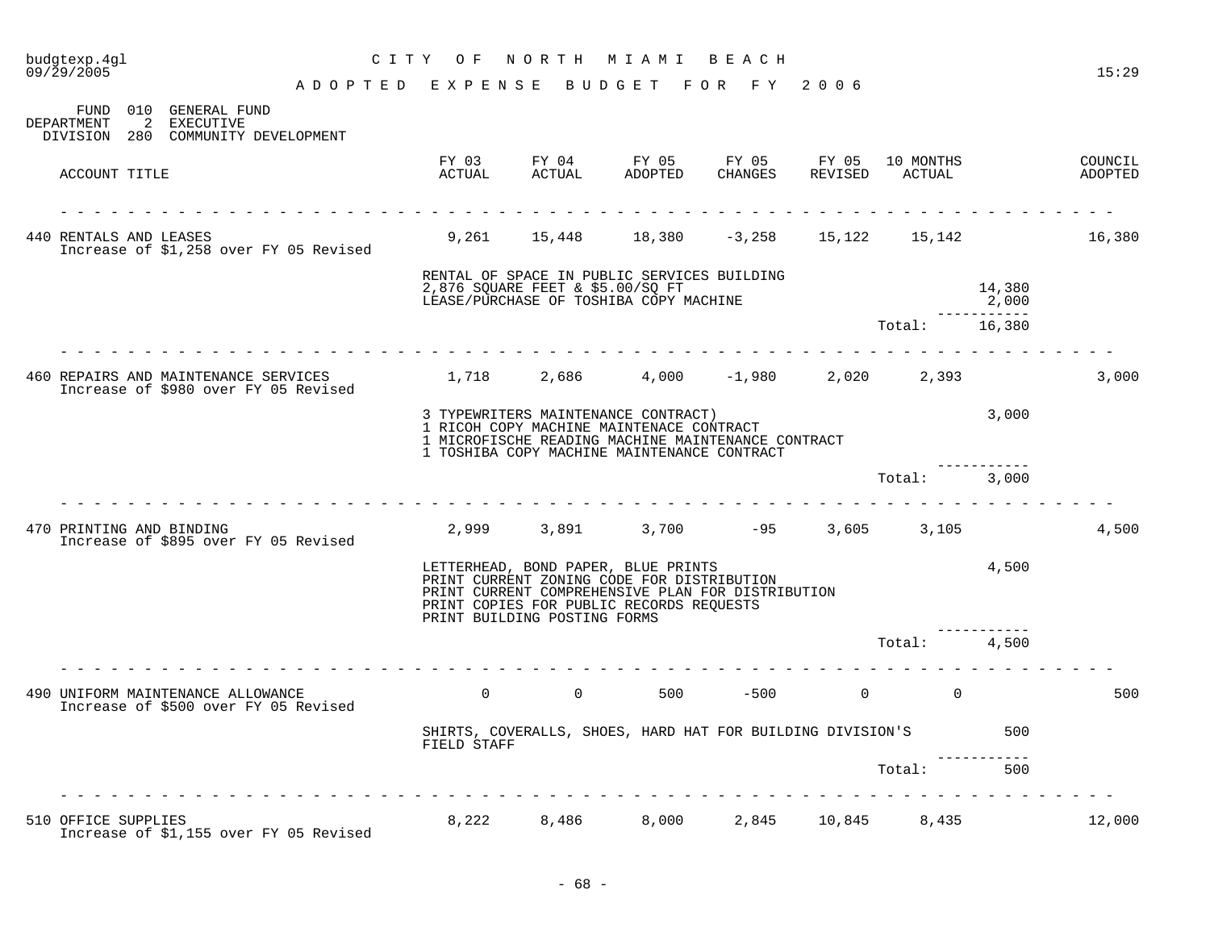# CITY OF NORTH MIAMI BEACH

## ADOPTED EXPENSE BUDGET FOR FY 2006

FUND 010 GENERAL FUND
DEPARTMENT 2 EXECUTIVE
DIVISION 280 COMMUNITY DEVELOPMENT

| ACCOUNT TITLE | FY 03 ACTUAL | FY 04 ACTUAL | FY 05 ADOPTED | FY 05 CHANGES | FY 05 REVISED | 10 MONTHS ACTUAL | | COUNCIL ADOPTED |
|---|---|---|---|---|---|---|---|---|
| 440 RENTALS AND LEASES<br>Increase of $1,258 over FY 05 Revised | 9,261 | 15,448 | 18,380 | -3,258 | 15,122 | 15,142 | | 16,380 |
| | RENTAL OF SPACE IN PUBLIC SERVICES BUILDING<br>2,876 SQUARE FEET & $5.00/SQ FT | | | | | | 14,380 | |
| | LEASE/PURCHASE OF TOSHIBA COPY MACHINE | | | | | | 2,000 | |
| | | | | | | Total: | 16,380 | |
| 460 REPAIRS AND MAINTENANCE SERVICES<br>Increase of $980 over FY 05 Revised | 1,718 | 2,686 | 4,000 | -1,980 | 2,020 | 2,393 | | 3,000 |
| | 3 TYPEWRITERS MAINTENANCE CONTRACT)<br>1 RICOH COPY MACHINE MAINTENACE CONTRACT<br>1 MICROFISCHE READING MACHINE MAINTENANCE CONTRACT<br>1 TOSHIBA COPY MACHINE MAINTENANCE CONTRACT | | | | | | 3,000 | |
| | | | | | | Total: | 3,000 | |
| 470 PRINTING AND BINDING<br>Increase of $895 over FY 05 Revised | 2,999 | 3,891 | 3,700 | -95 | 3,605 | 3,105 | | 4,500 |
| | LETTERHEAD, BOND PAPER, BLUE PRINTS<br>PRINT CURRENT ZONING CODE FOR DISTRIBUTION<br>PRINT CURRENT COMPREHENSIVE PLAN FOR DISTRIBUTION<br>PRINT COPIES FOR PUBLIC RECORDS REQUESTS<br>PRINT BUILDING POSTING FORMS | | | | | | 4,500 | |
| | | | | | | Total: | 4,500 | |
| 490 UNIFORM MAINTENANCE ALLOWANCE<br>Increase of $500 over FY 05 Revised | 0 | 0 | 500 | -500 | 0 | 0 | | 500 |
| | SHIRTS, COVERALLS, SHOES, HARD HAT FOR BUILDING DIVISION'S FIELD STAFF | | | | | | 500 | |
| | | | | | | Total: | 500 | |
| 510 OFFICE SUPPLIES<br>Increase of $1,155 over FY 05 Revised | 8,222 | 8,486 | 8,000 | 2,845 | 10,845 | 8,435 | | 12,000 |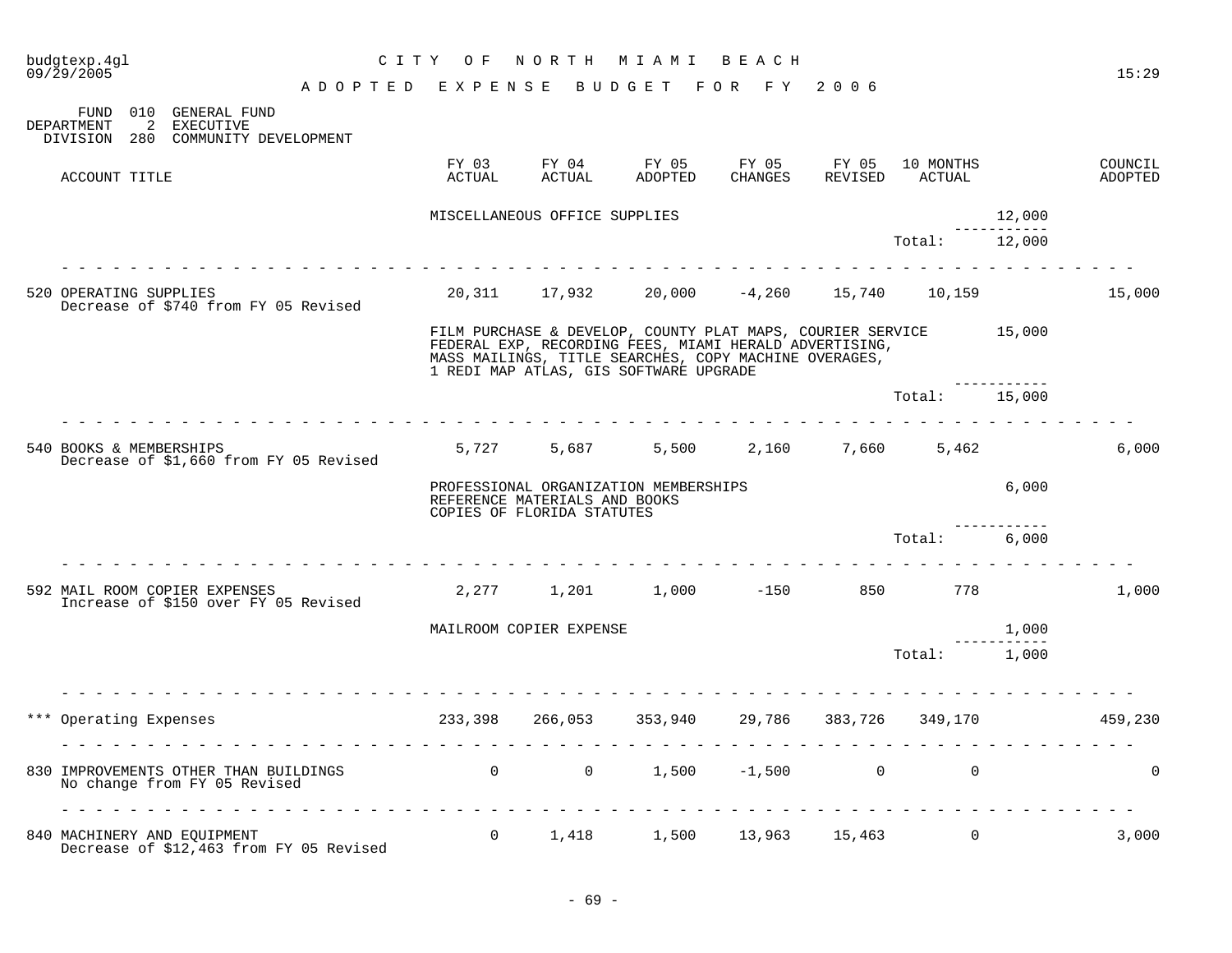CITY OF NORTH MIAMI BEACH

ADOPTED EXPENSE BUDGET FOR FY 2006

FUND 010 GENERAL FUND
DEPARTMENT 2 EXECUTIVE
DIVISION 280 COMMUNITY DEVELOPMENT

| ACCOUNT TITLE | FY 03 ACTUAL | FY 04 ACTUAL | FY 05 ADOPTED | FY 05 CHANGES | FY 05 REVISED | 10 MONTHS ACTUAL | | COUNCIL ADOPTED |
|---|---|---|---|---|---|---|---|---|
| | MISCELLANEOUS OFFICE SUPPLIES | | | | | | 12,000 | |
| | | | | | | Total: | 12,000 | |
| 520 OPERATING SUPPLIES<br>Decrease of $740 from FY 05 Revised | 20,311 | 17,932 | 20,000 | -4,260 | 15,740 | 10,159 | | 15,000 |
| | FILM PURCHASE & DEVELOP, COUNTY PLAT MAPS, COURIER SERVICE FEDERAL EXP, RECORDING FEES, MIAMI HERALD ADVERTISING, MASS MAILINGS, TITLE SEARCHES, COPY MACHINE OVERAGES, 1 REDI MAP ATLAS, GIS SOFTWARE UPGRADE | | | | | | 15,000 | |
| | | | | | | Total: | 15,000 | |
| 540 BOOKS & MEMBERSHIPS<br>Decrease of $1,660 from FY 05 Revised | 5,727 | 5,687 | 5,500 | 2,160 | 7,660 | 5,462 | | 6,000 |
| | PROFESSIONAL ORGANIZATION MEMBERSHIPS<br>REFERENCE MATERIALS AND BOOKS<br>COPIES OF FLORIDA STATUTES | | | | | | 6,000 | |
| | | | | | | Total: | 6,000 | |
| 592 MAIL ROOM COPIER EXPENSES<br>Increase of $150 over FY 05 Revised | 2,277 | 1,201 | 1,000 | -150 | 850 | 778 | | 1,000 |
| | MAILROOM COPIER EXPENSE | | | | | | 1,000 | |
| | | | | | | Total: | 1,000 | |
| *** Operating Expenses | 233,398 | 266,053 | 353,940 | 29,786 | 383,726 | 349,170 | | 459,230 |
| 830 IMPROVEMENTS OTHER THAN BUILDINGS<br>No change from FY 05 Revised | 0 | 0 | 1,500 | -1,500 | 0 | 0 | | 0 |
| 840 MACHINERY AND EQUIPMENT<br>Decrease of $12,463 from FY 05 Revised | 0 | 1,418 | 1,500 | 13,963 | 15,463 | 0 | | 3,000 |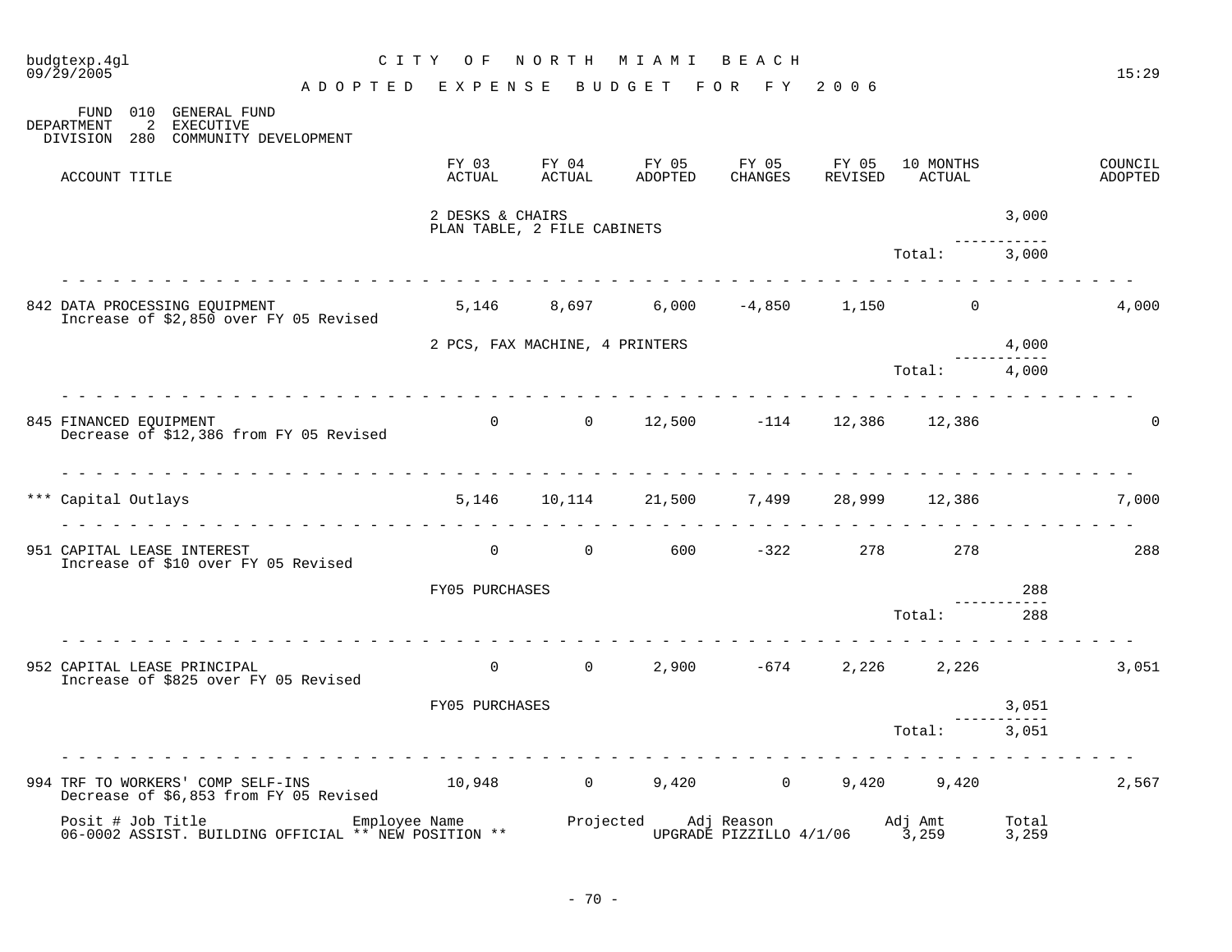# CITY OF NORTH MIAMI BEACH

## ADOPTED EXPENSE BUDGET FOR FY 2006

FUND 010 GENERAL FUND
DEPARTMENT 2 EXECUTIVE
DIVISION 280 COMMUNITY DEVELOPMENT

| ACCOUNT TITLE | FY 03 ACTUAL | FY 04 ACTUAL | FY 05 ADOPTED | FY 05 CHANGES | FY 05 REVISED | 10 MONTHS ACTUAL | | COUNCIL ADOPTED |
|---|---|---|---|---|---|---|---|---|
| | 2 DESKS & CHAIRS | | | | | | 3,000 | |
| | PLAN TABLE, 2 FILE CABINETS | | | | | | | |
| | | | | | | Total: | 3,000 | |
| 842 DATA PROCESSING EQUIPMENT<br>Increase of $2,850 over FY 05 Revised | 5,146 | 8,697 | 6,000 | -4,850 | 1,150 | 0 | | 4,000 |
| | 2 PCS, FAX MACHINE, 4 PRINTERS | | | | | | 4,000 | |
| | | | | | | Total: | 4,000 | |
| 845 FINANCED EQUIPMENT<br>Decrease of $12,386 from FY 05 Revised | 0 | 0 | 12,500 | -114 | 12,386 | 12,386 | | 0 |
| *** Capital Outlays | 5,146 | 10,114 | 21,500 | 7,499 | 28,999 | 12,386 | | 7,000 |
| 951 CAPITAL LEASE INTEREST<br>Increase of $10 over FY 05 Revised | 0 | 0 | 600 | -322 | 278 | 278 | | 288 |
| | FY05 PURCHASES | | | | | | 288 | |
| | | | | | | Total: | 288 | |
| 952 CAPITAL LEASE PRINCIPAL<br>Increase of $825 over FY 05 Revised | 0 | 0 | 2,900 | -674 | 2,226 | 2,226 | | 3,051 |
| | FY05 PURCHASES | | | | | | 3,051 | |
| | | | | | | Total: | 3,051 | |
| 994 TRF TO WORKERS' COMP SELF-INS<br>Decrease of $6,853 from FY 05 Revised | 10,948 | 0 | 9,420 | 0 | 9,420 | 9,420 | | 2,567 |

| Posit # | Job Title | Employee Name | Projected | Adj Reason | Adj Amt | Total |
|---|---|---|---|---|---|---|
| 06-0002 | ASSIST. BUILDING OFFICIAL | ** NEW POSITION ** | | UPGRADE PIZZILLO 4/1/06 | 3,259 | 3,259 |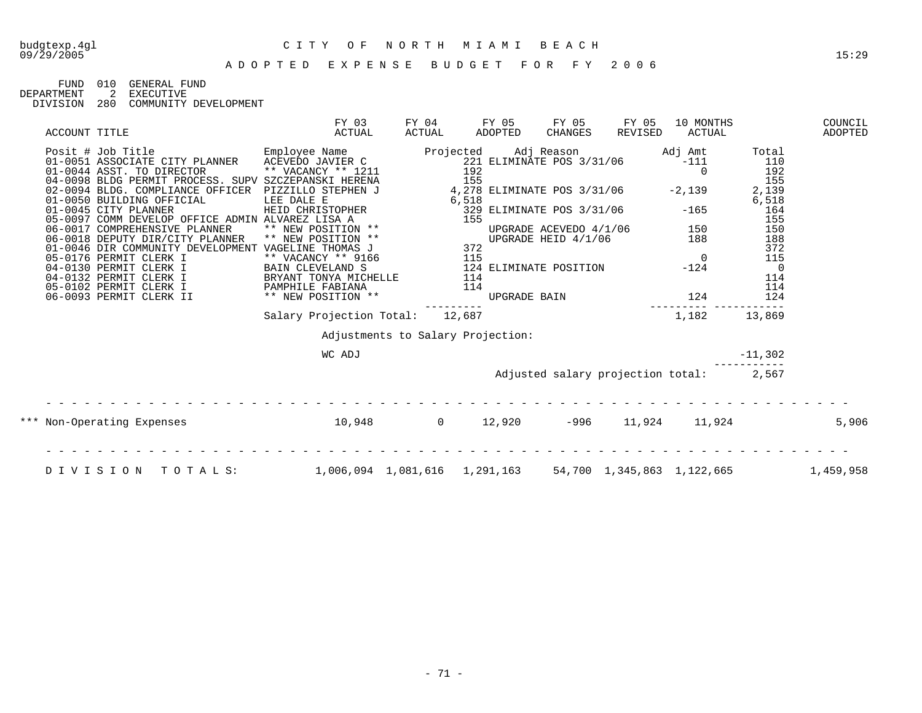budgtexp.4gl
09/29/2005

# CITY OF NORTH MIAMI BEACH

15:29

## ADOPTED EXPENSE BUDGET FOR FY 2006

FUND 010 GENERAL FUND
DEPARTMENT 2 EXECUTIVE
DIVISION 280 COMMUNITY DEVELOPMENT

| ACCOUNT TITLE | FY 03 ACTUAL | FY 04 ACTUAL | FY 05 ADOPTED | FY 05 CHANGES | FY 05 REVISED | 10 MONTHS ACTUAL | COUNCIL ADOPTED |
|---|---|---|---|---|---|---|---|

| Posit # | Job Title | Employee Name | Projected | Adj Reason | Adj Amt | Total |
|---|---|---|---|---|---|---|
| 01-0051 | ASSOCIATE CITY PLANNER | ACEVEDO JAVIER C | 221 | ELIMINATE POS 3/31/06 | -111 | 110 |
| 01-0044 | ASST. TO DIRECTOR | ** VACANCY ** 1211 | 192 | | 0 | 192 |
| 04-0098 | BLDG PERMIT PROCESS. SUPV | SZCZEPANSKI HERENA | 155 | | | 155 |
| 02-0094 | BLDG. COMPLIANCE OFFICER | PIZZILLO STEPHEN J | 4,278 | ELIMINATE POS 3/31/06 | -2,139 | 2,139 |
| 01-0050 | BUILDING OFFICIAL | LEE DALE E | 6,518 | | | 6,518 |
| 01-0045 | CITY PLANNER | HEID CHRISTOPHER | 329 | ELIMINATE POS 3/31/06 | -165 | 164 |
| 05-0097 | COMM DEVELOP OFFICE ADMIN | ALVAREZ LISA A | 155 | | | 155 |
| 06-0017 | COMPREHENSIVE PLANNER | ** NEW POSITION ** | | UPGRADE ACEVEDO 4/1/06 | 150 | 150 |
| 06-0018 | DEPUTY DIR/CITY PLANNER | ** NEW POSITION ** | | UPGRADE HEID 4/1/06 | 188 | 188 |
| 01-0046 | DIR COMMUNITY DEVELOPMENT | VAGELINE THOMAS J | 372 | | | 372 |
| 05-0176 | PERMIT CLERK I | ** VACANCY ** 9166 | 115 | | 0 | 115 |
| 04-0130 | PERMIT CLERK I | BAIN CLEVELAND S | 124 | ELIMINATE POSITION | -124 | 0 |
| 04-0132 | PERMIT CLERK I | BRYANT TONYA MICHELLE | 114 | | | 114 |
| 05-0102 | PERMIT CLERK I | PAMPHILE FABIANA | 114 | | | 114 |
| 06-0093 | PERMIT CLERK II | ** NEW POSITION ** | | UPGRADE BAIN | 124 | 124 |
| | | Salary Projection Total: | 12,687 | | 1,182 | 13,869 |

Adjustments to Salary Projection:

| | Amount |
|---|---|
| WC ADJ | -11,302 |
| Adjusted salary projection total: | 2,567 |

| ACCOUNT TITLE | FY 03 ACTUAL | FY 04 ACTUAL | FY 05 ADOPTED | FY 05 CHANGES | FY 05 REVISED | 10 MONTHS ACTUAL | COUNCIL ADOPTED |
|---|---|---|---|---|---|---|---|
| *** Non-Operating Expenses | 10,948 | 0 | 12,920 | -996 | 11,924 | 11,924 | 5,906 |
| DIVISION TOTALS: | 1,006,094 | 1,081,616 | 1,291,163 | 54,700 | 1,345,863 | 1,122,665 | 1,459,958 |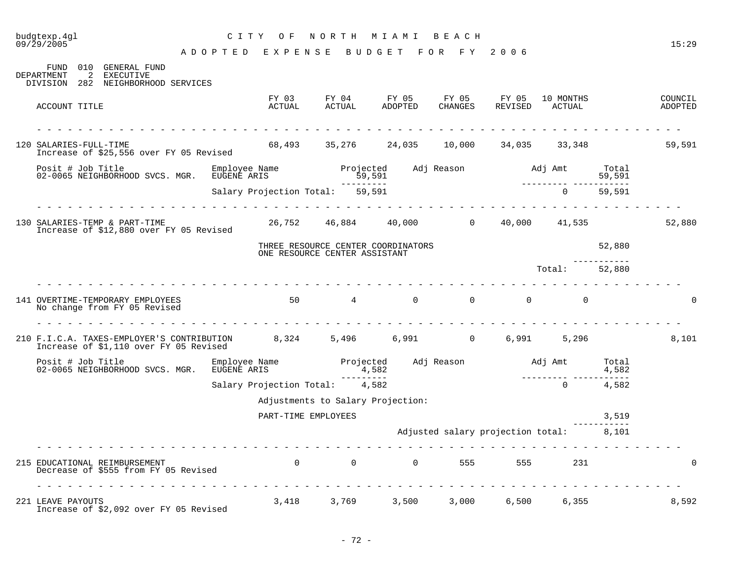CITY OF NORTH MIAMI BEACH

ADOPTED EXPENSE BUDGET FOR FY 2006

FUND 010 GENERAL FUND
DEPARTMENT 2 EXECUTIVE
DIVISION 282 NEIGHBORHOOD SERVICES

| ACCOUNT TITLE | FY 03 ACTUAL | FY 04 ACTUAL | FY 05 ADOPTED | FY 05 CHANGES | FY 05 REVISED | 10 MONTHS ACTUAL | COUNCIL ADOPTED |
|---|---|---|---|---|---|---|---|
| 120 SALARIES-FULL-TIME<br>Increase of $25,556 over FY 05 Revised | 68,493 | 35,276 | 24,035 | 10,000 | 34,035 | 33,348 | 59,591 |
| 130 SALARIES-TEMP & PART-TIME<br>Increase of $12,880 over FY 05 Revised | 26,752 | 46,884 | 40,000 | 0 | 40,000 | 41,535 | 52,880 |
| 141 OVERTIME-TEMPORARY EMPLOYEES<br>No change from FY 05 Revised | 50 | 4 | 0 | 0 | 0 | 0 | 0 |
| 210 F.I.C.A. TAXES-EMPLOYER'S CONTRIBUTION<br>Increase of $1,110 over FY 05 Revised | 8,324 | 5,496 | 6,991 | 0 | 6,991 | 5,296 | 8,101 |
| 215 EDUCATIONAL REIMBURSEMENT<br>Decrease of $555 from FY 05 Revised | 0 | 0 | 0 | 555 | 555 | 231 | 0 |
| 221 LEAVE PAYOUTS<br>Increase of $2,092 over FY 05 Revised | 3,418 | 3,769 | 3,500 | 3,000 | 6,500 | 6,355 | 8,592 |

**120 SALARIES-FULL-TIME — Salary Projection**

| Posit # Job Title | Employee Name | Projected | Adj Reason | Adj Amt | Total |
|---|---|---|---|---|---|
| 02-0065 NEIGHBORHOOD SVCS. MGR. | EUGENE ARIS | 59,591 | | | 59,591 |
| | Salary Projection Total: | 59,591 | | 0 | 59,591 |

**130 SALARIES-TEMP & PART-TIME**

| Description | Amount |
|---|---|
| THREE RESOURCE CENTER COORDINATORS<br>ONE RESOURCE CENTER ASSISTANT | 52,880 |
| Total: | 52,880 |

**210 F.I.C.A. TAXES-EMPLOYER'S CONTRIBUTION — Salary Projection**

| Posit # Job Title | Employee Name | Projected | Adj Reason | Adj Amt | Total |
|---|---|---|---|---|---|
| 02-0065 NEIGHBORHOOD SVCS. MGR. | EUGENE ARIS | 4,582 | | | 4,582 |
| | Salary Projection Total: | 4,582 | | 0 | 4,582 |

Adjustments to Salary Projection:

| Description | Amount |
|---|---|
| PART-TIME EMPLOYEES | 3,519 |
| Adjusted salary projection total: | 8,101 |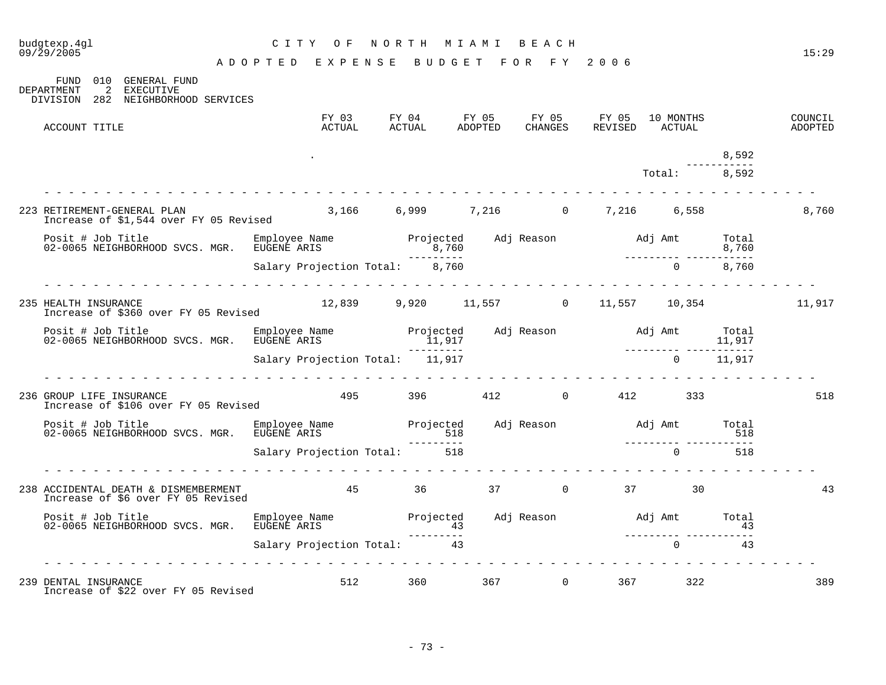budgtexp.4gl — CITY OF NORTH MIAMI BEACH
09/29/2005 — 15:29

# ADOPTED EXPENSE BUDGET FOR FY 2006

FUND 010 GENERAL FUND
DEPARTMENT 2 EXECUTIVE
DIVISION 282 NEIGHBORHOOD SERVICES

| ACCOUNT TITLE | FY 03 ACTUAL | FY 04 ACTUAL | FY 05 ADOPTED | FY 05 CHANGES | FY 05 REVISED | 10 MONTHS ACTUAL | | COUNCIL ADOPTED |
|---|---|---|---|---|---|---|---|---|
| . | | | | | | | 8,592 | |
| | | | | | | Total: | 8,592 | |

---

| ACCOUNT TITLE | FY 03 ACTUAL | FY 04 ACTUAL | FY 05 ADOPTED | FY 05 CHANGES | FY 05 REVISED | 10 MONTHS ACTUAL | COUNCIL ADOPTED |
|---|---|---|---|---|---|---|---|
| 223 RETIREMENT-GENERAL PLAN | 3,166 | 6,999 | 7,216 | 0 | 7,216 | 6,558 | 8,760 |

Increase of $1,544 over FY 05 Revised

| Posit # Job Title | Employee Name | Projected | Adj Reason | Adj Amt | Total |
|---|---|---|---|---|---|
| 02-0065 NEIGHBORHOOD SVCS. MGR. | EUGENE ARIS | 8,760 | | | 8,760 |
| | Salary Projection Total: | 8,760 | | 0 | 8,760 |

---

| ACCOUNT TITLE | FY 03 ACTUAL | FY 04 ACTUAL | FY 05 ADOPTED | FY 05 CHANGES | FY 05 REVISED | 10 MONTHS ACTUAL | COUNCIL ADOPTED |
|---|---|---|---|---|---|---|---|
| 235 HEALTH INSURANCE | 12,839 | 9,920 | 11,557 | 0 | 11,557 | 10,354 | 11,917 |

Increase of $360 over FY 05 Revised

| Posit # Job Title | Employee Name | Projected | Adj Reason | Adj Amt | Total |
|---|---|---|---|---|---|
| 02-0065 NEIGHBORHOOD SVCS. MGR. | EUGENE ARIS | 11,917 | | | 11,917 |
| | Salary Projection Total: | 11,917 | | 0 | 11,917 |

---

| ACCOUNT TITLE | FY 03 ACTUAL | FY 04 ACTUAL | FY 05 ADOPTED | FY 05 CHANGES | FY 05 REVISED | 10 MONTHS ACTUAL | COUNCIL ADOPTED |
|---|---|---|---|---|---|---|---|
| 236 GROUP LIFE INSURANCE | 495 | 396 | 412 | 0 | 412 | 333 | 518 |

Increase of $106 over FY 05 Revised

| Posit # Job Title | Employee Name | Projected | Adj Reason | Adj Amt | Total |
|---|---|---|---|---|---|
| 02-0065 NEIGHBORHOOD SVCS. MGR. | EUGENE ARIS | 518 | | | 518 |
| | Salary Projection Total: | 518 | | 0 | 518 |

---

| ACCOUNT TITLE | FY 03 ACTUAL | FY 04 ACTUAL | FY 05 ADOPTED | FY 05 CHANGES | FY 05 REVISED | 10 MONTHS ACTUAL | COUNCIL ADOPTED |
|---|---|---|---|---|---|---|---|
| 238 ACCIDENTAL DEATH & DISMEMBERMENT | 45 | 36 | 37 | 0 | 37 | 30 | 43 |

Increase of $6 over FY 05 Revised

| Posit # Job Title | Employee Name | Projected | Adj Reason | Adj Amt | Total |
|---|---|---|---|---|---|
| 02-0065 NEIGHBORHOOD SVCS. MGR. | EUGENE ARIS | 43 | | | 43 |
| | Salary Projection Total: | 43 | | 0 | 43 |

---

| ACCOUNT TITLE | FY 03 ACTUAL | FY 04 ACTUAL | FY 05 ADOPTED | FY 05 CHANGES | FY 05 REVISED | 10 MONTHS ACTUAL | COUNCIL ADOPTED |
|---|---|---|---|---|---|---|---|
| 239 DENTAL INSURANCE | 512 | 360 | 367 | 0 | 367 | 322 | 389 |

Increase of $22 over FY 05 Revised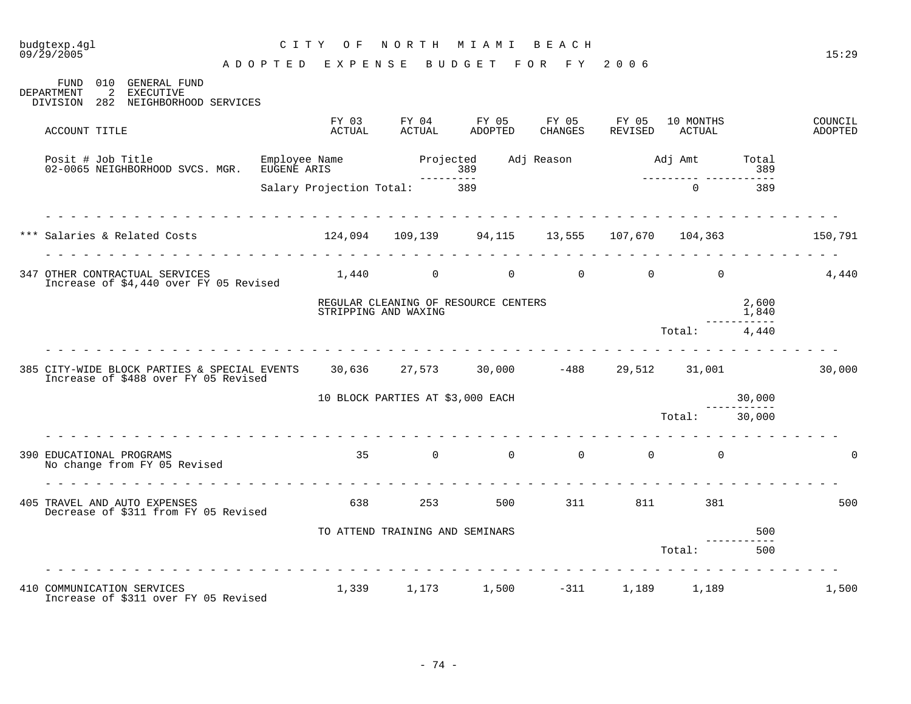budgtexp.4gl — CITY OF NORTH MIAMI BEACH — 09/29/2005 — 15:29

# ADOPTED EXPENSE BUDGET FOR FY 2006

FUND 010 GENERAL FUND
DEPARTMENT 2 EXECUTIVE
DIVISION 282 NEIGHBORHOOD SERVICES

| Posit # Job Title | Employee Name | Projected | Adj Reason | Adj Amt | Total |
|---|---|---|---|---|---|
| 02-0065 NEIGHBORHOOD SVCS. MGR. | EUGENE ARIS | 389 | | | 389 |
| | Salary Projection Total: | 389 | | 0 | 389 |

| ACCOUNT TITLE | FY 03 ACTUAL | FY 04 ACTUAL | FY 05 ADOPTED | FY 05 CHANGES | FY 05 REVISED | 10 MONTHS ACTUAL | | COUNCIL ADOPTED |
|---|---|---|---|---|---|---|---|---|
| *** Salaries & Related Costs | 124,094 | 109,139 | 94,115 | 13,555 | 107,670 | 104,363 | | 150,791 |
| 347 OTHER CONTRACTUAL SERVICES<br>Increase of $4,440 over FY 05 Revised | 1,440 | 0 | 0 | 0 | 0 | 0 | | 4,440 |
| | REGULAR CLEANING OF RESOURCE CENTERS | | | | | | 2,600 | |
| | STRIPPING AND WAXING | | | | | | 1,840 | |
| | | | | | | Total: | 4,440 | |
| 385 CITY-WIDE BLOCK PARTIES & SPECIAL EVENTS<br>Increase of $488 over FY 05 Revised | 30,636 | 27,573 | 30,000 | -488 | 29,512 | 31,001 | | 30,000 |
| | 10 BLOCK PARTIES AT $3,000 EACH | | | | | | 30,000 | |
| | | | | | | Total: | 30,000 | |
| 390 EDUCATIONAL PROGRAMS<br>No change from FY 05 Revised | 35 | 0 | 0 | 0 | 0 | 0 | | 0 |
| 405 TRAVEL AND AUTO EXPENSES<br>Decrease of $311 from FY 05 Revised | 638 | 253 | 500 | 311 | 811 | 381 | | 500 |
| | TO ATTEND TRAINING AND SEMINARS | | | | | | 500 | |
| | | | | | | Total: | 500 | |
| 410 COMMUNICATION SERVICES<br>Increase of $311 over FY 05 Revised | 1,339 | 1,173 | 1,500 | -311 | 1,189 | 1,189 | | 1,500 |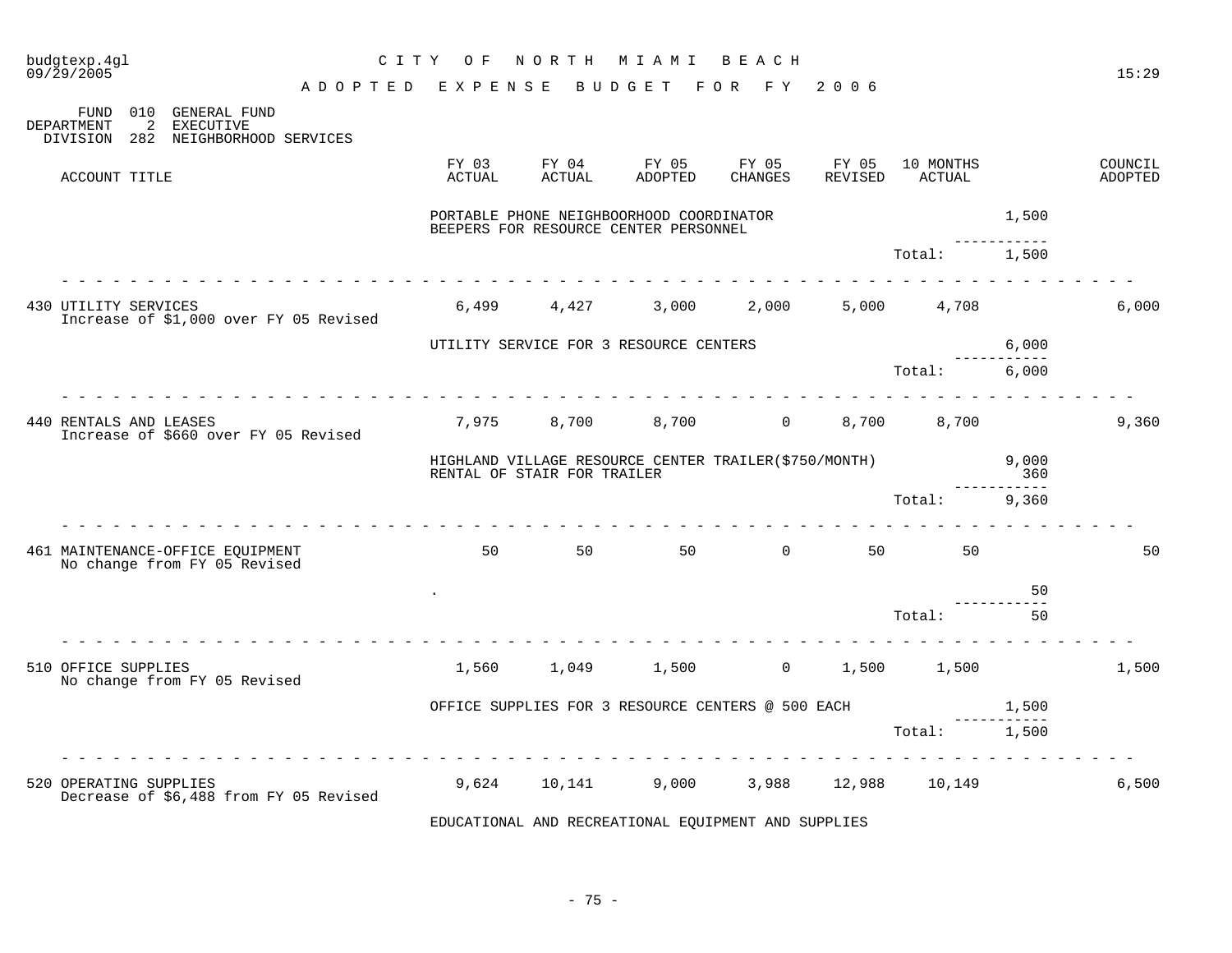CITY OF NORTH MIAMI BEACH

ADOPTED EXPENSE BUDGET FOR FY 2006

FUND 010 GENERAL FUND
DEPARTMENT 2 EXECUTIVE
DIVISION 282 NEIGHBORHOOD SERVICES

| ACCOUNT TITLE | FY 03 ACTUAL | FY 04 ACTUAL | FY 05 ADOPTED | FY 05 CHANGES | FY 05 REVISED | 10 MONTHS ACTUAL | | COUNCIL ADOPTED |
|---|---|---|---|---|---|---|---|---|
| | PORTABLE PHONE NEIGHBOORHOOD COORDINATOR | | | | | | 1,500 | |
| | BEEPERS FOR RESOURCE CENTER PERSONNEL | | | | | | | |
| | | | | | | Total: | 1,500 | |
| 430 UTILITY SERVICES<br>Increase of $1,000 over FY 05 Revised | 6,499 | 4,427 | 3,000 | 2,000 | 5,000 | 4,708 | | 6,000 |
| | UTILITY SERVICE FOR 3 RESOURCE CENTERS | | | | | | 6,000 | |
| | | | | | | Total: | 6,000 | |
| 440 RENTALS AND LEASES<br>Increase of $660 over FY 05 Revised | 7,975 | 8,700 | 8,700 | 0 | 8,700 | 8,700 | | 9,360 |
| | HIGHLAND VILLAGE RESOURCE CENTER TRAILER($750/MONTH) | | | | | | 9,000 | |
| | RENTAL OF STAIR FOR TRAILER | | | | | | 360 | |
| | | | | | | Total: | 9,360 | |
| 461 MAINTENANCE-OFFICE EQUIPMENT<br>No change from FY 05 Revised | 50 | 50 | 50 | 0 | 50 | 50 | | 50 |
| | . | | | | | | 50 | |
| | | | | | | Total: | 50 | |
| 510 OFFICE SUPPLIES<br>No change from FY 05 Revised | 1,560 | 1,049 | 1,500 | 0 | 1,500 | 1,500 | | 1,500 |
| | OFFICE SUPPLIES FOR 3 RESOURCE CENTERS @ 500 EACH | | | | | | 1,500 | |
| | | | | | | Total: | 1,500 | |
| 520 OPERATING SUPPLIES<br>Decrease of $6,488 from FY 05 Revised | 9,624 | 10,141 | 9,000 | 3,988 | 12,988 | 10,149 | | 6,500 |
| | EDUCATIONAL AND RECREATIONAL EQUIPMENT AND SUPPLIES | | | | | | | |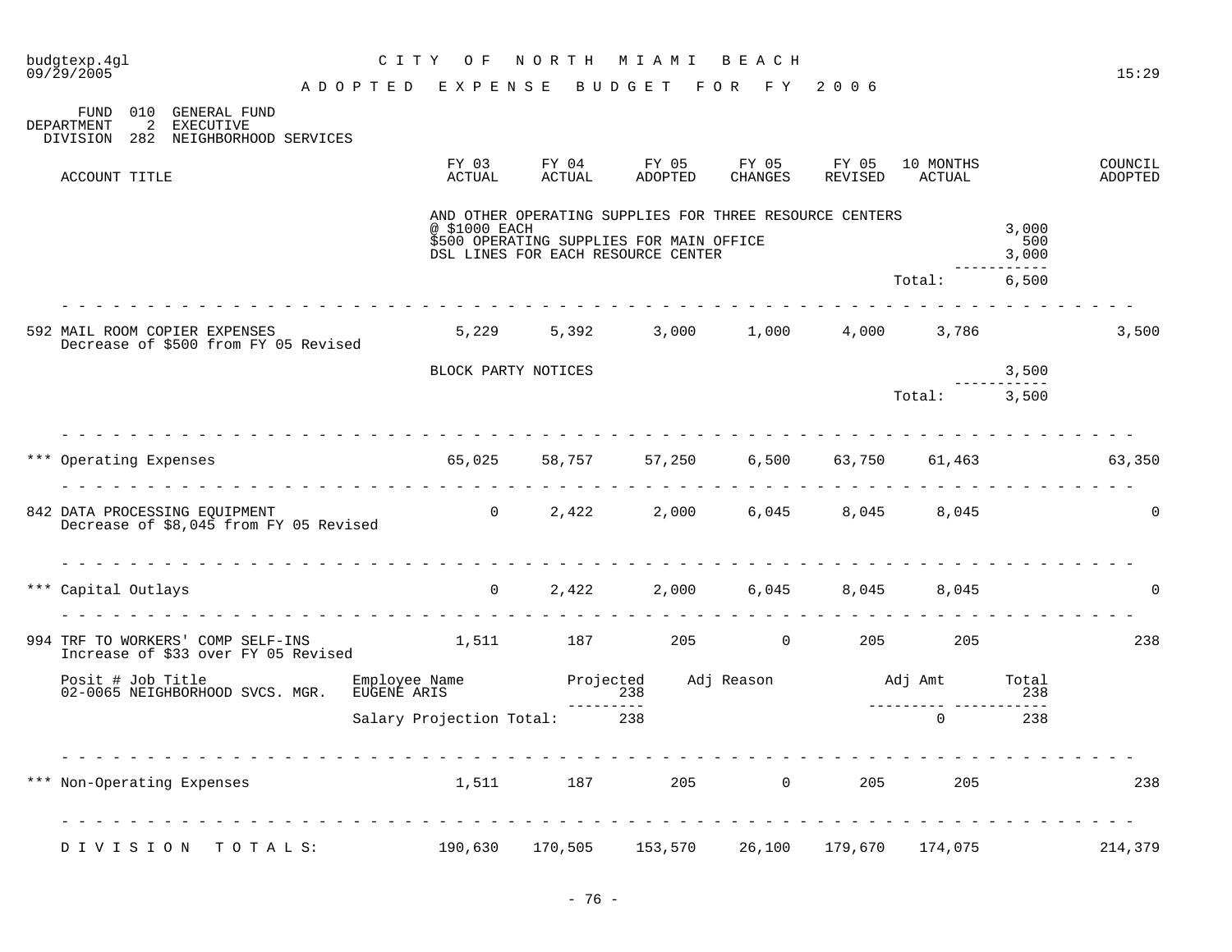CITY OF NORTH MIAMI BEACH

ADOPTED EXPENSE BUDGET FOR FY 2006

FUND 010 GENERAL FUND
DEPARTMENT 2 EXECUTIVE
DIVISION 282 NEIGHBORHOOD SERVICES

| ACCOUNT TITLE | FY 03 ACTUAL | FY 04 ACTUAL | FY 05 ADOPTED | FY 05 CHANGES | FY 05 REVISED | 10 MONTHS ACTUAL | | COUNCIL ADOPTED |
|---|---|---|---|---|---|---|---|---|
| | AND OTHER OPERATING SUPPLIES FOR THREE RESOURCE CENTERS @ $1000 EACH | | | | | | 3,000 | |
| | $500 OPERATING SUPPLIES FOR MAIN OFFICE | | | | | | 500 | |
| | DSL LINES FOR EACH RESOURCE CENTER | | | | | | 3,000 | |
| | | | | | | Total: | 6,500 | |
| 592 MAIL ROOM COPIER EXPENSES<br>Decrease of $500 from FY 05 Revised | 5,229 | 5,392 | 3,000 | 1,000 | 4,000 | 3,786 | | 3,500 |
| | BLOCK PARTY NOTICES | | | | | | 3,500 | |
| | | | | | | Total: | 3,500 | |
| *** Operating Expenses | 65,025 | 58,757 | 57,250 | 6,500 | 63,750 | 61,463 | | 63,350 |
| 842 DATA PROCESSING EQUIPMENT<br>Decrease of $8,045 from FY 05 Revised | 0 | 2,422 | 2,000 | 6,045 | 8,045 | 8,045 | | 0 |
| *** Capital Outlays | 0 | 2,422 | 2,000 | 6,045 | 8,045 | 8,045 | | 0 |
| 994 TRF TO WORKERS' COMP SELF-INS<br>Increase of $33 over FY 05 Revised | 1,511 | 187 | 205 | 0 | 205 | 205 | | 238 |

| Posit # Job Title | Employee Name | Projected | Adj Reason | Adj Amt | Total |
|---|---|---|---|---|---|
| 02-0065 NEIGHBORHOOD SVCS. MGR. | EUGENE ARIS | 238 | | | 238 |
| | Salary Projection Total: | 238 | | 0 | 238 |

| ACCOUNT TITLE | FY 03 ACTUAL | FY 04 ACTUAL | FY 05 ADOPTED | FY 05 CHANGES | FY 05 REVISED | 10 MONTHS ACTUAL | | COUNCIL ADOPTED |
|---|---|---|---|---|---|---|---|---|
| *** Non-Operating Expenses | 1,511 | 187 | 205 | 0 | 205 | 205 | | 238 |
| DIVISION TOTALS: | 190,630 | 170,505 | 153,570 | 26,100 | 179,670 | 174,075 | | 214,379 |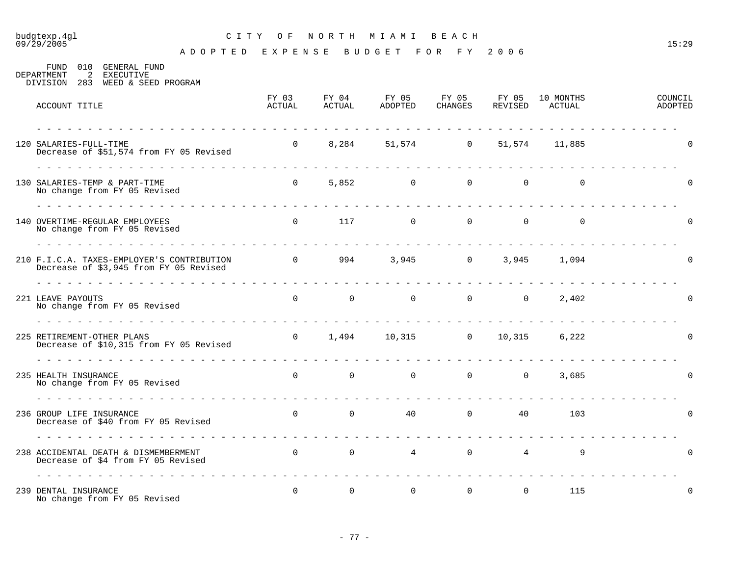budgtexp.4gl
09/29/2005

# CITY OF NORTH MIAMI BEACH

## ADOPTED EXPENSE BUDGET FOR FY 2006

15:29

FUND 010 GENERAL FUND
DEPARTMENT 2 EXECUTIVE
DIVISION 283 WEED & SEED PROGRAM

| ACCOUNT TITLE | FY 03 ACTUAL | FY 04 ACTUAL | FY 05 ADOPTED | FY 05 CHANGES | FY 05 REVISED | 10 MONTHS ACTUAL | COUNCIL ADOPTED |
|---|---|---|---|---|---|---|---|
| 120 SALARIES-FULL-TIME<br>Decrease of $51,574 from FY 05 Revised | 0 | 8,284 | 51,574 | 0 | 51,574 | 11,885 | 0 |
| 130 SALARIES-TEMP & PART-TIME<br>No change from FY 05 Revised | 0 | 5,852 | 0 | 0 | 0 | 0 | 0 |
| 140 OVERTIME-REGULAR EMPLOYEES<br>No change from FY 05 Revised | 0 | 117 | 0 | 0 | 0 | 0 | 0 |
| 210 F.I.C.A. TAXES-EMPLOYER'S CONTRIBUTION<br>Decrease of $3,945 from FY 05 Revised | 0 | 994 | 3,945 | 0 | 3,945 | 1,094 | 0 |
| 221 LEAVE PAYOUTS<br>No change from FY 05 Revised | 0 | 0 | 0 | 0 | 0 | 2,402 | 0 |
| 225 RETIREMENT-OTHER PLANS<br>Decrease of $10,315 from FY 05 Revised | 0 | 1,494 | 10,315 | 0 | 10,315 | 6,222 | 0 |
| 235 HEALTH INSURANCE<br>No change from FY 05 Revised | 0 | 0 | 0 | 0 | 0 | 3,685 | 0 |
| 236 GROUP LIFE INSURANCE<br>Decrease of $40 from FY 05 Revised | 0 | 0 | 40 | 0 | 40 | 103 | 0 |
| 238 ACCIDENTAL DEATH & DISMEMBERMENT<br>Decrease of $4 from FY 05 Revised | 0 | 0 | 4 | 0 | 4 | 9 | 0 |
| 239 DENTAL INSURANCE<br>No change from FY 05 Revised | 0 | 0 | 0 | 0 | 0 | 115 | 0 |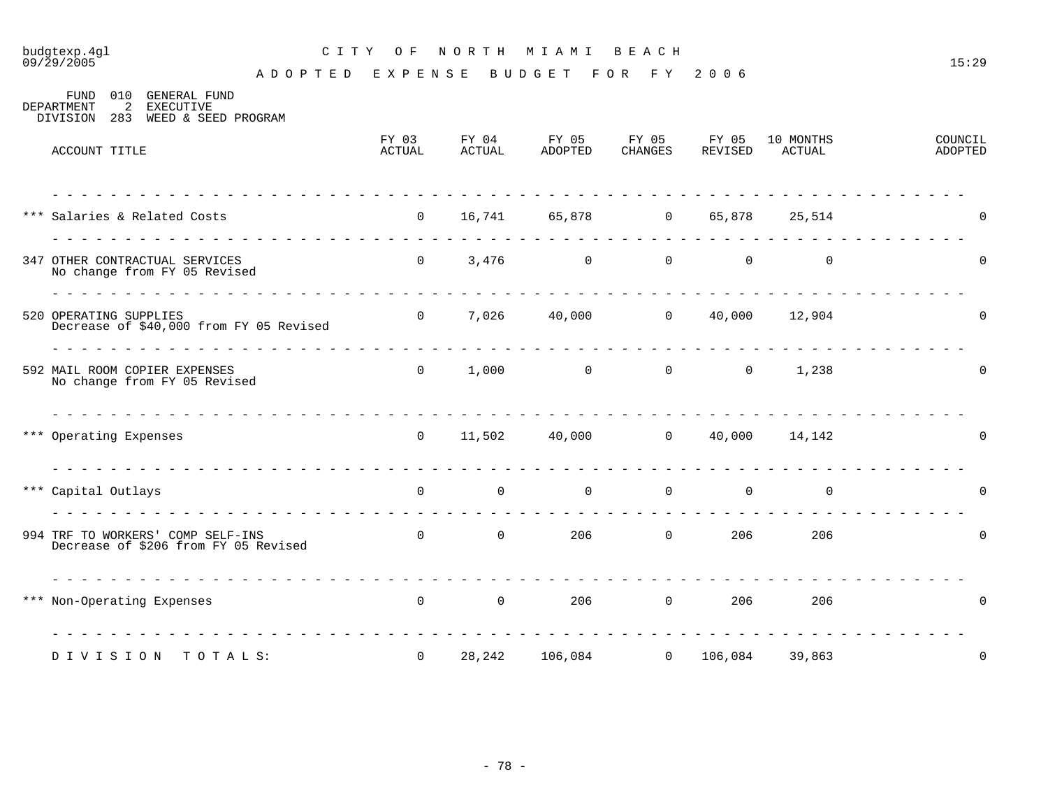budgtexp.4gl
09/29/2005

# CITY OF NORTH MIAMI BEACH

15:29

## ADOPTED EXPENSE BUDGET FOR FY 2006

FUND 010 GENERAL FUND
DEPARTMENT 2 EXECUTIVE
DIVISION 283 WEED & SEED PROGRAM

| ACCOUNT TITLE | FY 03 ACTUAL | FY 04 ACTUAL | FY 05 ADOPTED | FY 05 CHANGES | FY 05 REVISED | 10 MONTHS ACTUAL | COUNCIL ADOPTED |
|---|---|---|---|---|---|---|---|
| *** Salaries & Related Costs | 0 | 16,741 | 65,878 | 0 | 65,878 | 25,514 | 0 |
| 347 OTHER CONTRACTUAL SERVICES<br>No change from FY 05 Revised | 0 | 3,476 | 0 | 0 | 0 | 0 | 0 |
| 520 OPERATING SUPPLIES<br>Decrease of $40,000 from FY 05 Revised | 0 | 7,026 | 40,000 | 0 | 40,000 | 12,904 | 0 |
| 592 MAIL ROOM COPIER EXPENSES<br>No change from FY 05 Revised | 0 | 1,000 | 0 | 0 | 0 | 1,238 | 0 |
| *** Operating Expenses | 0 | 11,502 | 40,000 | 0 | 40,000 | 14,142 | 0 |
| *** Capital Outlays | 0 | 0 | 0 | 0 | 0 | 0 | 0 |
| 994 TRF TO WORKERS' COMP SELF-INS<br>Decrease of $206 from FY 05 Revised | 0 | 0 | 206 | 0 | 206 | 206 | 0 |
| *** Non-Operating Expenses | 0 | 0 | 206 | 0 | 206 | 206 | 0 |
| D I V I S I O N   T O T A L S: | 0 | 28,242 | 106,084 | 0 | 106,084 | 39,863 | 0 |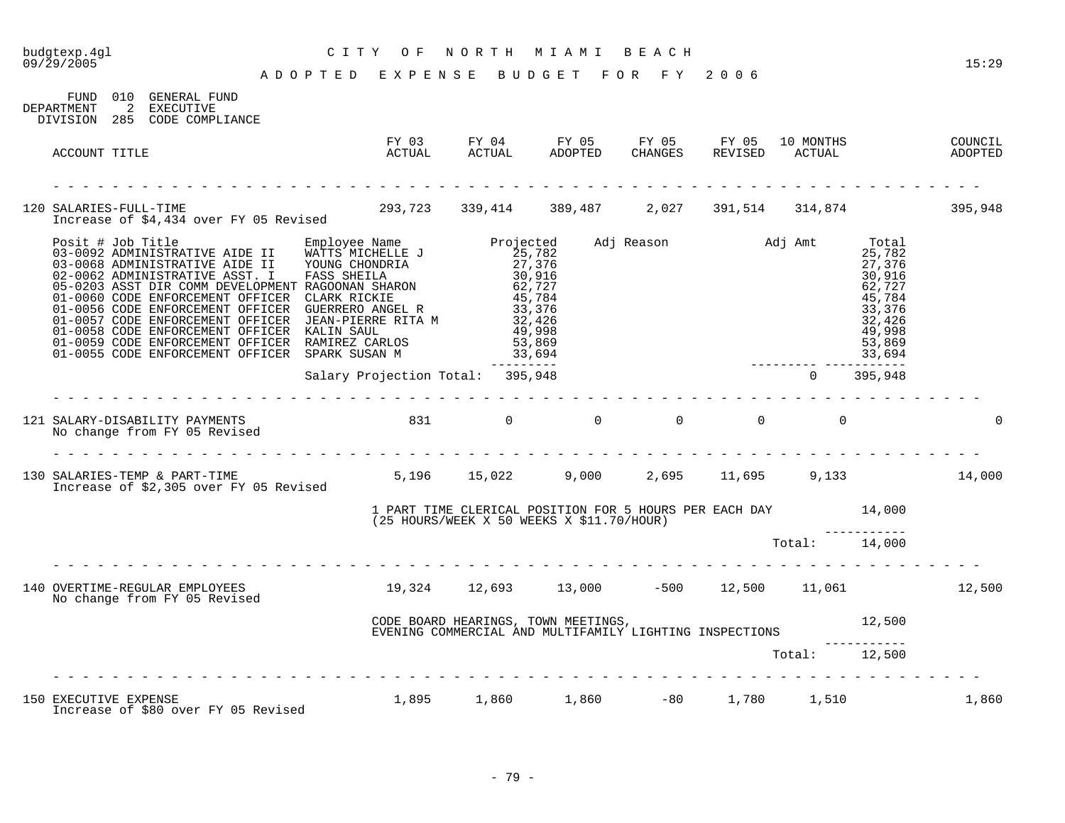budgtexp.4gl
09/29/2005

# CITY OF NORTH MIAMI BEACH

## ADOPTED EXPENSE BUDGET FOR FY 2006

15:29

FUND 010 GENERAL FUND
DEPARTMENT 2 EXECUTIVE
DIVISION 285 CODE COMPLIANCE

| ACCOUNT TITLE | FY 03 ACTUAL | FY 04 ACTUAL | FY 05 ADOPTED | FY 05 CHANGES | FY 05 REVISED | 10 MONTHS ACTUAL | COUNCIL ADOPTED |
|---|---|---|---|---|---|---|---|
| 120 SALARIES-FULL-TIME<br>Increase of $4,434 over FY 05 Revised | 293,723 | 339,414 | 389,487 | 2,027 | 391,514 | 314,874 | 395,948 |

| Posit # | Job Title | Employee Name | Projected | Adj Reason | Adj Amt | Total |
|---|---|---|---|---|---|---|
| 03-0092 | ADMINISTRATIVE AIDE II | WATTS MICHELLE J | 25,782 | | | 25,782 |
| 03-0068 | ADMINISTRATIVE AIDE II | YOUNG CHONDRIA | 27,376 | | | 27,376 |
| 02-0062 | ADMINISTRATIVE ASST. I | FASS SHEILA | 30,916 | | | 30,916 |
| 05-0203 | ASST DIR COMM DEVELOPMENT | RAGOONAN SHARON | 62,727 | | | 62,727 |
| 01-0060 | CODE ENFORCEMENT OFFICER | CLARK RICKIE | 45,784 | | | 45,784 |
| 01-0056 | CODE ENFORCEMENT OFFICER | GUERRERO ANGEL R | 33,376 | | | 33,376 |
| 01-0057 | CODE ENFORCEMENT OFFICER | JEAN-PIERRE RITA M | 32,426 | | | 32,426 |
| 01-0058 | CODE ENFORCEMENT OFFICER | KALIN SAUL | 49,998 | | | 49,998 |
| 01-0059 | CODE ENFORCEMENT OFFICER | RAMIREZ CARLOS | 53,869 | | | 53,869 |
| 01-0055 | CODE ENFORCEMENT OFFICER | SPARK SUSAN M | 33,694 | | | 33,694 |
| | | Salary Projection Total: | 395,948 | | 0 | 395,948 |

| ACCOUNT TITLE | FY 03 ACTUAL | FY 04 ACTUAL | FY 05 ADOPTED | FY 05 CHANGES | FY 05 REVISED | 10 MONTHS ACTUAL | COUNCIL ADOPTED |
|---|---|---|---|---|---|---|---|
| 121 SALARY-DISABILITY PAYMENTS<br>No change from FY 05 Revised | 831 | 0 | 0 | 0 | 0 | 0 | 0 |
| 130 SALARIES-TEMP & PART-TIME<br>Increase of $2,305 over FY 05 Revised | 5,196 | 15,022 | 9,000 | 2,695 | 11,695 | 9,133 | 14,000 |

1 PART TIME CLERICAL POSITION FOR 5 HOURS PER EACH DAY (25 HOURS/WEEK X 50 WEEKS X $11.70/HOUR) — 14,000

Total: 14,000

| ACCOUNT TITLE | FY 03 ACTUAL | FY 04 ACTUAL | FY 05 ADOPTED | FY 05 CHANGES | FY 05 REVISED | 10 MONTHS ACTUAL | COUNCIL ADOPTED |
|---|---|---|---|---|---|---|---|
| 140 OVERTIME-REGULAR EMPLOYEES<br>No change from FY 05 Revised | 19,324 | 12,693 | 13,000 | -500 | 12,500 | 11,061 | 12,500 |

CODE BOARD HEARINGS, TOWN MEETINGS, EVENING COMMERCIAL AND MULTIFAMILY LIGHTING INSPECTIONS — 12,500

Total: 12,500

| ACCOUNT TITLE | FY 03 ACTUAL | FY 04 ACTUAL | FY 05 ADOPTED | FY 05 CHANGES | FY 05 REVISED | 10 MONTHS ACTUAL | COUNCIL ADOPTED |
|---|---|---|---|---|---|---|---|
| 150 EXECUTIVE EXPENSE<br>Increase of $80 over FY 05 Revised | 1,895 | 1,860 | 1,860 | -80 | 1,780 | 1,510 | 1,860 |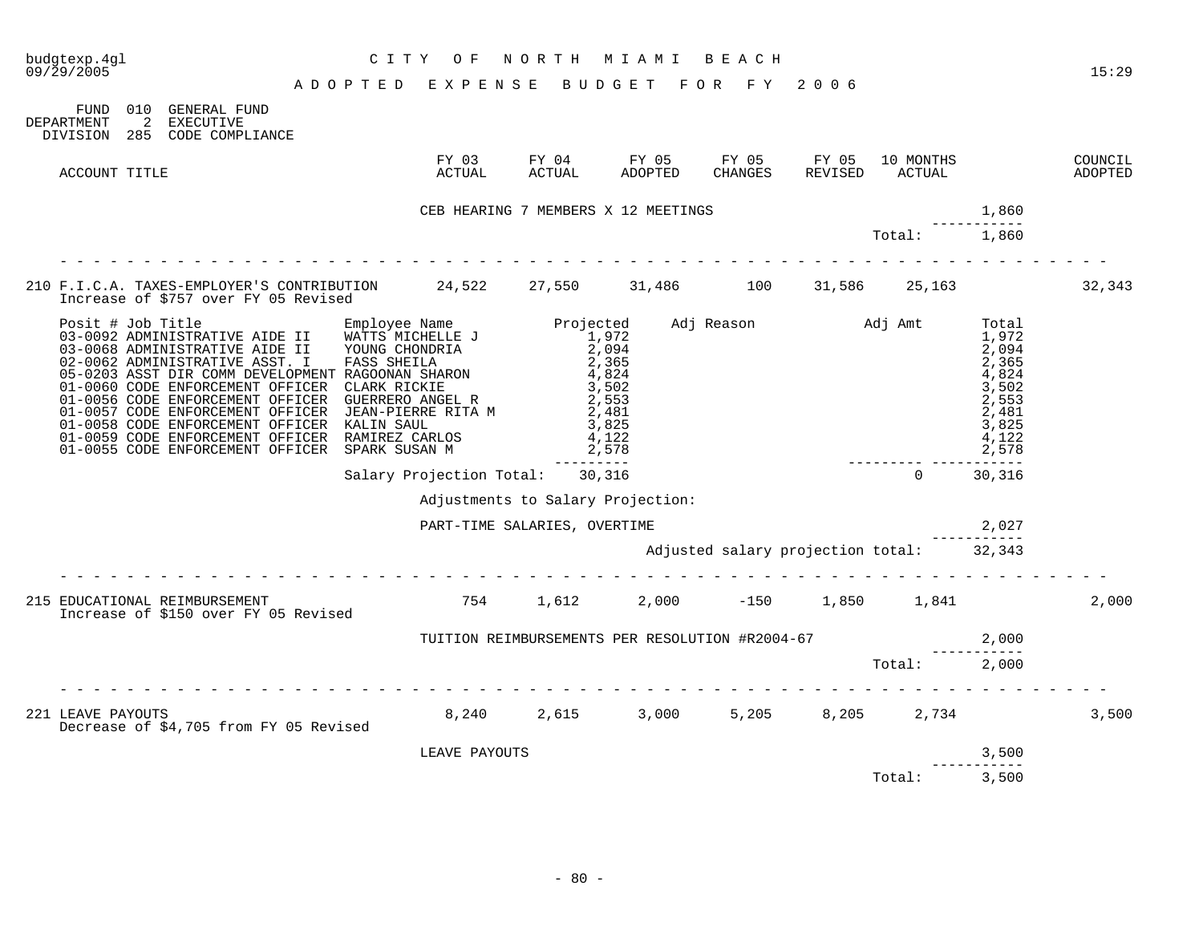budgtexp.4gl — CITY OF NORTH MIAMI BEACH
09/29/2005 — 15:29

**ADOPTED EXPENSE BUDGET FOR FY 2006**

FUND 010 GENERAL FUND
DEPARTMENT 2 EXECUTIVE
DIVISION 285 CODE COMPLIANCE

| ACCOUNT TITLE | FY 03 ACTUAL | FY 04 ACTUAL | FY 05 ADOPTED | FY 05 CHANGES | FY 05 REVISED | 10 MONTHS ACTUAL | | COUNCIL ADOPTED |
|---|---|---|---|---|---|---|---|---|
| | CEB HEARING 7 MEMBERS X 12 MEETINGS | | | | | | 1,860 | |
| | | | | | | Total: | 1,860 | |
| 210 F.I.C.A. TAXES-EMPLOYER'S CONTRIBUTION<br>Increase of $757 over FY 05 Revised | 24,522 | 27,550 | 31,486 | 100 | 31,586 | 25,163 | | 32,343 |

| Posit # | Job Title | Employee Name | Projected | Adj Reason | Adj Amt | Total |
|---|---|---|---|---|---|---|
| 03-0092 | ADMINISTRATIVE AIDE II | WATTS MICHELLE J | 1,972 | | | 1,972 |
| 03-0068 | ADMINISTRATIVE AIDE II | YOUNG CHONDRIA | 2,094 | | | 2,094 |
| 02-0062 | ADMINISTRATIVE ASST. I | FASS SHEILA | 2,365 | | | 2,365 |
| 05-0203 | ASST DIR COMM DEVELOPMENT | RAGOONAN SHARON | 4,824 | | | 4,824 |
| 01-0060 | CODE ENFORCEMENT OFFICER | CLARK RICKIE | 3,502 | | | 3,502 |
| 01-0056 | CODE ENFORCEMENT OFFICER | GUERRERO ANGEL R | 2,553 | | | 2,553 |
| 01-0057 | CODE ENFORCEMENT OFFICER | JEAN-PIERRE RITA M | 2,481 | | | 2,481 |
| 01-0058 | CODE ENFORCEMENT OFFICER | KALIN SAUL | 3,825 | | | 3,825 |
| 01-0059 | CODE ENFORCEMENT OFFICER | RAMIREZ CARLOS | 4,122 | | | 4,122 |
| 01-0055 | CODE ENFORCEMENT OFFICER | SPARK SUSAN M | 2,578 | | | 2,578 |
| | | Salary Projection Total: | 30,316 | | 0 | 30,316 |

Adjustments to Salary Projection:

| | |
|---|---|
| PART-TIME SALARIES, OVERTIME | 2,027 |
| Adjusted salary projection total: | 32,343 |

| ACCOUNT TITLE | FY 03 ACTUAL | FY 04 ACTUAL | FY 05 ADOPTED | FY 05 CHANGES | FY 05 REVISED | 10 MONTHS ACTUAL | | COUNCIL ADOPTED |
|---|---|---|---|---|---|---|---|---|
| 215 EDUCATIONAL REIMBURSEMENT<br>Increase of $150 over FY 05 Revised | 754 | 1,612 | 2,000 | -150 | 1,850 | 1,841 | | 2,000 |
| | TUITION REIMBURSEMENTS PER RESOLUTION #R2004-67 | | | | | | 2,000 | |
| | | | | | | Total: | 2,000 | |
| 221 LEAVE PAYOUTS<br>Decrease of $4,705 from FY 05 Revised | 8,240 | 2,615 | 3,000 | 5,205 | 8,205 | 2,734 | | 3,500 |
| | LEAVE PAYOUTS | | | | | | 3,500 | |
| | | | | | | Total: | 3,500 | |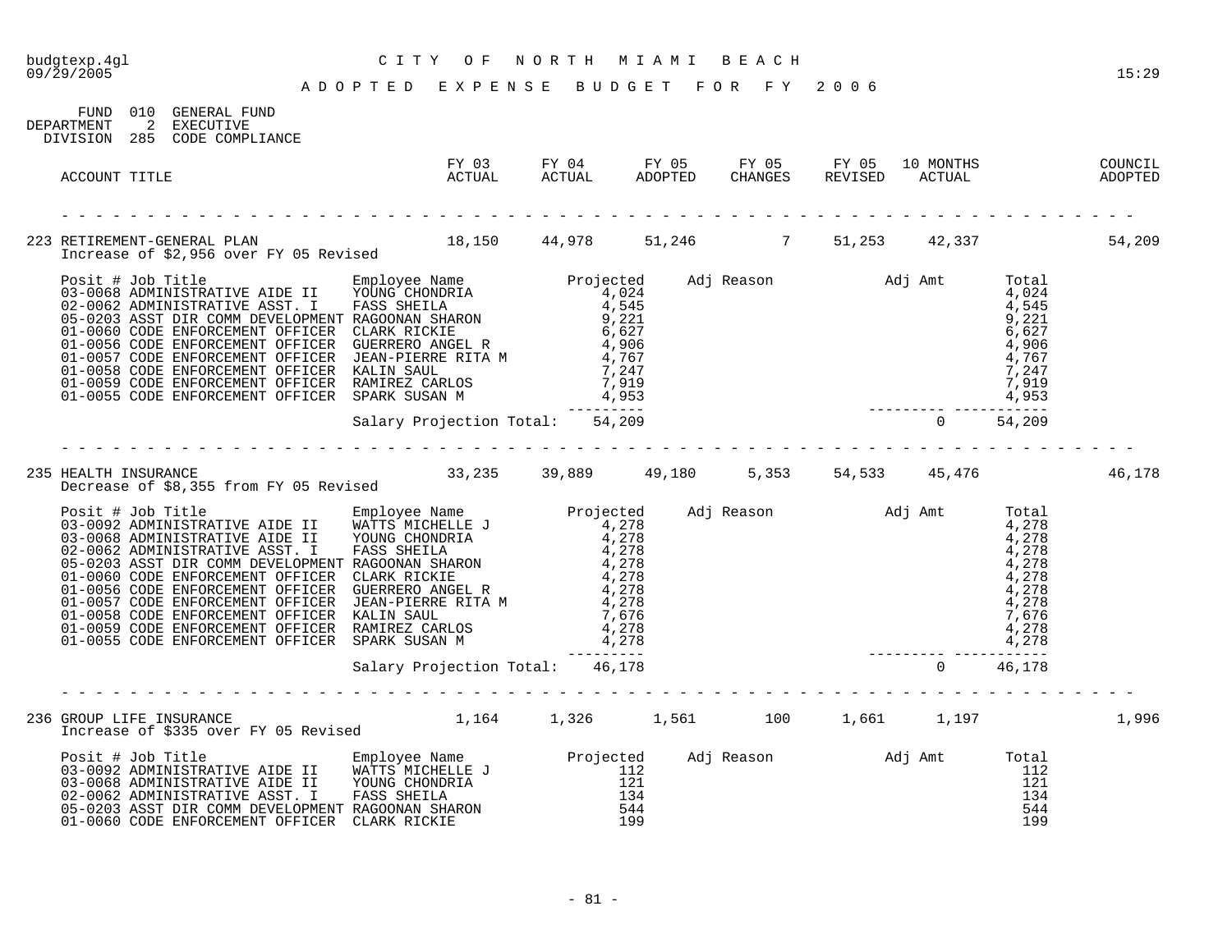budgtexp.4gl — CITY OF NORTH MIAMI BEACH

ADOPTED EXPENSE BUDGET FOR FY 2006

FUND 010 GENERAL FUND
DEPARTMENT 2 EXECUTIVE
DIVISION 285 CODE COMPLIANCE

| ACCOUNT TITLE | FY 03 ACTUAL | FY 04 ACTUAL | FY 05 ADOPTED | FY 05 CHANGES | FY 05 REVISED | 10 MONTHS ACTUAL | COUNCIL ADOPTED |
|---|---|---|---|---|---|---|---|
| 223 RETIREMENT-GENERAL PLAN | 18,150 | 44,978 | 51,246 | 7 | 51,253 | 42,337 | 54,209 |

Increase of $2,956 over FY 05 Revised

| Posit # | Job Title | Employee Name | Projected | Adj Reason | Adj Amt | Total |
|---|---|---|---|---|---|---|
| 03-0068 | ADMINISTRATIVE AIDE II | YOUNG CHONDRIA | 4,024 | | | 4,024 |
| 02-0062 | ADMINISTRATIVE ASST. I | FASS SHEILA | 4,545 | | | 4,545 |
| 05-0203 | ASST DIR COMM DEVELOPMENT | RAGOONAN SHARON | 9,221 | | | 9,221 |
| 01-0060 | CODE ENFORCEMENT OFFICER | CLARK RICKIE | 6,627 | | | 6,627 |
| 01-0056 | CODE ENFORCEMENT OFFICER | GUERRERO ANGEL R | 4,906 | | | 4,906 |
| 01-0057 | CODE ENFORCEMENT OFFICER | JEAN-PIERRE RITA M | 4,767 | | | 4,767 |
| 01-0058 | CODE ENFORCEMENT OFFICER | KALIN SAUL | 7,247 | | | 7,247 |
| 01-0059 | CODE ENFORCEMENT OFFICER | RAMIREZ CARLOS | 7,919 | | | 7,919 |
| 01-0055 | CODE ENFORCEMENT OFFICER | SPARK SUSAN M | 4,953 | | | 4,953 |
| | | Salary Projection Total: | 54,209 | | 0 | 54,209 |

| ACCOUNT TITLE | FY 03 ACTUAL | FY 04 ACTUAL | FY 05 ADOPTED | FY 05 CHANGES | FY 05 REVISED | 10 MONTHS ACTUAL | COUNCIL ADOPTED |
|---|---|---|---|---|---|---|---|
| 235 HEALTH INSURANCE | 33,235 | 39,889 | 49,180 | 5,353 | 54,533 | 45,476 | 46,178 |

Decrease of $8,355 from FY 05 Revised

| Posit # | Job Title | Employee Name | Projected | Adj Reason | Adj Amt | Total |
|---|---|---|---|---|---|---|
| 03-0092 | ADMINISTRATIVE AIDE II | WATTS MICHELLE J | 4,278 | | | 4,278 |
| 03-0068 | ADMINISTRATIVE AIDE II | YOUNG CHONDRIA | 4,278 | | | 4,278 |
| 02-0062 | ADMINISTRATIVE ASST. I | FASS SHEILA | 4,278 | | | 4,278 |
| 05-0203 | ASST DIR COMM DEVELOPMENT | RAGOONAN SHARON | 4,278 | | | 4,278 |
| 01-0060 | CODE ENFORCEMENT OFFICER | CLARK RICKIE | 4,278 | | | 4,278 |
| 01-0056 | CODE ENFORCEMENT OFFICER | GUERRERO ANGEL R | 4,278 | | | 4,278 |
| 01-0057 | CODE ENFORCEMENT OFFICER | JEAN-PIERRE RITA M | 4,278 | | | 4,278 |
| 01-0058 | CODE ENFORCEMENT OFFICER | KALIN SAUL | 7,676 | | | 7,676 |
| 01-0059 | CODE ENFORCEMENT OFFICER | RAMIREZ CARLOS | 4,278 | | | 4,278 |
| 01-0055 | CODE ENFORCEMENT OFFICER | SPARK SUSAN M | 4,278 | | | 4,278 |
| | | Salary Projection Total: | 46,178 | | 0 | 46,178 |

| ACCOUNT TITLE | FY 03 ACTUAL | FY 04 ACTUAL | FY 05 ADOPTED | FY 05 CHANGES | FY 05 REVISED | 10 MONTHS ACTUAL | COUNCIL ADOPTED |
|---|---|---|---|---|---|---|---|
| 236 GROUP LIFE INSURANCE | 1,164 | 1,326 | 1,561 | 100 | 1,661 | 1,197 | 1,996 |

Increase of $335 over FY 05 Revised

| Posit # | Job Title | Employee Name | Projected | Adj Reason | Adj Amt | Total |
|---|---|---|---|---|---|---|
| 03-0092 | ADMINISTRATIVE AIDE II | WATTS MICHELLE J | 112 | | | 112 |
| 03-0068 | ADMINISTRATIVE AIDE II | YOUNG CHONDRIA | 121 | | | 121 |
| 02-0062 | ADMINISTRATIVE ASST. I | FASS SHEILA | 134 | | | 134 |
| 05-0203 | ASST DIR COMM DEVELOPMENT | RAGOONAN SHARON | 544 | | | 544 |
| 01-0060 | CODE ENFORCEMENT OFFICER | CLARK RICKIE | 199 | | | 199 |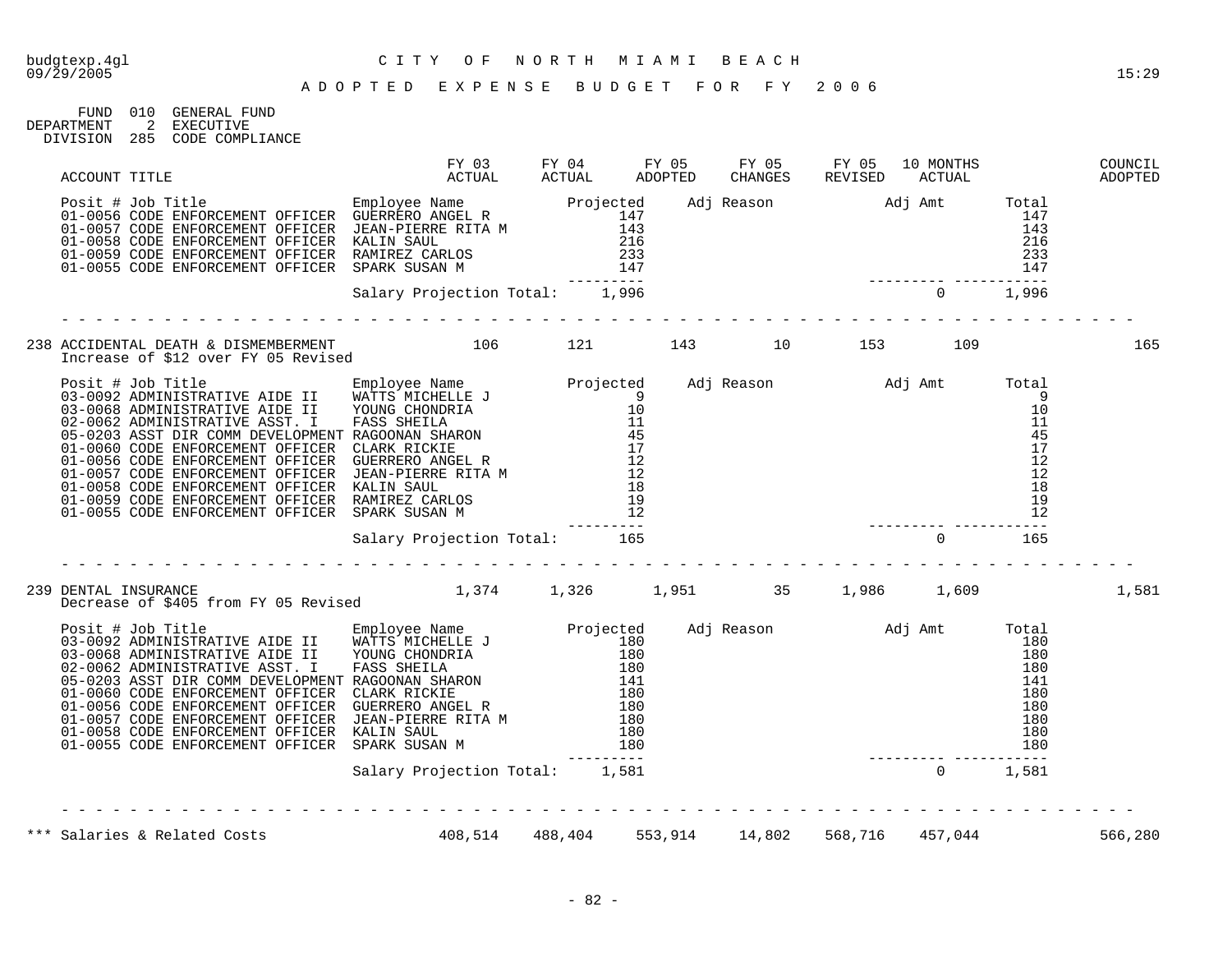CITY OF NORTH MIAMI BEACH

ADOPTED EXPENSE BUDGET FOR FY 2006

FUND 010 GENERAL FUND
DEPARTMENT 2 EXECUTIVE
DIVISION 285 CODE COMPLIANCE

| ACCOUNT TITLE | FY 03 ACTUAL | FY 04 ACTUAL | FY 05 ADOPTED | FY 05 CHANGES | FY 05 REVISED | 10 MONTHS ACTUAL | COUNCIL ADOPTED |
|---|---|---|---|---|---|---|---|

| Posit # Job Title | Employee Name | Projected | Adj Reason | Adj Amt | Total |
|---|---|---|---|---|---|
| 01-0056 CODE ENFORCEMENT OFFICER | GUERRERO ANGEL R | 147 | | | 147 |
| 01-0057 CODE ENFORCEMENT OFFICER | JEAN-PIERRE RITA M | 143 | | | 143 |
| 01-0058 CODE ENFORCEMENT OFFICER | KALIN SAUL | 216 | | | 216 |
| 01-0059 CODE ENFORCEMENT OFFICER | RAMIREZ CARLOS | 233 | | | 233 |
| 01-0055 CODE ENFORCEMENT OFFICER | SPARK SUSAN M | 147 | | | 147 |
| | Salary Projection Total: | 1,996 | | 0 | 1,996 |

| ACCOUNT TITLE | FY 03 ACTUAL | FY 04 ACTUAL | FY 05 ADOPTED | FY 05 CHANGES | FY 05 REVISED | 10 MONTHS ACTUAL | COUNCIL ADOPTED |
|---|---|---|---|---|---|---|---|
| 238 ACCIDENTAL DEATH & DISMEMBERMENT | 106 | 121 | 143 | 10 | 153 | 109 | 165 |

Increase of $12 over FY 05 Revised

| Posit # Job Title | Employee Name | Projected | Adj Reason | Adj Amt | Total |
|---|---|---|---|---|---|
| 03-0092 ADMINISTRATIVE AIDE II | WATTS MICHELLE J | 9 | | | 9 |
| 03-0068 ADMINISTRATIVE AIDE II | YOUNG CHONDRIA | 10 | | | 10 |
| 02-0062 ADMINISTRATIVE ASST. I | FASS SHEILA | 11 | | | 11 |
| 05-0203 ASST DIR COMM DEVELOPMENT | RAGOONAN SHARON | 45 | | | 45 |
| 01-0060 CODE ENFORCEMENT OFFICER | CLARK RICKIE | 17 | | | 17 |
| 01-0056 CODE ENFORCEMENT OFFICER | GUERRERO ANGEL R | 12 | | | 12 |
| 01-0057 CODE ENFORCEMENT OFFICER | JEAN-PIERRE RITA M | 12 | | | 12 |
| 01-0058 CODE ENFORCEMENT OFFICER | KALIN SAUL | 18 | | | 18 |
| 01-0059 CODE ENFORCEMENT OFFICER | RAMIREZ CARLOS | 19 | | | 19 |
| 01-0055 CODE ENFORCEMENT OFFICER | SPARK SUSAN M | 12 | | | 12 |
| | Salary Projection Total: | 165 | | 0 | 165 |

| ACCOUNT TITLE | FY 03 ACTUAL | FY 04 ACTUAL | FY 05 ADOPTED | FY 05 CHANGES | FY 05 REVISED | 10 MONTHS ACTUAL | COUNCIL ADOPTED |
|---|---|---|---|---|---|---|---|
| 239 DENTAL INSURANCE | 1,374 | 1,326 | 1,951 | 35 | 1,986 | 1,609 | 1,581 |

Decrease of $405 from FY 05 Revised

| Posit # Job Title | Employee Name | Projected | Adj Reason | Adj Amt | Total |
|---|---|---|---|---|---|
| 03-0092 ADMINISTRATIVE AIDE II | WATTS MICHELLE J | 180 | | | 180 |
| 03-0068 ADMINISTRATIVE AIDE II | YOUNG CHONDRIA | 180 | | | 180 |
| 02-0062 ADMINISTRATIVE ASST. I | FASS SHEILA | 180 | | | 180 |
| 05-0203 ASST DIR COMM DEVELOPMENT | RAGOONAN SHARON | 141 | | | 141 |
| 01-0060 CODE ENFORCEMENT OFFICER | CLARK RICKIE | 180 | | | 180 |
| 01-0056 CODE ENFORCEMENT OFFICER | GUERRERO ANGEL R | 180 | | | 180 |
| 01-0057 CODE ENFORCEMENT OFFICER | JEAN-PIERRE RITA M | 180 | | | 180 |
| 01-0058 CODE ENFORCEMENT OFFICER | KALIN SAUL | 180 | | | 180 |
| 01-0055 CODE ENFORCEMENT OFFICER | SPARK SUSAN M | 180 | | | 180 |
| | Salary Projection Total: | 1,581 | | 0 | 1,581 |

| ACCOUNT TITLE | FY 03 ACTUAL | FY 04 ACTUAL | FY 05 ADOPTED | FY 05 CHANGES | FY 05 REVISED | 10 MONTHS ACTUAL | COUNCIL ADOPTED |
|---|---|---|---|---|---|---|---|
| *** Salaries & Related Costs | 408,514 | 488,404 | 553,914 | 14,802 | 568,716 | 457,044 | 566,280 |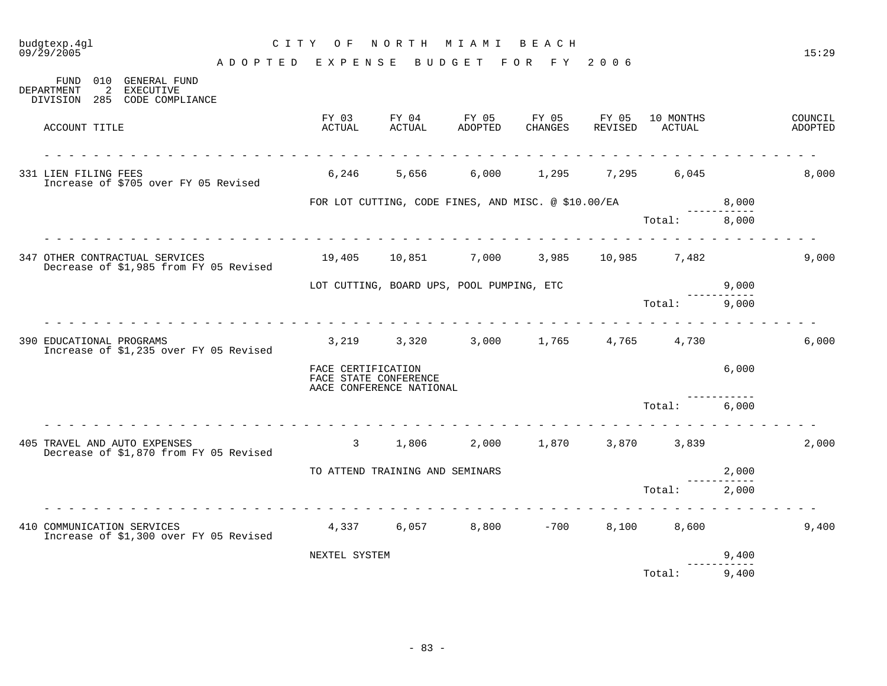# CITY OF NORTH MIAMI BEACH

## ADOPTED EXPENSE BUDGET FOR FY 2006

FUND 010 GENERAL FUND
DEPARTMENT 2 EXECUTIVE
DIVISION 285 CODE COMPLIANCE

| ACCOUNT TITLE | FY 03 ACTUAL | FY 04 ACTUAL | FY 05 ADOPTED | FY 05 CHANGES | FY 05 REVISED | 10 MONTHS ACTUAL | | COUNCIL ADOPTED |
|---|---|---|---|---|---|---|---|---|
| 331 LIEN FILING FEES<br>Increase of $705 over FY 05 Revised | 6,246 | 5,656 | 6,000 | 1,295 | 7,295 | 6,045 | | 8,000 |
| | FOR LOT CUTTING, CODE FINES, AND MISC. @ $10.00/EA | | | | | | 8,000 | |
| | | | | | | Total: | 8,000 | |
| 347 OTHER CONTRACTUAL SERVICES<br>Decrease of $1,985 from FY 05 Revised | 19,405 | 10,851 | 7,000 | 3,985 | 10,985 | 7,482 | | 9,000 |
| | LOT CUTTING, BOARD UPS, POOL PUMPING, ETC | | | | | | 9,000 | |
| | | | | | | Total: | 9,000 | |
| 390 EDUCATIONAL PROGRAMS<br>Increase of $1,235 over FY 05 Revised | 3,219 | 3,320 | 3,000 | 1,765 | 4,765 | 4,730 | | 6,000 |
| | FACE CERTIFICATION<br>FACE STATE CONFERENCE<br>AACE CONFERENCE NATIONAL | | | | | | 6,000 | |
| | | | | | | Total: | 6,000 | |
| 405 TRAVEL AND AUTO EXPENSES<br>Decrease of $1,870 from FY 05 Revised | 3 | 1,806 | 2,000 | 1,870 | 3,870 | 3,839 | | 2,000 |
| | TO ATTEND TRAINING AND SEMINARS | | | | | | 2,000 | |
| | | | | | | Total: | 2,000 | |
| 410 COMMUNICATION SERVICES<br>Increase of $1,300 over FY 05 Revised | 4,337 | 6,057 | 8,800 | -700 | 8,100 | 8,600 | | 9,400 |
| | NEXTEL SYSTEM | | | | | | 9,400 | |
| | | | | | | Total: | 9,400 | |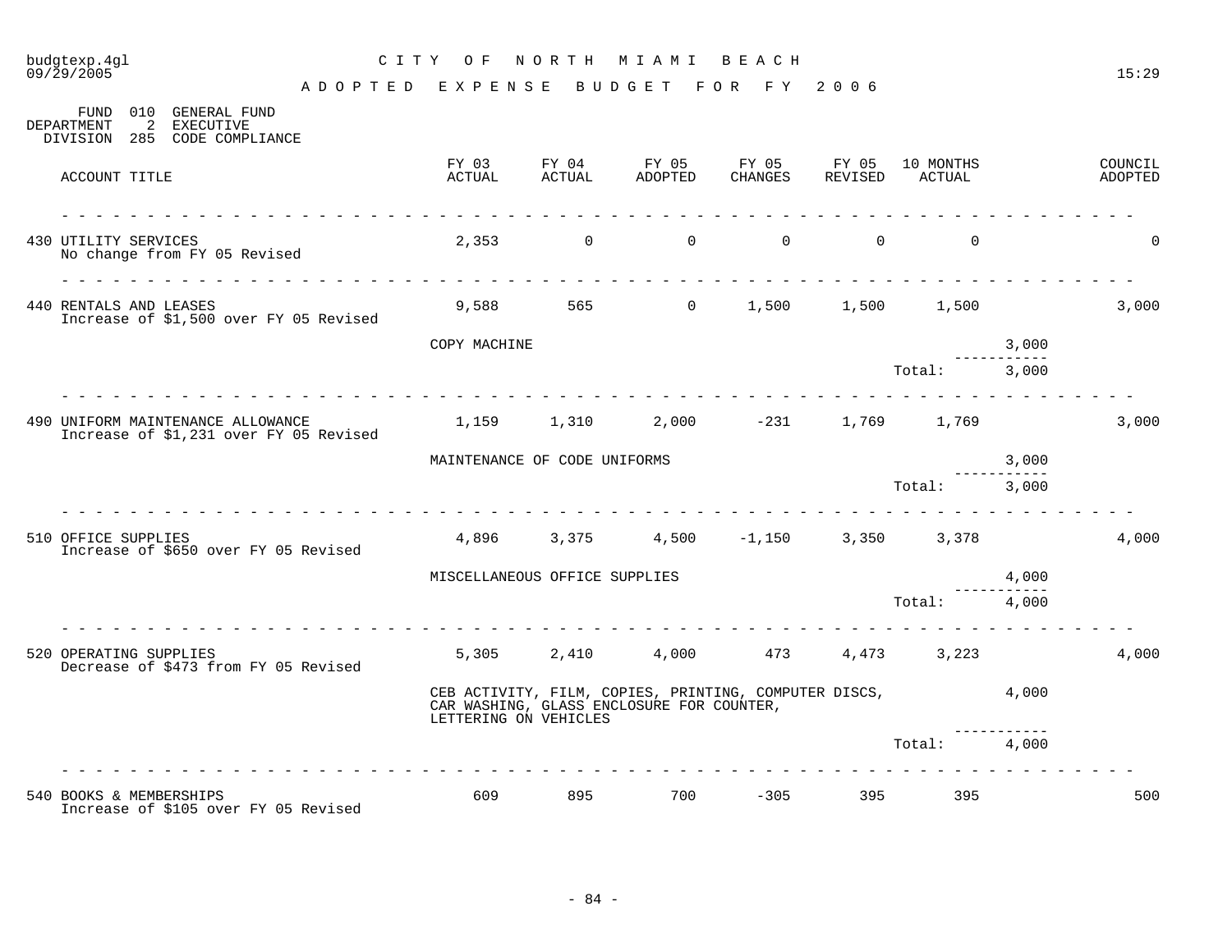# CITY OF NORTH MIAMI BEACH

## ADOPTED EXPENSE BUDGET FOR FY 2006

FUND 010 GENERAL FUND
DEPARTMENT 2 EXECUTIVE
DIVISION 285 CODE COMPLIANCE

| ACCOUNT TITLE | FY 03 ACTUAL | FY 04 ACTUAL | FY 05 ADOPTED | FY 05 CHANGES | FY 05 REVISED | 10 MONTHS ACTUAL | | COUNCIL ADOPTED |
|---|---|---|---|---|---|---|---|---|
| 430 UTILITY SERVICES<br>No change from FY 05 Revised | 2,353 | 0 | 0 | 0 | 0 | 0 | | 0 |
| 440 RENTALS AND LEASES<br>Increase of $1,500 over FY 05 Revised | 9,588 | 565 | 0 | 1,500 | 1,500 | 1,500 | | 3,000 |
| | COPY MACHINE | | | | | | 3,000 | |
| | | | | | | Total: | 3,000 | |
| 490 UNIFORM MAINTENANCE ALLOWANCE<br>Increase of $1,231 over FY 05 Revised | 1,159 | 1,310 | 2,000 | -231 | 1,769 | 1,769 | | 3,000 |
| | MAINTENANCE OF CODE UNIFORMS | | | | | | 3,000 | |
| | | | | | | Total: | 3,000 | |
| 510 OFFICE SUPPLIES<br>Increase of $650 over FY 05 Revised | 4,896 | 3,375 | 4,500 | -1,150 | 3,350 | 3,378 | | 4,000 |
| | MISCELLANEOUS OFFICE SUPPLIES | | | | | | 4,000 | |
| | | | | | | Total: | 4,000 | |
| 520 OPERATING SUPPLIES<br>Decrease of $473 from FY 05 Revised | 5,305 | 2,410 | 4,000 | 473 | 4,473 | 3,223 | | 4,000 |
| | CEB ACTIVITY, FILM, COPIES, PRINTING, COMPUTER DISCS, CAR WASHING, GLASS ENCLOSURE FOR COUNTER, LETTERING ON VEHICLES | | | | | | 4,000 | |
| | | | | | | Total: | 4,000 | |
| 540 BOOKS & MEMBERSHIPS<br>Increase of $105 over FY 05 Revised | 609 | 895 | 700 | -305 | 395 | 395 | | 500 |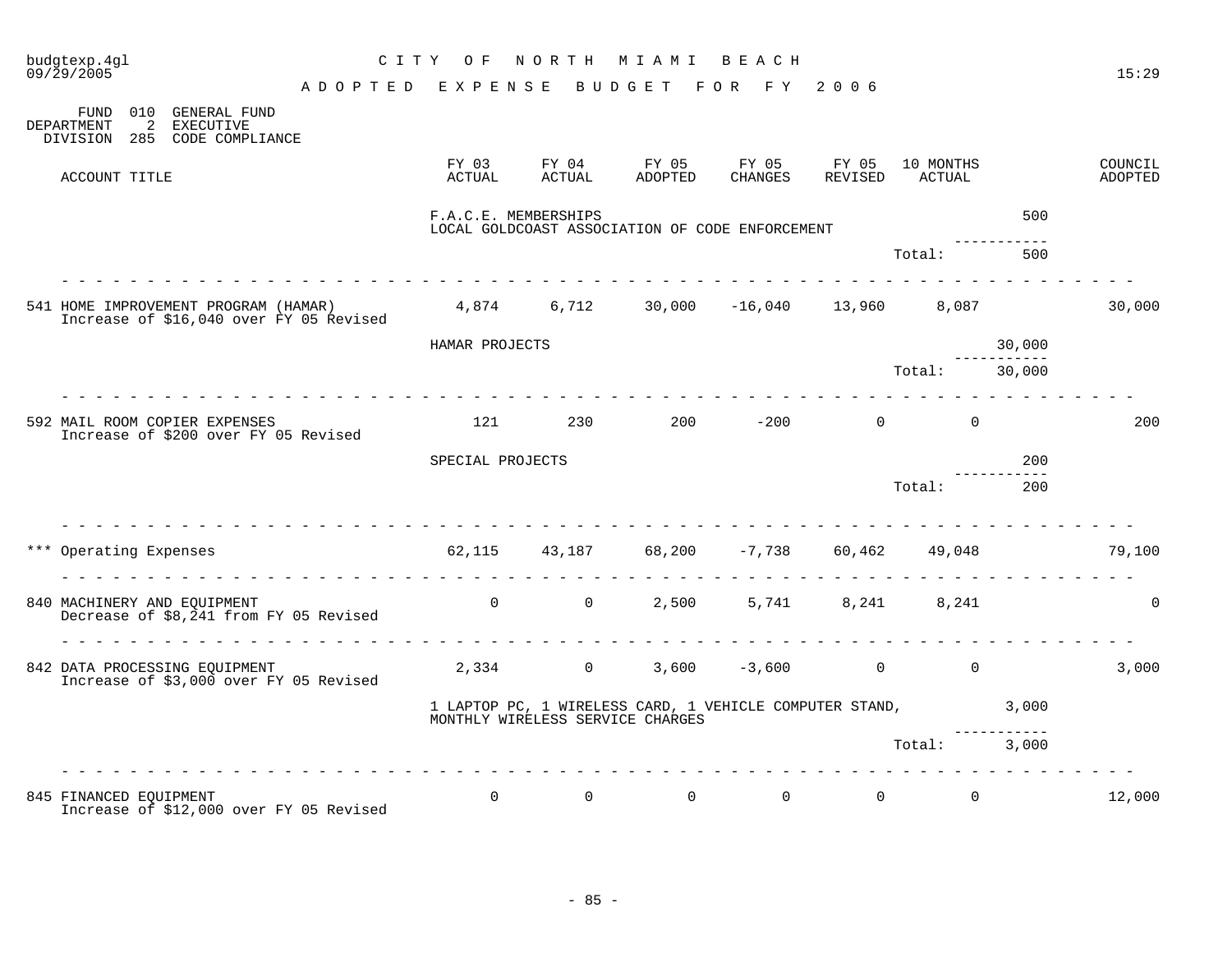budgtexp.4gl
09/29/2005

# C I T Y  O F  N O R T H  M I A M I  B E A C H

## A D O P T E D  E X P E N S E  B U D G E T  F O R  F Y  2 0 0 6

15:29

FUND 010 GENERAL FUND
DEPARTMENT 2 EXECUTIVE
DIVISION 285 CODE COMPLIANCE

| ACCOUNT TITLE | FY 03 ACTUAL | FY 04 ACTUAL | FY 05 ADOPTED | FY 05 CHANGES | FY 05 REVISED | 10 MONTHS ACTUAL | | COUNCIL ADOPTED |
|---|---|---|---|---|---|---|---|---|
| | F.A.C.E. MEMBERSHIPS LOCAL GOLDCOAST ASSOCIATION OF CODE ENFORCEMENT | | | | | | 500 | |
| | | | | | | Total: | 500 | |
| 541 HOME IMPROVEMENT PROGRAM (HAMAR) Increase of $16,040 over FY 05 Revised | 4,874 | 6,712 | 30,000 | -16,040 | 13,960 | 8,087 | | 30,000 |
| | HAMAR PROJECTS | | | | | | 30,000 | |
| | | | | | | Total: | 30,000 | |
| 592 MAIL ROOM COPIER EXPENSES Increase of $200 over FY 05 Revised | 121 | 230 | 200 | -200 | 0 | 0 | | 200 |
| | SPECIAL PROJECTS | | | | | | 200 | |
| | | | | | | Total: | 200 | |
| *** Operating Expenses | 62,115 | 43,187 | 68,200 | -7,738 | 60,462 | 49,048 | | 79,100 |
| 840 MACHINERY AND EQUIPMENT Decrease of $8,241 from FY 05 Revised | 0 | 0 | 2,500 | 5,741 | 8,241 | 8,241 | | 0 |
| 842 DATA PROCESSING EQUIPMENT Increase of $3,000 over FY 05 Revised | 2,334 | 0 | 3,600 | -3,600 | 0 | 0 | | 3,000 |
| | 1 LAPTOP PC, 1 WIRELESS CARD, 1 VEHICLE COMPUTER STAND, MONTHLY WIRELESS SERVICE CHARGES | | | | | | 3,000 | |
| | | | | | | Total: | 3,000 | |
| 845 FINANCED EQUIPMENT Increase of $12,000 over FY 05 Revised | 0 | 0 | 0 | 0 | 0 | 0 | | 12,000 |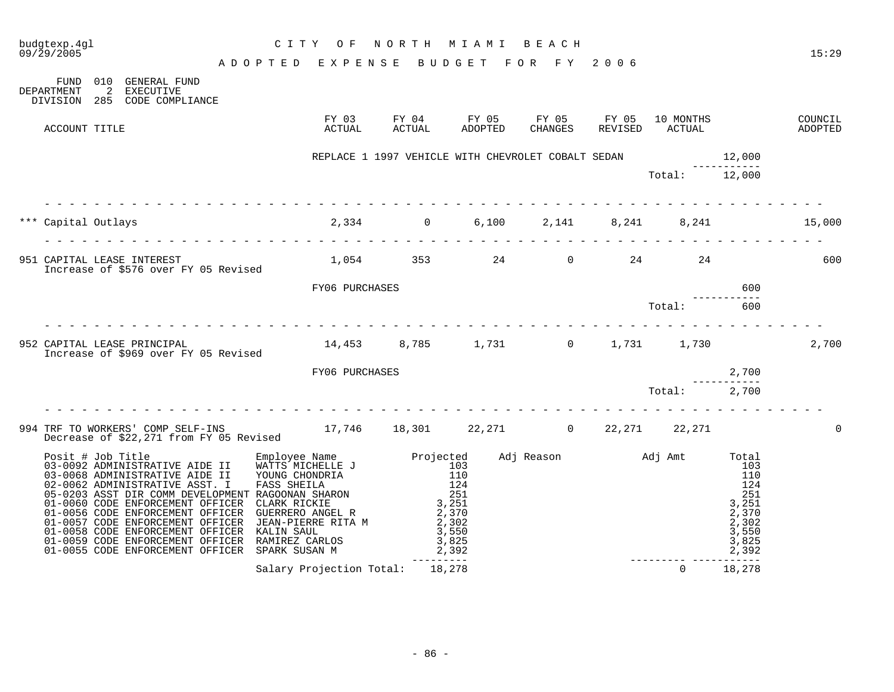budgtexp.4gl — CITY OF NORTH MIAMI BEACH — 09/29/2005 — 15:29

# ADOPTED EXPENSE BUDGET FOR FY 2006

FUND 010 GENERAL FUND
DEPARTMENT 2 EXECUTIVE
DIVISION 285 CODE COMPLIANCE

| ACCOUNT TITLE | FY 03 ACTUAL | FY 04 ACTUAL | FY 05 ADOPTED | FY 05 CHANGES | FY 05 REVISED | 10 MONTHS ACTUAL | | COUNCIL ADOPTED |
|---|---|---|---|---|---|---|---|---|
| | REPLACE 1 1997 VEHICLE WITH CHEVROLET COBALT SEDAN | | | | | | 12,000 | |
| | | | | | | Total: | 12,000 | |
| *** Capital Outlays | 2,334 | 0 | 6,100 | 2,141 | 8,241 | 8,241 | | 15,000 |
| 951 CAPITAL LEASE INTEREST<br>Increase of $576 over FY 05 Revised | 1,054 | 353 | 24 | 0 | 24 | 24 | | 600 |
| | FY06 PURCHASES | | | | | | 600 | |
| | | | | | | Total: | 600 | |
| 952 CAPITAL LEASE PRINCIPAL<br>Increase of $969 over FY 05 Revised | 14,453 | 8,785 | 1,731 | 0 | 1,731 | 1,730 | | 2,700 |
| | FY06 PURCHASES | | | | | | 2,700 | |
| | | | | | | Total: | 2,700 | |
| 994 TRF TO WORKERS' COMP SELF-INS<br>Decrease of $22,271 from FY 05 Revised | 17,746 | 18,301 | 22,271 | 0 | 22,271 | 22,271 | | 0 |

| Posit # | Job Title | Employee Name | Projected | Adj Reason | Adj Amt | Total |
|---|---|---|---|---|---|---|
| 03-0092 | ADMINISTRATIVE AIDE II | WATTS MICHELLE J | 103 | | | 103 |
| 03-0068 | ADMINISTRATIVE AIDE II | YOUNG CHONDRIA | 110 | | | 110 |
| 02-0062 | ADMINISTRATIVE ASST. I | FASS SHEILA | 124 | | | 124 |
| 05-0203 | ASST DIR COMM DEVELOPMENT | RAGOONAN SHARON | 251 | | | 251 |
| 01-0060 | CODE ENFORCEMENT OFFICER | CLARK RICKIE | 3,251 | | | 3,251 |
| 01-0056 | CODE ENFORCEMENT OFFICER | GUERRERO ANGEL R | 2,370 | | | 2,370 |
| 01-0057 | CODE ENFORCEMENT OFFICER | JEAN-PIERRE RITA M | 2,302 | | | 2,302 |
| 01-0058 | CODE ENFORCEMENT OFFICER | KALIN SAUL | 3,550 | | | 3,550 |
| 01-0059 | CODE ENFORCEMENT OFFICER | RAMIREZ CARLOS | 3,825 | | | 3,825 |
| 01-0055 | CODE ENFORCEMENT OFFICER | SPARK SUSAN M | 2,392 | | | 2,392 |
| | | Salary Projection Total: | 18,278 | | 0 | 18,278 |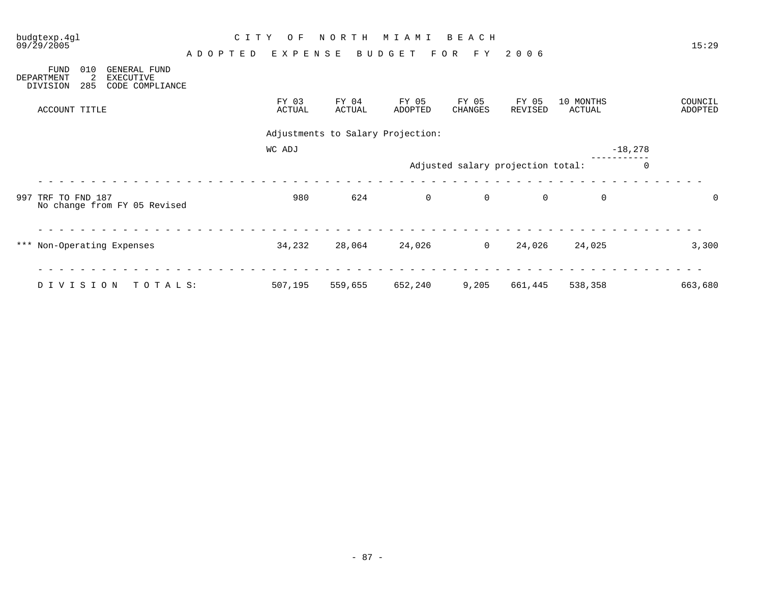budgtexp.4gl
09/29/2005

# CITY OF NORTH MIAMI BEACH

## ADOPTED EXPENSE BUDGET FOR FY 2006

15:29

FUND 010 GENERAL FUND
DEPARTMENT 2 EXECUTIVE
DIVISION 285 CODE COMPLIANCE

| ACCOUNT TITLE | FY 03 ACTUAL | FY 04 ACTUAL | FY 05 ADOPTED | FY 05 CHANGES | FY 05 REVISED | 10 MONTHS ACTUAL | | COUNCIL ADOPTED |
|---|---|---|---|---|---|---|---|---|
| | Adjustments to Salary Projection: | | | | | | | |
| | WC ADJ | | | | | | -18,278 | |
| | | | Adjusted salary projection total: | | | | 0 | |
| 997 TRF TO FND 187<br>No change from FY 05 Revised | 980 | 624 | 0 | 0 | 0 | 0 | | 0 |
| *** Non-Operating Expenses | 34,232 | 28,064 | 24,026 | 0 | 24,026 | 24,025 | | 3,300 |
| DIVISION TOTALS: | 507,195 | 559,655 | 652,240 | 9,205 | 661,445 | 538,358 | | 663,680 |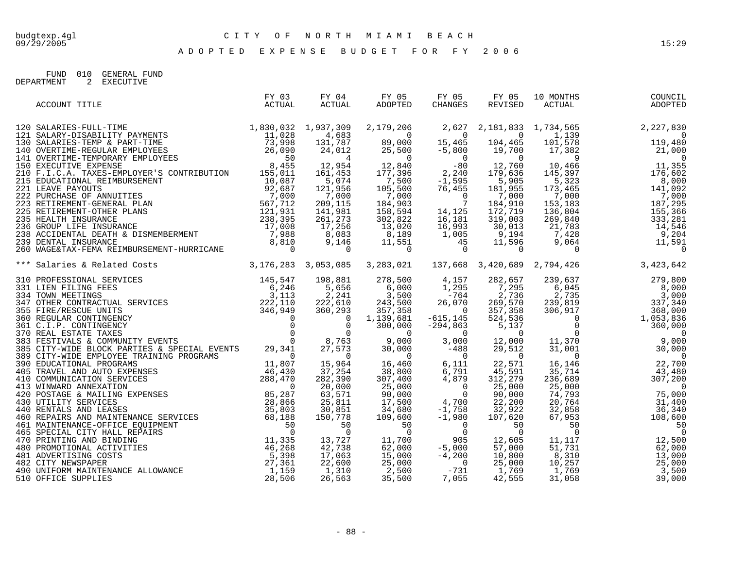budgtexp.4gl
09/29/2005

# CITY OF NORTH MIAMI BEACH

15:29

## ADOPTED EXPENSE BUDGET FOR FY 2006

FUND 010 GENERAL FUND
DEPARTMENT 2 EXECUTIVE

| ACCOUNT TITLE | FY 03 ACTUAL | FY 04 ACTUAL | FY 05 ADOPTED | FY 05 CHANGES | FY 05 REVISED | 10 MONTHS ACTUAL | COUNCIL ADOPTED |
|---|---|---|---|---|---|---|---|
| 120 SALARIES-FULL-TIME | 1,830,032 | 1,937,309 | 2,179,206 | 2,627 | 2,181,833 | 1,734,565 | 2,227,830 |
| 121 SALARY-DISABILITY PAYMENTS | 11,028 | 4,683 | 0 | 0 | 0 | 1,139 | 0 |
| 130 SALARIES-TEMP & PART-TIME | 73,998 | 131,787 | 89,000 | 15,465 | 104,465 | 101,578 | 119,480 |
| 140 OVERTIME-REGULAR EMPLOYEES | 26,090 | 24,012 | 25,500 | -5,800 | 19,700 | 17,382 | 21,000 |
| 141 OVERTIME-TEMPORARY EMPLOYEES | 50 | 4 | 0 | 0 | 0 | 9 | 0 |
| 150 EXECUTIVE EXPENSE | 8,455 | 12,954 | 12,840 | -80 | 12,760 | 10,466 | 11,355 |
| 210 F.I.C.A. TAXES-EMPLOYER'S CONTRIBUTION | 155,011 | 161,453 | 177,396 | 2,240 | 179,636 | 145,397 | 176,602 |
| 215 EDUCATIONAL REIMBURSEMENT | 10,087 | 5,074 | 7,500 | -1,595 | 5,905 | 5,323 | 8,000 |
| 221 LEAVE PAYOUTS | 92,687 | 121,956 | 105,500 | 76,455 | 181,955 | 173,465 | 141,092 |
| 222 PURCHASE OF ANNUITIES | 7,000 | 7,000 | 7,000 | 0 | 7,000 | 7,000 | 7,000 |
| 223 RETIREMENT-GENERAL PLAN | 567,712 | 209,115 | 184,903 | 7 | 184,910 | 153,183 | 187,295 |
| 225 RETIREMENT-OTHER PLANS | 121,931 | 141,981 | 158,594 | 14,125 | 172,719 | 136,804 | 155,366 |
| 235 HEALTH INSURANCE | 238,395 | 261,273 | 302,822 | 16,181 | 319,003 | 269,840 | 333,281 |
| 236 GROUP LIFE INSURANCE | 17,008 | 17,256 | 13,020 | 16,993 | 30,013 | 21,783 | 14,546 |
| 238 ACCIDENTAL DEATH & DISMEMBERMENT | 7,988 | 8,083 | 8,189 | 1,005 | 9,194 | 7,428 | 9,204 |
| 239 DENTAL INSURANCE | 8,810 | 9,146 | 11,551 | 45 | 11,596 | 9,064 | 11,591 |
| 260 WAGE&TAX-FEMA REIMBURSEMENT-HURRICANE | 0 | 0 | 0 | 0 | 0 | 0 | 0 |
| *** Salaries & Related Costs | 3,176,283 | 3,053,085 | 3,283,021 | 137,668 | 3,420,689 | 2,794,426 | 3,423,642 |
| 310 PROFESSIONAL SERVICES | 145,547 | 198,881 | 278,500 | 4,157 | 282,657 | 239,637 | 279,800 |
| 331 LIEN FILING FEES | 6,246 | 5,656 | 6,000 | 1,295 | 7,295 | 6,045 | 8,000 |
| 334 TOWN MEETINGS | 3,113 | 2,241 | 3,500 | -764 | 2,736 | 2,735 | 3,000 |
| 347 OTHER CONTRACTUAL SERVICES | 222,110 | 222,610 | 243,500 | 26,070 | 269,570 | 239,819 | 337,340 |
| 355 FIRE/RESCUE UNITS | 346,949 | 360,293 | 357,358 | 0 | 357,358 | 306,917 | 368,000 |
| 360 REGULAR CONTINGENCY | 0 | 0 | 1,139,681 | -615,145 | 524,536 | 0 | 1,053,836 |
| 361 C.I.P. CONTINGENCY | 0 | 0 | 300,000 | -294,863 | 5,137 | 0 | 360,000 |
| 370 REAL ESTATE TAXES | 0 | 0 | 0 | 0 | 0 | 0 | 0 |
| 383 FESTIVALS & COMMUNITY EVENTS | 0 | 8,763 | 9,000 | 3,000 | 12,000 | 11,370 | 9,000 |
| 385 CITY-WIDE BLOCK PARTIES & SPECIAL EVENTS | 29,341 | 27,573 | 30,000 | -488 | 29,512 | 31,001 | 30,000 |
| 389 CITY-WIDE EMPLOYEE TRAINING PROGRAMS | 0 | 0 | 0 | 0 | 0 | 0 | 0 |
| 390 EDUCATIONAL PROGRAMS | 11,807 | 15,964 | 16,460 | 6,111 | 22,571 | 16,146 | 22,700 |
| 405 TRAVEL AND AUTO EXPENSES | 46,430 | 37,254 | 38,800 | 6,791 | 45,591 | 35,714 | 43,480 |
| 410 COMMUNICATION SERVICES | 288,470 | 282,390 | 307,400 | 4,879 | 312,279 | 236,689 | 307,200 |
| 413 WINWARD ANNEXATION | 0 | 20,000 | 25,000 | 0 | 25,000 | 25,000 | 0 |
| 420 POSTAGE & MAILING EXPENSES | 85,287 | 63,571 | 90,000 | 0 | 90,000 | 74,793 | 75,000 |
| 430 UTILITY SERVICES | 28,866 | 25,811 | 17,500 | 4,700 | 22,200 | 20,764 | 31,400 |
| 440 RENTALS AND LEASES | 35,803 | 30,851 | 34,680 | -1,758 | 32,922 | 32,858 | 36,340 |
| 460 REPAIRS AND MAINTENANCE SERVICES | 68,188 | 150,778 | 109,600 | -1,980 | 107,620 | 67,953 | 108,600 |
| 461 MAINTENANCE-OFFICE EQUIPMENT | 50 | 50 | 50 | 0 | 50 | 50 | 50 |
| 465 SPECIAL CITY HALL REPAIRS | 0 | 0 | 0 | 0 | 0 | 0 | 0 |
| 470 PRINTING AND BINDING | 11,335 | 13,727 | 11,700 | 905 | 12,605 | 11,117 | 12,500 |
| 480 PROMOTIONAL ACTIVITIES | 46,268 | 42,738 | 62,000 | -5,000 | 57,000 | 51,731 | 62,000 |
| 481 ADVERTISING COSTS | 5,398 | 17,063 | 15,000 | -4,200 | 10,800 | 8,310 | 13,000 |
| 482 CITY NEWSPAPER | 27,361 | 22,600 | 25,000 | 0 | 25,000 | 10,257 | 25,000 |
| 490 UNIFORM MAINTENANCE ALLOWANCE | 1,159 | 1,310 | 2,500 | -731 | 1,769 | 1,769 | 3,500 |
| 510 OFFICE SUPPLIES | 28,506 | 26,563 | 35,500 | 7,055 | 42,555 | 31,058 | 39,000 |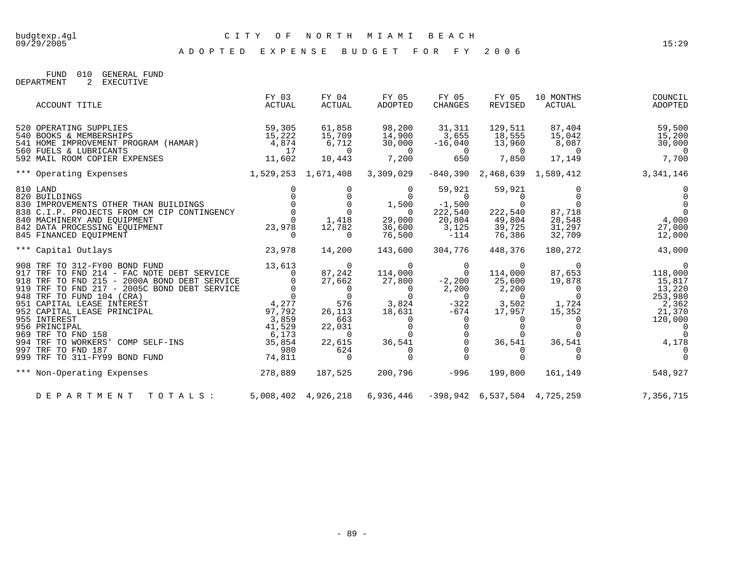budgtexp.4gl
09/29/2005

# CITY OF NORTH MIAMI BEACH

15:29

## ADOPTED EXPENSE BUDGET FOR FY 2006

FUND 010 GENERAL FUND
DEPARTMENT 2 EXECUTIVE

| ACCOUNT TITLE | FY 03 ACTUAL | FY 04 ACTUAL | FY 05 ADOPTED | FY 05 CHANGES | FY 05 REVISED | 10 MONTHS ACTUAL | COUNCIL ADOPTED |
|---|---|---|---|---|---|---|---|
| 520 OPERATING SUPPLIES | 59,305 | 61,858 | 98,200 | 31,311 | 129,511 | 87,404 | 59,500 |
| 540 BOOKS & MEMBERSHIPS | 15,222 | 15,709 | 14,900 | 3,655 | 18,555 | 15,042 | 15,200 |
| 541 HOME IMPROVEMENT PROGRAM (HAMAR) | 4,874 | 6,712 | 30,000 | -16,040 | 13,960 | 8,087 | 30,000 |
| 560 FUELS & LUBRICANTS | 17 | 0 | 0 | 0 | 0 | 0 | 0 |
| 592 MAIL ROOM COPIER EXPENSES | 11,602 | 10,443 | 7,200 | 650 | 7,850 | 17,149 | 7,700 |
| *** Operating Expenses | 1,529,253 | 1,671,408 | 3,309,029 | -840,390 | 2,468,639 | 1,589,412 | 3,341,146 |
| 810 LAND | 0 | 0 | 0 | 59,921 | 59,921 | 0 | 0 |
| 820 BUILDINGS | 0 | 0 | 0 | 0 | 0 | 0 | 0 |
| 830 IMPROVEMENTS OTHER THAN BUILDINGS | 0 | 0 | 1,500 | -1,500 | 0 | 0 | 0 |
| 838 C.I.P. PROJECTS FROM CM CIP CONTINGENCY | 0 | 0 | 0 | 222,540 | 222,540 | 87,718 | 0 |
| 840 MACHINERY AND EQUIPMENT | 0 | 1,418 | 29,000 | 20,804 | 49,804 | 28,548 | 4,000 |
| 842 DATA PROCESSING EQUIPMENT | 23,978 | 12,782 | 36,600 | 3,125 | 39,725 | 31,297 | 27,000 |
| 845 FINANCED EQUIPMENT | 0 | 0 | 76,500 | -114 | 76,386 | 32,709 | 12,000 |
| *** Capital Outlays | 23,978 | 14,200 | 143,600 | 304,776 | 448,376 | 180,272 | 43,000 |
| 908 TRF TO 312-FY00 BOND FUND | 13,613 | 0 | 0 | 0 | 0 | 0 | 0 |
| 917 TRF TO FND 214 - FAC NOTE DEBT SERVICE | 0 | 87,242 | 114,000 | 0 | 114,000 | 87,653 | 118,000 |
| 918 TRF TO FND 215 - 2000A BOND DEBT SERVICE | 0 | 27,662 | 27,800 | -2,200 | 25,600 | 19,878 | 15,817 |
| 919 TRF TO FND 217 - 2005C BOND DEBT SERVICE | 0 | 0 | 0 | 2,200 | 2,200 | 0 | 13,220 |
| 948 TRF TO FUND 104 (CRA) | 0 | 0 | 0 | 0 | 0 | 0 | 253,980 |
| 951 CAPITAL LEASE INTEREST | 4,277 | 576 | 3,824 | -322 | 3,502 | 1,724 | 2,362 |
| 952 CAPITAL LEASE PRINCIPAL | 97,792 | 26,113 | 18,631 | -674 | 17,957 | 15,352 | 21,370 |
| 955 INTEREST | 3,859 | 663 | 0 | 0 | 0 | 0 | 120,000 |
| 956 PRINCIPAL | 41,529 | 22,031 | 0 | 0 | 0 | 0 | 0 |
| 969 TRF TO FND 158 | 6,173 | 0 | 0 | 0 | 0 | 0 | 0 |
| 994 TRF TO WORKERS' COMP SELF-INS | 35,854 | 22,615 | 36,541 | 0 | 36,541 | 36,541 | 4,178 |
| 997 TRF TO FND 187 | 980 | 624 | 0 | 0 | 0 | 0 | 0 |
| 999 TRF TO 311-FY99 BOND FUND | 74,811 | 0 | 0 | 0 | 0 | 0 | 0 |
| *** Non-Operating Expenses | 278,889 | 187,525 | 200,796 | -996 | 199,800 | 161,149 | 548,927 |
| DEPARTMENT TOTALS: | 5,008,402 | 4,926,218 | 6,936,446 | -398,942 | 6,537,504 | 4,725,259 | 7,356,715 |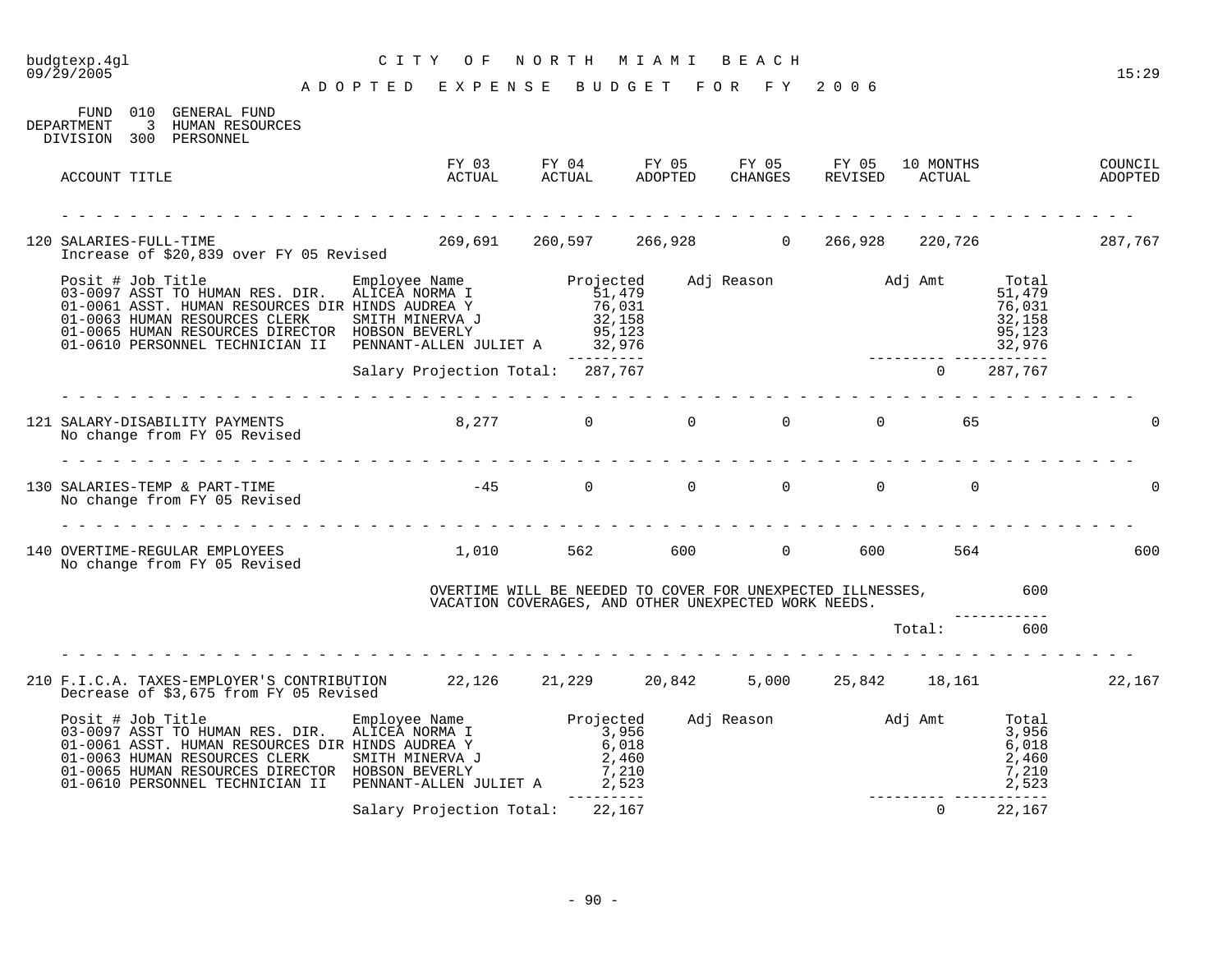CITY OF NORTH MIAMI BEACH

ADOPTED EXPENSE BUDGET FOR FY 2006

FUND 010 GENERAL FUND
DEPARTMENT 3 HUMAN RESOURCES
DIVISION 300 PERSONNEL

| ACCOUNT TITLE | FY 03 ACTUAL | FY 04 ACTUAL | FY 05 ADOPTED | FY 05 CHANGES | FY 05 REVISED | 10 MONTHS ACTUAL | COUNCIL ADOPTED |
|---|---|---|---|---|---|---|---|
| 120 SALARIES-FULL-TIME<br>Increase of $20,839 over FY 05 Revised | 269,691 | 260,597 | 266,928 | 0 | 266,928 | 220,726 | 287,767 |

| Posit # | Job Title | Employee Name | Projected | Adj Reason | Adj Amt | Total |
|---|---|---|---|---|---|---|
| 03-0097 | ASST TO HUMAN RES. DIR. | ALICEA NORMA I | 51,479 | | | 51,479 |
| 01-0061 | ASST. HUMAN RESOURCES DIR | HINDS AUDREA Y | 76,031 | | | 76,031 |
| 01-0063 | HUMAN RESOURCES CLERK | SMITH MINERVA J | 32,158 | | | 32,158 |
| 01-0065 | HUMAN RESOURCES DIRECTOR | HOBSON BEVERLY | 95,123 | | | 95,123 |
| 01-0610 | PERSONNEL TECHNICIAN II | PENNANT-ALLEN JULIET A | 32,976 | | | 32,976 |
| | | Salary Projection Total: | 287,767 | | 0 | 287,767 |

| ACCOUNT TITLE | FY 03 ACTUAL | FY 04 ACTUAL | FY 05 ADOPTED | FY 05 CHANGES | FY 05 REVISED | 10 MONTHS ACTUAL | COUNCIL ADOPTED |
|---|---|---|---|---|---|---|---|
| 121 SALARY-DISABILITY PAYMENTS<br>No change from FY 05 Revised | 8,277 | 0 | 0 | 0 | 0 | 65 | 0 |
| 130 SALARIES-TEMP & PART-TIME<br>No change from FY 05 Revised | -45 | 0 | 0 | 0 | 0 | 0 | 0 |
| 140 OVERTIME-REGULAR EMPLOYEES<br>No change from FY 05 Revised | 1,010 | 562 | 600 | 0 | 600 | 564 | 600 |

OVERTIME WILL BE NEEDED TO COVER FOR UNEXPECTED ILLNESSES, VACATION COVERAGES, AND OTHER UNEXPECTED WORK NEEDS. 600

Total: 600

| ACCOUNT TITLE | FY 03 ACTUAL | FY 04 ACTUAL | FY 05 ADOPTED | FY 05 CHANGES | FY 05 REVISED | 10 MONTHS ACTUAL | COUNCIL ADOPTED |
|---|---|---|---|---|---|---|---|
| 210 F.I.C.A. TAXES-EMPLOYER'S CONTRIBUTION<br>Decrease of $3,675 from FY 05 Revised | 22,126 | 21,229 | 20,842 | 5,000 | 25,842 | 18,161 | 22,167 |

| Posit # | Job Title | Employee Name | Projected | Adj Reason | Adj Amt | Total |
|---|---|---|---|---|---|---|
| 03-0097 | ASST TO HUMAN RES. DIR. | ALICEA NORMA I | 3,956 | | | 3,956 |
| 01-0061 | ASST. HUMAN RESOURCES DIR | HINDS AUDREA Y | 6,018 | | | 6,018 |
| 01-0063 | HUMAN RESOURCES CLERK | SMITH MINERVA J | 2,460 | | | 2,460 |
| 01-0065 | HUMAN RESOURCES DIRECTOR | HOBSON BEVERLY | 7,210 | | | 7,210 |
| 01-0610 | PERSONNEL TECHNICIAN II | PENNANT-ALLEN JULIET A | 2,523 | | | 2,523 |
| | | Salary Projection Total: | 22,167 | | 0 | 22,167 |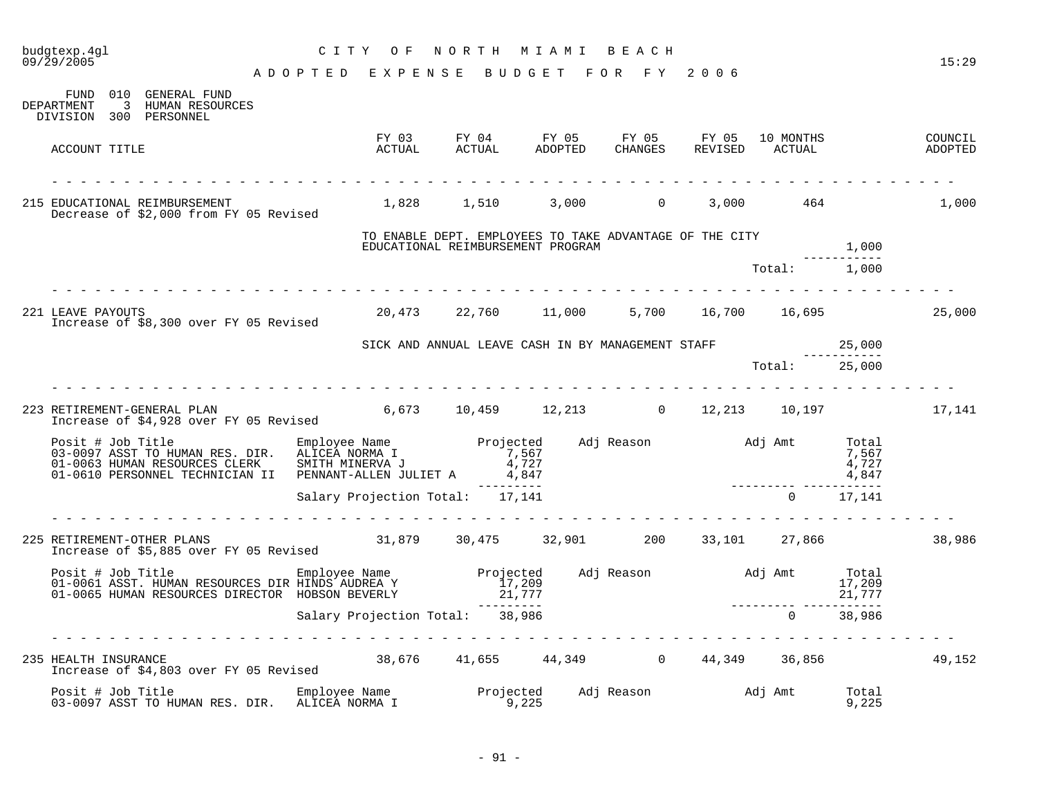# CITY OF NORTH MIAMI BEACH

## ADOPTED EXPENSE BUDGET FOR FY 2006

FUND 010 GENERAL FUND
DEPARTMENT 3 HUMAN RESOURCES
DIVISION 300 PERSONNEL

| ACCOUNT TITLE | FY 03 ACTUAL | FY 04 ACTUAL | FY 05 ADOPTED | FY 05 CHANGES | FY 05 REVISED | 10 MONTHS ACTUAL | COUNCIL ADOPTED |
|---|---|---|---|---|---|---|---|
| 215 EDUCATIONAL REIMBURSEMENT<br>Decrease of $2,000 from FY 05 Revised | 1,828 | 1,510 | 3,000 | 0 | 3,000 | 464 | 1,000 |

TO ENABLE DEPT. EMPLOYEES TO TAKE ADVANTAGE OF THE CITY EDUCATIONAL REIMBURSEMENT PROGRAM — 1,000

Total: 1,000

| ACCOUNT TITLE | FY 03 ACTUAL | FY 04 ACTUAL | FY 05 ADOPTED | FY 05 CHANGES | FY 05 REVISED | 10 MONTHS ACTUAL | COUNCIL ADOPTED |
|---|---|---|---|---|---|---|---|
| 221 LEAVE PAYOUTS<br>Increase of $8,300 over FY 05 Revised | 20,473 | 22,760 | 11,000 | 5,700 | 16,700 | 16,695 | 25,000 |

SICK AND ANNUAL LEAVE CASH IN BY MANAGEMENT STAFF — 25,000

Total: 25,000

| ACCOUNT TITLE | FY 03 ACTUAL | FY 04 ACTUAL | FY 05 ADOPTED | FY 05 CHANGES | FY 05 REVISED | 10 MONTHS ACTUAL | COUNCIL ADOPTED |
|---|---|---|---|---|---|---|---|
| 223 RETIREMENT-GENERAL PLAN<br>Increase of $4,928 over FY 05 Revised | 6,673 | 10,459 | 12,213 | 0 | 12,213 | 10,197 | 17,141 |

| Posit # Job Title | Employee Name | Projected | Adj Reason | Adj Amt | Total |
|---|---|---|---|---|---|
| 03-0097 ASST TO HUMAN RES. DIR. | ALICEA NORMA I | 7,567 | | | 7,567 |
| 01-0063 HUMAN RESOURCES CLERK | SMITH MINERVA J | 4,727 | | | 4,727 |
| 01-0610 PERSONNEL TECHNICIAN II | PENNANT-ALLEN JULIET A | 4,847 | | | 4,847 |
| | Salary Projection Total: | 17,141 | | 0 | 17,141 |

| ACCOUNT TITLE | FY 03 ACTUAL | FY 04 ACTUAL | FY 05 ADOPTED | FY 05 CHANGES | FY 05 REVISED | 10 MONTHS ACTUAL | COUNCIL ADOPTED |
|---|---|---|---|---|---|---|---|
| 225 RETIREMENT-OTHER PLANS<br>Increase of $5,885 over FY 05 Revised | 31,879 | 30,475 | 32,901 | 200 | 33,101 | 27,866 | 38,986 |

| Posit # Job Title | Employee Name | Projected | Adj Reason | Adj Amt | Total |
|---|---|---|---|---|---|
| 01-0061 ASST. HUMAN RESOURCES DIR | HINDS AUDREA Y | 17,209 | | | 17,209 |
| 01-0065 HUMAN RESOURCES DIRECTOR | HOBSON BEVERLY | 21,777 | | | 21,777 |
| | Salary Projection Total: | 38,986 | | 0 | 38,986 |

| ACCOUNT TITLE | FY 03 ACTUAL | FY 04 ACTUAL | FY 05 ADOPTED | FY 05 CHANGES | FY 05 REVISED | 10 MONTHS ACTUAL | COUNCIL ADOPTED |
|---|---|---|---|---|---|---|---|
| 235 HEALTH INSURANCE<br>Increase of $4,803 over FY 05 Revised | 38,676 | 41,655 | 44,349 | 0 | 44,349 | 36,856 | 49,152 |

| Posit # Job Title | Employee Name | Projected | Adj Reason | Adj Amt | Total |
|---|---|---|---|---|---|
| 03-0097 ASST TO HUMAN RES. DIR. | ALICEA NORMA I | 9,225 | | | 9,225 |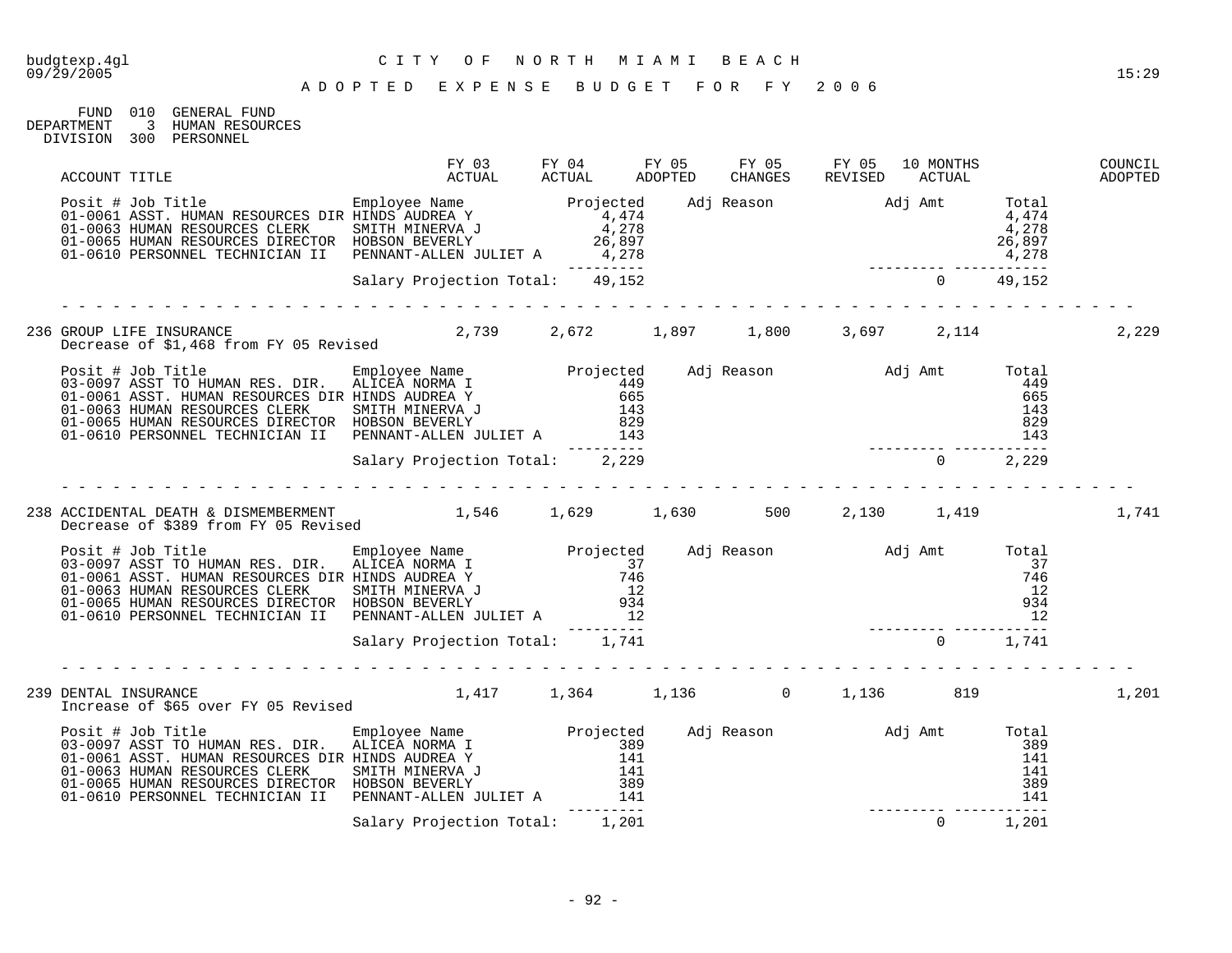# CITY OF NORTH MIAMI BEACH

## ADOPTED EXPENSE BUDGET FOR FY 2006

FUND 010 GENERAL FUND
DEPARTMENT 3 HUMAN RESOURCES
DIVISION 300 PERSONNEL

| ACCOUNT TITLE | FY 03 ACTUAL | FY 04 ACTUAL | FY 05 ADOPTED | FY 05 CHANGES | FY 05 REVISED | 10 MONTHS ACTUAL | COUNCIL ADOPTED |
|---|---|---|---|---|---|---|---|

| Posit # Job Title | Employee Name | Projected | Adj Reason | Adj Amt | Total |
|---|---|---|---|---|---|
| 01-0061 ASST. HUMAN RESOURCES DIR | HINDS AUDREA Y | 4,474 | | | 4,474 |
| 01-0063 HUMAN RESOURCES CLERK | SMITH MINERVA J | 4,278 | | | 4,278 |
| 01-0065 HUMAN RESOURCES DIRECTOR | HOBSON BEVERLY | 26,897 | | | 26,897 |
| 01-0610 PERSONNEL TECHNICIAN II | PENNANT-ALLEN JULIET A | 4,278 | | | 4,278 |
| | Salary Projection Total: | 49,152 | | 0 | 49,152 |

| ACCOUNT TITLE | FY 03 ACTUAL | FY 04 ACTUAL | FY 05 ADOPTED | FY 05 CHANGES | FY 05 REVISED | 10 MONTHS ACTUAL | COUNCIL ADOPTED |
|---|---|---|---|---|---|---|---|
| 236 GROUP LIFE INSURANCE | 2,739 | 2,672 | 1,897 | 1,800 | 3,697 | 2,114 | 2,229 |

Decrease of $1,468 from FY 05 Revised

| Posit # Job Title | Employee Name | Projected | Adj Reason | Adj Amt | Total |
|---|---|---|---|---|---|
| 03-0097 ASST TO HUMAN RES. DIR. | ALICEA NORMA I | 449 | | | 449 |
| 01-0061 ASST. HUMAN RESOURCES DIR | HINDS AUDREA Y | 665 | | | 665 |
| 01-0063 HUMAN RESOURCES CLERK | SMITH MINERVA J | 143 | | | 143 |
| 01-0065 HUMAN RESOURCES DIRECTOR | HOBSON BEVERLY | 829 | | | 829 |
| 01-0610 PERSONNEL TECHNICIAN II | PENNANT-ALLEN JULIET A | 143 | | | 143 |
| | Salary Projection Total: | 2,229 | | 0 | 2,229 |

| ACCOUNT TITLE | FY 03 ACTUAL | FY 04 ACTUAL | FY 05 ADOPTED | FY 05 CHANGES | FY 05 REVISED | 10 MONTHS ACTUAL | COUNCIL ADOPTED |
|---|---|---|---|---|---|---|---|
| 238 ACCIDENTAL DEATH & DISMEMBERMENT | 1,546 | 1,629 | 1,630 | 500 | 2,130 | 1,419 | 1,741 |

Decrease of $389 from FY 05 Revised

| Posit # Job Title | Employee Name | Projected | Adj Reason | Adj Amt | Total |
|---|---|---|---|---|---|
| 03-0097 ASST TO HUMAN RES. DIR. | ALICEA NORMA I | 37 | | | 37 |
| 01-0061 ASST. HUMAN RESOURCES DIR | HINDS AUDREA Y | 746 | | | 746 |
| 01-0063 HUMAN RESOURCES CLERK | SMITH MINERVA J | 12 | | | 12 |
| 01-0065 HUMAN RESOURCES DIRECTOR | HOBSON BEVERLY | 934 | | | 934 |
| 01-0610 PERSONNEL TECHNICIAN II | PENNANT-ALLEN JULIET A | 12 | | | 12 |
| | Salary Projection Total: | 1,741 | | 0 | 1,741 |

| ACCOUNT TITLE | FY 03 ACTUAL | FY 04 ACTUAL | FY 05 ADOPTED | FY 05 CHANGES | FY 05 REVISED | 10 MONTHS ACTUAL | COUNCIL ADOPTED |
|---|---|---|---|---|---|---|---|
| 239 DENTAL INSURANCE | 1,417 | 1,364 | 1,136 | 0 | 1,136 | 819 | 1,201 |

Increase of $65 over FY 05 Revised

| Posit # Job Title | Employee Name | Projected | Adj Reason | Adj Amt | Total |
|---|---|---|---|---|---|
| 03-0097 ASST TO HUMAN RES. DIR. | ALICEA NORMA I | 389 | | | 389 |
| 01-0061 ASST. HUMAN RESOURCES DIR | HINDS AUDREA Y | 141 | | | 141 |
| 01-0063 HUMAN RESOURCES CLERK | SMITH MINERVA J | 141 | | | 141 |
| 01-0065 HUMAN RESOURCES DIRECTOR | HOBSON BEVERLY | 389 | | | 389 |
| 01-0610 PERSONNEL TECHNICIAN II | PENNANT-ALLEN JULIET A | 141 | | | 141 |
| | Salary Projection Total: | 1,201 | | 0 | 1,201 |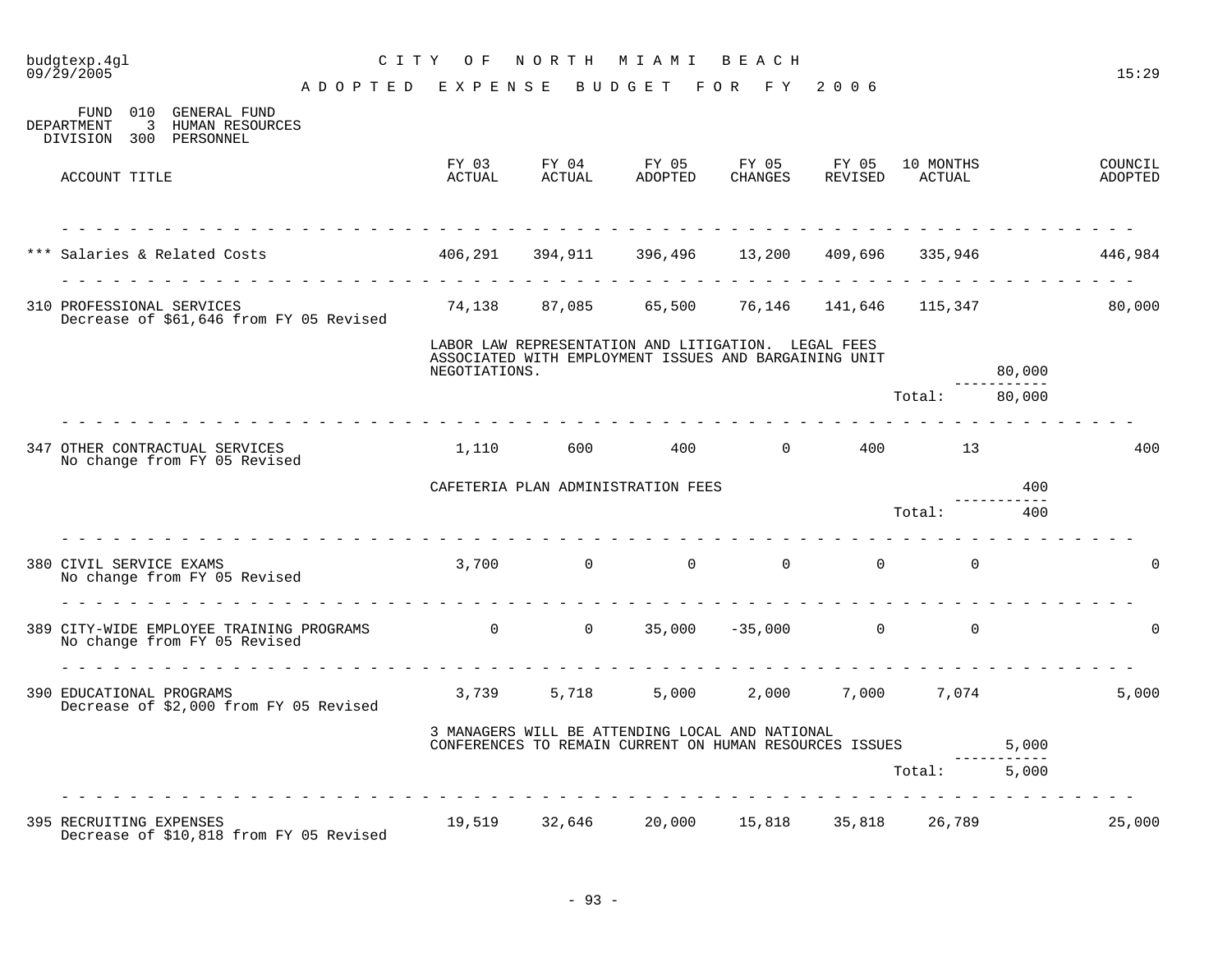# CITY OF NORTH MIAMI BEACH

## ADOPTED EXPENSE BUDGET FOR FY 2006

budgtexp.4gl 09/29/2005 15:29

FUND 010 GENERAL FUND
DEPARTMENT 3 HUMAN RESOURCES
DIVISION 300 PERSONNEL

| ACCOUNT TITLE | FY 03 ACTUAL | FY 04 ACTUAL | FY 05 ADOPTED | FY 05 CHANGES | FY 05 REVISED | 10 MONTHS ACTUAL | | COUNCIL ADOPTED |
|---|---|---|---|---|---|---|---|---|
| *** Salaries & Related Costs | 406,291 | 394,911 | 396,496 | 13,200 | 409,696 | 335,946 | | 446,984 |
| 310 PROFESSIONAL SERVICES<br>Decrease of $61,646 from FY 05 Revised | 74,138 | 87,085 | 65,500 | 76,146 | 141,646 | 115,347 | | 80,000 |
| | LABOR LAW REPRESENTATION AND LITIGATION. LEGAL FEES ASSOCIATED WITH EMPLOYMENT ISSUES AND BARGAINING UNIT NEGOTIATIONS. | | | | | | 80,000 | |
| | | | | | | Total: | 80,000 | |
| 347 OTHER CONTRACTUAL SERVICES<br>No change from FY 05 Revised | 1,110 | 600 | 400 | 0 | 400 | 13 | | 400 |
| | CAFETERIA PLAN ADMINISTRATION FEES | | | | | | 400 | |
| | | | | | | Total: | 400 | |
| 380 CIVIL SERVICE EXAMS<br>No change from FY 05 Revised | 3,700 | 0 | 0 | 0 | 0 | 0 | | 0 |
| 389 CITY-WIDE EMPLOYEE TRAINING PROGRAMS<br>No change from FY 05 Revised | 0 | 0 | 35,000 | -35,000 | 0 | 0 | | 0 |
| 390 EDUCATIONAL PROGRAMS<br>Decrease of $2,000 from FY 05 Revised | 3,739 | 5,718 | 5,000 | 2,000 | 7,000 | 7,074 | | 5,000 |
| | 3 MANAGERS WILL BE ATTENDING LOCAL AND NATIONAL CONFERENCES TO REMAIN CURRENT ON HUMAN RESOURCES ISSUES | | | | | | 5,000 | |
| | | | | | | Total: | 5,000 | |
| 395 RECRUITING EXPENSES<br>Decrease of $10,818 from FY 05 Revised | 19,519 | 32,646 | 20,000 | 15,818 | 35,818 | 26,789 | | 25,000 |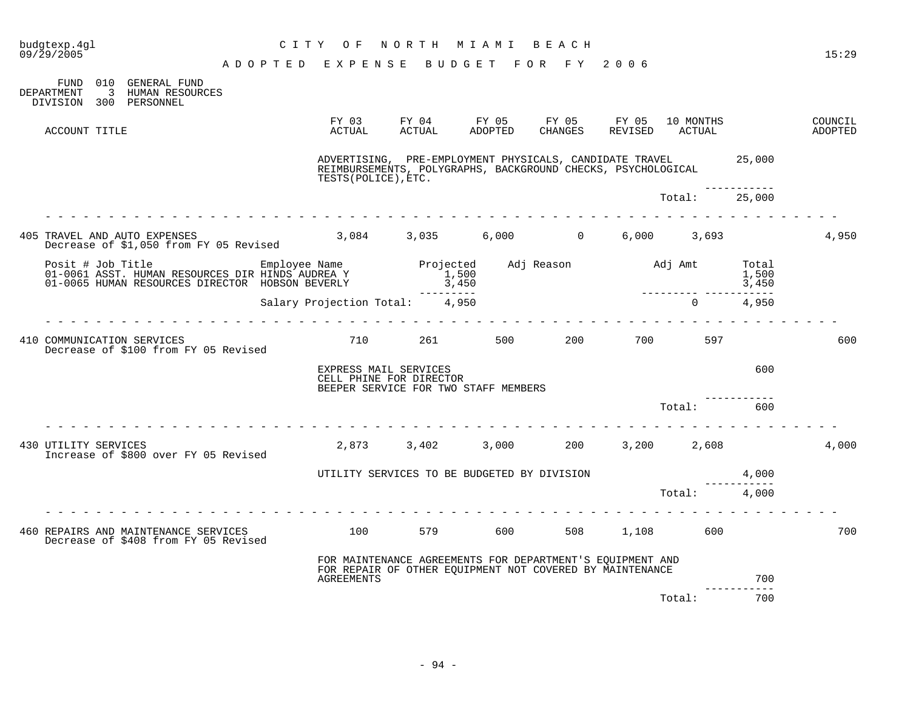CITY OF NORTH MIAMI BEACH

ADOPTED EXPENSE BUDGET FOR FY 2006

FUND 010 GENERAL FUND
DEPARTMENT 3 HUMAN RESOURCES
DIVISION 300 PERSONNEL

| ACCOUNT TITLE | FY 03 ACTUAL | FY 04 ACTUAL | FY 05 ADOPTED | FY 05 CHANGES | FY 05 REVISED | 10 MONTHS ACTUAL | COUNCIL ADOPTED |
|---|---|---|---|---|---|---|---|

ADVERTISING, PRE-EMPLOYMENT PHYSICALS, CANDIDATE TRAVEL REIMBURSEMENTS, POLYGRAPHS, BACKGROUND CHECKS, PSYCHOLOGICAL TESTS(POLICE),ETC. — 25,000

Total: 25,000

| ACCOUNT TITLE | FY 03 ACTUAL | FY 04 ACTUAL | FY 05 ADOPTED | FY 05 CHANGES | FY 05 REVISED | 10 MONTHS ACTUAL | COUNCIL ADOPTED |
|---|---|---|---|---|---|---|---|
| 405 TRAVEL AND AUTO EXPENSES<br>Decrease of $1,050 from FY 05 Revised | 3,084 | 3,035 | 6,000 | 0 | 6,000 | 3,693 | 4,950 |

| Posit # | Job Title | Employee Name | Projected | Adj Reason | Adj Amt | Total |
|---|---|---|---|---|---|---|
| 01-0061 | ASST. HUMAN RESOURCES DIR | HINDS AUDREA Y | 1,500 | | | 1,500 |
| 01-0065 | HUMAN RESOURCES DIRECTOR | HOBSON BEVERLY | 3,450 | | | 3,450 |
| | | Salary Projection Total: | 4,950 | | 0 | 4,950 |

| ACCOUNT TITLE | FY 03 ACTUAL | FY 04 ACTUAL | FY 05 ADOPTED | FY 05 CHANGES | FY 05 REVISED | 10 MONTHS ACTUAL | COUNCIL ADOPTED |
|---|---|---|---|---|---|---|---|
| 410 COMMUNICATION SERVICES<br>Decrease of $100 from FY 05 Revised | 710 | 261 | 500 | 200 | 700 | 597 | 600 |

EXPRESS MAIL SERVICES
CELL PHINE FOR DIRECTOR
BEEPER SERVICE FOR TWO STAFF MEMBERS — 600

Total: 600

| ACCOUNT TITLE | FY 03 ACTUAL | FY 04 ACTUAL | FY 05 ADOPTED | FY 05 CHANGES | FY 05 REVISED | 10 MONTHS ACTUAL | COUNCIL ADOPTED |
|---|---|---|---|---|---|---|---|
| 430 UTILITY SERVICES<br>Increase of $800 over FY 05 Revised | 2,873 | 3,402 | 3,000 | 200 | 3,200 | 2,608 | 4,000 |

UTILITY SERVICES TO BE BUDGETED BY DIVISION — 4,000

Total: 4,000

| ACCOUNT TITLE | FY 03 ACTUAL | FY 04 ACTUAL | FY 05 ADOPTED | FY 05 CHANGES | FY 05 REVISED | 10 MONTHS ACTUAL | COUNCIL ADOPTED |
|---|---|---|---|---|---|---|---|
| 460 REPAIRS AND MAINTENANCE SERVICES<br>Decrease of $408 from FY 05 Revised | 100 | 579 | 600 | 508 | 1,108 | 600 | 700 |

FOR MAINTENANCE AGREEMENTS FOR DEPARTMENT'S EQUIPMENT AND FOR REPAIR OF OTHER EQUIPMENT NOT COVERED BY MAINTENANCE AGREEMENTS — 700

Total: 700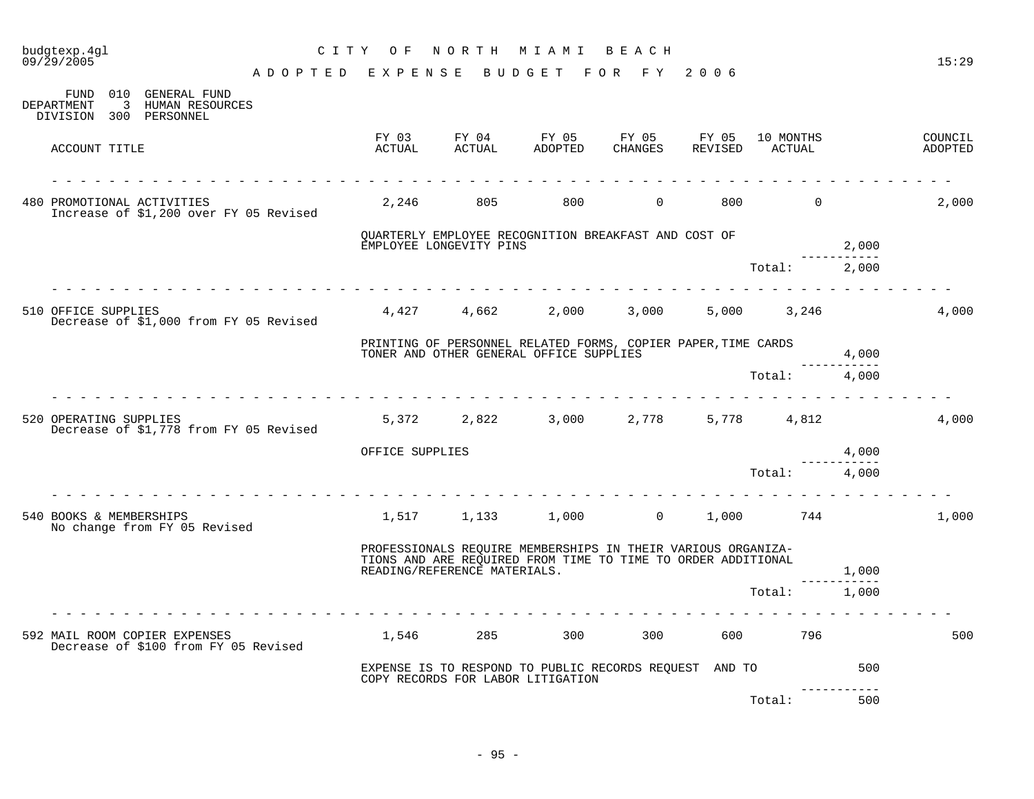# CITY OF NORTH MIAMI BEACH

## ADOPTED EXPENSE BUDGET FOR FY 2006

FUND 010 GENERAL FUND
DEPARTMENT 3 HUMAN RESOURCES
DIVISION 300 PERSONNEL

| ACCOUNT TITLE | FY 03 ACTUAL | FY 04 ACTUAL | FY 05 ADOPTED | FY 05 CHANGES | FY 05 REVISED | 10 MONTHS ACTUAL | | COUNCIL ADOPTED |
|---|---|---|---|---|---|---|---|---|
| 480 PROMOTIONAL ACTIVITIES<br>Increase of $1,200 over FY 05 Revised | 2,246 | 805 | 800 | 0 | 800 | 0 | | 2,000 |
| | QUARTERLY EMPLOYEE RECOGNITION BREAKFAST AND COST OF EMPLOYEE LONGEVITY PINS | | | | | | 2,000 | |
| | | | | | | Total: | 2,000 | |
| 510 OFFICE SUPPLIES<br>Decrease of $1,000 from FY 05 Revised | 4,427 | 4,662 | 2,000 | 3,000 | 5,000 | 3,246 | | 4,000 |
| | PRINTING OF PERSONNEL RELATED FORMS, COPIER PAPER,TIME CARDS TONER AND OTHER GENERAL OFFICE SUPPLIES | | | | | | 4,000 | |
| | | | | | | Total: | 4,000 | |
| 520 OPERATING SUPPLIES<br>Decrease of $1,778 from FY 05 Revised | 5,372 | 2,822 | 3,000 | 2,778 | 5,778 | 4,812 | | 4,000 |
| | OFFICE SUPPLIES | | | | | | 4,000 | |
| | | | | | | Total: | 4,000 | |
| 540 BOOKS & MEMBERSHIPS<br>No change from FY 05 Revised | 1,517 | 1,133 | 1,000 | 0 | 1,000 | 744 | | 1,000 |
| | PROFESSIONALS REQUIRE MEMBERSHIPS IN THEIR VARIOUS ORGANIZA-TIONS AND ARE REQUIRED FROM TIME TO TIME TO ORDER ADDITIONAL READING/REFERENCE MATERIALS. | | | | | | 1,000 | |
| | | | | | | Total: | 1,000 | |
| 592 MAIL ROOM COPIER EXPENSES<br>Decrease of $100 from FY 05 Revised | 1,546 | 285 | 300 | 300 | 600 | 796 | | 500 |
| | EXPENSE IS TO RESPOND TO PUBLIC RECORDS REQUEST AND TO COPY RECORDS FOR LABOR LITIGATION | | | | | | 500 | |
| | | | | | | Total: | 500 | |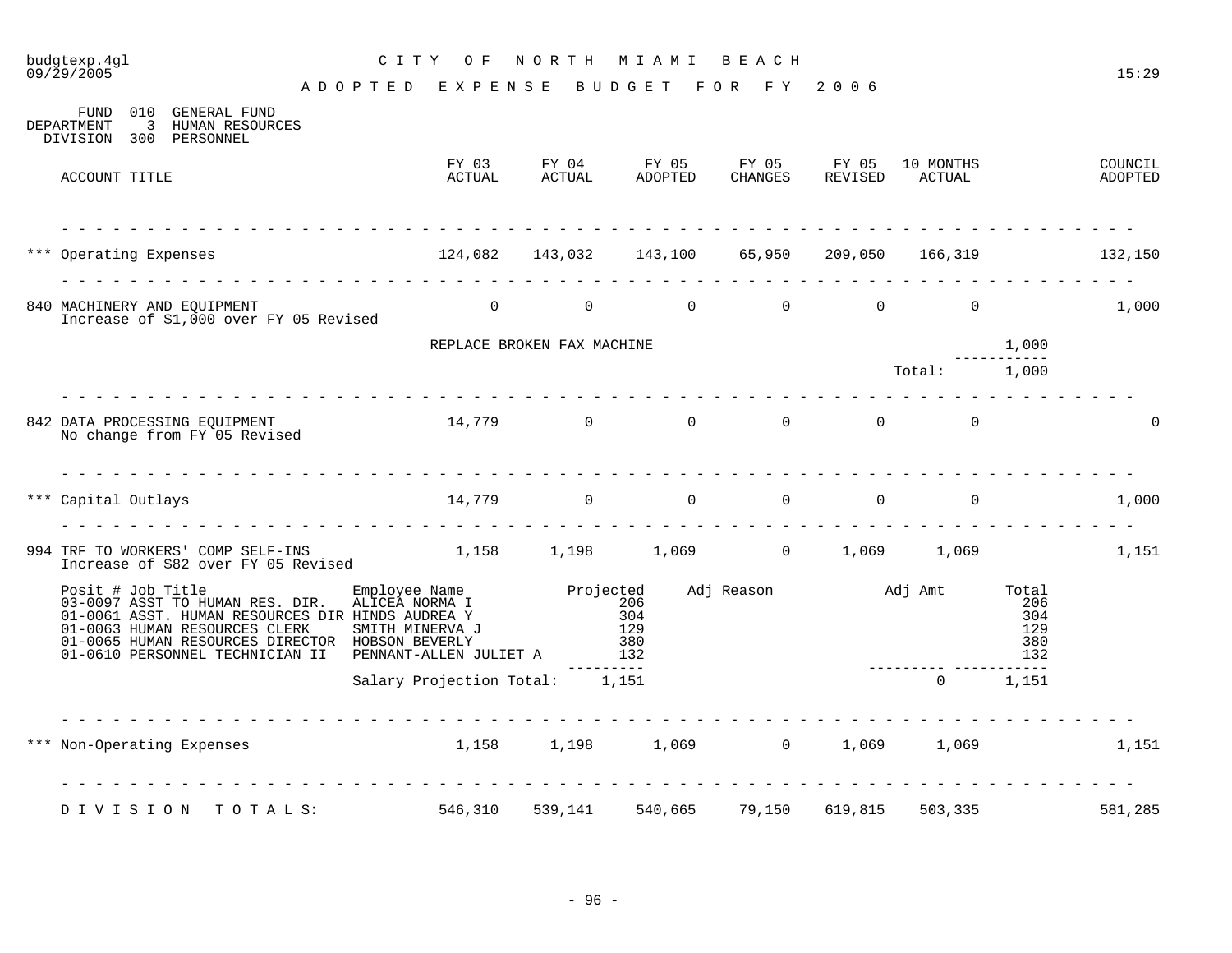budgtexp.4gl
09/29/2005

# CITY OF NORTH MIAMI BEACH

## ADOPTED EXPENSE BUDGET FOR FY 2006

15:29

FUND 010 GENERAL FUND
DEPARTMENT 3 HUMAN RESOURCES
DIVISION 300 PERSONNEL

| ACCOUNT TITLE | FY 03 ACTUAL | FY 04 ACTUAL | FY 05 ADOPTED | FY 05 CHANGES | FY 05 REVISED | 10 MONTHS ACTUAL | | COUNCIL ADOPTED |
|---|---|---|---|---|---|---|---|---|
| *** Operating Expenses | 124,082 | 143,032 | 143,100 | 65,950 | 209,050 | 166,319 | | 132,150 |
| 840 MACHINERY AND EQUIPMENT<br>Increase of $1,000 over FY 05 Revised | 0 | 0 | 0 | 0 | 0 | 0 | | 1,000 |
| | REPLACE BROKEN FAX MACHINE | | | | | | 1,000 | |
| | | | | | | Total: | 1,000 | |
| 842 DATA PROCESSING EQUIPMENT<br>No change from FY 05 Revised | 14,779 | 0 | 0 | 0 | 0 | 0 | | 0 |
| *** Capital Outlays | 14,779 | 0 | 0 | 0 | 0 | 0 | | 1,000 |
| 994 TRF TO WORKERS' COMP SELF-INS<br>Increase of $82 over FY 05 Revised | 1,158 | 1,198 | 1,069 | 0 | 1,069 | 1,069 | | 1,151 |

| Posit # Job Title | Employee Name | Projected | Adj Reason | Adj Amt | Total |
|---|---|---|---|---|---|
| 03-0097 ASST TO HUMAN RES. DIR. | ALICEA NORMA I | 206 | | | 206 |
| 01-0061 ASST. HUMAN RESOURCES DIR | HINDS AUDREA Y | 304 | | | 304 |
| 01-0063 HUMAN RESOURCES CLERK | SMITH MINERVA J | 129 | | | 129 |
| 01-0065 HUMAN RESOURCES DIRECTOR | HOBSON BEVERLY | 380 | | | 380 |
| 01-0610 PERSONNEL TECHNICIAN II | PENNANT-ALLEN JULIET A | 132 | | | 132 |
| | Salary Projection Total: | 1,151 | | 0 | 1,151 |

| ACCOUNT TITLE | FY 03 ACTUAL | FY 04 ACTUAL | FY 05 ADOPTED | FY 05 CHANGES | FY 05 REVISED | 10 MONTHS ACTUAL | | COUNCIL ADOPTED |
|---|---|---|---|---|---|---|---|---|
| *** Non-Operating Expenses | 1,158 | 1,198 | 1,069 | 0 | 1,069 | 1,069 | | 1,151 |
| DIVISION TOTALS: | 546,310 | 539,141 | 540,665 | 79,150 | 619,815 | 503,335 | | 581,285 |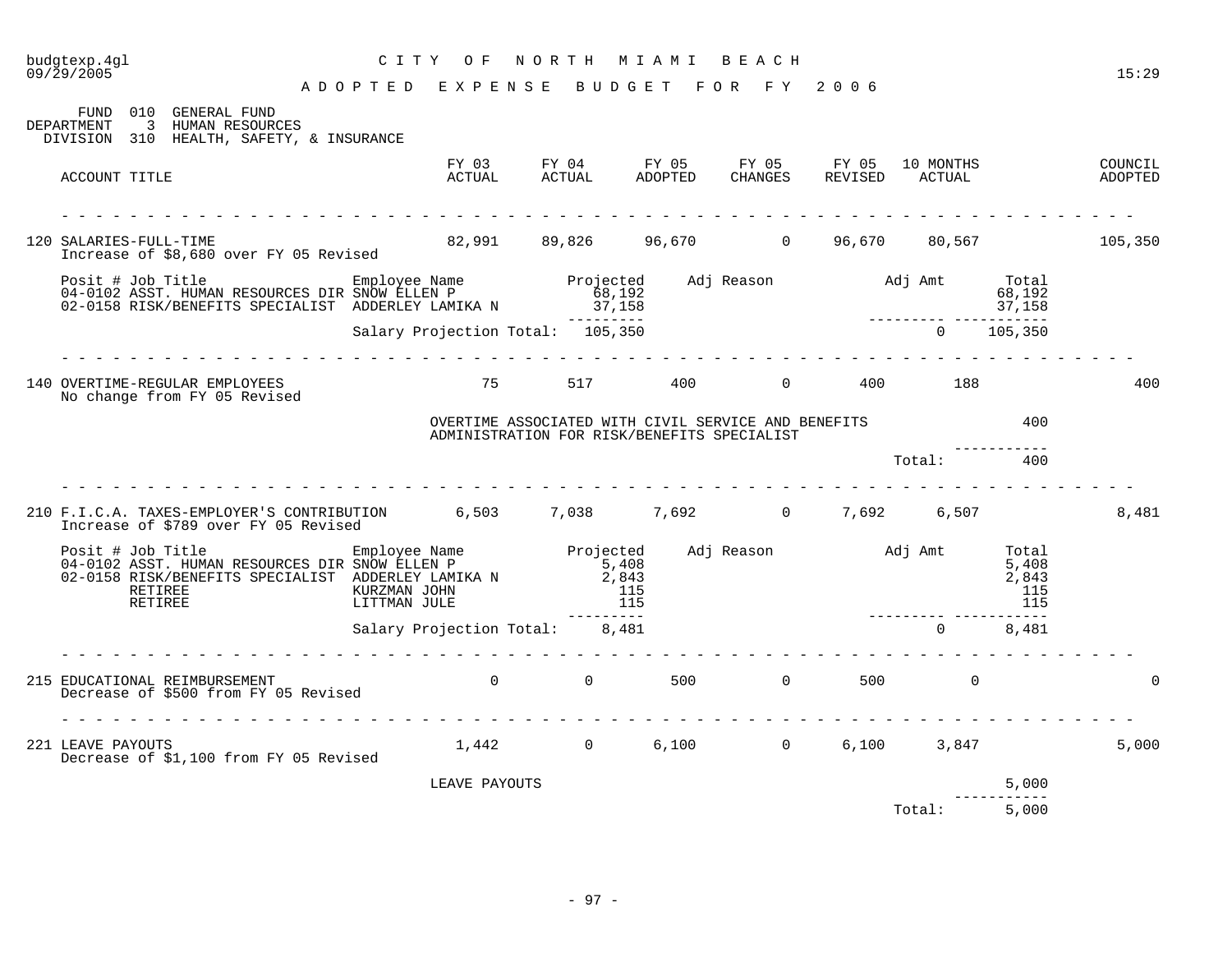budgtexp.4gl
09/29/2005

# CITY OF NORTH MIAMI BEACH

## ADOPTED EXPENSE BUDGET FOR FY 2006

FUND 010 GENERAL FUND
DEPARTMENT 3 HUMAN RESOURCES
DIVISION 310 HEALTH, SAFETY, & INSURANCE

| ACCOUNT TITLE | FY 03 ACTUAL | FY 04 ACTUAL | FY 05 ADOPTED | FY 05 CHANGES | FY 05 REVISED | 10 MONTHS ACTUAL | COUNCIL ADOPTED |
|---|---|---|---|---|---|---|---|
| 120 SALARIES-FULL-TIME | 82,991 | 89,826 | 96,670 | 0 | 96,670 | 80,567 | 105,350 |
| 140 OVERTIME-REGULAR EMPLOYEES | 75 | 517 | 400 | 0 | 400 | 188 | 400 |
| 210 F.I.C.A. TAXES-EMPLOYER'S CONTRIBUTION | 6,503 | 7,038 | 7,692 | 0 | 7,692 | 6,507 | 8,481 |
| 215 EDUCATIONAL REIMBURSEMENT | 0 | 0 | 500 | 0 | 500 | 0 | 0 |
| 221 LEAVE PAYOUTS | 1,442 | 0 | 6,100 | 0 | 6,100 | 3,847 | 5,000 |

**120 SALARIES-FULL-TIME** — Increase of $8,680 over FY 05 Revised

| Posit # | Job Title | Employee Name | Projected | Adj Reason | Adj Amt | Total |
|---|---|---|---|---|---|---|
| 04-0102 | ASST. HUMAN RESOURCES DIR | SNOW ELLEN P | 68,192 | | | 68,192 |
| 02-0158 | RISK/BENEFITS SPECIALIST | ADDERLEY LAMIKA N | 37,158 | | | 37,158 |
| | | Salary Projection Total: | 105,350 | | 0 | 105,350 |

**140 OVERTIME-REGULAR EMPLOYEES** — No change from FY 05 Revised

| Description | Amount |
|---|---|
| OVERTIME ASSOCIATED WITH CIVIL SERVICE AND BENEFITS ADMINISTRATION FOR RISK/BENEFITS SPECIALIST | 400 |
| Total: | 400 |

**210 F.I.C.A. TAXES-EMPLOYER'S CONTRIBUTION** — Increase of $789 over FY 05 Revised

| Posit # | Job Title | Employee Name | Projected | Adj Reason | Adj Amt | Total |
|---|---|---|---|---|---|---|
| 04-0102 | ASST. HUMAN RESOURCES DIR | SNOW ELLEN P | 5,408 | | | 5,408 |
| 02-0158 | RISK/BENEFITS SPECIALIST | ADDERLEY LAMIKA N | 2,843 | | | 2,843 |
| | RETIREE | KURZMAN JOHN | 115 | | | 115 |
| | RETIREE | LITTMAN JULE | 115 | | | 115 |
| | | Salary Projection Total: | 8,481 | | 0 | 8,481 |

**215 EDUCATIONAL REIMBURSEMENT** — Decrease of $500 from FY 05 Revised

**221 LEAVE PAYOUTS** — Decrease of $1,100 from FY 05 Revised

| Description | Amount |
|---|---|
| LEAVE PAYOUTS | 5,000 |
| Total: | 5,000 |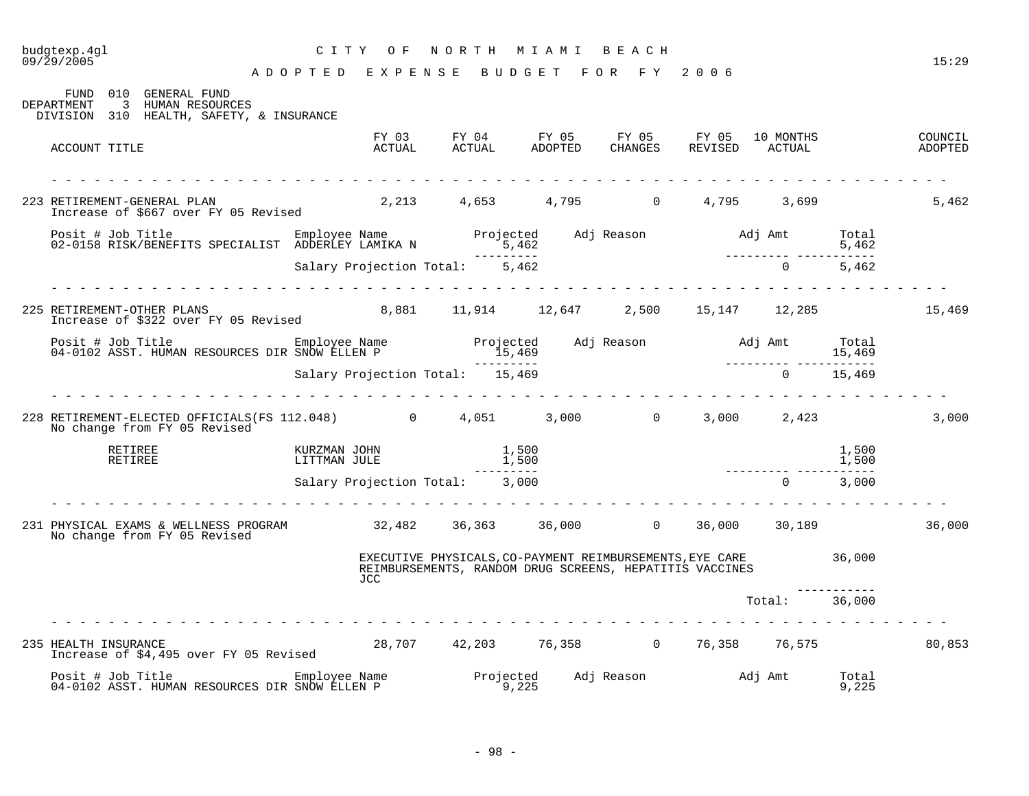CITY OF NORTH MIAMI BEACH

ADOPTED EXPENSE BUDGET FOR FY 2006

FUND 010 GENERAL FUND
DEPARTMENT 3 HUMAN RESOURCES
DIVISION 310 HEALTH, SAFETY, & INSURANCE

| ACCOUNT TITLE | FY 03 ACTUAL | FY 04 ACTUAL | FY 05 ADOPTED | FY 05 CHANGES | FY 05 REVISED | 10 MONTHS ACTUAL | COUNCIL ADOPTED |
|---|---|---|---|---|---|---|---|
| 223 RETIREMENT-GENERAL PLAN<br>Increase of $667 over FY 05 Revised | 2,213 | 4,653 | 4,795 | 0 | 4,795 | 3,699 | 5,462 |

| Posit # | Job Title | Employee Name | Projected | Adj Reason | Adj Amt | Total |
|---|---|---|---|---|---|---|
| 02-0158 | RISK/BENEFITS SPECIALIST | ADDERLEY LAMIKA N | 5,462 | | | 5,462 |
| | | Salary Projection Total: | 5,462 | | 0 | 5,462 |

| ACCOUNT TITLE | FY 03 ACTUAL | FY 04 ACTUAL | FY 05 ADOPTED | FY 05 CHANGES | FY 05 REVISED | 10 MONTHS ACTUAL | COUNCIL ADOPTED |
|---|---|---|---|---|---|---|---|
| 225 RETIREMENT-OTHER PLANS<br>Increase of $322 over FY 05 Revised | 8,881 | 11,914 | 12,647 | 2,500 | 15,147 | 12,285 | 15,469 |

| Posit # | Job Title | Employee Name | Projected | Adj Reason | Adj Amt | Total |
|---|---|---|---|---|---|---|
| 04-0102 | ASST. HUMAN RESOURCES DIR | SNOW ELLEN P | 15,469 | | | 15,469 |
| | | Salary Projection Total: | 15,469 | | 0 | 15,469 |

| ACCOUNT TITLE | FY 03 ACTUAL | FY 04 ACTUAL | FY 05 ADOPTED | FY 05 CHANGES | FY 05 REVISED | 10 MONTHS ACTUAL | COUNCIL ADOPTED |
|---|---|---|---|---|---|---|---|
| 228 RETIREMENT-ELECTED OFFICIALS(FS 112.048)<br>No change from FY 05 Revised | 0 | 4,051 | 3,000 | 0 | 3,000 | 2,423 | 3,000 |

| Job Title | Employee Name | Projected | Adj Amt | Total |
|---|---|---|---|---|
| RETIREE | KURZMAN JOHN | 1,500 | | 1,500 |
| RETIREE | LITTMAN JULE | 1,500 | | 1,500 |
| | Salary Projection Total: | 3,000 | 0 | 3,000 |

| ACCOUNT TITLE | FY 03 ACTUAL | FY 04 ACTUAL | FY 05 ADOPTED | FY 05 CHANGES | FY 05 REVISED | 10 MONTHS ACTUAL | COUNCIL ADOPTED |
|---|---|---|---|---|---|---|---|
| 231 PHYSICAL EXAMS & WELLNESS PROGRAM<br>No change from FY 05 Revised | 32,482 | 36,363 | 36,000 | 0 | 36,000 | 30,189 | 36,000 |

| Description | Amount |
|---|---|
| EXECUTIVE PHYSICALS,CO-PAYMENT REIMBURSEMENTS,EYE CARE REIMBURSEMENTS, RANDOM DRUG SCREENS, HEPATITIS VACCINES<br>JCC | 36,000 |
| Total: | 36,000 |

| ACCOUNT TITLE | FY 03 ACTUAL | FY 04 ACTUAL | FY 05 ADOPTED | FY 05 CHANGES | FY 05 REVISED | 10 MONTHS ACTUAL | COUNCIL ADOPTED |
|---|---|---|---|---|---|---|---|
| 235 HEALTH INSURANCE<br>Increase of $4,495 over FY 05 Revised | 28,707 | 42,203 | 76,358 | 0 | 76,358 | 76,575 | 80,853 |

| Posit # | Job Title | Employee Name | Projected | Adj Reason | Adj Amt | Total |
|---|---|---|---|---|---|---|
| 04-0102 | ASST. HUMAN RESOURCES DIR | SNOW ELLEN P | 9,225 | | | 9,225 |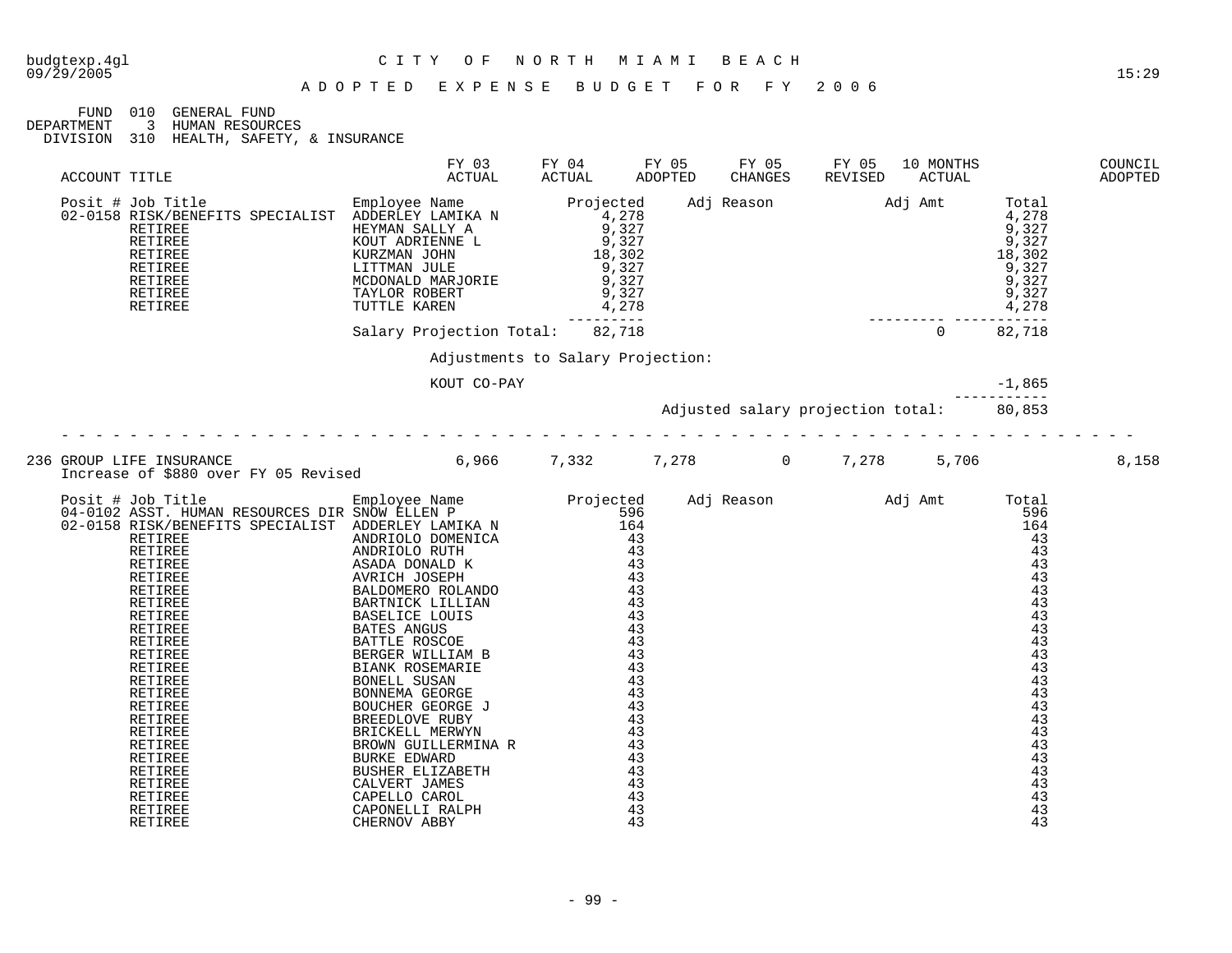budgtexp.4gl    C I T Y   O F   N O R T H   M I A M I   B E A C H
09/29/2005

A D O P T E D   E X P E N S E   B U D G E T   F O R   F Y   2 0 0 6

FUND 010 GENERAL FUND
DEPARTMENT 3 HUMAN RESOURCES
DIVISION 310 HEALTH, SAFETY, & INSURANCE

| ACCOUNT TITLE | FY 03 ACTUAL | FY 04 ACTUAL | FY 05 ADOPTED | FY 05 CHANGES | FY 05 REVISED | 10 MONTHS ACTUAL | COUNCIL ADOPTED |
|---|---|---|---|---|---|---|---|

| Posit # | Job Title | Employee Name | Projected | Adj Reason | Adj Amt | Total |
|---|---|---|---|---|---|---|
| 02-0158 | RISK/BENEFITS SPECIALIST | ADDERLEY LAMIKA N | 4,278 | | | 4,278 |
| | RETIREE | HEYMAN SALLY A | 9,327 | | | 9,327 |
| | RETIREE | KOUT ADRIENNE L | 9,327 | | | 9,327 |
| | RETIREE | KURZMAN JOHN | 18,302 | | | 18,302 |
| | RETIREE | LITTMAN JULE | 9,327 | | | 9,327 |
| | RETIREE | MCDONALD MARJORIE | 9,327 | | | 9,327 |
| | RETIREE | TAYLOR ROBERT | 9,327 | | | 9,327 |
| | RETIREE | TUTTLE KAREN | 4,278 | | | 4,278 |
| | | Salary Projection Total: | 82,718 | | 0 | 82,718 |

Adjustments to Salary Projection:

| | |
|---|---|
| KOUT CO-PAY | -1,865 |
| Adjusted salary projection total: | 80,853 |

| ACCOUNT TITLE | FY 03 ACTUAL | FY 04 ACTUAL | FY 05 ADOPTED | FY 05 CHANGES | FY 05 REVISED | 10 MONTHS ACTUAL | COUNCIL ADOPTED |
|---|---|---|---|---|---|---|---|
| 236 GROUP LIFE INSURANCE | 6,966 | 7,332 | 7,278 | 0 | 7,278 | 5,706 | 8,158 |

Increase of $880 over FY 05 Revised

| Posit # | Job Title | Employee Name | Projected | Adj Reason | Adj Amt | Total |
|---|---|---|---|---|---|---|
| 04-0102 | ASST. HUMAN RESOURCES DIR | SNOW ELLEN P | 596 | | | 596 |
| 02-0158 | RISK/BENEFITS SPECIALIST | ADDERLEY LAMIKA N | 164 | | | 164 |
| | RETIREE | ANDRIOLO DOMENICA | 43 | | | 43 |
| | RETIREE | ANDRIOLO RUTH | 43 | | | 43 |
| | RETIREE | ASADA DONALD K | 43 | | | 43 |
| | RETIREE | AVRICH JOSEPH | 43 | | | 43 |
| | RETIREE | BALDOMERO ROLANDO | 43 | | | 43 |
| | RETIREE | BARTNICK LILLIAN | 43 | | | 43 |
| | RETIREE | BASELICE LOUIS | 43 | | | 43 |
| | RETIREE | BATES ANGUS | 43 | | | 43 |
| | RETIREE | BATTLE ROSCOE | 43 | | | 43 |
| | RETIREE | BERGER WILLIAM B | 43 | | | 43 |
| | RETIREE | BIANK ROSEMARIE | 43 | | | 43 |
| | RETIREE | BONELL SUSAN | 43 | | | 43 |
| | RETIREE | BONNEMA GEORGE | 43 | | | 43 |
| | RETIREE | BOUCHER GEORGE J | 43 | | | 43 |
| | RETIREE | BREEDLOVE RUBY | 43 | | | 43 |
| | RETIREE | BRICKELL MERWYN | 43 | | | 43 |
| | RETIREE | BROWN GUILLERMINA R | 43 | | | 43 |
| | RETIREE | BURKE EDWARD | 43 | | | 43 |
| | RETIREE | BUSHER ELIZABETH | 43 | | | 43 |
| | RETIREE | CALVERT JAMES | 43 | | | 43 |
| | RETIREE | CAPELLO CAROL | 43 | | | 43 |
| | RETIREE | CAPONELLI RALPH | 43 | | | 43 |
| | RETIREE | CHERNOV ABBY | 43 | | | 43 |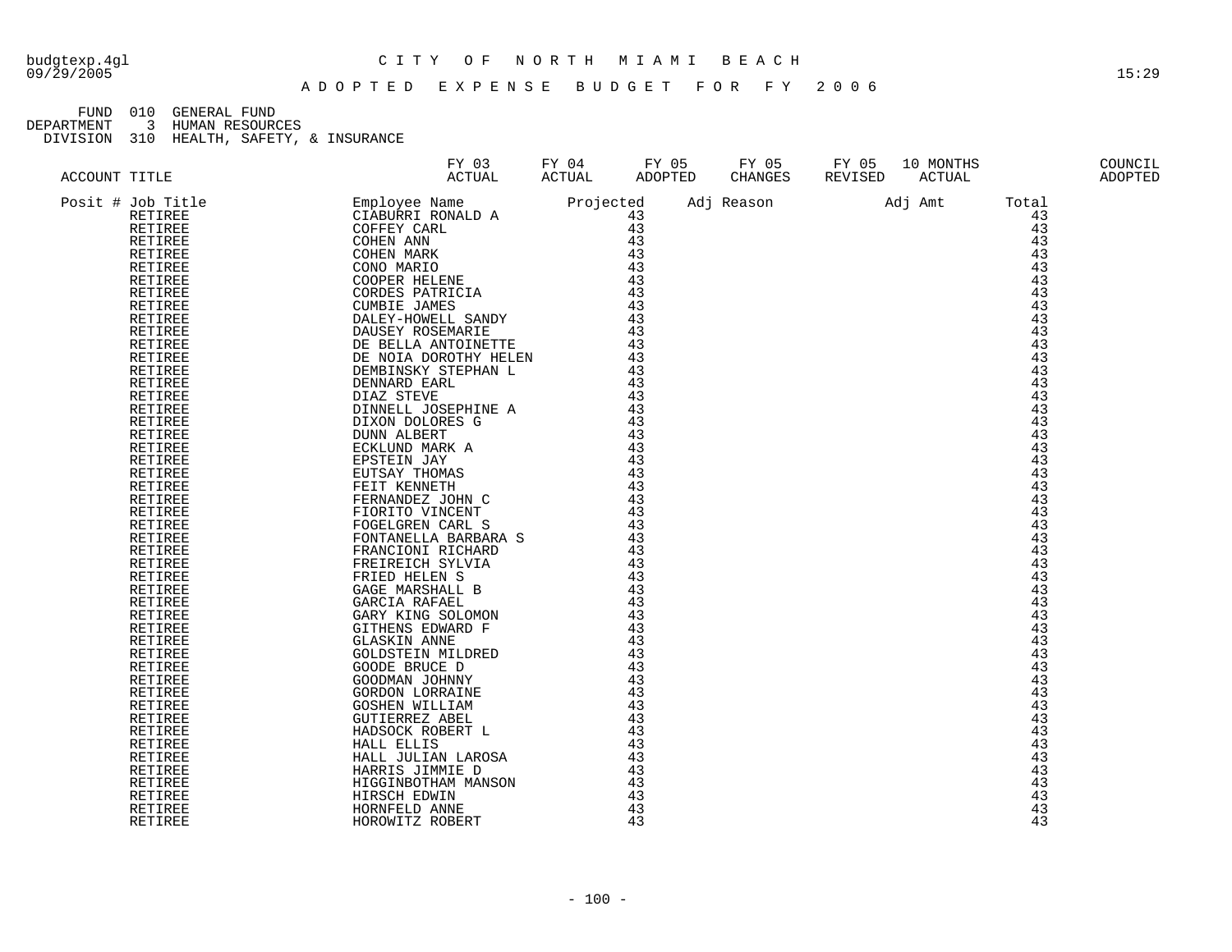# CITY OF NORTH MIAMI BEACH

## ADOPTED EXPENSE BUDGET FOR FY 2006

FUND 010 GENERAL FUND
DEPARTMENT 3 HUMAN RESOURCES
DIVISION 310 HEALTH, SAFETY, & INSURANCE

| ACCOUNT TITLE | FY 03 ACTUAL | FY 04 ACTUAL | FY 05 ADOPTED | FY 05 CHANGES | FY 05 REVISED | 10 MONTHS ACTUAL | COUNCIL ADOPTED |
|---|---|---|---|---|---|---|---|

| Posit # | Job Title | Employee Name | Projected | Adj Reason | Adj Amt | Total |
|---|---|---|---|---|---|---|
| | RETIREE | CIABURRI RONALD A | 43 | | | 43 |
| | RETIREE | COFFEY CARL | 43 | | | 43 |
| | RETIREE | COHEN ANN | 43 | | | 43 |
| | RETIREE | COHEN MARK | 43 | | | 43 |
| | RETIREE | CONO MARIO | 43 | | | 43 |
| | RETIREE | COOPER HELENE | 43 | | | 43 |
| | RETIREE | CORDES PATRICIA | 43 | | | 43 |
| | RETIREE | CUMBIE JAMES | 43 | | | 43 |
| | RETIREE | DALEY-HOWELL SANDY | 43 | | | 43 |
| | RETIREE | DAUSEY ROSEMARIE | 43 | | | 43 |
| | RETIREE | DE BELLA ANTOINETTE | 43 | | | 43 |
| | RETIREE | DE NOIA DOROTHY HELEN | 43 | | | 43 |
| | RETIREE | DEMBINSKY STEPHAN L | 43 | | | 43 |
| | RETIREE | DENNARD EARL | 43 | | | 43 |
| | RETIREE | DIAZ STEVE | 43 | | | 43 |
| | RETIREE | DINNELL JOSEPHINE A | 43 | | | 43 |
| | RETIREE | DIXON DOLORES G | 43 | | | 43 |
| | RETIREE | DUNN ALBERT | 43 | | | 43 |
| | RETIREE | ECKLUND MARK A | 43 | | | 43 |
| | RETIREE | EPSTEIN JAY | 43 | | | 43 |
| | RETIREE | EUTSAY THOMAS | 43 | | | 43 |
| | RETIREE | FEIT KENNETH | 43 | | | 43 |
| | RETIREE | FERNANDEZ JOHN C | 43 | | | 43 |
| | RETIREE | FIORITO VINCENT | 43 | | | 43 |
| | RETIREE | FOGELGREN CARL S | 43 | | | 43 |
| | RETIREE | FONTANELLA BARBARA S | 43 | | | 43 |
| | RETIREE | FRANCIONI RICHARD | 43 | | | 43 |
| | RETIREE | FREIREICH SYLVIA | 43 | | | 43 |
| | RETIREE | FRIED HELEN S | 43 | | | 43 |
| | RETIREE | GAGE MARSHALL B | 43 | | | 43 |
| | RETIREE | GARCIA RAFAEL | 43 | | | 43 |
| | RETIREE | GARY KING SOLOMON | 43 | | | 43 |
| | RETIREE | GITHENS EDWARD F | 43 | | | 43 |
| | RETIREE | GLASKIN ANNE | 43 | | | 43 |
| | RETIREE | GOLDSTEIN MILDRED | 43 | | | 43 |
| | RETIREE | GOODE BRUCE D | 43 | | | 43 |
| | RETIREE | GOODMAN JOHNNY | 43 | | | 43 |
| | RETIREE | GORDON LORRAINE | 43 | | | 43 |
| | RETIREE | GOSHEN WILLIAM | 43 | | | 43 |
| | RETIREE | GUTIERREZ ABEL | 43 | | | 43 |
| | RETIREE | HADSOCK ROBERT L | 43 | | | 43 |
| | RETIREE | HALL ELLIS | 43 | | | 43 |
| | RETIREE | HALL JULIAN LAROSA | 43 | | | 43 |
| | RETIREE | HARRIS JIMMIE D | 43 | | | 43 |
| | RETIREE | HIGGINBOTHAM MANSON | 43 | | | 43 |
| | RETIREE | HIRSCH EDWIN | 43 | | | 43 |
| | RETIREE | HORNFELD ANNE | 43 | | | 43 |
| | RETIREE | HOROWITZ ROBERT | 43 | | | 43 |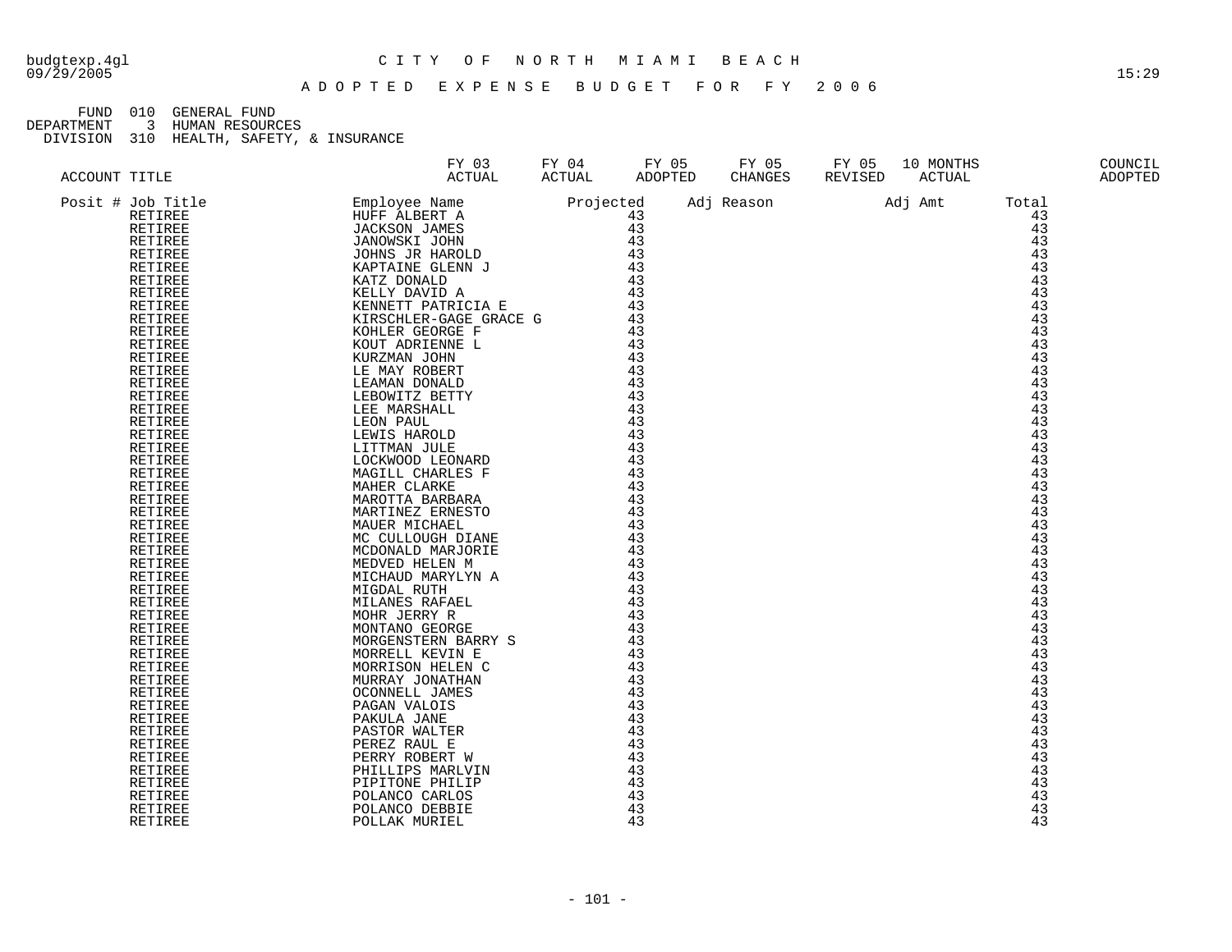CITY OF NORTH MIAMI BEACH

ADOPTED EXPENSE BUDGET FOR FY 2006

FUND 010 GENERAL FUND
DEPARTMENT 3 HUMAN RESOURCES
DIVISION 310 HEALTH, SAFETY, & INSURANCE

| ACCOUNT TITLE | FY 03 ACTUAL | FY 04 ACTUAL | FY 05 ADOPTED | FY 05 CHANGES | FY 05 REVISED | 10 MONTHS ACTUAL | | COUNCIL ADOPTED |
|---|---|---|---|---|---|---|---|---|

| Posit # | Job Title | Employee Name | Projected | Adj Reason | Adj Amt | Total |
|---|---|---|---|---|---|---|
| | RETIREE | HUFF ALBERT A | 43 | | | 43 |
| | RETIREE | JACKSON JAMES | 43 | | | 43 |
| | RETIREE | JANOWSKI JOHN | 43 | | | 43 |
| | RETIREE | JOHNS JR HAROLD | 43 | | | 43 |
| | RETIREE | KAPTAINE GLENN J | 43 | | | 43 |
| | RETIREE | KATZ DONALD | 43 | | | 43 |
| | RETIREE | KELLY DAVID A | 43 | | | 43 |
| | RETIREE | KENNETT PATRICIA E | 43 | | | 43 |
| | RETIREE | KIRSCHLER-GAGE GRACE G | 43 | | | 43 |
| | RETIREE | KOHLER GEORGE F | 43 | | | 43 |
| | RETIREE | KOUT ADRIENNE L | 43 | | | 43 |
| | RETIREE | KURZMAN JOHN | 43 | | | 43 |
| | RETIREE | LE MAY ROBERT | 43 | | | 43 |
| | RETIREE | LEAMAN DONALD | 43 | | | 43 |
| | RETIREE | LEBOWITZ BETTY | 43 | | | 43 |
| | RETIREE | LEE MARSHALL | 43 | | | 43 |
| | RETIREE | LEON PAUL | 43 | | | 43 |
| | RETIREE | LEWIS HAROLD | 43 | | | 43 |
| | RETIREE | LITTMAN JULE | 43 | | | 43 |
| | RETIREE | LOCKWOOD LEONARD | 43 | | | 43 |
| | RETIREE | MAGILL CHARLES F | 43 | | | 43 |
| | RETIREE | MAHER CLARKE | 43 | | | 43 |
| | RETIREE | MAROTTA BARBARA | 43 | | | 43 |
| | RETIREE | MARTINEZ ERNESTO | 43 | | | 43 |
| | RETIREE | MAUER MICHAEL | 43 | | | 43 |
| | RETIREE | MC CULLOUGH DIANE | 43 | | | 43 |
| | RETIREE | MCDONALD MARJORIE | 43 | | | 43 |
| | RETIREE | MEDVED HELEN M | 43 | | | 43 |
| | RETIREE | MICHAUD MARYLYN A | 43 | | | 43 |
| | RETIREE | MIGDAL RUTH | 43 | | | 43 |
| | RETIREE | MILANES RAFAEL | 43 | | | 43 |
| | RETIREE | MOHR JERRY R | 43 | | | 43 |
| | RETIREE | MONTANO GEORGE | 43 | | | 43 |
| | RETIREE | MORGENSTERN BARRY S | 43 | | | 43 |
| | RETIREE | MORRELL KEVIN E | 43 | | | 43 |
| | RETIREE | MORRISON HELEN C | 43 | | | 43 |
| | RETIREE | MURRAY JONATHAN | 43 | | | 43 |
| | RETIREE | OCONNELL JAMES | 43 | | | 43 |
| | RETIREE | PAGAN VALOIS | 43 | | | 43 |
| | RETIREE | PAKULA JANE | 43 | | | 43 |
| | RETIREE | PASTOR WALTER | 43 | | | 43 |
| | RETIREE | PEREZ RAUL E | 43 | | | 43 |
| | RETIREE | PERRY ROBERT W | 43 | | | 43 |
| | RETIREE | PHILLIPS MARLVIN | 43 | | | 43 |
| | RETIREE | PIPITONE PHILIP | 43 | | | 43 |
| | RETIREE | POLANCO CARLOS | 43 | | | 43 |
| | RETIREE | POLANCO DEBBIE | 43 | | | 43 |
| | RETIREE | POLLAK MURIEL | 43 | | | 43 |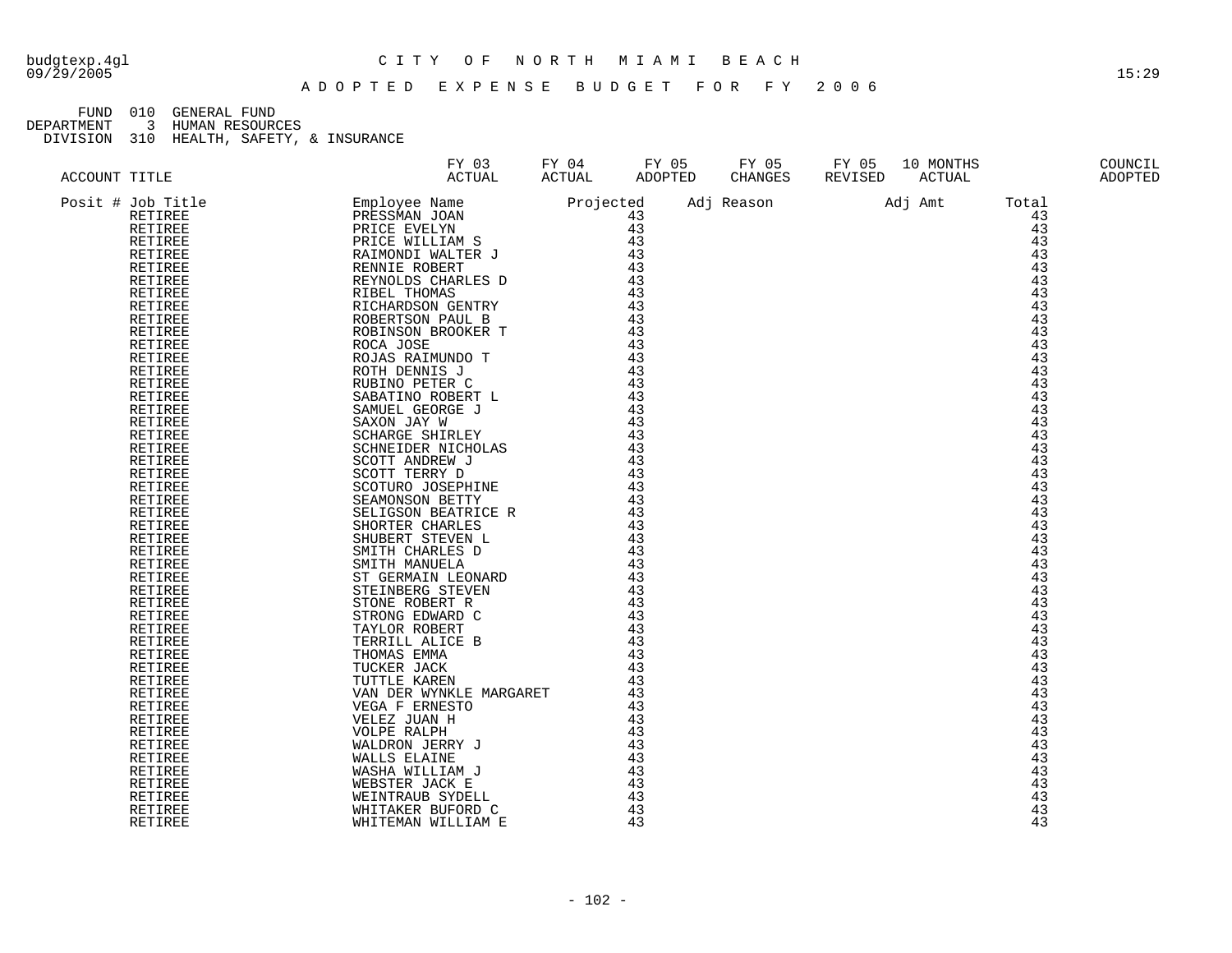# CITY OF NORTH MIAMI BEACH

## ADOPTED EXPENSE BUDGET FOR FY 2006

FUND 010 GENERAL FUND
DEPARTMENT 3 HUMAN RESOURCES
DIVISION 310 HEALTH, SAFETY, & INSURANCE

| ACCOUNT TITLE | FY 03 ACTUAL | FY 04 ACTUAL | FY 05 ADOPTED | FY 05 CHANGES | FY 05 REVISED | 10 MONTHS ACTUAL | COUNCIL ADOPTED |
|---|---|---|---|---|---|---|---|

| Posit # | Job Title | Employee Name | Projected | Adj Reason | Adj Amt | Total |
|---|---|---|---|---|---|---|
| | RETIREE | PRESSMAN JOAN | 43 | | | 43 |
| | RETIREE | PRICE EVELYN | 43 | | | 43 |
| | RETIREE | PRICE WILLIAM S | 43 | | | 43 |
| | RETIREE | RAIMONDI WALTER J | 43 | | | 43 |
| | RETIREE | RENNIE ROBERT | 43 | | | 43 |
| | RETIREE | REYNOLDS CHARLES D | 43 | | | 43 |
| | RETIREE | RIBEL THOMAS | 43 | | | 43 |
| | RETIREE | RICHARDSON GENTRY | 43 | | | 43 |
| | RETIREE | ROBERTSON PAUL B | 43 | | | 43 |
| | RETIREE | ROBINSON BROOKER T | 43 | | | 43 |
| | RETIREE | ROCA JOSE | 43 | | | 43 |
| | RETIREE | ROJAS RAIMUNDO T | 43 | | | 43 |
| | RETIREE | ROTH DENNIS J | 43 | | | 43 |
| | RETIREE | RUBINO PETER C | 43 | | | 43 |
| | RETIREE | SABATINO ROBERT L | 43 | | | 43 |
| | RETIREE | SAMUEL GEORGE J | 43 | | | 43 |
| | RETIREE | SAXON JAY W | 43 | | | 43 |
| | RETIREE | SCHARGE SHIRLEY | 43 | | | 43 |
| | RETIREE | SCHNEIDER NICHOLAS | 43 | | | 43 |
| | RETIREE | SCOTT ANDREW J | 43 | | | 43 |
| | RETIREE | SCOTT TERRY D | 43 | | | 43 |
| | RETIREE | SCOTURO JOSEPHINE | 43 | | | 43 |
| | RETIREE | SEAMONSON BETTY | 43 | | | 43 |
| | RETIREE | SELIGSON BEATRICE R | 43 | | | 43 |
| | RETIREE | SHORTER CHARLES | 43 | | | 43 |
| | RETIREE | SHUBERT STEVEN L | 43 | | | 43 |
| | RETIREE | SMITH CHARLES D | 43 | | | 43 |
| | RETIREE | SMITH MANUELA | 43 | | | 43 |
| | RETIREE | ST GERMAIN LEONARD | 43 | | | 43 |
| | RETIREE | STEINBERG STEVEN | 43 | | | 43 |
| | RETIREE | STONE ROBERT R | 43 | | | 43 |
| | RETIREE | STRONG EDWARD C | 43 | | | 43 |
| | RETIREE | TAYLOR ROBERT | 43 | | | 43 |
| | RETIREE | TERRILL ALICE B | 43 | | | 43 |
| | RETIREE | THOMAS EMMA | 43 | | | 43 |
| | RETIREE | TUCKER JACK | 43 | | | 43 |
| | RETIREE | TUTTLE KAREN | 43 | | | 43 |
| | RETIREE | VAN DER WYNKLE MARGARET | 43 | | | 43 |
| | RETIREE | VEGA F ERNESTO | 43 | | | 43 |
| | RETIREE | VELEZ JUAN H | 43 | | | 43 |
| | RETIREE | VOLPE RALPH | 43 | | | 43 |
| | RETIREE | WALDRON JERRY J | 43 | | | 43 |
| | RETIREE | WALLS ELAINE | 43 | | | 43 |
| | RETIREE | WASHA WILLIAM J | 43 | | | 43 |
| | RETIREE | WEBSTER JACK E | 43 | | | 43 |
| | RETIREE | WEINTRAUB SYDELL | 43 | | | 43 |
| | RETIREE | WHITAKER BUFORD C | 43 | | | 43 |
| | RETIREE | WHITEMAN WILLIAM E | 43 | | | 43 |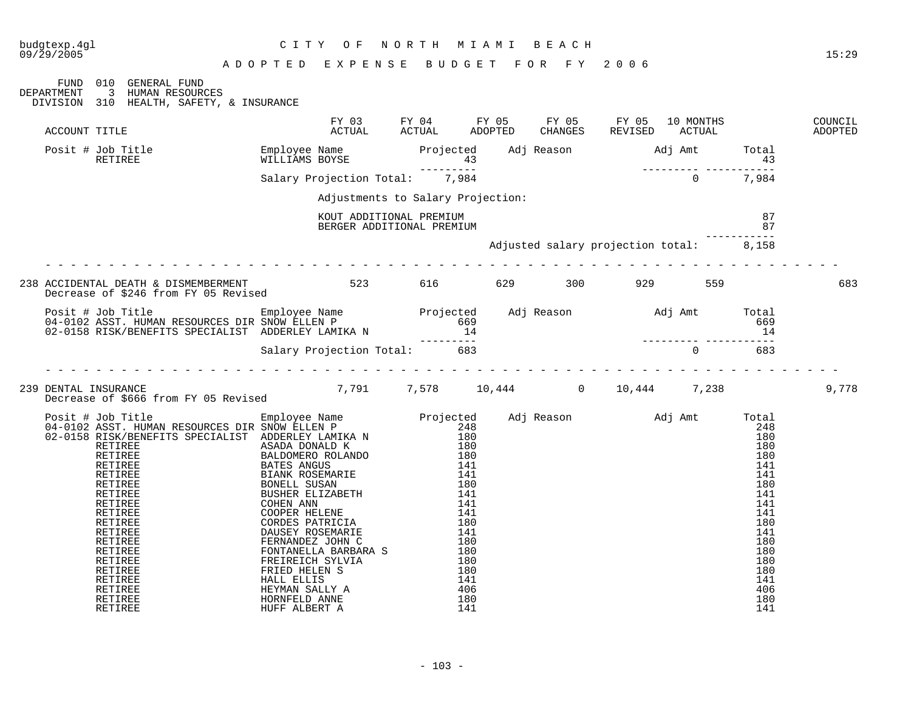budgtexp.4gl — CITY OF NORTH MIAMI BEACH
09/29/2005 — 15:29

ADOPTED EXPENSE BUDGET FOR FY 2006

FUND 010 GENERAL FUND
DEPARTMENT 3 HUMAN RESOURCES
DIVISION 310 HEALTH, SAFETY, & INSURANCE

| ACCOUNT TITLE | FY 03 ACTUAL | FY 04 ACTUAL | FY 05 ADOPTED | FY 05 CHANGES | FY 05 REVISED | 10 MONTHS ACTUAL | COUNCIL ADOPTED |
|---|---|---|---|---|---|---|---|

| Posit # | Job Title | Employee Name | Projected | Adj Reason | Adj Amt | Total |
|---|---|---|---|---|---|---|
| | RETIREE | WILLIAMS BOYSE | 43 | | | 43 |
| | | Salary Projection Total: | 7,984 | | 0 | 7,984 |

Adjustments to Salary Projection:

| Adjustment | Amount |
|---|---|
| KOUT ADDITIONAL PREMIUM | 87 |
| BERGER ADDITIONAL PREMIUM | 87 |
| Adjusted salary projection total: | 8,158 |

| ACCOUNT TITLE | FY 03 ACTUAL | FY 04 ACTUAL | FY 05 ADOPTED | FY 05 CHANGES | FY 05 REVISED | 10 MONTHS ACTUAL | COUNCIL ADOPTED |
|---|---|---|---|---|---|---|---|
| 238 ACCIDENTAL DEATH & DISMEMBERMENT | 523 | 616 | 629 | 300 | 929 | 559 | 683 |

Decrease of $246 from FY 05 Revised

| Posit # | Job Title | Employee Name | Projected | Adj Reason | Adj Amt | Total |
|---|---|---|---|---|---|---|
| 04-0102 | ASST. HUMAN RESOURCES DIR | SNOW ELLEN P | 669 | | | 669 |
| 02-0158 | RISK/BENEFITS SPECIALIST | ADDERLEY LAMIKA N | 14 | | | 14 |
| | | Salary Projection Total: | 683 | | 0 | 683 |

| ACCOUNT TITLE | FY 03 ACTUAL | FY 04 ACTUAL | FY 05 ADOPTED | FY 05 CHANGES | FY 05 REVISED | 10 MONTHS ACTUAL | COUNCIL ADOPTED |
|---|---|---|---|---|---|---|---|
| 239 DENTAL INSURANCE | 7,791 | 7,578 | 10,444 | 0 | 10,444 | 7,238 | 9,778 |

Decrease of $666 from FY 05 Revised

| Posit # | Job Title | Employee Name | Projected | Adj Reason | Adj Amt | Total |
|---|---|---|---|---|---|---|
| 04-0102 | ASST. HUMAN RESOURCES DIR | SNOW ELLEN P | 248 | | | 248 |
| 02-0158 | RISK/BENEFITS SPECIALIST | ADDERLEY LAMIKA N | 180 | | | 180 |
| | RETIREE | ASADA DONALD K | 180 | | | 180 |
| | RETIREE | BALDOMERO ROLANDO | 180 | | | 180 |
| | RETIREE | BATES ANGUS | 141 | | | 141 |
| | RETIREE | BIANK ROSEMARIE | 141 | | | 141 |
| | RETIREE | BONELL SUSAN | 180 | | | 180 |
| | RETIREE | BUSHER ELIZABETH | 141 | | | 141 |
| | RETIREE | COHEN ANN | 141 | | | 141 |
| | RETIREE | COOPER HELENE | 141 | | | 141 |
| | RETIREE | CORDES PATRICIA | 180 | | | 180 |
| | RETIREE | DAUSEY ROSEMARIE | 141 | | | 141 |
| | RETIREE | FERNANDEZ JOHN C | 180 | | | 180 |
| | RETIREE | FONTANELLA BARBARA S | 180 | | | 180 |
| | RETIREE | FREIREICH SYLVIA | 180 | | | 180 |
| | RETIREE | FRIED HELEN S | 180 | | | 180 |
| | RETIREE | HALL ELLIS | 141 | | | 141 |
| | RETIREE | HEYMAN SALLY A | 406 | | | 406 |
| | RETIREE | HORNFELD ANNE | 180 | | | 180 |
| | RETIREE | HUFF ALBERT A | 141 | | | 141 |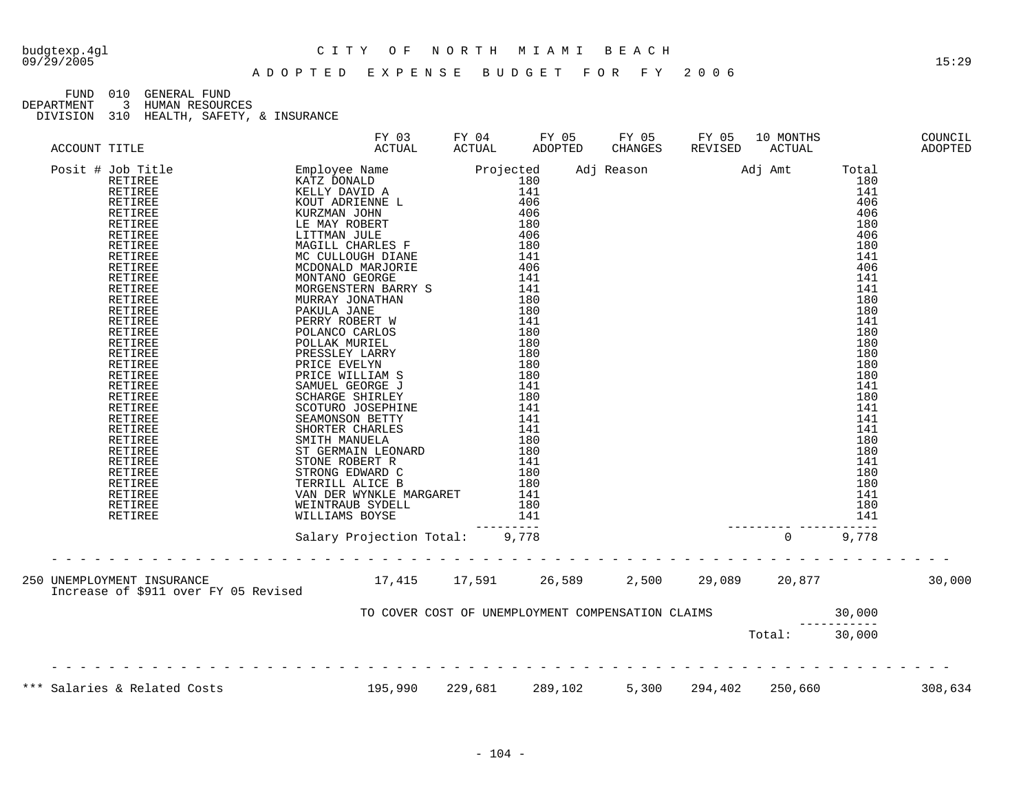budgtexp.4gl CITY OF NORTH MIAMI BEACH
09/29/2005 15:29

ADOPTED EXPENSE BUDGET FOR FY 2006

FUND 010 GENERAL FUND
DEPARTMENT 3 HUMAN RESOURCES
DIVISION 310 HEALTH, SAFETY, & INSURANCE

| ACCOUNT TITLE | FY 03 ACTUAL | FY 04 ACTUAL | FY 05 ADOPTED | FY 05 CHANGES | FY 05 REVISED | 10 MONTHS ACTUAL | | COUNCIL ADOPTED |
|---|---|---|---|---|---|---|---|---|

| Posit # Job Title | Employee Name | Projected | Adj Reason | Adj Amt | Total |
|---|---|---|---|---|---|
| RETIREE | KATZ DONALD | 180 | | | 180 |
| RETIREE | KELLY DAVID A | 141 | | | 141 |
| RETIREE | KOUT ADRIENNE L | 406 | | | 406 |
| RETIREE | KURZMAN JOHN | 406 | | | 406 |
| RETIREE | LE MAY ROBERT | 180 | | | 180 |
| RETIREE | LITTMAN JULE | 406 | | | 406 |
| RETIREE | MAGILL CHARLES F | 180 | | | 180 |
| RETIREE | MC CULLOUGH DIANE | 141 | | | 141 |
| RETIREE | MCDONALD MARJORIE | 406 | | | 406 |
| RETIREE | MONTANO GEORGE | 141 | | | 141 |
| RETIREE | MORGENSTERN BARRY S | 141 | | | 141 |
| RETIREE | MURRAY JONATHAN | 180 | | | 180 |
| RETIREE | PAKULA JANE | 180 | | | 180 |
| RETIREE | PERRY ROBERT W | 141 | | | 141 |
| RETIREE | POLANCO CARLOS | 180 | | | 180 |
| RETIREE | POLLAK MURIEL | 180 | | | 180 |
| RETIREE | PRESSLEY LARRY | 180 | | | 180 |
| RETIREE | PRICE EVELYN | 180 | | | 180 |
| RETIREE | PRICE WILLIAM S | 180 | | | 180 |
| RETIREE | SAMUEL GEORGE J | 141 | | | 141 |
| RETIREE | SCHARGE SHIRLEY | 180 | | | 180 |
| RETIREE | SCOTURO JOSEPHINE | 141 | | | 141 |
| RETIREE | SEAMONSON BETTY | 141 | | | 141 |
| RETIREE | SHORTER CHARLES | 141 | | | 141 |
| RETIREE | SMITH MANUELA | 180 | | | 180 |
| RETIREE | ST GERMAIN LEONARD | 180 | | | 180 |
| RETIREE | STONE ROBERT R | 141 | | | 141 |
| RETIREE | STRONG EDWARD C | 180 | | | 180 |
| RETIREE | TERRILL ALICE B | 180 | | | 180 |
| RETIREE | VAN DER WYNKLE MARGARET | 141 | | | 141 |
| RETIREE | WEINTRAUB SYDELL | 180 | | | 180 |
| RETIREE | WILLIAMS BOYSE | 141 | | | 141 |
| | Salary Projection Total: | 9,778 | | 0 | 9,778 |

| ACCOUNT TITLE | FY 03 ACTUAL | FY 04 ACTUAL | FY 05 ADOPTED | FY 05 CHANGES | FY 05 REVISED | 10 MONTHS ACTUAL | | COUNCIL ADOPTED |
|---|---|---|---|---|---|---|---|---|
| 250 UNEMPLOYMENT INSURANCE | 17,415 | 17,591 | 26,589 | 2,500 | 29,089 | 20,877 | | 30,000 |
| Increase of $911 over FY 05 Revised | | | | | | | | |
| | TO COVER COST OF UNEMPLOYMENT COMPENSATION CLAIMS | | | | | | 30,000 | |
| | | | | | | Total: | 30,000 | |
| *** Salaries & Related Costs | 195,990 | 229,681 | 289,102 | 5,300 | 294,402 | 250,660 | | 308,634 |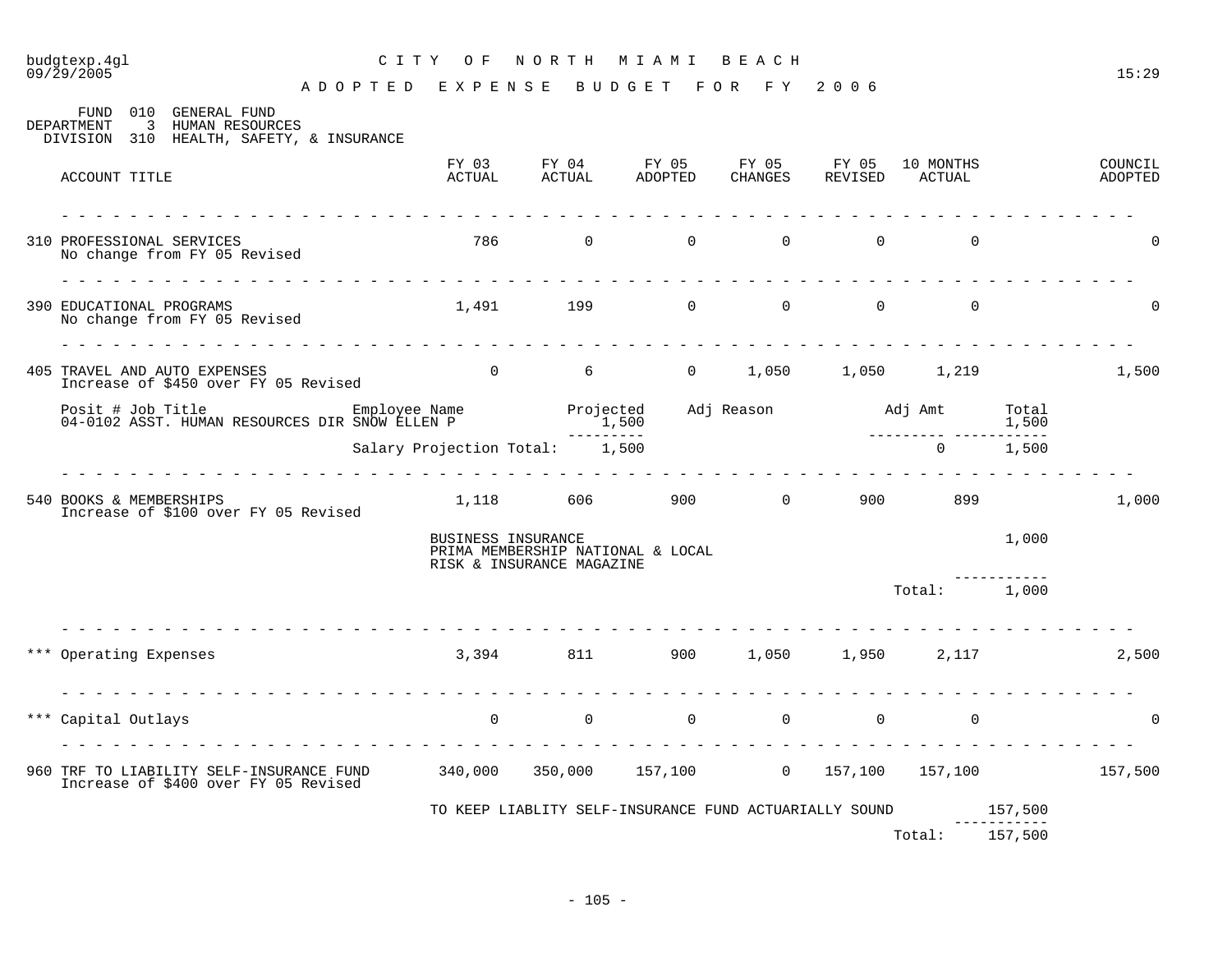# CITY OF NORTH MIAMI BEACH

## ADOPTED EXPENSE BUDGET FOR FY 2006

FUND 010 GENERAL FUND
DEPARTMENT 3 HUMAN RESOURCES
DIVISION 310 HEALTH, SAFETY, & INSURANCE

| ACCOUNT TITLE | FY 03 ACTUAL | FY 04 ACTUAL | FY 05 ADOPTED | FY 05 CHANGES | FY 05 REVISED | 10 MONTHS ACTUAL | COUNCIL ADOPTED |
|---|---|---|---|---|---|---|---|
| 310 PROFESSIONAL SERVICES<br>No change from FY 05 Revised | 786 | 0 | 0 | 0 | 0 | 0 | 0 |
| 390 EDUCATIONAL PROGRAMS<br>No change from FY 05 Revised | 1,491 | 199 | 0 | 0 | 0 | 0 | 0 |
| 405 TRAVEL AND AUTO EXPENSES<br>Increase of $450 over FY 05 Revised | 0 | 6 | 0 | 1,050 | 1,050 | 1,219 | 1,500 |

| Posit # Job Title | Employee Name | Projected | Adj Reason | Adj Amt | Total |
|---|---|---|---|---|---|
| 04-0102 ASST. HUMAN RESOURCES DIR | SNOW ELLEN P | 1,500 | | | 1,500 |
| | Salary Projection Total: | 1,500 | | 0 | 1,500 |

| ACCOUNT TITLE | FY 03 ACTUAL | FY 04 ACTUAL | FY 05 ADOPTED | FY 05 CHANGES | FY 05 REVISED | 10 MONTHS ACTUAL | COUNCIL ADOPTED |
|---|---|---|---|---|---|---|---|
| 540 BOOKS & MEMBERSHIPS<br>Increase of $100 over FY 05 Revised | 1,118 | 606 | 900 | 0 | 900 | 899 | 1,000 |

| Description | Amount |
|---|---|
| BUSINESS INSURANCE<br>PRIMA MEMBERSHIP NATIONAL & LOCAL<br>RISK & INSURANCE MAGAZINE | 1,000 |
| Total: | 1,000 |

| ACCOUNT TITLE | FY 03 ACTUAL | FY 04 ACTUAL | FY 05 ADOPTED | FY 05 CHANGES | FY 05 REVISED | 10 MONTHS ACTUAL | COUNCIL ADOPTED |
|---|---|---|---|---|---|---|---|
| *** Operating Expenses | 3,394 | 811 | 900 | 1,050 | 1,950 | 2,117 | 2,500 |
| *** Capital Outlays | 0 | 0 | 0 | 0 | 0 | 0 | 0 |
| 960 TRF TO LIABILITY SELF-INSURANCE FUND<br>Increase of $400 over FY 05 Revised | 340,000 | 350,000 | 157,100 | 0 | 157,100 | 157,100 | 157,500 |

| Description | Amount |
|---|---|
| TO KEEP LIABLITY SELF-INSURANCE FUND ACTUARIALLY SOUND | 157,500 |
| Total: | 157,500 |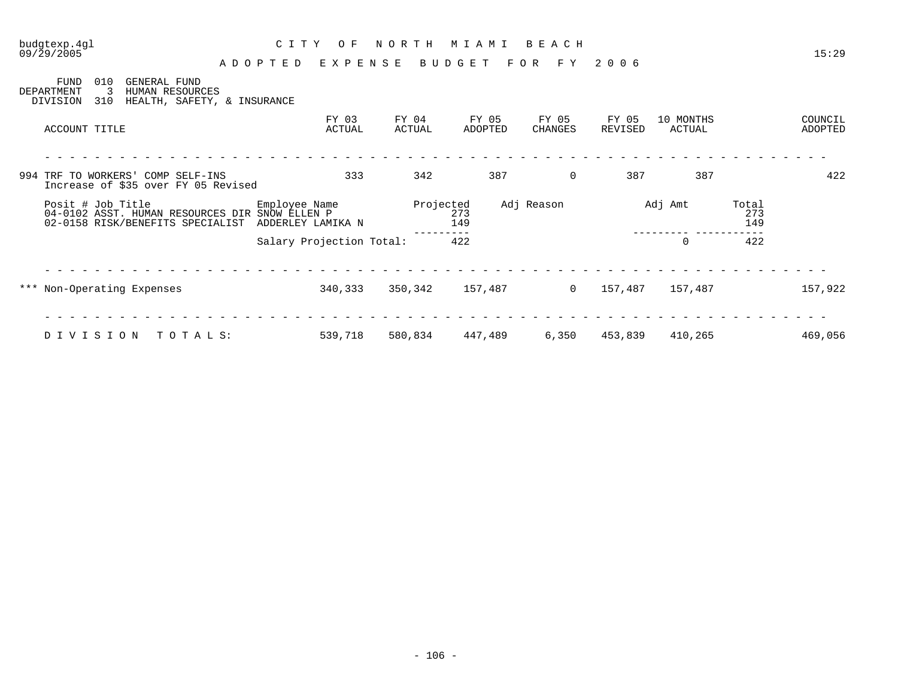budgtexp.4gl
09/29/2005

15:29

# CITY OF NORTH MIAMI BEACH

## ADOPTED EXPENSE BUDGET FOR FY 2006

FUND 010 GENERAL FUND
DEPARTMENT 3 HUMAN RESOURCES
DIVISION 310 HEALTH, SAFETY, & INSURANCE

| ACCOUNT TITLE | FY 03 ACTUAL | FY 04 ACTUAL | FY 05 ADOPTED | FY 05 CHANGES | FY 05 REVISED | 10 MONTHS ACTUAL | COUNCIL ADOPTED |
|---|---|---|---|---|---|---|---|
| 994 TRF TO WORKERS' COMP SELF-INS<br>Increase of $35 over FY 05 Revised | 333 | 342 | 387 | 0 | 387 | 387 | 422 |

| Posit # Job Title | Employee Name | Projected | Adj Reason | Adj Amt | Total |
|---|---|---|---|---|---|
| 04-0102 ASST. HUMAN RESOURCES DIR | SNOW ELLEN P | 273 | | | 273 |
| 02-0158 RISK/BENEFITS SPECIALIST | ADDERLEY LAMIKA N | 149 | | | 149 |
| | Salary Projection Total: | 422 | | 0 | 422 |

| ACCOUNT TITLE | FY 03 ACTUAL | FY 04 ACTUAL | FY 05 ADOPTED | FY 05 CHANGES | FY 05 REVISED | 10 MONTHS ACTUAL | COUNCIL ADOPTED |
|---|---|---|---|---|---|---|---|
| *** Non-Operating Expenses | 340,333 | 350,342 | 157,487 | 0 | 157,487 | 157,487 | 157,922 |
| DIVISION TOTALS: | 539,718 | 580,834 | 447,489 | 6,350 | 453,839 | 410,265 | 469,056 |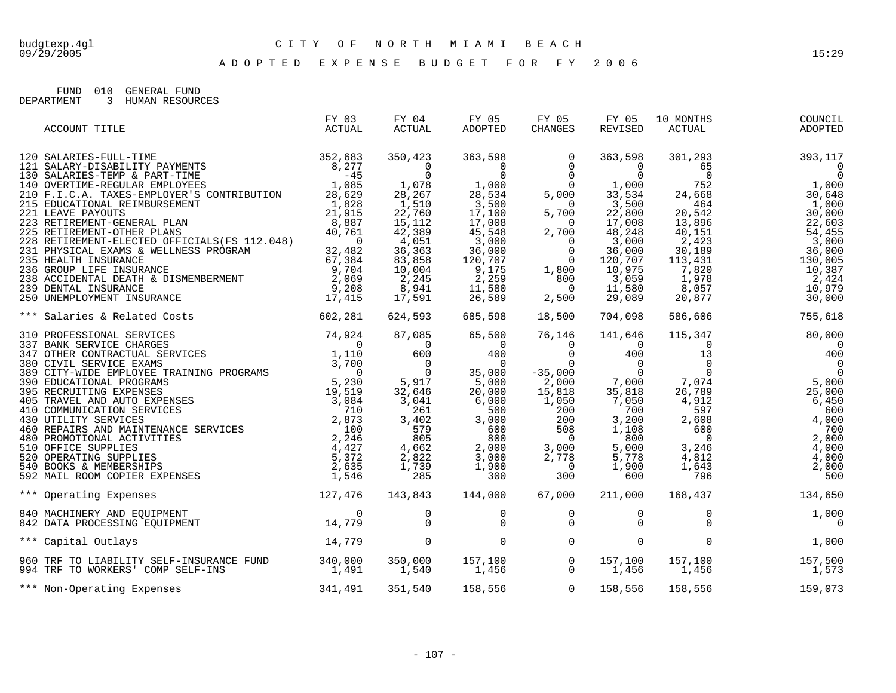budgtexp.4gl　　CITY OF NORTH MIAMI BEACH
09/29/2005　　15:29

# ADOPTED EXPENSE BUDGET FOR FY 2006

FUND 010 GENERAL FUND
DEPARTMENT 3 HUMAN RESOURCES

| ACCOUNT TITLE | FY 03 ACTUAL | FY 04 ACTUAL | FY 05 ADOPTED | FY 05 CHANGES | FY 05 REVISED | 10 MONTHS ACTUAL | COUNCIL ADOPTED |
|---|---|---|---|---|---|---|---|
| 120 SALARIES-FULL-TIME | 352,683 | 350,423 | 363,598 | 0 | 363,598 | 301,293 | 393,117 |
| 121 SALARY-DISABILITY PAYMENTS | 8,277 | 0 | 0 | 0 | 0 | 65 | 0 |
| 130 SALARIES-TEMP & PART-TIME | -45 | 0 | 0 | 0 | 0 | 0 | 0 |
| 140 OVERTIME-REGULAR EMPLOYEES | 1,085 | 1,078 | 1,000 | 0 | 1,000 | 752 | 1,000 |
| 210 F.I.C.A. TAXES-EMPLOYER'S CONTRIBUTION | 28,629 | 28,267 | 28,534 | 5,000 | 33,534 | 24,668 | 30,648 |
| 215 EDUCATIONAL REIMBURSEMENT | 1,828 | 1,510 | 3,500 | 0 | 3,500 | 464 | 1,000 |
| 221 LEAVE PAYOUTS | 21,915 | 22,760 | 17,100 | 5,700 | 22,800 | 20,542 | 30,000 |
| 223 RETIREMENT-GENERAL PLAN | 8,887 | 15,112 | 17,008 | 0 | 17,008 | 13,896 | 22,603 |
| 225 RETIREMENT-OTHER PLANS | 40,761 | 42,389 | 45,548 | 2,700 | 48,248 | 40,151 | 54,455 |
| 228 RETIREMENT-ELECTED OFFICIALS(FS 112.048) | 0 | 4,051 | 3,000 | 0 | 3,000 | 2,423 | 3,000 |
| 231 PHYSICAL EXAMS & WELLNESS PROGRAM | 32,482 | 36,363 | 36,000 | 0 | 36,000 | 30,189 | 36,000 |
| 235 HEALTH INSURANCE | 67,384 | 83,858 | 120,707 | 0 | 120,707 | 113,431 | 130,005 |
| 236 GROUP LIFE INSURANCE | 9,704 | 10,004 | 9,175 | 1,800 | 10,975 | 7,820 | 10,387 |
| 238 ACCIDENTAL DEATH & DISMEMBERMENT | 2,069 | 2,245 | 2,259 | 800 | 3,059 | 1,978 | 2,424 |
| 239 DENTAL INSURANCE | 9,208 | 8,941 | 11,580 | 0 | 11,580 | 8,057 | 10,979 |
| 250 UNEMPLOYMENT INSURANCE | 17,415 | 17,591 | 26,589 | 2,500 | 29,089 | 20,877 | 30,000 |
| *** Salaries & Related Costs | 602,281 | 624,593 | 685,598 | 18,500 | 704,098 | 586,606 | 755,618 |
| 310 PROFESSIONAL SERVICES | 74,924 | 87,085 | 65,500 | 76,146 | 141,646 | 115,347 | 80,000 |
| 337 BANK SERVICE CHARGES | 0 | 0 | 0 | 0 | 0 | 0 | 0 |
| 347 OTHER CONTRACTUAL SERVICES | 1,110 | 600 | 400 | 0 | 400 | 13 | 400 |
| 380 CIVIL SERVICE EXAMS | 3,700 | 0 | 0 | 0 | 0 | 0 | 0 |
| 389 CITY-WIDE EMPLOYEE TRAINING PROGRAMS | 0 | 0 | 35,000 | -35,000 | 0 | 0 | 0 |
| 390 EDUCATIONAL PROGRAMS | 5,230 | 5,917 | 5,000 | 2,000 | 7,000 | 7,074 | 5,000 |
| 395 RECRUITING EXPENSES | 19,519 | 32,646 | 20,000 | 15,818 | 35,818 | 26,789 | 25,000 |
| 405 TRAVEL AND AUTO EXPENSES | 3,084 | 3,041 | 6,000 | 1,050 | 7,050 | 4,912 | 6,450 |
| 410 COMMUNICATION SERVICES | 710 | 261 | 500 | 200 | 700 | 597 | 600 |
| 430 UTILITY SERVICES | 2,873 | 3,402 | 3,000 | 200 | 3,200 | 2,608 | 4,000 |
| 460 REPAIRS AND MAINTENANCE SERVICES | 100 | 579 | 600 | 508 | 1,108 | 600 | 700 |
| 480 PROMOTIONAL ACTIVITIES | 2,246 | 805 | 800 | 0 | 800 | 0 | 2,000 |
| 510 OFFICE SUPPLIES | 4,427 | 4,662 | 2,000 | 3,000 | 5,000 | 3,246 | 4,000 |
| 520 OPERATING SUPPLIES | 5,372 | 2,822 | 3,000 | 2,778 | 5,778 | 4,812 | 4,000 |
| 540 BOOKS & MEMBERSHIPS | 2,635 | 1,739 | 1,900 | 0 | 1,900 | 1,643 | 2,000 |
| 592 MAIL ROOM COPIER EXPENSES | 1,546 | 285 | 300 | 300 | 600 | 796 | 500 |
| *** Operating Expenses | 127,476 | 143,843 | 144,000 | 67,000 | 211,000 | 168,437 | 134,650 |
| 840 MACHINERY AND EQUIPMENT | 0 | 0 | 0 | 0 | 0 | 0 | 1,000 |
| 842 DATA PROCESSING EQUIPMENT | 14,779 | 0 | 0 | 0 | 0 | 0 | 0 |
| *** Capital Outlays | 14,779 | 0 | 0 | 0 | 0 | 0 | 1,000 |
| 960 TRF TO LIABILITY SELF-INSURANCE FUND | 340,000 | 350,000 | 157,100 | 0 | 157,100 | 157,100 | 157,500 |
| 994 TRF TO WORKERS' COMP SELF-INS | 1,491 | 1,540 | 1,456 | 0 | 1,456 | 1,456 | 1,573 |
| *** Non-Operating Expenses | 341,491 | 351,540 | 158,556 | 0 | 158,556 | 158,556 | 159,073 |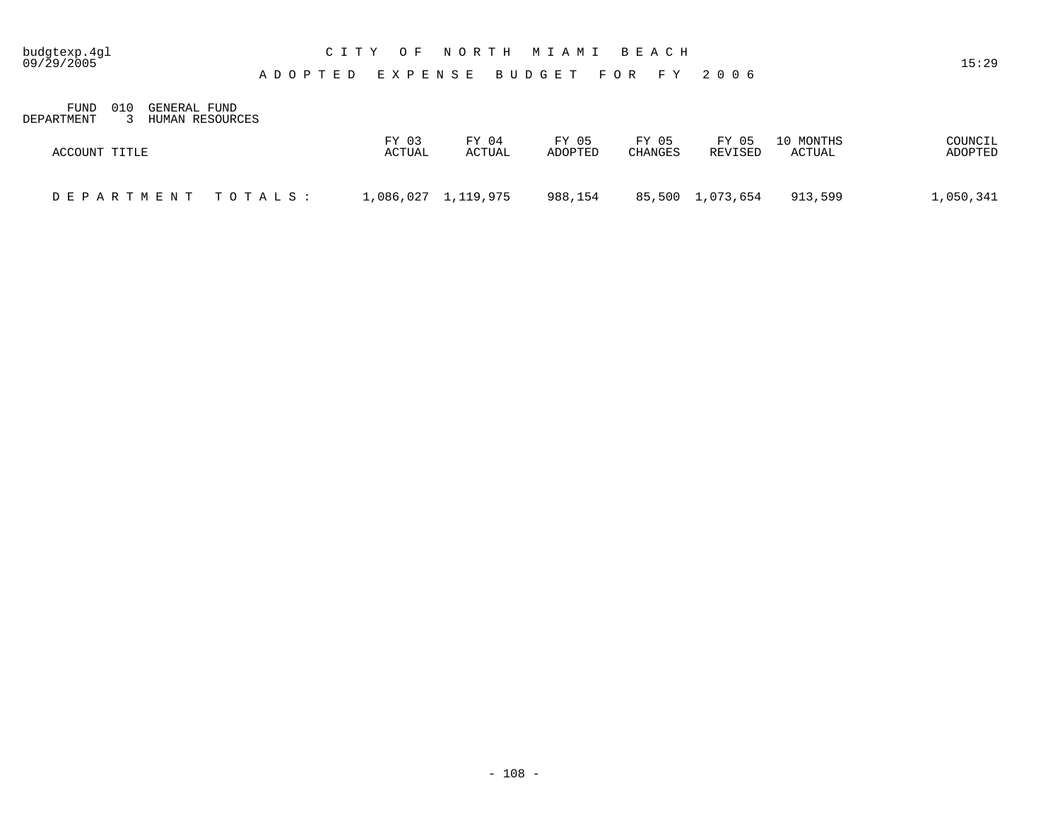# CITY OF NORTH MIAMI BEACH

## ADOPTED EXPENSE BUDGET FOR FY 2006

FUND 010 GENERAL FUND
DEPARTMENT 3 HUMAN RESOURCES

| ACCOUNT TITLE | FY 03 ACTUAL | FY 04 ACTUAL | FY 05 ADOPTED | FY 05 CHANGES | FY 05 REVISED | 10 MONTHS ACTUAL | COUNCIL ADOPTED |
|---|---|---|---|---|---|---|---|
| DEPARTMENT TOTALS: | 1,086,027 | 1,119,975 | 988,154 | 85,500 | 1,073,654 | 913,599 | 1,050,341 |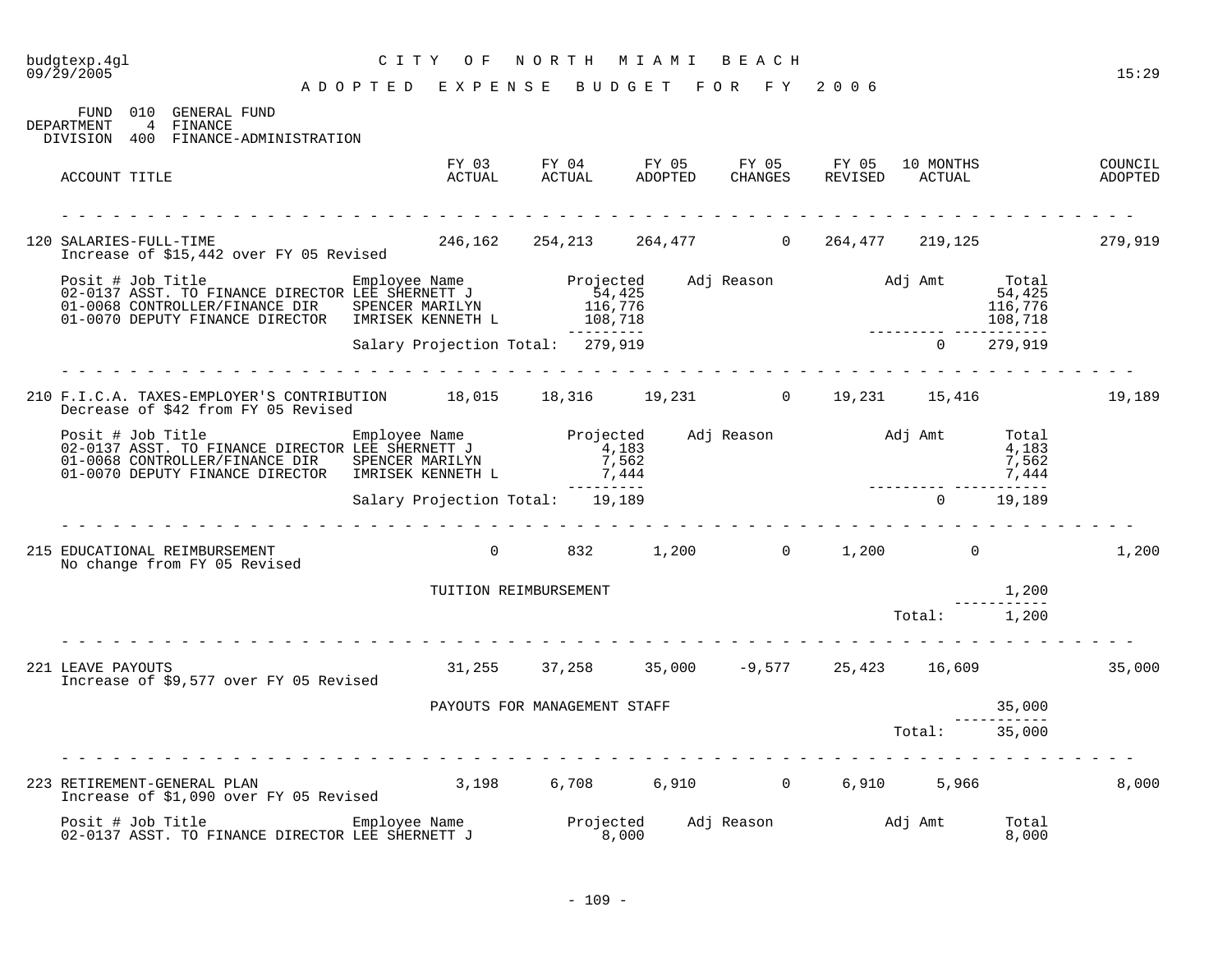# CITY OF NORTH MIAMI BEACH

## ADOPTED EXPENSE BUDGET FOR FY 2006

FUND 010 GENERAL FUND
DEPARTMENT 4 FINANCE
DIVISION 400 FINANCE-ADMINISTRATION

| ACCOUNT TITLE | FY 03 ACTUAL | FY 04 ACTUAL | FY 05 ADOPTED | FY 05 CHANGES | FY 05 REVISED | 10 MONTHS ACTUAL | COUNCIL ADOPTED |
|---|---|---|---|---|---|---|---|
| 120 SALARIES-FULL-TIME<br>Increase of $15,442 over FY 05 Revised | 246,162 | 254,213 | 264,477 | 0 | 264,477 | 219,125 | 279,919 |

| Posit # | Job Title | Employee Name | Projected | Adj Reason | Adj Amt | Total |
|---|---|---|---|---|---|---|
| 02-0137 | ASST. TO FINANCE DIRECTOR | LEE SHERNETT J | 54,425 | | | 54,425 |
| 01-0068 | CONTROLLER/FINANCE DIR | SPENCER MARILYN | 116,776 | | | 116,776 |
| 01-0070 | DEPUTY FINANCE DIRECTOR | IMRISEK KENNETH L | 108,718 | | | 108,718 |
| | | Salary Projection Total: | 279,919 | | 0 | 279,919 |

| ACCOUNT TITLE | FY 03 ACTUAL | FY 04 ACTUAL | FY 05 ADOPTED | FY 05 CHANGES | FY 05 REVISED | 10 MONTHS ACTUAL | COUNCIL ADOPTED |
|---|---|---|---|---|---|---|---|
| 210 F.I.C.A. TAXES-EMPLOYER'S CONTRIBUTION<br>Decrease of $42 from FY 05 Revised | 18,015 | 18,316 | 19,231 | 0 | 19,231 | 15,416 | 19,189 |

| Posit # | Job Title | Employee Name | Projected | Adj Reason | Adj Amt | Total |
|---|---|---|---|---|---|---|
| 02-0137 | ASST. TO FINANCE DIRECTOR | LEE SHERNETT J | 4,183 | | | 4,183 |
| 01-0068 | CONTROLLER/FINANCE DIR | SPENCER MARILYN | 7,562 | | | 7,562 |
| 01-0070 | DEPUTY FINANCE DIRECTOR | IMRISEK KENNETH L | 7,444 | | | 7,444 |
| | | Salary Projection Total: | 19,189 | | 0 | 19,189 |

| ACCOUNT TITLE | FY 03 ACTUAL | FY 04 ACTUAL | FY 05 ADOPTED | FY 05 CHANGES | FY 05 REVISED | 10 MONTHS ACTUAL | COUNCIL ADOPTED |
|---|---|---|---|---|---|---|---|
| 215 EDUCATIONAL REIMBURSEMENT<br>No change from FY 05 Revised | 0 | 832 | 1,200 | 0 | 1,200 | 0 | 1,200 |

| Description | Amount |
|---|---|
| TUITION REIMBURSEMENT | 1,200 |
| Total: | 1,200 |

| ACCOUNT TITLE | FY 03 ACTUAL | FY 04 ACTUAL | FY 05 ADOPTED | FY 05 CHANGES | FY 05 REVISED | 10 MONTHS ACTUAL | COUNCIL ADOPTED |
|---|---|---|---|---|---|---|---|
| 221 LEAVE PAYOUTS<br>Increase of $9,577 over FY 05 Revised | 31,255 | 37,258 | 35,000 | -9,577 | 25,423 | 16,609 | 35,000 |

| Description | Amount |
|---|---|
| PAYOUTS FOR MANAGEMENT STAFF | 35,000 |
| Total: | 35,000 |

| ACCOUNT TITLE | FY 03 ACTUAL | FY 04 ACTUAL | FY 05 ADOPTED | FY 05 CHANGES | FY 05 REVISED | 10 MONTHS ACTUAL | COUNCIL ADOPTED |
|---|---|---|---|---|---|---|---|
| 223 RETIREMENT-GENERAL PLAN<br>Increase of $1,090 over FY 05 Revised | 3,198 | 6,708 | 6,910 | 0 | 6,910 | 5,966 | 8,000 |

| Posit # | Job Title | Employee Name | Projected | Adj Reason | Adj Amt | Total |
|---|---|---|---|---|---|---|
| 02-0137 | ASST. TO FINANCE DIRECTOR | LEE SHERNETT J | 8,000 | | | 8,000 |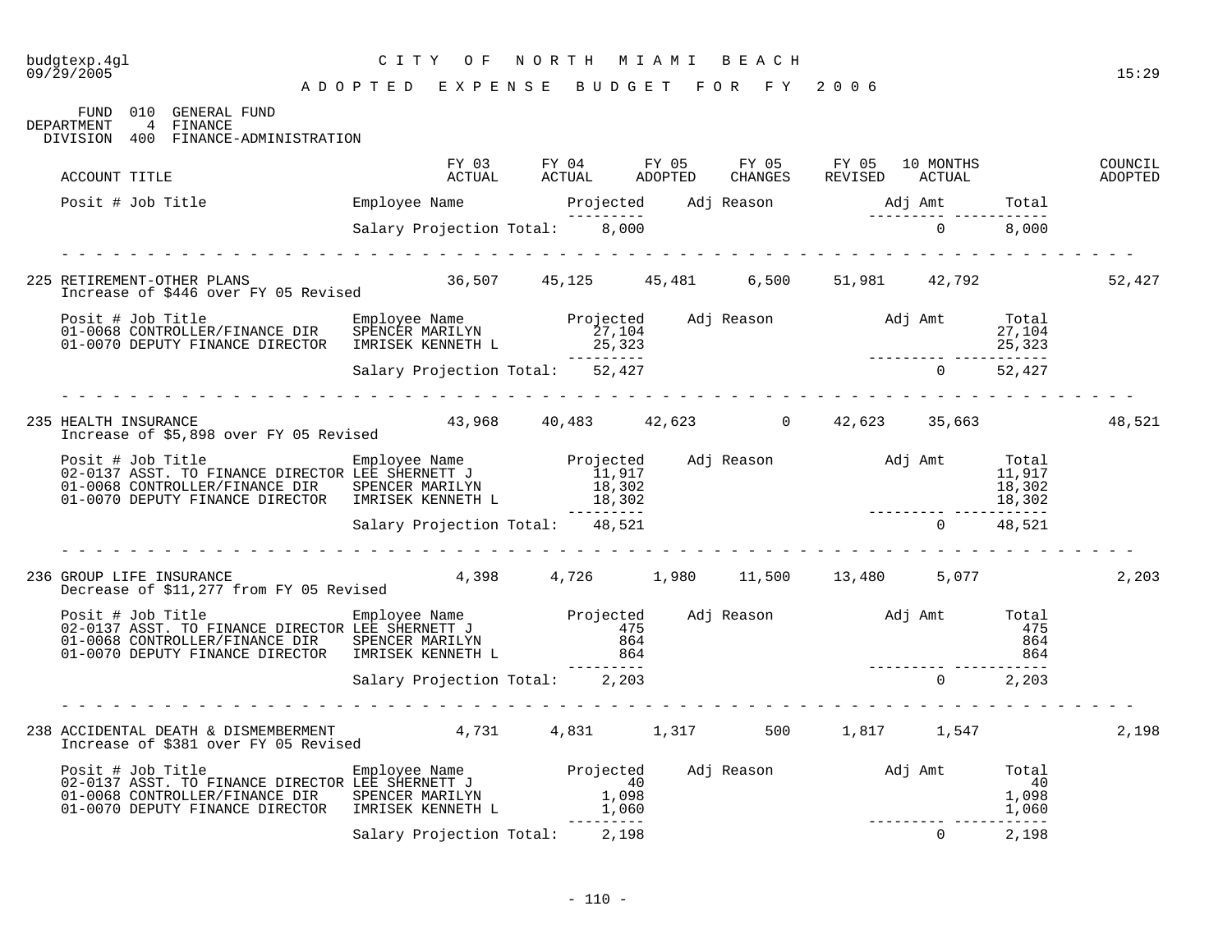# CITY OF NORTH MIAMI BEACH

## ADOPTED EXPENSE BUDGET FOR FY 2006

FUND 010 GENERAL FUND
DEPARTMENT 4 FINANCE
DIVISION 400 FINANCE-ADMINISTRATION

| ACCOUNT TITLE | FY 03 ACTUAL | FY 04 ACTUAL | FY 05 ADOPTED | FY 05 CHANGES | FY 05 REVISED | 10 MONTHS ACTUAL | COUNCIL ADOPTED |
|---|---|---|---|---|---|---|---|

| Posit # Job Title | Employee Name | Projected | Adj Reason | Adj Amt | Total |
|---|---|---|---|---|---|
| | Salary Projection Total: | 8,000 | | 0 | 8,000 |

| ACCOUNT TITLE | FY 03 ACTUAL | FY 04 ACTUAL | FY 05 ADOPTED | FY 05 CHANGES | FY 05 REVISED | 10 MONTHS ACTUAL | COUNCIL ADOPTED |
|---|---|---|---|---|---|---|---|
| 225 RETIREMENT-OTHER PLANS<br>Increase of $446 over FY 05 Revised | 36,507 | 45,125 | 45,481 | 6,500 | 51,981 | 42,792 | 52,427 |

| Posit # Job Title | Employee Name | Projected | Adj Reason | Adj Amt | Total |
|---|---|---|---|---|---|
| 01-0068 CONTROLLER/FINANCE DIR | SPENCER MARILYN | 27,104 | | | 27,104 |
| 01-0070 DEPUTY FINANCE DIRECTOR | IMRISEK KENNETH L | 25,323 | | | 25,323 |
| | Salary Projection Total: | 52,427 | | 0 | 52,427 |

| ACCOUNT TITLE | FY 03 ACTUAL | FY 04 ACTUAL | FY 05 ADOPTED | FY 05 CHANGES | FY 05 REVISED | 10 MONTHS ACTUAL | COUNCIL ADOPTED |
|---|---|---|---|---|---|---|---|
| 235 HEALTH INSURANCE<br>Increase of $5,898 over FY 05 Revised | 43,968 | 40,483 | 42,623 | 0 | 42,623 | 35,663 | 48,521 |

| Posit # Job Title | Employee Name | Projected | Adj Reason | Adj Amt | Total |
|---|---|---|---|---|---|
| 02-0137 ASST. TO FINANCE DIRECTOR | LEE SHERNETT J | 11,917 | | | 11,917 |
| 01-0068 CONTROLLER/FINANCE DIR | SPENCER MARILYN | 18,302 | | | 18,302 |
| 01-0070 DEPUTY FINANCE DIRECTOR | IMRISEK KENNETH L | 18,302 | | | 18,302 |
| | Salary Projection Total: | 48,521 | | 0 | 48,521 |

| ACCOUNT TITLE | FY 03 ACTUAL | FY 04 ACTUAL | FY 05 ADOPTED | FY 05 CHANGES | FY 05 REVISED | 10 MONTHS ACTUAL | COUNCIL ADOPTED |
|---|---|---|---|---|---|---|---|
| 236 GROUP LIFE INSURANCE<br>Decrease of $11,277 from FY 05 Revised | 4,398 | 4,726 | 1,980 | 11,500 | 13,480 | 5,077 | 2,203 |

| Posit # Job Title | Employee Name | Projected | Adj Reason | Adj Amt | Total |
|---|---|---|---|---|---|
| 02-0137 ASST. TO FINANCE DIRECTOR | LEE SHERNETT J | 475 | | | 475 |
| 01-0068 CONTROLLER/FINANCE DIR | SPENCER MARILYN | 864 | | | 864 |
| 01-0070 DEPUTY FINANCE DIRECTOR | IMRISEK KENNETH L | 864 | | | 864 |
| | Salary Projection Total: | 2,203 | | 0 | 2,203 |

| ACCOUNT TITLE | FY 03 ACTUAL | FY 04 ACTUAL | FY 05 ADOPTED | FY 05 CHANGES | FY 05 REVISED | 10 MONTHS ACTUAL | COUNCIL ADOPTED |
|---|---|---|---|---|---|---|---|
| 238 ACCIDENTAL DEATH & DISMEMBERMENT<br>Increase of $381 over FY 05 Revised | 4,731 | 4,831 | 1,317 | 500 | 1,817 | 1,547 | 2,198 |

| Posit # Job Title | Employee Name | Projected | Adj Reason | Adj Amt | Total |
|---|---|---|---|---|---|
| 02-0137 ASST. TO FINANCE DIRECTOR | LEE SHERNETT J | 40 | | | 40 |
| 01-0068 CONTROLLER/FINANCE DIR | SPENCER MARILYN | 1,098 | | | 1,098 |
| 01-0070 DEPUTY FINANCE DIRECTOR | IMRISEK KENNETH L | 1,060 | | | 1,060 |
| | Salary Projection Total: | 2,198 | | 0 | 2,198 |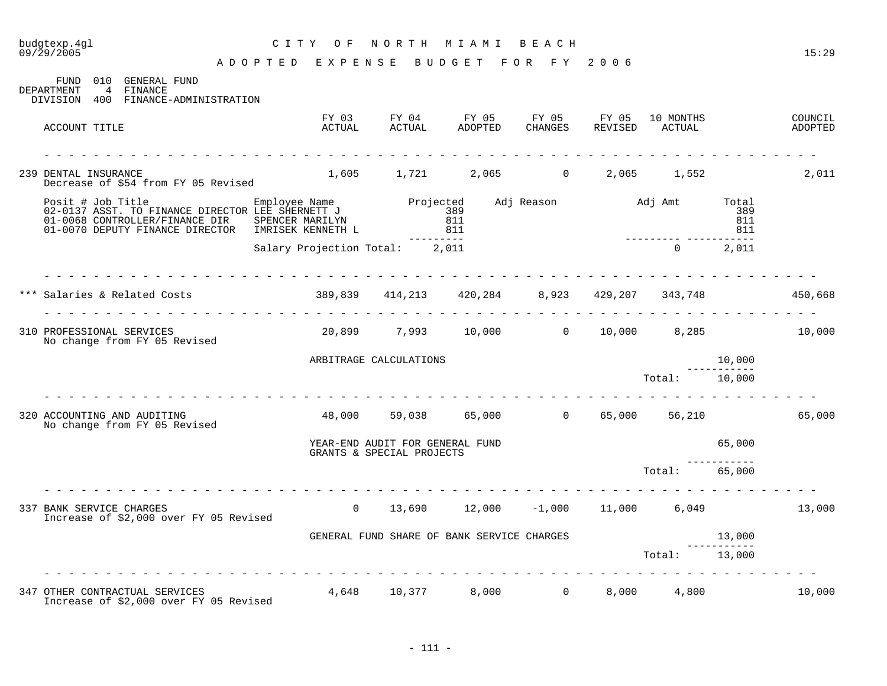budgtexp.4gl
09/29/2005

# CITY OF NORTH MIAMI BEACH

## ADOPTED EXPENSE BUDGET FOR FY 2006

FUND 010 GENERAL FUND
DEPARTMENT 4 FINANCE
DIVISION 400 FINANCE-ADMINISTRATION

| ACCOUNT TITLE | FY 03 ACTUAL | FY 04 ACTUAL | FY 05 ADOPTED | FY 05 CHANGES | FY 05 REVISED | 10 MONTHS ACTUAL | COUNCIL ADOPTED |
|---|---|---|---|---|---|---|---|
| 239 DENTAL INSURANCE<br>Decrease of $54 from FY 05 Revised | 1,605 | 1,721 | 2,065 | 0 | 2,065 | 1,552 | 2,011 |

| Posit # Job Title | Employee Name | Projected | Adj Reason | Adj Amt | Total |
|---|---|---|---|---|---|
| 02-0137 ASST. TO FINANCE DIRECTOR | LEE SHERNETT J | 389 | | | 389 |
| 01-0068 CONTROLLER/FINANCE DIR | SPENCER MARILYN | 811 | | | 811 |
| 01-0070 DEPUTY FINANCE DIRECTOR | IMRISEK KENNETH L | 811 | | | 811 |
| | Salary Projection Total: | 2,011 | | 0 | 2,011 |

| ACCOUNT TITLE | FY 03 ACTUAL | FY 04 ACTUAL | FY 05 ADOPTED | FY 05 CHANGES | FY 05 REVISED | 10 MONTHS ACTUAL | COUNCIL ADOPTED |
|---|---|---|---|---|---|---|---|
| *** Salaries & Related Costs | 389,839 | 414,213 | 420,284 | 8,923 | 429,207 | 343,748 | 450,668 |
| 310 PROFESSIONAL SERVICES<br>No change from FY 05 Revised | 20,899 | 7,993 | 10,000 | 0 | 10,000 | 8,285 | 10,000 |

| Description | Amount |
|---|---|
| ARBITRAGE CALCULATIONS | 10,000 |
| Total: | 10,000 |

| ACCOUNT TITLE | FY 03 ACTUAL | FY 04 ACTUAL | FY 05 ADOPTED | FY 05 CHANGES | FY 05 REVISED | 10 MONTHS ACTUAL | COUNCIL ADOPTED |
|---|---|---|---|---|---|---|---|
| 320 ACCOUNTING AND AUDITING<br>No change from FY 05 Revised | 48,000 | 59,038 | 65,000 | 0 | 65,000 | 56,210 | 65,000 |

| Description | Amount |
|---|---|
| YEAR-END AUDIT FOR GENERAL FUND GRANTS & SPECIAL PROJECTS | 65,000 |
| Total: | 65,000 |

| ACCOUNT TITLE | FY 03 ACTUAL | FY 04 ACTUAL | FY 05 ADOPTED | FY 05 CHANGES | FY 05 REVISED | 10 MONTHS ACTUAL | COUNCIL ADOPTED |
|---|---|---|---|---|---|---|---|
| 337 BANK SERVICE CHARGES<br>Increase of $2,000 over FY 05 Revised | 0 | 13,690 | 12,000 | -1,000 | 11,000 | 6,049 | 13,000 |

| Description | Amount |
|---|---|
| GENERAL FUND SHARE OF BANK SERVICE CHARGES | 13,000 |
| Total: | 13,000 |

| ACCOUNT TITLE | FY 03 ACTUAL | FY 04 ACTUAL | FY 05 ADOPTED | FY 05 CHANGES | FY 05 REVISED | 10 MONTHS ACTUAL | COUNCIL ADOPTED |
|---|---|---|---|---|---|---|---|
| 347 OTHER CONTRACTUAL SERVICES<br>Increase of $2,000 over FY 05 Revised | 4,648 | 10,377 | 8,000 | 0 | 8,000 | 4,800 | 10,000 |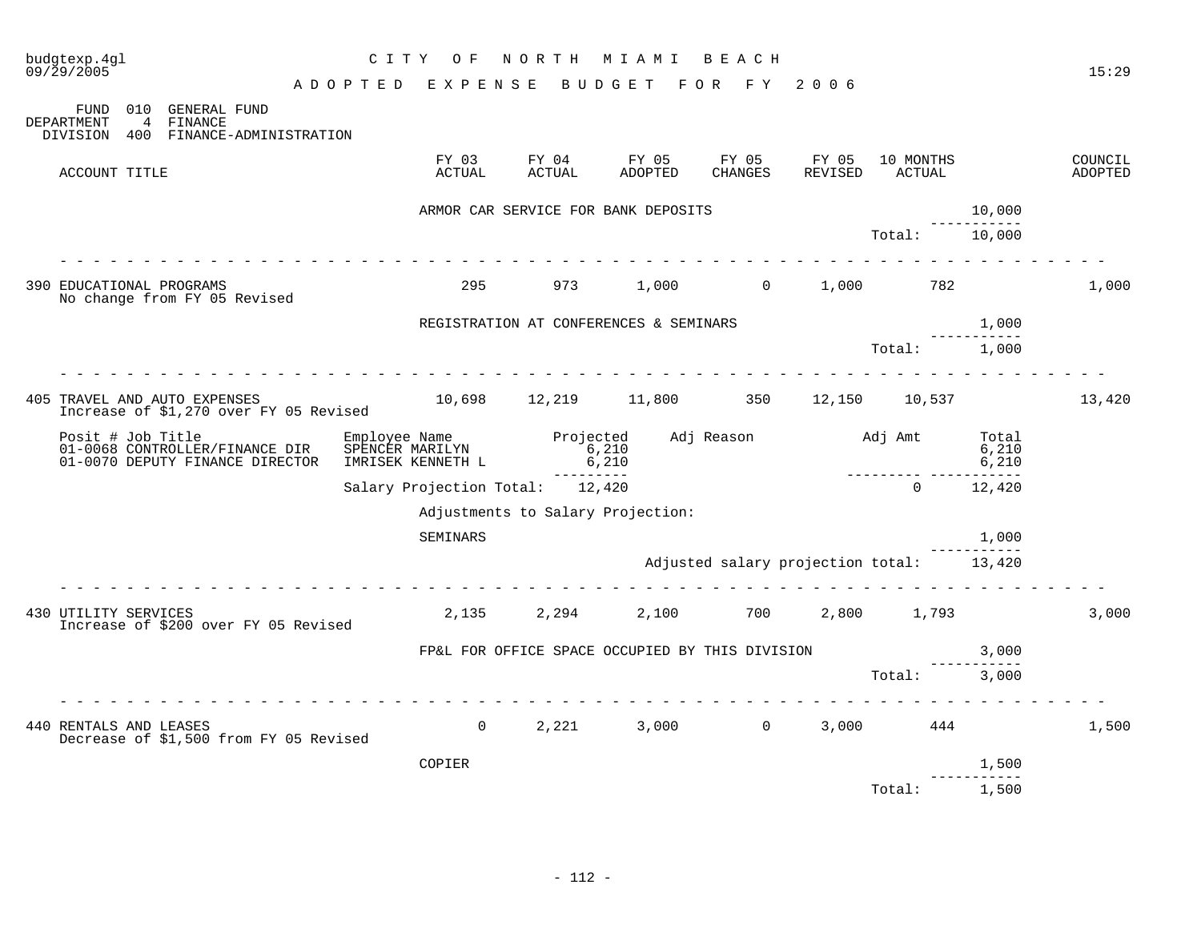budgtexp.4gl
09/29/2005

# CITY OF NORTH MIAMI BEACH

## ADOPTED EXPENSE BUDGET FOR FY 2006

FUND 010 GENERAL FUND
DEPARTMENT 4 FINANCE
DIVISION 400 FINANCE-ADMINISTRATION

| ACCOUNT TITLE | FY 03 ACTUAL | FY 04 ACTUAL | FY 05 ADOPTED | FY 05 CHANGES | FY 05 REVISED | 10 MONTHS ACTUAL | | COUNCIL ADOPTED |
|---|---|---|---|---|---|---|---|---|
| | ARMOR CAR SERVICE FOR BANK DEPOSITS | | | | | | 10,000 | |
| | | | | | | Total: | 10,000 | |
| 390 EDUCATIONAL PROGRAMS<br>No change from FY 05 Revised | 295 | 973 | 1,000 | 0 | 1,000 | 782 | | 1,000 |
| | REGISTRATION AT CONFERENCES & SEMINARS | | | | | | 1,000 | |
| | | | | | | Total: | 1,000 | |
| 405 TRAVEL AND AUTO EXPENSES<br>Increase of $1,270 over FY 05 Revised | 10,698 | 12,219 | 11,800 | 350 | 12,150 | 10,537 | | 13,420 |

| Posit # Job Title | Employee Name | Projected | Adj Reason | Adj Amt | Total |
|---|---|---|---|---|---|
| 01-0068 CONTROLLER/FINANCE DIR | SPENCER MARILYN | 6,210 | | | 6,210 |
| 01-0070 DEPUTY FINANCE DIRECTOR | IMRISEK KENNETH L | 6,210 | | | 6,210 |
| | Salary Projection Total: | 12,420 | | 0 | 12,420 |

Adjustments to Salary Projection:

| | Amount |
|---|---|
| SEMINARS | 1,000 |
| Adjusted salary projection total: | 13,420 |

| ACCOUNT TITLE | FY 03 ACTUAL | FY 04 ACTUAL | FY 05 ADOPTED | FY 05 CHANGES | FY 05 REVISED | 10 MONTHS ACTUAL | | COUNCIL ADOPTED |
|---|---|---|---|---|---|---|---|---|
| 430 UTILITY SERVICES<br>Increase of $200 over FY 05 Revised | 2,135 | 2,294 | 2,100 | 700 | 2,800 | 1,793 | | 3,000 |
| | FP&L FOR OFFICE SPACE OCCUPIED BY THIS DIVISION | | | | | | 3,000 | |
| | | | | | | Total: | 3,000 | |
| 440 RENTALS AND LEASES<br>Decrease of $1,500 from FY 05 Revised | 0 | 2,221 | 3,000 | 0 | 3,000 | 444 | | 1,500 |
| | COPIER | | | | | | 1,500 | |
| | | | | | | Total: | 1,500 | |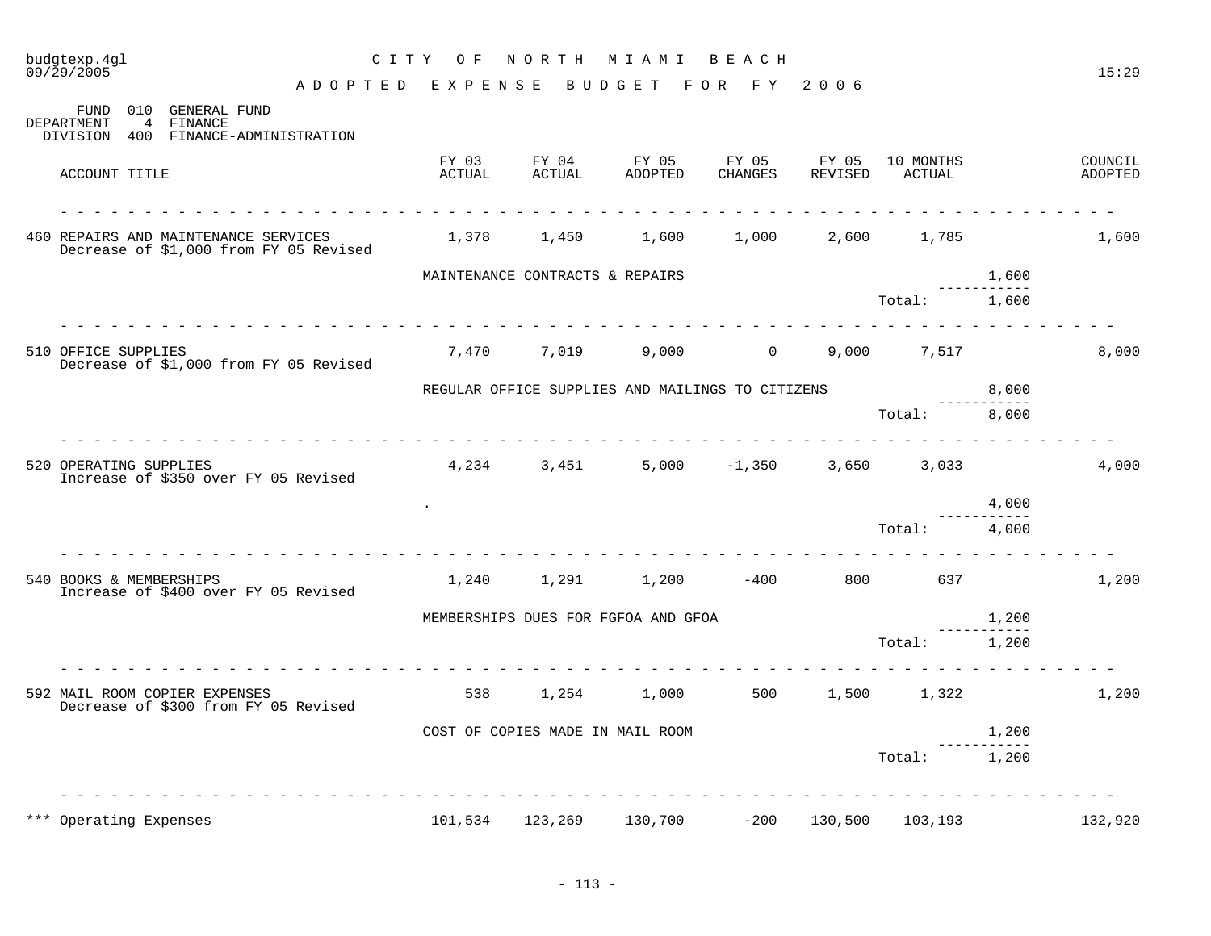budgtexp.4gl
09/29/2005

# CITY OF NORTH MIAMI BEACH

## ADOPTED EXPENSE BUDGET FOR FY 2006

FUND 010 GENERAL FUND
DEPARTMENT 4 FINANCE
DIVISION 400 FINANCE-ADMINISTRATION

| ACCOUNT TITLE | FY 03 ACTUAL | FY 04 ACTUAL | FY 05 ADOPTED | FY 05 CHANGES | FY 05 REVISED | 10 MONTHS ACTUAL | | COUNCIL ADOPTED |
|---|---|---|---|---|---|---|---|---|
| 460 REPAIRS AND MAINTENANCE SERVICES<br>Decrease of $1,000 from FY 05 Revised | 1,378 | 1,450 | 1,600 | 1,000 | 2,600 | 1,785 | | 1,600 |
| | MAINTENANCE CONTRACTS & REPAIRS | | | | | | 1,600 | |
| | | | | | | Total: | 1,600 | |
| 510 OFFICE SUPPLIES<br>Decrease of $1,000 from FY 05 Revised | 7,470 | 7,019 | 9,000 | 0 | 9,000 | 7,517 | | 8,000 |
| | REGULAR OFFICE SUPPLIES AND MAILINGS TO CITIZENS | | | | | | 8,000 | |
| | | | | | | Total: | 8,000 | |
| 520 OPERATING SUPPLIES<br>Increase of $350 over FY 05 Revised | 4,234 | 3,451 | 5,000 | -1,350 | 3,650 | 3,033 | | 4,000 |
| | . | | | | | | 4,000 | |
| | | | | | | Total: | 4,000 | |
| 540 BOOKS & MEMBERSHIPS<br>Increase of $400 over FY 05 Revised | 1,240 | 1,291 | 1,200 | -400 | 800 | 637 | | 1,200 |
| | MEMBERSHIPS DUES FOR FGFOA AND GFOA | | | | | | 1,200 | |
| | | | | | | Total: | 1,200 | |
| 592 MAIL ROOM COPIER EXPENSES<br>Decrease of $300 from FY 05 Revised | 538 | 1,254 | 1,000 | 500 | 1,500 | 1,322 | | 1,200 |
| | COST OF COPIES MADE IN MAIL ROOM | | | | | | 1,200 | |
| | | | | | | Total: | 1,200 | |
| *** Operating Expenses | 101,534 | 123,269 | 130,700 | -200 | 130,500 | 103,193 | | 132,920 |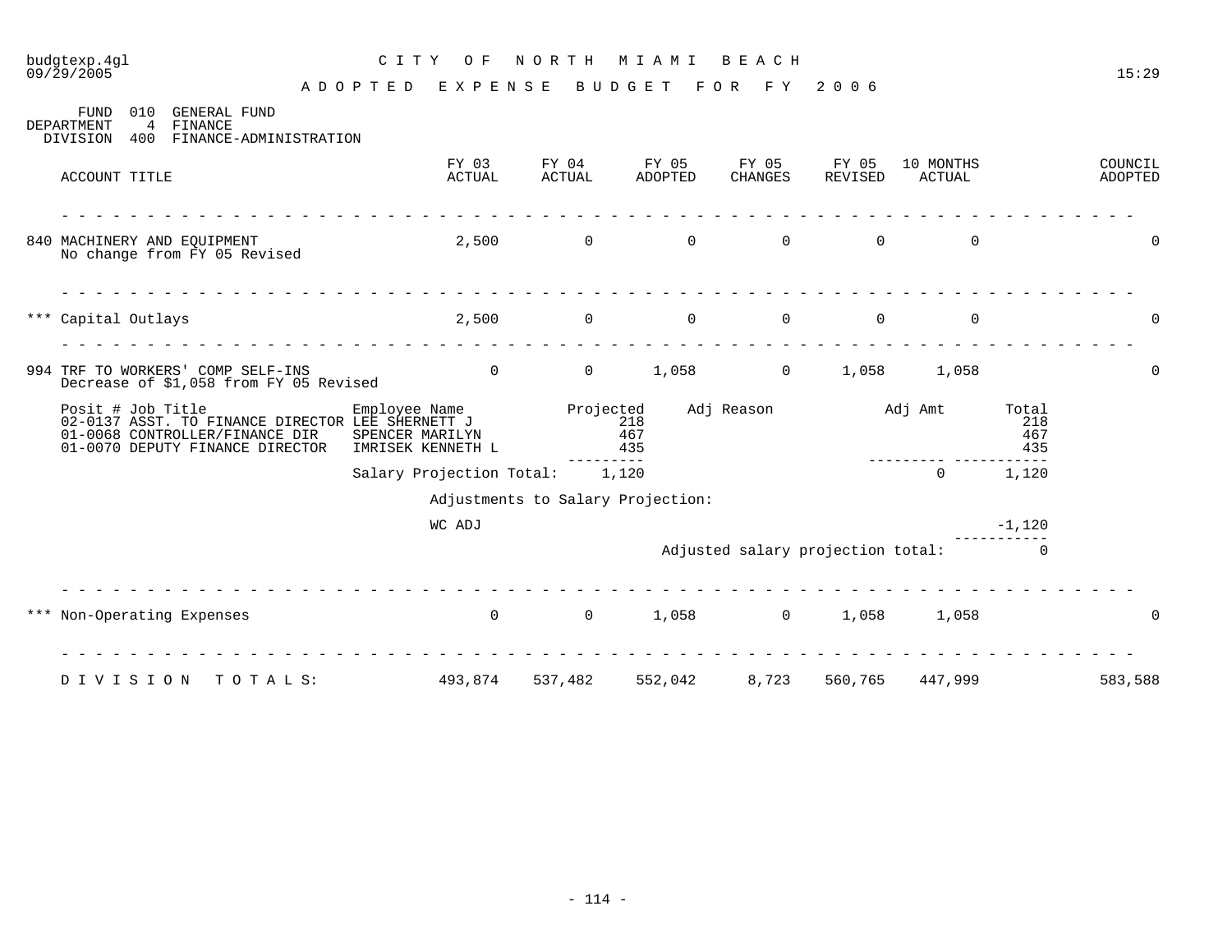CITY OF NORTH MIAMI BEACH

ADOPTED EXPENSE BUDGET FOR FY 2006

FUND 010 GENERAL FUND
DEPARTMENT 4 FINANCE
DIVISION 400 FINANCE-ADMINISTRATION

| ACCOUNT TITLE | FY 03 ACTUAL | FY 04 ACTUAL | FY 05 ADOPTED | FY 05 CHANGES | FY 05 REVISED | 10 MONTHS ACTUAL | COUNCIL ADOPTED |
|---|---|---|---|---|---|---|---|
| 840 MACHINERY AND EQUIPMENT<br>No change from FY 05 Revised | 2,500 | 0 | 0 | 0 | 0 | 0 | 0 |
| *** Capital Outlays | 2,500 | 0 | 0 | 0 | 0 | 0 | 0 |
| 994 TRF TO WORKERS' COMP SELF-INS<br>Decrease of $1,058 from FY 05 Revised | 0 | 0 | 1,058 | 0 | 1,058 | 1,058 | 0 |

| Posit # | Job Title | Employee Name | Projected | Adj Reason | Adj Amt | Total |
|---|---|---|---|---|---|---|
| 02-0137 | ASST. TO FINANCE DIRECTOR | LEE SHERNETT J | 218 | | | 218 |
| 01-0068 | CONTROLLER/FINANCE DIR | SPENCER MARILYN | 467 | | | 467 |
| 01-0070 | DEPUTY FINANCE DIRECTOR | IMRISEK KENNETH L | 435 | | | 435 |
| | | Salary Projection Total: | 1,120 | | 0 | 1,120 |

Adjustments to Salary Projection:

| | |
|---|---|
| WC ADJ | -1,120 |
| Adjusted salary projection total: | 0 |

| ACCOUNT TITLE | FY 03 ACTUAL | FY 04 ACTUAL | FY 05 ADOPTED | FY 05 CHANGES | FY 05 REVISED | 10 MONTHS ACTUAL | COUNCIL ADOPTED |
|---|---|---|---|---|---|---|---|
| *** Non-Operating Expenses | 0 | 0 | 1,058 | 0 | 1,058 | 1,058 | 0 |
| DIVISION TOTALS: | 493,874 | 537,482 | 552,042 | 8,723 | 560,765 | 447,999 | 583,588 |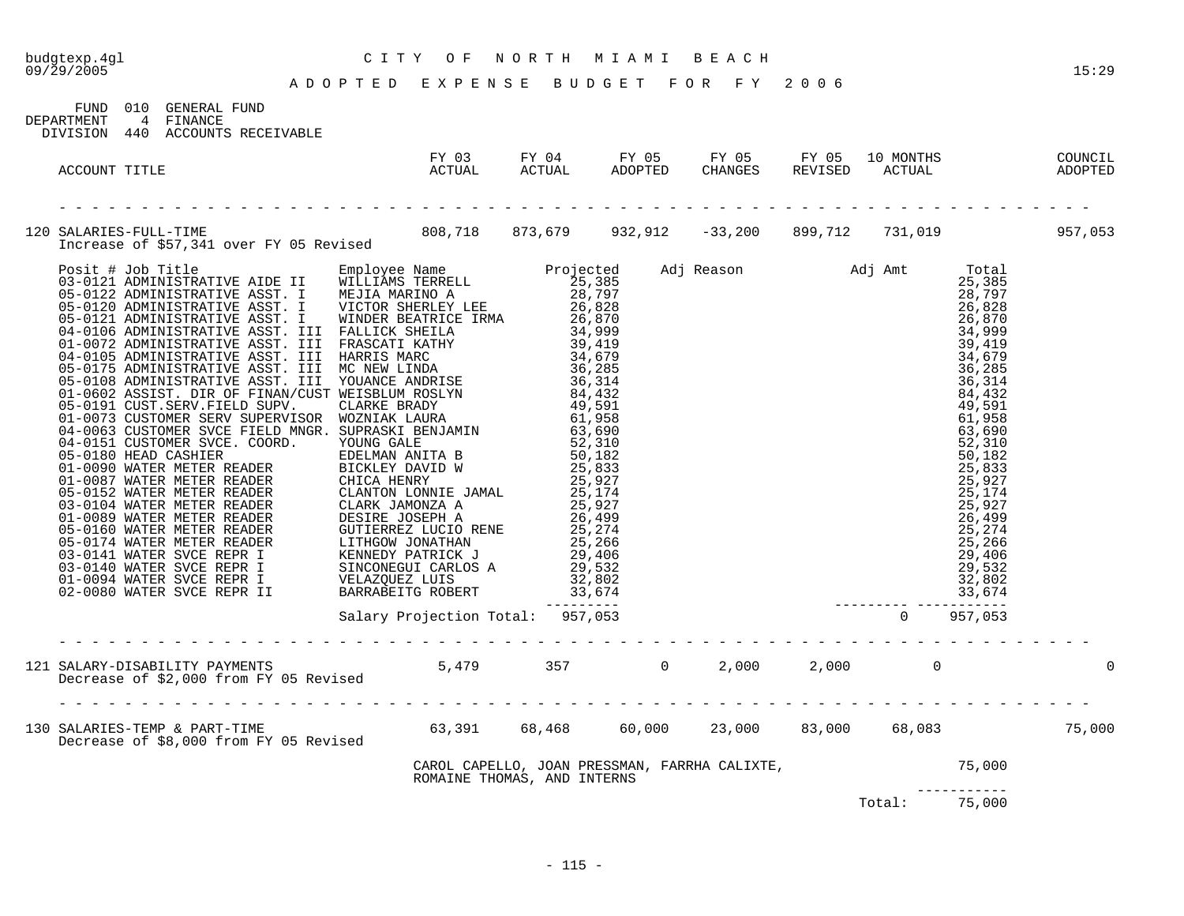budgtexp.4gl
09/29/2005

# CITY OF NORTH MIAMI BEACH

## ADOPTED EXPENSE BUDGET FOR FY 2006

15:29

FUND 010 GENERAL FUND
DEPARTMENT 4 FINANCE
DIVISION 440 ACCOUNTS RECEIVABLE

| ACCOUNT TITLE | FY 03 ACTUAL | FY 04 ACTUAL | FY 05 ADOPTED | FY 05 CHANGES | FY 05 REVISED | 10 MONTHS ACTUAL | COUNCIL ADOPTED |
|---|---|---|---|---|---|---|---|
| 120 SALARIES-FULL-TIME | 808,718 | 873,679 | 932,912 | -33,200 | 899,712 | 731,019 | 957,053 |

Increase of $57,341 over FY 05 Revised

| Posit # | Job Title | Employee Name | Projected | Adj Reason | Adj Amt | Total |
|---|---|---|---|---|---|---|
| 03-0121 | ADMINISTRATIVE AIDE II | WILLIAMS TERRELL | 25,385 | | | 25,385 |
| 05-0122 | ADMINISTRATIVE ASST. I | MEJIA MARINO A | 28,797 | | | 28,797 |
| 05-0120 | ADMINISTRATIVE ASST. I | VICTOR SHERLEY LEE | 26,828 | | | 26,828 |
| 05-0121 | ADMINISTRATIVE ASST. I | WINDER BEATRICE IRMA | 26,870 | | | 26,870 |
| 04-0106 | ADMINISTRATIVE ASST. III | FALLICK SHEILA | 34,999 | | | 34,999 |
| 01-0072 | ADMINISTRATIVE ASST. III | FRASCATI KATHY | 39,419 | | | 39,419 |
| 04-0105 | ADMINISTRATIVE ASST. III | HARRIS MARC | 34,679 | | | 34,679 |
| 05-0175 | ADMINISTRATIVE ASST. III | MC NEW LINDA | 36,285 | | | 36,285 |
| 05-0108 | ADMINISTRATIVE ASST. III | YOUANCE ANDRISE | 36,314 | | | 36,314 |
| 01-0602 | ASSIST. DIR OF FINAN/CUST | WEISBLUM ROSLYN | 84,432 | | | 84,432 |
| 05-0191 | CUST.SERV.FIELD SUPV. | CLARKE BRADY | 49,591 | | | 49,591 |
| 01-0073 | CUSTOMER SERV SUPERVISOR | WOZNIAK LAURA | 61,958 | | | 61,958 |
| 04-0063 | CUSTOMER SVCE FIELD MNGR. | SUPRASKI BENJAMIN | 63,690 | | | 63,690 |
| 04-0151 | CUSTOMER SVCE. COORD. | YOUNG GALE | 52,310 | | | 52,310 |
| 05-0180 | HEAD CASHIER | EDELMAN ANITA B | 50,182 | | | 50,182 |
| 01-0090 | WATER METER READER | BICKLEY DAVID W | 25,833 | | | 25,833 |
| 01-0087 | WATER METER READER | CHICA HENRY | 25,927 | | | 25,927 |
| 05-0152 | WATER METER READER | CLANTON LONNIE JAMAL | 25,174 | | | 25,174 |
| 03-0104 | WATER METER READER | CLARK JAMONZA A | 25,927 | | | 25,927 |
| 01-0089 | WATER METER READER | DESIRE JOSEPH A | 26,499 | | | 26,499 |
| 05-0160 | WATER METER READER | GUTIERREZ LUCIO RENE | 25,274 | | | 25,274 |
| 05-0174 | WATER METER READER | LITHGOW JONATHAN | 25,266 | | | 25,266 |
| 03-0141 | WATER SVCE REPR I | KENNEDY PATRICK J | 29,406 | | | 29,406 |
| 03-0140 | WATER SVCE REPR I | SINCONEGUI CARLOS A | 29,532 | | | 29,532 |
| 01-0094 | WATER SVCE REPR I | VELAZQUEZ LUIS | 32,802 | | | 32,802 |
| 02-0080 | WATER SVCE REPR II | BARRABEITG ROBERT | 33,674 | | | 33,674 |
| | | Salary Projection Total: | 957,053 | | 0 | 957,053 |

| ACCOUNT TITLE | FY 03 ACTUAL | FY 04 ACTUAL | FY 05 ADOPTED | FY 05 CHANGES | FY 05 REVISED | 10 MONTHS ACTUAL | COUNCIL ADOPTED |
|---|---|---|---|---|---|---|---|
| 121 SALARY-DISABILITY PAYMENTS | 5,479 | 357 | 0 | 2,000 | 2,000 | 0 | 0 |

Decrease of $2,000 from FY 05 Revised

| ACCOUNT TITLE | FY 03 ACTUAL | FY 04 ACTUAL | FY 05 ADOPTED | FY 05 CHANGES | FY 05 REVISED | 10 MONTHS ACTUAL | COUNCIL ADOPTED |
|---|---|---|---|---|---|---|---|
| 130 SALARIES-TEMP & PART-TIME | 63,391 | 68,468 | 60,000 | 23,000 | 83,000 | 68,083 | 75,000 |

Decrease of $8,000 from FY 05 Revised

| Description | Amount |
|---|---|
| CAROL CAPELLO, JOAN PRESSMAN, FARRHA CALIXTE, ROMAINE THOMAS, AND INTERNS | 75,000 |
| Total: | 75,000 |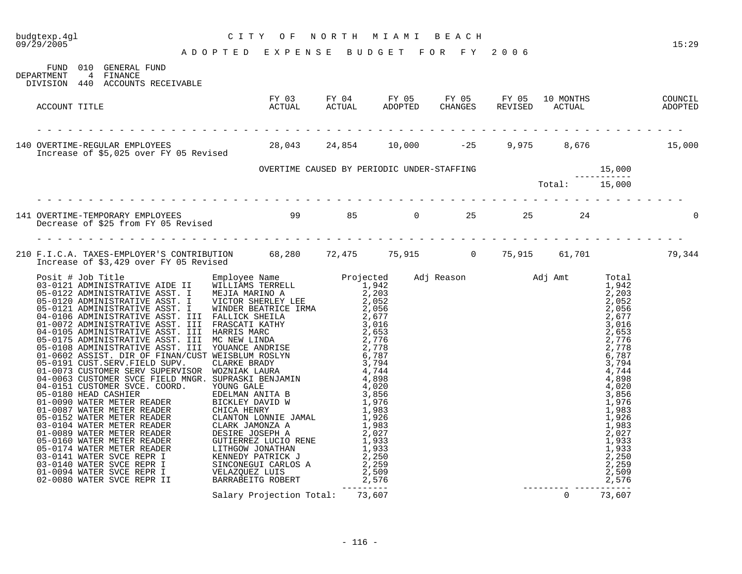budgtexp.4gl — CITY OF NORTH MIAMI BEACH
09/29/2005 — 15:29

# ADOPTED EXPENSE BUDGET FOR FY 2006

FUND 010 GENERAL FUND
DEPARTMENT 4 FINANCE
DIVISION 440 ACCOUNTS RECEIVABLE

| ACCOUNT TITLE | FY 03 ACTUAL | FY 04 ACTUAL | FY 05 ADOPTED | FY 05 CHANGES | FY 05 REVISED | 10 MONTHS ACTUAL | COUNCIL ADOPTED |
|---|---|---|---|---|---|---|---|
| 140 OVERTIME-REGULAR EMPLOYEES | 28,043 | 24,854 | 10,000 | -25 | 9,975 | 8,676 | 15,000 |
| 141 OVERTIME-TEMPORARY EMPLOYEES | 99 | 85 | 0 | 25 | 25 | 24 | 0 |
| 210 F.I.C.A. TAXES-EMPLOYER'S CONTRIBUTION | 68,280 | 72,475 | 75,915 | 0 | 75,915 | 61,701 | 79,344 |

**140 OVERTIME-REGULAR EMPLOYEES**
Increase of $5,025 over FY 05 Revised

| Description | Amount |
|---|---|
| OVERTIME CAUSED BY PERIODIC UNDER-STAFFING | 15,000 |
| Total: | 15,000 |

**141 OVERTIME-TEMPORARY EMPLOYEES**
Decrease of $25 from FY 05 Revised

**210 F.I.C.A. TAXES-EMPLOYER'S CONTRIBUTION**
Increase of $3,429 over FY 05 Revised

| Posit # | Job Title | Employee Name | Projected | Adj Reason | Adj Amt | Total |
|---|---|---|---|---|---|---|
| 03-0121 | ADMINISTRATIVE AIDE II | WILLIAMS TERRELL | 1,942 | | | 1,942 |
| 05-0122 | ADMINISTRATIVE ASST. I | MEJIA MARINO A | 2,203 | | | 2,203 |
| 05-0120 | ADMINISTRATIVE ASST. I | VICTOR SHERLEY LEE | 2,052 | | | 2,052 |
| 05-0121 | ADMINISTRATIVE ASST. I | WINDER BEATRICE IRMA | 2,056 | | | 2,056 |
| 04-0106 | ADMINISTRATIVE ASST. III | FALLICK SHEILA | 2,677 | | | 2,677 |
| 01-0072 | ADMINISTRATIVE ASST. III | FRASCATI KATHY | 3,016 | | | 3,016 |
| 04-0105 | ADMINISTRATIVE ASST. III | HARRIS MARC | 2,653 | | | 2,653 |
| 05-0175 | ADMINISTRATIVE ASST. III | MC NEW LINDA | 2,776 | | | 2,776 |
| 05-0108 | ADMINISTRATIVE ASST. III | YOUANCE ANDRISE | 2,778 | | | 2,778 |
| 01-0602 | ASSIST. DIR OF FINAN/CUST | WEISBLUM ROSLYN | 6,787 | | | 6,787 |
| 05-0191 | CUST.SERV.FIELD SUPV. | CLARKE BRADY | 3,794 | | | 3,794 |
| 01-0073 | CUSTOMER SERV SUPERVISOR | WOZNIAK LAURA | 4,744 | | | 4,744 |
| 04-0063 | CUSTOMER SVCE FIELD MNGR. | SUPRASKI BENJAMIN | 4,898 | | | 4,898 |
| 04-0151 | CUSTOMER SVCE. COORD. | YOUNG GALE | 4,020 | | | 4,020 |
| 05-0180 | HEAD CASHIER | EDELMAN ANITA B | 3,856 | | | 3,856 |
| 01-0090 | WATER METER READER | BICKLEY DAVID W | 1,976 | | | 1,976 |
| 01-0087 | WATER METER READER | CHICA HENRY | 1,983 | | | 1,983 |
| 05-0152 | WATER METER READER | CLANTON LONNIE JAMAL | 1,926 | | | 1,926 |
| 03-0104 | WATER METER READER | CLARK JAMONZA A | 1,983 | | | 1,983 |
| 01-0089 | WATER METER READER | DESIRE JOSEPH A | 2,027 | | | 2,027 |
| 05-0160 | WATER METER READER | GUTIERREZ LUCIO RENE | 1,933 | | | 1,933 |
| 05-0174 | WATER METER READER | LITHGOW JONATHAN | 1,933 | | | 1,933 |
| 03-0141 | WATER SVCE REPR I | KENNEDY PATRICK J | 2,250 | | | 2,250 |
| 03-0140 | WATER SVCE REPR I | SINCONEGUI CARLOS A | 2,259 | | | 2,259 |
| 01-0094 | WATER SVCE REPR I | VELAZQUEZ LUIS | 2,509 | | | 2,509 |
| 02-0080 | WATER SVCE REPR II | BARRABEITG ROBERT | 2,576 | | | 2,576 |
| | | Salary Projection Total: | 73,607 | | 0 | 73,607 |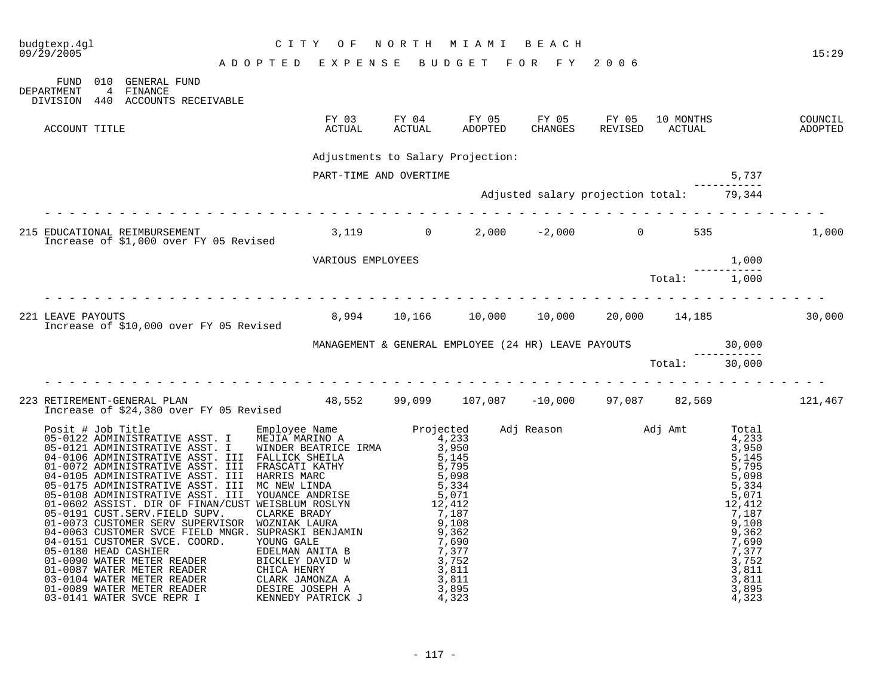# CITY OF NORTH MIAMI BEACH

## ADOPTED EXPENSE BUDGET FOR FY 2006

FUND 010 GENERAL FUND
DEPARTMENT 4 FINANCE
DIVISION 440 ACCOUNTS RECEIVABLE

| ACCOUNT TITLE | FY 03 ACTUAL | FY 04 ACTUAL | FY 05 ADOPTED | FY 05 CHANGES | FY 05 REVISED | 10 MONTHS ACTUAL | | COUNCIL ADOPTED |
|---|---|---|---|---|---|---|---|---|

Adjustments to Salary Projection:

| | |
|---|---|
| PART-TIME AND OVERTIME | 5,737 |
| Adjusted salary projection total: | 79,344 |

| ACCOUNT TITLE | FY 03 ACTUAL | FY 04 ACTUAL | FY 05 ADOPTED | FY 05 CHANGES | FY 05 REVISED | 10 MONTHS ACTUAL | COUNCIL ADOPTED |
|---|---|---|---|---|---|---|---|
| 215 EDUCATIONAL REIMBURSEMENT<br>Increase of $1,000 over FY 05 Revised | 3,119 | 0 | 2,000 | -2,000 | 0 | 535 | 1,000 |

| | |
|---|---|
| VARIOUS EMPLOYEES | 1,000 |
| Total: | 1,000 |

| ACCOUNT TITLE | FY 03 ACTUAL | FY 04 ACTUAL | FY 05 ADOPTED | FY 05 CHANGES | FY 05 REVISED | 10 MONTHS ACTUAL | COUNCIL ADOPTED |
|---|---|---|---|---|---|---|---|
| 221 LEAVE PAYOUTS<br>Increase of $10,000 over FY 05 Revised | 8,994 | 10,166 | 10,000 | 10,000 | 20,000 | 14,185 | 30,000 |

| | |
|---|---|
| MANAGEMENT & GENERAL EMPLOYEE (24 HR) LEAVE PAYOUTS | 30,000 |
| Total: | 30,000 |

| ACCOUNT TITLE | FY 03 ACTUAL | FY 04 ACTUAL | FY 05 ADOPTED | FY 05 CHANGES | FY 05 REVISED | 10 MONTHS ACTUAL | COUNCIL ADOPTED |
|---|---|---|---|---|---|---|---|
| 223 RETIREMENT-GENERAL PLAN<br>Increase of $24,380 over FY 05 Revised | 48,552 | 99,099 | 107,087 | -10,000 | 97,087 | 82,569 | 121,467 |

| Posit # | Job Title | Employee Name | Projected | Adj Reason | Adj Amt | Total |
|---|---|---|---|---|---|---|
| 05-0122 | ADMINISTRATIVE ASST. I | MEJIA MARINO A | 4,233 | | | 4,233 |
| 05-0121 | ADMINISTRATIVE ASST. I | WINDER BEATRICE IRMA | 3,950 | | | 3,950 |
| 04-0106 | ADMINISTRATIVE ASST. III | FALLICK SHEILA | 5,145 | | | 5,145 |
| 01-0072 | ADMINISTRATIVE ASST. III | FRASCATI KATHY | 5,795 | | | 5,795 |
| 04-0105 | ADMINISTRATIVE ASST. III | HARRIS MARC | 5,098 | | | 5,098 |
| 05-0175 | ADMINISTRATIVE ASST. III | MC NEW LINDA | 5,334 | | | 5,334 |
| 05-0108 | ADMINISTRATIVE ASST. III | YOUANCE ANDRISE | 5,071 | | | 5,071 |
| 01-0602 | ASSIST. DIR OF FINAN/CUST | WEISBLUM ROSLYN | 12,412 | | | 12,412 |
| 05-0191 | CUST.SERV.FIELD SUPV. | CLARKE BRADY | 7,187 | | | 7,187 |
| 01-0073 | CUSTOMER SERV SUPERVISOR | WOZNIAK LAURA | 9,108 | | | 9,108 |
| 04-0063 | CUSTOMER SVCE FIELD MNGR. | SUPRASKI BENJAMIN | 9,362 | | | 9,362 |
| 04-0151 | CUSTOMER SVCE. COORD. | YOUNG GALE | 7,690 | | | 7,690 |
| 05-0180 | HEAD CASHIER | EDELMAN ANITA B | 7,377 | | | 7,377 |
| 01-0090 | WATER METER READER | BICKLEY DAVID W | 3,752 | | | 3,752 |
| 01-0087 | WATER METER READER | CHICA HENRY | 3,811 | | | 3,811 |
| 03-0104 | WATER METER READER | CLARK JAMONZA A | 3,811 | | | 3,811 |
| 01-0089 | WATER METER READER | DESIRE JOSEPH A | 3,895 | | | 3,895 |
| 03-0141 | WATER SVCE REPR I | KENNEDY PATRICK J | 4,323 | | | 4,323 |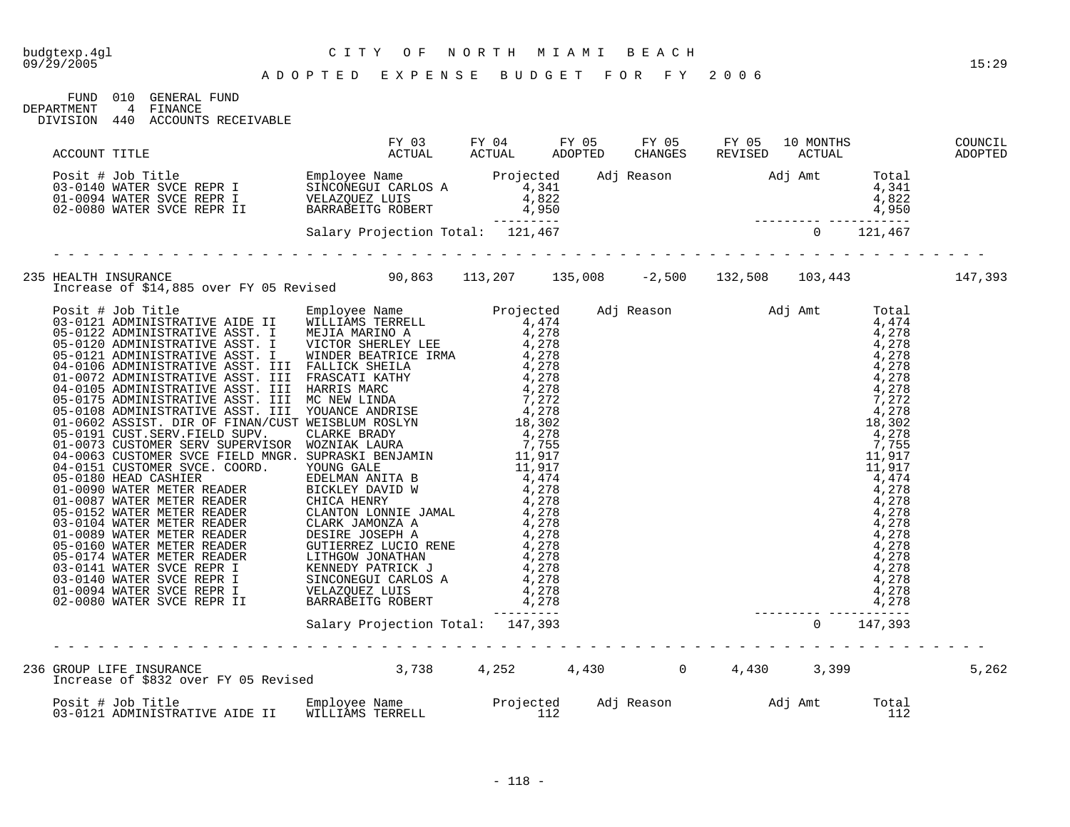CITY OF NORTH MIAMI BEACH

ADOPTED EXPENSE BUDGET FOR FY 2006

FUND 010 GENERAL FUND
DEPARTMENT 4 FINANCE
DIVISION 440 ACCOUNTS RECEIVABLE

| ACCOUNT TITLE | FY 03 ACTUAL | FY 04 ACTUAL | FY 05 ADOPTED | FY 05 CHANGES | FY 05 REVISED | 10 MONTHS ACTUAL | COUNCIL ADOPTED |
|---|---|---|---|---|---|---|---|

| Posit # | Job Title | Employee Name | Projected | Adj Reason | Adj Amt | Total |
|---|---|---|---|---|---|---|
| 03-0140 | WATER SVCE REPR I | SINCONEGUI CARLOS A | 4,341 | | | 4,341 |
| 01-0094 | WATER SVCE REPR I | VELAZQUEZ LUIS | 4,822 | | | 4,822 |
| 02-0080 | WATER SVCE REPR II | BARRABEITG ROBERT | 4,950 | | | 4,950 |
| | | Salary Projection Total: | 121,467 | | 0 | 121,467 |

| ACCOUNT TITLE | FY 03 ACTUAL | FY 04 ACTUAL | FY 05 ADOPTED | FY 05 CHANGES | FY 05 REVISED | 10 MONTHS ACTUAL | COUNCIL ADOPTED |
|---|---|---|---|---|---|---|---|
| 235 HEALTH INSURANCE | 90,863 | 113,207 | 135,008 | -2,500 | 132,508 | 103,443 | 147,393 |

Increase of $14,885 over FY 05 Revised

| Posit # | Job Title | Employee Name | Projected | Adj Reason | Adj Amt | Total |
|---|---|---|---|---|---|---|
| 03-0121 | ADMINISTRATIVE AIDE II | WILLIAMS TERRELL | 4,474 | | | 4,474 |
| 05-0122 | ADMINISTRATIVE ASST. I | MEJIA MARINO A | 4,278 | | | 4,278 |
| 05-0120 | ADMINISTRATIVE ASST. I | VICTOR SHERLEY LEE | 4,278 | | | 4,278 |
| 05-0121 | ADMINISTRATIVE ASST. I | WINDER BEATRICE IRMA | 4,278 | | | 4,278 |
| 04-0106 | ADMINISTRATIVE ASST. III | FALLICK SHEILA | 4,278 | | | 4,278 |
| 01-0072 | ADMINISTRATIVE ASST. III | FRASCATI KATHY | 4,278 | | | 4,278 |
| 04-0105 | ADMINISTRATIVE ASST. III | HARRIS MARC | 4,278 | | | 4,278 |
| 05-0175 | ADMINISTRATIVE ASST. III | MC NEW LINDA | 7,272 | | | 7,272 |
| 05-0108 | ADMINISTRATIVE ASST. III | YOUANCE ANDRISE | 4,278 | | | 4,278 |
| 01-0602 | ASSIST. DIR OF FINAN/CUST | WEISBLUM ROSLYN | 18,302 | | | 18,302 |
| 05-0191 | CUST.SERV.FIELD SUPV. | CLARKE BRADY | 4,278 | | | 4,278 |
| 01-0073 | CUSTOMER SERV SUPERVISOR | WOZNIAK LAURA | 7,755 | | | 7,755 |
| 04-0063 | CUSTOMER SVCE FIELD MNGR. | SUPRASKI BENJAMIN | 11,917 | | | 11,917 |
| 04-0151 | CUSTOMER SVCE. COORD. | YOUNG GALE | 11,917 | | | 11,917 |
| 05-0180 | HEAD CASHIER | EDELMAN ANITA B | 4,474 | | | 4,474 |
| 01-0090 | WATER METER READER | BICKLEY DAVID W | 4,278 | | | 4,278 |
| 01-0087 | WATER METER READER | CHICA HENRY | 4,278 | | | 4,278 |
| 05-0152 | WATER METER READER | CLANTON LONNIE JAMAL | 4,278 | | | 4,278 |
| 03-0104 | WATER METER READER | CLARK JAMONZA A | 4,278 | | | 4,278 |
| 01-0089 | WATER METER READER | DESIRE JOSEPH A | 4,278 | | | 4,278 |
| 05-0160 | WATER METER READER | GUTIERREZ LUCIO RENE | 4,278 | | | 4,278 |
| 05-0174 | WATER METER READER | LITHGOW JONATHAN | 4,278 | | | 4,278 |
| 03-0141 | WATER SVCE REPR I | KENNEDY PATRICK J | 4,278 | | | 4,278 |
| 03-0140 | WATER SVCE REPR I | SINCONEGUI CARLOS A | 4,278 | | | 4,278 |
| 01-0094 | WATER SVCE REPR I | VELAZQUEZ LUIS | 4,278 | | | 4,278 |
| 02-0080 | WATER SVCE REPR II | BARRABEITG ROBERT | 4,278 | | | 4,278 |
| | | Salary Projection Total: | 147,393 | | 0 | 147,393 |

| ACCOUNT TITLE | FY 03 ACTUAL | FY 04 ACTUAL | FY 05 ADOPTED | FY 05 CHANGES | FY 05 REVISED | 10 MONTHS ACTUAL | COUNCIL ADOPTED |
|---|---|---|---|---|---|---|---|
| 236 GROUP LIFE INSURANCE | 3,738 | 4,252 | 4,430 | 0 | 4,430 | 3,399 | 5,262 |

Increase of $832 over FY 05 Revised

| Posit # | Job Title | Employee Name | Projected | Adj Reason | Adj Amt | Total |
|---|---|---|---|---|---|---|
| 03-0121 | ADMINISTRATIVE AIDE II | WILLIAMS TERRELL | 112 | | | 112 |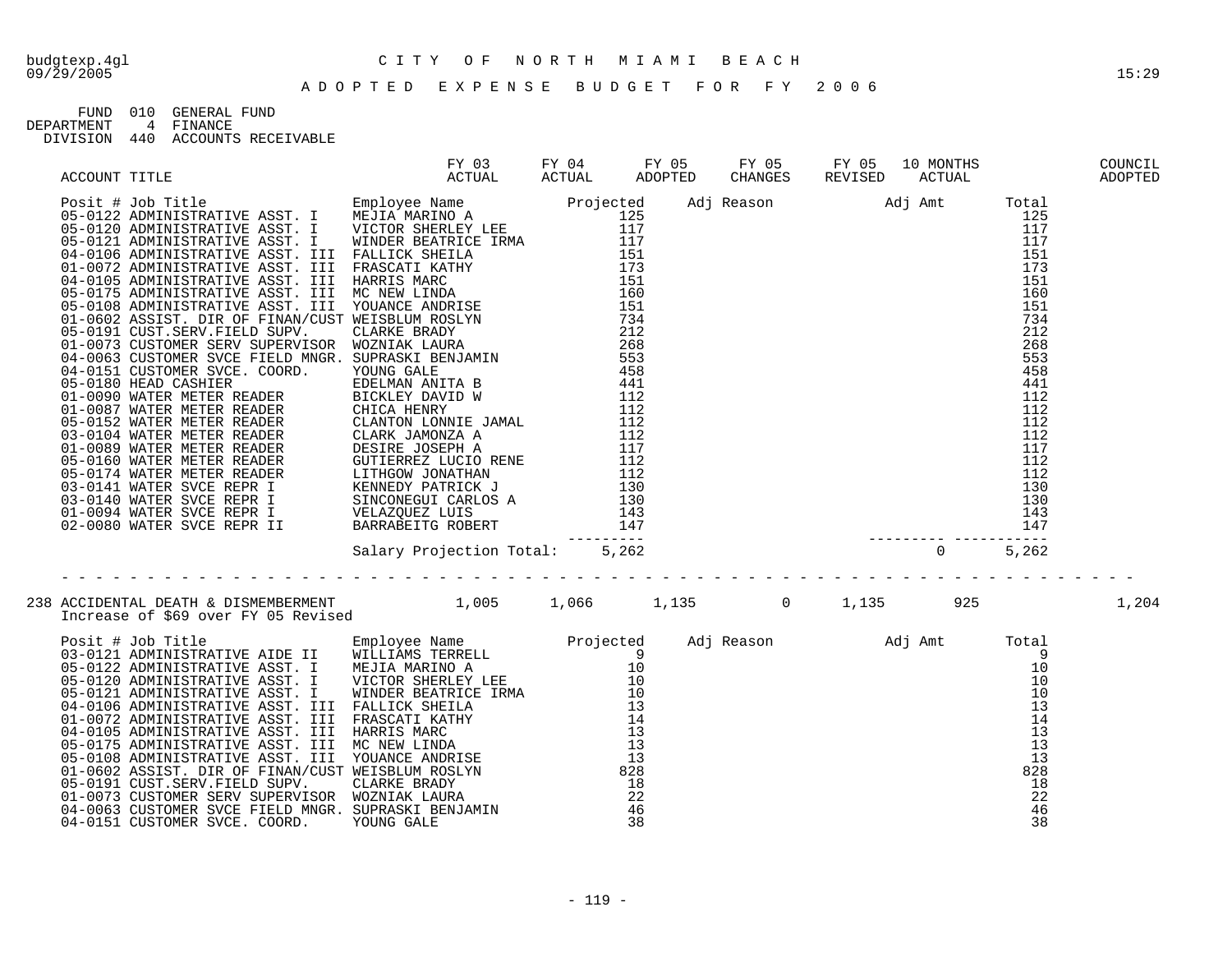budgtexp.4gl  
09/29/2005

# CITY OF NORTH MIAMI BEACH

## ADOPTED EXPENSE BUDGET FOR FY 2006

15:29

FUND 010 GENERAL FUND  
DEPARTMENT 4 FINANCE  
DIVISION 440 ACCOUNTS RECEIVABLE

| ACCOUNT TITLE | FY 03 ACTUAL | FY 04 ACTUAL | FY 05 ADOPTED | FY 05 CHANGES | FY 05 REVISED | 10 MONTHS ACTUAL | COUNCIL ADOPTED |
|---|---|---|---|---|---|---|---|

| Posit # | Job Title | Employee Name | Projected | Adj Reason | Adj Amt | Total |
|---|---|---|---|---|---|---|
| 05-0122 | ADMINISTRATIVE ASST. I | MEJIA MARINO A | 125 | | | 125 |
| 05-0120 | ADMINISTRATIVE ASST. I | VICTOR SHERLEY LEE | 117 | | | 117 |
| 05-0121 | ADMINISTRATIVE ASST. I | WINDER BEATRICE IRMA | 117 | | | 117 |
| 04-0106 | ADMINISTRATIVE ASST. III | FALLICK SHEILA | 151 | | | 151 |
| 01-0072 | ADMINISTRATIVE ASST. III | FRASCATI KATHY | 173 | | | 173 |
| 04-0105 | ADMINISTRATIVE ASST. III | HARRIS MARC | 151 | | | 151 |
| 05-0175 | ADMINISTRATIVE ASST. III | MC NEW LINDA | 160 | | | 160 |
| 05-0108 | ADMINISTRATIVE ASST. III | YOUANCE ANDRISE | 151 | | | 151 |
| 01-0602 | ASSIST. DIR OF FINAN/CUST | WEISBLUM ROSLYN | 734 | | | 734 |
| 05-0191 | CUST.SERV.FIELD SUPV. | CLARKE BRADY | 212 | | | 212 |
| 01-0073 | CUSTOMER SERV SUPERVISOR | WOZNIAK LAURA | 268 | | | 268 |
| 04-0063 | CUSTOMER SVCE FIELD MNGR. | SUPRASKI BENJAMIN | 553 | | | 553 |
| 04-0151 | CUSTOMER SVCE. COORD. | YOUNG GALE | 458 | | | 458 |
| 05-0180 | HEAD CASHIER | EDELMAN ANITA B | 441 | | | 441 |
| 01-0090 | WATER METER READER | BICKLEY DAVID W | 112 | | | 112 |
| 01-0087 | WATER METER READER | CHICA HENRY | 112 | | | 112 |
| 05-0152 | WATER METER READER | CLANTON LONNIE JAMAL | 112 | | | 112 |
| 03-0104 | WATER METER READER | CLARK JAMONZA A | 112 | | | 112 |
| 01-0089 | WATER METER READER | DESIRE JOSEPH A | 117 | | | 117 |
| 05-0160 | WATER METER READER | GUTIERREZ LUCIO RENE | 112 | | | 112 |
| 05-0174 | WATER METER READER | LITHGOW JONATHAN | 112 | | | 112 |
| 03-0141 | WATER SVCE REPR I | KENNEDY PATRICK J | 130 | | | 130 |
| 03-0140 | WATER SVCE REPR I | SINCONEGUI CARLOS A | 130 | | | 130 |
| 01-0094 | WATER SVCE REPR I | VELAZQUEZ LUIS | 143 | | | 143 |
| 02-0080 | WATER SVCE REPR II | BARRABEITG ROBERT | 147 | | | 147 |
| | | Salary Projection Total: | 5,262 | | 0 | 5,262 |

| ACCOUNT TITLE | FY 03 ACTUAL | FY 04 ACTUAL | FY 05 ADOPTED | FY 05 CHANGES | FY 05 REVISED | 10 MONTHS ACTUAL | COUNCIL ADOPTED |
|---|---|---|---|---|---|---|---|
| 238 ACCIDENTAL DEATH & DISMEMBERMENT | 1,005 | 1,066 | 1,135 | 0 | 1,135 | 925 | 1,204 |

Increase of $69 over FY 05 Revised

| Posit # | Job Title | Employee Name | Projected | Adj Reason | Adj Amt | Total |
|---|---|---|---|---|---|---|
| 03-0121 | ADMINISTRATIVE AIDE II | WILLIAMS TERRELL | 9 | | | 9 |
| 05-0122 | ADMINISTRATIVE ASST. I | MEJIA MARINO A | 10 | | | 10 |
| 05-0120 | ADMINISTRATIVE ASST. I | VICTOR SHERLEY LEE | 10 | | | 10 |
| 05-0121 | ADMINISTRATIVE ASST. I | WINDER BEATRICE IRMA | 10 | | | 10 |
| 04-0106 | ADMINISTRATIVE ASST. III | FALLICK SHEILA | 13 | | | 13 |
| 01-0072 | ADMINISTRATIVE ASST. III | FRASCATI KATHY | 14 | | | 14 |
| 04-0105 | ADMINISTRATIVE ASST. III | HARRIS MARC | 13 | | | 13 |
| 05-0175 | ADMINISTRATIVE ASST. III | MC NEW LINDA | 13 | | | 13 |
| 05-0108 | ADMINISTRATIVE ASST. III | YOUANCE ANDRISE | 13 | | | 13 |
| 01-0602 | ASSIST. DIR OF FINAN/CUST | WEISBLUM ROSLYN | 828 | | | 828 |
| 05-0191 | CUST.SERV.FIELD SUPV. | CLARKE BRADY | 18 | | | 18 |
| 01-0073 | CUSTOMER SERV SUPERVISOR | WOZNIAK LAURA | 22 | | | 22 |
| 04-0063 | CUSTOMER SVCE FIELD MNGR. | SUPRASKI BENJAMIN | 46 | | | 46 |
| 04-0151 | CUSTOMER SVCE. COORD. | YOUNG GALE | 38 | | | 38 |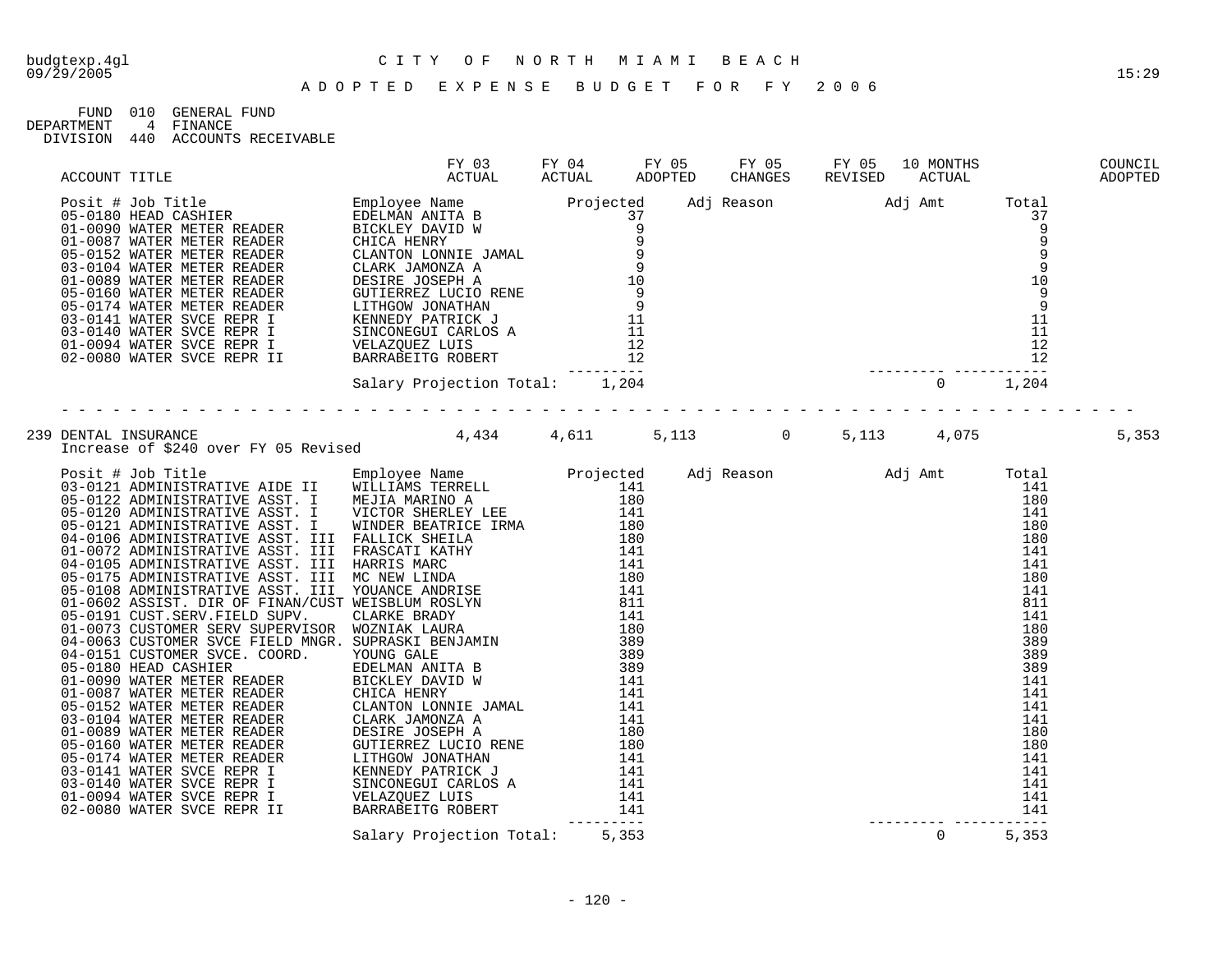budgtexp.4gl 09/29/2005 — CITY OF NORTH MIAMI BEACH — 15:29

## ADOPTED EXPENSE BUDGET FOR FY 2006

FUND 010 GENERAL FUND
DEPARTMENT 4 FINANCE
DIVISION 440 ACCOUNTS RECEIVABLE

| ACCOUNT TITLE | FY 03 ACTUAL | FY 04 ACTUAL | FY 05 ADOPTED | FY 05 CHANGES | FY 05 REVISED | 10 MONTHS ACTUAL | COUNCIL ADOPTED |
|---|---|---|---|---|---|---|---|

| Posit # | Job Title | Employee Name | Projected | Adj Reason | Adj Amt | Total |
|---|---|---|---|---|---|---|
| 05-0180 | HEAD CASHIER | EDELMAN ANITA B | 37 | | | 37 |
| 01-0090 | WATER METER READER | BICKLEY DAVID W | 9 | | | 9 |
| 01-0087 | WATER METER READER | CHICA HENRY | 9 | | | 9 |
| 05-0152 | WATER METER READER | CLANTON LONNIE JAMAL | 9 | | | 9 |
| 03-0104 | WATER METER READER | CLARK JAMONZA A | 9 | | | 9 |
| 01-0089 | WATER METER READER | DESIRE JOSEPH A | 10 | | | 10 |
| 05-0160 | WATER METER READER | GUTIERREZ LUCIO RENE | 9 | | | 9 |
| 05-0174 | WATER METER READER | LITHGOW JONATHAN | 9 | | | 9 |
| 03-0141 | WATER SVCE REPR I | KENNEDY PATRICK J | 11 | | | 11 |
| 03-0140 | WATER SVCE REPR I | SINCONEGUI CARLOS A | 11 | | | 11 |
| 01-0094 | WATER SVCE REPR I | VELAZQUEZ LUIS | 12 | | | 12 |
| 02-0080 | WATER SVCE REPR II | BARRABEITG ROBERT | 12 | | | 12 |
| | | Salary Projection Total: | 1,204 | | 0 | 1,204 |

| ACCOUNT TITLE | FY 03 ACTUAL | FY 04 ACTUAL | FY 05 ADOPTED | FY 05 CHANGES | FY 05 REVISED | 10 MONTHS ACTUAL | COUNCIL ADOPTED |
|---|---|---|---|---|---|---|---|
| 239 DENTAL INSURANCE | 4,434 | 4,611 | 5,113 | 0 | 5,113 | 4,075 | 5,353 |

Increase of $240 over FY 05 Revised

| Posit # | Job Title | Employee Name | Projected | Adj Reason | Adj Amt | Total |
|---|---|---|---|---|---|---|
| 03-0121 | ADMINISTRATIVE AIDE II | WILLIAMS TERRELL | 141 | | | 141 |
| 05-0122 | ADMINISTRATIVE ASST. I | MEJIA MARINO A | 180 | | | 180 |
| 05-0120 | ADMINISTRATIVE ASST. I | VICTOR SHERLEY LEE | 141 | | | 141 |
| 05-0121 | ADMINISTRATIVE ASST. I | WINDER BEATRICE IRMA | 180 | | | 180 |
| 04-0106 | ADMINISTRATIVE ASST. III | FALLICK SHEILA | 180 | | | 180 |
| 01-0072 | ADMINISTRATIVE ASST. III | FRASCATI KATHY | 141 | | | 141 |
| 04-0105 | ADMINISTRATIVE ASST. III | HARRIS MARC | 141 | | | 141 |
| 05-0175 | ADMINISTRATIVE ASST. III | MC NEW LINDA | 180 | | | 180 |
| 05-0108 | ADMINISTRATIVE ASST. III | YOUANCE ANDRISE | 141 | | | 141 |
| 01-0602 | ASSIST. DIR OF FINAN/CUST | WEISBLUM ROSLYN | 811 | | | 811 |
| 05-0191 | CUST.SERV.FIELD SUPV. | CLARKE BRADY | 141 | | | 141 |
| 01-0073 | CUSTOMER SERV SUPERVISOR | WOZNIAK LAURA | 180 | | | 180 |
| 04-0063 | CUSTOMER SVCE FIELD MNGR. | SUPRASKI BENJAMIN | 389 | | | 389 |
| 04-0151 | CUSTOMER SVCE. COORD. | YOUNG GALE | 389 | | | 389 |
| 05-0180 | HEAD CASHIER | EDELMAN ANITA B | 389 | | | 389 |
| 01-0090 | WATER METER READER | BICKLEY DAVID W | 141 | | | 141 |
| 01-0087 | WATER METER READER | CHICA HENRY | 141 | | | 141 |
| 05-0152 | WATER METER READER | CLANTON LONNIE JAMAL | 141 | | | 141 |
| 03-0104 | WATER METER READER | CLARK JAMONZA A | 141 | | | 141 |
| 01-0089 | WATER METER READER | DESIRE JOSEPH A | 180 | | | 180 |
| 05-0160 | WATER METER READER | GUTIERREZ LUCIO RENE | 180 | | | 180 |
| 05-0174 | WATER METER READER | LITHGOW JONATHAN | 141 | | | 141 |
| 03-0141 | WATER SVCE REPR I | KENNEDY PATRICK J | 141 | | | 141 |
| 03-0140 | WATER SVCE REPR I | SINCONEGUI CARLOS A | 141 | | | 141 |
| 01-0094 | WATER SVCE REPR I | VELAZQUEZ LUIS | 141 | | | 141 |
| 02-0080 | WATER SVCE REPR II | BARRABEITG ROBERT | 141 | | | 141 |
| | | Salary Projection Total: | 5,353 | | 0 | 5,353 |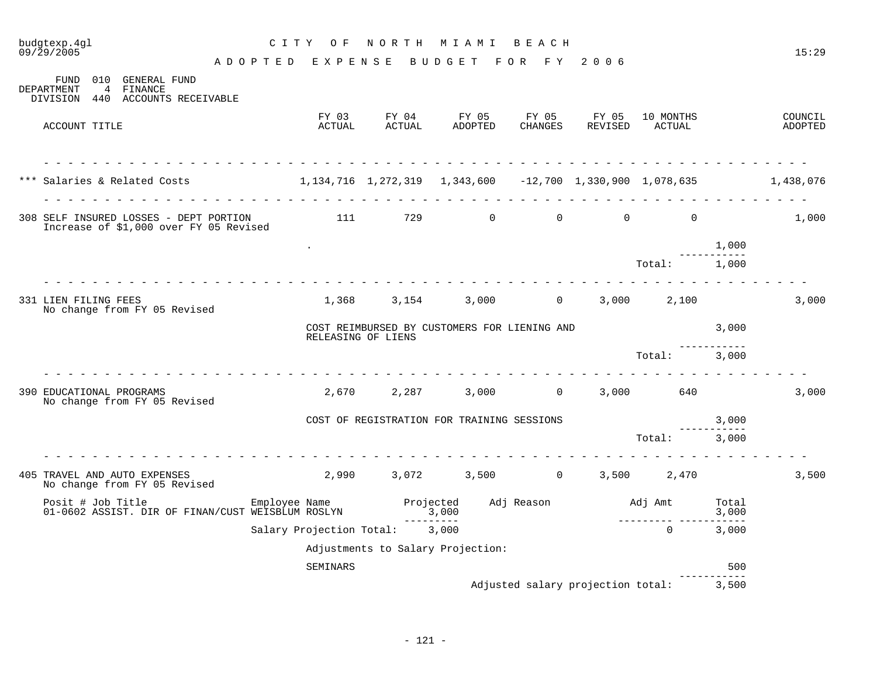CITY OF NORTH MIAMI BEACH

ADOPTED EXPENSE BUDGET FOR FY 2006

FUND 010 GENERAL FUND
DEPARTMENT 4 FINANCE
DIVISION 440 ACCOUNTS RECEIVABLE

| ACCOUNT TITLE | FY 03 ACTUAL | FY 04 ACTUAL | FY 05 ADOPTED | FY 05 CHANGES | FY 05 REVISED | 10 MONTHS ACTUAL | | COUNCIL ADOPTED |
|---|---|---|---|---|---|---|---|---|
| *** Salaries & Related Costs | 1,134,716 | 1,272,319 | 1,343,600 | -12,700 | 1,330,900 | 1,078,635 | | 1,438,076 |
| 308 SELF INSURED LOSSES - DEPT PORTION<br>Increase of $1,000 over FY 05 Revised | 111 | 729 | 0 | 0 | 0 | 0 | | 1,000 |
| . | | | | | | | 1,000 | |
| | | | | | | Total: | 1,000 | |
| 331 LIEN FILING FEES<br>No change from FY 05 Revised | 1,368 | 3,154 | 3,000 | 0 | 3,000 | 2,100 | | 3,000 |
| COST REIMBURSED BY CUSTOMERS FOR LIENING AND RELEASING OF LIENS | | | | | | | 3,000 | |
| | | | | | | Total: | 3,000 | |
| 390 EDUCATIONAL PROGRAMS<br>No change from FY 05 Revised | 2,670 | 2,287 | 3,000 | 0 | 3,000 | 640 | | 3,000 |
| COST OF REGISTRATION FOR TRAINING SESSIONS | | | | | | | 3,000 | |
| | | | | | | Total: | 3,000 | |
| 405 TRAVEL AND AUTO EXPENSES<br>No change from FY 05 Revised | 2,990 | 3,072 | 3,500 | 0 | 3,500 | 2,470 | | 3,500 |

| Posit # Job Title | Employee Name | Projected | Adj Reason | Adj Amt | Total |
|---|---|---|---|---|---|
| 01-0602 ASSIST. DIR OF FINAN/CUST | WEISBLUM ROSLYN | 3,000 | | | 3,000 |
| | Salary Projection Total: | 3,000 | | 0 | 3,000 |

Adjustments to Salary Projection:

| | |
|---|---|
| SEMINARS | 500 |
| Adjusted salary projection total: | 3,500 |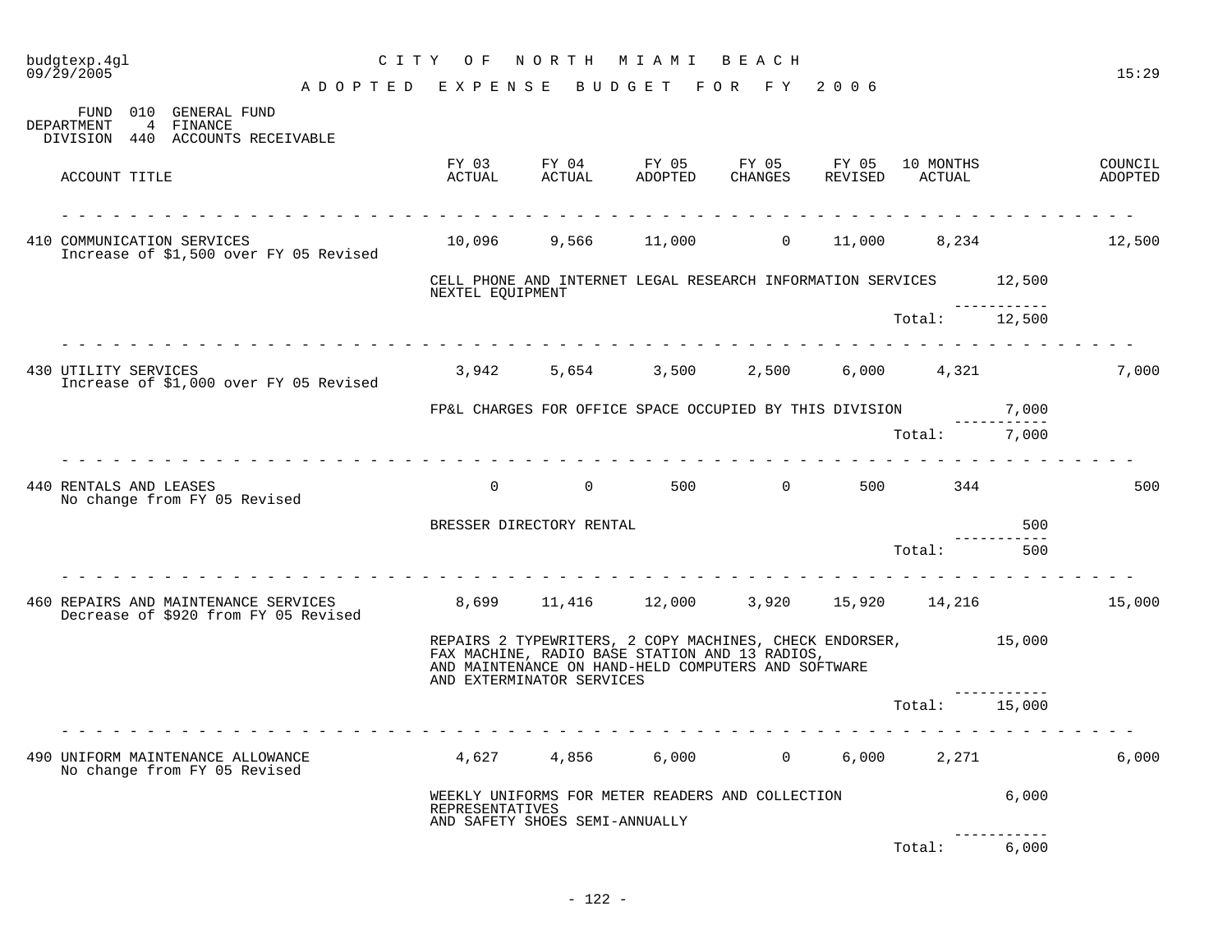# CITY OF NORTH MIAMI BEACH

## ADOPTED EXPENSE BUDGET FOR FY 2006

FUND 010 GENERAL FUND
DEPARTMENT 4 FINANCE
DIVISION 440 ACCOUNTS RECEIVABLE

| ACCOUNT TITLE | FY 03 ACTUAL | FY 04 ACTUAL | FY 05 ADOPTED | FY 05 CHANGES | FY 05 REVISED | 10 MONTHS ACTUAL | | COUNCIL ADOPTED |
|---|---|---|---|---|---|---|---|---|
| 410 COMMUNICATION SERVICES<br>Increase of $1,500 over FY 05 Revised | 10,096 | 9,566 | 11,000 | 0 | 11,000 | 8,234 | | 12,500 |
| | CELL PHONE AND INTERNET LEGAL RESEARCH INFORMATION SERVICES NEXTEL EQUIPMENT | | | | | | 12,500 | |
| | | | | | | Total: | 12,500 | |
| 430 UTILITY SERVICES<br>Increase of $1,000 over FY 05 Revised | 3,942 | 5,654 | 3,500 | 2,500 | 6,000 | 4,321 | | 7,000 |
| | FP&L CHARGES FOR OFFICE SPACE OCCUPIED BY THIS DIVISION | | | | | | 7,000 | |
| | | | | | | Total: | 7,000 | |
| 440 RENTALS AND LEASES<br>No change from FY 05 Revised | 0 | 0 | 500 | 0 | 500 | 344 | | 500 |
| | BRESSER DIRECTORY RENTAL | | | | | | 500 | |
| | | | | | | Total: | 500 | |
| 460 REPAIRS AND MAINTENANCE SERVICES<br>Decrease of $920 from FY 05 Revised | 8,699 | 11,416 | 12,000 | 3,920 | 15,920 | 14,216 | | 15,000 |
| | REPAIRS 2 TYPEWRITERS, 2 COPY MACHINES, CHECK ENDORSER, FAX MACHINE, RADIO BASE STATION AND 13 RADIOS, AND MAINTENANCE ON HAND-HELD COMPUTERS AND SOFTWARE AND EXTERMINATOR SERVICES | | | | | | 15,000 | |
| | | | | | | Total: | 15,000 | |
| 490 UNIFORM MAINTENANCE ALLOWANCE<br>No change from FY 05 Revised | 4,627 | 4,856 | 6,000 | 0 | 6,000 | 2,271 | | 6,000 |
| | WEEKLY UNIFORMS FOR METER READERS AND COLLECTION REPRESENTATIVES AND SAFETY SHOES SEMI-ANNUALLY | | | | | | 6,000 | |
| | | | | | | Total: | 6,000 | |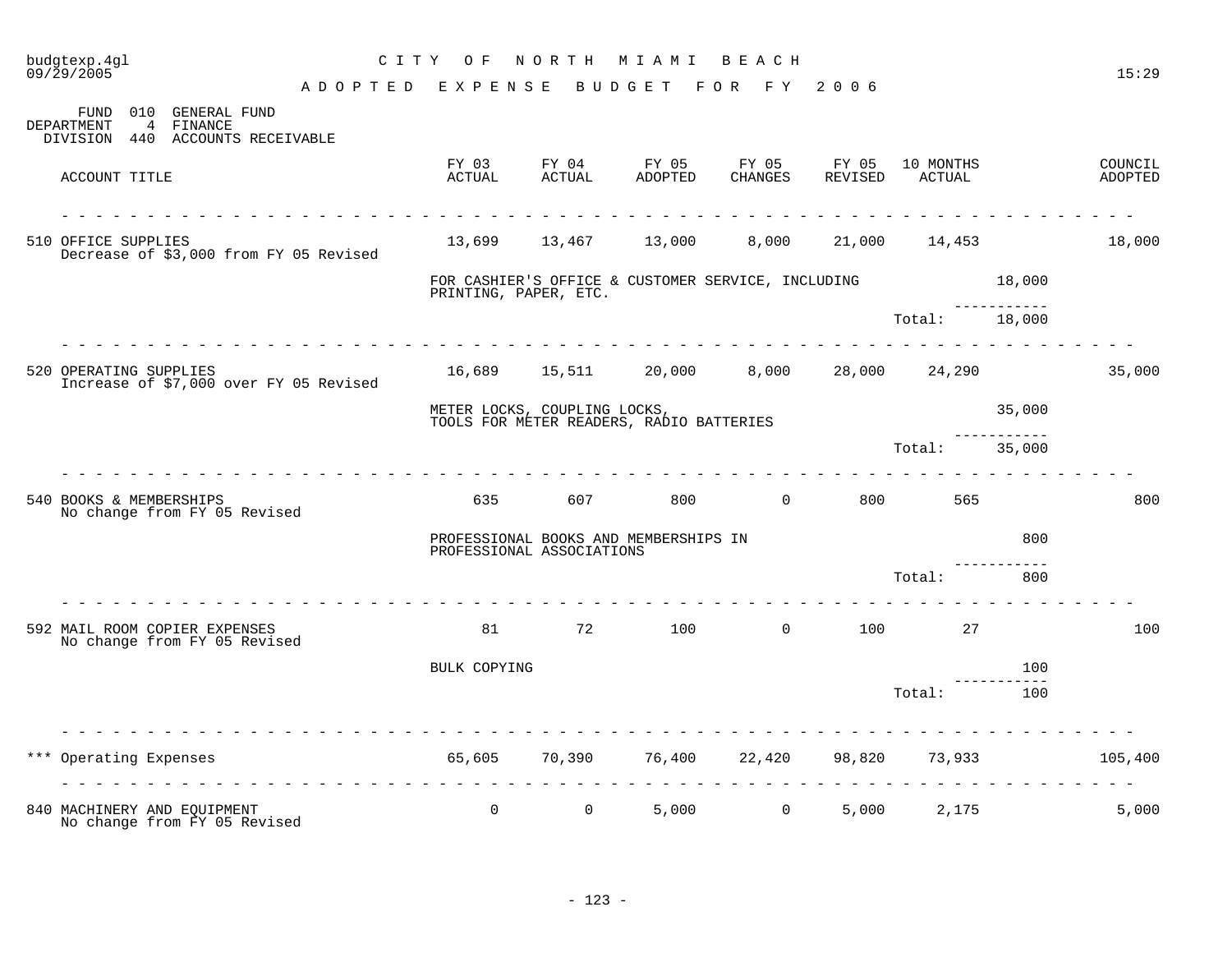budgtexp.4gl
09/29/2005

# CITY OF NORTH MIAMI BEACH

## ADOPTED EXPENSE BUDGET FOR FY 2006

15:29

FUND 010 GENERAL FUND
DEPARTMENT 4 FINANCE
DIVISION 440 ACCOUNTS RECEIVABLE

| ACCOUNT TITLE | FY 03 ACTUAL | FY 04 ACTUAL | FY 05 ADOPTED | FY 05 CHANGES | FY 05 REVISED | 10 MONTHS ACTUAL | | COUNCIL ADOPTED |
|---|---|---|---|---|---|---|---|---|
| 510 OFFICE SUPPLIES<br>Decrease of $3,000 from FY 05 Revised | 13,699 | 13,467 | 13,000 | 8,000 | 21,000 | 14,453 | | 18,000 |
| | FOR CASHIER'S OFFICE & CUSTOMER SERVICE, INCLUDING PRINTING, PAPER, ETC. | | | | | | 18,000 | |
| | | | | | | Total: | 18,000 | |
| 520 OPERATING SUPPLIES<br>Increase of $7,000 over FY 05 Revised | 16,689 | 15,511 | 20,000 | 8,000 | 28,000 | 24,290 | | 35,000 |
| | METER LOCKS, COUPLING LOCKS, TOOLS FOR METER READERS, RADIO BATTERIES | | | | | | 35,000 | |
| | | | | | | Total: | 35,000 | |
| 540 BOOKS & MEMBERSHIPS<br>No change from FY 05 Revised | 635 | 607 | 800 | 0 | 800 | 565 | | 800 |
| | PROFESSIONAL BOOKS AND MEMBERSHIPS IN PROFESSIONAL ASSOCIATIONS | | | | | | 800 | |
| | | | | | | Total: | 800 | |
| 592 MAIL ROOM COPIER EXPENSES<br>No change from FY 05 Revised | 81 | 72 | 100 | 0 | 100 | 27 | | 100 |
| | BULK COPYING | | | | | | 100 | |
| | | | | | | Total: | 100 | |
| *** Operating Expenses | 65,605 | 70,390 | 76,400 | 22,420 | 98,820 | 73,933 | | 105,400 |
| 840 MACHINERY AND EQUIPMENT<br>No change from FY 05 Revised | 0 | 0 | 5,000 | 0 | 5,000 | 2,175 | | 5,000 |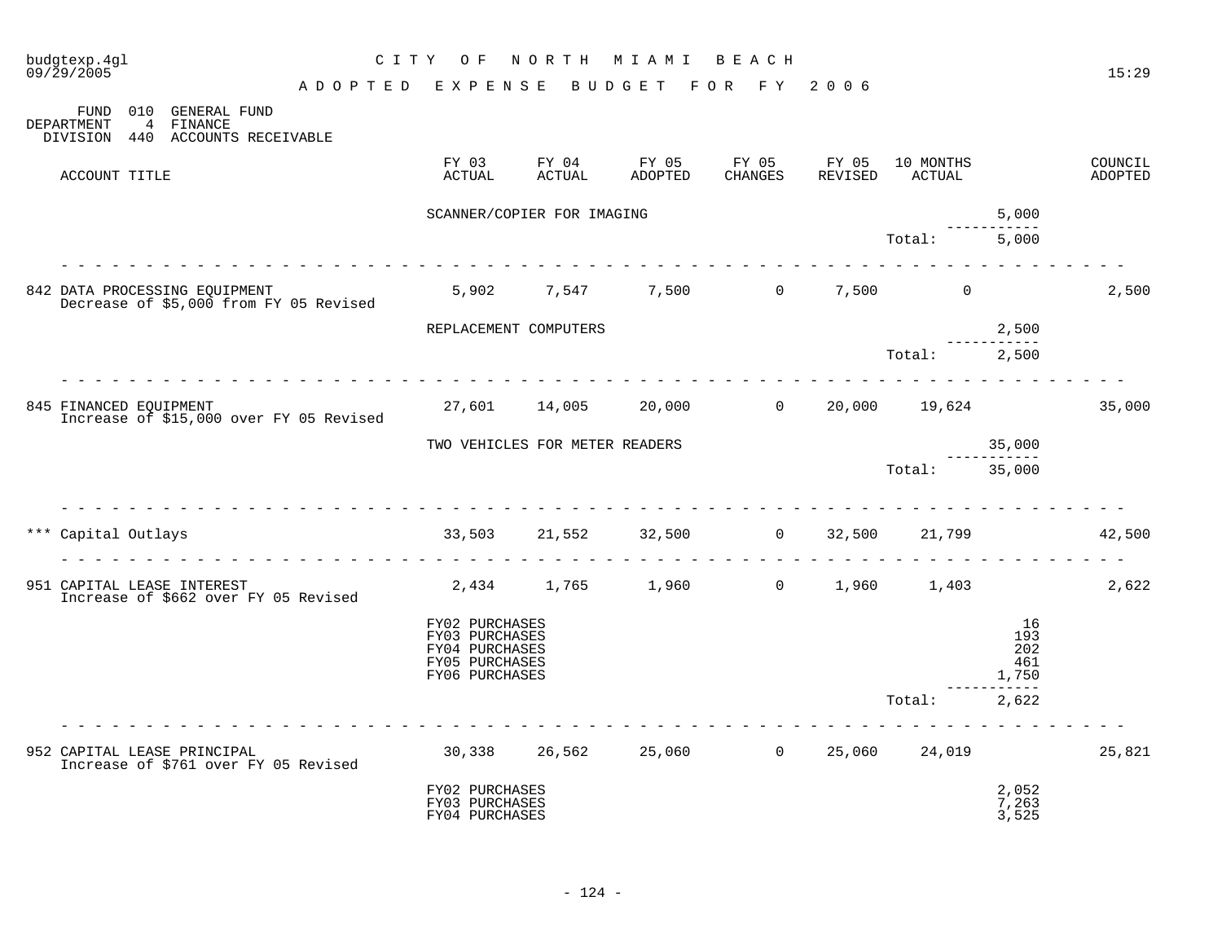budgtexp.4gl
09/29/2005

# CITY OF NORTH MIAMI BEACH

## ADOPTED EXPENSE BUDGET FOR FY 2006

FUND 010 GENERAL FUND
DEPARTMENT 4 FINANCE
DIVISION 440 ACCOUNTS RECEIVABLE

| ACCOUNT TITLE | FY 03 ACTUAL | FY 04 ACTUAL | FY 05 ADOPTED | FY 05 CHANGES | FY 05 REVISED | 10 MONTHS ACTUAL | | COUNCIL ADOPTED |
|---|---|---|---|---|---|---|---|---|
| | SCANNER/COPIER FOR IMAGING | | | | | | 5,000 | |
| | | | | | | Total: | 5,000 | |
| 842 DATA PROCESSING EQUIPMENT<br>Decrease of $5,000 from FY 05 Revised | 5,902 | 7,547 | 7,500 | 0 | 7,500 | 0 | | 2,500 |
| | REPLACEMENT COMPUTERS | | | | | | 2,500 | |
| | | | | | | Total: | 2,500 | |
| 845 FINANCED EQUIPMENT<br>Increase of $15,000 over FY 05 Revised | 27,601 | 14,005 | 20,000 | 0 | 20,000 | 19,624 | | 35,000 |
| | TWO VEHICLES FOR METER READERS | | | | | | 35,000 | |
| | | | | | | Total: | 35,000 | |
| *** Capital Outlays | 33,503 | 21,552 | 32,500 | 0 | 32,500 | 21,799 | | 42,500 |
| 951 CAPITAL LEASE INTEREST<br>Increase of $662 over FY 05 Revised | 2,434 | 1,765 | 1,960 | 0 | 1,960 | 1,403 | | 2,622 |
| | FY02 PURCHASES | | | | | | 16 | |
| | FY03 PURCHASES | | | | | | 193 | |
| | FY04 PURCHASES | | | | | | 202 | |
| | FY05 PURCHASES | | | | | | 461 | |
| | FY06 PURCHASES | | | | | | 1,750 | |
| | | | | | | Total: | 2,622 | |
| 952 CAPITAL LEASE PRINCIPAL<br>Increase of $761 over FY 05 Revised | 30,338 | 26,562 | 25,060 | 0 | 25,060 | 24,019 | | 25,821 |
| | FY02 PURCHASES | | | | | | 2,052 | |
| | FY03 PURCHASES | | | | | | 7,263 | |
| | FY04 PURCHASES | | | | | | 3,525 | |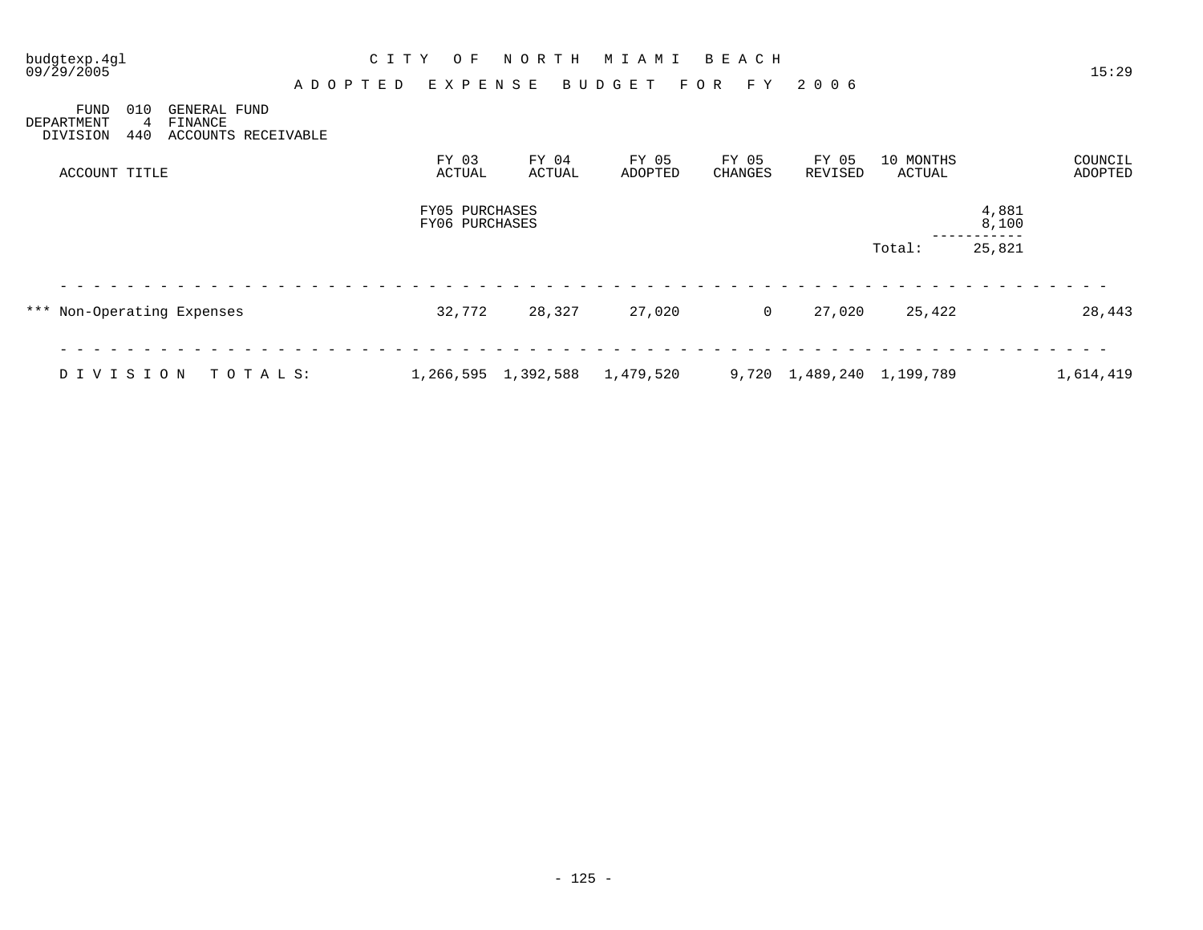budgtexp.4gl
09/29/2005

# CITY OF NORTH MIAMI BEACH

## ADOPTED EXPENSE BUDGET FOR FY 2006

FUND 010 GENERAL FUND
DEPARTMENT 4 FINANCE
DIVISION 440 ACCOUNTS RECEIVABLE

| ACCOUNT TITLE | FY 03 ACTUAL | FY 04 ACTUAL | FY 05 ADOPTED | FY 05 CHANGES | FY 05 REVISED | 10 MONTHS ACTUAL | | COUNCIL ADOPTED |
|---|---|---|---|---|---|---|---|---|
| | FY05 PURCHASES | | | | | | 4,881 | |
| | FY06 PURCHASES | | | | | | 8,100 | |
| | | | | | | Total: | 25,821 | |
| *** Non-Operating Expenses | 32,772 | 28,327 | 27,020 | 0 | 27,020 | 25,422 | | 28,443 |
| DIVISION TOTALS: | 1,266,595 | 1,392,588 | 1,479,520 | 9,720 | 1,489,240 | 1,199,789 | | 1,614,419 |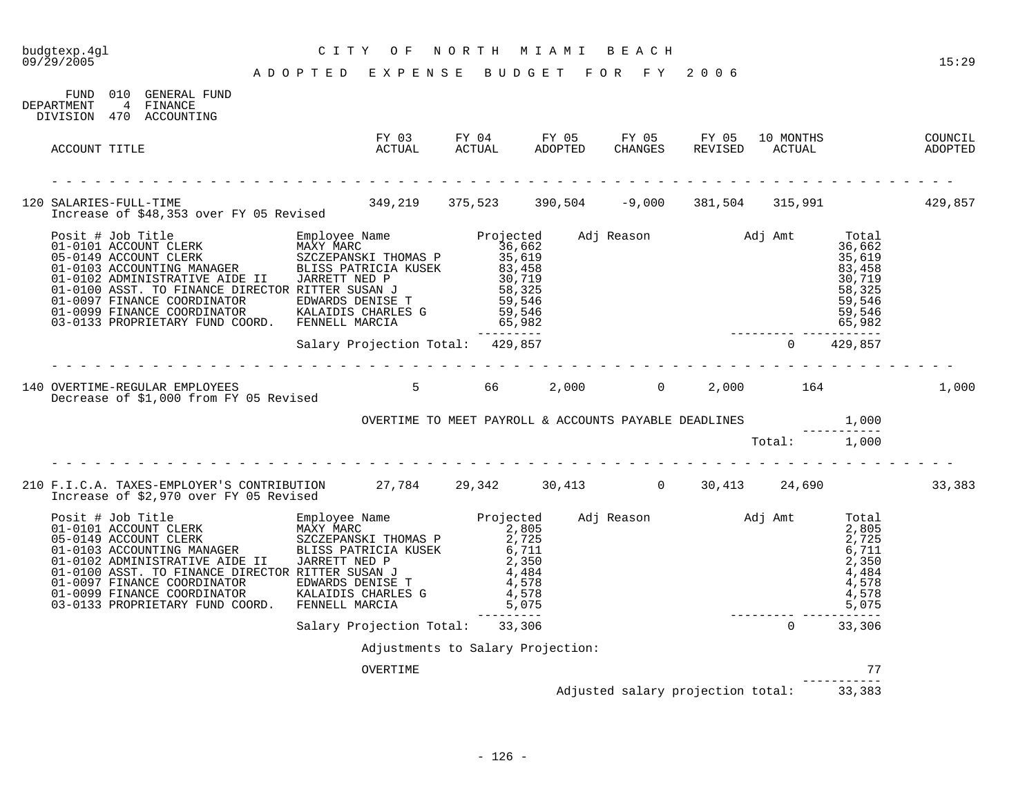budgtexp.4gl — CITY OF NORTH MIAMI BEACH
09/29/2005 — 15:29

# ADOPTED EXPENSE BUDGET FOR FY 2006

FUND 010 GENERAL FUND
DEPARTMENT 4 FINANCE
DIVISION 470 ACCOUNTING

| ACCOUNT TITLE | FY 03 ACTUAL | FY 04 ACTUAL | FY 05 ADOPTED | FY 05 CHANGES | FY 05 REVISED | 10 MONTHS ACTUAL | COUNCIL ADOPTED |
|---|---|---|---|---|---|---|---|
| 120 SALARIES-FULL-TIME | 349,219 | 375,523 | 390,504 | -9,000 | 381,504 | 315,991 | 429,857 |

Increase of $48,353 over FY 05 Revised

| Posit # | Job Title | Employee Name | Projected | Adj Reason | Adj Amt | Total |
|---|---|---|---|---|---|---|
| 01-0101 | ACCOUNT CLERK | MAXY MARC | 36,662 | | | 36,662 |
| 05-0149 | ACCOUNT CLERK | SZCZEPANSKI THOMAS P | 35,619 | | | 35,619 |
| 01-0103 | ACCOUNTING MANAGER | BLISS PATRICIA KUSEK | 83,458 | | | 83,458 |
| 01-0102 | ADMINISTRATIVE AIDE II | JARRETT NED P | 30,719 | | | 30,719 |
| 01-0100 | ASST. TO FINANCE DIRECTOR | RITTER SUSAN J | 58,325 | | | 58,325 |
| 01-0097 | FINANCE COORDINATOR | EDWARDS DENISE T | 59,546 | | | 59,546 |
| 01-0099 | FINANCE COORDINATOR | KALAIDIS CHARLES G | 59,546 | | | 59,546 |
| 03-0133 | PROPRIETARY FUND COORD. | FENNELL MARCIA | 65,982 | | | 65,982 |
| | | Salary Projection Total: | 429,857 | | 0 | 429,857 |

| ACCOUNT TITLE | FY 03 ACTUAL | FY 04 ACTUAL | FY 05 ADOPTED | FY 05 CHANGES | FY 05 REVISED | 10 MONTHS ACTUAL | COUNCIL ADOPTED |
|---|---|---|---|---|---|---|---|
| 140 OVERTIME-REGULAR EMPLOYEES | 5 | 66 | 2,000 | 0 | 2,000 | 164 | 1,000 |

Decrease of $1,000 from FY 05 Revised

| Description | Amount |
|---|---|
| OVERTIME TO MEET PAYROLL & ACCOUNTS PAYABLE DEADLINES | 1,000 |
| Total: | 1,000 |

| ACCOUNT TITLE | FY 03 ACTUAL | FY 04 ACTUAL | FY 05 ADOPTED | FY 05 CHANGES | FY 05 REVISED | 10 MONTHS ACTUAL | COUNCIL ADOPTED |
|---|---|---|---|---|---|---|---|
| 210 F.I.C.A. TAXES-EMPLOYER'S CONTRIBUTION | 27,784 | 29,342 | 30,413 | 0 | 30,413 | 24,690 | 33,383 |

Increase of $2,970 over FY 05 Revised

| Posit # | Job Title | Employee Name | Projected | Adj Reason | Adj Amt | Total |
|---|---|---|---|---|---|---|
| 01-0101 | ACCOUNT CLERK | MAXY MARC | 2,805 | | | 2,805 |
| 05-0149 | ACCOUNT CLERK | SZCZEPANSKI THOMAS P | 2,725 | | | 2,725 |
| 01-0103 | ACCOUNTING MANAGER | BLISS PATRICIA KUSEK | 6,711 | | | 6,711 |
| 01-0102 | ADMINISTRATIVE AIDE II | JARRETT NED P | 2,350 | | | 2,350 |
| 01-0100 | ASST. TO FINANCE DIRECTOR | RITTER SUSAN J | 4,484 | | | 4,484 |
| 01-0097 | FINANCE COORDINATOR | EDWARDS DENISE T | 4,578 | | | 4,578 |
| 01-0099 | FINANCE COORDINATOR | KALAIDIS CHARLES G | 4,578 | | | 4,578 |
| 03-0133 | PROPRIETARY FUND COORD. | FENNELL MARCIA | 5,075 | | | 5,075 |
| | | Salary Projection Total: | 33,306 | | 0 | 33,306 |

Adjustments to Salary Projection:

| Adjustment | Amount |
|---|---|
| OVERTIME | 77 |
| Adjusted salary projection total: | 33,383 |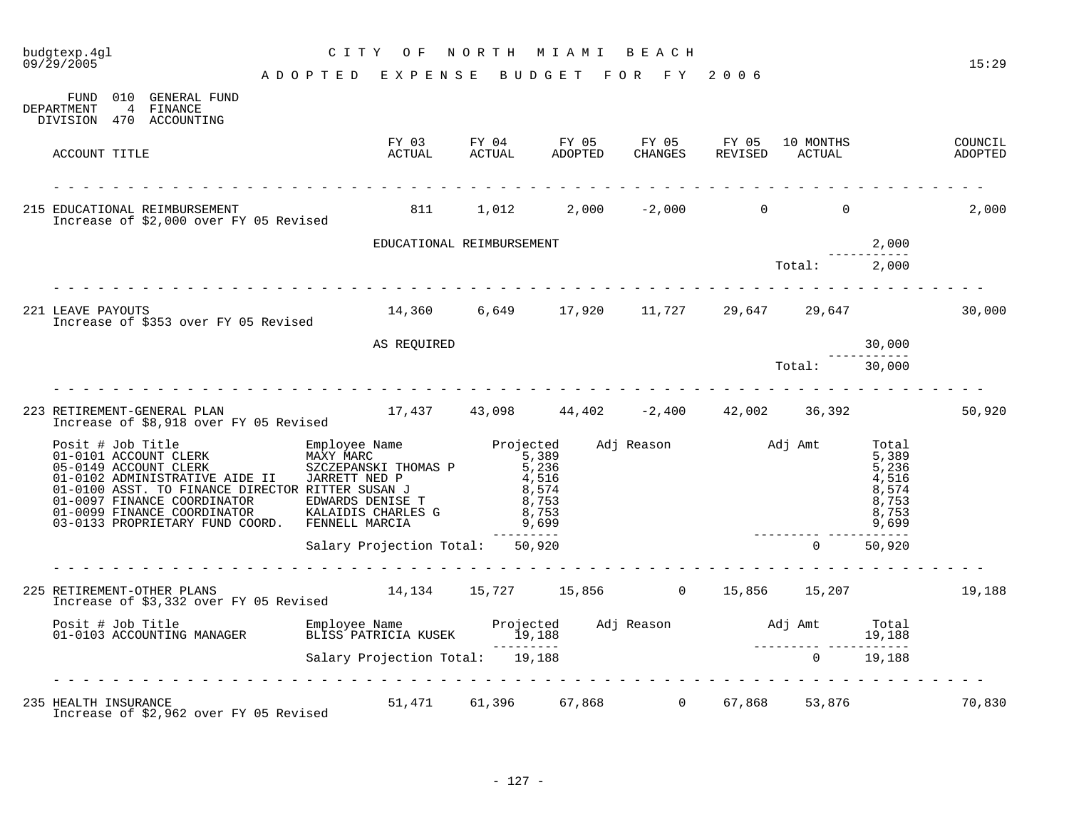budgtexp.4gl — 09/29/2005 — CITY OF NORTH MIAMI BEACH — 15:29

# ADOPTED EXPENSE BUDGET FOR FY 2006

FUND 010 GENERAL FUND
DEPARTMENT 4 FINANCE
DIVISION 470 ACCOUNTING

| ACCOUNT TITLE | FY 03 ACTUAL | FY 04 ACTUAL | FY 05 ADOPTED | FY 05 CHANGES | FY 05 REVISED | 10 MONTHS ACTUAL | COUNCIL ADOPTED |
|---|---|---|---|---|---|---|---|
| 215 EDUCATIONAL REIMBURSEMENT | 811 | 1,012 | 2,000 | -2,000 | 0 | 0 | 2,000 |
| 221 LEAVE PAYOUTS | 14,360 | 6,649 | 17,920 | 11,727 | 29,647 | 29,647 | 30,000 |
| 223 RETIREMENT-GENERAL PLAN | 17,437 | 43,098 | 44,402 | -2,400 | 42,002 | 36,392 | 50,920 |
| 225 RETIREMENT-OTHER PLANS | 14,134 | 15,727 | 15,856 | 0 | 15,856 | 15,207 | 19,188 |
| 235 HEALTH INSURANCE | 51,471 | 61,396 | 67,868 | 0 | 67,868 | 53,876 | 70,830 |

**215 EDUCATIONAL REIMBURSEMENT**
Increase of $2,000 over FY 05 Revised

| Description | Amount |
|---|---|
| EDUCATIONAL REIMBURSEMENT | 2,000 |
| Total: | 2,000 |

**221 LEAVE PAYOUTS**
Increase of $353 over FY 05 Revised

| Description | Amount |
|---|---|
| AS REQUIRED | 30,000 |
| Total: | 30,000 |

**223 RETIREMENT-GENERAL PLAN**
Increase of $8,918 over FY 05 Revised

| Posit # | Job Title | Employee Name | Projected | Adj Reason | Adj Amt | Total |
|---|---|---|---|---|---|---|
| 01-0101 | ACCOUNT CLERK | MAXY MARC | 5,389 | | | 5,389 |
| 05-0149 | ACCOUNT CLERK | SZCZEPANSKI THOMAS P | 5,236 | | | 5,236 |
| 01-0102 | ADMINISTRATIVE AIDE II | JARRETT NED P | 4,516 | | | 4,516 |
| 01-0100 | ASST. TO FINANCE DIRECTOR | RITTER SUSAN J | 8,574 | | | 8,574 |
| 01-0097 | FINANCE COORDINATOR | EDWARDS DENISE T | 8,753 | | | 8,753 |
| 01-0099 | FINANCE COORDINATOR | KALAIDIS CHARLES G | 8,753 | | | 8,753 |
| 03-0133 | PROPRIETARY FUND COORD. | FENNELL MARCIA | 9,699 | | | 9,699 |
| | | Salary Projection Total: | 50,920 | | 0 | 50,920 |

**225 RETIREMENT-OTHER PLANS**
Increase of $3,332 over FY 05 Revised

| Posit # | Job Title | Employee Name | Projected | Adj Reason | Adj Amt | Total |
|---|---|---|---|---|---|---|
| 01-0103 | ACCOUNTING MANAGER | BLISS PATRICIA KUSEK | 19,188 | | | 19,188 |
| | | Salary Projection Total: | 19,188 | | 0 | 19,188 |

**235 HEALTH INSURANCE**
Increase of $2,962 over FY 05 Revised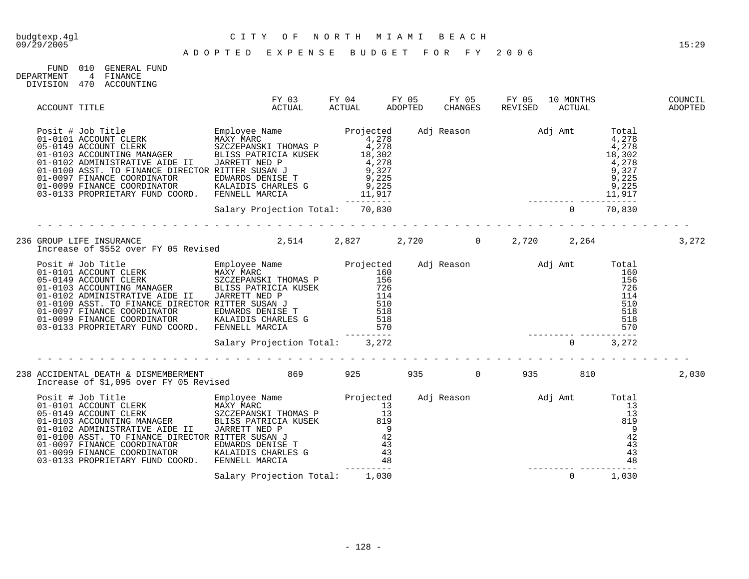CITY OF NORTH MIAMI BEACH

ADOPTED EXPENSE BUDGET FOR FY 2006

FUND 010 GENERAL FUND
DEPARTMENT 4 FINANCE
DIVISION 470 ACCOUNTING

| ACCOUNT TITLE | FY 03 ACTUAL | FY 04 ACTUAL | FY 05 ADOPTED | FY 05 CHANGES | FY 05 REVISED | 10 MONTHS ACTUAL | | COUNCIL ADOPTED |
|---|---|---|---|---|---|---|---|---|

| Posit # | Job Title | Employee Name | Projected | Adj Reason | Adj Amt | Total |
|---|---|---|---|---|---|---|
| 01-0101 | ACCOUNT CLERK | MAXY MARC | 4,278 | | | 4,278 |
| 05-0149 | ACCOUNT CLERK | SZCZEPANSKI THOMAS P | 4,278 | | | 4,278 |
| 01-0103 | ACCOUNTING MANAGER | BLISS PATRICIA KUSEK | 18,302 | | | 18,302 |
| 01-0102 | ADMINISTRATIVE AIDE II | JARRETT NED P | 4,278 | | | 4,278 |
| 01-0100 | ASST. TO FINANCE DIRECTOR | RITTER SUSAN J | 9,327 | | | 9,327 |
| 01-0097 | FINANCE COORDINATOR | EDWARDS DENISE T | 9,225 | | | 9,225 |
| 01-0099 | FINANCE COORDINATOR | KALAIDIS CHARLES G | 9,225 | | | 9,225 |
| 03-0133 | PROPRIETARY FUND COORD. | FENNELL MARCIA | 11,917 | | | 11,917 |
| | | Salary Projection Total: | 70,830 | | 0 | 70,830 |

| ACCOUNT TITLE | FY 03 ACTUAL | FY 04 ACTUAL | FY 05 ADOPTED | FY 05 CHANGES | FY 05 REVISED | 10 MONTHS ACTUAL | | COUNCIL ADOPTED |
|---|---|---|---|---|---|---|---|---|
| 236 GROUP LIFE INSURANCE | 2,514 | 2,827 | 2,720 | 0 | 2,720 | 2,264 | | 3,272 |

Increase of $552 over FY 05 Revised

| Posit # | Job Title | Employee Name | Projected | Adj Reason | Adj Amt | Total |
|---|---|---|---|---|---|---|
| 01-0101 | ACCOUNT CLERK | MAXY MARC | 160 | | | 160 |
| 05-0149 | ACCOUNT CLERK | SZCZEPANSKI THOMAS P | 156 | | | 156 |
| 01-0103 | ACCOUNTING MANAGER | BLISS PATRICIA KUSEK | 726 | | | 726 |
| 01-0102 | ADMINISTRATIVE AIDE II | JARRETT NED P | 114 | | | 114 |
| 01-0100 | ASST. TO FINANCE DIRECTOR | RITTER SUSAN J | 510 | | | 510 |
| 01-0097 | FINANCE COORDINATOR | EDWARDS DENISE T | 518 | | | 518 |
| 01-0099 | FINANCE COORDINATOR | KALAIDIS CHARLES G | 518 | | | 518 |
| 03-0133 | PROPRIETARY FUND COORD. | FENNELL MARCIA | 570 | | | 570 |
| | | Salary Projection Total: | 3,272 | | 0 | 3,272 |

| ACCOUNT TITLE | FY 03 ACTUAL | FY 04 ACTUAL | FY 05 ADOPTED | FY 05 CHANGES | FY 05 REVISED | 10 MONTHS ACTUAL | | COUNCIL ADOPTED |
|---|---|---|---|---|---|---|---|---|
| 238 ACCIDENTAL DEATH & DISMEMBERMENT | 869 | 925 | 935 | 0 | 935 | 810 | | 2,030 |

Increase of $1,095 over FY 05 Revised

| Posit # | Job Title | Employee Name | Projected | Adj Reason | Adj Amt | Total |
|---|---|---|---|---|---|---|
| 01-0101 | ACCOUNT CLERK | MAXY MARC | 13 | | | 13 |
| 05-0149 | ACCOUNT CLERK | SZCZEPANSKI THOMAS P | 13 | | | 13 |
| 01-0103 | ACCOUNTING MANAGER | BLISS PATRICIA KUSEK | 819 | | | 819 |
| 01-0102 | ADMINISTRATIVE AIDE II | JARRETT NED P | 9 | | | 9 |
| 01-0100 | ASST. TO FINANCE DIRECTOR | RITTER SUSAN J | 42 | | | 42 |
| 01-0097 | FINANCE COORDINATOR | EDWARDS DENISE T | 43 | | | 43 |
| 01-0099 | FINANCE COORDINATOR | KALAIDIS CHARLES G | 43 | | | 43 |
| 03-0133 | PROPRIETARY FUND COORD. | FENNELL MARCIA | 48 | | | 48 |
| | | Salary Projection Total: | 1,030 | | 0 | 1,030 |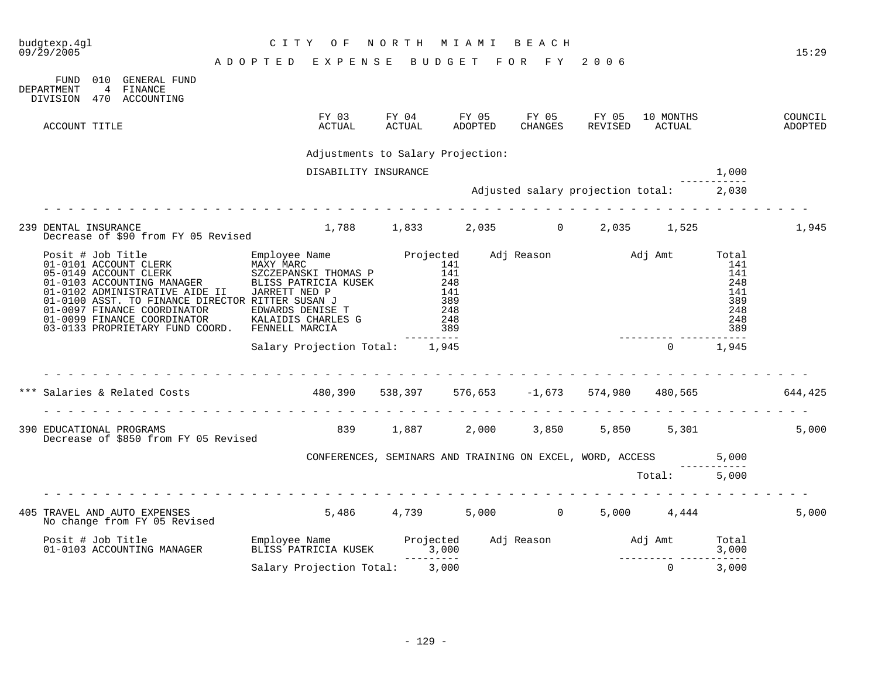budgtexp.4gl — CITY OF NORTH MIAMI BEACH — 09/29/2005 15:29

# ADOPTED EXPENSE BUDGET FOR FY 2006

FUND 010 GENERAL FUND
DEPARTMENT 4 FINANCE
DIVISION 470 ACCOUNTING

| ACCOUNT TITLE | FY 03 ACTUAL | FY 04 ACTUAL | FY 05 ADOPTED | FY 05 CHANGES | FY 05 REVISED | 10 MONTHS ACTUAL | COUNCIL ADOPTED |
|---|---|---|---|---|---|---|---|

Adjustments to Salary Projection:

| | |
|---|---|
| DISABILITY INSURANCE | 1,000 |
| Adjusted salary projection total: | 2,030 |

| ACCOUNT TITLE | FY 03 ACTUAL | FY 04 ACTUAL | FY 05 ADOPTED | FY 05 CHANGES | FY 05 REVISED | 10 MONTHS ACTUAL | COUNCIL ADOPTED |
|---|---|---|---|---|---|---|---|
| 239 DENTAL INSURANCE<br>Decrease of $90 from FY 05 Revised | 1,788 | 1,833 | 2,035 | 0 | 2,035 | 1,525 | 1,945 |

| Posit # Job Title | Employee Name | Projected | Adj Reason | Adj Amt | Total |
|---|---|---|---|---|---|
| 01-0101 ACCOUNT CLERK | MAXY MARC | 141 | | | 141 |
| 05-0149 ACCOUNT CLERK | SZCZEPANSKI THOMAS P | 141 | | | 141 |
| 01-0103 ACCOUNTING MANAGER | BLISS PATRICIA KUSEK | 248 | | | 248 |
| 01-0102 ADMINISTRATIVE AIDE II | JARRETT NED P | 141 | | | 141 |
| 01-0100 ASST. TO FINANCE DIRECTOR | RITTER SUSAN J | 389 | | | 389 |
| 01-0097 FINANCE COORDINATOR | EDWARDS DENISE T | 248 | | | 248 |
| 01-0099 FINANCE COORDINATOR | KALAIDIS CHARLES G | 248 | | | 248 |
| 03-0133 PROPRIETARY FUND COORD. | FENNELL MARCIA | 389 | | | 389 |
| | Salary Projection Total: | 1,945 | | 0 | 1,945 |

| ACCOUNT TITLE | FY 03 ACTUAL | FY 04 ACTUAL | FY 05 ADOPTED | FY 05 CHANGES | FY 05 REVISED | 10 MONTHS ACTUAL | COUNCIL ADOPTED |
|---|---|---|---|---|---|---|---|
| *** Salaries & Related Costs | 480,390 | 538,397 | 576,653 | -1,673 | 574,980 | 480,565 | 644,425 |
| 390 EDUCATIONAL PROGRAMS<br>Decrease of $850 from FY 05 Revised | 839 | 1,887 | 2,000 | 3,850 | 5,850 | 5,301 | 5,000 |

| | |
|---|---|
| CONFERENCES, SEMINARS AND TRAINING ON EXCEL, WORD, ACCESS | 5,000 |
| Total: | 5,000 |

| ACCOUNT TITLE | FY 03 ACTUAL | FY 04 ACTUAL | FY 05 ADOPTED | FY 05 CHANGES | FY 05 REVISED | 10 MONTHS ACTUAL | COUNCIL ADOPTED |
|---|---|---|---|---|---|---|---|
| 405 TRAVEL AND AUTO EXPENSES<br>No change from FY 05 Revised | 5,486 | 4,739 | 5,000 | 0 | 5,000 | 4,444 | 5,000 |

| Posit # Job Title | Employee Name | Projected | Adj Reason | Adj Amt | Total |
|---|---|---|---|---|---|
| 01-0103 ACCOUNTING MANAGER | BLISS PATRICIA KUSEK | 3,000 | | | 3,000 |
| | Salary Projection Total: | 3,000 | | 0 | 3,000 |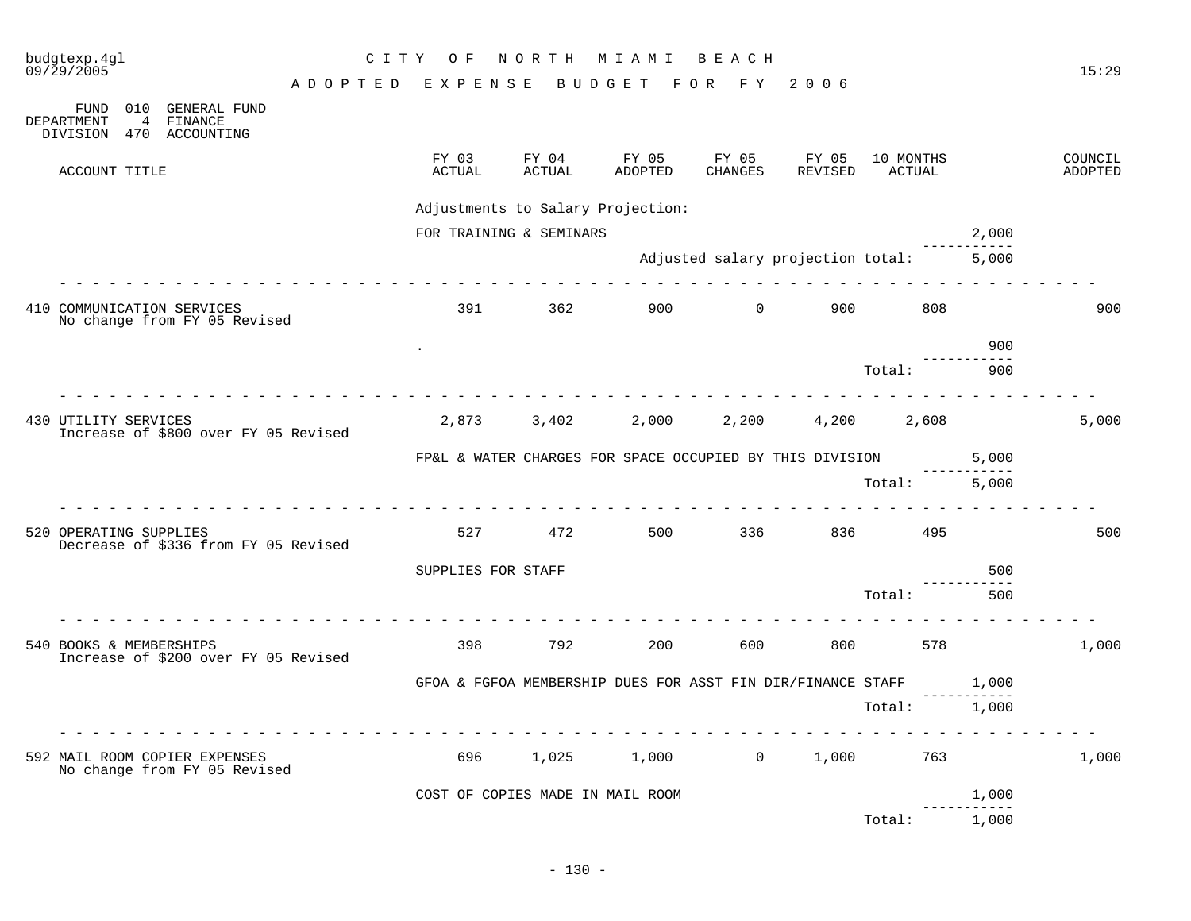CITY OF NORTH MIAMI BEACH

ADOPTED EXPENSE BUDGET FOR FY 2006

FUND 010 GENERAL FUND
DEPARTMENT 4 FINANCE
DIVISION 470 ACCOUNTING

| ACCOUNT TITLE | FY 03 ACTUAL | FY 04 ACTUAL | FY 05 ADOPTED | FY 05 CHANGES | FY 05 REVISED | 10 MONTHS ACTUAL | | COUNCIL ADOPTED |
|---|---|---|---|---|---|---|---|---|
| | Adjustments to Salary Projection: | | | | | | | |
| | FOR TRAINING & SEMINARS | | | | | | 2,000 | |
| | | | Adjusted salary projection total: | | | | 5,000 | |
| 410 COMMUNICATION SERVICES<br>No change from FY 05 Revised | 391 | 362 | 900 | 0 | 900 | 808 | | 900 |
| | . | | | | | | 900 | |
| | | | | | | Total: | 900 | |
| 430 UTILITY SERVICES<br>Increase of $800 over FY 05 Revised | 2,873 | 3,402 | 2,000 | 2,200 | 4,200 | 2,608 | | 5,000 |
| | FP&L & WATER CHARGES FOR SPACE OCCUPIED BY THIS DIVISION | | | | | | 5,000 | |
| | | | | | | Total: | 5,000 | |
| 520 OPERATING SUPPLIES<br>Decrease of $336 from FY 05 Revised | 527 | 472 | 500 | 336 | 836 | 495 | | 500 |
| | SUPPLIES FOR STAFF | | | | | | 500 | |
| | | | | | | Total: | 500 | |
| 540 BOOKS & MEMBERSHIPS<br>Increase of $200 over FY 05 Revised | 398 | 792 | 200 | 600 | 800 | 578 | | 1,000 |
| | GFOA & FGFOA MEMBERSHIP DUES FOR ASST FIN DIR/FINANCE STAFF | | | | | | 1,000 | |
| | | | | | | Total: | 1,000 | |
| 592 MAIL ROOM COPIER EXPENSES<br>No change from FY 05 Revised | 696 | 1,025 | 1,000 | 0 | 1,000 | 763 | | 1,000 |
| | COST OF COPIES MADE IN MAIL ROOM | | | | | | 1,000 | |
| | | | | | | Total: | 1,000 | |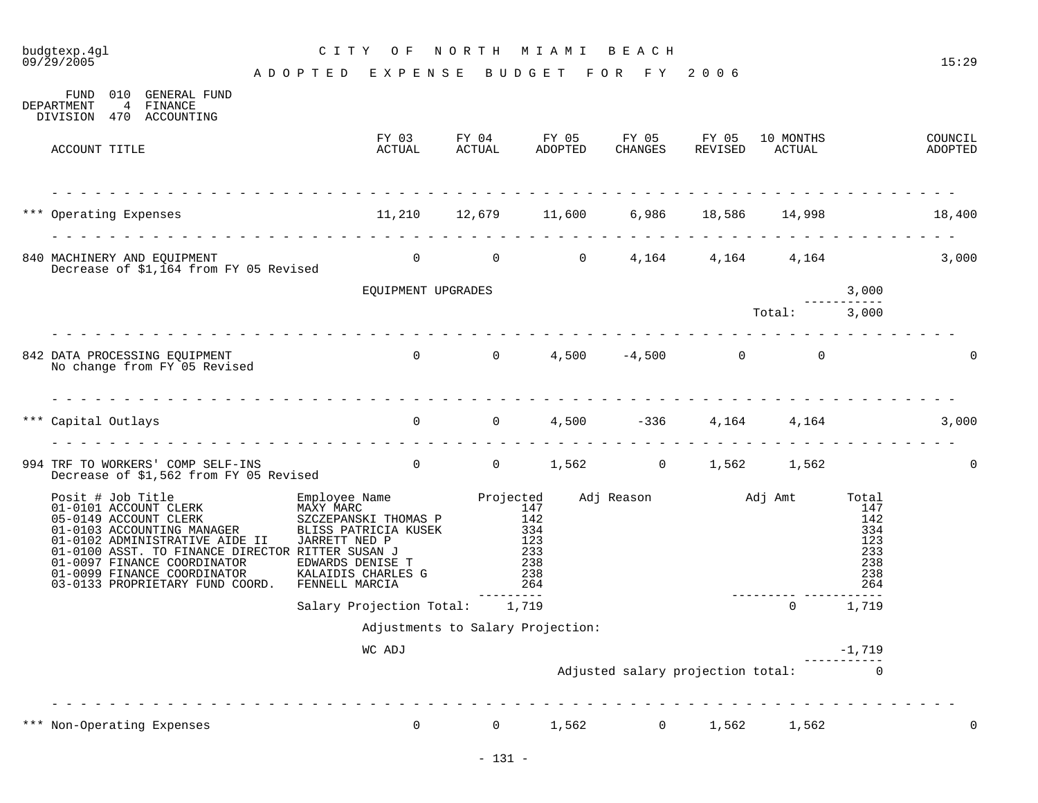budgtexp.4gl
09/29/2005

# CITY OF NORTH MIAMI BEACH

## ADOPTED EXPENSE BUDGET FOR FY 2006

15:29

FUND 010 GENERAL FUND
DEPARTMENT 4 FINANCE
DIVISION 470 ACCOUNTING

| ACCOUNT TITLE | FY 03 ACTUAL | FY 04 ACTUAL | FY 05 ADOPTED | FY 05 CHANGES | FY 05 REVISED | 10 MONTHS ACTUAL | | COUNCIL ADOPTED |
|---|---|---|---|---|---|---|---|---|
| *** Operating Expenses | 11,210 | 12,679 | 11,600 | 6,986 | 18,586 | 14,998 | | 18,400 |
| 840 MACHINERY AND EQUIPMENT<br>Decrease of $1,164 from FY 05 Revised | 0 | 0 | 0 | 4,164 | 4,164 | 4,164 | | 3,000 |
| | EQUIPMENT UPGRADES | | | | | | 3,000 | |
| | | | | | | Total: | 3,000 | |
| 842 DATA PROCESSING EQUIPMENT<br>No change from FY 05 Revised | 0 | 0 | 4,500 | -4,500 | 0 | 0 | | 0 |
| *** Capital Outlays | 0 | 0 | 4,500 | -336 | 4,164 | 4,164 | | 3,000 |
| 994 TRF TO WORKERS' COMP SELF-INS<br>Decrease of $1,562 from FY 05 Revised | 0 | 0 | 1,562 | 0 | 1,562 | 1,562 | | 0 |

| Posit # Job Title | Employee Name | Projected | Adj Reason | Adj Amt | Total |
|---|---|---|---|---|---|
| 01-0101 ACCOUNT CLERK | MAXY MARC | 147 | | | 147 |
| 05-0149 ACCOUNT CLERK | SZCZEPANSKI THOMAS P | 142 | | | 142 |
| 01-0103 ACCOUNTING MANAGER | BLISS PATRICIA KUSEK | 334 | | | 334 |
| 01-0102 ADMINISTRATIVE AIDE II | JARRETT NED P | 123 | | | 123 |
| 01-0100 ASST. TO FINANCE DIRECTOR | RITTER SUSAN J | 233 | | | 233 |
| 01-0097 FINANCE COORDINATOR | EDWARDS DENISE T | 238 | | | 238 |
| 01-0099 FINANCE COORDINATOR | KALAIDIS CHARLES G | 238 | | | 238 |
| 03-0133 PROPRIETARY FUND COORD. | FENNELL MARCIA | 264 | | | 264 |
| | Salary Projection Total: | 1,719 | | 0 | 1,719 |

Adjustments to Salary Projection:

| | |
|---|---|
| WC ADJ | -1,719 |
| Adjusted salary projection total: | 0 |

| ACCOUNT TITLE | FY 03 ACTUAL | FY 04 ACTUAL | FY 05 ADOPTED | FY 05 CHANGES | FY 05 REVISED | 10 MONTHS ACTUAL | COUNCIL ADOPTED |
|---|---|---|---|---|---|---|---|
| *** Non-Operating Expenses | 0 | 0 | 1,562 | 0 | 1,562 | 1,562 | 0 |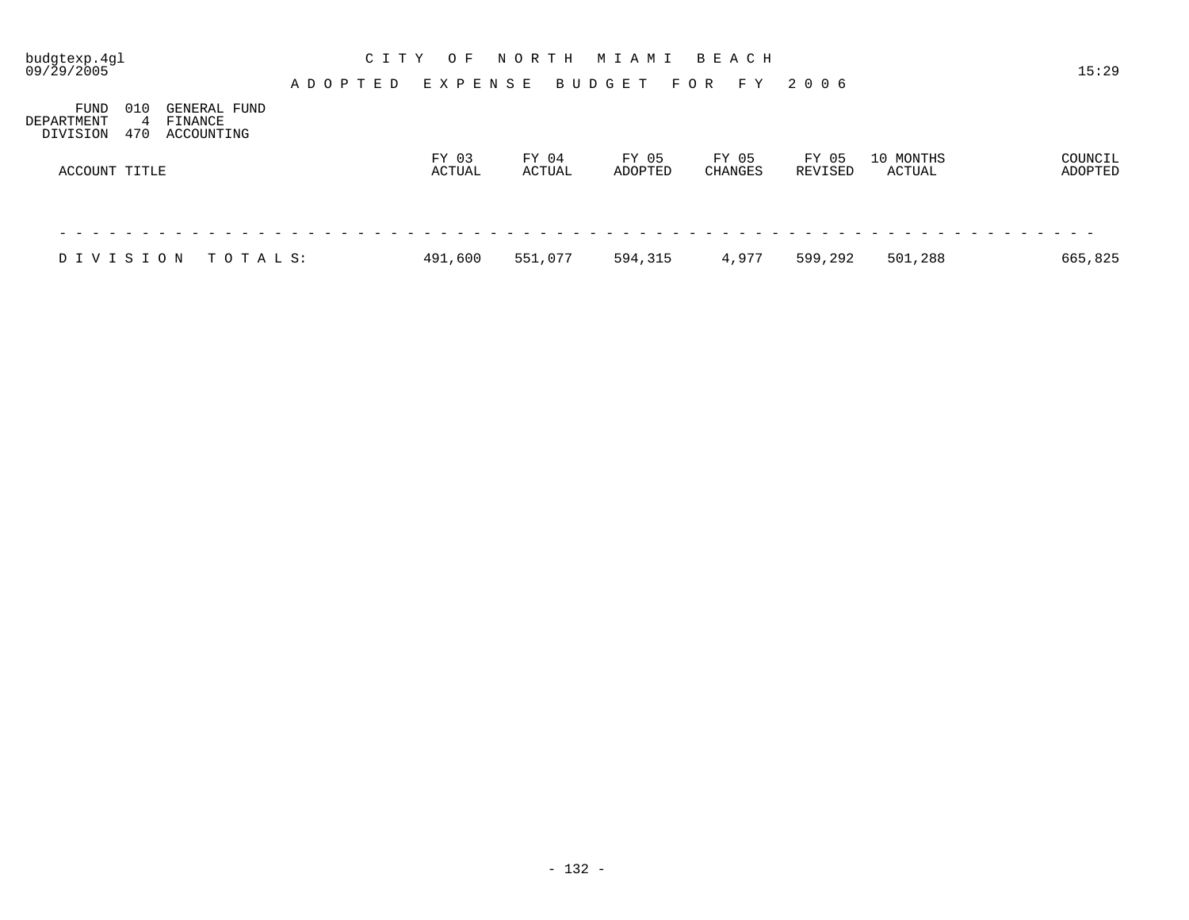# CITY OF NORTH MIAMI BEACH

## ADOPTED EXPENSE BUDGET FOR FY 2006

budgtexp.4gl
09/29/2005
15:29

FUND 010 GENERAL FUND
DEPARTMENT 4 FINANCE
DIVISION 470 ACCOUNTING

| ACCOUNT TITLE | FY 03 ACTUAL | FY 04 ACTUAL | FY 05 ADOPTED | FY 05 CHANGES | FY 05 REVISED | 10 MONTHS ACTUAL | COUNCIL ADOPTED |
|---|---|---|---|---|---|---|---|
| DIVISION TOTALS: | 491,600 | 551,077 | 594,315 | 4,977 | 599,292 | 501,288 | 665,825 |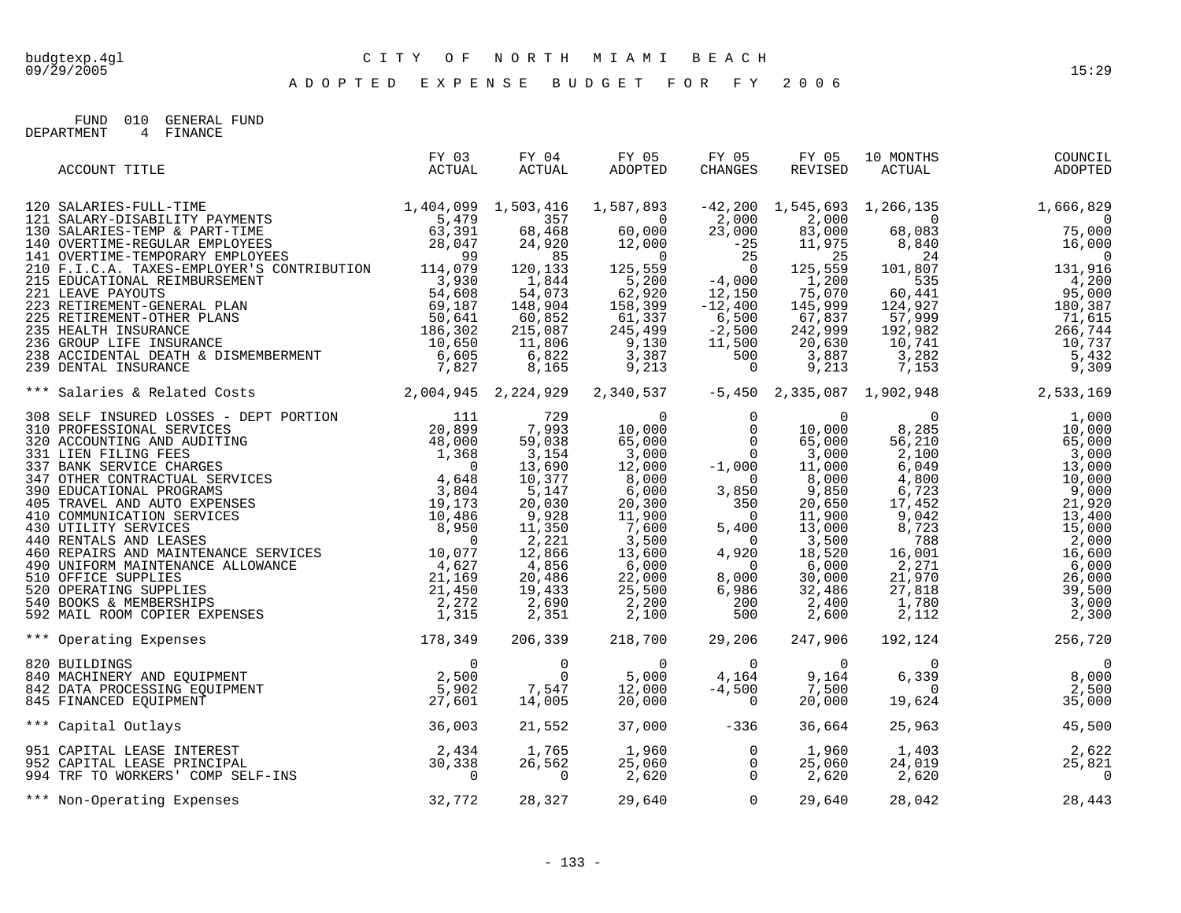# CITY OF NORTH MIAMI BEACH

## ADOPTED EXPENSE BUDGET FOR FY 2006

FUND 010 GENERAL FUND
DEPARTMENT 4 FINANCE

| ACCOUNT TITLE | FY 03 ACTUAL | FY 04 ACTUAL | FY 05 ADOPTED | FY 05 CHANGES | FY 05 REVISED | 10 MONTHS ACTUAL | COUNCIL ADOPTED |
|---|---|---|---|---|---|---|---|
| 120 SALARIES-FULL-TIME | 1,404,099 | 1,503,416 | 1,587,893 | -42,200 | 1,545,693 | 1,266,135 | 1,666,829 |
| 121 SALARY-DISABILITY PAYMENTS | 5,479 | 357 | 0 | 2,000 | 2,000 | 0 | 0 |
| 130 SALARIES-TEMP & PART-TIME | 63,391 | 68,468 | 60,000 | 23,000 | 83,000 | 68,083 | 75,000 |
| 140 OVERTIME-REGULAR EMPLOYEES | 28,047 | 24,920 | 12,000 | -25 | 11,975 | 8,840 | 16,000 |
| 141 OVERTIME-TEMPORARY EMPLOYEES | 99 | 85 | 0 | 25 | 25 | 24 | 0 |
| 210 F.I.C.A. TAXES-EMPLOYER'S CONTRIBUTION | 114,079 | 120,133 | 125,559 | 0 | 125,559 | 101,807 | 131,916 |
| 215 EDUCATIONAL REIMBURSEMENT | 3,930 | 1,844 | 5,200 | -4,000 | 1,200 | 535 | 4,200 |
| 221 LEAVE PAYOUTS | 54,608 | 54,073 | 62,920 | 12,150 | 75,070 | 60,441 | 95,000 |
| 223 RETIREMENT-GENERAL PLAN | 69,187 | 148,904 | 158,399 | -12,400 | 145,999 | 124,927 | 180,387 |
| 225 RETIREMENT-OTHER PLANS | 50,641 | 60,852 | 61,337 | 6,500 | 67,837 | 57,999 | 71,615 |
| 235 HEALTH INSURANCE | 186,302 | 215,087 | 245,499 | -2,500 | 242,999 | 192,982 | 266,744 |
| 236 GROUP LIFE INSURANCE | 10,650 | 11,806 | 9,130 | 11,500 | 20,630 | 10,741 | 10,737 |
| 238 ACCIDENTAL DEATH & DISMEMBERMENT | 6,605 | 6,822 | 3,387 | 500 | 3,887 | 3,282 | 5,432 |
| 239 DENTAL INSURANCE | 7,827 | 8,165 | 9,213 | 0 | 9,213 | 7,153 | 9,309 |
| *** Salaries & Related Costs | 2,004,945 | 2,224,929 | 2,340,537 | -5,450 | 2,335,087 | 1,902,948 | 2,533,169 |
| 308 SELF INSURED LOSSES - DEPT PORTION | 111 | 729 | 0 | 0 | 0 | 0 | 1,000 |
| 310 PROFESSIONAL SERVICES | 20,899 | 7,993 | 10,000 | 0 | 10,000 | 8,285 | 10,000 |
| 320 ACCOUNTING AND AUDITING | 48,000 | 59,038 | 65,000 | 0 | 65,000 | 56,210 | 65,000 |
| 331 LIEN FILING FEES | 1,368 | 3,154 | 3,000 | 0 | 3,000 | 2,100 | 3,000 |
| 337 BANK SERVICE CHARGES | 0 | 13,690 | 12,000 | -1,000 | 11,000 | 6,049 | 13,000 |
| 347 OTHER CONTRACTUAL SERVICES | 4,648 | 10,377 | 8,000 | 0 | 8,000 | 4,800 | 10,000 |
| 390 EDUCATIONAL PROGRAMS | 3,804 | 5,147 | 6,000 | 3,850 | 9,850 | 6,723 | 9,000 |
| 405 TRAVEL AND AUTO EXPENSES | 19,173 | 20,030 | 20,300 | 350 | 20,650 | 17,452 | 21,920 |
| 410 COMMUNICATION SERVICES | 10,486 | 9,928 | 11,900 | 0 | 11,900 | 9,042 | 13,400 |
| 430 UTILITY SERVICES | 8,950 | 11,350 | 7,600 | 5,400 | 13,000 | 8,723 | 15,000 |
| 440 RENTALS AND LEASES | 0 | 2,221 | 3,500 | 0 | 3,500 | 788 | 2,000 |
| 460 REPAIRS AND MAINTENANCE SERVICES | 10,077 | 12,866 | 13,600 | 4,920 | 18,520 | 16,001 | 16,600 |
| 490 UNIFORM MAINTENANCE ALLOWANCE | 4,627 | 4,856 | 6,000 | 0 | 6,000 | 2,271 | 6,000 |
| 510 OFFICE SUPPLIES | 21,169 | 20,486 | 22,000 | 8,000 | 30,000 | 21,970 | 26,000 |
| 520 OPERATING SUPPLIES | 21,450 | 19,433 | 25,500 | 6,986 | 32,486 | 27,818 | 39,500 |
| 540 BOOKS & MEMBERSHIPS | 2,272 | 2,690 | 2,200 | 200 | 2,400 | 1,780 | 3,000 |
| 592 MAIL ROOM COPIER EXPENSES | 1,315 | 2,351 | 2,100 | 500 | 2,600 | 2,112 | 2,300 |
| *** Operating Expenses | 178,349 | 206,339 | 218,700 | 29,206 | 247,906 | 192,124 | 256,720 |
| 820 BUILDINGS | 0 | 0 | 0 | 0 | 0 | 0 | 0 |
| 840 MACHINERY AND EQUIPMENT | 2,500 | 0 | 5,000 | 4,164 | 9,164 | 6,339 | 8,000 |
| 842 DATA PROCESSING EQUIPMENT | 5,902 | 7,547 | 12,000 | -4,500 | 7,500 | 0 | 2,500 |
| 845 FINANCED EQUIPMENT | 27,601 | 14,005 | 20,000 | 0 | 20,000 | 19,624 | 35,000 |
| *** Capital Outlays | 36,003 | 21,552 | 37,000 | -336 | 36,664 | 25,963 | 45,500 |
| 951 CAPITAL LEASE INTEREST | 2,434 | 1,765 | 1,960 | 0 | 1,960 | 1,403 | 2,622 |
| 952 CAPITAL LEASE PRINCIPAL | 30,338 | 26,562 | 25,060 | 0 | 25,060 | 24,019 | 25,821 |
| 994 TRF TO WORKERS' COMP SELF-INS | 0 | 0 | 2,620 | 0 | 2,620 | 2,620 | 0 |
| *** Non-Operating Expenses | 32,772 | 28,327 | 29,640 | 0 | 29,640 | 28,042 | 28,443 |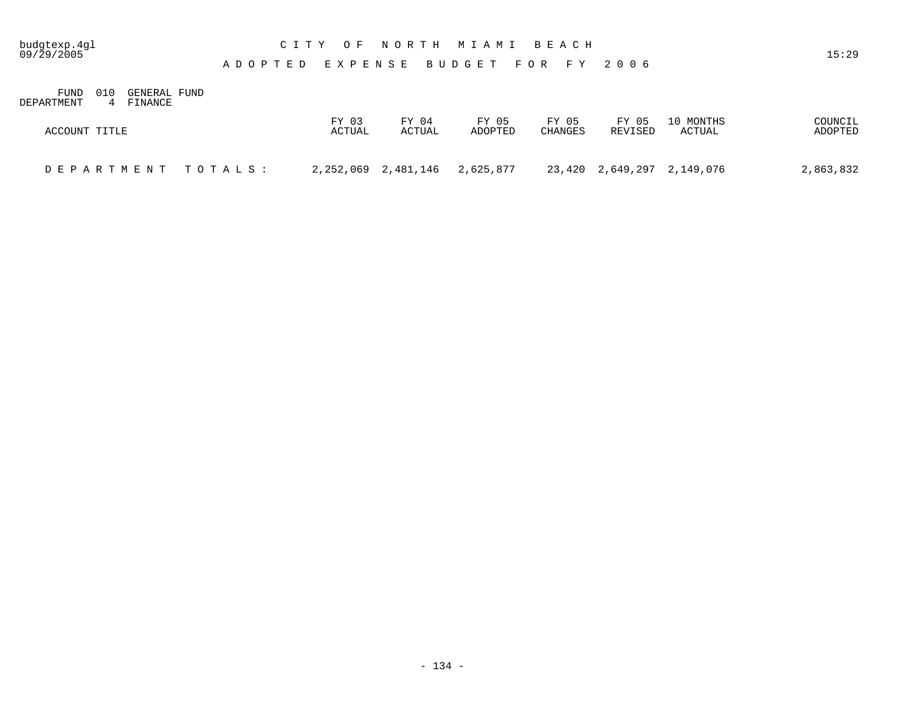# CITY OF NORTH MIAMI BEACH

## ADOPTED EXPENSE BUDGET FOR FY 2006

FUND 010 GENERAL FUND
DEPARTMENT 4 FINANCE

| ACCOUNT TITLE | FY 03 ACTUAL | FY 04 ACTUAL | FY 05 ADOPTED | FY 05 CHANGES | FY 05 REVISED | 10 MONTHS ACTUAL | COUNCIL ADOPTED |
|---|---|---|---|---|---|---|---|
| DEPARTMENT TOTALS: | 2,252,069 | 2,481,146 | 2,625,877 | 23,420 | 2,649,297 | 2,149,076 | 2,863,832 |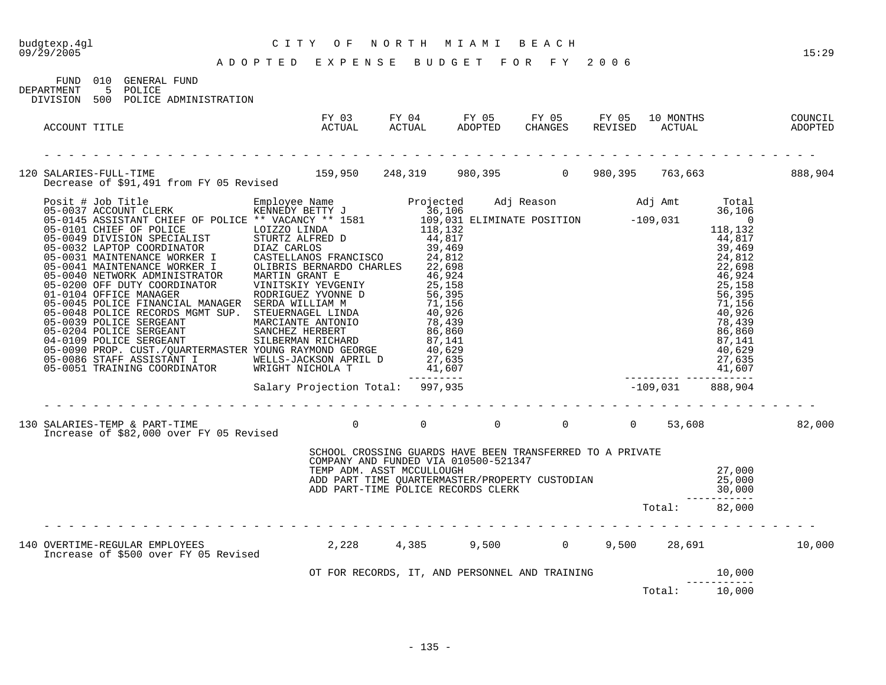budgtexp.4gl — CITY OF NORTH MIAMI BEACH — 09/29/2005 — 15:29

# ADOPTED EXPENSE BUDGET FOR FY 2006

FUND 010 GENERAL FUND
DEPARTMENT 5 POLICE
DIVISION 500 POLICE ADMINISTRATION

| ACCOUNT TITLE | FY 03 ACTUAL | FY 04 ACTUAL | FY 05 ADOPTED | FY 05 CHANGES | FY 05 REVISED | 10 MONTHS ACTUAL | COUNCIL ADOPTED |
|---|---|---|---|---|---|---|---|
| 120 SALARIES-FULL-TIME | 159,950 | 248,319 | 980,395 | 0 | 980,395 | 763,663 | 888,904 |

Decrease of $91,491 from FY 05 Revised

| Posit # | Job Title | Employee Name | Projected | Adj Reason | Adj Amt | Total |
|---|---|---|---|---|---|---|
| 05-0037 | ACCOUNT CLERK | KENNEDY BETTY J | 36,106 | | | 36,106 |
| 05-0145 | ASSISTANT CHIEF OF POLICE | ** VACANCY ** 1581 | 109,031 | ELIMINATE POSITION | -109,031 | 0 |
| 05-0101 | CHIEF OF POLICE | LOIZZO LINDA | 118,132 | | | 118,132 |
| 05-0049 | DIVISION SPECIALIST | STURTZ ALFRED D | 44,817 | | | 44,817 |
| 05-0032 | LAPTOP COORDINATOR | DIAZ CARLOS | 39,469 | | | 39,469 |
| 05-0031 | MAINTENANCE WORKER I | CASTELLANOS FRANCISCO | 24,812 | | | 24,812 |
| 05-0041 | MAINTENANCE WORKER I | OLIBRIS BERNARDO CHARLES | 22,698 | | | 22,698 |
| 05-0040 | NETWORK ADMINISTRATOR | MARTIN GRANT E | 46,924 | | | 46,924 |
| 05-0200 | OFF DUTY COORDINATOR | VINITSKIY YEVGENIY | 25,158 | | | 25,158 |
| 01-0104 | OFFICE MANAGER | RODRIGUEZ YVONNE D | 56,395 | | | 56,395 |
| 05-0045 | POLICE FINANCIAL MANAGER | SERDA WILLIAM M | 71,156 | | | 71,156 |
| 05-0048 | POLICE RECORDS MGMT SUP. | STEUERNAGEL LINDA | 40,926 | | | 40,926 |
| 05-0039 | POLICE SERGEANT | MARCIANTE ANTONIO | 78,439 | | | 78,439 |
| 05-0204 | POLICE SERGEANT | SANCHEZ HERBERT | 86,860 | | | 86,860 |
| 04-0109 | POLICE SERGEANT | SILBERMAN RICHARD | 87,141 | | | 87,141 |
| 05-0090 | PROP. CUST./QUARTERMASTER | YOUNG RAYMOND GEORGE | 40,629 | | | 40,629 |
| 05-0086 | STAFF ASSISTANT I | WELLS-JACKSON APRIL D | 27,635 | | | 27,635 |
| 05-0051 | TRAINING COORDINATOR | WRIGHT NICHOLA T | 41,607 | | | 41,607 |
| | | Salary Projection Total: | 997,935 | | -109,031 | 888,904 |

| ACCOUNT TITLE | FY 03 ACTUAL | FY 04 ACTUAL | FY 05 ADOPTED | FY 05 CHANGES | FY 05 REVISED | 10 MONTHS ACTUAL | COUNCIL ADOPTED |
|---|---|---|---|---|---|---|---|
| 130 SALARIES-TEMP & PART-TIME | 0 | 0 | 0 | 0 | 0 | 53,608 | 82,000 |

Increase of $82,000 over FY 05 Revised

SCHOOL CROSSING GUARDS HAVE BEEN TRANSFERRED TO A PRIVATE COMPANY AND FUNDED VIA 010500-521347

| Description | Amount |
|---|---|
| TEMP ADM. ASST MCCULLOUGH | 27,000 |
| ADD PART TIME QUARTERMASTER/PROPERTY CUSTODIAN | 25,000 |
| ADD PART-TIME POLICE RECORDS CLERK | 30,000 |
| Total: | 82,000 |

| ACCOUNT TITLE | FY 03 ACTUAL | FY 04 ACTUAL | FY 05 ADOPTED | FY 05 CHANGES | FY 05 REVISED | 10 MONTHS ACTUAL | COUNCIL ADOPTED |
|---|---|---|---|---|---|---|---|
| 140 OVERTIME-REGULAR EMPLOYEES | 2,228 | 4,385 | 9,500 | 0 | 9,500 | 28,691 | 10,000 |

Increase of $500 over FY 05 Revised

| Description | Amount |
|---|---|
| OT FOR RECORDS, IT, AND PERSONNEL AND TRAINING | 10,000 |
| Total: | 10,000 |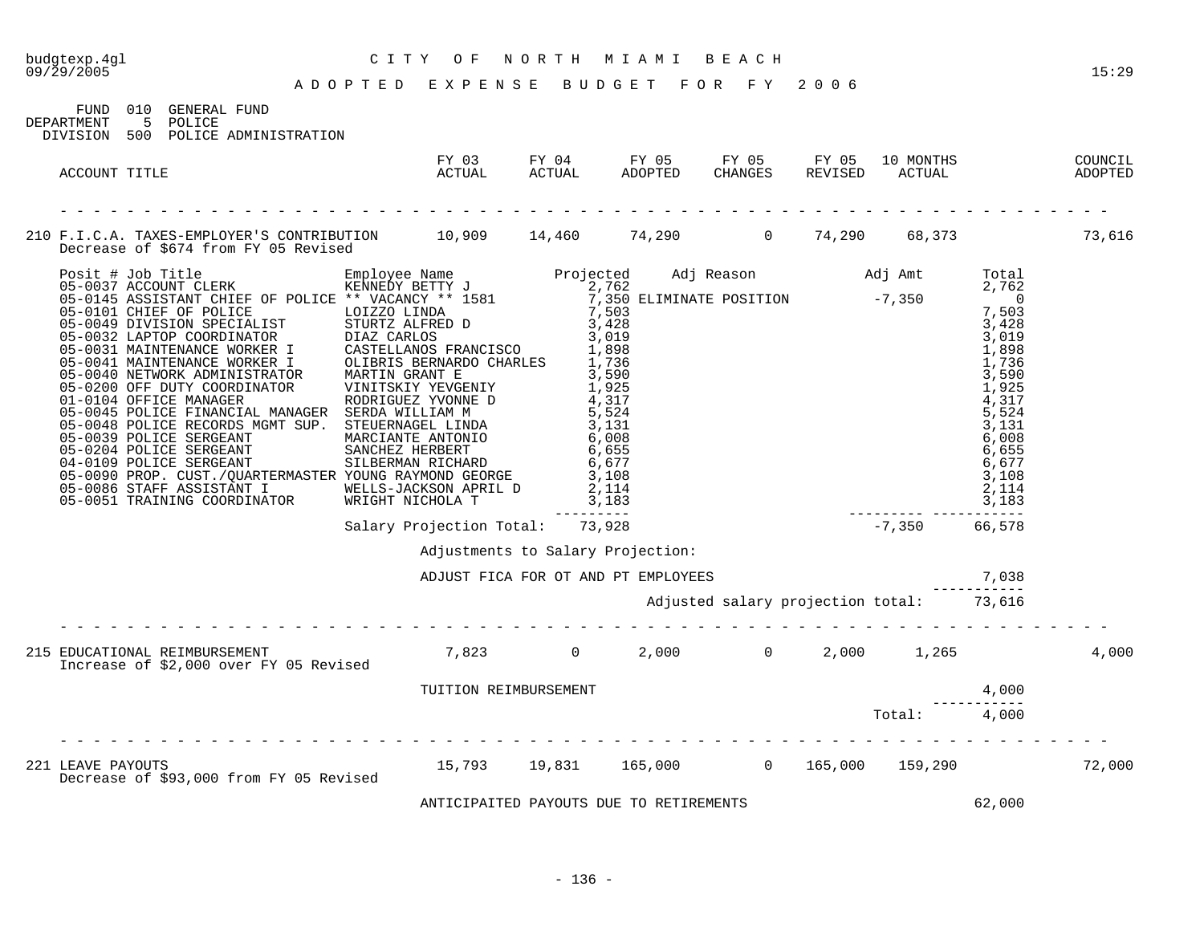budgtexp.4gl — CITY OF NORTH MIAMI BEACH — 09/29/2005 — 15:29

# ADOPTED EXPENSE BUDGET FOR FY 2006

FUND 010 GENERAL FUND
DEPARTMENT 5 POLICE
DIVISION 500 POLICE ADMINISTRATION

| ACCOUNT TITLE | FY 03 ACTUAL | FY 04 ACTUAL | FY 05 ADOPTED | FY 05 CHANGES | FY 05 REVISED | 10 MONTHS ACTUAL | COUNCIL ADOPTED |
|---|---|---|---|---|---|---|---|
| 210 F.I.C.A. TAXES-EMPLOYER'S CONTRIBUTION | 10,909 | 14,460 | 74,290 | 0 | 74,290 | 68,373 | 73,616 |

Decrease of $674 from FY 05 Revised

| Posit # | Job Title | Employee Name | Projected | Adj Reason | Adj Amt | Total |
|---|---|---|---|---|---|---|
| 05-0037 | ACCOUNT CLERK | KENNEDY BETTY J | 2,762 | | | 2,762 |
| 05-0145 | ASSISTANT CHIEF OF POLICE | ** VACANCY ** 1581 | 7,350 | ELIMINATE POSITION | -7,350 | 0 |
| 05-0101 | CHIEF OF POLICE | LOIZZO LINDA | 7,503 | | | 7,503 |
| 05-0049 | DIVISION SPECIALIST | STURTZ ALFRED D | 3,428 | | | 3,428 |
| 05-0032 | LAPTOP COORDINATOR | DIAZ CARLOS | 3,019 | | | 3,019 |
| 05-0031 | MAINTENANCE WORKER I | CASTELLANOS FRANCISCO | 1,898 | | | 1,898 |
| 05-0041 | MAINTENANCE WORKER I | OLIBRIS BERNARDO CHARLES | 1,736 | | | 1,736 |
| 05-0040 | NETWORK ADMINISTRATOR | MARTIN GRANT E | 3,590 | | | 3,590 |
| 05-0200 | OFF DUTY COORDINATOR | VINITSKIY YEVGENIY | 1,925 | | | 1,925 |
| 01-0104 | OFFICE MANAGER | RODRIGUEZ YVONNE D | 4,317 | | | 4,317 |
| 05-0045 | POLICE FINANCIAL MANAGER | SERDA WILLIAM M | 5,524 | | | 5,524 |
| 05-0048 | POLICE RECORDS MGMT SUP. | STEUERNAGEL LINDA | 3,131 | | | 3,131 |
| 05-0039 | POLICE SERGEANT | MARCIANTE ANTONIO | 6,008 | | | 6,008 |
| 05-0204 | POLICE SERGEANT | SANCHEZ HERBERT | 6,655 | | | 6,655 |
| 04-0109 | POLICE SERGEANT | SILBERMAN RICHARD | 6,677 | | | 6,677 |
| 05-0090 | PROP. CUST./QUARTERMASTER | YOUNG RAYMOND GEORGE | 3,108 | | | 3,108 |
| 05-0086 | STAFF ASSISTANT I | WELLS-JACKSON APRIL D | 2,114 | | | 2,114 |
| 05-0051 | TRAINING COORDINATOR | WRIGHT NICHOLA T | 3,183 | | | 3,183 |
| | | Salary Projection Total: | 73,928 | | -7,350 | 66,578 |

Adjustments to Salary Projection:

| | |
|---|---|
| ADJUST FICA FOR OT AND PT EMPLOYEES | 7,038 |
| Adjusted salary projection total: | 73,616 |

| ACCOUNT TITLE | FY 03 ACTUAL | FY 04 ACTUAL | FY 05 ADOPTED | FY 05 CHANGES | FY 05 REVISED | 10 MONTHS ACTUAL | COUNCIL ADOPTED |
|---|---|---|---|---|---|---|---|
| 215 EDUCATIONAL REIMBURSEMENT | 7,823 | 0 | 2,000 | 0 | 2,000 | 1,265 | 4,000 |

Increase of $2,000 over FY 05 Revised

| | |
|---|---|
| TUITION REIMBURSEMENT | 4,000 |
| Total: | 4,000 |

| ACCOUNT TITLE | FY 03 ACTUAL | FY 04 ACTUAL | FY 05 ADOPTED | FY 05 CHANGES | FY 05 REVISED | 10 MONTHS ACTUAL | COUNCIL ADOPTED |
|---|---|---|---|---|---|---|---|
| 221 LEAVE PAYOUTS | 15,793 | 19,831 | 165,000 | 0 | 165,000 | 159,290 | 72,000 |

Decrease of $93,000 from FY 05 Revised

| | |
|---|---|
| ANTICIPAITED PAYOUTS DUE TO RETIREMENTS | 62,000 |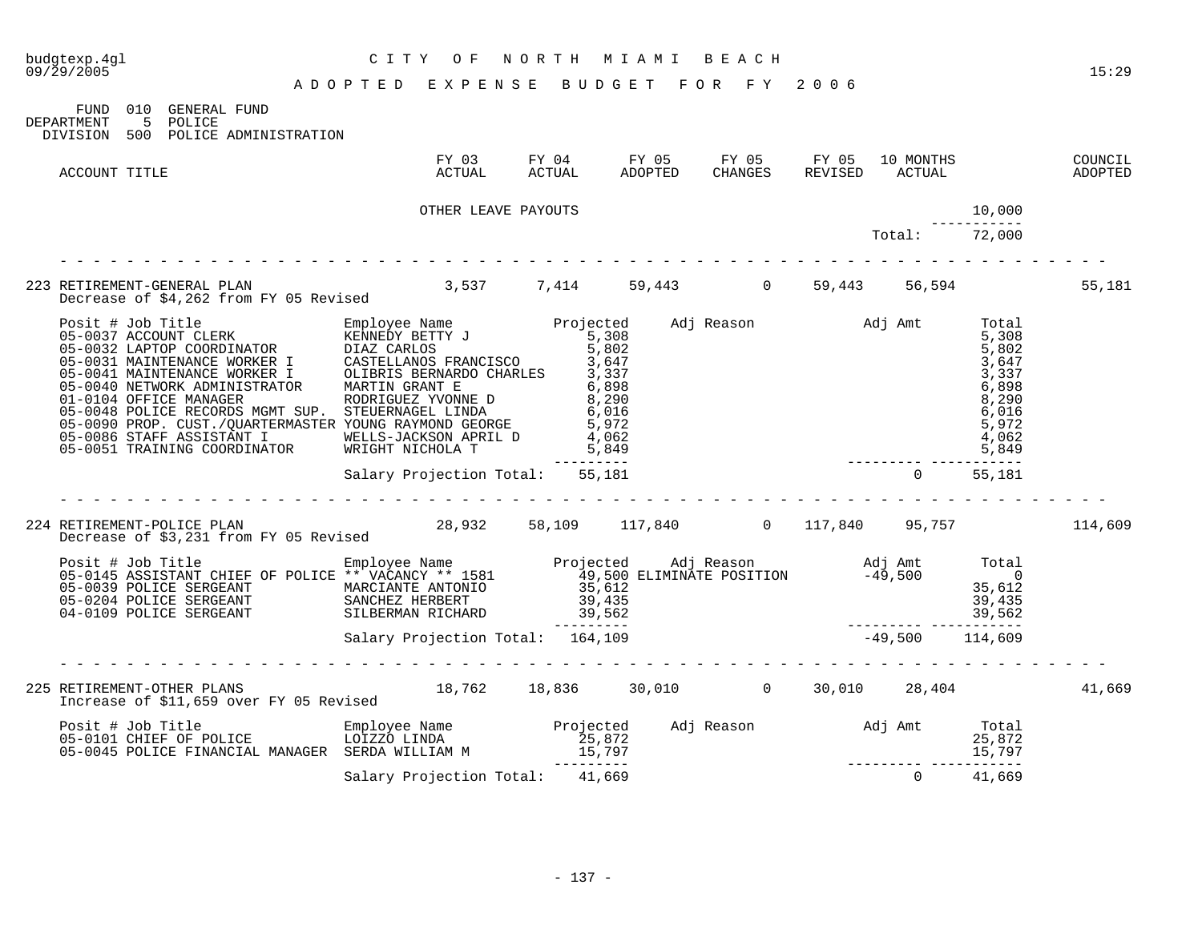budgtexp.4gl
09/29/2005

CITY OF NORTH MIAMI BEACH

ADOPTED EXPENSE BUDGET FOR FY 2006

15:29

FUND 010 GENERAL FUND
DEPARTMENT 5 POLICE
DIVISION 500 POLICE ADMINISTRATION

| ACCOUNT TITLE | FY 03 ACTUAL | FY 04 ACTUAL | FY 05 ADOPTED | FY 05 CHANGES | FY 05 REVISED | 10 MONTHS ACTUAL | | COUNCIL ADOPTED |
|---|---|---|---|---|---|---|---|---|
| | OTHER LEAVE PAYOUTS | | | | | | 10,000 | |
| | | | | | | Total: | 72,000 | |
| 223 RETIREMENT-GENERAL PLAN | 3,537 | 7,414 | 59,443 | 0 | 59,443 | 56,594 | | 55,181 |

Decrease of $4,262 from FY 05 Revised

| Posit # | Job Title | Employee Name | Projected | Adj Reason | Adj Amt | Total |
|---|---|---|---|---|---|---|
| 05-0037 | ACCOUNT CLERK | KENNEDY BETTY J | 5,308 | | | 5,308 |
| 05-0032 | LAPTOP COORDINATOR | DIAZ CARLOS | 5,802 | | | 5,802 |
| 05-0031 | MAINTENANCE WORKER I | CASTELLANOS FRANCISCO | 3,647 | | | 3,647 |
| 05-0041 | MAINTENANCE WORKER I | OLIBRIS BERNARDO CHARLES | 3,337 | | | 3,337 |
| 05-0040 | NETWORK ADMINISTRATOR | MARTIN GRANT E | 6,898 | | | 6,898 |
| 01-0104 | OFFICE MANAGER | RODRIGUEZ YVONNE D | 8,290 | | | 8,290 |
| 05-0048 | POLICE RECORDS MGMT SUP. | STEUERNAGEL LINDA | 6,016 | | | 6,016 |
| 05-0090 | PROP. CUST./QUARTERMASTER | YOUNG RAYMOND GEORGE | 5,972 | | | 5,972 |
| 05-0086 | STAFF ASSISTANT I | WELLS-JACKSON APRIL D | 4,062 | | | 4,062 |
| 05-0051 | TRAINING COORDINATOR | WRIGHT NICHOLA T | 5,849 | | | 5,849 |
| | | Salary Projection Total: | 55,181 | | 0 | 55,181 |

| ACCOUNT TITLE | FY 03 ACTUAL | FY 04 ACTUAL | FY 05 ADOPTED | FY 05 CHANGES | FY 05 REVISED | 10 MONTHS ACTUAL | COUNCIL ADOPTED |
|---|---|---|---|---|---|---|---|
| 224 RETIREMENT-POLICE PLAN | 28,932 | 58,109 | 117,840 | 0 | 117,840 | 95,757 | 114,609 |

Decrease of $3,231 from FY 05 Revised

| Posit # | Job Title | Employee Name | Projected | Adj Reason | Adj Amt | Total |
|---|---|---|---|---|---|---|
| 05-0145 | ASSISTANT CHIEF OF POLICE | ** VACANCY ** 1581 | 49,500 | ELIMINATE POSITION | -49,500 | 0 |
| 05-0039 | POLICE SERGEANT | MARCIANTE ANTONIO | 35,612 | | | 35,612 |
| 05-0204 | POLICE SERGEANT | SANCHEZ HERBERT | 39,435 | | | 39,435 |
| 04-0109 | POLICE SERGEANT | SILBERMAN RICHARD | 39,562 | | | 39,562 |
| | | Salary Projection Total: | 164,109 | | -49,500 | 114,609 |

| ACCOUNT TITLE | FY 03 ACTUAL | FY 04 ACTUAL | FY 05 ADOPTED | FY 05 CHANGES | FY 05 REVISED | 10 MONTHS ACTUAL | COUNCIL ADOPTED |
|---|---|---|---|---|---|---|---|
| 225 RETIREMENT-OTHER PLANS | 18,762 | 18,836 | 30,010 | 0 | 30,010 | 28,404 | 41,669 |

Increase of $11,659 over FY 05 Revised

| Posit # | Job Title | Employee Name | Projected | Adj Reason | Adj Amt | Total |
|---|---|---|---|---|---|---|
| 05-0101 | CHIEF OF POLICE | LOIZZO LINDA | 25,872 | | | 25,872 |
| 05-0045 | POLICE FINANCIAL MANAGER | SERDA WILLIAM M | 15,797 | | | 15,797 |
| | | Salary Projection Total: | 41,669 | | 0 | 41,669 |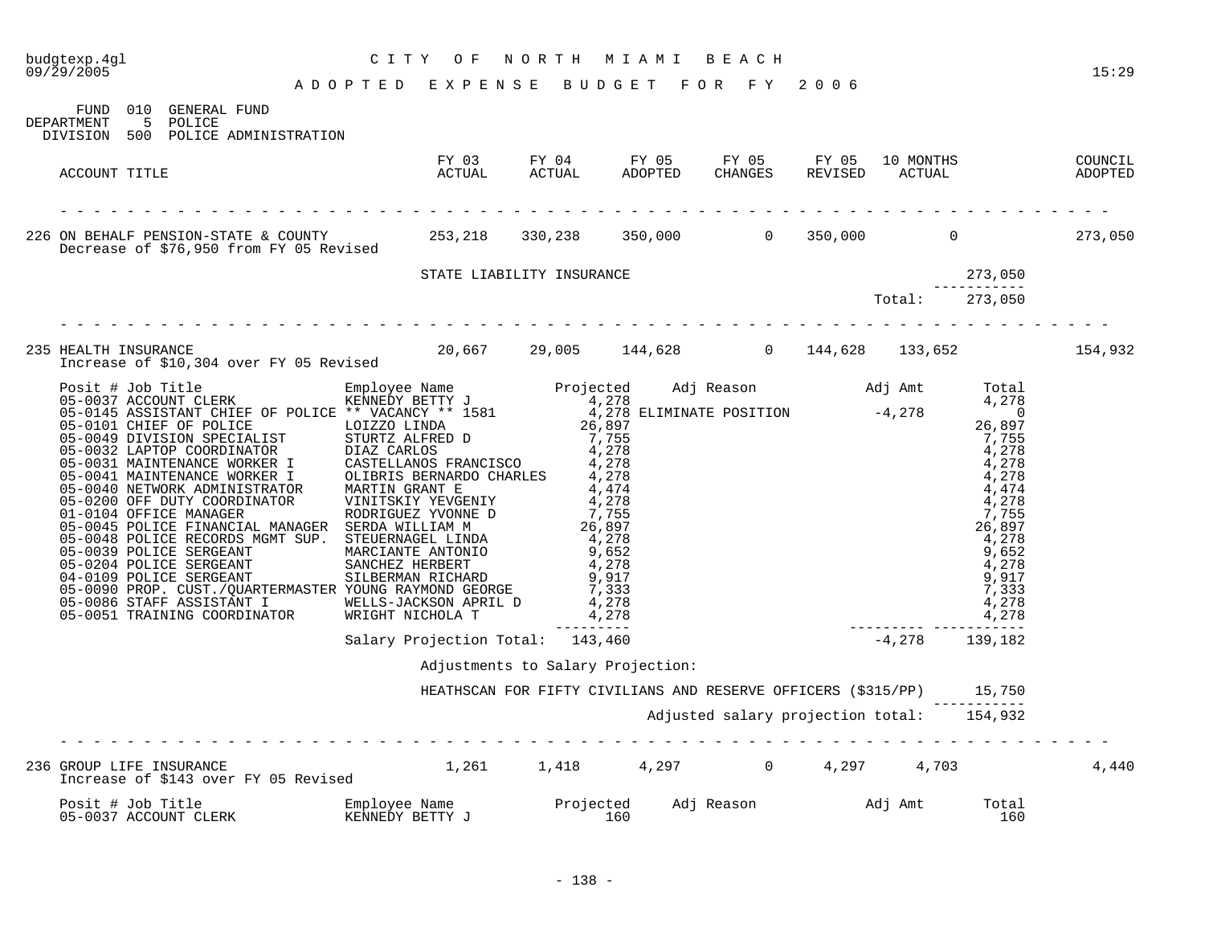budgtexp.4gl
09/29/2005

# CITY OF NORTH MIAMI BEACH

## ADOPTED EXPENSE BUDGET FOR FY 2006

15:29

FUND 010 GENERAL FUND
DEPARTMENT 5 POLICE
DIVISION 500 POLICE ADMINISTRATION

| ACCOUNT TITLE | FY 03 ACTUAL | FY 04 ACTUAL | FY 05 ADOPTED | FY 05 CHANGES | FY 05 REVISED | 10 MONTHS ACTUAL | COUNCIL ADOPTED |
|---|---|---|---|---|---|---|---|
| 226 ON BEHALF PENSION-STATE & COUNTY | 253,218 | 330,238 | 350,000 | 0 | 350,000 | 0 | 273,050 |

Decrease of $76,950 from FY 05 Revised

| | |
|---|---|
| STATE LIABILITY INSURANCE | 273,050 |
| Total: | 273,050 |

| ACCOUNT TITLE | FY 03 ACTUAL | FY 04 ACTUAL | FY 05 ADOPTED | FY 05 CHANGES | FY 05 REVISED | 10 MONTHS ACTUAL | COUNCIL ADOPTED |
|---|---|---|---|---|---|---|---|
| 235 HEALTH INSURANCE | 20,667 | 29,005 | 144,628 | 0 | 144,628 | 133,652 | 154,932 |

Increase of $10,304 over FY 05 Revised

| Posit # | Job Title | Employee Name | Projected | Adj Reason | Adj Amt | Total |
|---|---|---|---|---|---|---|
| 05-0037 | ACCOUNT CLERK | KENNEDY BETTY J | 4,278 | | | 4,278 |
| 05-0145 | ASSISTANT CHIEF OF POLICE | ** VACANCY ** 1581 | 4,278 | ELIMINATE POSITION | -4,278 | 0 |
| 05-0101 | CHIEF OF POLICE | LOIZZO LINDA | 26,897 | | | 26,897 |
| 05-0049 | DIVISION SPECIALIST | STURTZ ALFRED D | 7,755 | | | 7,755 |
| 05-0032 | LAPTOP COORDINATOR | DIAZ CARLOS | 4,278 | | | 4,278 |
| 05-0031 | MAINTENANCE WORKER I | CASTELLANOS FRANCISCO | 4,278 | | | 4,278 |
| 05-0041 | MAINTENANCE WORKER I | OLIBRIS BERNARDO CHARLES | 4,278 | | | 4,278 |
| 05-0040 | NETWORK ADMINISTRATOR | MARTIN GRANT E | 4,474 | | | 4,474 |
| 05-0200 | OFF DUTY COORDINATOR | VINITSKIY YEVGENIY | 4,278 | | | 4,278 |
| 01-0104 | OFFICE MANAGER | RODRIGUEZ YVONNE D | 7,755 | | | 7,755 |
| 05-0045 | POLICE FINANCIAL MANAGER | SERDA WILLIAM M | 26,897 | | | 26,897 |
| 05-0048 | POLICE RECORDS MGMT SUP. | STEUERNAGEL LINDA | 4,278 | | | 4,278 |
| 05-0039 | POLICE SERGEANT | MARCIANTE ANTONIO | 9,652 | | | 9,652 |
| 05-0204 | POLICE SERGEANT | SANCHEZ HERBERT | 4,278 | | | 4,278 |
| 04-0109 | POLICE SERGEANT | SILBERMAN RICHARD | 9,917 | | | 9,917 |
| 05-0090 | PROP. CUST./QUARTERMASTER | YOUNG RAYMOND GEORGE | 7,333 | | | 7,333 |
| 05-0086 | STAFF ASSISTANT I | WELLS-JACKSON APRIL D | 4,278 | | | 4,278 |
| 05-0051 | TRAINING COORDINATOR | WRIGHT NICHOLA T | 4,278 | | | 4,278 |
| | | Salary Projection Total: | 143,460 | | -4,278 | 139,182 |

Adjustments to Salary Projection:

| | |
|---|---|
| HEATHSCAN FOR FIFTY CIVILIANS AND RESERVE OFFICERS ($315/PP) | 15,750 |
| Adjusted salary projection total: | 154,932 |

| ACCOUNT TITLE | FY 03 ACTUAL | FY 04 ACTUAL | FY 05 ADOPTED | FY 05 CHANGES | FY 05 REVISED | 10 MONTHS ACTUAL | COUNCIL ADOPTED |
|---|---|---|---|---|---|---|---|
| 236 GROUP LIFE INSURANCE | 1,261 | 1,418 | 4,297 | 0 | 4,297 | 4,703 | 4,440 |

Increase of $143 over FY 05 Revised

| Posit # | Job Title | Employee Name | Projected | Adj Reason | Adj Amt | Total |
|---|---|---|---|---|---|---|
| 05-0037 | ACCOUNT CLERK | KENNEDY BETTY J | 160 | | | 160 |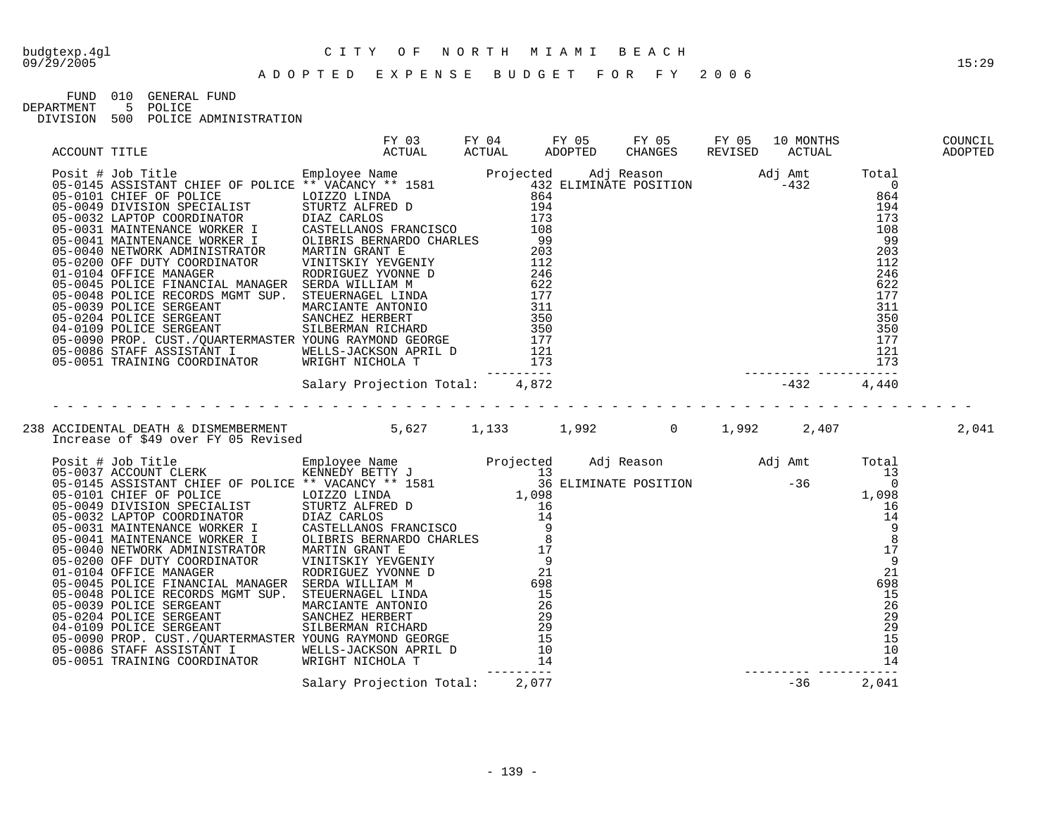budgtexp.4gl
09/29/2005

# CITY OF NORTH MIAMI BEACH

15:29

## ADOPTED EXPENSE BUDGET FOR FY 2006

FUND 010 GENERAL FUND
DEPARTMENT 5 POLICE
DIVISION 500 POLICE ADMINISTRATION

| ACCOUNT TITLE | FY 03 ACTUAL | FY 04 ACTUAL | FY 05 ADOPTED | FY 05 CHANGES | FY 05 REVISED | 10 MONTHS ACTUAL | COUNCIL ADOPTED |
|---|---|---|---|---|---|---|---|

| Posit # | Job Title | Employee Name | Projected | Adj Reason | Adj Amt | Total |
|---|---|---|---|---|---|---|
| 05-0145 | ASSISTANT CHIEF OF POLICE | ** VACANCY ** 1581 | 432 | ELIMINATE POSITION | -432 | 0 |
| 05-0101 | CHIEF OF POLICE | LOIZZO LINDA | 864 | | | 864 |
| 05-0049 | DIVISION SPECIALIST | STURTZ ALFRED D | 194 | | | 194 |
| 05-0032 | LAPTOP COORDINATOR | DIAZ CARLOS | 173 | | | 173 |
| 05-0031 | MAINTENANCE WORKER I | CASTELLANOS FRANCISCO | 108 | | | 108 |
| 05-0041 | MAINTENANCE WORKER I | OLIBRIS BERNARDO CHARLES | 99 | | | 99 |
| 05-0040 | NETWORK ADMINISTRATOR | MARTIN GRANT E | 203 | | | 203 |
| 05-0200 | OFF DUTY COORDINATOR | VINITSKIY YEVGENIY | 112 | | | 112 |
| 01-0104 | OFFICE MANAGER | RODRIGUEZ YVONNE D | 246 | | | 246 |
| 05-0045 | POLICE FINANCIAL MANAGER | SERDA WILLIAM M | 622 | | | 622 |
| 05-0048 | POLICE RECORDS MGMT SUP. | STEUERNAGEL LINDA | 177 | | | 177 |
| 05-0039 | POLICE SERGEANT | MARCIANTE ANTONIO | 311 | | | 311 |
| 05-0204 | POLICE SERGEANT | SANCHEZ HERBERT | 350 | | | 350 |
| 04-0109 | POLICE SERGEANT | SILBERMAN RICHARD | 350 | | | 350 |
| 05-0090 | PROP. CUST./QUARTERMASTER | YOUNG RAYMOND GEORGE | 177 | | | 177 |
| 05-0086 | STAFF ASSISTANT I | WELLS-JACKSON APRIL D | 121 | | | 121 |
| 05-0051 | TRAINING COORDINATOR | WRIGHT NICHOLA T | 173 | | | 173 |
| | | Salary Projection Total: | 4,872 | | -432 | 4,440 |

| ACCOUNT TITLE | FY 03 ACTUAL | FY 04 ACTUAL | FY 05 ADOPTED | FY 05 CHANGES | FY 05 REVISED | 10 MONTHS ACTUAL | COUNCIL ADOPTED |
|---|---|---|---|---|---|---|---|
| 238 ACCIDENTAL DEATH & DISMEMBERMENT | 5,627 | 1,133 | 1,992 | 0 | 1,992 | 2,407 | 2,041 |

Increase of $49 over FY 05 Revised

| Posit # | Job Title | Employee Name | Projected | Adj Reason | Adj Amt | Total |
|---|---|---|---|---|---|---|
| 05-0037 | ACCOUNT CLERK | KENNEDY BETTY J | 13 | | | 13 |
| 05-0145 | ASSISTANT CHIEF OF POLICE | ** VACANCY ** 1581 | 36 | ELIMINATE POSITION | -36 | 0 |
| 05-0101 | CHIEF OF POLICE | LOIZZO LINDA | 1,098 | | | 1,098 |
| 05-0049 | DIVISION SPECIALIST | STURTZ ALFRED D | 16 | | | 16 |
| 05-0032 | LAPTOP COORDINATOR | DIAZ CARLOS | 14 | | | 14 |
| 05-0031 | MAINTENANCE WORKER I | CASTELLANOS FRANCISCO | 9 | | | 9 |
| 05-0041 | MAINTENANCE WORKER I | OLIBRIS BERNARDO CHARLES | 8 | | | 8 |
| 05-0040 | NETWORK ADMINISTRATOR | MARTIN GRANT E | 17 | | | 17 |
| 05-0200 | OFF DUTY COORDINATOR | VINITSKIY YEVGENIY | 9 | | | 9 |
| 01-0104 | OFFICE MANAGER | RODRIGUEZ YVONNE D | 21 | | | 21 |
| 05-0045 | POLICE FINANCIAL MANAGER | SERDA WILLIAM M | 698 | | | 698 |
| 05-0048 | POLICE RECORDS MGMT SUP. | STEUERNAGEL LINDA | 15 | | | 15 |
| 05-0039 | POLICE SERGEANT | MARCIANTE ANTONIO | 26 | | | 26 |
| 05-0204 | POLICE SERGEANT | SANCHEZ HERBERT | 29 | | | 29 |
| 04-0109 | POLICE SERGEANT | SILBERMAN RICHARD | 29 | | | 29 |
| 05-0090 | PROP. CUST./QUARTERMASTER | YOUNG RAYMOND GEORGE | 15 | | | 15 |
| 05-0086 | STAFF ASSISTANT I | WELLS-JACKSON APRIL D | 10 | | | 10 |
| 05-0051 | TRAINING COORDINATOR | WRIGHT NICHOLA T | 14 | | | 14 |
| | | Salary Projection Total: | 2,077 | | -36 | 2,041 |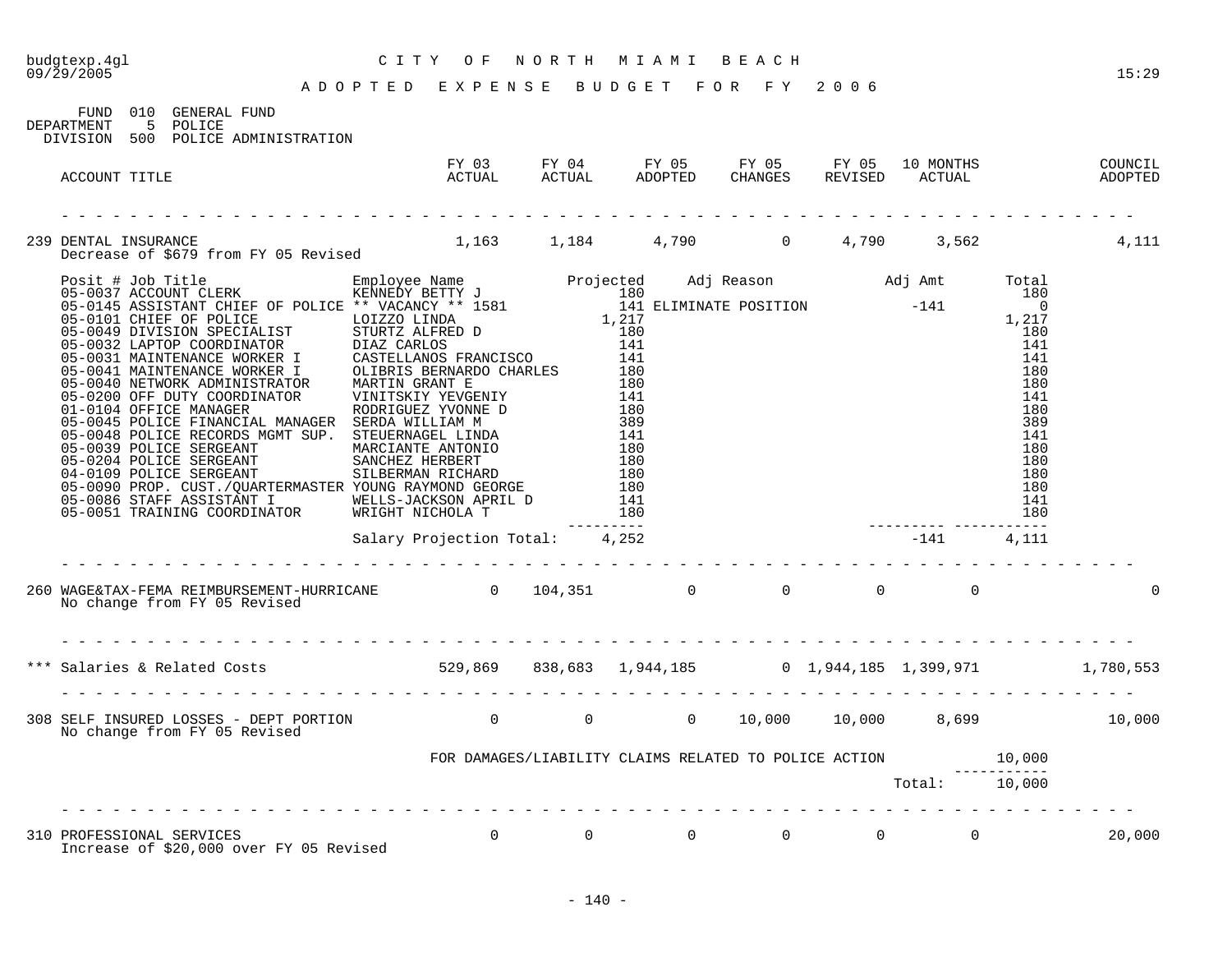budgtexp.4gl 09/29/2005 — CITY OF NORTH MIAMI BEACH — 15:29

# ADOPTED EXPENSE BUDGET FOR FY 2006

FUND 010 GENERAL FUND
DEPARTMENT 5 POLICE
DIVISION 500 POLICE ADMINISTRATION

| ACCOUNT TITLE | FY 03 ACTUAL | FY 04 ACTUAL | FY 05 ADOPTED | FY 05 CHANGES | FY 05 REVISED | 10 MONTHS ACTUAL | COUNCIL ADOPTED |
|---|---|---|---|---|---|---|---|
| 239 DENTAL INSURANCE | 1,163 | 1,184 | 4,790 | 0 | 4,790 | 3,562 | 4,111 |

Decrease of $679 from FY 05 Revised

| Posit # | Job Title | Employee Name | Projected | Adj Reason | Adj Amt | Total |
|---|---|---|---|---|---|---|
| 05-0037 | ACCOUNT CLERK | KENNEDY BETTY J | 180 | | | 180 |
| 05-0145 | ASSISTANT CHIEF OF POLICE | ** VACANCY ** 1581 | 141 | ELIMINATE POSITION | -141 | 0 |
| 05-0101 | CHIEF OF POLICE | LOIZZO LINDA | 1,217 | | | 1,217 |
| 05-0049 | DIVISION SPECIALIST | STURTZ ALFRED D | 180 | | | 180 |
| 05-0032 | LAPTOP COORDINATOR | DIAZ CARLOS | 141 | | | 141 |
| 05-0031 | MAINTENANCE WORKER I | CASTELLANOS FRANCISCO | 141 | | | 141 |
| 05-0041 | MAINTENANCE WORKER I | OLIBRIS BERNARDO CHARLES | 180 | | | 180 |
| 05-0040 | NETWORK ADMINISTRATOR | MARTIN GRANT E | 180 | | | 180 |
| 05-0200 | OFF DUTY COORDINATOR | VINITSKIY YEVGENIY | 141 | | | 141 |
| 01-0104 | OFFICE MANAGER | RODRIGUEZ YVONNE D | 180 | | | 180 |
| 05-0045 | POLICE FINANCIAL MANAGER | SERDA WILLIAM M | 389 | | | 389 |
| 05-0048 | POLICE RECORDS MGMT SUP. | STEUERNAGEL LINDA | 141 | | | 141 |
| 05-0039 | POLICE SERGEANT | MARCIANTE ANTONIO | 180 | | | 180 |
| 05-0204 | POLICE SERGEANT | SANCHEZ HERBERT | 180 | | | 180 |
| 04-0109 | POLICE SERGEANT | SILBERMAN RICHARD | 180 | | | 180 |
| 05-0090 | PROP. CUST./QUARTERMASTER | YOUNG RAYMOND GEORGE | 180 | | | 180 |
| 05-0086 | STAFF ASSISTANT I | WELLS-JACKSON APRIL D | 141 | | | 141 |
| 05-0051 | TRAINING COORDINATOR | WRIGHT NICHOLA T | 180 | | | 180 |
| | | Salary Projection Total: | 4,252 | | -141 | 4,111 |

| ACCOUNT TITLE | FY 03 ACTUAL | FY 04 ACTUAL | FY 05 ADOPTED | FY 05 CHANGES | FY 05 REVISED | 10 MONTHS ACTUAL | COUNCIL ADOPTED |
|---|---|---|---|---|---|---|---|
| 260 WAGE&TAX-FEMA REIMBURSEMENT-HURRICANE | 0 | 104,351 | 0 | 0 | 0 | 0 | 0 |

No change from FY 05 Revised

| ACCOUNT TITLE | FY 03 ACTUAL | FY 04 ACTUAL | FY 05 ADOPTED | FY 05 CHANGES | FY 05 REVISED | 10 MONTHS ACTUAL | COUNCIL ADOPTED |
|---|---|---|---|---|---|---|---|
| *** Salaries & Related Costs | 529,869 | 838,683 | 1,944,185 | 0 | 1,944,185 | 1,399,971 | 1,780,553 |
| 308 SELF INSURED LOSSES - DEPT PORTION | 0 | 0 | 0 | 10,000 | 10,000 | 8,699 | 10,000 |

No change from FY 05 Revised

| Description | Amount |
|---|---|
| FOR DAMAGES/LIABILITY CLAIMS RELATED TO POLICE ACTION | 10,000 |
| Total: | 10,000 |

| ACCOUNT TITLE | FY 03 ACTUAL | FY 04 ACTUAL | FY 05 ADOPTED | FY 05 CHANGES | FY 05 REVISED | 10 MONTHS ACTUAL | COUNCIL ADOPTED |
|---|---|---|---|---|---|---|---|
| 310 PROFESSIONAL SERVICES | 0 | 0 | 0 | 0 | 0 | 0 | 20,000 |

Increase of $20,000 over FY 05 Revised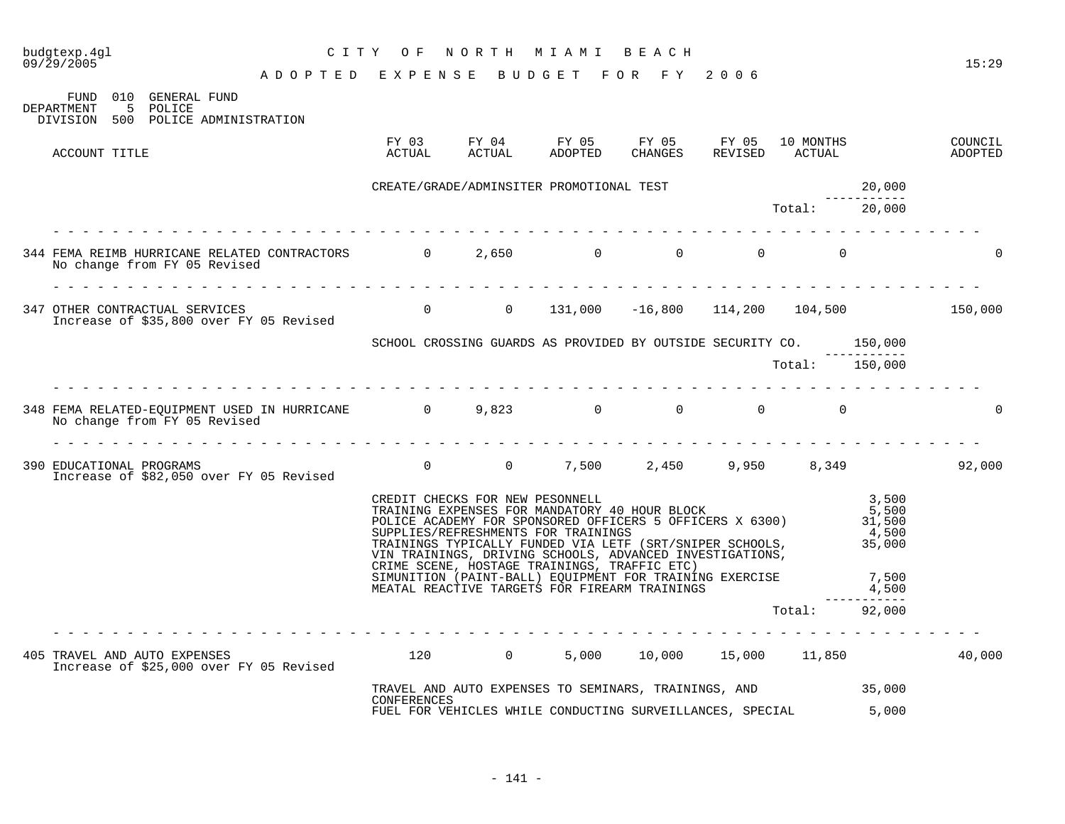# CITY OF NORTH MIAMI BEACH

## ADOPTED EXPENSE BUDGET FOR FY 2006

FUND 010 GENERAL FUND
DEPARTMENT 5 POLICE
DIVISION 500 POLICE ADMINISTRATION

| ACCOUNT TITLE | FY 03 ACTUAL | FY 04 ACTUAL | FY 05 ADOPTED | FY 05 CHANGES | FY 05 REVISED | 10 MONTHS ACTUAL | | COUNCIL ADOPTED |
|---|---|---|---|---|---|---|---|---|
| | CREATE/GRADE/ADMINSITER PROMOTIONAL TEST | | | | | | 20,000 | |
| | | | | | | Total: | 20,000 | |
| 344 FEMA REIMB HURRICANE RELATED CONTRACTORS<br>No change from FY 05 Revised | 0 | 2,650 | 0 | 0 | 0 | 0 | | 0 |
| 347 OTHER CONTRACTUAL SERVICES<br>Increase of $35,800 over FY 05 Revised | 0 | 0 | 131,000 | -16,800 | 114,200 | 104,500 | | 150,000 |
| | SCHOOL CROSSING GUARDS AS PROVIDED BY OUTSIDE SECURITY CO. | | | | | | 150,000 | |
| | | | | | | Total: | 150,000 | |
| 348 FEMA RELATED-EQUIPMENT USED IN HURRICANE<br>No change from FY 05 Revised | 0 | 9,823 | 0 | 0 | 0 | 0 | | 0 |
| 390 EDUCATIONAL PROGRAMS<br>Increase of $82,050 over FY 05 Revised | 0 | 0 | 7,500 | 2,450 | 9,950 | 8,349 | | 92,000 |
| | CREDIT CHECKS FOR NEW PESONNELL | | | | | | 3,500 | |
| | TRAINING EXPENSES FOR MANDATORY 40 HOUR BLOCK | | | | | | 5,500 | |
| | POLICE ACADEMY FOR SPONSORED OFFICERS 5 OFFICERS X 6300) | | | | | | 31,500 | |
| | SUPPLIES/REFRESHMENTS FOR TRAININGS | | | | | | 4,500 | |
| | TRAININGS TYPICALLY FUNDED VIA LETF (SRT/SNIPER SCHOOLS, VIN TRAININGS, DRIVING SCHOOLS, ADVANCED INVESTIGATIONS, CRIME SCENE, HOSTAGE TRAININGS, TRAFFIC ETC) | | | | | | 35,000 | |
| | SIMUNITION (PAINT-BALL) EQUIPMENT FOR TRAINING EXERCISE | | | | | | 7,500 | |
| | MEATAL REACTIVE TARGETS FOR FIREARM TRAININGS | | | | | | 4,500 | |
| | | | | | | Total: | 92,000 | |
| 405 TRAVEL AND AUTO EXPENSES<br>Increase of $25,000 over FY 05 Revised | 120 | 0 | 5,000 | 10,000 | 15,000 | 11,850 | | 40,000 |
| | TRAVEL AND AUTO EXPENSES TO SEMINARS, TRAININGS, AND CONFERENCES | | | | | | 35,000 | |
| | FUEL FOR VEHICLES WHILE CONDUCTING SURVEILLANCES, SPECIAL | | | | | | 5,000 | |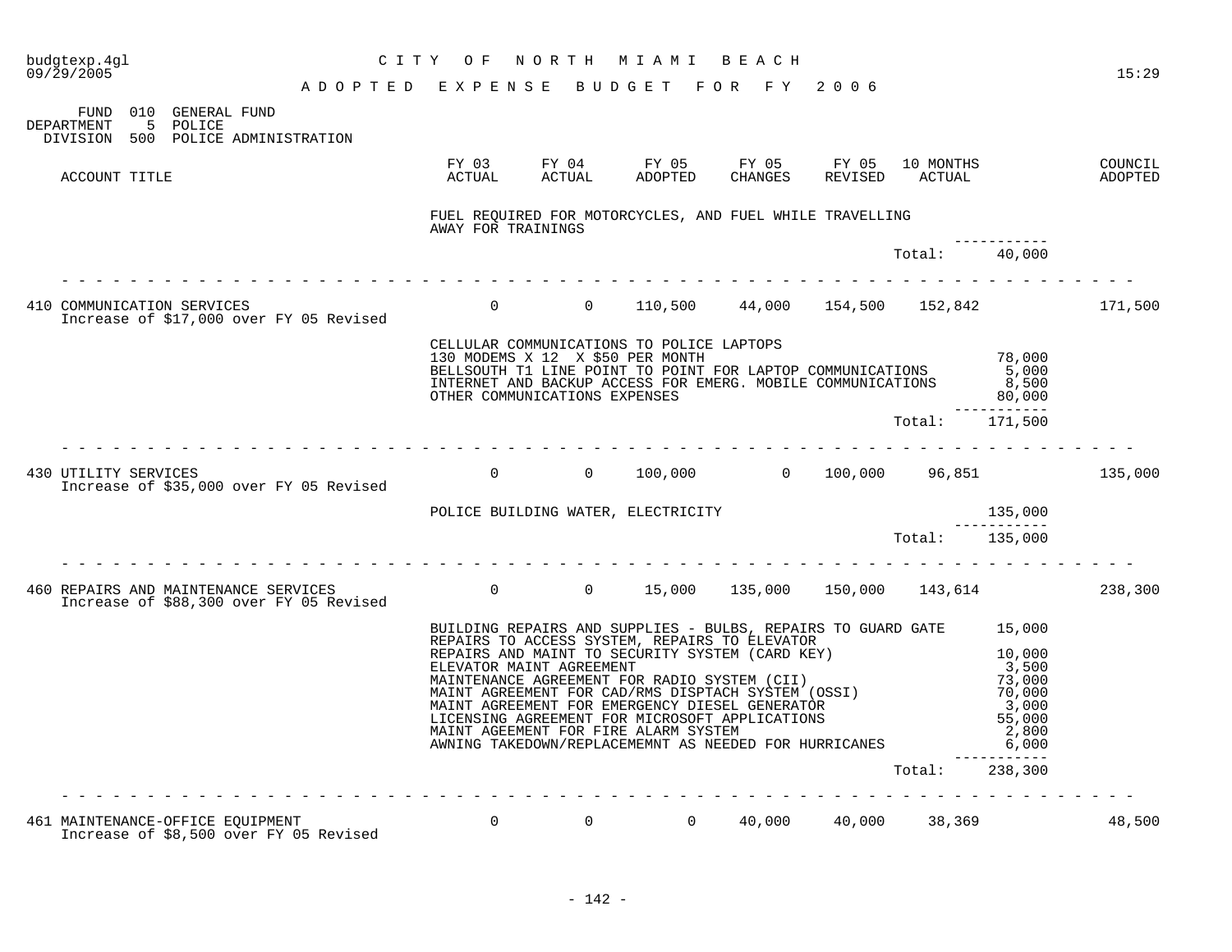CITY OF NORTH MIAMI BEACH

ADOPTED EXPENSE BUDGET FOR FY 2006

FUND 010 GENERAL FUND
DEPARTMENT 5 POLICE
DIVISION 500 POLICE ADMINISTRATION

| ACCOUNT TITLE | FY 03 ACTUAL | FY 04 ACTUAL | FY 05 ADOPTED | FY 05 CHANGES | FY 05 REVISED | 10 MONTHS ACTUAL | | COUNCIL ADOPTED |
|---|---|---|---|---|---|---|---|---|
| | FUEL REQUIRED FOR MOTORCYCLES, AND FUEL WHILE TRAVELLING AWAY FOR TRAININGS | | | | | | | |
| | | | | | | Total: | 40,000 | |
| 410 COMMUNICATION SERVICES<br>Increase of $17,000 over FY 05 Revised | 0 | 0 | 110,500 | 44,000 | 154,500 | 152,842 | | 171,500 |
| | CELLULAR COMMUNICATIONS TO POLICE LAPTOPS<br>130 MODEMS X 12 X $50 PER MONTH | | | | | | 78,000 | |
| | BELLSOUTH T1 LINE POINT TO POINT FOR LAPTOP COMMUNICATIONS | | | | | | 5,000 | |
| | INTERNET AND BACKUP ACCESS FOR EMERG. MOBILE COMMUNICATIONS | | | | | | 8,500 | |
| | OTHER COMMUNICATIONS EXPENSES | | | | | | 80,000 | |
| | | | | | | Total: | 171,500 | |
| 430 UTILITY SERVICES<br>Increase of $35,000 over FY 05 Revised | 0 | 0 | 100,000 | 0 | 100,000 | 96,851 | | 135,000 |
| | POLICE BUILDING WATER, ELECTRICITY | | | | | | 135,000 | |
| | | | | | | Total: | 135,000 | |
| 460 REPAIRS AND MAINTENANCE SERVICES<br>Increase of $88,300 over FY 05 Revised | 0 | 0 | 15,000 | 135,000 | 150,000 | 143,614 | | 238,300 |
| | BUILDING REPAIRS AND SUPPLIES - BULBS, REPAIRS TO GUARD GATE REPAIRS TO ACCESS SYSTEM, REPAIRS TO ELEVATOR | | | | | | 15,000 | |
| | REPAIRS AND MAINT TO SECURITY SYSTEM (CARD KEY) | | | | | | 10,000 | |
| | ELEVATOR MAINT AGREEMENT | | | | | | 3,500 | |
| | MAINTENANCE AGREEMENT FOR RADIO SYSTEM (CII) | | | | | | 73,000 | |
| | MAINT AGREEMENT FOR CAD/RMS DISPTACH SYSTEM (OSSI) | | | | | | 70,000 | |
| | MAINT AGREEMENT FOR EMERGENCY DIESEL GENERATOR | | | | | | 3,000 | |
| | LICENSING AGREEMENT FOR MICROSOFT APPLICATIONS | | | | | | 55,000 | |
| | MAINT AGEEMENT FOR FIRE ALARM SYSTEM | | | | | | 2,800 | |
| | AWNING TAKEDOWN/REPLACEMEMNT AS NEEDED FOR HURRICANES | | | | | | 6,000 | |
| | | | | | | Total: | 238,300 | |
| 461 MAINTENANCE-OFFICE EQUIPMENT<br>Increase of $8,500 over FY 05 Revised | 0 | 0 | 0 | 40,000 | 40,000 | 38,369 | | 48,500 |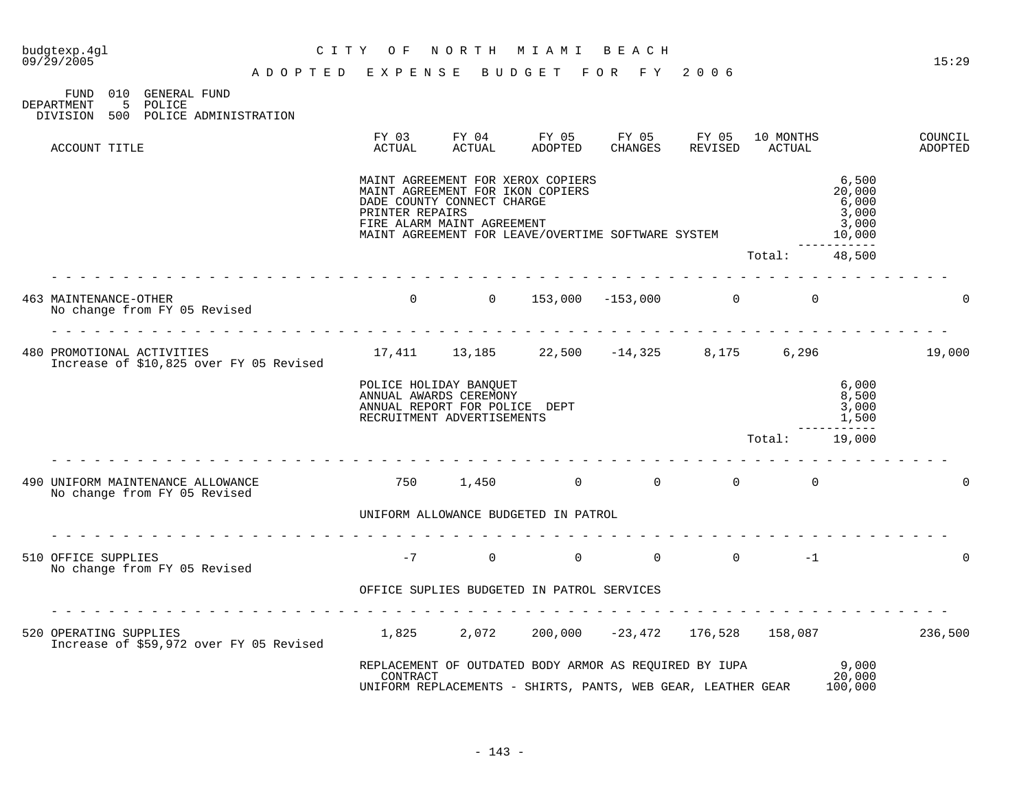FUND 010 GENERAL FUND
DEPARTMENT 5 POLICE
DIVISION 500 POLICE ADMINISTRATION

| ACCOUNT TITLE | FY 03 ACTUAL | FY 04 ACTUAL | FY 05 ADOPTED | FY 05 CHANGES | FY 05 REVISED | 10 MONTHS ACTUAL | | COUNCIL ADOPTED |
|---|---|---|---|---|---|---|---|---|
| | MAINT AGREEMENT FOR XEROX COPIERS | | | | | | 6,500 | |
| | MAINT AGREEMENT FOR IKON COPIERS | | | | | | 20,000 | |
| | DADE COUNTY CONNECT CHARGE | | | | | | 6,000 | |
| | PRINTER REPAIRS | | | | | | 3,000 | |
| | FIRE ALARM MAINT AGREEMENT | | | | | | 3,000 | |
| | MAINT AGREEMENT FOR LEAVE/OVERTIME SOFTWARE SYSTEM | | | | | | 10,000 | |
| | | | | | | Total: | 48,500 | |
| 463 MAINTENANCE-OTHER<br>No change from FY 05 Revised | 0 | 0 | 153,000 | -153,000 | 0 | 0 | | 0 |
| 480 PROMOTIONAL ACTIVITIES<br>Increase of $10,825 over FY 05 Revised | 17,411 | 13,185 | 22,500 | -14,325 | 8,175 | 6,296 | | 19,000 |
| | POLICE HOLIDAY BANQUET | | | | | | 6,000 | |
| | ANNUAL AWARDS CEREMONY | | | | | | 8,500 | |
| | ANNUAL REPORT FOR POLICE DEPT | | | | | | 3,000 | |
| | RECRUITMENT ADVERTISEMENTS | | | | | | 1,500 | |
| | | | | | | Total: | 19,000 | |
| 490 UNIFORM MAINTENANCE ALLOWANCE<br>No change from FY 05 Revised | 750 | 1,450 | 0 | 0 | 0 | 0 | | 0 |
| | UNIFORM ALLOWANCE BUDGETED IN PATROL | | | | | | | |
| 510 OFFICE SUPPLIES<br>No change from FY 05 Revised | -7 | 0 | 0 | 0 | 0 | -1 | | 0 |
| | OFFICE SUPLIES BUDGETED IN PATROL SERVICES | | | | | | | |
| 520 OPERATING SUPPLIES<br>Increase of $59,972 over FY 05 Revised | 1,825 | 2,072 | 200,000 | -23,472 | 176,528 | 158,087 | | 236,500 |
| | REPLACEMENT OF OUTDATED BODY ARMOR AS REQUIRED BY IUPA | | | | | | 9,000 | |
| | CONTRACT | | | | | | 20,000 | |
| | UNIFORM REPLACEMENTS - SHIRTS, PANTS, WEB GEAR, LEATHER GEAR | | | | | | 100,000 | |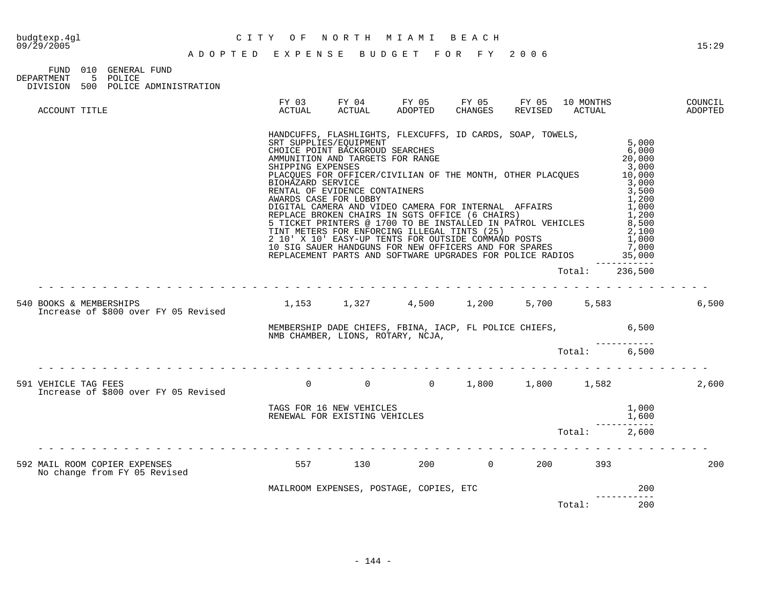ADOPTED EXPENSE BUDGET FOR FY 2006

FUND 010 GENERAL FUND
DEPARTMENT 5 POLICE
DIVISION 500 POLICE ADMINISTRATION

| ACCOUNT TITLE | FY 03 ACTUAL | FY 04 ACTUAL | FY 05 ADOPTED | FY 05 CHANGES | FY 05 REVISED | 10 MONTHS ACTUAL | COUNCIL ADOPTED |
|---|---|---|---|---|---|---|---|

| Item | Amount |
|---|---|
| HANDCUFFS, FLASHLIGHTS, FLEXCUFFS, ID CARDS, SOAP, TOWELS, | |
| SRT SUPPLIES/EQUIPMENT | 5,000 |
| CHOICE POINT BACKGROUD SEARCHES | 6,000 |
| AMMUNITION AND TARGETS FOR RANGE | 20,000 |
| SHIPPING EXPENSES | 3,000 |
| PLACQUES FOR OFFICER/CIVILIAN OF THE MONTH, OTHER PLACQUES | 10,000 |
| BIOHAZARD SERVICE | 3,000 |
| RENTAL OF EVIDENCE CONTAINERS | 3,500 |
| AWARDS CASE FOR LOBBY | 1,200 |
| DIGITAL CAMERA AND VIDEO CAMERA FOR INTERNAL AFFAIRS | 1,000 |
| REPLACE BROKEN CHAIRS IN SGTS OFFICE (6 CHAIRS) | 1,200 |
| 5 TICKET PRINTERS @ 1700 TO BE INSTALLED IN PATROL VEHICLES | 8,500 |
| TINT METERS FOR ENFORCING ILLEGAL TINTS (25) | 2,100 |
| 2 10' X 10' EASY-UP TENTS FOR OUTSIDE COMMAND POSTS | 1,000 |
| 10 SIG SAUER HANDGUNS FOR NEW OFFICERS AND FOR SPARES | 7,000 |
| REPLACEMENT PARTS AND SOFTWARE UPGRADES FOR POLICE RADIOS | 35,000 |
| Total: | 236,500 |

| ACCOUNT TITLE | FY 03 ACTUAL | FY 04 ACTUAL | FY 05 ADOPTED | FY 05 CHANGES | FY 05 REVISED | 10 MONTHS ACTUAL | COUNCIL ADOPTED |
|---|---|---|---|---|---|---|---|
| 540 BOOKS & MEMBERSHIPS<br>Increase of $800 over FY 05 Revised | 1,153 | 1,327 | 4,500 | 1,200 | 5,700 | 5,583 | 6,500 |

| Item | Amount |
|---|---|
| MEMBERSHIP DADE CHIEFS, FBINA, IACP, FL POLICE CHIEFS, NMB CHAMBER, LIONS, ROTARY, NCJA, | 6,500 |
| Total: | 6,500 |

| ACCOUNT TITLE | FY 03 ACTUAL | FY 04 ACTUAL | FY 05 ADOPTED | FY 05 CHANGES | FY 05 REVISED | 10 MONTHS ACTUAL | COUNCIL ADOPTED |
|---|---|---|---|---|---|---|---|
| 591 VEHICLE TAG FEES<br>Increase of $800 over FY 05 Revised | 0 | 0 | 0 | 1,800 | 1,800 | 1,582 | 2,600 |

| Item | Amount |
|---|---|
| TAGS FOR 16 NEW VEHICLES | 1,000 |
| RENEWAL FOR EXISTING VEHICLES | 1,600 |
| Total: | 2,600 |

| ACCOUNT TITLE | FY 03 ACTUAL | FY 04 ACTUAL | FY 05 ADOPTED | FY 05 CHANGES | FY 05 REVISED | 10 MONTHS ACTUAL | COUNCIL ADOPTED |
|---|---|---|---|---|---|---|---|
| 592 MAIL ROOM COPIER EXPENSES<br>No change from FY 05 Revised | 557 | 130 | 200 | 0 | 200 | 393 | 200 |

| Item | Amount |
|---|---|
| MAILROOM EXPENSES, POSTAGE, COPIES, ETC | 200 |
| Total: | 200 |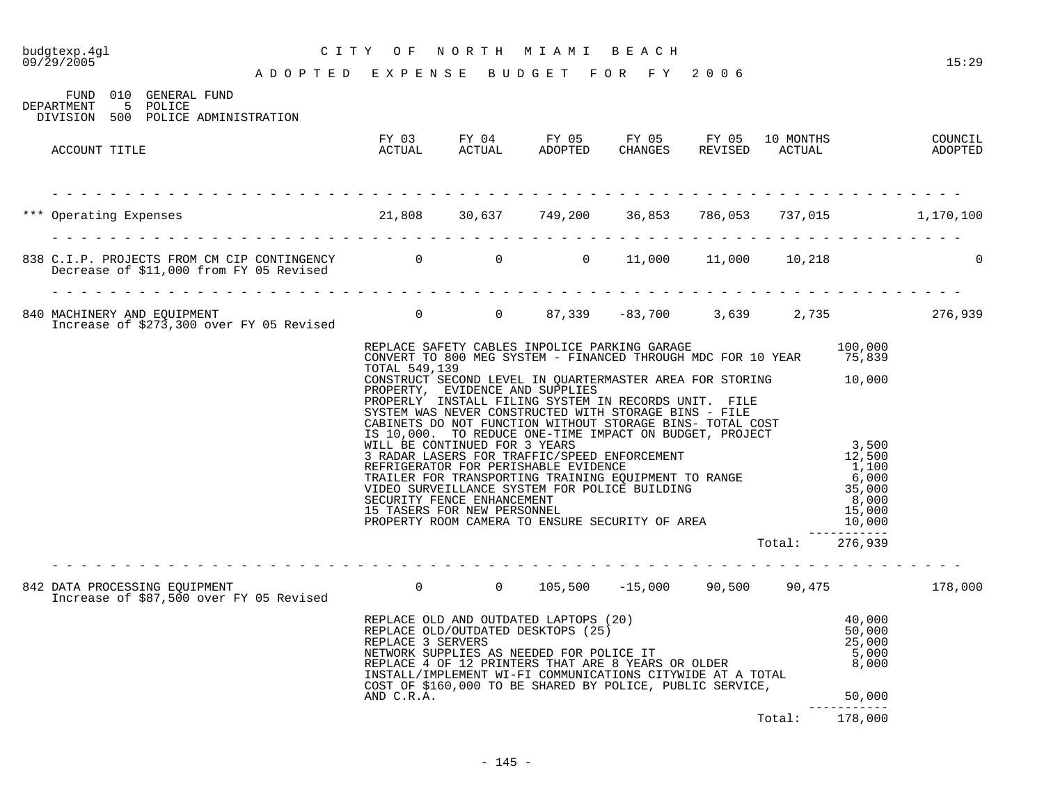# CITY OF NORTH MIAMI BEACH

## ADOPTED EXPENSE BUDGET FOR FY 2006

FUND 010 GENERAL FUND
DEPARTMENT 5 POLICE
DIVISION 500 POLICE ADMINISTRATION

| ACCOUNT TITLE | FY 03 ACTUAL | FY 04 ACTUAL | FY 05 ADOPTED | FY 05 CHANGES | FY 05 REVISED | 10 MONTHS ACTUAL | COUNCIL ADOPTED |
|---|---|---|---|---|---|---|---|
| *** Operating Expenses | 21,808 | 30,637 | 749,200 | 36,853 | 786,053 | 737,015 | 1,170,100 |
| 838 C.I.P. PROJECTS FROM CM CIP CONTINGENCY<br>Decrease of $11,000 from FY 05 Revised | 0 | 0 | 0 | 11,000 | 11,000 | 10,218 | 0 |
| 840 MACHINERY AND EQUIPMENT<br>Increase of $273,300 over FY 05 Revised | 0 | 0 | 87,339 | -83,700 | 3,639 | 2,735 | 276,939 |

| Description | Amount |
|---|---|
| REPLACE SAFETY CABLES INPOLICE PARKING GARAGE | 100,000 |
| CONVERT TO 800 MEG SYSTEM - FINANCED THROUGH MDC FOR 10 YEAR TOTAL 549,139 | 75,839 |
| CONSTRUCT SECOND LEVEL IN QUARTERMASTER AREA FOR STORING PROPERTY, EVIDENCE AND SUPPLIES | 10,000 |
| PROPERLY INSTALL FILING SYSTEM IN RECORDS UNIT. FILE SYSTEM WAS NEVER CONSTRUCTED WITH STORAGE BINS - FILE CABINETS DO NOT FUNCTION WITHOUT STORAGE BINS- TOTAL COST IS 10,000. TO REDUCE ONE-TIME IMPACT ON BUDGET, PROJECT WILL BE CONTINUED FOR 3 YEARS | 3,500 |
| 3 RADAR LASERS FOR TRAFFIC/SPEED ENFORCEMENT | 12,500 |
| REFRIGERATOR FOR PERISHABLE EVIDENCE | 1,100 |
| TRAILER FOR TRANSPORTING TRAINING EQUIPMENT TO RANGE | 6,000 |
| VIDEO SURVEILLANCE SYSTEM FOR POLICE BUILDING | 35,000 |
| SECURITY FENCE ENHANCEMENT | 8,000 |
| 15 TASERS FOR NEW PERSONNEL | 15,000 |
| PROPERTY ROOM CAMERA TO ENSURE SECURITY OF AREA | 10,000 |
| Total: | 276,939 |

| ACCOUNT TITLE | FY 03 ACTUAL | FY 04 ACTUAL | FY 05 ADOPTED | FY 05 CHANGES | FY 05 REVISED | 10 MONTHS ACTUAL | COUNCIL ADOPTED |
|---|---|---|---|---|---|---|---|
| 842 DATA PROCESSING EQUIPMENT<br>Increase of $87,500 over FY 05 Revised | 0 | 0 | 105,500 | -15,000 | 90,500 | 90,475 | 178,000 |

| Description | Amount |
|---|---|
| REPLACE OLD AND OUTDATED LAPTOPS (20) | 40,000 |
| REPLACE OLD/OUTDATED DESKTOPS (25) | 50,000 |
| REPLACE 3 SERVERS | 25,000 |
| NETWORK SUPPLIES AS NEEDED FOR POLICE IT | 5,000 |
| REPLACE 4 OF 12 PRINTERS THAT ARE 8 YEARS OR OLDER | 8,000 |
| INSTALL/IMPLEMENT WI-FI COMMUNICATIONS CITYWIDE AT A TOTAL COST OF $160,000 TO BE SHARED BY POLICE, PUBLIC SERVICE, AND C.R.A. | 50,000 |
| Total: | 178,000 |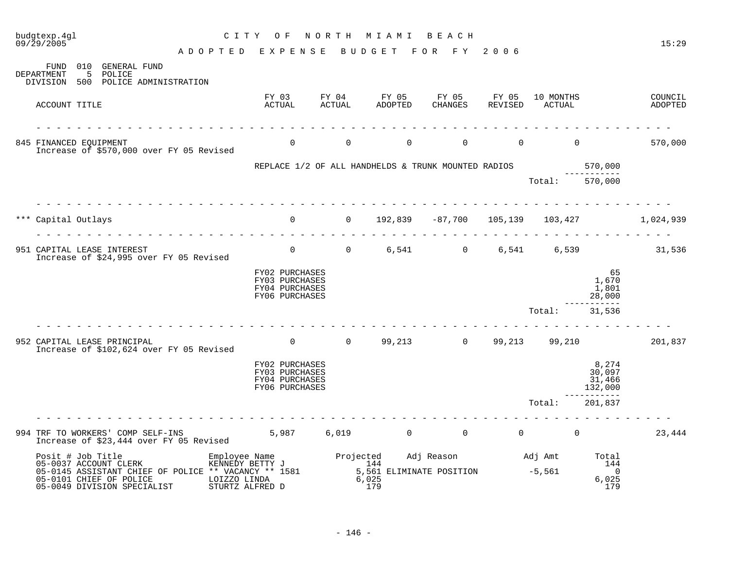budgtexp.4gl — CITY OF NORTH MIAMI BEACH
09/29/2005 — 15:29

# ADOPTED EXPENSE BUDGET FOR FY 2006

FUND 010 GENERAL FUND
DEPARTMENT 5 POLICE
DIVISION 500 POLICE ADMINISTRATION

| ACCOUNT TITLE | FY 03 ACTUAL | FY 04 ACTUAL | FY 05 ADOPTED | FY 05 CHANGES | FY 05 REVISED | 10 MONTHS ACTUAL | | COUNCIL ADOPTED |
|---|---|---|---|---|---|---|---|---|
| 845 FINANCED EQUIPMENT<br>Increase of $570,000 over FY 05 Revised | 0 | 0 | 0 | 0 | 0 | 0 | | 570,000 |
| REPLACE 1/2 OF ALL HANDHELDS & TRUNK MOUNTED RADIOS | | | | | | | 570,000 | |
| | | | | | | Total: | 570,000 | |
| *** Capital Outlays | 0 | 0 | 192,839 | -87,700 | 105,139 | 103,427 | | 1,024,939 |
| 951 CAPITAL LEASE INTEREST<br>Increase of $24,995 over FY 05 Revised | 0 | 0 | 6,541 | 0 | 6,541 | 6,539 | | 31,536 |
| FY02 PURCHASES | | | | | | | 65 | |
| FY03 PURCHASES | | | | | | | 1,670 | |
| FY04 PURCHASES | | | | | | | 1,801 | |
| FY06 PURCHASES | | | | | | | 28,000 | |
| | | | | | | Total: | 31,536 | |
| 952 CAPITAL LEASE PRINCIPAL<br>Increase of $102,624 over FY 05 Revised | 0 | 0 | 99,213 | 0 | 99,213 | 99,210 | | 201,837 |
| FY02 PURCHASES | | | | | | | 8,274 | |
| FY03 PURCHASES | | | | | | | 30,097 | |
| FY04 PURCHASES | | | | | | | 31,466 | |
| FY06 PURCHASES | | | | | | | 132,000 | |
| | | | | | | Total: | 201,837 | |
| 994 TRF TO WORKERS' COMP SELF-INS<br>Increase of $23,444 over FY 05 Revised | 5,987 | 6,019 | 0 | 0 | 0 | 0 | | 23,444 |

| Posit # Job Title | Employee Name | Projected | Adj Reason | Adj Amt | Total |
|---|---|---|---|---|---|
| 05-0037 ACCOUNT CLERK | KENNEDY BETTY J | 144 | | | 144 |
| 05-0145 ASSISTANT CHIEF OF POLICE | ** VACANCY ** 1581 | 5,561 | ELIMINATE POSITION | -5,561 | 0 |
| 05-0101 CHIEF OF POLICE | LOIZZO LINDA | 6,025 | | | 6,025 |
| 05-0049 DIVISION SPECIALIST | STURTZ ALFRED D | 179 | | | 179 |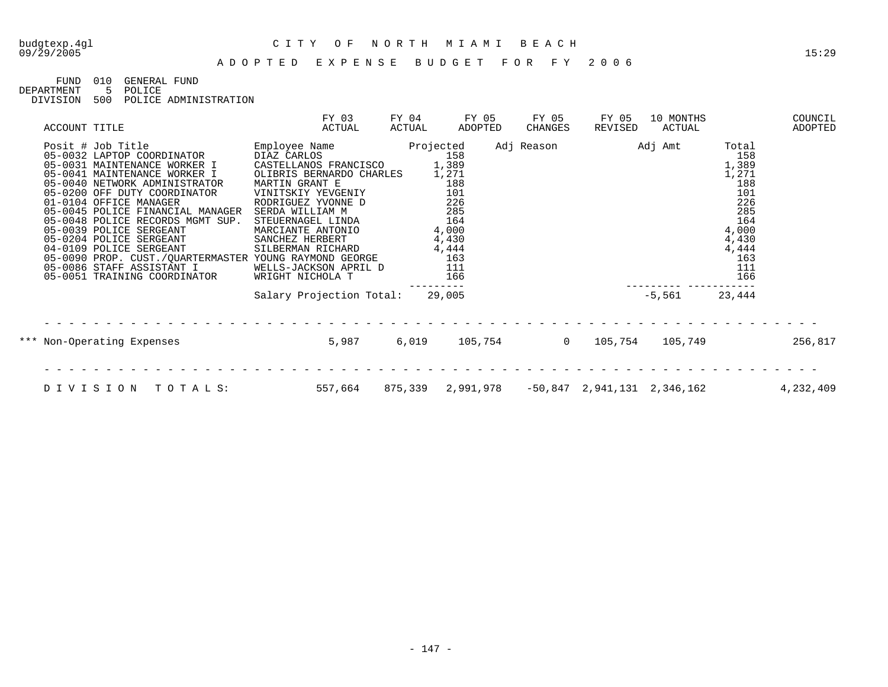budgtexp.4gl
09/29/2005

C I T Y  O F  N O R T H  M I A M I  B E A C H

A D O P T E D  E X P E N S E  B U D G E T  F O R  F Y  2 0 0 6

15:29

FUND 010 GENERAL FUND
DEPARTMENT 5 POLICE
DIVISION 500 POLICE ADMINISTRATION

| ACCOUNT TITLE | FY 03 ACTUAL | FY 04 ACTUAL | FY 05 ADOPTED | FY 05 CHANGES | FY 05 REVISED | 10 MONTHS ACTUAL | COUNCIL ADOPTED |
|---|---|---|---|---|---|---|---|

| Posit # Job Title | Employee Name | Projected | Adj Reason | Adj Amt | Total |
|---|---|---|---|---|---|
| 05-0032 LAPTOP COORDINATOR | DIAZ CARLOS | 158 | | | 158 |
| 05-0031 MAINTENANCE WORKER I | CASTELLANOS FRANCISCO | 1,389 | | | 1,389 |
| 05-0041 MAINTENANCE WORKER I | OLIBRIS BERNARDO CHARLES | 1,271 | | | 1,271 |
| 05-0040 NETWORK ADMINISTRATOR | MARTIN GRANT E | 188 | | | 188 |
| 05-0200 OFF DUTY COORDINATOR | VINITSKIY YEVGENIY | 101 | | | 101 |
| 01-0104 OFFICE MANAGER | RODRIGUEZ YVONNE D | 226 | | | 226 |
| 05-0045 POLICE FINANCIAL MANAGER | SERDA WILLIAM M | 285 | | | 285 |
| 05-0048 POLICE RECORDS MGMT SUP. | STEUERNAGEL LINDA | 164 | | | 164 |
| 05-0039 POLICE SERGEANT | MARCIANTE ANTONIO | 4,000 | | | 4,000 |
| 05-0204 POLICE SERGEANT | SANCHEZ HERBERT | 4,430 | | | 4,430 |
| 04-0109 POLICE SERGEANT | SILBERMAN RICHARD | 4,444 | | | 4,444 |
| 05-0090 PROP. CUST./QUARTERMASTER | YOUNG RAYMOND GEORGE | 163 | | | 163 |
| 05-0086 STAFF ASSISTANT I | WELLS-JACKSON APRIL D | 111 | | | 111 |
| 05-0051 TRAINING COORDINATOR | WRIGHT NICHOLA T | 166 | | | 166 |
| | Salary Projection Total: | 29,005 | | -5,561 | 23,444 |

| ACCOUNT TITLE | FY 03 ACTUAL | FY 04 ACTUAL | FY 05 ADOPTED | FY 05 CHANGES | FY 05 REVISED | 10 MONTHS ACTUAL | COUNCIL ADOPTED |
|---|---|---|---|---|---|---|---|
| *** Non-Operating Expenses | 5,987 | 6,019 | 105,754 | 0 | 105,754 | 105,749 | 256,817 |
| D I V I S I O N  T O T A L S: | 557,664 | 875,339 | 2,991,978 | -50,847 | 2,941,131 | 2,346,162 | 4,232,409 |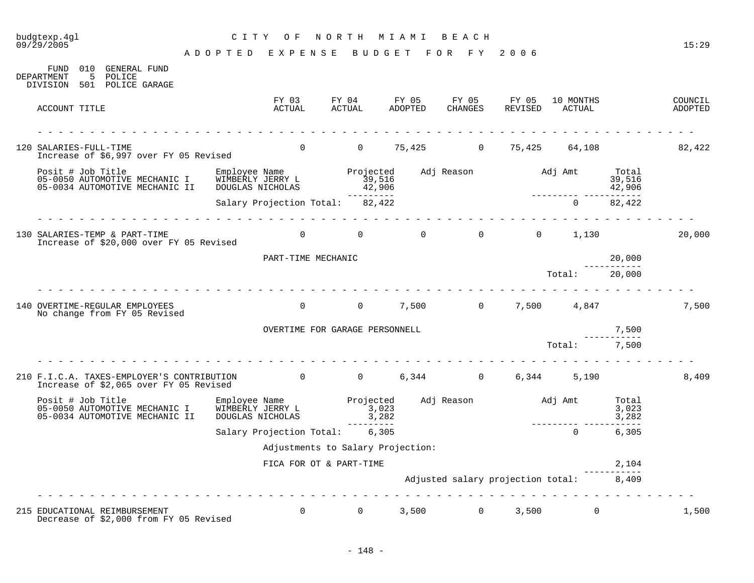budgtexp.4gl
09/29/2005

# CITY OF NORTH MIAMI BEACH

## ADOPTED EXPENSE BUDGET FOR FY 2006

15:29

FUND 010 GENERAL FUND
DEPARTMENT 5 POLICE
DIVISION 501 POLICE GARAGE

| ACCOUNT TITLE | FY 03 ACTUAL | FY 04 ACTUAL | FY 05 ADOPTED | FY 05 CHANGES | FY 05 REVISED | 10 MONTHS ACTUAL | COUNCIL ADOPTED |
|---|---|---|---|---|---|---|---|
| 120 SALARIES-FULL-TIME | 0 | 0 | 75,425 | 0 | 75,425 | 64,108 | 82,422 |
| 130 SALARIES-TEMP & PART-TIME | 0 | 0 | 0 | 0 | 0 | 1,130 | 20,000 |
| 140 OVERTIME-REGULAR EMPLOYEES | 0 | 0 | 7,500 | 0 | 7,500 | 4,847 | 7,500 |
| 210 F.I.C.A. TAXES-EMPLOYER'S CONTRIBUTION | 0 | 0 | 6,344 | 0 | 6,344 | 5,190 | 8,409 |
| 215 EDUCATIONAL REIMBURSEMENT | 0 | 0 | 3,500 | 0 | 3,500 | 0 | 1,500 |

### 120 SALARIES-FULL-TIME

Increase of $6,997 over FY 05 Revised

| Posit # | Job Title | Employee Name | Projected | Adj Reason | Adj Amt | Total |
|---|---|---|---|---|---|---|
| 05-0050 | AUTOMOTIVE MECHANIC I | WIMBERLY JERRY L | 39,516 | | | 39,516 |
| 05-0034 | AUTOMOTIVE MECHANIC II | DOUGLAS NICHOLAS | 42,906 | | | 42,906 |
| | | Salary Projection Total: | 82,422 | | 0 | 82,422 |

### 130 SALARIES-TEMP & PART-TIME

Increase of $20,000 over FY 05 Revised

| Item | Amount |
|---|---|
| PART-TIME MECHANIC | 20,000 |
| Total: | 20,000 |

### 140 OVERTIME-REGULAR EMPLOYEES

No change from FY 05 Revised

| Item | Amount |
|---|---|
| OVERTIME FOR GARAGE PERSONNELL | 7,500 |
| Total: | 7,500 |

### 210 F.I.C.A. TAXES-EMPLOYER'S CONTRIBUTION

Increase of $2,065 over FY 05 Revised

| Posit # | Job Title | Employee Name | Projected | Adj Reason | Adj Amt | Total |
|---|---|---|---|---|---|---|
| 05-0050 | AUTOMOTIVE MECHANIC I | WIMBERLY JERRY L | 3,023 | | | 3,023 |
| 05-0034 | AUTOMOTIVE MECHANIC II | DOUGLAS NICHOLAS | 3,282 | | | 3,282 |
| | | Salary Projection Total: | 6,305 | | 0 | 6,305 |

Adjustments to Salary Projection:

| Item | Amount |
|---|---|
| FICA FOR OT & PART-TIME | 2,104 |
| Adjusted salary projection total: | 8,409 |

### 215 EDUCATIONAL REIMBURSEMENT

Decrease of $2,000 from FY 05 Revised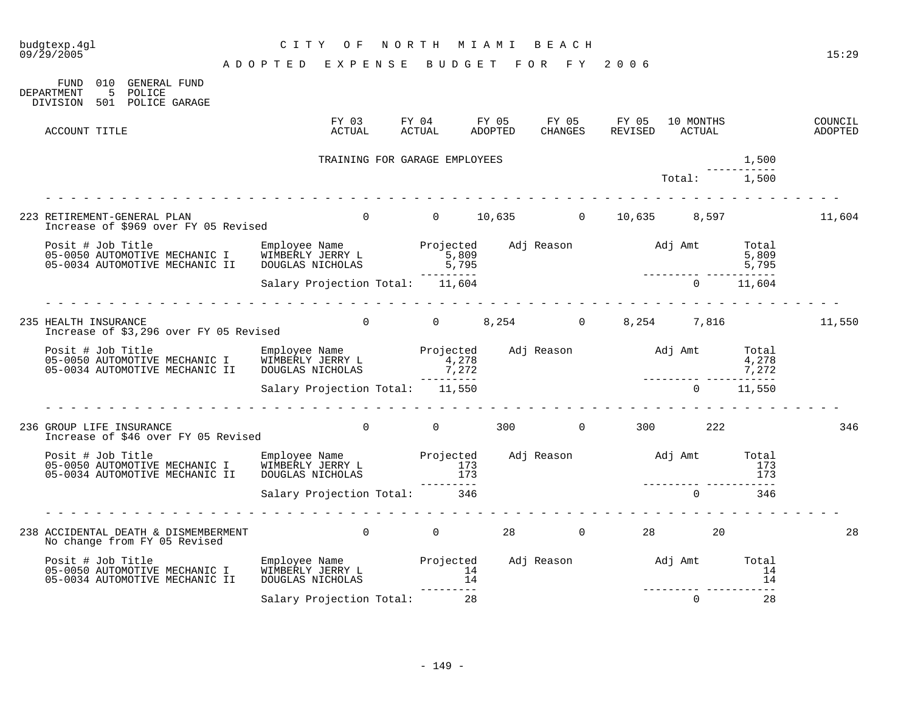budgtexp.4gl — CITY OF NORTH MIAMI BEACH — 09/29/2005 — 15:29

## ADOPTED EXPENSE BUDGET FOR FY 2006

FUND 010 GENERAL FUND
DEPARTMENT 5 POLICE
DIVISION 501 POLICE GARAGE

| ACCOUNT TITLE | FY 03 ACTUAL | FY 04 ACTUAL | FY 05 ADOPTED | FY 05 CHANGES | FY 05 REVISED | 10 MONTHS ACTUAL | | COUNCIL ADOPTED |
|---|---|---|---|---|---|---|---|---|
| TRAINING FOR GARAGE EMPLOYEES | | | | | | | 1,500 | |
| | | | | | | Total: | 1,500 | |
| 223 RETIREMENT-GENERAL PLAN | 0 | 0 | 10,635 | 0 | 10,635 | 8,597 | | 11,604 |
| 235 HEALTH INSURANCE | 0 | 0 | 8,254 | 0 | 8,254 | 7,816 | | 11,550 |
| 236 GROUP LIFE INSURANCE | 0 | 0 | 300 | 0 | 300 | 222 | | 346 |
| 238 ACCIDENTAL DEATH & DISMEMBERMENT | 0 | 0 | 28 | 0 | 28 | 20 | | 28 |

### 223 RETIREMENT-GENERAL PLAN
Increase of $969 over FY 05 Revised

| Posit # Job Title | Employee Name | Projected | Adj Reason | Adj Amt | Total |
|---|---|---|---|---|---|
| 05-0050 AUTOMOTIVE MECHANIC I | WIMBERLY JERRY L | 5,809 | | | 5,809 |
| 05-0034 AUTOMOTIVE MECHANIC II | DOUGLAS NICHOLAS | 5,795 | | | 5,795 |
| | Salary Projection Total: | 11,604 | | 0 | 11,604 |

### 235 HEALTH INSURANCE
Increase of $3,296 over FY 05 Revised

| Posit # Job Title | Employee Name | Projected | Adj Reason | Adj Amt | Total |
|---|---|---|---|---|---|
| 05-0050 AUTOMOTIVE MECHANIC I | WIMBERLY JERRY L | 4,278 | | | 4,278 |
| 05-0034 AUTOMOTIVE MECHANIC II | DOUGLAS NICHOLAS | 7,272 | | | 7,272 |
| | Salary Projection Total: | 11,550 | | 0 | 11,550 |

### 236 GROUP LIFE INSURANCE
Increase of $46 over FY 05 Revised

| Posit # Job Title | Employee Name | Projected | Adj Reason | Adj Amt | Total |
|---|---|---|---|---|---|
| 05-0050 AUTOMOTIVE MECHANIC I | WIMBERLY JERRY L | 173 | | | 173 |
| 05-0034 AUTOMOTIVE MECHANIC II | DOUGLAS NICHOLAS | 173 | | | 173 |
| | Salary Projection Total: | 346 | | 0 | 346 |

### 238 ACCIDENTAL DEATH & DISMEMBERMENT
No change from FY 05 Revised

| Posit # Job Title | Employee Name | Projected | Adj Reason | Adj Amt | Total |
|---|---|---|---|---|---|
| 05-0050 AUTOMOTIVE MECHANIC I | WIMBERLY JERRY L | 14 | | | 14 |
| 05-0034 AUTOMOTIVE MECHANIC II | DOUGLAS NICHOLAS | 14 | | | 14 |
| | Salary Projection Total: | 28 | | 0 | 28 |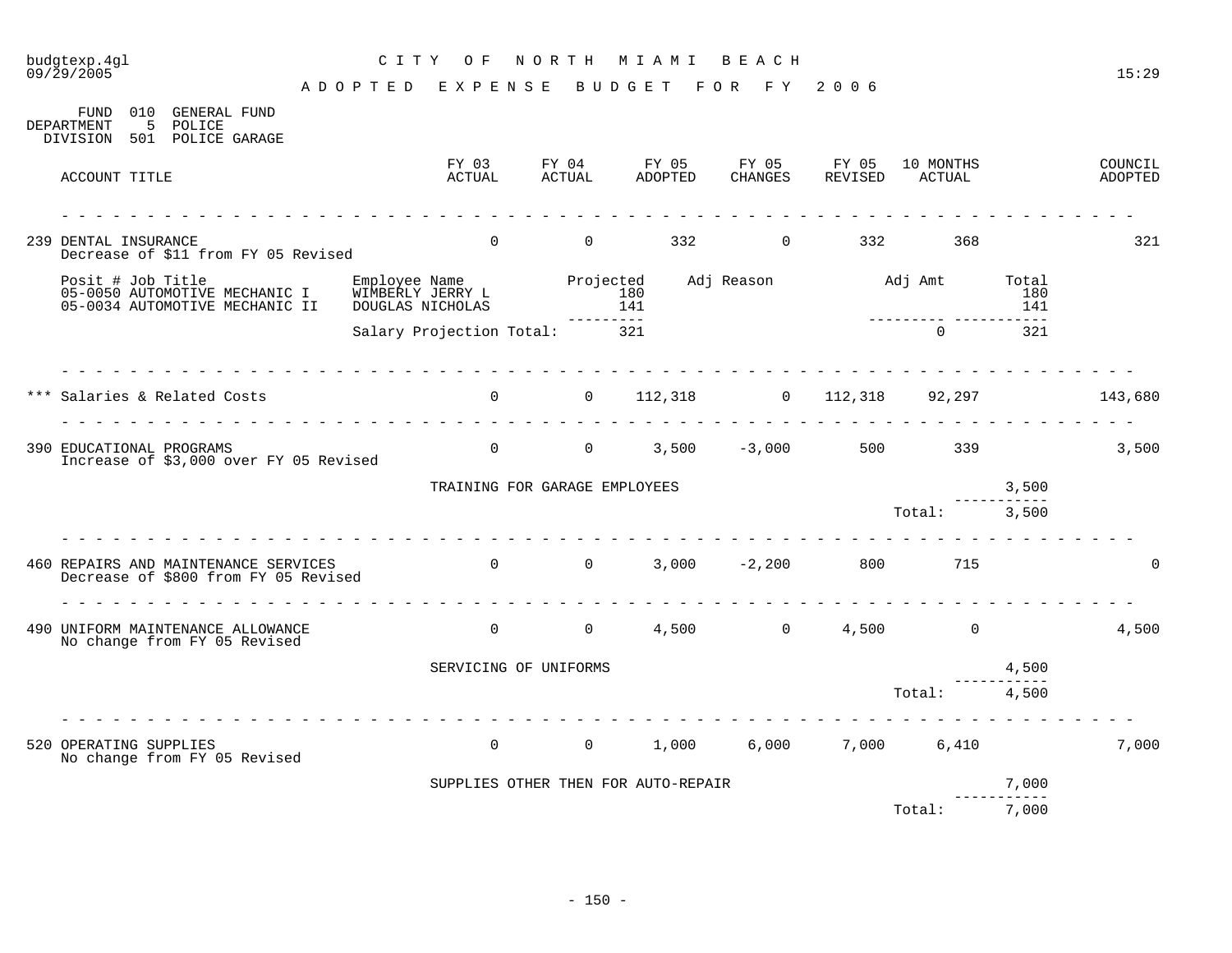# CITY OF NORTH MIAMI BEACH

## ADOPTED EXPENSE BUDGET FOR FY 2006

FUND 010 GENERAL FUND
DEPARTMENT 5 POLICE
DIVISION 501 POLICE GARAGE

| ACCOUNT TITLE | FY 03 ACTUAL | FY 04 ACTUAL | FY 05 ADOPTED | FY 05 CHANGES | FY 05 REVISED | 10 MONTHS ACTUAL | COUNCIL ADOPTED |
|---|---|---|---|---|---|---|---|
| 239 DENTAL INSURANCE<br>Decrease of $11 from FY 05 Revised | 0 | 0 | 332 | 0 | 332 | 368 | 321 |

| Posit # Job Title | Employee Name | Projected | Adj Reason | Adj Amt | Total |
|---|---|---|---|---|---|
| 05-0050 AUTOMOTIVE MECHANIC I | WIMBERLY JERRY L | 180 | | | 180 |
| 05-0034 AUTOMOTIVE MECHANIC II | DOUGLAS NICHOLAS | 141 | | | 141 |
| | Salary Projection Total: | 321 | | 0 | 321 |

| ACCOUNT TITLE | FY 03 ACTUAL | FY 04 ACTUAL | FY 05 ADOPTED | FY 05 CHANGES | FY 05 REVISED | 10 MONTHS ACTUAL | COUNCIL ADOPTED |
|---|---|---|---|---|---|---|---|
| *** Salaries & Related Costs | 0 | 0 | 112,318 | 0 | 112,318 | 92,297 | 143,680 |
| 390 EDUCATIONAL PROGRAMS<br>Increase of $3,000 over FY 05 Revised | 0 | 0 | 3,500 | -3,000 | 500 | 339 | 3,500 |

| Description | Amount |
|---|---|
| TRAINING FOR GARAGE EMPLOYEES | 3,500 |
| Total: | 3,500 |

| ACCOUNT TITLE | FY 03 ACTUAL | FY 04 ACTUAL | FY 05 ADOPTED | FY 05 CHANGES | FY 05 REVISED | 10 MONTHS ACTUAL | COUNCIL ADOPTED |
|---|---|---|---|---|---|---|---|
| 460 REPAIRS AND MAINTENANCE SERVICES<br>Decrease of $800 from FY 05 Revised | 0 | 0 | 3,000 | -2,200 | 800 | 715 | 0 |
| 490 UNIFORM MAINTENANCE ALLOWANCE<br>No change from FY 05 Revised | 0 | 0 | 4,500 | 0 | 4,500 | 0 | 4,500 |

| Description | Amount |
|---|---|
| SERVICING OF UNIFORMS | 4,500 |
| Total: | 4,500 |

| ACCOUNT TITLE | FY 03 ACTUAL | FY 04 ACTUAL | FY 05 ADOPTED | FY 05 CHANGES | FY 05 REVISED | 10 MONTHS ACTUAL | COUNCIL ADOPTED |
|---|---|---|---|---|---|---|---|
| 520 OPERATING SUPPLIES<br>No change from FY 05 Revised | 0 | 0 | 1,000 | 6,000 | 7,000 | 6,410 | 7,000 |

| Description | Amount |
|---|---|
| SUPPLIES OTHER THEN FOR AUTO-REPAIR | 7,000 |
| Total: | 7,000 |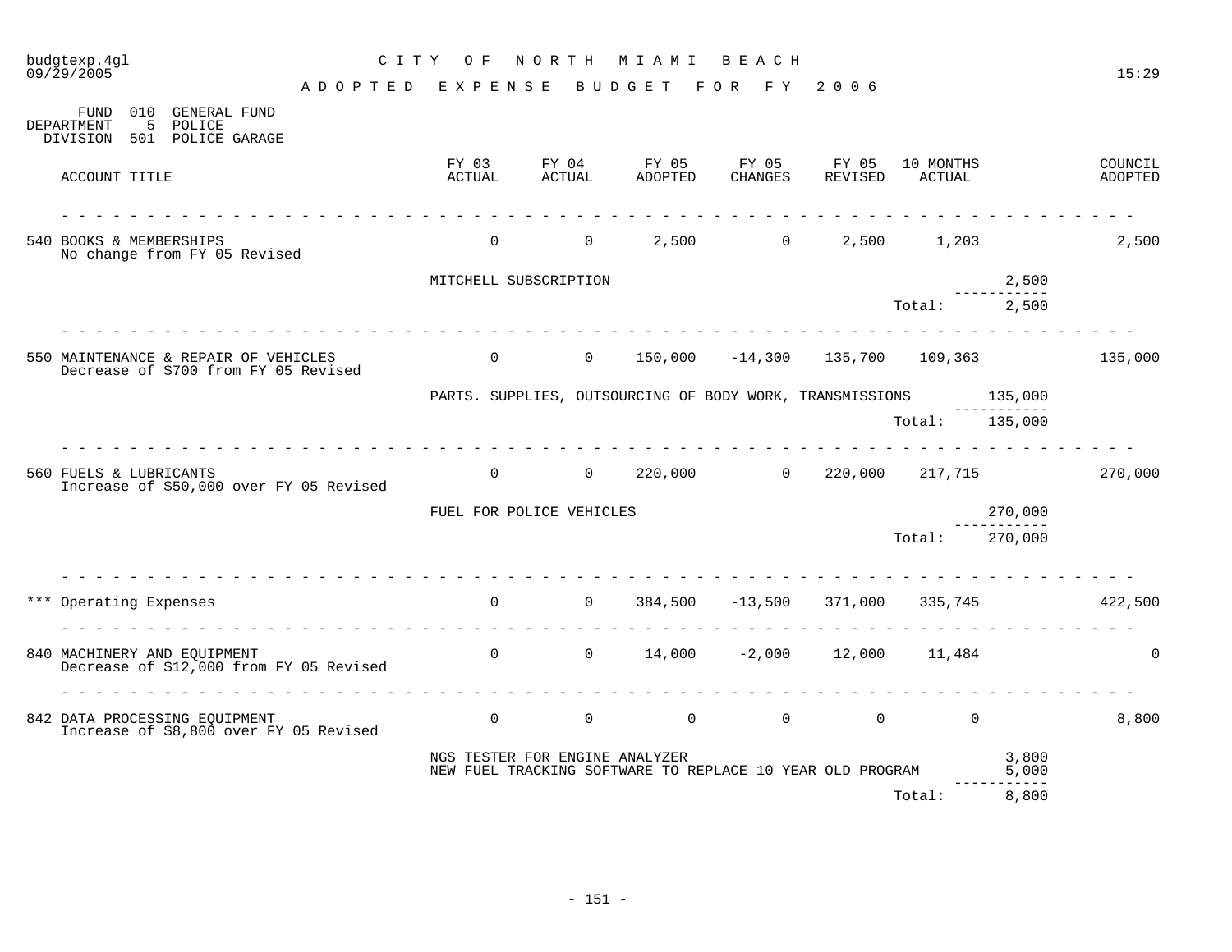# CITY OF NORTH MIAMI BEACH

## ADOPTED EXPENSE BUDGET FOR FY 2006

FUND 010 GENERAL FUND
DEPARTMENT 5 POLICE
DIVISION 501 POLICE GARAGE

| ACCOUNT TITLE | FY 03 ACTUAL | FY 04 ACTUAL | FY 05 ADOPTED | FY 05 CHANGES | FY 05 REVISED | 10 MONTHS ACTUAL | | COUNCIL ADOPTED |
|---|---|---|---|---|---|---|---|---|
| 540 BOOKS & MEMBERSHIPS<br>No change from FY 05 Revised | 0 | 0 | 2,500 | 0 | 2,500 | 1,203 | | 2,500 |
| | MITCHELL SUBSCRIPTION | | | | | | 2,500 | |
| | | | | | | Total: | 2,500 | |
| 550 MAINTENANCE & REPAIR OF VEHICLES<br>Decrease of $700 from FY 05 Revised | 0 | 0 | 150,000 | -14,300 | 135,700 | 109,363 | | 135,000 |
| | PARTS. SUPPLIES, OUTSOURCING OF BODY WORK, TRANSMISSIONS | | | | | | 135,000 | |
| | | | | | | Total: | 135,000 | |
| 560 FUELS & LUBRICANTS<br>Increase of $50,000 over FY 05 Revised | 0 | 0 | 220,000 | 0 | 220,000 | 217,715 | | 270,000 |
| | FUEL FOR POLICE VEHICLES | | | | | | 270,000 | |
| | | | | | | Total: | 270,000 | |
| *** Operating Expenses | 0 | 0 | 384,500 | -13,500 | 371,000 | 335,745 | | 422,500 |
| 840 MACHINERY AND EQUIPMENT<br>Decrease of $12,000 from FY 05 Revised | 0 | 0 | 14,000 | -2,000 | 12,000 | 11,484 | | 0 |
| 842 DATA PROCESSING EQUIPMENT<br>Increase of $8,800 over FY 05 Revised | 0 | 0 | 0 | 0 | 0 | 0 | | 8,800 |
| | NGS TESTER FOR ENGINE ANALYZER | | | | | | 3,800 | |
| | NEW FUEL TRACKING SOFTWARE TO REPLACE 10 YEAR OLD PROGRAM | | | | | | 5,000 | |
| | | | | | | Total: | 8,800 | |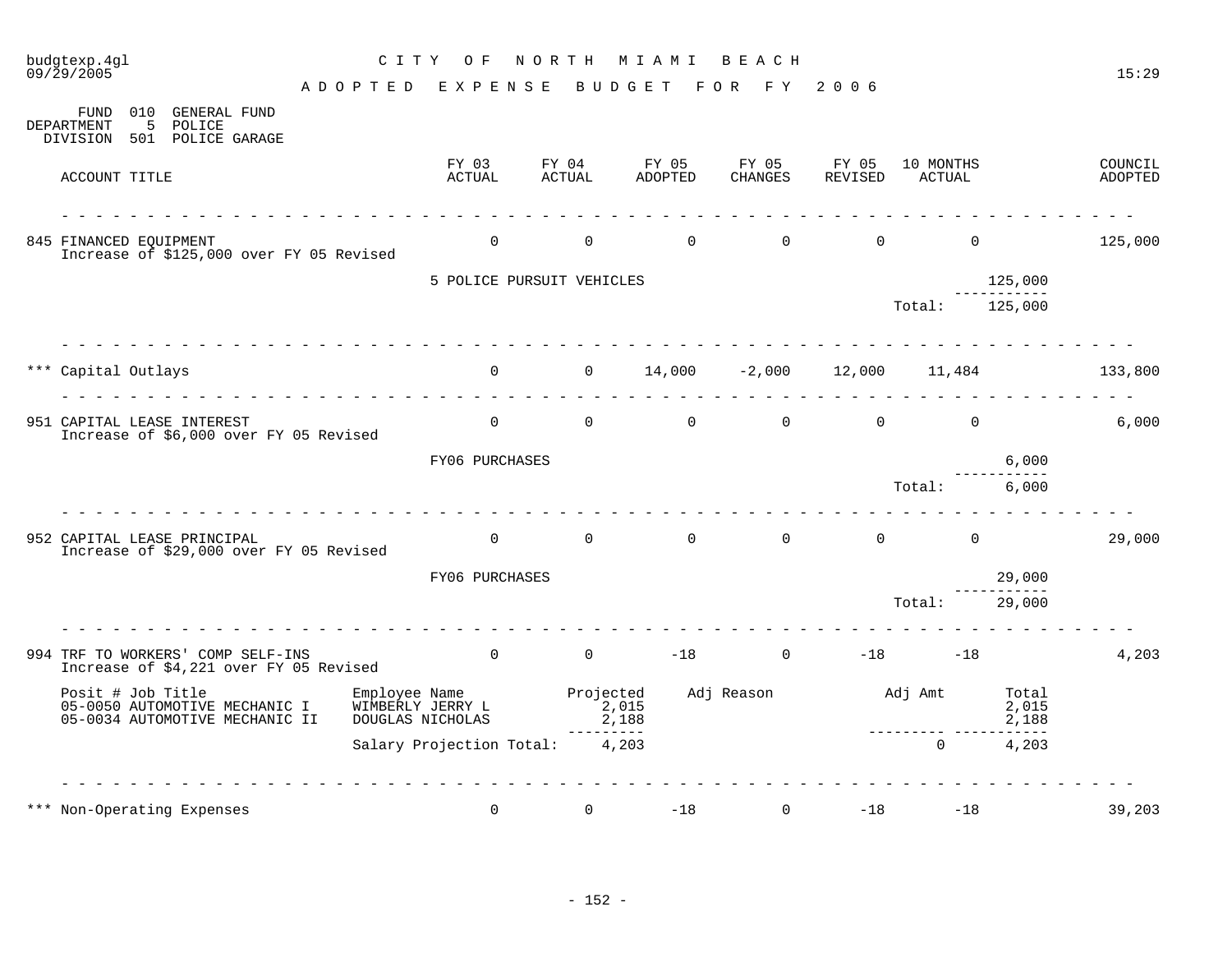# CITY OF NORTH MIAMI BEACH

## ADOPTED EXPENSE BUDGET FOR FY 2006

FUND 010 GENERAL FUND
DEPARTMENT 5 POLICE
DIVISION 501 POLICE GARAGE

| ACCOUNT TITLE | FY 03 ACTUAL | FY 04 ACTUAL | FY 05 ADOPTED | FY 05 CHANGES | FY 05 REVISED | 10 MONTHS ACTUAL | COUNCIL ADOPTED |
|---|---|---|---|---|---|---|---|
| 845 FINANCED EQUIPMENT<br>Increase of $125,000 over FY 05 Revised | 0 | 0 | 0 | 0 | 0 | 0 | 125,000 |

5 POLICE PURSUIT VEHICLES: 125,000
Total: 125,000

| ACCOUNT TITLE | FY 03 ACTUAL | FY 04 ACTUAL | FY 05 ADOPTED | FY 05 CHANGES | FY 05 REVISED | 10 MONTHS ACTUAL | COUNCIL ADOPTED |
|---|---|---|---|---|---|---|---|
| *** Capital Outlays | 0 | 0 | 14,000 | -2,000 | 12,000 | 11,484 | 133,800 |
| 951 CAPITAL LEASE INTEREST<br>Increase of $6,000 over FY 05 Revised | 0 | 0 | 0 | 0 | 0 | 0 | 6,000 |

FY06 PURCHASES: 6,000
Total: 6,000

| ACCOUNT TITLE | FY 03 ACTUAL | FY 04 ACTUAL | FY 05 ADOPTED | FY 05 CHANGES | FY 05 REVISED | 10 MONTHS ACTUAL | COUNCIL ADOPTED |
|---|---|---|---|---|---|---|---|
| 952 CAPITAL LEASE PRINCIPAL<br>Increase of $29,000 over FY 05 Revised | 0 | 0 | 0 | 0 | 0 | 0 | 29,000 |

FY06 PURCHASES: 29,000
Total: 29,000

| ACCOUNT TITLE | FY 03 ACTUAL | FY 04 ACTUAL | FY 05 ADOPTED | FY 05 CHANGES | FY 05 REVISED | 10 MONTHS ACTUAL | COUNCIL ADOPTED |
|---|---|---|---|---|---|---|---|
| 994 TRF TO WORKERS' COMP SELF-INS<br>Increase of $4,221 over FY 05 Revised | 0 | 0 | -18 | 0 | -18 | -18 | 4,203 |

| Posit # Job Title | Employee Name | Projected | Adj Reason | Adj Amt | Total |
|---|---|---|---|---|---|
| 05-0050 AUTOMOTIVE MECHANIC I | WIMBERLY JERRY L | 2,015 | | | 2,015 |
| 05-0034 AUTOMOTIVE MECHANIC II | DOUGLAS NICHOLAS | 2,188 | | | 2,188 |
| | Salary Projection Total: | 4,203 | | 0 | 4,203 |

| ACCOUNT TITLE | FY 03 ACTUAL | FY 04 ACTUAL | FY 05 ADOPTED | FY 05 CHANGES | FY 05 REVISED | 10 MONTHS ACTUAL | COUNCIL ADOPTED |
|---|---|---|---|---|---|---|---|
| *** Non-Operating Expenses | 0 | 0 | -18 | 0 | -18 | -18 | 39,203 |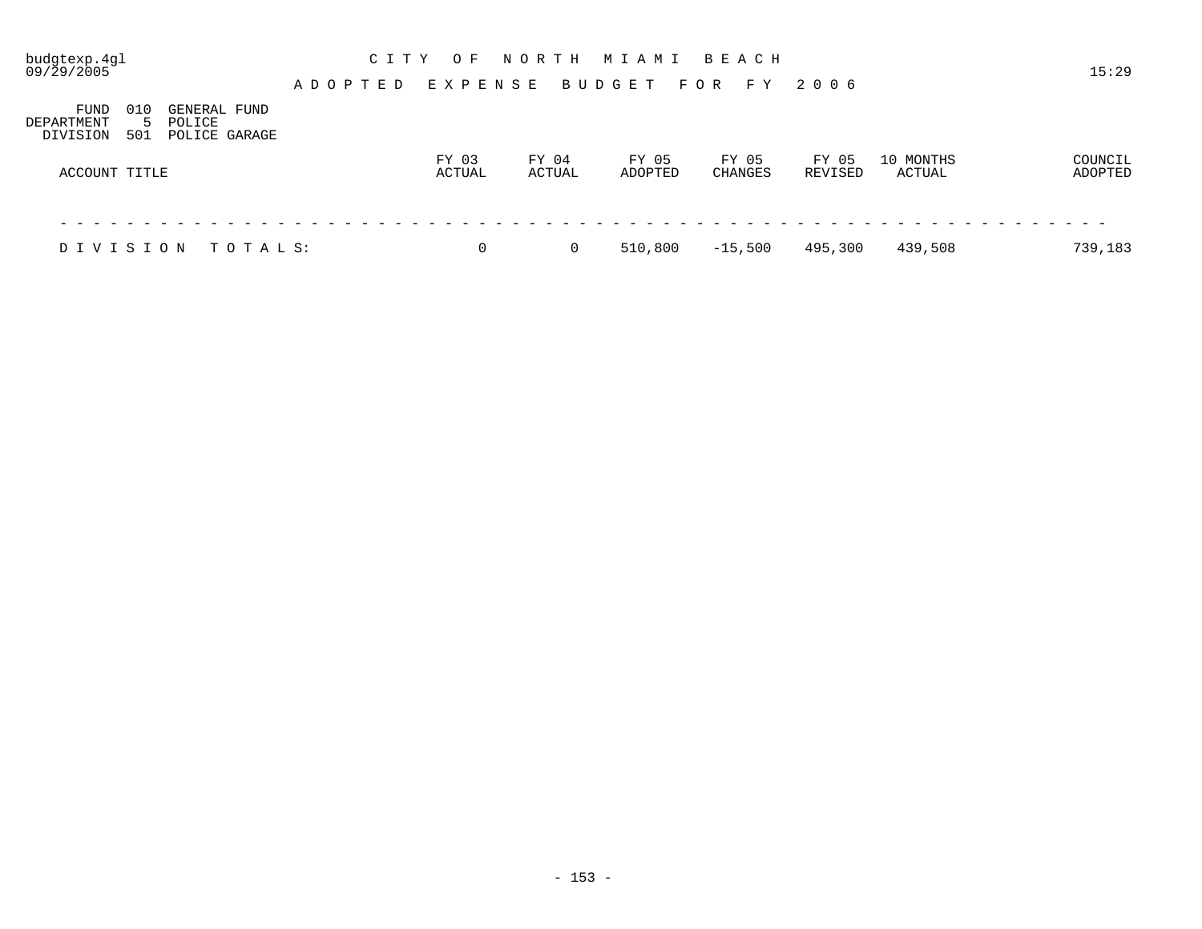CITY OF NORTH MIAMI BEACH

ADOPTED EXPENSE BUDGET FOR FY 2006

budgtexp.4gl
09/29/2005
15:29

FUND 010 GENERAL FUND
DEPARTMENT 5 POLICE
DIVISION 501 POLICE GARAGE

| ACCOUNT TITLE | FY 03 ACTUAL | FY 04 ACTUAL | FY 05 ADOPTED | FY 05 CHANGES | FY 05 REVISED | 10 MONTHS ACTUAL | COUNCIL ADOPTED |
|---|---|---|---|---|---|---|---|
| DIVISION TOTALS: | 0 | 0 | 510,800 | -15,500 | 495,300 | 439,508 | 739,183 |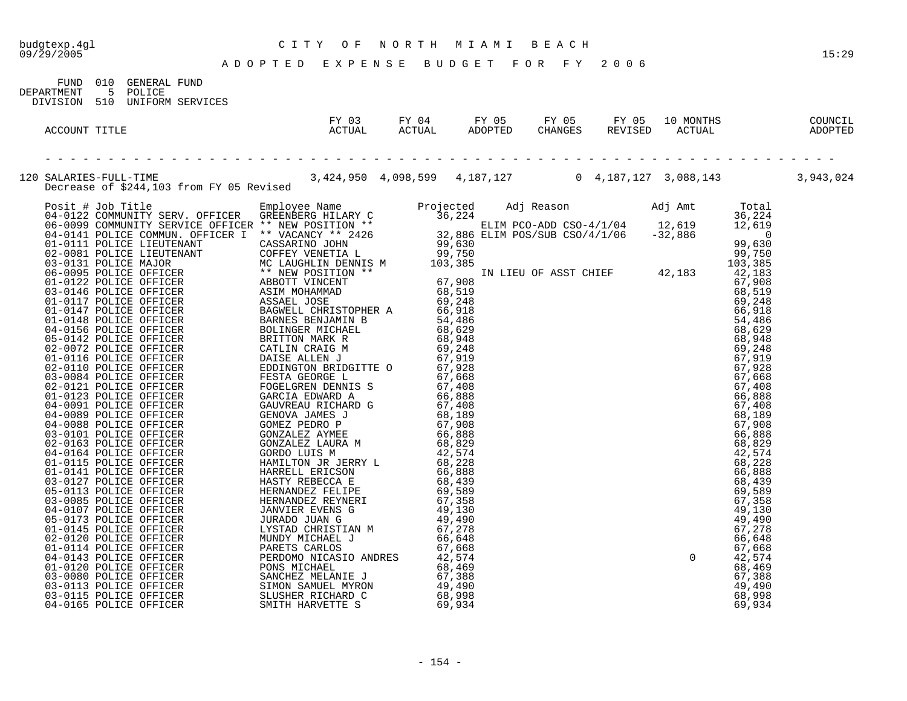budgtexp.4gl
09/29/2005

# CITY OF NORTH MIAMI BEACH

## ADOPTED EXPENSE BUDGET FOR FY 2006

15:29

FUND 010 GENERAL FUND
DEPARTMENT 5 POLICE
DIVISION 510 UNIFORM SERVICES

| ACCOUNT TITLE | FY 03 ACTUAL | FY 04 ACTUAL | FY 05 ADOPTED | FY 05 CHANGES | FY 05 REVISED | 10 MONTHS ACTUAL | COUNCIL ADOPTED |
|---|---|---|---|---|---|---|---|
| 120 SALARIES-FULL-TIME | 3,424,950 | 4,098,599 | 4,187,127 | 0 | 4,187,127 | 3,088,143 | 3,943,024 |

Decrease of $244,103 from FY 05 Revised

| Posit # | Job Title | Employee Name | Projected | Adj Reason | Adj Amt | Total |
|---|---|---|---|---|---|---|
| 04-0122 | COMMUNITY SERV. OFFICER | GREENBERG HILARY C | 36,224 | | | 36,224 |
| 06-0099 | COMMUNITY SERVICE OFFICER | ** NEW POSITION ** | | ELIM PCO-ADD CSO-4/1/04 | 12,619 | 12,619 |
| 04-0141 | POLICE COMMUN. OFFICER I | ** VACANCY ** 2426 | 32,886 | ELIM POS/SUB CSO/4/1/06 | -32,886 | 0 |
| 01-0111 | POLICE LIEUTENANT | CASSARINO JOHN | 99,630 | | | 99,630 |
| 02-0081 | POLICE LIEUTENANT | COFFEY VENETIA L | 99,750 | | | 99,750 |
| 03-0131 | POLICE MAJOR | MC LAUGHLIN DENNIS M | 103,385 | | | 103,385 |
| 06-0095 | POLICE OFFICER | ** NEW POSITION ** | | IN LIEU OF ASST CHIEF | 42,183 | 42,183 |
| 01-0122 | POLICE OFFICER | ABBOTT VINCENT | 67,908 | | | 67,908 |
| 03-0146 | POLICE OFFICER | ASIM MOHAMMAD | 68,519 | | | 68,519 |
| 01-0117 | POLICE OFFICER | ASSAEL JOSE | 69,248 | | | 69,248 |
| 01-0147 | POLICE OFFICER | BAGWELL CHRISTOPHER A | 66,918 | | | 66,918 |
| 01-0148 | POLICE OFFICER | BARNES BENJAMIN B | 54,486 | | | 54,486 |
| 04-0156 | POLICE OFFICER | BOLINGER MICHAEL | 68,629 | | | 68,629 |
| 05-0142 | POLICE OFFICER | BRITTON MARK R | 68,948 | | | 68,948 |
| 02-0072 | POLICE OFFICER | CATLIN CRAIG M | 69,248 | | | 69,248 |
| 01-0116 | POLICE OFFICER | DAISE ALLEN J | 67,919 | | | 67,919 |
| 02-0110 | POLICE OFFICER | EDDINGTON BRIDGITTE O | 67,928 | | | 67,928 |
| 03-0084 | POLICE OFFICER | FESTA GEORGE L | 67,668 | | | 67,668 |
| 02-0121 | POLICE OFFICER | FOGELGREN DENNIS S | 67,408 | | | 67,408 |
| 01-0123 | POLICE OFFICER | GARCIA EDWARD A | 66,888 | | | 66,888 |
| 04-0091 | POLICE OFFICER | GAUVREAU RICHARD G | 67,408 | | | 67,408 |
| 04-0089 | POLICE OFFICER | GENOVA JAMES J | 68,189 | | | 68,189 |
| 04-0088 | POLICE OFFICER | GOMEZ PEDRO P | 67,908 | | | 67,908 |
| 03-0101 | POLICE OFFICER | GONZALEZ AYMEE | 66,888 | | | 66,888 |
| 02-0163 | POLICE OFFICER | GONZALEZ LAURA M | 68,829 | | | 68,829 |
| 04-0164 | POLICE OFFICER | GORDO LUIS M | 42,574 | | | 42,574 |
| 01-0115 | POLICE OFFICER | HAMILTON JR JERRY L | 68,228 | | | 68,228 |
| 01-0141 | POLICE OFFICER | HARRELL ERICSON | 66,888 | | | 66,888 |
| 03-0127 | POLICE OFFICER | HASTY REBECCA E | 68,439 | | | 68,439 |
| 05-0113 | POLICE OFFICER | HERNANDEZ FELIPE | 69,589 | | | 69,589 |
| 03-0085 | POLICE OFFICER | HERNANDEZ REYNERI | 67,358 | | | 67,358 |
| 04-0107 | POLICE OFFICER | JANVIER EVENS G | 49,130 | | | 49,130 |
| 05-0173 | POLICE OFFICER | JURADO JUAN G | 49,490 | | | 49,490 |
| 01-0145 | POLICE OFFICER | LYSTAD CHRISTIAN M | 67,278 | | | 67,278 |
| 02-0120 | POLICE OFFICER | MUNDY MICHAEL J | 66,648 | | | 66,648 |
| 01-0114 | POLICE OFFICER | PARETS CARLOS | 67,668 | | | 67,668 |
| 04-0143 | POLICE OFFICER | PERDOMO NICASIO ANDRES | 42,574 | | 0 | 42,574 |
| 01-0120 | POLICE OFFICER | PONS MICHAEL | 68,469 | | | 68,469 |
| 03-0080 | POLICE OFFICER | SANCHEZ MELANIE J | 67,388 | | | 67,388 |
| 03-0113 | POLICE OFFICER | SIMON SAMUEL MYRON | 49,490 | | | 49,490 |
| 03-0115 | POLICE OFFICER | SLUSHER RICHARD C | 68,998 | | | 68,998 |
| 04-0165 | POLICE OFFICER | SMITH HARVETTE S | 69,934 | | | 69,934 |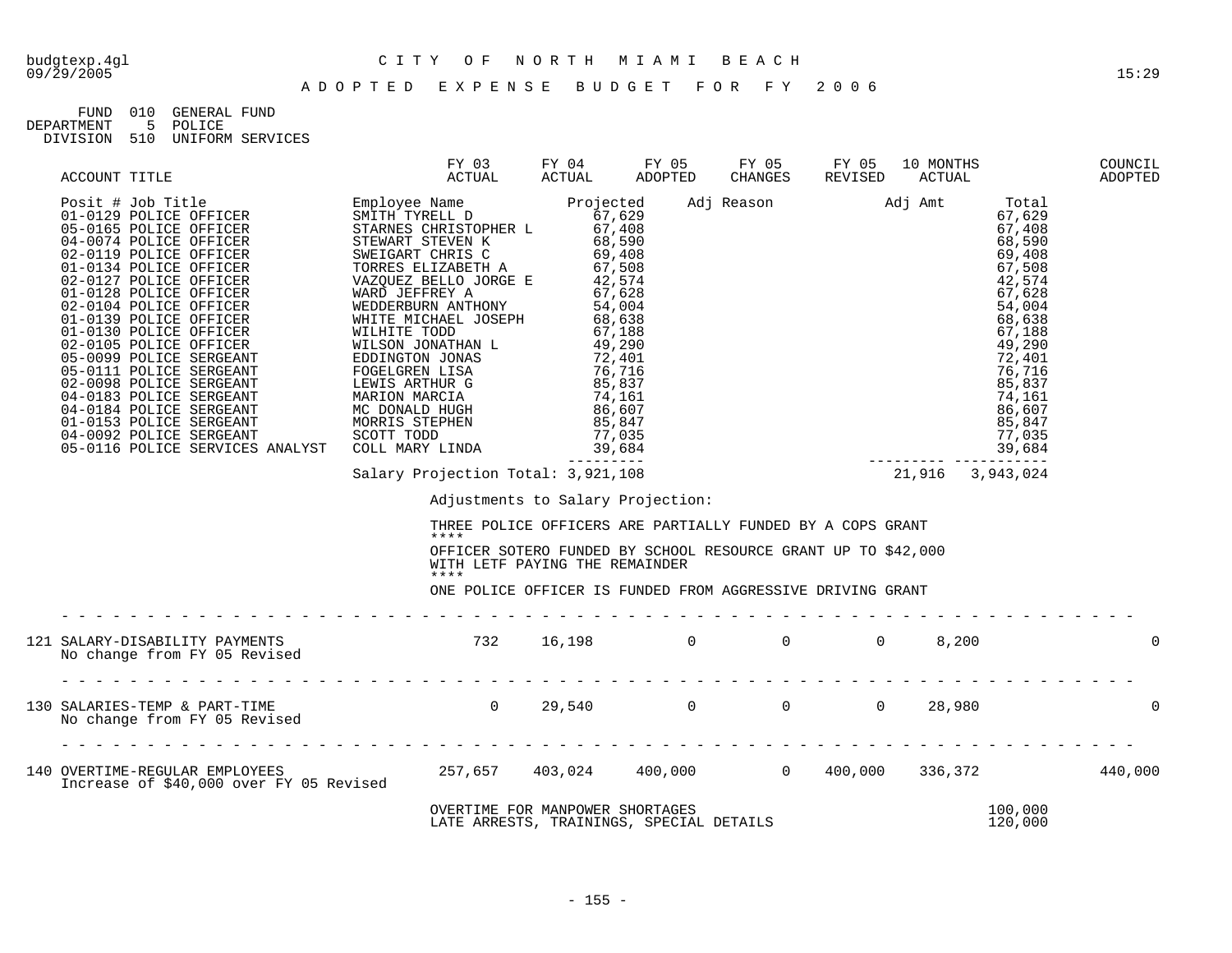budgtexp.4gl CITY OF NORTH MIAMI BEACH
09/29/2005 15:29

# ADOPTED EXPENSE BUDGET FOR FY 2006

FUND 010 GENERAL FUND
DEPARTMENT 5 POLICE
DIVISION 510 UNIFORM SERVICES

| ACCOUNT TITLE | FY 03 ACTUAL | FY 04 ACTUAL | FY 05 ADOPTED | FY 05 CHANGES | FY 05 REVISED | 10 MONTHS ACTUAL | | COUNCIL ADOPTED |
|---|---|---|---|---|---|---|---|---|

| Posit # | Job Title | Employee Name | Projected | Adj Reason | Adj Amt | Total |
|---|---|---|---|---|---|---|
| 01-0129 | POLICE OFFICER | SMITH TYRELL D | 67,629 | | | 67,629 |
| 05-0165 | POLICE OFFICER | STARNES CHRISTOPHER L | 67,408 | | | 67,408 |
| 04-0074 | POLICE OFFICER | STEWART STEVEN K | 68,590 | | | 68,590 |
| 02-0119 | POLICE OFFICER | SWEIGART CHRIS C | 69,408 | | | 69,408 |
| 01-0134 | POLICE OFFICER | TORRES ELIZABETH A | 67,508 | | | 67,508 |
| 02-0127 | POLICE OFFICER | VAZQUEZ BELLO JORGE E | 42,574 | | | 42,574 |
| 01-0128 | POLICE OFFICER | WARD JEFFREY A | 67,628 | | | 67,628 |
| 02-0104 | POLICE OFFICER | WEDDERBURN ANTHONY | 54,004 | | | 54,004 |
| 01-0139 | POLICE OFFICER | WHITE MICHAEL JOSEPH | 68,638 | | | 68,638 |
| 01-0130 | POLICE OFFICER | WILHITE TODD | 67,188 | | | 67,188 |
| 02-0105 | POLICE OFFICER | WILSON JONATHAN L | 49,290 | | | 49,290 |
| 05-0099 | POLICE SERGEANT | EDDINGTON JONAS | 72,401 | | | 72,401 |
| 05-0111 | POLICE SERGEANT | FOGELGREN LISA | 76,716 | | | 76,716 |
| 02-0098 | POLICE SERGEANT | LEWIS ARTHUR G | 85,837 | | | 85,837 |
| 04-0183 | POLICE SERGEANT | MARION MARCIA | 74,161 | | | 74,161 |
| 04-0184 | POLICE SERGEANT | MC DONALD HUGH | 86,607 | | | 86,607 |
| 01-0153 | POLICE SERGEANT | MORRIS STEPHEN | 85,847 | | | 85,847 |
| 04-0092 | POLICE SERGEANT | SCOTT TODD | 77,035 | | | 77,035 |
| 05-0116 | POLICE SERVICES ANALYST | COLL MARY LINDA | 39,684 | | | 39,684 |
| | | Salary Projection Total: | 3,921,108 | | 21,916 | 3,943,024 |

Adjustments to Salary Projection:

THREE POLICE OFFICERS ARE PARTIALLY FUNDED BY A COPS GRANT
****
OFFICER SOTERO FUNDED BY SCHOOL RESOURCE GRANT UP TO $42,000
WITH LETF PAYING THE REMAINDER
****
ONE POLICE OFFICER IS FUNDED FROM AGGRESSIVE DRIVING GRANT

| ACCOUNT TITLE | FY 03 ACTUAL | FY 04 ACTUAL | FY 05 ADOPTED | FY 05 CHANGES | FY 05 REVISED | 10 MONTHS ACTUAL | | COUNCIL ADOPTED |
|---|---|---|---|---|---|---|---|---|
| 121 SALARY-DISABILITY PAYMENTS<br>No change from FY 05 Revised | 732 | 16,198 | 0 | 0 | 0 | 8,200 | | 0 |
| 130 SALARIES-TEMP & PART-TIME<br>No change from FY 05 Revised | 0 | 29,540 | 0 | 0 | 0 | 28,980 | | 0 |
| 140 OVERTIME-REGULAR EMPLOYEES<br>Increase of $40,000 over FY 05 Revised | 257,657 | 403,024 | 400,000 | 0 | 400,000 | 336,372 | | 440,000 |
| OVERTIME FOR MANPOWER SHORTAGES | | | | | | | 100,000 | |
| LATE ARRESTS, TRAININGS, SPECIAL DETAILS | | | | | | | 120,000 | |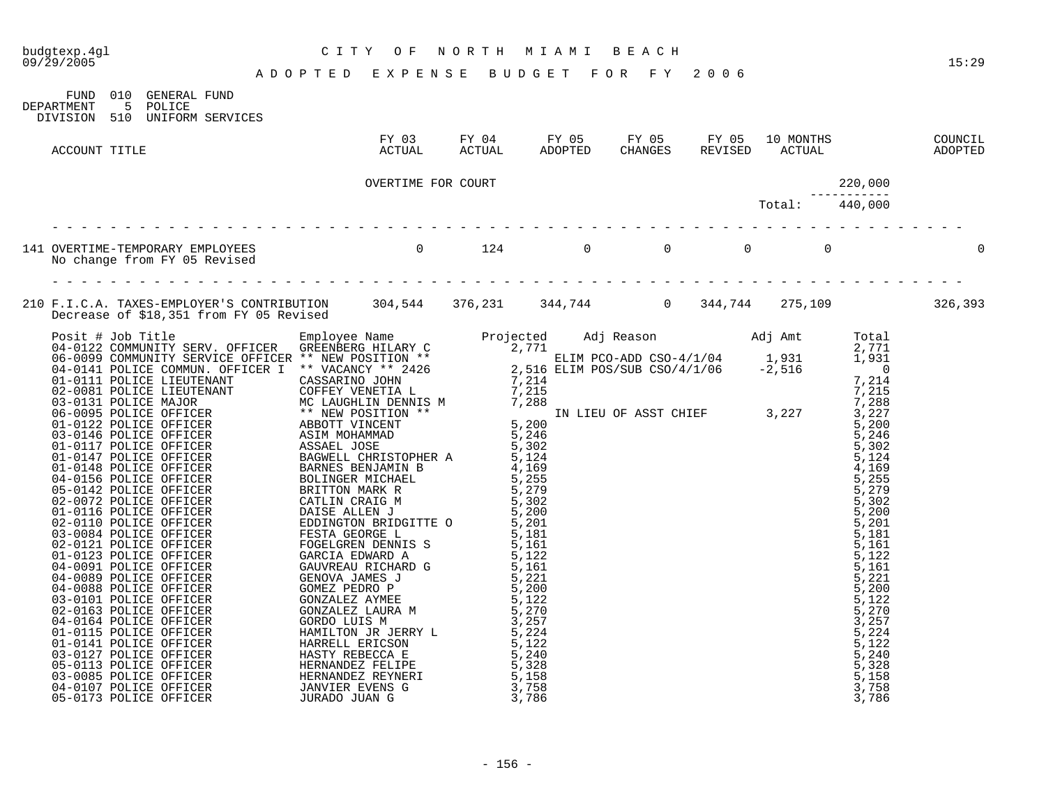budgtexp.4gl

09/29/2005

# CITY OF NORTH MIAMI BEACH

## ADOPTED EXPENSE BUDGET FOR FY 2006

FUND 010 GENERAL FUND
DEPARTMENT 5 POLICE
DIVISION 510 UNIFORM SERVICES

| ACCOUNT TITLE | FY 03 ACTUAL | FY 04 ACTUAL | FY 05 ADOPTED | FY 05 CHANGES | FY 05 REVISED | 10 MONTHS ACTUAL | COUNCIL ADOPTED |
|---|---|---|---|---|---|---|---|
| OVERTIME FOR COURT 220,000 | | | | | | | |
| Total: 440,000 | | | | | | | |
| 141 OVERTIME-TEMPORARY EMPLOYEES | 0 | 124 | 0 | 0 | 0 | 0 | 0 |
| No change from FY 05 Revised | | | | | | | |
| 210 F.I.C.A. TAXES-EMPLOYER'S CONTRIBUTION | 304,544 | 376,231 | 344,744 | 0 | 344,744 | 275,109 | 326,393 |
| Decrease of $18,351 from FY 05 Revised | | | | | | | |

| Posit # | Job Title | Employee Name | Projected | Adj Reason | Adj Amt | Total |
|---|---|---|---|---|---|---|
| 04-0122 | COMMUNITY SERV. OFFICER | GREENBERG HILARY C | 2,771 | | | 2,771 |
| 06-0099 | COMMUNITY SERVICE OFFICER | ** NEW POSITION ** | | ELIM PCO-ADD CSO-4/1/04 | 1,931 | 1,931 |
| 04-0141 | POLICE COMMUN. OFFICER I | ** VACANCY ** 2426 | 2,516 | ELIM POS/SUB CSO/4/1/06 | -2,516 | 0 |
| 01-0111 | POLICE LIEUTENANT | CASSARINO JOHN | 7,214 | | | 7,214 |
| 02-0081 | POLICE LIEUTENANT | COFFEY VENETIA L | 7,215 | | | 7,215 |
| 03-0131 | POLICE MAJOR | MC LAUGHLIN DENNIS M | 7,288 | | | 7,288 |
| 06-0095 | POLICE OFFICER | ** NEW POSITION ** | | IN LIEU OF ASST CHIEF | 3,227 | 3,227 |
| 01-0122 | POLICE OFFICER | ABBOTT VINCENT | 5,200 | | | 5,200 |
| 03-0146 | POLICE OFFICER | ASIM MOHAMMAD | 5,246 | | | 5,246 |
| 01-0117 | POLICE OFFICER | ASSAEL JOSE | 5,302 | | | 5,302 |
| 01-0147 | POLICE OFFICER | BAGWELL CHRISTOPHER A | 5,124 | | | 5,124 |
| 01-0148 | POLICE OFFICER | BARNES BENJAMIN B | 4,169 | | | 4,169 |
| 04-0156 | POLICE OFFICER | BOLINGER MICHAEL | 5,255 | | | 5,255 |
| 05-0142 | POLICE OFFICER | BRITTON MARK R | 5,279 | | | 5,279 |
| 02-0072 | POLICE OFFICER | CATLIN CRAIG M | 5,302 | | | 5,302 |
| 01-0116 | POLICE OFFICER | DAISE ALLEN J | 5,200 | | | 5,200 |
| 02-0110 | POLICE OFFICER | EDDINGTON BRIDGITTE O | 5,201 | | | 5,201 |
| 03-0084 | POLICE OFFICER | FESTA GEORGE L | 5,181 | | | 5,181 |
| 02-0121 | POLICE OFFICER | FOGELGREN DENNIS S | 5,161 | | | 5,161 |
| 01-0123 | POLICE OFFICER | GARCIA EDWARD A | 5,122 | | | 5,122 |
| 04-0091 | POLICE OFFICER | GAUVREAU RICHARD G | 5,161 | | | 5,161 |
| 04-0089 | POLICE OFFICER | GENOVA JAMES J | 5,221 | | | 5,221 |
| 04-0088 | POLICE OFFICER | GOMEZ PEDRO P | 5,200 | | | 5,200 |
| 03-0101 | POLICE OFFICER | GONZALEZ AYMEE | 5,122 | | | 5,122 |
| 02-0163 | POLICE OFFICER | GONZALEZ LAURA M | 5,270 | | | 5,270 |
| 04-0164 | POLICE OFFICER | GORDO LUIS M | 3,257 | | | 3,257 |
| 01-0115 | POLICE OFFICER | HAMILTON JR JERRY L | 5,224 | | | 5,224 |
| 01-0141 | POLICE OFFICER | HARRELL ERICSON | 5,122 | | | 5,122 |
| 03-0127 | POLICE OFFICER | HASTY REBECCA E | 5,240 | | | 5,240 |
| 05-0113 | POLICE OFFICER | HERNANDEZ FELIPE | 5,328 | | | 5,328 |
| 03-0085 | POLICE OFFICER | HERNANDEZ REYNERI | 5,158 | | | 5,158 |
| 04-0107 | POLICE OFFICER | JANVIER EVENS G | 3,758 | | | 3,758 |
| 05-0173 | POLICE OFFICER | JURADO JUAN G | 3,786 | | | 3,786 |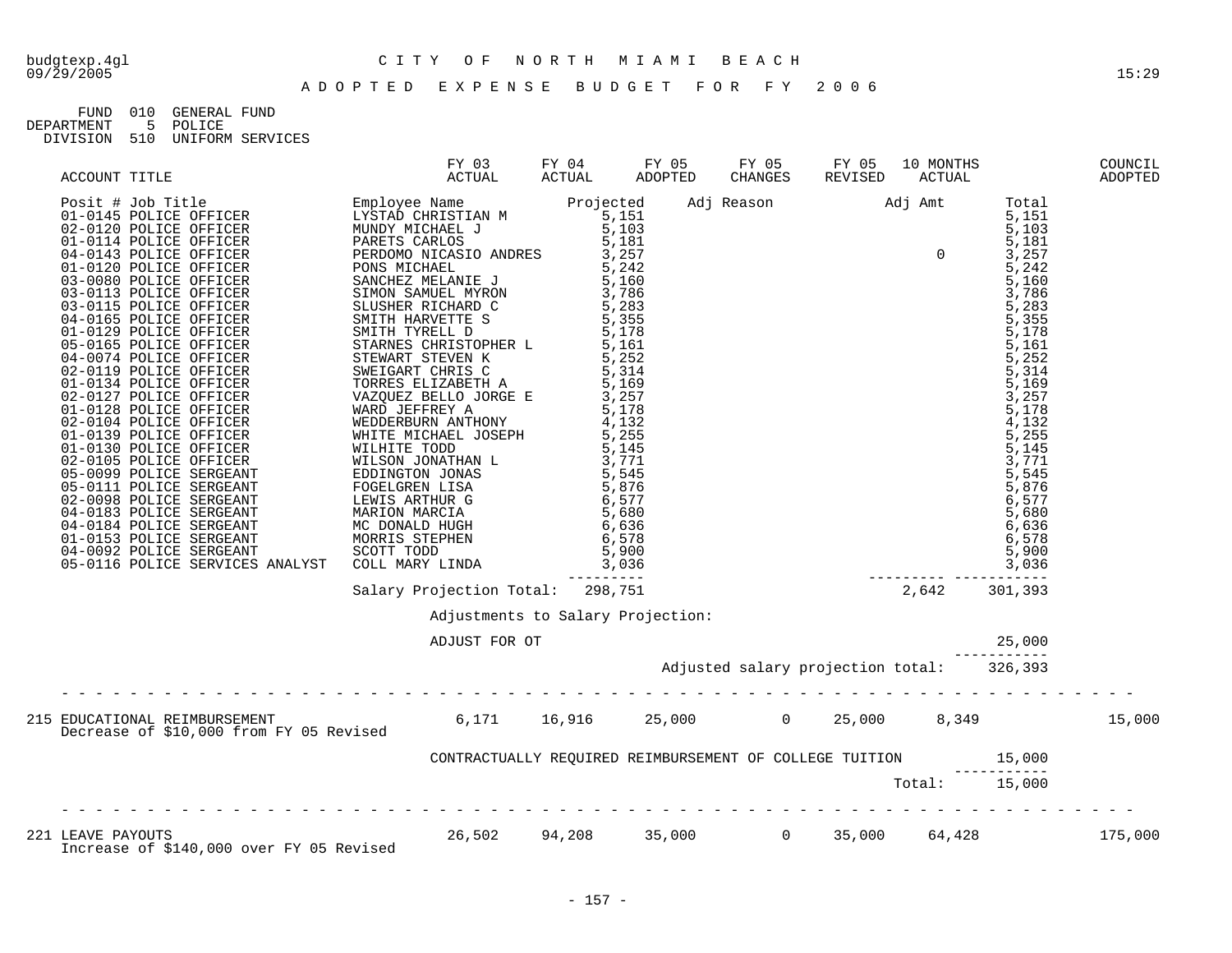# CITY OF NORTH MIAMI BEACH

## ADOPTED EXPENSE BUDGET FOR FY 2006

FUND 010 GENERAL FUND
DEPARTMENT 5 POLICE
DIVISION 510 UNIFORM SERVICES

| ACCOUNT TITLE | FY 03 ACTUAL | FY 04 ACTUAL | FY 05 ADOPTED | FY 05 CHANGES | FY 05 REVISED | 10 MONTHS ACTUAL | | COUNCIL ADOPTED |
|---|---|---|---|---|---|---|---|---|

| Posit # | Job Title | Employee Name | Projected | Adj Reason | Adj Amt | Total |
|---|---|---|---|---|---|---|
| 01-0145 | POLICE OFFICER | LYSTAD CHRISTIAN M | 5,151 | | | 5,151 |
| 02-0120 | POLICE OFFICER | MUNDY MICHAEL J | 5,103 | | | 5,103 |
| 01-0114 | POLICE OFFICER | PARETS CARLOS | 5,181 | | | 5,181 |
| 04-0143 | POLICE OFFICER | PERDOMO NICASIO ANDRES | 3,257 | | 0 | 3,257 |
| 01-0120 | POLICE OFFICER | PONS MICHAEL | 5,242 | | | 5,242 |
| 03-0080 | POLICE OFFICER | SANCHEZ MELANIE J | 5,160 | | | 5,160 |
| 03-0113 | POLICE OFFICER | SIMON SAMUEL MYRON | 3,786 | | | 3,786 |
| 03-0115 | POLICE OFFICER | SLUSHER RICHARD C | 5,283 | | | 5,283 |
| 04-0165 | POLICE OFFICER | SMITH HARVETTE S | 5,355 | | | 5,355 |
| 01-0129 | POLICE OFFICER | SMITH TYRELL D | 5,178 | | | 5,178 |
| 05-0165 | POLICE OFFICER | STARNES CHRISTOPHER L | 5,161 | | | 5,161 |
| 04-0074 | POLICE OFFICER | STEWART STEVEN K | 5,252 | | | 5,252 |
| 02-0119 | POLICE OFFICER | SWEIGART CHRIS C | 5,314 | | | 5,314 |
| 01-0134 | POLICE OFFICER | TORRES ELIZABETH A | 5,169 | | | 5,169 |
| 02-0127 | POLICE OFFICER | VAZQUEZ BELLO JORGE E | 3,257 | | | 3,257 |
| 01-0128 | POLICE OFFICER | WARD JEFFREY A | 5,178 | | | 5,178 |
| 02-0104 | POLICE OFFICER | WEDDERBURN ANTHONY | 4,132 | | | 4,132 |
| 01-0139 | POLICE OFFICER | WHITE MICHAEL JOSEPH | 5,255 | | | 5,255 |
| 01-0130 | POLICE OFFICER | WILHITE TODD | 5,145 | | | 5,145 |
| 02-0105 | POLICE OFFICER | WILSON JONATHAN L | 3,771 | | | 3,771 |
| 05-0099 | POLICE SERGEANT | EDDINGTON JONAS | 5,545 | | | 5,545 |
| 05-0111 | POLICE SERGEANT | FOGELGREN LISA | 5,876 | | | 5,876 |
| 02-0098 | POLICE SERGEANT | LEWIS ARTHUR G | 6,577 | | | 6,577 |
| 04-0183 | POLICE SERGEANT | MARION MARCIA | 5,680 | | | 5,680 |
| 04-0184 | POLICE SERGEANT | MC DONALD HUGH | 6,636 | | | 6,636 |
| 01-0153 | POLICE SERGEANT | MORRIS STEPHEN | 6,578 | | | 6,578 |
| 04-0092 | POLICE SERGEANT | SCOTT TODD | 5,900 | | | 5,900 |
| 05-0116 | POLICE SERVICES ANALYST | COLL MARY LINDA | 3,036 | | | 3,036 |
| | | Salary Projection Total: | 298,751 | | 2,642 | 301,393 |

Adjustments to Salary Projection:

| | |
|---|---|
| ADJUST FOR OT | 25,000 |
| Adjusted salary projection total: | 326,393 |

| ACCOUNT TITLE | FY 03 ACTUAL | FY 04 ACTUAL | FY 05 ADOPTED | FY 05 CHANGES | FY 05 REVISED | 10 MONTHS ACTUAL | | COUNCIL ADOPTED |
|---|---|---|---|---|---|---|---|---|
| 215 EDUCATIONAL REIMBURSEMENT<br>Decrease of $10,000 from FY 05 Revised | 6,171 | 16,916 | 25,000 | 0 | 25,000 | 8,349 | | 15,000 |

| | |
|---|---|
| CONTRACTUALLY REQUIRED REIMBURSEMENT OF COLLEGE TUITION | 15,000 |
| Total: | 15,000 |

| ACCOUNT TITLE | FY 03 ACTUAL | FY 04 ACTUAL | FY 05 ADOPTED | FY 05 CHANGES | FY 05 REVISED | 10 MONTHS ACTUAL | | COUNCIL ADOPTED |
|---|---|---|---|---|---|---|---|---|
| 221 LEAVE PAYOUTS<br>Increase of $140,000 over FY 05 Revised | 26,502 | 94,208 | 35,000 | 0 | 35,000 | 64,428 | | 175,000 |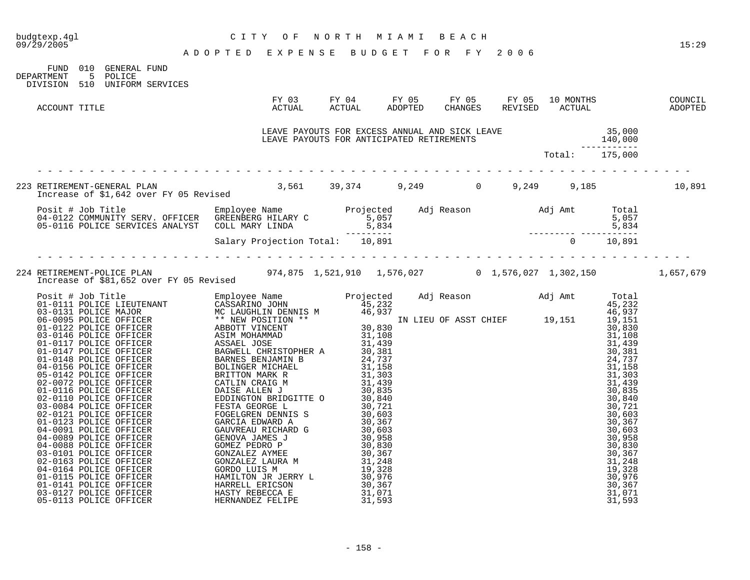FUND 010 GENERAL FUND
DEPARTMENT 5 POLICE
DIVISION 510 UNIFORM SERVICES

| ACCOUNT TITLE | FY 03 ACTUAL | FY 04 ACTUAL | FY 05 ADOPTED | FY 05 CHANGES | FY 05 REVISED | 10 MONTHS ACTUAL | COUNCIL ADOPTED |
|---|---|---|---|---|---|---|---|

| Description | Amount |
|---|---|
| LEAVE PAYOUTS FOR EXCESS ANNUAL AND SICK LEAVE | 35,000 |
| LEAVE PAYOUTS FOR ANTICIPATED RETIREMENTS | 140,000 |
| Total: | 175,000 |

| ACCOUNT TITLE | FY 03 ACTUAL | FY 04 ACTUAL | FY 05 ADOPTED | FY 05 CHANGES | FY 05 REVISED | 10 MONTHS ACTUAL | COUNCIL ADOPTED |
|---|---|---|---|---|---|---|---|
| 223 RETIREMENT-GENERAL PLAN | 3,561 | 39,374 | 9,249 | 0 | 9,249 | 9,185 | 10,891 |

Increase of $1,642 over FY 05 Revised

| Posit # | Job Title | Employee Name | Projected | Adj Reason | Adj Amt | Total |
|---|---|---|---|---|---|---|
| 04-0122 | COMMUNITY SERV. OFFICER | GREENBERG HILARY C | 5,057 | | | 5,057 |
| 05-0116 | POLICE SERVICES ANALYST | COLL MARY LINDA | 5,834 | | | 5,834 |
| | | Salary Projection Total: | 10,891 | | 0 | 10,891 |

| ACCOUNT TITLE | FY 03 ACTUAL | FY 04 ACTUAL | FY 05 ADOPTED | FY 05 CHANGES | FY 05 REVISED | 10 MONTHS ACTUAL | COUNCIL ADOPTED |
|---|---|---|---|---|---|---|---|
| 224 RETIREMENT-POLICE PLAN | 974,875 | 1,521,910 | 1,576,027 | 0 | 1,576,027 | 1,302,150 | 1,657,679 |

Increase of $81,652 over FY 05 Revised

| Posit # | Job Title | Employee Name | Projected | Adj Reason | Adj Amt | Total |
|---|---|---|---|---|---|---|
| 01-0111 | POLICE LIEUTENANT | CASSARINO JOHN | 45,232 | | | 45,232 |
| 03-0131 | POLICE MAJOR | MC LAUGHLIN DENNIS M | 46,937 | | | 46,937 |
| 06-0095 | POLICE OFFICER | ** NEW POSITION ** | | IN LIEU OF ASST CHIEF | 19,151 | 19,151 |
| 01-0122 | POLICE OFFICER | ABBOTT VINCENT | 30,830 | | | 30,830 |
| 03-0146 | POLICE OFFICER | ASIM MOHAMMAD | 31,108 | | | 31,108 |
| 01-0117 | POLICE OFFICER | ASSAEL JOSE | 31,439 | | | 31,439 |
| 01-0147 | POLICE OFFICER | BAGWELL CHRISTOPHER A | 30,381 | | | 30,381 |
| 01-0148 | POLICE OFFICER | BARNES BENJAMIN B | 24,737 | | | 24,737 |
| 04-0156 | POLICE OFFICER | BOLINGER MICHAEL | 31,158 | | | 31,158 |
| 05-0142 | POLICE OFFICER | BRITTON MARK R | 31,303 | | | 31,303 |
| 02-0072 | POLICE OFFICER | CATLIN CRAIG M | 31,439 | | | 31,439 |
| 01-0116 | POLICE OFFICER | DAISE ALLEN J | 30,835 | | | 30,835 |
| 02-0110 | POLICE OFFICER | EDDINGTON BRIDGITTE O | 30,840 | | | 30,840 |
| 03-0084 | POLICE OFFICER | FESTA GEORGE L | 30,721 | | | 30,721 |
| 02-0121 | POLICE OFFICER | FOGELGREN DENNIS S | 30,603 | | | 30,603 |
| 01-0123 | POLICE OFFICER | GARCIA EDWARD A | 30,367 | | | 30,367 |
| 04-0091 | POLICE OFFICER | GAUVREAU RICHARD G | 30,603 | | | 30,603 |
| 04-0089 | POLICE OFFICER | GENOVA JAMES J | 30,958 | | | 30,958 |
| 04-0088 | POLICE OFFICER | GOMEZ PEDRO P | 30,830 | | | 30,830 |
| 03-0101 | POLICE OFFICER | GONZALEZ AYMEE | 30,367 | | | 30,367 |
| 02-0163 | POLICE OFFICER | GONZALEZ LAURA M | 31,248 | | | 31,248 |
| 04-0164 | POLICE OFFICER | GORDO LUIS M | 19,328 | | | 19,328 |
| 01-0115 | POLICE OFFICER | HAMILTON JR JERRY L | 30,976 | | | 30,976 |
| 01-0141 | POLICE OFFICER | HARRELL ERICSON | 30,367 | | | 30,367 |
| 03-0127 | POLICE OFFICER | HASTY REBECCA E | 31,071 | | | 31,071 |
| 05-0113 | POLICE OFFICER | HERNANDEZ FELIPE | 31,593 | | | 31,593 |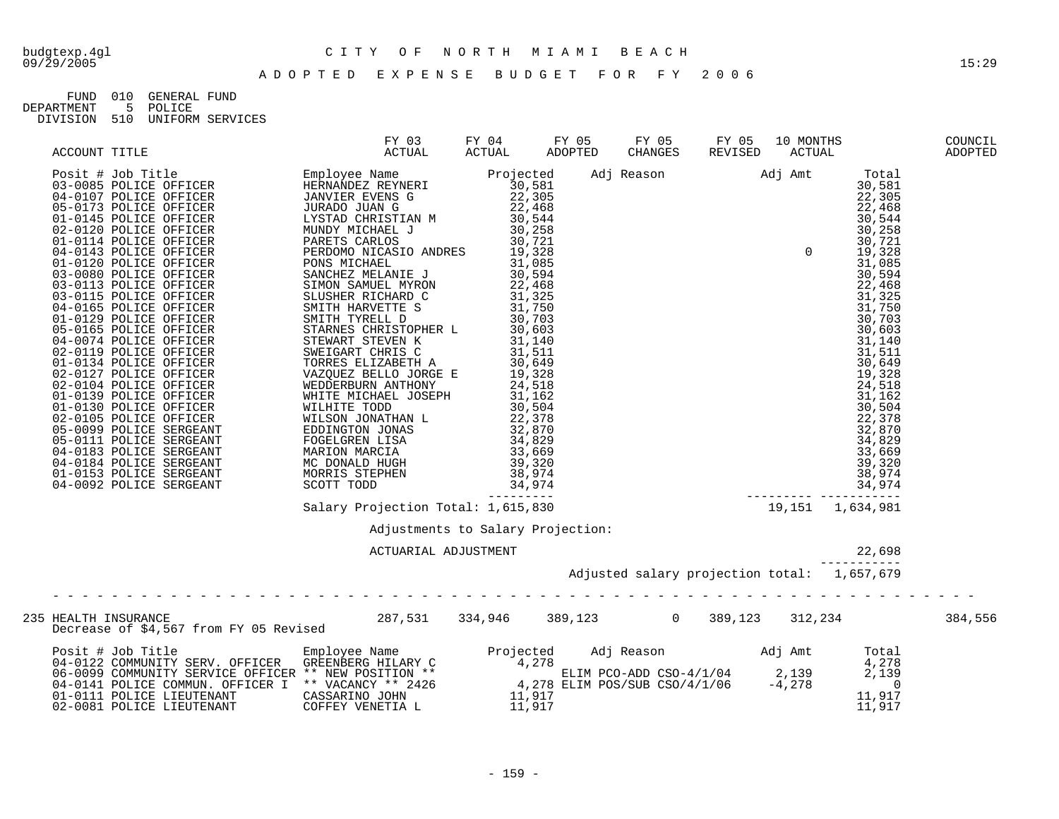budgtexp.4gl — CITY OF NORTH MIAMI BEACH — 09/29/2005 — 15:29

## ADOPTED EXPENSE BUDGET FOR FY 2006

FUND 010 GENERAL FUND
DEPARTMENT 5 POLICE
DIVISION 510 UNIFORM SERVICES

| ACCOUNT TITLE | FY 03 ACTUAL | FY 04 ACTUAL | FY 05 ADOPTED | FY 05 CHANGES | FY 05 REVISED | 10 MONTHS ACTUAL | COUNCIL ADOPTED |
|---|---|---|---|---|---|---|---|

| Posit # | Job Title | Employee Name | Projected | Adj Reason | Adj Amt | Total |
|---|---|---|---|---|---|---|
| 03-0085 | POLICE OFFICER | HERNANDEZ REYNERI | 30,581 | | | 30,581 |
| 04-0107 | POLICE OFFICER | JANVIER EVENS G | 22,305 | | | 22,305 |
| 05-0173 | POLICE OFFICER | JURADO JUAN G | 22,468 | | | 22,468 |
| 01-0145 | POLICE OFFICER | LYSTAD CHRISTIAN M | 30,544 | | | 30,544 |
| 02-0120 | POLICE OFFICER | MUNDY MICHAEL J | 30,258 | | | 30,258 |
| 01-0114 | POLICE OFFICER | PARETS CARLOS | 30,721 | | | 30,721 |
| 04-0143 | POLICE OFFICER | PERDOMO NICASIO ANDRES | 19,328 | | 0 | 19,328 |
| 01-0120 | POLICE OFFICER | PONS MICHAEL | 31,085 | | | 31,085 |
| 03-0080 | POLICE OFFICER | SANCHEZ MELANIE J | 30,594 | | | 30,594 |
| 03-0113 | POLICE OFFICER | SIMON SAMUEL MYRON | 22,468 | | | 22,468 |
| 03-0115 | POLICE OFFICER | SLUSHER RICHARD C | 31,325 | | | 31,325 |
| 04-0165 | POLICE OFFICER | SMITH HARVETTE S | 31,750 | | | 31,750 |
| 01-0129 | POLICE OFFICER | SMITH TYRELL D | 30,703 | | | 30,703 |
| 05-0165 | POLICE OFFICER | STARNES CHRISTOPHER L | 30,603 | | | 30,603 |
| 04-0074 | POLICE OFFICER | STEWART STEVEN K | 31,140 | | | 31,140 |
| 02-0119 | POLICE OFFICER | SWEIGART CHRIS C | 31,511 | | | 31,511 |
| 01-0134 | POLICE OFFICER | TORRES ELIZABETH A | 30,649 | | | 30,649 |
| 02-0127 | POLICE OFFICER | VAZQUEZ BELLO JORGE E | 19,328 | | | 19,328 |
| 02-0104 | POLICE OFFICER | WEDDERBURN ANTHONY | 24,518 | | | 24,518 |
| 01-0139 | POLICE OFFICER | WHITE MICHAEL JOSEPH | 31,162 | | | 31,162 |
| 01-0130 | POLICE OFFICER | WILHITE TODD | 30,504 | | | 30,504 |
| 02-0105 | POLICE OFFICER | WILSON JONATHAN L | 22,378 | | | 22,378 |
| 05-0099 | POLICE SERGEANT | EDDINGTON JONAS | 32,870 | | | 32,870 |
| 05-0111 | POLICE SERGEANT | FOGELGREN LISA | 34,829 | | | 34,829 |
| 04-0183 | POLICE SERGEANT | MARION MARCIA | 33,669 | | | 33,669 |
| 04-0184 | POLICE SERGEANT | MC DONALD HUGH | 39,320 | | | 39,320 |
| 01-0153 | POLICE SERGEANT | MORRIS STEPHEN | 38,974 | | | 38,974 |
| 04-0092 | POLICE SERGEANT | SCOTT TODD | 34,974 | | | 34,974 |
| | | Salary Projection Total: | 1,615,830 | | 19,151 | 1,634,981 |

Adjustments to Salary Projection:

ACTUARIAL ADJUSTMENT — 22,698

Adjusted salary projection total: 1,657,679

---

| ACCOUNT TITLE | FY 03 ACTUAL | FY 04 ACTUAL | FY 05 ADOPTED | FY 05 CHANGES | FY 05 REVISED | 10 MONTHS ACTUAL | COUNCIL ADOPTED |
|---|---|---|---|---|---|---|---|
| 235 HEALTH INSURANCE | 287,531 | 334,946 | 389,123 | 0 | 389,123 | 312,234 | 384,556 |

Decrease of $4,567 from FY 05 Revised

| Posit # | Job Title | Employee Name | Projected | Adj Reason | Adj Amt | Total |
|---|---|---|---|---|---|---|
| 04-0122 | COMMUNITY SERV. OFFICER | GREENBERG HILARY C | 4,278 | | | 4,278 |
| 06-0099 | COMMUNITY SERVICE OFFICER | ** NEW POSITION ** | | ELIM PCO-ADD CSO-4/1/04 | 2,139 | 2,139 |
| 04-0141 | POLICE COMMUN. OFFICER I | ** VACANCY ** 2426 | 4,278 | ELIM POS/SUB CSO/4/1/06 | -4,278 | 0 |
| 01-0111 | POLICE LIEUTENANT | CASSARINO JOHN | 11,917 | | | 11,917 |
| 02-0081 | POLICE LIEUTENANT | COFFEY VENETIA L | 11,917 | | | 11,917 |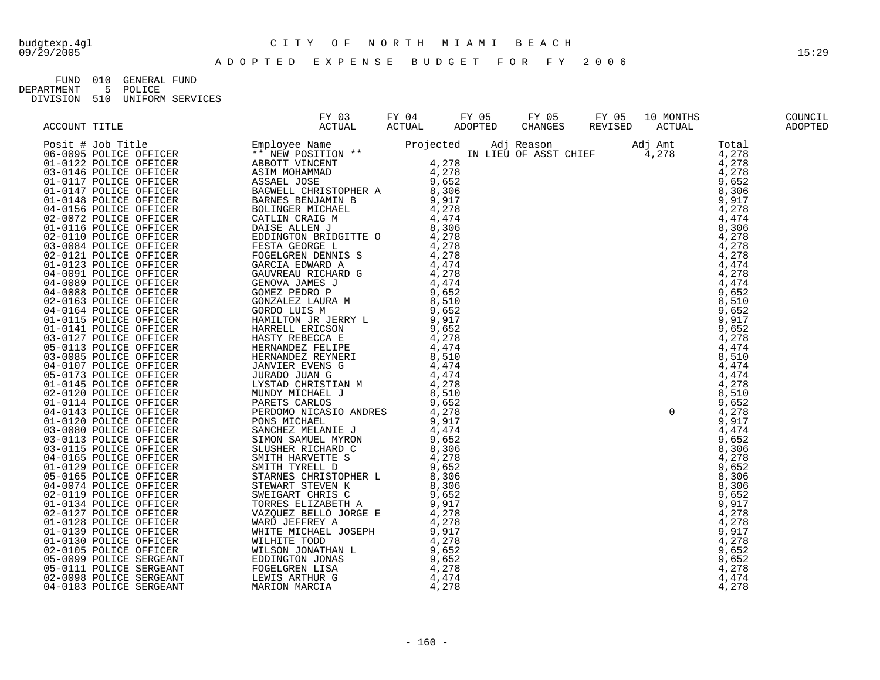CITY OF NORTH MIAMI BEACH

ADOPTED EXPENSE BUDGET FOR FY 2006

FUND 010 GENERAL FUND
DEPARTMENT 5 POLICE
DIVISION 510 UNIFORM SERVICES

| ACCOUNT TITLE | FY 03 ACTUAL | FY 04 ACTUAL | FY 05 ADOPTED | FY 05 CHANGES | FY 05 REVISED | 10 MONTHS ACTUAL | | COUNCIL ADOPTED |
|---|---|---|---|---|---|---|---|---|

| Posit # | Job Title | Employee Name | Projected | Adj Reason | Adj Amt | Total |
|---|---|---|---|---|---|---|
| 06-0095 | POLICE OFFICER | ** NEW POSITION ** | | IN LIEU OF ASST CHIEF | 4,278 | 4,278 |
| 01-0122 | POLICE OFFICER | ABBOTT VINCENT | 4,278 | | | 4,278 |
| 03-0146 | POLICE OFFICER | ASIM MOHAMMAD | 4,278 | | | 4,278 |
| 01-0117 | POLICE OFFICER | ASSAEL JOSE | 9,652 | | | 9,652 |
| 01-0147 | POLICE OFFICER | BAGWELL CHRISTOPHER A | 8,306 | | | 8,306 |
| 01-0148 | POLICE OFFICER | BARNES BENJAMIN B | 9,917 | | | 9,917 |
| 04-0156 | POLICE OFFICER | BOLINGER MICHAEL | 4,278 | | | 4,278 |
| 02-0072 | POLICE OFFICER | CATLIN CRAIG M | 4,474 | | | 4,474 |
| 01-0116 | POLICE OFFICER | DAISE ALLEN J | 8,306 | | | 8,306 |
| 02-0110 | POLICE OFFICER | EDDINGTON BRIDGITTE O | 4,278 | | | 4,278 |
| 03-0084 | POLICE OFFICER | FESTA GEORGE L | 4,278 | | | 4,278 |
| 02-0121 | POLICE OFFICER | FOGELGREN DENNIS S | 4,278 | | | 4,278 |
| 01-0123 | POLICE OFFICER | GARCIA EDWARD A | 4,474 | | | 4,474 |
| 04-0091 | POLICE OFFICER | GAUVREAU RICHARD G | 4,278 | | | 4,278 |
| 04-0089 | POLICE OFFICER | GENOVA JAMES J | 4,474 | | | 4,474 |
| 04-0088 | POLICE OFFICER | GOMEZ PEDRO P | 9,652 | | | 9,652 |
| 02-0163 | POLICE OFFICER | GONZALEZ LAURA M | 8,510 | | | 8,510 |
| 04-0164 | POLICE OFFICER | GORDO LUIS M | 9,652 | | | 9,652 |
| 01-0115 | POLICE OFFICER | HAMILTON JR JERRY L | 9,917 | | | 9,917 |
| 01-0141 | POLICE OFFICER | HARRELL ERICSON | 9,652 | | | 9,652 |
| 03-0127 | POLICE OFFICER | HASTY REBECCA E | 4,278 | | | 4,278 |
| 05-0113 | POLICE OFFICER | HERNANDEZ FELIPE | 4,474 | | | 4,474 |
| 03-0085 | POLICE OFFICER | HERNANDEZ REYNERI | 8,510 | | | 8,510 |
| 04-0107 | POLICE OFFICER | JANVIER EVENS G | 4,474 | | | 4,474 |
| 05-0173 | POLICE OFFICER | JURADO JUAN G | 4,474 | | | 4,474 |
| 01-0145 | POLICE OFFICER | LYSTAD CHRISTIAN M | 4,278 | | | 4,278 |
| 02-0120 | POLICE OFFICER | MUNDY MICHAEL J | 8,510 | | | 8,510 |
| 01-0114 | POLICE OFFICER | PARETS CARLOS | 9,652 | | | 9,652 |
| 04-0143 | POLICE OFFICER | PERDOMO NICASIO ANDRES | 4,278 | | 0 | 4,278 |
| 01-0120 | POLICE OFFICER | PONS MICHAEL | 9,917 | | | 9,917 |
| 03-0080 | POLICE OFFICER | SANCHEZ MELANIE J | 4,474 | | | 4,474 |
| 03-0113 | POLICE OFFICER | SIMON SAMUEL MYRON | 9,652 | | | 9,652 |
| 03-0115 | POLICE OFFICER | SLUSHER RICHARD C | 8,306 | | | 8,306 |
| 04-0165 | POLICE OFFICER | SMITH HARVETTE S | 4,278 | | | 4,278 |
| 01-0129 | POLICE OFFICER | SMITH TYRELL D | 9,652 | | | 9,652 |
| 05-0165 | POLICE OFFICER | STARNES CHRISTOPHER L | 8,306 | | | 8,306 |
| 04-0074 | POLICE OFFICER | STEWART STEVEN K | 8,306 | | | 8,306 |
| 02-0119 | POLICE OFFICER | SWEIGART CHRIS C | 9,652 | | | 9,652 |
| 01-0134 | POLICE OFFICER | TORRES ELIZABETH A | 9,917 | | | 9,917 |
| 02-0127 | POLICE OFFICER | VAZQUEZ BELLO JORGE E | 4,278 | | | 4,278 |
| 01-0128 | POLICE OFFICER | WARD JEFFREY A | 4,278 | | | 4,278 |
| 01-0139 | POLICE OFFICER | WHITE MICHAEL JOSEPH | 9,917 | | | 9,917 |
| 01-0130 | POLICE OFFICER | WILHITE TODD | 4,278 | | | 4,278 |
| 02-0105 | POLICE OFFICER | WILSON JONATHAN L | 9,652 | | | 9,652 |
| 05-0099 | POLICE SERGEANT | EDDINGTON JONAS | 9,652 | | | 9,652 |
| 05-0111 | POLICE SERGEANT | FOGELGREN LISA | 4,278 | | | 4,278 |
| 02-0098 | POLICE SERGEANT | LEWIS ARTHUR G | 4,474 | | | 4,474 |
| 04-0183 | POLICE SERGEANT | MARION MARCIA | 4,278 | | | 4,278 |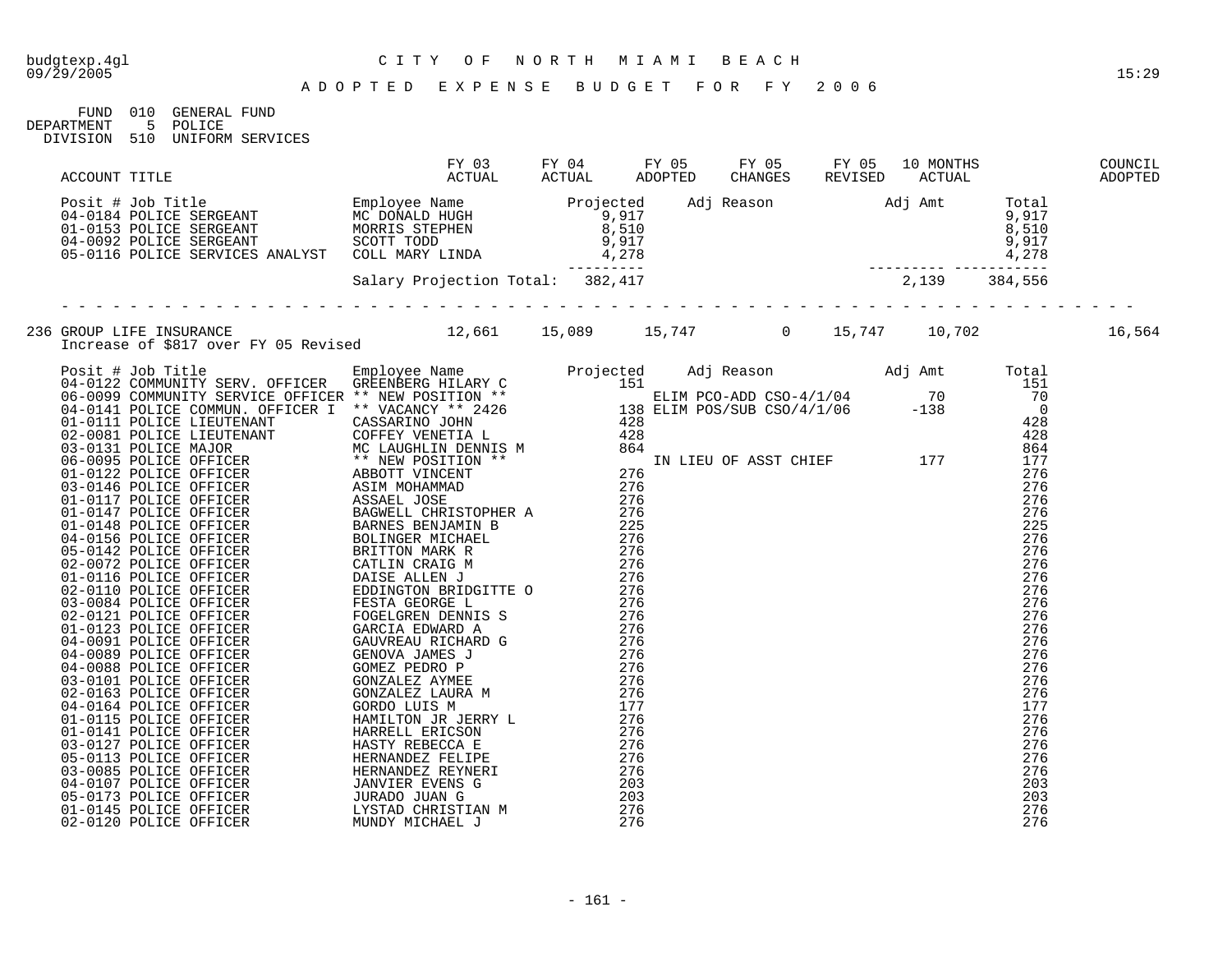budgtexp.4gl — CITY OF NORTH MIAMI BEACH
09/29/2005 — 15:29

# ADOPTED EXPENSE BUDGET FOR FY 2006

FUND 010 GENERAL FUND
DEPARTMENT 5 POLICE
DIVISION 510 UNIFORM SERVICES

| ACCOUNT TITLE | FY 03 ACTUAL | FY 04 ACTUAL | FY 05 ADOPTED | FY 05 CHANGES | FY 05 REVISED | 10 MONTHS ACTUAL | COUNCIL ADOPTED |
|---|---|---|---|---|---|---|---|

| Posit # | Job Title | Employee Name | Projected | Adj Reason | Adj Amt | Total |
|---|---|---|---|---|---|---|
| 04-0184 | POLICE SERGEANT | MC DONALD HUGH | 9,917 | | | 9,917 |
| 01-0153 | POLICE SERGEANT | MORRIS STEPHEN | 8,510 | | | 8,510 |
| 04-0092 | POLICE SERGEANT | SCOTT TODD | 9,917 | | | 9,917 |
| 05-0116 | POLICE SERVICES ANALYST | COLL MARY LINDA | 4,278 | | | 4,278 |
| | | Salary Projection Total: | 382,417 | | 2,139 | 384,556 |

| ACCOUNT TITLE | FY 03 ACTUAL | FY 04 ACTUAL | FY 05 ADOPTED | FY 05 CHANGES | FY 05 REVISED | 10 MONTHS ACTUAL | COUNCIL ADOPTED |
|---|---|---|---|---|---|---|---|
| 236 GROUP LIFE INSURANCE | 12,661 | 15,089 | 15,747 | 0 | 15,747 | 10,702 | 16,564 |

Increase of $817 over FY 05 Revised

| Posit # | Job Title | Employee Name | Projected | Adj Reason | Adj Amt | Total |
|---|---|---|---|---|---|---|
| 04-0122 | COMMUNITY SERV. OFFICER | GREENBERG HILARY C | 151 | | | 151 |
| 06-0099 | COMMUNITY SERVICE OFFICER | ** NEW POSITION ** | | ELIM PCO-ADD CSO-4/1/04 | 70 | 70 |
| 04-0141 | POLICE COMMUN. OFFICER I | ** VACANCY ** 2426 | 138 | ELIM POS/SUB CSO/4/1/06 | -138 | 0 |
| 01-0111 | POLICE LIEUTENANT | CASSARINO JOHN | 428 | | | 428 |
| 02-0081 | POLICE LIEUTENANT | COFFEY VENETIA L | 428 | | | 428 |
| 03-0131 | POLICE MAJOR | MC LAUGHLIN DENNIS M | 864 | | | 864 |
| 06-0095 | POLICE OFFICER | ** NEW POSITION ** | | IN LIEU OF ASST CHIEF | 177 | 177 |
| 01-0122 | POLICE OFFICER | ABBOTT VINCENT | 276 | | | 276 |
| 03-0146 | POLICE OFFICER | ASIM MOHAMMAD | 276 | | | 276 |
| 01-0117 | POLICE OFFICER | ASSAEL JOSE | 276 | | | 276 |
| 01-0147 | POLICE OFFICER | BAGWELL CHRISTOPHER A | 276 | | | 276 |
| 01-0148 | POLICE OFFICER | BARNES BENJAMIN B | 225 | | | 225 |
| 04-0156 | POLICE OFFICER | BOLINGER MICHAEL | 276 | | | 276 |
| 05-0142 | POLICE OFFICER | BRITTON MARK R | 276 | | | 276 |
| 02-0072 | POLICE OFFICER | CATLIN CRAIG M | 276 | | | 276 |
| 01-0116 | POLICE OFFICER | DAISE ALLEN J | 276 | | | 276 |
| 02-0110 | POLICE OFFICER | EDDINGTON BRIDGITTE O | 276 | | | 276 |
| 03-0084 | POLICE OFFICER | FESTA GEORGE L | 276 | | | 276 |
| 02-0121 | POLICE OFFICER | FOGELGREN DENNIS S | 276 | | | 276 |
| 01-0123 | POLICE OFFICER | GARCIA EDWARD A | 276 | | | 276 |
| 04-0091 | POLICE OFFICER | GAUVREAU RICHARD G | 276 | | | 276 |
| 04-0089 | POLICE OFFICER | GENOVA JAMES J | 276 | | | 276 |
| 04-0088 | POLICE OFFICER | GOMEZ PEDRO P | 276 | | | 276 |
| 03-0101 | POLICE OFFICER | GONZALEZ AYMEE | 276 | | | 276 |
| 02-0163 | POLICE OFFICER | GONZALEZ LAURA M | 276 | | | 276 |
| 04-0164 | POLICE OFFICER | GORDO LUIS M | 177 | | | 177 |
| 01-0115 | POLICE OFFICER | HAMILTON JR JERRY L | 276 | | | 276 |
| 01-0141 | POLICE OFFICER | HARRELL ERICSON | 276 | | | 276 |
| 03-0127 | POLICE OFFICER | HASTY REBECCA E | 276 | | | 276 |
| 05-0113 | POLICE OFFICER | HERNANDEZ FELIPE | 276 | | | 276 |
| 03-0085 | POLICE OFFICER | HERNANDEZ REYNERI | 276 | | | 276 |
| 04-0107 | POLICE OFFICER | JANVIER EVENS G | 203 | | | 203 |
| 05-0173 | POLICE OFFICER | JURADO JUAN G | 203 | | | 203 |
| 01-0145 | POLICE OFFICER | LYSTAD CHRISTIAN M | 276 | | | 276 |
| 02-0120 | POLICE OFFICER | MUNDY MICHAEL J | 276 | | | 276 |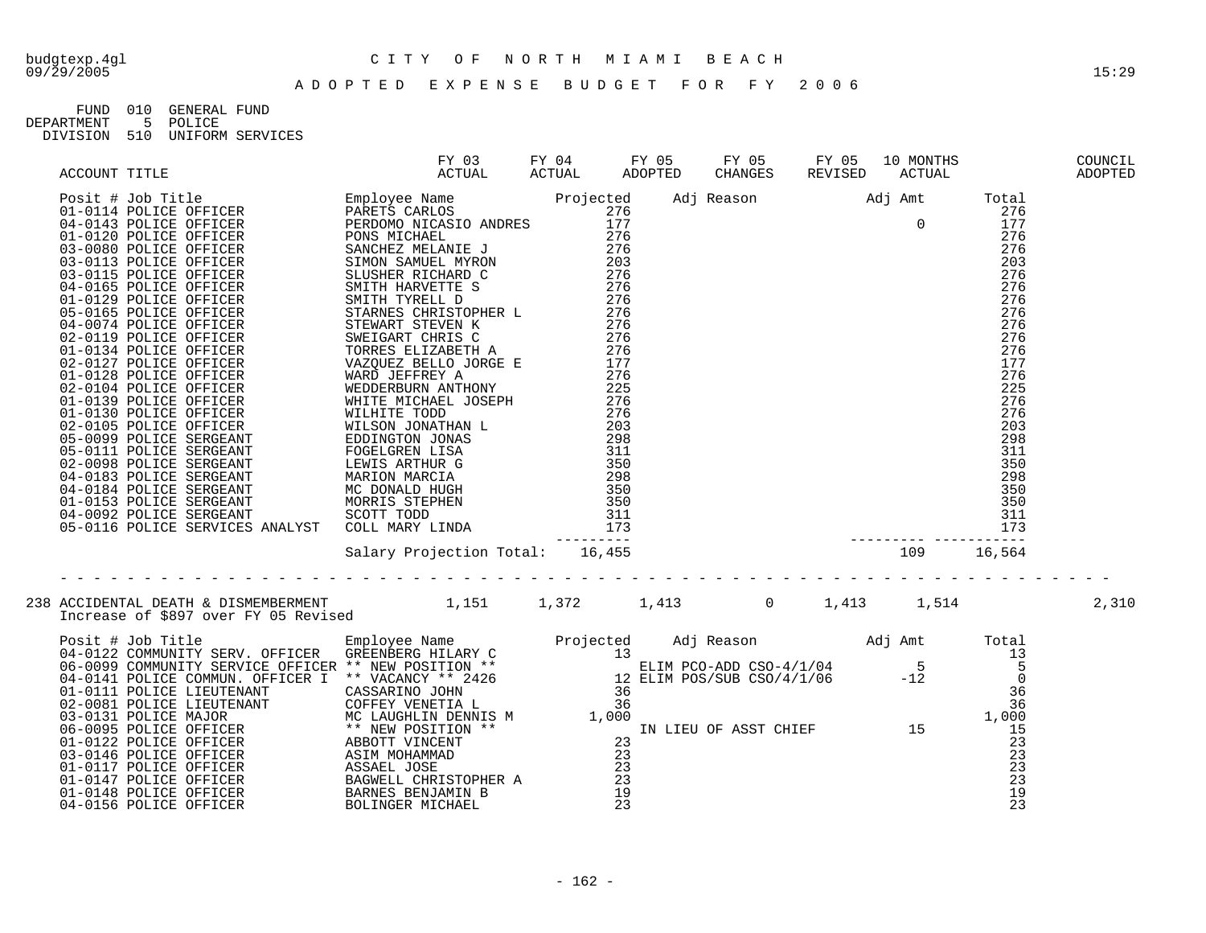budgtexp.4gl
09/29/2005

# C I T Y   O F   N O R T H   M I A M I   B E A C H

15:29

## A D O P T E D   E X P E N S E   B U D G E T   F O R   F Y   2 0 0 6

FUND 010 GENERAL FUND
DEPARTMENT 5 POLICE
DIVISION 510 UNIFORM SERVICES

| ACCOUNT TITLE | FY 03 ACTUAL | FY 04 ACTUAL | FY 05 ADOPTED | FY 05 CHANGES | FY 05 REVISED | 10 MONTHS ACTUAL | | COUNCIL ADOPTED |
|---|---|---|---|---|---|---|---|---|

| Posit # | Job Title | Employee Name | Projected | Adj Reason | Adj Amt | Total |
|---|---|---|---|---|---|---|
| 01-0114 | POLICE OFFICER | PARETS CARLOS | 276 | | | 276 |
| 04-0143 | POLICE OFFICER | PERDOMO NICASIO ANDRES | 177 | | 0 | 177 |
| 01-0120 | POLICE OFFICER | PONS MICHAEL | 276 | | | 276 |
| 03-0080 | POLICE OFFICER | SANCHEZ MELANIE J | 276 | | | 276 |
| 03-0113 | POLICE OFFICER | SIMON SAMUEL MYRON | 203 | | | 203 |
| 03-0115 | POLICE OFFICER | SLUSHER RICHARD C | 276 | | | 276 |
| 04-0165 | POLICE OFFICER | SMITH HARVETTE S | 276 | | | 276 |
| 01-0129 | POLICE OFFICER | SMITH TYRELL D | 276 | | | 276 |
| 05-0165 | POLICE OFFICER | STARNES CHRISTOPHER L | 276 | | | 276 |
| 04-0074 | POLICE OFFICER | STEWART STEVEN K | 276 | | | 276 |
| 02-0119 | POLICE OFFICER | SWEIGART CHRIS C | 276 | | | 276 |
| 01-0134 | POLICE OFFICER | TORRES ELIZABETH A | 276 | | | 276 |
| 02-0127 | POLICE OFFICER | VAZQUEZ BELLO JORGE E | 177 | | | 177 |
| 01-0128 | POLICE OFFICER | WARD JEFFREY A | 276 | | | 276 |
| 02-0104 | POLICE OFFICER | WEDDERBURN ANTHONY | 225 | | | 225 |
| 01-0139 | POLICE OFFICER | WHITE MICHAEL JOSEPH | 276 | | | 276 |
| 01-0130 | POLICE OFFICER | WILHITE TODD | 276 | | | 276 |
| 02-0105 | POLICE OFFICER | WILSON JONATHAN L | 203 | | | 203 |
| 05-0099 | POLICE SERGEANT | EDDINGTON JONAS | 298 | | | 298 |
| 05-0111 | POLICE SERGEANT | FOGELGREN LISA | 311 | | | 311 |
| 02-0098 | POLICE SERGEANT | LEWIS ARTHUR G | 350 | | | 350 |
| 04-0183 | POLICE SERGEANT | MARION MARCIA | 298 | | | 298 |
| 04-0184 | POLICE SERGEANT | MC DONALD HUGH | 350 | | | 350 |
| 01-0153 | POLICE SERGEANT | MORRIS STEPHEN | 350 | | | 350 |
| 04-0092 | POLICE SERGEANT | SCOTT TODD | 311 | | | 311 |
| 05-0116 | POLICE SERVICES ANALYST | COLL MARY LINDA | 173 | | | 173 |
| | | Salary Projection Total: | 16,455 | | 109 | 16,564 |

| ACCOUNT TITLE | FY 03 ACTUAL | FY 04 ACTUAL | FY 05 ADOPTED | FY 05 CHANGES | FY 05 REVISED | 10 MONTHS ACTUAL | COUNCIL ADOPTED |
|---|---|---|---|---|---|---|---|
| 238 ACCIDENTAL DEATH & DISMEMBERMENT | 1,151 | 1,372 | 1,413 | 0 | 1,413 | 1,514 | 2,310 |

Increase of $897 over FY 05 Revised

| Posit # | Job Title | Employee Name | Projected | Adj Reason | Adj Amt | Total |
|---|---|---|---|---|---|---|
| 04-0122 | COMMUNITY SERV. OFFICER | GREENBERG HILARY C | 13 | | | 13 |
| 06-0099 | COMMUNITY SERVICE OFFICER | ** NEW POSITION ** | | ELIM PCO-ADD CSO-4/1/04 | 5 | 5 |
| 04-0141 | POLICE COMMUN. OFFICER I | ** VACANCY ** 2426 | 12 | ELIM POS/SUB CSO/4/1/06 | -12 | 0 |
| 01-0111 | POLICE LIEUTENANT | CASSARINO JOHN | 36 | | | 36 |
| 02-0081 | POLICE LIEUTENANT | COFFEY VENETIA L | 36 | | | 36 |
| 03-0131 | POLICE MAJOR | MC LAUGHLIN DENNIS M | 1,000 | | | 1,000 |
| 06-0095 | POLICE OFFICER | ** NEW POSITION ** | | IN LIEU OF ASST CHIEF | 15 | 15 |
| 01-0122 | POLICE OFFICER | ABBOTT VINCENT | 23 | | | 23 |
| 03-0146 | POLICE OFFICER | ASIM MOHAMMAD | 23 | | | 23 |
| 01-0117 | POLICE OFFICER | ASSAEL JOSE | 23 | | | 23 |
| 01-0147 | POLICE OFFICER | BAGWELL CHRISTOPHER A | 23 | | | 23 |
| 01-0148 | POLICE OFFICER | BARNES BENJAMIN B | 19 | | | 19 |
| 04-0156 | POLICE OFFICER | BOLINGER MICHAEL | 23 | | | 23 |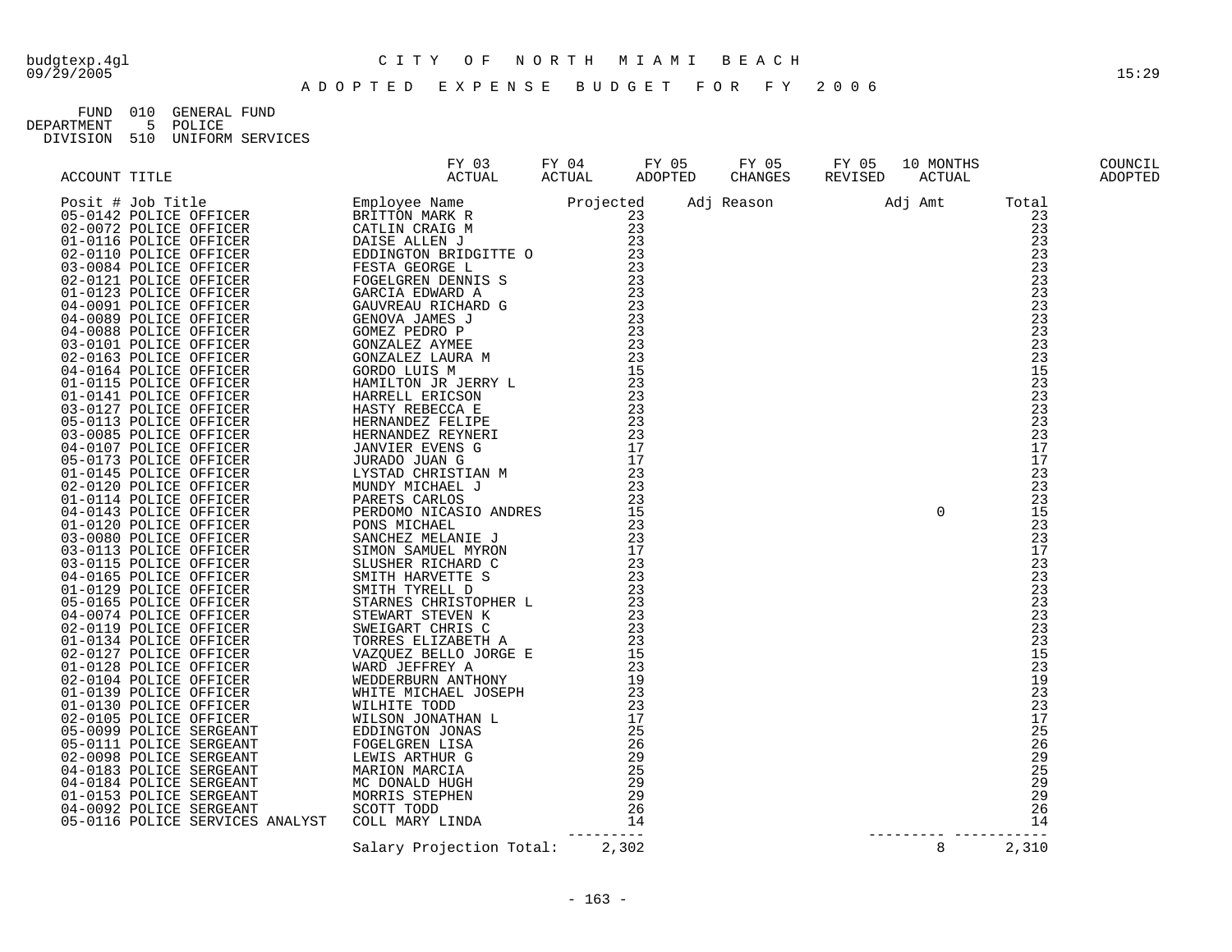CITY OF NORTH MIAMI BEACH

ADOPTED EXPENSE BUDGET FOR FY 2006

FUND 010 GENERAL FUND
DEPARTMENT 5 POLICE
DIVISION 510 UNIFORM SERVICES

| ACCOUNT TITLE | FY 03 ACTUAL | FY 04 ACTUAL | FY 05 ADOPTED | FY 05 CHANGES | FY 05 REVISED | 10 MONTHS ACTUAL | | COUNCIL ADOPTED |
|---|---|---|---|---|---|---|---|---|

| Posit # | Job Title | Employee Name | Projected | Adj Reason | Adj Amt | Total |
|---|---|---|---|---|---|---|
| 05-0142 | POLICE OFFICER | BRITTON MARK R | 23 | | | 23 |
| 02-0072 | POLICE OFFICER | CATLIN CRAIG M | 23 | | | 23 |
| 01-0116 | POLICE OFFICER | DAISE ALLEN J | 23 | | | 23 |
| 02-0110 | POLICE OFFICER | EDDINGTON BRIDGITTE O | 23 | | | 23 |
| 03-0084 | POLICE OFFICER | FESTA GEORGE L | 23 | | | 23 |
| 02-0121 | POLICE OFFICER | FOGELGREN DENNIS S | 23 | | | 23 |
| 01-0123 | POLICE OFFICER | GARCIA EDWARD A | 23 | | | 23 |
| 04-0091 | POLICE OFFICER | GAUVREAU RICHARD G | 23 | | | 23 |
| 04-0089 | POLICE OFFICER | GENOVA JAMES J | 23 | | | 23 |
| 04-0088 | POLICE OFFICER | GOMEZ PEDRO P | 23 | | | 23 |
| 03-0101 | POLICE OFFICER | GONZALEZ AYMEE | 23 | | | 23 |
| 02-0163 | POLICE OFFICER | GONZALEZ LAURA M | 23 | | | 23 |
| 04-0164 | POLICE OFFICER | GORDO LUIS M | 15 | | | 15 |
| 01-0115 | POLICE OFFICER | HAMILTON JR JERRY L | 23 | | | 23 |
| 01-0141 | POLICE OFFICER | HARRELL ERICSON | 23 | | | 23 |
| 03-0127 | POLICE OFFICER | HASTY REBECCA E | 23 | | | 23 |
| 05-0113 | POLICE OFFICER | HERNANDEZ FELIPE | 23 | | | 23 |
| 03-0085 | POLICE OFFICER | HERNANDEZ REYNERI | 23 | | | 23 |
| 04-0107 | POLICE OFFICER | JANVIER EVENS G | 17 | | | 17 |
| 05-0173 | POLICE OFFICER | JURADO JUAN G | 17 | | | 17 |
| 01-0145 | POLICE OFFICER | LYSTAD CHRISTIAN M | 23 | | | 23 |
| 02-0120 | POLICE OFFICER | MUNDY MICHAEL J | 23 | | | 23 |
| 01-0114 | POLICE OFFICER | PARETS CARLOS | 23 | | | 23 |
| 04-0143 | POLICE OFFICER | PERDOMO NICASIO ANDRES | 15 | | 0 | 15 |
| 01-0120 | POLICE OFFICER | PONS MICHAEL | 23 | | | 23 |
| 03-0080 | POLICE OFFICER | SANCHEZ MELANIE J | 23 | | | 23 |
| 03-0113 | POLICE OFFICER | SIMON SAMUEL MYRON | 17 | | | 17 |
| 03-0115 | POLICE OFFICER | SLUSHER RICHARD C | 23 | | | 23 |
| 04-0165 | POLICE OFFICER | SMITH HARVETTE S | 23 | | | 23 |
| 01-0129 | POLICE OFFICER | SMITH TYRELL D | 23 | | | 23 |
| 05-0165 | POLICE OFFICER | STARNES CHRISTOPHER L | 23 | | | 23 |
| 04-0074 | POLICE OFFICER | STEWART STEVEN K | 23 | | | 23 |
| 02-0119 | POLICE OFFICER | SWEIGART CHRIS C | 23 | | | 23 |
| 01-0134 | POLICE OFFICER | TORRES ELIZABETH A | 23 | | | 23 |
| 02-0127 | POLICE OFFICER | VAZQUEZ BELLO JORGE E | 15 | | | 15 |
| 01-0128 | POLICE OFFICER | WARD JEFFREY A | 23 | | | 23 |
| 02-0104 | POLICE OFFICER | WEDDERBURN ANTHONY | 19 | | | 19 |
| 01-0139 | POLICE OFFICER | WHITE MICHAEL JOSEPH | 23 | | | 23 |
| 01-0130 | POLICE OFFICER | WILHITE TODD | 23 | | | 23 |
| 02-0105 | POLICE OFFICER | WILSON JONATHAN L | 17 | | | 17 |
| 05-0099 | POLICE SERGEANT | EDDINGTON JONAS | 25 | | | 25 |
| 05-0111 | POLICE SERGEANT | FOGELGREN LISA | 26 | | | 26 |
| 02-0098 | POLICE SERGEANT | LEWIS ARTHUR G | 29 | | | 29 |
| 04-0183 | POLICE SERGEANT | MARION MARCIA | 25 | | | 25 |
| 04-0184 | POLICE SERGEANT | MC DONALD HUGH | 29 | | | 29 |
| 01-0153 | POLICE SERGEANT | MORRIS STEPHEN | 29 | | | 29 |
| 04-0092 | POLICE SERGEANT | SCOTT TODD | 26 | | | 26 |
| 05-0116 | POLICE SERVICES ANALYST | COLL MARY LINDA | 14 | | | 14 |
| | | Salary Projection Total: | 2,302 | | 8 | 2,310 |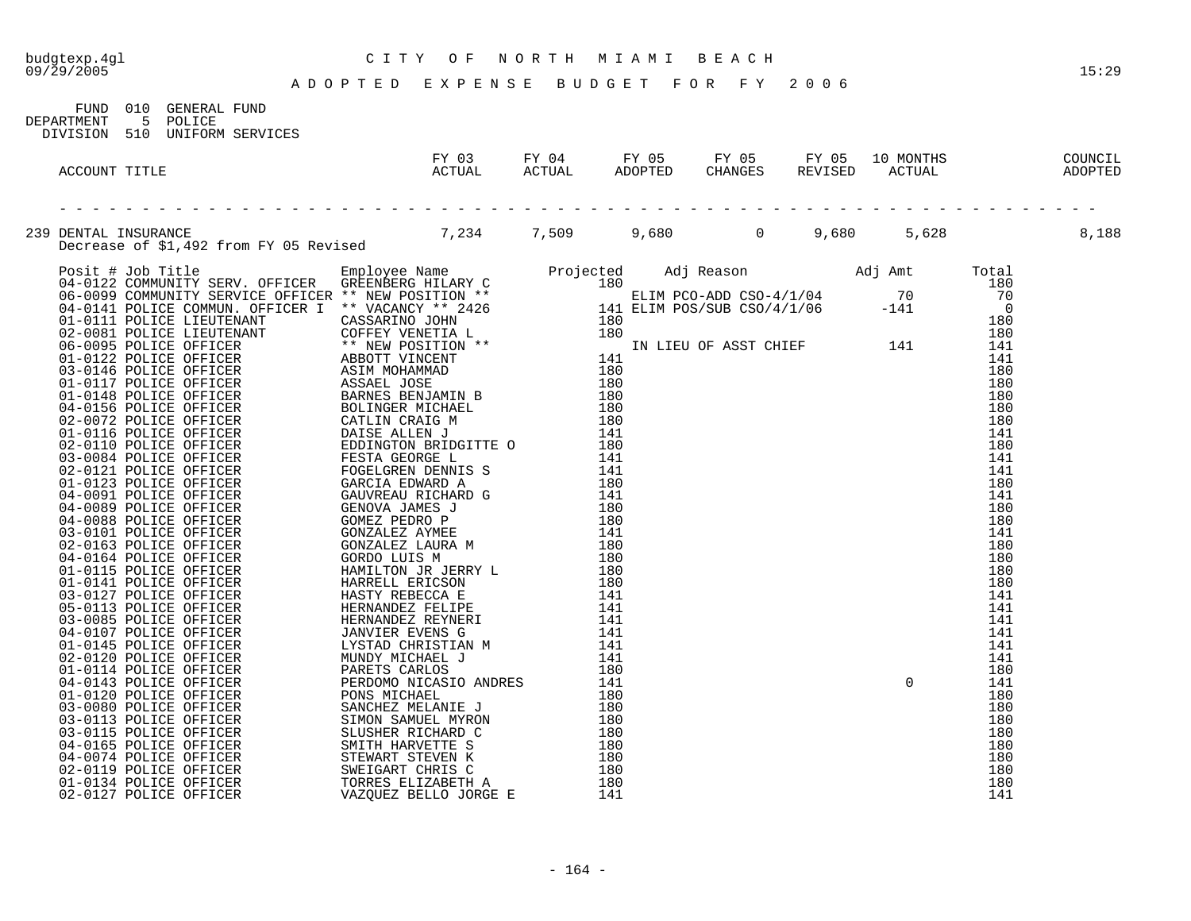budgtexp.4gl 09/29/2005

# CITY OF NORTH MIAMI BEACH

## ADOPTED EXPENSE BUDGET FOR FY 2006

FUND 010 GENERAL FUND
DEPARTMENT 5 POLICE
DIVISION 510 UNIFORM SERVICES

| ACCOUNT TITLE | FY 03 ACTUAL | FY 04 ACTUAL | FY 05 ADOPTED | FY 05 CHANGES | FY 05 REVISED | 10 MONTHS ACTUAL | COUNCIL ADOPTED |
|---|---|---|---|---|---|---|---|
| 239 DENTAL INSURANCE | 7,234 | 7,509 | 9,680 | 0 | 9,680 | 5,628 | 8,188 |

Decrease of $1,492 from FY 05 Revised

| Posit # | Job Title | Employee Name | Projected | Adj Reason | Adj Amt | Total |
|---|---|---|---|---|---|---|
| 04-0122 | COMMUNITY SERV. OFFICER | GREENBERG HILARY C | 180 | | | 180 |
| 06-0099 | COMMUNITY SERVICE OFFICER | ** NEW POSITION ** | | ELIM PCO-ADD CSO-4/1/04 | 70 | 70 |
| 04-0141 | POLICE COMMUN. OFFICER I | ** VACANCY ** 2426 | 141 | ELIM POS/SUB CSO/4/1/06 | -141 | 0 |
| 01-0111 | POLICE LIEUTENANT | CASSARINO JOHN | 180 | | | 180 |
| 02-0081 | POLICE LIEUTENANT | COFFEY VENETIA L | 180 | | | 180 |
| 06-0095 | POLICE OFFICER | ** NEW POSITION ** | | IN LIEU OF ASST CHIEF | 141 | 141 |
| 01-0122 | POLICE OFFICER | ABBOTT VINCENT | 141 | | | 141 |
| 03-0146 | POLICE OFFICER | ASIM MOHAMMAD | 180 | | | 180 |
| 01-0117 | POLICE OFFICER | ASSAEL JOSE | 180 | | | 180 |
| 01-0148 | POLICE OFFICER | BARNES BENJAMIN B | 180 | | | 180 |
| 04-0156 | POLICE OFFICER | BOLINGER MICHAEL | 180 | | | 180 |
| 02-0072 | POLICE OFFICER | CATLIN CRAIG M | 180 | | | 180 |
| 01-0116 | POLICE OFFICER | DAISE ALLEN J | 141 | | | 141 |
| 02-0110 | POLICE OFFICER | EDDINGTON BRIDGITTE O | 180 | | | 180 |
| 03-0084 | POLICE OFFICER | FESTA GEORGE L | 141 | | | 141 |
| 02-0121 | POLICE OFFICER | FOGELGREN DENNIS S | 141 | | | 141 |
| 01-0123 | POLICE OFFICER | GARCIA EDWARD A | 180 | | | 180 |
| 04-0091 | POLICE OFFICER | GAUVREAU RICHARD G | 141 | | | 141 |
| 04-0089 | POLICE OFFICER | GENOVA JAMES J | 180 | | | 180 |
| 04-0088 | POLICE OFFICER | GOMEZ PEDRO P | 180 | | | 180 |
| 03-0101 | POLICE OFFICER | GONZALEZ AYMEE | 141 | | | 141 |
| 02-0163 | POLICE OFFICER | GONZALEZ LAURA M | 180 | | | 180 |
| 04-0164 | POLICE OFFICER | GORDO LUIS M | 180 | | | 180 |
| 01-0115 | POLICE OFFICER | HAMILTON JR JERRY L | 180 | | | 180 |
| 01-0141 | POLICE OFFICER | HARRELL ERICSON | 180 | | | 180 |
| 03-0127 | POLICE OFFICER | HASTY REBECCA E | 141 | | | 141 |
| 05-0113 | POLICE OFFICER | HERNANDEZ FELIPE | 141 | | | 141 |
| 03-0085 | POLICE OFFICER | HERNANDEZ REYNERI | 141 | | | 141 |
| 04-0107 | POLICE OFFICER | JANVIER EVENS G | 141 | | | 141 |
| 01-0145 | POLICE OFFICER | LYSTAD CHRISTIAN M | 141 | | | 141 |
| 02-0120 | POLICE OFFICER | MUNDY MICHAEL J | 141 | | | 141 |
| 01-0114 | POLICE OFFICER | PARETS CARLOS | 180 | | | 180 |
| 04-0143 | POLICE OFFICER | PERDOMO NICASIO ANDRES | 141 | | 0 | 141 |
| 01-0120 | POLICE OFFICER | PONS MICHAEL | 180 | | | 180 |
| 03-0080 | POLICE OFFICER | SANCHEZ MELANIE J | 180 | | | 180 |
| 03-0113 | POLICE OFFICER | SIMON SAMUEL MYRON | 180 | | | 180 |
| 03-0115 | POLICE OFFICER | SLUSHER RICHARD C | 180 | | | 180 |
| 04-0165 | POLICE OFFICER | SMITH HARVETTE S | 180 | | | 180 |
| 04-0074 | POLICE OFFICER | STEWART STEVEN K | 180 | | | 180 |
| 02-0119 | POLICE OFFICER | SWEIGART CHRIS C | 180 | | | 180 |
| 01-0134 | POLICE OFFICER | TORRES ELIZABETH A | 180 | | | 180 |
| 02-0127 | POLICE OFFICER | VAZQUEZ BELLO JORGE E | 141 | | | 141 |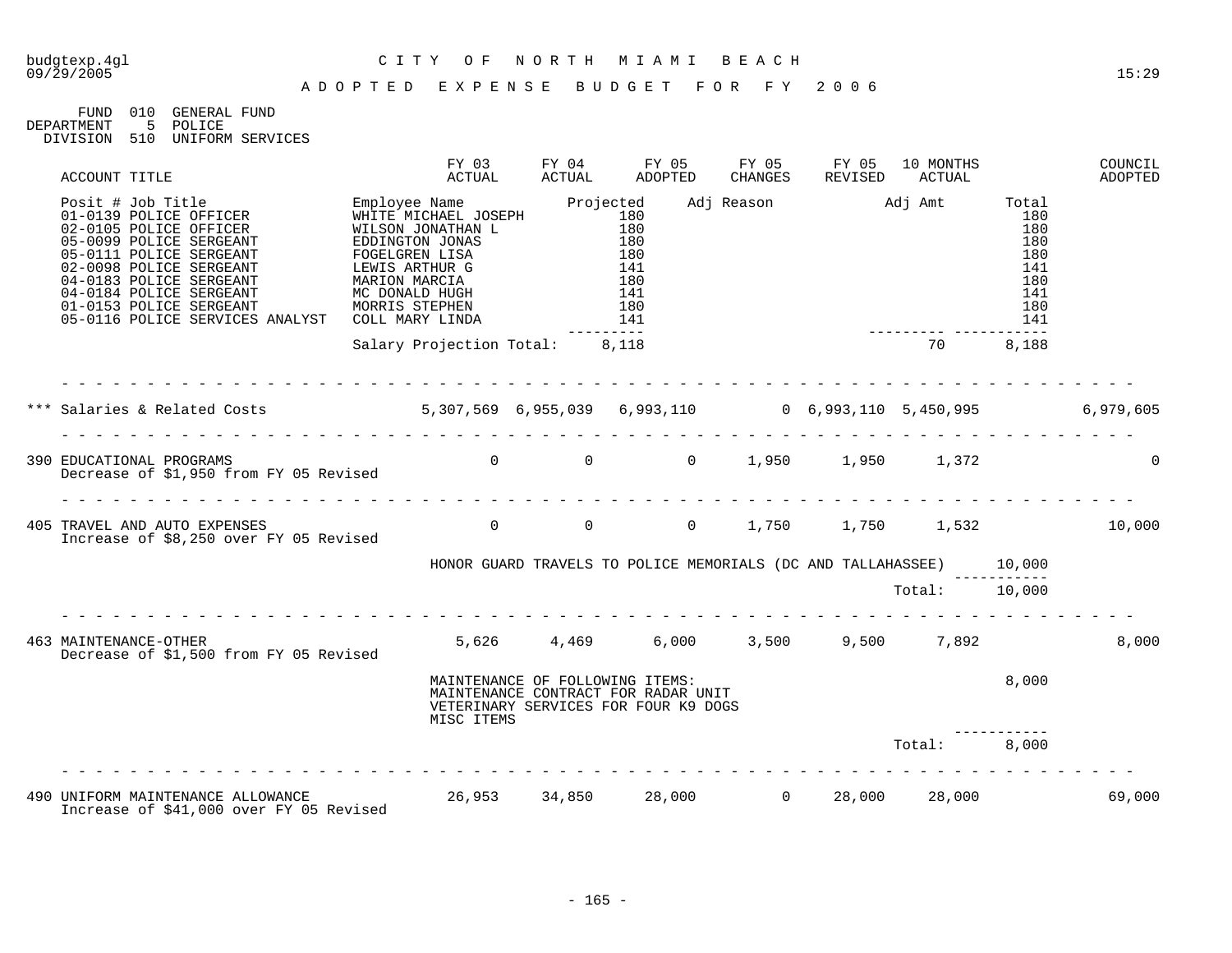budgtexp.4gl CITY OF NORTH MIAMI BEACH
09/29/2005 15:29

ADOPTED EXPENSE BUDGET FOR FY 2006

FUND 010 GENERAL FUND
DEPARTMENT 5 POLICE
DIVISION 510 UNIFORM SERVICES

| ACCOUNT TITLE | FY 03 ACTUAL | FY 04 ACTUAL | FY 05 ADOPTED | FY 05 CHANGES | FY 05 REVISED | 10 MONTHS ACTUAL | | COUNCIL ADOPTED |
|---|---|---|---|---|---|---|---|---|

| Posit # Job Title | Employee Name | Projected | Adj Reason | Adj Amt | Total |
|---|---|---|---|---|---|
| 01-0139 POLICE OFFICER | WHITE MICHAEL JOSEPH | 180 | | | 180 |
| 02-0105 POLICE OFFICER | WILSON JONATHAN L | 180 | | | 180 |
| 05-0099 POLICE SERGEANT | EDDINGTON JONAS | 180 | | | 180 |
| 05-0111 POLICE SERGEANT | FOGELGREN LISA | 180 | | | 180 |
| 02-0098 POLICE SERGEANT | LEWIS ARTHUR G | 141 | | | 141 |
| 04-0183 POLICE SERGEANT | MARION MARCIA | 180 | | | 180 |
| 04-0184 POLICE SERGEANT | MC DONALD HUGH | 141 | | | 141 |
| 01-0153 POLICE SERGEANT | MORRIS STEPHEN | 180 | | | 180 |
| 05-0116 POLICE SERVICES ANALYST | COLL MARY LINDA | 141 | | | 141 |
| | Salary Projection Total: | 8,118 | | 70 | 8,188 |

| ACCOUNT TITLE | FY 03 ACTUAL | FY 04 ACTUAL | FY 05 ADOPTED | FY 05 CHANGES | FY 05 REVISED | 10 MONTHS ACTUAL | | COUNCIL ADOPTED |
|---|---|---|---|---|---|---|---|---|
| *** Salaries & Related Costs | 5,307,569 | 6,955,039 | 6,993,110 | 0 | 6,993,110 | 5,450,995 | | 6,979,605 |
| 390 EDUCATIONAL PROGRAMS<br>Decrease of $1,950 from FY 05 Revised | 0 | 0 | 0 | 1,950 | 1,950 | 1,372 | | 0 |
| 405 TRAVEL AND AUTO EXPENSES<br>Increase of $8,250 over FY 05 Revised | 0 | 0 | 0 | 1,750 | 1,750 | 1,532 | | 10,000 |
| HONOR GUARD TRAVELS TO POLICE MEMORIALS (DC AND TALLAHASSEE) | | | | | | | 10,000 | |
| | | | | | | Total: | 10,000 | |
| 463 MAINTENANCE-OTHER<br>Decrease of $1,500 from FY 05 Revised | 5,626 | 4,469 | 6,000 | 3,500 | 9,500 | 7,892 | | 8,000 |
| MAINTENANCE OF FOLLOWING ITEMS:<br>MAINTENANCE CONTRACT FOR RADAR UNIT<br>VETERINARY SERVICES FOR FOUR K9 DOGS<br>MISC ITEMS | | | | | | | 8,000 | |
| | | | | | | Total: | 8,000 | |
| 490 UNIFORM MAINTENANCE ALLOWANCE<br>Increase of $41,000 over FY 05 Revised | 26,953 | 34,850 | 28,000 | 0 | 28,000 | 28,000 | | 69,000 |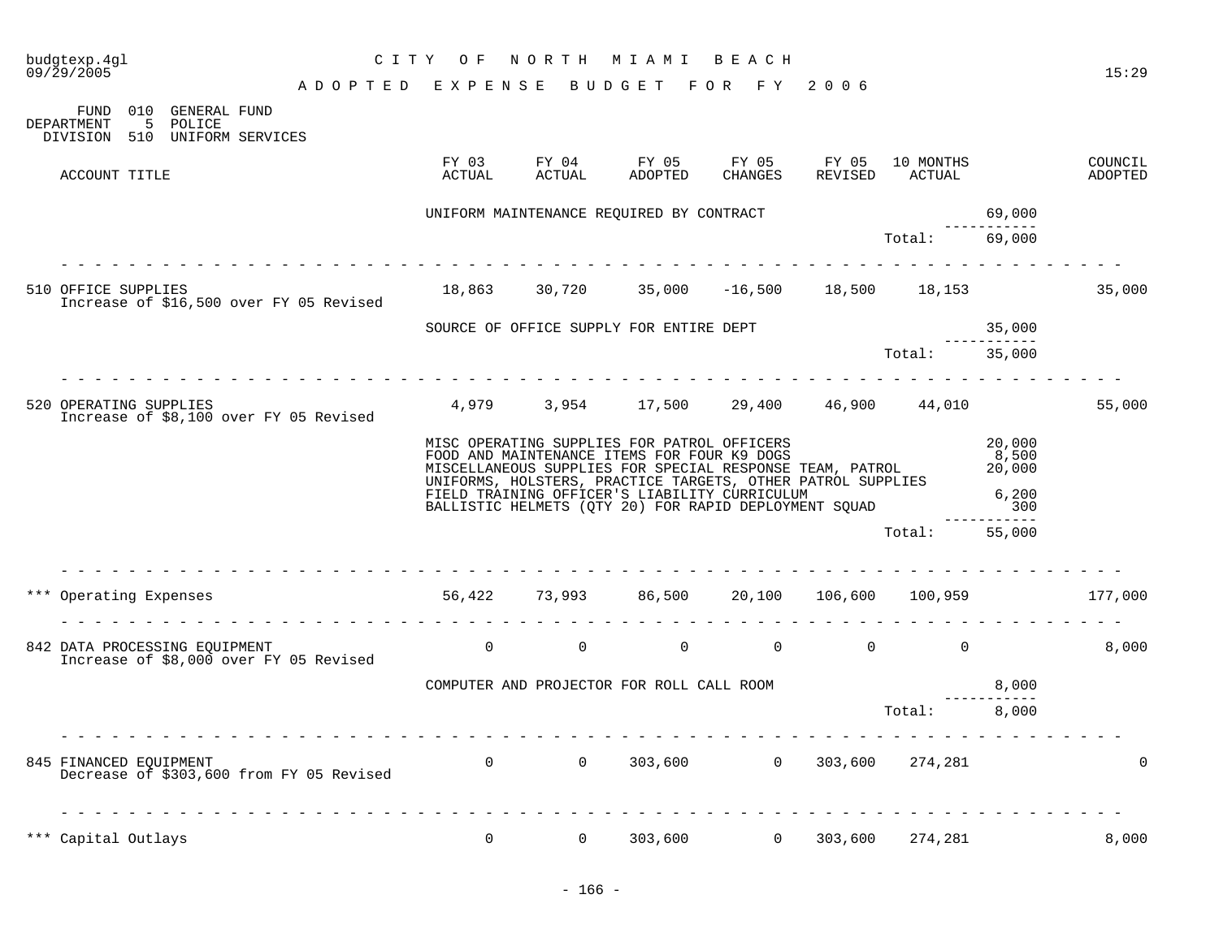CITY OF NORTH MIAMI BEACH

ADOPTED EXPENSE BUDGET FOR FY 2006

FUND 010 GENERAL FUND
DEPARTMENT 5 POLICE
DIVISION 510 UNIFORM SERVICES

| ACCOUNT TITLE | FY 03 ACTUAL | FY 04 ACTUAL | FY 05 ADOPTED | FY 05 CHANGES | FY 05 REVISED | 10 MONTHS ACTUAL | | COUNCIL ADOPTED |
|---|---|---|---|---|---|---|---|---|
| | UNIFORM MAINTENANCE REQUIRED BY CONTRACT | | | | | | 69,000 | |
| | | | | | | Total: | 69,000 | |
| 510 OFFICE SUPPLIES<br>Increase of $16,500 over FY 05 Revised | 18,863 | 30,720 | 35,000 | -16,500 | 18,500 | 18,153 | | 35,000 |
| | SOURCE OF OFFICE SUPPLY FOR ENTIRE DEPT | | | | | | 35,000 | |
| | | | | | | Total: | 35,000 | |
| 520 OPERATING SUPPLIES<br>Increase of $8,100 over FY 05 Revised | 4,979 | 3,954 | 17,500 | 29,400 | 46,900 | 44,010 | | 55,000 |
| | MISC OPERATING SUPPLIES FOR PATROL OFFICERS | | | | | | 20,000 | |
| | FOOD AND MAINTENANCE ITEMS FOR FOUR K9 DOGS | | | | | | 8,500 | |
| | MISCELLANEOUS SUPPLIES FOR SPECIAL RESPONSE TEAM, PATROL UNIFORMS, HOLSTERS, PRACTICE TARGETS, OTHER PATROL SUPPLIES | | | | | | 20,000 | |
| | FIELD TRAINING OFFICER'S LIABILITY CURRICULUM | | | | | | 6,200 | |
| | BALLISTIC HELMETS (QTY 20) FOR RAPID DEPLOYMENT SQUAD | | | | | | 300 | |
| | | | | | | Total: | 55,000 | |
| *** Operating Expenses | 56,422 | 73,993 | 86,500 | 20,100 | 106,600 | 100,959 | | 177,000 |
| 842 DATA PROCESSING EQUIPMENT<br>Increase of $8,000 over FY 05 Revised | 0 | 0 | 0 | 0 | 0 | 0 | | 8,000 |
| | COMPUTER AND PROJECTOR FOR ROLL CALL ROOM | | | | | | 8,000 | |
| | | | | | | Total: | 8,000 | |
| 845 FINANCED EQUIPMENT<br>Decrease of $303,600 from FY 05 Revised | 0 | 0 | 303,600 | 0 | 303,600 | 274,281 | | 0 |
| *** Capital Outlays | 0 | 0 | 303,600 | 0 | 303,600 | 274,281 | | 8,000 |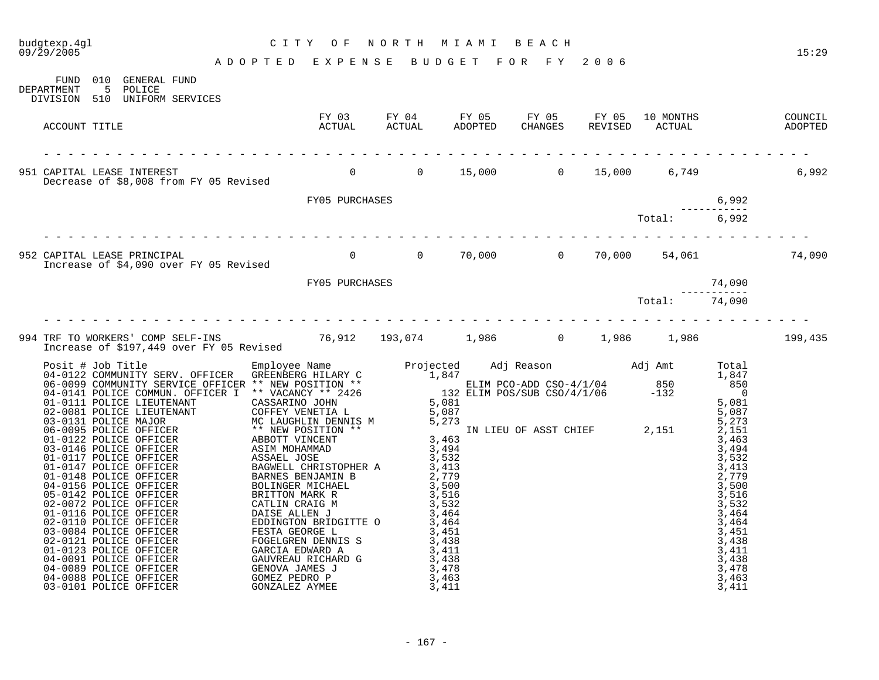budgtexp.4gl  
09/29/2005

# CITY OF NORTH MIAMI BEACH

## ADOPTED EXPENSE BUDGET FOR FY 2006

15:29

FUND 010 GENERAL FUND  
DEPARTMENT 5 POLICE  
DIVISION 510 UNIFORM SERVICES

| ACCOUNT TITLE | FY 03 ACTUAL | FY 04 ACTUAL | FY 05 ADOPTED | FY 05 CHANGES | FY 05 REVISED | 10 MONTHS ACTUAL | COUNCIL ADOPTED |
|---|---|---|---|---|---|---|---|
| 951 CAPITAL LEASE INTEREST | 0 | 0 | 15,000 | 0 | 15,000 | 6,749 | 6,992 |
| 952 CAPITAL LEASE PRINCIPAL | 0 | 0 | 70,000 | 0 | 70,000 | 54,061 | 74,090 |
| 994 TRF TO WORKERS' COMP SELF-INS | 76,912 | 193,074 | 1,986 | 0 | 1,986 | 1,986 | 199,435 |

**951 CAPITAL LEASE INTEREST**  
Decrease of $8,008 from FY 05 Revised

| | |
|---|---|
| FY05 PURCHASES | 6,992 |
| Total: | 6,992 |

**952 CAPITAL LEASE PRINCIPAL**  
Increase of $4,090 over FY 05 Revised

| | |
|---|---|
| FY05 PURCHASES | 74,090 |
| Total: | 74,090 |

**994 TRF TO WORKERS' COMP SELF-INS**  
Increase of $197,449 over FY 05 Revised

| Posit # | Job Title | Employee Name | Projected | Adj Reason | Adj Amt | Total |
|---|---|---|---|---|---|---|
| 04-0122 | COMMUNITY SERV. OFFICER | GREENBERG HILARY C | 1,847 | | | 1,847 |
| 06-0099 | COMMUNITY SERVICE OFFICER | ** NEW POSITION ** | | ELIM PCO-ADD CSO-4/1/04 | 850 | 850 |
| 04-0141 | POLICE COMMUN. OFFICER I | ** VACANCY ** 2426 | 132 | ELIM POS/SUB CSO/4/1/06 | -132 | 0 |
| 01-0111 | POLICE LIEUTENANT | CASSARINO JOHN | 5,081 | | | 5,081 |
| 02-0081 | POLICE LIEUTENANT | COFFEY VENETIA L | 5,087 | | | 5,087 |
| 03-0131 | POLICE MAJOR | MC LAUGHLIN DENNIS M | 5,273 | | | 5,273 |
| 06-0095 | POLICE OFFICER | ** NEW POSITION ** | | IN LIEU OF ASST CHIEF | 2,151 | 2,151 |
| 01-0122 | POLICE OFFICER | ABBOTT VINCENT | 3,463 | | | 3,463 |
| 03-0146 | POLICE OFFICER | ASIM MOHAMMAD | 3,494 | | | 3,494 |
| 01-0117 | POLICE OFFICER | ASSAEL JOSE | 3,532 | | | 3,532 |
| 01-0147 | POLICE OFFICER | BAGWELL CHRISTOPHER A | 3,413 | | | 3,413 |
| 01-0148 | POLICE OFFICER | BARNES BENJAMIN B | 2,779 | | | 2,779 |
| 04-0156 | POLICE OFFICER | BOLINGER MICHAEL | 3,500 | | | 3,500 |
| 05-0142 | POLICE OFFICER | BRITTON MARK R | 3,516 | | | 3,516 |
| 02-0072 | POLICE OFFICER | CATLIN CRAIG M | 3,532 | | | 3,532 |
| 01-0116 | POLICE OFFICER | DAISE ALLEN J | 3,464 | | | 3,464 |
| 02-0110 | POLICE OFFICER | EDDINGTON BRIDGITTE O | 3,464 | | | 3,464 |
| 03-0084 | POLICE OFFICER | FESTA GEORGE L | 3,451 | | | 3,451 |
| 02-0121 | POLICE OFFICER | FOGELGREN DENNIS S | 3,438 | | | 3,438 |
| 01-0123 | POLICE OFFICER | GARCIA EDWARD A | 3,411 | | | 3,411 |
| 04-0091 | POLICE OFFICER | GAUVREAU RICHARD G | 3,438 | | | 3,438 |
| 04-0089 | POLICE OFFICER | GENOVA JAMES J | 3,478 | | | 3,478 |
| 04-0088 | POLICE OFFICER | GOMEZ PEDRO P | 3,463 | | | 3,463 |
| 03-0101 | POLICE OFFICER | GONZALEZ AYMEE | 3,411 | | | 3,411 |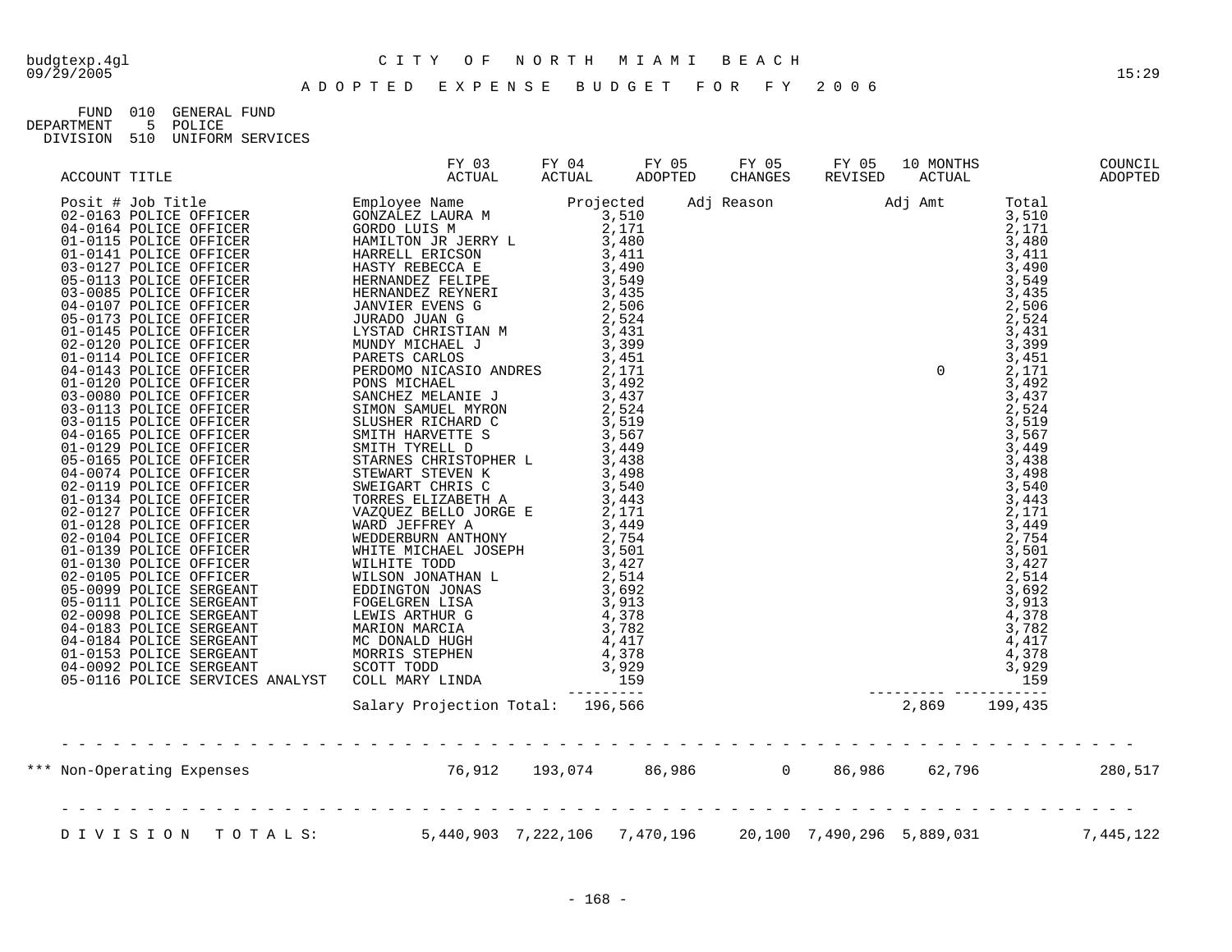budgtexp.4gl
09/29/2005

# CITY OF NORTH MIAMI BEACH

## ADOPTED EXPENSE BUDGET FOR FY 2006

FUND 010 GENERAL FUND
DEPARTMENT 5 POLICE
DIVISION 510 UNIFORM SERVICES

| ACCOUNT TITLE | FY 03 ACTUAL | FY 04 ACTUAL | FY 05 ADOPTED | FY 05 CHANGES | FY 05 REVISED | 10 MONTHS ACTUAL | COUNCIL ADOPTED |
|---|---|---|---|---|---|---|---|

| Posit # | Job Title | Employee Name | Projected | Adj Reason | Adj Amt | Total |
|---|---|---|---|---|---|---|
| 02-0163 | POLICE OFFICER | GONZALEZ LAURA M | 3,510 | | | 3,510 |
| 04-0164 | POLICE OFFICER | GORDO LUIS M | 2,171 | | | 2,171 |
| 01-0115 | POLICE OFFICER | HAMILTON JR JERRY L | 3,480 | | | 3,480 |
| 01-0141 | POLICE OFFICER | HARRELL ERICSON | 3,411 | | | 3,411 |
| 03-0127 | POLICE OFFICER | HASTY REBECCA E | 3,490 | | | 3,490 |
| 05-0113 | POLICE OFFICER | HERNANDEZ FELIPE | 3,549 | | | 3,549 |
| 03-0085 | POLICE OFFICER | HERNANDEZ REYNERI | 3,435 | | | 3,435 |
| 04-0107 | POLICE OFFICER | JANVIER EVENS G | 2,506 | | | 2,506 |
| 05-0173 | POLICE OFFICER | JURADO JUAN G | 2,524 | | | 2,524 |
| 01-0145 | POLICE OFFICER | LYSTAD CHRISTIAN M | 3,431 | | | 3,431 |
| 02-0120 | POLICE OFFICER | MUNDY MICHAEL J | 3,399 | | | 3,399 |
| 01-0114 | POLICE OFFICER | PARETS CARLOS | 3,451 | | | 3,451 |
| 04-0143 | POLICE OFFICER | PERDOMO NICASIO ANDRES | 2,171 | | 0 | 2,171 |
| 01-0120 | POLICE OFFICER | PONS MICHAEL | 3,492 | | | 3,492 |
| 03-0080 | POLICE OFFICER | SANCHEZ MELANIE J | 3,437 | | | 3,437 |
| 03-0113 | POLICE OFFICER | SIMON SAMUEL MYRON | 2,524 | | | 2,524 |
| 03-0115 | POLICE OFFICER | SLUSHER RICHARD C | 3,519 | | | 3,519 |
| 04-0165 | POLICE OFFICER | SMITH HARVETTE S | 3,567 | | | 3,567 |
| 01-0129 | POLICE OFFICER | SMITH TYRELL D | 3,449 | | | 3,449 |
| 05-0165 | POLICE OFFICER | STARNES CHRISTOPHER L | 3,438 | | | 3,438 |
| 04-0074 | POLICE OFFICER | STEWART STEVEN K | 3,498 | | | 3,498 |
| 02-0119 | POLICE OFFICER | SWEIGART CHRIS C | 3,540 | | | 3,540 |
| 01-0134 | POLICE OFFICER | TORRES ELIZABETH A | 3,443 | | | 3,443 |
| 02-0127 | POLICE OFFICER | VAZQUEZ BELLO JORGE E | 2,171 | | | 2,171 |
| 01-0128 | POLICE OFFICER | WARD JEFFREY A | 3,449 | | | 3,449 |
| 02-0104 | POLICE OFFICER | WEDDERBURN ANTHONY | 2,754 | | | 2,754 |
| 01-0139 | POLICE OFFICER | WHITE MICHAEL JOSEPH | 3,501 | | | 3,501 |
| 01-0130 | POLICE OFFICER | WILHITE TODD | 3,427 | | | 3,427 |
| 02-0105 | POLICE OFFICER | WILSON JONATHAN L | 2,514 | | | 2,514 |
| 05-0099 | POLICE SERGEANT | EDDINGTON JONAS | 3,692 | | | 3,692 |
| 05-0111 | POLICE SERGEANT | FOGELGREN LISA | 3,913 | | | 3,913 |
| 02-0098 | POLICE SERGEANT | LEWIS ARTHUR G | 4,378 | | | 4,378 |
| 04-0183 | POLICE SERGEANT | MARION MARCIA | 3,782 | | | 3,782 |
| 04-0184 | POLICE SERGEANT | MC DONALD HUGH | 4,417 | | | 4,417 |
| 01-0153 | POLICE SERGEANT | MORRIS STEPHEN | 4,378 | | | 4,378 |
| 04-0092 | POLICE SERGEANT | SCOTT TODD | 3,929 | | | 3,929 |
| 05-0116 | POLICE SERVICES ANALYST | COLL MARY LINDA | 159 | | | 159 |
| | | Salary Projection Total: | 196,566 | | 2,869 | 199,435 |

| ACCOUNT TITLE | FY 03 ACTUAL | FY 04 ACTUAL | FY 05 ADOPTED | FY 05 CHANGES | FY 05 REVISED | 10 MONTHS ACTUAL | COUNCIL ADOPTED |
|---|---|---|---|---|---|---|---|
| *** Non-Operating Expenses | 76,912 | 193,074 | 86,986 | 0 | 86,986 | 62,796 | 280,517 |
| DIVISION TOTALS: | 5,440,903 | 7,222,106 | 7,470,196 | 20,100 | 7,490,296 | 5,889,031 | 7,445,122 |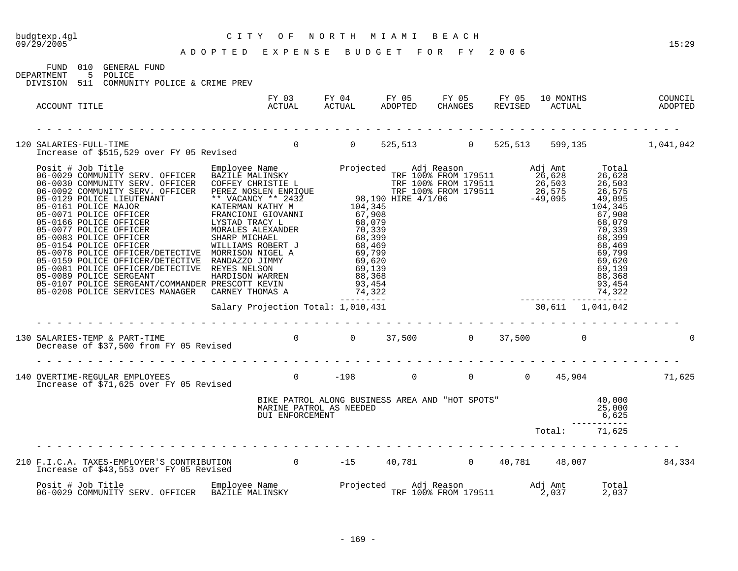# CITY OF NORTH MIAMI BEACH

## ADOPTED EXPENSE BUDGET FOR FY 2006

FUND 010 GENERAL FUND
DEPARTMENT 5 POLICE
DIVISION 511 COMMUNITY POLICE & CRIME PREV

| ACCOUNT TITLE | FY 03 ACTUAL | FY 04 ACTUAL | FY 05 ADOPTED | FY 05 CHANGES | FY 05 REVISED | 10 MONTHS ACTUAL | COUNCIL ADOPTED |
|---|---|---|---|---|---|---|---|
| 120 SALARIES-FULL-TIME | 0 | 0 | 525,513 | 0 | 525,513 | 599,135 | 1,041,042 |

Increase of $515,529 over FY 05 Revised

| Posit # | Job Title | Employee Name | Projected | Adj Reason | Adj Amt | Total |
|---|---|---|---|---|---|---|
| 06-0029 | COMMUNITY SERV. OFFICER | BAZILE MALINSKY | | TRF 100% FROM 179511 | 26,628 | 26,628 |
| 06-0030 | COMMUNITY SERV. OFFICER | COFFEY CHRISTIE L | | TRF 100% FROM 179511 | 26,503 | 26,503 |
| 06-0092 | COMMUNITY SERV. OFFICER | PEREZ NOSLEN ENRIQUE | | TRF 100% FROM 179511 | 26,575 | 26,575 |
| 05-0129 | POLICE LIEUTENANT | ** VACANCY ** 2432 | 98,190 | HIRE 4/1/06 | -49,095 | 49,095 |
| 05-0161 | POLICE MAJOR | KATERMAN KATHY M | 104,345 | | | 104,345 |
| 05-0071 | POLICE OFFICER | FRANCIONI GIOVANNI | 67,908 | | | 67,908 |
| 05-0166 | POLICE OFFICER | LYSTAD TRACY L | 68,079 | | | 68,079 |
| 05-0077 | POLICE OFFICER | MORALES ALEXANDER | 70,339 | | | 70,339 |
| 05-0083 | POLICE OFFICER | SHARP MICHAEL | 68,399 | | | 68,399 |
| 05-0154 | POLICE OFFICER | WILLIAMS ROBERT J | 68,469 | | | 68,469 |
| 05-0078 | POLICE OFFICER/DETECTIVE | MORRISON NIGEL A | 69,799 | | | 69,799 |
| 05-0159 | POLICE OFFICER/DETECTIVE | RANDAZZO JIMMY | 69,620 | | | 69,620 |
| 05-0081 | POLICE OFFICER/DETECTIVE | REYES NELSON | 69,139 | | | 69,139 |
| 05-0089 | POLICE SERGEANT | HARDISON WARREN | 88,368 | | | 88,368 |
| 05-0107 | POLICE SERGEANT/COMMANDER | PRESCOTT KEVIN | 93,454 | | | 93,454 |
| 05-0208 | POLICE SERVICES MANAGER | CARNEY THOMAS A | 74,322 | | | 74,322 |
| | | Salary Projection Total: | 1,010,431 | | 30,611 | 1,041,042 |

| ACCOUNT TITLE | FY 03 ACTUAL | FY 04 ACTUAL | FY 05 ADOPTED | FY 05 CHANGES | FY 05 REVISED | 10 MONTHS ACTUAL | COUNCIL ADOPTED |
|---|---|---|---|---|---|---|---|
| 130 SALARIES-TEMP & PART-TIME | 0 | 0 | 37,500 | 0 | 37,500 | 0 | 0 |

Decrease of $37,500 from FY 05 Revised

| ACCOUNT TITLE | FY 03 ACTUAL | FY 04 ACTUAL | FY 05 ADOPTED | FY 05 CHANGES | FY 05 REVISED | 10 MONTHS ACTUAL | COUNCIL ADOPTED |
|---|---|---|---|---|---|---|---|
| 140 OVERTIME-REGULAR EMPLOYEES | 0 | -198 | 0 | 0 | 0 | 45,904 | 71,625 |

Increase of $71,625 over FY 05 Revised

| Description | Amount |
|---|---|
| BIKE PATROL ALONG BUSINESS AREA AND "HOT SPOTS" | 40,000 |
| MARINE PATROL AS NEEDED | 25,000 |
| DUI ENFORCEMENT | 6,625 |
| Total: | 71,625 |

| ACCOUNT TITLE | FY 03 ACTUAL | FY 04 ACTUAL | FY 05 ADOPTED | FY 05 CHANGES | FY 05 REVISED | 10 MONTHS ACTUAL | COUNCIL ADOPTED |
|---|---|---|---|---|---|---|---|
| 210 F.I.C.A. TAXES-EMPLOYER'S CONTRIBUTION | 0 | -15 | 40,781 | 0 | 40,781 | 48,007 | 84,334 |

Increase of $43,553 over FY 05 Revised

| Posit # | Job Title | Employee Name | Projected | Adj Reason | Adj Amt | Total |
|---|---|---|---|---|---|---|
| 06-0029 | COMMUNITY SERV. OFFICER | BAZILE MALINSKY | | TRF 100% FROM 179511 | 2,037 | 2,037 |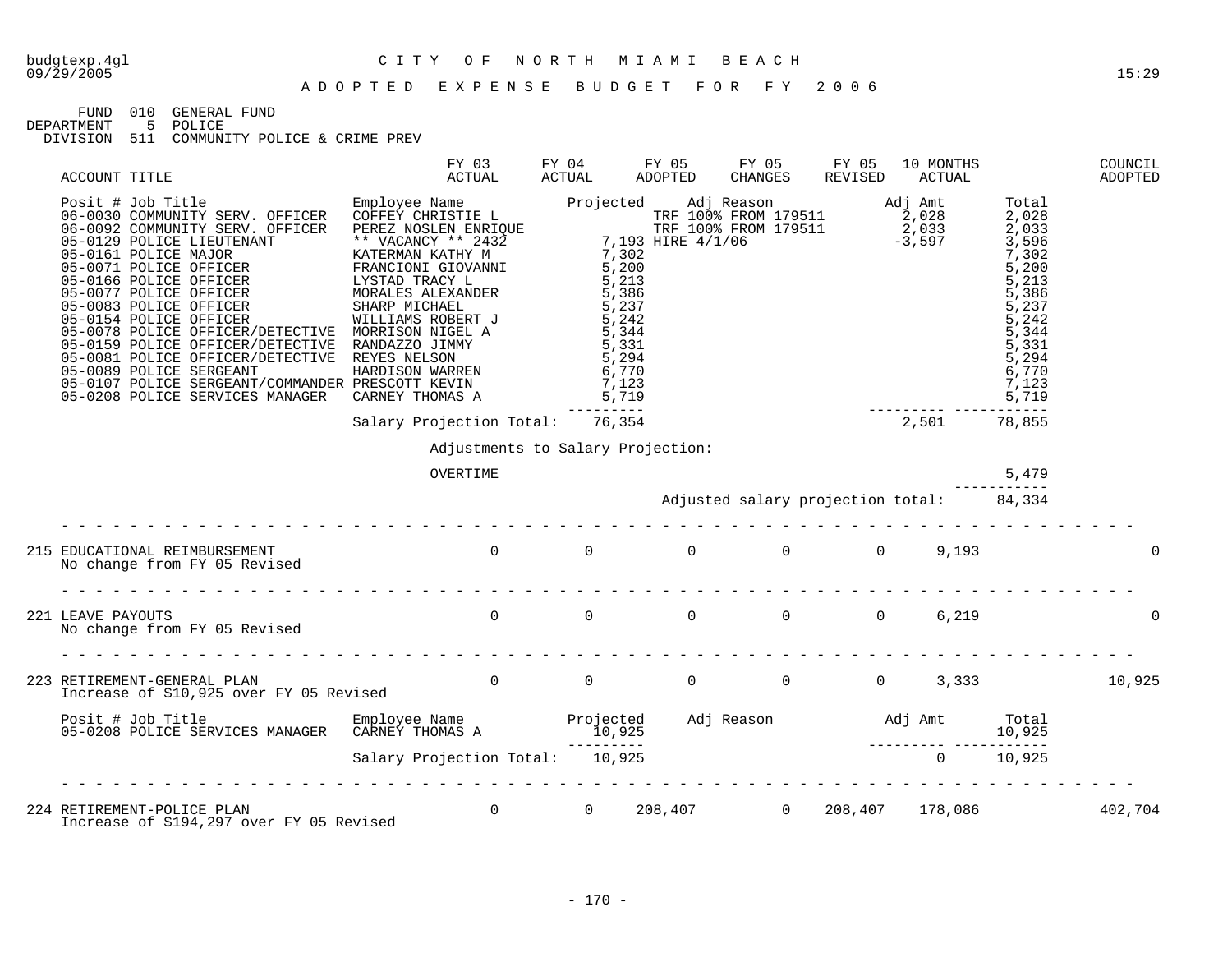budgtexp.4gl
09/29/2005

# CITY OF NORTH MIAMI BEACH

## ADOPTED EXPENSE BUDGET FOR FY 2006

15:29

FUND 010 GENERAL FUND
DEPARTMENT 5 POLICE
DIVISION 511 COMMUNITY POLICE & CRIME PREV

| ACCOUNT TITLE | FY 03 ACTUAL | FY 04 ACTUAL | FY 05 ADOPTED | FY 05 CHANGES | FY 05 REVISED | 10 MONTHS ACTUAL | COUNCIL ADOPTED |
|---|---|---|---|---|---|---|---|

| Posit # Job Title | Employee Name | Projected | Adj Reason | Adj Amt | Total |
|---|---|---|---|---|---|
| 06-0030 COMMUNITY SERV. OFFICER | COFFEY CHRISTIE L | | TRF 100% FROM 179511 | 2,028 | 2,028 |
| 06-0092 COMMUNITY SERV. OFFICER | PEREZ NOSLEN ENRIQUE | | TRF 100% FROM 179511 | 2,033 | 2,033 |
| 05-0129 POLICE LIEUTENANT | ** VACANCY ** 2432 | 7,193 | HIRE 4/1/06 | -3,597 | 3,596 |
| 05-0161 POLICE MAJOR | KATERMAN KATHY M | 7,302 | | | 7,302 |
| 05-0071 POLICE OFFICER | FRANCIONI GIOVANNI | 5,200 | | | 5,200 |
| 05-0166 POLICE OFFICER | LYSTAD TRACY L | 5,213 | | | 5,213 |
| 05-0077 POLICE OFFICER | MORALES ALEXANDER | 5,386 | | | 5,386 |
| 05-0083 POLICE OFFICER | SHARP MICHAEL | 5,237 | | | 5,237 |
| 05-0154 POLICE OFFICER | WILLIAMS ROBERT J | 5,242 | | | 5,242 |
| 05-0078 POLICE OFFICER/DETECTIVE | MORRISON NIGEL A | 5,344 | | | 5,344 |
| 05-0159 POLICE OFFICER/DETECTIVE | RANDAZZO JIMMY | 5,331 | | | 5,331 |
| 05-0081 POLICE OFFICER/DETECTIVE | REYES NELSON | 5,294 | | | 5,294 |
| 05-0089 POLICE SERGEANT | HARDISON WARREN | 6,770 | | | 6,770 |
| 05-0107 POLICE SERGEANT/COMMANDER | PRESCOTT KEVIN | 7,123 | | | 7,123 |
| 05-0208 POLICE SERVICES MANAGER | CARNEY THOMAS A | 5,719 | | | 5,719 |
| | Salary Projection Total: | 76,354 | | 2,501 | 78,855 |

Adjustments to Salary Projection:

| | |
|---|---|
| OVERTIME | 5,479 |
| Adjusted salary projection total: | 84,334 |

| ACCOUNT TITLE | FY 03 ACTUAL | FY 04 ACTUAL | FY 05 ADOPTED | FY 05 CHANGES | FY 05 REVISED | 10 MONTHS ACTUAL | COUNCIL ADOPTED |
|---|---|---|---|---|---|---|---|
| 215 EDUCATIONAL REIMBURSEMENT<br>No change from FY 05 Revised | 0 | 0 | 0 | 0 | 0 | 9,193 | 0 |
| 221 LEAVE PAYOUTS<br>No change from FY 05 Revised | 0 | 0 | 0 | 0 | 0 | 6,219 | 0 |
| 223 RETIREMENT-GENERAL PLAN<br>Increase of $10,925 over FY 05 Revised | 0 | 0 | 0 | 0 | 0 | 3,333 | 10,925 |

| Posit # Job Title | Employee Name | Projected | Adj Reason | Adj Amt | Total |
|---|---|---|---|---|---|
| 05-0208 POLICE SERVICES MANAGER | CARNEY THOMAS A | 10,925 | | | 10,925 |
| | Salary Projection Total: | 10,925 | | 0 | 10,925 |

| ACCOUNT TITLE | FY 03 ACTUAL | FY 04 ACTUAL | FY 05 ADOPTED | FY 05 CHANGES | FY 05 REVISED | 10 MONTHS ACTUAL | COUNCIL ADOPTED |
|---|---|---|---|---|---|---|---|
| 224 RETIREMENT-POLICE PLAN<br>Increase of $194,297 over FY 05 Revised | 0 | 0 | 208,407 | 0 | 208,407 | 178,086 | 402,704 |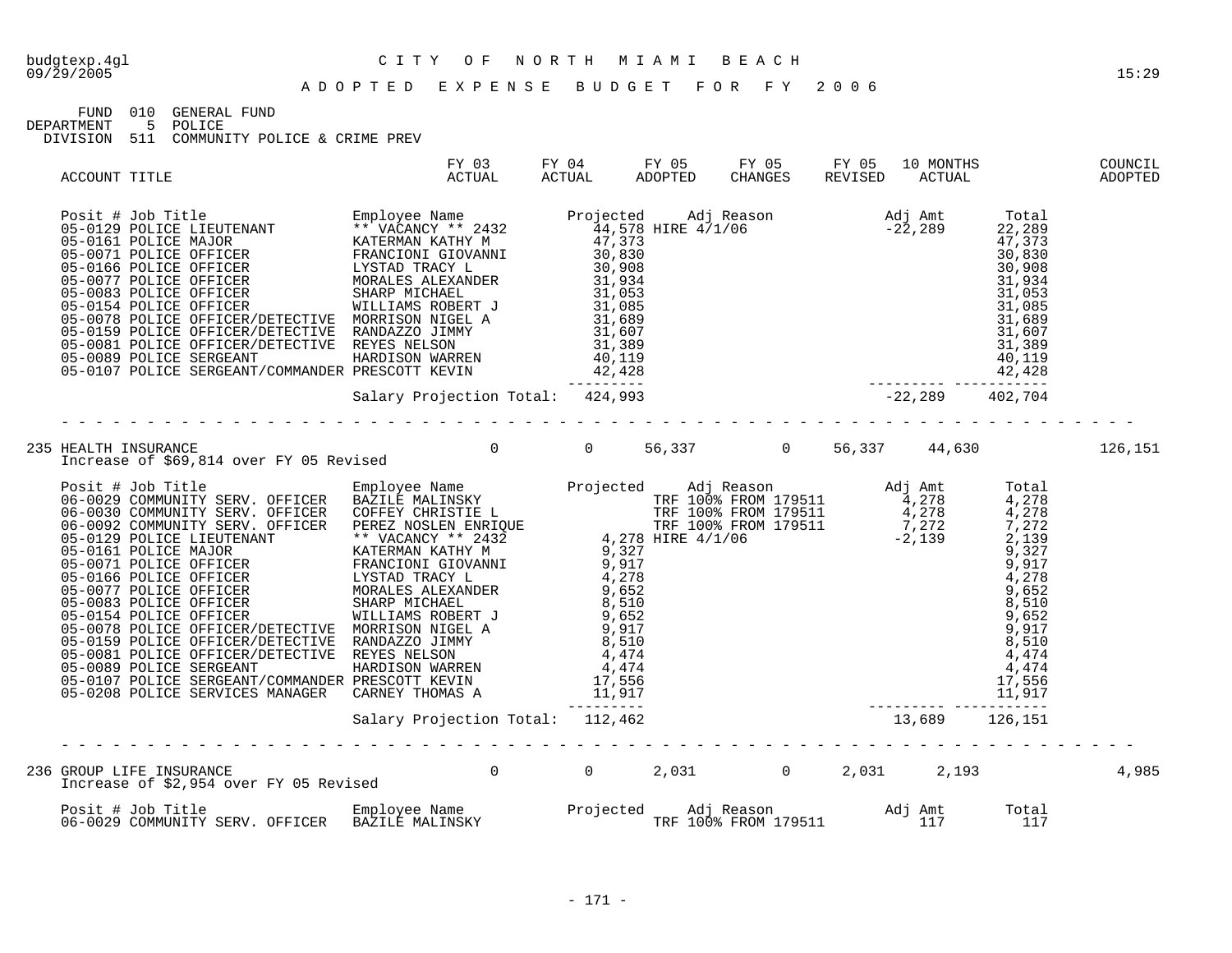budgtexp.4gl — CITY OF NORTH MIAMI BEACH — 09/29/2005 15:29

# ADOPTED EXPENSE BUDGET FOR FY 2006

FUND 010 GENERAL FUND
DEPARTMENT 5 POLICE
DIVISION 511 COMMUNITY POLICE & CRIME PREV

| ACCOUNT TITLE | FY 03 ACTUAL | FY 04 ACTUAL | FY 05 ADOPTED | FY 05 CHANGES | FY 05 REVISED | 10 MONTHS ACTUAL | COUNCIL ADOPTED |
|---|---|---|---|---|---|---|---|

| Posit # | Job Title | Employee Name | Projected | Adj Reason | Adj Amt | Total |
|---|---|---|---|---|---|---|
| 05-0129 | POLICE LIEUTENANT | ** VACANCY ** 2432 | 44,578 | HIRE 4/1/06 | -22,289 | 22,289 |
| 05-0161 | POLICE MAJOR | KATERMAN KATHY M | 47,373 | | | 47,373 |
| 05-0071 | POLICE OFFICER | FRANCIONI GIOVANNI | 30,830 | | | 30,830 |
| 05-0166 | POLICE OFFICER | LYSTAD TRACY L | 30,908 | | | 30,908 |
| 05-0077 | POLICE OFFICER | MORALES ALEXANDER | 31,934 | | | 31,934 |
| 05-0083 | POLICE OFFICER | SHARP MICHAEL | 31,053 | | | 31,053 |
| 05-0154 | POLICE OFFICER | WILLIAMS ROBERT J | 31,085 | | | 31,085 |
| 05-0078 | POLICE OFFICER/DETECTIVE | MORRISON NIGEL A | 31,689 | | | 31,689 |
| 05-0159 | POLICE OFFICER/DETECTIVE | RANDAZZO JIMMY | 31,607 | | | 31,607 |
| 05-0081 | POLICE OFFICER/DETECTIVE | REYES NELSON | 31,389 | | | 31,389 |
| 05-0089 | POLICE SERGEANT | HARDISON WARREN | 40,119 | | | 40,119 |
| 05-0107 | POLICE SERGEANT/COMMANDER | PRESCOTT KEVIN | 42,428 | | | 42,428 |
| | | Salary Projection Total: | 424,993 | | -22,289 | 402,704 |

| ACCOUNT TITLE | FY 03 ACTUAL | FY 04 ACTUAL | FY 05 ADOPTED | FY 05 CHANGES | FY 05 REVISED | 10 MONTHS ACTUAL | COUNCIL ADOPTED |
|---|---|---|---|---|---|---|---|
| 235 HEALTH INSURANCE | 0 | 0 | 56,337 | 0 | 56,337 | 44,630 | 126,151 |

Increase of $69,814 over FY 05 Revised

| Posit # | Job Title | Employee Name | Projected | Adj Reason | Adj Amt | Total |
|---|---|---|---|---|---|---|
| 06-0029 | COMMUNITY SERV. OFFICER | BAZILE MALINSKY | | TRF 100% FROM 179511 | 4,278 | 4,278 |
| 06-0030 | COMMUNITY SERV. OFFICER | COFFEY CHRISTIE L | | TRF 100% FROM 179511 | 4,278 | 4,278 |
| 06-0092 | COMMUNITY SERV. OFFICER | PEREZ NOSLEN ENRIQUE | | TRF 100% FROM 179511 | 7,272 | 7,272 |
| 05-0129 | POLICE LIEUTENANT | ** VACANCY ** 2432 | 4,278 | HIRE 4/1/06 | -2,139 | 2,139 |
| 05-0161 | POLICE MAJOR | KATERMAN KATHY M | 9,327 | | | 9,327 |
| 05-0071 | POLICE OFFICER | FRANCIONI GIOVANNI | 9,917 | | | 9,917 |
| 05-0166 | POLICE OFFICER | LYSTAD TRACY L | 4,278 | | | 4,278 |
| 05-0077 | POLICE OFFICER | MORALES ALEXANDER | 9,652 | | | 9,652 |
| 05-0083 | POLICE OFFICER | SHARP MICHAEL | 8,510 | | | 8,510 |
| 05-0154 | POLICE OFFICER | WILLIAMS ROBERT J | 9,652 | | | 9,652 |
| 05-0078 | POLICE OFFICER/DETECTIVE | MORRISON NIGEL A | 9,917 | | | 9,917 |
| 05-0159 | POLICE OFFICER/DETECTIVE | RANDAZZO JIMMY | 8,510 | | | 8,510 |
| 05-0081 | POLICE OFFICER/DETECTIVE | REYES NELSON | 4,474 | | | 4,474 |
| 05-0089 | POLICE SERGEANT | HARDISON WARREN | 4,474 | | | 4,474 |
| 05-0107 | POLICE SERGEANT/COMMANDER | PRESCOTT KEVIN | 17,556 | | | 17,556 |
| 05-0208 | POLICE SERVICES MANAGER | CARNEY THOMAS A | 11,917 | | | 11,917 |
| | | Salary Projection Total: | 112,462 | | 13,689 | 126,151 |

| ACCOUNT TITLE | FY 03 ACTUAL | FY 04 ACTUAL | FY 05 ADOPTED | FY 05 CHANGES | FY 05 REVISED | 10 MONTHS ACTUAL | COUNCIL ADOPTED |
|---|---|---|---|---|---|---|---|
| 236 GROUP LIFE INSURANCE | 0 | 0 | 2,031 | 0 | 2,031 | 2,193 | 4,985 |

Increase of $2,954 over FY 05 Revised

| Posit # | Job Title | Employee Name | Projected | Adj Reason | Adj Amt | Total |
|---|---|---|---|---|---|---|
| 06-0029 | COMMUNITY SERV. OFFICER | BAZILE MALINSKY | | TRF 100% FROM 179511 | 117 | 117 |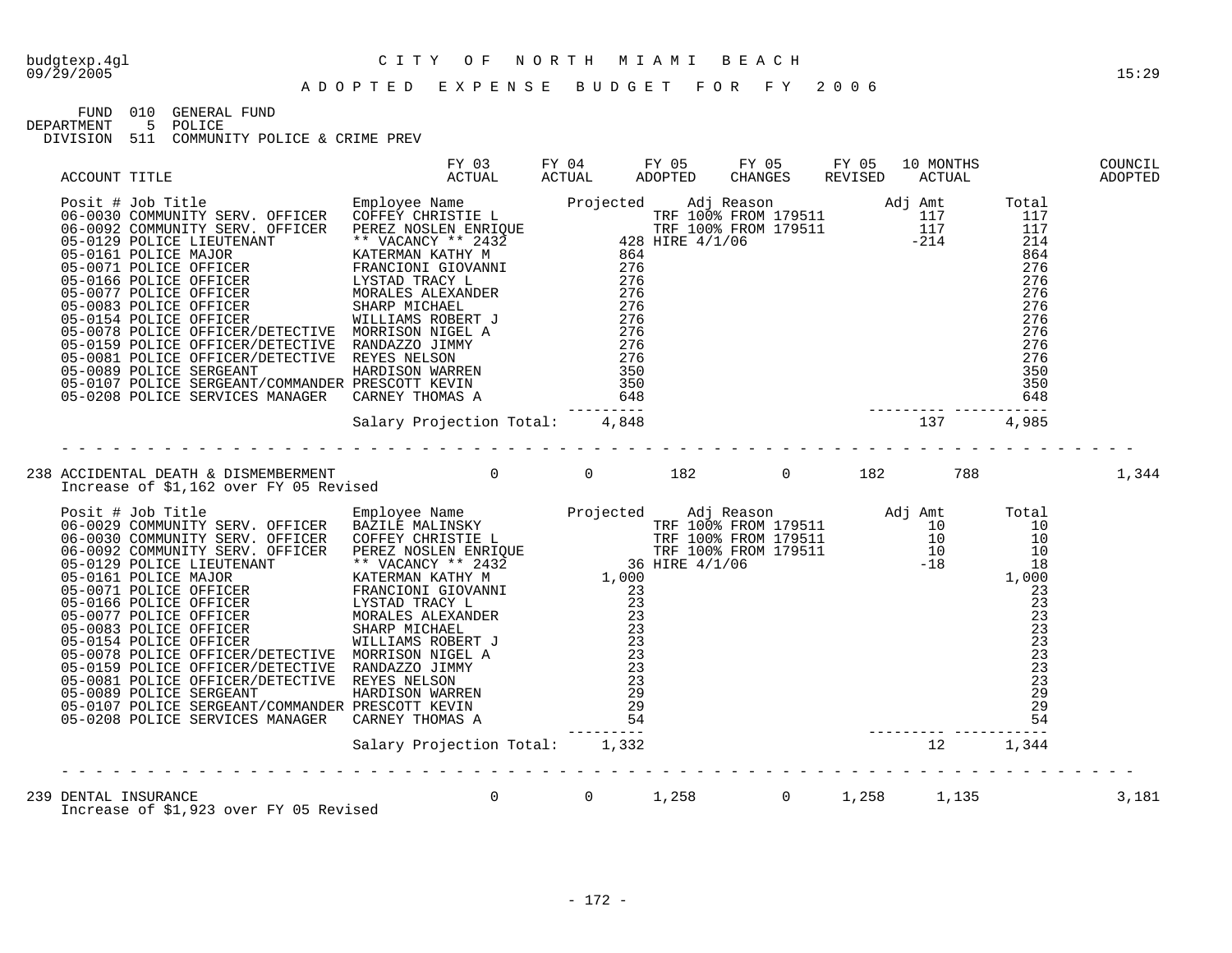budgtexp.4gl — CITY OF NORTH MIAMI BEACH — 09/29/2005 — 15:29

## ADOPTED EXPENSE BUDGET FOR FY 2006

FUND 010 GENERAL FUND
DEPARTMENT 5 POLICE
DIVISION 511 COMMUNITY POLICE & CRIME PREV

| ACCOUNT TITLE | FY 03 ACTUAL | FY 04 ACTUAL | FY 05 ADOPTED | FY 05 CHANGES | FY 05 REVISED | 10 MONTHS ACTUAL | COUNCIL ADOPTED |
|---|---|---|---|---|---|---|---|

| Posit # | Job Title | Employee Name | Projected | Adj Reason | Adj Amt | Total |
|---|---|---|---|---|---|---|
| 06-0030 | COMMUNITY SERV. OFFICER | COFFEY CHRISTIE L | | TRF 100% FROM 179511 | 117 | 117 |
| 06-0092 | COMMUNITY SERV. OFFICER | PEREZ NOSLEN ENRIQUE | | TRF 100% FROM 179511 | 117 | 117 |
| 05-0129 | POLICE LIEUTENANT | ** VACANCY ** 2432 | 428 | HIRE 4/1/06 | -214 | 214 |
| 05-0161 | POLICE MAJOR | KATERMAN KATHY M | 864 | | | 864 |
| 05-0071 | POLICE OFFICER | FRANCIONI GIOVANNI | 276 | | | 276 |
| 05-0166 | POLICE OFFICER | LYSTAD TRACY L | 276 | | | 276 |
| 05-0077 | POLICE OFFICER | MORALES ALEXANDER | 276 | | | 276 |
| 05-0083 | POLICE OFFICER | SHARP MICHAEL | 276 | | | 276 |
| 05-0154 | POLICE OFFICER | WILLIAMS ROBERT J | 276 | | | 276 |
| 05-0078 | POLICE OFFICER/DETECTIVE | MORRISON NIGEL A | 276 | | | 276 |
| 05-0159 | POLICE OFFICER/DETECTIVE | RANDAZZO JIMMY | 276 | | | 276 |
| 05-0081 | POLICE OFFICER/DETECTIVE | REYES NELSON | 276 | | | 276 |
| 05-0089 | POLICE SERGEANT | HARDISON WARREN | 350 | | | 350 |
| 05-0107 | POLICE SERGEANT/COMMANDER | PRESCOTT KEVIN | 350 | | | 350 |
| 05-0208 | POLICE SERVICES MANAGER | CARNEY THOMAS A | 648 | | | 648 |
| | | Salary Projection Total: | 4,848 | | 137 | 4,985 |

| ACCOUNT TITLE | FY 03 ACTUAL | FY 04 ACTUAL | FY 05 ADOPTED | FY 05 CHANGES | FY 05 REVISED | 10 MONTHS ACTUAL | COUNCIL ADOPTED |
|---|---|---|---|---|---|---|---|
| 238 ACCIDENTAL DEATH & DISMEMBERMENT | 0 | 0 | 182 | 0 | 182 | 788 | 1,344 |

Increase of $1,162 over FY 05 Revised

| Posit # | Job Title | Employee Name | Projected | Adj Reason | Adj Amt | Total |
|---|---|---|---|---|---|---|
| 06-0029 | COMMUNITY SERV. OFFICER | BAZILE MALINSKY | | TRF 100% FROM 179511 | 10 | 10 |
| 06-0030 | COMMUNITY SERV. OFFICER | COFFEY CHRISTIE L | | TRF 100% FROM 179511 | 10 | 10 |
| 06-0092 | COMMUNITY SERV. OFFICER | PEREZ NOSLEN ENRIQUE | | TRF 100% FROM 179511 | 10 | 10 |
| 05-0129 | POLICE LIEUTENANT | ** VACANCY ** 2432 | 36 | HIRE 4/1/06 | -18 | 18 |
| 05-0161 | POLICE MAJOR | KATERMAN KATHY M | 1,000 | | | 1,000 |
| 05-0071 | POLICE OFFICER | FRANCIONI GIOVANNI | 23 | | | 23 |
| 05-0166 | POLICE OFFICER | LYSTAD TRACY L | 23 | | | 23 |
| 05-0077 | POLICE OFFICER | MORALES ALEXANDER | 23 | | | 23 |
| 05-0083 | POLICE OFFICER | SHARP MICHAEL | 23 | | | 23 |
| 05-0154 | POLICE OFFICER | WILLIAMS ROBERT J | 23 | | | 23 |
| 05-0078 | POLICE OFFICER/DETECTIVE | MORRISON NIGEL A | 23 | | | 23 |
| 05-0159 | POLICE OFFICER/DETECTIVE | RANDAZZO JIMMY | 23 | | | 23 |
| 05-0081 | POLICE OFFICER/DETECTIVE | REYES NELSON | 23 | | | 23 |
| 05-0089 | POLICE SERGEANT | HARDISON WARREN | 29 | | | 29 |
| 05-0107 | POLICE SERGEANT/COMMANDER | PRESCOTT KEVIN | 29 | | | 29 |
| 05-0208 | POLICE SERVICES MANAGER | CARNEY THOMAS A | 54 | | | 54 |
| | | Salary Projection Total: | 1,332 | | 12 | 1,344 |

| ACCOUNT TITLE | FY 03 ACTUAL | FY 04 ACTUAL | FY 05 ADOPTED | FY 05 CHANGES | FY 05 REVISED | 10 MONTHS ACTUAL | COUNCIL ADOPTED |
|---|---|---|---|---|---|---|---|
| 239 DENTAL INSURANCE | 0 | 0 | 1,258 | 0 | 1,258 | 1,135 | 3,181 |

Increase of $1,923 over FY 05 Revised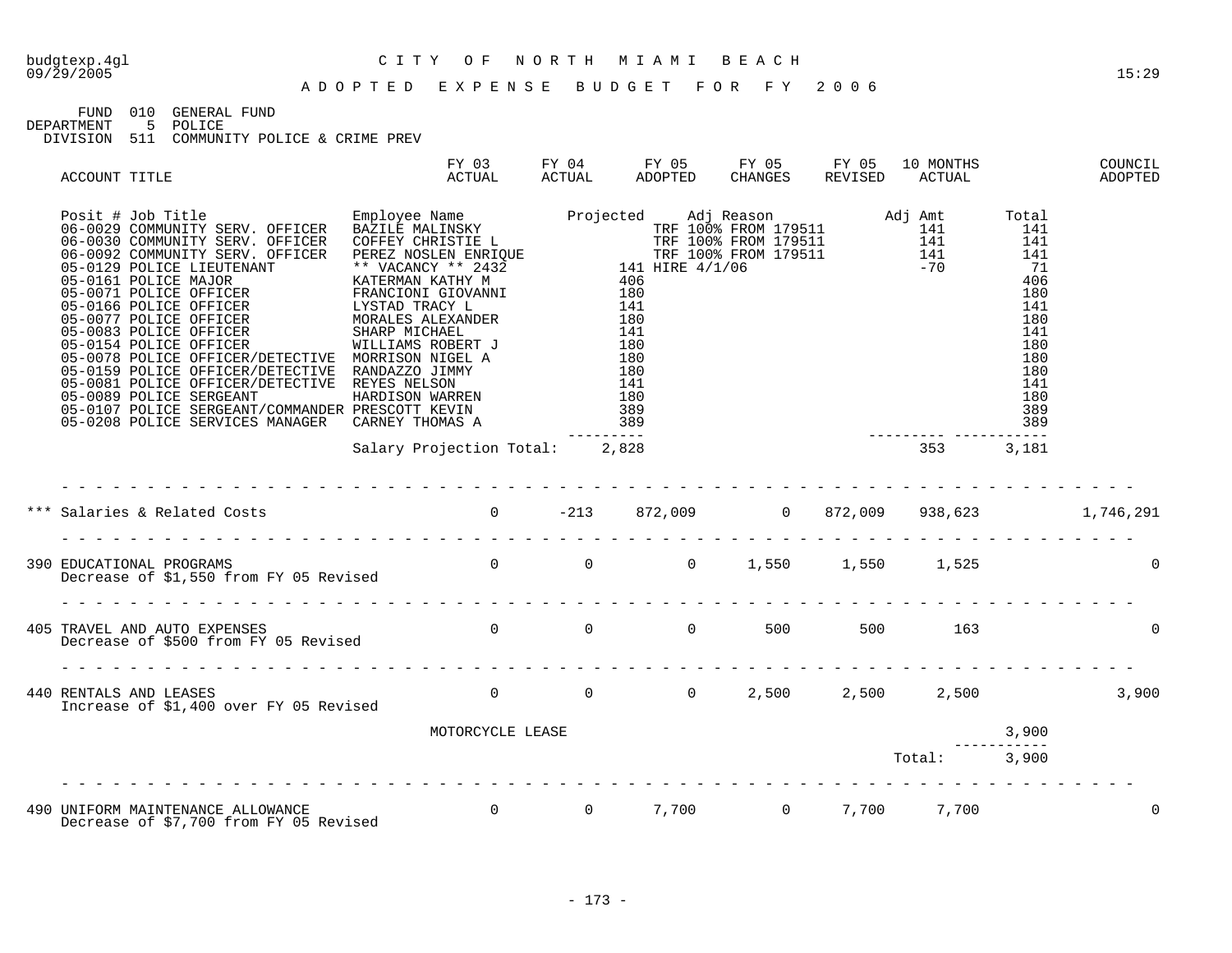budgtexp.4gl 09/29/2005

# CITY OF NORTH MIAMI BEACH

## ADOPTED EXPENSE BUDGET FOR FY 2006

15:29

FUND 010 GENERAL FUND
DEPARTMENT 5 POLICE
DIVISION 511 COMMUNITY POLICE & CRIME PREV

| ACCOUNT TITLE | FY 03 ACTUAL | FY 04 ACTUAL | FY 05 ADOPTED | FY 05 CHANGES | FY 05 REVISED | 10 MONTHS ACTUAL | | COUNCIL ADOPTED |
|---|---|---|---|---|---|---|---|---|

| Posit # | Job Title | Employee Name | Projected | Adj Reason | Adj Amt | Total |
|---|---|---|---|---|---|---|
| 06-0029 | COMMUNITY SERV. OFFICER | BAZILE MALINSKY | | TRF 100% FROM 179511 | 141 | 141 |
| 06-0030 | COMMUNITY SERV. OFFICER | COFFEY CHRISTIE L | | TRF 100% FROM 179511 | 141 | 141 |
| 06-0092 | COMMUNITY SERV. OFFICER | PEREZ NOSLEN ENRIQUE | | TRF 100% FROM 179511 | 141 | 141 |
| 05-0129 | POLICE LIEUTENANT | ** VACANCY ** 2432 | 141 | HIRE 4/1/06 | -70 | 71 |
| 05-0161 | POLICE MAJOR | KATERMAN KATHY M | 406 | | | 406 |
| 05-0071 | POLICE OFFICER | FRANCIONI GIOVANNI | 180 | | | 180 |
| 05-0166 | POLICE OFFICER | LYSTAD TRACY L | 141 | | | 141 |
| 05-0077 | POLICE OFFICER | MORALES ALEXANDER | 180 | | | 180 |
| 05-0083 | POLICE OFFICER | SHARP MICHAEL | 141 | | | 141 |
| 05-0154 | POLICE OFFICER | WILLIAMS ROBERT J | 180 | | | 180 |
| 05-0078 | POLICE OFFICER/DETECTIVE | MORRISON NIGEL A | 180 | | | 180 |
| 05-0159 | POLICE OFFICER/DETECTIVE | RANDAZZO JIMMY | 180 | | | 180 |
| 05-0081 | POLICE OFFICER/DETECTIVE | REYES NELSON | 141 | | | 141 |
| 05-0089 | POLICE SERGEANT | HARDISON WARREN | 180 | | | 180 |
| 05-0107 | POLICE SERGEANT/COMMANDER | PRESCOTT KEVIN | 389 | | | 389 |
| 05-0208 | POLICE SERVICES MANAGER | CARNEY THOMAS A | 389 | | | 389 |
| | | Salary Projection Total: | 2,828 | | 353 | 3,181 |

| ACCOUNT TITLE | FY 03 ACTUAL | FY 04 ACTUAL | FY 05 ADOPTED | FY 05 CHANGES | FY 05 REVISED | 10 MONTHS ACTUAL | | COUNCIL ADOPTED |
|---|---|---|---|---|---|---|---|---|
| *** Salaries & Related Costs | 0 | -213 | 872,009 | 0 | 872,009 | 938,623 | | 1,746,291 |
| 390 EDUCATIONAL PROGRAMS<br>Decrease of $1,550 from FY 05 Revised | 0 | 0 | 0 | 1,550 | 1,550 | 1,525 | | 0 |
| 405 TRAVEL AND AUTO EXPENSES<br>Decrease of $500 from FY 05 Revised | 0 | 0 | 0 | 500 | 500 | 163 | | 0 |
| 440 RENTALS AND LEASES<br>Increase of $1,400 over FY 05 Revised | 0 | 0 | 0 | 2,500 | 2,500 | 2,500 | | 3,900 |
| MOTORCYCLE LEASE | | | | | | | 3,900 | |
| | | | | | | Total: | 3,900 | |
| 490 UNIFORM MAINTENANCE ALLOWANCE<br>Decrease of $7,700 from FY 05 Revised | 0 | 0 | 7,700 | 0 | 7,700 | 7,700 | | 0 |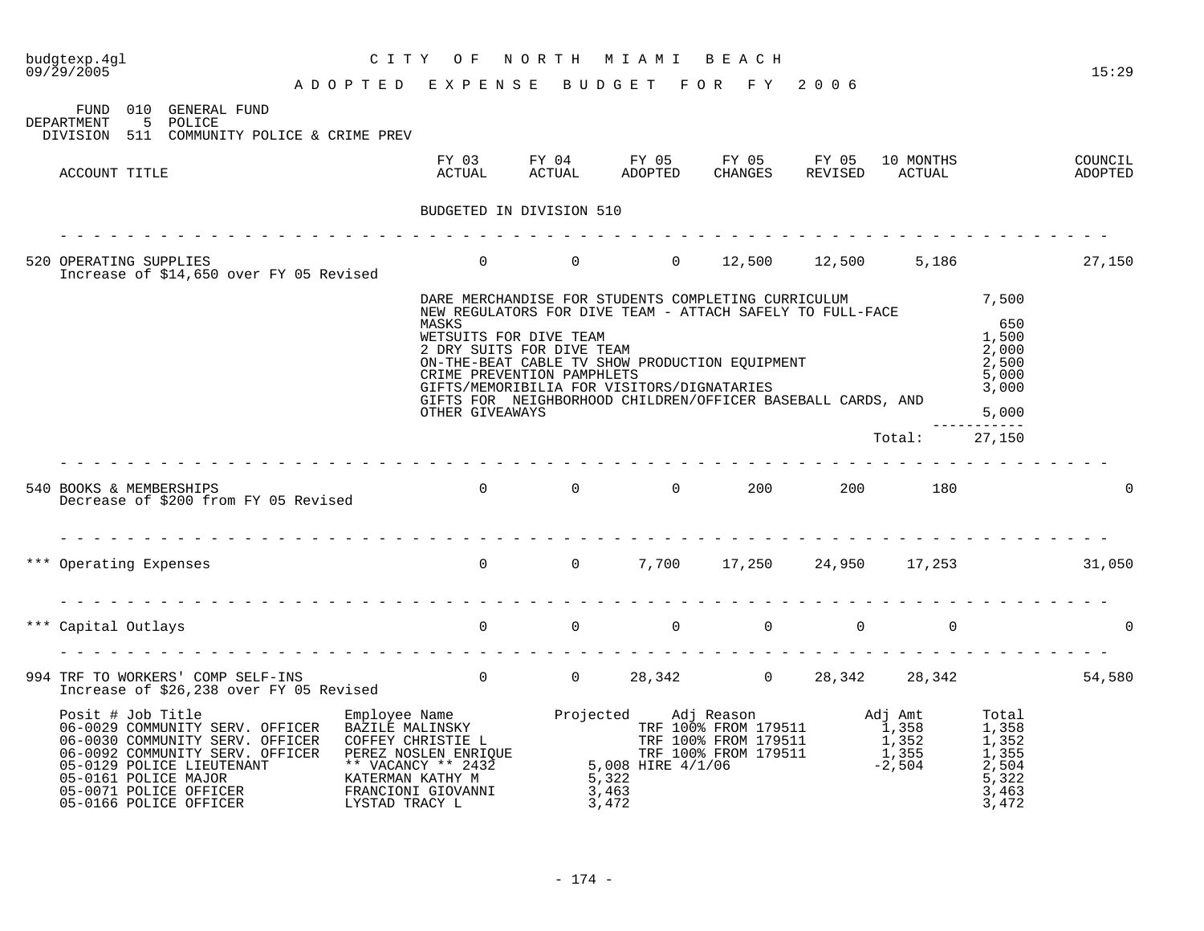# CITY OF NORTH MIAMI BEACH

## ADOPTED EXPENSE BUDGET FOR FY 2006

FUND 010 GENERAL FUND
DEPARTMENT 5 POLICE
DIVISION 511 COMMUNITY POLICE & CRIME PREV

| ACCOUNT TITLE | FY 03 ACTUAL | FY 04 ACTUAL | FY 05 ADOPTED | FY 05 CHANGES | FY 05 REVISED | 10 MONTHS ACTUAL | COUNCIL ADOPTED |
|---|---|---|---|---|---|---|---|
| BUDGETED IN DIVISION 510 | | | | | | | |
| 520 OPERATING SUPPLIES<br>Increase of $14,650 over FY 05 Revised | 0 | 0 | 0 | 12,500 | 12,500 | 5,186 | 27,150 |

| Description | Amount |
|---|---|
| DARE MERCHANDISE FOR STUDENTS COMPLETING CURRICULUM | 7,500 |
| NEW REGULATORS FOR DIVE TEAM - ATTACH SAFELY TO FULL-FACE MASKS | 650 |
| WETSUITS FOR DIVE TEAM | 1,500 |
| 2 DRY SUITS FOR DIVE TEAM | 2,000 |
| ON-THE-BEAT CABLE TV SHOW PRODUCTION EQUIPMENT | 2,500 |
| CRIME PREVENTION PAMPHLETS | 5,000 |
| GIFTS/MEMORIBILIA FOR VISITORS/DIGNATARIES | 3,000 |
| GIFTS FOR NEIGHBORHOOD CHILDREN/OFFICER BASEBALL CARDS, AND OTHER GIVEAWAYS | 5,000 |
| Total: | 27,150 |

| ACCOUNT TITLE | FY 03 ACTUAL | FY 04 ACTUAL | FY 05 ADOPTED | FY 05 CHANGES | FY 05 REVISED | 10 MONTHS ACTUAL | COUNCIL ADOPTED |
|---|---|---|---|---|---|---|---|
| 540 BOOKS & MEMBERSHIPS<br>Decrease of $200 from FY 05 Revised | 0 | 0 | 0 | 200 | 200 | 180 | 0 |
| *** Operating Expenses | 0 | 0 | 7,700 | 17,250 | 24,950 | 17,253 | 31,050 |
| *** Capital Outlays | 0 | 0 | 0 | 0 | 0 | 0 | 0 |
| 994 TRF TO WORKERS' COMP SELF-INS<br>Increase of $26,238 over FY 05 Revised | 0 | 0 | 28,342 | 0 | 28,342 | 28,342 | 54,580 |

| Posit # | Job Title | Employee Name | Projected | Adj Reason | Adj Amt | Total |
|---|---|---|---|---|---|---|
| 06-0029 | COMMUNITY SERV. OFFICER | BAZILE MALINSKY | | TRF 100% FROM 179511 | 1,358 | 1,358 |
| 06-0030 | COMMUNITY SERV. OFFICER | COFFEY CHRISTIE L | | TRF 100% FROM 179511 | 1,352 | 1,352 |
| 06-0092 | COMMUNITY SERV. OFFICER | PEREZ NOSLEN ENRIQUE | | TRF 100% FROM 179511 | 1,355 | 1,355 |
| 05-0129 | POLICE LIEUTENANT | ** VACANCY ** 2432 | 5,008 | HIRE 4/1/06 | -2,504 | 2,504 |
| 05-0161 | POLICE MAJOR | KATERMAN KATHY M | 5,322 | | | 5,322 |
| 05-0071 | POLICE OFFICER | FRANCIONI GIOVANNI | 3,463 | | | 3,463 |
| 05-0166 | POLICE OFFICER | LYSTAD TRACY L | 3,472 | | | 3,472 |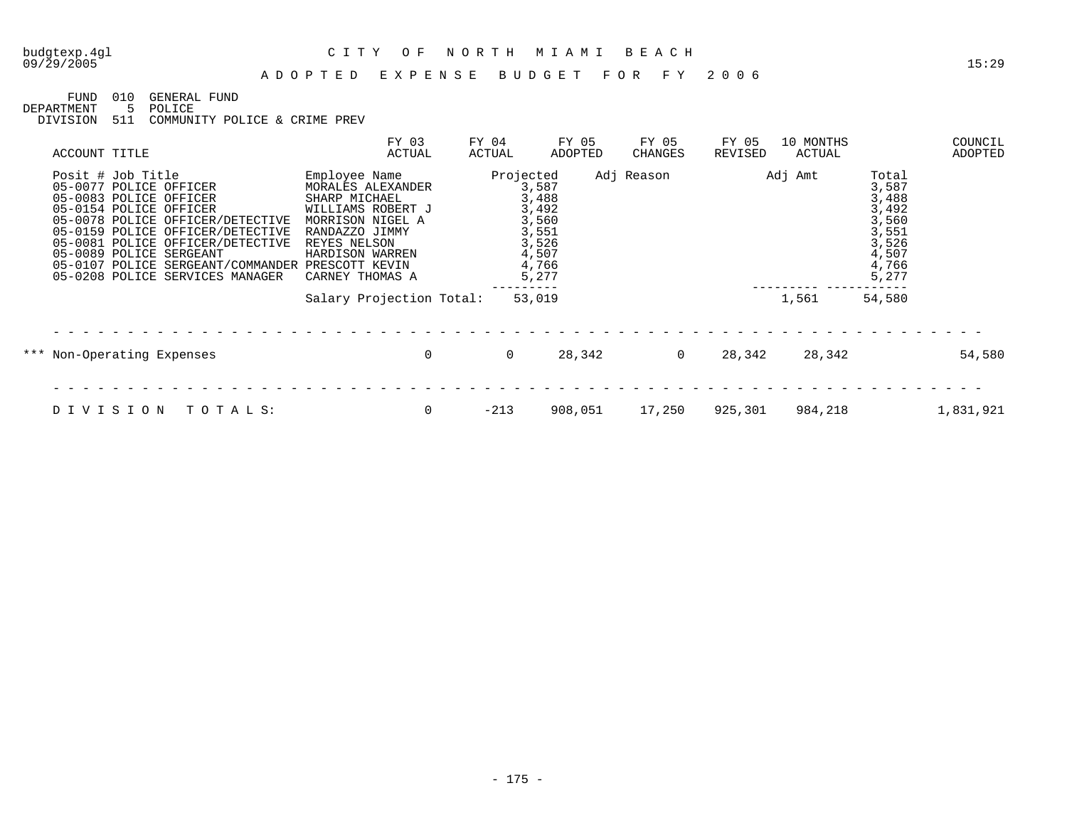budgtexp.4gl
09/29/2005

# CITY OF NORTH MIAMI BEACH

15:29

## ADOPTED EXPENSE BUDGET FOR FY 2006

FUND 010 GENERAL FUND
DEPARTMENT 5 POLICE
DIVISION 511 COMMUNITY POLICE & CRIME PREV

| ACCOUNT TITLE | FY 03 ACTUAL | FY 04 ACTUAL | FY 05 ADOPTED | FY 05 CHANGES | FY 05 REVISED | 10 MONTHS ACTUAL | | COUNCIL ADOPTED |
|---|---|---|---|---|---|---|---|---|

| Posit # Job Title | Employee Name | Projected | Adj Reason | Adj Amt | Total |
|---|---|---|---|---|---|
| 05-0077 POLICE OFFICER | MORALES ALEXANDER | 3,587 | | | 3,587 |
| 05-0083 POLICE OFFICER | SHARP MICHAEL | 3,488 | | | 3,488 |
| 05-0154 POLICE OFFICER | WILLIAMS ROBERT J | 3,492 | | | 3,492 |
| 05-0078 POLICE OFFICER/DETECTIVE | MORRISON NIGEL A | 3,560 | | | 3,560 |
| 05-0159 POLICE OFFICER/DETECTIVE | RANDAZZO JIMMY | 3,551 | | | 3,551 |
| 05-0081 POLICE OFFICER/DETECTIVE | REYES NELSON | 3,526 | | | 3,526 |
| 05-0089 POLICE SERGEANT | HARDISON WARREN | 4,507 | | | 4,507 |
| 05-0107 POLICE SERGEANT/COMMANDER | PRESCOTT KEVIN | 4,766 | | | 4,766 |
| 05-0208 POLICE SERVICES MANAGER | CARNEY THOMAS A | 5,277 | | | 5,277 |
| | Salary Projection Total: | 53,019 | | 1,561 | 54,580 |

| ACCOUNT TITLE | FY 03 ACTUAL | FY 04 ACTUAL | FY 05 ADOPTED | FY 05 CHANGES | FY 05 REVISED | 10 MONTHS ACTUAL | COUNCIL ADOPTED |
|---|---|---|---|---|---|---|---|
| *** Non-Operating Expenses | 0 | 0 | 28,342 | 0 | 28,342 | 28,342 | 54,580 |
| DIVISION TOTALS: | 0 | -213 | 908,051 | 17,250 | 925,301 | 984,218 | 1,831,921 |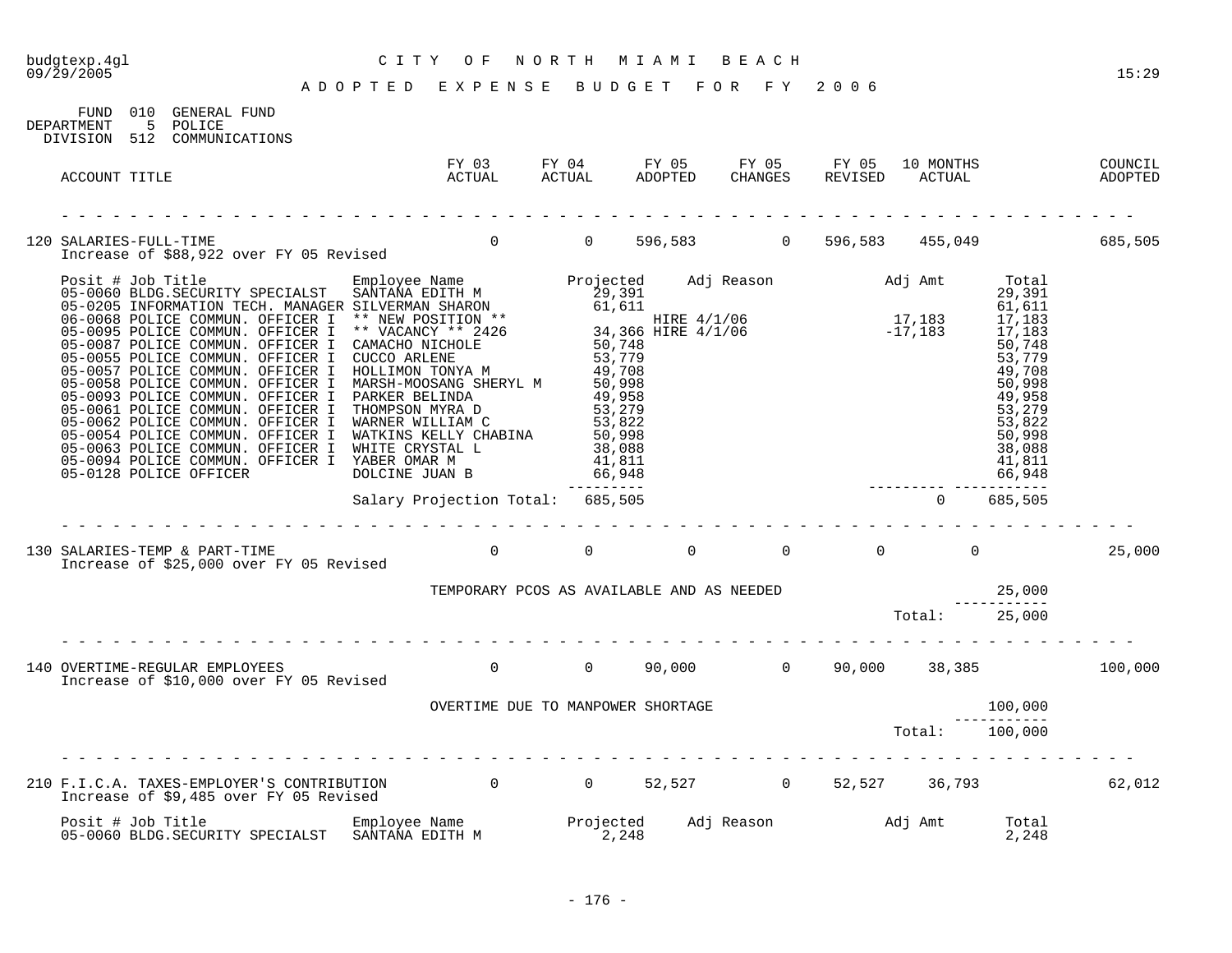budgtexp.4gl  
09/29/2005

# CITY OF NORTH MIAMI BEACH

15:29

## ADOPTED EXPENSE BUDGET FOR FY 2006

FUND 010 GENERAL FUND  
DEPARTMENT 5 POLICE  
DIVISION 512 COMMUNICATIONS

| ACCOUNT TITLE | FY 03 ACTUAL | FY 04 ACTUAL | FY 05 ADOPTED | FY 05 CHANGES | FY 05 REVISED | 10 MONTHS ACTUAL | COUNCIL ADOPTED |
|---|---|---|---|---|---|---|---|
| 120 SALARIES-FULL-TIME<br>Increase of $88,922 over FY 05 Revised | 0 | 0 | 596,583 | 0 | 596,583 | 455,049 | 685,505 |

| Posit # | Job Title | Employee Name | Projected | Adj Reason | Adj Amt | Total |
|---|---|---|---|---|---|---|
| 05-0060 | BLDG.SECURITY SPECIALST | SANTANA EDITH M | 29,391 | | | 29,391 |
| 05-0205 | INFORMATION TECH. MANAGER | SILVERMAN SHARON | 61,611 | | | 61,611 |
| 06-0068 | POLICE COMMUN. OFFICER I | ** NEW POSITION ** | | HIRE 4/1/06 | 17,183 | 17,183 |
| 05-0095 | POLICE COMMUN. OFFICER I | ** VACANCY ** 2426 | 34,366 | HIRE 4/1/06 | -17,183 | 17,183 |
| 05-0087 | POLICE COMMUN. OFFICER I | CAMACHO NICHOLE | 50,748 | | | 50,748 |
| 05-0055 | POLICE COMMUN. OFFICER I | CUCCO ARLENE | 53,779 | | | 53,779 |
| 05-0057 | POLICE COMMUN. OFFICER I | HOLLIMON TONYA M | 49,708 | | | 49,708 |
| 05-0058 | POLICE COMMUN. OFFICER I | MARSH-MOOSANG SHERYL M | 50,998 | | | 50,998 |
| 05-0093 | POLICE COMMUN. OFFICER I | PARKER BELINDA | 49,958 | | | 49,958 |
| 05-0061 | POLICE COMMUN. OFFICER I | THOMPSON MYRA D | 53,279 | | | 53,279 |
| 05-0062 | POLICE COMMUN. OFFICER I | WARNER WILLIAM C | 53,822 | | | 53,822 |
| 05-0054 | POLICE COMMUN. OFFICER I | WATKINS KELLY CHABINA | 50,998 | | | 50,998 |
| 05-0063 | POLICE COMMUN. OFFICER I | WHITE CRYSTAL L | 38,088 | | | 38,088 |
| 05-0094 | POLICE COMMUN. OFFICER I | YABER OMAR M | 41,811 | | | 41,811 |
| 05-0128 | POLICE OFFICER | DOLCINE JUAN B | 66,948 | | | 66,948 |
| | | Salary Projection Total: | 685,505 | | 0 | 685,505 |

| ACCOUNT TITLE | FY 03 ACTUAL | FY 04 ACTUAL | FY 05 ADOPTED | FY 05 CHANGES | FY 05 REVISED | 10 MONTHS ACTUAL | COUNCIL ADOPTED |
|---|---|---|---|---|---|---|---|
| 130 SALARIES-TEMP & PART-TIME<br>Increase of $25,000 over FY 05 Revised | 0 | 0 | 0 | 0 | 0 | 0 | 25,000 |

TEMPORARY PCOS AS AVAILABLE AND AS NEEDED — 25,000

Total: 25,000

| ACCOUNT TITLE | FY 03 ACTUAL | FY 04 ACTUAL | FY 05 ADOPTED | FY 05 CHANGES | FY 05 REVISED | 10 MONTHS ACTUAL | COUNCIL ADOPTED |
|---|---|---|---|---|---|---|---|
| 140 OVERTIME-REGULAR EMPLOYEES<br>Increase of $10,000 over FY 05 Revised | 0 | 0 | 90,000 | 0 | 90,000 | 38,385 | 100,000 |

OVERTIME DUE TO MANPOWER SHORTAGE — 100,000

Total: 100,000

| ACCOUNT TITLE | FY 03 ACTUAL | FY 04 ACTUAL | FY 05 ADOPTED | FY 05 CHANGES | FY 05 REVISED | 10 MONTHS ACTUAL | COUNCIL ADOPTED |
|---|---|---|---|---|---|---|---|
| 210 F.I.C.A. TAXES-EMPLOYER'S CONTRIBUTION<br>Increase of $9,485 over FY 05 Revised | 0 | 0 | 52,527 | 0 | 52,527 | 36,793 | 62,012 |

| Posit # | Job Title | Employee Name | Projected | Adj Reason | Adj Amt | Total |
|---|---|---|---|---|---|---|
| 05-0060 | BLDG.SECURITY SPECIALST | SANTANA EDITH M | 2,248 | | | 2,248 |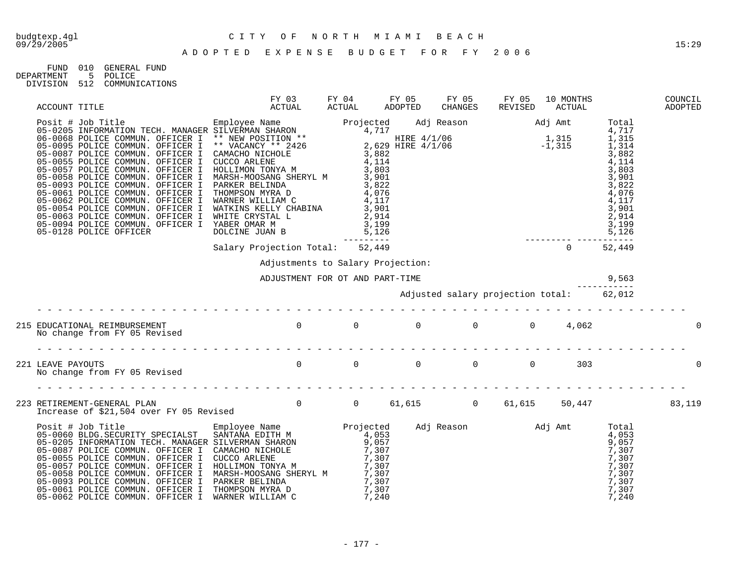# CITY OF NORTH MIAMI BEACH

## ADOPTED EXPENSE BUDGET FOR FY 2006

FUND 010 GENERAL FUND
DEPARTMENT 5 POLICE
DIVISION 512 COMMUNICATIONS

| ACCOUNT TITLE | FY 03 ACTUAL | FY 04 ACTUAL | FY 05 ADOPTED | FY 05 CHANGES | FY 05 REVISED | 10 MONTHS ACTUAL | COUNCIL ADOPTED |
|---|---|---|---|---|---|---|---|

| Posit # | Job Title | Employee Name | Projected | Adj Reason | Adj Amt | Total |
|---|---|---|---|---|---|---|
| 05-0205 | INFORMATION TECH. MANAGER | SILVERMAN SHARON | 4,717 | | | 4,717 |
| 06-0068 | POLICE COMMUN. OFFICER I | ** NEW POSITION ** | | HIRE 4/1/06 | 1,315 | 1,315 |
| 05-0095 | POLICE COMMUN. OFFICER I | ** VACANCY ** 2426 | 2,629 | HIRE 4/1/06 | -1,315 | 1,314 |
| 05-0087 | POLICE COMMUN. OFFICER I | CAMACHO NICHOLE | 3,882 | | | 3,882 |
| 05-0055 | POLICE COMMUN. OFFICER I | CUCCO ARLENE | 4,114 | | | 4,114 |
| 05-0057 | POLICE COMMUN. OFFICER I | HOLLIMON TONYA M | 3,803 | | | 3,803 |
| 05-0058 | POLICE COMMUN. OFFICER I | MARSH-MOOSANG SHERYL M | 3,901 | | | 3,901 |
| 05-0093 | POLICE COMMUN. OFFICER I | PARKER BELINDA | 3,822 | | | 3,822 |
| 05-0061 | POLICE COMMUN. OFFICER I | THOMPSON MYRA D | 4,076 | | | 4,076 |
| 05-0062 | POLICE COMMUN. OFFICER I | WARNER WILLIAM C | 4,117 | | | 4,117 |
| 05-0054 | POLICE COMMUN. OFFICER I | WATKINS KELLY CHABINA | 3,901 | | | 3,901 |
| 05-0063 | POLICE COMMUN. OFFICER I | WHITE CRYSTAL L | 2,914 | | | 2,914 |
| 05-0094 | POLICE COMMUN. OFFICER I | YABER OMAR M | 3,199 | | | 3,199 |
| 05-0128 | POLICE OFFICER | DOLCINE JUAN B | 5,126 | | | 5,126 |
| | | Salary Projection Total: | 52,449 | | 0 | 52,449 |

Adjustments to Salary Projection:

ADJUSTMENT FOR OT AND PART-TIME 9,563

Adjusted salary projection total: 62,012

| ACCOUNT TITLE | FY 03 ACTUAL | FY 04 ACTUAL | FY 05 ADOPTED | FY 05 CHANGES | FY 05 REVISED | 10 MONTHS ACTUAL | COUNCIL ADOPTED |
|---|---|---|---|---|---|---|---|
| 215 EDUCATIONAL REIMBURSEMENT<br>No change from FY 05 Revised | 0 | 0 | 0 | 0 | 0 | 4,062 | 0 |
| 221 LEAVE PAYOUTS<br>No change from FY 05 Revised | 0 | 0 | 0 | 0 | 0 | 303 | 0 |
| 223 RETIREMENT-GENERAL PLAN<br>Increase of $21,504 over FY 05 Revised | 0 | 0 | 61,615 | 0 | 61,615 | 50,447 | 83,119 |

| Posit # | Job Title | Employee Name | Projected | Adj Reason | Adj Amt | Total |
|---|---|---|---|---|---|---|
| 05-0060 | BLDG.SECURITY SPECIALST | SANTANA EDITH M | 4,053 | | | 4,053 |
| 05-0205 | INFORMATION TECH. MANAGER | SILVERMAN SHARON | 9,057 | | | 9,057 |
| 05-0087 | POLICE COMMUN. OFFICER I | CAMACHO NICHOLE | 7,307 | | | 7,307 |
| 05-0055 | POLICE COMMUN. OFFICER I | CUCCO ARLENE | 7,307 | | | 7,307 |
| 05-0057 | POLICE COMMUN. OFFICER I | HOLLIMON TONYA M | 7,307 | | | 7,307 |
| 05-0058 | POLICE COMMUN. OFFICER I | MARSH-MOOSANG SHERYL M | 7,307 | | | 7,307 |
| 05-0093 | POLICE COMMUN. OFFICER I | PARKER BELINDA | 7,307 | | | 7,307 |
| 05-0061 | POLICE COMMUN. OFFICER I | THOMPSON MYRA D | 7,307 | | | 7,307 |
| 05-0062 | POLICE COMMUN. OFFICER I | WARNER WILLIAM C | 7,240 | | | 7,240 |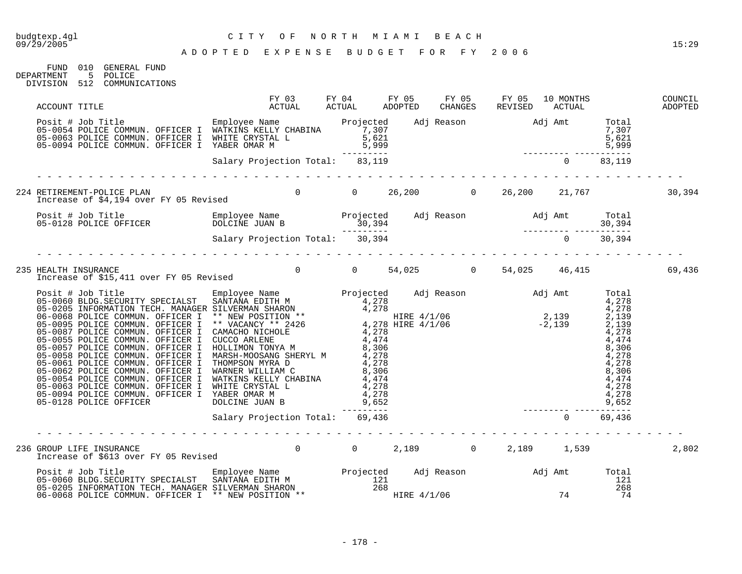budgtexp.4gl C I T Y O F N O R T H M I A M I B E A C H

09/29/2005 15:29

A D O P T E D E X P E N S E B U D G E T F O R F Y 2 0 0 6

FUND 010 GENERAL FUND
DEPARTMENT 5 POLICE
DIVISION 512 COMMUNICATIONS

| ACCOUNT TITLE | FY 03 ACTUAL | FY 04 ACTUAL | FY 05 ADOPTED | FY 05 CHANGES | FY 05 REVISED | 10 MONTHS ACTUAL | COUNCIL ADOPTED |
|---|---|---|---|---|---|---|---|

| Posit # | Job Title | Employee Name | Projected | Adj Reason | Adj Amt | Total |
|---|---|---|---|---|---|---|
| 05-0054 | POLICE COMMUN. OFFICER I | WATKINS KELLY CHABINA | 7,307 | | | 7,307 |
| 05-0063 | POLICE COMMUN. OFFICER I | WHITE CRYSTAL L | 5,621 | | | 5,621 |
| 05-0094 | POLICE COMMUN. OFFICER I | YABER OMAR M | 5,999 | | | 5,999 |
| | | Salary Projection Total: | 83,119 | | 0 | 83,119 |

| ACCOUNT TITLE | FY 03 ACTUAL | FY 04 ACTUAL | FY 05 ADOPTED | FY 05 CHANGES | FY 05 REVISED | 10 MONTHS ACTUAL | COUNCIL ADOPTED |
|---|---|---|---|---|---|---|---|
| 224 RETIREMENT-POLICE PLAN | 0 | 0 | 26,200 | 0 | 26,200 | 21,767 | 30,394 |

Increase of $4,194 over FY 05 Revised

| Posit # | Job Title | Employee Name | Projected | Adj Reason | Adj Amt | Total |
|---|---|---|---|---|---|---|
| 05-0128 | POLICE OFFICER | DOLCINE JUAN B | 30,394 | | | 30,394 |
| | | Salary Projection Total: | 30,394 | | 0 | 30,394 |

| ACCOUNT TITLE | FY 03 ACTUAL | FY 04 ACTUAL | FY 05 ADOPTED | FY 05 CHANGES | FY 05 REVISED | 10 MONTHS ACTUAL | COUNCIL ADOPTED |
|---|---|---|---|---|---|---|---|
| 235 HEALTH INSURANCE | 0 | 0 | 54,025 | 0 | 54,025 | 46,415 | 69,436 |

Increase of $15,411 over FY 05 Revised

| Posit # | Job Title | Employee Name | Projected | Adj Reason | Adj Amt | Total |
|---|---|---|---|---|---|---|
| 05-0060 | BLDG.SECURITY SPECIALST | SANTANA EDITH M | 4,278 | | | 4,278 |
| 05-0205 | INFORMATION TECH. MANAGER | SILVERMAN SHARON | 4,278 | | | 4,278 |
| 06-0068 | POLICE COMMUN. OFFICER I | ** NEW POSITION ** | | HIRE 4/1/06 | 2,139 | 2,139 |
| 05-0095 | POLICE COMMUN. OFFICER I | ** VACANCY ** 2426 | 4,278 | HIRE 4/1/06 | -2,139 | 2,139 |
| 05-0087 | POLICE COMMUN. OFFICER I | CAMACHO NICHOLE | 4,278 | | | 4,278 |
| 05-0055 | POLICE COMMUN. OFFICER I | CUCCO ARLENE | 4,474 | | | 4,474 |
| 05-0057 | POLICE COMMUN. OFFICER I | HOLLIMON TONYA M | 8,306 | | | 8,306 |
| 05-0058 | POLICE COMMUN. OFFICER I | MARSH-MOOSANG SHERYL M | 4,278 | | | 4,278 |
| 05-0061 | POLICE COMMUN. OFFICER I | THOMPSON MYRA D | 4,278 | | | 4,278 |
| 05-0062 | POLICE COMMUN. OFFICER I | WARNER WILLIAM C | 8,306 | | | 8,306 |
| 05-0054 | POLICE COMMUN. OFFICER I | WATKINS KELLY CHABINA | 4,474 | | | 4,474 |
| 05-0063 | POLICE COMMUN. OFFICER I | WHITE CRYSTAL L | 4,278 | | | 4,278 |
| 05-0094 | POLICE COMMUN. OFFICER I | YABER OMAR M | 4,278 | | | 4,278 |
| 05-0128 | POLICE OFFICER | DOLCINE JUAN B | 9,652 | | | 9,652 |
| | | Salary Projection Total: | 69,436 | | 0 | 69,436 |

| ACCOUNT TITLE | FY 03 ACTUAL | FY 04 ACTUAL | FY 05 ADOPTED | FY 05 CHANGES | FY 05 REVISED | 10 MONTHS ACTUAL | COUNCIL ADOPTED |
|---|---|---|---|---|---|---|---|
| 236 GROUP LIFE INSURANCE | 0 | 0 | 2,189 | 0 | 2,189 | 1,539 | 2,802 |

Increase of $613 over FY 05 Revised

| Posit # | Job Title | Employee Name | Projected | Adj Reason | Adj Amt | Total |
|---|---|---|---|---|---|---|
| 05-0060 | BLDG.SECURITY SPECIALST | SANTANA EDITH M | 121 | | | 121 |
| 05-0205 | INFORMATION TECH. MANAGER | SILVERMAN SHARON | 268 | | | 268 |
| 06-0068 | POLICE COMMUN. OFFICER I | ** NEW POSITION ** | | HIRE 4/1/06 | 74 | 74 |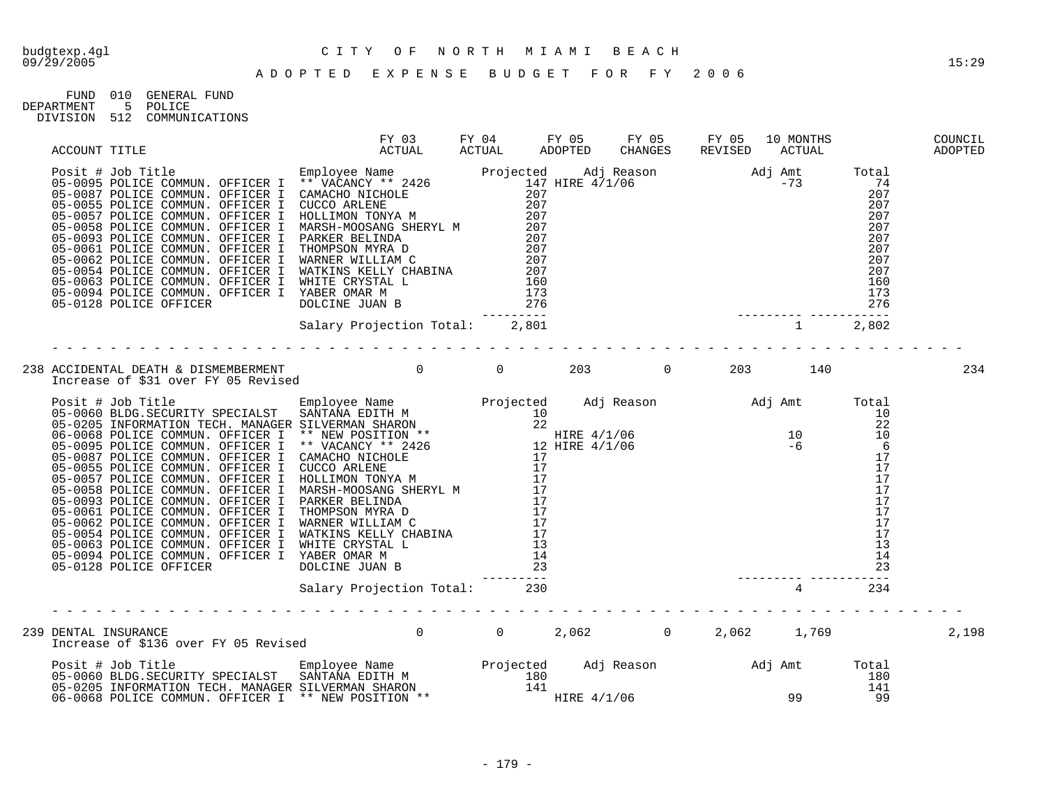# CITY OF NORTH MIAMI BEACH

## ADOPTED EXPENSE BUDGET FOR FY 2006

FUND 010 GENERAL FUND
DEPARTMENT 5 POLICE
DIVISION 512 COMMUNICATIONS

| ACCOUNT TITLE | FY 03 ACTUAL | FY 04 ACTUAL | FY 05 ADOPTED | FY 05 CHANGES | FY 05 REVISED | 10 MONTHS ACTUAL | COUNCIL ADOPTED |
|---|---|---|---|---|---|---|---|

| Posit # | Job Title | Employee Name | Projected | Adj Reason | Adj Amt | Total |
|---|---|---|---|---|---|---|
| 05-0095 | POLICE COMMUN. OFFICER I | ** VACANCY ** 2426 | 147 | HIRE 4/1/06 | -73 | 74 |
| 05-0087 | POLICE COMMUN. OFFICER I | CAMACHO NICHOLE | 207 | | | 207 |
| 05-0055 | POLICE COMMUN. OFFICER I | CUCCO ARLENE | 207 | | | 207 |
| 05-0057 | POLICE COMMUN. OFFICER I | HOLLIMON TONYA M | 207 | | | 207 |
| 05-0058 | POLICE COMMUN. OFFICER I | MARSH-MOOSANG SHERYL M | 207 | | | 207 |
| 05-0093 | POLICE COMMUN. OFFICER I | PARKER BELINDA | 207 | | | 207 |
| 05-0061 | POLICE COMMUN. OFFICER I | THOMPSON MYRA D | 207 | | | 207 |
| 05-0062 | POLICE COMMUN. OFFICER I | WARNER WILLIAM C | 207 | | | 207 |
| 05-0054 | POLICE COMMUN. OFFICER I | WATKINS KELLY CHABINA | 207 | | | 207 |
| 05-0063 | POLICE COMMUN. OFFICER I | WHITE CRYSTAL L | 160 | | | 160 |
| 05-0094 | POLICE COMMUN. OFFICER I | YABER OMAR M | 173 | | | 173 |
| 05-0128 | POLICE OFFICER | DOLCINE JUAN B | 276 | | | 276 |
| | | Salary Projection Total: | 2,801 | | 1 | 2,802 |

| ACCOUNT TITLE | FY 03 ACTUAL | FY 04 ACTUAL | FY 05 ADOPTED | FY 05 CHANGES | FY 05 REVISED | 10 MONTHS ACTUAL | COUNCIL ADOPTED |
|---|---|---|---|---|---|---|---|
| 238 ACCIDENTAL DEATH & DISMEMBERMENT | 0 | 0 | 203 | 0 | 203 | 140 | 234 |

Increase of $31 over FY 05 Revised

| Posit # | Job Title | Employee Name | Projected | Adj Reason | Adj Amt | Total |
|---|---|---|---|---|---|---|
| 05-0060 | BLDG.SECURITY SPECIALST | SANTANA EDITH M | 10 | | | 10 |
| 05-0205 | INFORMATION TECH. MANAGER | SILVERMAN SHARON | 22 | | | 22 |
| 06-0068 | POLICE COMMUN. OFFICER I | ** NEW POSITION ** | | HIRE 4/1/06 | 10 | 10 |
| 05-0095 | POLICE COMMUN. OFFICER I | ** VACANCY ** 2426 | 12 | HIRE 4/1/06 | -6 | 6 |
| 05-0087 | POLICE COMMUN. OFFICER I | CAMACHO NICHOLE | 17 | | | 17 |
| 05-0055 | POLICE COMMUN. OFFICER I | CUCCO ARLENE | 17 | | | 17 |
| 05-0057 | POLICE COMMUN. OFFICER I | HOLLIMON TONYA M | 17 | | | 17 |
| 05-0058 | POLICE COMMUN. OFFICER I | MARSH-MOOSANG SHERYL M | 17 | | | 17 |
| 05-0093 | POLICE COMMUN. OFFICER I | PARKER BELINDA | 17 | | | 17 |
| 05-0061 | POLICE COMMUN. OFFICER I | THOMPSON MYRA D | 17 | | | 17 |
| 05-0062 | POLICE COMMUN. OFFICER I | WARNER WILLIAM C | 17 | | | 17 |
| 05-0054 | POLICE COMMUN. OFFICER I | WATKINS KELLY CHABINA | 17 | | | 17 |
| 05-0063 | POLICE COMMUN. OFFICER I | WHITE CRYSTAL L | 13 | | | 13 |
| 05-0094 | POLICE COMMUN. OFFICER I | YABER OMAR M | 14 | | | 14 |
| 05-0128 | POLICE OFFICER | DOLCINE JUAN B | 23 | | | 23 |
| | | Salary Projection Total: | 230 | | 4 | 234 |

| ACCOUNT TITLE | FY 03 ACTUAL | FY 04 ACTUAL | FY 05 ADOPTED | FY 05 CHANGES | FY 05 REVISED | 10 MONTHS ACTUAL | COUNCIL ADOPTED |
|---|---|---|---|---|---|---|---|
| 239 DENTAL INSURANCE | 0 | 0 | 2,062 | 0 | 2,062 | 1,769 | 2,198 |

Increase of $136 over FY 05 Revised

| Posit # | Job Title | Employee Name | Projected | Adj Reason | Adj Amt | Total |
|---|---|---|---|---|---|---|
| 05-0060 | BLDG.SECURITY SPECIALST | SANTANA EDITH M | 180 | | | 180 |
| 05-0205 | INFORMATION TECH. MANAGER | SILVERMAN SHARON | 141 | | | 141 |
| 06-0068 | POLICE COMMUN. OFFICER I | ** NEW POSITION ** | | HIRE 4/1/06 | 99 | 99 |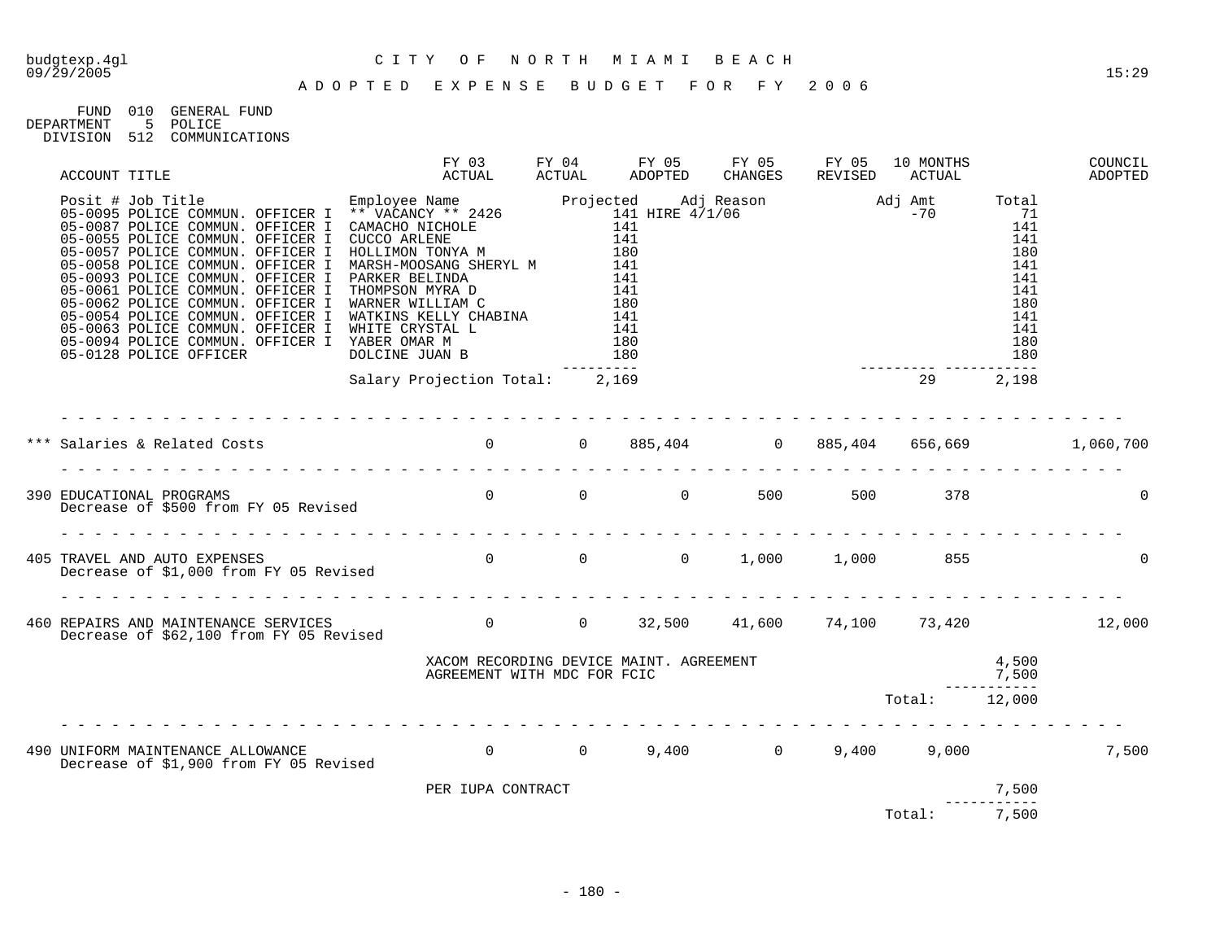budgtexp.4gl — CITY OF NORTH MIAMI BEACH
09/29/2005 — 15:29

# ADOPTED EXPENSE BUDGET FOR FY 2006

FUND 010 GENERAL FUND
DEPARTMENT 5 POLICE
DIVISION 512 COMMUNICATIONS

| Posit # | Job Title | Employee Name | Projected | Adj Reason | Adj Amt | Total |
|---|---|---|---|---|---|---|
| 05-0095 | POLICE COMMUN. OFFICER I | ** VACANCY ** 2426 | 141 | HIRE 4/1/06 | -70 | 71 |
| 05-0087 | POLICE COMMUN. OFFICER I | CAMACHO NICHOLE | 141 | | | 141 |
| 05-0055 | POLICE COMMUN. OFFICER I | CUCCO ARLENE | 141 | | | 141 |
| 05-0057 | POLICE COMMUN. OFFICER I | HOLLIMON TONYA M | 180 | | | 180 |
| 05-0058 | POLICE COMMUN. OFFICER I | MARSH-MOOSANG SHERYL M | 141 | | | 141 |
| 05-0093 | POLICE COMMUN. OFFICER I | PARKER BELINDA | 141 | | | 141 |
| 05-0061 | POLICE COMMUN. OFFICER I | THOMPSON MYRA D | 141 | | | 141 |
| 05-0062 | POLICE COMMUN. OFFICER I | WARNER WILLIAM C | 180 | | | 180 |
| 05-0054 | POLICE COMMUN. OFFICER I | WATKINS KELLY CHABINA | 141 | | | 141 |
| 05-0063 | POLICE COMMUN. OFFICER I | WHITE CRYSTAL L | 141 | | | 141 |
| 05-0094 | POLICE COMMUN. OFFICER I | YABER OMAR M | 180 | | | 180 |
| 05-0128 | POLICE OFFICER | DOLCINE JUAN B | 180 | | | 180 |
| | | Salary Projection Total: | 2,169 | | 29 | 2,198 |

| ACCOUNT TITLE | FY 03 ACTUAL | FY 04 ACTUAL | FY 05 ADOPTED | FY 05 CHANGES | FY 05 REVISED | 10 MONTHS ACTUAL | | COUNCIL ADOPTED |
|---|---|---|---|---|---|---|---|---|
| *** Salaries & Related Costs | 0 | 0 | 885,404 | 0 | 885,404 | 656,669 | | 1,060,700 |
| 390 EDUCATIONAL PROGRAMS<br>Decrease of $500 from FY 05 Revised | 0 | 0 | 0 | 500 | 500 | 378 | | 0 |
| 405 TRAVEL AND AUTO EXPENSES<br>Decrease of $1,000 from FY 05 Revised | 0 | 0 | 0 | 1,000 | 1,000 | 855 | | 0 |
| 460 REPAIRS AND MAINTENANCE SERVICES<br>Decrease of $62,100 from FY 05 Revised | 0 | 0 | 32,500 | 41,600 | 74,100 | 73,420 | | 12,000 |
| XACOM RECORDING DEVICE MAINT. AGREEMENT | | | | | | | 4,500 | |
| AGREEMENT WITH MDC FOR FCIC | | | | | | | 7,500 | |
| | | | | | | Total: | 12,000 | |
| 490 UNIFORM MAINTENANCE ALLOWANCE<br>Decrease of $1,900 from FY 05 Revised | 0 | 0 | 9,400 | 0 | 9,400 | 9,000 | | 7,500 |
| PER IUPA CONTRACT | | | | | | | 7,500 | |
| | | | | | | Total: | 7,500 | |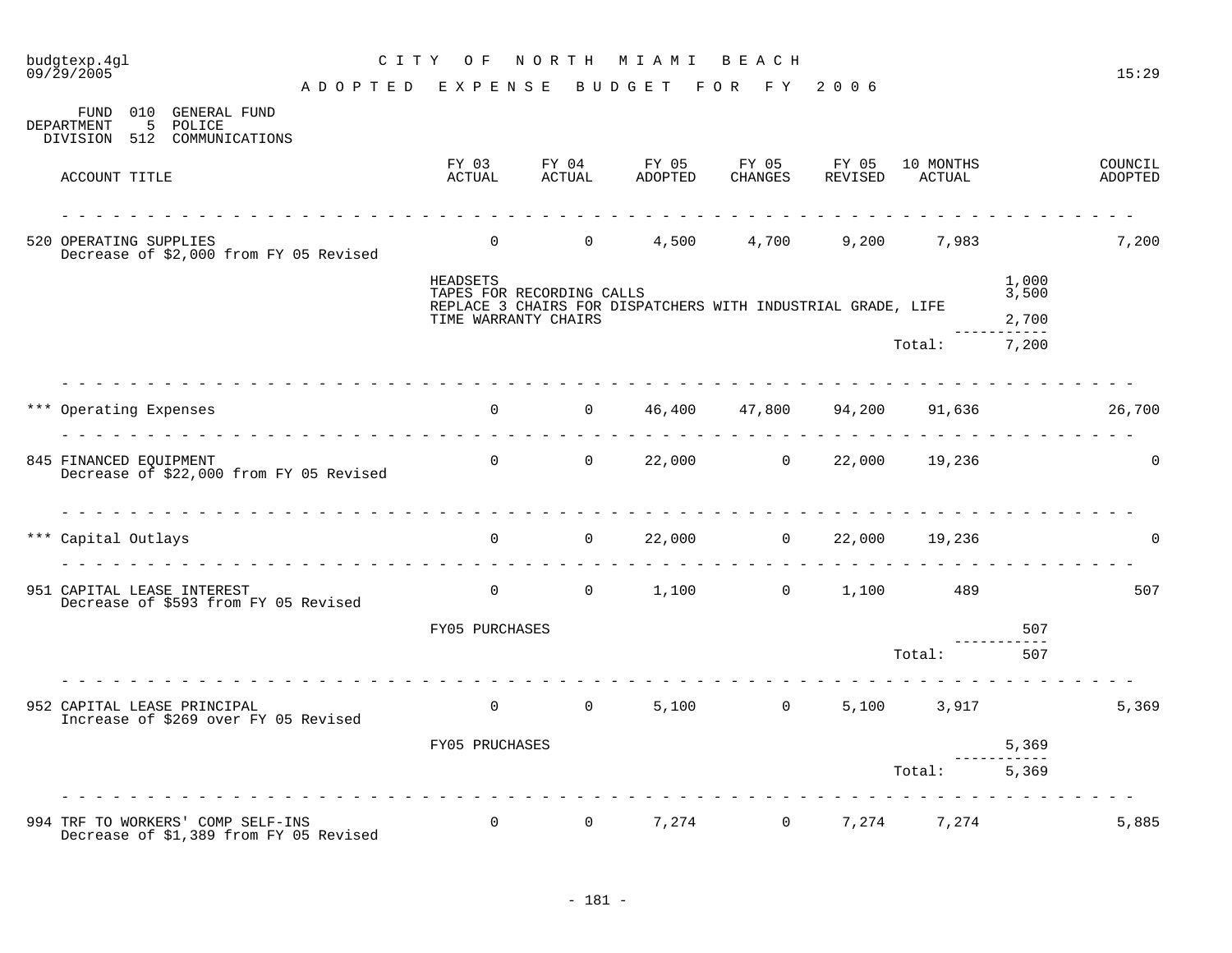# CITY OF NORTH MIAMI BEACH

## ADOPTED EXPENSE BUDGET FOR FY 2006

FUND 010 GENERAL FUND
DEPARTMENT 5 POLICE
DIVISION 512 COMMUNICATIONS

| ACCOUNT TITLE | FY 03 ACTUAL | FY 04 ACTUAL | FY 05 ADOPTED | FY 05 CHANGES | FY 05 REVISED | 10 MONTHS ACTUAL | | COUNCIL ADOPTED |
|---|---|---|---|---|---|---|---|---|
| 520 OPERATING SUPPLIES<br>Decrease of $2,000 from FY 05 Revised | 0 | 0 | 4,500 | 4,700 | 9,200 | 7,983 | | 7,200 |
| | HEADSETS | | | | | | 1,000 | |
| | TAPES FOR RECORDING CALLS | | | | | | 3,500 | |
| | REPLACE 3 CHAIRS FOR DISPATCHERS WITH INDUSTRIAL GRADE, LIFE TIME WARRANTY CHAIRS | | | | | | 2,700 | |
| | | | | | | Total: | 7,200 | |
| *** Operating Expenses | 0 | 0 | 46,400 | 47,800 | 94,200 | 91,636 | | 26,700 |
| 845 FINANCED EQUIPMENT<br>Decrease of $22,000 from FY 05 Revised | 0 | 0 | 22,000 | 0 | 22,000 | 19,236 | | 0 |
| *** Capital Outlays | 0 | 0 | 22,000 | 0 | 22,000 | 19,236 | | 0 |
| 951 CAPITAL LEASE INTEREST<br>Decrease of $593 from FY 05 Revised | 0 | 0 | 1,100 | 0 | 1,100 | 489 | | 507 |
| | FY05 PURCHASES | | | | | | 507 | |
| | | | | | | Total: | 507 | |
| 952 CAPITAL LEASE PRINCIPAL<br>Increase of $269 over FY 05 Revised | 0 | 0 | 5,100 | 0 | 5,100 | 3,917 | | 5,369 |
| | FY05 PRUCHASES | | | | | | 5,369 | |
| | | | | | | Total: | 5,369 | |
| 994 TRF TO WORKERS' COMP SELF-INS<br>Decrease of $1,389 from FY 05 Revised | 0 | 0 | 7,274 | 0 | 7,274 | 7,274 | | 5,885 |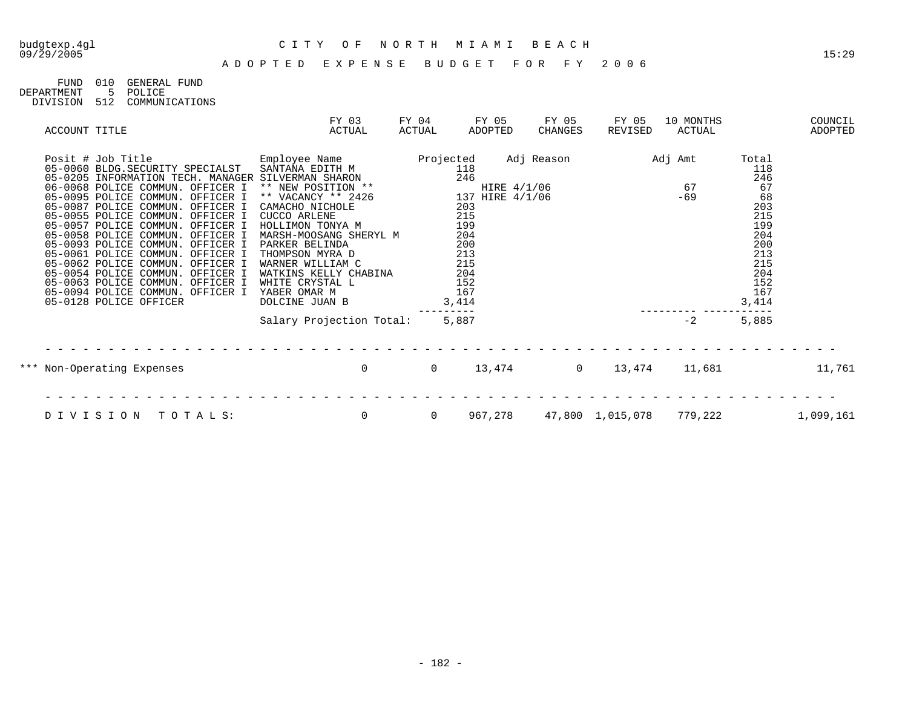budgtexp.4gl
09/29/2005

# CITY OF NORTH MIAMI BEACH

## ADOPTED EXPENSE BUDGET FOR FY 2006

15:29

FUND 010 GENERAL FUND
DEPARTMENT 5 POLICE
DIVISION 512 COMMUNICATIONS

| ACCOUNT TITLE | FY 03 ACTUAL | FY 04 ACTUAL | FY 05 ADOPTED | FY 05 CHANGES | FY 05 REVISED | 10 MONTHS ACTUAL | COUNCIL ADOPTED |
|---|---|---|---|---|---|---|---|

| Posit # | Job Title | Employee Name | Projected | Adj Reason | Adj Amt | Total |
|---|---|---|---|---|---|---|
| 05-0060 | BLDG.SECURITY SPECIALST | SANTANA EDITH M | 118 | | | 118 |
| 05-0205 | INFORMATION TECH. MANAGER | SILVERMAN SHARON | 246 | | | 246 |
| 06-0068 | POLICE COMMUN. OFFICER I | ** NEW POSITION ** | | HIRE 4/1/06 | 67 | 67 |
| 05-0095 | POLICE COMMUN. OFFICER I | ** VACANCY ** 2426 | 137 | HIRE 4/1/06 | -69 | 68 |
| 05-0087 | POLICE COMMUN. OFFICER I | CAMACHO NICHOLE | 203 | | | 203 |
| 05-0055 | POLICE COMMUN. OFFICER I | CUCCO ARLENE | 215 | | | 215 |
| 05-0057 | POLICE COMMUN. OFFICER I | HOLLIMON TONYA M | 199 | | | 199 |
| 05-0058 | POLICE COMMUN. OFFICER I | MARSH-MOOSANG SHERYL M | 204 | | | 204 |
| 05-0093 | POLICE COMMUN. OFFICER I | PARKER BELINDA | 200 | | | 200 |
| 05-0061 | POLICE COMMUN. OFFICER I | THOMPSON MYRA D | 213 | | | 213 |
| 05-0062 | POLICE COMMUN. OFFICER I | WARNER WILLIAM C | 215 | | | 215 |
| 05-0054 | POLICE COMMUN. OFFICER I | WATKINS KELLY CHABINA | 204 | | | 204 |
| 05-0063 | POLICE COMMUN. OFFICER I | WHITE CRYSTAL L | 152 | | | 152 |
| 05-0094 | POLICE COMMUN. OFFICER I | YABER OMAR M | 167 | | | 167 |
| 05-0128 | POLICE OFFICER | DOLCINE JUAN B | 3,414 | | | 3,414 |
| | | Salary Projection Total: | 5,887 | | -2 | 5,885 |

| ACCOUNT TITLE | FY 03 ACTUAL | FY 04 ACTUAL | FY 05 ADOPTED | FY 05 CHANGES | FY 05 REVISED | 10 MONTHS ACTUAL | COUNCIL ADOPTED |
|---|---|---|---|---|---|---|---|
| *** Non-Operating Expenses | 0 | 0 | 13,474 | 0 | 13,474 | 11,681 | 11,761 |
| DIVISION TOTALS: | 0 | 0 | 967,278 | 47,800 | 1,015,078 | 779,222 | 1,099,161 |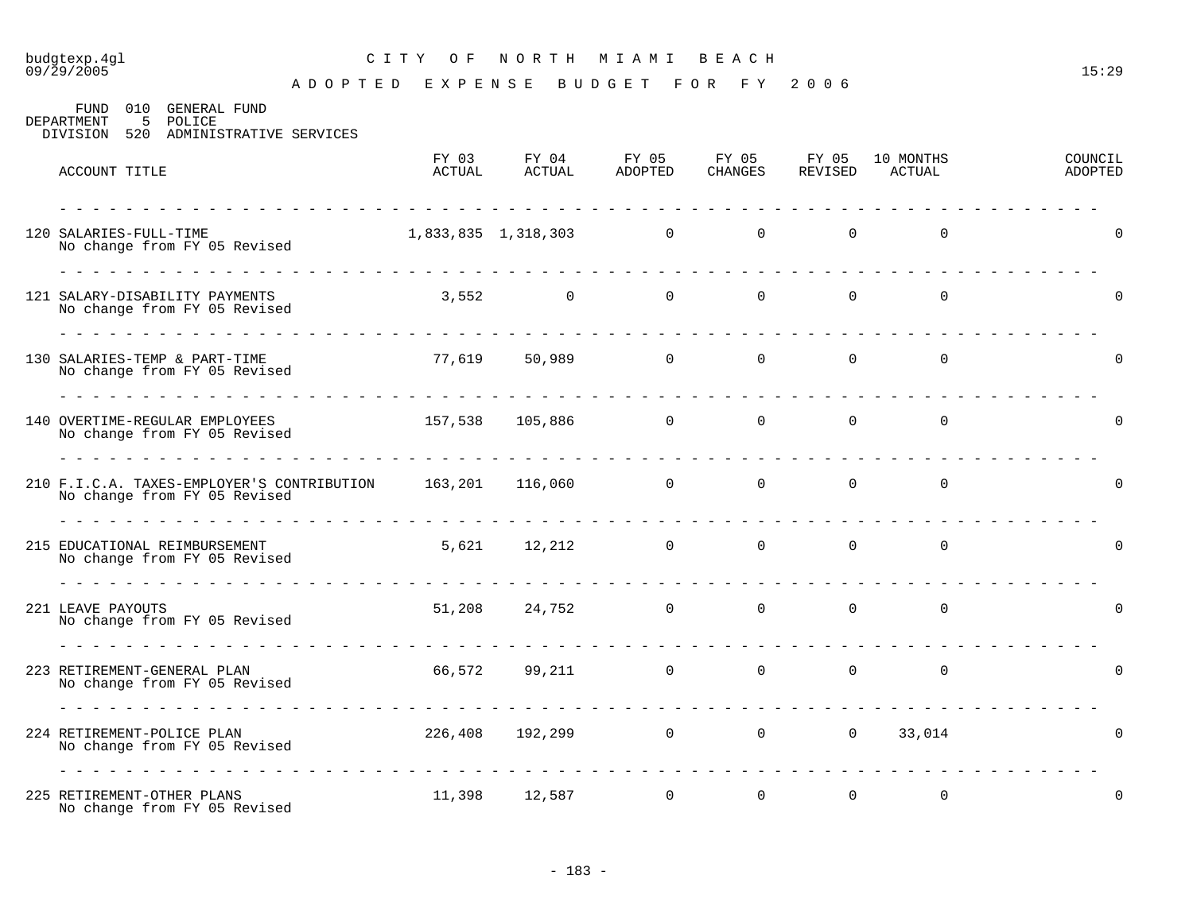budgtexp.4gl
09/29/2005

# CITY OF NORTH MIAMI BEACH

## ADOPTED EXPENSE BUDGET FOR FY 2006

15:29

FUND 010 GENERAL FUND
DEPARTMENT 5 POLICE
DIVISION 520 ADMINISTRATIVE SERVICES

| ACCOUNT TITLE | FY 03 ACTUAL | FY 04 ACTUAL | FY 05 ADOPTED | FY 05 CHANGES | FY 05 REVISED | 10 MONTHS ACTUAL | COUNCIL ADOPTED |
|---|---|---|---|---|---|---|---|
| 120 SALARIES-FULL-TIME<br>No change from FY 05 Revised | 1,833,835 | 1,318,303 | 0 | 0 | 0 | 0 | 0 |
| 121 SALARY-DISABILITY PAYMENTS<br>No change from FY 05 Revised | 3,552 | 0 | 0 | 0 | 0 | 0 | 0 |
| 130 SALARIES-TEMP & PART-TIME<br>No change from FY 05 Revised | 77,619 | 50,989 | 0 | 0 | 0 | 0 | 0 |
| 140 OVERTIME-REGULAR EMPLOYEES<br>No change from FY 05 Revised | 157,538 | 105,886 | 0 | 0 | 0 | 0 | 0 |
| 210 F.I.C.A. TAXES-EMPLOYER'S CONTRIBUTION<br>No change from FY 05 Revised | 163,201 | 116,060 | 0 | 0 | 0 | 0 | 0 |
| 215 EDUCATIONAL REIMBURSEMENT<br>No change from FY 05 Revised | 5,621 | 12,212 | 0 | 0 | 0 | 0 | 0 |
| 221 LEAVE PAYOUTS<br>No change from FY 05 Revised | 51,208 | 24,752 | 0 | 0 | 0 | 0 | 0 |
| 223 RETIREMENT-GENERAL PLAN<br>No change from FY 05 Revised | 66,572 | 99,211 | 0 | 0 | 0 | 0 | 0 |
| 224 RETIREMENT-POLICE PLAN<br>No change from FY 05 Revised | 226,408 | 192,299 | 0 | 0 | 0 | 33,014 | 0 |
| 225 RETIREMENT-OTHER PLANS<br>No change from FY 05 Revised | 11,398 | 12,587 | 0 | 0 | 0 | 0 | 0 |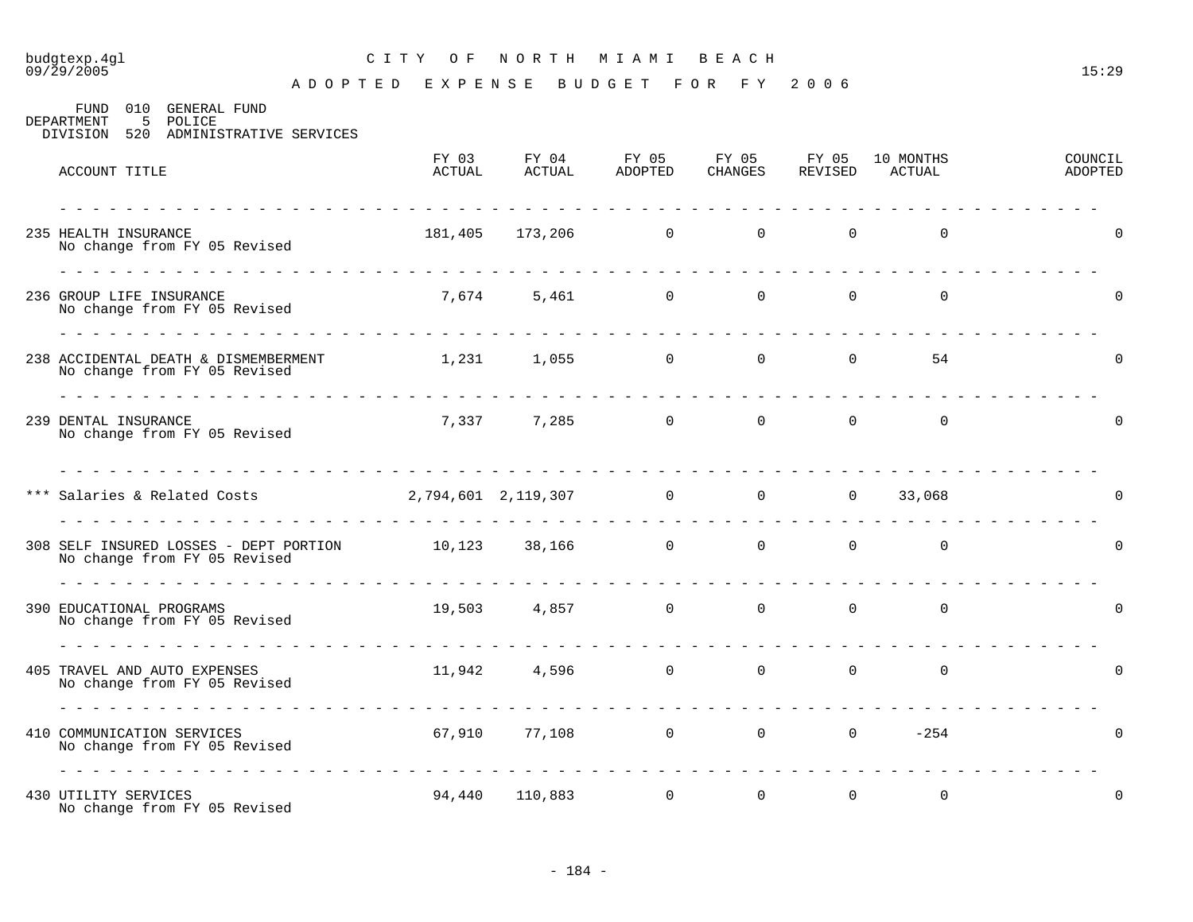# CITY OF NORTH MIAMI BEACH

## ADOPTED EXPENSE BUDGET FOR FY 2006

FUND 010 GENERAL FUND
DEPARTMENT 5 POLICE
DIVISION 520 ADMINISTRATIVE SERVICES

| ACCOUNT TITLE | FY 03 ACTUAL | FY 04 ACTUAL | FY 05 ADOPTED | FY 05 CHANGES | FY 05 REVISED | 10 MONTHS ACTUAL | COUNCIL ADOPTED |
|---|---|---|---|---|---|---|---|
| 235 HEALTH INSURANCE<br>No change from FY 05 Revised | 181,405 | 173,206 | 0 | 0 | 0 | 0 | 0 |
| 236 GROUP LIFE INSURANCE<br>No change from FY 05 Revised | 7,674 | 5,461 | 0 | 0 | 0 | 0 | 0 |
| 238 ACCIDENTAL DEATH & DISMEMBERMENT<br>No change from FY 05 Revised | 1,231 | 1,055 | 0 | 0 | 0 | 54 | 0 |
| 239 DENTAL INSURANCE<br>No change from FY 05 Revised | 7,337 | 7,285 | 0 | 0 | 0 | 0 | 0 |
| *** Salaries & Related Costs | 2,794,601 | 2,119,307 | 0 | 0 | 0 | 33,068 | 0 |
| 308 SELF INSURED LOSSES - DEPT PORTION<br>No change from FY 05 Revised | 10,123 | 38,166 | 0 | 0 | 0 | 0 | 0 |
| 390 EDUCATIONAL PROGRAMS<br>No change from FY 05 Revised | 19,503 | 4,857 | 0 | 0 | 0 | 0 | 0 |
| 405 TRAVEL AND AUTO EXPENSES<br>No change from FY 05 Revised | 11,942 | 4,596 | 0 | 0 | 0 | 0 | 0 |
| 410 COMMUNICATION SERVICES<br>No change from FY 05 Revised | 67,910 | 77,108 | 0 | 0 | 0 | -254 | 0 |
| 430 UTILITY SERVICES<br>No change from FY 05 Revised | 94,440 | 110,883 | 0 | 0 | 0 | 0 | 0 |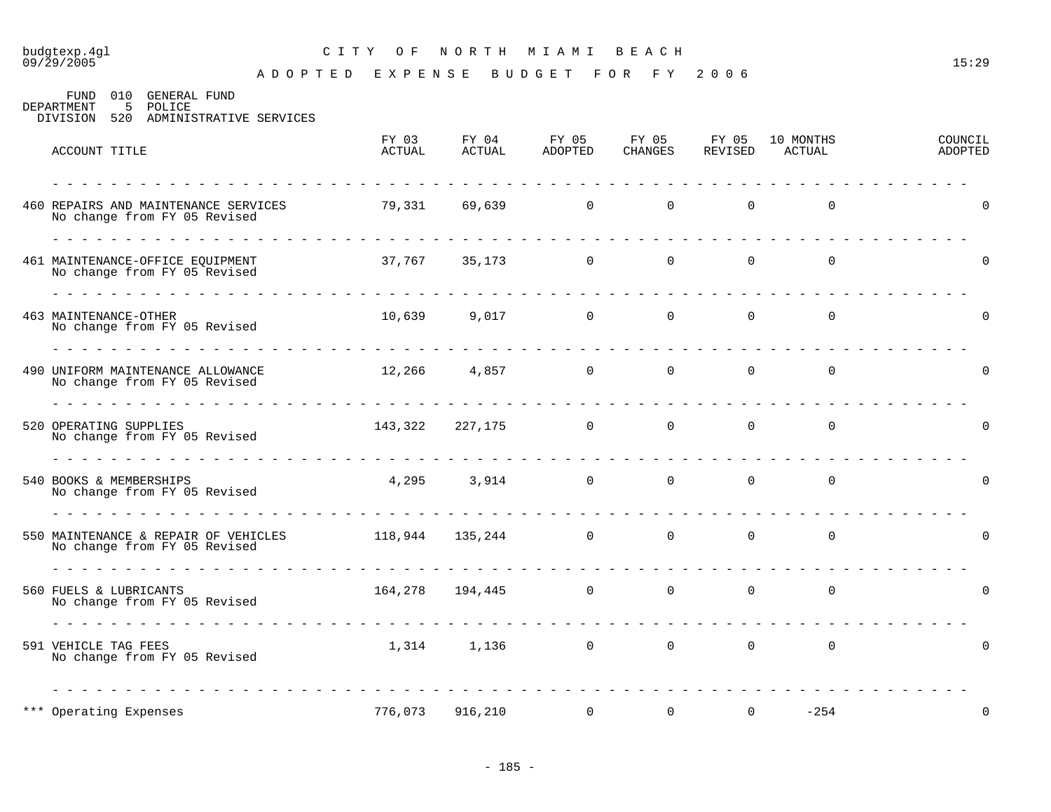budgtexp.4gl 09/29/2005

# CITY OF NORTH MIAMI BEACH

## ADOPTED EXPENSE BUDGET FOR FY 2006

15:29

FUND 010 GENERAL FUND
DEPARTMENT 5 POLICE
DIVISION 520 ADMINISTRATIVE SERVICES

| ACCOUNT TITLE | FY 03 ACTUAL | FY 04 ACTUAL | FY 05 ADOPTED | FY 05 CHANGES | FY 05 REVISED | 10 MONTHS ACTUAL | COUNCIL ADOPTED |
|---|---|---|---|---|---|---|---|
| 460 REPAIRS AND MAINTENANCE SERVICES<br>No change from FY 05 Revised | 79,331 | 69,639 | 0 | 0 | 0 | 0 | 0 |
| 461 MAINTENANCE-OFFICE EQUIPMENT<br>No change from FY 05 Revised | 37,767 | 35,173 | 0 | 0 | 0 | 0 | 0 |
| 463 MAINTENANCE-OTHER<br>No change from FY 05 Revised | 10,639 | 9,017 | 0 | 0 | 0 | 0 | 0 |
| 490 UNIFORM MAINTENANCE ALLOWANCE<br>No change from FY 05 Revised | 12,266 | 4,857 | 0 | 0 | 0 | 0 | 0 |
| 520 OPERATING SUPPLIES<br>No change from FY 05 Revised | 143,322 | 227,175 | 0 | 0 | 0 | 0 | 0 |
| 540 BOOKS & MEMBERSHIPS<br>No change from FY 05 Revised | 4,295 | 3,914 | 0 | 0 | 0 | 0 | 0 |
| 550 MAINTENANCE & REPAIR OF VEHICLES<br>No change from FY 05 Revised | 118,944 | 135,244 | 0 | 0 | 0 | 0 | 0 |
| 560 FUELS & LUBRICANTS<br>No change from FY 05 Revised | 164,278 | 194,445 | 0 | 0 | 0 | 0 | 0 |
| 591 VEHICLE TAG FEES<br>No change from FY 05 Revised | 1,314 | 1,136 | 0 | 0 | 0 | 0 | 0 |
| *** Operating Expenses | 776,073 | 916,210 | 0 | 0 | 0 | -254 | 0 |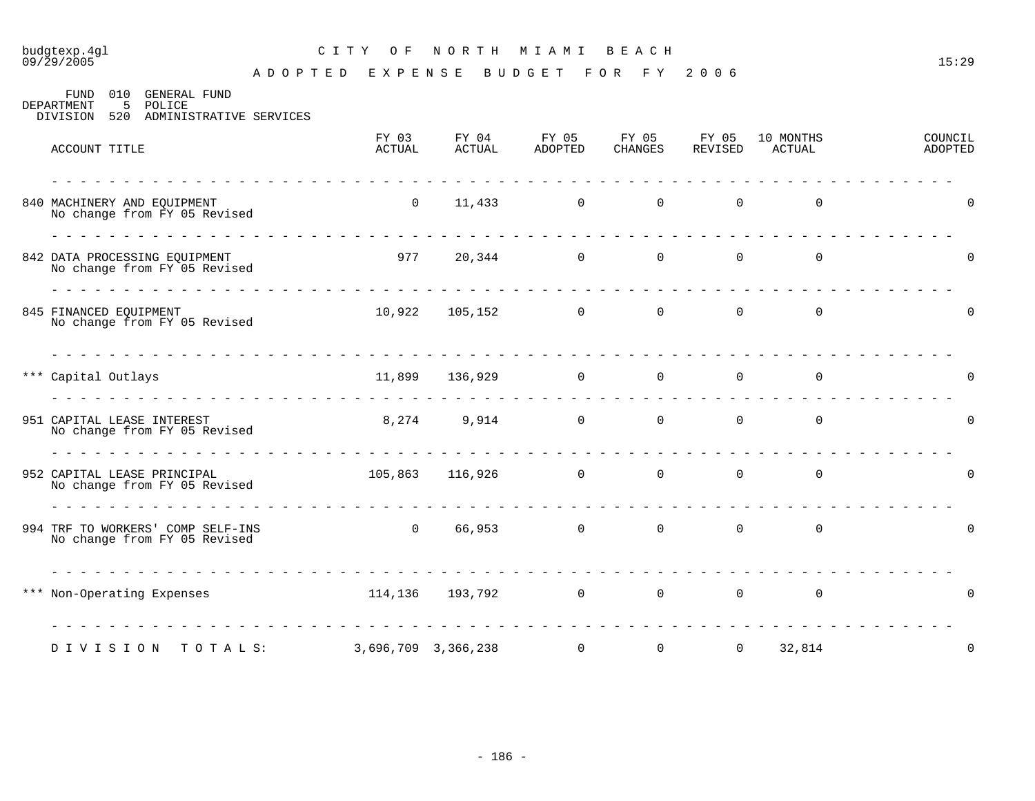budgtexp.4gl
09/29/2005

# CITY OF NORTH MIAMI BEACH

## ADOPTED EXPENSE BUDGET FOR FY 2006

15:29

FUND 010 GENERAL FUND
DEPARTMENT 5 POLICE
DIVISION 520 ADMINISTRATIVE SERVICES

| ACCOUNT TITLE | FY 03 ACTUAL | FY 04 ACTUAL | FY 05 ADOPTED | FY 05 CHANGES | FY 05 REVISED | 10 MONTHS ACTUAL | COUNCIL ADOPTED |
|---|---|---|---|---|---|---|---|
| 840 MACHINERY AND EQUIPMENT<br>No change from FY 05 Revised | 0 | 11,433 | 0 | 0 | 0 | 0 | 0 |
| 842 DATA PROCESSING EQUIPMENT<br>No change from FY 05 Revised | 977 | 20,344 | 0 | 0 | 0 | 0 | 0 |
| 845 FINANCED EQUIPMENT<br>No change from FY 05 Revised | 10,922 | 105,152 | 0 | 0 | 0 | 0 | 0 |
| *** Capital Outlays | 11,899 | 136,929 | 0 | 0 | 0 | 0 | 0 |
| 951 CAPITAL LEASE INTEREST<br>No change from FY 05 Revised | 8,274 | 9,914 | 0 | 0 | 0 | 0 | 0 |
| 952 CAPITAL LEASE PRINCIPAL<br>No change from FY 05 Revised | 105,863 | 116,926 | 0 | 0 | 0 | 0 | 0 |
| 994 TRF TO WORKERS' COMP SELF-INS<br>No change from FY 05 Revised | 0 | 66,953 | 0 | 0 | 0 | 0 | 0 |
| *** Non-Operating Expenses | 114,136 | 193,792 | 0 | 0 | 0 | 0 | 0 |
| DIVISION TOTALS: | 3,696,709 | 3,366,238 | 0 | 0 | 0 | 32,814 | 0 |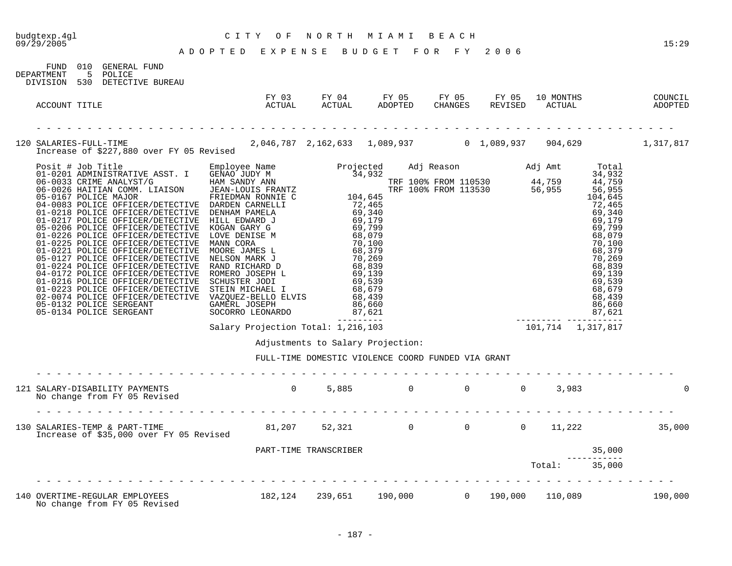budgtexp.4gl — CITY OF NORTH MIAMI BEACH — 09/29/2005 — 15:29

**ADOPTED EXPENSE BUDGET FOR FY 2006**

FUND 010 GENERAL FUND
DEPARTMENT 5 POLICE
DIVISION 530 DETECTIVE BUREAU

| ACCOUNT TITLE | FY 03 ACTUAL | FY 04 ACTUAL | FY 05 ADOPTED | FY 05 CHANGES | FY 05 REVISED | 10 MONTHS ACTUAL | COUNCIL ADOPTED |
|---|---|---|---|---|---|---|---|
| 120 SALARIES-FULL-TIME<br>Increase of $227,880 over FY 05 Revised | 2,046,787 | 2,162,633 | 1,089,937 | 0 | 1,089,937 | 904,629 | 1,317,817 |

| Posit # | Job Title | Employee Name | Projected | Adj Reason | Adj Amt | Total |
|---|---|---|---|---|---|---|
| 01-0201 | ADMINISTRATIVE ASST. I | GENAO JUDY M | 34,932 | | | 34,932 |
| 06-0033 | CRIME ANALYST/G | HAM SANDY ANN | | TRF 100% FROM 110530 | 44,759 | 44,759 |
| 06-0026 | HAITIAN COMM. LIAISON | JEAN-LOUIS FRANTZ | | TRF 100% FROM 113530 | 56,955 | 56,955 |
| 05-0167 | POLICE MAJOR | FRIEDMAN RONNIE C | 104,645 | | | 104,645 |
| 04-0083 | POLICE OFFICER/DETECTIVE | DARDEN CARNELLI | 72,465 | | | 72,465 |
| 01-0218 | POLICE OFFICER/DETECTIVE | DENHAM PAMELA | 69,340 | | | 69,340 |
| 01-0217 | POLICE OFFICER/DETECTIVE | HILL EDWARD J | 69,179 | | | 69,179 |
| 05-0206 | POLICE OFFICER/DETECTIVE | KOGAN GARY G | 69,799 | | | 69,799 |
| 01-0226 | POLICE OFFICER/DETECTIVE | LOVE DENISE M | 68,079 | | | 68,079 |
| 01-0225 | POLICE OFFICER/DETECTIVE | MANN CORA | 70,100 | | | 70,100 |
| 01-0221 | POLICE OFFICER/DETECTIVE | MOORE JAMES L | 68,379 | | | 68,379 |
| 05-0127 | POLICE OFFICER/DETECTIVE | NELSON MARK J | 70,269 | | | 70,269 |
| 01-0224 | POLICE OFFICER/DETECTIVE | RAND RICHARD D | 68,839 | | | 68,839 |
| 04-0172 | POLICE OFFICER/DETECTIVE | ROMERO JOSEPH L | 69,139 | | | 69,139 |
| 01-0216 | POLICE OFFICER/DETECTIVE | SCHUSTER JODI | 69,539 | | | 69,539 |
| 01-0223 | POLICE OFFICER/DETECTIVE | STEIN MICHAEL I | 68,679 | | | 68,679 |
| 02-0074 | POLICE OFFICER/DETECTIVE | VAZQUEZ-BELLO ELVIS | 68,439 | | | 68,439 |
| 05-0132 | POLICE SERGEANT | GAMERL JOSEPH | 86,660 | | | 86,660 |
| 05-0134 | POLICE SERGEANT | SOCORRO LEONARDO | 87,621 | | | 87,621 |
| | | Salary Projection Total: | 1,216,103 | | 101,714 | 1,317,817 |

Adjustments to Salary Projection:

FULL-TIME DOMESTIC VIOLENCE COORD FUNDED VIA GRANT

| ACCOUNT TITLE | FY 03 ACTUAL | FY 04 ACTUAL | FY 05 ADOPTED | FY 05 CHANGES | FY 05 REVISED | 10 MONTHS ACTUAL | COUNCIL ADOPTED |
|---|---|---|---|---|---|---|---|
| 121 SALARY-DISABILITY PAYMENTS<br>No change from FY 05 Revised | 0 | 5,885 | 0 | 0 | 0 | 3,983 | 0 |
| 130 SALARIES-TEMP & PART-TIME<br>Increase of $35,000 over FY 05 Revised | 81,207 | 52,321 | 0 | 0 | 0 | 11,222 | 35,000 |

| Item | Amount |
|---|---|
| PART-TIME TRANSCRIBER | 35,000 |
| Total: | 35,000 |

| ACCOUNT TITLE | FY 03 ACTUAL | FY 04 ACTUAL | FY 05 ADOPTED | FY 05 CHANGES | FY 05 REVISED | 10 MONTHS ACTUAL | COUNCIL ADOPTED |
|---|---|---|---|---|---|---|---|
| 140 OVERTIME-REGULAR EMPLOYEES<br>No change from FY 05 Revised | 182,124 | 239,651 | 190,000 | 0 | 190,000 | 110,089 | 190,000 |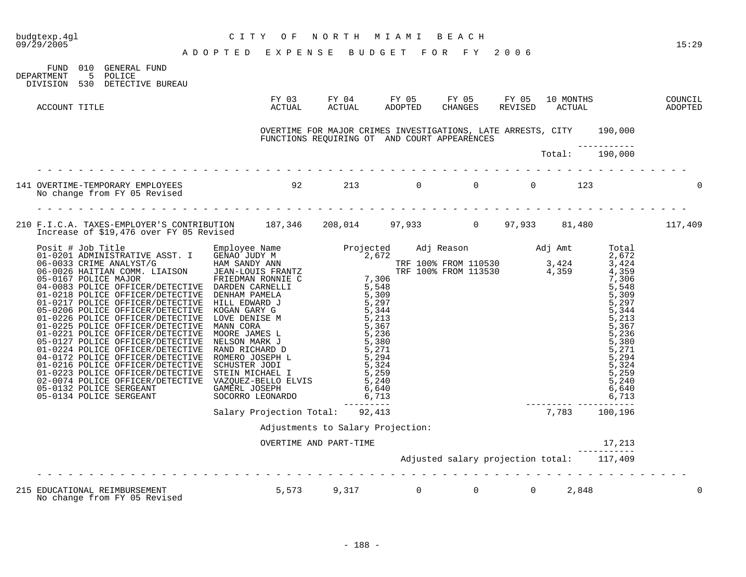CITY OF NORTH MIAMI BEACH

ADOPTED EXPENSE BUDGET FOR FY 2006

FUND 010 GENERAL FUND
DEPARTMENT 5 POLICE
DIVISION 530 DETECTIVE BUREAU

| ACCOUNT TITLE | FY 03 ACTUAL | FY 04 ACTUAL | FY 05 ADOPTED | FY 05 CHANGES | FY 05 REVISED | 10 MONTHS ACTUAL | | COUNCIL ADOPTED |
|---|---|---|---|---|---|---|---|---|
| | OVERTIME FOR MAJOR CRIMES INVESTIGATIONS, LATE ARRESTS, CITY FUNCTIONS REQUIRING OT AND COURT APPEARENCES | | | | | | 190,000 | |
| | | | | | | Total: | 190,000 | |
| 141 OVERTIME-TEMPORARY EMPLOYEES<br>No change from FY 05 Revised | 92 | 213 | 0 | 0 | 0 | 123 | | 0 |
| 210 F.I.C.A. TAXES-EMPLOYER'S CONTRIBUTION<br>Increase of $19,476 over FY 05 Revised | 187,346 | 208,014 | 97,933 | 0 | 97,933 | 81,480 | | 117,409 |

| Posit # Job Title | Employee Name | Projected | Adj Reason | Adj Amt | Total |
|---|---|---|---|---|---|
| 01-0201 ADMINISTRATIVE ASST. I | GENAO JUDY M | 2,672 | | | 2,672 |
| 06-0033 CRIME ANALYST/G | HAM SANDY ANN | | TRF 100% FROM 110530 | 3,424 | 3,424 |
| 06-0026 HAITIAN COMM. LIAISON | JEAN-LOUIS FRANTZ | | TRF 100% FROM 113530 | 4,359 | 4,359 |
| 05-0167 POLICE MAJOR | FRIEDMAN RONNIE C | 7,306 | | | 7,306 |
| 04-0083 POLICE OFFICER/DETECTIVE | DARDEN CARNELLI | 5,548 | | | 5,548 |
| 01-0218 POLICE OFFICER/DETECTIVE | DENHAM PAMELA | 5,309 | | | 5,309 |
| 01-0217 POLICE OFFICER/DETECTIVE | HILL EDWARD J | 5,297 | | | 5,297 |
| 05-0206 POLICE OFFICER/DETECTIVE | KOGAN GARY G | 5,344 | | | 5,344 |
| 01-0226 POLICE OFFICER/DETECTIVE | LOVE DENISE M | 5,213 | | | 5,213 |
| 01-0225 POLICE OFFICER/DETECTIVE | MANN CORA | 5,367 | | | 5,367 |
| 01-0221 POLICE OFFICER/DETECTIVE | MOORE JAMES L | 5,236 | | | 5,236 |
| 05-0127 POLICE OFFICER/DETECTIVE | NELSON MARK J | 5,380 | | | 5,380 |
| 01-0224 POLICE OFFICER/DETECTIVE | RAND RICHARD D | 5,271 | | | 5,271 |
| 04-0172 POLICE OFFICER/DETECTIVE | ROMERO JOSEPH L | 5,294 | | | 5,294 |
| 01-0216 POLICE OFFICER/DETECTIVE | SCHUSTER JODI | 5,324 | | | 5,324 |
| 01-0223 POLICE OFFICER/DETECTIVE | STEIN MICHAEL I | 5,259 | | | 5,259 |
| 02-0074 POLICE OFFICER/DETECTIVE | VAZQUEZ-BELLO ELVIS | 5,240 | | | 5,240 |
| 05-0132 POLICE SERGEANT | GAMERL JOSEPH | 6,640 | | | 6,640 |
| 05-0134 POLICE SERGEANT | SOCORRO LEONARDO | 6,713 | | | 6,713 |
| | Salary Projection Total: | 92,413 | | 7,783 | 100,196 |

Adjustments to Salary Projection:

| | |
|---|---|
| OVERTIME AND PART-TIME | 17,213 |
| Adjusted salary projection total: | 117,409 |

| ACCOUNT TITLE | FY 03 ACTUAL | FY 04 ACTUAL | FY 05 ADOPTED | FY 05 CHANGES | FY 05 REVISED | 10 MONTHS ACTUAL | | COUNCIL ADOPTED |
|---|---|---|---|---|---|---|---|---|
| 215 EDUCATIONAL REIMBURSEMENT<br>No change from FY 05 Revised | 5,573 | 9,317 | 0 | 0 | 0 | 2,848 | | 0 |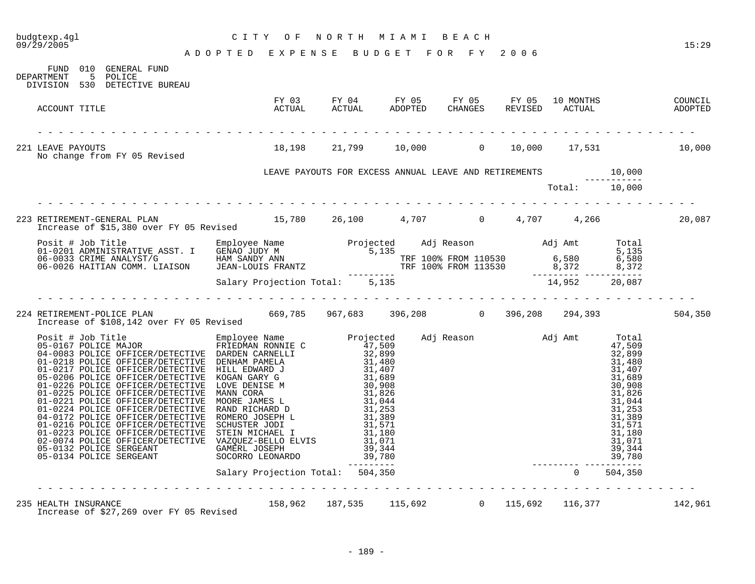# CITY OF NORTH MIAMI BEACH

## ADOPTED EXPENSE BUDGET FOR FY 2006

FUND 010 GENERAL FUND
DEPARTMENT 5 POLICE
DIVISION 530 DETECTIVE BUREAU

| ACCOUNT TITLE | FY 03 ACTUAL | FY 04 ACTUAL | FY 05 ADOPTED | FY 05 CHANGES | FY 05 REVISED | 10 MONTHS ACTUAL | COUNCIL ADOPTED |
|---|---|---|---|---|---|---|---|
| 221 LEAVE PAYOUTS | 18,198 | 21,799 | 10,000 | 0 | 10,000 | 17,531 | 10,000 |

No change from FY 05 Revised

LEAVE PAYOUTS FOR EXCESS ANNUAL LEAVE AND RETIREMENTS 10,000

Total: 10,000

| ACCOUNT TITLE | FY 03 ACTUAL | FY 04 ACTUAL | FY 05 ADOPTED | FY 05 CHANGES | FY 05 REVISED | 10 MONTHS ACTUAL | COUNCIL ADOPTED |
|---|---|---|---|---|---|---|---|
| 223 RETIREMENT-GENERAL PLAN | 15,780 | 26,100 | 4,707 | 0 | 4,707 | 4,266 | 20,087 |

Increase of $15,380 over FY 05 Revised

| Posit # | Job Title | Employee Name | Projected | Adj Reason | Adj Amt | Total |
|---|---|---|---|---|---|---|
| 01-0201 | ADMINISTRATIVE ASST. I | GENAO JUDY M | 5,135 | | | 5,135 |
| 06-0033 | CRIME ANALYST/G | HAM SANDY ANN | | TRF 100% FROM 110530 | 6,580 | 6,580 |
| 06-0026 | HAITIAN COMM. LIAISON | JEAN-LOUIS FRANTZ | | TRF 100% FROM 113530 | 8,372 | 8,372 |
| | | Salary Projection Total: | 5,135 | | 14,952 | 20,087 |

| ACCOUNT TITLE | FY 03 ACTUAL | FY 04 ACTUAL | FY 05 ADOPTED | FY 05 CHANGES | FY 05 REVISED | 10 MONTHS ACTUAL | COUNCIL ADOPTED |
|---|---|---|---|---|---|---|---|
| 224 RETIREMENT-POLICE PLAN | 669,785 | 967,683 | 396,208 | 0 | 396,208 | 294,393 | 504,350 |

Increase of $108,142 over FY 05 Revised

| Posit # | Job Title | Employee Name | Projected | Adj Reason | Adj Amt | Total |
|---|---|---|---|---|---|---|
| 05-0167 | POLICE MAJOR | FRIEDMAN RONNIE C | 47,509 | | | 47,509 |
| 04-0083 | POLICE OFFICER/DETECTIVE | DARDEN CARNELLI | 32,899 | | | 32,899 |
| 01-0218 | POLICE OFFICER/DETECTIVE | DENHAM PAMELA | 31,480 | | | 31,480 |
| 01-0217 | POLICE OFFICER/DETECTIVE | HILL EDWARD J | 31,407 | | | 31,407 |
| 05-0206 | POLICE OFFICER/DETECTIVE | KOGAN GARY G | 31,689 | | | 31,689 |
| 01-0226 | POLICE OFFICER/DETECTIVE | LOVE DENISE M | 30,908 | | | 30,908 |
| 01-0225 | POLICE OFFICER/DETECTIVE | MANN CORA | 31,826 | | | 31,826 |
| 01-0221 | POLICE OFFICER/DETECTIVE | MOORE JAMES L | 31,044 | | | 31,044 |
| 01-0224 | POLICE OFFICER/DETECTIVE | RAND RICHARD D | 31,253 | | | 31,253 |
| 04-0172 | POLICE OFFICER/DETECTIVE | ROMERO JOSEPH L | 31,389 | | | 31,389 |
| 01-0216 | POLICE OFFICER/DETECTIVE | SCHUSTER JODI | 31,571 | | | 31,571 |
| 01-0223 | POLICE OFFICER/DETECTIVE | STEIN MICHAEL I | 31,180 | | | 31,180 |
| 02-0074 | POLICE OFFICER/DETECTIVE | VAZQUEZ-BELLO ELVIS | 31,071 | | | 31,071 |
| 05-0132 | POLICE SERGEANT | GAMERL JOSEPH | 39,344 | | | 39,344 |
| 05-0134 | POLICE SERGEANT | SOCORRO LEONARDO | 39,780 | | | 39,780 |
| | | Salary Projection Total: | 504,350 | | 0 | 504,350 |

| ACCOUNT TITLE | FY 03 ACTUAL | FY 04 ACTUAL | FY 05 ADOPTED | FY 05 CHANGES | FY 05 REVISED | 10 MONTHS ACTUAL | COUNCIL ADOPTED |
|---|---|---|---|---|---|---|---|
| 235 HEALTH INSURANCE | 158,962 | 187,535 | 115,692 | 0 | 115,692 | 116,377 | 142,961 |

Increase of $27,269 over FY 05 Revised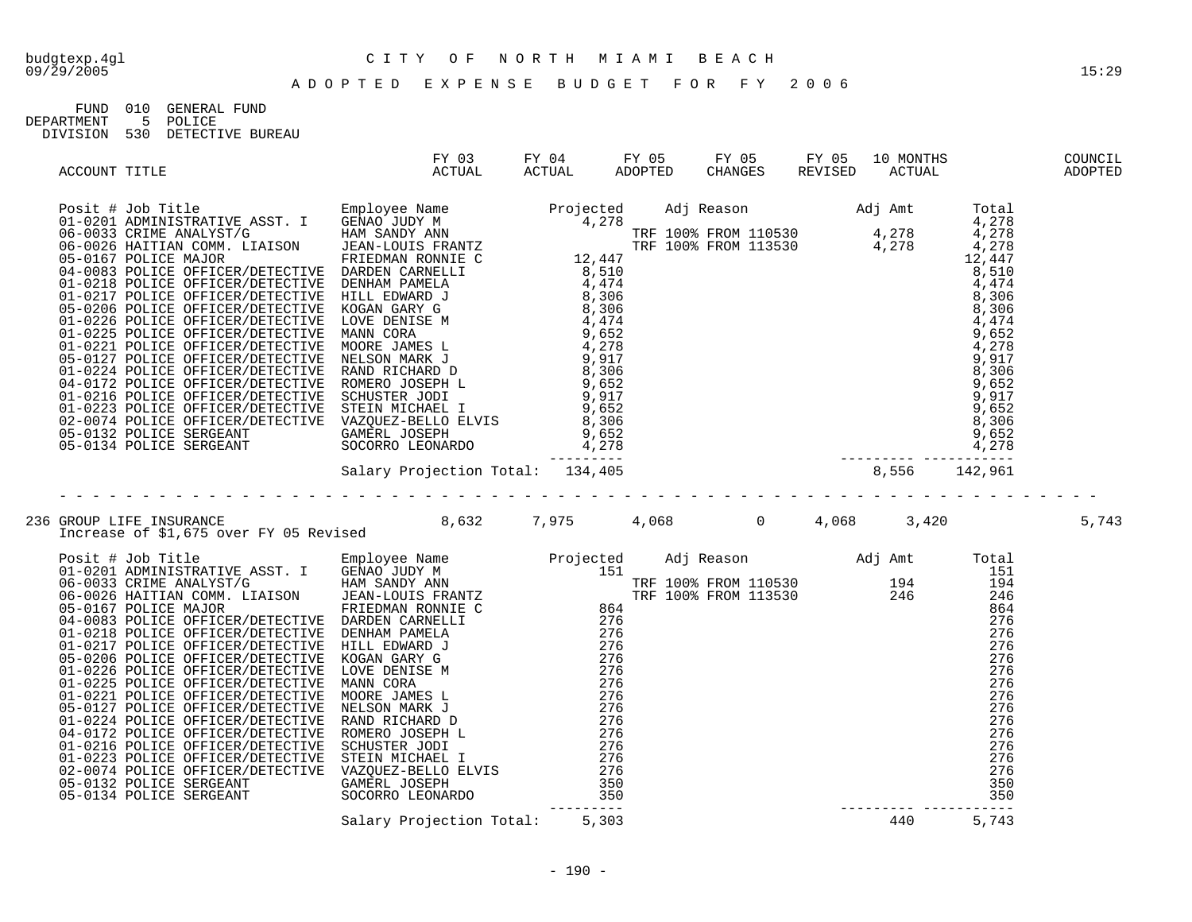budgtexp.4gl — CITY OF NORTH MIAMI BEACH
09/29/2005 — 15:29

# ADOPTED EXPENSE BUDGET FOR FY 2006

FUND 010 GENERAL FUND
DEPARTMENT 5 POLICE
DIVISION 530 DETECTIVE BUREAU

| ACCOUNT TITLE | FY 03 ACTUAL | FY 04 ACTUAL | FY 05 ADOPTED | FY 05 CHANGES | FY 05 REVISED | 10 MONTHS ACTUAL | COUNCIL ADOPTED |
|---|---|---|---|---|---|---|---|

| Posit # | Job Title | Employee Name | Projected | Adj Reason | Adj Amt | Total |
|---|---|---|---|---|---|---|
| 01-0201 | ADMINISTRATIVE ASST. I | GENAO JUDY M | 4,278 | | | 4,278 |
| 06-0033 | CRIME ANALYST/G | HAM SANDY ANN | | TRF 100% FROM 110530 | 4,278 | 4,278 |
| 06-0026 | HAITIAN COMM. LIAISON | JEAN-LOUIS FRANTZ | | TRF 100% FROM 113530 | 4,278 | 4,278 |
| 05-0167 | POLICE MAJOR | FRIEDMAN RONNIE C | 12,447 | | | 12,447 |
| 04-0083 | POLICE OFFICER/DETECTIVE | DARDEN CARNELLI | 8,510 | | | 8,510 |
| 01-0218 | POLICE OFFICER/DETECTIVE | DENHAM PAMELA | 4,474 | | | 4,474 |
| 01-0217 | POLICE OFFICER/DETECTIVE | HILL EDWARD J | 8,306 | | | 8,306 |
| 05-0206 | POLICE OFFICER/DETECTIVE | KOGAN GARY G | 8,306 | | | 8,306 |
| 01-0226 | POLICE OFFICER/DETECTIVE | LOVE DENISE M | 4,474 | | | 4,474 |
| 01-0225 | POLICE OFFICER/DETECTIVE | MANN CORA | 9,652 | | | 9,652 |
| 01-0221 | POLICE OFFICER/DETECTIVE | MOORE JAMES L | 4,278 | | | 4,278 |
| 05-0127 | POLICE OFFICER/DETECTIVE | NELSON MARK J | 9,917 | | | 9,917 |
| 01-0224 | POLICE OFFICER/DETECTIVE | RAND RICHARD D | 8,306 | | | 8,306 |
| 04-0172 | POLICE OFFICER/DETECTIVE | ROMERO JOSEPH L | 9,652 | | | 9,652 |
| 01-0216 | POLICE OFFICER/DETECTIVE | SCHUSTER JODI | 9,917 | | | 9,917 |
| 01-0223 | POLICE OFFICER/DETECTIVE | STEIN MICHAEL I | 9,652 | | | 9,652 |
| 02-0074 | POLICE OFFICER/DETECTIVE | VAZQUEZ-BELLO ELVIS | 8,306 | | | 8,306 |
| 05-0132 | POLICE SERGEANT | GAMERL JOSEPH | 9,652 | | | 9,652 |
| 05-0134 | POLICE SERGEANT | SOCORRO LEONARDO | 4,278 | | | 4,278 |
| | | Salary Projection Total: | 134,405 | | 8,556 | 142,961 |

| ACCOUNT TITLE | FY 03 ACTUAL | FY 04 ACTUAL | FY 05 ADOPTED | FY 05 CHANGES | FY 05 REVISED | 10 MONTHS ACTUAL | COUNCIL ADOPTED |
|---|---|---|---|---|---|---|---|
| 236 GROUP LIFE INSURANCE | 8,632 | 7,975 | 4,068 | 0 | 4,068 | 3,420 | 5,743 |

Increase of $1,675 over FY 05 Revised

| Posit # | Job Title | Employee Name | Projected | Adj Reason | Adj Amt | Total |
|---|---|---|---|---|---|---|
| 01-0201 | ADMINISTRATIVE ASST. I | GENAO JUDY M | 151 | | | 151 |
| 06-0033 | CRIME ANALYST/G | HAM SANDY ANN | | TRF 100% FROM 110530 | 194 | 194 |
| 06-0026 | HAITIAN COMM. LIAISON | JEAN-LOUIS FRANTZ | | TRF 100% FROM 113530 | 246 | 246 |
| 05-0167 | POLICE MAJOR | FRIEDMAN RONNIE C | 864 | | | 864 |
| 04-0083 | POLICE OFFICER/DETECTIVE | DARDEN CARNELLI | 276 | | | 276 |
| 01-0218 | POLICE OFFICER/DETECTIVE | DENHAM PAMELA | 276 | | | 276 |
| 01-0217 | POLICE OFFICER/DETECTIVE | HILL EDWARD J | 276 | | | 276 |
| 05-0206 | POLICE OFFICER/DETECTIVE | KOGAN GARY G | 276 | | | 276 |
| 01-0226 | POLICE OFFICER/DETECTIVE | LOVE DENISE M | 276 | | | 276 |
| 01-0225 | POLICE OFFICER/DETECTIVE | MANN CORA | 276 | | | 276 |
| 01-0221 | POLICE OFFICER/DETECTIVE | MOORE JAMES L | 276 | | | 276 |
| 05-0127 | POLICE OFFICER/DETECTIVE | NELSON MARK J | 276 | | | 276 |
| 01-0224 | POLICE OFFICER/DETECTIVE | RAND RICHARD D | 276 | | | 276 |
| 04-0172 | POLICE OFFICER/DETECTIVE | ROMERO JOSEPH L | 276 | | | 276 |
| 01-0216 | POLICE OFFICER/DETECTIVE | SCHUSTER JODI | 276 | | | 276 |
| 01-0223 | POLICE OFFICER/DETECTIVE | STEIN MICHAEL I | 276 | | | 276 |
| 02-0074 | POLICE OFFICER/DETECTIVE | VAZQUEZ-BELLO ELVIS | 276 | | | 276 |
| 05-0132 | POLICE SERGEANT | GAMERL JOSEPH | 350 | | | 350 |
| 05-0134 | POLICE SERGEANT | SOCORRO LEONARDO | 350 | | | 350 |
| | | Salary Projection Total: | 5,303 | | 440 | 5,743 |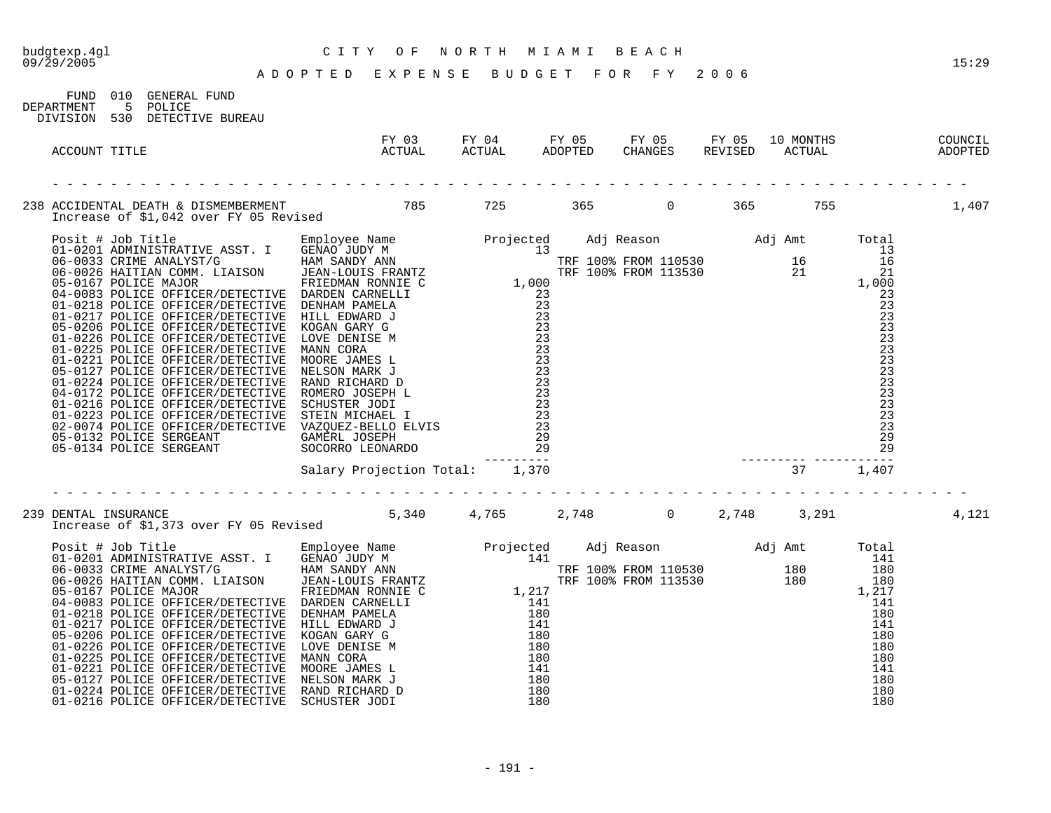budgtexp.4gl 09/29/2005

# CITY OF NORTH MIAMI BEACH

## ADOPTED EXPENSE BUDGET FOR FY 2006

15:29

FUND 010 GENERAL FUND
DEPARTMENT 5 POLICE
DIVISION 530 DETECTIVE BUREAU

| ACCOUNT TITLE | FY 03 ACTUAL | FY 04 ACTUAL | FY 05 ADOPTED | FY 05 CHANGES | FY 05 REVISED | 10 MONTHS ACTUAL | COUNCIL ADOPTED |
|---|---|---|---|---|---|---|---|
| 238 ACCIDENTAL DEATH & DISMEMBERMENT | 785 | 725 | 365 | 0 | 365 | 755 | 1,407 |

Increase of $1,042 over FY 05 Revised

| Posit # | Job Title | Employee Name | Projected | Adj Reason | Adj Amt | Total |
|---|---|---|---|---|---|---|
| 01-0201 | ADMINISTRATIVE ASST. I | GENAO JUDY M | 13 | | | 13 |
| 06-0033 | CRIME ANALYST/G | HAM SANDY ANN | | TRF 100% FROM 110530 | 16 | 16 |
| 06-0026 | HAITIAN COMM. LIAISON | JEAN-LOUIS FRANTZ | | TRF 100% FROM 113530 | 21 | 21 |
| 05-0167 | POLICE MAJOR | FRIEDMAN RONNIE C | 1,000 | | | 1,000 |
| 04-0083 | POLICE OFFICER/DETECTIVE | DARDEN CARNELLI | 23 | | | 23 |
| 01-0218 | POLICE OFFICER/DETECTIVE | DENHAM PAMELA | 23 | | | 23 |
| 01-0217 | POLICE OFFICER/DETECTIVE | HILL EDWARD J | 23 | | | 23 |
| 05-0206 | POLICE OFFICER/DETECTIVE | KOGAN GARY G | 23 | | | 23 |
| 01-0226 | POLICE OFFICER/DETECTIVE | LOVE DENISE M | 23 | | | 23 |
| 01-0225 | POLICE OFFICER/DETECTIVE | MANN CORA | 23 | | | 23 |
| 01-0221 | POLICE OFFICER/DETECTIVE | MOORE JAMES L | 23 | | | 23 |
| 05-0127 | POLICE OFFICER/DETECTIVE | NELSON MARK J | 23 | | | 23 |
| 01-0224 | POLICE OFFICER/DETECTIVE | RAND RICHARD D | 23 | | | 23 |
| 04-0172 | POLICE OFFICER/DETECTIVE | ROMERO JOSEPH L | 23 | | | 23 |
| 01-0216 | POLICE OFFICER/DETECTIVE | SCHUSTER JODI | 23 | | | 23 |
| 01-0223 | POLICE OFFICER/DETECTIVE | STEIN MICHAEL I | 23 | | | 23 |
| 02-0074 | POLICE OFFICER/DETECTIVE | VAZQUEZ-BELLO ELVIS | 23 | | | 23 |
| 05-0132 | POLICE SERGEANT | GAMERL JOSEPH | 29 | | | 29 |
| 05-0134 | POLICE SERGEANT | SOCORRO LEONARDO | 29 | | | 29 |
| | | Salary Projection Total: | 1,370 | | 37 | 1,407 |

| ACCOUNT TITLE | FY 03 ACTUAL | FY 04 ACTUAL | FY 05 ADOPTED | FY 05 CHANGES | FY 05 REVISED | 10 MONTHS ACTUAL | COUNCIL ADOPTED |
|---|---|---|---|---|---|---|---|
| 239 DENTAL INSURANCE | 5,340 | 4,765 | 2,748 | 0 | 2,748 | 3,291 | 4,121 |

Increase of $1,373 over FY 05 Revised

| Posit # | Job Title | Employee Name | Projected | Adj Reason | Adj Amt | Total |
|---|---|---|---|---|---|---|
| 01-0201 | ADMINISTRATIVE ASST. I | GENAO JUDY M | 141 | | | 141 |
| 06-0033 | CRIME ANALYST/G | HAM SANDY ANN | | TRF 100% FROM 110530 | 180 | 180 |
| 06-0026 | HAITIAN COMM. LIAISON | JEAN-LOUIS FRANTZ | | TRF 100% FROM 113530 | 180 | 180 |
| 05-0167 | POLICE MAJOR | FRIEDMAN RONNIE C | 1,217 | | | 1,217 |
| 04-0083 | POLICE OFFICER/DETECTIVE | DARDEN CARNELLI | 141 | | | 141 |
| 01-0218 | POLICE OFFICER/DETECTIVE | DENHAM PAMELA | 180 | | | 180 |
| 01-0217 | POLICE OFFICER/DETECTIVE | HILL EDWARD J | 141 | | | 141 |
| 05-0206 | POLICE OFFICER/DETECTIVE | KOGAN GARY G | 180 | | | 180 |
| 01-0226 | POLICE OFFICER/DETECTIVE | LOVE DENISE M | 180 | | | 180 |
| 01-0225 | POLICE OFFICER/DETECTIVE | MANN CORA | 180 | | | 180 |
| 01-0221 | POLICE OFFICER/DETECTIVE | MOORE JAMES L | 141 | | | 141 |
| 05-0127 | POLICE OFFICER/DETECTIVE | NELSON MARK J | 180 | | | 180 |
| 01-0224 | POLICE OFFICER/DETECTIVE | RAND RICHARD D | 180 | | | 180 |
| 01-0216 | POLICE OFFICER/DETECTIVE | SCHUSTER JODI | 180 | | | 180 |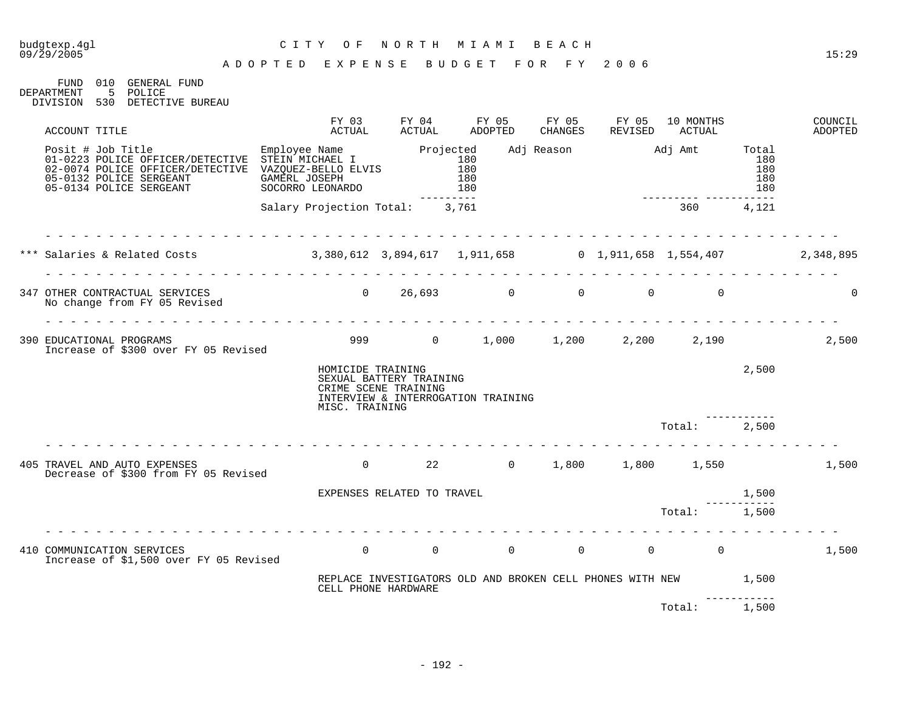# CITY OF NORTH MIAMI BEACH

## ADOPTED EXPENSE BUDGET FOR FY 2006

FUND 010 GENERAL FUND
DEPARTMENT 5 POLICE
DIVISION 530 DETECTIVE BUREAU

| ACCOUNT TITLE | FY 03 ACTUAL | FY 04 ACTUAL | FY 05 ADOPTED | FY 05 CHANGES | FY 05 REVISED | 10 MONTHS ACTUAL | | COUNCIL ADOPTED |
|---|---|---|---|---|---|---|---|---|

| Posit # Job Title | Employee Name | Projected | Adj Reason | Adj Amt | Total |
|---|---|---|---|---|---|
| 01-0223 POLICE OFFICER/DETECTIVE | STEIN MICHAEL I | 180 | | | 180 |
| 02-0074 POLICE OFFICER/DETECTIVE | VAZQUEZ-BELLO ELVIS | 180 | | | 180 |
| 05-0132 POLICE SERGEANT | GAMERL JOSEPH | 180 | | | 180 |
| 05-0134 POLICE SERGEANT | SOCORRO LEONARDO | 180 | | | 180 |
| | Salary Projection Total: | 3,761 | | 360 | 4,121 |

| ACCOUNT TITLE | FY 03 ACTUAL | FY 04 ACTUAL | FY 05 ADOPTED | FY 05 CHANGES | FY 05 REVISED | 10 MONTHS ACTUAL | COUNCIL ADOPTED |
|---|---|---|---|---|---|---|---|
| *** Salaries & Related Costs | 3,380,612 | 3,894,617 | 1,911,658 | 0 | 1,911,658 | 1,554,407 | 2,348,895 |
| 347 OTHER CONTRACTUAL SERVICES<br>No change from FY 05 Revised | 0 | 26,693 | 0 | 0 | 0 | 0 | 0 |
| 390 EDUCATIONAL PROGRAMS<br>Increase of $300 over FY 05 Revised | 999 | 0 | 1,000 | 1,200 | 2,200 | 2,190 | 2,500 |

| Description | Amount |
|---|---|
| HOMICIDE TRAINING<br>SEXUAL BATTERY TRAINING<br>CRIME SCENE TRAINING<br>INTERVIEW & INTERROGATION TRAINING<br>MISC. TRAINING | 2,500 |
| Total: | 2,500 |

| ACCOUNT TITLE | FY 03 ACTUAL | FY 04 ACTUAL | FY 05 ADOPTED | FY 05 CHANGES | FY 05 REVISED | 10 MONTHS ACTUAL | COUNCIL ADOPTED |
|---|---|---|---|---|---|---|---|
| 405 TRAVEL AND AUTO EXPENSES<br>Decrease of $300 from FY 05 Revised | 0 | 22 | 0 | 1,800 | 1,800 | 1,550 | 1,500 |

| Description | Amount |
|---|---|
| EXPENSES RELATED TO TRAVEL | 1,500 |
| Total: | 1,500 |

| ACCOUNT TITLE | FY 03 ACTUAL | FY 04 ACTUAL | FY 05 ADOPTED | FY 05 CHANGES | FY 05 REVISED | 10 MONTHS ACTUAL | COUNCIL ADOPTED |
|---|---|---|---|---|---|---|---|
| 410 COMMUNICATION SERVICES<br>Increase of $1,500 over FY 05 Revised | 0 | 0 | 0 | 0 | 0 | 0 | 1,500 |

| Description | Amount |
|---|---|
| REPLACE INVESTIGATORS OLD AND BROKEN CELL PHONES WITH NEW CELL PHONE HARDWARE | 1,500 |
| Total: | 1,500 |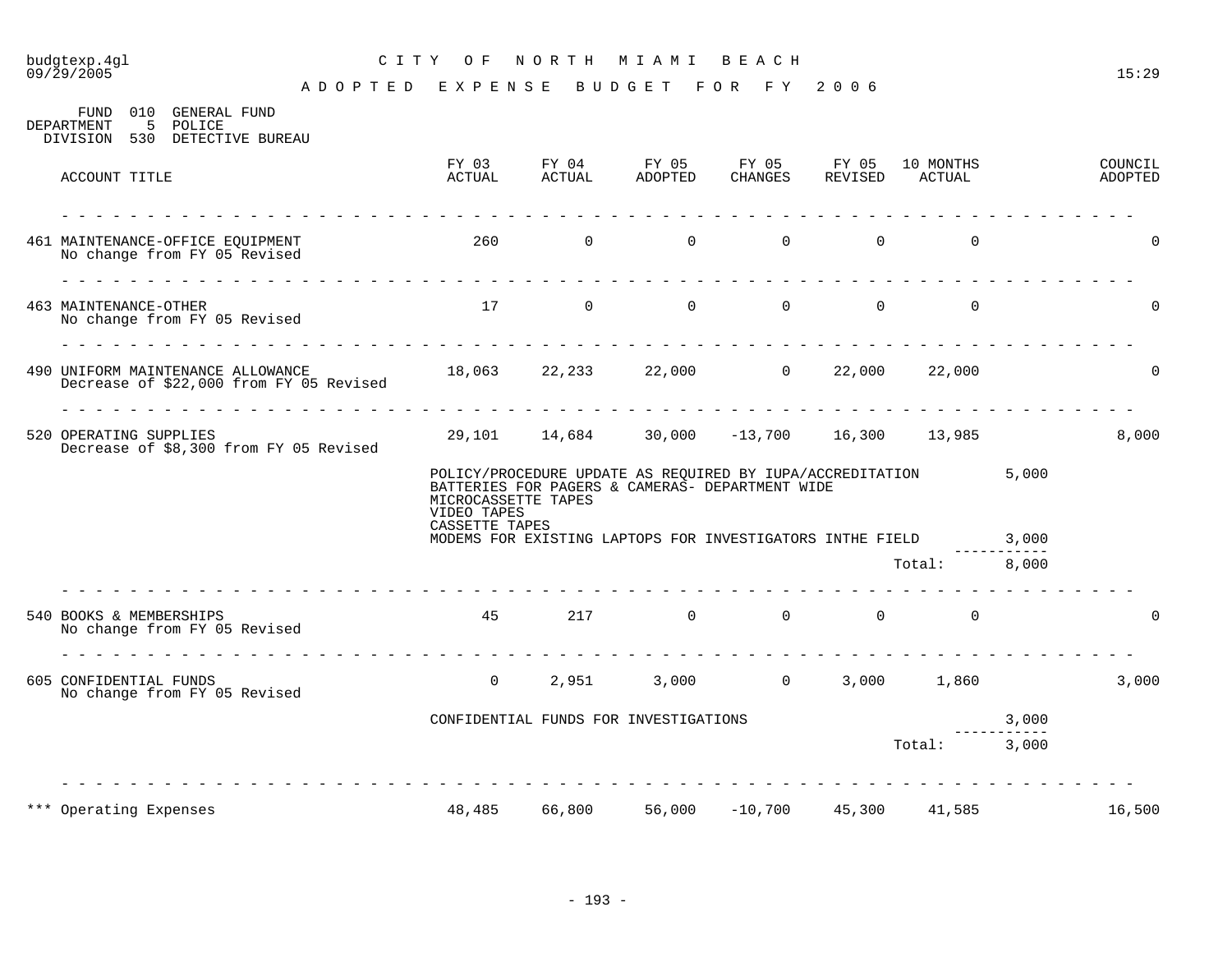CITY OF NORTH MIAMI BEACH

ADOPTED EXPENSE BUDGET FOR FY 2006

FUND 010 GENERAL FUND
DEPARTMENT 5 POLICE
DIVISION 530 DETECTIVE BUREAU

| ACCOUNT TITLE | FY 03 ACTUAL | FY 04 ACTUAL | FY 05 ADOPTED | FY 05 CHANGES | FY 05 REVISED | 10 MONTHS ACTUAL | | COUNCIL ADOPTED |
|---|---|---|---|---|---|---|---|---|
| 461 MAINTENANCE-OFFICE EQUIPMENT<br>No change from FY 05 Revised | 260 | 0 | 0 | 0 | 0 | 0 | | 0 |
| 463 MAINTENANCE-OTHER<br>No change from FY 05 Revised | 17 | 0 | 0 | 0 | 0 | 0 | | 0 |
| 490 UNIFORM MAINTENANCE ALLOWANCE<br>Decrease of $22,000 from FY 05 Revised | 18,063 | 22,233 | 22,000 | 0 | 22,000 | 22,000 | | 0 |
| 520 OPERATING SUPPLIES<br>Decrease of $8,300 from FY 05 Revised | 29,101 | 14,684 | 30,000 | -13,700 | 16,300 | 13,985 | | 8,000 |
| | POLICY/PROCEDURE UPDATE AS REQUIRED BY IUPA/ACCREDITATION | | | | | | 5,000 | |
| | BATTERIES FOR PAGERS & CAMERAS- DEPARTMENT WIDE | | | | | | | |
| | MICROCASSETTE TAPES | | | | | | | |
| | VIDEO TAPES | | | | | | | |
| | CASSETTE TAPES | | | | | | | |
| | MODEMS FOR EXISTING LAPTOPS FOR INVESTIGATORS INTHE FIELD | | | | | | 3,000 | |
| | | | | | | Total: | 8,000 | |
| 540 BOOKS & MEMBERSHIPS<br>No change from FY 05 Revised | 45 | 217 | 0 | 0 | 0 | 0 | | 0 |
| 605 CONFIDENTIAL FUNDS<br>No change from FY 05 Revised | 0 | 2,951 | 3,000 | 0 | 3,000 | 1,860 | | 3,000 |
| | CONFIDENTIAL FUNDS FOR INVESTIGATIONS | | | | | | 3,000 | |
| | | | | | | Total: | 3,000 | |
| *** Operating Expenses | 48,485 | 66,800 | 56,000 | -10,700 | 45,300 | 41,585 | | 16,500 |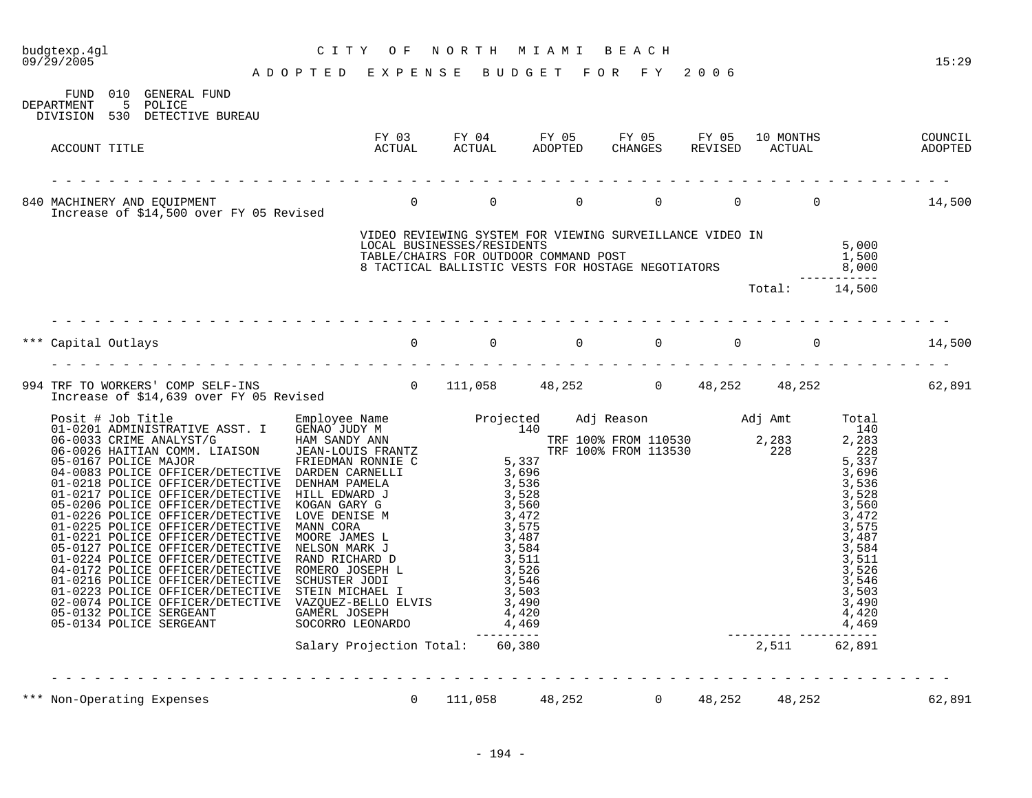# CITY OF NORTH MIAMI BEACH

## ADOPTED EXPENSE BUDGET FOR FY 2006

FUND 010 GENERAL FUND
DEPARTMENT 5 POLICE
DIVISION 530 DETECTIVE BUREAU

| ACCOUNT TITLE | FY 03 ACTUAL | FY 04 ACTUAL | FY 05 ADOPTED | FY 05 CHANGES | FY 05 REVISED | 10 MONTHS ACTUAL | COUNCIL ADOPTED |
|---|---|---|---|---|---|---|---|
| 840 MACHINERY AND EQUIPMENT<br>Increase of $14,500 over FY 05 Revised | 0 | 0 | 0 | 0 | 0 | 0 | 14,500 |

| Description | Amount |
|---|---|
| VIDEO REVIEWING SYSTEM FOR VIEWING SURVEILLANCE VIDEO IN LOCAL BUSINESSES/RESIDENTS | 5,000 |
| TABLE/CHAIRS FOR OUTDOOR COMMAND POST | 1,500 |
| 8 TACTICAL BALLISTIC VESTS FOR HOSTAGE NEGOTIATORS | 8,000 |
| Total: | 14,500 |

| ACCOUNT TITLE | FY 03 ACTUAL | FY 04 ACTUAL | FY 05 ADOPTED | FY 05 CHANGES | FY 05 REVISED | 10 MONTHS ACTUAL | COUNCIL ADOPTED |
|---|---|---|---|---|---|---|---|
| *** Capital Outlays | 0 | 0 | 0 | 0 | 0 | 0 | 14,500 |
| 994 TRF TO WORKERS' COMP SELF-INS<br>Increase of $14,639 over FY 05 Revised | 0 | 111,058 | 48,252 | 0 | 48,252 | 48,252 | 62,891 |

| Posit # | Job Title | Employee Name | Projected | Adj Reason | Adj Amt | Total |
|---|---|---|---|---|---|---|
| 01-0201 | ADMINISTRATIVE ASST. I | GENAO JUDY M | 140 | | | 140 |
| 06-0033 | CRIME ANALYST/G | HAM SANDY ANN | | TRF 100% FROM 110530 | 2,283 | 2,283 |
| 06-0026 | HAITIAN COMM. LIAISON | JEAN-LOUIS FRANTZ | | TRF 100% FROM 113530 | 228 | 228 |
| 05-0167 | POLICE MAJOR | FRIEDMAN RONNIE C | 5,337 | | | 5,337 |
| 04-0083 | POLICE OFFICER/DETECTIVE | DARDEN CARNELLI | 3,696 | | | 3,696 |
| 01-0218 | POLICE OFFICER/DETECTIVE | DENHAM PAMELA | 3,536 | | | 3,536 |
| 01-0217 | POLICE OFFICER/DETECTIVE | HILL EDWARD J | 3,528 | | | 3,528 |
| 05-0206 | POLICE OFFICER/DETECTIVE | KOGAN GARY G | 3,560 | | | 3,560 |
| 01-0226 | POLICE OFFICER/DETECTIVE | LOVE DENISE M | 3,472 | | | 3,472 |
| 01-0225 | POLICE OFFICER/DETECTIVE | MANN CORA | 3,575 | | | 3,575 |
| 01-0221 | POLICE OFFICER/DETECTIVE | MOORE JAMES L | 3,487 | | | 3,487 |
| 05-0127 | POLICE OFFICER/DETECTIVE | NELSON MARK J | 3,584 | | | 3,584 |
| 01-0224 | POLICE OFFICER/DETECTIVE | RAND RICHARD D | 3,511 | | | 3,511 |
| 04-0172 | POLICE OFFICER/DETECTIVE | ROMERO JOSEPH L | 3,526 | | | 3,526 |
| 01-0216 | POLICE OFFICER/DETECTIVE | SCHUSTER JODI | 3,546 | | | 3,546 |
| 01-0223 | POLICE OFFICER/DETECTIVE | STEIN MICHAEL I | 3,503 | | | 3,503 |
| 02-0074 | POLICE OFFICER/DETECTIVE | VAZQUEZ-BELLO ELVIS | 3,490 | | | 3,490 |
| 05-0132 | POLICE SERGEANT | GAMERL JOSEPH | 4,420 | | | 4,420 |
| 05-0134 | POLICE SERGEANT | SOCORRO LEONARDO | 4,469 | | | 4,469 |
| | | Salary Projection Total: | 60,380 | | 2,511 | 62,891 |

| ACCOUNT TITLE | FY 03 ACTUAL | FY 04 ACTUAL | FY 05 ADOPTED | FY 05 CHANGES | FY 05 REVISED | 10 MONTHS ACTUAL | COUNCIL ADOPTED |
|---|---|---|---|---|---|---|---|
| *** Non-Operating Expenses | 0 | 111,058 | 48,252 | 0 | 48,252 | 48,252 | 62,891 |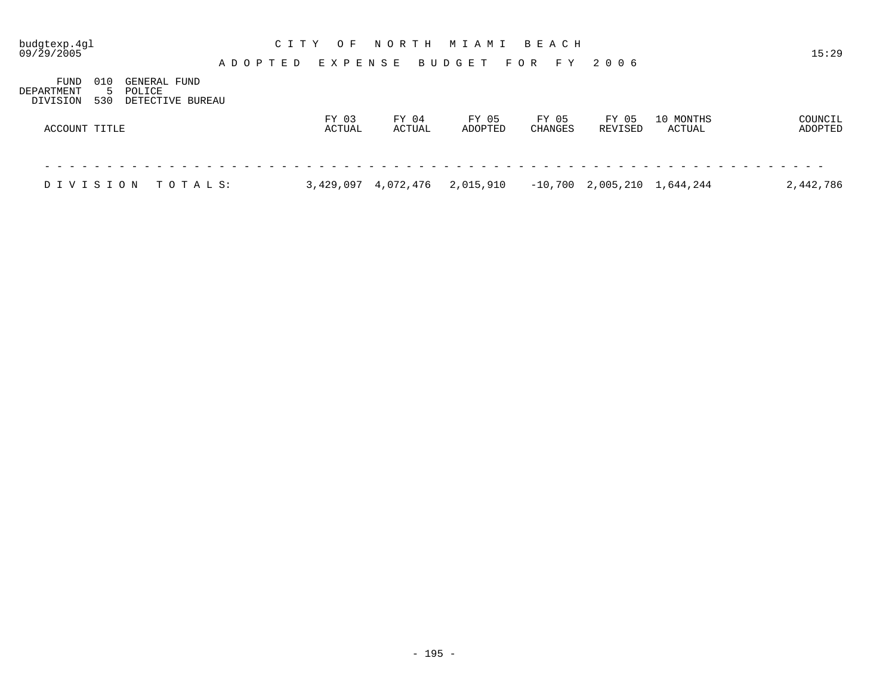# CITY OF NORTH MIAMI BEACH

## ADOPTED EXPENSE BUDGET FOR FY 2006

budgtexp.4gl
09/29/2005
15:29

FUND 010 GENERAL FUND
DEPARTMENT 5 POLICE
DIVISION 530 DETECTIVE BUREAU

| ACCOUNT TITLE | FY 03 ACTUAL | FY 04 ACTUAL | FY 05 ADOPTED | FY 05 CHANGES | FY 05 REVISED | 10 MONTHS ACTUAL | COUNCIL ADOPTED |
|---|---|---|---|---|---|---|---|
| DIVISION TOTALS: | 3,429,097 | 4,072,476 | 2,015,910 | -10,700 | 2,005,210 | 1,644,244 | 2,442,786 |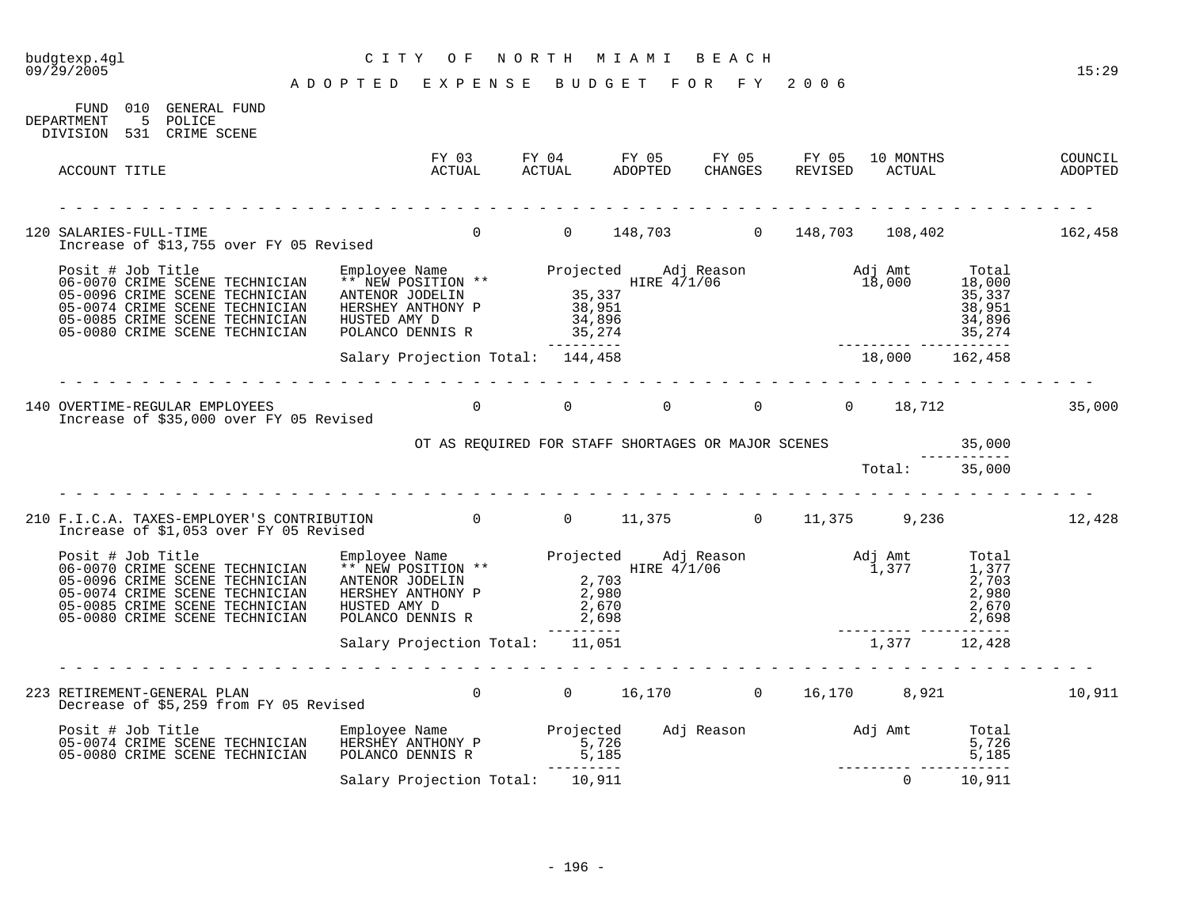budgtexp.4gl
09/29/2005

# CITY OF NORTH MIAMI BEACH

## ADOPTED EXPENSE BUDGET FOR FY 2006

15:29

FUND 010 GENERAL FUND
DEPARTMENT 5 POLICE
DIVISION 531 CRIME SCENE

| ACCOUNT TITLE | FY 03 ACTUAL | FY 04 ACTUAL | FY 05 ADOPTED | FY 05 CHANGES | FY 05 REVISED | 10 MONTHS ACTUAL | COUNCIL ADOPTED |
|---|---|---|---|---|---|---|---|
| 120 SALARIES-FULL-TIME | 0 | 0 | 148,703 | 0 | 148,703 | 108,402 | 162,458 |

Increase of $13,755 over FY 05 Revised

| Posit # | Job Title | Employee Name | Projected | Adj Reason | Adj Amt | Total |
|---|---|---|---|---|---|---|
| 06-0070 | CRIME SCENE TECHNICIAN | ** NEW POSITION ** | | HIRE 4/1/06 | 18,000 | 18,000 |
| 05-0096 | CRIME SCENE TECHNICIAN | ANTENOR JODELIN | 35,337 | | | 35,337 |
| 05-0074 | CRIME SCENE TECHNICIAN | HERSHEY ANTHONY P | 38,951 | | | 38,951 |
| 05-0085 | CRIME SCENE TECHNICIAN | HUSTED AMY D | 34,896 | | | 34,896 |
| 05-0080 | CRIME SCENE TECHNICIAN | POLANCO DENNIS R | 35,274 | | | 35,274 |
| | | Salary Projection Total: | 144,458 | | 18,000 | 162,458 |

| ACCOUNT TITLE | FY 03 ACTUAL | FY 04 ACTUAL | FY 05 ADOPTED | FY 05 CHANGES | FY 05 REVISED | 10 MONTHS ACTUAL | COUNCIL ADOPTED |
|---|---|---|---|---|---|---|---|
| 140 OVERTIME-REGULAR EMPLOYEES | 0 | 0 | 0 | 0 | 0 | 18,712 | 35,000 |

Increase of $35,000 over FY 05 Revised

| Description | Amount |
|---|---|
| OT AS REQUIRED FOR STAFF SHORTAGES OR MAJOR SCENES | 35,000 |
| Total: | 35,000 |

| ACCOUNT TITLE | FY 03 ACTUAL | FY 04 ACTUAL | FY 05 ADOPTED | FY 05 CHANGES | FY 05 REVISED | 10 MONTHS ACTUAL | COUNCIL ADOPTED |
|---|---|---|---|---|---|---|---|
| 210 F.I.C.A. TAXES-EMPLOYER'S CONTRIBUTION | 0 | 0 | 11,375 | 0 | 11,375 | 9,236 | 12,428 |

Increase of $1,053 over FY 05 Revised

| Posit # | Job Title | Employee Name | Projected | Adj Reason | Adj Amt | Total |
|---|---|---|---|---|---|---|
| 06-0070 | CRIME SCENE TECHNICIAN | ** NEW POSITION ** | | HIRE 4/1/06 | 1,377 | 1,377 |
| 05-0096 | CRIME SCENE TECHNICIAN | ANTENOR JODELIN | 2,703 | | | 2,703 |
| 05-0074 | CRIME SCENE TECHNICIAN | HERSHEY ANTHONY P | 2,980 | | | 2,980 |
| 05-0085 | CRIME SCENE TECHNICIAN | HUSTED AMY D | 2,670 | | | 2,670 |
| 05-0080 | CRIME SCENE TECHNICIAN | POLANCO DENNIS R | 2,698 | | | 2,698 |
| | | Salary Projection Total: | 11,051 | | 1,377 | 12,428 |

| ACCOUNT TITLE | FY 03 ACTUAL | FY 04 ACTUAL | FY 05 ADOPTED | FY 05 CHANGES | FY 05 REVISED | 10 MONTHS ACTUAL | COUNCIL ADOPTED |
|---|---|---|---|---|---|---|---|
| 223 RETIREMENT-GENERAL PLAN | 0 | 0 | 16,170 | 0 | 16,170 | 8,921 | 10,911 |

Decrease of $5,259 from FY 05 Revised

| Posit # | Job Title | Employee Name | Projected | Adj Reason | Adj Amt | Total |
|---|---|---|---|---|---|---|
| 05-0074 | CRIME SCENE TECHNICIAN | HERSHEY ANTHONY P | 5,726 | | | 5,726 |
| 05-0080 | CRIME SCENE TECHNICIAN | POLANCO DENNIS R | 5,185 | | | 5,185 |
| | | Salary Projection Total: | 10,911 | | 0 | 10,911 |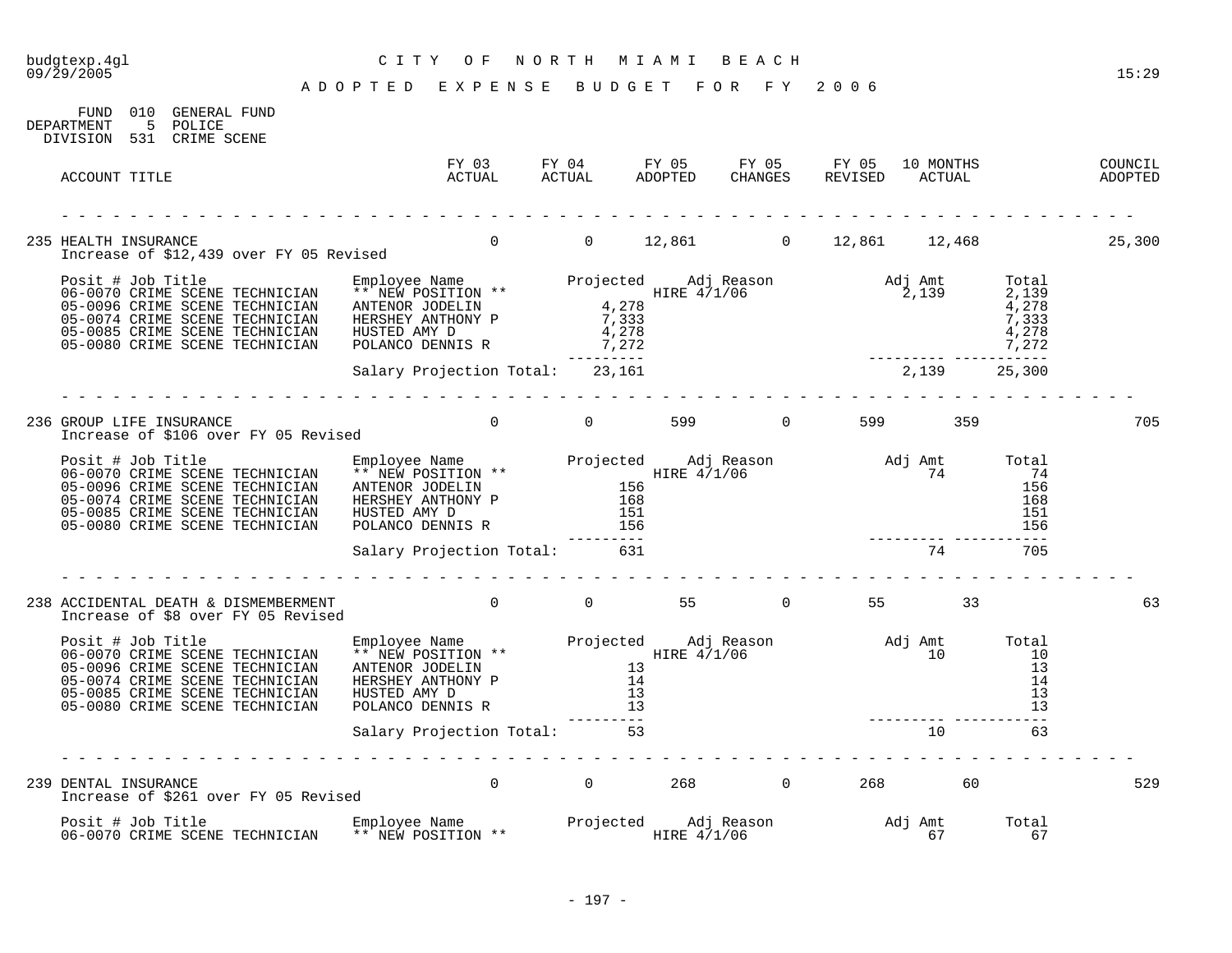budgtexp.4gl
09/29/2005

15:29

# CITY OF NORTH MIAMI BEACH

## ADOPTED EXPENSE BUDGET FOR FY 2006

FUND 010 GENERAL FUND
DEPARTMENT 5 POLICE
DIVISION 531 CRIME SCENE

| ACCOUNT TITLE | FY 03 ACTUAL | FY 04 ACTUAL | FY 05 ADOPTED | FY 05 CHANGES | FY 05 REVISED | 10 MONTHS ACTUAL | COUNCIL ADOPTED |
|---|---|---|---|---|---|---|---|
| 235 HEALTH INSURANCE | 0 | 0 | 12,861 | 0 | 12,861 | 12,468 | 25,300 |

Increase of $12,439 over FY 05 Revised

| Posit # | Job Title | Employee Name | Projected | Adj Reason | Adj Amt | Total |
|---|---|---|---|---|---|---|
| 06-0070 | CRIME SCENE TECHNICIAN | ** NEW POSITION ** | | HIRE 4/1/06 | 2,139 | 2,139 |
| 05-0096 | CRIME SCENE TECHNICIAN | ANTENOR JODELIN | 4,278 | | | 4,278 |
| 05-0074 | CRIME SCENE TECHNICIAN | HERSHEY ANTHONY P | 7,333 | | | 7,333 |
| 05-0085 | CRIME SCENE TECHNICIAN | HUSTED AMY D | 4,278 | | | 4,278 |
| 05-0080 | CRIME SCENE TECHNICIAN | POLANCO DENNIS R | 7,272 | | | 7,272 |
| | | Salary Projection Total: | 23,161 | | 2,139 | 25,300 |

| ACCOUNT TITLE | FY 03 ACTUAL | FY 04 ACTUAL | FY 05 ADOPTED | FY 05 CHANGES | FY 05 REVISED | 10 MONTHS ACTUAL | COUNCIL ADOPTED |
|---|---|---|---|---|---|---|---|
| 236 GROUP LIFE INSURANCE | 0 | 0 | 599 | 0 | 599 | 359 | 705 |

Increase of $106 over FY 05 Revised

| Posit # | Job Title | Employee Name | Projected | Adj Reason | Adj Amt | Total |
|---|---|---|---|---|---|---|
| 06-0070 | CRIME SCENE TECHNICIAN | ** NEW POSITION ** | | HIRE 4/1/06 | 74 | 74 |
| 05-0096 | CRIME SCENE TECHNICIAN | ANTENOR JODELIN | 156 | | | 156 |
| 05-0074 | CRIME SCENE TECHNICIAN | HERSHEY ANTHONY P | 168 | | | 168 |
| 05-0085 | CRIME SCENE TECHNICIAN | HUSTED AMY D | 151 | | | 151 |
| 05-0080 | CRIME SCENE TECHNICIAN | POLANCO DENNIS R | 156 | | | 156 |
| | | Salary Projection Total: | 631 | | 74 | 705 |

| ACCOUNT TITLE | FY 03 ACTUAL | FY 04 ACTUAL | FY 05 ADOPTED | FY 05 CHANGES | FY 05 REVISED | 10 MONTHS ACTUAL | COUNCIL ADOPTED |
|---|---|---|---|---|---|---|---|
| 238 ACCIDENTAL DEATH & DISMEMBERMENT | 0 | 0 | 55 | 0 | 55 | 33 | 63 |

Increase of $8 over FY 05 Revised

| Posit # | Job Title | Employee Name | Projected | Adj Reason | Adj Amt | Total |
|---|---|---|---|---|---|---|
| 06-0070 | CRIME SCENE TECHNICIAN | ** NEW POSITION ** | | HIRE 4/1/06 | 10 | 10 |
| 05-0096 | CRIME SCENE TECHNICIAN | ANTENOR JODELIN | 13 | | | 13 |
| 05-0074 | CRIME SCENE TECHNICIAN | HERSHEY ANTHONY P | 14 | | | 14 |
| 05-0085 | CRIME SCENE TECHNICIAN | HUSTED AMY D | 13 | | | 13 |
| 05-0080 | CRIME SCENE TECHNICIAN | POLANCO DENNIS R | 13 | | | 13 |
| | | Salary Projection Total: | 53 | | 10 | 63 |

| ACCOUNT TITLE | FY 03 ACTUAL | FY 04 ACTUAL | FY 05 ADOPTED | FY 05 CHANGES | FY 05 REVISED | 10 MONTHS ACTUAL | COUNCIL ADOPTED |
|---|---|---|---|---|---|---|---|
| 239 DENTAL INSURANCE | 0 | 0 | 268 | 0 | 268 | 60 | 529 |

Increase of $261 over FY 05 Revised

| Posit # | Job Title | Employee Name | Projected | Adj Reason | Adj Amt | Total |
|---|---|---|---|---|---|---|
| 06-0070 | CRIME SCENE TECHNICIAN | ** NEW POSITION ** | | HIRE 4/1/06 | 67 | 67 |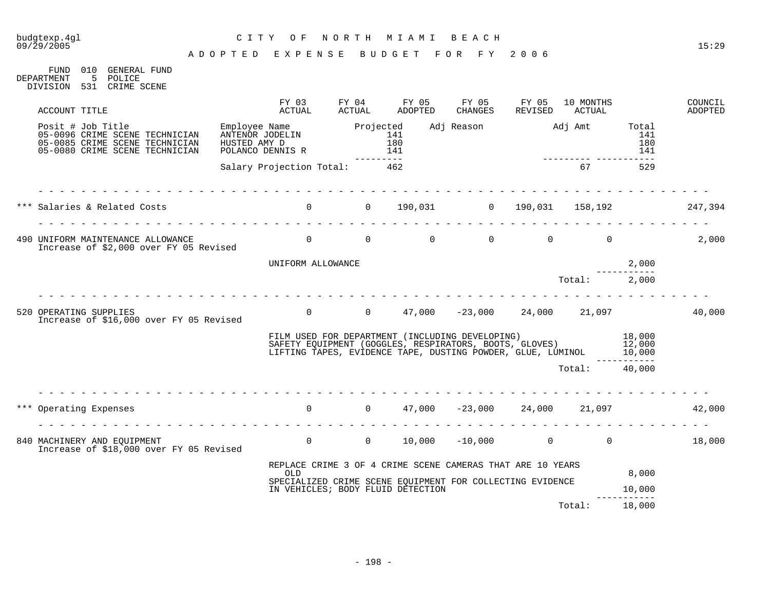# CITY OF NORTH MIAMI BEACH

## ADOPTED EXPENSE BUDGET FOR FY 2006

FUND 010 GENERAL FUND
DEPARTMENT 5 POLICE
DIVISION 531 CRIME SCENE

| ACCOUNT TITLE | FY 03 ACTUAL | FY 04 ACTUAL | FY 05 ADOPTED | FY 05 CHANGES | FY 05 REVISED | 10 MONTHS ACTUAL | | COUNCIL ADOPTED |
|---|---|---|---|---|---|---|---|---|

| Posit # Job Title | Employee Name | Projected | Adj Reason | Adj Amt | Total |
|---|---|---|---|---|---|
| 05-0096 CRIME SCENE TECHNICIAN | ANTENOR JODELIN | 141 | | | 141 |
| 05-0085 CRIME SCENE TECHNICIAN | HUSTED AMY D | 180 | | | 180 |
| 05-0080 CRIME SCENE TECHNICIAN | POLANCO DENNIS R | 141 | | | 141 |
| | Salary Projection Total: | 462 | | 67 | 529 |

| ACCOUNT TITLE | FY 03 ACTUAL | FY 04 ACTUAL | FY 05 ADOPTED | FY 05 CHANGES | FY 05 REVISED | 10 MONTHS ACTUAL | COUNCIL ADOPTED |
|---|---|---|---|---|---|---|---|
| *** Salaries & Related Costs | 0 | 0 | 190,031 | 0 | 190,031 | 158,192 | 247,394 |
| 490 UNIFORM MAINTENANCE ALLOWANCE<br>Increase of $2,000 over FY 05 Revised | 0 | 0 | 0 | 0 | 0 | 0 | 2,000 |

| Description | Amount |
|---|---|
| UNIFORM ALLOWANCE | 2,000 |
| Total: | 2,000 |

| ACCOUNT TITLE | FY 03 ACTUAL | FY 04 ACTUAL | FY 05 ADOPTED | FY 05 CHANGES | FY 05 REVISED | 10 MONTHS ACTUAL | COUNCIL ADOPTED |
|---|---|---|---|---|---|---|---|
| 520 OPERATING SUPPLIES<br>Increase of $16,000 over FY 05 Revised | 0 | 0 | 47,000 | -23,000 | 24,000 | 21,097 | 40,000 |

| Description | Amount |
|---|---|
| FILM USED FOR DEPARTMENT (INCLUDING DEVELOPING) | 18,000 |
| SAFETY EQUIPMENT (GOGGLES, RESPIRATORS, BOOTS, GLOVES) | 12,000 |
| LIFTING TAPES, EVIDENCE TAPE, DUSTING POWDER, GLUE, LUMINOL | 10,000 |
| Total: | 40,000 |

| ACCOUNT TITLE | FY 03 ACTUAL | FY 04 ACTUAL | FY 05 ADOPTED | FY 05 CHANGES | FY 05 REVISED | 10 MONTHS ACTUAL | COUNCIL ADOPTED |
|---|---|---|---|---|---|---|---|
| *** Operating Expenses | 0 | 0 | 47,000 | -23,000 | 24,000 | 21,097 | 42,000 |
| 840 MACHINERY AND EQUIPMENT<br>Increase of $18,000 over FY 05 Revised | 0 | 0 | 10,000 | -10,000 | 0 | 0 | 18,000 |

| Description | Amount |
|---|---|
| REPLACE CRIME 3 OF 4 CRIME SCENE CAMERAS THAT ARE 10 YEARS OLD | 8,000 |
| SPECIALIZED CRIME SCENE EQUIPMENT FOR COLLECTING EVIDENCE IN VEHICLES; BODY FLUID DETECTION | 10,000 |
| Total: | 18,000 |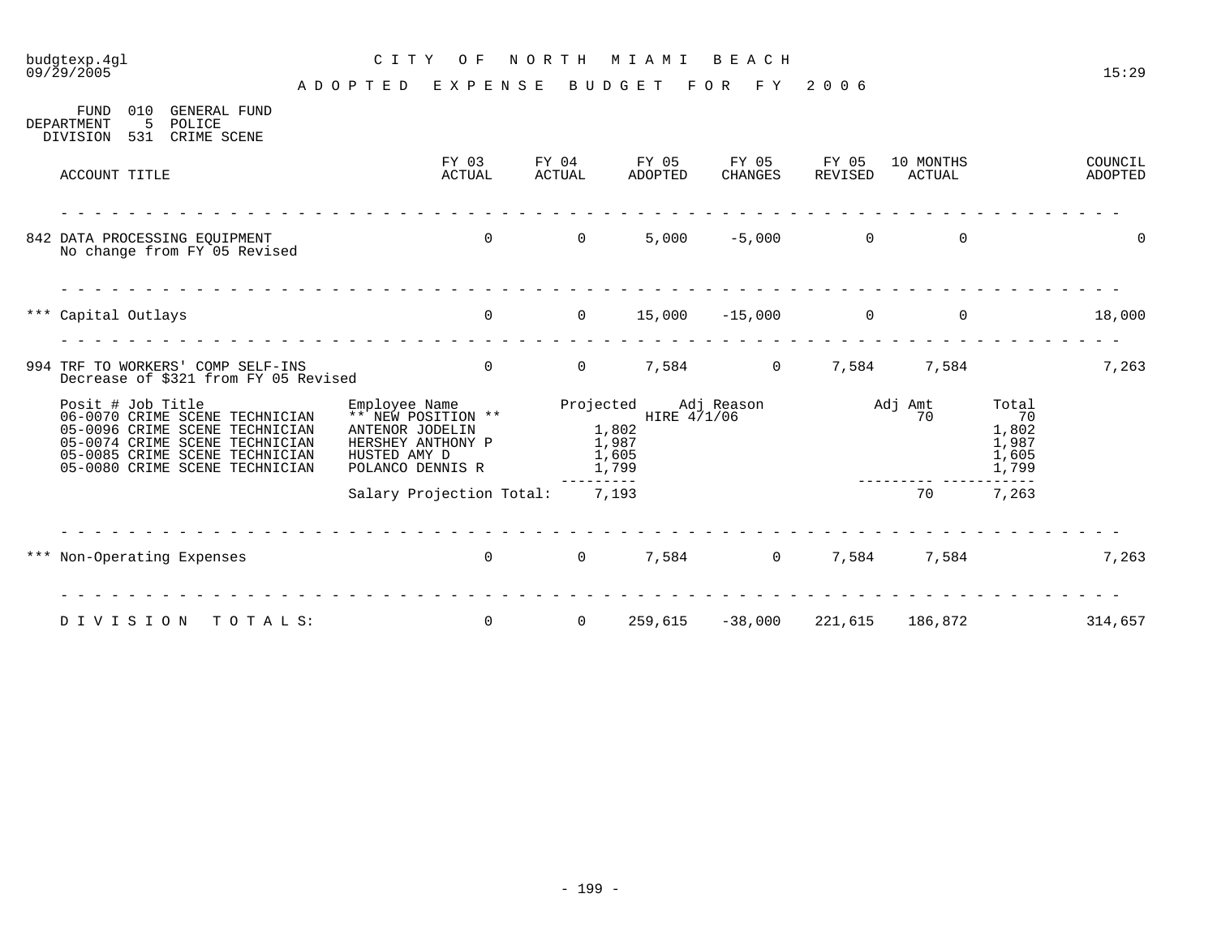budgtexp.4gl
09/29/2005

# CITY OF NORTH MIAMI BEACH

## ADOPTED EXPENSE BUDGET FOR FY 2006

15:29

FUND 010 GENERAL FUND
DEPARTMENT 5 POLICE
DIVISION 531 CRIME SCENE

| ACCOUNT TITLE | FY 03 ACTUAL | FY 04 ACTUAL | FY 05 ADOPTED | FY 05 CHANGES | FY 05 REVISED | 10 MONTHS ACTUAL | COUNCIL ADOPTED |
|---|---|---|---|---|---|---|---|
| 842 DATA PROCESSING EQUIPMENT<br>No change from FY 05 Revised | 0 | 0 | 5,000 | -5,000 | 0 | 0 | 0 |
| *** Capital Outlays | 0 | 0 | 15,000 | -15,000 | 0 | 0 | 18,000 |
| 994 TRF TO WORKERS' COMP SELF-INS<br>Decrease of $321 from FY 05 Revised | 0 | 0 | 7,584 | 0 | 7,584 | 7,584 | 7,263 |

| Posit # Job Title | Employee Name | Projected | Adj Reason | Adj Amt | Total |
|---|---|---|---|---|---|
| 06-0070 CRIME SCENE TECHNICIAN | ** NEW POSITION ** | | HIRE 4/1/06 | 70 | 70 |
| 05-0096 CRIME SCENE TECHNICIAN | ANTENOR JODELIN | 1,802 | | | 1,802 |
| 05-0074 CRIME SCENE TECHNICIAN | HERSHEY ANTHONY P | 1,987 | | | 1,987 |
| 05-0085 CRIME SCENE TECHNICIAN | HUSTED AMY D | 1,605 | | | 1,605 |
| 05-0080 CRIME SCENE TECHNICIAN | POLANCO DENNIS R | 1,799 | | | 1,799 |
| | Salary Projection Total: | 7,193 | | 70 | 7,263 |

| ACCOUNT TITLE | FY 03 ACTUAL | FY 04 ACTUAL | FY 05 ADOPTED | FY 05 CHANGES | FY 05 REVISED | 10 MONTHS ACTUAL | COUNCIL ADOPTED |
|---|---|---|---|---|---|---|---|
| *** Non-Operating Expenses | 0 | 0 | 7,584 | 0 | 7,584 | 7,584 | 7,263 |
| DIVISION TOTALS: | 0 | 0 | 259,615 | -38,000 | 221,615 | 186,872 | 314,657 |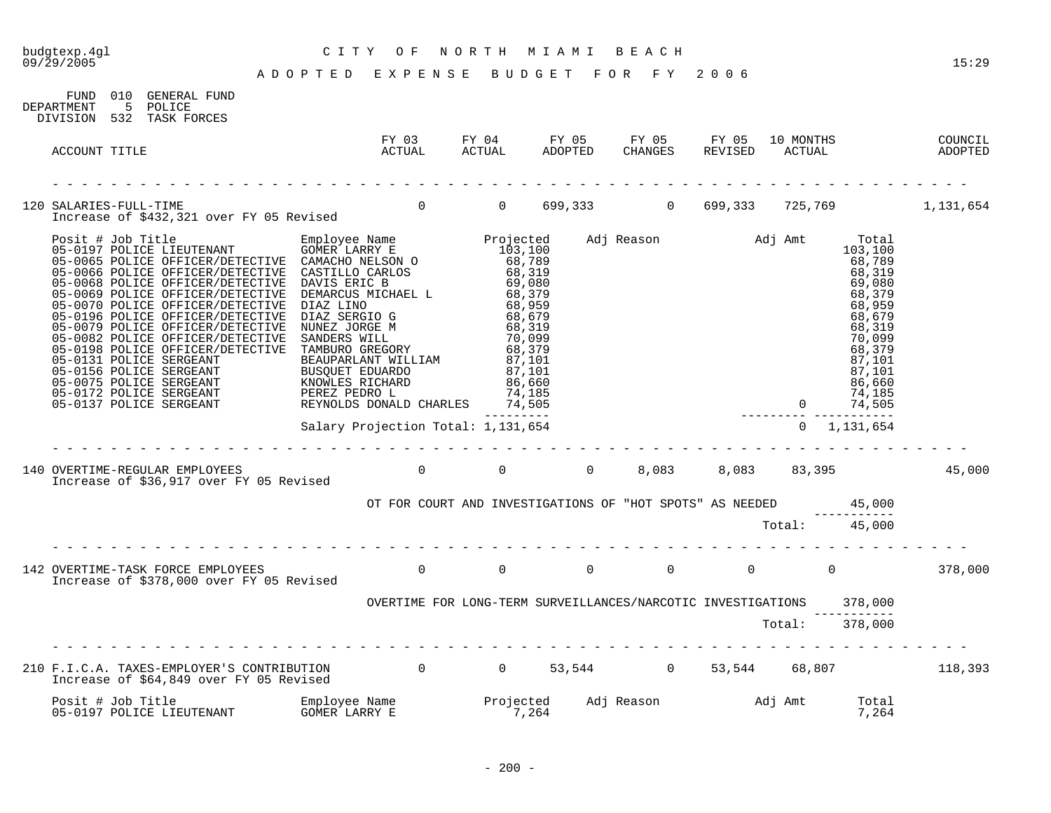budgtexp.4gl — CITY OF NORTH MIAMI BEACH
09/29/2005 — 15:29

# ADOPTED EXPENSE BUDGET FOR FY 2006

FUND 010 GENERAL FUND
DEPARTMENT 5 POLICE
DIVISION 532 TASK FORCES

| ACCOUNT TITLE | FY 03 ACTUAL | FY 04 ACTUAL | FY 05 ADOPTED | FY 05 CHANGES | FY 05 REVISED | 10 MONTHS ACTUAL | COUNCIL ADOPTED |
|---|---|---|---|---|---|---|---|
| 120 SALARIES-FULL-TIME | 0 | 0 | 699,333 | 0 | 699,333 | 725,769 | 1,131,654 |

Increase of $432,321 over FY 05 Revised

| Posit # | Job Title | Employee Name | Projected | Adj Reason | Adj Amt | Total |
|---|---|---|---|---|---|---|
| 05-0197 | POLICE LIEUTENANT | GOMER LARRY E | 103,100 | | | 103,100 |
| 05-0065 | POLICE OFFICER/DETECTIVE | CAMACHO NELSON O | 68,789 | | | 68,789 |
| 05-0066 | POLICE OFFICER/DETECTIVE | CASTILLO CARLOS | 68,319 | | | 68,319 |
| 05-0068 | POLICE OFFICER/DETECTIVE | DAVIS ERIC B | 69,080 | | | 69,080 |
| 05-0069 | POLICE OFFICER/DETECTIVE | DEMARCUS MICHAEL L | 68,379 | | | 68,379 |
| 05-0070 | POLICE OFFICER/DETECTIVE | DIAZ LINO | 68,959 | | | 68,959 |
| 05-0196 | POLICE OFFICER/DETECTIVE | DIAZ SERGIO G | 68,679 | | | 68,679 |
| 05-0079 | POLICE OFFICER/DETECTIVE | NUNEZ JORGE M | 68,319 | | | 68,319 |
| 05-0082 | POLICE OFFICER/DETECTIVE | SANDERS WILL | 70,099 | | | 70,099 |
| 05-0198 | POLICE OFFICER/DETECTIVE | TAMBURO GREGORY | 68,379 | | | 68,379 |
| 05-0131 | POLICE SERGEANT | BEAUPARLANT WILLIAM | 87,101 | | | 87,101 |
| 05-0156 | POLICE SERGEANT | BUSQUET EDUARDO | 87,101 | | | 87,101 |
| 05-0075 | POLICE SERGEANT | KNOWLES RICHARD | 86,660 | | | 86,660 |
| 05-0172 | POLICE SERGEANT | PEREZ PEDRO L | 74,185 | | | 74,185 |
| 05-0137 | POLICE SERGEANT | REYNOLDS DONALD CHARLES | 74,505 | | 0 | 74,505 |
| | | Salary Projection Total: | 1,131,654 | | 0 | 1,131,654 |

| ACCOUNT TITLE | FY 03 ACTUAL | FY 04 ACTUAL | FY 05 ADOPTED | FY 05 CHANGES | FY 05 REVISED | 10 MONTHS ACTUAL | COUNCIL ADOPTED |
|---|---|---|---|---|---|---|---|
| 140 OVERTIME-REGULAR EMPLOYEES | 0 | 0 | 0 | 8,083 | 8,083 | 83,395 | 45,000 |

Increase of $36,917 over FY 05 Revised

| Description | Amount |
|---|---|
| OT FOR COURT AND INVESTIGATIONS OF "HOT SPOTS" AS NEEDED | 45,000 |
| Total: | 45,000 |

| ACCOUNT TITLE | FY 03 ACTUAL | FY 04 ACTUAL | FY 05 ADOPTED | FY 05 CHANGES | FY 05 REVISED | 10 MONTHS ACTUAL | COUNCIL ADOPTED |
|---|---|---|---|---|---|---|---|
| 142 OVERTIME-TASK FORCE EMPLOYEES | 0 | 0 | 0 | 0 | 0 | 0 | 378,000 |

Increase of $378,000 over FY 05 Revised

| Description | Amount |
|---|---|
| OVERTIME FOR LONG-TERM SURVEILLANCES/NARCOTIC INVESTIGATIONS | 378,000 |
| Total: | 378,000 |

| ACCOUNT TITLE | FY 03 ACTUAL | FY 04 ACTUAL | FY 05 ADOPTED | FY 05 CHANGES | FY 05 REVISED | 10 MONTHS ACTUAL | COUNCIL ADOPTED |
|---|---|---|---|---|---|---|---|
| 210 F.I.C.A. TAXES-EMPLOYER'S CONTRIBUTION | 0 | 0 | 53,544 | 0 | 53,544 | 68,807 | 118,393 |

Increase of $64,849 over FY 05 Revised

| Posit # | Job Title | Employee Name | Projected | Adj Reason | Adj Amt | Total |
|---|---|---|---|---|---|---|
| 05-0197 | POLICE LIEUTENANT | GOMER LARRY E | 7,264 | | | 7,264 |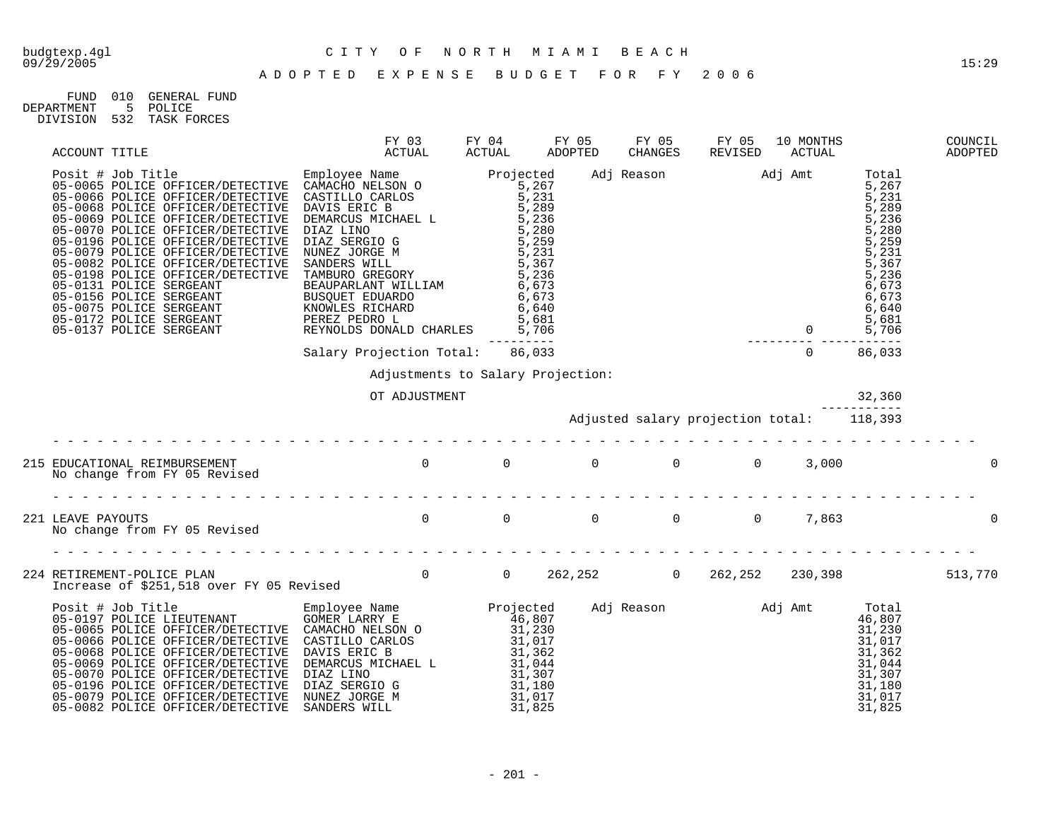CITY OF NORTH MIAMI BEACH

ADOPTED EXPENSE BUDGET FOR FY 2006

FUND 010 GENERAL FUND
DEPARTMENT 5 POLICE
DIVISION 532 TASK FORCES

| ACCOUNT TITLE | FY 03 ACTUAL | FY 04 ACTUAL | FY 05 ADOPTED | FY 05 CHANGES | FY 05 REVISED | 10 MONTHS ACTUAL | COUNCIL ADOPTED |
|---|---|---|---|---|---|---|---|

| Posit # | Job Title | Employee Name | Projected | Adj Reason | Adj Amt | Total |
|---|---|---|---|---|---|---|
| 05-0065 | POLICE OFFICER/DETECTIVE | CAMACHO NELSON O | 5,267 | | | 5,267 |
| 05-0066 | POLICE OFFICER/DETECTIVE | CASTILLO CARLOS | 5,231 | | | 5,231 |
| 05-0068 | POLICE OFFICER/DETECTIVE | DAVIS ERIC B | 5,289 | | | 5,289 |
| 05-0069 | POLICE OFFICER/DETECTIVE | DEMARCUS MICHAEL L | 5,236 | | | 5,236 |
| 05-0070 | POLICE OFFICER/DETECTIVE | DIAZ LINO | 5,280 | | | 5,280 |
| 05-0196 | POLICE OFFICER/DETECTIVE | DIAZ SERGIO G | 5,259 | | | 5,259 |
| 05-0079 | POLICE OFFICER/DETECTIVE | NUNEZ JORGE M | 5,231 | | | 5,231 |
| 05-0082 | POLICE OFFICER/DETECTIVE | SANDERS WILL | 5,367 | | | 5,367 |
| 05-0198 | POLICE OFFICER/DETECTIVE | TAMBURO GREGORY | 5,236 | | | 5,236 |
| 05-0131 | POLICE SERGEANT | BEAUPARLANT WILLIAM | 6,673 | | | 6,673 |
| 05-0156 | POLICE SERGEANT | BUSQUET EDUARDO | 6,673 | | | 6,673 |
| 05-0075 | POLICE SERGEANT | KNOWLES RICHARD | 6,640 | | | 6,640 |
| 05-0172 | POLICE SERGEANT | PEREZ PEDRO L | 5,681 | | | 5,681 |
| 05-0137 | POLICE SERGEANT | REYNOLDS DONALD CHARLES | 5,706 | | 0 | 5,706 |
| | | Salary Projection Total: | 86,033 | | 0 | 86,033 |

Adjustments to Salary Projection:

OT ADJUSTMENT 32,360

Adjusted salary projection total: 118,393

| ACCOUNT TITLE | FY 03 ACTUAL | FY 04 ACTUAL | FY 05 ADOPTED | FY 05 CHANGES | FY 05 REVISED | 10 MONTHS ACTUAL | COUNCIL ADOPTED |
|---|---|---|---|---|---|---|---|
| 215 EDUCATIONAL REIMBURSEMENT<br>No change from FY 05 Revised | 0 | 0 | 0 | 0 | 0 | 3,000 | 0 |
| 221 LEAVE PAYOUTS<br>No change from FY 05 Revised | 0 | 0 | 0 | 0 | 0 | 7,863 | 0 |
| 224 RETIREMENT-POLICE PLAN<br>Increase of $251,518 over FY 05 Revised | 0 | 0 | 262,252 | 0 | 262,252 | 230,398 | 513,770 |

| Posit # | Job Title | Employee Name | Projected | Adj Reason | Adj Amt | Total |
|---|---|---|---|---|---|---|
| 05-0197 | POLICE LIEUTENANT | GOMER LARRY E | 46,807 | | | 46,807 |
| 05-0065 | POLICE OFFICER/DETECTIVE | CAMACHO NELSON O | 31,230 | | | 31,230 |
| 05-0066 | POLICE OFFICER/DETECTIVE | CASTILLO CARLOS | 31,017 | | | 31,017 |
| 05-0068 | POLICE OFFICER/DETECTIVE | DAVIS ERIC B | 31,362 | | | 31,362 |
| 05-0069 | POLICE OFFICER/DETECTIVE | DEMARCUS MICHAEL L | 31,044 | | | 31,044 |
| 05-0070 | POLICE OFFICER/DETECTIVE | DIAZ LINO | 31,307 | | | 31,307 |
| 05-0196 | POLICE OFFICER/DETECTIVE | DIAZ SERGIO G | 31,180 | | | 31,180 |
| 05-0079 | POLICE OFFICER/DETECTIVE | NUNEZ JORGE M | 31,017 | | | 31,017 |
| 05-0082 | POLICE OFFICER/DETECTIVE | SANDERS WILL | 31,825 | | | 31,825 |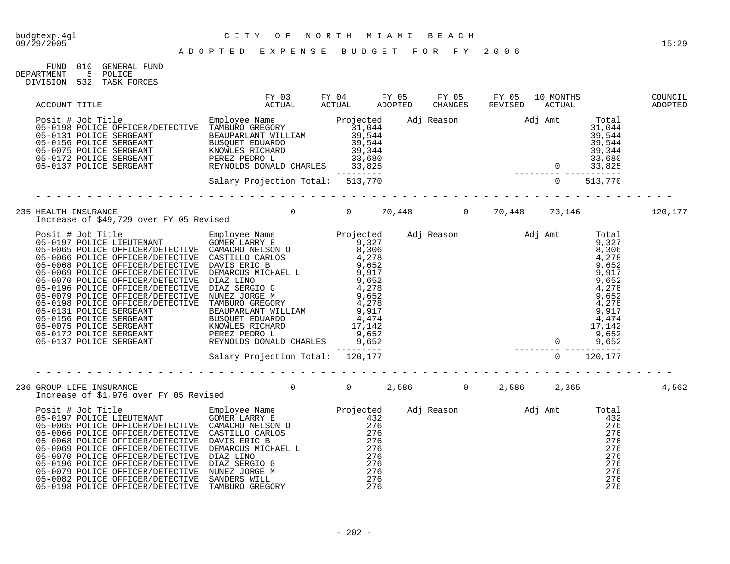FUND 010 GENERAL FUND
DEPARTMENT 5 POLICE
DIVISION 532 TASK FORCES

| ACCOUNT TITLE | FY 03 ACTUAL | FY 04 ACTUAL | FY 05 ADOPTED | FY 05 CHANGES | FY 05 REVISED | 10 MONTHS ACTUAL | COUNCIL ADOPTED |
|---|---|---|---|---|---|---|---|

| Posit # Job Title | Employee Name | Projected | Adj Reason | Adj Amt | Total |
|---|---|---|---|---|---|
| 05-0198 POLICE OFFICER/DETECTIVE | TAMBURO GREGORY | 31,044 | | | 31,044 |
| 05-0131 POLICE SERGEANT | BEAUPARLANT WILLIAM | 39,544 | | | 39,544 |
| 05-0156 POLICE SERGEANT | BUSQUET EDUARDO | 39,544 | | | 39,544 |
| 05-0075 POLICE SERGEANT | KNOWLES RICHARD | 39,344 | | | 39,344 |
| 05-0172 POLICE SERGEANT | PEREZ PEDRO L | 33,680 | | | 33,680 |
| 05-0137 POLICE SERGEANT | REYNOLDS DONALD CHARLES | 33,825 | | 0 | 33,825 |
| | Salary Projection Total: | 513,770 | | 0 | 513,770 |

| ACCOUNT TITLE | FY 03 ACTUAL | FY 04 ACTUAL | FY 05 ADOPTED | FY 05 CHANGES | FY 05 REVISED | 10 MONTHS ACTUAL | COUNCIL ADOPTED |
|---|---|---|---|---|---|---|---|
| 235 HEALTH INSURANCE | 0 | 0 | 70,448 | 0 | 70,448 | 73,146 | 120,177 |

Increase of $49,729 over FY 05 Revised

| Posit # Job Title | Employee Name | Projected | Adj Reason | Adj Amt | Total |
|---|---|---|---|---|---|
| 05-0197 POLICE LIEUTENANT | GOMER LARRY E | 9,327 | | | 9,327 |
| 05-0065 POLICE OFFICER/DETECTIVE | CAMACHO NELSON O | 8,306 | | | 8,306 |
| 05-0066 POLICE OFFICER/DETECTIVE | CASTILLO CARLOS | 4,278 | | | 4,278 |
| 05-0068 POLICE OFFICER/DETECTIVE | DAVIS ERIC B | 9,652 | | | 9,652 |
| 05-0069 POLICE OFFICER/DETECTIVE | DEMARCUS MICHAEL L | 9,917 | | | 9,917 |
| 05-0070 POLICE OFFICER/DETECTIVE | DIAZ LINO | 9,652 | | | 9,652 |
| 05-0196 POLICE OFFICER/DETECTIVE | DIAZ SERGIO G | 4,278 | | | 4,278 |
| 05-0079 POLICE OFFICER/DETECTIVE | NUNEZ JORGE M | 9,652 | | | 9,652 |
| 05-0198 POLICE OFFICER/DETECTIVE | TAMBURO GREGORY | 4,278 | | | 4,278 |
| 05-0131 POLICE SERGEANT | BEAUPARLANT WILLIAM | 9,917 | | | 9,917 |
| 05-0156 POLICE SERGEANT | BUSQUET EDUARDO | 4,474 | | | 4,474 |
| 05-0075 POLICE SERGEANT | KNOWLES RICHARD | 17,142 | | | 17,142 |
| 05-0172 POLICE SERGEANT | PEREZ PEDRO L | 9,652 | | | 9,652 |
| 05-0137 POLICE SERGEANT | REYNOLDS DONALD CHARLES | 9,652 | | 0 | 9,652 |
| | Salary Projection Total: | 120,177 | | 0 | 120,177 |

| ACCOUNT TITLE | FY 03 ACTUAL | FY 04 ACTUAL | FY 05 ADOPTED | FY 05 CHANGES | FY 05 REVISED | 10 MONTHS ACTUAL | COUNCIL ADOPTED |
|---|---|---|---|---|---|---|---|
| 236 GROUP LIFE INSURANCE | 0 | 0 | 2,586 | 0 | 2,586 | 2,365 | 4,562 |

Increase of $1,976 over FY 05 Revised

| Posit # Job Title | Employee Name | Projected | Adj Reason | Adj Amt | Total |
|---|---|---|---|---|---|
| 05-0197 POLICE LIEUTENANT | GOMER LARRY E | 432 | | | 432 |
| 05-0065 POLICE OFFICER/DETECTIVE | CAMACHO NELSON O | 276 | | | 276 |
| 05-0066 POLICE OFFICER/DETECTIVE | CASTILLO CARLOS | 276 | | | 276 |
| 05-0068 POLICE OFFICER/DETECTIVE | DAVIS ERIC B | 276 | | | 276 |
| 05-0069 POLICE OFFICER/DETECTIVE | DEMARCUS MICHAEL L | 276 | | | 276 |
| 05-0070 POLICE OFFICER/DETECTIVE | DIAZ LINO | 276 | | | 276 |
| 05-0196 POLICE OFFICER/DETECTIVE | DIAZ SERGIO G | 276 | | | 276 |
| 05-0079 POLICE OFFICER/DETECTIVE | NUNEZ JORGE M | 276 | | | 276 |
| 05-0082 POLICE OFFICER/DETECTIVE | SANDERS WILL | 276 | | | 276 |
| 05-0198 POLICE OFFICER/DETECTIVE | TAMBURO GREGORY | 276 | | | 276 |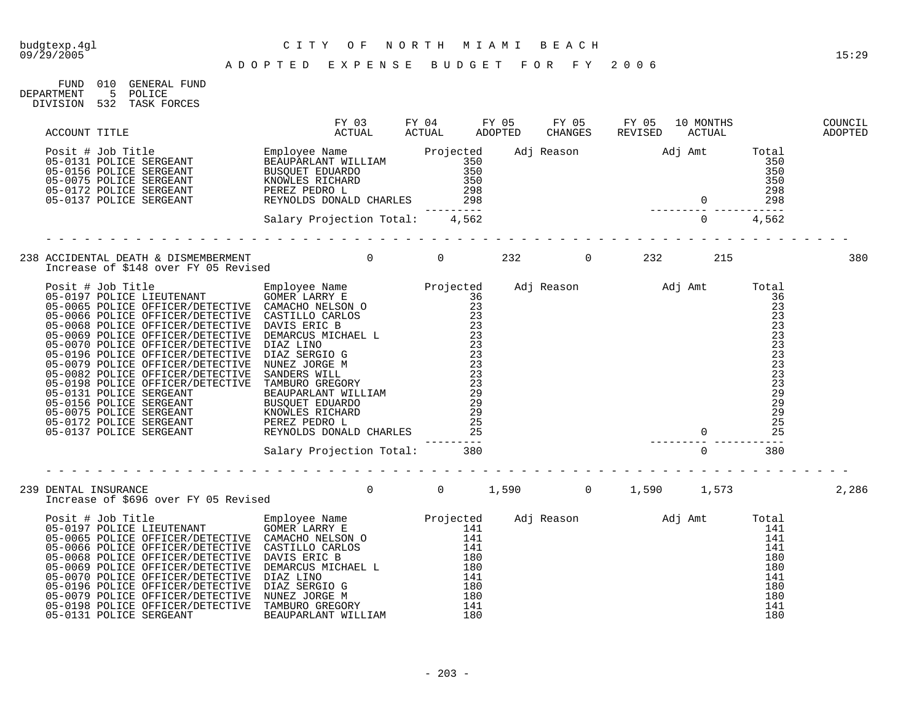CITY OF NORTH MIAMI BEACH

ADOPTED EXPENSE BUDGET FOR FY 2006

FUND 010 GENERAL FUND
DEPARTMENT 5 POLICE
DIVISION 532 TASK FORCES

| ACCOUNT TITLE | FY 03 ACTUAL | FY 04 ACTUAL | FY 05 ADOPTED | FY 05 CHANGES | FY 05 REVISED | 10 MONTHS ACTUAL | COUNCIL ADOPTED |
|---|---|---|---|---|---|---|---|

| Posit # | Job Title | Employee Name | Projected | Adj Reason | Adj Amt | Total |
|---|---|---|---|---|---|---|
| 05-0131 | POLICE SERGEANT | BEAUPARLANT WILLIAM | 350 | | | 350 |
| 05-0156 | POLICE SERGEANT | BUSQUET EDUARDO | 350 | | | 350 |
| 05-0075 | POLICE SERGEANT | KNOWLES RICHARD | 350 | | | 350 |
| 05-0172 | POLICE SERGEANT | PEREZ PEDRO L | 298 | | | 298 |
| 05-0137 | POLICE SERGEANT | REYNOLDS DONALD CHARLES | 298 | | 0 | 298 |
| | | Salary Projection Total: | 4,562 | | 0 | 4,562 |

| ACCOUNT TITLE | FY 03 ACTUAL | FY 04 ACTUAL | FY 05 ADOPTED | FY 05 CHANGES | FY 05 REVISED | 10 MONTHS ACTUAL | COUNCIL ADOPTED |
|---|---|---|---|---|---|---|---|
| 238 ACCIDENTAL DEATH & DISMEMBERMENT | 0 | 0 | 232 | 0 | 232 | 215 | 380 |

Increase of $148 over FY 05 Revised

| Posit # | Job Title | Employee Name | Projected | Adj Reason | Adj Amt | Total |
|---|---|---|---|---|---|---|
| 05-0197 | POLICE LIEUTENANT | GOMER LARRY E | 36 | | | 36 |
| 05-0065 | POLICE OFFICER/DETECTIVE | CAMACHO NELSON O | 23 | | | 23 |
| 05-0066 | POLICE OFFICER/DETECTIVE | CASTILLO CARLOS | 23 | | | 23 |
| 05-0068 | POLICE OFFICER/DETECTIVE | DAVIS ERIC B | 23 | | | 23 |
| 05-0069 | POLICE OFFICER/DETECTIVE | DEMARCUS MICHAEL L | 23 | | | 23 |
| 05-0070 | POLICE OFFICER/DETECTIVE | DIAZ LINO | 23 | | | 23 |
| 05-0196 | POLICE OFFICER/DETECTIVE | DIAZ SERGIO G | 23 | | | 23 |
| 05-0079 | POLICE OFFICER/DETECTIVE | NUNEZ JORGE M | 23 | | | 23 |
| 05-0082 | POLICE OFFICER/DETECTIVE | SANDERS WILL | 23 | | | 23 |
| 05-0198 | POLICE OFFICER/DETECTIVE | TAMBURO GREGORY | 23 | | | 23 |
| 05-0131 | POLICE SERGEANT | BEAUPARLANT WILLIAM | 29 | | | 29 |
| 05-0156 | POLICE SERGEANT | BUSQUET EDUARDO | 29 | | | 29 |
| 05-0075 | POLICE SERGEANT | KNOWLES RICHARD | 29 | | | 29 |
| 05-0172 | POLICE SERGEANT | PEREZ PEDRO L | 25 | | | 25 |
| 05-0137 | POLICE SERGEANT | REYNOLDS DONALD CHARLES | 25 | | 0 | 25 |
| | | Salary Projection Total: | 380 | | 0 | 380 |

| ACCOUNT TITLE | FY 03 ACTUAL | FY 04 ACTUAL | FY 05 ADOPTED | FY 05 CHANGES | FY 05 REVISED | 10 MONTHS ACTUAL | COUNCIL ADOPTED |
|---|---|---|---|---|---|---|---|
| 239 DENTAL INSURANCE | 0 | 0 | 1,590 | 0 | 1,590 | 1,573 | 2,286 |

Increase of $696 over FY 05 Revised

| Posit # | Job Title | Employee Name | Projected | Adj Reason | Adj Amt | Total |
|---|---|---|---|---|---|---|
| 05-0197 | POLICE LIEUTENANT | GOMER LARRY E | 141 | | | 141 |
| 05-0065 | POLICE OFFICER/DETECTIVE | CAMACHO NELSON O | 141 | | | 141 |
| 05-0066 | POLICE OFFICER/DETECTIVE | CASTILLO CARLOS | 141 | | | 141 |
| 05-0068 | POLICE OFFICER/DETECTIVE | DAVIS ERIC B | 180 | | | 180 |
| 05-0069 | POLICE OFFICER/DETECTIVE | DEMARCUS MICHAEL L | 180 | | | 180 |
| 05-0070 | POLICE OFFICER/DETECTIVE | DIAZ LINO | 141 | | | 141 |
| 05-0196 | POLICE OFFICER/DETECTIVE | DIAZ SERGIO G | 180 | | | 180 |
| 05-0079 | POLICE OFFICER/DETECTIVE | NUNEZ JORGE M | 180 | | | 180 |
| 05-0198 | POLICE OFFICER/DETECTIVE | TAMBURO GREGORY | 141 | | | 141 |
| 05-0131 | POLICE SERGEANT | BEAUPARLANT WILLIAM | 180 | | | 180 |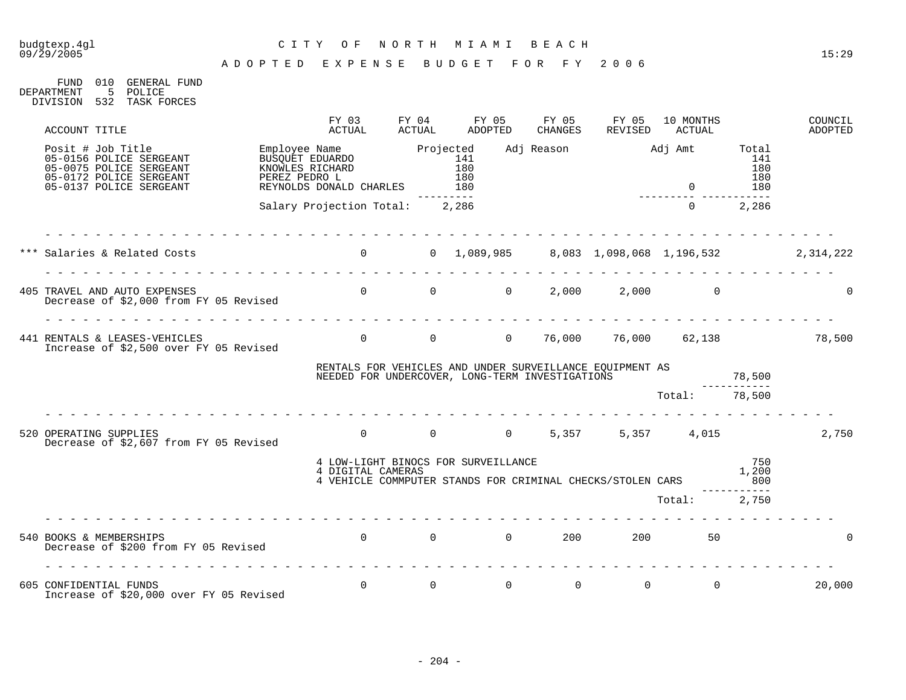budgtexp.4gl
09/29/2005

# CITY OF NORTH MIAMI BEACH

## ADOPTED EXPENSE BUDGET FOR FY 2006

15:29

FUND 010 GENERAL FUND
DEPARTMENT 5 POLICE
DIVISION 532 TASK FORCES

| ACCOUNT TITLE | FY 03 ACTUAL | FY 04 ACTUAL | FY 05 ADOPTED | FY 05 CHANGES | FY 05 REVISED | 10 MONTHS ACTUAL | | COUNCIL ADOPTED |
|---|---|---|---|---|---|---|---|---|

| Posit # Job Title | Employee Name | Projected | Adj Reason | Adj Amt | Total |
|---|---|---|---|---|---|
| 05-0156 POLICE SERGEANT | BUSQUET EDUARDO | 141 | | | 141 |
| 05-0075 POLICE SERGEANT | KNOWLES RICHARD | 180 | | | 180 |
| 05-0172 POLICE SERGEANT | PEREZ PEDRO L | 180 | | | 180 |
| 05-0137 POLICE SERGEANT | REYNOLDS DONALD CHARLES | 180 | | 0 | 180 |
| | Salary Projection Total: | 2,286 | | 0 | 2,286 |

| ACCOUNT TITLE | FY 03 ACTUAL | FY 04 ACTUAL | FY 05 ADOPTED | FY 05 CHANGES | FY 05 REVISED | 10 MONTHS ACTUAL | | COUNCIL ADOPTED |
|---|---|---|---|---|---|---|---|---|
| *** Salaries & Related Costs | 0 | 0 | 1,089,985 | 8,083 | 1,098,068 | 1,196,532 | | 2,314,222 |
| 405 TRAVEL AND AUTO EXPENSES<br>Decrease of $2,000 from FY 05 Revised | 0 | 0 | 0 | 2,000 | 2,000 | 0 | | 0 |
| 441 RENTALS & LEASES-VEHICLES<br>Increase of $2,500 over FY 05 Revised | 0 | 0 | 0 | 76,000 | 76,000 | 62,138 | | 78,500 |
| RENTALS FOR VEHICLES AND UNDER SURVEILLANCE EQUIPMENT AS NEEDED FOR UNDERCOVER, LONG-TERM INVESTIGATIONS | | | | | | | 78,500 | |
| | | | | | | Total: | 78,500 | |
| 520 OPERATING SUPPLIES<br>Decrease of $2,607 from FY 05 Revised | 0 | 0 | 0 | 5,357 | 5,357 | 4,015 | | 2,750 |
| 4 LOW-LIGHT BINOCS FOR SURVEILLANCE | | | | | | | 750 | |
| 4 DIGITAL CAMERAS | | | | | | | 1,200 | |
| 4 VEHICLE COMMPUTER STANDS FOR CRIMINAL CHECKS/STOLEN CARS | | | | | | | 800 | |
| | | | | | | Total: | 2,750 | |
| 540 BOOKS & MEMBERSHIPS<br>Decrease of $200 from FY 05 Revised | 0 | 0 | 0 | 200 | 200 | 50 | | 0 |
| 605 CONFIDENTIAL FUNDS<br>Increase of $20,000 over FY 05 Revised | 0 | 0 | 0 | 0 | 0 | 0 | | 20,000 |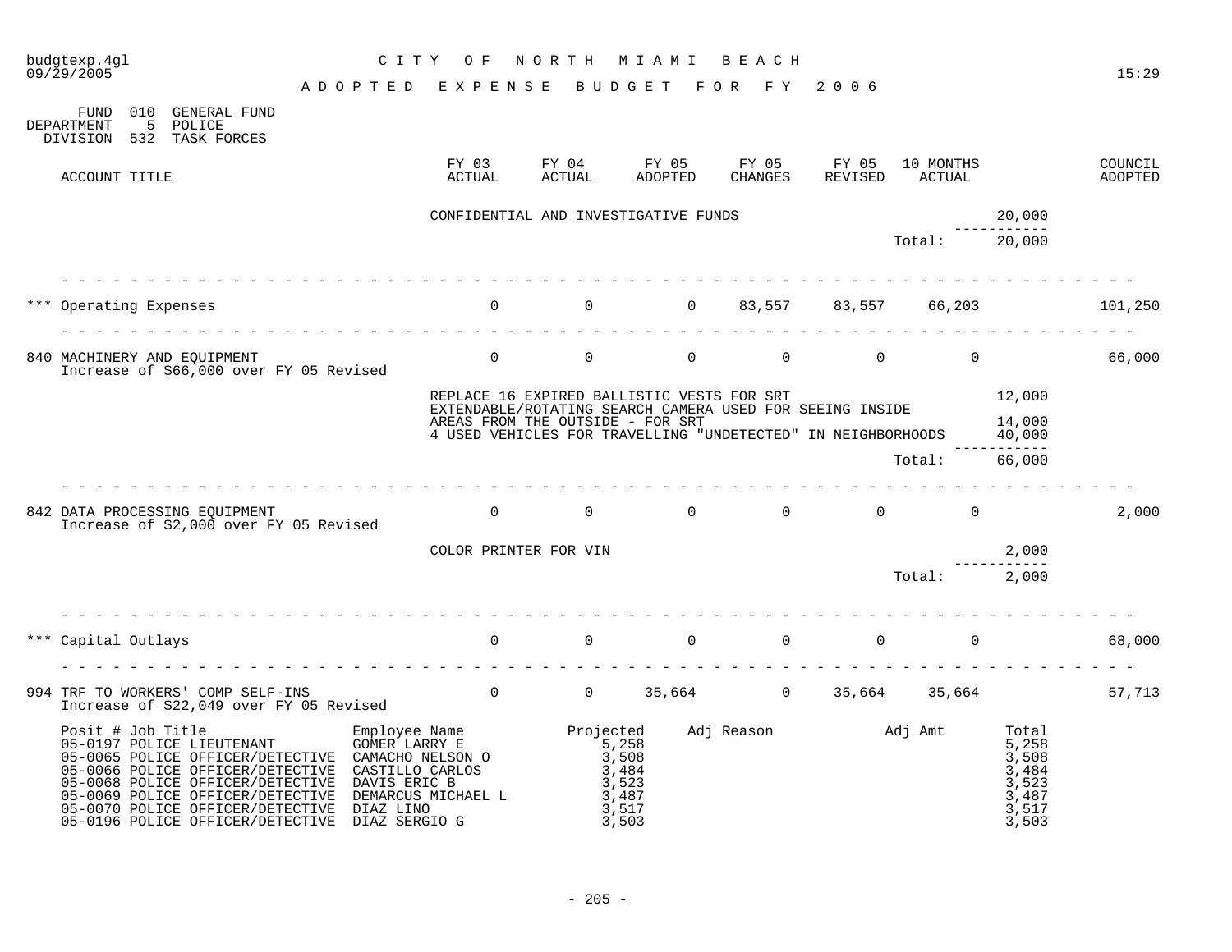budgtexp.4gl
09/29/2005

# CITY OF NORTH MIAMI BEACH

## ADOPTED EXPENSE BUDGET FOR FY 2006

FUND 010 GENERAL FUND
DEPARTMENT 5 POLICE
DIVISION 532 TASK FORCES

| ACCOUNT TITLE | FY 03 ACTUAL | FY 04 ACTUAL | FY 05 ADOPTED | FY 05 CHANGES | FY 05 REVISED | 10 MONTHS ACTUAL | | COUNCIL ADOPTED |
|---|---|---|---|---|---|---|---|---|
| | CONFIDENTIAL AND INVESTIGATIVE FUNDS | | | | | | 20,000 | |
| | | | | | | Total: | 20,000 | |
| *** Operating Expenses | 0 | 0 | 0 | 83,557 | 83,557 | 66,203 | | 101,250 |
| 840 MACHINERY AND EQUIPMENT<br>Increase of $66,000 over FY 05 Revised | 0 | 0 | 0 | 0 | 0 | 0 | | 66,000 |
| | REPLACE 16 EXPIRED BALLISTIC VESTS FOR SRT | | | | | | 12,000 | |
| | EXTENDABLE/ROTATING SEARCH CAMERA USED FOR SEEING INSIDE AREAS FROM THE OUTSIDE - FOR SRT | | | | | | 14,000 | |
| | 4 USED VEHICLES FOR TRAVELLING "UNDETECTED" IN NEIGHBORHOODS | | | | | | 40,000 | |
| | | | | | | Total: | 66,000 | |
| 842 DATA PROCESSING EQUIPMENT<br>Increase of $2,000 over FY 05 Revised | 0 | 0 | 0 | 0 | 0 | 0 | | 2,000 |
| | COLOR PRINTER FOR VIN | | | | | | 2,000 | |
| | | | | | | Total: | 2,000 | |
| *** Capital Outlays | 0 | 0 | 0 | 0 | 0 | 0 | | 68,000 |
| 994 TRF TO WORKERS' COMP SELF-INS<br>Increase of $22,049 over FY 05 Revised | 0 | 0 | 35,664 | 0 | 35,664 | 35,664 | | 57,713 |

| Posit # Job Title | Employee Name | Projected | Adj Reason | Adj Amt | Total |
|---|---|---|---|---|---|
| 05-0197 POLICE LIEUTENANT | GOMER LARRY E | 5,258 | | | 5,258 |
| 05-0065 POLICE OFFICER/DETECTIVE | CAMACHO NELSON O | 3,508 | | | 3,508 |
| 05-0066 POLICE OFFICER/DETECTIVE | CASTILLO CARLOS | 3,484 | | | 3,484 |
| 05-0068 POLICE OFFICER/DETECTIVE | DAVIS ERIC B | 3,523 | | | 3,523 |
| 05-0069 POLICE OFFICER/DETECTIVE | DEMARCUS MICHAEL L | 3,487 | | | 3,487 |
| 05-0070 POLICE OFFICER/DETECTIVE | DIAZ LINO | 3,517 | | | 3,517 |
| 05-0196 POLICE OFFICER/DETECTIVE | DIAZ SERGIO G | 3,503 | | | 3,503 |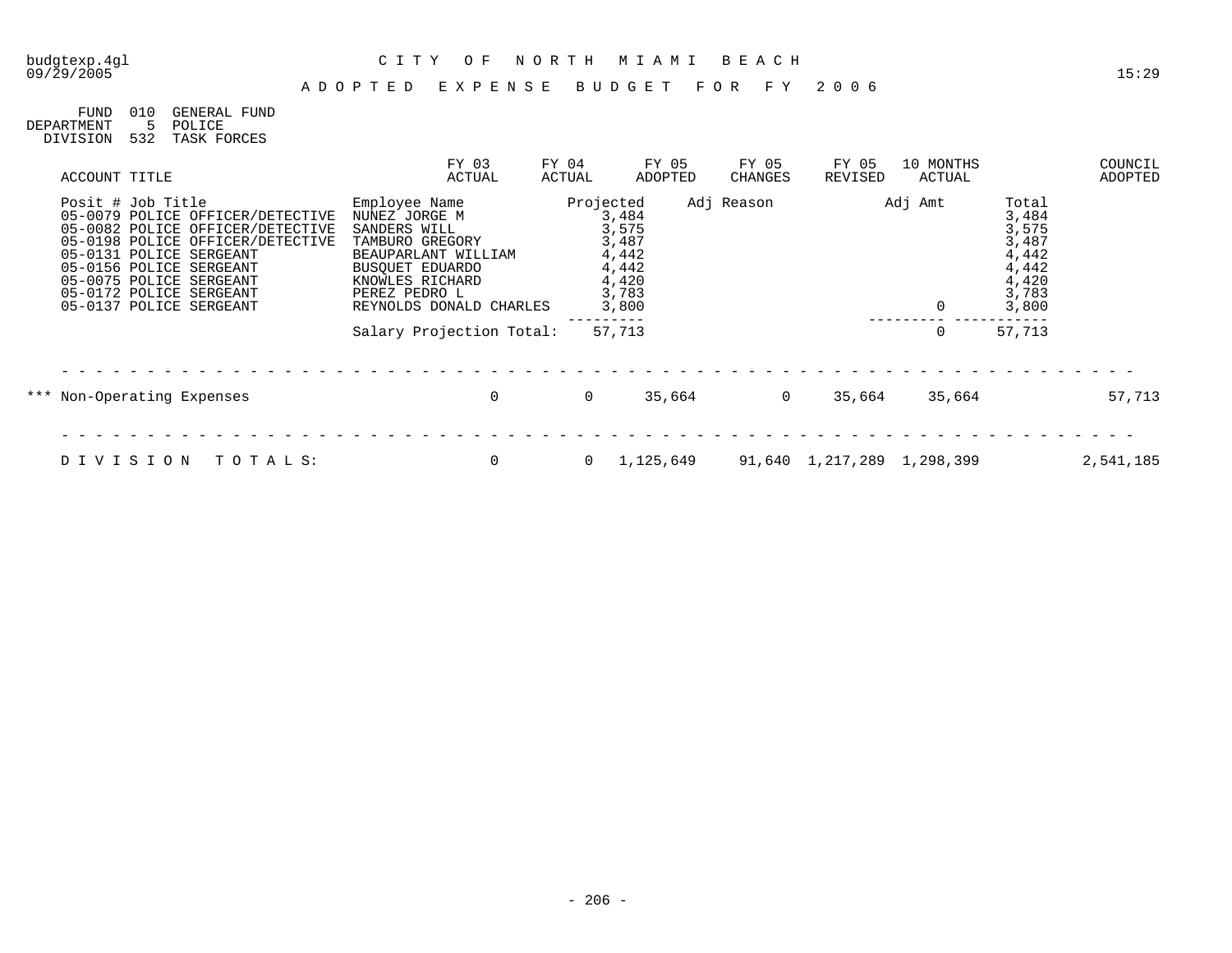budgtexp.4gl
09/29/2005

CITY OF NORTH MIAMI BEACH

ADOPTED EXPENSE BUDGET FOR FY 2006

15:29

FUND 010 GENERAL FUND
DEPARTMENT 5 POLICE
DIVISION 532 TASK FORCES

| ACCOUNT TITLE | FY 03 ACTUAL | FY 04 ACTUAL | FY 05 ADOPTED | FY 05 CHANGES | FY 05 REVISED | 10 MONTHS ACTUAL | COUNCIL ADOPTED |
|---|---|---|---|---|---|---|---|

| Posit # | Job Title | Employee Name | Projected | Adj Reason | Adj Amt | Total |
|---|---|---|---|---|---|---|
| 05-0079 | POLICE OFFICER/DETECTIVE | NUNEZ JORGE M | 3,484 | | | 3,484 |
| 05-0082 | POLICE OFFICER/DETECTIVE | SANDERS WILL | 3,575 | | | 3,575 |
| 05-0198 | POLICE OFFICER/DETECTIVE | TAMBURO GREGORY | 3,487 | | | 3,487 |
| 05-0131 | POLICE SERGEANT | BEAUPARLANT WILLIAM | 4,442 | | | 4,442 |
| 05-0156 | POLICE SERGEANT | BUSQUET EDUARDO | 4,442 | | | 4,442 |
| 05-0075 | POLICE SERGEANT | KNOWLES RICHARD | 4,420 | | | 4,420 |
| 05-0172 | POLICE SERGEANT | PEREZ PEDRO L | 3,783 | | | 3,783 |
| 05-0137 | POLICE SERGEANT | REYNOLDS DONALD CHARLES | 3,800 | | 0 | 3,800 |
| | | Salary Projection Total: | 57,713 | | 0 | 57,713 |

| ACCOUNT TITLE | FY 03 ACTUAL | FY 04 ACTUAL | FY 05 ADOPTED | FY 05 CHANGES | FY 05 REVISED | 10 MONTHS ACTUAL | COUNCIL ADOPTED |
|---|---|---|---|---|---|---|---|
| *** Non-Operating Expenses | 0 | 0 | 35,664 | 0 | 35,664 | 35,664 | 57,713 |
| DIVISION TOTALS: | 0 | 0 | 1,125,649 | 91,640 | 1,217,289 | 1,298,399 | 2,541,185 |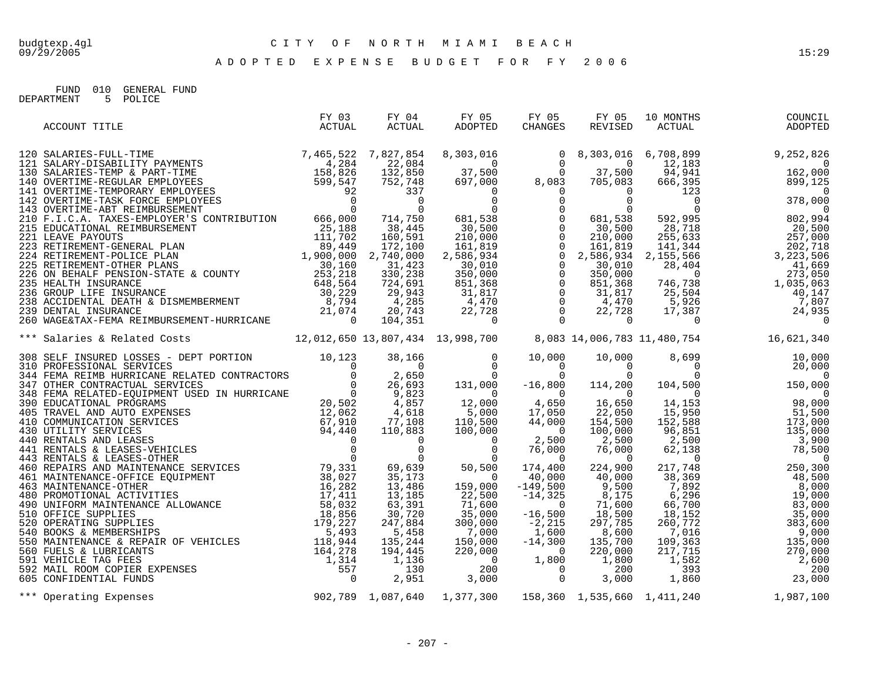# CITY OF NORTH MIAMI BEACH

## ADOPTED EXPENSE BUDGET FOR FY 2006

FUND 010 GENERAL FUND
DEPARTMENT 5 POLICE

| ACCOUNT TITLE | FY 03 ACTUAL | FY 04 ACTUAL | FY 05 ADOPTED | FY 05 CHANGES | FY 05 REVISED | 10 MONTHS ACTUAL | COUNCIL ADOPTED |
|---|---|---|---|---|---|---|---|
| 120 SALARIES-FULL-TIME | 7,465,522 | 7,827,854 | 8,303,016 | 0 | 8,303,016 | 6,708,899 | 9,252,826 |
| 121 SALARY-DISABILITY PAYMENTS | 4,284 | 22,084 | 0 | 0 | 0 | 12,183 | 0 |
| 130 SALARIES-TEMP & PART-TIME | 158,826 | 132,850 | 37,500 | 0 | 37,500 | 94,941 | 162,000 |
| 140 OVERTIME-REGULAR EMPLOYEES | 599,547 | 752,748 | 697,000 | 8,083 | 705,083 | 666,395 | 899,125 |
| 141 OVERTIME-TEMPORARY EMPLOYEES | 92 | 337 | 0 | 0 | 0 | 123 | 0 |
| 142 OVERTIME-TASK FORCE EMPLOYEES | 0 | 0 | 0 | 0 | 0 | 0 | 378,000 |
| 143 OVERTIME-ABT REIMBURSEMENT | 0 | 0 | 0 | 0 | 0 | 0 | 0 |
| 210 F.I.C.A. TAXES-EMPLOYER'S CONTRIBUTION | 666,000 | 714,750 | 681,538 | 0 | 681,538 | 592,995 | 802,994 |
| 215 EDUCATIONAL REIMBURSEMENT | 25,188 | 38,445 | 30,500 | 0 | 30,500 | 28,718 | 20,500 |
| 221 LEAVE PAYOUTS | 111,702 | 160,591 | 210,000 | 0 | 210,000 | 255,633 | 257,000 |
| 223 RETIREMENT-GENERAL PLAN | 89,449 | 172,100 | 161,819 | 0 | 161,819 | 141,344 | 202,718 |
| 224 RETIREMENT-POLICE PLAN | 1,900,000 | 2,740,000 | 2,586,934 | 0 | 2,586,934 | 2,155,566 | 3,223,506 |
| 225 RETIREMENT-OTHER PLANS | 30,160 | 31,423 | 30,010 | 0 | 30,010 | 28,404 | 41,669 |
| 226 ON BEHALF PENSION-STATE & COUNTY | 253,218 | 330,238 | 350,000 | 0 | 350,000 | 0 | 273,050 |
| 235 HEALTH INSURANCE | 648,564 | 724,691 | 851,368 | 0 | 851,368 | 746,738 | 1,035,063 |
| 236 GROUP LIFE INSURANCE | 30,229 | 29,943 | 31,817 | 0 | 31,817 | 25,504 | 40,147 |
| 238 ACCIDENTAL DEATH & DISMEMBERMENT | 8,794 | 4,285 | 4,470 | 0 | 4,470 | 5,926 | 7,807 |
| 239 DENTAL INSURANCE | 21,074 | 20,743 | 22,728 | 0 | 22,728 | 17,387 | 24,935 |
| 260 WAGE&TAX-FEMA REIMBURSEMENT-HURRICANE | 0 | 104,351 | 0 | 0 | 0 | 0 | 0 |
| *** Salaries & Related Costs | 12,012,650 | 13,807,434 | 13,998,700 | 8,083 | 14,006,783 | 11,480,754 | 16,621,340 |
| 308 SELF INSURED LOSSES - DEPT PORTION | 10,123 | 38,166 | 0 | 10,000 | 10,000 | 8,699 | 10,000 |
| 310 PROFESSIONAL SERVICES | 0 | 0 | 0 | 0 | 0 | 0 | 20,000 |
| 344 FEMA REIMB HURRICANE RELATED CONTRACTORS | 0 | 2,650 | 0 | 0 | 0 | 0 | 0 |
| 347 OTHER CONTRACTUAL SERVICES | 0 | 26,693 | 131,000 | -16,800 | 114,200 | 104,500 | 150,000 |
| 348 FEMA RELATED-EQUIPMENT USED IN HURRICANE | 0 | 9,823 | 0 | 0 | 0 | 0 | 0 |
| 390 EDUCATIONAL PROGRAMS | 20,502 | 4,857 | 12,000 | 4,650 | 16,650 | 14,153 | 98,000 |
| 405 TRAVEL AND AUTO EXPENSES | 12,062 | 4,618 | 5,000 | 17,050 | 22,050 | 15,950 | 51,500 |
| 410 COMMUNICATION SERVICES | 67,910 | 77,108 | 110,500 | 44,000 | 154,500 | 152,588 | 173,000 |
| 430 UTILITY SERVICES | 94,440 | 110,883 | 100,000 | 0 | 100,000 | 96,851 | 135,000 |
| 440 RENTALS AND LEASES | 0 | 0 | 0 | 2,500 | 2,500 | 2,500 | 3,900 |
| 441 RENTALS & LEASES-VEHICLES | 0 | 0 | 0 | 76,000 | 76,000 | 62,138 | 78,500 |
| 443 RENTALS & LEASES-OTHER | 0 | 0 | 0 | 0 | 0 | 0 | 0 |
| 460 REPAIRS AND MAINTENANCE SERVICES | 79,331 | 69,639 | 50,500 | 174,400 | 224,900 | 217,748 | 250,300 |
| 461 MAINTENANCE-OFFICE EQUIPMENT | 38,027 | 35,173 | 0 | 40,000 | 40,000 | 38,369 | 48,500 |
| 463 MAINTENANCE-OTHER | 16,282 | 13,486 | 159,000 | -149,500 | 9,500 | 7,892 | 8,000 |
| 480 PROMOTIONAL ACTIVITIES | 17,411 | 13,185 | 22,500 | -14,325 | 8,175 | 6,296 | 19,000 |
| 490 UNIFORM MAINTENANCE ALLOWANCE | 58,032 | 63,391 | 71,600 | 0 | 71,600 | 66,700 | 83,000 |
| 510 OFFICE SUPPLIES | 18,856 | 30,720 | 35,000 | -16,500 | 18,500 | 18,152 | 35,000 |
| 520 OPERATING SUPPLIES | 179,227 | 247,884 | 300,000 | -2,215 | 297,785 | 260,772 | 383,600 |
| 540 BOOKS & MEMBERSHIPS | 5,493 | 5,458 | 7,000 | 1,600 | 8,600 | 7,016 | 9,000 |
| 550 MAINTENANCE & REPAIR OF VEHICLES | 118,944 | 135,244 | 150,000 | -14,300 | 135,700 | 109,363 | 135,000 |
| 560 FUELS & LUBRICANTS | 164,278 | 194,445 | 220,000 | 0 | 220,000 | 217,715 | 270,000 |
| 591 VEHICLE TAG FEES | 1,314 | 1,136 | 0 | 1,800 | 1,800 | 1,582 | 2,600 |
| 592 MAIL ROOM COPIER EXPENSES | 557 | 130 | 200 | 0 | 200 | 393 | 200 |
| 605 CONFIDENTIAL FUNDS | 0 | 2,951 | 3,000 | 0 | 3,000 | 1,860 | 23,000 |
| *** Operating Expenses | 902,789 | 1,087,640 | 1,377,300 | 158,360 | 1,535,660 | 1,411,240 | 1,987,100 |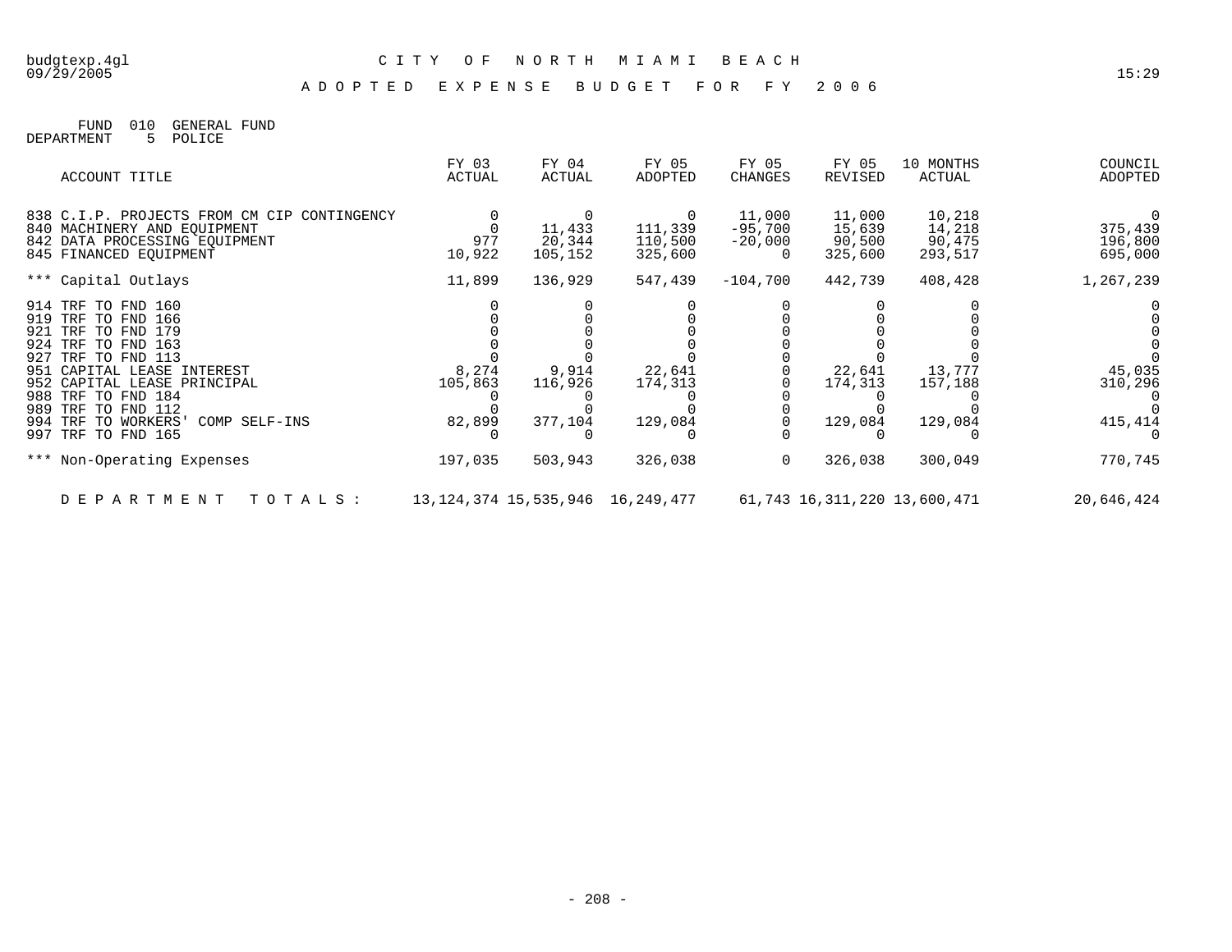# CITY OF NORTH MIAMI BEACH

## ADOPTED EXPENSE BUDGET FOR FY 2006

FUND 010 GENERAL FUND
DEPARTMENT 5 POLICE

| ACCOUNT TITLE | FY 03 ACTUAL | FY 04 ACTUAL | FY 05 ADOPTED | FY 05 CHANGES | FY 05 REVISED | 10 MONTHS ACTUAL | COUNCIL ADOPTED |
|---|---|---|---|---|---|---|---|
| 838 C.I.P. PROJECTS FROM CM CIP CONTINGENCY | 0 | 0 | 0 | 11,000 | 11,000 | 10,218 | 0 |
| 840 MACHINERY AND EQUIPMENT | 0 | 11,433 | 111,339 | -95,700 | 15,639 | 14,218 | 375,439 |
| 842 DATA PROCESSING EQUIPMENT | 977 | 20,344 | 110,500 | -20,000 | 90,500 | 90,475 | 196,800 |
| 845 FINANCED EQUIPMENT | 10,922 | 105,152 | 325,600 | 0 | 325,600 | 293,517 | 695,000 |
| *** Capital Outlays | 11,899 | 136,929 | 547,439 | -104,700 | 442,739 | 408,428 | 1,267,239 |
| 914 TRF TO FND 160 | 0 | 0 | 0 | 0 | 0 | 0 | 0 |
| 919 TRF TO FND 166 | 0 | 0 | 0 | 0 | 0 | 0 | 0 |
| 921 TRF TO FND 179 | 0 | 0 | 0 | 0 | 0 | 0 | 0 |
| 924 TRF TO FND 163 | 0 | 0 | 0 | 0 | 0 | 0 | 0 |
| 927 TRF TO FND 113 | 0 | 0 | 0 | 0 | 0 | 0 | 0 |
| 951 CAPITAL LEASE INTEREST | 8,274 | 9,914 | 22,641 | 0 | 22,641 | 13,777 | 45,035 |
| 952 CAPITAL LEASE PRINCIPAL | 105,863 | 116,926 | 174,313 | 0 | 174,313 | 157,188 | 310,296 |
| 988 TRF TO FND 184 | 0 | 0 | 0 | 0 | 0 | 0 | 0 |
| 989 TRF TO FND 112 | 0 | 0 | 0 | 0 | 0 | 0 | 0 |
| 994 TRF TO WORKERS' COMP SELF-INS | 82,899 | 377,104 | 129,084 | 0 | 129,084 | 129,084 | 415,414 |
| 997 TRF TO FND 165 | 0 | 0 | 0 | 0 | 0 | 0 | 0 |
| *** Non-Operating Expenses | 197,035 | 503,943 | 326,038 | 0 | 326,038 | 300,049 | 770,745 |
| DEPARTMENT TOTALS: | 13,124,374 | 15,535,946 | 16,249,477 | 61,743 | 16,311,220 | 13,600,471 | 20,646,424 |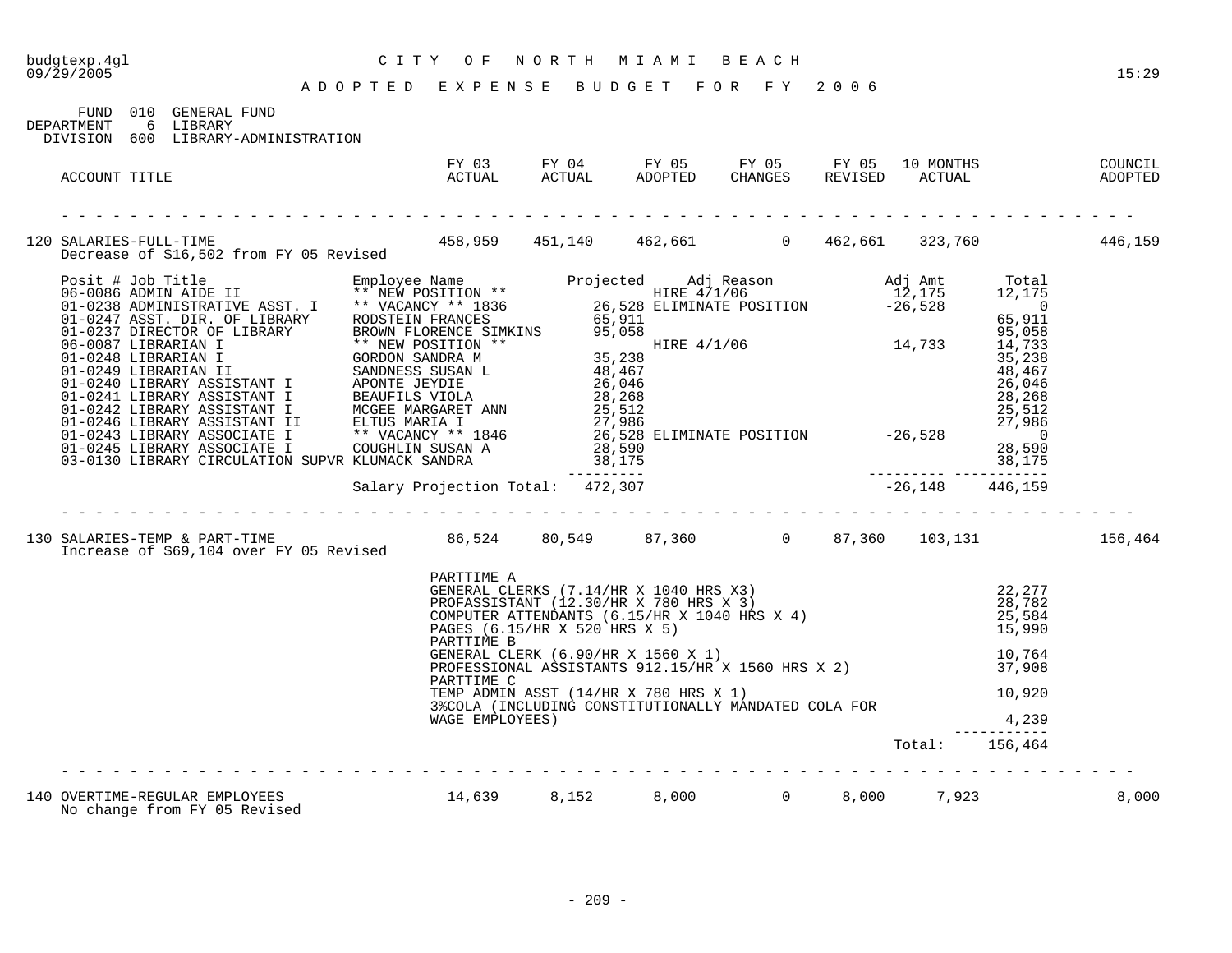budgtexp.4gl
09/29/2005

# CITY OF NORTH MIAMI BEACH

## ADOPTED EXPENSE BUDGET FOR FY 2006

15:29

FUND 010 GENERAL FUND
DEPARTMENT 6 LIBRARY
DIVISION 600 LIBRARY-ADMINISTRATION

| ACCOUNT TITLE | FY 03 ACTUAL | FY 04 ACTUAL | FY 05 ADOPTED | FY 05 CHANGES | FY 05 REVISED | 10 MONTHS ACTUAL | COUNCIL ADOPTED |
|---|---|---|---|---|---|---|---|
| 120 SALARIES-FULL-TIME | 458,959 | 451,140 | 462,661 | 0 | 462,661 | 323,760 | 446,159 |

Decrease of $16,502 from FY 05 Revised

| Posit # | Job Title | Employee Name | Projected | Adj Reason | Adj Amt | Total |
|---|---|---|---|---|---|---|
| 06-0086 | ADMIN AIDE II | ** NEW POSITION ** | | HIRE 4/1/06 | 12,175 | 12,175 |
| 01-0238 | ADMINISTRATIVE ASST. I | ** VACANCY ** 1836 | 26,528 | ELIMINATE POSITION | -26,528 | 0 |
| 01-0247 | ASST. DIR. OF LIBRARY | RODSTEIN FRANCES | 65,911 | | | 65,911 |
| 01-0237 | DIRECTOR OF LIBRARY | BROWN FLORENCE SIMKINS | 95,058 | | | 95,058 |
| 06-0087 | LIBRARIAN I | ** NEW POSITION ** | | HIRE 4/1/06 | 14,733 | 14,733 |
| 01-0248 | LIBRARIAN I | GORDON SANDRA M | 35,238 | | | 35,238 |
| 01-0249 | LIBRARIAN II | SANDNESS SUSAN L | 48,467 | | | 48,467 |
| 01-0240 | LIBRARY ASSISTANT I | APONTE JEYDIE | 26,046 | | | 26,046 |
| 01-0241 | LIBRARY ASSISTANT I | BEAUFILS VIOLA | 28,268 | | | 28,268 |
| 01-0242 | LIBRARY ASSISTANT I | MCGEE MARGARET ANN | 25,512 | | | 25,512 |
| 01-0246 | LIBRARY ASSISTANT II | ELTUS MARIA I | 27,986 | | | 27,986 |
| 01-0243 | LIBRARY ASSOCIATE I | ** VACANCY ** 1846 | 26,528 | ELIMINATE POSITION | -26,528 | 0 |
| 01-0245 | LIBRARY ASSOCIATE I | COUGHLIN SUSAN A | 28,590 | | | 28,590 |
| 03-0130 | LIBRARY CIRCULATION SUPVR | KLUMACK SANDRA | 38,175 | | | 38,175 |
| | | Salary Projection Total: | 472,307 | | -26,148 | 446,159 |

| ACCOUNT TITLE | FY 03 ACTUAL | FY 04 ACTUAL | FY 05 ADOPTED | FY 05 CHANGES | FY 05 REVISED | 10 MONTHS ACTUAL | COUNCIL ADOPTED |
|---|---|---|---|---|---|---|---|
| 130 SALARIES-TEMP & PART-TIME | 86,524 | 80,549 | 87,360 | 0 | 87,360 | 103,131 | 156,464 |

Increase of $69,104 over FY 05 Revised

| Description | Amount |
|---|---|
| PARTTIME A | |
| GENERAL CLERKS (7.14/HR X 1040 HRS X3) | 22,277 |
| PROFASSISTANT (12.30/HR X 780 HRS X 3) | 28,782 |
| COMPUTER ATTENDANTS (6.15/HR X 1040 HRS X 4) | 25,584 |
| PAGES (6.15/HR X 520 HRS X 5) | 15,990 |
| PARTTIME B | |
| GENERAL CLERK (6.90/HR X 1560 X 1) | 10,764 |
| PROFESSIONAL ASSISTANTS 912.15/HR X 1560 HRS X 2) | 37,908 |
| PARTTIME C | |
| TEMP ADMIN ASST (14/HR X 780 HRS X 1) | 10,920 |
| 3%COLA (INCLUDING CONSTITUTIONALLY MANDATED COLA FOR WAGE EMPLOYEES) | 4,239 |
| Total: | 156,464 |

| ACCOUNT TITLE | FY 03 ACTUAL | FY 04 ACTUAL | FY 05 ADOPTED | FY 05 CHANGES | FY 05 REVISED | 10 MONTHS ACTUAL | COUNCIL ADOPTED |
|---|---|---|---|---|---|---|---|
| 140 OVERTIME-REGULAR EMPLOYEES | 14,639 | 8,152 | 8,000 | 0 | 8,000 | 7,923 | 8,000 |

No change from FY 05 Revised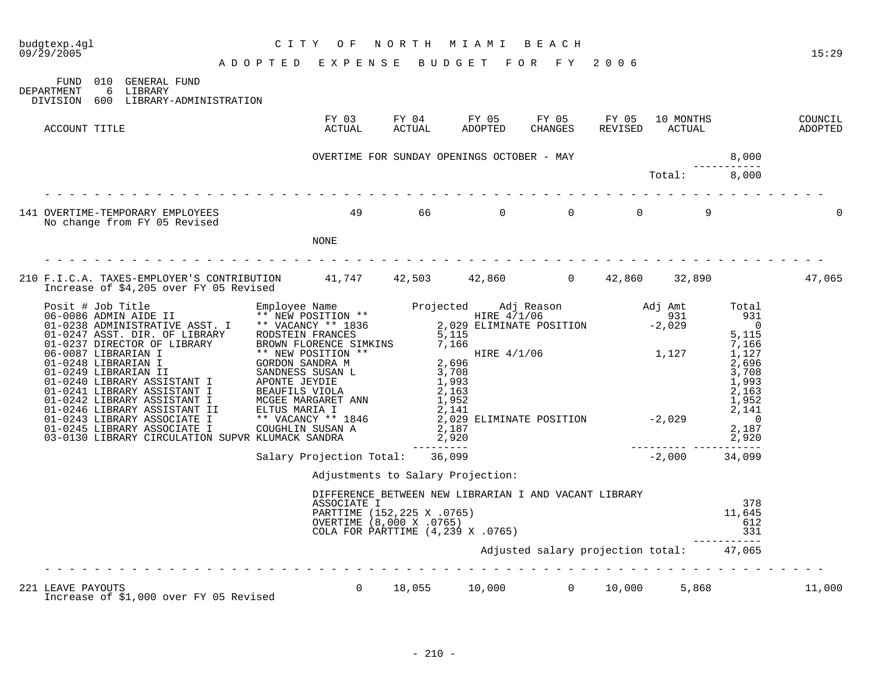CITY OF NORTH MIAMI BEACH

ADOPTED EXPENSE BUDGET FOR FY 2006

FUND 010 GENERAL FUND
DEPARTMENT 6 LIBRARY
DIVISION 600 LIBRARY-ADMINISTRATION

| ACCOUNT TITLE | FY 03 ACTUAL | FY 04 ACTUAL | FY 05 ADOPTED | FY 05 CHANGES | FY 05 REVISED | 10 MONTHS ACTUAL | | COUNCIL ADOPTED |
|---|---|---|---|---|---|---|---|---|

| | |
|---|---|
| OVERTIME FOR SUNDAY OPENINGS OCTOBER - MAY | 8,000 |
| Total: | 8,000 |

| ACCOUNT TITLE | FY 03 ACTUAL | FY 04 ACTUAL | FY 05 ADOPTED | FY 05 CHANGES | FY 05 REVISED | 10 MONTHS ACTUAL | COUNCIL ADOPTED |
|---|---|---|---|---|---|---|---|
| 141 OVERTIME-TEMPORARY EMPLOYEES<br>No change from FY 05 Revised | 49 | 66 | 0 | 0 | 0 | 9 | 0 |

NONE

| ACCOUNT TITLE | FY 03 ACTUAL | FY 04 ACTUAL | FY 05 ADOPTED | FY 05 CHANGES | FY 05 REVISED | 10 MONTHS ACTUAL | COUNCIL ADOPTED |
|---|---|---|---|---|---|---|---|
| 210 F.I.C.A. TAXES-EMPLOYER'S CONTRIBUTION<br>Increase of $4,205 over FY 05 Revised | 41,747 | 42,503 | 42,860 | 0 | 42,860 | 32,890 | 47,065 |

| Posit # Job Title | Employee Name | Projected | Adj Reason | Adj Amt | Total |
|---|---|---|---|---|---|
| 06-0086 ADMIN AIDE II | ** NEW POSITION ** | | HIRE 4/1/06 | 931 | 931 |
| 01-0238 ADMINISTRATIVE ASST. I | ** VACANCY ** 1836 | 2,029 | ELIMINATE POSITION | -2,029 | 0 |
| 01-0247 ASST. DIR. OF LIBRARY | RODSTEIN FRANCES | 5,115 | | | 5,115 |
| 01-0237 DIRECTOR OF LIBRARY | BROWN FLORENCE SIMKINS | 7,166 | | | 7,166 |
| 06-0087 LIBRARIAN I | ** NEW POSITION ** | | HIRE 4/1/06 | 1,127 | 1,127 |
| 01-0248 LIBRARIAN I | GORDON SANDRA M | 2,696 | | | 2,696 |
| 01-0249 LIBRARIAN II | SANDNESS SUSAN L | 3,708 | | | 3,708 |
| 01-0240 LIBRARY ASSISTANT I | APONTE JEYDIE | 1,993 | | | 1,993 |
| 01-0241 LIBRARY ASSISTANT I | BEAUFILS VIOLA | 2,163 | | | 2,163 |
| 01-0242 LIBRARY ASSISTANT I | MCGEE MARGARET ANN | 1,952 | | | 1,952 |
| 01-0246 LIBRARY ASSISTANT II | ELTUS MARIA I | 2,141 | | | 2,141 |
| 01-0243 LIBRARY ASSOCIATE I | ** VACANCY ** 1846 | 2,029 | ELIMINATE POSITION | -2,029 | 0 |
| 01-0245 LIBRARY ASSOCIATE I | COUGHLIN SUSAN A | 2,187 | | | 2,187 |
| 03-0130 LIBRARY CIRCULATION SUPVR | KLUMACK SANDRA | 2,920 | | | 2,920 |
| | Salary Projection Total: | 36,099 | | -2,000 | 34,099 |

Adjustments to Salary Projection:

| | |
|---|---|
| DIFFERENCE BETWEEN NEW LIBRARIAN I AND VACANT LIBRARY ASSOCIATE I | 378 |
| PARTTIME (152,225 X .0765) | 11,645 |
| OVERTIME (8,000 X .0765) | 612 |
| COLA FOR PARTTIME (4,239 X .0765) | 331 |
| Adjusted salary projection total: | 47,065 |

| ACCOUNT TITLE | FY 03 ACTUAL | FY 04 ACTUAL | FY 05 ADOPTED | FY 05 CHANGES | FY 05 REVISED | 10 MONTHS ACTUAL | COUNCIL ADOPTED |
|---|---|---|---|---|---|---|---|
| 221 LEAVE PAYOUTS<br>Increase of $1,000 over FY 05 Revised | 0 | 18,055 | 10,000 | 0 | 10,000 | 5,868 | 11,000 |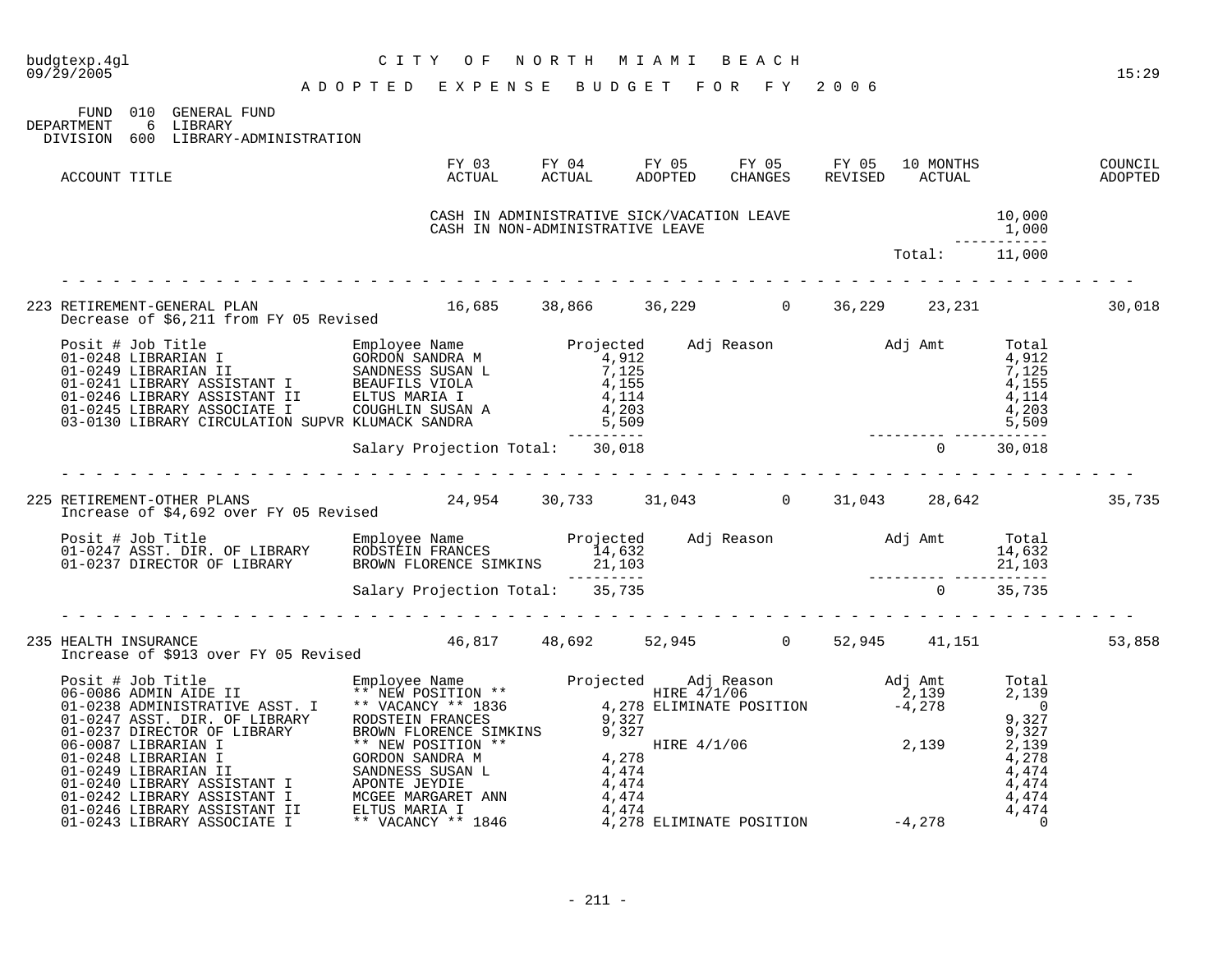budgtexp.4gl
09/29/2005

# CITY OF NORTH MIAMI BEACH

## ADOPTED EXPENSE BUDGET FOR FY 2006

FUND 010 GENERAL FUND
DEPARTMENT 6 LIBRARY
DIVISION 600 LIBRARY-ADMINISTRATION

| ACCOUNT TITLE | FY 03 ACTUAL | FY 04 ACTUAL | FY 05 ADOPTED | FY 05 CHANGES | FY 05 REVISED | 10 MONTHS ACTUAL | COUNCIL ADOPTED |
|---|---|---|---|---|---|---|---|

| | |
|---|---|
| CASH IN ADMINISTRATIVE SICK/VACATION LEAVE | 10,000 |
| CASH IN NON-ADMINISTRATIVE LEAVE | 1,000 |
| Total: | 11,000 |

| ACCOUNT TITLE | FY 03 ACTUAL | FY 04 ACTUAL | FY 05 ADOPTED | FY 05 CHANGES | FY 05 REVISED | 10 MONTHS ACTUAL | COUNCIL ADOPTED |
|---|---|---|---|---|---|---|---|
| 223 RETIREMENT-GENERAL PLAN<br>Decrease of $6,211 from FY 05 Revised | 16,685 | 38,866 | 36,229 | 0 | 36,229 | 23,231 | 30,018 |

| Posit # | Job Title | Employee Name | Projected | Adj Reason | Adj Amt | Total |
|---|---|---|---|---|---|---|
| 01-0248 | LIBRARIAN I | GORDON SANDRA M | 4,912 | | | 4,912 |
| 01-0249 | LIBRARIAN II | SANDNESS SUSAN L | 7,125 | | | 7,125 |
| 01-0241 | LIBRARY ASSISTANT I | BEAUFILS VIOLA | 4,155 | | | 4,155 |
| 01-0246 | LIBRARY ASSISTANT II | ELTUS MARIA I | 4,114 | | | 4,114 |
| 01-0245 | LIBRARY ASSOCIATE I | COUGHLIN SUSAN A | 4,203 | | | 4,203 |
| 03-0130 | LIBRARY CIRCULATION SUPVR | KLUMACK SANDRA | 5,509 | | | 5,509 |
| | | Salary Projection Total: | 30,018 | | 0 | 30,018 |

| ACCOUNT TITLE | FY 03 ACTUAL | FY 04 ACTUAL | FY 05 ADOPTED | FY 05 CHANGES | FY 05 REVISED | 10 MONTHS ACTUAL | COUNCIL ADOPTED |
|---|---|---|---|---|---|---|---|
| 225 RETIREMENT-OTHER PLANS<br>Increase of $4,692 over FY 05 Revised | 24,954 | 30,733 | 31,043 | 0 | 31,043 | 28,642 | 35,735 |

| Posit # | Job Title | Employee Name | Projected | Adj Reason | Adj Amt | Total |
|---|---|---|---|---|---|---|
| 01-0247 | ASST. DIR. OF LIBRARY | RODSTEIN FRANCES | 14,632 | | | 14,632 |
| 01-0237 | DIRECTOR OF LIBRARY | BROWN FLORENCE SIMKINS | 21,103 | | | 21,103 |
| | | Salary Projection Total: | 35,735 | | 0 | 35,735 |

| ACCOUNT TITLE | FY 03 ACTUAL | FY 04 ACTUAL | FY 05 ADOPTED | FY 05 CHANGES | FY 05 REVISED | 10 MONTHS ACTUAL | COUNCIL ADOPTED |
|---|---|---|---|---|---|---|---|
| 235 HEALTH INSURANCE<br>Increase of $913 over FY 05 Revised | 46,817 | 48,692 | 52,945 | 0 | 52,945 | 41,151 | 53,858 |

| Posit # | Job Title | Employee Name | Projected | Adj Reason | Adj Amt | Total |
|---|---|---|---|---|---|---|
| 06-0086 | ADMIN AIDE II | ** NEW POSITION ** | | HIRE 4/1/06 | 2,139 | 2,139 |
| 01-0238 | ADMINISTRATIVE ASST. I | ** VACANCY ** 1836 | 4,278 | ELIMINATE POSITION | -4,278 | 0 |
| 01-0247 | ASST. DIR. OF LIBRARY | RODSTEIN FRANCES | 9,327 | | | 9,327 |
| 01-0237 | DIRECTOR OF LIBRARY | BROWN FLORENCE SIMKINS | 9,327 | | | 9,327 |
| 06-0087 | LIBRARIAN I | ** NEW POSITION ** | | HIRE 4/1/06 | 2,139 | 2,139 |
| 01-0248 | LIBRARIAN I | GORDON SANDRA M | 4,278 | | | 4,278 |
| 01-0249 | LIBRARIAN II | SANDNESS SUSAN L | 4,474 | | | 4,474 |
| 01-0240 | LIBRARY ASSISTANT I | APONTE JEYDIE | 4,474 | | | 4,474 |
| 01-0242 | LIBRARY ASSISTANT I | MCGEE MARGARET ANN | 4,474 | | | 4,474 |
| 01-0246 | LIBRARY ASSISTANT II | ELTUS MARIA I | 4,474 | | | 4,474 |
| 01-0243 | LIBRARY ASSOCIATE I | ** VACANCY ** 1846 | 4,278 | ELIMINATE POSITION | -4,278 | 0 |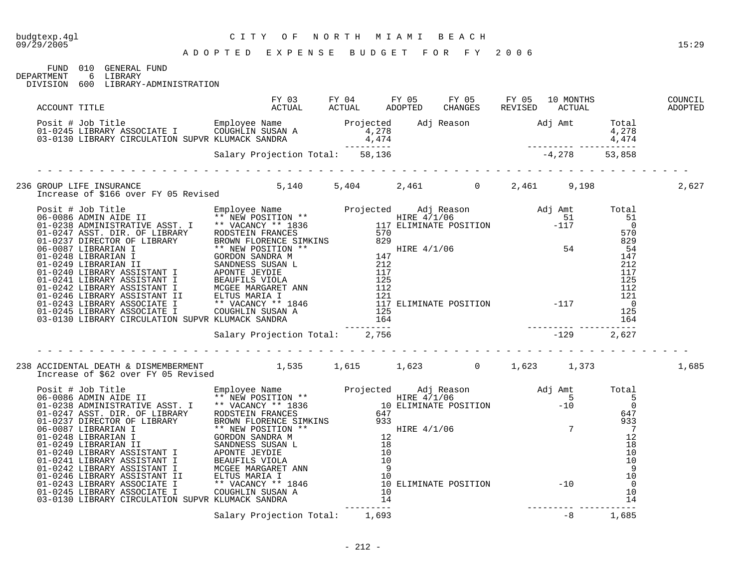budgtexp.4gl — CITY OF NORTH MIAMI BEACH — 09/29/2005 15:29

# ADOPTED EXPENSE BUDGET FOR FY 2006

FUND 010 GENERAL FUND
DEPARTMENT 6 LIBRARY
DIVISION 600 LIBRARY-ADMINISTRATION

| ACCOUNT TITLE | FY 03 ACTUAL | FY 04 ACTUAL | FY 05 ADOPTED | FY 05 CHANGES | FY 05 REVISED | 10 MONTHS ACTUAL | COUNCIL ADOPTED |
|---|---|---|---|---|---|---|---|

| Posit # | Job Title | Employee Name | Projected | Adj Reason | Adj Amt | Total |
|---|---|---|---|---|---|---|
| 01-0245 | LIBRARY ASSOCIATE I | COUGHLIN SUSAN A | 4,278 | | | 4,278 |
| 03-0130 | LIBRARY CIRCULATION SUPVR | KLUMACK SANDRA | 4,474 | | | 4,474 |
| | | Salary Projection Total: | 58,136 | | -4,278 | 53,858 |

| ACCOUNT TITLE | FY 03 ACTUAL | FY 04 ACTUAL | FY 05 ADOPTED | FY 05 CHANGES | FY 05 REVISED | 10 MONTHS ACTUAL | COUNCIL ADOPTED |
|---|---|---|---|---|---|---|---|
| 236 GROUP LIFE INSURANCE | 5,140 | 5,404 | 2,461 | 0 | 2,461 | 9,198 | 2,627 |

Increase of $166 over FY 05 Revised

| Posit # | Job Title | Employee Name | Projected | Adj Reason | Adj Amt | Total |
|---|---|---|---|---|---|---|
| 06-0086 | ADMIN AIDE II | ** NEW POSITION ** | | HIRE 4/1/06 | 51 | 51 |
| 01-0238 | ADMINISTRATIVE ASST. I | ** VACANCY ** 1836 | 117 | ELIMINATE POSITION | -117 | 0 |
| 01-0247 | ASST. DIR. OF LIBRARY | RODSTEIN FRANCES | 570 | | | 570 |
| 01-0237 | DIRECTOR OF LIBRARY | BROWN FLORENCE SIMKINS | 829 | | | 829 |
| 06-0087 | LIBRARIAN I | ** NEW POSITION ** | | HIRE 4/1/06 | 54 | 54 |
| 01-0248 | LIBRARIAN I | GORDON SANDRA M | 147 | | | 147 |
| 01-0249 | LIBRARIAN II | SANDNESS SUSAN L | 212 | | | 212 |
| 01-0240 | LIBRARY ASSISTANT I | APONTE JEYDIE | 117 | | | 117 |
| 01-0241 | LIBRARY ASSISTANT I | BEAUFILS VIOLA | 125 | | | 125 |
| 01-0242 | LIBRARY ASSISTANT I | MCGEE MARGARET ANN | 112 | | | 112 |
| 01-0246 | LIBRARY ASSISTANT II | ELTUS MARIA I | 121 | | | 121 |
| 01-0243 | LIBRARY ASSOCIATE I | ** VACANCY ** 1846 | 117 | ELIMINATE POSITION | -117 | 0 |
| 01-0245 | LIBRARY ASSOCIATE I | COUGHLIN SUSAN A | 125 | | | 125 |
| 03-0130 | LIBRARY CIRCULATION SUPVR | KLUMACK SANDRA | 164 | | | 164 |
| | | Salary Projection Total: | 2,756 | | -129 | 2,627 |

| ACCOUNT TITLE | FY 03 ACTUAL | FY 04 ACTUAL | FY 05 ADOPTED | FY 05 CHANGES | FY 05 REVISED | 10 MONTHS ACTUAL | COUNCIL ADOPTED |
|---|---|---|---|---|---|---|---|
| 238 ACCIDENTAL DEATH & DISMEMBERMENT | 1,535 | 1,615 | 1,623 | 0 | 1,623 | 1,373 | 1,685 |

Increase of $62 over FY 05 Revised

| Posit # | Job Title | Employee Name | Projected | Adj Reason | Adj Amt | Total |
|---|---|---|---|---|---|---|
| 06-0086 | ADMIN AIDE II | ** NEW POSITION ** | | HIRE 4/1/06 | 5 | 5 |
| 01-0238 | ADMINISTRATIVE ASST. I | ** VACANCY ** 1836 | 10 | ELIMINATE POSITION | -10 | 0 |
| 01-0247 | ASST. DIR. OF LIBRARY | RODSTEIN FRANCES | 647 | | | 647 |
| 01-0237 | DIRECTOR OF LIBRARY | BROWN FLORENCE SIMKINS | 933 | | | 933 |
| 06-0087 | LIBRARIAN I | ** NEW POSITION ** | | HIRE 4/1/06 | 7 | 7 |
| 01-0248 | LIBRARIAN I | GORDON SANDRA M | 12 | | | 12 |
| 01-0249 | LIBRARIAN II | SANDNESS SUSAN L | 18 | | | 18 |
| 01-0240 | LIBRARY ASSISTANT I | APONTE JEYDIE | 10 | | | 10 |
| 01-0241 | LIBRARY ASSISTANT I | BEAUFILS VIOLA | 10 | | | 10 |
| 01-0242 | LIBRARY ASSISTANT I | MCGEE MARGARET ANN | 9 | | | 9 |
| 01-0246 | LIBRARY ASSISTANT II | ELTUS MARIA I | 10 | | | 10 |
| 01-0243 | LIBRARY ASSOCIATE I | ** VACANCY ** 1846 | 10 | ELIMINATE POSITION | -10 | 0 |
| 01-0245 | LIBRARY ASSOCIATE I | COUGHLIN SUSAN A | 10 | | | 10 |
| 03-0130 | LIBRARY CIRCULATION SUPVR | KLUMACK SANDRA | 14 | | | 14 |
| | | Salary Projection Total: | 1,693 | | -8 | 1,685 |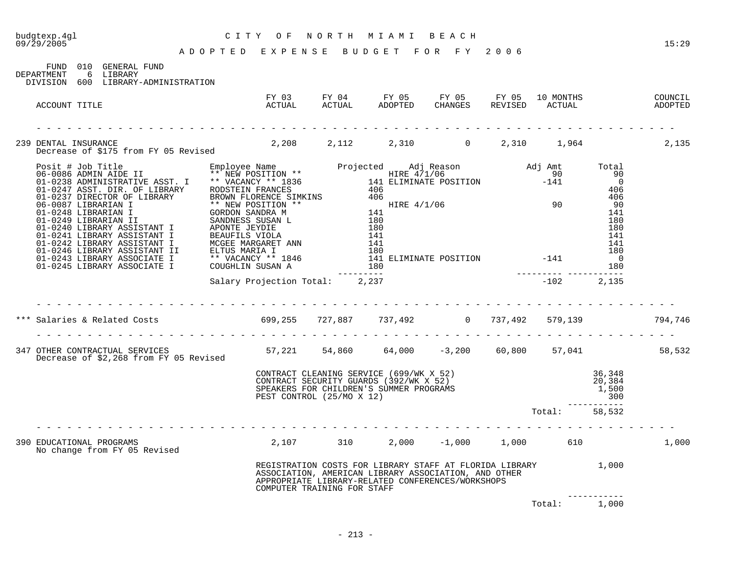CITY OF NORTH MIAMI BEACH

ADOPTED EXPENSE BUDGET FOR FY 2006

FUND 010 GENERAL FUND
DEPARTMENT 6 LIBRARY
DIVISION 600 LIBRARY-ADMINISTRATION

| ACCOUNT TITLE | FY 03 ACTUAL | FY 04 ACTUAL | FY 05 ADOPTED | FY 05 CHANGES | FY 05 REVISED | 10 MONTHS ACTUAL | COUNCIL ADOPTED |
|---|---|---|---|---|---|---|---|
| 239 DENTAL INSURANCE | 2,208 | 2,112 | 2,310 | 0 | 2,310 | 1,964 | 2,135 |

Decrease of $175 from FY 05 Revised

| Posit # | Job Title | Employee Name | Projected | Adj Reason | Adj Amt | Total |
|---|---|---|---|---|---|---|
| 06-0086 | ADMIN AIDE II | ** NEW POSITION ** | | HIRE 4/1/06 | 90 | 90 |
| 01-0238 | ADMINISTRATIVE ASST. I | ** VACANCY ** 1836 | 141 | ELIMINATE POSITION | -141 | 0 |
| 01-0247 | ASST. DIR. OF LIBRARY | RODSTEIN FRANCES | 406 | | | 406 |
| 01-0237 | DIRECTOR OF LIBRARY | BROWN FLORENCE SIMKINS | 406 | | | 406 |
| 06-0087 | LIBRARIAN I | ** NEW POSITION ** | | HIRE 4/1/06 | 90 | 90 |
| 01-0248 | LIBRARIAN I | GORDON SANDRA M | 141 | | | 141 |
| 01-0249 | LIBRARIAN II | SANDNESS SUSAN L | 180 | | | 180 |
| 01-0240 | LIBRARY ASSISTANT I | APONTE JEYDIE | 180 | | | 180 |
| 01-0241 | LIBRARY ASSISTANT I | BEAUFILS VIOLA | 141 | | | 141 |
| 01-0242 | LIBRARY ASSISTANT I | MCGEE MARGARET ANN | 141 | | | 141 |
| 01-0246 | LIBRARY ASSISTANT II | ELTUS MARIA I | 180 | | | 180 |
| 01-0243 | LIBRARY ASSOCIATE I | ** VACANCY ** 1846 | 141 | ELIMINATE POSITION | -141 | 0 |
| 01-0245 | LIBRARY ASSOCIATE I | COUGHLIN SUSAN A | 180 | | | 180 |
| | | Salary Projection Total: | 2,237 | | -102 | 2,135 |

| ACCOUNT TITLE | FY 03 ACTUAL | FY 04 ACTUAL | FY 05 ADOPTED | FY 05 CHANGES | FY 05 REVISED | 10 MONTHS ACTUAL | COUNCIL ADOPTED |
|---|---|---|---|---|---|---|---|
| *** Salaries & Related Costs | 699,255 | 727,887 | 737,492 | 0 | 737,492 | 579,139 | 794,746 |
| 347 OTHER CONTRACTUAL SERVICES | 57,221 | 54,860 | 64,000 | -3,200 | 60,800 | 57,041 | 58,532 |

Decrease of $2,268 from FY 05 Revised

| Description | Amount |
|---|---|
| CONTRACT CLEANING SERVICE (699/WK X 52) | 36,348 |
| CONTRACT SECURITY GUARDS (392/WK X 52) | 20,384 |
| SPEAKERS FOR CHILDREN'S SUMMER PROGRAMS | 1,500 |
| PEST CONTROL (25/MO X 12) | 300 |
| Total: | 58,532 |

| ACCOUNT TITLE | FY 03 ACTUAL | FY 04 ACTUAL | FY 05 ADOPTED | FY 05 CHANGES | FY 05 REVISED | 10 MONTHS ACTUAL | COUNCIL ADOPTED |
|---|---|---|---|---|---|---|---|
| 390 EDUCATIONAL PROGRAMS | 2,107 | 310 | 2,000 | -1,000 | 1,000 | 610 | 1,000 |

No change from FY 05 Revised

| Description | Amount |
|---|---|
| REGISTRATION COSTS FOR LIBRARY STAFF AT FLORIDA LIBRARY ASSOCIATION, AMERICAN LIBRARY ASSOCIATION, AND OTHER APPROPRIATE LIBRARY-RELATED CONFERENCES/WORKSHOPS COMPUTER TRAINING FOR STAFF | 1,000 |
| Total: | 1,000 |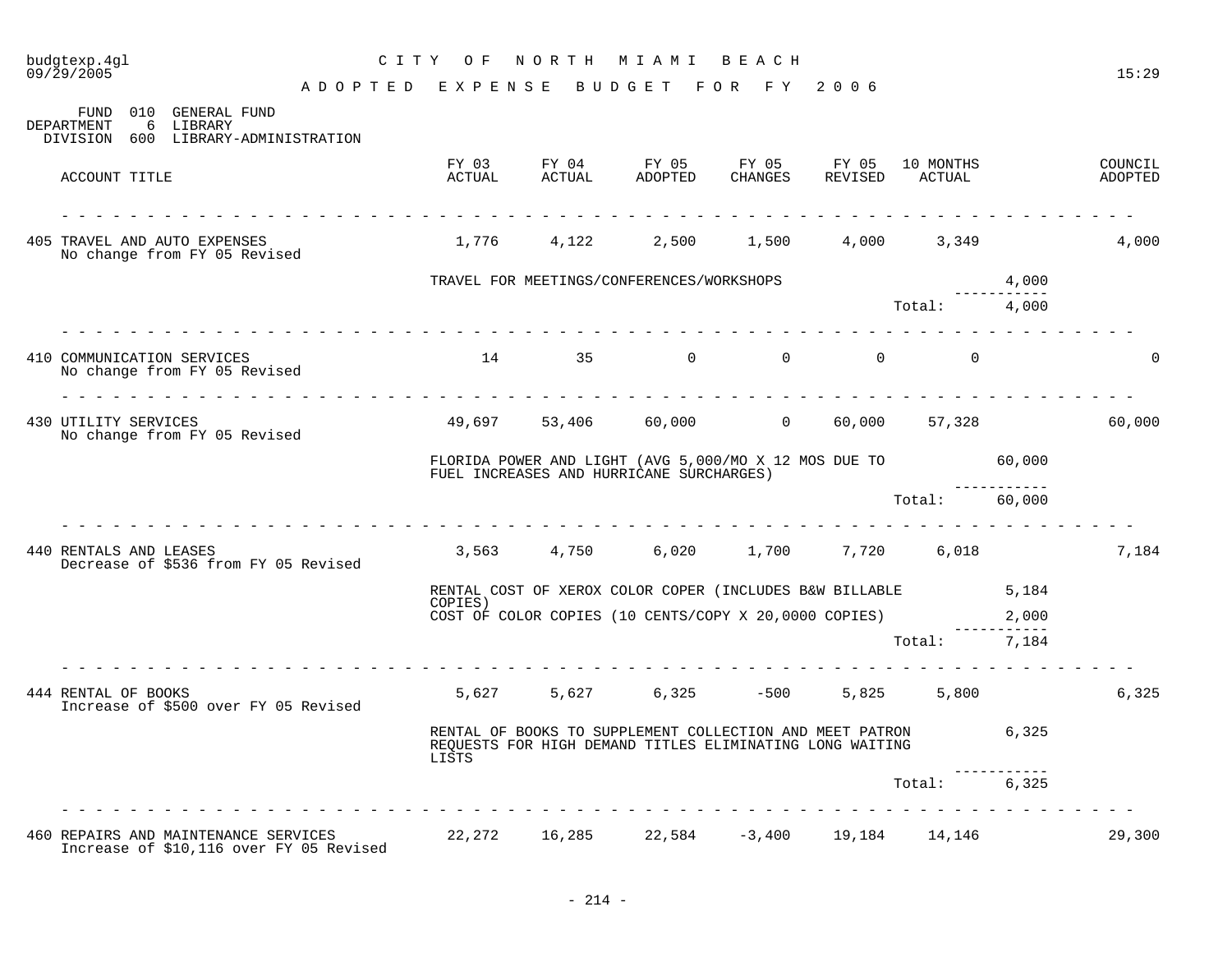# CITY OF NORTH MIAMI BEACH

## ADOPTED EXPENSE BUDGET FOR FY 2006

budgtexp.4gl 09/29/2005 15:29

FUND 010 GENERAL FUND
DEPARTMENT 6 LIBRARY
DIVISION 600 LIBRARY-ADMINISTRATION

| ACCOUNT TITLE | FY 03 ACTUAL | FY 04 ACTUAL | FY 05 ADOPTED | FY 05 CHANGES | FY 05 REVISED | 10 MONTHS ACTUAL | | COUNCIL ADOPTED |
|---|---|---|---|---|---|---|---|---|
| 405 TRAVEL AND AUTO EXPENSES<br>No change from FY 05 Revised | 1,776 | 4,122 | 2,500 | 1,500 | 4,000 | 3,349 | | 4,000 |
| | TRAVEL FOR MEETINGS/CONFERENCES/WORKSHOPS | | | | | | 4,000 | |
| | | | | | | Total: | 4,000 | |
| 410 COMMUNICATION SERVICES<br>No change from FY 05 Revised | 14 | 35 | 0 | 0 | 0 | 0 | | 0 |
| 430 UTILITY SERVICES<br>No change from FY 05 Revised | 49,697 | 53,406 | 60,000 | 0 | 60,000 | 57,328 | | 60,000 |
| | FLORIDA POWER AND LIGHT (AVG 5,000/MO X 12 MOS DUE TO FUEL INCREASES AND HURRICANE SURCHARGES) | | | | | | 60,000 | |
| | | | | | | Total: | 60,000 | |
| 440 RENTALS AND LEASES<br>Decrease of $536 from FY 05 Revised | 3,563 | 4,750 | 6,020 | 1,700 | 7,720 | 6,018 | | 7,184 |
| | RENTAL COST OF XEROX COLOR COPER (INCLUDES B&W BILLABLE COPIES) | | | | | | 5,184 | |
| | COST OF COLOR COPIES (10 CENTS/COPY X 20,0000 COPIES) | | | | | | 2,000 | |
| | | | | | | Total: | 7,184 | |
| 444 RENTAL OF BOOKS<br>Increase of $500 over FY 05 Revised | 5,627 | 5,627 | 6,325 | -500 | 5,825 | 5,800 | | 6,325 |
| | RENTAL OF BOOKS TO SUPPLEMENT COLLECTION AND MEET PATRON REQUESTS FOR HIGH DEMAND TITLES ELIMINATING LONG WAITING LISTS | | | | | | 6,325 | |
| | | | | | | Total: | 6,325 | |
| 460 REPAIRS AND MAINTENANCE SERVICES<br>Increase of $10,116 over FY 05 Revised | 22,272 | 16,285 | 22,584 | -3,400 | 19,184 | 14,146 | | 29,300 |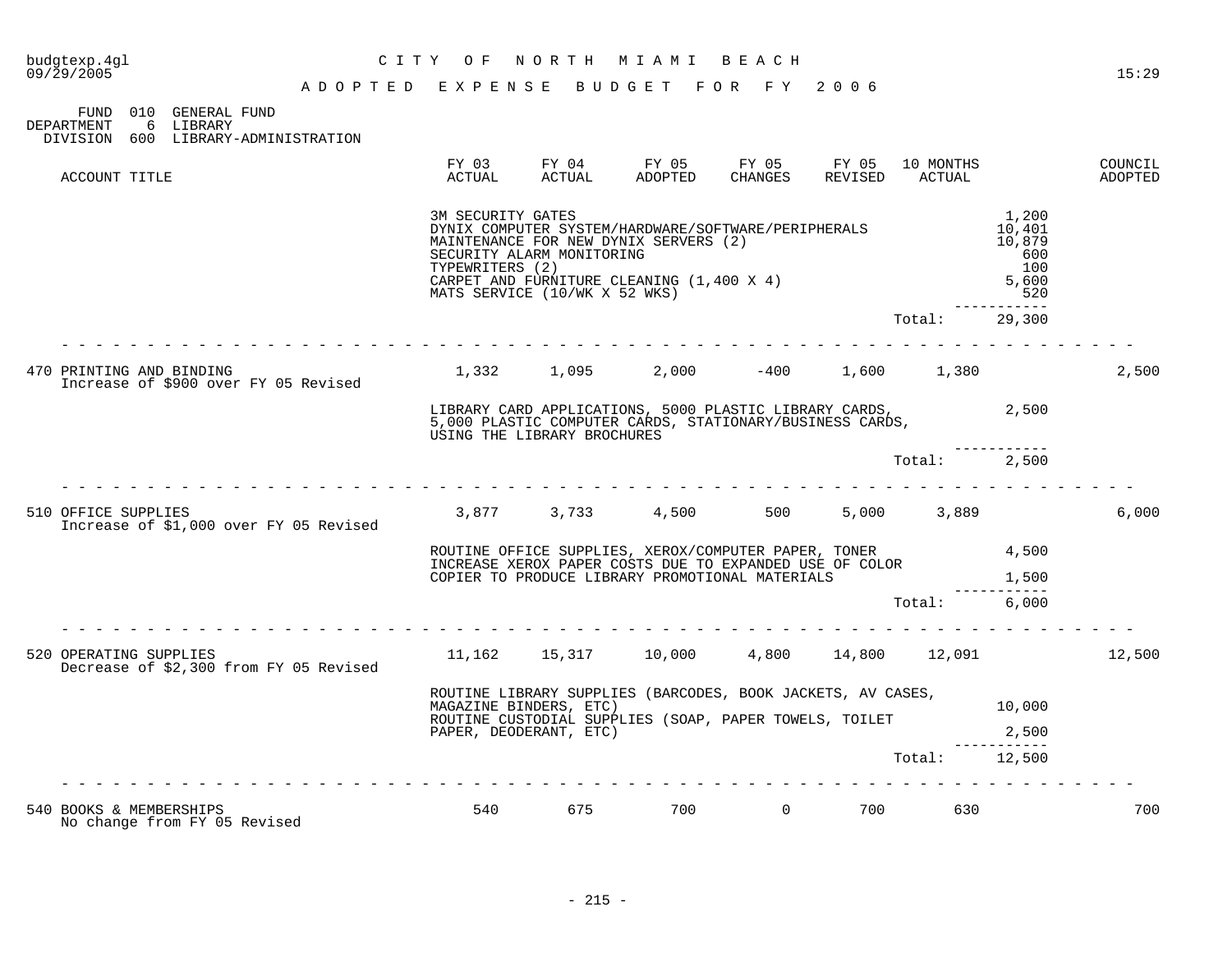budgtexp.4gl 09/29/2005

CITY OF NORTH MIAMI BEACH

ADOPTED EXPENSE BUDGET FOR FY 2006

FUND 010 GENERAL FUND
DEPARTMENT 6 LIBRARY
DIVISION 600 LIBRARY-ADMINISTRATION

| ACCOUNT TITLE | FY 03 ACTUAL | FY 04 ACTUAL | FY 05 ADOPTED | FY 05 CHANGES | FY 05 REVISED | 10 MONTHS ACTUAL | | COUNCIL ADOPTED |
|---|---|---|---|---|---|---|---|---|
| | 3M SECURITY GATES | | | | | | 1,200 | |
| | DYNIX COMPUTER SYSTEM/HARDWARE/SOFTWARE/PERIPHERALS | | | | | | 10,401 | |
| | MAINTENANCE FOR NEW DYNIX SERVERS (2) | | | | | | 10,879 | |
| | SECURITY ALARM MONITORING | | | | | | 600 | |
| | TYPEWRITERS (2) | | | | | | 100 | |
| | CARPET AND FURNITURE CLEANING (1,400 X 4) | | | | | | 5,600 | |
| | MATS SERVICE (10/WK X 52 WKS) | | | | | | 520 | |
| | | | | | | Total: | 29,300 | |
| 470 PRINTING AND BINDING<br>Increase of $900 over FY 05 Revised | 1,332 | 1,095 | 2,000 | -400 | 1,600 | 1,380 | | 2,500 |
| | LIBRARY CARD APPLICATIONS, 5000 PLASTIC LIBRARY CARDS, 5,000 PLASTIC COMPUTER CARDS, STATIONARY/BUSINESS CARDS, USING THE LIBRARY BROCHURES | | | | | | 2,500 | |
| | | | | | | Total: | 2,500 | |
| 510 OFFICE SUPPLIES<br>Increase of $1,000 over FY 05 Revised | 3,877 | 3,733 | 4,500 | 500 | 5,000 | 3,889 | | 6,000 |
| | ROUTINE OFFICE SUPPLIES, XEROX/COMPUTER PAPER, TONER | | | | | | 4,500 | |
| | INCREASE XEROX PAPER COSTS DUE TO EXPANDED USE OF COLOR COPIER TO PRODUCE LIBRARY PROMOTIONAL MATERIALS | | | | | | 1,500 | |
| | | | | | | Total: | 6,000 | |
| 520 OPERATING SUPPLIES<br>Decrease of $2,300 from FY 05 Revised | 11,162 | 15,317 | 10,000 | 4,800 | 14,800 | 12,091 | | 12,500 |
| | ROUTINE LIBRARY SUPPLIES (BARCODES, BOOK JACKETS, AV CASES, MAGAZINE BINDERS, ETC) | | | | | | 10,000 | |
| | ROUTINE CUSTODIAL SUPPLIES (SOAP, PAPER TOWELS, TOILET PAPER, DEODERANT, ETC) | | | | | | 2,500 | |
| | | | | | | Total: | 12,500 | |
| 540 BOOKS & MEMBERSHIPS<br>No change from FY 05 Revised | 540 | 675 | 700 | 0 | 700 | 630 | | 700 |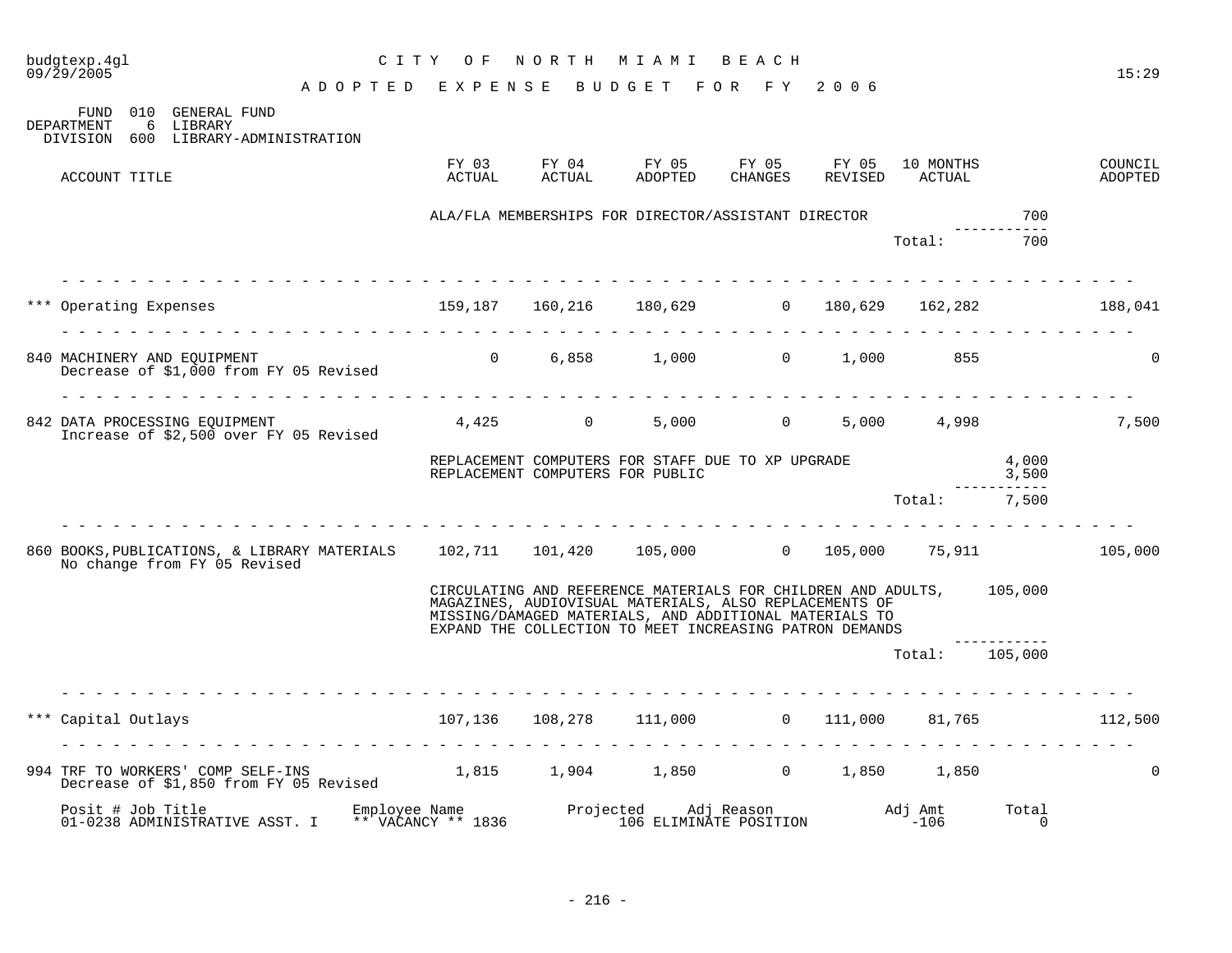budgtexp.4gl
09/29/2005

# CITY OF NORTH MIAMI BEACH

## ADOPTED EXPENSE BUDGET FOR FY 2006

FUND 010 GENERAL FUND
DEPARTMENT 6 LIBRARY
DIVISION 600 LIBRARY-ADMINISTRATION

| ACCOUNT TITLE | FY 03 ACTUAL | FY 04 ACTUAL | FY 05 ADOPTED | FY 05 CHANGES | FY 05 REVISED | 10 MONTHS ACTUAL | | COUNCIL ADOPTED |
|---|---|---|---|---|---|---|---|---|
| | ALA/FLA MEMBERSHIPS FOR DIRECTOR/ASSISTANT DIRECTOR | | | | | | 700 | |
| | | | | | | Total: | 700 | |
| *** Operating Expenses | 159,187 | 160,216 | 180,629 | 0 | 180,629 | 162,282 | | 188,041 |
| 840 MACHINERY AND EQUIPMENT<br>Decrease of $1,000 from FY 05 Revised | 0 | 6,858 | 1,000 | 0 | 1,000 | 855 | | 0 |
| 842 DATA PROCESSING EQUIPMENT<br>Increase of $2,500 over FY 05 Revised | 4,425 | 0 | 5,000 | 0 | 5,000 | 4,998 | | 7,500 |
| | REPLACEMENT COMPUTERS FOR STAFF DUE TO XP UPGRADE | | | | | | 4,000 | |
| | REPLACEMENT COMPUTERS FOR PUBLIC | | | | | | 3,500 | |
| | | | | | | Total: | 7,500 | |
| 860 BOOKS,PUBLICATIONS, & LIBRARY MATERIALS<br>No change from FY 05 Revised | 102,711 | 101,420 | 105,000 | 0 | 105,000 | 75,911 | | 105,000 |
| | CIRCULATING AND REFERENCE MATERIALS FOR CHILDREN AND ADULTS, MAGAZINES, AUDIOVISUAL MATERIALS, ALSO REPLACEMENTS OF MISSING/DAMAGED MATERIALS, AND ADDITIONAL MATERIALS TO EXPAND THE COLLECTION TO MEET INCREASING PATRON DEMANDS | | | | | | 105,000 | |
| | | | | | | Total: | 105,000 | |
| *** Capital Outlays | 107,136 | 108,278 | 111,000 | 0 | 111,000 | 81,765 | | 112,500 |
| 994 TRF TO WORKERS' COMP SELF-INS<br>Decrease of $1,850 from FY 05 Revised | 1,815 | 1,904 | 1,850 | 0 | 1,850 | 1,850 | | 0 |

| Posit # Job Title | Employee Name | Projected | Adj Reason | Adj Amt | Total |
|---|---|---|---|---|---|
| 01-0238 ADMINISTRATIVE ASST. I | ** VACANCY ** 1836 | 106 | ELIMINATE POSITION | -106 | 0 |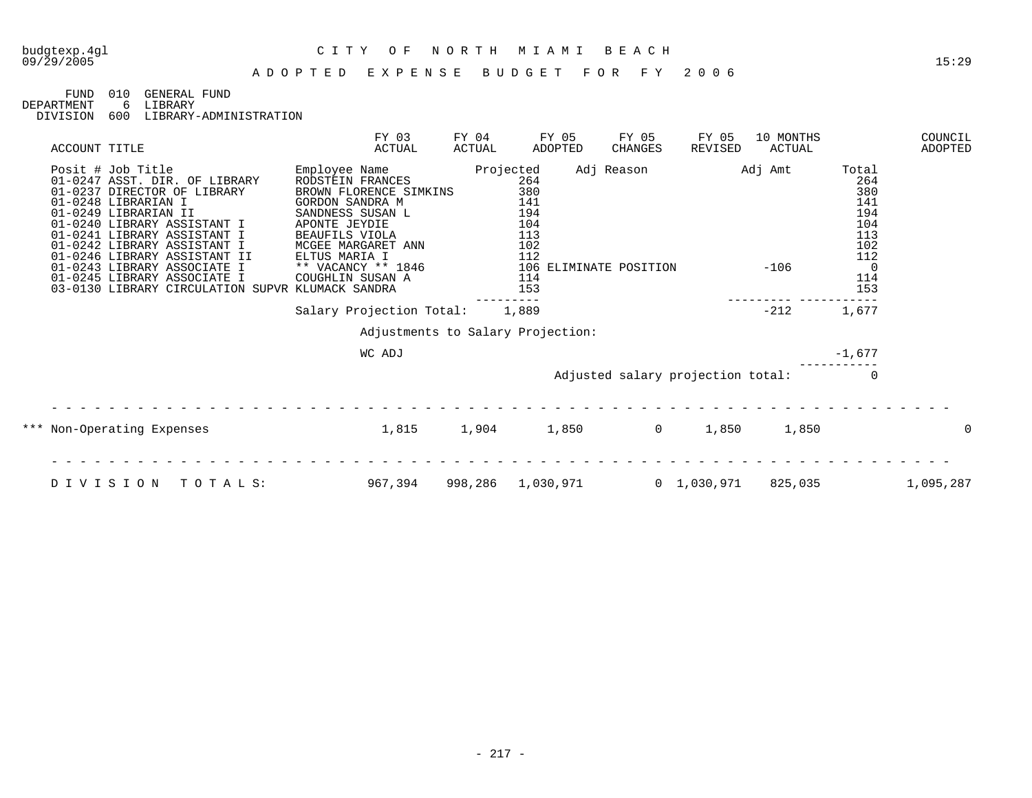budgtexp.4gl — CITY OF NORTH MIAMI BEACH
09/29/2005 — 15:29

# ADOPTED EXPENSE BUDGET FOR FY 2006

FUND 010 GENERAL FUND
DEPARTMENT 6 LIBRARY
DIVISION 600 LIBRARY-ADMINISTRATION

| ACCOUNT TITLE | FY 03 ACTUAL | FY 04 ACTUAL | FY 05 ADOPTED | FY 05 CHANGES | FY 05 REVISED | 10 MONTHS ACTUAL | COUNCIL ADOPTED |
|---|---|---|---|---|---|---|---|

| Posit # | Job Title | Employee Name | Projected | Adj Reason | Adj Amt | Total |
|---|---|---|---|---|---|---|
| 01-0247 | ASST. DIR. OF LIBRARY | RODSTEIN FRANCES | 264 | | | 264 |
| 01-0237 | DIRECTOR OF LIBRARY | BROWN FLORENCE SIMKINS | 380 | | | 380 |
| 01-0248 | LIBRARIAN I | GORDON SANDRA M | 141 | | | 141 |
| 01-0249 | LIBRARIAN II | SANDNESS SUSAN L | 194 | | | 194 |
| 01-0240 | LIBRARY ASSISTANT I | APONTE JEYDIE | 104 | | | 104 |
| 01-0241 | LIBRARY ASSISTANT I | BEAUFILS VIOLA | 113 | | | 113 |
| 01-0242 | LIBRARY ASSISTANT I | MCGEE MARGARET ANN | 102 | | | 102 |
| 01-0246 | LIBRARY ASSISTANT II | ELTUS MARIA I | 112 | | | 112 |
| 01-0243 | LIBRARY ASSOCIATE I | ** VACANCY ** 1846 | 106 | ELIMINATE POSITION | -106 | 0 |
| 01-0245 | LIBRARY ASSOCIATE I | COUGHLIN SUSAN A | 114 | | | 114 |
| 03-0130 | LIBRARY CIRCULATION SUPVR | KLUMACK SANDRA | 153 | | | 153 |
| | | Salary Projection Total: | 1,889 | | -212 | 1,677 |

Adjustments to Salary Projection:

| | |
|---|---|
| WC ADJ | -1,677 |
| Adjusted salary projection total: | 0 |

| ACCOUNT TITLE | FY 03 ACTUAL | FY 04 ACTUAL | FY 05 ADOPTED | FY 05 CHANGES | FY 05 REVISED | 10 MONTHS ACTUAL | COUNCIL ADOPTED |
|---|---|---|---|---|---|---|---|
| *** Non-Operating Expenses | 1,815 | 1,904 | 1,850 | 0 | 1,850 | 1,850 | 0 |
| DIVISION TOTALS: | 967,394 | 998,286 | 1,030,971 | 0 | 1,030,971 | 825,035 | 1,095,287 |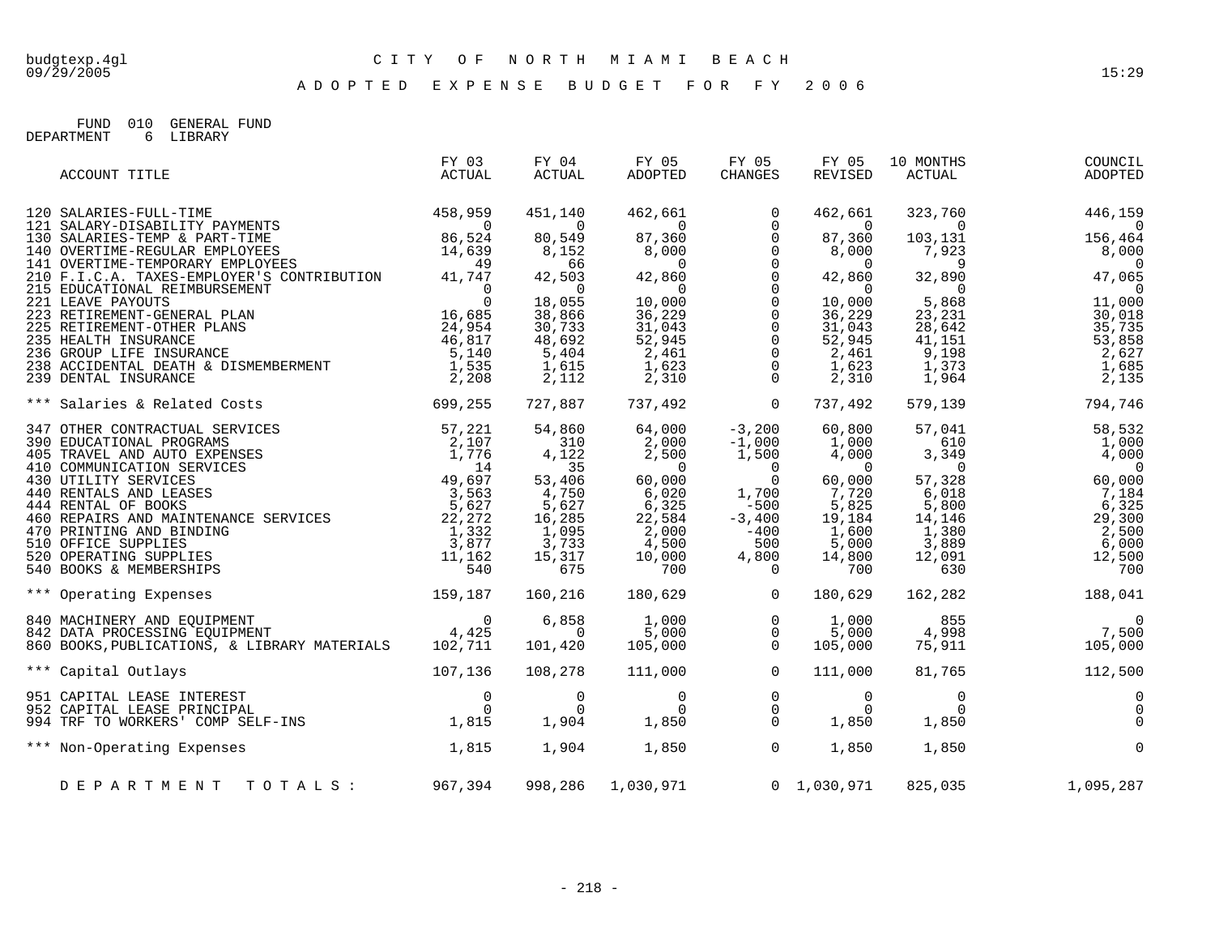budgtexp.4gl
09/29/2005

15:29

# CITY OF NORTH MIAMI BEACH

## ADOPTED EXPENSE BUDGET FOR FY 2006

FUND 010 GENERAL FUND
DEPARTMENT 6 LIBRARY

| ACCOUNT TITLE | FY 03 ACTUAL | FY 04 ACTUAL | FY 05 ADOPTED | FY 05 CHANGES | FY 05 REVISED | 10 MONTHS ACTUAL | COUNCIL ADOPTED |
|---|---|---|---|---|---|---|---|
| 120 SALARIES-FULL-TIME | 458,959 | 451,140 | 462,661 | 0 | 462,661 | 323,760 | 446,159 |
| 121 SALARY-DISABILITY PAYMENTS | 0 | 0 | 0 | 0 | 0 | 0 | 0 |
| 130 SALARIES-TEMP & PART-TIME | 86,524 | 80,549 | 87,360 | 0 | 87,360 | 103,131 | 156,464 |
| 140 OVERTIME-REGULAR EMPLOYEES | 14,639 | 8,152 | 8,000 | 0 | 8,000 | 7,923 | 8,000 |
| 141 OVERTIME-TEMPORARY EMPLOYEES | 49 | 66 | 0 | 0 | 0 | 9 | 0 |
| 210 F.I.C.A. TAXES-EMPLOYER'S CONTRIBUTION | 41,747 | 42,503 | 42,860 | 0 | 42,860 | 32,890 | 47,065 |
| 215 EDUCATIONAL REIMBURSEMENT | 0 | 0 | 0 | 0 | 0 | 0 | 0 |
| 221 LEAVE PAYOUTS | 0 | 18,055 | 10,000 | 0 | 10,000 | 5,868 | 11,000 |
| 223 RETIREMENT-GENERAL PLAN | 16,685 | 38,866 | 36,229 | 0 | 36,229 | 23,231 | 30,018 |
| 225 RETIREMENT-OTHER PLANS | 24,954 | 30,733 | 31,043 | 0 | 31,043 | 28,642 | 35,735 |
| 235 HEALTH INSURANCE | 46,817 | 48,692 | 52,945 | 0 | 52,945 | 41,151 | 53,858 |
| 236 GROUP LIFE INSURANCE | 5,140 | 5,404 | 2,461 | 0 | 2,461 | 9,198 | 2,627 |
| 238 ACCIDENTAL DEATH & DISMEMBERMENT | 1,535 | 1,615 | 1,623 | 0 | 1,623 | 1,373 | 1,685 |
| 239 DENTAL INSURANCE | 2,208 | 2,112 | 2,310 | 0 | 2,310 | 1,964 | 2,135 |
| *** Salaries & Related Costs | 699,255 | 727,887 | 737,492 | 0 | 737,492 | 579,139 | 794,746 |
| 347 OTHER CONTRACTUAL SERVICES | 57,221 | 54,860 | 64,000 | -3,200 | 60,800 | 57,041 | 58,532 |
| 390 EDUCATIONAL PROGRAMS | 2,107 | 310 | 2,000 | -1,000 | 1,000 | 610 | 1,000 |
| 405 TRAVEL AND AUTO EXPENSES | 1,776 | 4,122 | 2,500 | 1,500 | 4,000 | 3,349 | 4,000 |
| 410 COMMUNICATION SERVICES | 14 | 35 | 0 | 0 | 0 | 0 | 0 |
| 430 UTILITY SERVICES | 49,697 | 53,406 | 60,000 | 0 | 60,000 | 57,328 | 60,000 |
| 440 RENTALS AND LEASES | 3,563 | 4,750 | 6,020 | 1,700 | 7,720 | 6,018 | 7,184 |
| 444 RENTAL OF BOOKS | 5,627 | 5,627 | 6,325 | -500 | 5,825 | 5,800 | 6,325 |
| 460 REPAIRS AND MAINTENANCE SERVICES | 22,272 | 16,285 | 22,584 | -3,400 | 19,184 | 14,146 | 29,300 |
| 470 PRINTING AND BINDING | 1,332 | 1,095 | 2,000 | -400 | 1,600 | 1,380 | 2,500 |
| 510 OFFICE SUPPLIES | 3,877 | 3,733 | 4,500 | 500 | 5,000 | 3,889 | 6,000 |
| 520 OPERATING SUPPLIES | 11,162 | 15,317 | 10,000 | 4,800 | 14,800 | 12,091 | 12,500 |
| 540 BOOKS & MEMBERSHIPS | 540 | 675 | 700 | 0 | 700 | 630 | 700 |
| *** Operating Expenses | 159,187 | 160,216 | 180,629 | 0 | 180,629 | 162,282 | 188,041 |
| 840 MACHINERY AND EQUIPMENT | 0 | 6,858 | 1,000 | 0 | 1,000 | 855 | 0 |
| 842 DATA PROCESSING EQUIPMENT | 4,425 | 0 | 5,000 | 0 | 5,000 | 4,998 | 7,500 |
| 860 BOOKS,PUBLICATIONS, & LIBRARY MATERIALS | 102,711 | 101,420 | 105,000 | 0 | 105,000 | 75,911 | 105,000 |
| *** Capital Outlays | 107,136 | 108,278 | 111,000 | 0 | 111,000 | 81,765 | 112,500 |
| 951 CAPITAL LEASE INTEREST | 0 | 0 | 0 | 0 | 0 | 0 | 0 |
| 952 CAPITAL LEASE PRINCIPAL | 0 | 0 | 0 | 0 | 0 | 0 | 0 |
| 994 TRF TO WORKERS' COMP SELF-INS | 1,815 | 1,904 | 1,850 | 0 | 1,850 | 1,850 | 0 |
| *** Non-Operating Expenses | 1,815 | 1,904 | 1,850 | 0 | 1,850 | 1,850 | 0 |
| DEPARTMENT TOTALS: | 967,394 | 998,286 | 1,030,971 | 0 | 1,030,971 | 825,035 | 1,095,287 |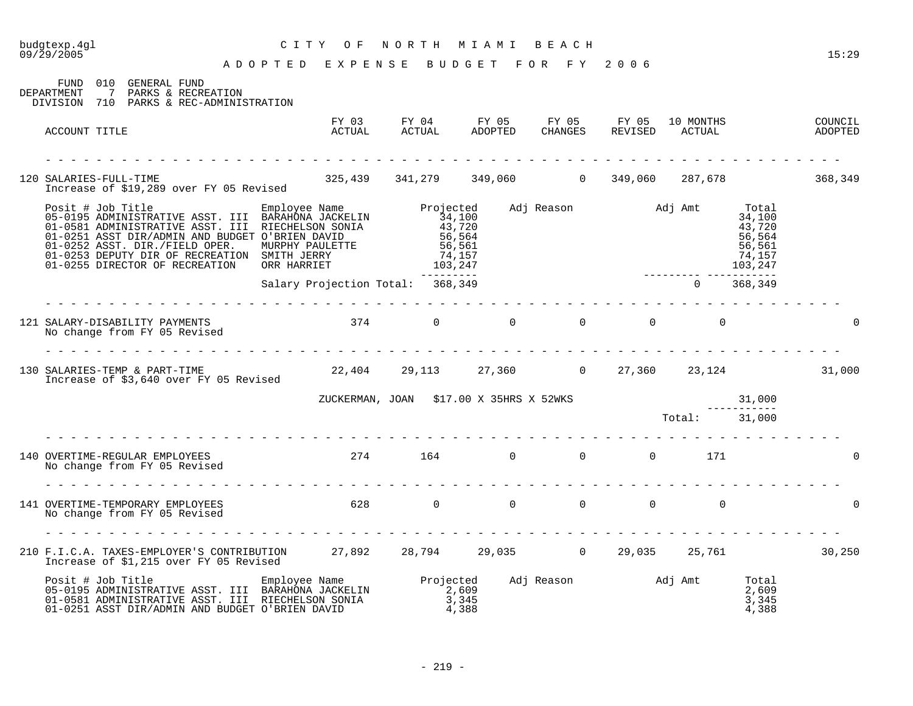# CITY OF NORTH MIAMI BEACH

## ADOPTED EXPENSE BUDGET FOR FY 2006

FUND 010 GENERAL FUND
DEPARTMENT 7 PARKS & RECREATION
DIVISION 710 PARKS & REC-ADMINISTRATION

| ACCOUNT TITLE | FY 03 ACTUAL | FY 04 ACTUAL | FY 05 ADOPTED | FY 05 CHANGES | FY 05 REVISED | 10 MONTHS ACTUAL | COUNCIL ADOPTED |
|---|---|---|---|---|---|---|---|
| 120 SALARIES-FULL-TIME<br>Increase of $19,289 over FY 05 Revised | 325,439 | 341,279 | 349,060 | 0 | 349,060 | 287,678 | 368,349 |

| Posit # | Job Title | Employee Name | Projected | Adj Reason | Adj Amt | Total |
|---|---|---|---|---|---|---|
| 05-0195 | ADMINISTRATIVE ASST. III | BARAHONA JACKELIN | 34,100 | | | 34,100 |
| 01-0581 | ADMINISTRATIVE ASST. III | RIECHELSON SONIA | 43,720 | | | 43,720 |
| 01-0251 | ASST DIR/ADMIN AND BUDGET | O'BRIEN DAVID | 56,564 | | | 56,564 |
| 01-0252 | ASST. DIR./FIELD OPER. | MURPHY PAULETTE | 56,561 | | | 56,561 |
| 01-0253 | DEPUTY DIR OF RECREATION | SMITH JERRY | 74,157 | | | 74,157 |
| 01-0255 | DIRECTOR OF RECREATION | ORR HARRIET | 103,247 | | | 103,247 |
| | | Salary Projection Total: | 368,349 | | 0 | 368,349 |

| ACCOUNT TITLE | FY 03 ACTUAL | FY 04 ACTUAL | FY 05 ADOPTED | FY 05 CHANGES | FY 05 REVISED | 10 MONTHS ACTUAL | COUNCIL ADOPTED |
|---|---|---|---|---|---|---|---|
| 121 SALARY-DISABILITY PAYMENTS<br>No change from FY 05 Revised | 374 | 0 | 0 | 0 | 0 | 0 | 0 |
| 130 SALARIES-TEMP & PART-TIME<br>Increase of $3,640 over FY 05 Revised | 22,404 | 29,113 | 27,360 | 0 | 27,360 | 23,124 | 31,000 |

ZUCKERMAN, JOAN $17.00 X 35HRS X 52WKS 31,000

Total: 31,000

| ACCOUNT TITLE | FY 03 ACTUAL | FY 04 ACTUAL | FY 05 ADOPTED | FY 05 CHANGES | FY 05 REVISED | 10 MONTHS ACTUAL | COUNCIL ADOPTED |
|---|---|---|---|---|---|---|---|
| 140 OVERTIME-REGULAR EMPLOYEES<br>No change from FY 05 Revised | 274 | 164 | 0 | 0 | 0 | 171 | 0 |
| 141 OVERTIME-TEMPORARY EMPLOYEES<br>No change from FY 05 Revised | 628 | 0 | 0 | 0 | 0 | 0 | 0 |
| 210 F.I.C.A. TAXES-EMPLOYER'S CONTRIBUTION<br>Increase of $1,215 over FY 05 Revised | 27,892 | 28,794 | 29,035 | 0 | 29,035 | 25,761 | 30,250 |

| Posit # | Job Title | Employee Name | Projected | Adj Reason | Adj Amt | Total |
|---|---|---|---|---|---|---|
| 05-0195 | ADMINISTRATIVE ASST. III | BARAHONA JACKELIN | 2,609 | | | 2,609 |
| 01-0581 | ADMINISTRATIVE ASST. III | RIECHELSON SONIA | 3,345 | | | 3,345 |
| 01-0251 | ASST DIR/ADMIN AND BUDGET | O'BRIEN DAVID | 4,388 | | | 4,388 |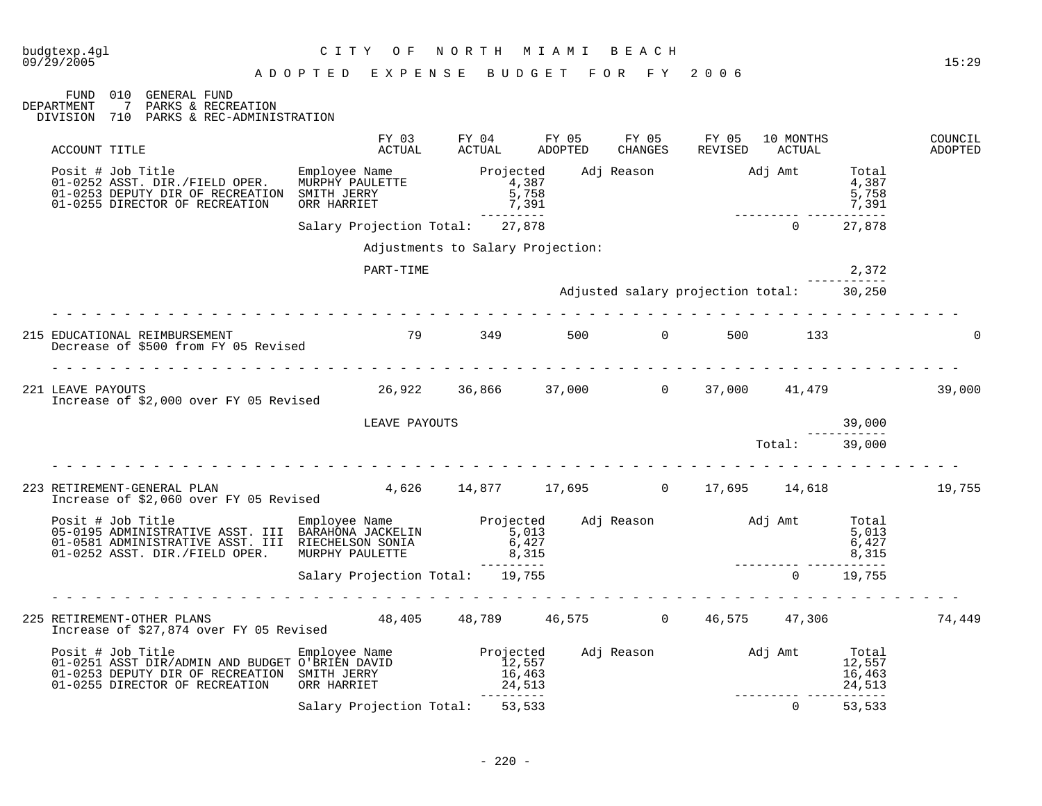budgtexp.4gl
09/29/2005

# CITY OF NORTH MIAMI BEACH

## ADOPTED EXPENSE BUDGET FOR FY 2006

FUND 010 GENERAL FUND
DEPARTMENT 7 PARKS & RECREATION
DIVISION 710 PARKS & REC-ADMINISTRATION

| ACCOUNT TITLE | FY 03 ACTUAL | FY 04 ACTUAL | FY 05 ADOPTED | FY 05 CHANGES | FY 05 REVISED | 10 MONTHS ACTUAL | COUNCIL ADOPTED |
|---|---|---|---|---|---|---|---|

| Posit # Job Title | Employee Name | Projected | Adj Reason | Adj Amt | Total |
|---|---|---|---|---|---|
| 01-0252 ASST. DIR./FIELD OPER. | MURPHY PAULETTE | 4,387 | | | 4,387 |
| 01-0253 DEPUTY DIR OF RECREATION | SMITH JERRY | 5,758 | | | 5,758 |
| 01-0255 DIRECTOR OF RECREATION | ORR HARRIET | 7,391 | | | 7,391 |
| | Salary Projection Total: | 27,878 | | 0 | 27,878 |

Adjustments to Salary Projection:

| | |
|---|---|
| PART-TIME | 2,372 |
| Adjusted salary projection total: | 30,250 |

| ACCOUNT TITLE | FY 03 ACTUAL | FY 04 ACTUAL | FY 05 ADOPTED | FY 05 CHANGES | FY 05 REVISED | 10 MONTHS ACTUAL | COUNCIL ADOPTED |
|---|---|---|---|---|---|---|---|
| 215 EDUCATIONAL REIMBURSEMENT | 79 | 349 | 500 | 0 | 500 | 133 | 0 |

Decrease of $500 from FY 05 Revised

| ACCOUNT TITLE | FY 03 ACTUAL | FY 04 ACTUAL | FY 05 ADOPTED | FY 05 CHANGES | FY 05 REVISED | 10 MONTHS ACTUAL | COUNCIL ADOPTED |
|---|---|---|---|---|---|---|---|
| 221 LEAVE PAYOUTS | 26,922 | 36,866 | 37,000 | 0 | 37,000 | 41,479 | 39,000 |

Increase of $2,000 over FY 05 Revised

| | |
|---|---|
| LEAVE PAYOUTS | 39,000 |
| Total: | 39,000 |

| ACCOUNT TITLE | FY 03 ACTUAL | FY 04 ACTUAL | FY 05 ADOPTED | FY 05 CHANGES | FY 05 REVISED | 10 MONTHS ACTUAL | COUNCIL ADOPTED |
|---|---|---|---|---|---|---|---|
| 223 RETIREMENT-GENERAL PLAN | 4,626 | 14,877 | 17,695 | 0 | 17,695 | 14,618 | 19,755 |

Increase of $2,060 over FY 05 Revised

| Posit # Job Title | Employee Name | Projected | Adj Reason | Adj Amt | Total |
|---|---|---|---|---|---|
| 05-0195 ADMINISTRATIVE ASST. III | BARAHONA JACKELIN | 5,013 | | | 5,013 |
| 01-0581 ADMINISTRATIVE ASST. III | RIECHELSON SONIA | 6,427 | | | 6,427 |
| 01-0252 ASST. DIR./FIELD OPER. | MURPHY PAULETTE | 8,315 | | | 8,315 |
| | Salary Projection Total: | 19,755 | | 0 | 19,755 |

| ACCOUNT TITLE | FY 03 ACTUAL | FY 04 ACTUAL | FY 05 ADOPTED | FY 05 CHANGES | FY 05 REVISED | 10 MONTHS ACTUAL | COUNCIL ADOPTED |
|---|---|---|---|---|---|---|---|
| 225 RETIREMENT-OTHER PLANS | 48,405 | 48,789 | 46,575 | 0 | 46,575 | 47,306 | 74,449 |

Increase of $27,874 over FY 05 Revised

| Posit # Job Title | Employee Name | Projected | Adj Reason | Adj Amt | Total |
|---|---|---|---|---|---|
| 01-0251 ASST DIR/ADMIN AND BUDGET | O'BRIEN DAVID | 12,557 | | | 12,557 |
| 01-0253 DEPUTY DIR OF RECREATION | SMITH JERRY | 16,463 | | | 16,463 |
| 01-0255 DIRECTOR OF RECREATION | ORR HARRIET | 24,513 | | | 24,513 |
| | Salary Projection Total: | 53,533 | | 0 | 53,533 |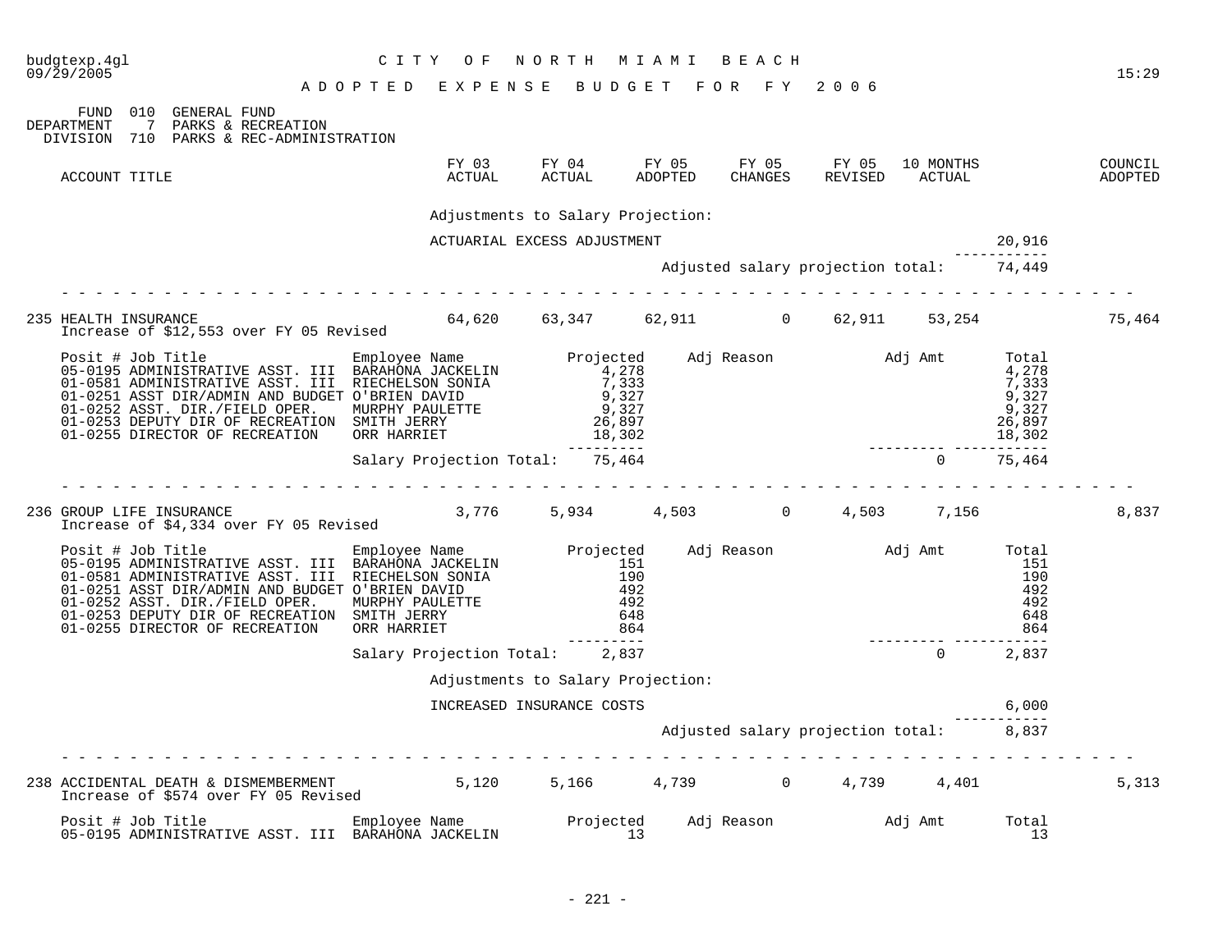CITY OF NORTH MIAMI BEACH

ADOPTED EXPENSE BUDGET FOR FY 2006

budgtexp.4gl 09/29/2005 15:29

FUND 010 GENERAL FUND
DEPARTMENT 7 PARKS & RECREATION
DIVISION 710 PARKS & REC-ADMINISTRATION

| ACCOUNT TITLE | FY 03 ACTUAL | FY 04 ACTUAL | FY 05 ADOPTED | FY 05 CHANGES | FY 05 REVISED | 10 MONTHS ACTUAL | COUNCIL ADOPTED |
|---|---|---|---|---|---|---|---|

Adjustments to Salary Projection:

| | |
|---|---|
| ACTUARIAL EXCESS ADJUSTMENT | 20,916 |
| Adjusted salary projection total: | 74,449 |

| ACCOUNT TITLE | FY 03 ACTUAL | FY 04 ACTUAL | FY 05 ADOPTED | FY 05 CHANGES | FY 05 REVISED | 10 MONTHS ACTUAL | COUNCIL ADOPTED |
|---|---|---|---|---|---|---|---|
| 235 HEALTH INSURANCE | 64,620 | 63,347 | 62,911 | 0 | 62,911 | 53,254 | 75,464 |

Increase of $12,553 over FY 05 Revised

| Posit # | Job Title | Employee Name | Projected | Adj Reason | Adj Amt | Total |
|---|---|---|---|---|---|---|
| 05-0195 | ADMINISTRATIVE ASST. III | BARAHONA JACKELIN | 4,278 | | | 4,278 |
| 01-0581 | ADMINISTRATIVE ASST. III | RIECHELSON SONIA | 7,333 | | | 7,333 |
| 01-0251 | ASST DIR/ADMIN AND BUDGET | O'BRIEN DAVID | 9,327 | | | 9,327 |
| 01-0252 | ASST. DIR./FIELD OPER. | MURPHY PAULETTE | 9,327 | | | 9,327 |
| 01-0253 | DEPUTY DIR OF RECREATION | SMITH JERRY | 26,897 | | | 26,897 |
| 01-0255 | DIRECTOR OF RECREATION | ORR HARRIET | 18,302 | | | 18,302 |
| | | Salary Projection Total: | 75,464 | | 0 | 75,464 |

| ACCOUNT TITLE | FY 03 ACTUAL | FY 04 ACTUAL | FY 05 ADOPTED | FY 05 CHANGES | FY 05 REVISED | 10 MONTHS ACTUAL | COUNCIL ADOPTED |
|---|---|---|---|---|---|---|---|
| 236 GROUP LIFE INSURANCE | 3,776 | 5,934 | 4,503 | 0 | 4,503 | 7,156 | 8,837 |

Increase of $4,334 over FY 05 Revised

| Posit # | Job Title | Employee Name | Projected | Adj Reason | Adj Amt | Total |
|---|---|---|---|---|---|---|
| 05-0195 | ADMINISTRATIVE ASST. III | BARAHONA JACKELIN | 151 | | | 151 |
| 01-0581 | ADMINISTRATIVE ASST. III | RIECHELSON SONIA | 190 | | | 190 |
| 01-0251 | ASST DIR/ADMIN AND BUDGET | O'BRIEN DAVID | 492 | | | 492 |
| 01-0252 | ASST. DIR./FIELD OPER. | MURPHY PAULETTE | 492 | | | 492 |
| 01-0253 | DEPUTY DIR OF RECREATION | SMITH JERRY | 648 | | | 648 |
| 01-0255 | DIRECTOR OF RECREATION | ORR HARRIET | 864 | | | 864 |
| | | Salary Projection Total: | 2,837 | | 0 | 2,837 |

Adjustments to Salary Projection:

| | |
|---|---|
| INCREASED INSURANCE COSTS | 6,000 |
| Adjusted salary projection total: | 8,837 |

| ACCOUNT TITLE | FY 03 ACTUAL | FY 04 ACTUAL | FY 05 ADOPTED | FY 05 CHANGES | FY 05 REVISED | 10 MONTHS ACTUAL | COUNCIL ADOPTED |
|---|---|---|---|---|---|---|---|
| 238 ACCIDENTAL DEATH & DISMEMBERMENT | 5,120 | 5,166 | 4,739 | 0 | 4,739 | 4,401 | 5,313 |

Increase of $574 over FY 05 Revised

| Posit # | Job Title | Employee Name | Projected | Adj Reason | Adj Amt | Total |
|---|---|---|---|---|---|---|
| 05-0195 | ADMINISTRATIVE ASST. III | BARAHONA JACKELIN | 13 | | | 13 |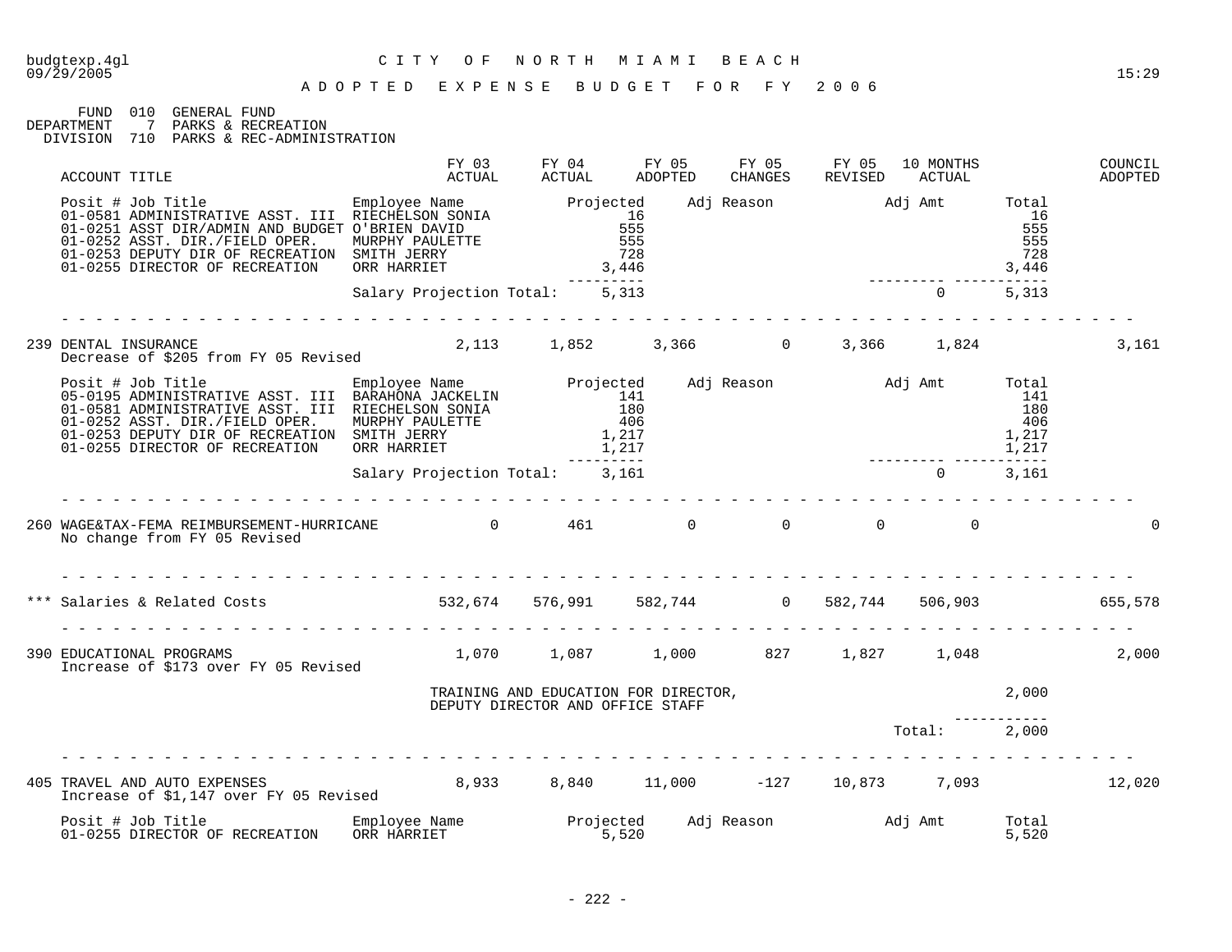budgtexp.4gl
09/29/2005

CITY OF NORTH MIAMI BEACH

ADOPTED EXPENSE BUDGET FOR FY 2006

15:29

FUND 010 GENERAL FUND
DEPARTMENT 7 PARKS & RECREATION
DIVISION 710 PARKS & REC-ADMINISTRATION

| ACCOUNT TITLE | FY 03 ACTUAL | FY 04 ACTUAL | FY 05 ADOPTED | FY 05 CHANGES | FY 05 REVISED | 10 MONTHS ACTUAL | COUNCIL ADOPTED |
|---|---|---|---|---|---|---|---|

| Posit # Job Title | Employee Name | Projected | Adj Reason | Adj Amt | Total |
|---|---|---|---|---|---|
| 01-0581 ADMINISTRATIVE ASST. III | RIECHELSON SONIA | 16 | | | 16 |
| 01-0251 ASST DIR/ADMIN AND BUDGET | O'BRIEN DAVID | 555 | | | 555 |
| 01-0252 ASST. DIR./FIELD OPER. | MURPHY PAULETTE | 555 | | | 555 |
| 01-0253 DEPUTY DIR OF RECREATION | SMITH JERRY | 728 | | | 728 |
| 01-0255 DIRECTOR OF RECREATION | ORR HARRIET | 3,446 | | | 3,446 |
| | Salary Projection Total: | 5,313 | | 0 | 5,313 |

| ACCOUNT TITLE | FY 03 ACTUAL | FY 04 ACTUAL | FY 05 ADOPTED | FY 05 CHANGES | FY 05 REVISED | 10 MONTHS ACTUAL | COUNCIL ADOPTED |
|---|---|---|---|---|---|---|---|
| 239 DENTAL INSURANCE<br>Decrease of $205 from FY 05 Revised | 2,113 | 1,852 | 3,366 | 0 | 3,366 | 1,824 | 3,161 |

| Posit # Job Title | Employee Name | Projected | Adj Reason | Adj Amt | Total |
|---|---|---|---|---|---|
| 05-0195 ADMINISTRATIVE ASST. III | BARAHONA JACKELIN | 141 | | | 141 |
| 01-0581 ADMINISTRATIVE ASST. III | RIECHELSON SONIA | 180 | | | 180 |
| 01-0252 ASST. DIR./FIELD OPER. | MURPHY PAULETTE | 406 | | | 406 |
| 01-0253 DEPUTY DIR OF RECREATION | SMITH JERRY | 1,217 | | | 1,217 |
| 01-0255 DIRECTOR OF RECREATION | ORR HARRIET | 1,217 | | | 1,217 |
| | Salary Projection Total: | 3,161 | | 0 | 3,161 |

| ACCOUNT TITLE | FY 03 ACTUAL | FY 04 ACTUAL | FY 05 ADOPTED | FY 05 CHANGES | FY 05 REVISED | 10 MONTHS ACTUAL | COUNCIL ADOPTED |
|---|---|---|---|---|---|---|---|
| 260 WAGE&TAX-FEMA REIMBURSEMENT-HURRICANE<br>No change from FY 05 Revised | 0 | 461 | 0 | 0 | 0 | 0 | 0 |
| *** Salaries & Related Costs | 532,674 | 576,991 | 582,744 | 0 | 582,744 | 506,903 | 655,578 |
| 390 EDUCATIONAL PROGRAMS<br>Increase of $173 over FY 05 Revised | 1,070 | 1,087 | 1,000 | 827 | 1,827 | 1,048 | 2,000 |

| Description | Amount |
|---|---|
| TRAINING AND EDUCATION FOR DIRECTOR, DEPUTY DIRECTOR AND OFFICE STAFF | 2,000 |
| Total: | 2,000 |

| ACCOUNT TITLE | FY 03 ACTUAL | FY 04 ACTUAL | FY 05 ADOPTED | FY 05 CHANGES | FY 05 REVISED | 10 MONTHS ACTUAL | COUNCIL ADOPTED |
|---|---|---|---|---|---|---|---|
| 405 TRAVEL AND AUTO EXPENSES<br>Increase of $1,147 over FY 05 Revised | 8,933 | 8,840 | 11,000 | -127 | 10,873 | 7,093 | 12,020 |

| Posit # Job Title | Employee Name | Projected | Adj Reason | Adj Amt | Total |
|---|---|---|---|---|---|
| 01-0255 DIRECTOR OF RECREATION | ORR HARRIET | 5,520 | | | 5,520 |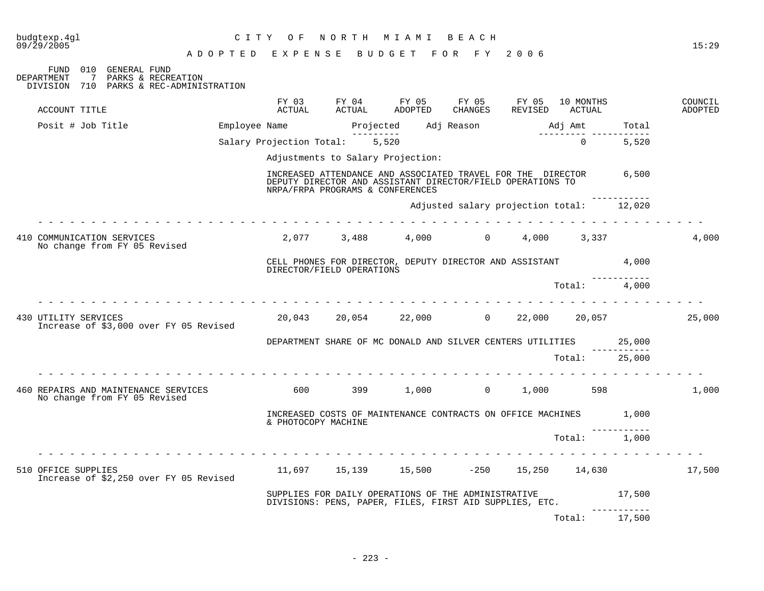budgtexp.4gl
09/29/2005

# CITY OF NORTH MIAMI BEACH

## ADOPTED EXPENSE BUDGET FOR FY 2006

FUND 010 GENERAL FUND
DEPARTMENT 7 PARKS & RECREATION
DIVISION 710 PARKS & REC-ADMINISTRATION

| ACCOUNT TITLE | FY 03 ACTUAL | FY 04 ACTUAL | FY 05 ADOPTED | FY 05 CHANGES | FY 05 REVISED | 10 MONTHS ACTUAL | | COUNCIL ADOPTED |
|---|---|---|---|---|---|---|---|---|

| Posit # Job Title | Employee Name | Projected | Adj Reason | Adj Amt | Total |
|---|---|---|---|---|---|
| | Salary Projection Total: | 5,520 | | 0 | 5,520 |

Adjustments to Salary Projection:

| | |
|---|---|
| INCREASED ATTENDANCE AND ASSOCIATED TRAVEL FOR THE DIRECTOR DEPUTY DIRECTOR AND ASSISTANT DIRECTOR/FIELD OPERATIONS TO NRPA/FRPA PROGRAMS & CONFERENCES | 6,500 |
| Adjusted salary projection total: | 12,020 |

| ACCOUNT TITLE | FY 03 ACTUAL | FY 04 ACTUAL | FY 05 ADOPTED | FY 05 CHANGES | FY 05 REVISED | 10 MONTHS ACTUAL | | COUNCIL ADOPTED |
|---|---|---|---|---|---|---|---|---|
| 410 COMMUNICATION SERVICES<br>No change from FY 05 Revised | 2,077 | 3,488 | 4,000 | 0 | 4,000 | 3,337 | | 4,000 |
| | CELL PHONES FOR DIRECTOR, DEPUTY DIRECTOR AND ASSISTANT DIRECTOR/FIELD OPERATIONS | | | | | | 4,000 | |
| | | | | | | Total: | 4,000 | |
| 430 UTILITY SERVICES<br>Increase of $3,000 over FY 05 Revised | 20,043 | 20,054 | 22,000 | 0 | 22,000 | 20,057 | | 25,000 |
| | DEPARTMENT SHARE OF MC DONALD AND SILVER CENTERS UTILITIES | | | | | | 25,000 | |
| | | | | | | Total: | 25,000 | |
| 460 REPAIRS AND MAINTENANCE SERVICES<br>No change from FY 05 Revised | 600 | 399 | 1,000 | 0 | 1,000 | 598 | | 1,000 |
| | INCREASED COSTS OF MAINTENANCE CONTRACTS ON OFFICE MACHINES & PHOTOCOPY MACHINE | | | | | | 1,000 | |
| | | | | | | Total: | 1,000 | |
| 510 OFFICE SUPPLIES<br>Increase of $2,250 over FY 05 Revised | 11,697 | 15,139 | 15,500 | -250 | 15,250 | 14,630 | | 17,500 |
| | SUPPLIES FOR DAILY OPERATIONS OF THE ADMINISTRATIVE DIVISIONS: PENS, PAPER, FILES, FIRST AID SUPPLIES, ETC. | | | | | | 17,500 | |
| | | | | | | Total: | 17,500 | |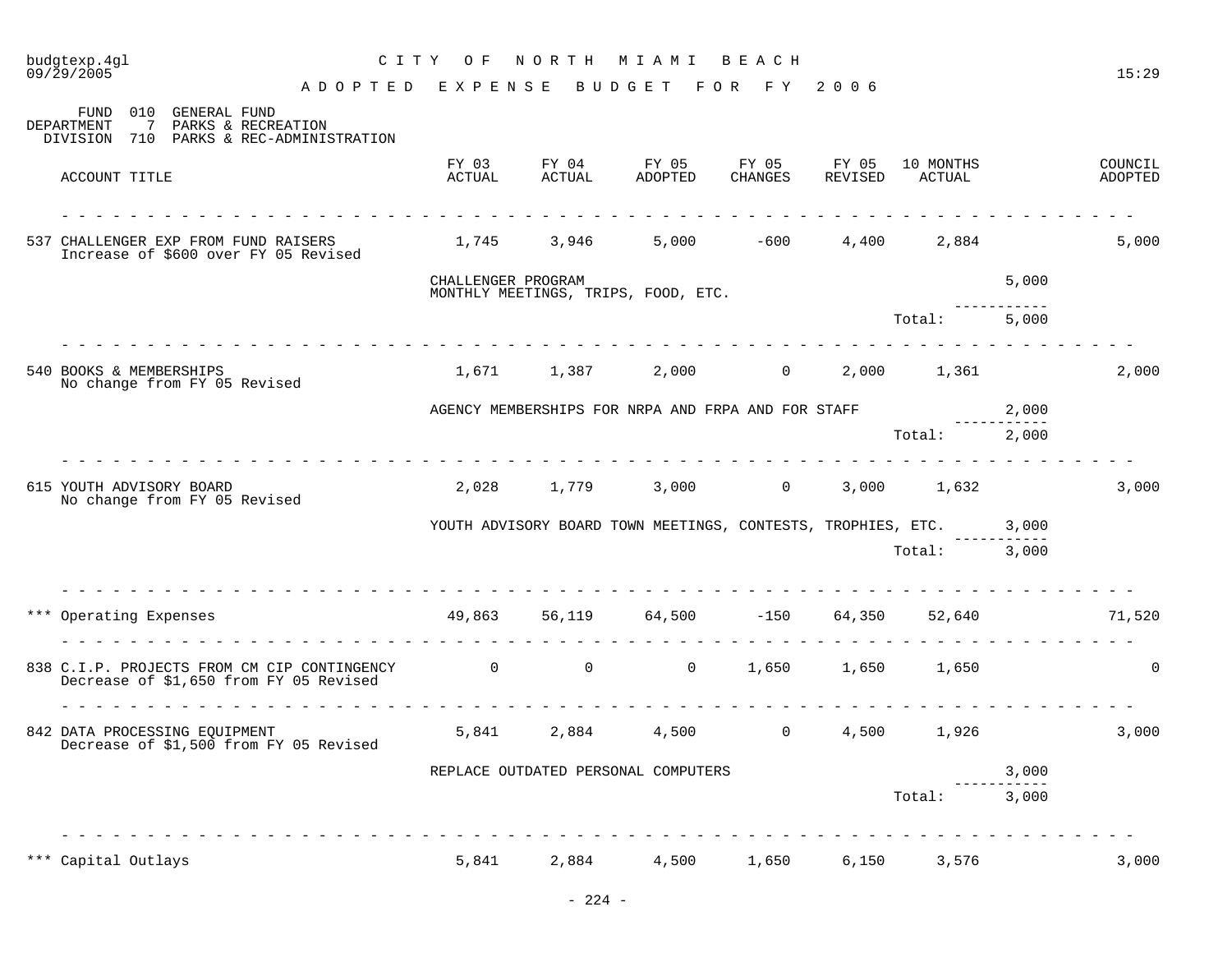budgtexp.4gl
09/29/2005

# CITY OF NORTH MIAMI BEACH

## ADOPTED EXPENSE BUDGET FOR FY 2006

FUND 010 GENERAL FUND
DEPARTMENT 7 PARKS & RECREATION
DIVISION 710 PARKS & REC-ADMINISTRATION

| ACCOUNT TITLE | FY 03 ACTUAL | FY 04 ACTUAL | FY 05 ADOPTED | FY 05 CHANGES | FY 05 REVISED | 10 MONTHS ACTUAL | | COUNCIL ADOPTED |
|---|---|---|---|---|---|---|---|---|
| 537 CHALLENGER EXP FROM FUND RAISERS<br>Increase of $600 over FY 05 Revised | 1,745 | 3,946 | 5,000 | -600 | 4,400 | 2,884 | | 5,000 |
| | CHALLENGER PROGRAM<br>MONTHLY MEETINGS, TRIPS, FOOD, ETC. | | | | | | 5,000 | |
| | | | | | | Total: | 5,000 | |
| 540 BOOKS & MEMBERSHIPS<br>No change from FY 05 Revised | 1,671 | 1,387 | 2,000 | 0 | 2,000 | 1,361 | | 2,000 |
| | AGENCY MEMBERSHIPS FOR NRPA AND FRPA AND FOR STAFF | | | | | | 2,000 | |
| | | | | | | Total: | 2,000 | |
| 615 YOUTH ADVISORY BOARD<br>No change from FY 05 Revised | 2,028 | 1,779 | 3,000 | 0 | 3,000 | 1,632 | | 3,000 |
| | YOUTH ADVISORY BOARD TOWN MEETINGS, CONTESTS, TROPHIES, ETC. | | | | | | 3,000 | |
| | | | | | | Total: | 3,000 | |
| *** Operating Expenses | 49,863 | 56,119 | 64,500 | -150 | 64,350 | 52,640 | | 71,520 |
| 838 C.I.P. PROJECTS FROM CM CIP CONTINGENCY<br>Decrease of $1,650 from FY 05 Revised | 0 | 0 | 0 | 1,650 | 1,650 | 1,650 | | 0 |
| 842 DATA PROCESSING EQUIPMENT<br>Decrease of $1,500 from FY 05 Revised | 5,841 | 2,884 | 4,500 | 0 | 4,500 | 1,926 | | 3,000 |
| | REPLACE OUTDATED PERSONAL COMPUTERS | | | | | | 3,000 | |
| | | | | | | Total: | 3,000 | |
| *** Capital Outlays | 5,841 | 2,884 | 4,500 | 1,650 | 6,150 | 3,576 | | 3,000 |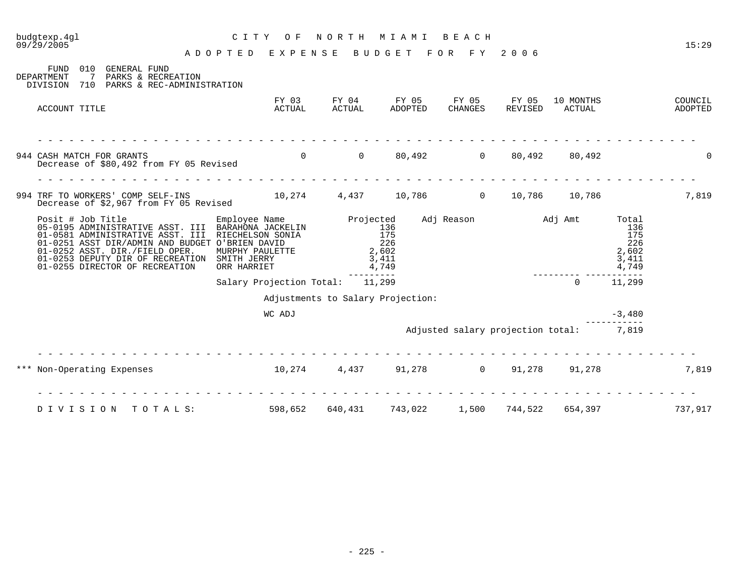budgtexp.4gl
09/29/2005

# CITY OF NORTH MIAMI BEACH

## ADOPTED EXPENSE BUDGET FOR FY 2006

15:29

FUND 010 GENERAL FUND
DEPARTMENT 7 PARKS & RECREATION
DIVISION 710 PARKS & REC-ADMINISTRATION

| ACCOUNT TITLE | FY 03 ACTUAL | FY 04 ACTUAL | FY 05 ADOPTED | FY 05 CHANGES | FY 05 REVISED | 10 MONTHS ACTUAL | COUNCIL ADOPTED |
|---|---|---|---|---|---|---|---|
| 944 CASH MATCH FOR GRANTS<br>Decrease of $80,492 from FY 05 Revised | 0 | 0 | 80,492 | 0 | 80,492 | 80,492 | 0 |
| 994 TRF TO WORKERS' COMP SELF-INS<br>Decrease of $2,967 from FY 05 Revised | 10,274 | 4,437 | 10,786 | 0 | 10,786 | 10,786 | 7,819 |

| Posit # Job Title | Employee Name | Projected | Adj Reason | Adj Amt | Total |
|---|---|---|---|---|---|
| 05-0195 ADMINISTRATIVE ASST. III | BARAHONA JACKELIN | 136 | | | 136 |
| 01-0581 ADMINISTRATIVE ASST. III | RIECHELSON SONIA | 175 | | | 175 |
| 01-0251 ASST DIR/ADMIN AND BUDGET | O'BRIEN DAVID | 226 | | | 226 |
| 01-0252 ASST. DIR./FIELD OPER. | MURPHY PAULETTE | 2,602 | | | 2,602 |
| 01-0253 DEPUTY DIR OF RECREATION | SMITH JERRY | 3,411 | | | 3,411 |
| 01-0255 DIRECTOR OF RECREATION | ORR HARRIET | 4,749 | | | 4,749 |
| | Salary Projection Total: | 11,299 | | 0 | 11,299 |

Adjustments to Salary Projection:

| | |
|---|---|
| WC ADJ | -3,480 |
| Adjusted salary projection total: | 7,819 |

| ACCOUNT TITLE | FY 03 ACTUAL | FY 04 ACTUAL | FY 05 ADOPTED | FY 05 CHANGES | FY 05 REVISED | 10 MONTHS ACTUAL | COUNCIL ADOPTED |
|---|---|---|---|---|---|---|---|
| *** Non-Operating Expenses | 10,274 | 4,437 | 91,278 | 0 | 91,278 | 91,278 | 7,819 |
| DIVISION TOTALS: | 598,652 | 640,431 | 743,022 | 1,500 | 744,522 | 654,397 | 737,917 |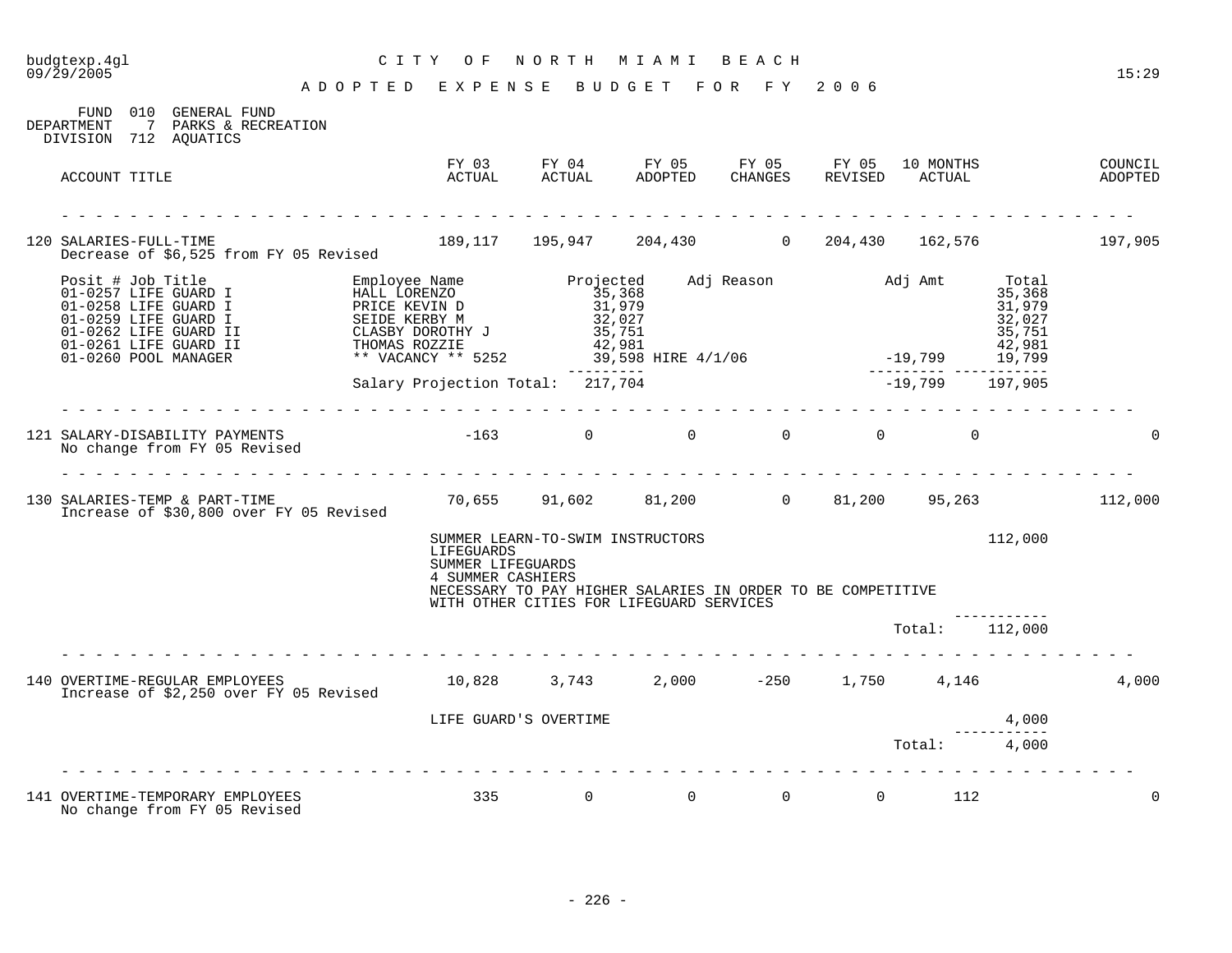budgtexp.4gl
09/29/2005

# CITY OF NORTH MIAMI BEACH

## ADOPTED EXPENSE BUDGET FOR FY 2006

15:29

FUND 010 GENERAL FUND
DEPARTMENT 7 PARKS & RECREATION
DIVISION 712 AQUATICS

| ACCOUNT TITLE | FY 03 ACTUAL | FY 04 ACTUAL | FY 05 ADOPTED | FY 05 CHANGES | FY 05 REVISED | 10 MONTHS ACTUAL | COUNCIL ADOPTED |
|---|---|---|---|---|---|---|---|
| 120 SALARIES-FULL-TIME<br>Decrease of $6,525 from FY 05 Revised | 189,117 | 195,947 | 204,430 | 0 | 204,430 | 162,576 | 197,905 |

| Posit # | Job Title | Employee Name | Projected | Adj Reason | Adj Amt | Total |
|---|---|---|---|---|---|---|
| 01-0257 | LIFE GUARD I | HALL LORENZO | 35,368 | | | 35,368 |
| 01-0258 | LIFE GUARD I | PRICE KEVIN D | 31,979 | | | 31,979 |
| 01-0259 | LIFE GUARD I | SEIDE KERBY M | 32,027 | | | 32,027 |
| 01-0262 | LIFE GUARD II | CLASBY DOROTHY J | 35,751 | | | 35,751 |
| 01-0261 | LIFE GUARD II | THOMAS ROZZIE | 42,981 | | | 42,981 |
| 01-0260 | POOL MANAGER | ** VACANCY ** 5252 | 39,598 | HIRE 4/1/06 | -19,799 | 19,799 |
| | | Salary Projection Total: | 217,704 | | -19,799 | 197,905 |

| ACCOUNT TITLE | FY 03 ACTUAL | FY 04 ACTUAL | FY 05 ADOPTED | FY 05 CHANGES | FY 05 REVISED | 10 MONTHS ACTUAL | COUNCIL ADOPTED |
|---|---|---|---|---|---|---|---|
| 121 SALARY-DISABILITY PAYMENTS<br>No change from FY 05 Revised | -163 | 0 | 0 | 0 | 0 | 0 | 0 |
| 130 SALARIES-TEMP & PART-TIME<br>Increase of $30,800 over FY 05 Revised | 70,655 | 91,602 | 81,200 | 0 | 81,200 | 95,263 | 112,000 |

SUMMER LEARN-TO-SWIM INSTRUCTORS — 112,000
LIFEGUARDS
SUMMER LIFEGUARDS
4 SUMMER CASHIERS
NECESSARY TO PAY HIGHER SALARIES IN ORDER TO BE COMPETITIVE
WITH OTHER CITIES FOR LIFEGUARD SERVICES

Total: 112,000

| ACCOUNT TITLE | FY 03 ACTUAL | FY 04 ACTUAL | FY 05 ADOPTED | FY 05 CHANGES | FY 05 REVISED | 10 MONTHS ACTUAL | COUNCIL ADOPTED |
|---|---|---|---|---|---|---|---|
| 140 OVERTIME-REGULAR EMPLOYEES<br>Increase of $2,250 over FY 05 Revised | 10,828 | 3,743 | 2,000 | -250 | 1,750 | 4,146 | 4,000 |

LIFE GUARD'S OVERTIME — 4,000

Total: 4,000

| ACCOUNT TITLE | FY 03 ACTUAL | FY 04 ACTUAL | FY 05 ADOPTED | FY 05 CHANGES | FY 05 REVISED | 10 MONTHS ACTUAL | COUNCIL ADOPTED |
|---|---|---|---|---|---|---|---|
| 141 OVERTIME-TEMPORARY EMPLOYEES<br>No change from FY 05 Revised | 335 | 0 | 0 | 0 | 0 | 112 | 0 |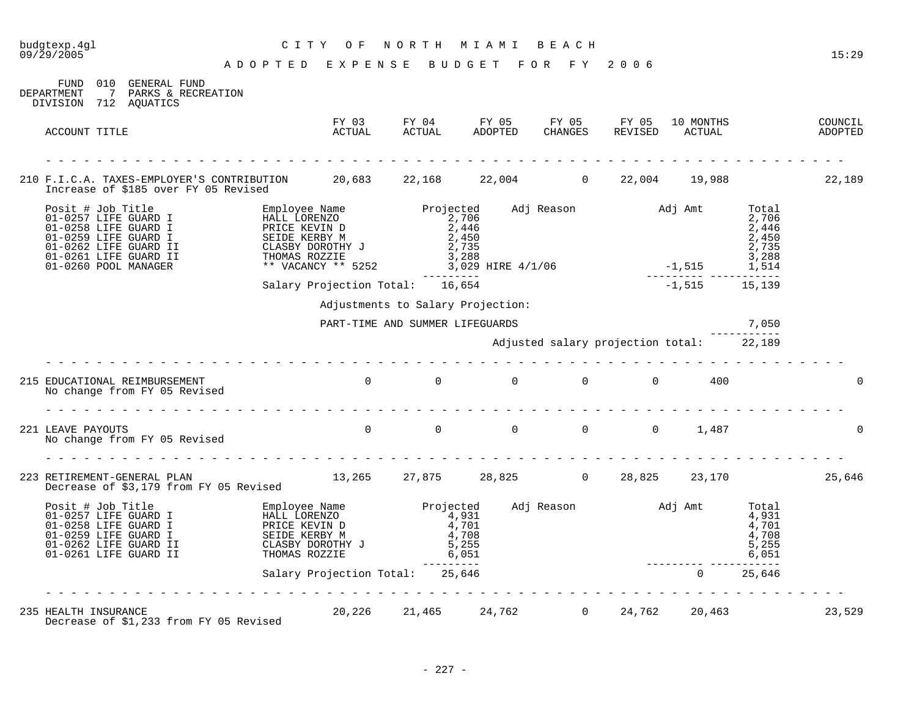budgtexp.4gl
09/29/2005

# CITY OF NORTH MIAMI BEACH

## ADOPTED EXPENSE BUDGET FOR FY 2006

15:29

FUND 010 GENERAL FUND
DEPARTMENT 7 PARKS & RECREATION
DIVISION 712 AQUATICS

| ACCOUNT TITLE | FY 03 ACTUAL | FY 04 ACTUAL | FY 05 ADOPTED | FY 05 CHANGES | FY 05 REVISED | 10 MONTHS ACTUAL | COUNCIL ADOPTED |
|---|---|---|---|---|---|---|---|
| 210 F.I.C.A. TAXES-EMPLOYER'S CONTRIBUTION<br>Increase of $185 over FY 05 Revised | 20,683 | 22,168 | 22,004 | 0 | 22,004 | 19,988 | 22,189 |

| Posit # | Job Title | Employee Name | Projected | Adj Reason | Adj Amt | Total |
|---|---|---|---|---|---|---|
| 01-0257 | LIFE GUARD I | HALL LORENZO | 2,706 | | | 2,706 |
| 01-0258 | LIFE GUARD I | PRICE KEVIN D | 2,446 | | | 2,446 |
| 01-0259 | LIFE GUARD I | SEIDE KERBY M | 2,450 | | | 2,450 |
| 01-0262 | LIFE GUARD II | CLASBY DOROTHY J | 2,735 | | | 2,735 |
| 01-0261 | LIFE GUARD II | THOMAS ROZZIE | 3,288 | | | 3,288 |
| 01-0260 | POOL MANAGER | ** VACANCY ** 5252 | 3,029 | HIRE 4/1/06 | -1,515 | 1,514 |
| | | Salary Projection Total: | 16,654 | | -1,515 | 15,139 |

Adjustments to Salary Projection:

| | |
|---|---|
| PART-TIME AND SUMMER LIFEGUARDS | 7,050 |
| Adjusted salary projection total: | 22,189 |

| ACCOUNT TITLE | FY 03 ACTUAL | FY 04 ACTUAL | FY 05 ADOPTED | FY 05 CHANGES | FY 05 REVISED | 10 MONTHS ACTUAL | COUNCIL ADOPTED |
|---|---|---|---|---|---|---|---|
| 215 EDUCATIONAL REIMBURSEMENT<br>No change from FY 05 Revised | 0 | 0 | 0 | 0 | 0 | 400 | 0 |
| 221 LEAVE PAYOUTS<br>No change from FY 05 Revised | 0 | 0 | 0 | 0 | 0 | 1,487 | 0 |
| 223 RETIREMENT-GENERAL PLAN<br>Decrease of $3,179 from FY 05 Revised | 13,265 | 27,875 | 28,825 | 0 | 28,825 | 23,170 | 25,646 |

| Posit # | Job Title | Employee Name | Projected | Adj Reason | Adj Amt | Total |
|---|---|---|---|---|---|---|
| 01-0257 | LIFE GUARD I | HALL LORENZO | 4,931 | | | 4,931 |
| 01-0258 | LIFE GUARD I | PRICE KEVIN D | 4,701 | | | 4,701 |
| 01-0259 | LIFE GUARD I | SEIDE KERBY M | 4,708 | | | 4,708 |
| 01-0262 | LIFE GUARD II | CLASBY DOROTHY J | 5,255 | | | 5,255 |
| 01-0261 | LIFE GUARD II | THOMAS ROZZIE | 6,051 | | | 6,051 |
| | | Salary Projection Total: | 25,646 | | 0 | 25,646 |

| ACCOUNT TITLE | FY 03 ACTUAL | FY 04 ACTUAL | FY 05 ADOPTED | FY 05 CHANGES | FY 05 REVISED | 10 MONTHS ACTUAL | COUNCIL ADOPTED |
|---|---|---|---|---|---|---|---|
| 235 HEALTH INSURANCE<br>Decrease of $1,233 from FY 05 Revised | 20,226 | 21,465 | 24,762 | 0 | 24,762 | 20,463 | 23,529 |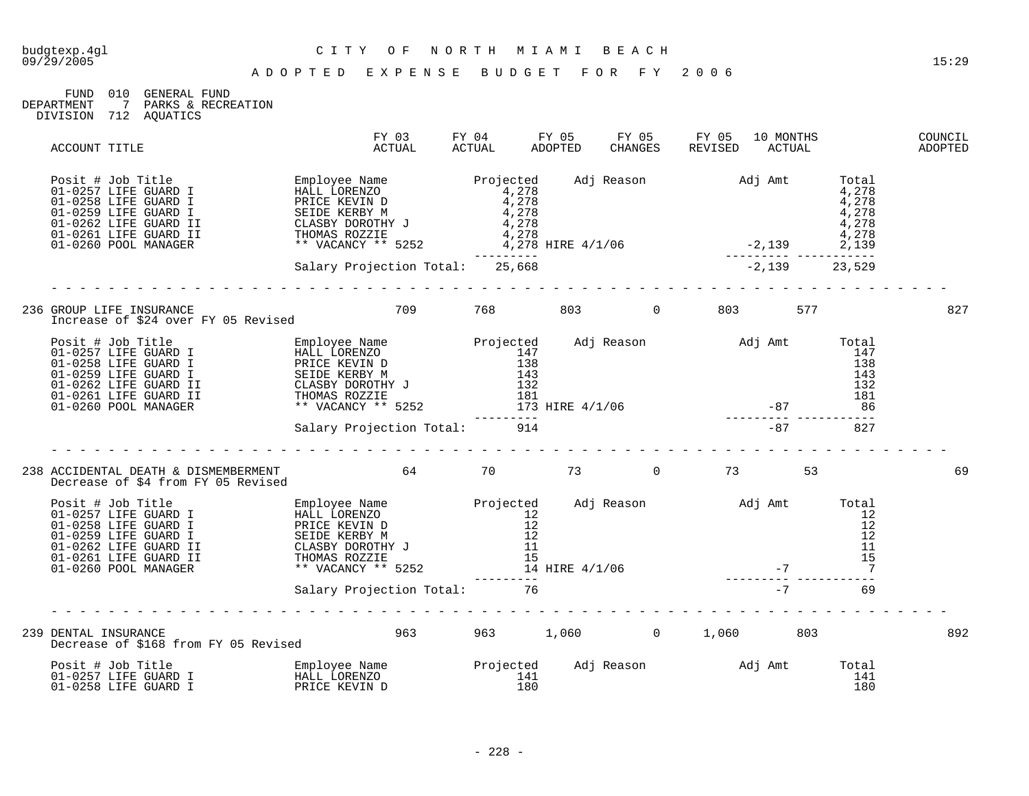budgtexp.4gl
09/29/2005

# CITY OF NORTH MIAMI BEACH

## ADOPTED EXPENSE BUDGET FOR FY 2006

FUND 010 GENERAL FUND
DEPARTMENT 7 PARKS & RECREATION
DIVISION 712 AQUATICS

| ACCOUNT TITLE | FY 03 ACTUAL | FY 04 ACTUAL | FY 05 ADOPTED | FY 05 CHANGES | FY 05 REVISED | 10 MONTHS ACTUAL | COUNCIL ADOPTED |
|---|---|---|---|---|---|---|---|

| Posit # | Job Title | Employee Name | Projected | Adj Reason | Adj Amt | Total |
|---|---|---|---|---|---|---|
| 01-0257 | LIFE GUARD I | HALL LORENZO | 4,278 | | | 4,278 |
| 01-0258 | LIFE GUARD I | PRICE KEVIN D | 4,278 | | | 4,278 |
| 01-0259 | LIFE GUARD I | SEIDE KERBY M | 4,278 | | | 4,278 |
| 01-0262 | LIFE GUARD II | CLASBY DOROTHY J | 4,278 | | | 4,278 |
| 01-0261 | LIFE GUARD II | THOMAS ROZZIE | 4,278 | | | 4,278 |
| 01-0260 | POOL MANAGER | ** VACANCY ** 5252 | 4,278 | HIRE 4/1/06 | -2,139 | 2,139 |
| | | Salary Projection Total: | 25,668 | | -2,139 | 23,529 |

| ACCOUNT TITLE | FY 03 ACTUAL | FY 04 ACTUAL | FY 05 ADOPTED | FY 05 CHANGES | FY 05 REVISED | 10 MONTHS ACTUAL | COUNCIL ADOPTED |
|---|---|---|---|---|---|---|---|
| 236 GROUP LIFE INSURANCE | 709 | 768 | 803 | 0 | 803 | 577 | 827 |

Increase of $24 over FY 05 Revised

| Posit # | Job Title | Employee Name | Projected | Adj Reason | Adj Amt | Total |
|---|---|---|---|---|---|---|
| 01-0257 | LIFE GUARD I | HALL LORENZO | 147 | | | 147 |
| 01-0258 | LIFE GUARD I | PRICE KEVIN D | 138 | | | 138 |
| 01-0259 | LIFE GUARD I | SEIDE KERBY M | 143 | | | 143 |
| 01-0262 | LIFE GUARD II | CLASBY DOROTHY J | 132 | | | 132 |
| 01-0261 | LIFE GUARD II | THOMAS ROZZIE | 181 | | | 181 |
| 01-0260 | POOL MANAGER | ** VACANCY ** 5252 | 173 | HIRE 4/1/06 | -87 | 86 |
| | | Salary Projection Total: | 914 | | -87 | 827 |

| ACCOUNT TITLE | FY 03 ACTUAL | FY 04 ACTUAL | FY 05 ADOPTED | FY 05 CHANGES | FY 05 REVISED | 10 MONTHS ACTUAL | COUNCIL ADOPTED |
|---|---|---|---|---|---|---|---|
| 238 ACCIDENTAL DEATH & DISMEMBERMENT | 64 | 70 | 73 | 0 | 73 | 53 | 69 |

Decrease of $4 from FY 05 Revised

| Posit # | Job Title | Employee Name | Projected | Adj Reason | Adj Amt | Total |
|---|---|---|---|---|---|---|
| 01-0257 | LIFE GUARD I | HALL LORENZO | 12 | | | 12 |
| 01-0258 | LIFE GUARD I | PRICE KEVIN D | 12 | | | 12 |
| 01-0259 | LIFE GUARD I | SEIDE KERBY M | 12 | | | 12 |
| 01-0262 | LIFE GUARD II | CLASBY DOROTHY J | 11 | | | 11 |
| 01-0261 | LIFE GUARD II | THOMAS ROZZIE | 15 | | | 15 |
| 01-0260 | POOL MANAGER | ** VACANCY ** 5252 | 14 | HIRE 4/1/06 | -7 | 7 |
| | | Salary Projection Total: | 76 | | -7 | 69 |

| ACCOUNT TITLE | FY 03 ACTUAL | FY 04 ACTUAL | FY 05 ADOPTED | FY 05 CHANGES | FY 05 REVISED | 10 MONTHS ACTUAL | COUNCIL ADOPTED |
|---|---|---|---|---|---|---|---|
| 239 DENTAL INSURANCE | 963 | 963 | 1,060 | 0 | 1,060 | 803 | 892 |

Decrease of $168 from FY 05 Revised

| Posit # | Job Title | Employee Name | Projected | Adj Reason | Adj Amt | Total |
|---|---|---|---|---|---|---|
| 01-0257 | LIFE GUARD I | HALL LORENZO | 141 | | | 141 |
| 01-0258 | LIFE GUARD I | PRICE KEVIN D | 180 | | | 180 |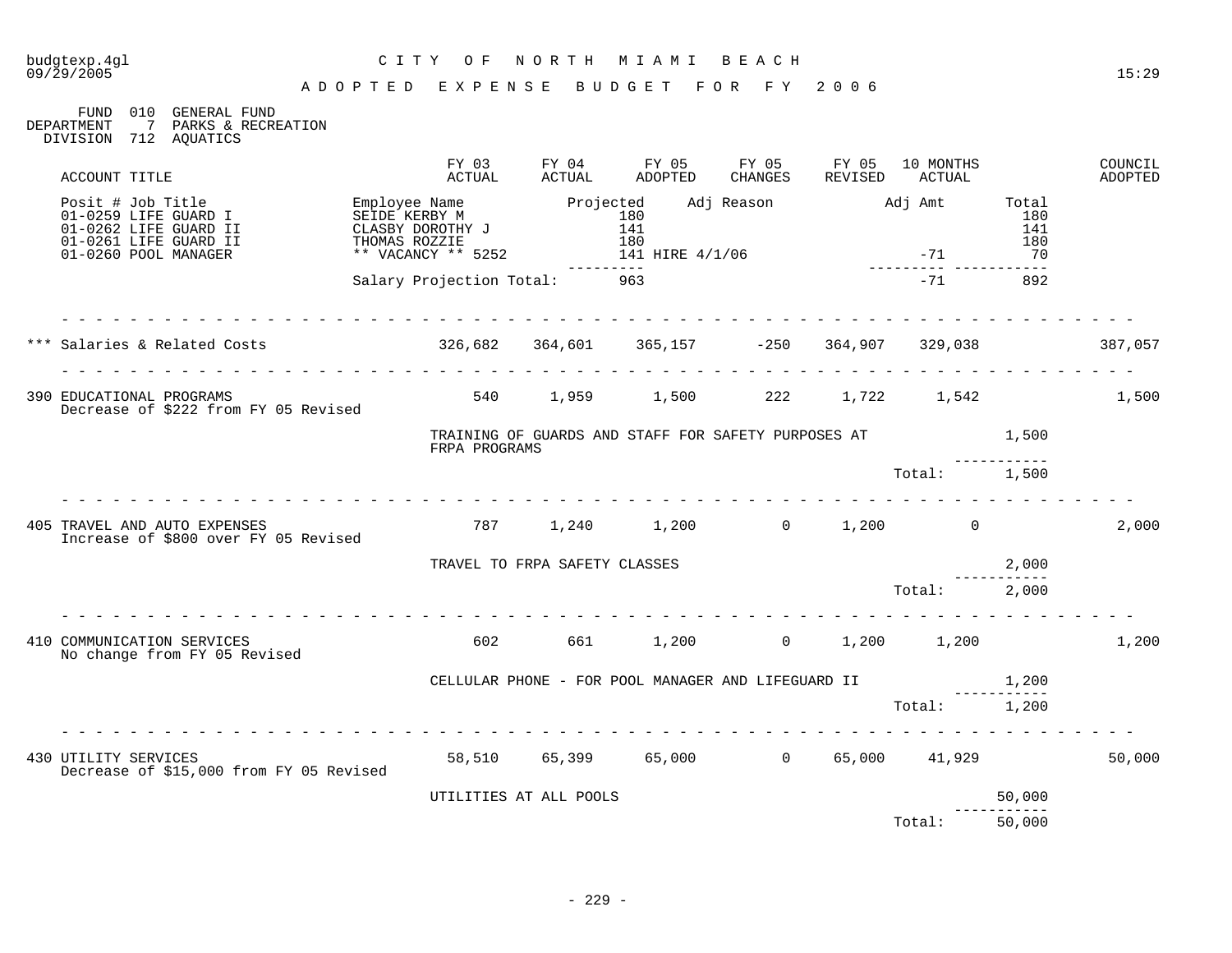budgtexp.4gl
09/29/2005

# CITY OF NORTH MIAMI BEACH

## ADOPTED EXPENSE BUDGET FOR FY 2006

15:29

FUND 010 GENERAL FUND
DEPARTMENT 7 PARKS & RECREATION
DIVISION 712 AQUATICS

| ACCOUNT TITLE | FY 03 ACTUAL | FY 04 ACTUAL | FY 05 ADOPTED | FY 05 CHANGES | FY 05 REVISED | 10 MONTHS ACTUAL | | COUNCIL ADOPTED |
|---|---|---|---|---|---|---|---|---|

| Posit # Job Title | Employee Name | Projected | Adj Reason | Adj Amt | Total |
|---|---|---|---|---|---|
| 01-0259 LIFE GUARD I | SEIDE KERBY M | 180 | | | 180 |
| 01-0262 LIFE GUARD II | CLASBY DOROTHY J | 141 | | | 141 |
| 01-0261 LIFE GUARD II | THOMAS ROZZIE | 180 | | | 180 |
| 01-0260 POOL MANAGER | ** VACANCY ** 5252 | 141 | HIRE 4/1/06 | -71 | 70 |
| | Salary Projection Total: | 963 | | -71 | 892 |

| ACCOUNT TITLE | FY 03 ACTUAL | FY 04 ACTUAL | FY 05 ADOPTED | FY 05 CHANGES | FY 05 REVISED | 10 MONTHS ACTUAL | | COUNCIL ADOPTED |
|---|---|---|---|---|---|---|---|---|
| *** Salaries & Related Costs | 326,682 | 364,601 | 365,157 | -250 | 364,907 | 329,038 | | 387,057 |
| 390 EDUCATIONAL PROGRAMS<br>Decrease of $222 from FY 05 Revised | 540 | 1,959 | 1,500 | 222 | 1,722 | 1,542 | | 1,500 |
| | TRAINING OF GUARDS AND STAFF FOR SAFETY PURPOSES AT FRPA PROGRAMS | | | | | | 1,500 | |
| | | | | | | Total: | 1,500 | |
| 405 TRAVEL AND AUTO EXPENSES<br>Increase of $800 over FY 05 Revised | 787 | 1,240 | 1,200 | 0 | 1,200 | 0 | | 2,000 |
| | TRAVEL TO FRPA SAFETY CLASSES | | | | | | 2,000 | |
| | | | | | | Total: | 2,000 | |
| 410 COMMUNICATION SERVICES<br>No change from FY 05 Revised | 602 | 661 | 1,200 | 0 | 1,200 | 1,200 | | 1,200 |
| | CELLULAR PHONE - FOR POOL MANAGER AND LIFEGUARD II | | | | | | 1,200 | |
| | | | | | | Total: | 1,200 | |
| 430 UTILITY SERVICES<br>Decrease of $15,000 from FY 05 Revised | 58,510 | 65,399 | 65,000 | 0 | 65,000 | 41,929 | | 50,000 |
| | UTILITIES AT ALL POOLS | | | | | | 50,000 | |
| | | | | | | Total: | 50,000 | |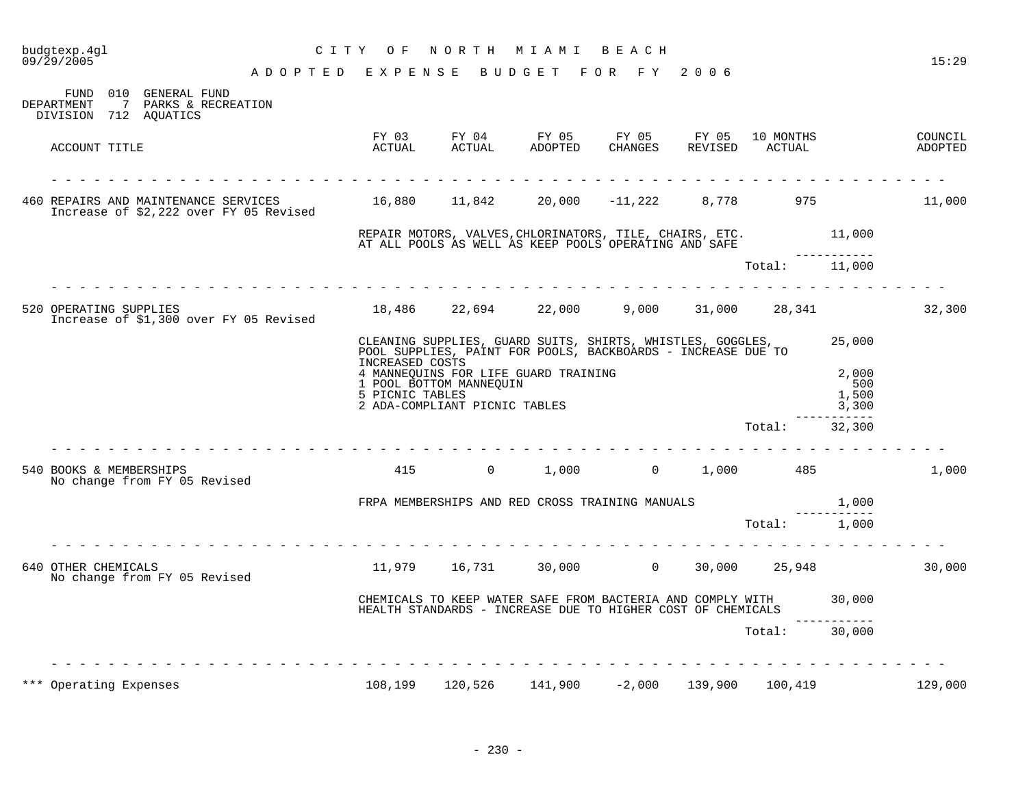# CITY OF NORTH MIAMI BEACH

## ADOPTED EXPENSE BUDGET FOR FY 2006

FUND 010 GENERAL FUND
DEPARTMENT 7 PARKS & RECREATION
DIVISION 712 AQUATICS

| ACCOUNT TITLE | FY 03 ACTUAL | FY 04 ACTUAL | FY 05 ADOPTED | FY 05 CHANGES | FY 05 REVISED | 10 MONTHS ACTUAL | | COUNCIL ADOPTED |
|---|---|---|---|---|---|---|---|---|
| 460 REPAIRS AND MAINTENANCE SERVICES<br>Increase of $2,222 over FY 05 Revised | 16,880 | 11,842 | 20,000 | -11,222 | 8,778 | 975 | | 11,000 |
| | REPAIR MOTORS, VALVES,CHLORINATORS, TILE, CHAIRS, ETC. AT ALL POOLS AS WELL AS KEEP POOLS OPERATING AND SAFE | | | | | | 11,000 | |
| | | | | | | Total: | 11,000 | |
| 520 OPERATING SUPPLIES<br>Increase of $1,300 over FY 05 Revised | 18,486 | 22,694 | 22,000 | 9,000 | 31,000 | 28,341 | | 32,300 |
| | CLEANING SUPPLIES, GUARD SUITS, SHIRTS, WHISTLES, GOGGLES, POOL SUPPLIES, PAINT FOR POOLS, BACKBOARDS - INCREASE DUE TO INCREASED COSTS | | | | | | 25,000 | |
| | 4 MANNEQUINS FOR LIFE GUARD TRAINING | | | | | | 2,000 | |
| | 1 POOL BOTTOM MANNEQUIN | | | | | | 500 | |
| | 5 PICNIC TABLES | | | | | | 1,500 | |
| | 2 ADA-COMPLIANT PICNIC TABLES | | | | | | 3,300 | |
| | | | | | | Total: | 32,300 | |
| 540 BOOKS & MEMBERSHIPS<br>No change from FY 05 Revised | 415 | 0 | 1,000 | 0 | 1,000 | 485 | | 1,000 |
| | FRPA MEMBERSHIPS AND RED CROSS TRAINING MANUALS | | | | | | 1,000 | |
| | | | | | | Total: | 1,000 | |
| 640 OTHER CHEMICALS<br>No change from FY 05 Revised | 11,979 | 16,731 | 30,000 | 0 | 30,000 | 25,948 | | 30,000 |
| | CHEMICALS TO KEEP WATER SAFE FROM BACTERIA AND COMPLY WITH HEALTH STANDARDS - INCREASE DUE TO HIGHER COST OF CHEMICALS | | | | | | 30,000 | |
| | | | | | | Total: | 30,000 | |
| *** Operating Expenses | 108,199 | 120,526 | 141,900 | -2,000 | 139,900 | 100,419 | | 129,000 |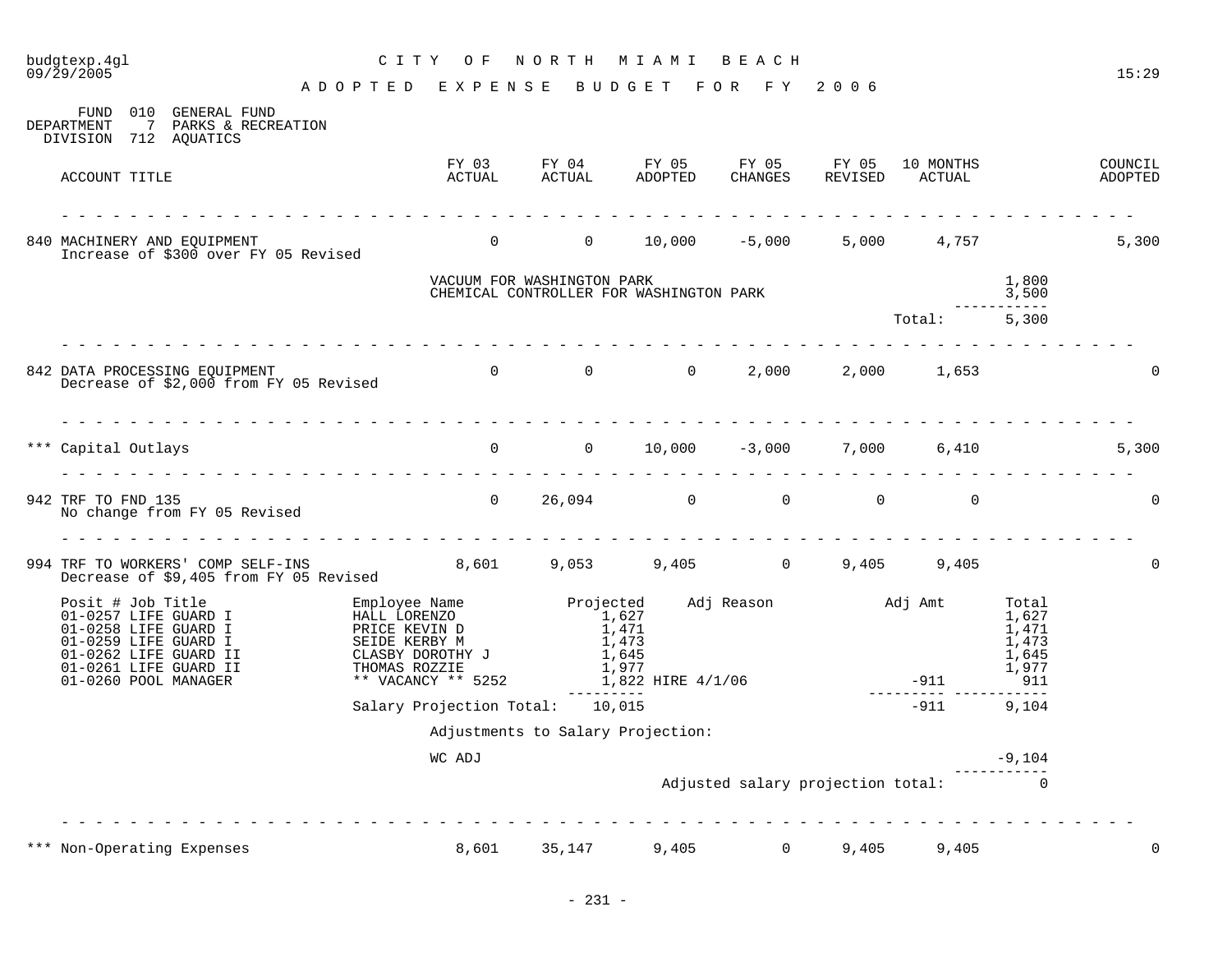# CITY OF NORTH MIAMI BEACH

## ADOPTED EXPENSE BUDGET FOR FY 2006

budgtexp.4gl
09/29/2005 15:29

FUND 010 GENERAL FUND
DEPARTMENT 7 PARKS & RECREATION
DIVISION 712 AQUATICS

| ACCOUNT TITLE | FY 03 ACTUAL | FY 04 ACTUAL | FY 05 ADOPTED | FY 05 CHANGES | FY 05 REVISED | 10 MONTHS ACTUAL | | COUNCIL ADOPTED |
|---|---|---|---|---|---|---|---|---|
| 840 MACHINERY AND EQUIPMENT | 0 | 0 | 10,000 | -5,000 | 5,000 | 4,757 | | 5,300 |
| Increase of $300 over FY 05 Revised | | | | | | | | |
| | VACUUM FOR WASHINGTON PARK | | | | | | 1,800 | |
| | CHEMICAL CONTROLLER FOR WASHINGTON PARK | | | | | | 3,500 | |
| | | | | | | Total: | 5,300 | |
| 842 DATA PROCESSING EQUIPMENT | 0 | 0 | 0 | 2,000 | 2,000 | 1,653 | | 0 |
| Decrease of $2,000 from FY 05 Revised | | | | | | | | |
| *** Capital Outlays | 0 | 0 | 10,000 | -3,000 | 7,000 | 6,410 | | 5,300 |
| 942 TRF TO FND 135 | 0 | 26,094 | 0 | 0 | 0 | 0 | | 0 |
| No change from FY 05 Revised | | | | | | | | |
| 994 TRF TO WORKERS' COMP SELF-INS | 8,601 | 9,053 | 9,405 | 0 | 9,405 | 9,405 | | 0 |
| Decrease of $9,405 from FY 05 Revised | | | | | | | | |

| Posit # Job Title | Employee Name | Projected | Adj Reason | Adj Amt | Total |
|---|---|---|---|---|---|
| 01-0257 LIFE GUARD I | HALL LORENZO | 1,627 | | | 1,627 |
| 01-0258 LIFE GUARD I | PRICE KEVIN D | 1,471 | | | 1,471 |
| 01-0259 LIFE GUARD I | SEIDE KERBY M | 1,473 | | | 1,473 |
| 01-0262 LIFE GUARD II | CLASBY DOROTHY J | 1,645 | | | 1,645 |
| 01-0261 LIFE GUARD II | THOMAS ROZZIE | 1,977 | | | 1,977 |
| 01-0260 POOL MANAGER | ** VACANCY ** 5252 | 1,822 | HIRE 4/1/06 | -911 | 911 |
| | Salary Projection Total: | 10,015 | | -911 | 9,104 |

Adjustments to Salary Projection:

| | |
|---|---|
| WC ADJ | -9,104 |
| Adjusted salary projection total: | 0 |

| ACCOUNT TITLE | FY 03 ACTUAL | FY 04 ACTUAL | FY 05 ADOPTED | FY 05 CHANGES | FY 05 REVISED | 10 MONTHS ACTUAL | COUNCIL ADOPTED |
|---|---|---|---|---|---|---|---|
| *** Non-Operating Expenses | 8,601 | 35,147 | 9,405 | 0 | 9,405 | 9,405 | 0 |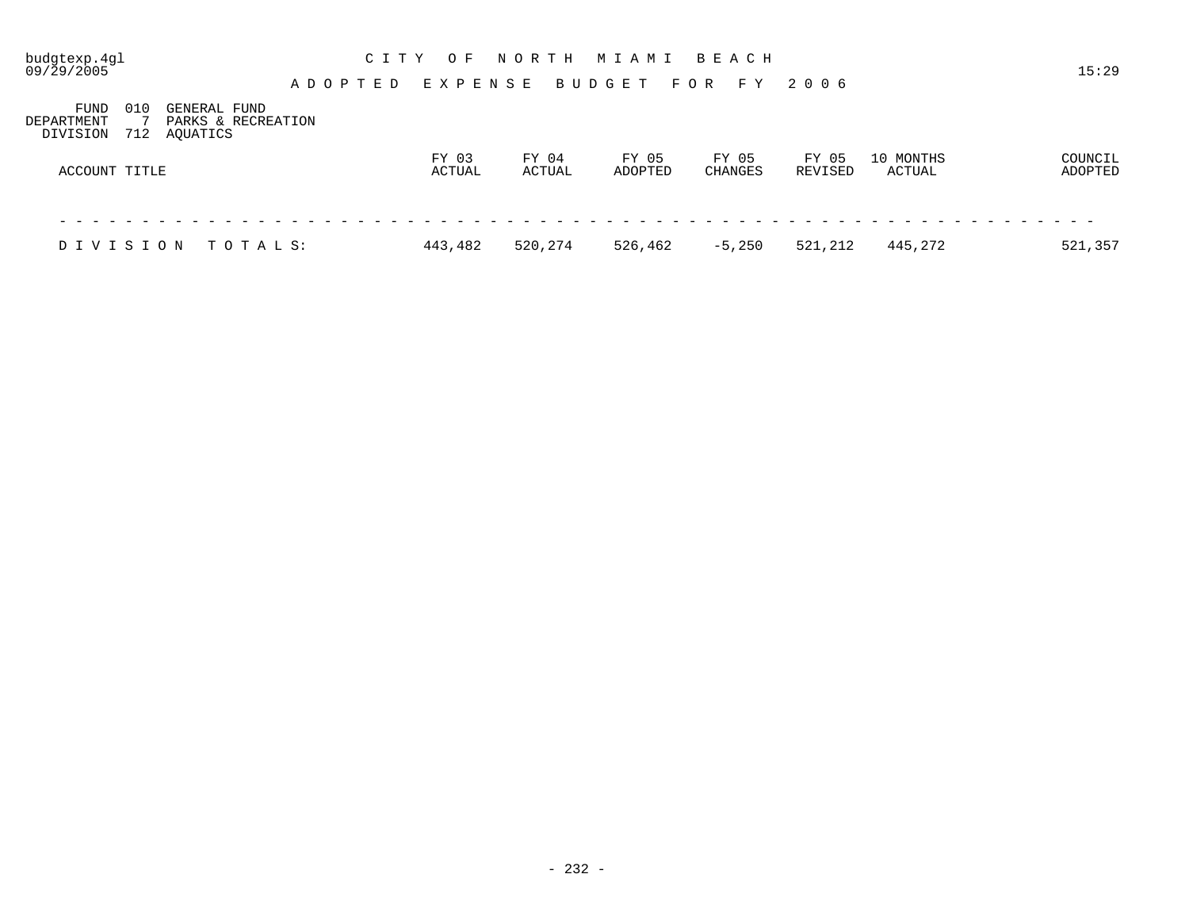budgtexp.4gl
09/29/2005

# C I T Y  O F  N O R T H  M I A M I  B E A C H

15:29

## A D O P T E D  E X P E N S E  B U D G E T  F O R  F Y  2 0 0 6

FUND 010 GENERAL FUND
DEPARTMENT 7 PARKS & RECREATION
DIVISION 712 AQUATICS

| ACCOUNT TITLE | FY 03 ACTUAL | FY 04 ACTUAL | FY 05 ADOPTED | FY 05 CHANGES | FY 05 REVISED | 10 MONTHS ACTUAL | COUNCIL ADOPTED |
|---|---|---|---|---|---|---|---|
| D I V I S I O N  T O T A L S: | 443,482 | 520,274 | 526,462 | -5,250 | 521,212 | 445,272 | 521,357 |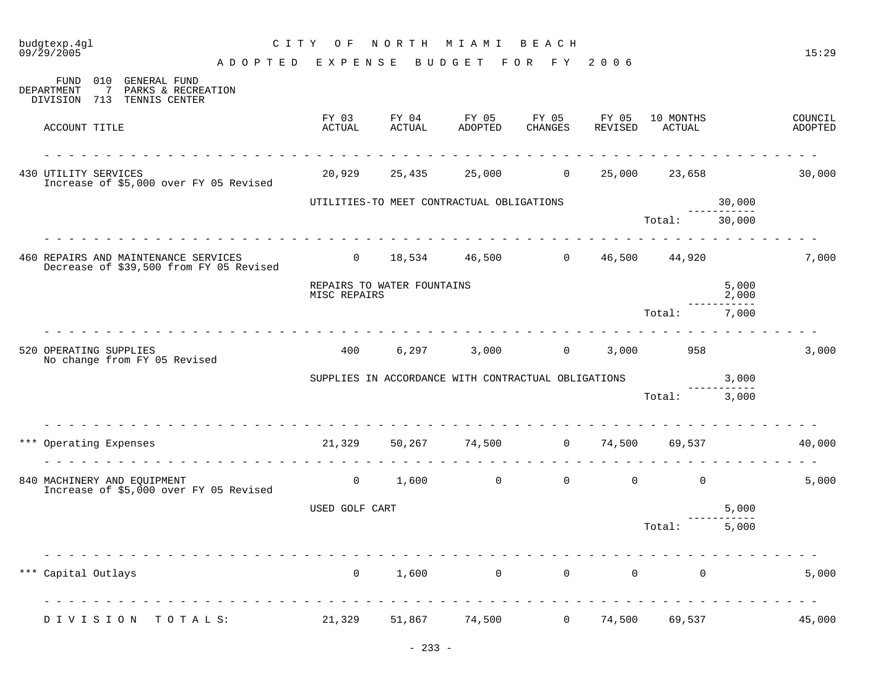# CITY OF NORTH MIAMI BEACH

## ADOPTED EXPENSE BUDGET FOR FY 2006

budgtexp.4gl
09/29/2005 15:29

FUND 010 GENERAL FUND
DEPARTMENT 7 PARKS & RECREATION
DIVISION 713 TENNIS CENTER

| ACCOUNT TITLE | FY 03 ACTUAL | FY 04 ACTUAL | FY 05 ADOPTED | FY 05 CHANGES | FY 05 REVISED | 10 MONTHS ACTUAL | | COUNCIL ADOPTED |
|---|---|---|---|---|---|---|---|---|
| 430 UTILITY SERVICES<br>Increase of $5,000 over FY 05 Revised | 20,929 | 25,435 | 25,000 | 0 | 25,000 | 23,658 | | 30,000 |
| | UTILITIES-TO MEET CONTRACTUAL OBLIGATIONS | | | | | | 30,000 | |
| | | | | | | Total: | 30,000 | |
| 460 REPAIRS AND MAINTENANCE SERVICES<br>Decrease of $39,500 from FY 05 Revised | 0 | 18,534 | 46,500 | 0 | 46,500 | 44,920 | | 7,000 |
| | REPAIRS TO WATER FOUNTAINS | | | | | | 5,000 | |
| | MISC REPAIRS | | | | | | 2,000 | |
| | | | | | | Total: | 7,000 | |
| 520 OPERATING SUPPLIES<br>No change from FY 05 Revised | 400 | 6,297 | 3,000 | 0 | 3,000 | 958 | | 3,000 |
| | SUPPLIES IN ACCORDANCE WITH CONTRACTUAL OBLIGATIONS | | | | | | 3,000 | |
| | | | | | | Total: | 3,000 | |
| *** Operating Expenses | 21,329 | 50,267 | 74,500 | 0 | 74,500 | 69,537 | | 40,000 |
| 840 MACHINERY AND EQUIPMENT<br>Increase of $5,000 over FY 05 Revised | 0 | 1,600 | 0 | 0 | 0 | 0 | | 5,000 |
| | USED GOLF CART | | | | | | 5,000 | |
| | | | | | | Total: | 5,000 | |
| *** Capital Outlays | 0 | 1,600 | 0 | 0 | 0 | 0 | | 5,000 |
| DIVISION TOTALS: | 21,329 | 51,867 | 74,500 | 0 | 74,500 | 69,537 | | 45,000 |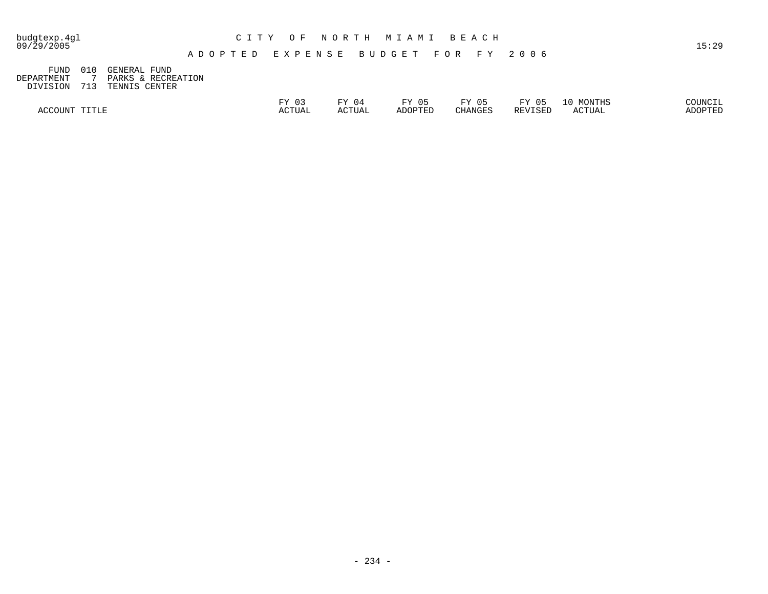# CITY OF NORTH MIAMI BEACH

## ADOPTED EXPENSE BUDGET FOR FY 2006

budgtexp.4gl
09/29/2005
15:29

FUND 010 GENERAL FUND
DEPARTMENT 7 PARKS & RECREATION
DIVISION 713 TENNIS CENTER

| ACCOUNT TITLE | FY 03 ACTUAL | FY 04 ACTUAL | FY 05 ADOPTED | FY 05 CHANGES | FY 05 REVISED | 10 MONTHS ACTUAL | COUNCIL ADOPTED |
|---|---|---|---|---|---|---|---|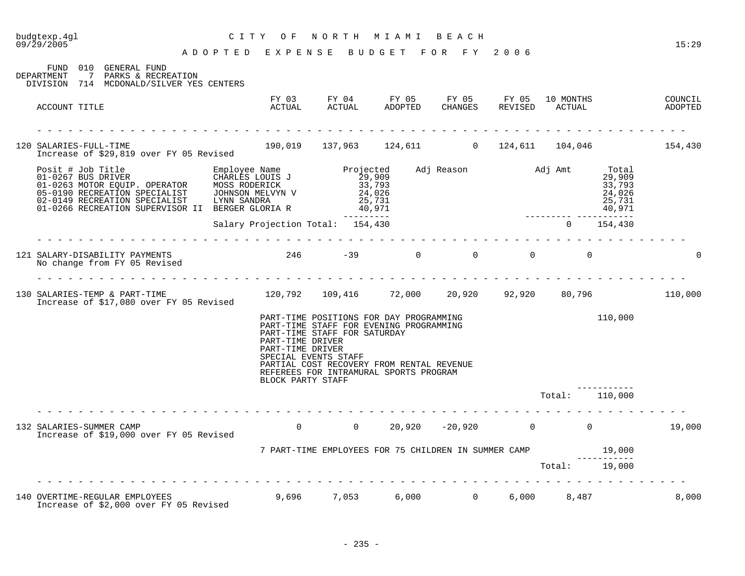# CITY OF NORTH MIAMI BEACH

## ADOPTED EXPENSE BUDGET FOR FY 2006

budgtexp.4gl
09/29/2005
15:29

FUND 010 GENERAL FUND
DEPARTMENT 7 PARKS & RECREATION
DIVISION 714 MCDONALD/SILVER YES CENTERS

| ACCOUNT TITLE | FY 03 ACTUAL | FY 04 ACTUAL | FY 05 ADOPTED | FY 05 CHANGES | FY 05 REVISED | 10 MONTHS ACTUAL | COUNCIL ADOPTED |
|---|---|---|---|---|---|---|---|
| 120 SALARIES-FULL-TIME | 190,019 | 137,963 | 124,611 | 0 | 124,611 | 104,046 | 154,430 |
| 121 SALARY-DISABILITY PAYMENTS | 246 | -39 | 0 | 0 | 0 | 0 | 0 |
| 130 SALARIES-TEMP & PART-TIME | 120,792 | 109,416 | 72,000 | 20,920 | 92,920 | 80,796 | 110,000 |
| 132 SALARIES-SUMMER CAMP | 0 | 0 | 20,920 | -20,920 | 0 | 0 | 19,000 |
| 140 OVERTIME-REGULAR EMPLOYEES | 9,696 | 7,053 | 6,000 | 0 | 6,000 | 8,487 | 8,000 |

**120 SALARIES-FULL-TIME**
Increase of $29,819 over FY 05 Revised

| Posit # | Job Title | Employee Name | Projected | Adj Reason | Adj Amt | Total |
|---|---|---|---|---|---|---|
| 01-0267 | BUS DRIVER | CHARLES LOUIS J | 29,909 | | | 29,909 |
| 01-0263 | MOTOR EQUIP. OPERATOR | MOSS RODERICK | 33,793 | | | 33,793 |
| 05-0190 | RECREATION SPECIALIST | JOHNSON MELVYN V | 24,026 | | | 24,026 |
| 02-0149 | RECREATION SPECIALIST | LYNN SANDRA | 25,731 | | | 25,731 |
| 01-0266 | RECREATION SUPERVISOR II | BERGER GLORIA R | 40,971 | | | 40,971 |
| | | Salary Projection Total: | 154,430 | | 0 | 154,430 |

**121 SALARY-DISABILITY PAYMENTS**
No change from FY 05 Revised

**130 SALARIES-TEMP & PART-TIME**
Increase of $17,080 over FY 05 Revised

| Description | Amount |
|---|---|
| PART-TIME POSITIONS FOR DAY PROGRAMMING | 110,000 |
| PART-TIME STAFF FOR EVENING PROGRAMMING | |
| PART-TIME STAFF FOR SATURDAY | |
| PART-TIME DRIVER | |
| PART-TIME DRIVER | |
| SPECIAL EVENTS STAFF | |
| PARTIAL COST RECOVERY FROM RENTAL REVENUE | |
| REFEREES FOR INTRAMURAL SPORTS PROGRAM | |
| BLOCK PARTY STAFF | |
| Total: | 110,000 |

**132 SALARIES-SUMMER CAMP**
Increase of $19,000 over FY 05 Revised

| Description | Amount |
|---|---|
| 7 PART-TIME EMPLOYEES FOR 75 CHILDREN IN SUMMER CAMP | 19,000 |
| Total: | 19,000 |

**140 OVERTIME-REGULAR EMPLOYEES**
Increase of $2,000 over FY 05 Revised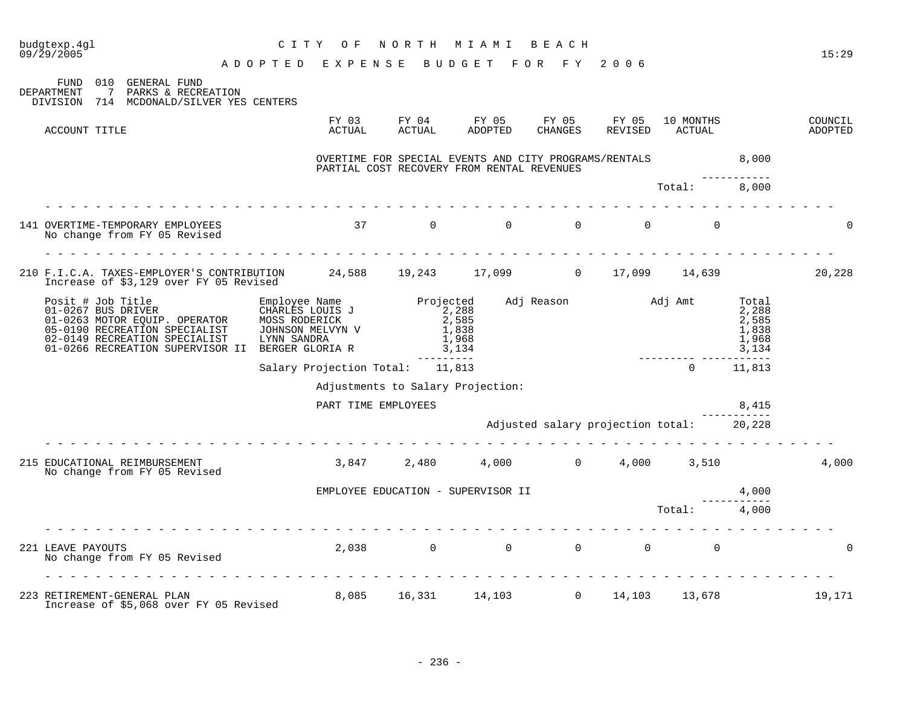CITY OF NORTH MIAMI BEACH

ADOPTED EXPENSE BUDGET FOR FY 2006

FUND 010 GENERAL FUND
DEPARTMENT 7 PARKS & RECREATION
DIVISION 714 MCDONALD/SILVER YES CENTERS

| ACCOUNT TITLE | FY 03 ACTUAL | FY 04 ACTUAL | FY 05 ADOPTED | FY 05 CHANGES | FY 05 REVISED | 10 MONTHS ACTUAL | | COUNCIL ADOPTED |
|---|---|---|---|---|---|---|---|---|
| | OVERTIME FOR SPECIAL EVENTS AND CITY PROGRAMS/RENTALS | | | | | | 8,000 | |
| | PARTIAL COST RECOVERY FROM RENTAL REVENUES | | | | | | | |
| | | | | | | Total: | 8,000 | |
| 141 OVERTIME-TEMPORARY EMPLOYEES<br>No change from FY 05 Revised | 37 | 0 | 0 | 0 | 0 | 0 | | 0 |
| 210 F.I.C.A. TAXES-EMPLOYER'S CONTRIBUTION<br>Increase of $3,129 over FY 05 Revised | 24,588 | 19,243 | 17,099 | 0 | 17,099 | 14,639 | | 20,228 |

| Posit # Job Title | Employee Name | Projected | Adj Reason | Adj Amt | Total |
|---|---|---|---|---|---|
| 01-0267 BUS DRIVER | CHARLES LOUIS J | 2,288 | | | 2,288 |
| 01-0263 MOTOR EQUIP. OPERATOR | MOSS RODERICK | 2,585 | | | 2,585 |
| 05-0190 RECREATION SPECIALIST | JOHNSON MELVYN V | 1,838 | | | 1,838 |
| 02-0149 RECREATION SPECIALIST | LYNN SANDRA | 1,968 | | | 1,968 |
| 01-0266 RECREATION SUPERVISOR II | BERGER GLORIA R | 3,134 | | | 3,134 |
| | Salary Projection Total: | 11,813 | | 0 | 11,813 |

Adjustments to Salary Projection:

| | |
|---|---|
| PART TIME EMPLOYEES | 8,415 |
| Adjusted salary projection total: | 20,228 |

| ACCOUNT TITLE | FY 03 ACTUAL | FY 04 ACTUAL | FY 05 ADOPTED | FY 05 CHANGES | FY 05 REVISED | 10 MONTHS ACTUAL | | COUNCIL ADOPTED |
|---|---|---|---|---|---|---|---|---|
| 215 EDUCATIONAL REIMBURSEMENT<br>No change from FY 05 Revised | 3,847 | 2,480 | 4,000 | 0 | 4,000 | 3,510 | | 4,000 |
| | EMPLOYEE EDUCATION - SUPERVISOR II | | | | | | 4,000 | |
| | | | | | | Total: | 4,000 | |
| 221 LEAVE PAYOUTS<br>No change from FY 05 Revised | 2,038 | 0 | 0 | 0 | 0 | 0 | | 0 |
| 223 RETIREMENT-GENERAL PLAN<br>Increase of $5,068 over FY 05 Revised | 8,085 | 16,331 | 14,103 | 0 | 14,103 | 13,678 | | 19,171 |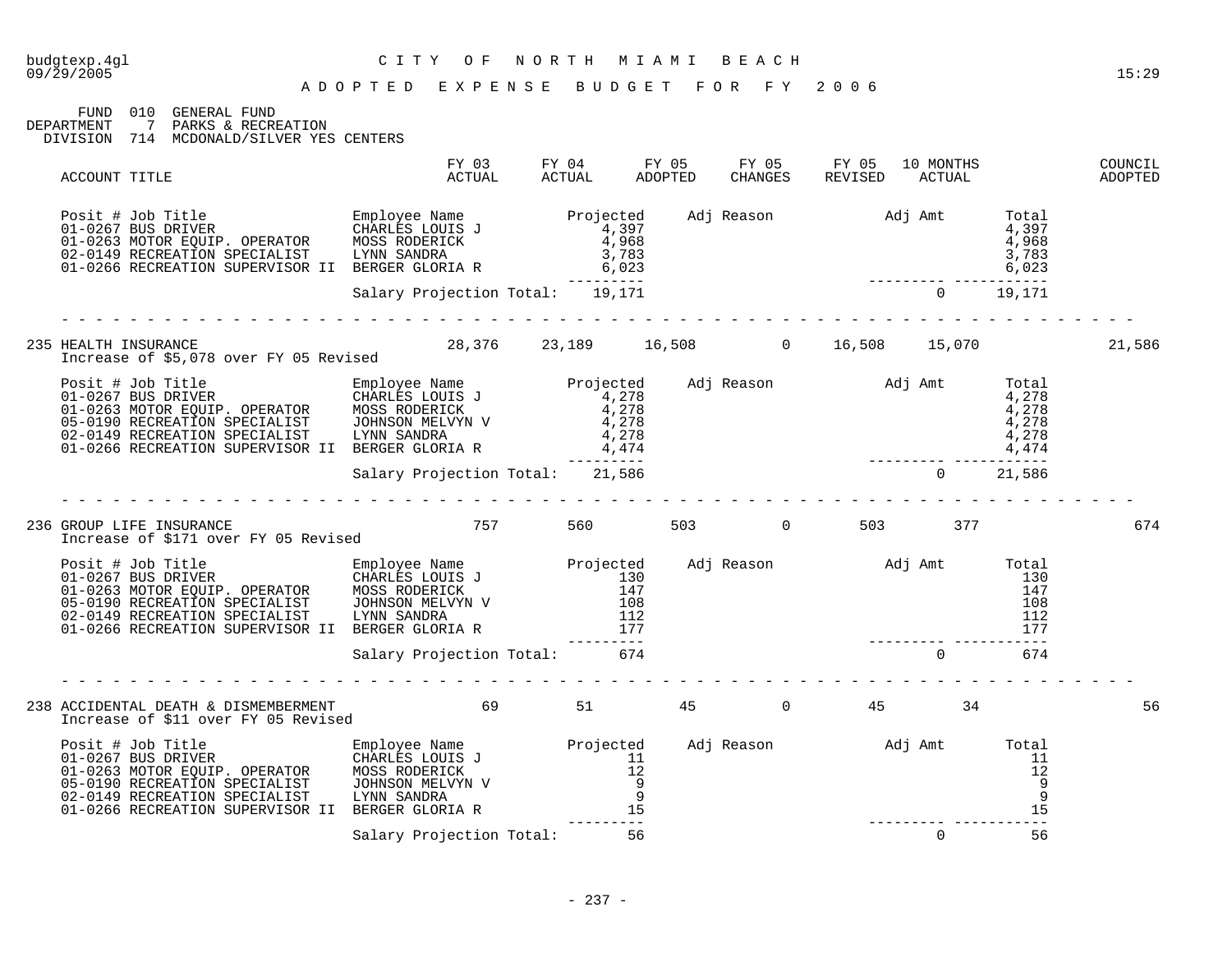CITY OF NORTH MIAMI BEACH

ADOPTED EXPENSE BUDGET FOR FY 2006

FUND 010 GENERAL FUND
DEPARTMENT 7 PARKS & RECREATION
DIVISION 714 MCDONALD/SILVER YES CENTERS

| ACCOUNT TITLE | FY 03 ACTUAL | FY 04 ACTUAL | FY 05 ADOPTED | FY 05 CHANGES | FY 05 REVISED | 10 MONTHS ACTUAL | COUNCIL ADOPTED |
|---|---|---|---|---|---|---|---|

| Posit # | Job Title | Employee Name | Projected | Adj Reason | Adj Amt | Total |
|---|---|---|---|---|---|---|
| 01-0267 | BUS DRIVER | CHARLES LOUIS J | 4,397 | | | 4,397 |
| 01-0263 | MOTOR EQUIP. OPERATOR | MOSS RODERICK | 4,968 | | | 4,968 |
| 02-0149 | RECREATION SPECIALIST | LYNN SANDRA | 3,783 | | | 3,783 |
| 01-0266 | RECREATION SUPERVISOR II | BERGER GLORIA R | 6,023 | | | 6,023 |
| | | Salary Projection Total: | 19,171 | | 0 | 19,171 |

| ACCOUNT TITLE | FY 03 ACTUAL | FY 04 ACTUAL | FY 05 ADOPTED | FY 05 CHANGES | FY 05 REVISED | 10 MONTHS ACTUAL | COUNCIL ADOPTED |
|---|---|---|---|---|---|---|---|
| 235 HEALTH INSURANCE | 28,376 | 23,189 | 16,508 | 0 | 16,508 | 15,070 | 21,586 |

Increase of $5,078 over FY 05 Revised

| Posit # | Job Title | Employee Name | Projected | Adj Reason | Adj Amt | Total |
|---|---|---|---|---|---|---|
| 01-0267 | BUS DRIVER | CHARLES LOUIS J | 4,278 | | | 4,278 |
| 01-0263 | MOTOR EQUIP. OPERATOR | MOSS RODERICK | 4,278 | | | 4,278 |
| 05-0190 | RECREATION SPECIALIST | JOHNSON MELVYN V | 4,278 | | | 4,278 |
| 02-0149 | RECREATION SPECIALIST | LYNN SANDRA | 4,278 | | | 4,278 |
| 01-0266 | RECREATION SUPERVISOR II | BERGER GLORIA R | 4,474 | | | 4,474 |
| | | Salary Projection Total: | 21,586 | | 0 | 21,586 |

| ACCOUNT TITLE | FY 03 ACTUAL | FY 04 ACTUAL | FY 05 ADOPTED | FY 05 CHANGES | FY 05 REVISED | 10 MONTHS ACTUAL | COUNCIL ADOPTED |
|---|---|---|---|---|---|---|---|
| 236 GROUP LIFE INSURANCE | 757 | 560 | 503 | 0 | 503 | 377 | 674 |

Increase of $171 over FY 05 Revised

| Posit # | Job Title | Employee Name | Projected | Adj Reason | Adj Amt | Total |
|---|---|---|---|---|---|---|
| 01-0267 | BUS DRIVER | CHARLES LOUIS J | 130 | | | 130 |
| 01-0263 | MOTOR EQUIP. OPERATOR | MOSS RODERICK | 147 | | | 147 |
| 05-0190 | RECREATION SPECIALIST | JOHNSON MELVYN V | 108 | | | 108 |
| 02-0149 | RECREATION SPECIALIST | LYNN SANDRA | 112 | | | 112 |
| 01-0266 | RECREATION SUPERVISOR II | BERGER GLORIA R | 177 | | | 177 |
| | | Salary Projection Total: | 674 | | 0 | 674 |

| ACCOUNT TITLE | FY 03 ACTUAL | FY 04 ACTUAL | FY 05 ADOPTED | FY 05 CHANGES | FY 05 REVISED | 10 MONTHS ACTUAL | COUNCIL ADOPTED |
|---|---|---|---|---|---|---|---|
| 238 ACCIDENTAL DEATH & DISMEMBERMENT | 69 | 51 | 45 | 0 | 45 | 34 | 56 |

Increase of $11 over FY 05 Revised

| Posit # | Job Title | Employee Name | Projected | Adj Reason | Adj Amt | Total |
|---|---|---|---|---|---|---|
| 01-0267 | BUS DRIVER | CHARLES LOUIS J | 11 | | | 11 |
| 01-0263 | MOTOR EQUIP. OPERATOR | MOSS RODERICK | 12 | | | 12 |
| 05-0190 | RECREATION SPECIALIST | JOHNSON MELVYN V | 9 | | | 9 |
| 02-0149 | RECREATION SPECIALIST | LYNN SANDRA | 9 | | | 9 |
| 01-0266 | RECREATION SUPERVISOR II | BERGER GLORIA R | 15 | | | 15 |
| | | Salary Projection Total: | 56 | | 0 | 56 |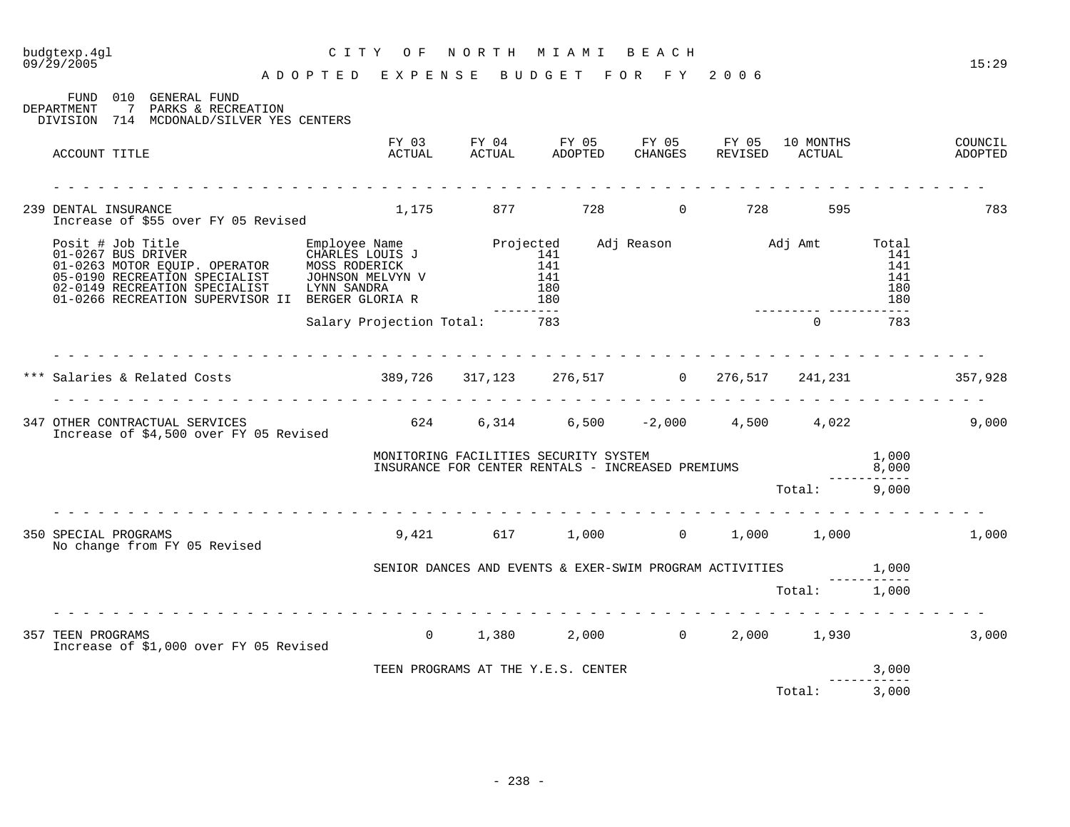budgtexp.4gl
09/29/2005

# CITY OF NORTH MIAMI BEACH

## ADOPTED EXPENSE BUDGET FOR FY 2006

15:29

FUND 010 GENERAL FUND
DEPARTMENT 7 PARKS & RECREATION
DIVISION 714 MCDONALD/SILVER YES CENTERS

| ACCOUNT TITLE | FY 03 ACTUAL | FY 04 ACTUAL | FY 05 ADOPTED | FY 05 CHANGES | FY 05 REVISED | 10 MONTHS ACTUAL | COUNCIL ADOPTED |
|---|---|---|---|---|---|---|---|
| 239 DENTAL INSURANCE<br>Increase of $55 over FY 05 Revised | 1,175 | 877 | 728 | 0 | 728 | 595 | 783 |

| Posit # Job Title | Employee Name | Projected | Adj Reason | Adj Amt | Total |
|---|---|---|---|---|---|
| 01-0267 BUS DRIVER | CHARLES LOUIS J | 141 | | | 141 |
| 01-0263 MOTOR EQUIP. OPERATOR | MOSS RODERICK | 141 | | | 141 |
| 05-0190 RECREATION SPECIALIST | JOHNSON MELVYN V | 141 | | | 141 |
| 02-0149 RECREATION SPECIALIST | LYNN SANDRA | 180 | | | 180 |
| 01-0266 RECREATION SUPERVISOR II | BERGER GLORIA R | 180 | | | 180 |
| | Salary Projection Total: | 783 | | 0 | 783 |

| ACCOUNT TITLE | FY 03 ACTUAL | FY 04 ACTUAL | FY 05 ADOPTED | FY 05 CHANGES | FY 05 REVISED | 10 MONTHS ACTUAL | COUNCIL ADOPTED |
|---|---|---|---|---|---|---|---|
| *** Salaries & Related Costs | 389,726 | 317,123 | 276,517 | 0 | 276,517 | 241,231 | 357,928 |
| 347 OTHER CONTRACTUAL SERVICES<br>Increase of $4,500 over FY 05 Revised | 624 | 6,314 | 6,500 | -2,000 | 4,500 | 4,022 | 9,000 |

| Description | Amount |
|---|---|
| MONITORING FACILITIES SECURITY SYSTEM | 1,000 |
| INSURANCE FOR CENTER RENTALS - INCREASED PREMIUMS | 8,000 |
| Total: | 9,000 |

| ACCOUNT TITLE | FY 03 ACTUAL | FY 04 ACTUAL | FY 05 ADOPTED | FY 05 CHANGES | FY 05 REVISED | 10 MONTHS ACTUAL | COUNCIL ADOPTED |
|---|---|---|---|---|---|---|---|
| 350 SPECIAL PROGRAMS<br>No change from FY 05 Revised | 9,421 | 617 | 1,000 | 0 | 1,000 | 1,000 | 1,000 |

| Description | Amount |
|---|---|
| SENIOR DANCES AND EVENTS & EXER-SWIM PROGRAM ACTIVITIES | 1,000 |
| Total: | 1,000 |

| ACCOUNT TITLE | FY 03 ACTUAL | FY 04 ACTUAL | FY 05 ADOPTED | FY 05 CHANGES | FY 05 REVISED | 10 MONTHS ACTUAL | COUNCIL ADOPTED |
|---|---|---|---|---|---|---|---|
| 357 TEEN PROGRAMS<br>Increase of $1,000 over FY 05 Revised | 0 | 1,380 | 2,000 | 0 | 2,000 | 1,930 | 3,000 |

| Description | Amount |
|---|---|
| TEEN PROGRAMS AT THE Y.E.S. CENTER | 3,000 |
| Total: | 3,000 |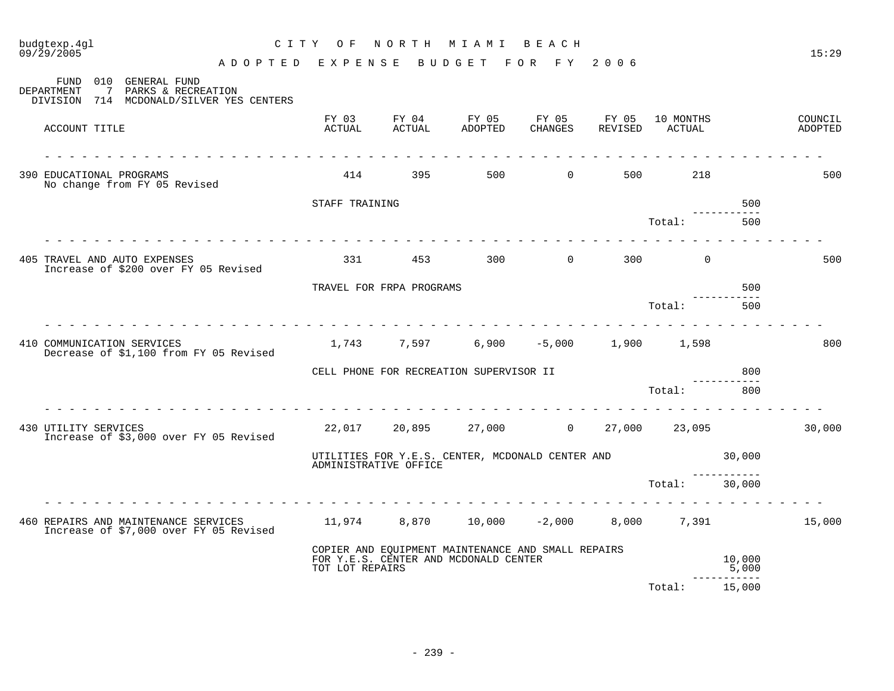# CITY OF NORTH MIAMI BEACH

## ADOPTED EXPENSE BUDGET FOR FY 2006

FUND 010 GENERAL FUND
DEPARTMENT 7 PARKS & RECREATION
DIVISION 714 MCDONALD/SILVER YES CENTERS

| ACCOUNT TITLE | FY 03 ACTUAL | FY 04 ACTUAL | FY 05 ADOPTED | FY 05 CHANGES | FY 05 REVISED | 10 MONTHS ACTUAL | | COUNCIL ADOPTED |
|---|---|---|---|---|---|---|---|---|
| 390 EDUCATIONAL PROGRAMS<br>No change from FY 05 Revised | 414 | 395 | 500 | 0 | 500 | 218 | | 500 |
| STAFF TRAINING | | | | | | | 500 | |
| | | | | | | Total: | 500 | |
| 405 TRAVEL AND AUTO EXPENSES<br>Increase of $200 over FY 05 Revised | 331 | 453 | 300 | 0 | 300 | 0 | | 500 |
| TRAVEL FOR FRPA PROGRAMS | | | | | | | 500 | |
| | | | | | | Total: | 500 | |
| 410 COMMUNICATION SERVICES<br>Decrease of $1,100 from FY 05 Revised | 1,743 | 7,597 | 6,900 | -5,000 | 1,900 | 1,598 | | 800 |
| CELL PHONE FOR RECREATION SUPERVISOR II | | | | | | | 800 | |
| | | | | | | Total: | 800 | |
| 430 UTILITY SERVICES<br>Increase of $3,000 over FY 05 Revised | 22,017 | 20,895 | 27,000 | 0 | 27,000 | 23,095 | | 30,000 |
| UTILITIES FOR Y.E.S. CENTER, MCDONALD CENTER AND ADMINISTRATIVE OFFICE | | | | | | | 30,000 | |
| | | | | | | Total: | 30,000 | |
| 460 REPAIRS AND MAINTENANCE SERVICES<br>Increase of $7,000 over FY 05 Revised | 11,974 | 8,870 | 10,000 | -2,000 | 8,000 | 7,391 | | 15,000 |
| COPIER AND EQUIPMENT MAINTENANCE AND SMALL REPAIRS FOR Y.E.S. CENTER AND MCDONALD CENTER | | | | | | | 10,000 | |
| TOT LOT REPAIRS | | | | | | | 5,000 | |
| | | | | | | Total: | 15,000 | |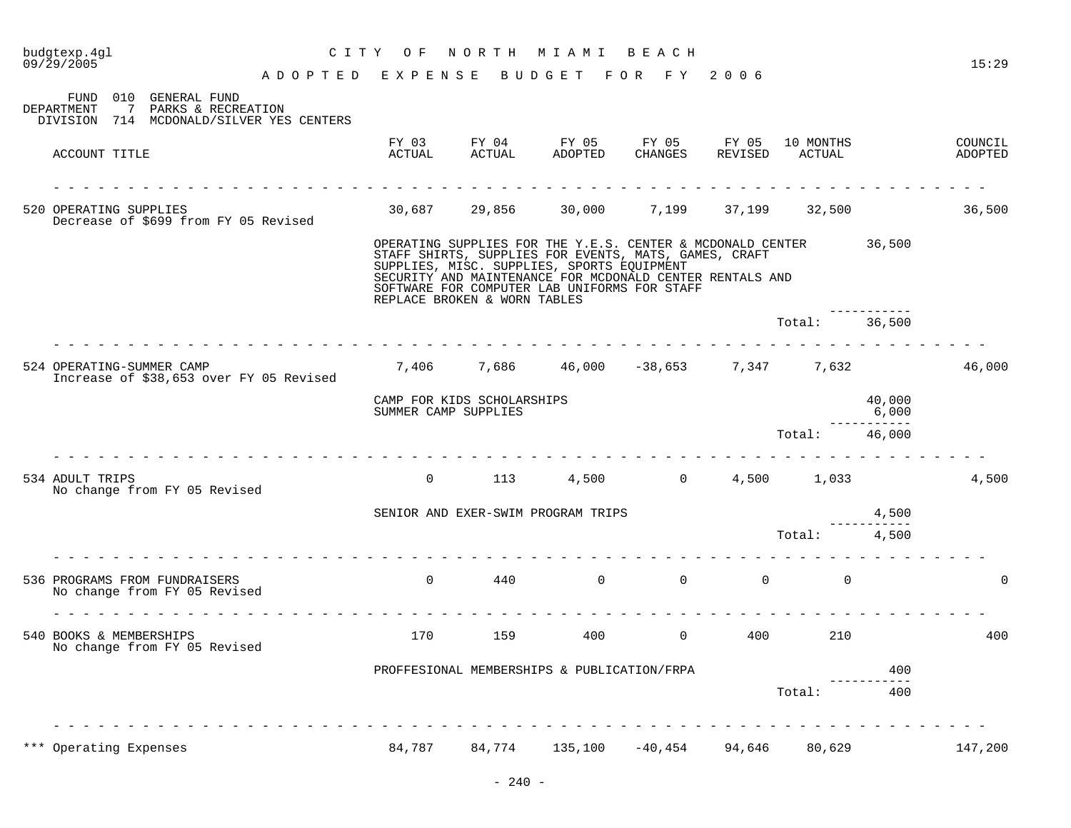# CITY OF NORTH MIAMI BEACH

## ADOPTED EXPENSE BUDGET FOR FY 2006

FUND 010 GENERAL FUND
DEPARTMENT 7 PARKS & RECREATION
DIVISION 714 MCDONALD/SILVER YES CENTERS

| ACCOUNT TITLE | FY 03 ACTUAL | FY 04 ACTUAL | FY 05 ADOPTED | FY 05 CHANGES | FY 05 REVISED | 10 MONTHS ACTUAL | | COUNCIL ADOPTED |
|---|---|---|---|---|---|---|---|---|
| 520 OPERATING SUPPLIES<br>Decrease of $699 from FY 05 Revised | 30,687 | 29,856 | 30,000 | 7,199 | 37,199 | 32,500 | | 36,500 |
| | OPERATING SUPPLIES FOR THE Y.E.S. CENTER & MCDONALD CENTER<br>STAFF SHIRTS, SUPPLIES FOR EVENTS, MATS, GAMES, CRAFT<br>SUPPLIES, MISC. SUPPLIES, SPORTS EQUIPMENT<br>SECURITY AND MAINTENANCE FOR MCDONALD CENTER RENTALS AND<br>SOFTWARE FOR COMPUTER LAB UNIFORMS FOR STAFF<br>REPLACE BROKEN & WORN TABLES | | | | | | 36,500 | |
| | | | | | | Total: | 36,500 | |
| 524 OPERATING-SUMMER CAMP<br>Increase of $38,653 over FY 05 Revised | 7,406 | 7,686 | 46,000 | -38,653 | 7,347 | 7,632 | | 46,000 |
| | CAMP FOR KIDS SCHOLARSHIPS | | | | | | 40,000 | |
| | SUMMER CAMP SUPPLIES | | | | | | 6,000 | |
| | | | | | | Total: | 46,000 | |
| 534 ADULT TRIPS<br>No change from FY 05 Revised | 0 | 113 | 4,500 | 0 | 4,500 | 1,033 | | 4,500 |
| | SENIOR AND EXER-SWIM PROGRAM TRIPS | | | | | | 4,500 | |
| | | | | | | Total: | 4,500 | |
| 536 PROGRAMS FROM FUNDRAISERS<br>No change from FY 05 Revised | 0 | 440 | 0 | 0 | 0 | 0 | | 0 |
| 540 BOOKS & MEMBERSHIPS<br>No change from FY 05 Revised | 170 | 159 | 400 | 0 | 400 | 210 | | 400 |
| | PROFFESIONAL MEMBERSHIPS & PUBLICATION/FRPA | | | | | | 400 | |
| | | | | | | Total: | 400 | |
| *** Operating Expenses | 84,787 | 84,774 | 135,100 | -40,454 | 94,646 | 80,629 | | 147,200 |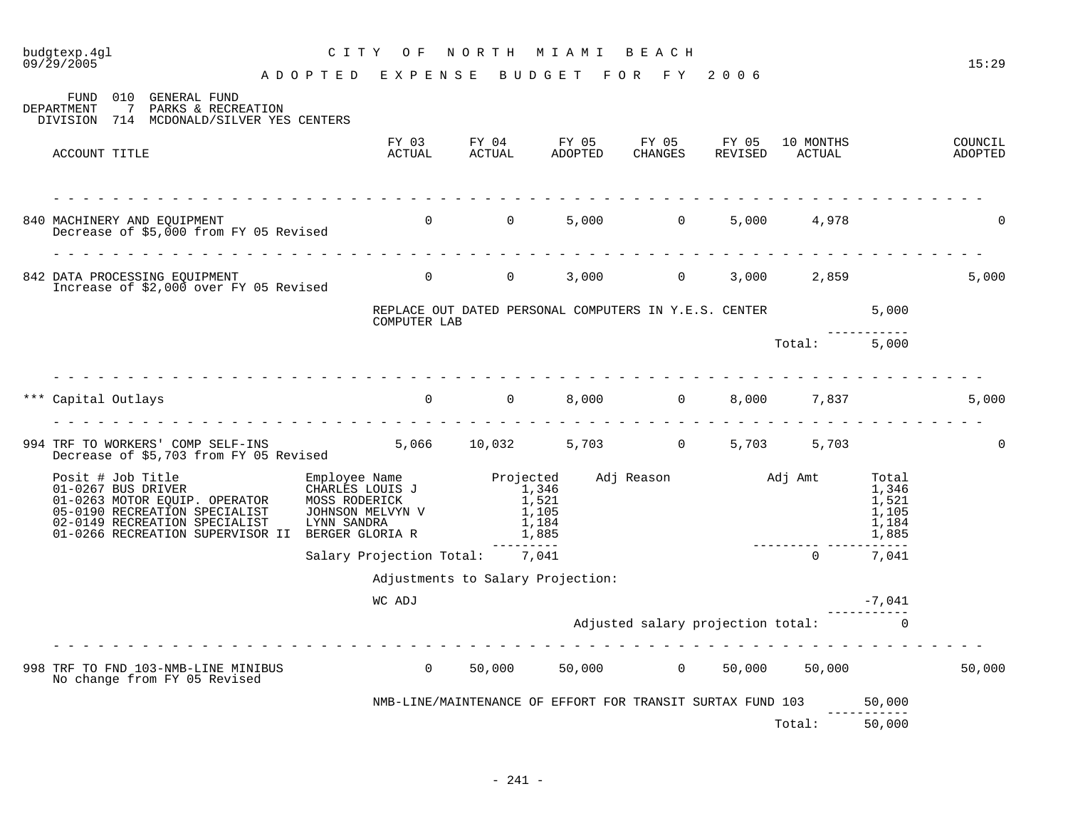CITY OF NORTH MIAMI BEACH

ADOPTED EXPENSE BUDGET FOR FY 2006

FUND 010 GENERAL FUND
DEPARTMENT 7 PARKS & RECREATION
DIVISION 714 MCDONALD/SILVER YES CENTERS

| ACCOUNT TITLE | FY 03 ACTUAL | FY 04 ACTUAL | FY 05 ADOPTED | FY 05 CHANGES | FY 05 REVISED | 10 MONTHS ACTUAL | | COUNCIL ADOPTED |
|---|---|---|---|---|---|---|---|---|
| 840 MACHINERY AND EQUIPMENT<br>Decrease of $5,000 from FY 05 Revised | 0 | 0 | 5,000 | 0 | 5,000 | 4,978 | | 0 |
| 842 DATA PROCESSING EQUIPMENT<br>Increase of $2,000 over FY 05 Revised | 0 | 0 | 3,000 | 0 | 3,000 | 2,859 | | 5,000 |
| | REPLACE OUT DATED PERSONAL COMPUTERS IN Y.E.S. CENTER COMPUTER LAB | | | | | | 5,000 | |
| | | | | | | Total: | 5,000 | |
| *** Capital Outlays | 0 | 0 | 8,000 | 0 | 8,000 | 7,837 | | 5,000 |
| 994 TRF TO WORKERS' COMP SELF-INS<br>Decrease of $5,703 from FY 05 Revised | 5,066 | 10,032 | 5,703 | 0 | 5,703 | 5,703 | | 0 |

| Posit # Job Title | Employee Name | Projected | Adj Reason | Adj Amt | Total |
|---|---|---|---|---|---|
| 01-0267 BUS DRIVER | CHARLES LOUIS J | 1,346 | | | 1,346 |
| 01-0263 MOTOR EQUIP. OPERATOR | MOSS RODERICK | 1,521 | | | 1,521 |
| 05-0190 RECREATION SPECIALIST | JOHNSON MELVYN V | 1,105 | | | 1,105 |
| 02-0149 RECREATION SPECIALIST | LYNN SANDRA | 1,184 | | | 1,184 |
| 01-0266 RECREATION SUPERVISOR II | BERGER GLORIA R | 1,885 | | | 1,885 |
| | Salary Projection Total: | 7,041 | | 0 | 7,041 |

Adjustments to Salary Projection:

| | |
|---|---|
| WC ADJ | -7,041 |
| Adjusted salary projection total: | 0 |

| ACCOUNT TITLE | FY 03 ACTUAL | FY 04 ACTUAL | FY 05 ADOPTED | FY 05 CHANGES | FY 05 REVISED | 10 MONTHS ACTUAL | | COUNCIL ADOPTED |
|---|---|---|---|---|---|---|---|---|
| 998 TRF TO FND 103-NMB-LINE MINIBUS<br>No change from FY 05 Revised | 0 | 50,000 | 50,000 | 0 | 50,000 | 50,000 | | 50,000 |
| | NMB-LINE/MAINTENANCE OF EFFORT FOR TRANSIT SURTAX FUND 103 | | | | | | 50,000 | |
| | | | | | | Total: | 50,000 | |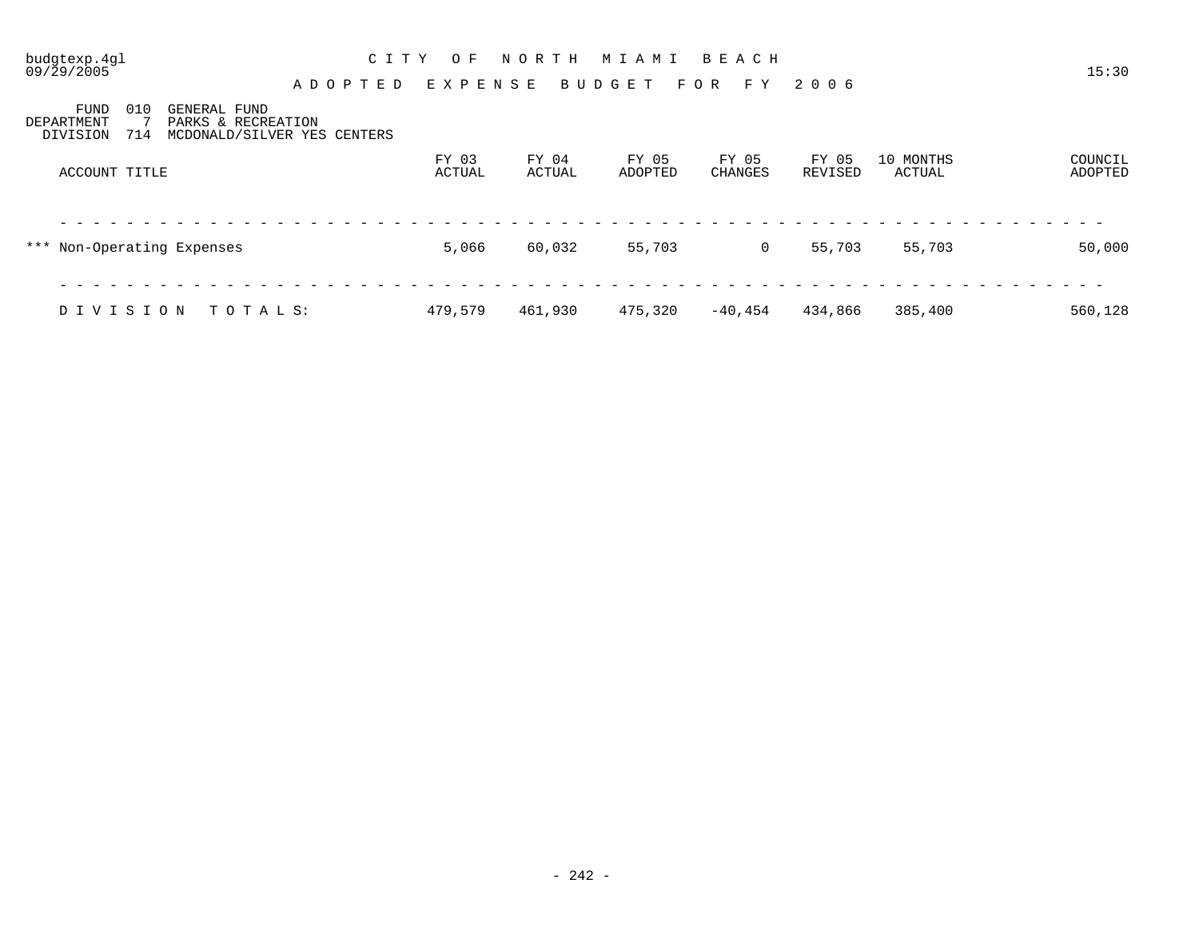budgtexp.4gl
09/29/2005

# CITY OF NORTH MIAMI BEACH

## ADOPTED EXPENSE BUDGET FOR FY 2006

15:30

FUND 010 GENERAL FUND
DEPARTMENT 7 PARKS & RECREATION
DIVISION 714 MCDONALD/SILVER YES CENTERS

| ACCOUNT TITLE | FY 03 ACTUAL | FY 04 ACTUAL | FY 05 ADOPTED | FY 05 CHANGES | FY 05 REVISED | 10 MONTHS ACTUAL | COUNCIL ADOPTED |
|---|---|---|---|---|---|---|---|
| *** Non-Operating Expenses | 5,066 | 60,032 | 55,703 | 0 | 55,703 | 55,703 | 50,000 |
| DIVISION TOTALS: | 479,579 | 461,930 | 475,320 | -40,454 | 434,866 | 385,400 | 560,128 |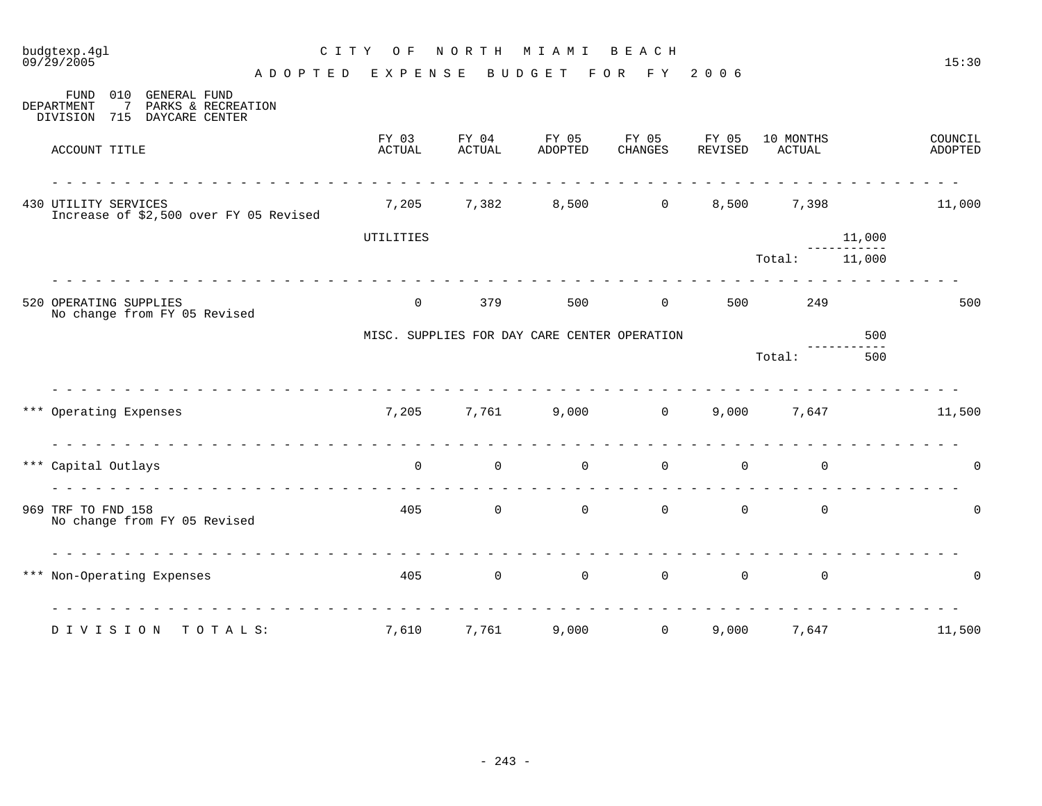# CITY OF NORTH MIAMI BEACH

## ADOPTED EXPENSE BUDGET FOR FY 2006

budgtexp.4gl
09/29/2005 15:30

FUND 010 GENERAL FUND
DEPARTMENT 7 PARKS & RECREATION
DIVISION 715 DAYCARE CENTER

| ACCOUNT TITLE | FY 03 ACTUAL | FY 04 ACTUAL | FY 05 ADOPTED | FY 05 CHANGES | FY 05 REVISED | 10 MONTHS ACTUAL | | COUNCIL ADOPTED |
|---|---|---|---|---|---|---|---|---|
| 430 UTILITY SERVICES<br>Increase of $2,500 over FY 05 Revised | 7,205 | 7,382 | 8,500 | 0 | 8,500 | 7,398 | | 11,000 |
| UTILITIES | | | | | | | 11,000 | |
| | | | | | | Total: | 11,000 | |
| 520 OPERATING SUPPLIES<br>No change from FY 05 Revised | 0 | 379 | 500 | 0 | 500 | 249 | | 500 |
| MISC. SUPPLIES FOR DAY CARE CENTER OPERATION | | | | | | | 500 | |
| | | | | | | Total: | 500 | |
| *** Operating Expenses | 7,205 | 7,761 | 9,000 | 0 | 9,000 | 7,647 | | 11,500 |
| *** Capital Outlays | 0 | 0 | 0 | 0 | 0 | 0 | | 0 |
| 969 TRF TO FND 158<br>No change from FY 05 Revised | 405 | 0 | 0 | 0 | 0 | 0 | | 0 |
| *** Non-Operating Expenses | 405 | 0 | 0 | 0 | 0 | 0 | | 0 |
| DIVISION TOTALS: | 7,610 | 7,761 | 9,000 | 0 | 9,000 | 7,647 | | 11,500 |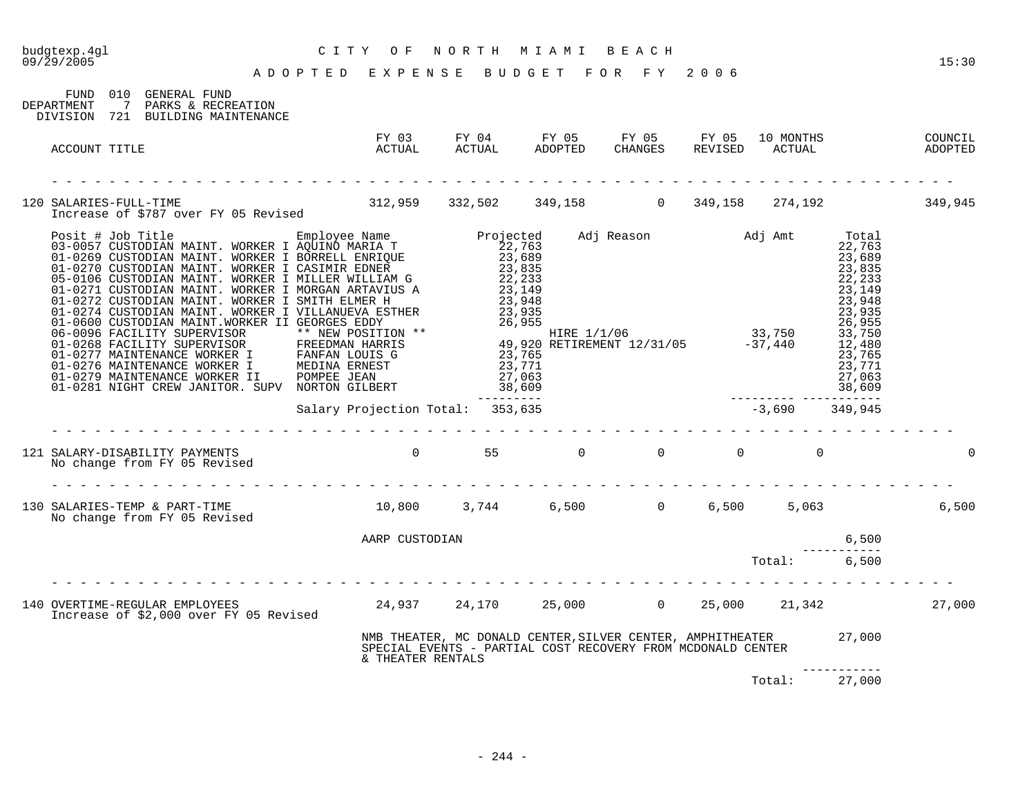# CITY OF NORTH MIAMI BEACH

## ADOPTED EXPENSE BUDGET FOR FY 2006

FUND 010 GENERAL FUND
DEPARTMENT 7 PARKS & RECREATION
DIVISION 721 BUILDING MAINTENANCE

| ACCOUNT TITLE | FY 03 ACTUAL | FY 04 ACTUAL | FY 05 ADOPTED | FY 05 CHANGES | FY 05 REVISED | 10 MONTHS ACTUAL | COUNCIL ADOPTED |
|---|---|---|---|---|---|---|---|
| 120 SALARIES-FULL-TIME | 312,959 | 332,502 | 349,158 | 0 | 349,158 | 274,192 | 349,945 |

Increase of $787 over FY 05 Revised

| Posit # | Job Title | Employee Name | Projected | Adj Reason | Adj Amt | Total |
|---|---|---|---|---|---|---|
| 03-0057 | CUSTODIAN MAINT. WORKER I | AQUINO MARIA T | 22,763 | | | 22,763 |
| 01-0269 | CUSTODIAN MAINT. WORKER I | BORRELL ENRIQUE | 23,689 | | | 23,689 |
| 01-0270 | CUSTODIAN MAINT. WORKER I | CASIMIR EDNER | 23,835 | | | 23,835 |
| 05-0106 | CUSTODIAN MAINT. WORKER I | MILLER WILLIAM G | 22,233 | | | 22,233 |
| 01-0271 | CUSTODIAN MAINT. WORKER I | MORGAN ARTAVIUS A | 23,149 | | | 23,149 |
| 01-0272 | CUSTODIAN MAINT. WORKER I | SMITH ELMER H | 23,948 | | | 23,948 |
| 01-0274 | CUSTODIAN MAINT. WORKER I | VILLANUEVA ESTHER | 23,935 | | | 23,935 |
| 01-0600 | CUSTODIAN MAINT.WORKER II | GEORGES EDDY | 26,955 | | | 26,955 |
| 06-0096 | FACILITY SUPERVISOR | ** NEW POSITION ** | | HIRE 1/1/06 | 33,750 | 33,750 |
| 01-0268 | FACILITY SUPERVISOR | FREEDMAN HARRIS | 49,920 | RETIREMENT 12/31/05 | -37,440 | 12,480 |
| 01-0277 | MAINTENANCE WORKER I | FANFAN LOUIS G | 23,765 | | | 23,765 |
| 01-0276 | MAINTENANCE WORKER I | MEDINA ERNEST | 23,771 | | | 23,771 |
| 01-0279 | MAINTENANCE WORKER II | POMPEE JEAN | 27,063 | | | 27,063 |
| 01-0281 | NIGHT CREW JANITOR. SUPV | NORTON GILBERT | 38,609 | | | 38,609 |
| | | Salary Projection Total: | 353,635 | | -3,690 | 349,945 |

| ACCOUNT TITLE | FY 03 ACTUAL | FY 04 ACTUAL | FY 05 ADOPTED | FY 05 CHANGES | FY 05 REVISED | 10 MONTHS ACTUAL | COUNCIL ADOPTED |
|---|---|---|---|---|---|---|---|
| 121 SALARY-DISABILITY PAYMENTS | 0 | 55 | 0 | 0 | 0 | 0 | 0 |

No change from FY 05 Revised

| ACCOUNT TITLE | FY 03 ACTUAL | FY 04 ACTUAL | FY 05 ADOPTED | FY 05 CHANGES | FY 05 REVISED | 10 MONTHS ACTUAL | COUNCIL ADOPTED |
|---|---|---|---|---|---|---|---|
| 130 SALARIES-TEMP & PART-TIME | 10,800 | 3,744 | 6,500 | 0 | 6,500 | 5,063 | 6,500 |

No change from FY 05 Revised

| Description | Amount |
|---|---|
| AARP CUSTODIAN | 6,500 |
| Total: | 6,500 |

| ACCOUNT TITLE | FY 03 ACTUAL | FY 04 ACTUAL | FY 05 ADOPTED | FY 05 CHANGES | FY 05 REVISED | 10 MONTHS ACTUAL | COUNCIL ADOPTED |
|---|---|---|---|---|---|---|---|
| 140 OVERTIME-REGULAR EMPLOYEES | 24,937 | 24,170 | 25,000 | 0 | 25,000 | 21,342 | 27,000 |

Increase of $2,000 over FY 05 Revised

| Description | Amount |
|---|---|
| NMB THEATER, MC DONALD CENTER,SILVER CENTER, AMPHITHEATER SPECIAL EVENTS - PARTIAL COST RECOVERY FROM MCDONALD CENTER & THEATER RENTALS | 27,000 |
| Total: | 27,000 |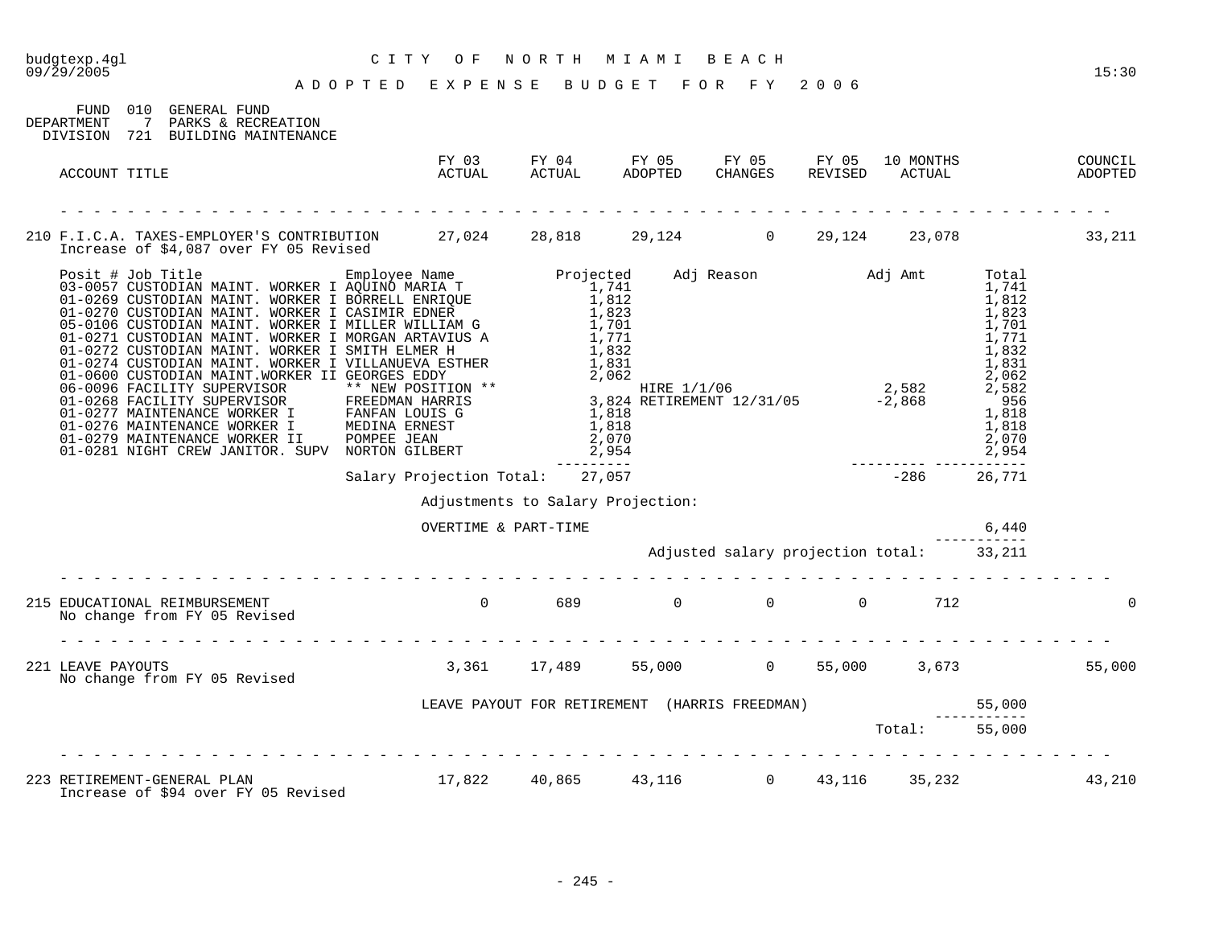# CITY OF NORTH MIAMI BEACH

## ADOPTED EXPENSE BUDGET FOR FY 2006

budgtexp.4gl
09/29/2005
15:30

FUND 010 GENERAL FUND
DEPARTMENT 7 PARKS & RECREATION
DIVISION 721 BUILDING MAINTENANCE

| ACCOUNT TITLE | FY 03 ACTUAL | FY 04 ACTUAL | FY 05 ADOPTED | FY 05 CHANGES | FY 05 REVISED | 10 MONTHS ACTUAL | COUNCIL ADOPTED |
|---|---|---|---|---|---|---|---|
| 210 F.I.C.A. TAXES-EMPLOYER'S CONTRIBUTION | 27,024 | 28,818 | 29,124 | 0 | 29,124 | 23,078 | 33,211 |

Increase of $4,087 over FY 05 Revised

| Posit # | Job Title | Employee Name | Projected | Adj Reason | Adj Amt | Total |
|---|---|---|---|---|---|---|
| 03-0057 | CUSTODIAN MAINT. WORKER I | AQUINO MARIA T | 1,741 | | | 1,741 |
| 01-0269 | CUSTODIAN MAINT. WORKER I | BORRELL ENRIQUE | 1,812 | | | 1,812 |
| 01-0270 | CUSTODIAN MAINT. WORKER I | CASIMIR EDNER | 1,823 | | | 1,823 |
| 05-0106 | CUSTODIAN MAINT. WORKER I | MILLER WILLIAM G | 1,701 | | | 1,701 |
| 01-0271 | CUSTODIAN MAINT. WORKER I | MORGAN ARTAVIUS A | 1,771 | | | 1,771 |
| 01-0272 | CUSTODIAN MAINT. WORKER I | SMITH ELMER H | 1,832 | | | 1,832 |
| 01-0274 | CUSTODIAN MAINT. WORKER I | VILLANUEVA ESTHER | 1,831 | | | 1,831 |
| 01-0600 | CUSTODIAN MAINT.WORKER II | GEORGES EDDY | 2,062 | | | 2,062 |
| 06-0096 | FACILITY SUPERVISOR | ** NEW POSITION ** | | HIRE 1/1/06 | 2,582 | 2,582 |
| 01-0268 | FACILITY SUPERVISOR | FREEDMAN HARRIS | 3,824 | RETIREMENT 12/31/05 | -2,868 | 956 |
| 01-0277 | MAINTENANCE WORKER I | FANFAN LOUIS G | 1,818 | | | 1,818 |
| 01-0276 | MAINTENANCE WORKER I | MEDINA ERNEST | 1,818 | | | 1,818 |
| 01-0279 | MAINTENANCE WORKER II | POMPEE JEAN | 2,070 | | | 2,070 |
| 01-0281 | NIGHT CREW JANITOR. SUPV | NORTON GILBERT | 2,954 | | | 2,954 |
| | | Salary Projection Total: | 27,057 | | -286 | 26,771 |

Adjustments to Salary Projection:

| | |
|---|---|
| OVERTIME & PART-TIME | 6,440 |
| Adjusted salary projection total: | 33,211 |

| ACCOUNT TITLE | FY 03 ACTUAL | FY 04 ACTUAL | FY 05 ADOPTED | FY 05 CHANGES | FY 05 REVISED | 10 MONTHS ACTUAL | COUNCIL ADOPTED |
|---|---|---|---|---|---|---|---|
| 215 EDUCATIONAL REIMBURSEMENT | 0 | 689 | 0 | 0 | 0 | 712 | 0 |

No change from FY 05 Revised

| ACCOUNT TITLE | FY 03 ACTUAL | FY 04 ACTUAL | FY 05 ADOPTED | FY 05 CHANGES | FY 05 REVISED | 10 MONTHS ACTUAL | COUNCIL ADOPTED |
|---|---|---|---|---|---|---|---|
| 221 LEAVE PAYOUTS | 3,361 | 17,489 | 55,000 | 0 | 55,000 | 3,673 | 55,000 |

No change from FY 05 Revised

| | |
|---|---|
| LEAVE PAYOUT FOR RETIREMENT (HARRIS FREEDMAN) | 55,000 |
| Total: | 55,000 |

| ACCOUNT TITLE | FY 03 ACTUAL | FY 04 ACTUAL | FY 05 ADOPTED | FY 05 CHANGES | FY 05 REVISED | 10 MONTHS ACTUAL | COUNCIL ADOPTED |
|---|---|---|---|---|---|---|---|
| 223 RETIREMENT-GENERAL PLAN | 17,822 | 40,865 | 43,116 | 0 | 43,116 | 35,232 | 43,210 |

Increase of $94 over FY 05 Revised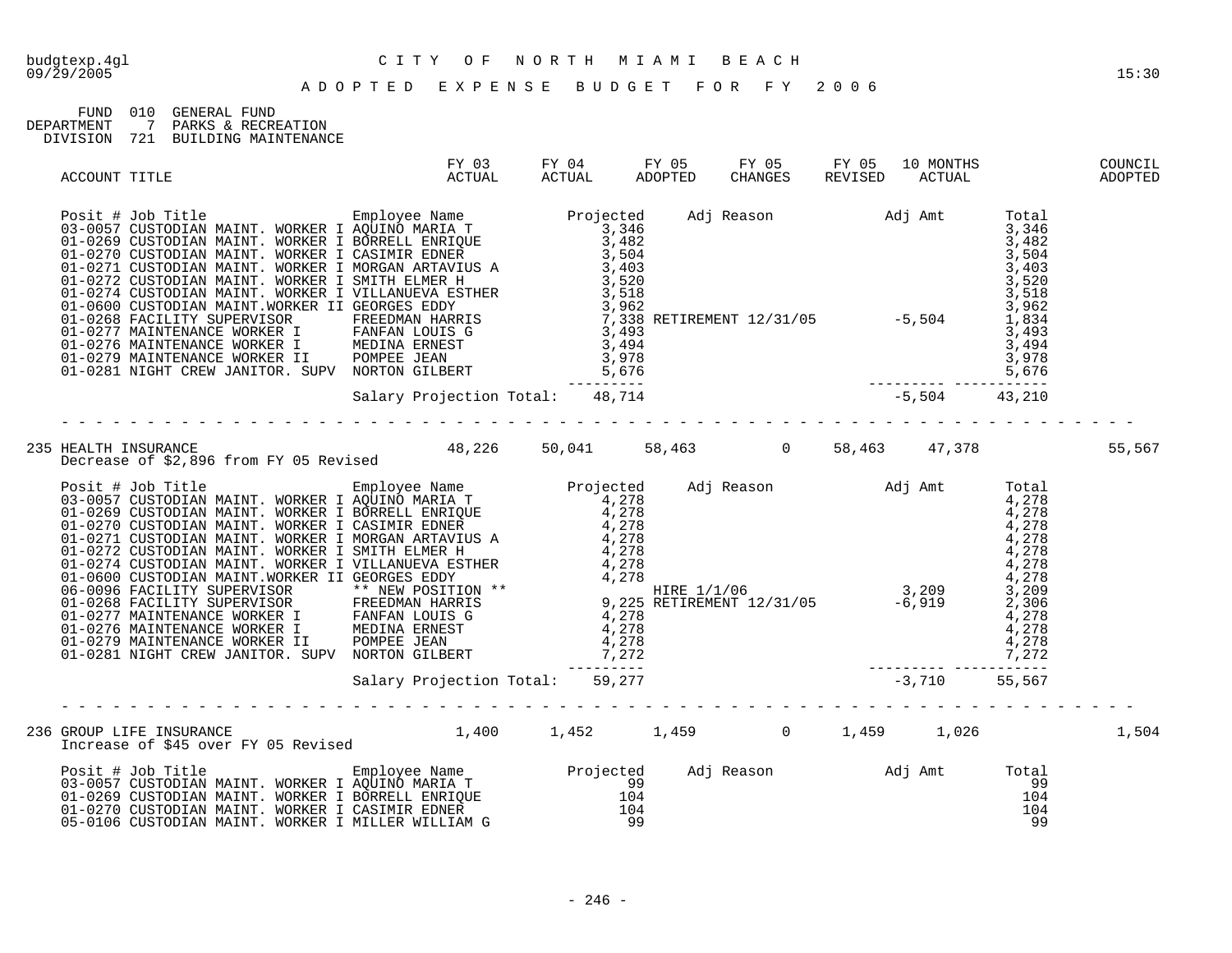budgtexp.4gl
09/29/2005

# CITY OF NORTH MIAMI BEACH

15:30

## ADOPTED EXPENSE BUDGET FOR FY 2006

FUND 010 GENERAL FUND
DEPARTMENT 7 PARKS & RECREATION
DIVISION 721 BUILDING MAINTENANCE

| ACCOUNT TITLE | FY 03 ACTUAL | FY 04 ACTUAL | FY 05 ADOPTED | FY 05 CHANGES | FY 05 REVISED | 10 MONTHS ACTUAL | COUNCIL ADOPTED |
|---|---|---|---|---|---|---|---|

| Posit # | Job Title | Employee Name | Projected | Adj Reason | Adj Amt | Total |
|---|---|---|---|---|---|---|
| 03-0057 | CUSTODIAN MAINT. WORKER I | AQUINO MARIA T | 3,346 | | | 3,346 |
| 01-0269 | CUSTODIAN MAINT. WORKER I | BORRELL ENRIQUE | 3,482 | | | 3,482 |
| 01-0270 | CUSTODIAN MAINT. WORKER I | CASIMIR EDNER | 3,504 | | | 3,504 |
| 01-0271 | CUSTODIAN MAINT. WORKER I | MORGAN ARTAVIUS A | 3,403 | | | 3,403 |
| 01-0272 | CUSTODIAN MAINT. WORKER I | SMITH ELMER H | 3,520 | | | 3,520 |
| 01-0274 | CUSTODIAN MAINT. WORKER I | VILLANUEVA ESTHER | 3,518 | | | 3,518 |
| 01-0600 | CUSTODIAN MAINT.WORKER II | GEORGES EDDY | 3,962 | | | 3,962 |
| 01-0268 | FACILITY SUPERVISOR | FREEDMAN HARRIS | 7,338 | RETIREMENT 12/31/05 | -5,504 | 1,834 |
| 01-0277 | MAINTENANCE WORKER I | FANFAN LOUIS G | 3,493 | | | 3,493 |
| 01-0276 | MAINTENANCE WORKER I | MEDINA ERNEST | 3,494 | | | 3,494 |
| 01-0279 | MAINTENANCE WORKER II | POMPEE JEAN | 3,978 | | | 3,978 |
| 01-0281 | NIGHT CREW JANITOR. SUPV | NORTON GILBERT | 5,676 | | | 5,676 |
| | | Salary Projection Total: | 48,714 | | -5,504 | 43,210 |

| ACCOUNT TITLE | FY 03 ACTUAL | FY 04 ACTUAL | FY 05 ADOPTED | FY 05 CHANGES | FY 05 REVISED | 10 MONTHS ACTUAL | COUNCIL ADOPTED |
|---|---|---|---|---|---|---|---|
| 235 HEALTH INSURANCE | 48,226 | 50,041 | 58,463 | 0 | 58,463 | 47,378 | 55,567 |

Decrease of $2,896 from FY 05 Revised

| Posit # | Job Title | Employee Name | Projected | Adj Reason | Adj Amt | Total |
|---|---|---|---|---|---|---|
| 03-0057 | CUSTODIAN MAINT. WORKER I | AQUINO MARIA T | 4,278 | | | 4,278 |
| 01-0269 | CUSTODIAN MAINT. WORKER I | BORRELL ENRIQUE | 4,278 | | | 4,278 |
| 01-0270 | CUSTODIAN MAINT. WORKER I | CASIMIR EDNER | 4,278 | | | 4,278 |
| 01-0271 | CUSTODIAN MAINT. WORKER I | MORGAN ARTAVIUS A | 4,278 | | | 4,278 |
| 01-0272 | CUSTODIAN MAINT. WORKER I | SMITH ELMER H | 4,278 | | | 4,278 |
| 01-0274 | CUSTODIAN MAINT. WORKER I | VILLANUEVA ESTHER | 4,278 | | | 4,278 |
| 01-0600 | CUSTODIAN MAINT.WORKER II | GEORGES EDDY | 4,278 | | | 4,278 |
| 06-0096 | FACILITY SUPERVISOR | ** NEW POSITION ** | | HIRE 1/1/06 | 3,209 | 3,209 |
| 01-0268 | FACILITY SUPERVISOR | FREEDMAN HARRIS | 9,225 | RETIREMENT 12/31/05 | -6,919 | 2,306 |
| 01-0277 | MAINTENANCE WORKER I | FANFAN LOUIS G | 4,278 | | | 4,278 |
| 01-0276 | MAINTENANCE WORKER I | MEDINA ERNEST | 4,278 | | | 4,278 |
| 01-0279 | MAINTENANCE WORKER II | POMPEE JEAN | 4,278 | | | 4,278 |
| 01-0281 | NIGHT CREW JANITOR. SUPV | NORTON GILBERT | 7,272 | | | 7,272 |
| | | Salary Projection Total: | 59,277 | | -3,710 | 55,567 |

| ACCOUNT TITLE | FY 03 ACTUAL | FY 04 ACTUAL | FY 05 ADOPTED | FY 05 CHANGES | FY 05 REVISED | 10 MONTHS ACTUAL | COUNCIL ADOPTED |
|---|---|---|---|---|---|---|---|
| 236 GROUP LIFE INSURANCE | 1,400 | 1,452 | 1,459 | 0 | 1,459 | 1,026 | 1,504 |

Increase of $45 over FY 05 Revised

| Posit # | Job Title | Employee Name | Projected | Adj Reason | Adj Amt | Total |
|---|---|---|---|---|---|---|
| 03-0057 | CUSTODIAN MAINT. WORKER I | AQUINO MARIA T | 99 | | | 99 |
| 01-0269 | CUSTODIAN MAINT. WORKER I | BORRELL ENRIQUE | 104 | | | 104 |
| 01-0270 | CUSTODIAN MAINT. WORKER I | CASIMIR EDNER | 104 | | | 104 |
| 05-0106 | CUSTODIAN MAINT. WORKER I | MILLER WILLIAM G | 99 | | | 99 |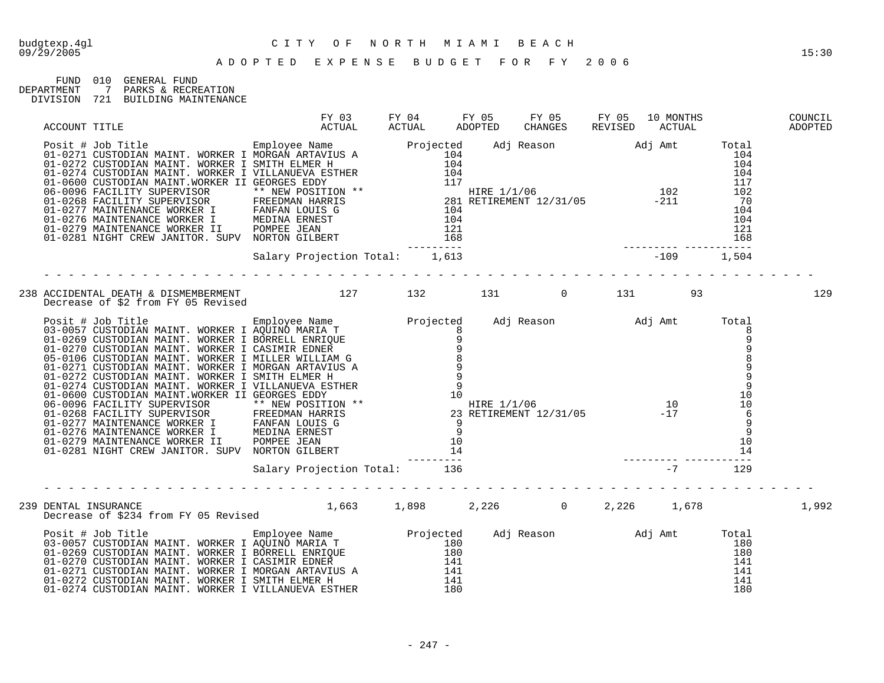CITY OF NORTH MIAMI BEACH

ADOPTED EXPENSE BUDGET FOR FY 2006

FUND 010 GENERAL FUND
DEPARTMENT 7 PARKS & RECREATION
DIVISION 721 BUILDING MAINTENANCE

| ACCOUNT TITLE | FY 03 ACTUAL | FY 04 ACTUAL | FY 05 ADOPTED | FY 05 CHANGES | FY 05 REVISED | 10 MONTHS ACTUAL | COUNCIL ADOPTED |
|---|---|---|---|---|---|---|---|

| Posit # | Job Title | Employee Name | Projected | Adj Reason | Adj Amt | Total |
|---|---|---|---|---|---|---|
| 01-0271 | CUSTODIAN MAINT. WORKER I | MORGAN ARTAVIUS A | 104 | | | 104 |
| 01-0272 | CUSTODIAN MAINT. WORKER I | SMITH ELMER H | 104 | | | 104 |
| 01-0274 | CUSTODIAN MAINT. WORKER I | VILLANUEVA ESTHER | 104 | | | 104 |
| 01-0600 | CUSTODIAN MAINT.WORKER II | GEORGES EDDY | 117 | | | 117 |
| 06-0096 | FACILITY SUPERVISOR | ** NEW POSITION ** | | HIRE 1/1/06 | 102 | 102 |
| 01-0268 | FACILITY SUPERVISOR | FREEDMAN HARRIS | 281 | RETIREMENT 12/31/05 | -211 | 70 |
| 01-0277 | MAINTENANCE WORKER I | FANFAN LOUIS G | 104 | | | 104 |
| 01-0276 | MAINTENANCE WORKER I | MEDINA ERNEST | 104 | | | 104 |
| 01-0279 | MAINTENANCE WORKER II | POMPEE JEAN | 121 | | | 121 |
| 01-0281 | NIGHT CREW JANITOR. SUPV | NORTON GILBERT | 168 | | | 168 |
| | | Salary Projection Total: | 1,613 | | -109 | 1,504 |

| ACCOUNT TITLE | FY 03 ACTUAL | FY 04 ACTUAL | FY 05 ADOPTED | FY 05 CHANGES | FY 05 REVISED | 10 MONTHS ACTUAL | COUNCIL ADOPTED |
|---|---|---|---|---|---|---|---|
| 238 ACCIDENTAL DEATH & DISMEMBERMENT | 127 | 132 | 131 | 0 | 131 | 93 | 129 |

Decrease of $2 from FY 05 Revised

| Posit # | Job Title | Employee Name | Projected | Adj Reason | Adj Amt | Total |
|---|---|---|---|---|---|---|
| 03-0057 | CUSTODIAN MAINT. WORKER I | AQUINO MARIA T | 8 | | | 8 |
| 01-0269 | CUSTODIAN MAINT. WORKER I | BORRELL ENRIQUE | 9 | | | 9 |
| 01-0270 | CUSTODIAN MAINT. WORKER I | CASIMIR EDNER | 9 | | | 9 |
| 05-0106 | CUSTODIAN MAINT. WORKER I | MILLER WILLIAM G | 8 | | | 8 |
| 01-0271 | CUSTODIAN MAINT. WORKER I | MORGAN ARTAVIUS A | 9 | | | 9 |
| 01-0272 | CUSTODIAN MAINT. WORKER I | SMITH ELMER H | 9 | | | 9 |
| 01-0274 | CUSTODIAN MAINT. WORKER I | VILLANUEVA ESTHER | 9 | | | 9 |
| 01-0600 | CUSTODIAN MAINT.WORKER II | GEORGES EDDY | 10 | | | 10 |
| 06-0096 | FACILITY SUPERVISOR | ** NEW POSITION ** | | HIRE 1/1/06 | 10 | 10 |
| 01-0268 | FACILITY SUPERVISOR | FREEDMAN HARRIS | 23 | RETIREMENT 12/31/05 | -17 | 6 |
| 01-0277 | MAINTENANCE WORKER I | FANFAN LOUIS G | 9 | | | 9 |
| 01-0276 | MAINTENANCE WORKER I | MEDINA ERNEST | 9 | | | 9 |
| 01-0279 | MAINTENANCE WORKER II | POMPEE JEAN | 10 | | | 10 |
| 01-0281 | NIGHT CREW JANITOR. SUPV | NORTON GILBERT | 14 | | | 14 |
| | | Salary Projection Total: | 136 | | -7 | 129 |

| ACCOUNT TITLE | FY 03 ACTUAL | FY 04 ACTUAL | FY 05 ADOPTED | FY 05 CHANGES | FY 05 REVISED | 10 MONTHS ACTUAL | COUNCIL ADOPTED |
|---|---|---|---|---|---|---|---|
| 239 DENTAL INSURANCE | 1,663 | 1,898 | 2,226 | 0 | 2,226 | 1,678 | 1,992 |

Decrease of $234 from FY 05 Revised

| Posit # | Job Title | Employee Name | Projected | Adj Reason | Adj Amt | Total |
|---|---|---|---|---|---|---|
| 03-0057 | CUSTODIAN MAINT. WORKER I | AQUINO MARIA T | 180 | | | 180 |
| 01-0269 | CUSTODIAN MAINT. WORKER I | BORRELL ENRIQUE | 180 | | | 180 |
| 01-0270 | CUSTODIAN MAINT. WORKER I | CASIMIR EDNER | 141 | | | 141 |
| 01-0271 | CUSTODIAN MAINT. WORKER I | MORGAN ARTAVIUS A | 141 | | | 141 |
| 01-0272 | CUSTODIAN MAINT. WORKER I | SMITH ELMER H | 141 | | | 141 |
| 01-0274 | CUSTODIAN MAINT. WORKER I | VILLANUEVA ESTHER | 180 | | | 180 |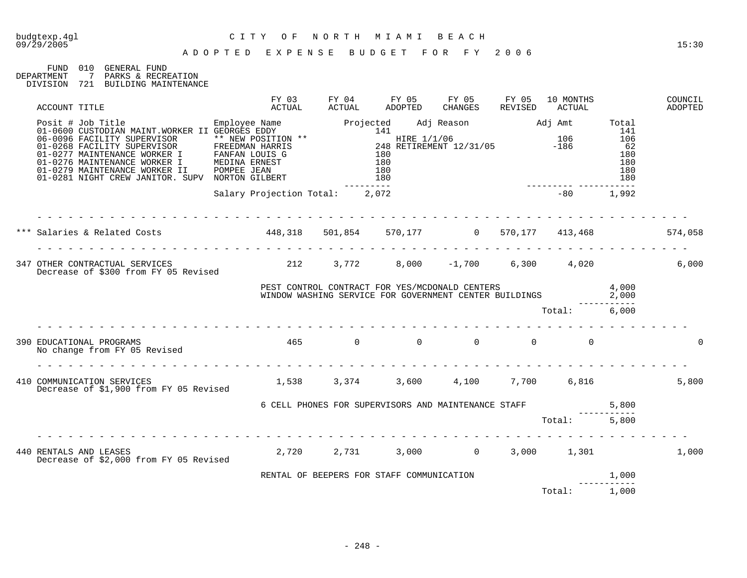budgtexp.4gl
09/29/2005

# CITY OF NORTH MIAMI BEACH

## ADOPTED EXPENSE BUDGET FOR FY 2006

15:30

FUND 010 GENERAL FUND
DEPARTMENT 7 PARKS & RECREATION
DIVISION 721 BUILDING MAINTENANCE

| ACCOUNT TITLE | FY 03 ACTUAL | FY 04 ACTUAL | FY 05 ADOPTED | FY 05 CHANGES | FY 05 REVISED | 10 MONTHS ACTUAL | COUNCIL ADOPTED |
|---|---|---|---|---|---|---|---|

| Posit # | Job Title | Employee Name | Projected | Adj Reason | Adj Amt | Total |
|---|---|---|---|---|---|---|
| 01-0600 | CUSTODIAN MAINT.WORKER II | GEORGES EDDY | 141 | | | 141 |
| 06-0096 | FACILITY SUPERVISOR | ** NEW POSITION ** | | HIRE 1/1/06 | 106 | 106 |
| 01-0268 | FACILITY SUPERVISOR | FREEDMAN HARRIS | 248 | RETIREMENT 12/31/05 | -186 | 62 |
| 01-0277 | MAINTENANCE WORKER I | FANFAN LOUIS G | 180 | | | 180 |
| 01-0276 | MAINTENANCE WORKER I | MEDINA ERNEST | 180 | | | 180 |
| 01-0279 | MAINTENANCE WORKER II | POMPEE JEAN | 180 | | | 180 |
| 01-0281 | NIGHT CREW JANITOR. SUPV | NORTON GILBERT | 180 | | | 180 |
| | | Salary Projection Total: | 2,072 | | -80 | 1,992 |

| ACCOUNT TITLE | FY 03 ACTUAL | FY 04 ACTUAL | FY 05 ADOPTED | FY 05 CHANGES | FY 05 REVISED | 10 MONTHS ACTUAL | COUNCIL ADOPTED |
|---|---|---|---|---|---|---|---|
| *** Salaries & Related Costs | 448,318 | 501,854 | 570,177 | 0 | 570,177 | 413,468 | 574,058 |
| 347 OTHER CONTRACTUAL SERVICES<br>Decrease of $300 from FY 05 Revised | 212 | 3,772 | 8,000 | -1,700 | 6,300 | 4,020 | 6,000 |

| Description | Amount |
|---|---|
| PEST CONTROL CONTRACT FOR YES/MCDONALD CENTERS | 4,000 |
| WINDOW WASHING SERVICE FOR GOVERNMENT CENTER BUILDINGS | 2,000 |
| Total: | 6,000 |

| ACCOUNT TITLE | FY 03 ACTUAL | FY 04 ACTUAL | FY 05 ADOPTED | FY 05 CHANGES | FY 05 REVISED | 10 MONTHS ACTUAL | COUNCIL ADOPTED |
|---|---|---|---|---|---|---|---|
| 390 EDUCATIONAL PROGRAMS<br>No change from FY 05 Revised | 465 | 0 | 0 | 0 | 0 | 0 | 0 |
| 410 COMMUNICATION SERVICES<br>Decrease of $1,900 from FY 05 Revised | 1,538 | 3,374 | 3,600 | 4,100 | 7,700 | 6,816 | 5,800 |

| Description | Amount |
|---|---|
| 6 CELL PHONES FOR SUPERVISORS AND MAINTENANCE STAFF | 5,800 |
| Total: | 5,800 |

| ACCOUNT TITLE | FY 03 ACTUAL | FY 04 ACTUAL | FY 05 ADOPTED | FY 05 CHANGES | FY 05 REVISED | 10 MONTHS ACTUAL | COUNCIL ADOPTED |
|---|---|---|---|---|---|---|---|
| 440 RENTALS AND LEASES<br>Decrease of $2,000 from FY 05 Revised | 2,720 | 2,731 | 3,000 | 0 | 3,000 | 1,301 | 1,000 |

| Description | Amount |
|---|---|
| RENTAL OF BEEPERS FOR STAFF COMMUNICATION | 1,000 |
| Total: | 1,000 |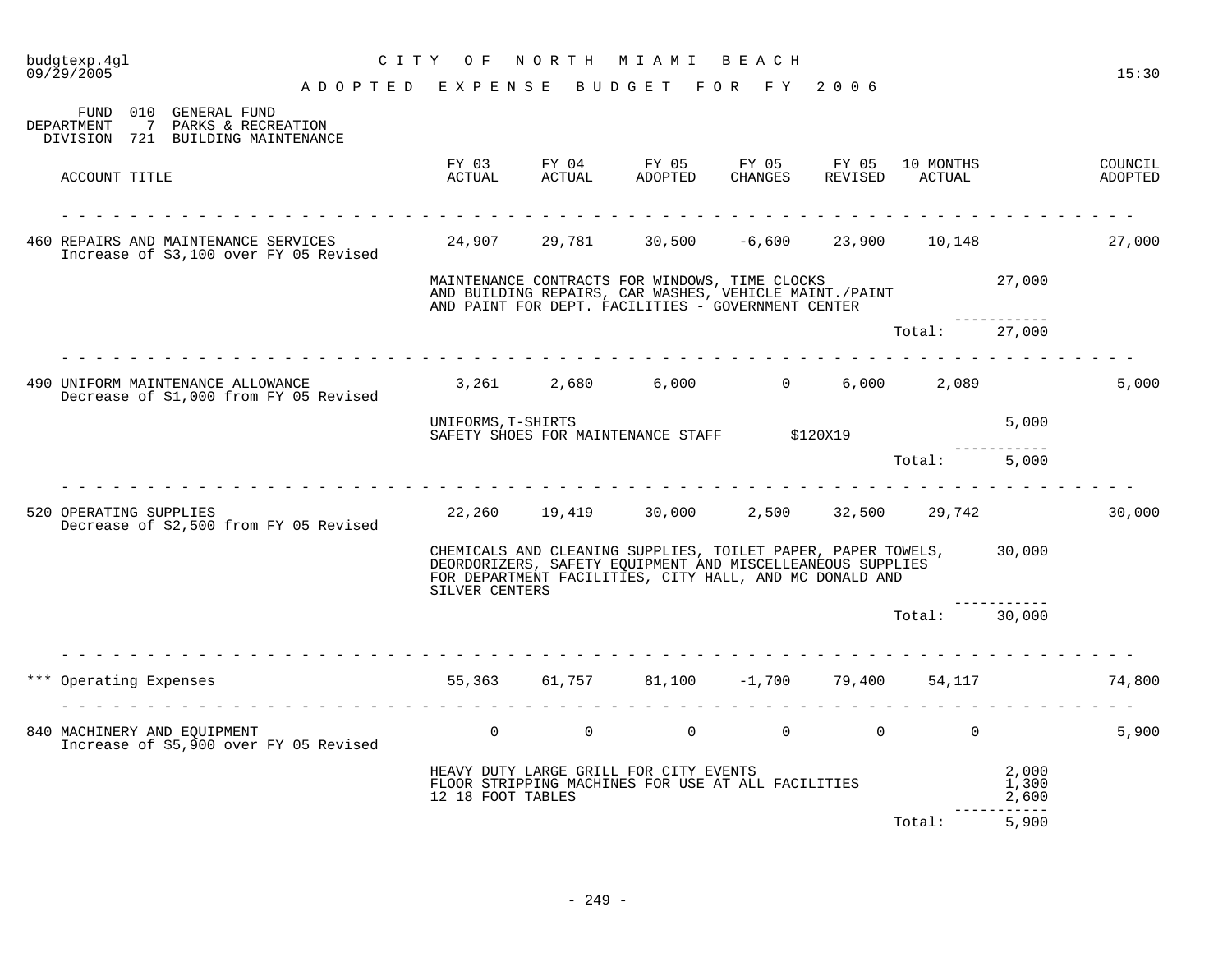budgtexp.4gl
09/29/2005

# CITY OF NORTH MIAMI BEACH

## ADOPTED EXPENSE BUDGET FOR FY 2006

FUND 010 GENERAL FUND
DEPARTMENT 7 PARKS & RECREATION
DIVISION 721 BUILDING MAINTENANCE

| ACCOUNT TITLE | FY 03 ACTUAL | FY 04 ACTUAL | FY 05 ADOPTED | FY 05 CHANGES | FY 05 REVISED | 10 MONTHS ACTUAL | | COUNCIL ADOPTED |
|---|---|---|---|---|---|---|---|---|
| 460 REPAIRS AND MAINTENANCE SERVICES<br>Increase of $3,100 over FY 05 Revised | 24,907 | 29,781 | 30,500 | -6,600 | 23,900 | 10,148 | | 27,000 |
| | MAINTENANCE CONTRACTS FOR WINDOWS, TIME CLOCKS AND BUILDING REPAIRS, CAR WASHES, VEHICLE MAINT./PAINT AND PAINT FOR DEPT. FACILITIES - GOVERNMENT CENTER | | | | | | 27,000 | |
| | | | | | | Total: | 27,000 | |
| 490 UNIFORM MAINTENANCE ALLOWANCE<br>Decrease of $1,000 from FY 05 Revised | 3,261 | 2,680 | 6,000 | 0 | 6,000 | 2,089 | | 5,000 |
| | UNIFORMS,T-SHIRTS<br>SAFETY SHOES FOR MAINTENANCE STAFF $120X19 | | | | | | 5,000 | |
| | | | | | | Total: | 5,000 | |
| 520 OPERATING SUPPLIES<br>Decrease of $2,500 from FY 05 Revised | 22,260 | 19,419 | 30,000 | 2,500 | 32,500 | 29,742 | | 30,000 |
| | CHEMICALS AND CLEANING SUPPLIES, TOILET PAPER, PAPER TOWELS, DEORDORIZERS, SAFETY EQUIPMENT AND MISCELLEANEOUS SUPPLIES FOR DEPARTMENT FACILITIES, CITY HALL, AND MC DONALD AND SILVER CENTERS | | | | | | 30,000 | |
| | | | | | | Total: | 30,000 | |
| *** Operating Expenses | 55,363 | 61,757 | 81,100 | -1,700 | 79,400 | 54,117 | | 74,800 |
| 840 MACHINERY AND EQUIPMENT<br>Increase of $5,900 over FY 05 Revised | 0 | 0 | 0 | 0 | 0 | 0 | | 5,900 |
| | HEAVY DUTY LARGE GRILL FOR CITY EVENTS | | | | | | 2,000 | |
| | FLOOR STRIPPING MACHINES FOR USE AT ALL FACILITIES | | | | | | 1,300 | |
| | 12 18 FOOT TABLES | | | | | | 2,600 | |
| | | | | | | Total: | 5,900 | |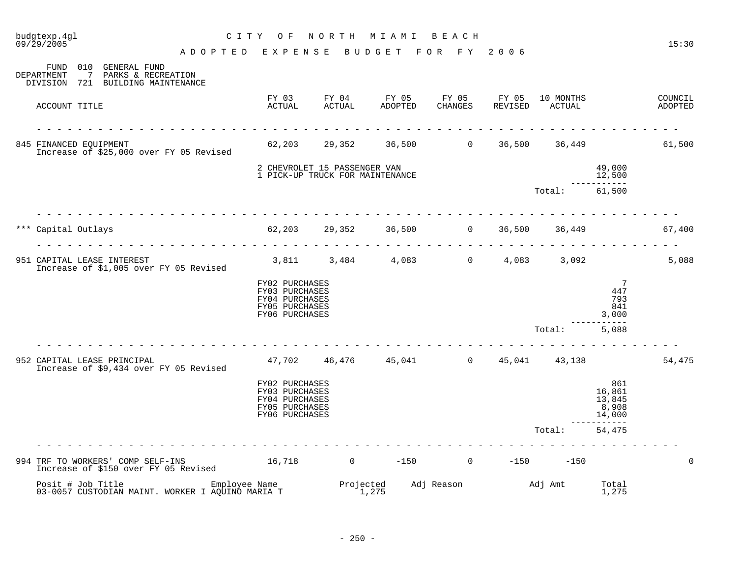budgtexp.4gl
09/29/2005

# CITY OF NORTH MIAMI BEACH

## ADOPTED EXPENSE BUDGET FOR FY 2006

15:30

FUND 010 GENERAL FUND
DEPARTMENT 7 PARKS & RECREATION
DIVISION 721 BUILDING MAINTENANCE

| ACCOUNT TITLE | FY 03 ACTUAL | FY 04 ACTUAL | FY 05 ADOPTED | FY 05 CHANGES | FY 05 REVISED | 10 MONTHS ACTUAL | | COUNCIL ADOPTED |
|---|---|---|---|---|---|---|---|---|
| 845 FINANCED EQUIPMENT<br>Increase of $25,000 over FY 05 Revised | 62,203 | 29,352 | 36,500 | 0 | 36,500 | 36,449 | | 61,500 |
| | 2 CHEVROLET 15 PASSENGER VAN | | | | | | 49,000 | |
| | 1 PICK-UP TRUCK FOR MAINTENANCE | | | | | | 12,500 | |
| | | | | | | Total: | 61,500 | |
| *** Capital Outlays | 62,203 | 29,352 | 36,500 | 0 | 36,500 | 36,449 | | 67,400 |
| 951 CAPITAL LEASE INTEREST<br>Increase of $1,005 over FY 05 Revised | 3,811 | 3,484 | 4,083 | 0 | 4,083 | 3,092 | | 5,088 |
| | FY02 PURCHASES | | | | | | 7 | |
| | FY03 PURCHASES | | | | | | 447 | |
| | FY04 PURCHASES | | | | | | 793 | |
| | FY05 PURCHASES | | | | | | 841 | |
| | FY06 PURCHASES | | | | | | 3,000 | |
| | | | | | | Total: | 5,088 | |
| 952 CAPITAL LEASE PRINCIPAL<br>Increase of $9,434 over FY 05 Revised | 47,702 | 46,476 | 45,041 | 0 | 45,041 | 43,138 | | 54,475 |
| | FY02 PURCHASES | | | | | | 861 | |
| | FY03 PURCHASES | | | | | | 16,861 | |
| | FY04 PURCHASES | | | | | | 13,845 | |
| | FY05 PURCHASES | | | | | | 8,908 | |
| | FY06 PURCHASES | | | | | | 14,000 | |
| | | | | | | Total: | 54,475 | |
| 994 TRF TO WORKERS' COMP SELF-INS<br>Increase of $150 over FY 05 Revised | 16,718 | 0 | -150 | 0 | -150 | -150 | | 0 |

| Posit # | Job Title | Employee Name | Projected | Adj Reason | Adj Amt | Total |
|---|---|---|---|---|---|---|
| 03-0057 | CUSTODIAN MAINT. WORKER I | AQUINO MARIA T | 1,275 | | | 1,275 |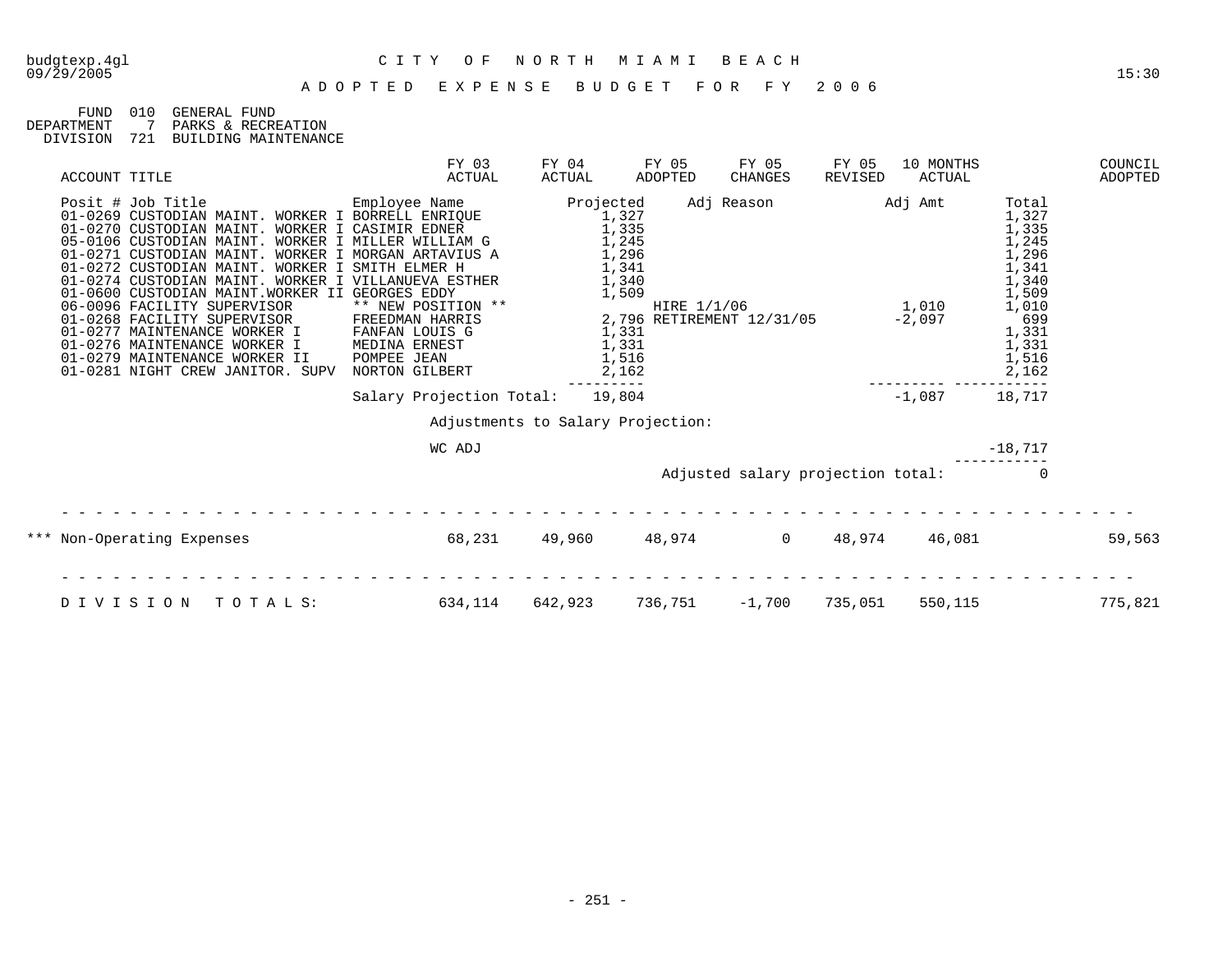budgtexp.4gl
09/29/2005

# CITY OF NORTH MIAMI BEACH

15:30

## ADOPTED EXPENSE BUDGET FOR FY 2006

FUND 010 GENERAL FUND
DEPARTMENT 7 PARKS & RECREATION
DIVISION 721 BUILDING MAINTENANCE

| ACCOUNT TITLE | FY 03 ACTUAL | FY 04 ACTUAL | FY 05 ADOPTED | FY 05 CHANGES | FY 05 REVISED | 10 MONTHS ACTUAL | COUNCIL ADOPTED |
|---|---|---|---|---|---|---|---|

| Posit # | Job Title | Employee Name | Projected | Adj Reason | Adj Amt | Total |
|---|---|---|---|---|---|---|
| 01-0269 | CUSTODIAN MAINT. WORKER I | BORRELL ENRIQUE | 1,327 | | | 1,327 |
| 01-0270 | CUSTODIAN MAINT. WORKER I | CASIMIR EDNER | 1,335 | | | 1,335 |
| 05-0106 | CUSTODIAN MAINT. WORKER I | MILLER WILLIAM G | 1,245 | | | 1,245 |
| 01-0271 | CUSTODIAN MAINT. WORKER I | MORGAN ARTAVIUS A | 1,296 | | | 1,296 |
| 01-0272 | CUSTODIAN MAINT. WORKER I | SMITH ELMER H | 1,341 | | | 1,341 |
| 01-0274 | CUSTODIAN MAINT. WORKER I | VILLANUEVA ESTHER | 1,340 | | | 1,340 |
| 01-0600 | CUSTODIAN MAINT.WORKER II | GEORGES EDDY | 1,509 | | | 1,509 |
| 06-0096 | FACILITY SUPERVISOR | ** NEW POSITION ** | | HIRE 1/1/06 | 1,010 | 1,010 |
| 01-0268 | FACILITY SUPERVISOR | FREEDMAN HARRIS | 2,796 | RETIREMENT 12/31/05 | -2,097 | 699 |
| 01-0277 | MAINTENANCE WORKER I | FANFAN LOUIS G | 1,331 | | | 1,331 |
| 01-0276 | MAINTENANCE WORKER I | MEDINA ERNEST | 1,331 | | | 1,331 |
| 01-0279 | MAINTENANCE WORKER II | POMPEE JEAN | 1,516 | | | 1,516 |
| 01-0281 | NIGHT CREW JANITOR. SUPV | NORTON GILBERT | 2,162 | | | 2,162 |
| | | Salary Projection Total: | 19,804 | | -1,087 | 18,717 |

Adjustments to Salary Projection:

| | Amount |
|---|---|
| WC ADJ | -18,717 |
| Adjusted salary projection total: | 0 |

| ACCOUNT TITLE | FY 03 ACTUAL | FY 04 ACTUAL | FY 05 ADOPTED | FY 05 CHANGES | FY 05 REVISED | 10 MONTHS ACTUAL | COUNCIL ADOPTED |
|---|---|---|---|---|---|---|---|
| *** Non-Operating Expenses | 68,231 | 49,960 | 48,974 | 0 | 48,974 | 46,081 | 59,563 |
| DIVISION TOTALS: | 634,114 | 642,923 | 736,751 | -1,700 | 735,051 | 550,115 | 775,821 |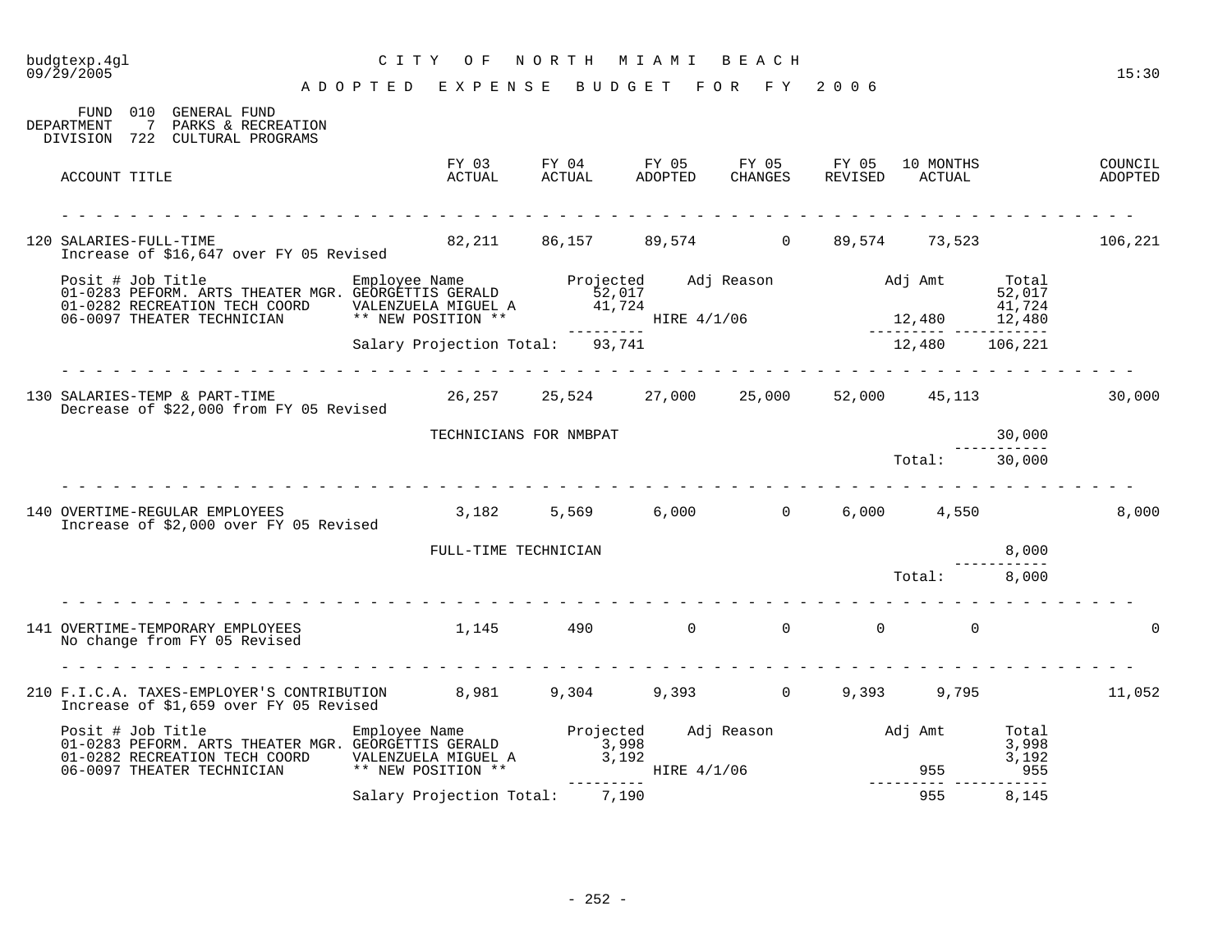CITY OF NORTH MIAMI BEACH

ADOPTED EXPENSE BUDGET FOR FY 2006

FUND 010 GENERAL FUND
DEPARTMENT 7 PARKS & RECREATION
DIVISION 722 CULTURAL PROGRAMS

| ACCOUNT TITLE | FY 03 ACTUAL | FY 04 ACTUAL | FY 05 ADOPTED | FY 05 CHANGES | FY 05 REVISED | 10 MONTHS ACTUAL | COUNCIL ADOPTED |
|---|---|---|---|---|---|---|---|
| 120 SALARIES-FULL-TIME | 82,211 | 86,157 | 89,574 | 0 | 89,574 | 73,523 | 106,221 |

Increase of $16,647 over FY 05 Revised

| Posit # Job Title | Employee Name | Projected | Adj Reason | Adj Amt | Total |
|---|---|---|---|---|---|
| 01-0283 PEFORM. ARTS THEATER MGR. | GEORGETTIS GERALD | 52,017 | | | 52,017 |
| 01-0282 RECREATION TECH COORD | VALENZUELA MIGUEL A | 41,724 | | | 41,724 |
| 06-0097 THEATER TECHNICIAN | ** NEW POSITION ** | | HIRE 4/1/06 | 12,480 | 12,480 |
| | Salary Projection Total: | 93,741 | | 12,480 | 106,221 |

| ACCOUNT TITLE | FY 03 ACTUAL | FY 04 ACTUAL | FY 05 ADOPTED | FY 05 CHANGES | FY 05 REVISED | 10 MONTHS ACTUAL | COUNCIL ADOPTED |
|---|---|---|---|---|---|---|---|
| 130 SALARIES-TEMP & PART-TIME | 26,257 | 25,524 | 27,000 | 25,000 | 52,000 | 45,113 | 30,000 |

Decrease of $22,000 from FY 05 Revised

| | |
|---|---|
| TECHNICIANS FOR NMBPAT | 30,000 |
| Total: | 30,000 |

| ACCOUNT TITLE | FY 03 ACTUAL | FY 04 ACTUAL | FY 05 ADOPTED | FY 05 CHANGES | FY 05 REVISED | 10 MONTHS ACTUAL | COUNCIL ADOPTED |
|---|---|---|---|---|---|---|---|
| 140 OVERTIME-REGULAR EMPLOYEES | 3,182 | 5,569 | 6,000 | 0 | 6,000 | 4,550 | 8,000 |

Increase of $2,000 over FY 05 Revised

| | |
|---|---|
| FULL-TIME TECHNICIAN | 8,000 |
| Total: | 8,000 |

| ACCOUNT TITLE | FY 03 ACTUAL | FY 04 ACTUAL | FY 05 ADOPTED | FY 05 CHANGES | FY 05 REVISED | 10 MONTHS ACTUAL | COUNCIL ADOPTED |
|---|---|---|---|---|---|---|---|
| 141 OVERTIME-TEMPORARY EMPLOYEES | 1,145 | 490 | 0 | 0 | 0 | 0 | 0 |

No change from FY 05 Revised

| ACCOUNT TITLE | FY 03 ACTUAL | FY 04 ACTUAL | FY 05 ADOPTED | FY 05 CHANGES | FY 05 REVISED | 10 MONTHS ACTUAL | COUNCIL ADOPTED |
|---|---|---|---|---|---|---|---|
| 210 F.I.C.A. TAXES-EMPLOYER'S CONTRIBUTION | 8,981 | 9,304 | 9,393 | 0 | 9,393 | 9,795 | 11,052 |

Increase of $1,659 over FY 05 Revised

| Posit # Job Title | Employee Name | Projected | Adj Reason | Adj Amt | Total |
|---|---|---|---|---|---|
| 01-0283 PEFORM. ARTS THEATER MGR. | GEORGETTIS GERALD | 3,998 | | | 3,998 |
| 01-0282 RECREATION TECH COORD | VALENZUELA MIGUEL A | 3,192 | | | 3,192 |
| 06-0097 THEATER TECHNICIAN | ** NEW POSITION ** | | HIRE 4/1/06 | 955 | 955 |
| | Salary Projection Total: | 7,190 | | 955 | 8,145 |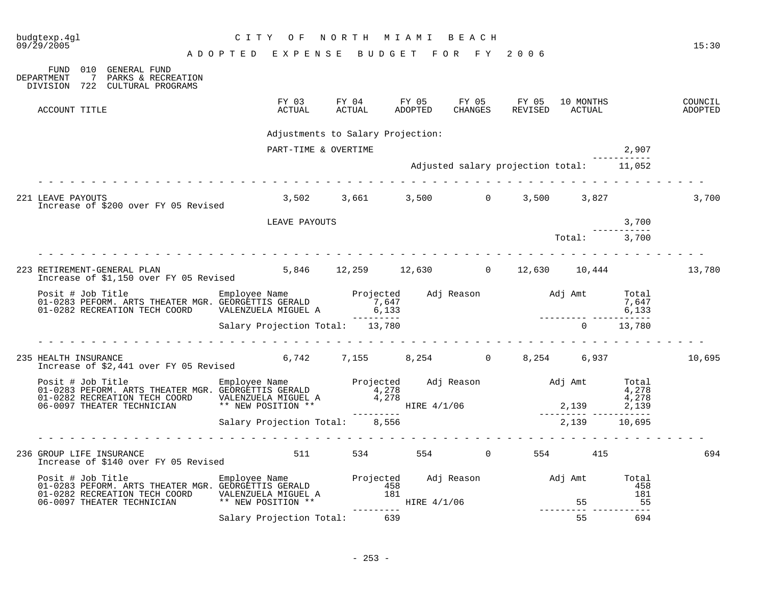budgtexp.4gl
09/29/2005

# CITY OF NORTH MIAMI BEACH

## ADOPTED EXPENSE BUDGET FOR FY 2006

FUND 010 GENERAL FUND
DEPARTMENT 7 PARKS & RECREATION
DIVISION 722 CULTURAL PROGRAMS

| ACCOUNT TITLE | FY 03 ACTUAL | FY 04 ACTUAL | FY 05 ADOPTED | FY 05 CHANGES | FY 05 REVISED | 10 MONTHS ACTUAL | COUNCIL ADOPTED |
|---|---|---|---|---|---|---|---|

Adjustments to Salary Projection:

PART-TIME & OVERTIME — 2,907

Adjusted salary projection total: 11,052

---

| ACCOUNT TITLE | FY 03 ACTUAL | FY 04 ACTUAL | FY 05 ADOPTED | FY 05 CHANGES | FY 05 REVISED | 10 MONTHS ACTUAL | COUNCIL ADOPTED |
|---|---|---|---|---|---|---|---|
| 221 LEAVE PAYOUTS | 3,502 | 3,661 | 3,500 | 0 | 3,500 | 3,827 | 3,700 |

Increase of $200 over FY 05 Revised

LEAVE PAYOUTS — 3,700

Total: 3,700

---

| ACCOUNT TITLE | FY 03 ACTUAL | FY 04 ACTUAL | FY 05 ADOPTED | FY 05 CHANGES | FY 05 REVISED | 10 MONTHS ACTUAL | COUNCIL ADOPTED |
|---|---|---|---|---|---|---|---|
| 223 RETIREMENT-GENERAL PLAN | 5,846 | 12,259 | 12,630 | 0 | 12,630 | 10,444 | 13,780 |

Increase of $1,150 over FY 05 Revised

| Posit # | Job Title | Employee Name | Projected | Adj Reason | Adj Amt | Total |
|---|---|---|---|---|---|---|
| 01-0283 | PEFORM. ARTS THEATER MGR. | GEORGETTIS GERALD | 7,647 | | | 7,647 |
| 01-0282 | RECREATION TECH COORD | VALENZUELA MIGUEL A | 6,133 | | | 6,133 |
| | | Salary Projection Total: | 13,780 | | 0 | 13,780 |

---

| ACCOUNT TITLE | FY 03 ACTUAL | FY 04 ACTUAL | FY 05 ADOPTED | FY 05 CHANGES | FY 05 REVISED | 10 MONTHS ACTUAL | COUNCIL ADOPTED |
|---|---|---|---|---|---|---|---|
| 235 HEALTH INSURANCE | 6,742 | 7,155 | 8,254 | 0 | 8,254 | 6,937 | 10,695 |

Increase of $2,441 over FY 05 Revised

| Posit # | Job Title | Employee Name | Projected | Adj Reason | Adj Amt | Total |
|---|---|---|---|---|---|---|
| 01-0283 | PEFORM. ARTS THEATER MGR. | GEORGETTIS GERALD | 4,278 | | | 4,278 |
| 01-0282 | RECREATION TECH COORD | VALENZUELA MIGUEL A | 4,278 | | | 4,278 |
| 06-0097 | THEATER TECHNICIAN | ** NEW POSITION ** | | HIRE 4/1/06 | 2,139 | 2,139 |
| | | Salary Projection Total: | 8,556 | | 2,139 | 10,695 |

---

| ACCOUNT TITLE | FY 03 ACTUAL | FY 04 ACTUAL | FY 05 ADOPTED | FY 05 CHANGES | FY 05 REVISED | 10 MONTHS ACTUAL | COUNCIL ADOPTED |
|---|---|---|---|---|---|---|---|
| 236 GROUP LIFE INSURANCE | 511 | 534 | 554 | 0 | 554 | 415 | 694 |

Increase of $140 over FY 05 Revised

| Posit # | Job Title | Employee Name | Projected | Adj Reason | Adj Amt | Total |
|---|---|---|---|---|---|---|
| 01-0283 | PEFORM. ARTS THEATER MGR. | GEORGETTIS GERALD | 458 | | | 458 |
| 01-0282 | RECREATION TECH COORD | VALENZUELA MIGUEL A | 181 | | | 181 |
| 06-0097 | THEATER TECHNICIAN | ** NEW POSITION ** | | HIRE 4/1/06 | 55 | 55 |
| | | Salary Projection Total: | 639 | | 55 | 694 |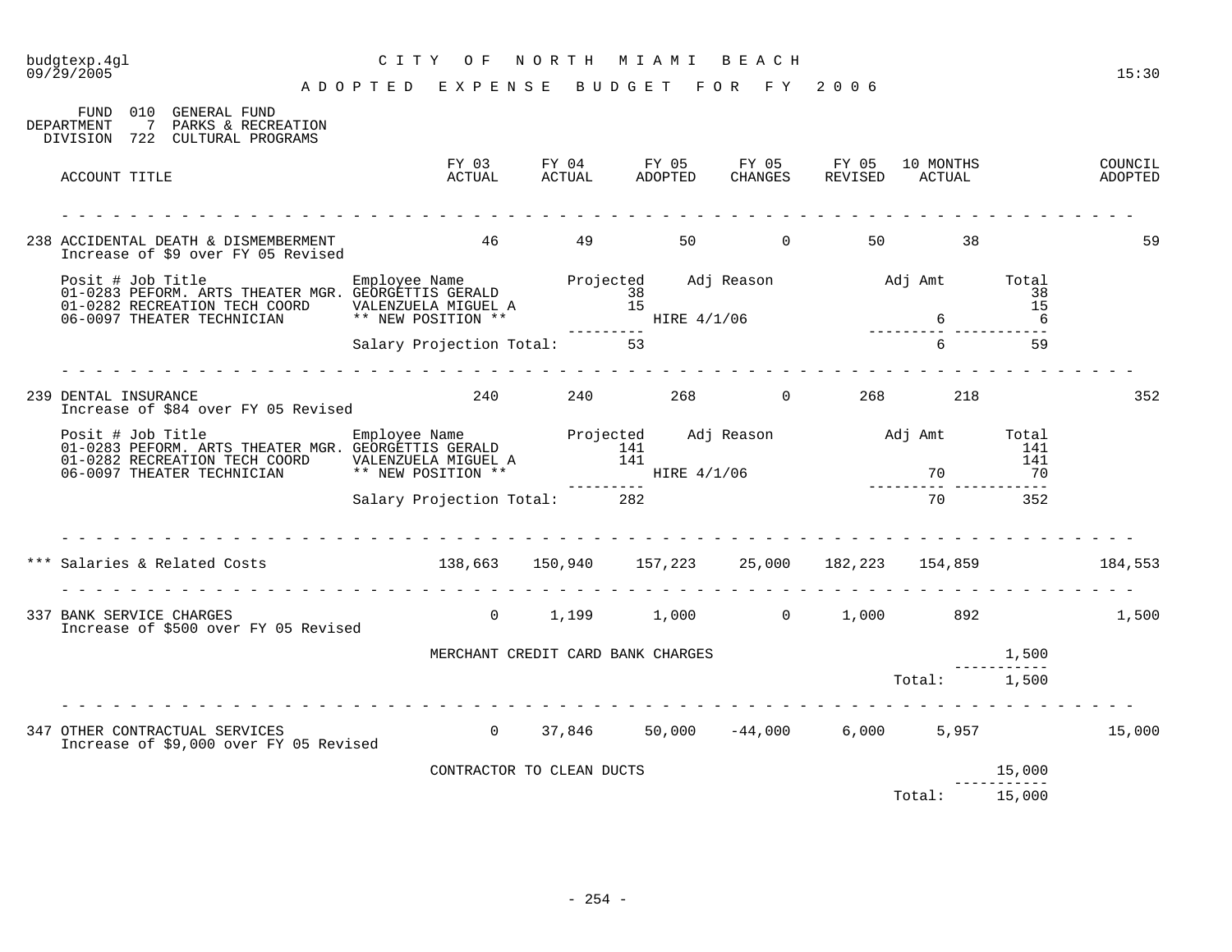budgtexp.4gl
09/29/2005

# CITY OF NORTH MIAMI BEACH

## ADOPTED EXPENSE BUDGET FOR FY 2006

15:30

FUND 010 GENERAL FUND
DEPARTMENT 7 PARKS & RECREATION
DIVISION 722 CULTURAL PROGRAMS

| ACCOUNT TITLE | FY 03 ACTUAL | FY 04 ACTUAL | FY 05 ADOPTED | FY 05 CHANGES | FY 05 REVISED | 10 MONTHS ACTUAL | COUNCIL ADOPTED |
|---|---|---|---|---|---|---|---|
| 238 ACCIDENTAL DEATH & DISMEMBERMENT<br>Increase of $9 over FY 05 Revised | 46 | 49 | 50 | 0 | 50 | 38 | 59 |

| Posit # Job Title | Employee Name | Projected | Adj Reason | Adj Amt | Total |
|---|---|---|---|---|---|
| 01-0283 PEFORM. ARTS THEATER MGR. | GEORGETTIS GERALD | 38 | | | 38 |
| 01-0282 RECREATION TECH COORD | VALENZUELA MIGUEL A | 15 | | | 15 |
| 06-0097 THEATER TECHNICIAN | ** NEW POSITION ** | | HIRE 4/1/06 | 6 | 6 |
| | Salary Projection Total: | 53 | | 6 | 59 |

| ACCOUNT TITLE | FY 03 ACTUAL | FY 04 ACTUAL | FY 05 ADOPTED | FY 05 CHANGES | FY 05 REVISED | 10 MONTHS ACTUAL | COUNCIL ADOPTED |
|---|---|---|---|---|---|---|---|
| 239 DENTAL INSURANCE<br>Increase of $84 over FY 05 Revised | 240 | 240 | 268 | 0 | 268 | 218 | 352 |

| Posit # Job Title | Employee Name | Projected | Adj Reason | Adj Amt | Total |
|---|---|---|---|---|---|
| 01-0283 PEFORM. ARTS THEATER MGR. | GEORGETTIS GERALD | 141 | | | 141 |
| 01-0282 RECREATION TECH COORD | VALENZUELA MIGUEL A | 141 | | | 141 |
| 06-0097 THEATER TECHNICIAN | ** NEW POSITION ** | | HIRE 4/1/06 | 70 | 70 |
| | Salary Projection Total: | 282 | | 70 | 352 |

| ACCOUNT TITLE | FY 03 ACTUAL | FY 04 ACTUAL | FY 05 ADOPTED | FY 05 CHANGES | FY 05 REVISED | 10 MONTHS ACTUAL | COUNCIL ADOPTED |
|---|---|---|---|---|---|---|---|
| *** Salaries & Related Costs | 138,663 | 150,940 | 157,223 | 25,000 | 182,223 | 154,859 | 184,553 |
| 337 BANK SERVICE CHARGES<br>Increase of $500 over FY 05 Revised | 0 | 1,199 | 1,000 | 0 | 1,000 | 892 | 1,500 |

| Description | Amount |
|---|---|
| MERCHANT CREDIT CARD BANK CHARGES | 1,500 |
| Total: | 1,500 |

| ACCOUNT TITLE | FY 03 ACTUAL | FY 04 ACTUAL | FY 05 ADOPTED | FY 05 CHANGES | FY 05 REVISED | 10 MONTHS ACTUAL | COUNCIL ADOPTED |
|---|---|---|---|---|---|---|---|
| 347 OTHER CONTRACTUAL SERVICES<br>Increase of $9,000 over FY 05 Revised | 0 | 37,846 | 50,000 | -44,000 | 6,000 | 5,957 | 15,000 |

| Description | Amount |
|---|---|
| CONTRACTOR TO CLEAN DUCTS | 15,000 |
| Total: | 15,000 |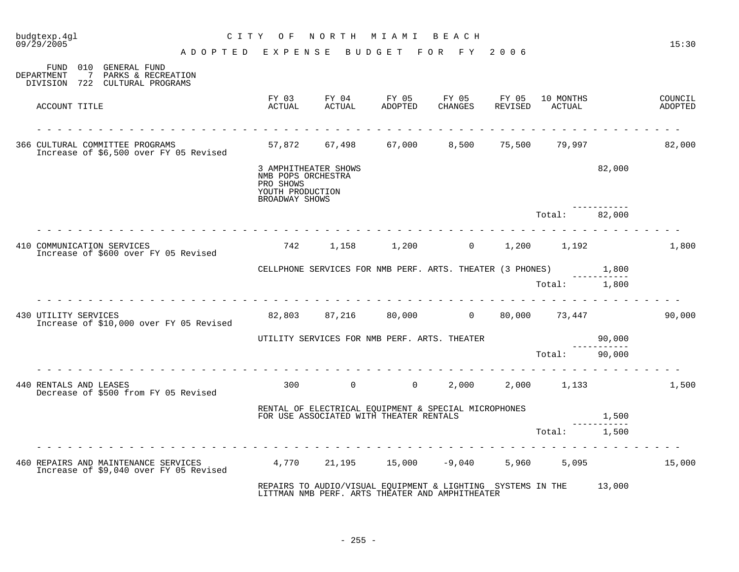# CITY OF NORTH MIAMI BEACH

## ADOPTED EXPENSE BUDGET FOR FY 2006

FUND 010 GENERAL FUND
DEPARTMENT 7 PARKS & RECREATION
DIVISION 722 CULTURAL PROGRAMS

| ACCOUNT TITLE | FY 03 ACTUAL | FY 04 ACTUAL | FY 05 ADOPTED | FY 05 CHANGES | FY 05 REVISED | 10 MONTHS ACTUAL | | COUNCIL ADOPTED |
|---|---|---|---|---|---|---|---|---|
| 366 CULTURAL COMMITTEE PROGRAMS<br>Increase of $6,500 over FY 05 Revised | 57,872 | 67,498 | 67,000 | 8,500 | 75,500 | 79,997 | | 82,000 |
| | 3 AMPHITHEATER SHOWS<br>NMB POPS ORCHESTRA<br>PRO SHOWS<br>YOUTH PRODUCTION<br>BROADWAY SHOWS | | | | | | 82,000 | |
| | | | | | | Total: | 82,000 | |
| 410 COMMUNICATION SERVICES<br>Increase of $600 over FY 05 Revised | 742 | 1,158 | 1,200 | 0 | 1,200 | 1,192 | | 1,800 |
| | CELLPHONE SERVICES FOR NMB PERF. ARTS. THEATER (3 PHONES) | | | | | | 1,800 | |
| | | | | | | Total: | 1,800 | |
| 430 UTILITY SERVICES<br>Increase of $10,000 over FY 05 Revised | 82,803 | 87,216 | 80,000 | 0 | 80,000 | 73,447 | | 90,000 |
| | UTILITY SERVICES FOR NMB PERF. ARTS. THEATER | | | | | | 90,000 | |
| | | | | | | Total: | 90,000 | |
| 440 RENTALS AND LEASES<br>Decrease of $500 from FY 05 Revised | 300 | 0 | 0 | 2,000 | 2,000 | 1,133 | | 1,500 |
| | RENTAL OF ELECTRICAL EQUIPMENT & SPECIAL MICROPHONES FOR USE ASSOCIATED WITH THEATER RENTALS | | | | | | 1,500 | |
| | | | | | | Total: | 1,500 | |
| 460 REPAIRS AND MAINTENANCE SERVICES<br>Increase of $9,040 over FY 05 Revised | 4,770 | 21,195 | 15,000 | -9,040 | 5,960 | 5,095 | | 15,000 |
| | REPAIRS TO AUDIO/VISUAL EQUIPMENT & LIGHTING SYSTEMS IN THE LITTMAN NMB PERF. ARTS THEATER AND AMPHITHEATER | | | | | | 13,000 | |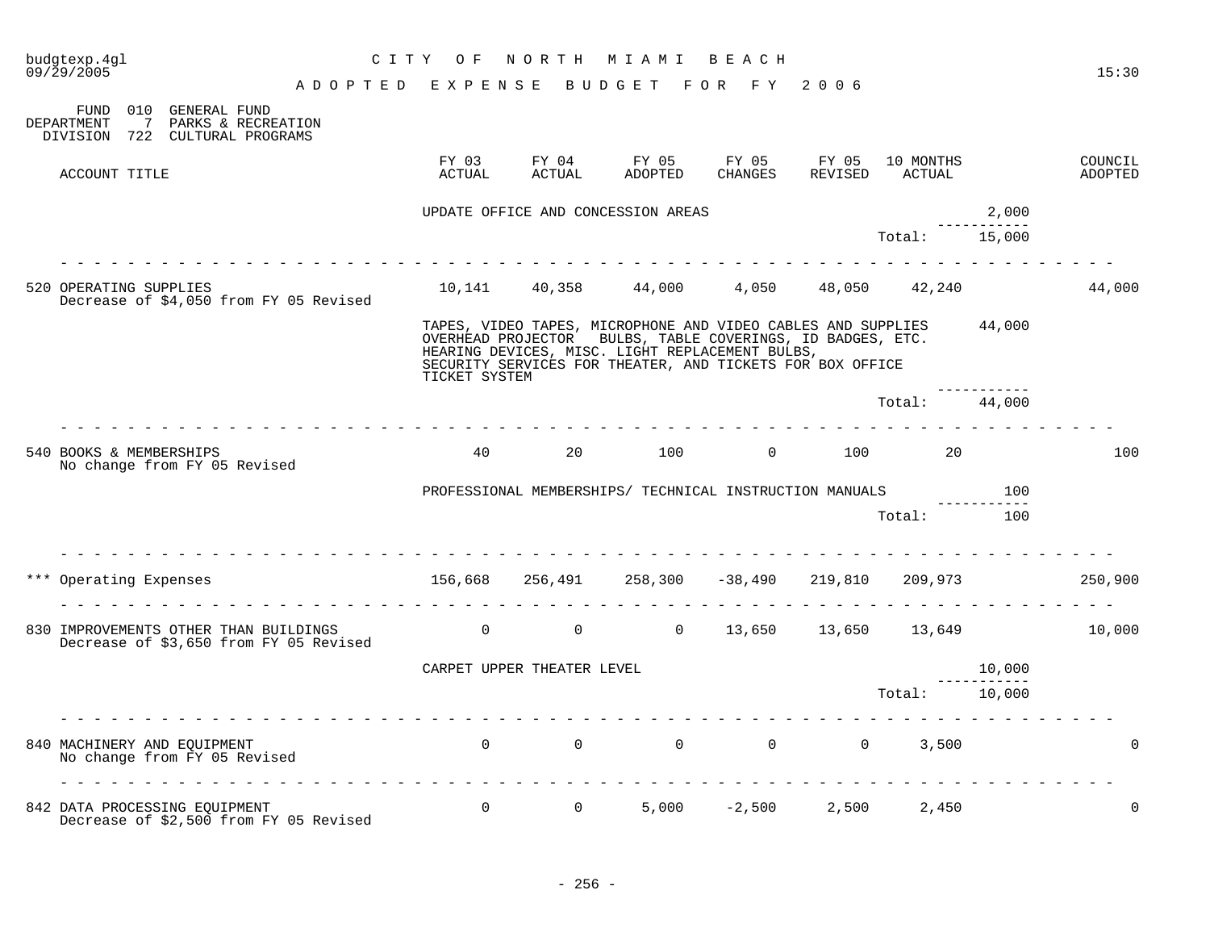CITY OF NORTH MIAMI BEACH

ADOPTED EXPENSE BUDGET FOR FY 2006

FUND 010 GENERAL FUND
DEPARTMENT 7 PARKS & RECREATION
DIVISION 722 CULTURAL PROGRAMS

| ACCOUNT TITLE | FY 03 ACTUAL | FY 04 ACTUAL | FY 05 ADOPTED | FY 05 CHANGES | FY 05 REVISED | 10 MONTHS ACTUAL | | COUNCIL ADOPTED |
|---|---|---|---|---|---|---|---|---|
| | UPDATE OFFICE AND CONCESSION AREAS | | | | | | 2,000 | |
| | | | | | | Total: | 15,000 | |
| 520 OPERATING SUPPLIES<br>Decrease of $4,050 from FY 05 Revised | 10,141 | 40,358 | 44,000 | 4,050 | 48,050 | 42,240 | | 44,000 |
| | TAPES, VIDEO TAPES, MICROPHONE AND VIDEO CABLES AND SUPPLIES OVERHEAD PROJECTOR BULBS, TABLE COVERINGS, ID BADGES, ETC. HEARING DEVICES, MISC. LIGHT REPLACEMENT BULBS, SECURITY SERVICES FOR THEATER, AND TICKETS FOR BOX OFFICE TICKET SYSTEM | | | | | | 44,000 | |
| | | | | | | Total: | 44,000 | |
| 540 BOOKS & MEMBERSHIPS<br>No change from FY 05 Revised | 40 | 20 | 100 | 0 | 100 | 20 | | 100 |
| | PROFESSIONAL MEMBERSHIPS/ TECHNICAL INSTRUCTION MANUALS | | | | | | 100 | |
| | | | | | | Total: | 100 | |
| *** Operating Expenses | 156,668 | 256,491 | 258,300 | -38,490 | 219,810 | 209,973 | | 250,900 |
| 830 IMPROVEMENTS OTHER THAN BUILDINGS<br>Decrease of $3,650 from FY 05 Revised | 0 | 0 | 0 | 13,650 | 13,650 | 13,649 | | 10,000 |
| | CARPET UPPER THEATER LEVEL | | | | | | 10,000 | |
| | | | | | | Total: | 10,000 | |
| 840 MACHINERY AND EQUIPMENT<br>No change from FY 05 Revised | 0 | 0 | 0 | 0 | 0 | 3,500 | | 0 |
| 842 DATA PROCESSING EQUIPMENT<br>Decrease of $2,500 from FY 05 Revised | 0 | 0 | 5,000 | -2,500 | 2,500 | 2,450 | | 0 |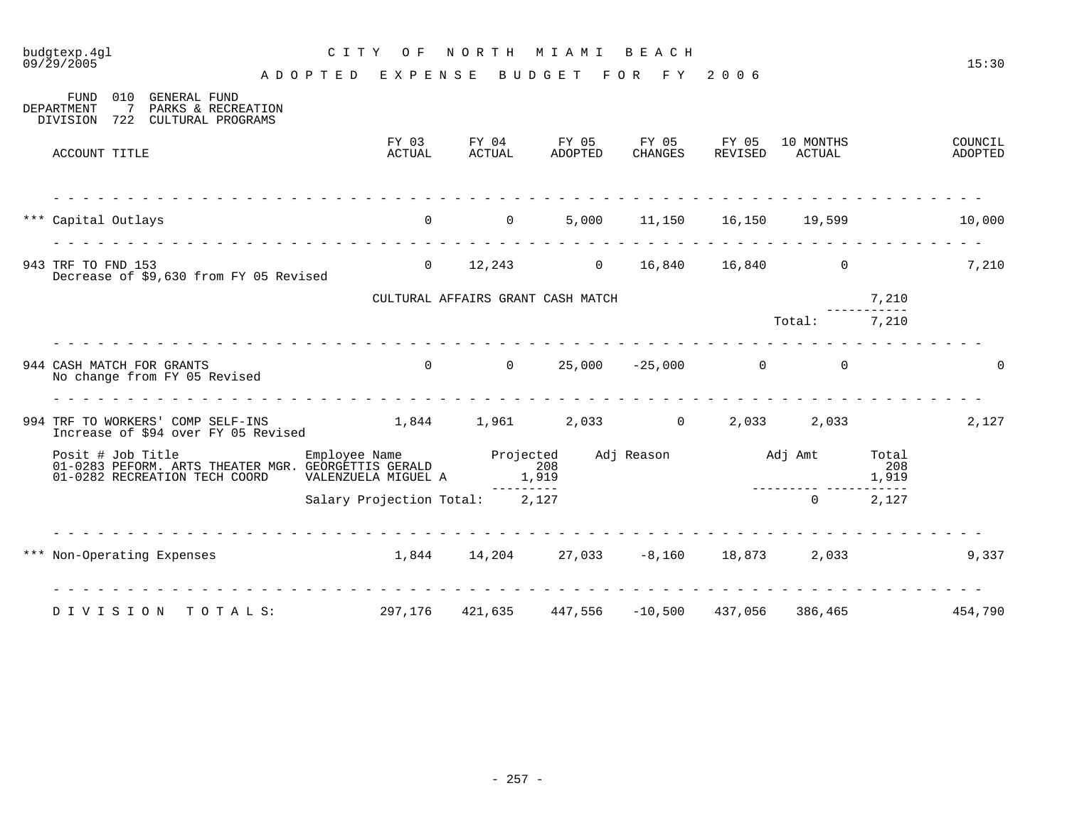budgtexp.4gl
09/29/2005

# CITY OF NORTH MIAMI BEACH

## ADOPTED EXPENSE BUDGET FOR FY 2006

15:30

FUND 010 GENERAL FUND
DEPARTMENT 7 PARKS & RECREATION
DIVISION 722 CULTURAL PROGRAMS

| ACCOUNT TITLE | FY 03 ACTUAL | FY 04 ACTUAL | FY 05 ADOPTED | FY 05 CHANGES | FY 05 REVISED | 10 MONTHS ACTUAL | | COUNCIL ADOPTED |
|---|---|---|---|---|---|---|---|---|
| *** Capital Outlays | 0 | 0 | 5,000 | 11,150 | 16,150 | 19,599 | | 10,000 |
| 943 TRF TO FND 153<br>Decrease of $9,630 from FY 05 Revised | 0 | 12,243 | 0 | 16,840 | 16,840 | 0 | | 7,210 |
| | CULTURAL AFFAIRS GRANT CASH MATCH | | | | | | 7,210 | |
| | | | | | | Total: | 7,210 | |
| 944 CASH MATCH FOR GRANTS<br>No change from FY 05 Revised | 0 | 0 | 25,000 | -25,000 | 0 | 0 | | 0 |
| 994 TRF TO WORKERS' COMP SELF-INS<br>Increase of $94 over FY 05 Revised | 1,844 | 1,961 | 2,033 | 0 | 2,033 | 2,033 | | 2,127 |

| Posit # Job Title | Employee Name | Projected | Adj Reason | Adj Amt | Total |
|---|---|---|---|---|---|
| 01-0283 PEFORM. ARTS THEATER MGR. | GEORGETTIS GERALD | 208 | | | 208 |
| 01-0282 RECREATION TECH COORD | VALENZUELA MIGUEL A | 1,919 | | | 1,919 |
| | Salary Projection Total: | 2,127 | | 0 | 2,127 |

| ACCOUNT TITLE | FY 03 ACTUAL | FY 04 ACTUAL | FY 05 ADOPTED | FY 05 CHANGES | FY 05 REVISED | 10 MONTHS ACTUAL | COUNCIL ADOPTED |
|---|---|---|---|---|---|---|---|
| *** Non-Operating Expenses | 1,844 | 14,204 | 27,033 | -8,160 | 18,873 | 2,033 | 9,337 |
| DIVISION TOTALS: | 297,176 | 421,635 | 447,556 | -10,500 | 437,056 | 386,465 | 454,790 |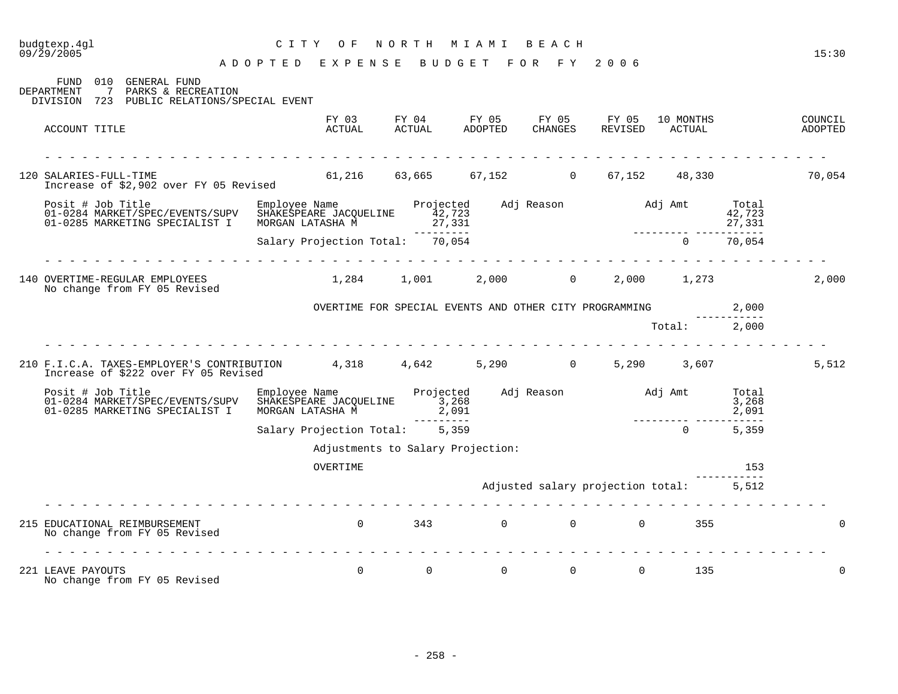budgtexp.4gl
09/29/2005

# CITY OF NORTH MIAMI BEACH

## ADOPTED EXPENSE BUDGET FOR FY 2006

15:30

FUND 010 GENERAL FUND
DEPARTMENT 7 PARKS & RECREATION
DIVISION 723 PUBLIC RELATIONS/SPECIAL EVENT

| ACCOUNT TITLE | FY 03 ACTUAL | FY 04 ACTUAL | FY 05 ADOPTED | FY 05 CHANGES | FY 05 REVISED | 10 MONTHS ACTUAL | COUNCIL ADOPTED |
|---|---|---|---|---|---|---|---|
| 120 SALARIES-FULL-TIME | 61,216 | 63,665 | 67,152 | 0 | 67,152 | 48,330 | 70,054 |
| 140 OVERTIME-REGULAR EMPLOYEES | 1,284 | 1,001 | 2,000 | 0 | 2,000 | 1,273 | 2,000 |
| 210 F.I.C.A. TAXES-EMPLOYER'S CONTRIBUTION | 4,318 | 4,642 | 5,290 | 0 | 5,290 | 3,607 | 5,512 |
| 215 EDUCATIONAL REIMBURSEMENT | 0 | 343 | 0 | 0 | 0 | 355 | 0 |
| 221 LEAVE PAYOUTS | 0 | 0 | 0 | 0 | 0 | 135 | 0 |

### 120 SALARIES-FULL-TIME

Increase of $2,902 over FY 05 Revised

| Posit # Job Title | Employee Name | Projected | Adj Reason | Adj Amt | Total |
|---|---|---|---|---|---|
| 01-0284 MARKET/SPEC/EVENTS/SUPV | SHAKESPEARE JACQUELINE | 42,723 | | | 42,723 |
| 01-0285 MARKETING SPECIALIST I | MORGAN LATASHA M | 27,331 | | | 27,331 |
| | Salary Projection Total: | 70,054 | | 0 | 70,054 |

### 140 OVERTIME-REGULAR EMPLOYEES

No change from FY 05 Revised

| Description | Amount |
|---|---|
| OVERTIME FOR SPECIAL EVENTS AND OTHER CITY PROGRAMMING | 2,000 |
| Total: | 2,000 |

### 210 F.I.C.A. TAXES-EMPLOYER'S CONTRIBUTION

Increase of $222 over FY 05 Revised

| Posit # Job Title | Employee Name | Projected | Adj Reason | Adj Amt | Total |
|---|---|---|---|---|---|
| 01-0284 MARKET/SPEC/EVENTS/SUPV | SHAKESPEARE JACQUELINE | 3,268 | | | 3,268 |
| 01-0285 MARKETING SPECIALIST I | MORGAN LATASHA M | 2,091 | | | 2,091 |
| | Salary Projection Total: | 5,359 | | 0 | 5,359 |

Adjustments to Salary Projection:

| Description | Amount |
|---|---|
| OVERTIME | 153 |
| Adjusted salary projection total: | 5,512 |

### 215 EDUCATIONAL REIMBURSEMENT

No change from FY 05 Revised

### 221 LEAVE PAYOUTS

No change from FY 05 Revised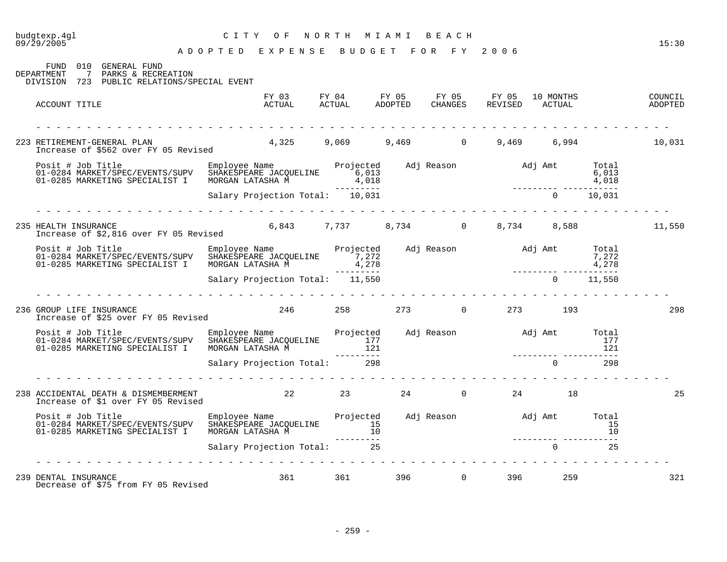# CITY OF NORTH MIAMI BEACH

## ADOPTED EXPENSE BUDGET FOR FY 2006

budgtexp.4gl 09/29/2005 15:30

FUND 010 GENERAL FUND
DEPARTMENT 7 PARKS & RECREATION
DIVISION 723 PUBLIC RELATIONS/SPECIAL EVENT

| ACCOUNT TITLE | FY 03 ACTUAL | FY 04 ACTUAL | FY 05 ADOPTED | FY 05 CHANGES | FY 05 REVISED | 10 MONTHS ACTUAL | COUNCIL ADOPTED |
|---|---|---|---|---|---|---|---|
| 223 RETIREMENT-GENERAL PLAN | 4,325 | 9,069 | 9,469 | 0 | 9,469 | 6,994 | 10,031 |

Increase of $562 over FY 05 Revised

| Posit # Job Title | Employee Name | Projected | Adj Reason | Adj Amt | Total |
|---|---|---|---|---|---|
| 01-0284 MARKET/SPEC/EVENTS/SUPV | SHAKESPEARE JACQUELINE | 6,013 | | | 6,013 |
| 01-0285 MARKETING SPECIALIST I | MORGAN LATASHA M | 4,018 | | | 4,018 |
| | Salary Projection Total: | 10,031 | | 0 | 10,031 |

| ACCOUNT TITLE | FY 03 ACTUAL | FY 04 ACTUAL | FY 05 ADOPTED | FY 05 CHANGES | FY 05 REVISED | 10 MONTHS ACTUAL | COUNCIL ADOPTED |
|---|---|---|---|---|---|---|---|
| 235 HEALTH INSURANCE | 6,843 | 7,737 | 8,734 | 0 | 8,734 | 8,588 | 11,550 |

Increase of $2,816 over FY 05 Revised

| Posit # Job Title | Employee Name | Projected | Adj Reason | Adj Amt | Total |
|---|---|---|---|---|---|
| 01-0284 MARKET/SPEC/EVENTS/SUPV | SHAKESPEARE JACQUELINE | 7,272 | | | 7,272 |
| 01-0285 MARKETING SPECIALIST I | MORGAN LATASHA M | 4,278 | | | 4,278 |
| | Salary Projection Total: | 11,550 | | 0 | 11,550 |

| ACCOUNT TITLE | FY 03 ACTUAL | FY 04 ACTUAL | FY 05 ADOPTED | FY 05 CHANGES | FY 05 REVISED | 10 MONTHS ACTUAL | COUNCIL ADOPTED |
|---|---|---|---|---|---|---|---|
| 236 GROUP LIFE INSURANCE | 246 | 258 | 273 | 0 | 273 | 193 | 298 |

Increase of $25 over FY 05 Revised

| Posit # Job Title | Employee Name | Projected | Adj Reason | Adj Amt | Total |
|---|---|---|---|---|---|
| 01-0284 MARKET/SPEC/EVENTS/SUPV | SHAKESPEARE JACQUELINE | 177 | | | 177 |
| 01-0285 MARKETING SPECIALIST I | MORGAN LATASHA M | 121 | | | 121 |
| | Salary Projection Total: | 298 | | 0 | 298 |

| ACCOUNT TITLE | FY 03 ACTUAL | FY 04 ACTUAL | FY 05 ADOPTED | FY 05 CHANGES | FY 05 REVISED | 10 MONTHS ACTUAL | COUNCIL ADOPTED |
|---|---|---|---|---|---|---|---|
| 238 ACCIDENTAL DEATH & DISMEMBERMENT | 22 | 23 | 24 | 0 | 24 | 18 | 25 |

Increase of $1 over FY 05 Revised

| Posit # Job Title | Employee Name | Projected | Adj Reason | Adj Amt | Total |
|---|---|---|---|---|---|
| 01-0284 MARKET/SPEC/EVENTS/SUPV | SHAKESPEARE JACQUELINE | 15 | | | 15 |
| 01-0285 MARKETING SPECIALIST I | MORGAN LATASHA M | 10 | | | 10 |
| | Salary Projection Total: | 25 | | 0 | 25 |

| ACCOUNT TITLE | FY 03 ACTUAL | FY 04 ACTUAL | FY 05 ADOPTED | FY 05 CHANGES | FY 05 REVISED | 10 MONTHS ACTUAL | COUNCIL ADOPTED |
|---|---|---|---|---|---|---|---|
| 239 DENTAL INSURANCE | 361 | 361 | 396 | 0 | 396 | 259 | 321 |

Decrease of $75 from FY 05 Revised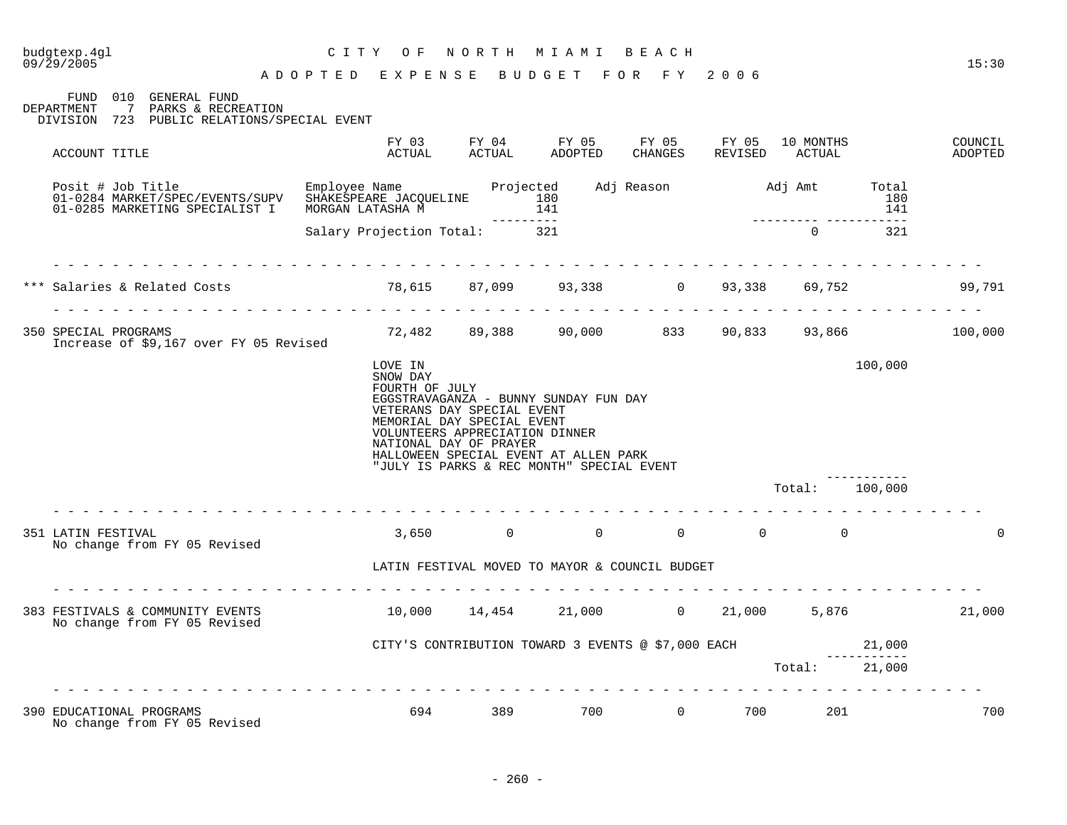# CITY OF NORTH MIAMI BEACH

## ADOPTED EXPENSE BUDGET FOR FY 2006

FUND 010 GENERAL FUND
DEPARTMENT 7 PARKS & RECREATION
DIVISION 723 PUBLIC RELATIONS/SPECIAL EVENT

| ACCOUNT TITLE | FY 03 ACTUAL | FY 04 ACTUAL | FY 05 ADOPTED | FY 05 CHANGES | FY 05 REVISED | 10 MONTHS ACTUAL | | COUNCIL ADOPTED |
|---|---|---|---|---|---|---|---|---|

| Posit # Job Title | Employee Name | Projected | Adj Reason | Adj Amt | Total |
|---|---|---|---|---|---|
| 01-0284 MARKET/SPEC/EVENTS/SUPV | SHAKESPEARE JACQUELINE | 180 | | | 180 |
| 01-0285 MARKETING SPECIALIST I | MORGAN LATASHA M | 141 | | | 141 |
| | Salary Projection Total: | 321 | | 0 | 321 |

| ACCOUNT TITLE | FY 03 ACTUAL | FY 04 ACTUAL | FY 05 ADOPTED | FY 05 CHANGES | FY 05 REVISED | 10 MONTHS ACTUAL | COUNCIL ADOPTED |
|---|---|---|---|---|---|---|---|
| *** Salaries & Related Costs | 78,615 | 87,099 | 93,338 | 0 | 93,338 | 69,752 | 99,791 |
| 350 SPECIAL PROGRAMS<br>Increase of $9,167 over FY 05 Revised | 72,482 | 89,388 | 90,000 | 833 | 90,833 | 93,866 | 100,000 |

LOVE IN
SNOW DAY
FOURTH OF JULY
EGGSTRAVAGANZA - BUNNY SUNDAY FUN DAY
VETERANS DAY SPECIAL EVENT
MEMORIAL DAY SPECIAL EVENT
VOLUNTEERS APPRECIATION DINNER
NATIONAL DAY OF PRAYER
HALLOWEEN SPECIAL EVENT AT ALLEN PARK
"JULY IS PARKS & REC MONTH" SPECIAL EVENT — 100,000

Total: 100,000

| ACCOUNT TITLE | FY 03 ACTUAL | FY 04 ACTUAL | FY 05 ADOPTED | FY 05 CHANGES | FY 05 REVISED | 10 MONTHS ACTUAL | COUNCIL ADOPTED |
|---|---|---|---|---|---|---|---|
| 351 LATIN FESTIVAL<br>No change from FY 05 Revised | 3,650 | 0 | 0 | 0 | 0 | 0 | 0 |

LATIN FESTIVAL MOVED TO MAYOR & COUNCIL BUDGET

| ACCOUNT TITLE | FY 03 ACTUAL | FY 04 ACTUAL | FY 05 ADOPTED | FY 05 CHANGES | FY 05 REVISED | 10 MONTHS ACTUAL | COUNCIL ADOPTED |
|---|---|---|---|---|---|---|---|
| 383 FESTIVALS & COMMUNITY EVENTS<br>No change from FY 05 Revised | 10,000 | 14,454 | 21,000 | 0 | 21,000 | 5,876 | 21,000 |

CITY'S CONTRIBUTION TOWARD 3 EVENTS @ $7,000 EACH — 21,000

Total: 21,000

| ACCOUNT TITLE | FY 03 ACTUAL | FY 04 ACTUAL | FY 05 ADOPTED | FY 05 CHANGES | FY 05 REVISED | 10 MONTHS ACTUAL | COUNCIL ADOPTED |
|---|---|---|---|---|---|---|---|
| 390 EDUCATIONAL PROGRAMS<br>No change from FY 05 Revised | 694 | 389 | 700 | 0 | 700 | 201 | 700 |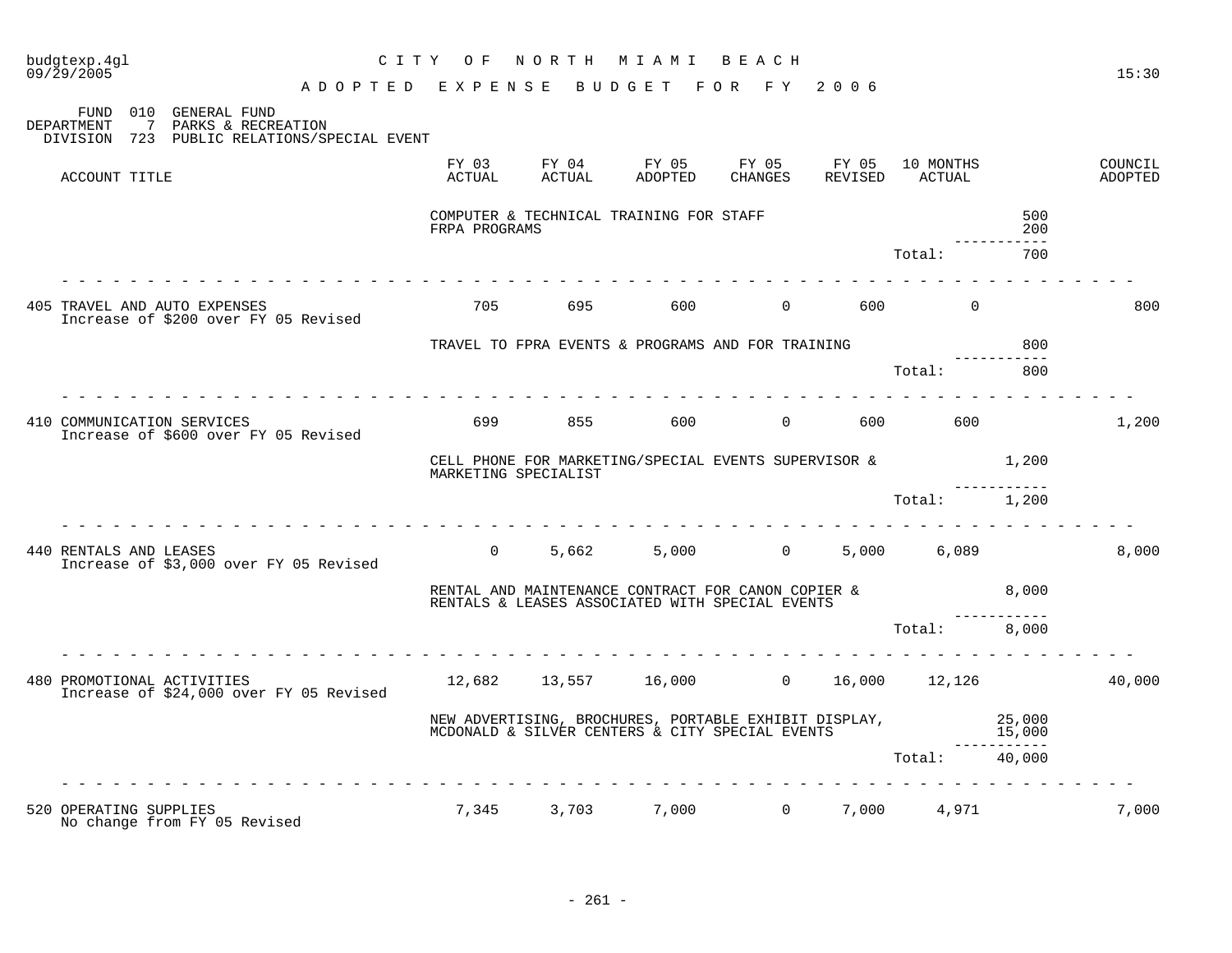# CITY OF NORTH MIAMI BEACH

## ADOPTED EXPENSE BUDGET FOR FY 2006

FUND 010 GENERAL FUND
DEPARTMENT 7 PARKS & RECREATION
DIVISION 723 PUBLIC RELATIONS/SPECIAL EVENT

| ACCOUNT TITLE | FY 03 ACTUAL | FY 04 ACTUAL | FY 05 ADOPTED | FY 05 CHANGES | FY 05 REVISED | 10 MONTHS ACTUAL | | COUNCIL ADOPTED |
|---|---|---|---|---|---|---|---|---|
| | COMPUTER & TECHNICAL TRAINING FOR STAFF | | | | | | 500 | |
| | FRPA PROGRAMS | | | | | | 200 | |
| | | | | | | Total: | 700 | |
| 405 TRAVEL AND AUTO EXPENSES<br>Increase of $200 over FY 05 Revised | 705 | 695 | 600 | 0 | 600 | 0 | | 800 |
| | TRAVEL TO FPRA EVENTS & PROGRAMS AND FOR TRAINING | | | | | | 800 | |
| | | | | | | Total: | 800 | |
| 410 COMMUNICATION SERVICES<br>Increase of $600 over FY 05 Revised | 699 | 855 | 600 | 0 | 600 | 600 | | 1,200 |
| | CELL PHONE FOR MARKETING/SPECIAL EVENTS SUPERVISOR & MARKETING SPECIALIST | | | | | | 1,200 | |
| | | | | | | Total: | 1,200 | |
| 440 RENTALS AND LEASES<br>Increase of $3,000 over FY 05 Revised | 0 | 5,662 | 5,000 | 0 | 5,000 | 6,089 | | 8,000 |
| | RENTAL AND MAINTENANCE CONTRACT FOR CANON COPIER & RENTALS & LEASES ASSOCIATED WITH SPECIAL EVENTS | | | | | | 8,000 | |
| | | | | | | Total: | 8,000 | |
| 480 PROMOTIONAL ACTIVITIES<br>Increase of $24,000 over FY 05 Revised | 12,682 | 13,557 | 16,000 | 0 | 16,000 | 12,126 | | 40,000 |
| | NEW ADVERTISING, BROCHURES, PORTABLE EXHIBIT DISPLAY, | | | | | | 25,000 | |
| | MCDONALD & SILVER CENTERS & CITY SPECIAL EVENTS | | | | | | 15,000 | |
| | | | | | | Total: | 40,000 | |
| 520 OPERATING SUPPLIES<br>No change from FY 05 Revised | 7,345 | 3,703 | 7,000 | 0 | 7,000 | 4,971 | | 7,000 |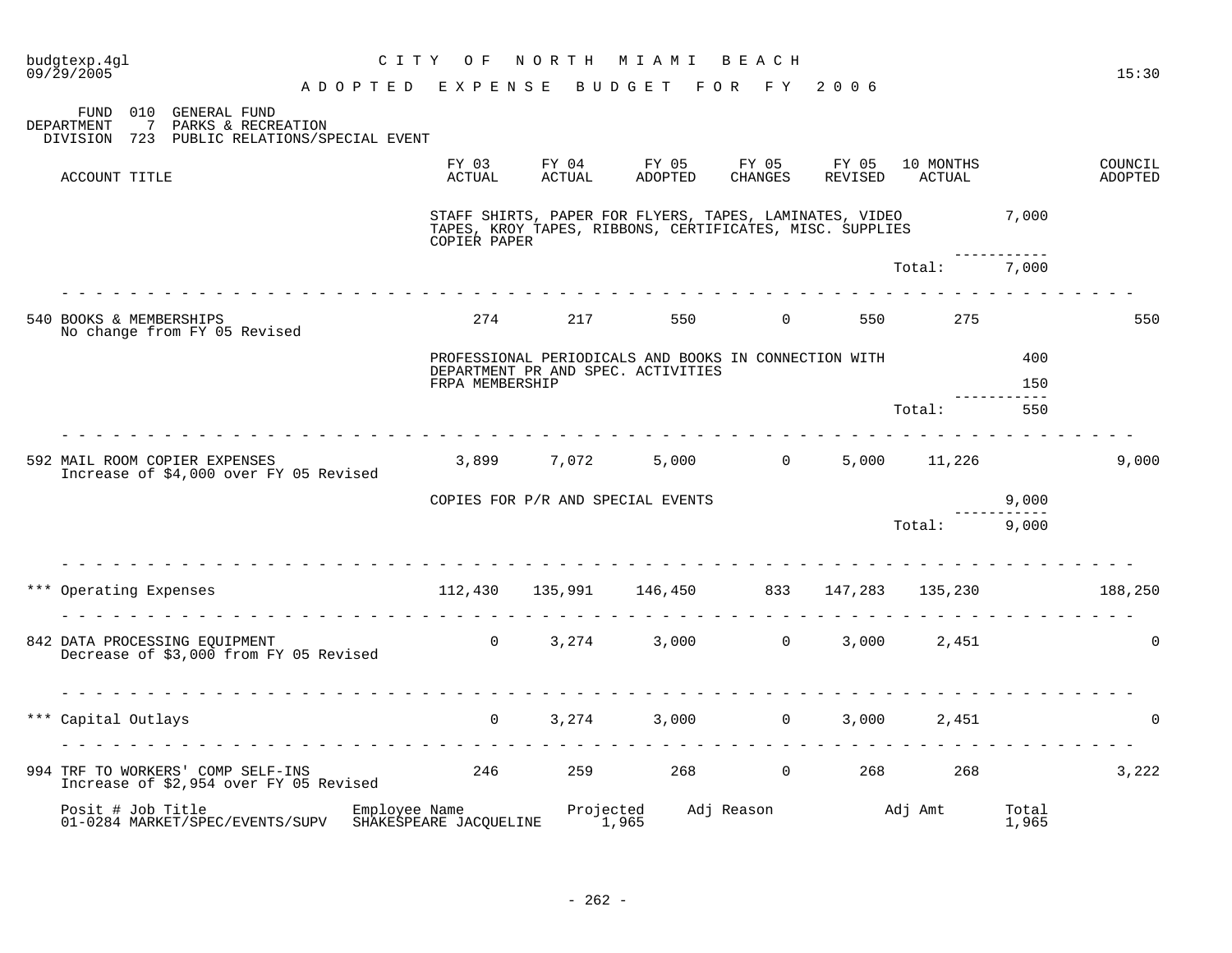CITY OF NORTH MIAMI BEACH

ADOPTED EXPENSE BUDGET FOR FY 2006

FUND 010 GENERAL FUND
DEPARTMENT 7 PARKS & RECREATION
DIVISION 723 PUBLIC RELATIONS/SPECIAL EVENT

| ACCOUNT TITLE | FY 03 ACTUAL | FY 04 ACTUAL | FY 05 ADOPTED | FY 05 CHANGES | FY 05 REVISED | 10 MONTHS ACTUAL | | COUNCIL ADOPTED |
|---|---|---|---|---|---|---|---|---|
| | STAFF SHIRTS, PAPER FOR FLYERS, TAPES, LAMINATES, VIDEO TAPES, KROY TAPES, RIBBONS, CERTIFICATES, MISC. SUPPLIES COPIER PAPER | | | | | | 7,000 | |
| | | | | | | Total: | 7,000 | |
| 540 BOOKS & MEMBERSHIPS<br>No change from FY 05 Revised | 274 | 217 | 550 | 0 | 550 | 275 | | 550 |
| | PROFESSIONAL PERIODICALS AND BOOKS IN CONNECTION WITH DEPARTMENT PR AND SPEC. ACTIVITIES | | | | | | 400 | |
| | FRPA MEMBERSHIP | | | | | | 150 | |
| | | | | | | Total: | 550 | |
| 592 MAIL ROOM COPIER EXPENSES<br>Increase of $4,000 over FY 05 Revised | 3,899 | 7,072 | 5,000 | 0 | 5,000 | 11,226 | | 9,000 |
| | COPIES FOR P/R AND SPECIAL EVENTS | | | | | | 9,000 | |
| | | | | | | Total: | 9,000 | |
| *** Operating Expenses | 112,430 | 135,991 | 146,450 | 833 | 147,283 | 135,230 | | 188,250 |
| 842 DATA PROCESSING EQUIPMENT<br>Decrease of $3,000 from FY 05 Revised | 0 | 3,274 | 3,000 | 0 | 3,000 | 2,451 | | 0 |
| *** Capital Outlays | 0 | 3,274 | 3,000 | 0 | 3,000 | 2,451 | | 0 |
| 994 TRF TO WORKERS' COMP SELF-INS<br>Increase of $2,954 over FY 05 Revised | 246 | 259 | 268 | 0 | 268 | 268 | | 3,222 |

| Posit # Job Title | Employee Name | Projected | Adj Reason | Adj Amt | Total |
|---|---|---|---|---|---|
| 01-0284 MARKET/SPEC/EVENTS/SUPV | SHAKESPEARE JACQUELINE | 1,965 | | | 1,965 |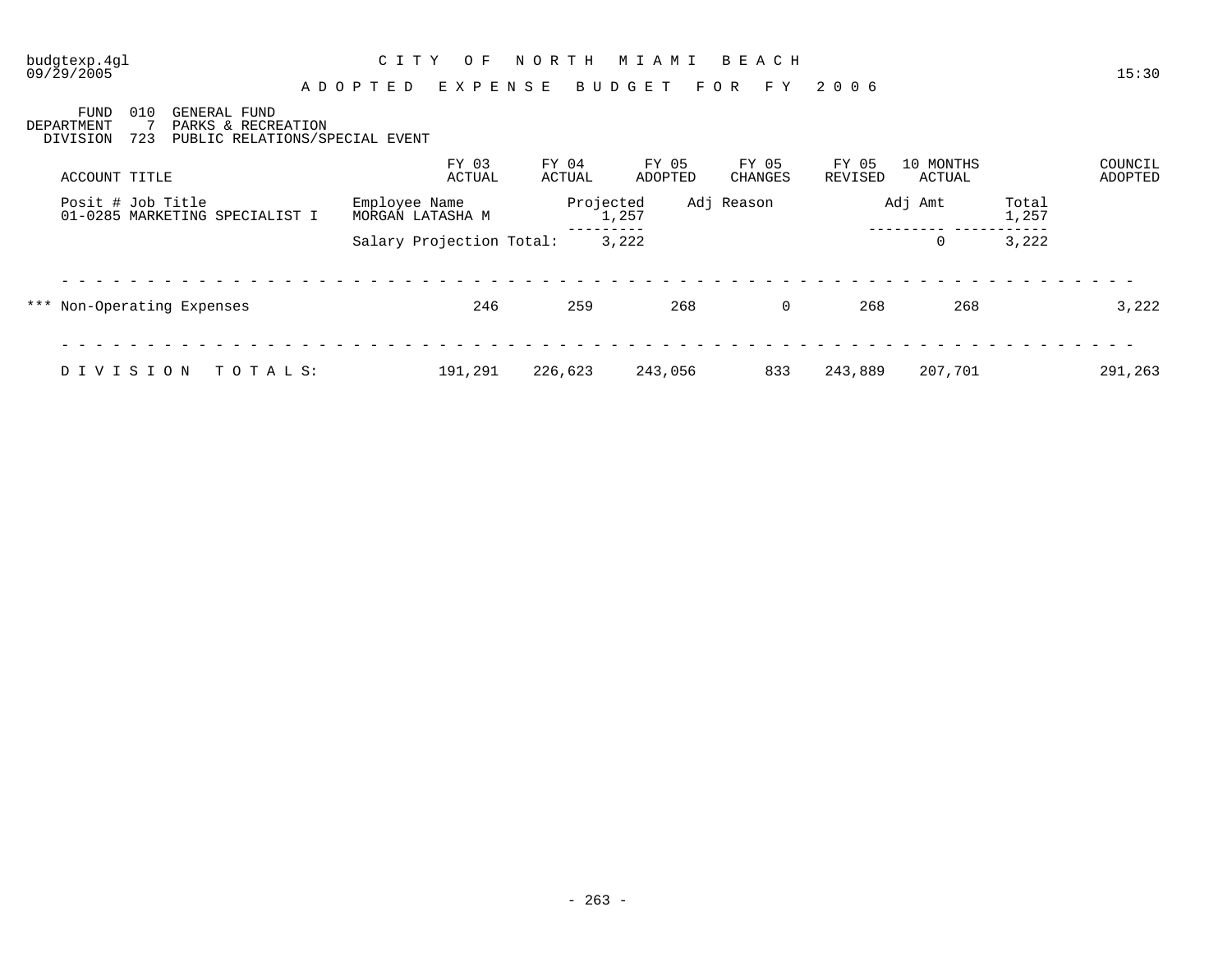budgtexp.4gl
09/29/2005

# CITY OF NORTH MIAMI BEACH

## ADOPTED EXPENSE BUDGET FOR FY 2006

15:30

FUND 010 GENERAL FUND
DEPARTMENT 7 PARKS & RECREATION
DIVISION 723 PUBLIC RELATIONS/SPECIAL EVENT

| ACCOUNT TITLE | FY 03 ACTUAL | FY 04 ACTUAL | FY 05 ADOPTED | FY 05 CHANGES | FY 05 REVISED | 10 MONTHS ACTUAL | | COUNCIL ADOPTED |
|---|---|---|---|---|---|---|---|---|
| Posit # Job Title | Employee Name | | Projected | Adj Reason | | Adj Amt | Total | |
| 01-0285 MARKETING SPECIALIST I | MORGAN LATASHA M | | 1,257 | | | | 1,257 | |
| | Salary Projection Total: | | 3,222 | | | 0 | 3,222 | |
| *** Non-Operating Expenses | 246 | 259 | 268 | 0 | 268 | 268 | | 3,222 |
| DIVISION TOTALS: | 191,291 | 226,623 | 243,056 | 833 | 243,889 | 207,701 | | 291,263 |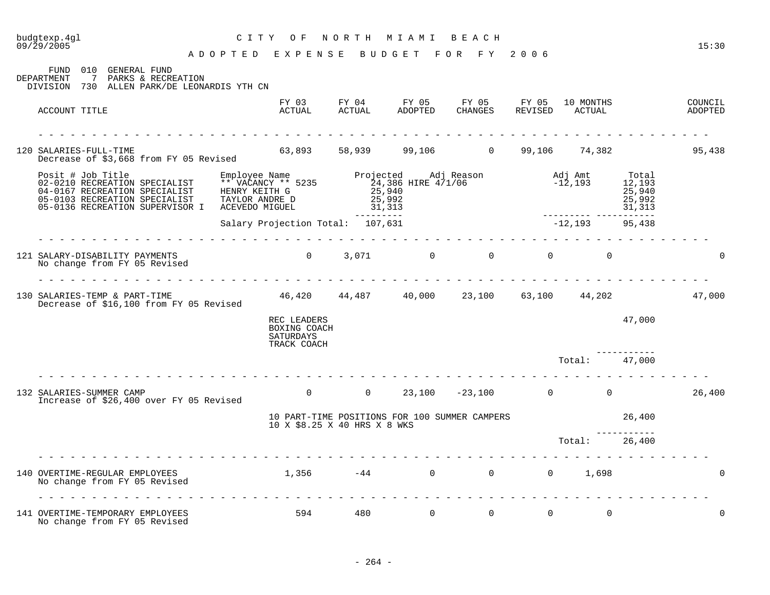budgtexp.4gl — CITY OF NORTH MIAMI BEACH
09/29/2005 — 15:30

# ADOPTED EXPENSE BUDGET FOR FY 2006

FUND 010 GENERAL FUND
DEPARTMENT 7 PARKS & RECREATION
DIVISION 730 ALLEN PARK/DE LEONARDIS YTH CN

| ACCOUNT TITLE | FY 03 ACTUAL | FY 04 ACTUAL | FY 05 ADOPTED | FY 05 CHANGES | FY 05 REVISED | 10 MONTHS ACTUAL | COUNCIL ADOPTED |
|---|---|---|---|---|---|---|---|
| 120 SALARIES-FULL-TIME | 63,893 | 58,939 | 99,106 | 0 | 99,106 | 74,382 | 95,438 |

Decrease of $3,668 from FY 05 Revised

| Posit # Job Title | Employee Name | Projected | Adj Reason | Adj Amt | Total |
|---|---|---|---|---|---|
| 02-0210 RECREATION SPECIALIST | ** VACANCY ** 5235 | 24,386 | HIRE 4/1/06 | -12,193 | 12,193 |
| 04-0167 RECREATION SPECIALIST | HENRY KEITH G | 25,940 | | | 25,940 |
| 05-0103 RECREATION SPECIALIST | TAYLOR ANDRE D | 25,992 | | | 25,992 |
| 05-0136 RECREATION SUPERVISOR I | ACEVEDO MIGUEL | 31,313 | | | 31,313 |
| | Salary Projection Total: | 107,631 | | -12,193 | 95,438 |

| ACCOUNT TITLE | FY 03 ACTUAL | FY 04 ACTUAL | FY 05 ADOPTED | FY 05 CHANGES | FY 05 REVISED | 10 MONTHS ACTUAL | COUNCIL ADOPTED |
|---|---|---|---|---|---|---|---|
| 121 SALARY-DISABILITY PAYMENTS | 0 | 3,071 | 0 | 0 | 0 | 0 | 0 |

No change from FY 05 Revised

| ACCOUNT TITLE | FY 03 ACTUAL | FY 04 ACTUAL | FY 05 ADOPTED | FY 05 CHANGES | FY 05 REVISED | 10 MONTHS ACTUAL | COUNCIL ADOPTED |
|---|---|---|---|---|---|---|---|
| 130 SALARIES-TEMP & PART-TIME | 46,420 | 44,487 | 40,000 | 23,100 | 63,100 | 44,202 | 47,000 |

Decrease of $16,100 from FY 05 Revised

| Description | Amount |
|---|---|
| REC LEADERS<br>BOXING COACH<br>SATURDAYS<br>TRACK COACH | 47,000 |
| Total: | 47,000 |

| ACCOUNT TITLE | FY 03 ACTUAL | FY 04 ACTUAL | FY 05 ADOPTED | FY 05 CHANGES | FY 05 REVISED | 10 MONTHS ACTUAL | COUNCIL ADOPTED |
|---|---|---|---|---|---|---|---|
| 132 SALARIES-SUMMER CAMP | 0 | 0 | 23,100 | -23,100 | 0 | 0 | 26,400 |

Increase of $26,400 over FY 05 Revised

| Description | Amount |
|---|---|
| 10 PART-TIME POSITIONS FOR 100 SUMMER CAMPERS<br>10 X $8.25 X 40 HRS X 8 WKS | 26,400 |
| Total: | 26,400 |

| ACCOUNT TITLE | FY 03 ACTUAL | FY 04 ACTUAL | FY 05 ADOPTED | FY 05 CHANGES | FY 05 REVISED | 10 MONTHS ACTUAL | COUNCIL ADOPTED |
|---|---|---|---|---|---|---|---|
| 140 OVERTIME-REGULAR EMPLOYEES | 1,356 | -44 | 0 | 0 | 0 | 1,698 | 0 |

No change from FY 05 Revised

| ACCOUNT TITLE | FY 03 ACTUAL | FY 04 ACTUAL | FY 05 ADOPTED | FY 05 CHANGES | FY 05 REVISED | 10 MONTHS ACTUAL | COUNCIL ADOPTED |
|---|---|---|---|---|---|---|---|
| 141 OVERTIME-TEMPORARY EMPLOYEES | 594 | 480 | 0 | 0 | 0 | 0 | 0 |

No change from FY 05 Revised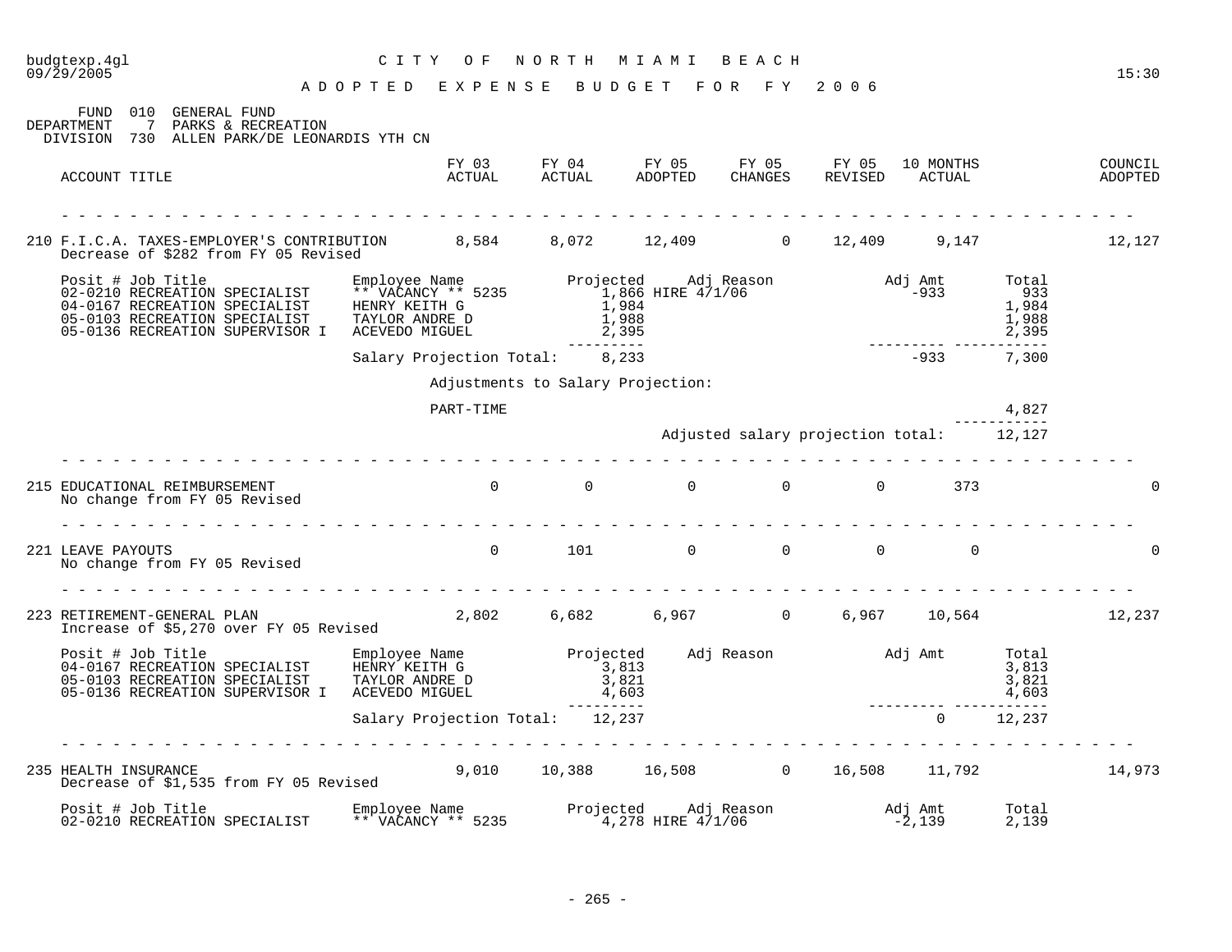# CITY OF NORTH MIAMI BEACH

## ADOPTED EXPENSE BUDGET FOR FY 2006

FUND 010 GENERAL FUND
DEPARTMENT 7 PARKS & RECREATION
DIVISION 730 ALLEN PARK/DE LEONARDIS YTH CN

| ACCOUNT TITLE | FY 03 ACTUAL | FY 04 ACTUAL | FY 05 ADOPTED | FY 05 CHANGES | FY 05 REVISED | 10 MONTHS ACTUAL | COUNCIL ADOPTED |
|---|---|---|---|---|---|---|---|
| 210 F.I.C.A. TAXES-EMPLOYER'S CONTRIBUTION | 8,584 | 8,072 | 12,409 | 0 | 12,409 | 9,147 | 12,127 |

Decrease of $282 from FY 05 Revised

| Posit # | Job Title | Employee Name | Projected | Adj Reason | Adj Amt | Total |
|---|---|---|---|---|---|---|
| 02-0210 | RECREATION SPECIALIST | ** VACANCY ** 5235 | 1,866 | HIRE 4/1/06 | -933 | 933 |
| 04-0167 | RECREATION SPECIALIST | HENRY KEITH G | 1,984 | | | 1,984 |
| 05-0103 | RECREATION SPECIALIST | TAYLOR ANDRE D | 1,988 | | | 1,988 |
| 05-0136 | RECREATION SUPERVISOR I | ACEVEDO MIGUEL | 2,395 | | | 2,395 |
| | | Salary Projection Total: | 8,233 | | -933 | 7,300 |

Adjustments to Salary Projection:

PART-TIME 4,827

Adjusted salary projection total: 12,127

| ACCOUNT TITLE | FY 03 ACTUAL | FY 04 ACTUAL | FY 05 ADOPTED | FY 05 CHANGES | FY 05 REVISED | 10 MONTHS ACTUAL | COUNCIL ADOPTED |
|---|---|---|---|---|---|---|---|
| 215 EDUCATIONAL REIMBURSEMENT | 0 | 0 | 0 | 0 | 0 | 373 | 0 |

No change from FY 05 Revised

| ACCOUNT TITLE | FY 03 ACTUAL | FY 04 ACTUAL | FY 05 ADOPTED | FY 05 CHANGES | FY 05 REVISED | 10 MONTHS ACTUAL | COUNCIL ADOPTED |
|---|---|---|---|---|---|---|---|
| 221 LEAVE PAYOUTS | 0 | 101 | 0 | 0 | 0 | 0 | 0 |

No change from FY 05 Revised

| ACCOUNT TITLE | FY 03 ACTUAL | FY 04 ACTUAL | FY 05 ADOPTED | FY 05 CHANGES | FY 05 REVISED | 10 MONTHS ACTUAL | COUNCIL ADOPTED |
|---|---|---|---|---|---|---|---|
| 223 RETIREMENT-GENERAL PLAN | 2,802 | 6,682 | 6,967 | 0 | 6,967 | 10,564 | 12,237 |

Increase of $5,270 over FY 05 Revised

| Posit # | Job Title | Employee Name | Projected | Adj Reason | Adj Amt | Total |
|---|---|---|---|---|---|---|
| 04-0167 | RECREATION SPECIALIST | HENRY KEITH G | 3,813 | | | 3,813 |
| 05-0103 | RECREATION SPECIALIST | TAYLOR ANDRE D | 3,821 | | | 3,821 |
| 05-0136 | RECREATION SUPERVISOR I | ACEVEDO MIGUEL | 4,603 | | | 4,603 |
| | | Salary Projection Total: | 12,237 | | 0 | 12,237 |

| ACCOUNT TITLE | FY 03 ACTUAL | FY 04 ACTUAL | FY 05 ADOPTED | FY 05 CHANGES | FY 05 REVISED | 10 MONTHS ACTUAL | COUNCIL ADOPTED |
|---|---|---|---|---|---|---|---|
| 235 HEALTH INSURANCE | 9,010 | 10,388 | 16,508 | 0 | 16,508 | 11,792 | 14,973 |

Decrease of $1,535 from FY 05 Revised

| Posit # | Job Title | Employee Name | Projected | Adj Reason | Adj Amt | Total |
|---|---|---|---|---|---|---|
| 02-0210 | RECREATION SPECIALIST | ** VACANCY ** 5235 | 4,278 | HIRE 4/1/06 | -2,139 | 2,139 |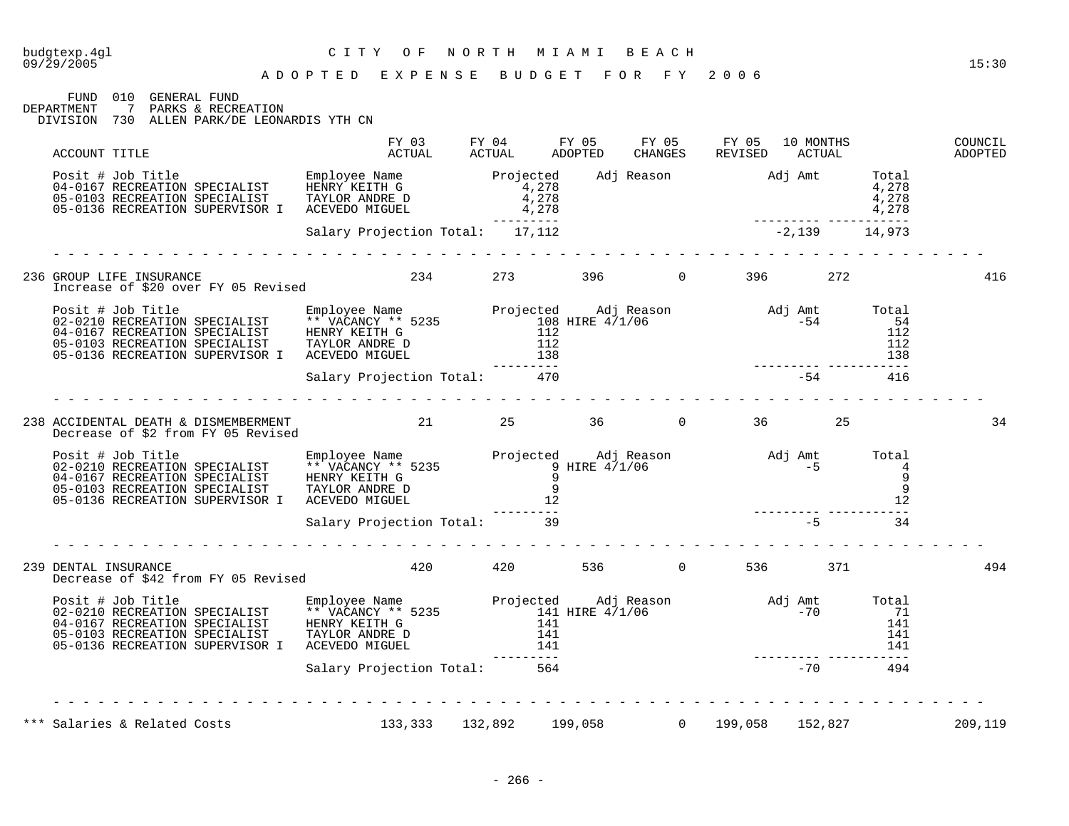budgtexp.4gl
09/29/2005

# CITY OF NORTH MIAMI BEACH

## ADOPTED EXPENSE BUDGET FOR FY 2006

FUND 010 GENERAL FUND
DEPARTMENT 7 PARKS & RECREATION
DIVISION 730 ALLEN PARK/DE LEONARDIS YTH CN

| ACCOUNT TITLE | FY 03 ACTUAL | FY 04 ACTUAL | FY 05 ADOPTED | FY 05 CHANGES | FY 05 REVISED | 10 MONTHS ACTUAL | COUNCIL ADOPTED |
|---|---|---|---|---|---|---|---|

| Posit # Job Title | Employee Name | Projected | Adj Reason | Adj Amt | Total |
|---|---|---|---|---|---|
| 04-0167 RECREATION SPECIALIST | HENRY KEITH G | 4,278 | | | 4,278 |
| 05-0103 RECREATION SPECIALIST | TAYLOR ANDRE D | 4,278 | | | 4,278 |
| 05-0136 RECREATION SUPERVISOR I | ACEVEDO MIGUEL | 4,278 | | | 4,278 |
| | Salary Projection Total: | 17,112 | | -2,139 | 14,973 |

| ACCOUNT TITLE | FY 03 ACTUAL | FY 04 ACTUAL | FY 05 ADOPTED | FY 05 CHANGES | FY 05 REVISED | 10 MONTHS ACTUAL | COUNCIL ADOPTED |
|---|---|---|---|---|---|---|---|
| 236 GROUP LIFE INSURANCE | 234 | 273 | 396 | 0 | 396 | 272 | 416 |

Increase of $20 over FY 05 Revised

| Posit # Job Title | Employee Name | Projected | Adj Reason | Adj Amt | Total |
|---|---|---|---|---|---|
| 02-0210 RECREATION SPECIALIST | ** VACANCY ** 5235 | 108 | HIRE 4/1/06 | -54 | 54 |
| 04-0167 RECREATION SPECIALIST | HENRY KEITH G | 112 | | | 112 |
| 05-0103 RECREATION SPECIALIST | TAYLOR ANDRE D | 112 | | | 112 |
| 05-0136 RECREATION SUPERVISOR I | ACEVEDO MIGUEL | 138 | | | 138 |
| | Salary Projection Total: | 470 | | -54 | 416 |

| ACCOUNT TITLE | FY 03 ACTUAL | FY 04 ACTUAL | FY 05 ADOPTED | FY 05 CHANGES | FY 05 REVISED | 10 MONTHS ACTUAL | COUNCIL ADOPTED |
|---|---|---|---|---|---|---|---|
| 238 ACCIDENTAL DEATH & DISMEMBERMENT | 21 | 25 | 36 | 0 | 36 | 25 | 34 |

Decrease of $2 from FY 05 Revised

| Posit # Job Title | Employee Name | Projected | Adj Reason | Adj Amt | Total |
|---|---|---|---|---|---|
| 02-0210 RECREATION SPECIALIST | ** VACANCY ** 5235 | 9 | HIRE 4/1/06 | -5 | 4 |
| 04-0167 RECREATION SPECIALIST | HENRY KEITH G | 9 | | | 9 |
| 05-0103 RECREATION SPECIALIST | TAYLOR ANDRE D | 9 | | | 9 |
| 05-0136 RECREATION SUPERVISOR I | ACEVEDO MIGUEL | 12 | | | 12 |
| | Salary Projection Total: | 39 | | -5 | 34 |

| ACCOUNT TITLE | FY 03 ACTUAL | FY 04 ACTUAL | FY 05 ADOPTED | FY 05 CHANGES | FY 05 REVISED | 10 MONTHS ACTUAL | COUNCIL ADOPTED |
|---|---|---|---|---|---|---|---|
| 239 DENTAL INSURANCE | 420 | 420 | 536 | 0 | 536 | 371 | 494 |

Decrease of $42 from FY 05 Revised

| Posit # Job Title | Employee Name | Projected | Adj Reason | Adj Amt | Total |
|---|---|---|---|---|---|
| 02-0210 RECREATION SPECIALIST | ** VACANCY ** 5235 | 141 | HIRE 4/1/06 | -70 | 71 |
| 04-0167 RECREATION SPECIALIST | HENRY KEITH G | 141 | | | 141 |
| 05-0103 RECREATION SPECIALIST | TAYLOR ANDRE D | 141 | | | 141 |
| 05-0136 RECREATION SUPERVISOR I | ACEVEDO MIGUEL | 141 | | | 141 |
| | Salary Projection Total: | 564 | | -70 | 494 |

| ACCOUNT TITLE | FY 03 ACTUAL | FY 04 ACTUAL | FY 05 ADOPTED | FY 05 CHANGES | FY 05 REVISED | 10 MONTHS ACTUAL | COUNCIL ADOPTED |
|---|---|---|---|---|---|---|---|
| *** Salaries & Related Costs | 133,333 | 132,892 | 199,058 | 0 | 199,058 | 152,827 | 209,119 |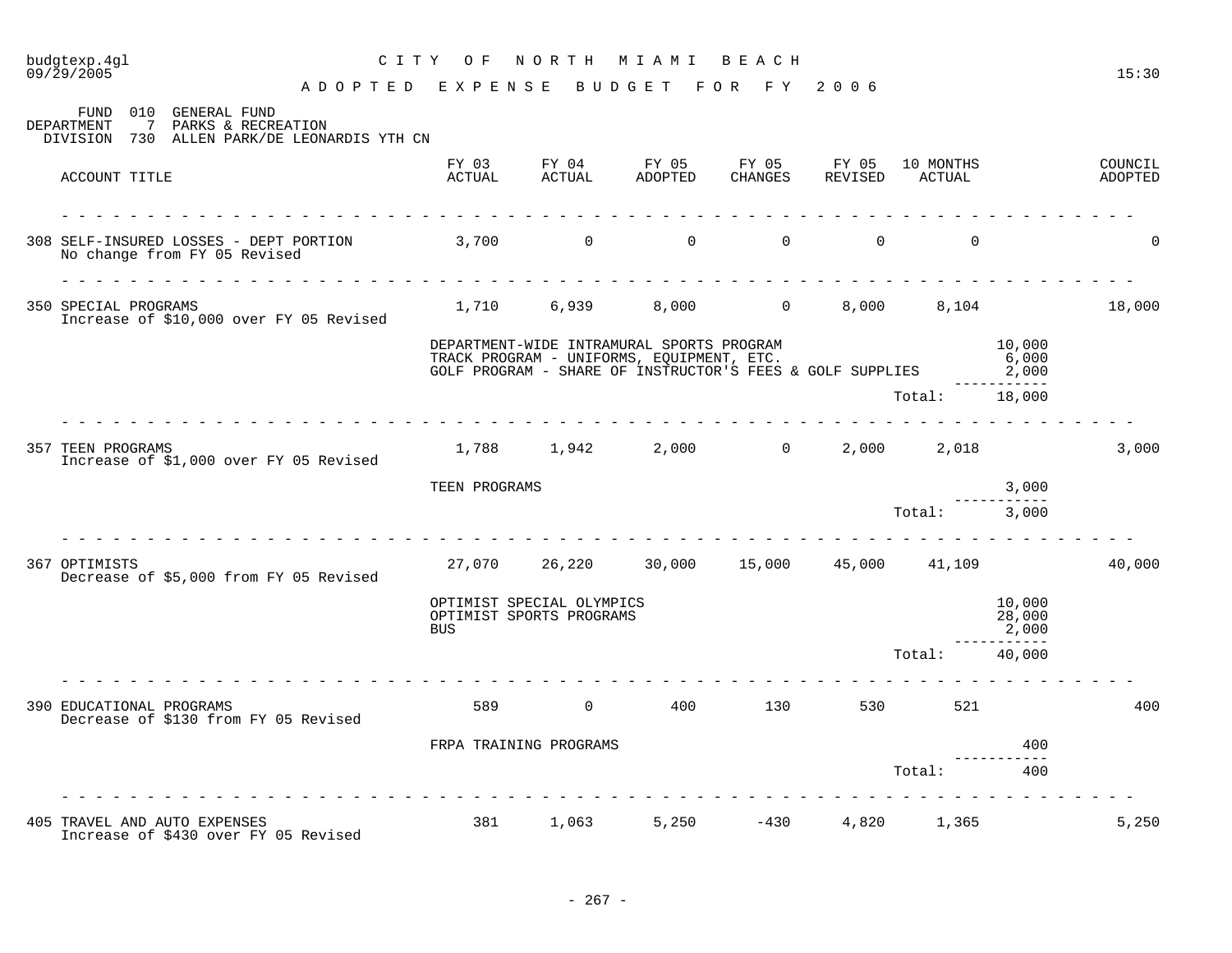# CITY OF NORTH MIAMI BEACH

## ADOPTED EXPENSE BUDGET FOR FY 2006

FUND 010 GENERAL FUND
DEPARTMENT 7 PARKS & RECREATION
DIVISION 730 ALLEN PARK/DE LEONARDIS YTH CN

| ACCOUNT TITLE | FY 03 ACTUAL | FY 04 ACTUAL | FY 05 ADOPTED | FY 05 CHANGES | FY 05 REVISED | 10 MONTHS ACTUAL | | COUNCIL ADOPTED |
|---|---|---|---|---|---|---|---|---|
| 308 SELF-INSURED LOSSES - DEPT PORTION<br>No change from FY 05 Revised | 3,700 | 0 | 0 | 0 | 0 | 0 | | 0 |
| 350 SPECIAL PROGRAMS<br>Increase of $10,000 over FY 05 Revised | 1,710 | 6,939 | 8,000 | 0 | 8,000 | 8,104 | | 18,000 |
| | DEPARTMENT-WIDE INTRAMURAL SPORTS PROGRAM | | | | | | 10,000 | |
| | TRACK PROGRAM - UNIFORMS, EQUIPMENT, ETC. | | | | | | 6,000 | |
| | GOLF PROGRAM - SHARE OF INSTRUCTOR'S FEES & GOLF SUPPLIES | | | | | | 2,000 | |
| | | | | | | Total: | 18,000 | |
| 357 TEEN PROGRAMS<br>Increase of $1,000 over FY 05 Revised | 1,788 | 1,942 | 2,000 | 0 | 2,000 | 2,018 | | 3,000 |
| | TEEN PROGRAMS | | | | | | 3,000 | |
| | | | | | | Total: | 3,000 | |
| 367 OPTIMISTS<br>Decrease of $5,000 from FY 05 Revised | 27,070 | 26,220 | 30,000 | 15,000 | 45,000 | 41,109 | | 40,000 |
| | OPTIMIST SPECIAL OLYMPICS | | | | | | 10,000 | |
| | OPTIMIST SPORTS PROGRAMS | | | | | | 28,000 | |
| | BUS | | | | | | 2,000 | |
| | | | | | | Total: | 40,000 | |
| 390 EDUCATIONAL PROGRAMS<br>Decrease of $130 from FY 05 Revised | 589 | 0 | 400 | 130 | 530 | 521 | | 400 |
| | FRPA TRAINING PROGRAMS | | | | | | 400 | |
| | | | | | | Total: | 400 | |
| 405 TRAVEL AND AUTO EXPENSES<br>Increase of $430 over FY 05 Revised | 381 | 1,063 | 5,250 | -430 | 4,820 | 1,365 | | 5,250 |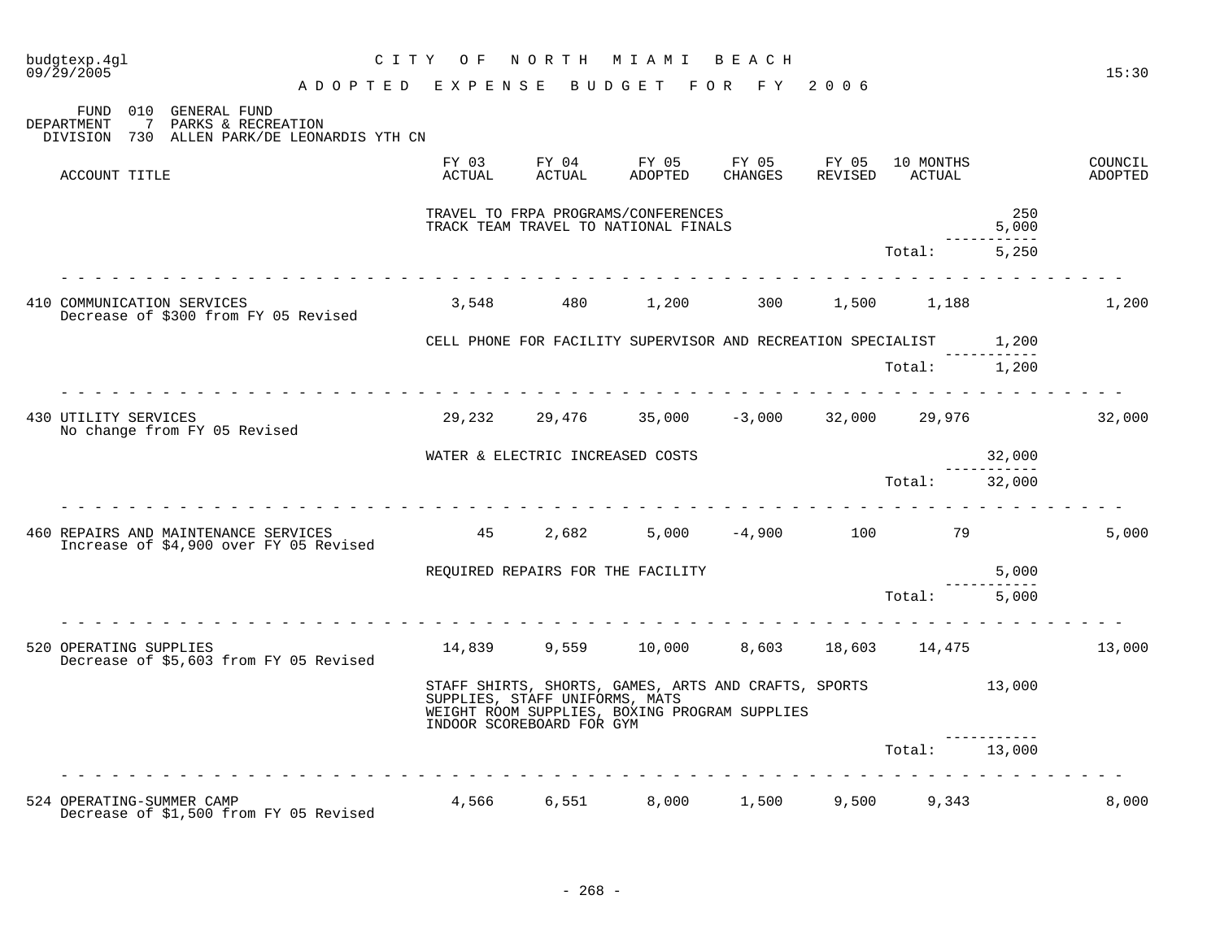# CITY OF NORTH MIAMI BEACH

## ADOPTED EXPENSE BUDGET FOR FY 2006

FUND 010 GENERAL FUND
DEPARTMENT 7 PARKS & RECREATION
DIVISION 730 ALLEN PARK/DE LEONARDIS YTH CN

| ACCOUNT TITLE | FY 03 ACTUAL | FY 04 ACTUAL | FY 05 ADOPTED | FY 05 CHANGES | FY 05 REVISED | 10 MONTHS ACTUAL | | COUNCIL ADOPTED |
|---|---|---|---|---|---|---|---|---|
| | TRAVEL TO FRPA PROGRAMS/CONFERENCES | | | | | | 250 | |
| | TRACK TEAM TRAVEL TO NATIONAL FINALS | | | | | | 5,000 | |
| | | | | | | Total: | 5,250 | |
| 410 COMMUNICATION SERVICES<br>Decrease of $300 from FY 05 Revised | 3,548 | 480 | 1,200 | 300 | 1,500 | 1,188 | | 1,200 |
| | CELL PHONE FOR FACILITY SUPERVISOR AND RECREATION SPECIALIST | | | | | | 1,200 | |
| | | | | | | Total: | 1,200 | |
| 430 UTILITY SERVICES<br>No change from FY 05 Revised | 29,232 | 29,476 | 35,000 | -3,000 | 32,000 | 29,976 | | 32,000 |
| | WATER & ELECTRIC INCREASED COSTS | | | | | | 32,000 | |
| | | | | | | Total: | 32,000 | |
| 460 REPAIRS AND MAINTENANCE SERVICES<br>Increase of $4,900 over FY 05 Revised | 45 | 2,682 | 5,000 | -4,900 | 100 | 79 | | 5,000 |
| | REQUIRED REPAIRS FOR THE FACILITY | | | | | | 5,000 | |
| | | | | | | Total: | 5,000 | |
| 520 OPERATING SUPPLIES<br>Decrease of $5,603 from FY 05 Revised | 14,839 | 9,559 | 10,000 | 8,603 | 18,603 | 14,475 | | 13,000 |
| | STAFF SHIRTS, SHORTS, GAMES, ARTS AND CRAFTS, SPORTS SUPPLIES, STAFF UNIFORMS, MATS<br>WEIGHT ROOM SUPPLIES, BOXING PROGRAM SUPPLIES<br>INDOOR SCOREBOARD FOR GYM | | | | | | 13,000 | |
| | | | | | | Total: | 13,000 | |
| 524 OPERATING-SUMMER CAMP<br>Decrease of $1,500 from FY 05 Revised | 4,566 | 6,551 | 8,000 | 1,500 | 9,500 | 9,343 | | 8,000 |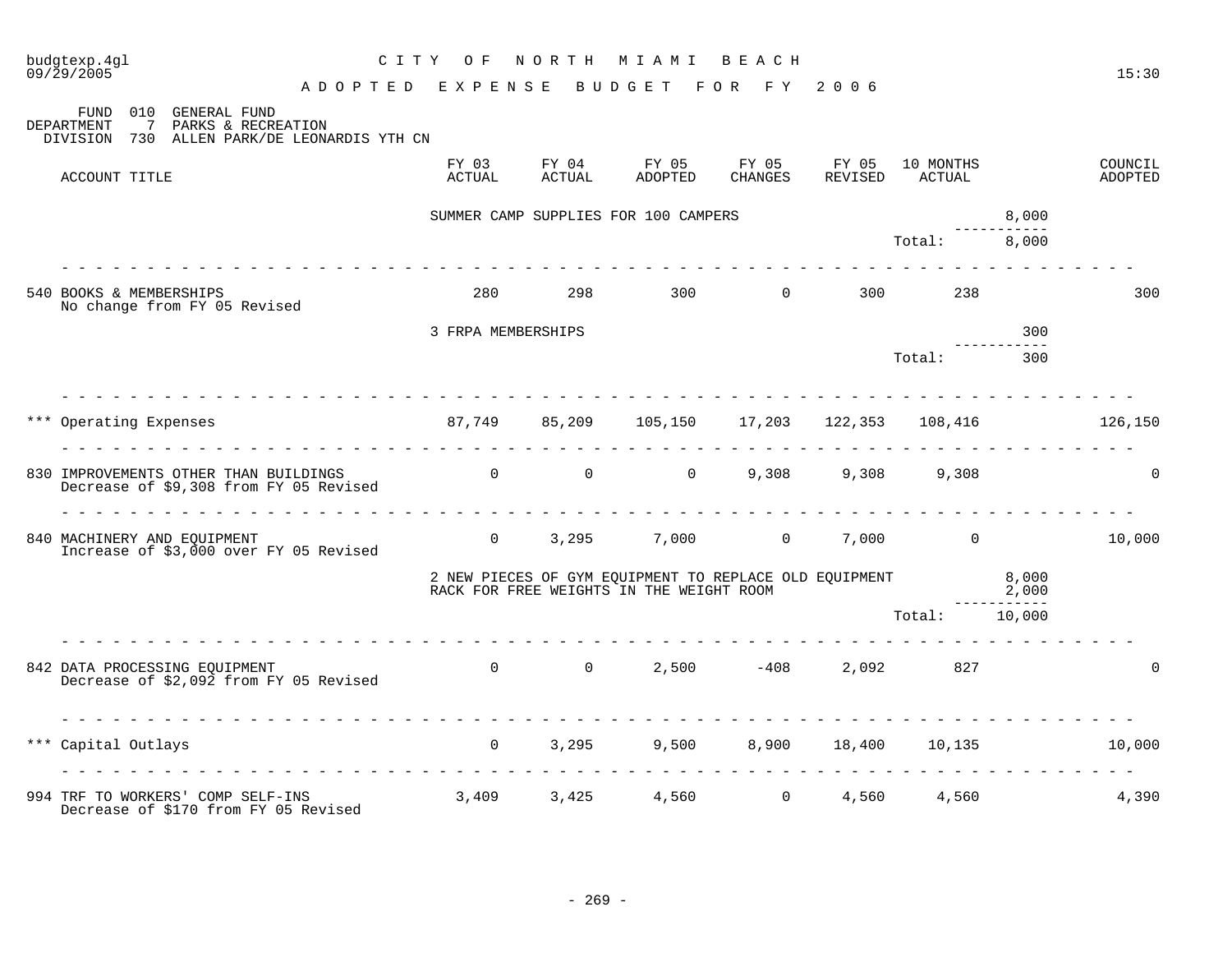# CITY OF NORTH MIAMI BEACH

## ADOPTED EXPENSE BUDGET FOR FY 2006

FUND 010 GENERAL FUND
DEPARTMENT 7 PARKS & RECREATION
DIVISION 730 ALLEN PARK/DE LEONARDIS YTH CN

| ACCOUNT TITLE | FY 03 ACTUAL | FY 04 ACTUAL | FY 05 ADOPTED | FY 05 CHANGES | FY 05 REVISED | 10 MONTHS ACTUAL | | COUNCIL ADOPTED |
|---|---|---|---|---|---|---|---|---|
| | SUMMER CAMP SUPPLIES FOR 100 CAMPERS | | | | | | 8,000 | |
| | | | | | | Total: | 8,000 | |
| 540 BOOKS & MEMBERSHIPS<br>No change from FY 05 Revised | 280 | 298 | 300 | 0 | 300 | 238 | | 300 |
| | 3 FRPA MEMBERSHIPS | | | | | | 300 | |
| | | | | | | Total: | 300 | |
| *** Operating Expenses | 87,749 | 85,209 | 105,150 | 17,203 | 122,353 | 108,416 | | 126,150 |
| 830 IMPROVEMENTS OTHER THAN BUILDINGS<br>Decrease of $9,308 from FY 05 Revised | 0 | 0 | 0 | 9,308 | 9,308 | 9,308 | | 0 |
| 840 MACHINERY AND EQUIPMENT<br>Increase of $3,000 over FY 05 Revised | 0 | 3,295 | 7,000 | 0 | 7,000 | 0 | | 10,000 |
| | 2 NEW PIECES OF GYM EQUIPMENT TO REPLACE OLD EQUIPMENT | | | | | | 8,000 | |
| | RACK FOR FREE WEIGHTS IN THE WEIGHT ROOM | | | | | | 2,000 | |
| | | | | | | Total: | 10,000 | |
| 842 DATA PROCESSING EQUIPMENT<br>Decrease of $2,092 from FY 05 Revised | 0 | 0 | 2,500 | -408 | 2,092 | 827 | | 0 |
| *** Capital Outlays | 0 | 3,295 | 9,500 | 8,900 | 18,400 | 10,135 | | 10,000 |
| 994 TRF TO WORKERS' COMP SELF-INS<br>Decrease of $170 from FY 05 Revised | 3,409 | 3,425 | 4,560 | 0 | 4,560 | 4,560 | | 4,390 |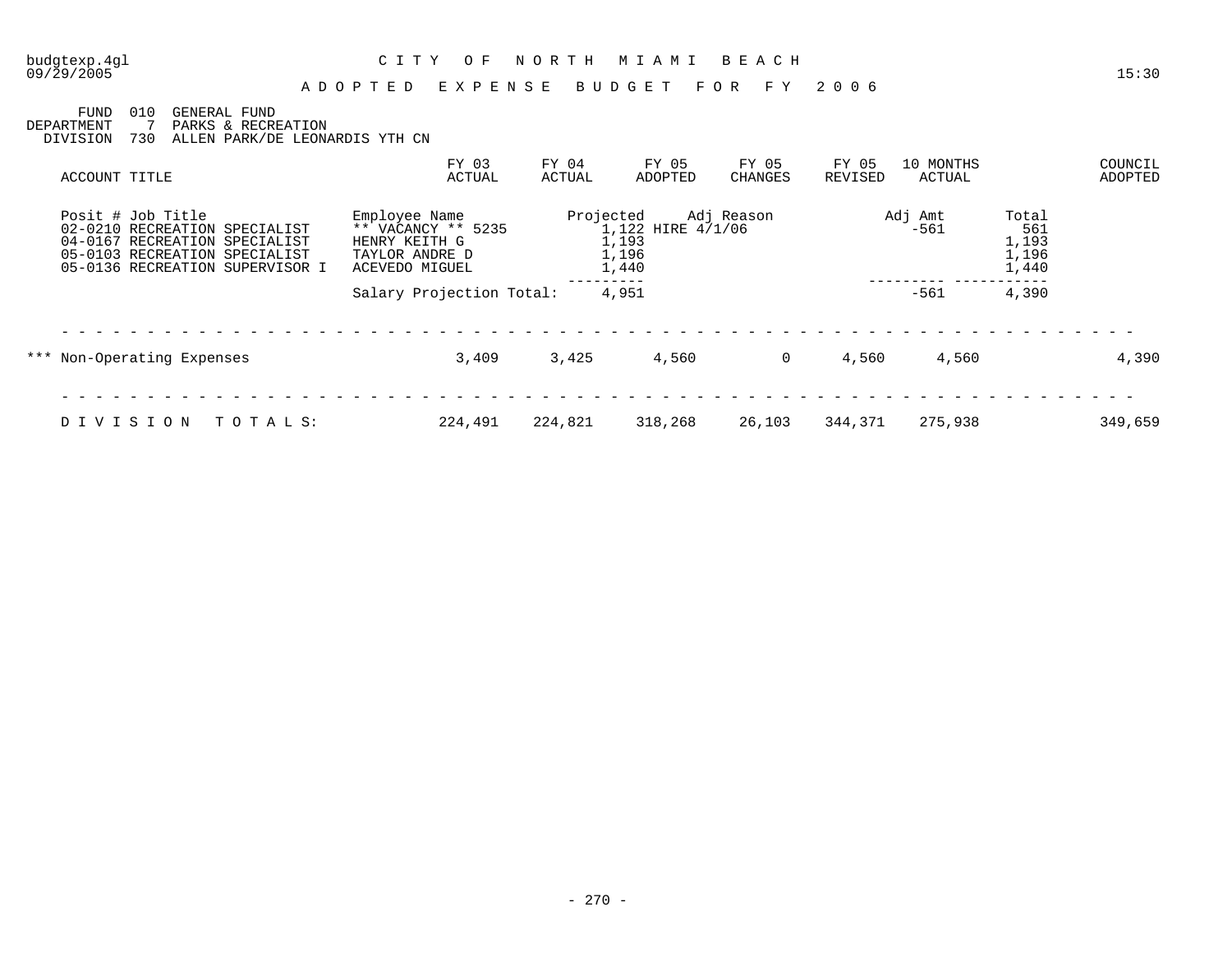budgtexp.4gl &nbsp;&nbsp;&nbsp;&nbsp; CITY OF NORTH MIAMI BEACH
09/29/2005 &nbsp;&nbsp;&nbsp;&nbsp; 15:30

# ADOPTED EXPENSE BUDGET FOR FY 2006

FUND 010 GENERAL FUND
DEPARTMENT 7 PARKS & RECREATION
DIVISION 730 ALLEN PARK/DE LEONARDIS YTH CN

| ACCOUNT TITLE | FY 03 ACTUAL | FY 04 ACTUAL | FY 05 ADOPTED | FY 05 CHANGES | FY 05 REVISED | 10 MONTHS ACTUAL | COUNCIL ADOPTED |
|---|---|---|---|---|---|---|---|

| Posit # Job Title | Employee Name | Projected | Adj Reason | Adj Amt | Total |
|---|---|---|---|---|---|
| 02-0210 RECREATION SPECIALIST | ** VACANCY ** 5235 | 1,122 | HIRE 4/1/06 | -561 | 561 |
| 04-0167 RECREATION SPECIALIST | HENRY KEITH G | 1,193 | | | 1,193 |
| 05-0103 RECREATION SPECIALIST | TAYLOR ANDRE D | 1,196 | | | 1,196 |
| 05-0136 RECREATION SUPERVISOR I | ACEVEDO MIGUEL | 1,440 | | | 1,440 |
| | Salary Projection Total: | 4,951 | | -561 | 4,390 |

| ACCOUNT TITLE | FY 03 ACTUAL | FY 04 ACTUAL | FY 05 ADOPTED | FY 05 CHANGES | FY 05 REVISED | 10 MONTHS ACTUAL | COUNCIL ADOPTED |
|---|---|---|---|---|---|---|---|
| *** Non-Operating Expenses | 3,409 | 3,425 | 4,560 | 0 | 4,560 | 4,560 | 4,390 |
| DIVISION TOTALS: | 224,491 | 224,821 | 318,268 | 26,103 | 344,371 | 275,938 | 349,659 |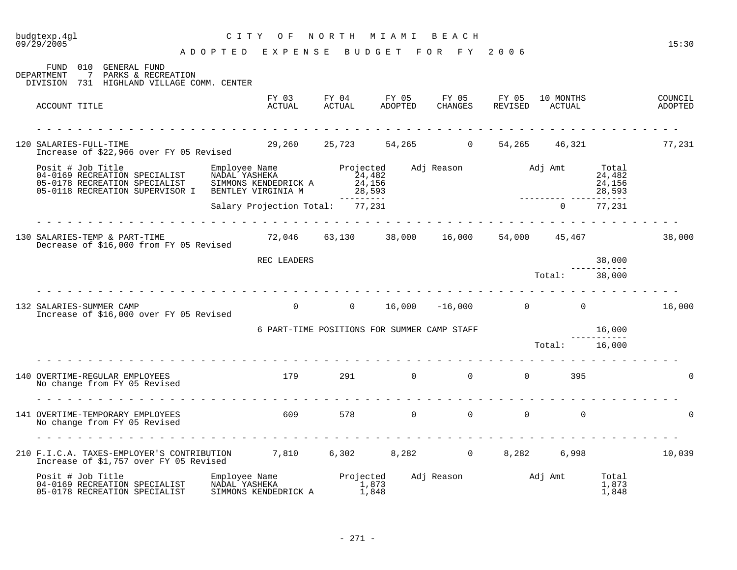budgtexp.4gl — CITY OF NORTH MIAMI BEACH
09/29/2005 — 15:30

# ADOPTED EXPENSE BUDGET FOR FY 2006

FUND 010 GENERAL FUND
DEPARTMENT 7 PARKS & RECREATION
DIVISION 731 HIGHLAND VILLAGE COMM. CENTER

| ACCOUNT TITLE | FY 03 ACTUAL | FY 04 ACTUAL | FY 05 ADOPTED | FY 05 CHANGES | FY 05 REVISED | 10 MONTHS ACTUAL | COUNCIL ADOPTED |
|---|---|---|---|---|---|---|---|
| 120 SALARIES-FULL-TIME<br>Increase of $22,966 over FY 05 Revised | 29,260 | 25,723 | 54,265 | 0 | 54,265 | 46,321 | 77,231 |
| 130 SALARIES-TEMP & PART-TIME<br>Decrease of $16,000 from FY 05 Revised | 72,046 | 63,130 | 38,000 | 16,000 | 54,000 | 45,467 | 38,000 |
| 132 SALARIES-SUMMER CAMP<br>Increase of $16,000 over FY 05 Revised | 0 | 0 | 16,000 | -16,000 | 0 | 0 | 16,000 |
| 140 OVERTIME-REGULAR EMPLOYEES<br>No change from FY 05 Revised | 179 | 291 | 0 | 0 | 0 | 395 | 0 |
| 141 OVERTIME-TEMPORARY EMPLOYEES<br>No change from FY 05 Revised | 609 | 578 | 0 | 0 | 0 | 0 | 0 |
| 210 F.I.C.A. TAXES-EMPLOYER'S CONTRIBUTION<br>Increase of $1,757 over FY 05 Revised | 7,810 | 6,302 | 8,282 | 0 | 8,282 | 6,998 | 10,039 |

**120 SALARIES-FULL-TIME detail:**

| Posit # | Job Title | Employee Name | Projected | Adj Reason | Adj Amt | Total |
|---|---|---|---|---|---|---|
| 04-0169 | RECREATION SPECIALIST | NADAL YASHEKA | 24,482 | | | 24,482 |
| 05-0178 | RECREATION SPECIALIST | SIMMONS KENDEDRICK A | 24,156 | | | 24,156 |
| 05-0118 | RECREATION SUPERVISOR I | BENTLEY VIRGINIA M | 28,593 | | | 28,593 |
| | | Salary Projection Total: | 77,231 | | 0 | 77,231 |

**130 SALARIES-TEMP & PART-TIME detail:**

| Description | Amount |
|---|---|
| REC LEADERS | 38,000 |
| Total: | 38,000 |

**132 SALARIES-SUMMER CAMP detail:**

| Description | Amount |
|---|---|
| 6 PART-TIME POSITIONS FOR SUMMER CAMP STAFF | 16,000 |
| Total: | 16,000 |

**210 F.I.C.A. TAXES-EMPLOYER'S CONTRIBUTION detail:**

| Posit # | Job Title | Employee Name | Projected | Adj Reason | Adj Amt | Total |
|---|---|---|---|---|---|---|
| 04-0169 | RECREATION SPECIALIST | NADAL YASHEKA | 1,873 | | | 1,873 |
| 05-0178 | RECREATION SPECIALIST | SIMMONS KENDEDRICK A | 1,848 | | | 1,848 |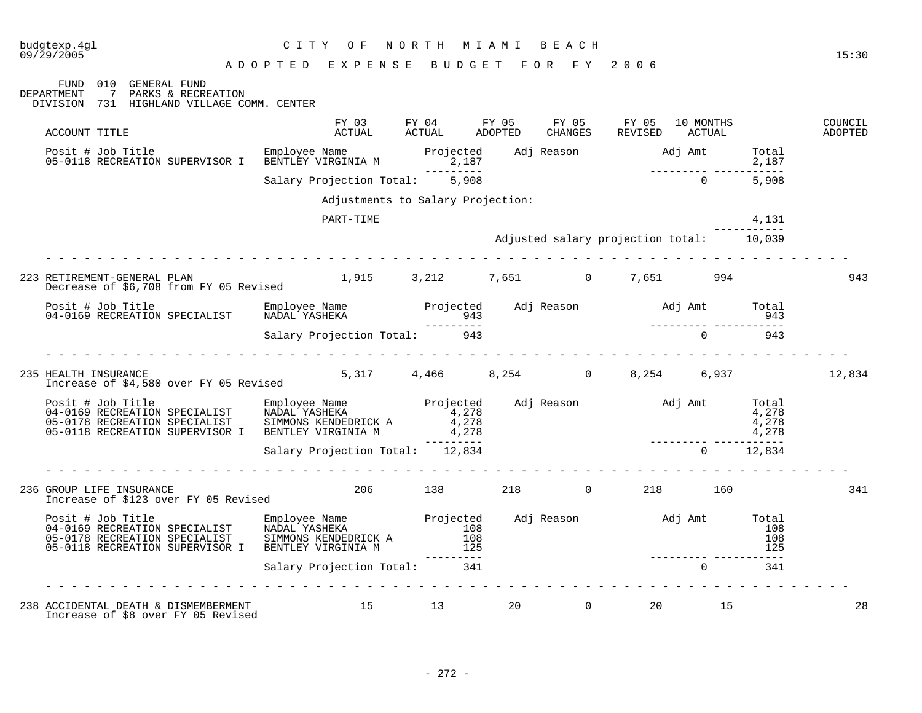CITY OF NORTH MIAMI BEACH

ADOPTED EXPENSE BUDGET FOR FY 2006

FUND 010 GENERAL FUND
DEPARTMENT 7 PARKS & RECREATION
DIVISION 731 HIGHLAND VILLAGE COMM. CENTER

| ACCOUNT TITLE | FY 03 ACTUAL | FY 04 ACTUAL | FY 05 ADOPTED | FY 05 CHANGES | FY 05 REVISED | 10 MONTHS ACTUAL | COUNCIL ADOPTED |
|---|---|---|---|---|---|---|---|

| Posit # Job Title | Employee Name | Projected | Adj Reason | Adj Amt | Total |
|---|---|---|---|---|---|
| 05-0118 RECREATION SUPERVISOR I | BENTLEY VIRGINIA M | 2,187 | | | 2,187 |
| | Salary Projection Total: | 5,908 | | 0 | 5,908 |

Adjustments to Salary Projection:

| | |
|---|---|
| PART-TIME | 4,131 |
| Adjusted salary projection total: | 10,039 |

| ACCOUNT TITLE | FY 03 ACTUAL | FY 04 ACTUAL | FY 05 ADOPTED | FY 05 CHANGES | FY 05 REVISED | 10 MONTHS ACTUAL | COUNCIL ADOPTED |
|---|---|---|---|---|---|---|---|
| 223 RETIREMENT-GENERAL PLAN | 1,915 | 3,212 | 7,651 | 0 | 7,651 | 994 | 943 |

Decrease of $6,708 from FY 05 Revised

| Posit # Job Title | Employee Name | Projected | Adj Reason | Adj Amt | Total |
|---|---|---|---|---|---|
| 04-0169 RECREATION SPECIALIST | NADAL YASHEKA | 943 | | | 943 |
| | Salary Projection Total: | 943 | | 0 | 943 |

| ACCOUNT TITLE | FY 03 ACTUAL | FY 04 ACTUAL | FY 05 ADOPTED | FY 05 CHANGES | FY 05 REVISED | 10 MONTHS ACTUAL | COUNCIL ADOPTED |
|---|---|---|---|---|---|---|---|
| 235 HEALTH INSURANCE | 5,317 | 4,466 | 8,254 | 0 | 8,254 | 6,937 | 12,834 |

Increase of $4,580 over FY 05 Revised

| Posit # Job Title | Employee Name | Projected | Adj Reason | Adj Amt | Total |
|---|---|---|---|---|---|
| 04-0169 RECREATION SPECIALIST | NADAL YASHEKA | 4,278 | | | 4,278 |
| 05-0178 RECREATION SPECIALIST | SIMMONS KENDEDRICK A | 4,278 | | | 4,278 |
| 05-0118 RECREATION SUPERVISOR I | BENTLEY VIRGINIA M | 4,278 | | | 4,278 |
| | Salary Projection Total: | 12,834 | | 0 | 12,834 |

| ACCOUNT TITLE | FY 03 ACTUAL | FY 04 ACTUAL | FY 05 ADOPTED | FY 05 CHANGES | FY 05 REVISED | 10 MONTHS ACTUAL | COUNCIL ADOPTED |
|---|---|---|---|---|---|---|---|
| 236 GROUP LIFE INSURANCE | 206 | 138 | 218 | 0 | 218 | 160 | 341 |

Increase of $123 over FY 05 Revised

| Posit # Job Title | Employee Name | Projected | Adj Reason | Adj Amt | Total |
|---|---|---|---|---|---|
| 04-0169 RECREATION SPECIALIST | NADAL YASHEKA | 108 | | | 108 |
| 05-0178 RECREATION SPECIALIST | SIMMONS KENDEDRICK A | 108 | | | 108 |
| 05-0118 RECREATION SUPERVISOR I | BENTLEY VIRGINIA M | 125 | | | 125 |
| | Salary Projection Total: | 341 | | 0 | 341 |

| ACCOUNT TITLE | FY 03 ACTUAL | FY 04 ACTUAL | FY 05 ADOPTED | FY 05 CHANGES | FY 05 REVISED | 10 MONTHS ACTUAL | COUNCIL ADOPTED |
|---|---|---|---|---|---|---|---|
| 238 ACCIDENTAL DEATH & DISMEMBERMENT | 15 | 13 | 20 | 0 | 20 | 15 | 28 |

Increase of $8 over FY 05 Revised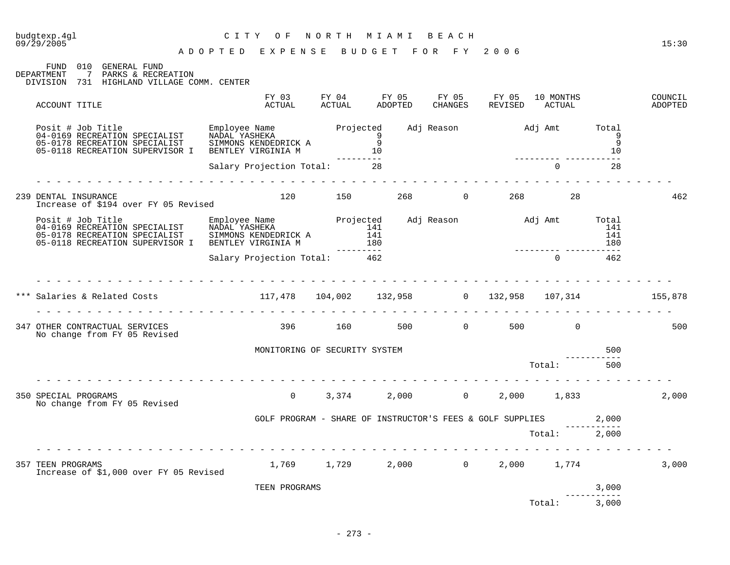budgtexp.4gl
09/29/2005

# CITY OF NORTH MIAMI BEACH

## ADOPTED EXPENSE BUDGET FOR FY 2006

15:30

FUND 010 GENERAL FUND
DEPARTMENT 7 PARKS & RECREATION
DIVISION 731 HIGHLAND VILLAGE COMM. CENTER

| ACCOUNT TITLE | FY 03 ACTUAL | FY 04 ACTUAL | FY 05 ADOPTED | FY 05 CHANGES | FY 05 REVISED | 10 MONTHS ACTUAL | COUNCIL ADOPTED |
|---|---|---|---|---|---|---|---|

| Posit # Job Title | Employee Name | Projected | Adj Reason | Adj Amt | Total |
|---|---|---|---|---|---|
| 04-0169 RECREATION SPECIALIST | NADAL YASHEKA | 9 | | | 9 |
| 05-0178 RECREATION SPECIALIST | SIMMONS KENDEDRICK A | 9 | | | 9 |
| 05-0118 RECREATION SUPERVISOR I | BENTLEY VIRGINIA M | 10 | | | 10 |
| | Salary Projection Total: | 28 | | 0 | 28 |

| ACCOUNT TITLE | FY 03 ACTUAL | FY 04 ACTUAL | FY 05 ADOPTED | FY 05 CHANGES | FY 05 REVISED | 10 MONTHS ACTUAL | COUNCIL ADOPTED |
|---|---|---|---|---|---|---|---|
| 239 DENTAL INSURANCE<br>Increase of $194 over FY 05 Revised | 120 | 150 | 268 | 0 | 268 | 28 | 462 |

| Posit # Job Title | Employee Name | Projected | Adj Reason | Adj Amt | Total |
|---|---|---|---|---|---|
| 04-0169 RECREATION SPECIALIST | NADAL YASHEKA | 141 | | | 141 |
| 05-0178 RECREATION SPECIALIST | SIMMONS KENDEDRICK A | 141 | | | 141 |
| 05-0118 RECREATION SUPERVISOR I | BENTLEY VIRGINIA M | 180 | | | 180 |
| | Salary Projection Total: | 462 | | 0 | 462 |

| ACCOUNT TITLE | FY 03 ACTUAL | FY 04 ACTUAL | FY 05 ADOPTED | FY 05 CHANGES | FY 05 REVISED | 10 MONTHS ACTUAL | COUNCIL ADOPTED |
|---|---|---|---|---|---|---|---|
| *** Salaries & Related Costs | 117,478 | 104,002 | 132,958 | 0 | 132,958 | 107,314 | 155,878 |
| 347 OTHER CONTRACTUAL SERVICES<br>No change from FY 05 Revised | 396 | 160 | 500 | 0 | 500 | 0 | 500 |

| Description | Amount |
|---|---|
| MONITORING OF SECURITY SYSTEM | 500 |
| Total: | 500 |

| ACCOUNT TITLE | FY 03 ACTUAL | FY 04 ACTUAL | FY 05 ADOPTED | FY 05 CHANGES | FY 05 REVISED | 10 MONTHS ACTUAL | COUNCIL ADOPTED |
|---|---|---|---|---|---|---|---|
| 350 SPECIAL PROGRAMS<br>No change from FY 05 Revised | 0 | 3,374 | 2,000 | 0 | 2,000 | 1,833 | 2,000 |

| Description | Amount |
|---|---|
| GOLF PROGRAM - SHARE OF INSTRUCTOR'S FEES & GOLF SUPPLIES | 2,000 |
| Total: | 2,000 |

| ACCOUNT TITLE | FY 03 ACTUAL | FY 04 ACTUAL | FY 05 ADOPTED | FY 05 CHANGES | FY 05 REVISED | 10 MONTHS ACTUAL | COUNCIL ADOPTED |
|---|---|---|---|---|---|---|---|
| 357 TEEN PROGRAMS<br>Increase of $1,000 over FY 05 Revised | 1,769 | 1,729 | 2,000 | 0 | 2,000 | 1,774 | 3,000 |

| Description | Amount |
|---|---|
| TEEN PROGRAMS | 3,000 |
| Total: | 3,000 |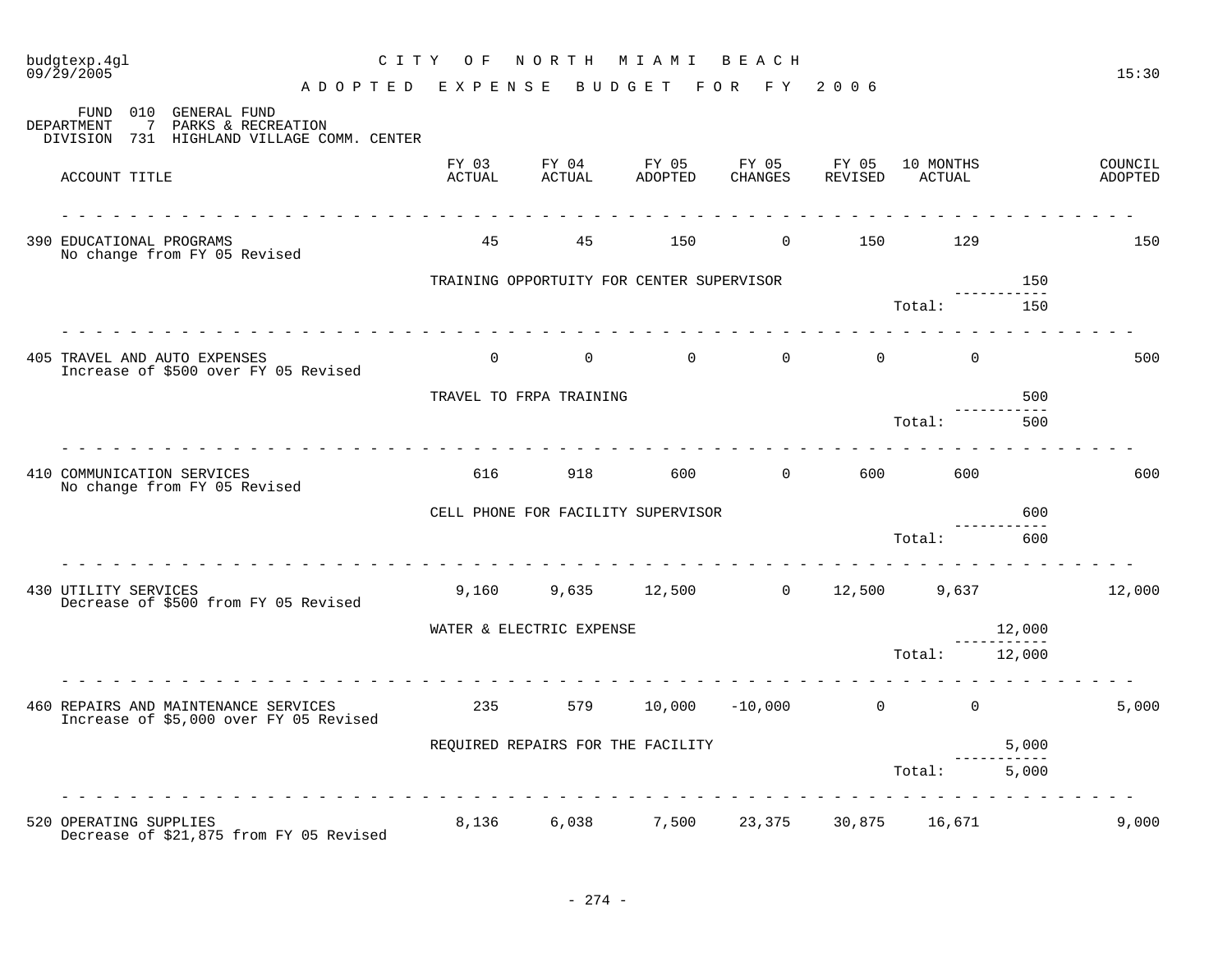# CITY OF NORTH MIAMI BEACH

## ADOPTED EXPENSE BUDGET FOR FY 2006

FUND 010 GENERAL FUND
DEPARTMENT 7 PARKS & RECREATION
DIVISION 731 HIGHLAND VILLAGE COMM. CENTER

| ACCOUNT TITLE | FY 03 ACTUAL | FY 04 ACTUAL | FY 05 ADOPTED | FY 05 CHANGES | FY 05 REVISED | 10 MONTHS ACTUAL | | COUNCIL ADOPTED |
|---|---|---|---|---|---|---|---|---|
| 390 EDUCATIONAL PROGRAMS<br>No change from FY 05 Revised | 45 | 45 | 150 | 0 | 150 | 129 | | 150 |
| | TRAINING OPPORTUITY FOR CENTER SUPERVISOR | | | | | | 150 | |
| | | | | | | Total: | 150 | |
| 405 TRAVEL AND AUTO EXPENSES<br>Increase of $500 over FY 05 Revised | 0 | 0 | 0 | 0 | 0 | 0 | | 500 |
| | TRAVEL TO FRPA TRAINING | | | | | | 500 | |
| | | | | | | Total: | 500 | |
| 410 COMMUNICATION SERVICES<br>No change from FY 05 Revised | 616 | 918 | 600 | 0 | 600 | 600 | | 600 |
| | CELL PHONE FOR FACILITY SUPERVISOR | | | | | | 600 | |
| | | | | | | Total: | 600 | |
| 430 UTILITY SERVICES<br>Decrease of $500 from FY 05 Revised | 9,160 | 9,635 | 12,500 | 0 | 12,500 | 9,637 | | 12,000 |
| | WATER & ELECTRIC EXPENSE | | | | | | 12,000 | |
| | | | | | | Total: | 12,000 | |
| 460 REPAIRS AND MAINTENANCE SERVICES<br>Increase of $5,000 over FY 05 Revised | 235 | 579 | 10,000 | -10,000 | 0 | 0 | | 5,000 |
| | REQUIRED REPAIRS FOR THE FACILITY | | | | | | 5,000 | |
| | | | | | | Total: | 5,000 | |
| 520 OPERATING SUPPLIES<br>Decrease of $21,875 from FY 05 Revised | 8,136 | 6,038 | 7,500 | 23,375 | 30,875 | 16,671 | | 9,000 |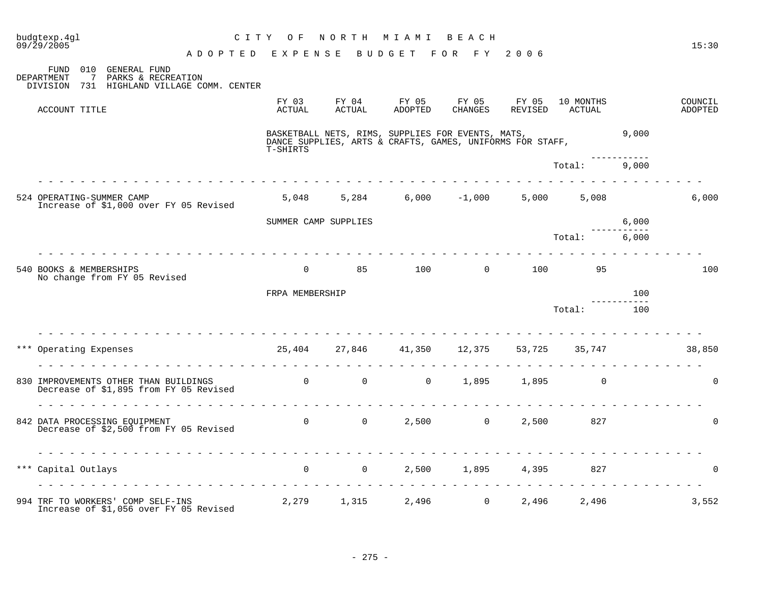budgtexp.4gl 09/29/2005

CITY OF NORTH MIAMI BEACH

ADOPTED EXPENSE BUDGET FOR FY 2006

15:30

FUND 010 GENERAL FUND
DEPARTMENT 7 PARKS & RECREATION
DIVISION 731 HIGHLAND VILLAGE COMM. CENTER

| ACCOUNT TITLE | FY 03 ACTUAL | FY 04 ACTUAL | FY 05 ADOPTED | FY 05 CHANGES | FY 05 REVISED | 10 MONTHS ACTUAL | | COUNCIL ADOPTED |
|---|---|---|---|---|---|---|---|---|
| | BASKETBALL NETS, RIMS, SUPPLIES FOR EVENTS, MATS, DANCE SUPPLIES, ARTS & CRAFTS, GAMES, UNIFORMS FOR STAFF, T-SHIRTS | | | | | | 9,000 | |
| | | | | | | Total: | 9,000 | |
| 524 OPERATING-SUMMER CAMP<br>Increase of $1,000 over FY 05 Revised | 5,048 | 5,284 | 6,000 | -1,000 | 5,000 | 5,008 | | 6,000 |
| | SUMMER CAMP SUPPLIES | | | | | | 6,000 | |
| | | | | | | Total: | 6,000 | |
| 540 BOOKS & MEMBERSHIPS<br>No change from FY 05 Revised | 0 | 85 | 100 | 0 | 100 | 95 | | 100 |
| | FRPA MEMBERSHIP | | | | | | 100 | |
| | | | | | | Total: | 100 | |
| *** Operating Expenses | 25,404 | 27,846 | 41,350 | 12,375 | 53,725 | 35,747 | | 38,850 |
| 830 IMPROVEMENTS OTHER THAN BUILDINGS<br>Decrease of $1,895 from FY 05 Revised | 0 | 0 | 0 | 1,895 | 1,895 | 0 | | 0 |
| 842 DATA PROCESSING EQUIPMENT<br>Decrease of $2,500 from FY 05 Revised | 0 | 0 | 2,500 | 0 | 2,500 | 827 | | 0 |
| *** Capital Outlays | 0 | 0 | 2,500 | 1,895 | 4,395 | 827 | | 0 |
| 994 TRF TO WORKERS' COMP SELF-INS<br>Increase of $1,056 over FY 05 Revised | 2,279 | 1,315 | 2,496 | 0 | 2,496 | 2,496 | | 3,552 |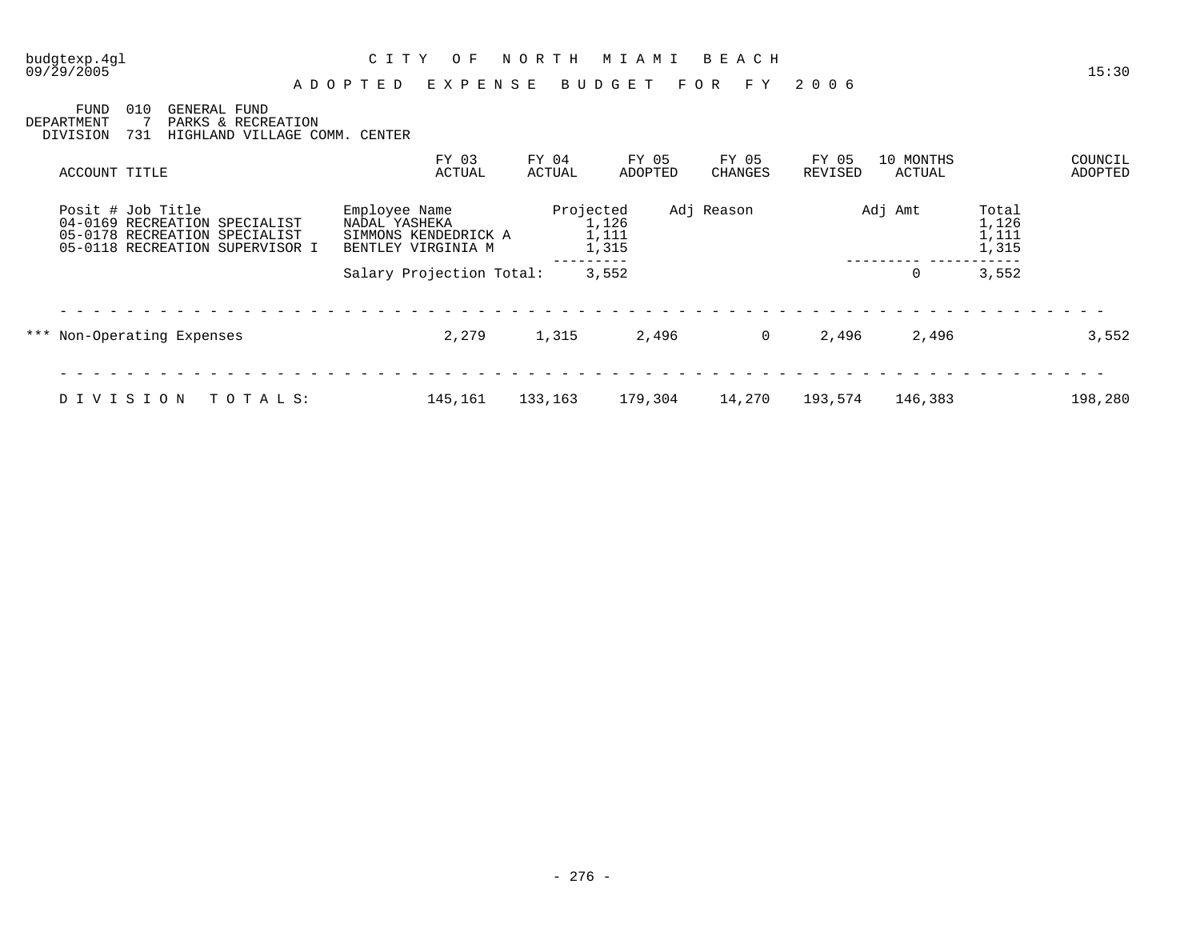CITY OF NORTH MIAMI BEACH

ADOPTED EXPENSE BUDGET FOR FY 2006

FUND 010 GENERAL FUND
DEPARTMENT 7 PARKS & RECREATION
DIVISION 731 HIGHLAND VILLAGE COMM. CENTER

| ACCOUNT TITLE | FY 03 ACTUAL | FY 04 ACTUAL | FY 05 ADOPTED | FY 05 CHANGES | FY 05 REVISED | 10 MONTHS ACTUAL | COUNCIL ADOPTED |
|---|---|---|---|---|---|---|---|

| Posit # Job Title | Employee Name | Projected | Adj Reason | Adj Amt | Total |
|---|---|---|---|---|---|
| 04-0169 RECREATION SPECIALIST | NADAL YASHEKA | 1,126 | | | 1,126 |
| 05-0178 RECREATION SPECIALIST | SIMMONS KENDEDRICK A | 1,111 | | | 1,111 |
| 05-0118 RECREATION SUPERVISOR I | BENTLEY VIRGINIA M | 1,315 | | | 1,315 |
| | Salary Projection Total: | 3,552 | | 0 | 3,552 |

| ACCOUNT TITLE | FY 03 ACTUAL | FY 04 ACTUAL | FY 05 ADOPTED | FY 05 CHANGES | FY 05 REVISED | 10 MONTHS ACTUAL | COUNCIL ADOPTED |
|---|---|---|---|---|---|---|---|
| *** Non-Operating Expenses | 2,279 | 1,315 | 2,496 | 0 | 2,496 | 2,496 | 3,552 |
| DIVISION TOTALS: | 145,161 | 133,163 | 179,304 | 14,270 | 193,574 | 146,383 | 198,280 |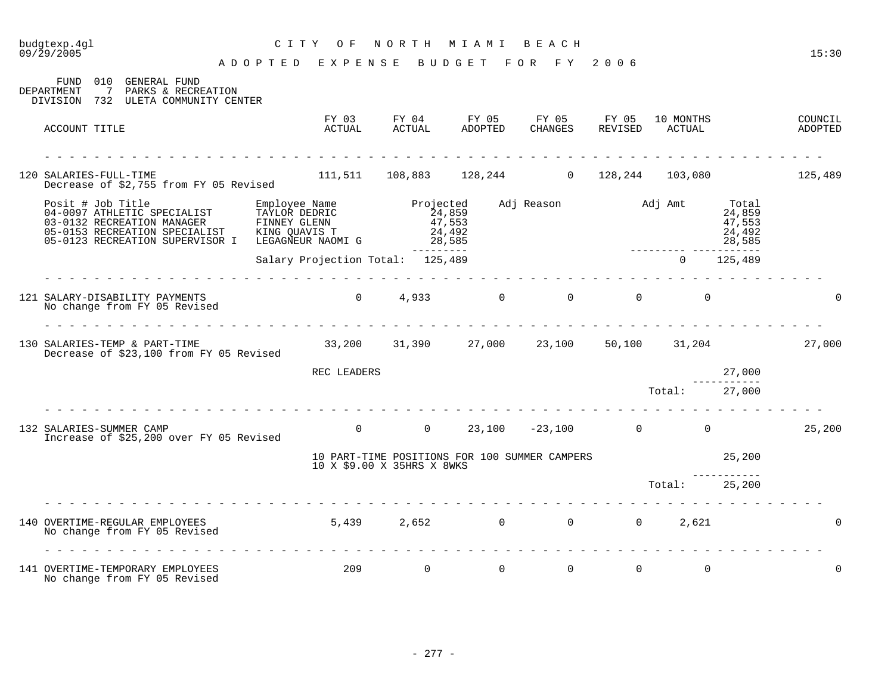budgtexp.4gl
09/29/2005

# CITY OF NORTH MIAMI BEACH

## ADOPTED EXPENSE BUDGET FOR FY 2006

15:30

FUND 010 GENERAL FUND
DEPARTMENT 7 PARKS & RECREATION
DIVISION 732 ULETA COMMUNITY CENTER

| ACCOUNT TITLE | FY 03 ACTUAL | FY 04 ACTUAL | FY 05 ADOPTED | FY 05 CHANGES | FY 05 REVISED | 10 MONTHS ACTUAL | COUNCIL ADOPTED |
|---|---|---|---|---|---|---|---|
| 120 SALARIES-FULL-TIME | 111,511 | 108,883 | 128,244 | 0 | 128,244 | 103,080 | 125,489 |

Decrease of $2,755 from FY 05 Revised

| Posit # Job Title | Employee Name | Projected | Adj Reason | Adj Amt | Total |
|---|---|---|---|---|---|
| 04-0097 ATHLETIC SPECIALIST | TAYLOR DEDRIC | 24,859 | | | 24,859 |
| 03-0132 RECREATION MANAGER | FINNEY GLENN | 47,553 | | | 47,553 |
| 05-0153 RECREATION SPECIALIST | KING QUAVIS T | 24,492 | | | 24,492 |
| 05-0123 RECREATION SUPERVISOR I | LEGAGNEUR NAOMI G | 28,585 | | | 28,585 |
| | Salary Projection Total: | 125,489 | | 0 | 125,489 |

| ACCOUNT TITLE | FY 03 ACTUAL | FY 04 ACTUAL | FY 05 ADOPTED | FY 05 CHANGES | FY 05 REVISED | 10 MONTHS ACTUAL | COUNCIL ADOPTED |
|---|---|---|---|---|---|---|---|
| 121 SALARY-DISABILITY PAYMENTS | 0 | 4,933 | 0 | 0 | 0 | 0 | 0 |

No change from FY 05 Revised

| ACCOUNT TITLE | FY 03 ACTUAL | FY 04 ACTUAL | FY 05 ADOPTED | FY 05 CHANGES | FY 05 REVISED | 10 MONTHS ACTUAL | COUNCIL ADOPTED |
|---|---|---|---|---|---|---|---|
| 130 SALARIES-TEMP & PART-TIME | 33,200 | 31,390 | 27,000 | 23,100 | 50,100 | 31,204 | 27,000 |

Decrease of $23,100 from FY 05 Revised

| Description | Amount |
|---|---|
| REC LEADERS | 27,000 |
| Total: | 27,000 |

| ACCOUNT TITLE | FY 03 ACTUAL | FY 04 ACTUAL | FY 05 ADOPTED | FY 05 CHANGES | FY 05 REVISED | 10 MONTHS ACTUAL | COUNCIL ADOPTED |
|---|---|---|---|---|---|---|---|
| 132 SALARIES-SUMMER CAMP | 0 | 0 | 23,100 | -23,100 | 0 | 0 | 25,200 |

Increase of $25,200 over FY 05 Revised

| Description | Amount |
|---|---|
| 10 PART-TIME POSITIONS FOR 100 SUMMER CAMPERS<br>10 X $9.00 X 35HRS X 8WKS | 25,200 |
| Total: | 25,200 |

| ACCOUNT TITLE | FY 03 ACTUAL | FY 04 ACTUAL | FY 05 ADOPTED | FY 05 CHANGES | FY 05 REVISED | 10 MONTHS ACTUAL | COUNCIL ADOPTED |
|---|---|---|---|---|---|---|---|
| 140 OVERTIME-REGULAR EMPLOYEES | 5,439 | 2,652 | 0 | 0 | 0 | 2,621 | 0 |

No change from FY 05 Revised

| ACCOUNT TITLE | FY 03 ACTUAL | FY 04 ACTUAL | FY 05 ADOPTED | FY 05 CHANGES | FY 05 REVISED | 10 MONTHS ACTUAL | COUNCIL ADOPTED |
|---|---|---|---|---|---|---|---|
| 141 OVERTIME-TEMPORARY EMPLOYEES | 209 | 0 | 0 | 0 | 0 | 0 | 0 |

No change from FY 05 Revised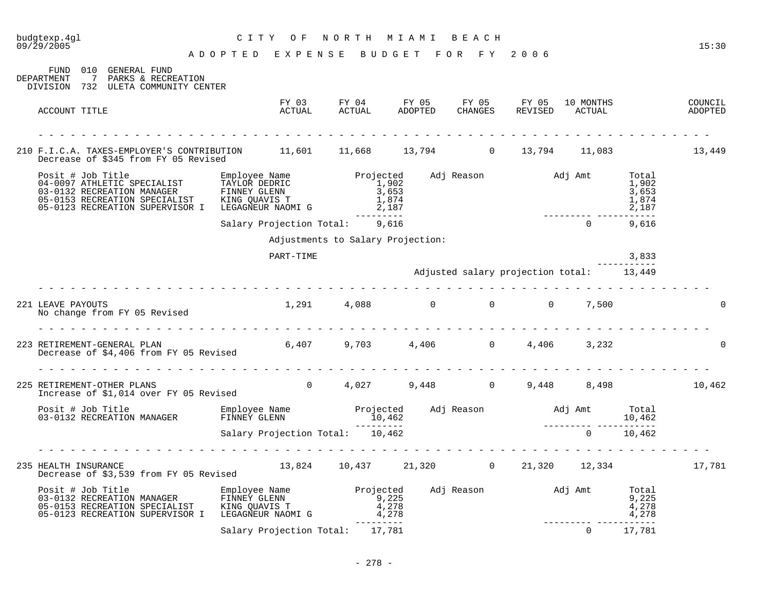budgtexp.4gl
09/29/2005

CITY OF NORTH MIAMI BEACH

ADOPTED EXPENSE BUDGET FOR FY 2006

FUND 010 GENERAL FUND
DEPARTMENT 7 PARKS & RECREATION
DIVISION 732 ULETA COMMUNITY CENTER

| ACCOUNT TITLE | FY 03 ACTUAL | FY 04 ACTUAL | FY 05 ADOPTED | FY 05 CHANGES | FY 05 REVISED | 10 MONTHS ACTUAL | COUNCIL ADOPTED |
|---|---|---|---|---|---|---|---|
| 210 F.I.C.A. TAXES-EMPLOYER'S CONTRIBUTION | 11,601 | 11,668 | 13,794 | 0 | 13,794 | 11,083 | 13,449 |

Decrease of $345 from FY 05 Revised

| Posit # | Job Title | Employee Name | Projected | Adj Reason | Adj Amt | Total |
|---|---|---|---|---|---|---|
| 04-0097 | ATHLETIC SPECIALIST | TAYLOR DEDRIC | 1,902 | | | 1,902 |
| 03-0132 | RECREATION MANAGER | FINNEY GLENN | 3,653 | | | 3,653 |
| 05-0153 | RECREATION SPECIALIST | KING QUAVIS T | 1,874 | | | 1,874 |
| 05-0123 | RECREATION SUPERVISOR I | LEGAGNEUR NAOMI G | 2,187 | | | 2,187 |
| | | Salary Projection Total: | 9,616 | | 0 | 9,616 |

Adjustments to Salary Projection:

| | |
|---|---|
| PART-TIME | 3,833 |
| Adjusted salary projection total: | 13,449 |

| ACCOUNT TITLE | FY 03 ACTUAL | FY 04 ACTUAL | FY 05 ADOPTED | FY 05 CHANGES | FY 05 REVISED | 10 MONTHS ACTUAL | COUNCIL ADOPTED |
|---|---|---|---|---|---|---|---|
| 221 LEAVE PAYOUTS | 1,291 | 4,088 | 0 | 0 | 0 | 7,500 | 0 |

No change from FY 05 Revised

| ACCOUNT TITLE | FY 03 ACTUAL | FY 04 ACTUAL | FY 05 ADOPTED | FY 05 CHANGES | FY 05 REVISED | 10 MONTHS ACTUAL | COUNCIL ADOPTED |
|---|---|---|---|---|---|---|---|
| 223 RETIREMENT-GENERAL PLAN | 6,407 | 9,703 | 4,406 | 0 | 4,406 | 3,232 | 0 |

Decrease of $4,406 from FY 05 Revised

| ACCOUNT TITLE | FY 03 ACTUAL | FY 04 ACTUAL | FY 05 ADOPTED | FY 05 CHANGES | FY 05 REVISED | 10 MONTHS ACTUAL | COUNCIL ADOPTED |
|---|---|---|---|---|---|---|---|
| 225 RETIREMENT-OTHER PLANS | 0 | 4,027 | 9,448 | 0 | 9,448 | 8,498 | 10,462 |

Increase of $1,014 over FY 05 Revised

| Posit # | Job Title | Employee Name | Projected | Adj Reason | Adj Amt | Total |
|---|---|---|---|---|---|---|
| 03-0132 | RECREATION MANAGER | FINNEY GLENN | 10,462 | | | 10,462 |
| | | Salary Projection Total: | 10,462 | | 0 | 10,462 |

| ACCOUNT TITLE | FY 03 ACTUAL | FY 04 ACTUAL | FY 05 ADOPTED | FY 05 CHANGES | FY 05 REVISED | 10 MONTHS ACTUAL | COUNCIL ADOPTED |
|---|---|---|---|---|---|---|---|
| 235 HEALTH INSURANCE | 13,824 | 10,437 | 21,320 | 0 | 21,320 | 12,334 | 17,781 |

Decrease of $3,539 from FY 05 Revised

| Posit # | Job Title | Employee Name | Projected | Adj Reason | Adj Amt | Total |
|---|---|---|---|---|---|---|
| 03-0132 | RECREATION MANAGER | FINNEY GLENN | 9,225 | | | 9,225 |
| 05-0153 | RECREATION SPECIALIST | KING QUAVIS T | 4,278 | | | 4,278 |
| 05-0123 | RECREATION SUPERVISOR I | LEGAGNEUR NAOMI G | 4,278 | | | 4,278 |
| | | Salary Projection Total: | 17,781 | | 0 | 17,781 |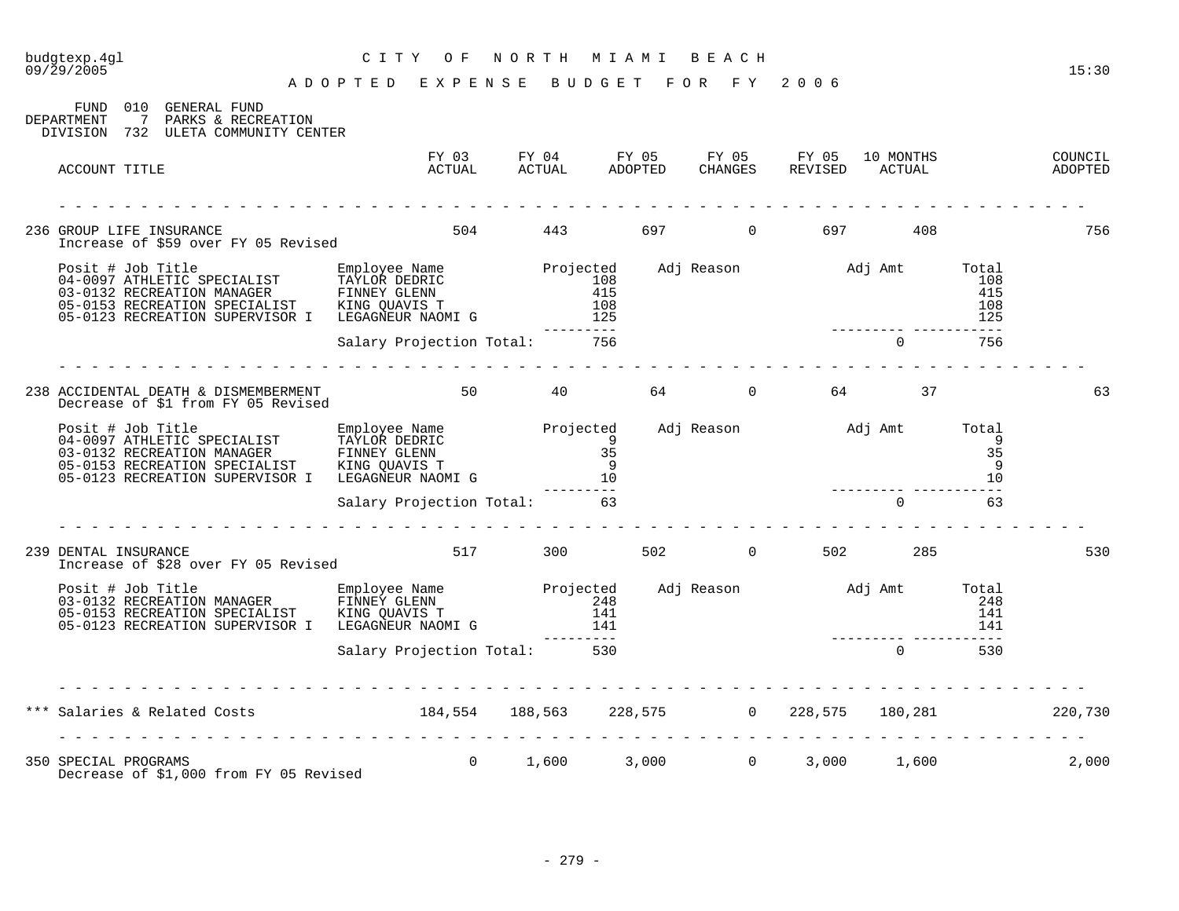# CITY OF NORTH MIAMI BEACH

## ADOPTED EXPENSE BUDGET FOR FY 2006

FUND 010 GENERAL FUND
DEPARTMENT 7 PARKS & RECREATION
DIVISION 732 ULETA COMMUNITY CENTER

| ACCOUNT TITLE | FY 03 ACTUAL | FY 04 ACTUAL | FY 05 ADOPTED | FY 05 CHANGES | FY 05 REVISED | 10 MONTHS ACTUAL | COUNCIL ADOPTED |
|---|---|---|---|---|---|---|---|
| 236 GROUP LIFE INSURANCE | 504 | 443 | 697 | 0 | 697 | 408 | 756 |

Increase of $59 over FY 05 Revised

| Posit # | Job Title | Employee Name | Projected | Adj Reason | Adj Amt | Total |
|---|---|---|---|---|---|---|
| 04-0097 | ATHLETIC SPECIALIST | TAYLOR DEDRIC | 108 | | | 108 |
| 03-0132 | RECREATION MANAGER | FINNEY GLENN | 415 | | | 415 |
| 05-0153 | RECREATION SPECIALIST | KING QUAVIS T | 108 | | | 108 |
| 05-0123 | RECREATION SUPERVISOR I | LEGAGNEUR NAOMI G | 125 | | | 125 |
| | | Salary Projection Total: | 756 | | 0 | 756 |

| ACCOUNT TITLE | FY 03 ACTUAL | FY 04 ACTUAL | FY 05 ADOPTED | FY 05 CHANGES | FY 05 REVISED | 10 MONTHS ACTUAL | COUNCIL ADOPTED |
|---|---|---|---|---|---|---|---|
| 238 ACCIDENTAL DEATH & DISMEMBERMENT | 50 | 40 | 64 | 0 | 64 | 37 | 63 |

Decrease of $1 from FY 05 Revised

| Posit # | Job Title | Employee Name | Projected | Adj Reason | Adj Amt | Total |
|---|---|---|---|---|---|---|
| 04-0097 | ATHLETIC SPECIALIST | TAYLOR DEDRIC | 9 | | | 9 |
| 03-0132 | RECREATION MANAGER | FINNEY GLENN | 35 | | | 35 |
| 05-0153 | RECREATION SPECIALIST | KING QUAVIS T | 9 | | | 9 |
| 05-0123 | RECREATION SUPERVISOR I | LEGAGNEUR NAOMI G | 10 | | | 10 |
| | | Salary Projection Total: | 63 | | 0 | 63 |

| ACCOUNT TITLE | FY 03 ACTUAL | FY 04 ACTUAL | FY 05 ADOPTED | FY 05 CHANGES | FY 05 REVISED | 10 MONTHS ACTUAL | COUNCIL ADOPTED |
|---|---|---|---|---|---|---|---|
| 239 DENTAL INSURANCE | 517 | 300 | 502 | 0 | 502 | 285 | 530 |

Increase of $28 over FY 05 Revised

| Posit # | Job Title | Employee Name | Projected | Adj Reason | Adj Amt | Total |
|---|---|---|---|---|---|---|
| 03-0132 | RECREATION MANAGER | FINNEY GLENN | 248 | | | 248 |
| 05-0153 | RECREATION SPECIALIST | KING QUAVIS T | 141 | | | 141 |
| 05-0123 | RECREATION SUPERVISOR I | LEGAGNEUR NAOMI G | 141 | | | 141 |
| | | Salary Projection Total: | 530 | | 0 | 530 |

| ACCOUNT TITLE | FY 03 ACTUAL | FY 04 ACTUAL | FY 05 ADOPTED | FY 05 CHANGES | FY 05 REVISED | 10 MONTHS ACTUAL | COUNCIL ADOPTED |
|---|---|---|---|---|---|---|---|
| *** Salaries & Related Costs | 184,554 | 188,563 | 228,575 | 0 | 228,575 | 180,281 | 220,730 |
| 350 SPECIAL PROGRAMS | 0 | 1,600 | 3,000 | 0 | 3,000 | 1,600 | 2,000 |

Decrease of $1,000 from FY 05 Revised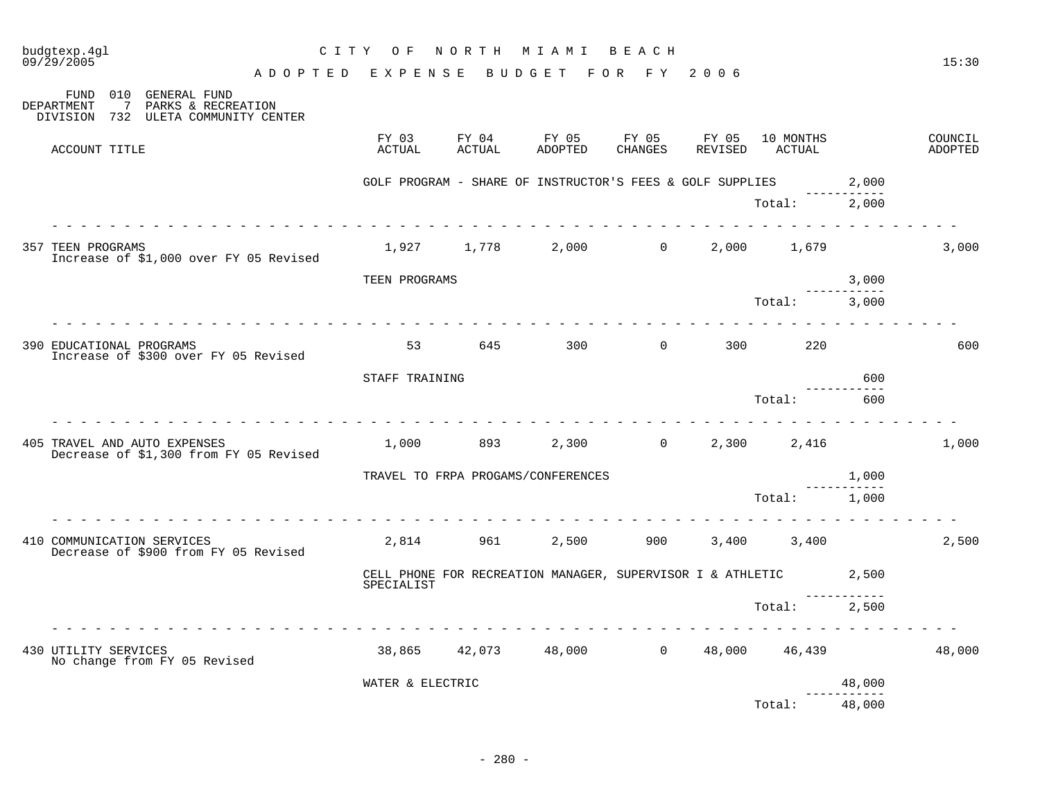CITY OF NORTH MIAMI BEACH

ADOPTED EXPENSE BUDGET FOR FY 2006

FUND 010 GENERAL FUND
DEPARTMENT 7 PARKS & RECREATION
DIVISION 732 ULETA COMMUNITY CENTER

| ACCOUNT TITLE | FY 03 ACTUAL | FY 04 ACTUAL | FY 05 ADOPTED | FY 05 CHANGES | FY 05 REVISED | 10 MONTHS ACTUAL | | COUNCIL ADOPTED |
|---|---|---|---|---|---|---|---|---|
| | GOLF PROGRAM - SHARE OF INSTRUCTOR'S FEES & GOLF SUPPLIES | | | | | | 2,000 | |
| | | | | | | Total: | 2,000 | |
| 357 TEEN PROGRAMS<br>Increase of $1,000 over FY 05 Revised | 1,927 | 1,778 | 2,000 | 0 | 2,000 | 1,679 | | 3,000 |
| | TEEN PROGRAMS | | | | | | 3,000 | |
| | | | | | | Total: | 3,000 | |
| 390 EDUCATIONAL PROGRAMS<br>Increase of $300 over FY 05 Revised | 53 | 645 | 300 | 0 | 300 | 220 | | 600 |
| | STAFF TRAINING | | | | | | 600 | |
| | | | | | | Total: | 600 | |
| 405 TRAVEL AND AUTO EXPENSES<br>Decrease of $1,300 from FY 05 Revised | 1,000 | 893 | 2,300 | 0 | 2,300 | 2,416 | | 1,000 |
| | TRAVEL TO FRPA PROGAMS/CONFERENCES | | | | | | 1,000 | |
| | | | | | | Total: | 1,000 | |
| 410 COMMUNICATION SERVICES<br>Decrease of $900 from FY 05 Revised | 2,814 | 961 | 2,500 | 900 | 3,400 | 3,400 | | 2,500 |
| | CELL PHONE FOR RECREATION MANAGER, SUPERVISOR I & ATHLETIC SPECIALIST | | | | | | 2,500 | |
| | | | | | | Total: | 2,500 | |
| 430 UTILITY SERVICES<br>No change from FY 05 Revised | 38,865 | 42,073 | 48,000 | 0 | 48,000 | 46,439 | | 48,000 |
| | WATER & ELECTRIC | | | | | | 48,000 | |
| | | | | | | Total: | 48,000 | |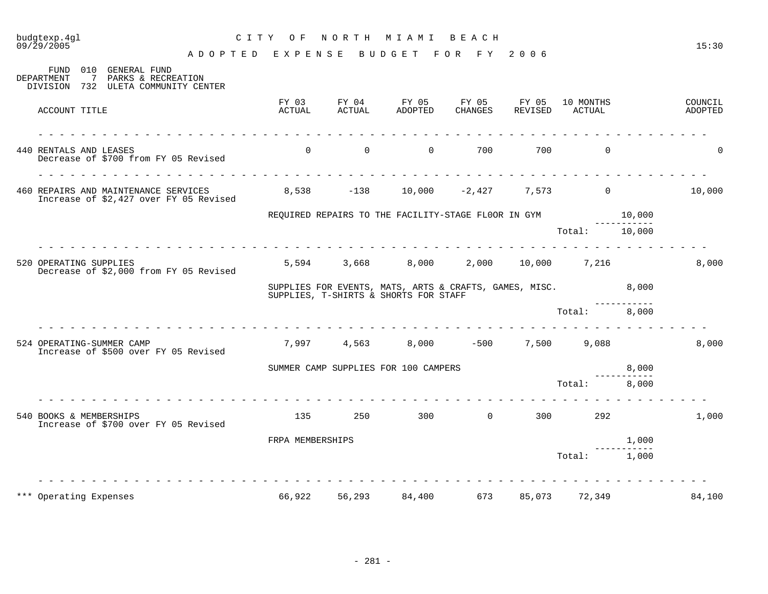# CITY OF NORTH MIAMI BEACH

## ADOPTED EXPENSE BUDGET FOR FY 2006

budgtexp.4gl
09/29/2005
15:30

FUND 010 GENERAL FUND
DEPARTMENT 7 PARKS & RECREATION
DIVISION 732 ULETA COMMUNITY CENTER

| ACCOUNT TITLE | FY 03 ACTUAL | FY 04 ACTUAL | FY 05 ADOPTED | FY 05 CHANGES | FY 05 REVISED | 10 MONTHS ACTUAL | | COUNCIL ADOPTED |
|---|---|---|---|---|---|---|---|---|
| 440 RENTALS AND LEASES<br>Decrease of $700 from FY 05 Revised | 0 | 0 | 0 | 700 | 700 | 0 | | 0 |
| 460 REPAIRS AND MAINTENANCE SERVICES<br>Increase of $2,427 over FY 05 Revised | 8,538 | -138 | 10,000 | -2,427 | 7,573 | 0 | | 10,000 |
| | REQUIRED REPAIRS TO THE FACILITY-STAGE FL0OR IN GYM | | | | | | 10,000 | |
| | | | | | | Total: | 10,000 | |
| 520 OPERATING SUPPLIES<br>Decrease of $2,000 from FY 05 Revised | 5,594 | 3,668 | 8,000 | 2,000 | 10,000 | 7,216 | | 8,000 |
| | SUPPLIES FOR EVENTS, MATS, ARTS & CRAFTS, GAMES, MISC. SUPPLIES, T-SHIRTS & SHORTS FOR STAFF | | | | | | 8,000 | |
| | | | | | | Total: | 8,000 | |
| 524 OPERATING-SUMMER CAMP<br>Increase of $500 over FY 05 Revised | 7,997 | 4,563 | 8,000 | -500 | 7,500 | 9,088 | | 8,000 |
| | SUMMER CAMP SUPPLIES FOR 100 CAMPERS | | | | | | 8,000 | |
| | | | | | | Total: | 8,000 | |
| 540 BOOKS & MEMBERSHIPS<br>Increase of $700 over FY 05 Revised | 135 | 250 | 300 | 0 | 300 | 292 | | 1,000 |
| | FRPA MEMBERSHIPS | | | | | | 1,000 | |
| | | | | | | Total: | 1,000 | |
| *** Operating Expenses | 66,922 | 56,293 | 84,400 | 673 | 85,073 | 72,349 | | 84,100 |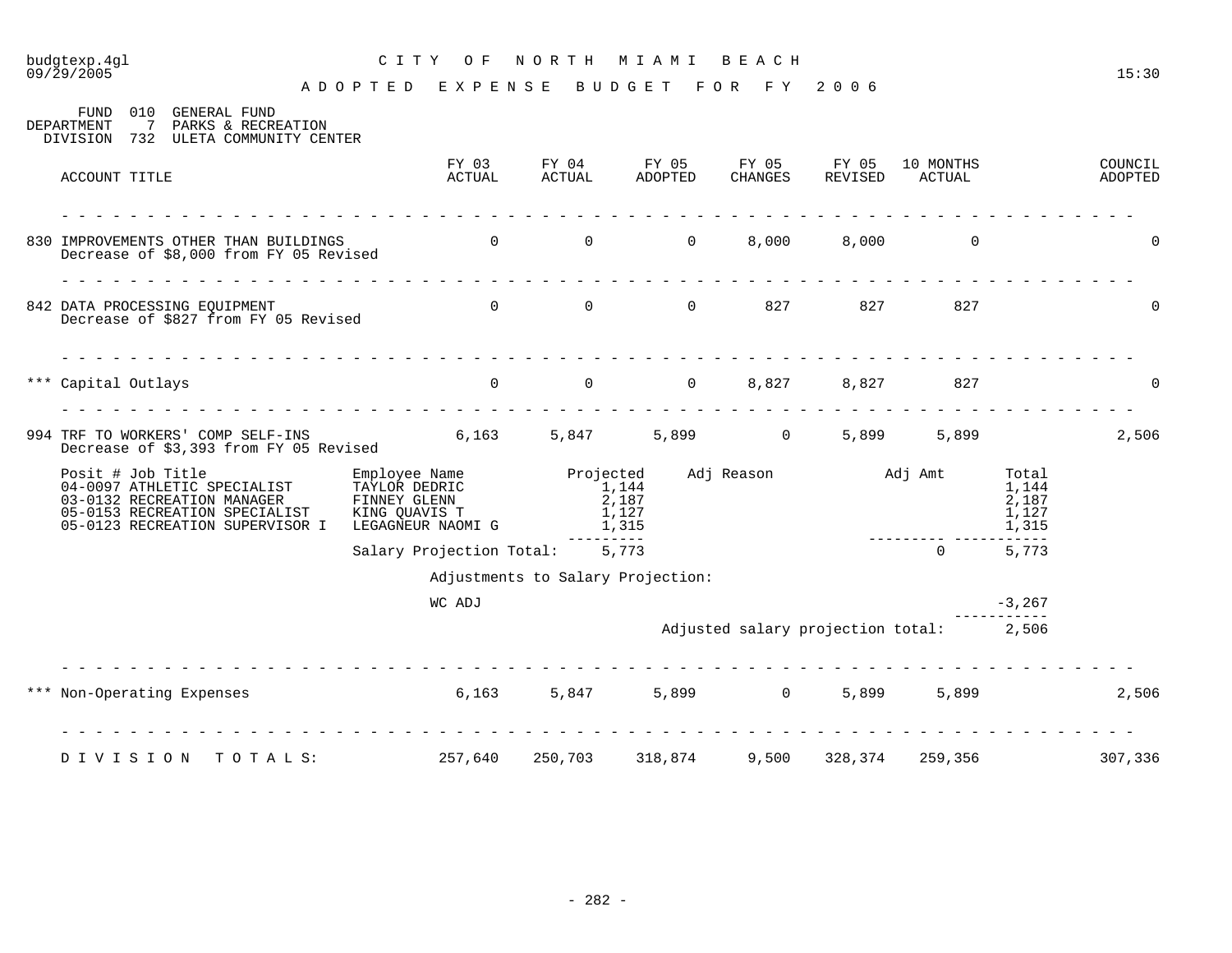budgtexp.4gl
09/29/2005

# CITY OF NORTH MIAMI BEACH

## ADOPTED EXPENSE BUDGET FOR FY 2006

FUND 010 GENERAL FUND
DEPARTMENT 7 PARKS & RECREATION
DIVISION 732 ULETA COMMUNITY CENTER

| ACCOUNT TITLE | FY 03 ACTUAL | FY 04 ACTUAL | FY 05 ADOPTED | FY 05 CHANGES | FY 05 REVISED | 10 MONTHS ACTUAL | COUNCIL ADOPTED |
|---|---|---|---|---|---|---|---|
| 830 IMPROVEMENTS OTHER THAN BUILDINGS<br>Decrease of $8,000 from FY 05 Revised | 0 | 0 | 0 | 8,000 | 8,000 | 0 | 0 |
| 842 DATA PROCESSING EQUIPMENT<br>Decrease of $827 from FY 05 Revised | 0 | 0 | 0 | 827 | 827 | 827 | 0 |
| *** Capital Outlays | 0 | 0 | 0 | 8,827 | 8,827 | 827 | 0 |
| 994 TRF TO WORKERS' COMP SELF-INS<br>Decrease of $3,393 from FY 05 Revised | 6,163 | 5,847 | 5,899 | 0 | 5,899 | 5,899 | 2,506 |

| Posit # Job Title | Employee Name | Projected | Adj Reason | Adj Amt | Total |
|---|---|---|---|---|---|
| 04-0097 ATHLETIC SPECIALIST | TAYLOR DEDRIC | 1,144 | | | 1,144 |
| 03-0132 RECREATION MANAGER | FINNEY GLENN | 2,187 | | | 2,187 |
| 05-0153 RECREATION SPECIALIST | KING QUAVIS T | 1,127 | | | 1,127 |
| 05-0123 RECREATION SUPERVISOR I | LEGAGNEUR NAOMI G | 1,315 | | | 1,315 |
| | Salary Projection Total: | 5,773 | | 0 | 5,773 |
| | Adjustments to Salary Projection: | | | | |
| | WC ADJ | | | | -3,267 |
| | | | Adjusted salary projection total: | | 2,506 |

| ACCOUNT TITLE | FY 03 ACTUAL | FY 04 ACTUAL | FY 05 ADOPTED | FY 05 CHANGES | FY 05 REVISED | 10 MONTHS ACTUAL | COUNCIL ADOPTED |
|---|---|---|---|---|---|---|---|
| *** Non-Operating Expenses | 6,163 | 5,847 | 5,899 | 0 | 5,899 | 5,899 | 2,506 |
| DIVISION TOTALS: | 257,640 | 250,703 | 318,874 | 9,500 | 328,374 | 259,356 | 307,336 |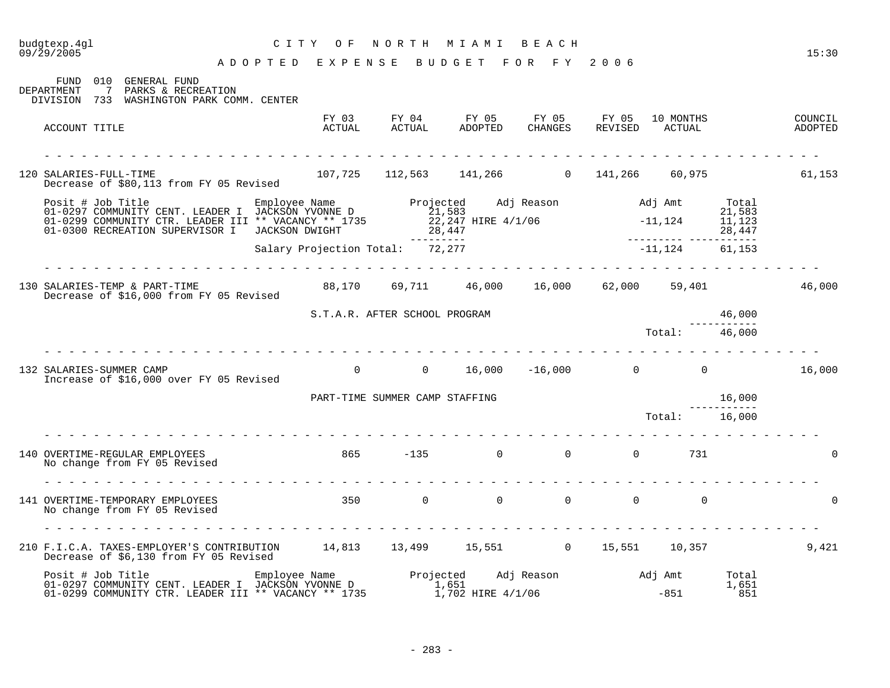# CITY OF NORTH MIAMI BEACH

## ADOPTED EXPENSE BUDGET FOR FY 2006

FUND 010 GENERAL FUND
DEPARTMENT 7 PARKS & RECREATION
DIVISION 733 WASHINGTON PARK COMM. CENTER

| ACCOUNT TITLE | FY 03 ACTUAL | FY 04 ACTUAL | FY 05 ADOPTED | FY 05 CHANGES | FY 05 REVISED | 10 MONTHS ACTUAL | COUNCIL ADOPTED |
|---|---|---|---|---|---|---|---|
| 120 SALARIES-FULL-TIME<br>Decrease of $80,113 from FY 05 Revised | 107,725 | 112,563 | 141,266 | 0 | 141,266 | 60,975 | 61,153 |

| Posit # | Job Title | Employee Name | Projected | Adj Reason | Adj Amt | Total |
|---|---|---|---|---|---|---|
| 01-0297 | COMMUNITY CENT. LEADER I | JACKSON YVONNE D | 21,583 | | | 21,583 |
| 01-0299 | COMMUNITY CTR. LEADER III | ** VACANCY ** 1735 | 22,247 | HIRE 4/1/06 | -11,124 | 11,123 |
| 01-0300 | RECREATION SUPERVISOR I | JACKSON DWIGHT | 28,447 | | | 28,447 |
| | | Salary Projection Total: | 72,277 | | -11,124 | 61,153 |

| ACCOUNT TITLE | FY 03 ACTUAL | FY 04 ACTUAL | FY 05 ADOPTED | FY 05 CHANGES | FY 05 REVISED | 10 MONTHS ACTUAL | COUNCIL ADOPTED |
|---|---|---|---|---|---|---|---|
| 130 SALARIES-TEMP & PART-TIME<br>Decrease of $16,000 from FY 05 Revised | 88,170 | 69,711 | 46,000 | 16,000 | 62,000 | 59,401 | 46,000 |

| Description | Amount |
|---|---|
| S.T.A.R. AFTER SCHOOL PROGRAM | 46,000 |
| Total: | 46,000 |

| ACCOUNT TITLE | FY 03 ACTUAL | FY 04 ACTUAL | FY 05 ADOPTED | FY 05 CHANGES | FY 05 REVISED | 10 MONTHS ACTUAL | COUNCIL ADOPTED |
|---|---|---|---|---|---|---|---|
| 132 SALARIES-SUMMER CAMP<br>Increase of $16,000 over FY 05 Revised | 0 | 0 | 16,000 | -16,000 | 0 | 0 | 16,000 |

| Description | Amount |
|---|---|
| PART-TIME SUMMER CAMP STAFFING | 16,000 |
| Total: | 16,000 |

| ACCOUNT TITLE | FY 03 ACTUAL | FY 04 ACTUAL | FY 05 ADOPTED | FY 05 CHANGES | FY 05 REVISED | 10 MONTHS ACTUAL | COUNCIL ADOPTED |
|---|---|---|---|---|---|---|---|
| 140 OVERTIME-REGULAR EMPLOYEES<br>No change from FY 05 Revised | 865 | -135 | 0 | 0 | 0 | 731 | 0 |
| 141 OVERTIME-TEMPORARY EMPLOYEES<br>No change from FY 05 Revised | 350 | 0 | 0 | 0 | 0 | 0 | 0 |
| 210 F.I.C.A. TAXES-EMPLOYER'S CONTRIBUTION<br>Decrease of $6,130 from FY 05 Revised | 14,813 | 13,499 | 15,551 | 0 | 15,551 | 10,357 | 9,421 |

| Posit # | Job Title | Employee Name | Projected | Adj Reason | Adj Amt | Total |
|---|---|---|---|---|---|---|
| 01-0297 | COMMUNITY CENT. LEADER I | JACKSON YVONNE D | 1,651 | | | 1,651 |
| 01-0299 | COMMUNITY CTR. LEADER III | ** VACANCY ** 1735 | 1,702 | HIRE 4/1/06 | -851 | 851 |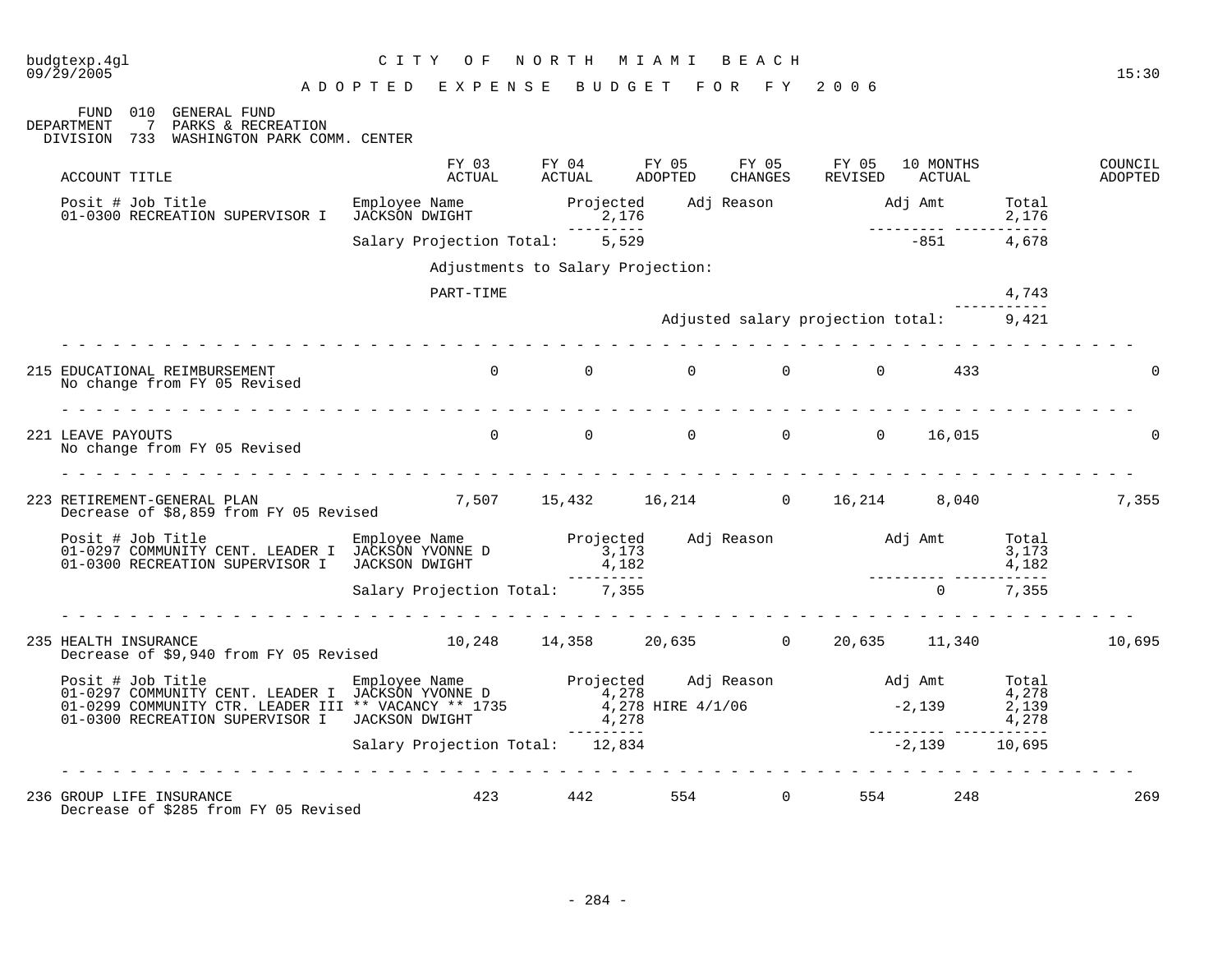budgtexp.4gl — CITY OF NORTH MIAMI BEACH — 09/29/2005 — 15:30

ADOPTED EXPENSE BUDGET FOR FY 2006

FUND 010 GENERAL FUND
DEPARTMENT 7 PARKS & RECREATION
DIVISION 733 WASHINGTON PARK COMM. CENTER

| ACCOUNT TITLE | FY 03 ACTUAL | FY 04 ACTUAL | FY 05 ADOPTED | FY 05 CHANGES | FY 05 REVISED | 10 MONTHS ACTUAL | COUNCIL ADOPTED |
|---|---|---|---|---|---|---|---|

| Posit # Job Title | Employee Name | Projected | Adj Reason | Adj Amt | Total |
|---|---|---|---|---|---|
| 01-0300 RECREATION SUPERVISOR I | JACKSON DWIGHT | 2,176 | | | 2,176 |
| | Salary Projection Total: | 5,529 | | -851 | 4,678 |

Adjustments to Salary Projection:

| | |
|---|---|
| PART-TIME | 4,743 |
| Adjusted salary projection total: | 9,421 |

| ACCOUNT TITLE | FY 03 ACTUAL | FY 04 ACTUAL | FY 05 ADOPTED | FY 05 CHANGES | FY 05 REVISED | 10 MONTHS ACTUAL | COUNCIL ADOPTED |
|---|---|---|---|---|---|---|---|
| 215 EDUCATIONAL REIMBURSEMENT | 0 | 0 | 0 | 0 | 0 | 433 | 0 |

No change from FY 05 Revised

| ACCOUNT TITLE | FY 03 ACTUAL | FY 04 ACTUAL | FY 05 ADOPTED | FY 05 CHANGES | FY 05 REVISED | 10 MONTHS ACTUAL | COUNCIL ADOPTED |
|---|---|---|---|---|---|---|---|
| 221 LEAVE PAYOUTS | 0 | 0 | 0 | 0 | 0 | 16,015 | 0 |

No change from FY 05 Revised

| ACCOUNT TITLE | FY 03 ACTUAL | FY 04 ACTUAL | FY 05 ADOPTED | FY 05 CHANGES | FY 05 REVISED | 10 MONTHS ACTUAL | COUNCIL ADOPTED |
|---|---|---|---|---|---|---|---|
| 223 RETIREMENT-GENERAL PLAN | 7,507 | 15,432 | 16,214 | 0 | 16,214 | 8,040 | 7,355 |

Decrease of $8,859 from FY 05 Revised

| Posit # Job Title | Employee Name | Projected | Adj Reason | Adj Amt | Total |
|---|---|---|---|---|---|
| 01-0297 COMMUNITY CENT. LEADER I | JACKSON YVONNE D | 3,173 | | | 3,173 |
| 01-0300 RECREATION SUPERVISOR I | JACKSON DWIGHT | 4,182 | | | 4,182 |
| | Salary Projection Total: | 7,355 | | 0 | 7,355 |

| ACCOUNT TITLE | FY 03 ACTUAL | FY 04 ACTUAL | FY 05 ADOPTED | FY 05 CHANGES | FY 05 REVISED | 10 MONTHS ACTUAL | COUNCIL ADOPTED |
|---|---|---|---|---|---|---|---|
| 235 HEALTH INSURANCE | 10,248 | 14,358 | 20,635 | 0 | 20,635 | 11,340 | 10,695 |

Decrease of $9,940 from FY 05 Revised

| Posit # Job Title | Employee Name | Projected | Adj Reason | Adj Amt | Total |
|---|---|---|---|---|---|
| 01-0297 COMMUNITY CENT. LEADER I | JACKSON YVONNE D | 4,278 | | | 4,278 |
| 01-0299 COMMUNITY CTR. LEADER III | ** VACANCY ** 1735 | 4,278 | HIRE 4/1/06 | -2,139 | 2,139 |
| 01-0300 RECREATION SUPERVISOR I | JACKSON DWIGHT | 4,278 | | | 4,278 |
| | Salary Projection Total: | 12,834 | | -2,139 | 10,695 |

| ACCOUNT TITLE | FY 03 ACTUAL | FY 04 ACTUAL | FY 05 ADOPTED | FY 05 CHANGES | FY 05 REVISED | 10 MONTHS ACTUAL | COUNCIL ADOPTED |
|---|---|---|---|---|---|---|---|
| 236 GROUP LIFE INSURANCE | 423 | 442 | 554 | 0 | 554 | 248 | 269 |

Decrease of $285 from FY 05 Revised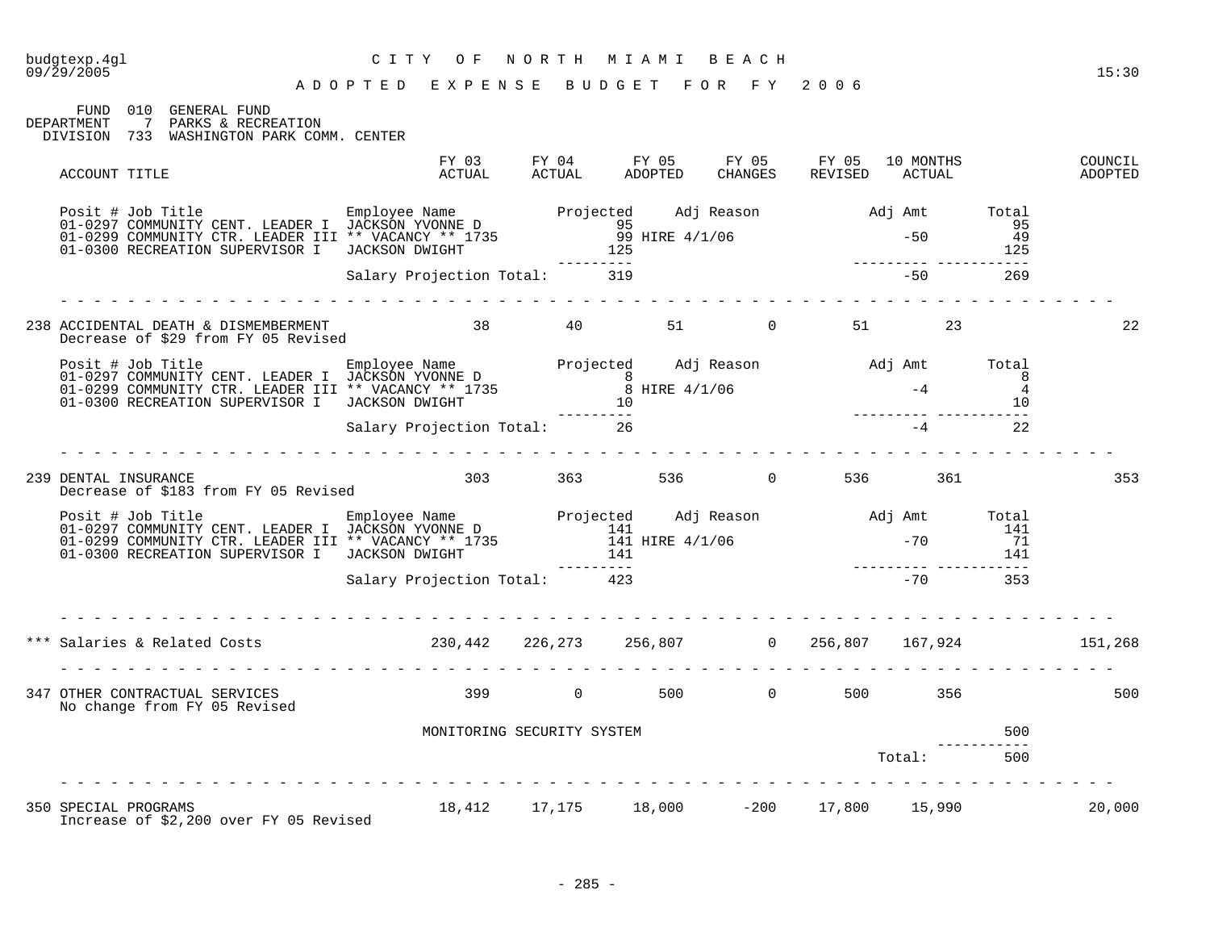budgtexp.4gl — CITY OF NORTH MIAMI BEACH
09/29/2005 — 15:30

# ADOPTED EXPENSE BUDGET FOR FY 2006

FUND 010 GENERAL FUND
DEPARTMENT 7 PARKS & RECREATION
DIVISION 733 WASHINGTON PARK COMM. CENTER

| ACCOUNT TITLE | FY 03 ACTUAL | FY 04 ACTUAL | FY 05 ADOPTED | FY 05 CHANGES | FY 05 REVISED | 10 MONTHS ACTUAL | COUNCIL ADOPTED |
|---|---|---|---|---|---|---|---|

| Posit # | Job Title | Employee Name | Projected | Adj Reason | Adj Amt | Total |
|---|---|---|---|---|---|---|
| 01-0297 | COMMUNITY CENT. LEADER I | JACKSON YVONNE D | 95 | | | 95 |
| 01-0299 | COMMUNITY CTR. LEADER III | ** VACANCY ** 1735 | 99 | HIRE 4/1/06 | -50 | 49 |
| 01-0300 | RECREATION SUPERVISOR I | JACKSON DWIGHT | 125 | | | 125 |
| | | Salary Projection Total: | 319 | | -50 | 269 |

| ACCOUNT TITLE | FY 03 ACTUAL | FY 04 ACTUAL | FY 05 ADOPTED | FY 05 CHANGES | FY 05 REVISED | 10 MONTHS ACTUAL | COUNCIL ADOPTED |
|---|---|---|---|---|---|---|---|
| 238 ACCIDENTAL DEATH & DISMEMBERMENT | 38 | 40 | 51 | 0 | 51 | 23 | 22 |

Decrease of $29 from FY 05 Revised

| Posit # | Job Title | Employee Name | Projected | Adj Reason | Adj Amt | Total |
|---|---|---|---|---|---|---|
| 01-0297 | COMMUNITY CENT. LEADER I | JACKSON YVONNE D | 8 | | | 8 |
| 01-0299 | COMMUNITY CTR. LEADER III | ** VACANCY ** 1735 | 8 | HIRE 4/1/06 | -4 | 4 |
| 01-0300 | RECREATION SUPERVISOR I | JACKSON DWIGHT | 10 | | | 10 |
| | | Salary Projection Total: | 26 | | -4 | 22 |

| ACCOUNT TITLE | FY 03 ACTUAL | FY 04 ACTUAL | FY 05 ADOPTED | FY 05 CHANGES | FY 05 REVISED | 10 MONTHS ACTUAL | COUNCIL ADOPTED |
|---|---|---|---|---|---|---|---|
| 239 DENTAL INSURANCE | 303 | 363 | 536 | 0 | 536 | 361 | 353 |

Decrease of $183 from FY 05 Revised

| Posit # | Job Title | Employee Name | Projected | Adj Reason | Adj Amt | Total |
|---|---|---|---|---|---|---|
| 01-0297 | COMMUNITY CENT. LEADER I | JACKSON YVONNE D | 141 | | | 141 |
| 01-0299 | COMMUNITY CTR. LEADER III | ** VACANCY ** 1735 | 141 | HIRE 4/1/06 | -70 | 71 |
| 01-0300 | RECREATION SUPERVISOR I | JACKSON DWIGHT | 141 | | | 141 |
| | | Salary Projection Total: | 423 | | -70 | 353 |

| ACCOUNT TITLE | FY 03 ACTUAL | FY 04 ACTUAL | FY 05 ADOPTED | FY 05 CHANGES | FY 05 REVISED | 10 MONTHS ACTUAL | COUNCIL ADOPTED |
|---|---|---|---|---|---|---|---|
| *** Salaries & Related Costs | 230,442 | 226,273 | 256,807 | 0 | 256,807 | 167,924 | 151,268 |
| 347 OTHER CONTRACTUAL SERVICES | 399 | 0 | 500 | 0 | 500 | 356 | 500 |

No change from FY 05 Revised

| Description | Amount |
|---|---|
| MONITORING SECURITY SYSTEM | 500 |
| Total: | 500 |

| ACCOUNT TITLE | FY 03 ACTUAL | FY 04 ACTUAL | FY 05 ADOPTED | FY 05 CHANGES | FY 05 REVISED | 10 MONTHS ACTUAL | COUNCIL ADOPTED |
|---|---|---|---|---|---|---|---|
| 350 SPECIAL PROGRAMS | 18,412 | 17,175 | 18,000 | -200 | 17,800 | 15,990 | 20,000 |

Increase of $2,200 over FY 05 Revised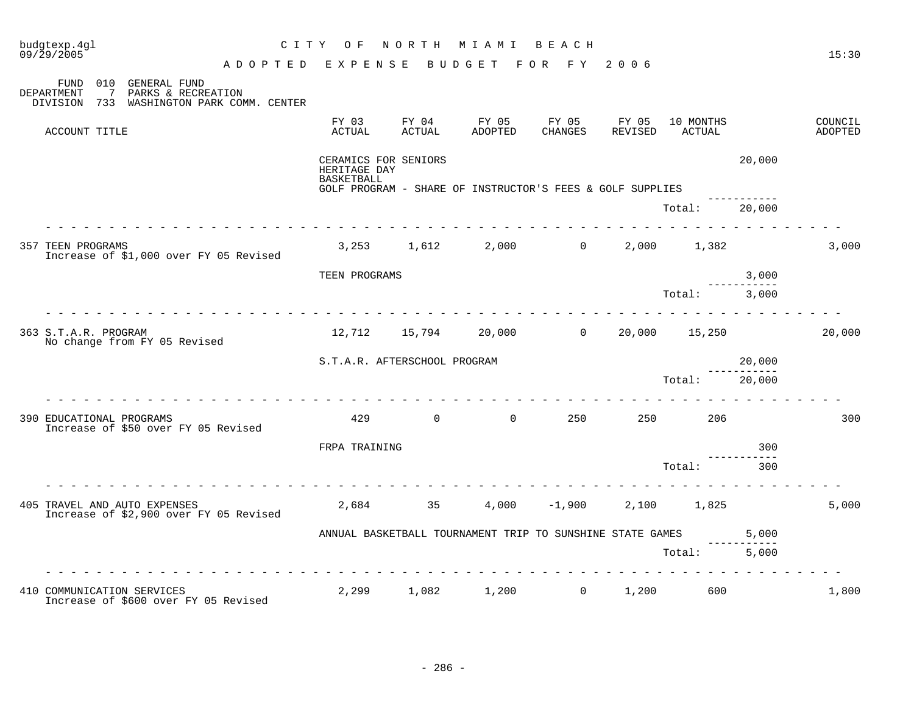budgtexp.4gl
09/29/2005

# CITY OF NORTH MIAMI BEACH

## ADOPTED EXPENSE BUDGET FOR FY 2006

15:30

FUND 010 GENERAL FUND
DEPARTMENT 7 PARKS & RECREATION
DIVISION 733 WASHINGTON PARK COMM. CENTER

| ACCOUNT TITLE | FY 03 ACTUAL | FY 04 ACTUAL | FY 05 ADOPTED | FY 05 CHANGES | FY 05 REVISED | 10 MONTHS ACTUAL | | COUNCIL ADOPTED |
|---|---|---|---|---|---|---|---|---|
| | CERAMICS FOR SENIORS | | | | | | 20,000 | |
| | HERITAGE DAY | | | | | | | |
| | BASKETBALL | | | | | | | |
| | GOLF PROGRAM - SHARE OF INSTRUCTOR'S FEES & GOLF SUPPLIES | | | | | | | |
| | | | | | | Total: | 20,000 | |
| 357 TEEN PROGRAMS<br>Increase of $1,000 over FY 05 Revised | 3,253 | 1,612 | 2,000 | 0 | 2,000 | 1,382 | | 3,000 |
| | TEEN PROGRAMS | | | | | | 3,000 | |
| | | | | | | Total: | 3,000 | |
| 363 S.T.A.R. PROGRAM<br>No change from FY 05 Revised | 12,712 | 15,794 | 20,000 | 0 | 20,000 | 15,250 | | 20,000 |
| | S.T.A.R. AFTERSCHOOL PROGRAM | | | | | | 20,000 | |
| | | | | | | Total: | 20,000 | |
| 390 EDUCATIONAL PROGRAMS<br>Increase of $50 over FY 05 Revised | 429 | 0 | 0 | 250 | 250 | 206 | | 300 |
| | FRPA TRAINING | | | | | | 300 | |
| | | | | | | Total: | 300 | |
| 405 TRAVEL AND AUTO EXPENSES<br>Increase of $2,900 over FY 05 Revised | 2,684 | 35 | 4,000 | -1,900 | 2,100 | 1,825 | | 5,000 |
| | ANNUAL BASKETBALL TOURNAMENT TRIP TO SUNSHINE STATE GAMES | | | | | | 5,000 | |
| | | | | | | Total: | 5,000 | |
| 410 COMMUNICATION SERVICES<br>Increase of $600 over FY 05 Revised | 2,299 | 1,082 | 1,200 | 0 | 1,200 | 600 | | 1,800 |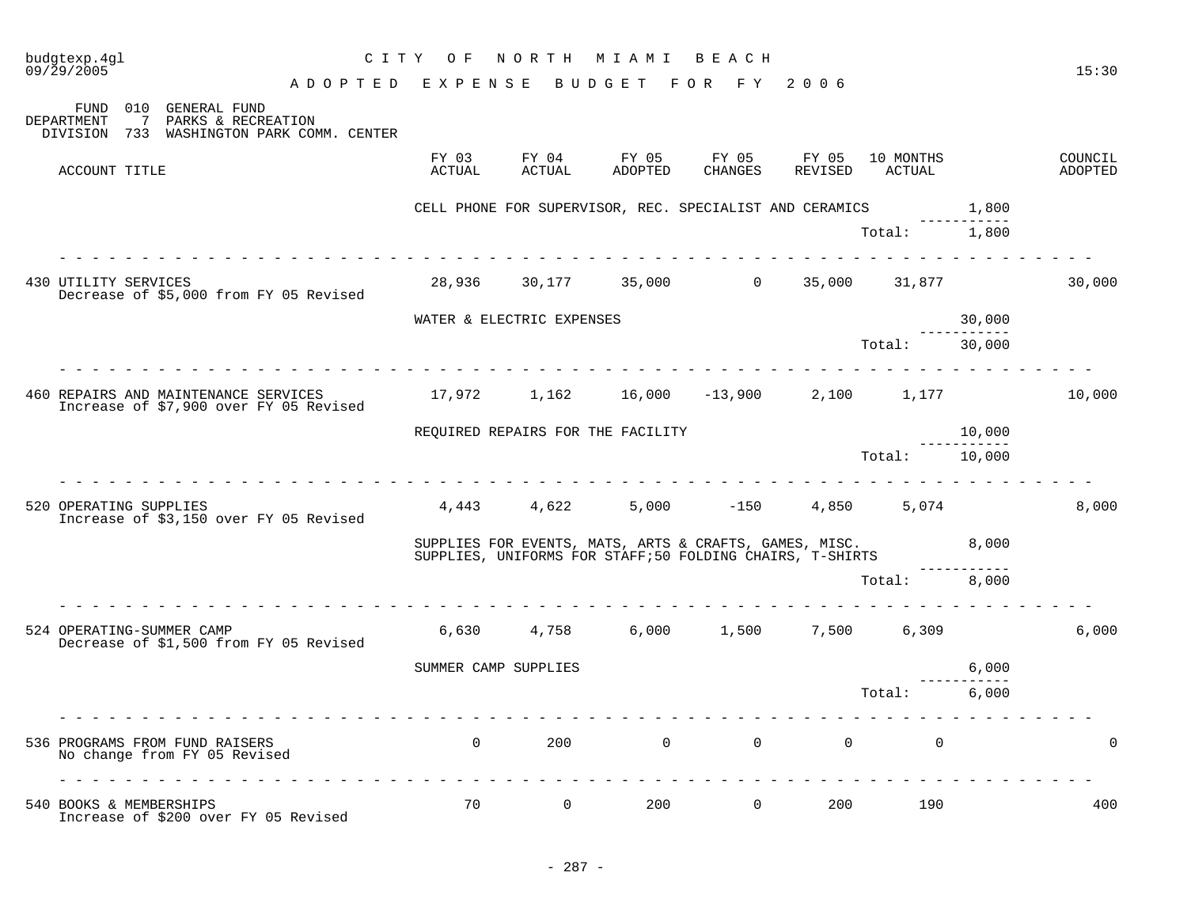FUND 010 GENERAL FUND
DEPARTMENT 7 PARKS & RECREATION
DIVISION 733 WASHINGTON PARK COMM. CENTER

| ACCOUNT TITLE | FY 03 ACTUAL | FY 04 ACTUAL | FY 05 ADOPTED | FY 05 CHANGES | FY 05 REVISED | 10 MONTHS ACTUAL | | COUNCIL ADOPTED |
|---|---|---|---|---|---|---|---|---|
| | CELL PHONE FOR SUPERVISOR, REC. SPECIALIST AND CERAMICS | | | | | | 1,800 | |
| | | | | | | Total: | 1,800 | |
| 430 UTILITY SERVICES<br>Decrease of $5,000 from FY 05 Revised | 28,936 | 30,177 | 35,000 | 0 | 35,000 | 31,877 | | 30,000 |
| | WATER & ELECTRIC EXPENSES | | | | | | 30,000 | |
| | | | | | | Total: | 30,000 | |
| 460 REPAIRS AND MAINTENANCE SERVICES<br>Increase of $7,900 over FY 05 Revised | 17,972 | 1,162 | 16,000 | -13,900 | 2,100 | 1,177 | | 10,000 |
| | REQUIRED REPAIRS FOR THE FACILITY | | | | | | 10,000 | |
| | | | | | | Total: | 10,000 | |
| 520 OPERATING SUPPLIES<br>Increase of $3,150 over FY 05 Revised | 4,443 | 4,622 | 5,000 | -150 | 4,850 | 5,074 | | 8,000 |
| | SUPPLIES FOR EVENTS, MATS, ARTS & CRAFTS, GAMES, MISC. SUPPLIES, UNIFORMS FOR STAFF;50 FOLDING CHAIRS, T-SHIRTS | | | | | | 8,000 | |
| | | | | | | Total: | 8,000 | |
| 524 OPERATING-SUMMER CAMP<br>Decrease of $1,500 from FY 05 Revised | 6,630 | 4,758 | 6,000 | 1,500 | 7,500 | 6,309 | | 6,000 |
| | SUMMER CAMP SUPPLIES | | | | | | 6,000 | |
| | | | | | | Total: | 6,000 | |
| 536 PROGRAMS FROM FUND RAISERS<br>No change from FY 05 Revised | 0 | 200 | 0 | 0 | 0 | 0 | | 0 |
| 540 BOOKS & MEMBERSHIPS<br>Increase of $200 over FY 05 Revised | 70 | 0 | 200 | 0 | 200 | 190 | | 400 |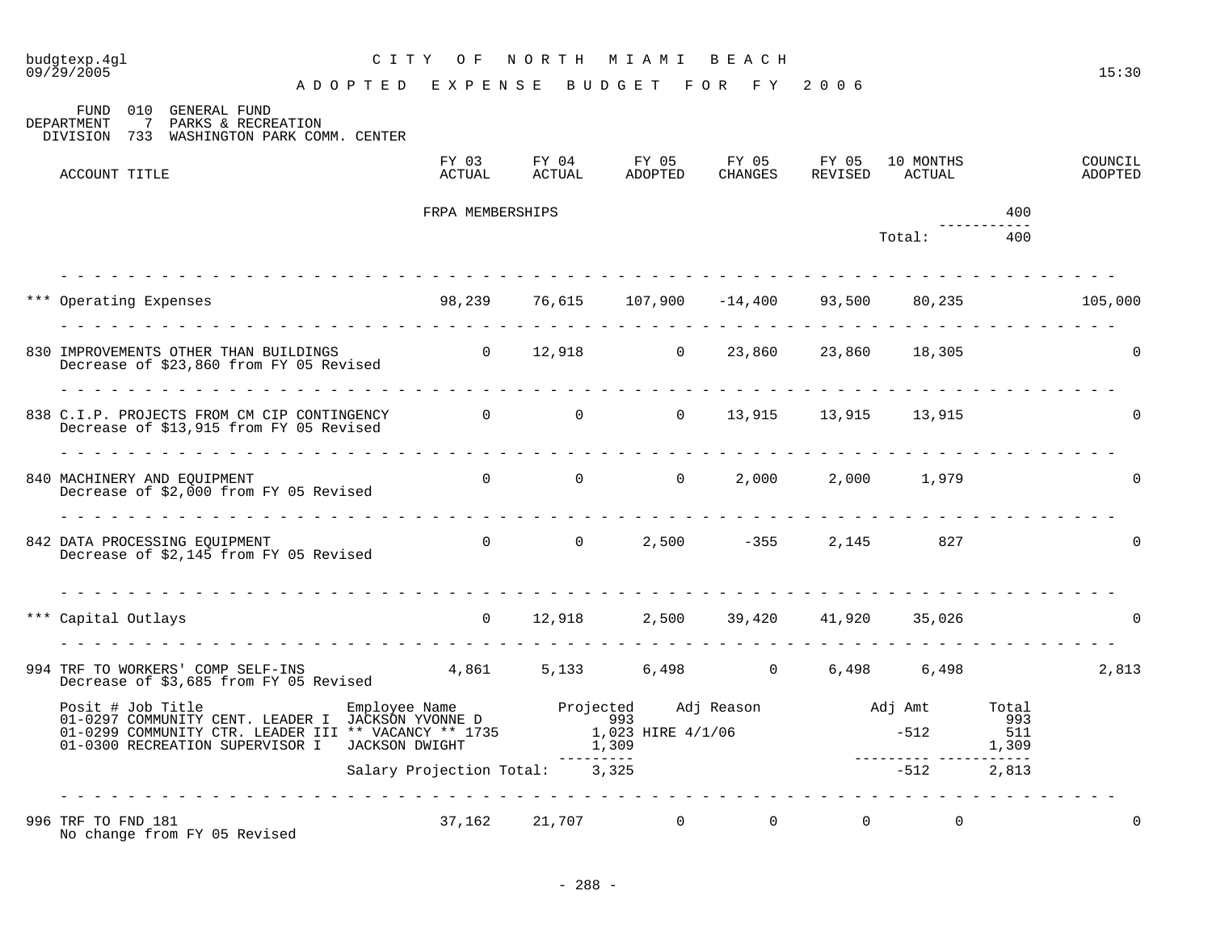budgtexp.4gl
09/29/2005

# CITY OF NORTH MIAMI BEACH

## ADOPTED EXPENSE BUDGET FOR FY 2006

15:30

FUND 010 GENERAL FUND
DEPARTMENT 7 PARKS & RECREATION
DIVISION 733 WASHINGTON PARK COMM. CENTER

| ACCOUNT TITLE | FY 03 ACTUAL | FY 04 ACTUAL | FY 05 ADOPTED | FY 05 CHANGES | FY 05 REVISED | 10 MONTHS ACTUAL | | COUNCIL ADOPTED |
|---|---|---|---|---|---|---|---|---|
| | FRPA MEMBERSHIPS | | | | | | 400 | |
| | | | | | | Total: | 400 | |
| *** Operating Expenses | 98,239 | 76,615 | 107,900 | -14,400 | 93,500 | 80,235 | | 105,000 |
| 830 IMPROVEMENTS OTHER THAN BUILDINGS<br>Decrease of $23,860 from FY 05 Revised | 0 | 12,918 | 0 | 23,860 | 23,860 | 18,305 | | 0 |
| 838 C.I.P. PROJECTS FROM CM CIP CONTINGENCY<br>Decrease of $13,915 from FY 05 Revised | 0 | 0 | 0 | 13,915 | 13,915 | 13,915 | | 0 |
| 840 MACHINERY AND EQUIPMENT<br>Decrease of $2,000 from FY 05 Revised | 0 | 0 | 0 | 2,000 | 2,000 | 1,979 | | 0 |
| 842 DATA PROCESSING EQUIPMENT<br>Decrease of $2,145 from FY 05 Revised | 0 | 0 | 2,500 | -355 | 2,145 | 827 | | 0 |
| *** Capital Outlays | 0 | 12,918 | 2,500 | 39,420 | 41,920 | 35,026 | | 0 |
| 994 TRF TO WORKERS' COMP SELF-INS<br>Decrease of $3,685 from FY 05 Revised | 4,861 | 5,133 | 6,498 | 0 | 6,498 | 6,498 | | 2,813 |

| Posit # Job Title | Employee Name | Projected | Adj Reason | Adj Amt | Total |
|---|---|---|---|---|---|
| 01-0297 COMMUNITY CENT. LEADER I | JACKSON YVONNE D | 993 | | | 993 |
| 01-0299 COMMUNITY CTR. LEADER III | ** VACANCY ** 1735 | 1,023 | HIRE 4/1/06 | -512 | 511 |
| 01-0300 RECREATION SUPERVISOR I | JACKSON DWIGHT | 1,309 | | | 1,309 |
| | Salary Projection Total: | 3,325 | | -512 | 2,813 |

| ACCOUNT TITLE | FY 03 ACTUAL | FY 04 ACTUAL | FY 05 ADOPTED | FY 05 CHANGES | FY 05 REVISED | 10 MONTHS ACTUAL | | COUNCIL ADOPTED |
|---|---|---|---|---|---|---|---|---|
| 996 TRF TO FND 181<br>No change from FY 05 Revised | 37,162 | 21,707 | 0 | 0 | 0 | 0 | | 0 |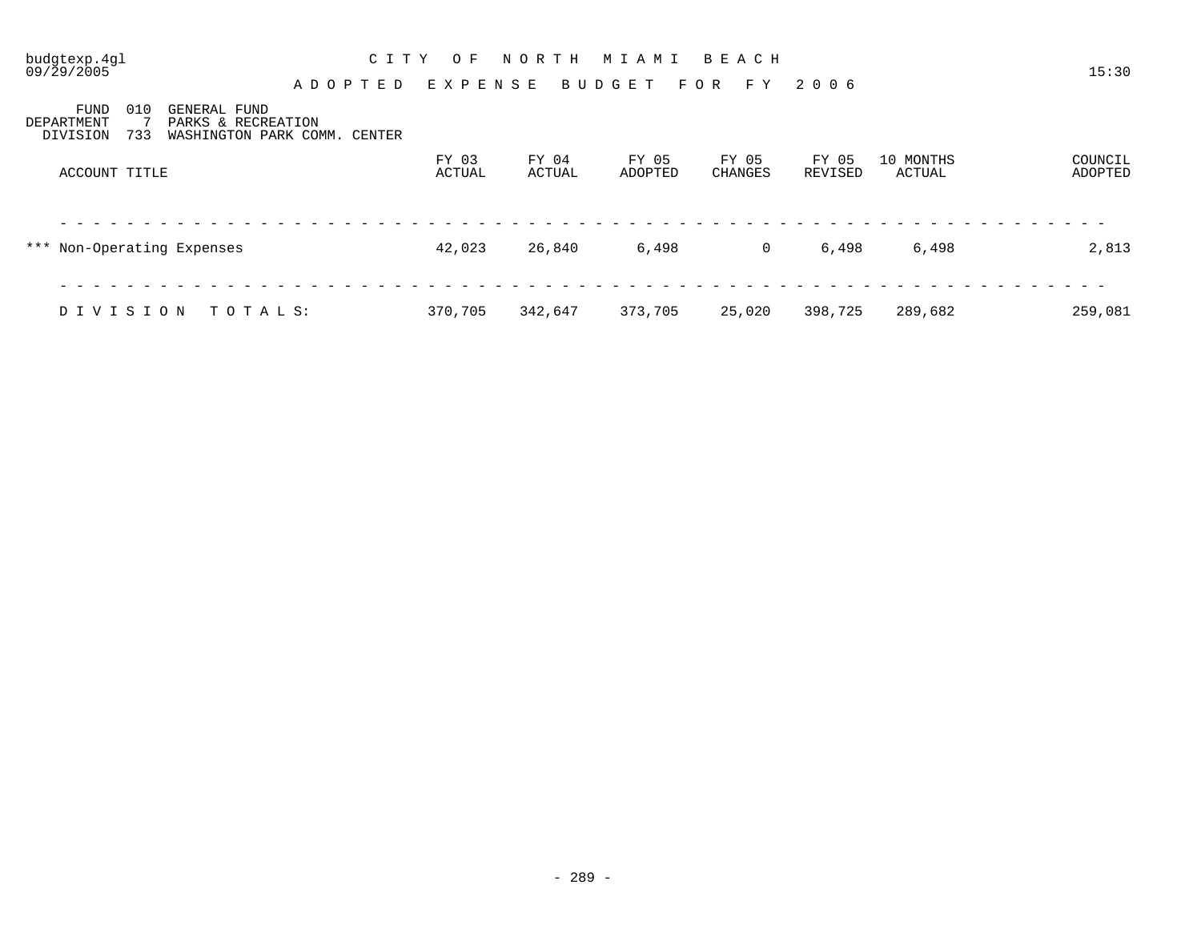budgtexp.4gl
09/29/2005

# CITY OF NORTH MIAMI BEACH

## ADOPTED EXPENSE BUDGET FOR FY 2006

15:30

FUND 010 GENERAL FUND
DEPARTMENT 7 PARKS & RECREATION
DIVISION 733 WASHINGTON PARK COMM. CENTER

| ACCOUNT TITLE | FY 03 ACTUAL | FY 04 ACTUAL | FY 05 ADOPTED | FY 05 CHANGES | FY 05 REVISED | 10 MONTHS ACTUAL | COUNCIL ADOPTED |
|---|---|---|---|---|---|---|---|
| *** Non-Operating Expenses | 42,023 | 26,840 | 6,498 | 0 | 6,498 | 6,498 | 2,813 |
| DIVISION TOTALS: | 370,705 | 342,647 | 373,705 | 25,020 | 398,725 | 289,682 | 259,081 |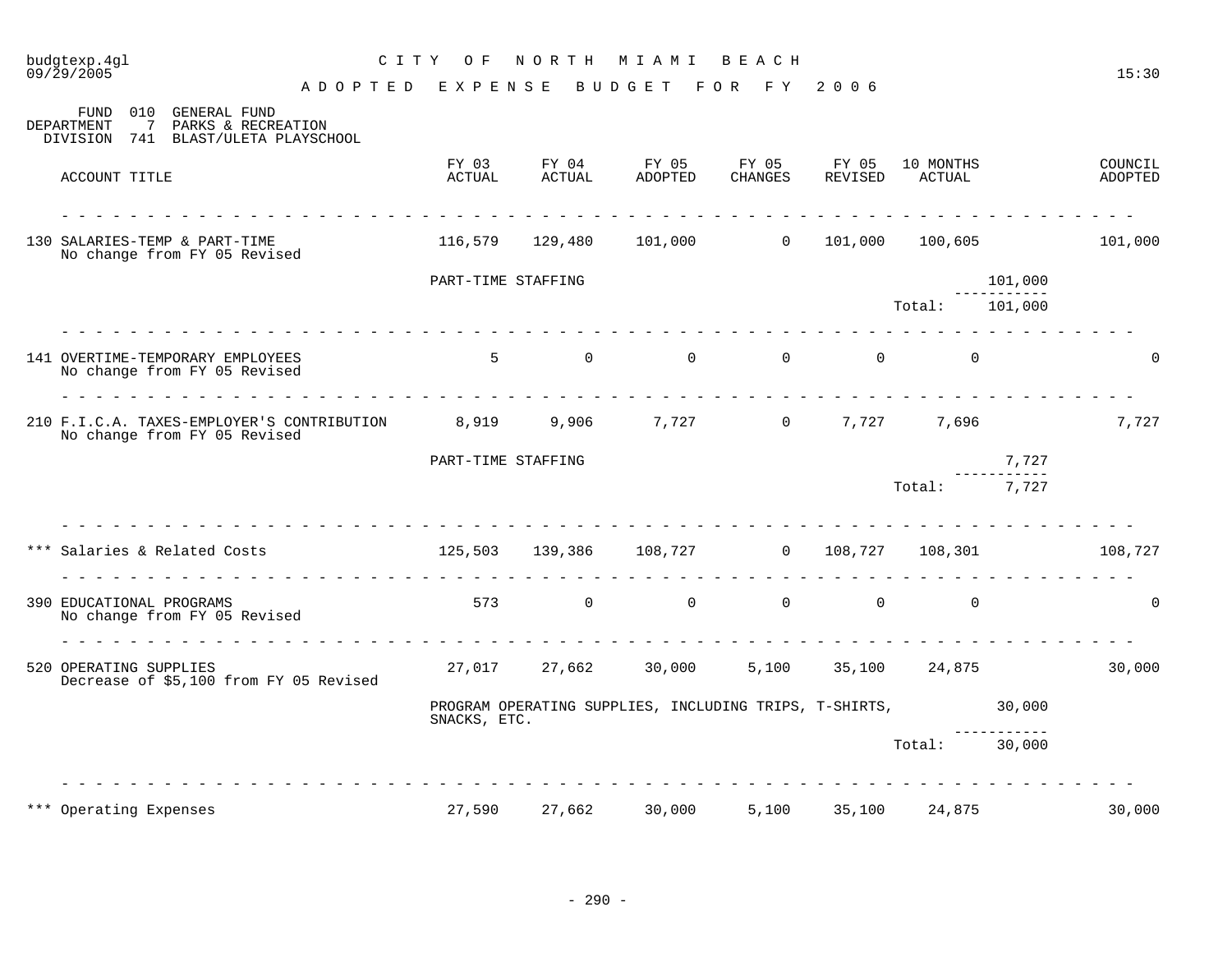# CITY OF NORTH MIAMI BEACH

## ADOPTED EXPENSE BUDGET FOR FY 2006

FUND 010 GENERAL FUND
DEPARTMENT 7 PARKS & RECREATION
DIVISION 741 BLAST/ULETA PLAYSCHOOL

| ACCOUNT TITLE | FY 03 ACTUAL | FY 04 ACTUAL | FY 05 ADOPTED | FY 05 CHANGES | FY 05 REVISED | 10 MONTHS ACTUAL | | COUNCIL ADOPTED |
|---|---|---|---|---|---|---|---|---|
| 130 SALARIES-TEMP & PART-TIME<br>No change from FY 05 Revised | 116,579 | 129,480 | 101,000 | 0 | 101,000 | 100,605 | | 101,000 |
| | PART-TIME STAFFING | | | | | | 101,000 | |
| | | | | | | Total: | 101,000 | |
| 141 OVERTIME-TEMPORARY EMPLOYEES<br>No change from FY 05 Revised | 5 | 0 | 0 | 0 | 0 | 0 | | 0 |
| 210 F.I.C.A. TAXES-EMPLOYER'S CONTRIBUTION<br>No change from FY 05 Revised | 8,919 | 9,906 | 7,727 | 0 | 7,727 | 7,696 | | 7,727 |
| | PART-TIME STAFFING | | | | | | 7,727 | |
| | | | | | | Total: | 7,727 | |
| *** Salaries & Related Costs | 125,503 | 139,386 | 108,727 | 0 | 108,727 | 108,301 | | 108,727 |
| 390 EDUCATIONAL PROGRAMS<br>No change from FY 05 Revised | 573 | 0 | 0 | 0 | 0 | 0 | | 0 |
| 520 OPERATING SUPPLIES<br>Decrease of $5,100 from FY 05 Revised | 27,017 | 27,662 | 30,000 | 5,100 | 35,100 | 24,875 | | 30,000 |
| | PROGRAM OPERATING SUPPLIES, INCLUDING TRIPS, T-SHIRTS, SNACKS, ETC. | | | | | | 30,000 | |
| | | | | | | Total: | 30,000 | |
| *** Operating Expenses | 27,590 | 27,662 | 30,000 | 5,100 | 35,100 | 24,875 | | 30,000 |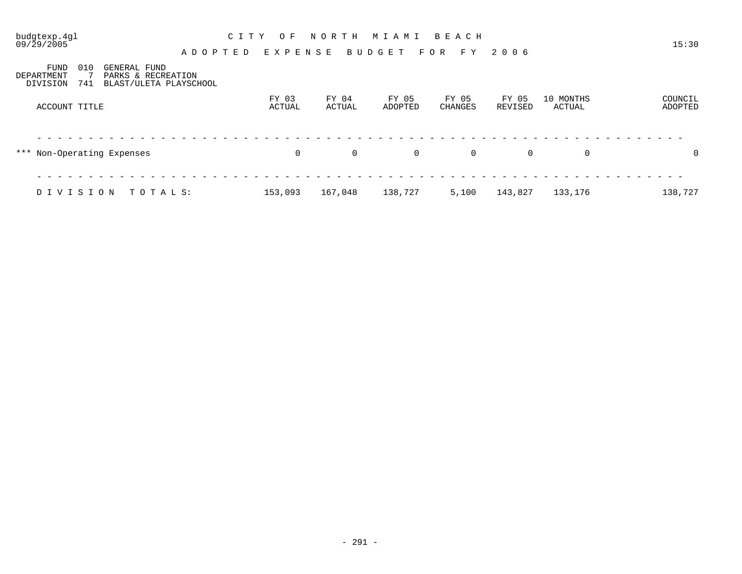# CITY OF NORTH MIAMI BEACH

## ADOPTED EXPENSE BUDGET FOR FY 2006

FUND 010 GENERAL FUND
DEPARTMENT 7 PARKS & RECREATION
DIVISION 741 BLAST/ULETA PLAYSCHOOL

| ACCOUNT TITLE | FY 03 ACTUAL | FY 04 ACTUAL | FY 05 ADOPTED | FY 05 CHANGES | FY 05 REVISED | 10 MONTHS ACTUAL | COUNCIL ADOPTED |
|---|---|---|---|---|---|---|---|
| *** Non-Operating Expenses | 0 | 0 | 0 | 0 | 0 | 0 | 0 |
| DIVISION TOTALS: | 153,093 | 167,048 | 138,727 | 5,100 | 143,827 | 133,176 | 138,727 |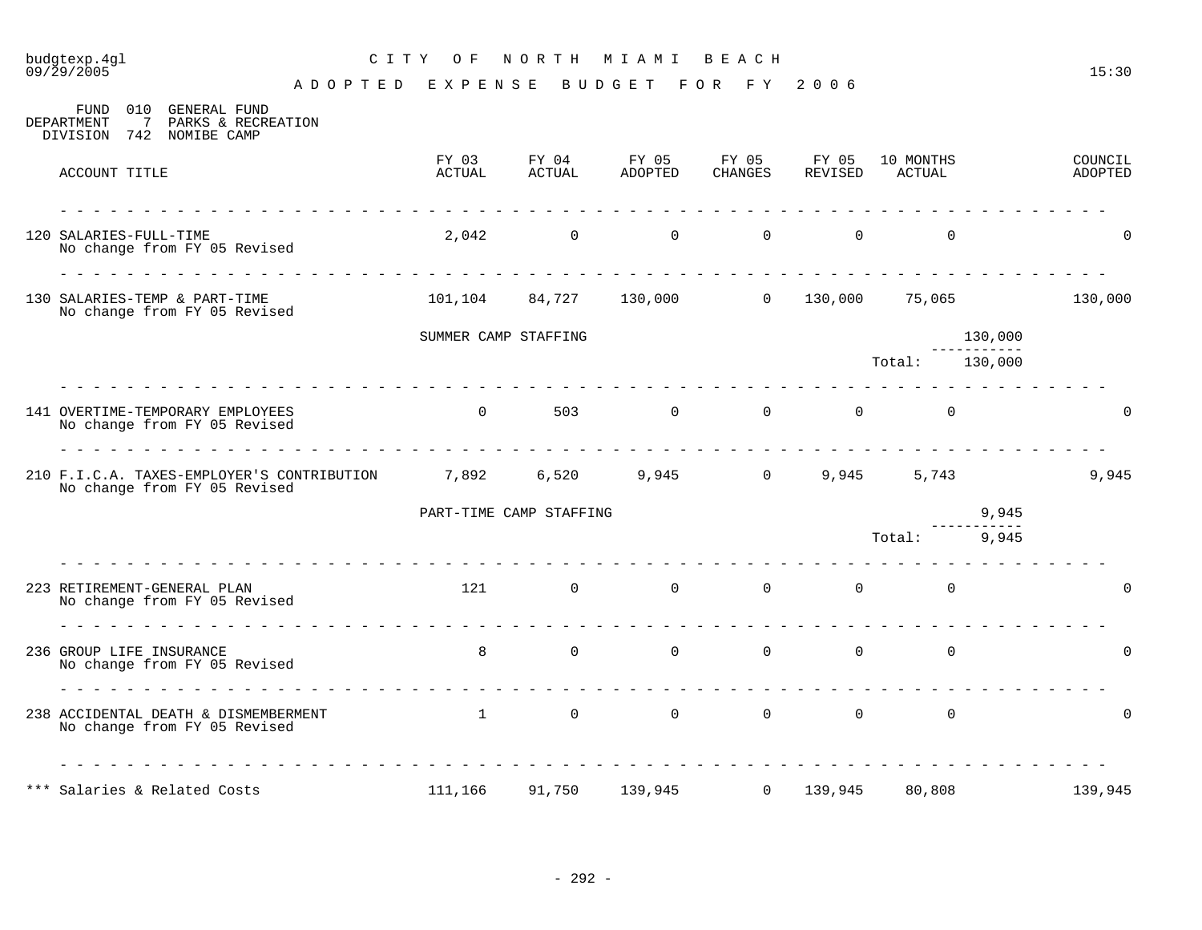# CITY OF NORTH MIAMI BEACH

## ADOPTED EXPENSE BUDGET FOR FY 2006

budgtexp.4gl
09/29/2005

15:30

FUND 010 GENERAL FUND
DEPARTMENT 7 PARKS & RECREATION
DIVISION 742 NOMIBE CAMP

| ACCOUNT TITLE | FY 03 ACTUAL | FY 04 ACTUAL | FY 05 ADOPTED | FY 05 CHANGES | FY 05 REVISED | 10 MONTHS ACTUAL | | COUNCIL ADOPTED |
|---|---|---|---|---|---|---|---|---|
| 120 SALARIES-FULL-TIME<br>No change from FY 05 Revised | 2,042 | 0 | 0 | 0 | 0 | 0 | | 0 |
| 130 SALARIES-TEMP & PART-TIME<br>No change from FY 05 Revised | 101,104 | 84,727 | 130,000 | 0 | 130,000 | 75,065 | | 130,000 |
| SUMMER CAMP STAFFING | | | | | | | 130,000 | |
| | | | | | | Total: | 130,000 | |
| 141 OVERTIME-TEMPORARY EMPLOYEES<br>No change from FY 05 Revised | 0 | 503 | 0 | 0 | 0 | 0 | | 0 |
| 210 F.I.C.A. TAXES-EMPLOYER'S CONTRIBUTION<br>No change from FY 05 Revised | 7,892 | 6,520 | 9,945 | 0 | 9,945 | 5,743 | | 9,945 |
| PART-TIME CAMP STAFFING | | | | | | | 9,945 | |
| | | | | | | Total: | 9,945 | |
| 223 RETIREMENT-GENERAL PLAN<br>No change from FY 05 Revised | 121 | 0 | 0 | 0 | 0 | 0 | | 0 |
| 236 GROUP LIFE INSURANCE<br>No change from FY 05 Revised | 8 | 0 | 0 | 0 | 0 | 0 | | 0 |
| 238 ACCIDENTAL DEATH & DISMEMBERMENT<br>No change from FY 05 Revised | 1 | 0 | 0 | 0 | 0 | 0 | | 0 |
| *** Salaries & Related Costs | 111,166 | 91,750 | 139,945 | 0 | 139,945 | 80,808 | | 139,945 |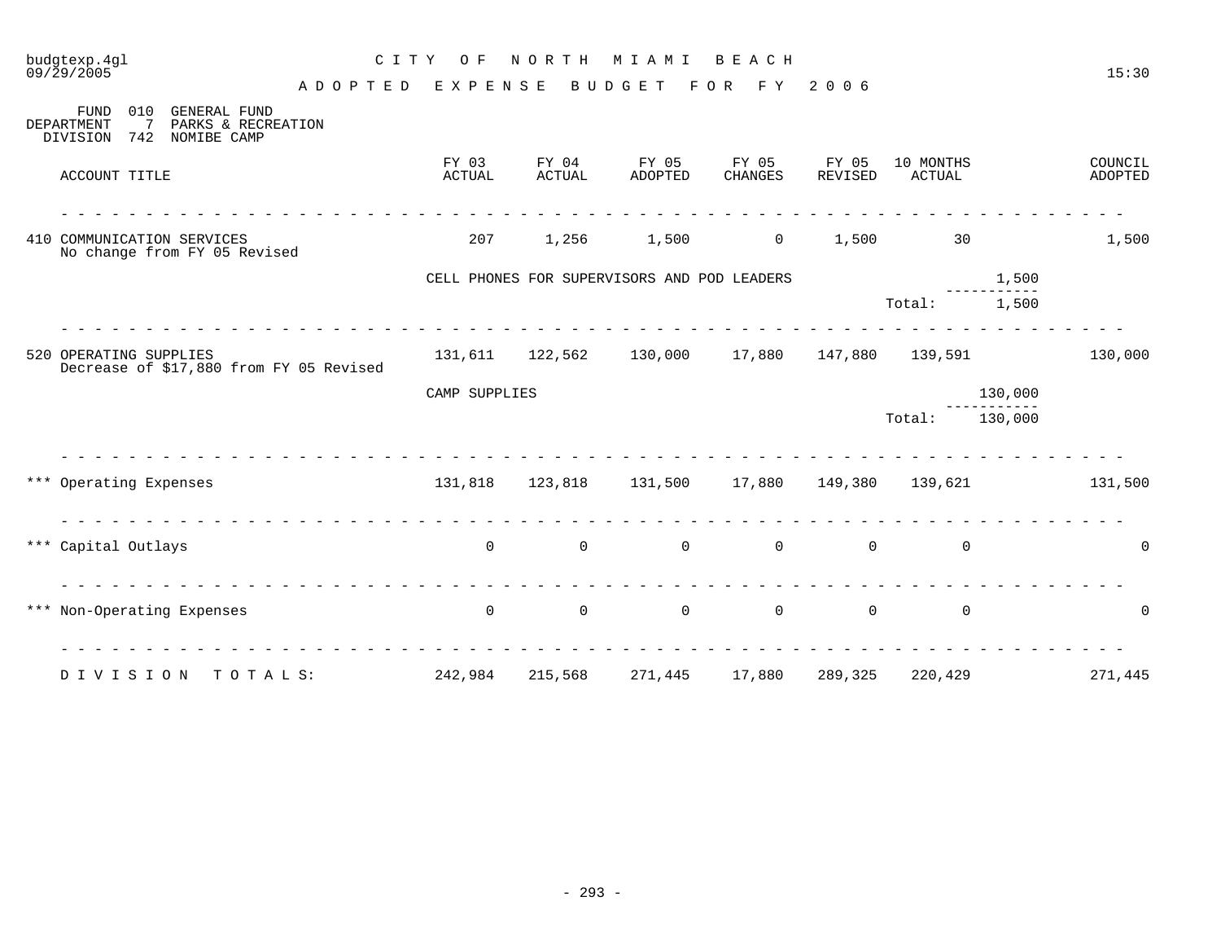# CITY OF NORTH MIAMI BEACH

## ADOPTED EXPENSE BUDGET FOR FY 2006

FUND 010 GENERAL FUND
DEPARTMENT 7 PARKS & RECREATION
DIVISION 742 NOMIBE CAMP

| ACCOUNT TITLE | FY 03 ACTUAL | FY 04 ACTUAL | FY 05 ADOPTED | FY 05 CHANGES | FY 05 REVISED | 10 MONTHS ACTUAL | | COUNCIL ADOPTED |
|---|---|---|---|---|---|---|---|---|
| 410 COMMUNICATION SERVICES<br>No change from FY 05 Revised | 207 | 1,256 | 1,500 | 0 | 1,500 | 30 | | 1,500 |
| | CELL PHONES FOR SUPERVISORS AND POD LEADERS | | | | | | 1,500 | |
| | | | | | | Total: | 1,500 | |
| 520 OPERATING SUPPLIES<br>Decrease of $17,880 from FY 05 Revised | 131,611 | 122,562 | 130,000 | 17,880 | 147,880 | 139,591 | | 130,000 |
| | CAMP SUPPLIES | | | | | | 130,000 | |
| | | | | | | Total: | 130,000 | |
| *** Operating Expenses | 131,818 | 123,818 | 131,500 | 17,880 | 149,380 | 139,621 | | 131,500 |
| *** Capital Outlays | 0 | 0 | 0 | 0 | 0 | 0 | | 0 |
| *** Non-Operating Expenses | 0 | 0 | 0 | 0 | 0 | 0 | | 0 |
| DIVISION TOTALS: | 242,984 | 215,568 | 271,445 | 17,880 | 289,325 | 220,429 | | 271,445 |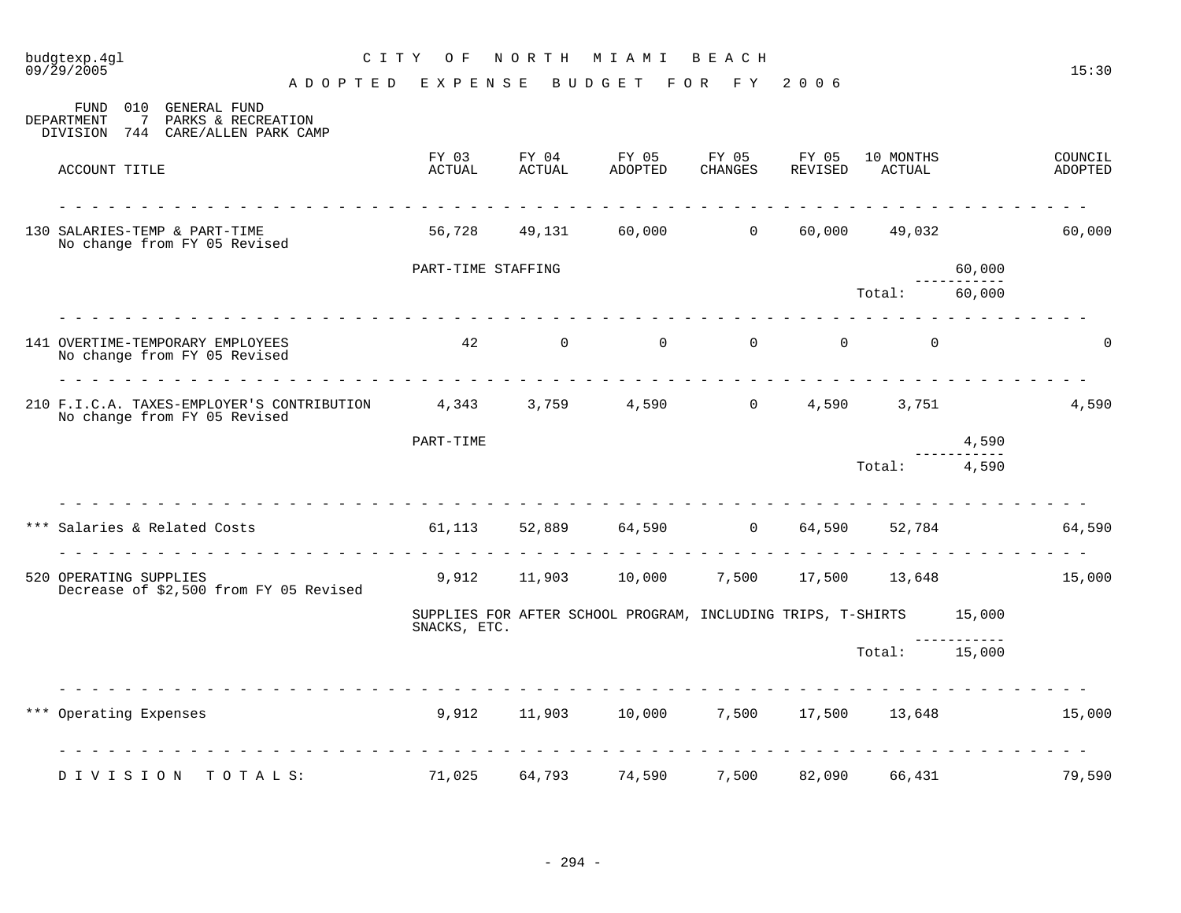budgtexp.4gl
09/29/2005

# CITY OF NORTH MIAMI BEACH

## ADOPTED EXPENSE BUDGET FOR FY 2006

15:30

FUND 010 GENERAL FUND
DEPARTMENT 7 PARKS & RECREATION
DIVISION 744 CARE/ALLEN PARK CAMP

| ACCOUNT TITLE | FY 03 ACTUAL | FY 04 ACTUAL | FY 05 ADOPTED | FY 05 CHANGES | FY 05 REVISED | 10 MONTHS ACTUAL | | COUNCIL ADOPTED |
|---|---|---|---|---|---|---|---|---|
| 130 SALARIES-TEMP & PART-TIME<br>No change from FY 05 Revised | 56,728 | 49,131 | 60,000 | 0 | 60,000 | 49,032 | | 60,000 |
| | PART-TIME STAFFING | | | | | | 60,000 | |
| | | | | | | Total: | 60,000 | |
| 141 OVERTIME-TEMPORARY EMPLOYEES<br>No change from FY 05 Revised | 42 | 0 | 0 | 0 | 0 | 0 | | 0 |
| 210 F.I.C.A. TAXES-EMPLOYER'S CONTRIBUTION<br>No change from FY 05 Revised | 4,343 | 3,759 | 4,590 | 0 | 4,590 | 3,751 | | 4,590 |
| | PART-TIME | | | | | | 4,590 | |
| | | | | | | Total: | 4,590 | |
| *** Salaries & Related Costs | 61,113 | 52,889 | 64,590 | 0 | 64,590 | 52,784 | | 64,590 |
| 520 OPERATING SUPPLIES<br>Decrease of $2,500 from FY 05 Revised | 9,912 | 11,903 | 10,000 | 7,500 | 17,500 | 13,648 | | 15,000 |
| | SUPPLIES FOR AFTER SCHOOL PROGRAM, INCLUDING TRIPS, T-SHIRTS SNACKS, ETC. | | | | | | 15,000 | |
| | | | | | | Total: | 15,000 | |
| *** Operating Expenses | 9,912 | 11,903 | 10,000 | 7,500 | 17,500 | 13,648 | | 15,000 |
| DIVISION TOTALS: | 71,025 | 64,793 | 74,590 | 7,500 | 82,090 | 66,431 | | 79,590 |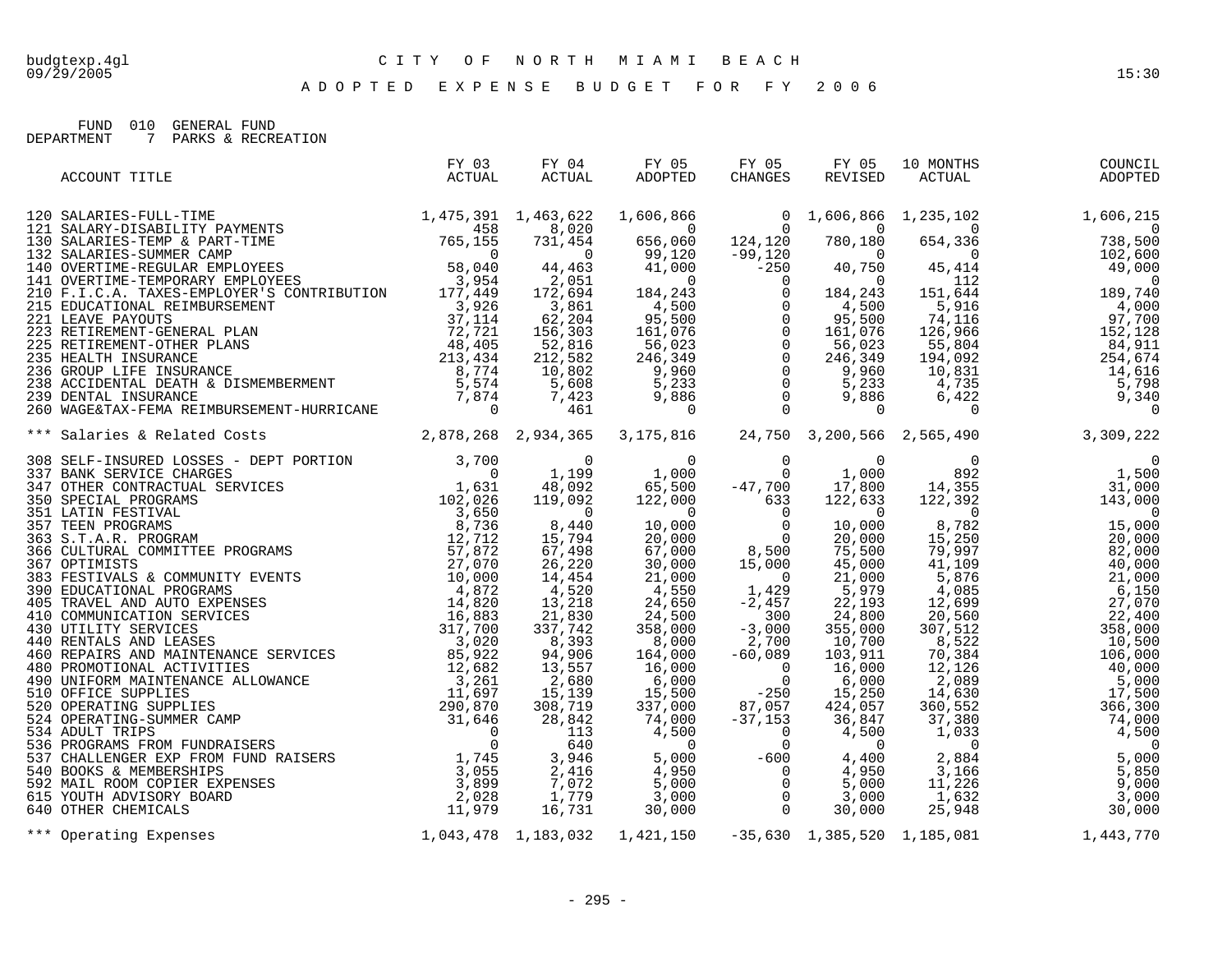# CITY OF NORTH MIAMI BEACH

## ADOPTED EXPENSE BUDGET FOR FY 2006

FUND 010 GENERAL FUND
DEPARTMENT 7 PARKS & RECREATION

| ACCOUNT TITLE | FY 03 ACTUAL | FY 04 ACTUAL | FY 05 ADOPTED | FY 05 CHANGES | FY 05 REVISED | 10 MONTHS ACTUAL | COUNCIL ADOPTED |
|---|---|---|---|---|---|---|---|
| 120 SALARIES-FULL-TIME | 1,475,391 | 1,463,622 | 1,606,866 | 0 | 1,606,866 | 1,235,102 | 1,606,215 |
| 121 SALARY-DISABILITY PAYMENTS | 458 | 8,020 | 0 | 0 | 0 | 0 | 0 |
| 130 SALARIES-TEMP & PART-TIME | 765,155 | 731,454 | 656,060 | 124,120 | 780,180 | 654,336 | 738,500 |
| 132 SALARIES-SUMMER CAMP | 0 | 0 | 99,120 | -99,120 | 0 | 0 | 102,600 |
| 140 OVERTIME-REGULAR EMPLOYEES | 58,040 | 44,463 | 41,000 | -250 | 40,750 | 45,414 | 49,000 |
| 141 OVERTIME-TEMPORARY EMPLOYEES | 3,954 | 2,051 | 0 | 0 | 0 | 112 | 0 |
| 210 F.I.C.A. TAXES-EMPLOYER'S CONTRIBUTION | 177,449 | 172,694 | 184,243 | 0 | 184,243 | 151,644 | 189,740 |
| 215 EDUCATIONAL REIMBURSEMENT | 3,926 | 3,861 | 4,500 | 0 | 4,500 | 5,916 | 4,000 |
| 221 LEAVE PAYOUTS | 37,114 | 62,204 | 95,500 | 0 | 95,500 | 74,116 | 97,700 |
| 223 RETIREMENT-GENERAL PLAN | 72,721 | 156,303 | 161,076 | 0 | 161,076 | 126,966 | 152,128 |
| 225 RETIREMENT-OTHER PLANS | 48,405 | 52,816 | 56,023 | 0 | 56,023 | 55,804 | 84,911 |
| 235 HEALTH INSURANCE | 213,434 | 212,582 | 246,349 | 0 | 246,349 | 194,092 | 254,674 |
| 236 GROUP LIFE INSURANCE | 8,774 | 10,802 | 9,960 | 0 | 9,960 | 10,831 | 14,616 |
| 238 ACCIDENTAL DEATH & DISMEMBERMENT | 5,574 | 5,608 | 5,233 | 0 | 5,233 | 4,735 | 5,798 |
| 239 DENTAL INSURANCE | 7,874 | 7,423 | 9,886 | 0 | 9,886 | 6,422 | 9,340 |
| 260 WAGE&TAX-FEMA REIMBURSEMENT-HURRICANE | 0 | 461 | 0 | 0 | 0 | 0 | 0 |
| *** Salaries & Related Costs | 2,878,268 | 2,934,365 | 3,175,816 | 24,750 | 3,200,566 | 2,565,490 | 3,309,222 |
| 308 SELF-INSURED LOSSES - DEPT PORTION | 3,700 | 0 | 0 | 0 | 0 | 0 | 0 |
| 337 BANK SERVICE CHARGES | 0 | 1,199 | 1,000 | 0 | 1,000 | 892 | 1,500 |
| 347 OTHER CONTRACTUAL SERVICES | 1,631 | 48,092 | 65,500 | -47,700 | 17,800 | 14,355 | 31,000 |
| 350 SPECIAL PROGRAMS | 102,026 | 119,092 | 122,000 | 633 | 122,633 | 122,392 | 143,000 |
| 351 LATIN FESTIVAL | 3,650 | 0 | 0 | 0 | 0 | 0 | 0 |
| 357 TEEN PROGRAMS | 8,736 | 8,440 | 10,000 | 0 | 10,000 | 8,782 | 15,000 |
| 363 S.T.A.R. PROGRAM | 12,712 | 15,794 | 20,000 | 0 | 20,000 | 15,250 | 20,000 |
| 366 CULTURAL COMMITTEE PROGRAMS | 57,872 | 67,498 | 67,000 | 8,500 | 75,500 | 79,997 | 82,000 |
| 367 OPTIMISTS | 27,070 | 26,220 | 30,000 | 15,000 | 45,000 | 41,109 | 40,000 |
| 383 FESTIVALS & COMMUNITY EVENTS | 10,000 | 14,454 | 21,000 | 0 | 21,000 | 5,876 | 21,000 |
| 390 EDUCATIONAL PROGRAMS | 4,872 | 4,520 | 4,550 | 1,429 | 5,979 | 4,085 | 6,150 |
| 405 TRAVEL AND AUTO EXPENSES | 14,820 | 13,218 | 24,650 | -2,457 | 22,193 | 12,699 | 27,070 |
| 410 COMMUNICATION SERVICES | 16,883 | 21,830 | 24,500 | 300 | 24,800 | 20,560 | 22,400 |
| 430 UTILITY SERVICES | 317,700 | 337,742 | 358,000 | -3,000 | 355,000 | 307,512 | 358,000 |
| 440 RENTALS AND LEASES | 3,020 | 8,393 | 8,000 | 2,700 | 10,700 | 8,522 | 10,500 |
| 460 REPAIRS AND MAINTENANCE SERVICES | 85,922 | 94,906 | 164,000 | -60,089 | 103,911 | 70,384 | 106,000 |
| 480 PROMOTIONAL ACTIVITIES | 12,682 | 13,557 | 16,000 | 0 | 16,000 | 12,126 | 40,000 |
| 490 UNIFORM MAINTENANCE ALLOWANCE | 3,261 | 2,680 | 6,000 | 0 | 6,000 | 2,089 | 5,000 |
| 510 OFFICE SUPPLIES | 11,697 | 15,139 | 15,500 | -250 | 15,250 | 14,630 | 17,500 |
| 520 OPERATING SUPPLIES | 290,870 | 308,719 | 337,000 | 87,057 | 424,057 | 360,552 | 366,300 |
| 524 OPERATING-SUMMER CAMP | 31,646 | 28,842 | 74,000 | -37,153 | 36,847 | 37,380 | 74,000 |
| 534 ADULT TRIPS | 0 | 113 | 4,500 | 0 | 4,500 | 1,033 | 4,500 |
| 536 PROGRAMS FROM FUNDRAISERS | 0 | 640 | 0 | 0 | 0 | 0 | 0 |
| 537 CHALLENGER EXP FROM FUND RAISERS | 1,745 | 3,946 | 5,000 | -600 | 4,400 | 2,884 | 5,000 |
| 540 BOOKS & MEMBERSHIPS | 3,055 | 2,416 | 4,950 | 0 | 4,950 | 3,166 | 5,850 |
| 592 MAIL ROOM COPIER EXPENSES | 3,899 | 7,072 | 5,000 | 0 | 5,000 | 11,226 | 9,000 |
| 615 YOUTH ADVISORY BOARD | 2,028 | 1,779 | 3,000 | 0 | 3,000 | 1,632 | 3,000 |
| 640 OTHER CHEMICALS | 11,979 | 16,731 | 30,000 | 0 | 30,000 | 25,948 | 30,000 |
| *** Operating Expenses | 1,043,478 | 1,183,032 | 1,421,150 | -35,630 | 1,385,520 | 1,185,081 | 1,443,770 |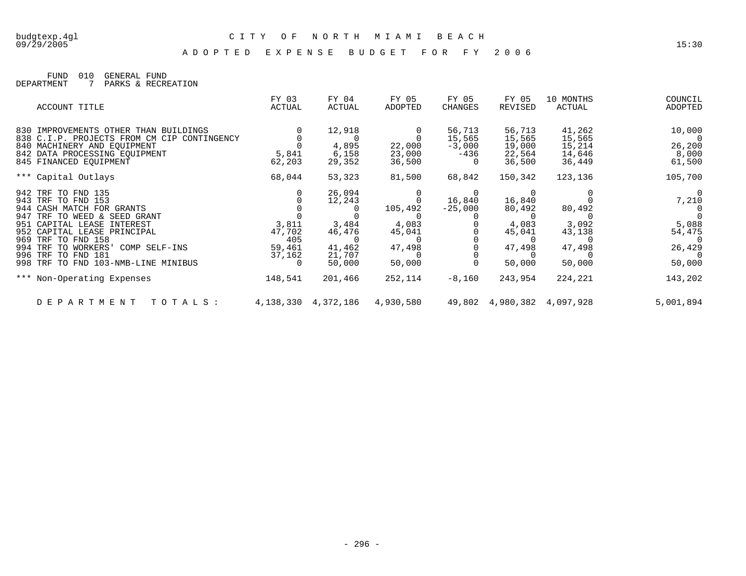budgtexp.4gl 09/29/2005

# CITY OF NORTH MIAMI BEACH

15:30

## ADOPTED EXPENSE BUDGET FOR FY 2006

FUND 010 GENERAL FUND
DEPARTMENT 7 PARKS & RECREATION

| ACCOUNT TITLE | FY 03 ACTUAL | FY 04 ACTUAL | FY 05 ADOPTED | FY 05 CHANGES | FY 05 REVISED | 10 MONTHS ACTUAL | COUNCIL ADOPTED |
|---|---|---|---|---|---|---|---|
| 830 IMPROVEMENTS OTHER THAN BUILDINGS | 0 | 12,918 | 0 | 56,713 | 56,713 | 41,262 | 10,000 |
| 838 C.I.P. PROJECTS FROM CM CIP CONTINGENCY | 0 | 0 | 0 | 15,565 | 15,565 | 15,565 | 0 |
| 840 MACHINERY AND EQUIPMENT | 0 | 4,895 | 22,000 | -3,000 | 19,000 | 15,214 | 26,200 |
| 842 DATA PROCESSING EQUIPMENT | 5,841 | 6,158 | 23,000 | -436 | 22,564 | 14,646 | 8,000 |
| 845 FINANCED EQUIPMENT | 62,203 | 29,352 | 36,500 | 0 | 36,500 | 36,449 | 61,500 |
| *** Capital Outlays | 68,044 | 53,323 | 81,500 | 68,842 | 150,342 | 123,136 | 105,700 |
| 942 TRF TO FND 135 | 0 | 26,094 | 0 | 0 | 0 | 0 | 0 |
| 943 TRF TO FND 153 | 0 | 12,243 | 0 | 16,840 | 16,840 | 0 | 7,210 |
| 944 CASH MATCH FOR GRANTS | 0 | 0 | 105,492 | -25,000 | 80,492 | 80,492 | 0 |
| 947 TRF TO WEED & SEED GRANT | 0 | 0 | 0 | 0 | 0 | 0 | 0 |
| 951 CAPITAL LEASE INTEREST | 3,811 | 3,484 | 4,083 | 0 | 4,083 | 3,092 | 5,088 |
| 952 CAPITAL LEASE PRINCIPAL | 47,702 | 46,476 | 45,041 | 0 | 45,041 | 43,138 | 54,475 |
| 969 TRF TO FND 158 | 405 | 0 | 0 | 0 | 0 | 0 | 0 |
| 994 TRF TO WORKERS' COMP SELF-INS | 59,461 | 41,462 | 47,498 | 0 | 47,498 | 47,498 | 26,429 |
| 996 TRF TO FND 181 | 37,162 | 21,707 | 0 | 0 | 0 | 0 | 0 |
| 998 TRF TO FND 103-NMB-LINE MINIBUS | 0 | 50,000 | 50,000 | 0 | 50,000 | 50,000 | 50,000 |
| *** Non-Operating Expenses | 148,541 | 201,466 | 252,114 | -8,160 | 243,954 | 224,221 | 143,202 |
| DEPARTMENT TOTALS: | 4,138,330 | 4,372,186 | 4,930,580 | 49,802 | 4,980,382 | 4,097,928 | 5,001,894 |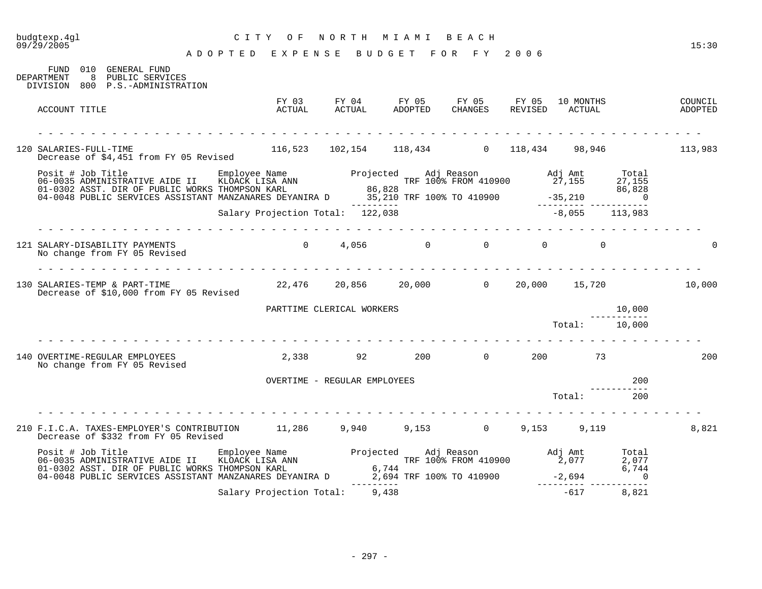# CITY OF NORTH MIAMI BEACH

## ADOPTED EXPENSE BUDGET FOR FY 2006

FUND 010 GENERAL FUND
DEPARTMENT 8 PUBLIC SERVICES
DIVISION 800 P.S.-ADMINISTRATION

| ACCOUNT TITLE | FY 03 ACTUAL | FY 04 ACTUAL | FY 05 ADOPTED | FY 05 CHANGES | FY 05 REVISED | 10 MONTHS ACTUAL | COUNCIL ADOPTED |
|---|---|---|---|---|---|---|---|
| 120 SALARIES-FULL-TIME<br>Decrease of $4,451 from FY 05 Revised | 116,523 | 102,154 | 118,434 | 0 | 118,434 | 98,946 | 113,983 |

| Posit # | Job Title | Employee Name | Projected | Adj Reason | Adj Amt | Total |
|---|---|---|---|---|---|---|
| 06-0035 | ADMINISTRATIVE AIDE II | KLOACK LISA ANN | | TRF 100% FROM 410900 | 27,155 | 27,155 |
| 01-0302 | ASST. DIR OF PUBLIC WORKS | THOMPSON KARL | 86,828 | | | 86,828 |
| 04-0048 | PUBLIC SERVICES ASSISTANT | MANZANARES DEYANIRA D | 35,210 | TRF 100% TO 410900 | -35,210 | 0 |
| | | Salary Projection Total: | 122,038 | | -8,055 | 113,983 |

| ACCOUNT TITLE | FY 03 ACTUAL | FY 04 ACTUAL | FY 05 ADOPTED | FY 05 CHANGES | FY 05 REVISED | 10 MONTHS ACTUAL | COUNCIL ADOPTED |
|---|---|---|---|---|---|---|---|
| 121 SALARY-DISABILITY PAYMENTS<br>No change from FY 05 Revised | 0 | 4,056 | 0 | 0 | 0 | 0 | 0 |
| 130 SALARIES-TEMP & PART-TIME<br>Decrease of $10,000 from FY 05 Revised | 22,476 | 20,856 | 20,000 | 0 | 20,000 | 15,720 | 10,000 |

| Description | Amount |
|---|---|
| PARTTIME CLERICAL WORKERS | 10,000 |
| Total: | 10,000 |

| ACCOUNT TITLE | FY 03 ACTUAL | FY 04 ACTUAL | FY 05 ADOPTED | FY 05 CHANGES | FY 05 REVISED | 10 MONTHS ACTUAL | COUNCIL ADOPTED |
|---|---|---|---|---|---|---|---|
| 140 OVERTIME-REGULAR EMPLOYEES<br>No change from FY 05 Revised | 2,338 | 92 | 200 | 0 | 200 | 73 | 200 |

| Description | Amount |
|---|---|
| OVERTIME - REGULAR EMPLOYEES | 200 |
| Total: | 200 |

| ACCOUNT TITLE | FY 03 ACTUAL | FY 04 ACTUAL | FY 05 ADOPTED | FY 05 CHANGES | FY 05 REVISED | 10 MONTHS ACTUAL | COUNCIL ADOPTED |
|---|---|---|---|---|---|---|---|
| 210 F.I.C.A. TAXES-EMPLOYER'S CONTRIBUTION<br>Decrease of $332 from FY 05 Revised | 11,286 | 9,940 | 9,153 | 0 | 9,153 | 9,119 | 8,821 |

| Posit # | Job Title | Employee Name | Projected | Adj Reason | Adj Amt | Total |
|---|---|---|---|---|---|---|
| 06-0035 | ADMINISTRATIVE AIDE II | KLOACK LISA ANN | | TRF 100% FROM 410900 | 2,077 | 2,077 |
| 01-0302 | ASST. DIR OF PUBLIC WORKS | THOMPSON KARL | 6,744 | | | 6,744 |
| 04-0048 | PUBLIC SERVICES ASSISTANT | MANZANARES DEYANIRA D | 2,694 | TRF 100% TO 410900 | -2,694 | 0 |
| | | Salary Projection Total: | 9,438 | | -617 | 8,821 |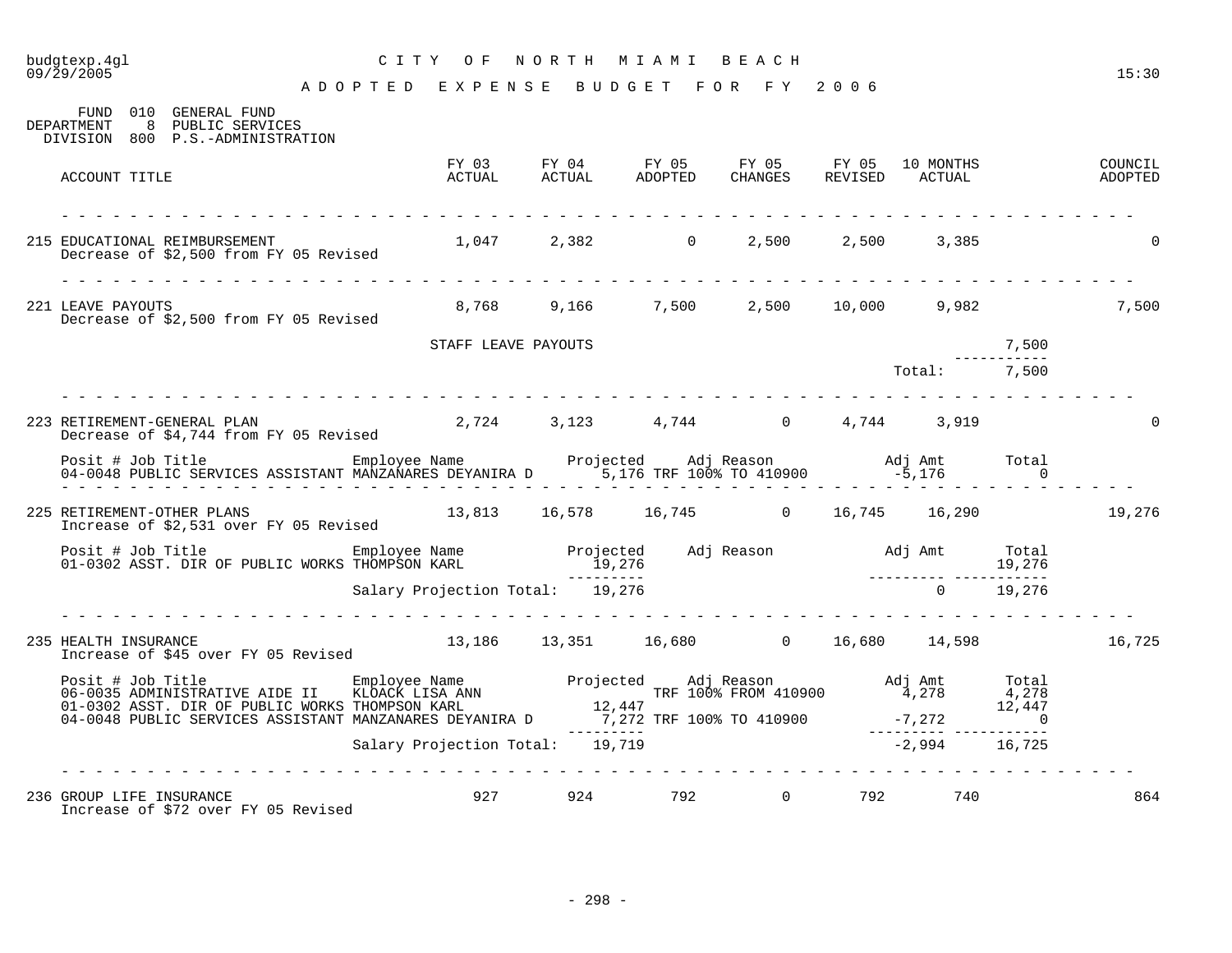CITY OF NORTH MIAMI BEACH

ADOPTED EXPENSE BUDGET FOR FY 2006

FUND 010 GENERAL FUND
DEPARTMENT 8 PUBLIC SERVICES
DIVISION 800 P.S.-ADMINISTRATION

| ACCOUNT TITLE | FY 03 ACTUAL | FY 04 ACTUAL | FY 05 ADOPTED | FY 05 CHANGES | FY 05 REVISED | 10 MONTHS ACTUAL | COUNCIL ADOPTED |
|---|---|---|---|---|---|---|---|
| 215 EDUCATIONAL REIMBURSEMENT<br>Decrease of $2,500 from FY 05 Revised | 1,047 | 2,382 | 0 | 2,500 | 2,500 | 3,385 | 0 |
| 221 LEAVE PAYOUTS<br>Decrease of $2,500 from FY 05 Revised | 8,768 | 9,166 | 7,500 | 2,500 | 10,000 | 9,982 | 7,500 |

| Item | Amount |
|---|---|
| STAFF LEAVE PAYOUTS | 7,500 |
| Total: | 7,500 |

| ACCOUNT TITLE | FY 03 ACTUAL | FY 04 ACTUAL | FY 05 ADOPTED | FY 05 CHANGES | FY 05 REVISED | 10 MONTHS ACTUAL | COUNCIL ADOPTED |
|---|---|---|---|---|---|---|---|
| 223 RETIREMENT-GENERAL PLAN<br>Decrease of $4,744 from FY 05 Revised | 2,724 | 3,123 | 4,744 | 0 | 4,744 | 3,919 | 0 |

| Posit # | Job Title | Employee Name | Projected | Adj Reason | Adj Amt | Total |
|---|---|---|---|---|---|---|
| 04-0048 | PUBLIC SERVICES ASSISTANT | MANZANARES DEYANIRA D | 5,176 | TRF 100% TO 410900 | -5,176 | 0 |

| ACCOUNT TITLE | FY 03 ACTUAL | FY 04 ACTUAL | FY 05 ADOPTED | FY 05 CHANGES | FY 05 REVISED | 10 MONTHS ACTUAL | COUNCIL ADOPTED |
|---|---|---|---|---|---|---|---|
| 225 RETIREMENT-OTHER PLANS<br>Increase of $2,531 over FY 05 Revised | 13,813 | 16,578 | 16,745 | 0 | 16,745 | 16,290 | 19,276 |

| Posit # | Job Title | Employee Name | Projected | Adj Reason | Adj Amt | Total |
|---|---|---|---|---|---|---|
| 01-0302 | ASST. DIR OF PUBLIC WORKS | THOMPSON KARL | 19,276 | | | 19,276 |
| | | Salary Projection Total: | 19,276 | | 0 | 19,276 |

| ACCOUNT TITLE | FY 03 ACTUAL | FY 04 ACTUAL | FY 05 ADOPTED | FY 05 CHANGES | FY 05 REVISED | 10 MONTHS ACTUAL | COUNCIL ADOPTED |
|---|---|---|---|---|---|---|---|
| 235 HEALTH INSURANCE<br>Increase of $45 over FY 05 Revised | 13,186 | 13,351 | 16,680 | 0 | 16,680 | 14,598 | 16,725 |

| Posit # | Job Title | Employee Name | Projected | Adj Reason | Adj Amt | Total |
|---|---|---|---|---|---|---|
| 06-0035 | ADMINISTRATIVE AIDE II | KLOACK LISA ANN | | TRF 100% FROM 410900 | 4,278 | 4,278 |
| 01-0302 | ASST. DIR OF PUBLIC WORKS | THOMPSON KARL | 12,447 | | | 12,447 |
| 04-0048 | PUBLIC SERVICES ASSISTANT | MANZANARES DEYANIRA D | 7,272 | TRF 100% TO 410900 | -7,272 | 0 |
| | | Salary Projection Total: | 19,719 | | -2,994 | 16,725 |

| ACCOUNT TITLE | FY 03 ACTUAL | FY 04 ACTUAL | FY 05 ADOPTED | FY 05 CHANGES | FY 05 REVISED | 10 MONTHS ACTUAL | COUNCIL ADOPTED |
|---|---|---|---|---|---|---|---|
| 236 GROUP LIFE INSURANCE<br>Increase of $72 over FY 05 Revised | 927 | 924 | 792 | 0 | 792 | 740 | 864 |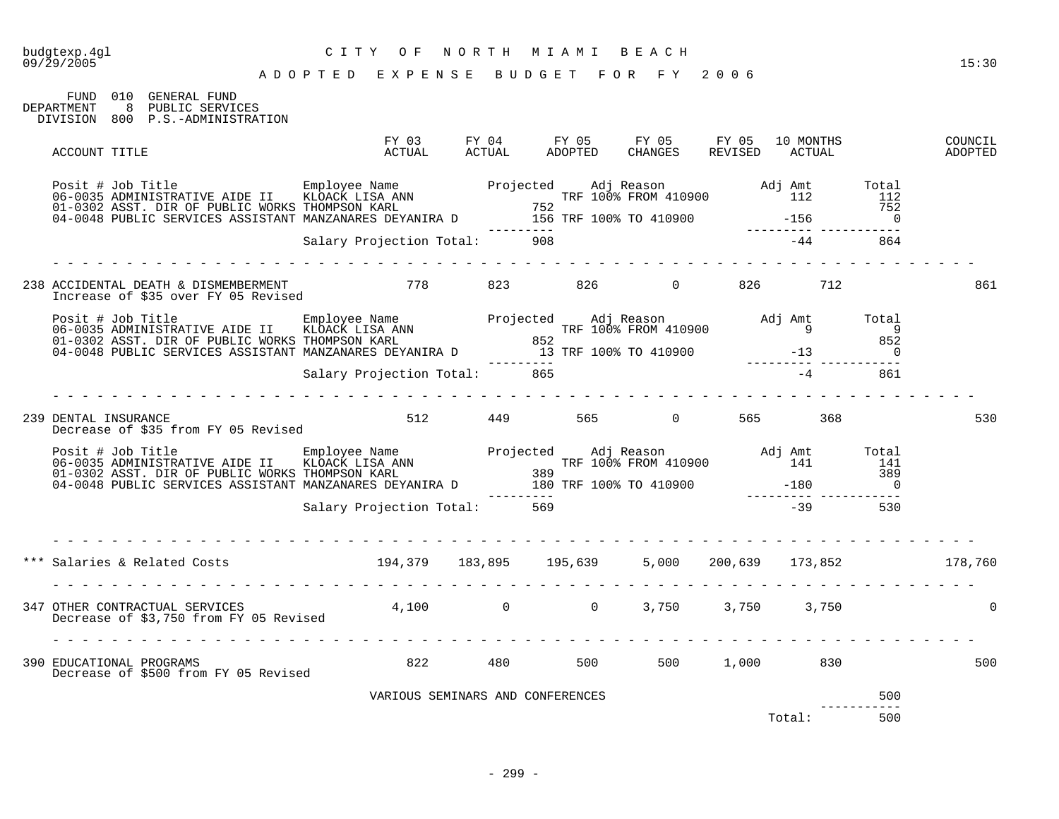budgtexp.4gl
09/29/2005

# CITY OF NORTH MIAMI BEACH

## ADOPTED EXPENSE BUDGET FOR FY 2006

FUND 010 GENERAL FUND
DEPARTMENT 8 PUBLIC SERVICES
DIVISION 800 P.S.-ADMINISTRATION

| ACCOUNT TITLE | FY 03 ACTUAL | FY 04 ACTUAL | FY 05 ADOPTED | FY 05 CHANGES | FY 05 REVISED | 10 MONTHS ACTUAL | COUNCIL ADOPTED |
|---|---|---|---|---|---|---|---|

| Posit # | Job Title | Employee Name | Projected | Adj Reason | Adj Amt | Total |
|---|---|---|---|---|---|---|
| 06-0035 | ADMINISTRATIVE AIDE II | KLOACK LISA ANN | | TRF 100% FROM 410900 | 112 | 112 |
| 01-0302 | ASST. DIR OF PUBLIC WORKS | THOMPSON KARL | 752 | | | 752 |
| 04-0048 | PUBLIC SERVICES ASSISTANT | MANZANARES DEYANIRA D | 156 | TRF 100% TO 410900 | -156 | 0 |
| | | Salary Projection Total: | 908 | | -44 | 864 |

| ACCOUNT TITLE | FY 03 ACTUAL | FY 04 ACTUAL | FY 05 ADOPTED | FY 05 CHANGES | FY 05 REVISED | 10 MONTHS ACTUAL | COUNCIL ADOPTED |
|---|---|---|---|---|---|---|---|
| 238 ACCIDENTAL DEATH & DISMEMBERMENT<br>Increase of $35 over FY 05 Revised | 778 | 823 | 826 | 0 | 826 | 712 | 861 |

| Posit # | Job Title | Employee Name | Projected | Adj Reason | Adj Amt | Total |
|---|---|---|---|---|---|---|
| 06-0035 | ADMINISTRATIVE AIDE II | KLOACK LISA ANN | | TRF 100% FROM 410900 | 9 | 9 |
| 01-0302 | ASST. DIR OF PUBLIC WORKS | THOMPSON KARL | 852 | | | 852 |
| 04-0048 | PUBLIC SERVICES ASSISTANT | MANZANARES DEYANIRA D | 13 | TRF 100% TO 410900 | -13 | 0 |
| | | Salary Projection Total: | 865 | | -4 | 861 |

| ACCOUNT TITLE | FY 03 ACTUAL | FY 04 ACTUAL | FY 05 ADOPTED | FY 05 CHANGES | FY 05 REVISED | 10 MONTHS ACTUAL | COUNCIL ADOPTED |
|---|---|---|---|---|---|---|---|
| 239 DENTAL INSURANCE<br>Decrease of $35 from FY 05 Revised | 512 | 449 | 565 | 0 | 565 | 368 | 530 |

| Posit # | Job Title | Employee Name | Projected | Adj Reason | Adj Amt | Total |
|---|---|---|---|---|---|---|
| 06-0035 | ADMINISTRATIVE AIDE II | KLOACK LISA ANN | | TRF 100% FROM 410900 | 141 | 141 |
| 01-0302 | ASST. DIR OF PUBLIC WORKS | THOMPSON KARL | 389 | | | 389 |
| 04-0048 | PUBLIC SERVICES ASSISTANT | MANZANARES DEYANIRA D | 180 | TRF 100% TO 410900 | -180 | 0 |
| | | Salary Projection Total: | 569 | | -39 | 530 |

| ACCOUNT TITLE | FY 03 ACTUAL | FY 04 ACTUAL | FY 05 ADOPTED | FY 05 CHANGES | FY 05 REVISED | 10 MONTHS ACTUAL | COUNCIL ADOPTED |
|---|---|---|---|---|---|---|---|
| *** Salaries & Related Costs | 194,379 | 183,895 | 195,639 | 5,000 | 200,639 | 173,852 | 178,760 |
| 347 OTHER CONTRACTUAL SERVICES<br>Decrease of $3,750 from FY 05 Revised | 4,100 | 0 | 0 | 3,750 | 3,750 | 3,750 | 0 |
| 390 EDUCATIONAL PROGRAMS<br>Decrease of $500 from FY 05 Revised | 822 | 480 | 500 | 500 | 1,000 | 830 | 500 |

| Description | Amount |
|---|---|
| VARIOUS SEMINARS AND CONFERENCES | 500 |
| Total: | 500 |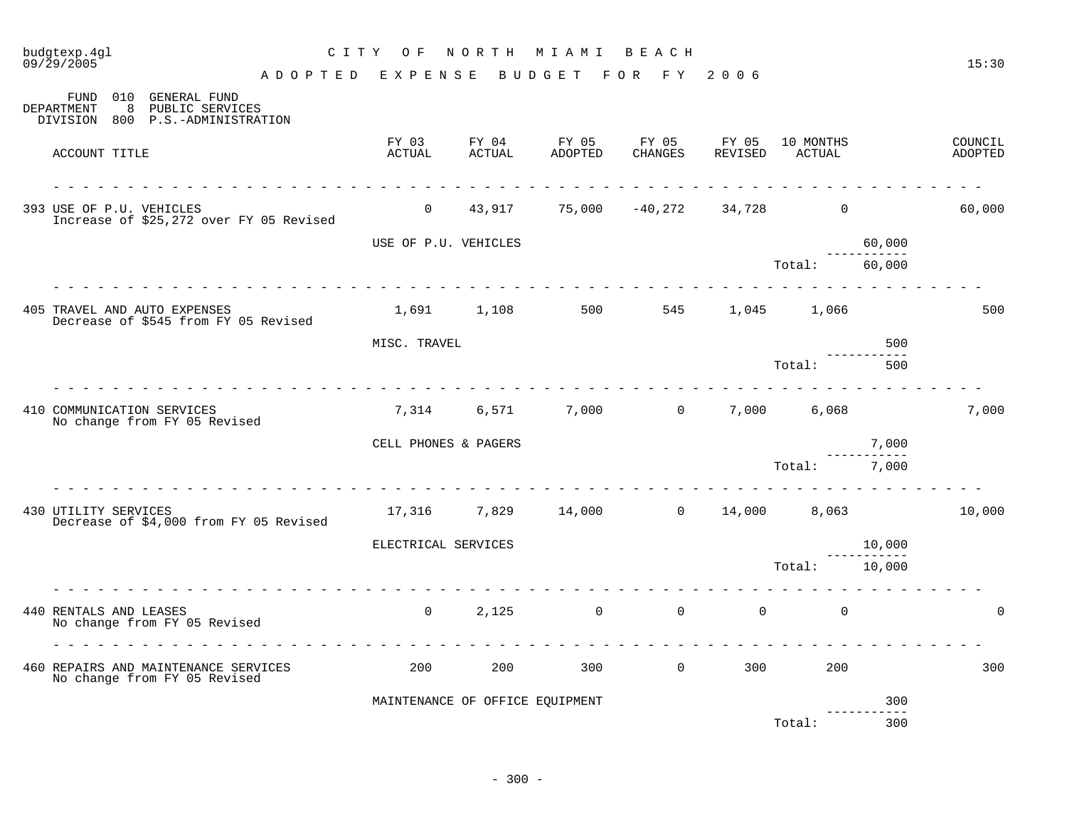# CITY OF NORTH MIAMI BEACH

## ADOPTED EXPENSE BUDGET FOR FY 2006

FUND 010 GENERAL FUND
DEPARTMENT 8 PUBLIC SERVICES
DIVISION 800 P.S.-ADMINISTRATION

| ACCOUNT TITLE | FY 03 ACTUAL | FY 04 ACTUAL | FY 05 ADOPTED | FY 05 CHANGES | FY 05 REVISED | 10 MONTHS ACTUAL | | COUNCIL ADOPTED |
|---|---|---|---|---|---|---|---|---|
| 393 USE OF P.U. VEHICLES<br>Increase of $25,272 over FY 05 Revised | 0 | 43,917 | 75,000 | -40,272 | 34,728 | 0 | | 60,000 |
| | USE OF P.U. VEHICLES | | | | | | 60,000 | |
| | | | | | | Total: | 60,000 | |
| 405 TRAVEL AND AUTO EXPENSES<br>Decrease of $545 from FY 05 Revised | 1,691 | 1,108 | 500 | 545 | 1,045 | 1,066 | | 500 |
| | MISC. TRAVEL | | | | | | 500 | |
| | | | | | | Total: | 500 | |
| 410 COMMUNICATION SERVICES<br>No change from FY 05 Revised | 7,314 | 6,571 | 7,000 | 0 | 7,000 | 6,068 | | 7,000 |
| | CELL PHONES & PAGERS | | | | | | 7,000 | |
| | | | | | | Total: | 7,000 | |
| 430 UTILITY SERVICES<br>Decrease of $4,000 from FY 05 Revised | 17,316 | 7,829 | 14,000 | 0 | 14,000 | 8,063 | | 10,000 |
| | ELECTRICAL SERVICES | | | | | | 10,000 | |
| | | | | | | Total: | 10,000 | |
| 440 RENTALS AND LEASES<br>No change from FY 05 Revised | 0 | 2,125 | 0 | 0 | 0 | 0 | | 0 |
| 460 REPAIRS AND MAINTENANCE SERVICES<br>No change from FY 05 Revised | 200 | 200 | 300 | 0 | 300 | 200 | | 300 |
| | MAINTENANCE OF OFFICE EQUIPMENT | | | | | | 300 | |
| | | | | | | Total: | 300 | |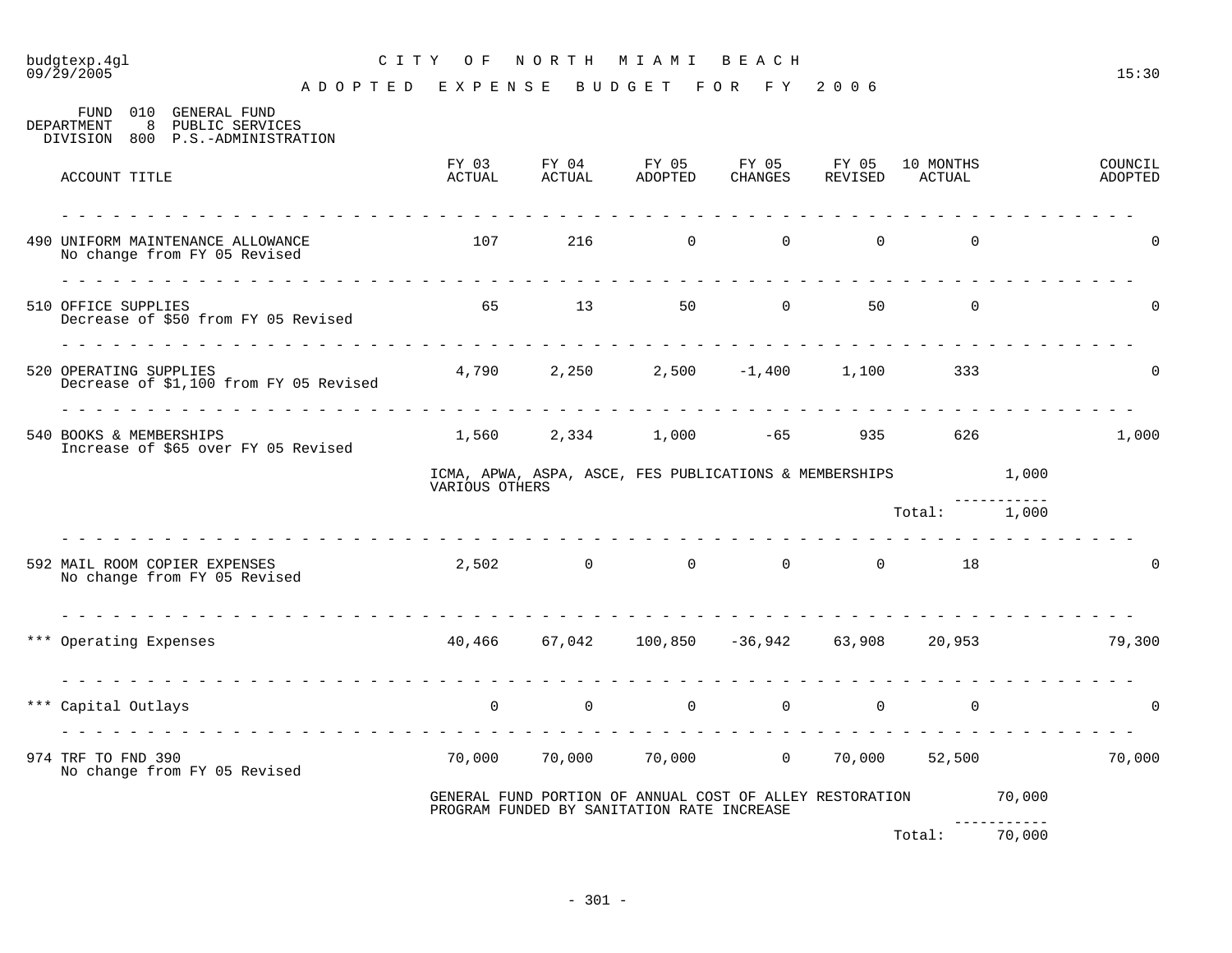budgtexp.4gl
09/29/2005

15:30

# CITY OF NORTH MIAMI BEACH

## ADOPTED EXPENSE BUDGET FOR FY 2006

FUND 010 GENERAL FUND
DEPARTMENT 8 PUBLIC SERVICES
DIVISION 800 P.S.-ADMINISTRATION

| ACCOUNT TITLE | FY 03 ACTUAL | FY 04 ACTUAL | FY 05 ADOPTED | FY 05 CHANGES | FY 05 REVISED | 10 MONTHS ACTUAL | | COUNCIL ADOPTED |
|---|---|---|---|---|---|---|---|---|
| 490 UNIFORM MAINTENANCE ALLOWANCE<br>No change from FY 05 Revised | 107 | 216 | 0 | 0 | 0 | 0 | | 0 |
| 510 OFFICE SUPPLIES<br>Decrease of $50 from FY 05 Revised | 65 | 13 | 50 | 0 | 50 | 0 | | 0 |
| 520 OPERATING SUPPLIES<br>Decrease of $1,100 from FY 05 Revised | 4,790 | 2,250 | 2,500 | -1,400 | 1,100 | 333 | | 0 |
| 540 BOOKS & MEMBERSHIPS<br>Increase of $65 over FY 05 Revised | 1,560 | 2,334 | 1,000 | -65 | 935 | 626 | | 1,000 |
| | ICMA, APWA, ASPA, ASCE, FES PUBLICATIONS & MEMBERSHIPS VARIOUS OTHERS | | | | | | 1,000 | |
| | | | | | | Total: | 1,000 | |
| 592 MAIL ROOM COPIER EXPENSES<br>No change from FY 05 Revised | 2,502 | 0 | 0 | 0 | 0 | 18 | | 0 |
| *** Operating Expenses | 40,466 | 67,042 | 100,850 | -36,942 | 63,908 | 20,953 | | 79,300 |
| *** Capital Outlays | 0 | 0 | 0 | 0 | 0 | 0 | | 0 |
| 974 TRF TO FND 390<br>No change from FY 05 Revised | 70,000 | 70,000 | 70,000 | 0 | 70,000 | 52,500 | | 70,000 |
| | GENERAL FUND PORTION OF ANNUAL COST OF ALLEY RESTORATION PROGRAM FUNDED BY SANITATION RATE INCREASE | | | | | | 70,000 | |
| | | | | | | Total: | 70,000 | |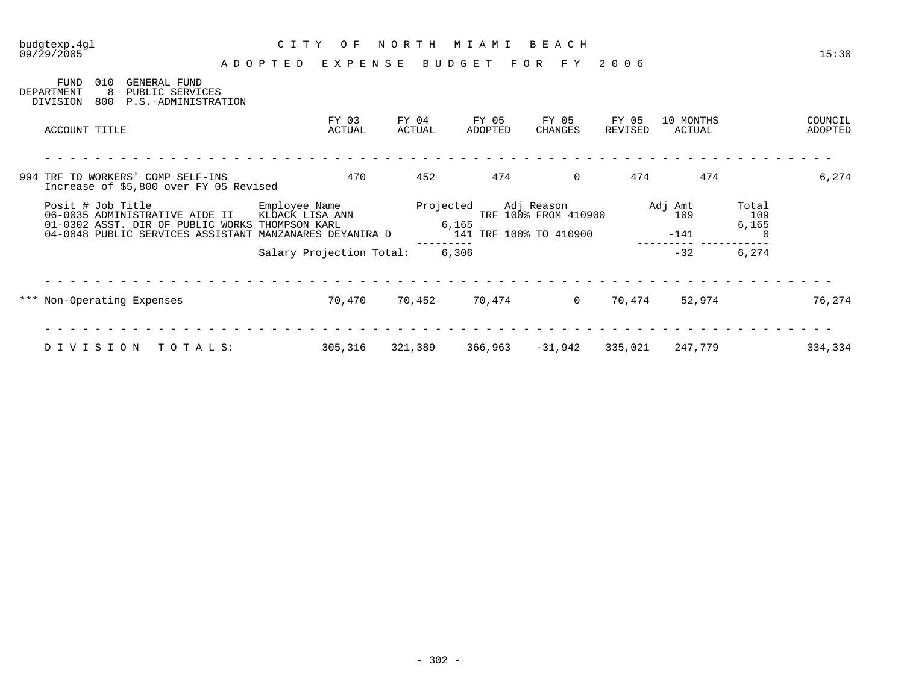# CITY OF NORTH MIAMI BEACH

## ADOPTED EXPENSE BUDGET FOR FY 2006

FUND 010 GENERAL FUND
DEPARTMENT 8 PUBLIC SERVICES
DIVISION 800 P.S.-ADMINISTRATION

| ACCOUNT TITLE | FY 03 ACTUAL | FY 04 ACTUAL | FY 05 ADOPTED | FY 05 CHANGES | FY 05 REVISED | 10 MONTHS ACTUAL | COUNCIL ADOPTED |
|---|---|---|---|---|---|---|---|
| 994 TRF TO WORKERS' COMP SELF-INS<br>Increase of $5,800 over FY 05 Revised | 470 | 452 | 474 | 0 | 474 | 474 | 6,274 |

| Posit # Job Title | Employee Name | Projected | Adj Reason | Adj Amt | Total |
|---|---|---|---|---|---|
| 06-0035 ADMINISTRATIVE AIDE II | KLOACK LISA ANN | | TRF 100% FROM 410900 | 109 | 109 |
| 01-0302 ASST. DIR OF PUBLIC WORKS | THOMPSON KARL | 6,165 | | | 6,165 |
| 04-0048 PUBLIC SERVICES ASSISTANT | MANZANARES DEYANIRA D | 141 | TRF 100% TO 410900 | -141 | 0 |
| | Salary Projection Total: | 6,306 | | -32 | 6,274 |

| ACCOUNT TITLE | FY 03 ACTUAL | FY 04 ACTUAL | FY 05 ADOPTED | FY 05 CHANGES | FY 05 REVISED | 10 MONTHS ACTUAL | COUNCIL ADOPTED |
|---|---|---|---|---|---|---|---|
| *** Non-Operating Expenses | 70,470 | 70,452 | 70,474 | 0 | 70,474 | 52,974 | 76,274 |
| DIVISION TOTALS: | 305,316 | 321,389 | 366,963 | -31,942 | 335,021 | 247,779 | 334,334 |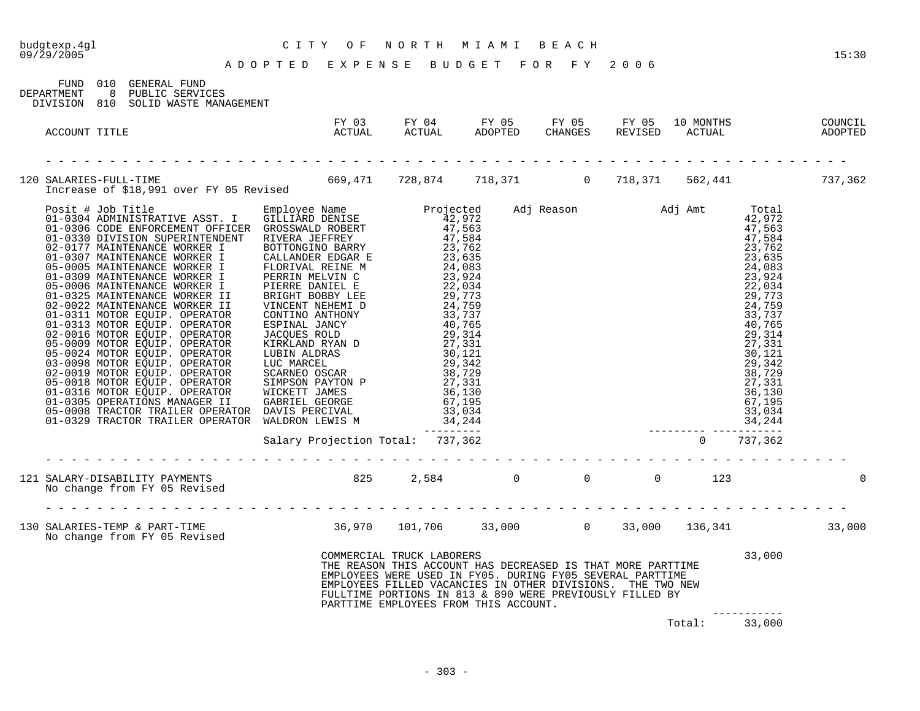budgtexp.4gl — CITY OF NORTH MIAMI BEACH
09/29/2005 — 15:30

# ADOPTED EXPENSE BUDGET FOR FY 2006

FUND 010 GENERAL FUND
DEPARTMENT 8 PUBLIC SERVICES
DIVISION 810 SOLID WASTE MANAGEMENT

| ACCOUNT TITLE | FY 03 ACTUAL | FY 04 ACTUAL | FY 05 ADOPTED | FY 05 CHANGES | FY 05 REVISED | 10 MONTHS ACTUAL | COUNCIL ADOPTED |
|---|---|---|---|---|---|---|---|
| 120 SALARIES-FULL-TIME | 669,471 | 728,874 | 718,371 | 0 | 718,371 | 562,441 | 737,362 |

Increase of $18,991 over FY 05 Revised

| Posit # | Job Title | Employee Name | Projected | Adj Reason | Adj Amt | Total |
|---|---|---|---|---|---|---|
| 01-0304 | ADMINISTRATIVE ASST. I | GILLIARD DENISE | 42,972 | | | 42,972 |
| 01-0306 | CODE ENFORCEMENT OFFICER | GROSSWALD ROBERT | 47,563 | | | 47,563 |
| 01-0330 | DIVISION SUPERINTENDENT | RIVERA JEFFREY | 47,584 | | | 47,584 |
| 02-0177 | MAINTENANCE WORKER I | BOTTONGINO BARRY | 23,762 | | | 23,762 |
| 01-0307 | MAINTENANCE WORKER I | CALLANDER EDGAR E | 23,635 | | | 23,635 |
| 05-0005 | MAINTENANCE WORKER I | FLORIVAL REINE M | 24,083 | | | 24,083 |
| 01-0309 | MAINTENANCE WORKER I | PERRIN MELVIN C | 23,924 | | | 23,924 |
| 05-0006 | MAINTENANCE WORKER I | PIERRE DANIEL E | 22,034 | | | 22,034 |
| 01-0325 | MAINTENANCE WORKER II | BRIGHT BOBBY LEE | 29,773 | | | 29,773 |
| 02-0022 | MAINTENANCE WORKER II | VINCENT NEHEMI D | 24,759 | | | 24,759 |
| 01-0311 | MOTOR EQUIP. OPERATOR | CONTINO ANTHONY | 33,737 | | | 33,737 |
| 01-0313 | MOTOR EQUIP. OPERATOR | ESPINAL JANCY | 40,765 | | | 40,765 |
| 02-0016 | MOTOR EQUIP. OPERATOR | JACQUES ROLD | 29,314 | | | 29,314 |
| 05-0009 | MOTOR EQUIP. OPERATOR | KIRKLAND RYAN D | 27,331 | | | 27,331 |
| 05-0024 | MOTOR EQUIP. OPERATOR | LUBIN ALDRAS | 30,121 | | | 30,121 |
| 03-0098 | MOTOR EQUIP. OPERATOR | LUC MARCEL | 29,342 | | | 29,342 |
| 02-0019 | MOTOR EQUIP. OPERATOR | SCARNEO OSCAR | 38,729 | | | 38,729 |
| 05-0018 | MOTOR EQUIP. OPERATOR | SIMPSON PAYTON P | 27,331 | | | 27,331 |
| 01-0316 | MOTOR EQUIP. OPERATOR | WICKETT JAMES | 36,130 | | | 36,130 |
| 01-0305 | OPERATIONS MANAGER II | GABRIEL GEORGE | 67,195 | | | 67,195 |
| 05-0008 | TRACTOR TRAILER OPERATOR | DAVIS PERCIVAL | 33,034 | | | 33,034 |
| 01-0329 | TRACTOR TRAILER OPERATOR | WALDRON LEWIS M | 34,244 | | | 34,244 |
| | | Salary Projection Total: | 737,362 | | 0 | 737,362 |

| ACCOUNT TITLE | FY 03 ACTUAL | FY 04 ACTUAL | FY 05 ADOPTED | FY 05 CHANGES | FY 05 REVISED | 10 MONTHS ACTUAL | COUNCIL ADOPTED |
|---|---|---|---|---|---|---|---|
| 121 SALARY-DISABILITY PAYMENTS | 825 | 2,584 | 0 | 0 | 0 | 123 | 0 |

No change from FY 05 Revised

| ACCOUNT TITLE | FY 03 ACTUAL | FY 04 ACTUAL | FY 05 ADOPTED | FY 05 CHANGES | FY 05 REVISED | 10 MONTHS ACTUAL | COUNCIL ADOPTED |
|---|---|---|---|---|---|---|---|
| 130 SALARIES-TEMP & PART-TIME | 36,970 | 101,706 | 33,000 | 0 | 33,000 | 136,341 | 33,000 |

No change from FY 05 Revised

COMMERCIAL TRUCK LABORERS — 33,000

THE REASON THIS ACCOUNT HAS DECREASED IS THAT MORE PARTTIME EMPLOYEES WERE USED IN FY05. DURING FY05 SEVERAL PARTTIME EMPLOYEES FILLED VACANCIES IN OTHER DIVISIONS. THE TWO NEW FULLTIME PORTIONS IN 813 & 890 WERE PREVIOUSLY FILLED BY PARTTIME EMPLOYEES FROM THIS ACCOUNT.

Total: 33,000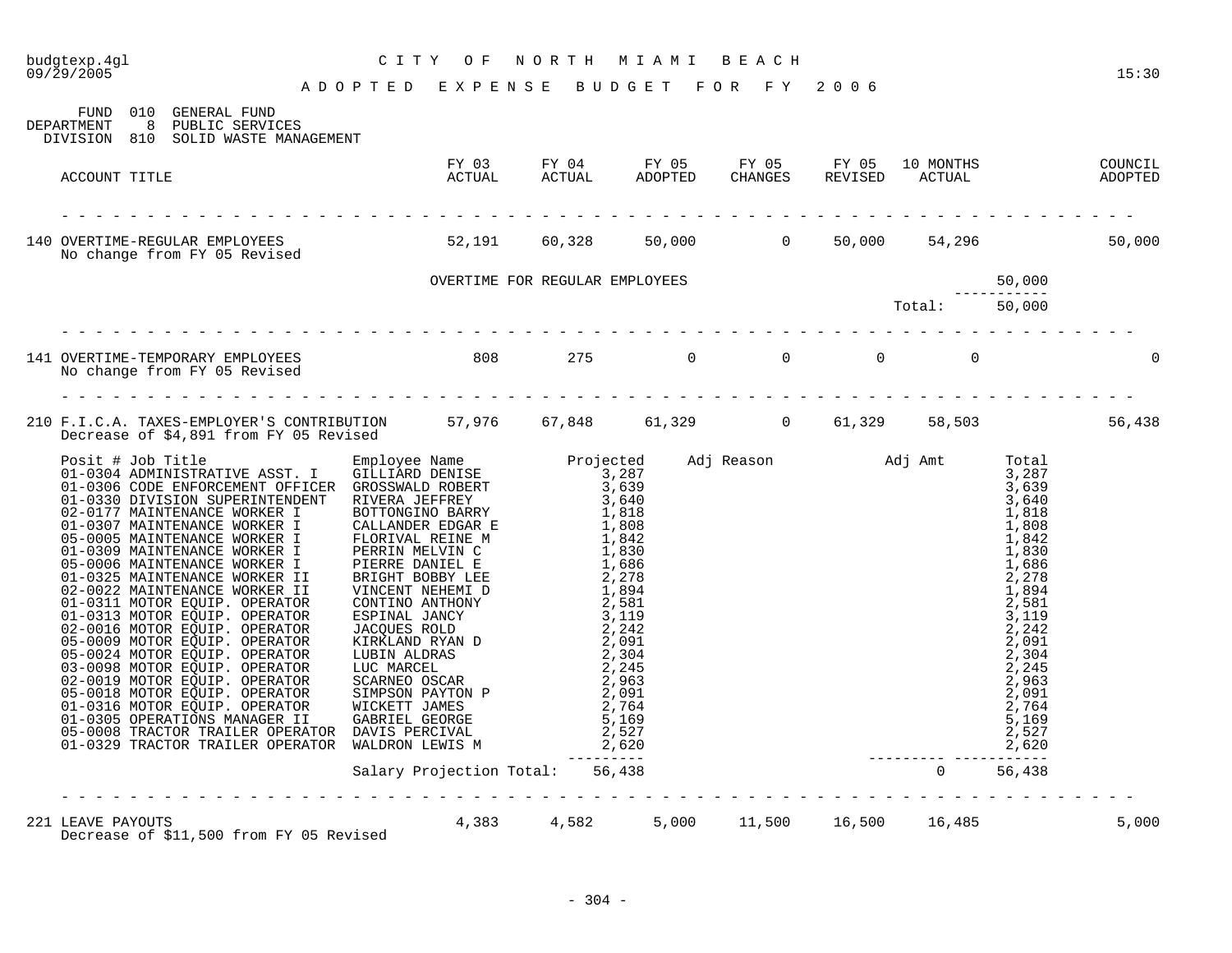# CITY OF NORTH MIAMI BEACH

## ADOPTED EXPENSE BUDGET FOR FY 2006

FUND 010 GENERAL FUND
DEPARTMENT 8 PUBLIC SERVICES
DIVISION 810 SOLID WASTE MANAGEMENT

| ACCOUNT TITLE | FY 03 ACTUAL | FY 04 ACTUAL | FY 05 ADOPTED | FY 05 CHANGES | FY 05 REVISED | 10 MONTHS ACTUAL | COUNCIL ADOPTED |
|---|---|---|---|---|---|---|---|
| 140 OVERTIME-REGULAR EMPLOYEES<br>No change from FY 05 Revised | 52,191 | 60,328 | 50,000 | 0 | 50,000 | 54,296 | 50,000 |

| Description | Amount |
|---|---|
| OVERTIME FOR REGULAR EMPLOYEES | 50,000 |
| Total: | 50,000 |

| ACCOUNT TITLE | FY 03 ACTUAL | FY 04 ACTUAL | FY 05 ADOPTED | FY 05 CHANGES | FY 05 REVISED | 10 MONTHS ACTUAL | COUNCIL ADOPTED |
|---|---|---|---|---|---|---|---|
| 141 OVERTIME-TEMPORARY EMPLOYEES<br>No change from FY 05 Revised | 808 | 275 | 0 | 0 | 0 | 0 | 0 |
| 210 F.I.C.A. TAXES-EMPLOYER'S CONTRIBUTION<br>Decrease of $4,891 from FY 05 Revised | 57,976 | 67,848 | 61,329 | 0 | 61,329 | 58,503 | 56,438 |

| Posit # | Job Title | Employee Name | Projected | Adj Reason | Adj Amt | Total |
|---|---|---|---|---|---|---|
| 01-0304 | ADMINISTRATIVE ASST. I | GILLIARD DENISE | 3,287 | | | 3,287 |
| 01-0306 | CODE ENFORCEMENT OFFICER | GROSSWALD ROBERT | 3,639 | | | 3,639 |
| 01-0330 | DIVISION SUPERINTENDENT | RIVERA JEFFREY | 3,640 | | | 3,640 |
| 02-0177 | MAINTENANCE WORKER I | BOTTONGINO BARRY | 1,818 | | | 1,818 |
| 01-0307 | MAINTENANCE WORKER I | CALLANDER EDGAR E | 1,808 | | | 1,808 |
| 05-0005 | MAINTENANCE WORKER I | FLORIVAL REINE M | 1,842 | | | 1,842 |
| 01-0309 | MAINTENANCE WORKER I | PERRIN MELVIN C | 1,830 | | | 1,830 |
| 05-0006 | MAINTENANCE WORKER I | PIERRE DANIEL E | 1,686 | | | 1,686 |
| 01-0325 | MAINTENANCE WORKER II | BRIGHT BOBBY LEE | 2,278 | | | 2,278 |
| 02-0022 | MAINTENANCE WORKER II | VINCENT NEHEMI D | 1,894 | | | 1,894 |
| 01-0311 | MOTOR EQUIP. OPERATOR | CONTINO ANTHONY | 2,581 | | | 2,581 |
| 01-0313 | MOTOR EQUIP. OPERATOR | ESPINAL JANCY | 3,119 | | | 3,119 |
| 02-0016 | MOTOR EQUIP. OPERATOR | JACQUES ROLD | 2,242 | | | 2,242 |
| 05-0009 | MOTOR EQUIP. OPERATOR | KIRKLAND RYAN D | 2,091 | | | 2,091 |
| 05-0024 | MOTOR EQUIP. OPERATOR | LUBIN ALDRAS | 2,304 | | | 2,304 |
| 03-0098 | MOTOR EQUIP. OPERATOR | LUC MARCEL | 2,245 | | | 2,245 |
| 02-0019 | MOTOR EQUIP. OPERATOR | SCARNEO OSCAR | 2,963 | | | 2,963 |
| 05-0018 | MOTOR EQUIP. OPERATOR | SIMPSON PAYTON P | 2,091 | | | 2,091 |
| 01-0316 | MOTOR EQUIP. OPERATOR | WICKETT JAMES | 2,764 | | | 2,764 |
| 01-0305 | OPERATIONS MANAGER II | GABRIEL GEORGE | 5,169 | | | 5,169 |
| 05-0008 | TRACTOR TRAILER OPERATOR | DAVIS PERCIVAL | 2,527 | | | 2,527 |
| 01-0329 | TRACTOR TRAILER OPERATOR | WALDRON LEWIS M | 2,620 | | | 2,620 |
| | | Salary Projection Total: | 56,438 | | 0 | 56,438 |

| ACCOUNT TITLE | FY 03 ACTUAL | FY 04 ACTUAL | FY 05 ADOPTED | FY 05 CHANGES | FY 05 REVISED | 10 MONTHS ACTUAL | COUNCIL ADOPTED |
|---|---|---|---|---|---|---|---|
| 221 LEAVE PAYOUTS<br>Decrease of $11,500 from FY 05 Revised | 4,383 | 4,582 | 5,000 | 11,500 | 16,500 | 16,485 | 5,000 |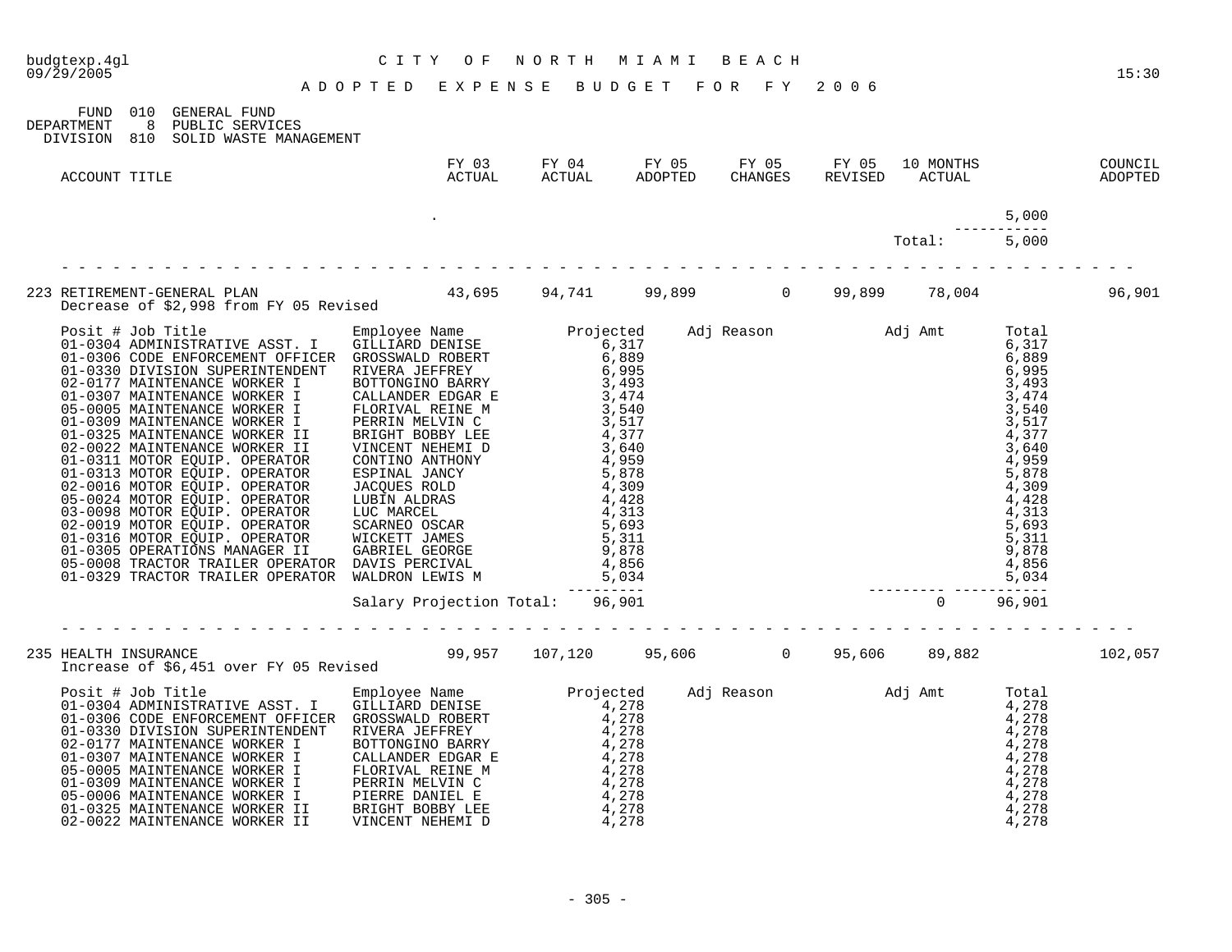CITY OF NORTH MIAMI BEACH

ADOPTED EXPENSE BUDGET FOR FY 2006

FUND 010 GENERAL FUND
DEPARTMENT 8 PUBLIC SERVICES
DIVISION 810 SOLID WASTE MANAGEMENT

| ACCOUNT TITLE | FY 03 ACTUAL | FY 04 ACTUAL | FY 05 ADOPTED | FY 05 CHANGES | FY 05 REVISED | 10 MONTHS ACTUAL | | COUNCIL ADOPTED |
|---|---|---|---|---|---|---|---|---|
| . | | | | | | | 5,000 | |
| | | | | | | Total: | 5,000 | |

| ACCOUNT TITLE | FY 03 ACTUAL | FY 04 ACTUAL | FY 05 ADOPTED | FY 05 CHANGES | FY 05 REVISED | 10 MONTHS ACTUAL | COUNCIL ADOPTED |
|---|---|---|---|---|---|---|---|
| 223 RETIREMENT-GENERAL PLAN | 43,695 | 94,741 | 99,899 | 0 | 99,899 | 78,004 | 96,901 |

Decrease of $2,998 from FY 05 Revised

| Posit # | Job Title | Employee Name | Projected | Adj Reason | Adj Amt | Total |
|---|---|---|---|---|---|---|
| 01-0304 | ADMINISTRATIVE ASST. I | GILLIARD DENISE | 6,317 | | | 6,317 |
| 01-0306 | CODE ENFORCEMENT OFFICER | GROSSWALD ROBERT | 6,889 | | | 6,889 |
| 01-0330 | DIVISION SUPERINTENDENT | RIVERA JEFFREY | 6,995 | | | 6,995 |
| 02-0177 | MAINTENANCE WORKER I | BOTTONGINO BARRY | 3,493 | | | 3,493 |
| 01-0307 | MAINTENANCE WORKER I | CALLANDER EDGAR E | 3,474 | | | 3,474 |
| 05-0005 | MAINTENANCE WORKER I | FLORIVAL REINE M | 3,540 | | | 3,540 |
| 01-0309 | MAINTENANCE WORKER I | PERRIN MELVIN C | 3,517 | | | 3,517 |
| 01-0325 | MAINTENANCE WORKER II | BRIGHT BOBBY LEE | 4,377 | | | 4,377 |
| 02-0022 | MAINTENANCE WORKER II | VINCENT NEHEMI D | 3,640 | | | 3,640 |
| 01-0311 | MOTOR EQUIP. OPERATOR | CONTINO ANTHONY | 4,959 | | | 4,959 |
| 01-0313 | MOTOR EQUIP. OPERATOR | ESPINAL JANCY | 5,878 | | | 5,878 |
| 02-0016 | MOTOR EQUIP. OPERATOR | JACQUES ROLD | 4,309 | | | 4,309 |
| 05-0024 | MOTOR EQUIP. OPERATOR | LUBIN ALDRAS | 4,428 | | | 4,428 |
| 03-0098 | MOTOR EQUIP. OPERATOR | LUC MARCEL | 4,313 | | | 4,313 |
| 02-0019 | MOTOR EQUIP. OPERATOR | SCARNEO OSCAR | 5,693 | | | 5,693 |
| 01-0316 | MOTOR EQUIP. OPERATOR | WICKETT JAMES | 5,311 | | | 5,311 |
| 01-0305 | OPERATIONS MANAGER II | GABRIEL GEORGE | 9,878 | | | 9,878 |
| 05-0008 | TRACTOR TRAILER OPERATOR | DAVIS PERCIVAL | 4,856 | | | 4,856 |
| 01-0329 | TRACTOR TRAILER OPERATOR | WALDRON LEWIS M | 5,034 | | | 5,034 |
| | | Salary Projection Total: | 96,901 | | 0 | 96,901 |

| ACCOUNT TITLE | FY 03 ACTUAL | FY 04 ACTUAL | FY 05 ADOPTED | FY 05 CHANGES | FY 05 REVISED | 10 MONTHS ACTUAL | COUNCIL ADOPTED |
|---|---|---|---|---|---|---|---|
| 235 HEALTH INSURANCE | 99,957 | 107,120 | 95,606 | 0 | 95,606 | 89,882 | 102,057 |

Increase of $6,451 over FY 05 Revised

| Posit # | Job Title | Employee Name | Projected | Adj Reason | Adj Amt | Total |
|---|---|---|---|---|---|---|
| 01-0304 | ADMINISTRATIVE ASST. I | GILLIARD DENISE | 4,278 | | | 4,278 |
| 01-0306 | CODE ENFORCEMENT OFFICER | GROSSWALD ROBERT | 4,278 | | | 4,278 |
| 01-0330 | DIVISION SUPERINTENDENT | RIVERA JEFFREY | 4,278 | | | 4,278 |
| 02-0177 | MAINTENANCE WORKER I | BOTTONGINO BARRY | 4,278 | | | 4,278 |
| 01-0307 | MAINTENANCE WORKER I | CALLANDER EDGAR E | 4,278 | | | 4,278 |
| 05-0005 | MAINTENANCE WORKER I | FLORIVAL REINE M | 4,278 | | | 4,278 |
| 01-0309 | MAINTENANCE WORKER I | PERRIN MELVIN C | 4,278 | | | 4,278 |
| 05-0006 | MAINTENANCE WORKER I | PIERRE DANIEL E | 4,278 | | | 4,278 |
| 01-0325 | MAINTENANCE WORKER II | BRIGHT BOBBY LEE | 4,278 | | | 4,278 |
| 02-0022 | MAINTENANCE WORKER II | VINCENT NEHEMI D | 4,278 | | | 4,278 |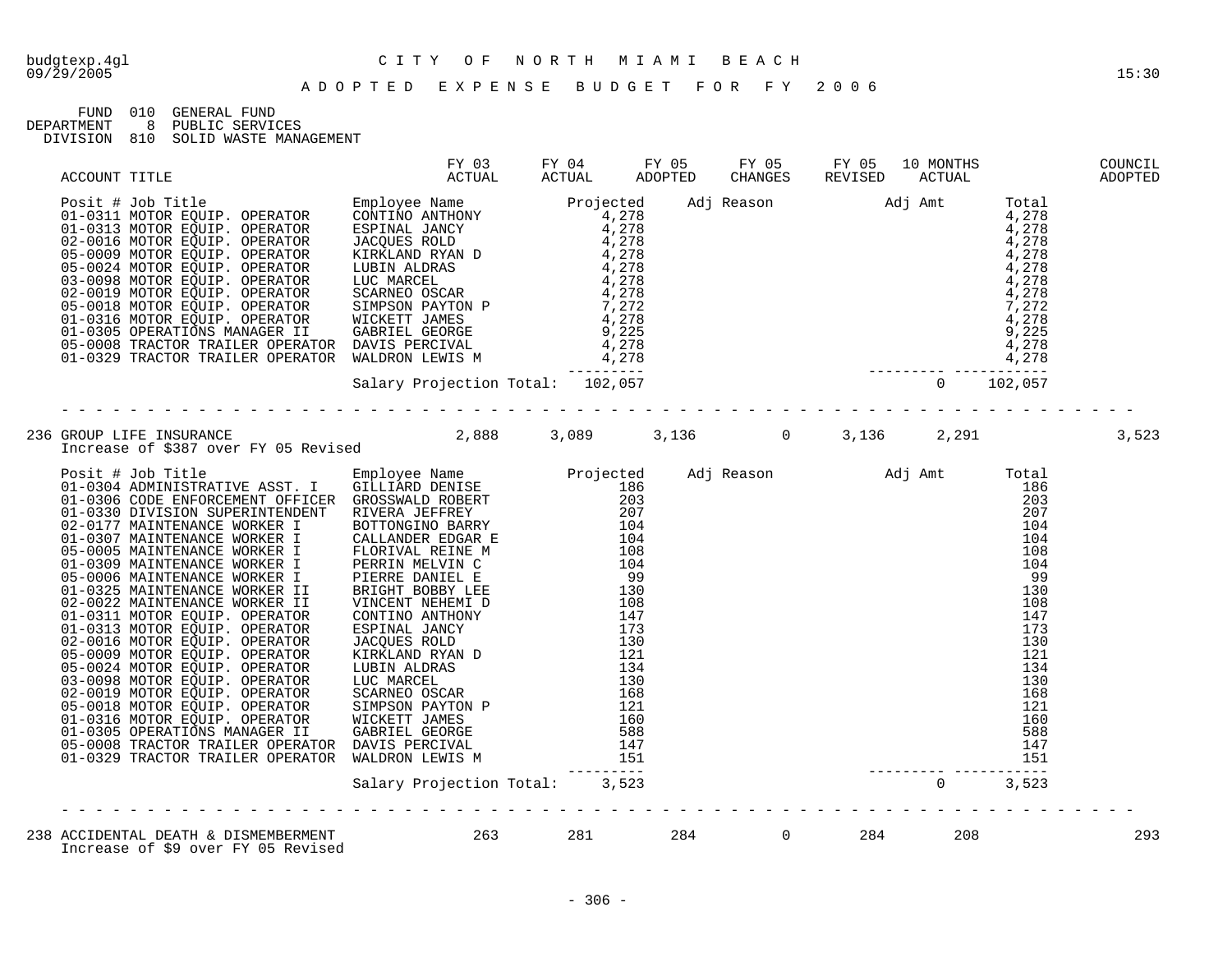budgtexp.4gl

09/29/2005

# CITY OF NORTH MIAMI BEACH

## ADOPTED EXPENSE BUDGET FOR FY 2006

15:30

FUND 010 GENERAL FUND
DEPARTMENT 8 PUBLIC SERVICES
DIVISION 810 SOLID WASTE MANAGEMENT

| ACCOUNT TITLE | FY 03 ACTUAL | FY 04 ACTUAL | FY 05 ADOPTED | FY 05 CHANGES | FY 05 REVISED | 10 MONTHS ACTUAL | COUNCIL ADOPTED |
|---|---|---|---|---|---|---|---|

| Posit # | Job Title | Employee Name | Projected | Adj Reason | Adj Amt | Total |
|---|---|---|---|---|---|---|
| 01-0311 | MOTOR EQUIP. OPERATOR | CONTINO ANTHONY | 4,278 | | | 4,278 |
| 01-0313 | MOTOR EQUIP. OPERATOR | ESPINAL JANCY | 4,278 | | | 4,278 |
| 02-0016 | MOTOR EQUIP. OPERATOR | JACQUES ROLD | 4,278 | | | 4,278 |
| 05-0009 | MOTOR EQUIP. OPERATOR | KIRKLAND RYAN D | 4,278 | | | 4,278 |
| 05-0024 | MOTOR EQUIP. OPERATOR | LUBIN ALDRAS | 4,278 | | | 4,278 |
| 03-0098 | MOTOR EQUIP. OPERATOR | LUC MARCEL | 4,278 | | | 4,278 |
| 02-0019 | MOTOR EQUIP. OPERATOR | SCARNEO OSCAR | 4,278 | | | 4,278 |
| 05-0018 | MOTOR EQUIP. OPERATOR | SIMPSON PAYTON P | 7,272 | | | 7,272 |
| 01-0316 | MOTOR EQUIP. OPERATOR | WICKETT JAMES | 4,278 | | | 4,278 |
| 01-0305 | OPERATIONS MANAGER II | GABRIEL GEORGE | 9,225 | | | 9,225 |
| 05-0008 | TRACTOR TRAILER OPERATOR | DAVIS PERCIVAL | 4,278 | | | 4,278 |
| 01-0329 | TRACTOR TRAILER OPERATOR | WALDRON LEWIS M | 4,278 | | | 4,278 |
| | | Salary Projection Total: | 102,057 | | 0 | 102,057 |

| ACCOUNT TITLE | FY 03 ACTUAL | FY 04 ACTUAL | FY 05 ADOPTED | FY 05 CHANGES | FY 05 REVISED | 10 MONTHS ACTUAL | COUNCIL ADOPTED |
|---|---|---|---|---|---|---|---|
| 236 GROUP LIFE INSURANCE | 2,888 | 3,089 | 3,136 | 0 | 3,136 | 2,291 | 3,523 |

Increase of $387 over FY 05 Revised

| Posit # | Job Title | Employee Name | Projected | Adj Reason | Adj Amt | Total |
|---|---|---|---|---|---|---|
| 01-0304 | ADMINISTRATIVE ASST. I | GILLIARD DENISE | 186 | | | 186 |
| 01-0306 | CODE ENFORCEMENT OFFICER | GROSSWALD ROBERT | 203 | | | 203 |
| 01-0330 | DIVISION SUPERINTENDENT | RIVERA JEFFREY | 207 | | | 207 |
| 02-0177 | MAINTENANCE WORKER I | BOTTONGINO BARRY | 104 | | | 104 |
| 01-0307 | MAINTENANCE WORKER I | CALLANDER EDGAR E | 104 | | | 104 |
| 05-0005 | MAINTENANCE WORKER I | FLORIVAL REINE M | 108 | | | 108 |
| 01-0309 | MAINTENANCE WORKER I | PERRIN MELVIN C | 104 | | | 104 |
| 05-0006 | MAINTENANCE WORKER I | PIERRE DANIEL E | 99 | | | 99 |
| 01-0325 | MAINTENANCE WORKER II | BRIGHT BOBBY LEE | 130 | | | 130 |
| 02-0022 | MAINTENANCE WORKER II | VINCENT NEHEMI D | 108 | | | 108 |
| 01-0311 | MOTOR EQUIP. OPERATOR | CONTINO ANTHONY | 147 | | | 147 |
| 01-0313 | MOTOR EQUIP. OPERATOR | ESPINAL JANCY | 173 | | | 173 |
| 02-0016 | MOTOR EQUIP. OPERATOR | JACQUES ROLD | 130 | | | 130 |
| 05-0009 | MOTOR EQUIP. OPERATOR | KIRKLAND RYAN D | 121 | | | 121 |
| 05-0024 | MOTOR EQUIP. OPERATOR | LUBIN ALDRAS | 134 | | | 134 |
| 03-0098 | MOTOR EQUIP. OPERATOR | LUC MARCEL | 130 | | | 130 |
| 02-0019 | MOTOR EQUIP. OPERATOR | SCARNEO OSCAR | 168 | | | 168 |
| 05-0018 | MOTOR EQUIP. OPERATOR | SIMPSON PAYTON P | 121 | | | 121 |
| 01-0316 | MOTOR EQUIP. OPERATOR | WICKETT JAMES | 160 | | | 160 |
| 01-0305 | OPERATIONS MANAGER II | GABRIEL GEORGE | 588 | | | 588 |
| 05-0008 | TRACTOR TRAILER OPERATOR | DAVIS PERCIVAL | 147 | | | 147 |
| 01-0329 | TRACTOR TRAILER OPERATOR | WALDRON LEWIS M | 151 | | | 151 |
| | | Salary Projection Total: | 3,523 | | 0 | 3,523 |

| ACCOUNT TITLE | FY 03 ACTUAL | FY 04 ACTUAL | FY 05 ADOPTED | FY 05 CHANGES | FY 05 REVISED | 10 MONTHS ACTUAL | COUNCIL ADOPTED |
|---|---|---|---|---|---|---|---|
| 238 ACCIDENTAL DEATH & DISMEMBERMENT | 263 | 281 | 284 | 0 | 284 | 208 | 293 |

Increase of $9 over FY 05 Revised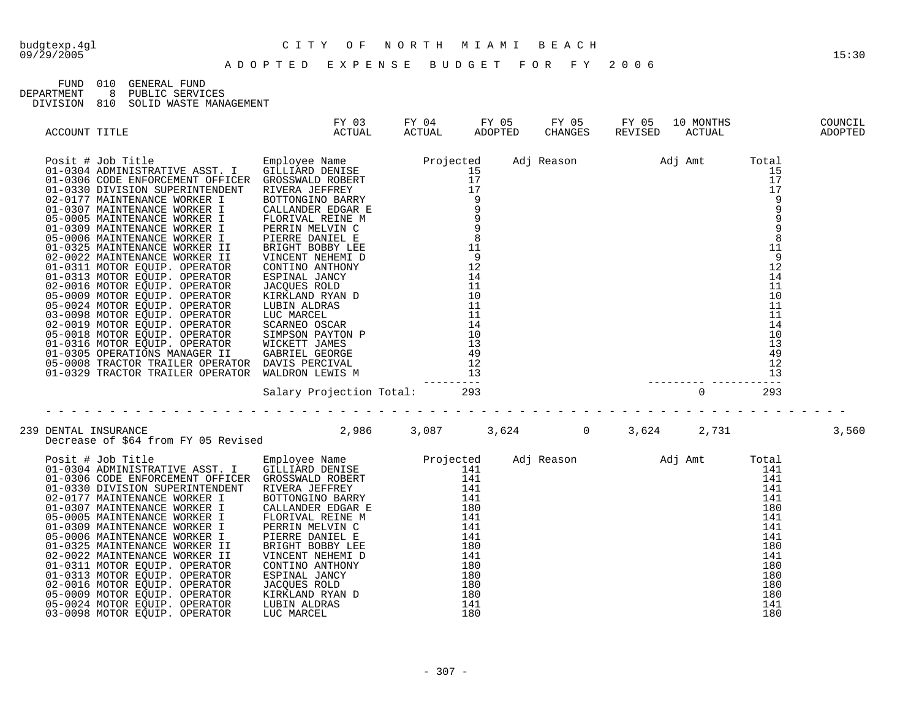FUND 010 GENERAL FUND
DEPARTMENT 8 PUBLIC SERVICES
DIVISION 810 SOLID WASTE MANAGEMENT

| ACCOUNT TITLE | FY 03 ACTUAL | FY 04 ACTUAL | FY 05 ADOPTED | FY 05 CHANGES | FY 05 REVISED | 10 MONTHS ACTUAL | COUNCIL ADOPTED |
|---|---|---|---|---|---|---|---|

| Posit # | Job Title | Employee Name | Projected | Adj Reason | Adj Amt | Total |
|---|---|---|---|---|---|---|
| 01-0304 | ADMINISTRATIVE ASST. I | GILLIARD DENISE | 15 | | | 15 |
| 01-0306 | CODE ENFORCEMENT OFFICER | GROSSWALD ROBERT | 17 | | | 17 |
| 01-0330 | DIVISION SUPERINTENDENT | RIVERA JEFFREY | 17 | | | 17 |
| 02-0177 | MAINTENANCE WORKER I | BOTTONGINO BARRY | 9 | | | 9 |
| 01-0307 | MAINTENANCE WORKER I | CALLANDER EDGAR E | 9 | | | 9 |
| 05-0005 | MAINTENANCE WORKER I | FLORIVAL REINE M | 9 | | | 9 |
| 01-0309 | MAINTENANCE WORKER I | PERRIN MELVIN C | 9 | | | 9 |
| 05-0006 | MAINTENANCE WORKER I | PIERRE DANIEL E | 8 | | | 8 |
| 01-0325 | MAINTENANCE WORKER II | BRIGHT BOBBY LEE | 11 | | | 11 |
| 02-0022 | MAINTENANCE WORKER II | VINCENT NEHEMI D | 9 | | | 9 |
| 01-0311 | MOTOR EQUIP. OPERATOR | CONTINO ANTHONY | 12 | | | 12 |
| 01-0313 | MOTOR EQUIP. OPERATOR | ESPINAL JANCY | 14 | | | 14 |
| 02-0016 | MOTOR EQUIP. OPERATOR | JACQUES ROLD | 11 | | | 11 |
| 05-0009 | MOTOR EQUIP. OPERATOR | KIRKLAND RYAN D | 10 | | | 10 |
| 05-0024 | MOTOR EQUIP. OPERATOR | LUBIN ALDRAS | 11 | | | 11 |
| 03-0098 | MOTOR EQUIP. OPERATOR | LUC MARCEL | 11 | | | 11 |
| 02-0019 | MOTOR EQUIP. OPERATOR | SCARNEO OSCAR | 14 | | | 14 |
| 05-0018 | MOTOR EQUIP. OPERATOR | SIMPSON PAYTON P | 10 | | | 10 |
| 01-0316 | MOTOR EQUIP. OPERATOR | WICKETT JAMES | 13 | | | 13 |
| 01-0305 | OPERATIONS MANAGER II | GABRIEL GEORGE | 49 | | | 49 |
| 05-0008 | TRACTOR TRAILER OPERATOR | DAVIS PERCIVAL | 12 | | | 12 |
| 01-0329 | TRACTOR TRAILER OPERATOR | WALDRON LEWIS M | 13 | | | 13 |
| | | Salary Projection Total: | 293 | | 0 | 293 |

| ACCOUNT TITLE | FY 03 ACTUAL | FY 04 ACTUAL | FY 05 ADOPTED | FY 05 CHANGES | FY 05 REVISED | 10 MONTHS ACTUAL | COUNCIL ADOPTED |
|---|---|---|---|---|---|---|---|
| 239 DENTAL INSURANCE | 2,986 | 3,087 | 3,624 | 0 | 3,624 | 2,731 | 3,560 |

Decrease of $64 from FY 05 Revised

| Posit # | Job Title | Employee Name | Projected | Adj Reason | Adj Amt | Total |
|---|---|---|---|---|---|---|
| 01-0304 | ADMINISTRATIVE ASST. I | GILLIARD DENISE | 141 | | | 141 |
| 01-0306 | CODE ENFORCEMENT OFFICER | GROSSWALD ROBERT | 141 | | | 141 |
| 01-0330 | DIVISION SUPERINTENDENT | RIVERA JEFFREY | 141 | | | 141 |
| 02-0177 | MAINTENANCE WORKER I | BOTTONGINO BARRY | 141 | | | 141 |
| 01-0307 | MAINTENANCE WORKER I | CALLANDER EDGAR E | 180 | | | 180 |
| 05-0005 | MAINTENANCE WORKER I | FLORIVAL REINE M | 141 | | | 141 |
| 01-0309 | MAINTENANCE WORKER I | PERRIN MELVIN C | 141 | | | 141 |
| 05-0006 | MAINTENANCE WORKER I | PIERRE DANIEL E | 141 | | | 141 |
| 01-0325 | MAINTENANCE WORKER II | BRIGHT BOBBY LEE | 180 | | | 180 |
| 02-0022 | MAINTENANCE WORKER II | VINCENT NEHEMI D | 141 | | | 141 |
| 01-0311 | MOTOR EQUIP. OPERATOR | CONTINO ANTHONY | 180 | | | 180 |
| 01-0313 | MOTOR EQUIP. OPERATOR | ESPINAL JANCY | 180 | | | 180 |
| 02-0016 | MOTOR EQUIP. OPERATOR | JACQUES ROLD | 180 | | | 180 |
| 05-0009 | MOTOR EQUIP. OPERATOR | KIRKLAND RYAN D | 180 | | | 180 |
| 05-0024 | MOTOR EQUIP. OPERATOR | LUBIN ALDRAS | 141 | | | 141 |
| 03-0098 | MOTOR EQUIP. OPERATOR | LUC MARCEL | 180 | | | 180 |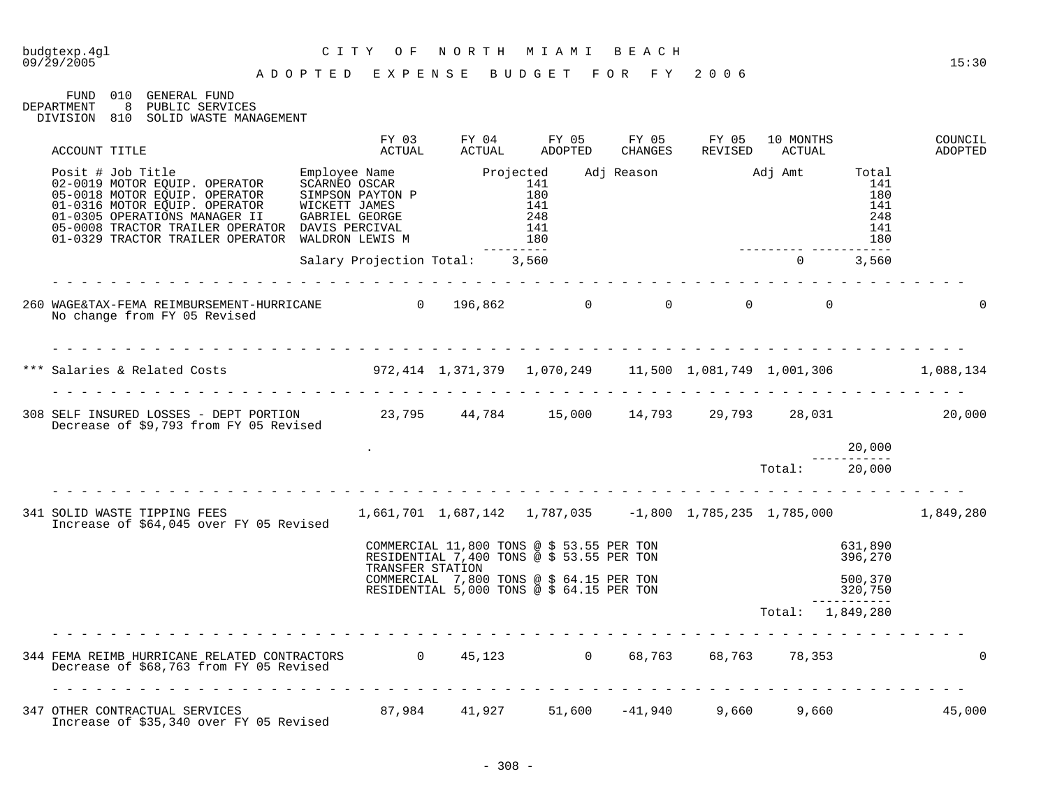budgtexp.4gl
09/29/2005

CITY OF NORTH MIAMI BEACH

ADOPTED EXPENSE BUDGET FOR FY 2006

15:30

FUND 010 GENERAL FUND
DEPARTMENT 8 PUBLIC SERVICES
DIVISION 810 SOLID WASTE MANAGEMENT

| ACCOUNT TITLE | FY 03 ACTUAL | FY 04 ACTUAL | FY 05 ADOPTED | FY 05 CHANGES | FY 05 REVISED | 10 MONTHS ACTUAL | | COUNCIL ADOPTED |
|---|---|---|---|---|---|---|---|---|

| Posit # Job Title | Employee Name | Projected | Adj Reason | Adj Amt | Total |
|---|---|---|---|---|---|
| 02-0019 MOTOR EQUIP. OPERATOR | SCARNEO OSCAR | 141 | | | 141 |
| 05-0018 MOTOR EQUIP. OPERATOR | SIMPSON PAYTON P | 180 | | | 180 |
| 01-0316 MOTOR EQUIP. OPERATOR | WICKETT JAMES | 141 | | | 141 |
| 01-0305 OPERATIONS MANAGER II | GABRIEL GEORGE | 248 | | | 248 |
| 05-0008 TRACTOR TRAILER OPERATOR | DAVIS PERCIVAL | 141 | | | 141 |
| 01-0329 TRACTOR TRAILER OPERATOR | WALDRON LEWIS M | 180 | | | 180 |
| | Salary Projection Total: | 3,560 | | 0 | 3,560 |

| ACCOUNT TITLE | FY 03 ACTUAL | FY 04 ACTUAL | FY 05 ADOPTED | FY 05 CHANGES | FY 05 REVISED | 10 MONTHS ACTUAL | | COUNCIL ADOPTED |
|---|---|---|---|---|---|---|---|---|
| 260 WAGE&TAX-FEMA REIMBURSEMENT-HURRICANE<br>No change from FY 05 Revised | 0 | 196,862 | 0 | 0 | 0 | 0 | | 0 |
| *** Salaries & Related Costs | 972,414 | 1,371,379 | 1,070,249 | 11,500 | 1,081,749 | 1,001,306 | | 1,088,134 |
| 308 SELF INSURED LOSSES - DEPT PORTION<br>Decrease of $9,793 from FY 05 Revised | 23,795 | 44,784 | 15,000 | 14,793 | 29,793 | 28,031 | | 20,000 |
| . | | | | | | | 20,000 | |
| | | | | | | Total: | 20,000 | |
| 341 SOLID WASTE TIPPING FEES<br>Increase of $64,045 over FY 05 Revised | 1,661,701 | 1,687,142 | 1,787,035 | -1,800 | 1,785,235 | 1,785,000 | | 1,849,280 |
| COMMERCIAL 11,800 TONS @ $ 53.55 PER TON | | | | | | | 631,890 | |
| RESIDENTIAL 7,400 TONS @ $ 53.55 PER TON | | | | | | | 396,270 | |
| TRANSFER STATION | | | | | | | | |
| COMMERCIAL 7,800 TONS @ $ 64.15 PER TON | | | | | | | 500,370 | |
| RESIDENTIAL 5,000 TONS @ $ 64.15 PER TON | | | | | | | 320,750 | |
| | | | | | | Total: | 1,849,280 | |
| 344 FEMA REIMB HURRICANE RELATED CONTRACTORS<br>Decrease of $68,763 from FY 05 Revised | 0 | 45,123 | 0 | 68,763 | 68,763 | 78,353 | | 0 |
| 347 OTHER CONTRACTUAL SERVICES<br>Increase of $35,340 over FY 05 Revised | 87,984 | 41,927 | 51,600 | -41,940 | 9,660 | 9,660 | | 45,000 |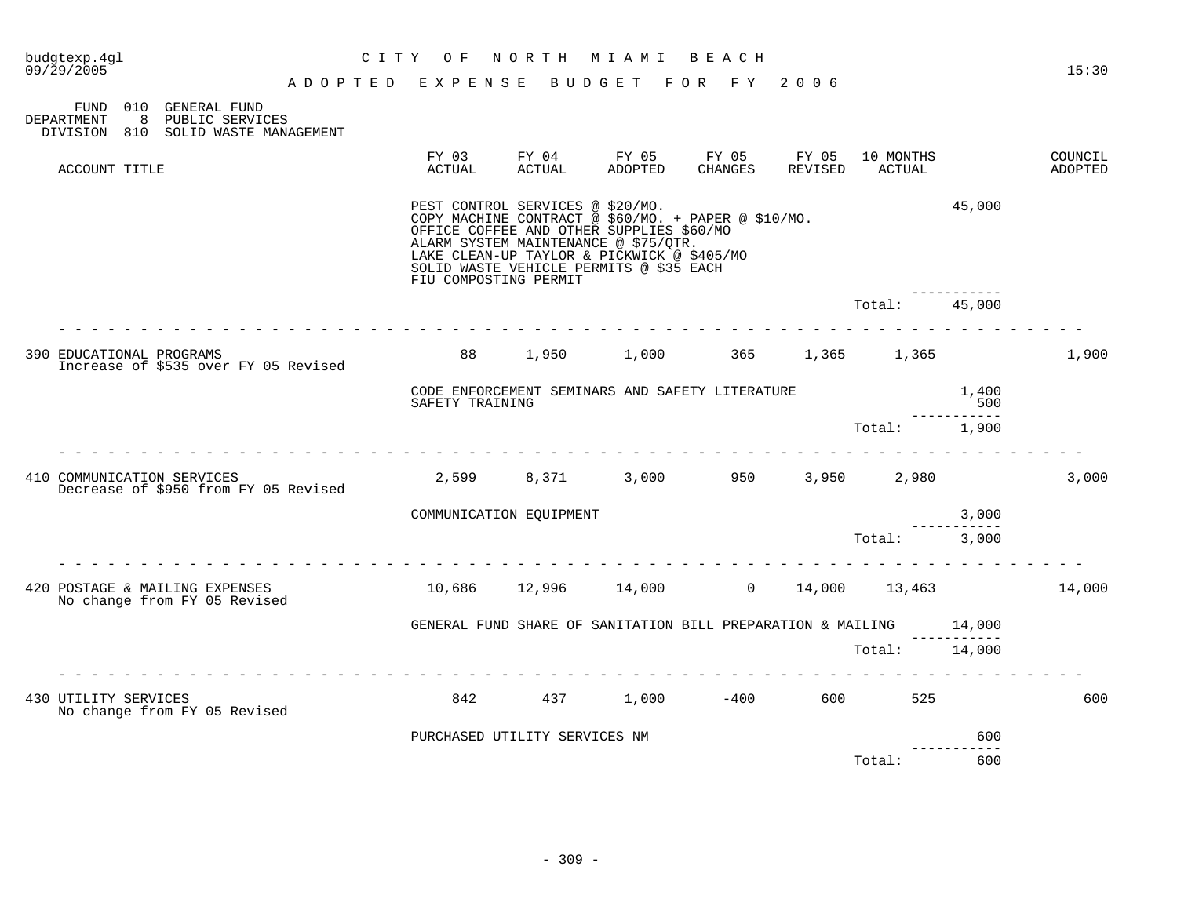# CITY OF NORTH MIAMI BEACH

## ADOPTED EXPENSE BUDGET FOR FY 2006

FUND 010 GENERAL FUND
DEPARTMENT 8 PUBLIC SERVICES
DIVISION 810 SOLID WASTE MANAGEMENT

| ACCOUNT TITLE | FY 03 ACTUAL | FY 04 ACTUAL | FY 05 ADOPTED | FY 05 CHANGES | FY 05 REVISED | 10 MONTHS ACTUAL | | COUNCIL ADOPTED |
|---|---|---|---|---|---|---|---|---|
| | PEST CONTROL SERVICES @ $20/MO.<br>COPY MACHINE CONTRACT @ $60/MO. + PAPER @ $10/MO.<br>OFFICE COFFEE AND OTHER SUPPLIES $60/MO<br>ALARM SYSTEM MAINTENANCE @ $75/QTR.<br>LAKE CLEAN-UP TAYLOR & PICKWICK @ $405/MO<br>SOLID WASTE VEHICLE PERMITS @ $35 EACH<br>FIU COMPOSTING PERMIT | | | | | | 45,000 | |
| | | | | | | Total: | 45,000 | |
| 390 EDUCATIONAL PROGRAMS<br>Increase of $535 over FY 05 Revised | 88 | 1,950 | 1,000 | 365 | 1,365 | 1,365 | | 1,900 |
| | CODE ENFORCEMENT SEMINARS AND SAFETY LITERATURE | | | | | | 1,400 | |
| | SAFETY TRAINING | | | | | | 500 | |
| | | | | | | Total: | 1,900 | |
| 410 COMMUNICATION SERVICES<br>Decrease of $950 from FY 05 Revised | 2,599 | 8,371 | 3,000 | 950 | 3,950 | 2,980 | | 3,000 |
| | COMMUNICATION EQUIPMENT | | | | | | 3,000 | |
| | | | | | | Total: | 3,000 | |
| 420 POSTAGE & MAILING EXPENSES<br>No change from FY 05 Revised | 10,686 | 12,996 | 14,000 | 0 | 14,000 | 13,463 | | 14,000 |
| | GENERAL FUND SHARE OF SANITATION BILL PREPARATION & MAILING | | | | | | 14,000 | |
| | | | | | | Total: | 14,000 | |
| 430 UTILITY SERVICES<br>No change from FY 05 Revised | 842 | 437 | 1,000 | -400 | 600 | 525 | | 600 |
| | PURCHASED UTILITY SERVICES NM | | | | | | 600 | |
| | | | | | | Total: | 600 | |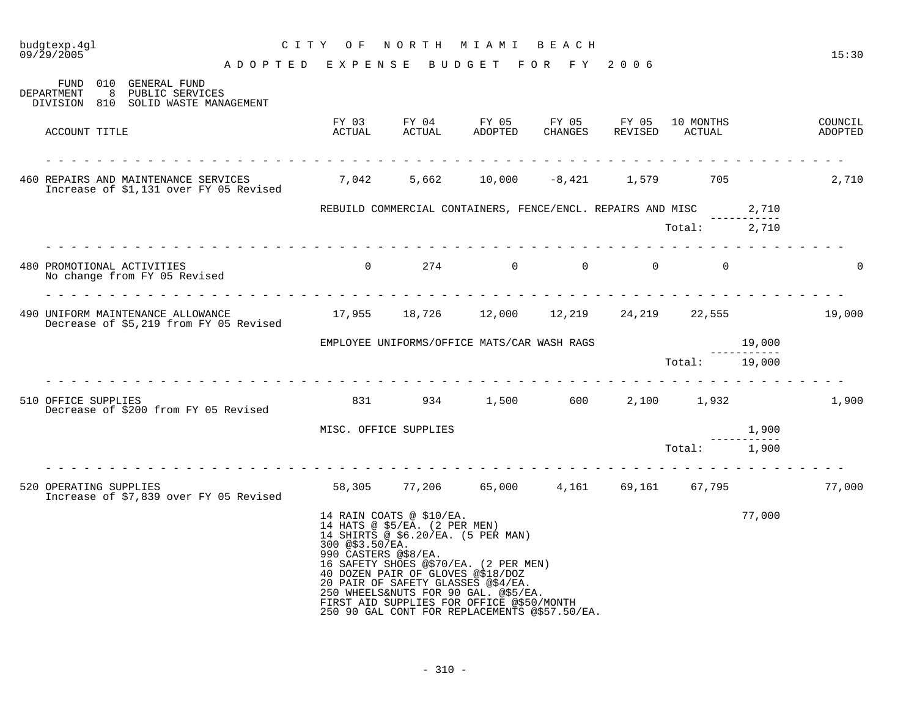budgtexp.4gl — CITY OF NORTH MIAMI BEACH
09/29/2005 — 15:30

# ADOPTED EXPENSE BUDGET FOR FY 2006

FUND 010 GENERAL FUND
DEPARTMENT 8 PUBLIC SERVICES
DIVISION 810 SOLID WASTE MANAGEMENT

| ACCOUNT TITLE | FY 03 ACTUAL | FY 04 ACTUAL | FY 05 ADOPTED | FY 05 CHANGES | FY 05 REVISED | 10 MONTHS ACTUAL | | COUNCIL ADOPTED |
|---|---|---|---|---|---|---|---|---|
| 460 REPAIRS AND MAINTENANCE SERVICES<br>Increase of $1,131 over FY 05 Revised | 7,042 | 5,662 | 10,000 | -8,421 | 1,579 | 705 | | 2,710 |
| | REBUILD COMMERCIAL CONTAINERS, FENCE/ENCL. REPAIRS AND MISC | | | | | | 2,710 | |
| | | | | | | Total: | 2,710 | |
| 480 PROMOTIONAL ACTIVITIES<br>No change from FY 05 Revised | 0 | 274 | 0 | 0 | 0 | 0 | | 0 |
| 490 UNIFORM MAINTENANCE ALLOWANCE<br>Decrease of $5,219 from FY 05 Revised | 17,955 | 18,726 | 12,000 | 12,219 | 24,219 | 22,555 | | 19,000 |
| | EMPLOYEE UNIFORMS/OFFICE MATS/CAR WASH RAGS | | | | | | 19,000 | |
| | | | | | | Total: | 19,000 | |
| 510 OFFICE SUPPLIES<br>Decrease of $200 from FY 05 Revised | 831 | 934 | 1,500 | 600 | 2,100 | 1,932 | | 1,900 |
| | MISC. OFFICE SUPPLIES | | | | | | 1,900 | |
| | | | | | | Total: | 1,900 | |
| 520 OPERATING SUPPLIES<br>Increase of $7,839 over FY 05 Revised | 58,305 | 77,206 | 65,000 | 4,161 | 69,161 | 67,795 | | 77,000 |
| | 14 RAIN COATS @ $10/EA.<br>14 HATS @ $5/EA. (2 PER MEN)<br>14 SHIRTS @ $6.20/EA. (5 PER MAN)<br>300 @$3.50/EA.<br>990 CASTERS @$8/EA.<br>16 SAFETY SHOES @$70/EA. (2 PER MEN)<br>40 DOZEN PAIR OF GLOVES @$18/DOZ<br>20 PAIR OF SAFETY GLASSES @$4/EA.<br>250 WHEELS&NUTS FOR 90 GAL. @$5/EA.<br>FIRST AID SUPPLIES FOR OFFICE @$50/MONTH<br>250 90 GAL CONT FOR REPLACEMENTS @$57.50/EA. | | | | | | 77,000 | |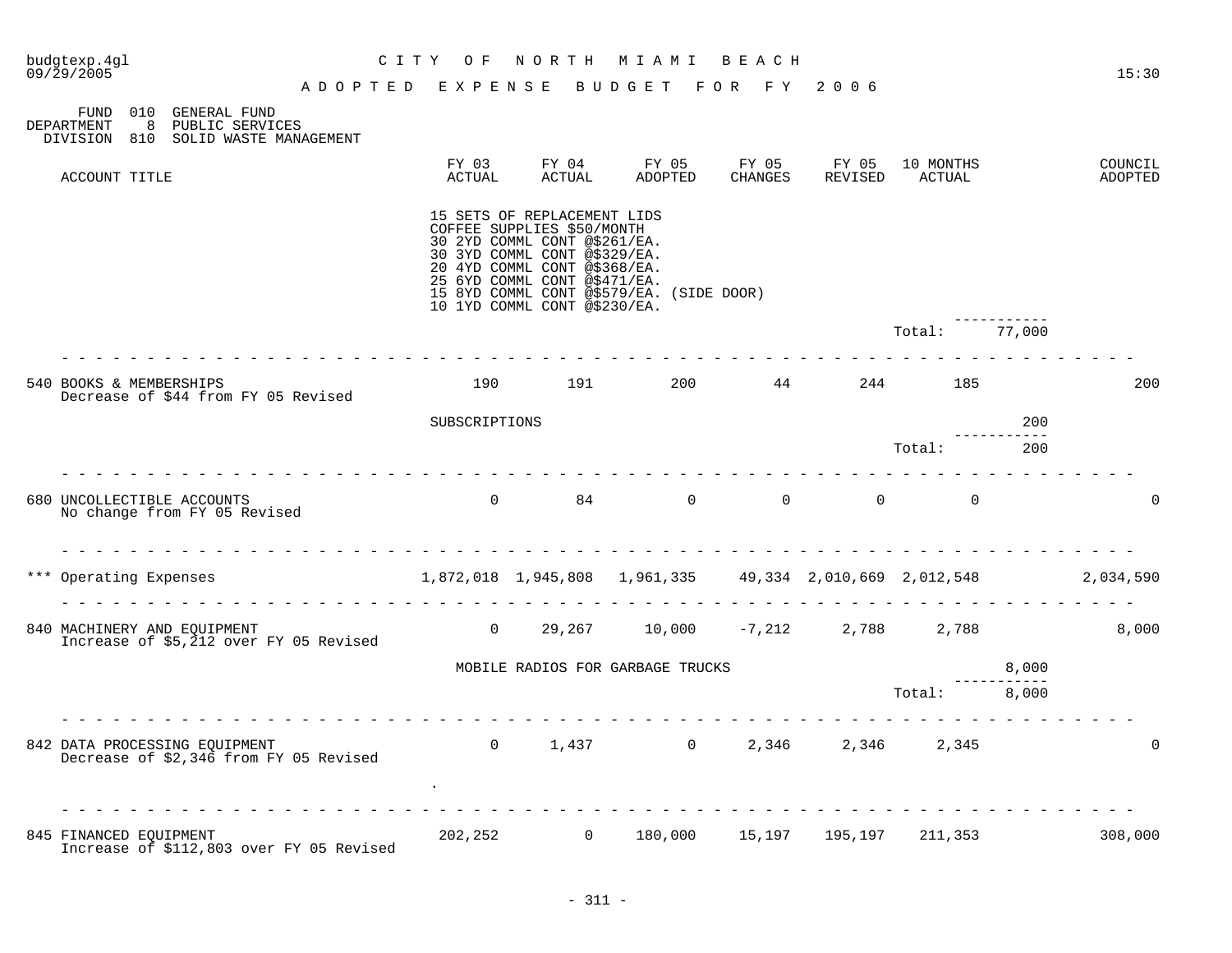**CITY OF NORTH MIAMI BEACH**

**ADOPTED EXPENSE BUDGET FOR FY 2006**

FUND 010 GENERAL FUND
DEPARTMENT 8 PUBLIC SERVICES
DIVISION 810 SOLID WASTE MANAGEMENT

| ACCOUNT TITLE | FY 03 ACTUAL | FY 04 ACTUAL | FY 05 ADOPTED | FY 05 CHANGES | FY 05 REVISED | 10 MONTHS ACTUAL | | COUNCIL ADOPTED |
|---|---|---|---|---|---|---|---|---|
| | 15 SETS OF REPLACEMENT LIDS | | | | | | | |
| | COFFEE SUPPLIES $50/MONTH | | | | | | | |
| | 30 2YD COMML CONT @$261/EA. | | | | | | | |
| | 30 3YD COMML CONT @$329/EA. | | | | | | | |
| | 20 4YD COMML CONT @$368/EA. | | | | | | | |
| | 25 6YD COMML CONT @$471/EA. | | | | | | | |
| | 15 8YD COMML CONT @$579/EA. (SIDE DOOR) | | | | | | | |
| | 10 1YD COMML CONT @$230/EA. | | | | | | | |
| | | | | | | Total: | 77,000 | |
| 540 BOOKS & MEMBERSHIPS | 190 | 191 | 200 | 44 | 244 | 185 | | 200 |
| Decrease of $44 from FY 05 Revised | | | | | | | | |
| | SUBSCRIPTIONS | | | | | | 200 | |
| | | | | | | Total: | 200 | |
| 680 UNCOLLECTIBLE ACCOUNTS | 0 | 84 | 0 | 0 | 0 | 0 | | 0 |
| No change from FY 05 Revised | | | | | | | | |
| *** Operating Expenses | 1,872,018 | 1,945,808 | 1,961,335 | 49,334 | 2,010,669 | 2,012,548 | | 2,034,590 |
| 840 MACHINERY AND EQUIPMENT | 0 | 29,267 | 10,000 | -7,212 | 2,788 | 2,788 | | 8,000 |
| Increase of $5,212 over FY 05 Revised | | | | | | | | |
| | MOBILE RADIOS FOR GARBAGE TRUCKS | | | | | | 8,000 | |
| | | | | | | Total: | 8,000 | |
| 842 DATA PROCESSING EQUIPMENT | 0 | 1,437 | 0 | 2,346 | 2,346 | 2,345 | | 0 |
| Decrease of $2,346 from FY 05 Revised | | | | | | | | |
| | . | | | | | | | |
| 845 FINANCED EQUIPMENT | 202,252 | 0 | 180,000 | 15,197 | 195,197 | 211,353 | | 308,000 |
| Increase of $112,803 over FY 05 Revised | | | | | | | | |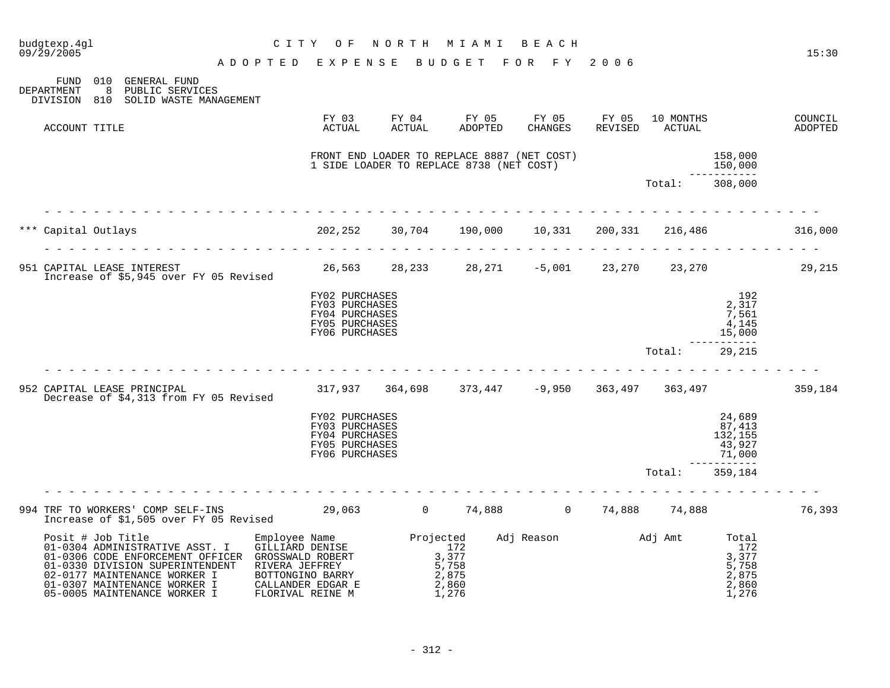CITY OF NORTH MIAMI BEACH

ADOPTED EXPENSE BUDGET FOR FY 2006

FUND 010 GENERAL FUND
DEPARTMENT 8 PUBLIC SERVICES
DIVISION 810 SOLID WASTE MANAGEMENT

| ACCOUNT TITLE | FY 03 ACTUAL | FY 04 ACTUAL | FY 05 ADOPTED | FY 05 CHANGES | FY 05 REVISED | 10 MONTHS ACTUAL | | COUNCIL ADOPTED |
|---|---|---|---|---|---|---|---|---|
| | FRONT END LOADER TO REPLACE 8887 (NET COST) | | | | | | 158,000 | |
| | 1 SIDE LOADER TO REPLACE 8738 (NET COST) | | | | | | 150,000 | |
| | | | | | | Total: | 308,000 | |
| *** Capital Outlays | 202,252 | 30,704 | 190,000 | 10,331 | 200,331 | 216,486 | | 316,000 |
| 951 CAPITAL LEASE INTEREST | 26,563 | 28,233 | 28,271 | -5,001 | 23,270 | 23,270 | | 29,215 |
| Increase of $5,945 over FY 05 Revised | | | | | | | | |
| | FY02 PURCHASES | | | | | | 192 | |
| | FY03 PURCHASES | | | | | | 2,317 | |
| | FY04 PURCHASES | | | | | | 7,561 | |
| | FY05 PURCHASES | | | | | | 4,145 | |
| | FY06 PURCHASES | | | | | | 15,000 | |
| | | | | | | Total: | 29,215 | |
| 952 CAPITAL LEASE PRINCIPAL | 317,937 | 364,698 | 373,447 | -9,950 | 363,497 | 363,497 | | 359,184 |
| Decrease of $4,313 from FY 05 Revised | | | | | | | | |
| | FY02 PURCHASES | | | | | | 24,689 | |
| | FY03 PURCHASES | | | | | | 87,413 | |
| | FY04 PURCHASES | | | | | | 132,155 | |
| | FY05 PURCHASES | | | | | | 43,927 | |
| | FY06 PURCHASES | | | | | | 71,000 | |
| | | | | | | Total: | 359,184 | |
| 994 TRF TO WORKERS' COMP SELF-INS | 29,063 | 0 | 74,888 | 0 | 74,888 | 74,888 | | 76,393 |
| Increase of $1,505 over FY 05 Revised | | | | | | | | |

| Posit # Job Title | Employee Name | Projected | Adj Reason | Adj Amt | Total |
|---|---|---|---|---|---|
| 01-0304 ADMINISTRATIVE ASST. I | GILLIARD DENISE | 172 | | | 172 |
| 01-0306 CODE ENFORCEMENT OFFICER | GROSSWALD ROBERT | 3,377 | | | 3,377 |
| 01-0330 DIVISION SUPERINTENDENT | RIVERA JEFFREY | 5,758 | | | 5,758 |
| 02-0177 MAINTENANCE WORKER I | BOTTONGINO BARRY | 2,875 | | | 2,875 |
| 01-0307 MAINTENANCE WORKER I | CALLANDER EDGAR E | 2,860 | | | 2,860 |
| 05-0005 MAINTENANCE WORKER I | FLORIVAL REINE M | 1,276 | | | 1,276 |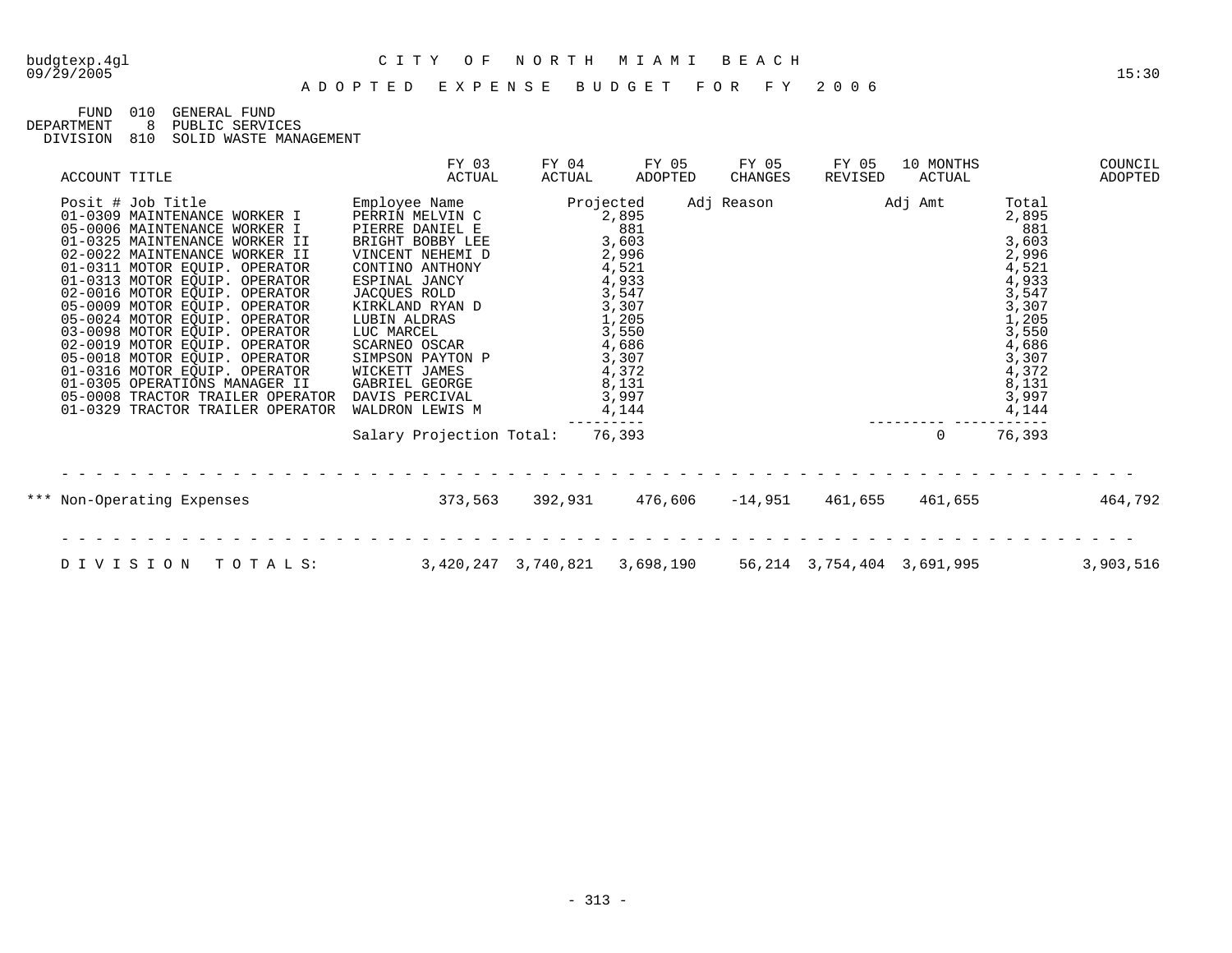# CITY OF NORTH MIAMI BEACH

## ADOPTED EXPENSE BUDGET FOR FY 2006

FUND 010 GENERAL FUND
DEPARTMENT 8 PUBLIC SERVICES
DIVISION 810 SOLID WASTE MANAGEMENT

| ACCOUNT TITLE | FY 03 ACTUAL | FY 04 ACTUAL | FY 05 ADOPTED | FY 05 CHANGES | FY 05 REVISED | 10 MONTHS ACTUAL | COUNCIL ADOPTED |
|---|---|---|---|---|---|---|---|

| Posit # Job Title | Employee Name | Projected | Adj Reason | Adj Amt | Total |
|---|---|---|---|---|---|
| 01-0309 MAINTENANCE WORKER I | PERRIN MELVIN C | 2,895 | | | 2,895 |
| 05-0006 MAINTENANCE WORKER I | PIERRE DANIEL E | 881 | | | 881 |
| 01-0325 MAINTENANCE WORKER II | BRIGHT BOBBY LEE | 3,603 | | | 3,603 |
| 02-0022 MAINTENANCE WORKER II | VINCENT NEHEMI D | 2,996 | | | 2,996 |
| 01-0311 MOTOR EQUIP. OPERATOR | CONTINO ANTHONY | 4,521 | | | 4,521 |
| 01-0313 MOTOR EQUIP. OPERATOR | ESPINAL JANCY | 4,933 | | | 4,933 |
| 02-0016 MOTOR EQUIP. OPERATOR | JACQUES ROLD | 3,547 | | | 3,547 |
| 05-0009 MOTOR EQUIP. OPERATOR | KIRKLAND RYAN D | 3,307 | | | 3,307 |
| 05-0024 MOTOR EQUIP. OPERATOR | LUBIN ALDRAS | 1,205 | | | 1,205 |
| 03-0098 MOTOR EQUIP. OPERATOR | LUC MARCEL | 3,550 | | | 3,550 |
| 02-0019 MOTOR EQUIP. OPERATOR | SCARNEO OSCAR | 4,686 | | | 4,686 |
| 05-0018 MOTOR EQUIP. OPERATOR | SIMPSON PAYTON P | 3,307 | | | 3,307 |
| 01-0316 MOTOR EQUIP. OPERATOR | WICKETT JAMES | 4,372 | | | 4,372 |
| 01-0305 OPERATIONS MANAGER II | GABRIEL GEORGE | 8,131 | | | 8,131 |
| 05-0008 TRACTOR TRAILER OPERATOR | DAVIS PERCIVAL | 3,997 | | | 3,997 |
| 01-0329 TRACTOR TRAILER OPERATOR | WALDRON LEWIS M | 4,144 | | | 4,144 |
| | Salary Projection Total: | 76,393 | | 0 | 76,393 |

| ACCOUNT TITLE | FY 03 ACTUAL | FY 04 ACTUAL | FY 05 ADOPTED | FY 05 CHANGES | FY 05 REVISED | 10 MONTHS ACTUAL | COUNCIL ADOPTED |
|---|---|---|---|---|---|---|---|
| *** Non-Operating Expenses | 373,563 | 392,931 | 476,606 | -14,951 | 461,655 | 461,655 | 464,792 |
| DIVISION TOTALS: | 3,420,247 | 3,740,821 | 3,698,190 | 56,214 | 3,754,404 | 3,691,995 | 3,903,516 |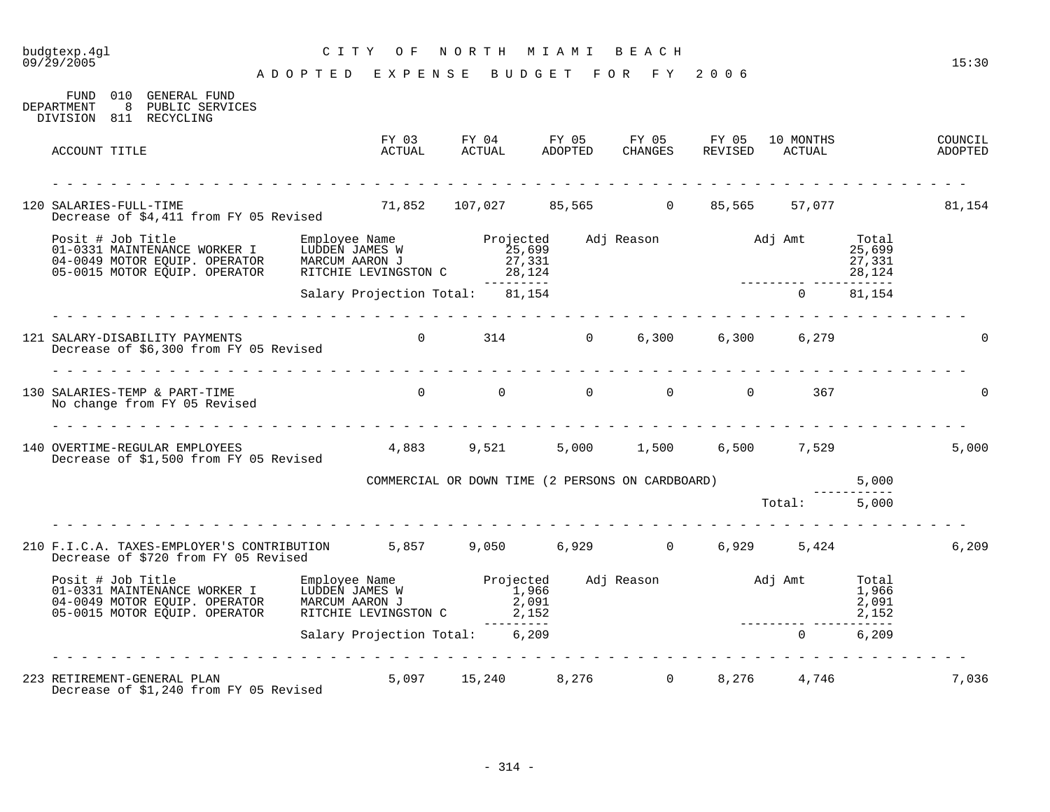budgtexp.4gl
09/29/2005

# CITY OF NORTH MIAMI BEACH

## ADOPTED EXPENSE BUDGET FOR FY 2006

15:30

FUND 010 GENERAL FUND
DEPARTMENT 8 PUBLIC SERVICES
DIVISION 811 RECYCLING

| ACCOUNT TITLE | FY 03 ACTUAL | FY 04 ACTUAL | FY 05 ADOPTED | FY 05 CHANGES | FY 05 REVISED | 10 MONTHS ACTUAL | COUNCIL ADOPTED |
|---|---|---|---|---|---|---|---|
| 120 SALARIES-FULL-TIME<br>Decrease of $4,411 from FY 05 Revised | 71,852 | 107,027 | 85,565 | 0 | 85,565 | 57,077 | 81,154 |

| Posit # Job Title | Employee Name | Projected | Adj Reason | Adj Amt | Total |
|---|---|---|---|---|---|
| 01-0331 MAINTENANCE WORKER I | LUDDEN JAMES W | 25,699 | | | 25,699 |
| 04-0049 MOTOR EQUIP. OPERATOR | MARCUM AARON J | 27,331 | | | 27,331 |
| 05-0015 MOTOR EQUIP. OPERATOR | RITCHIE LEVINGSTON C | 28,124 | | | 28,124 |
| | Salary Projection Total: | 81,154 | | 0 | 81,154 |

| ACCOUNT TITLE | FY 03 ACTUAL | FY 04 ACTUAL | FY 05 ADOPTED | FY 05 CHANGES | FY 05 REVISED | 10 MONTHS ACTUAL | COUNCIL ADOPTED |
|---|---|---|---|---|---|---|---|
| 121 SALARY-DISABILITY PAYMENTS<br>Decrease of $6,300 from FY 05 Revised | 0 | 314 | 0 | 6,300 | 6,300 | 6,279 | 0 |
| 130 SALARIES-TEMP & PART-TIME<br>No change from FY 05 Revised | 0 | 0 | 0 | 0 | 0 | 367 | 0 |
| 140 OVERTIME-REGULAR EMPLOYEES<br>Decrease of $1,500 from FY 05 Revised | 4,883 | 9,521 | 5,000 | 1,500 | 6,500 | 7,529 | 5,000 |

| Description | Amount |
|---|---|
| COMMERCIAL OR DOWN TIME (2 PERSONS ON CARDBOARD) | 5,000 |
| Total: | 5,000 |

| ACCOUNT TITLE | FY 03 ACTUAL | FY 04 ACTUAL | FY 05 ADOPTED | FY 05 CHANGES | FY 05 REVISED | 10 MONTHS ACTUAL | COUNCIL ADOPTED |
|---|---|---|---|---|---|---|---|
| 210 F.I.C.A. TAXES-EMPLOYER'S CONTRIBUTION<br>Decrease of $720 from FY 05 Revised | 5,857 | 9,050 | 6,929 | 0 | 6,929 | 5,424 | 6,209 |

| Posit # Job Title | Employee Name | Projected | Adj Reason | Adj Amt | Total |
|---|---|---|---|---|---|
| 01-0331 MAINTENANCE WORKER I | LUDDEN JAMES W | 1,966 | | | 1,966 |
| 04-0049 MOTOR EQUIP. OPERATOR | MARCUM AARON J | 2,091 | | | 2,091 |
| 05-0015 MOTOR EQUIP. OPERATOR | RITCHIE LEVINGSTON C | 2,152 | | | 2,152 |
| | Salary Projection Total: | 6,209 | | 0 | 6,209 |

| ACCOUNT TITLE | FY 03 ACTUAL | FY 04 ACTUAL | FY 05 ADOPTED | FY 05 CHANGES | FY 05 REVISED | 10 MONTHS ACTUAL | COUNCIL ADOPTED |
|---|---|---|---|---|---|---|---|
| 223 RETIREMENT-GENERAL PLAN<br>Decrease of $1,240 from FY 05 Revised | 5,097 | 15,240 | 8,276 | 0 | 8,276 | 4,746 | 7,036 |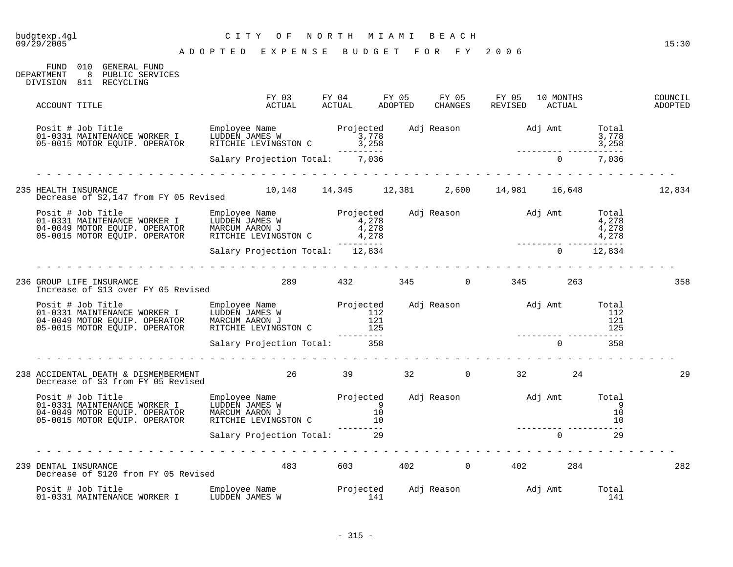budgtexp.4gl — CITY OF NORTH MIAMI BEACH
09/29/2005 — 15:30

# ADOPTED EXPENSE BUDGET FOR FY 2006

FUND 010 GENERAL FUND
DEPARTMENT 8 PUBLIC SERVICES
DIVISION 811 RECYCLING

| ACCOUNT TITLE | FY 03 ACTUAL | FY 04 ACTUAL | FY 05 ADOPTED | FY 05 CHANGES | FY 05 REVISED | 10 MONTHS ACTUAL | COUNCIL ADOPTED |
|---|---|---|---|---|---|---|---|

| Posit # Job Title | Employee Name | Projected | Adj Reason | Adj Amt | Total |
|---|---|---|---|---|---|
| 01-0331 MAINTENANCE WORKER I | LUDDEN JAMES W | 3,778 | | | 3,778 |
| 05-0015 MOTOR EQUIP. OPERATOR | RITCHIE LEVINGSTON C | 3,258 | | | 3,258 |
| | Salary Projection Total: | 7,036 | | 0 | 7,036 |

| ACCOUNT TITLE | FY 03 ACTUAL | FY 04 ACTUAL | FY 05 ADOPTED | FY 05 CHANGES | FY 05 REVISED | 10 MONTHS ACTUAL | COUNCIL ADOPTED |
|---|---|---|---|---|---|---|---|
| 235 HEALTH INSURANCE | 10,148 | 14,345 | 12,381 | 2,600 | 14,981 | 16,648 | 12,834 |

Decrease of $2,147 from FY 05 Revised

| Posit # Job Title | Employee Name | Projected | Adj Reason | Adj Amt | Total |
|---|---|---|---|---|---|
| 01-0331 MAINTENANCE WORKER I | LUDDEN JAMES W | 4,278 | | | 4,278 |
| 04-0049 MOTOR EQUIP. OPERATOR | MARCUM AARON J | 4,278 | | | 4,278 |
| 05-0015 MOTOR EQUIP. OPERATOR | RITCHIE LEVINGSTON C | 4,278 | | | 4,278 |
| | Salary Projection Total: | 12,834 | | 0 | 12,834 |

| ACCOUNT TITLE | FY 03 ACTUAL | FY 04 ACTUAL | FY 05 ADOPTED | FY 05 CHANGES | FY 05 REVISED | 10 MONTHS ACTUAL | COUNCIL ADOPTED |
|---|---|---|---|---|---|---|---|
| 236 GROUP LIFE INSURANCE | 289 | 432 | 345 | 0 | 345 | 263 | 358 |

Increase of $13 over FY 05 Revised

| Posit # Job Title | Employee Name | Projected | Adj Reason | Adj Amt | Total |
|---|---|---|---|---|---|
| 01-0331 MAINTENANCE WORKER I | LUDDEN JAMES W | 112 | | | 112 |
| 04-0049 MOTOR EQUIP. OPERATOR | MARCUM AARON J | 121 | | | 121 |
| 05-0015 MOTOR EQUIP. OPERATOR | RITCHIE LEVINGSTON C | 125 | | | 125 |
| | Salary Projection Total: | 358 | | 0 | 358 |

| ACCOUNT TITLE | FY 03 ACTUAL | FY 04 ACTUAL | FY 05 ADOPTED | FY 05 CHANGES | FY 05 REVISED | 10 MONTHS ACTUAL | COUNCIL ADOPTED |
|---|---|---|---|---|---|---|---|
| 238 ACCIDENTAL DEATH & DISMEMBERMENT | 26 | 39 | 32 | 0 | 32 | 24 | 29 |

Decrease of $3 from FY 05 Revised

| Posit # Job Title | Employee Name | Projected | Adj Reason | Adj Amt | Total |
|---|---|---|---|---|---|
| 01-0331 MAINTENANCE WORKER I | LUDDEN JAMES W | 9 | | | 9 |
| 04-0049 MOTOR EQUIP. OPERATOR | MARCUM AARON J | 10 | | | 10 |
| 05-0015 MOTOR EQUIP. OPERATOR | RITCHIE LEVINGSTON C | 10 | | | 10 |
| | Salary Projection Total: | 29 | | 0 | 29 |

| ACCOUNT TITLE | FY 03 ACTUAL | FY 04 ACTUAL | FY 05 ADOPTED | FY 05 CHANGES | FY 05 REVISED | 10 MONTHS ACTUAL | COUNCIL ADOPTED |
|---|---|---|---|---|---|---|---|
| 239 DENTAL INSURANCE | 483 | 603 | 402 | 0 | 402 | 284 | 282 |

Decrease of $120 from FY 05 Revised

| Posit # Job Title | Employee Name | Projected | Adj Reason | Adj Amt | Total |
|---|---|---|---|---|---|
| 01-0331 MAINTENANCE WORKER I | LUDDEN JAMES W | 141 | | | 141 |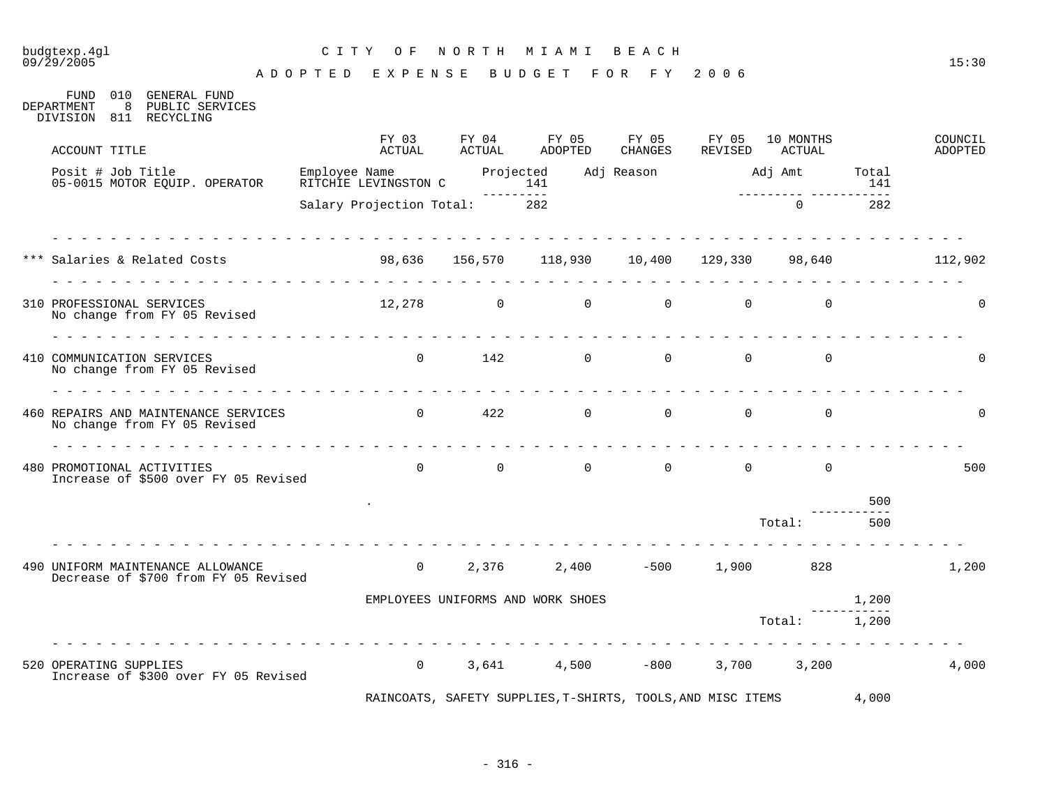budgtexp.4gl
09/29/2005

# CITY OF NORTH MIAMI BEACH

## ADOPTED EXPENSE BUDGET FOR FY 2006

FUND 010 GENERAL FUND
DEPARTMENT 8 PUBLIC SERVICES
DIVISION 811 RECYCLING

| Posit # | Job Title | Employee Name | Projected | Adj Reason | Adj Amt | Total |
|---|---|---|---|---|---|---|
| 05-0015 | MOTOR EQUIP. OPERATOR | RITCHIE LEVINGSTON C | 141 | | | 141 |
| | | Salary Projection Total: | 282 | | 0 | 282 |

| ACCOUNT TITLE | FY 03 ACTUAL | FY 04 ACTUAL | FY 05 ADOPTED | FY 05 CHANGES | FY 05 REVISED | 10 MONTHS ACTUAL | | COUNCIL ADOPTED |
|---|---|---|---|---|---|---|---|---|
| *** Salaries & Related Costs | 98,636 | 156,570 | 118,930 | 10,400 | 129,330 | 98,640 | | 112,902 |
| 310 PROFESSIONAL SERVICES<br>No change from FY 05 Revised | 12,278 | 0 | 0 | 0 | 0 | 0 | | 0 |
| 410 COMMUNICATION SERVICES<br>No change from FY 05 Revised | 0 | 142 | 0 | 0 | 0 | 0 | | 0 |
| 460 REPAIRS AND MAINTENANCE SERVICES<br>No change from FY 05 Revised | 0 | 422 | 0 | 0 | 0 | 0 | | 0 |
| 480 PROMOTIONAL ACTIVITIES<br>Increase of $500 over FY 05 Revised | 0 | 0 | 0 | 0 | 0 | 0 | | 500 |
| . | | | | | | | 500 | |
| | | | | | | Total: | 500 | |
| 490 UNIFORM MAINTENANCE ALLOWANCE<br>Decrease of $700 from FY 05 Revised | 0 | 2,376 | 2,400 | -500 | 1,900 | 828 | | 1,200 |
| EMPLOYEES UNIFORMS AND WORK SHOES | | | | | | | 1,200 | |
| | | | | | | Total: | 1,200 | |
| 520 OPERATING SUPPLIES<br>Increase of $300 over FY 05 Revised | 0 | 3,641 | 4,500 | -800 | 3,700 | 3,200 | | 4,000 |
| RAINCOATS, SAFETY SUPPLIES,T-SHIRTS, TOOLS,AND MISC ITEMS | | | | | | | 4,000 | |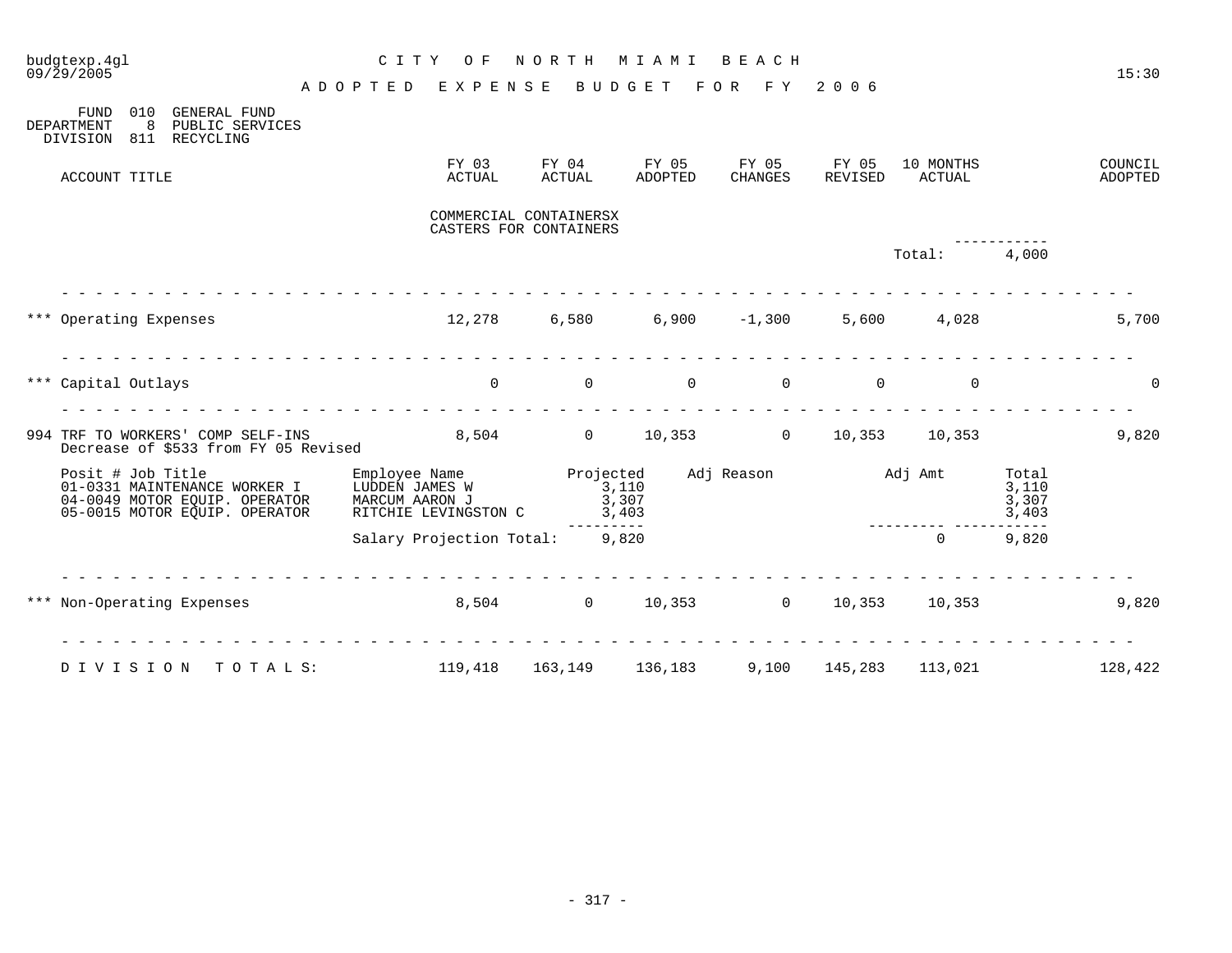budgtexp.4gl — CITY OF NORTH MIAMI BEACH
09/29/2005 — 15:30

# ADOPTED EXPENSE BUDGET FOR FY 2006

FUND 010 GENERAL FUND
DEPARTMENT 8 PUBLIC SERVICES
DIVISION 811 RECYCLING

| ACCOUNT TITLE | FY 03 ACTUAL | FY 04 ACTUAL | FY 05 ADOPTED | FY 05 CHANGES | FY 05 REVISED | 10 MONTHS ACTUAL | | COUNCIL ADOPTED |
|---|---|---|---|---|---|---|---|---|
| | COMMERCIAL CONTAINERSX | | | | | | | |
| | CASTERS FOR CONTAINERS | | | | | | | |
| | | | | | | Total: | 4,000 | |
| *** Operating Expenses | 12,278 | 6,580 | 6,900 | -1,300 | 5,600 | 4,028 | | 5,700 |
| *** Capital Outlays | 0 | 0 | 0 | 0 | 0 | 0 | | 0 |
| 994 TRF TO WORKERS' COMP SELF-INS | 8,504 | 0 | 10,353 | 0 | 10,353 | 10,353 | | 9,820 |
| Decrease of $533 from FY 05 Revised | | | | | | | | |

| Posit # Job Title | Employee Name | Projected | Adj Reason | Adj Amt | Total |
|---|---|---|---|---|---|
| 01-0331 MAINTENANCE WORKER I | LUDDEN JAMES W | 3,110 | | | 3,110 |
| 04-0049 MOTOR EQUIP. OPERATOR | MARCUM AARON J | 3,307 | | | 3,307 |
| 05-0015 MOTOR EQUIP. OPERATOR | RITCHIE LEVINGSTON C | 3,403 | | | 3,403 |
| | Salary Projection Total: | 9,820 | | 0 | 9,820 |

| ACCOUNT TITLE | FY 03 ACTUAL | FY 04 ACTUAL | FY 05 ADOPTED | FY 05 CHANGES | FY 05 REVISED | 10 MONTHS ACTUAL | COUNCIL ADOPTED |
|---|---|---|---|---|---|---|---|
| *** Non-Operating Expenses | 8,504 | 0 | 10,353 | 0 | 10,353 | 10,353 | 9,820 |
| DIVISION TOTALS: | 119,418 | 163,149 | 136,183 | 9,100 | 145,283 | 113,021 | 128,422 |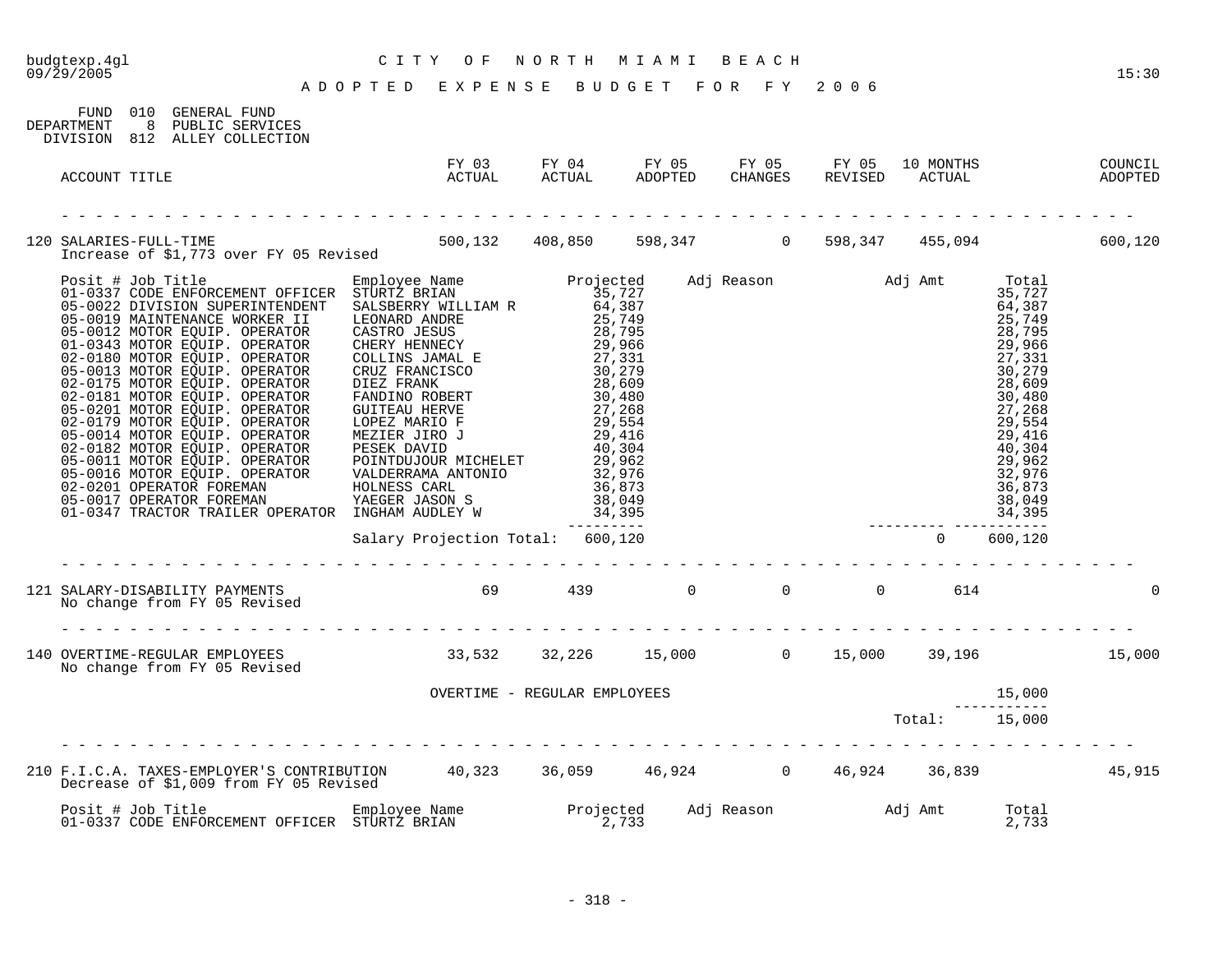budgtexp.4gl CITY OF NORTH MIAMI BEACH

09/29/2005 15:30

ADOPTED EXPENSE BUDGET FOR FY 2006

FUND 010 GENERAL FUND
DEPARTMENT 8 PUBLIC SERVICES
DIVISION 812 ALLEY COLLECTION

| ACCOUNT TITLE | FY 03 ACTUAL | FY 04 ACTUAL | FY 05 ADOPTED | FY 05 CHANGES | FY 05 REVISED | 10 MONTHS ACTUAL | COUNCIL ADOPTED |
|---|---|---|---|---|---|---|---|
| 120 SALARIES-FULL-TIME | 500,132 | 408,850 | 598,347 | 0 | 598,347 | 455,094 | 600,120 |

Increase of $1,773 over FY 05 Revised

| Posit # | Job Title | Employee Name | Projected | Adj Reason | Adj Amt | Total |
|---|---|---|---|---|---|---|
| 01-0337 | CODE ENFORCEMENT OFFICER | STURTZ BRIAN | 35,727 | | | 35,727 |
| 05-0022 | DIVISION SUPERINTENDENT | SALSBERRY WILLIAM R | 64,387 | | | 64,387 |
| 05-0019 | MAINTENANCE WORKER II | LEONARD ANDRE | 25,749 | | | 25,749 |
| 05-0012 | MOTOR EQUIP. OPERATOR | CASTRO JESUS | 28,795 | | | 28,795 |
| 01-0343 | MOTOR EQUIP. OPERATOR | CHERY HENNECY | 29,966 | | | 29,966 |
| 02-0180 | MOTOR EQUIP. OPERATOR | COLLINS JAMAL E | 27,331 | | | 27,331 |
| 05-0013 | MOTOR EQUIP. OPERATOR | CRUZ FRANCISCO | 30,279 | | | 30,279 |
| 02-0175 | MOTOR EQUIP. OPERATOR | DIEZ FRANK | 28,609 | | | 28,609 |
| 02-0181 | MOTOR EQUIP. OPERATOR | FANDINO ROBERT | 30,480 | | | 30,480 |
| 05-0201 | MOTOR EQUIP. OPERATOR | GUITEAU HERVE | 27,268 | | | 27,268 |
| 02-0179 | MOTOR EQUIP. OPERATOR | LOPEZ MARIO F | 29,554 | | | 29,554 |
| 05-0014 | MOTOR EQUIP. OPERATOR | MEZIER JIRO J | 29,416 | | | 29,416 |
| 02-0182 | MOTOR EQUIP. OPERATOR | PESEK DAVID | 40,304 | | | 40,304 |
| 05-0011 | MOTOR EQUIP. OPERATOR | POINTDUJOUR MICHELET | 29,962 | | | 29,962 |
| 05-0016 | MOTOR EQUIP. OPERATOR | VALDERRAMA ANTONIO | 32,976 | | | 32,976 |
| 02-0201 | OPERATOR FOREMAN | HOLNESS CARL | 36,873 | | | 36,873 |
| 05-0017 | OPERATOR FOREMAN | YAEGER JASON S | 38,049 | | | 38,049 |
| 01-0347 | TRACTOR TRAILER OPERATOR | INGHAM AUDLEY W | 34,395 | | | 34,395 |
| | | Salary Projection Total: | 600,120 | | 0 | 600,120 |

| ACCOUNT TITLE | FY 03 ACTUAL | FY 04 ACTUAL | FY 05 ADOPTED | FY 05 CHANGES | FY 05 REVISED | 10 MONTHS ACTUAL | COUNCIL ADOPTED |
|---|---|---|---|---|---|---|---|
| 121 SALARY-DISABILITY PAYMENTS | 69 | 439 | 0 | 0 | 0 | 614 | 0 |

No change from FY 05 Revised

| ACCOUNT TITLE | FY 03 ACTUAL | FY 04 ACTUAL | FY 05 ADOPTED | FY 05 CHANGES | FY 05 REVISED | 10 MONTHS ACTUAL | COUNCIL ADOPTED |
|---|---|---|---|---|---|---|---|
| 140 OVERTIME-REGULAR EMPLOYEES | 33,532 | 32,226 | 15,000 | 0 | 15,000 | 39,196 | 15,000 |

No change from FY 05 Revised

| | |
|---|---|
| OVERTIME - REGULAR EMPLOYEES | 15,000 |
| Total: | 15,000 |

| ACCOUNT TITLE | FY 03 ACTUAL | FY 04 ACTUAL | FY 05 ADOPTED | FY 05 CHANGES | FY 05 REVISED | 10 MONTHS ACTUAL | COUNCIL ADOPTED |
|---|---|---|---|---|---|---|---|
| 210 F.I.C.A. TAXES-EMPLOYER'S CONTRIBUTION | 40,323 | 36,059 | 46,924 | 0 | 46,924 | 36,839 | 45,915 |

Decrease of $1,009 from FY 05 Revised

| Posit # | Job Title | Employee Name | Projected | Adj Reason | Adj Amt | Total |
|---|---|---|---|---|---|---|
| 01-0337 | CODE ENFORCEMENT OFFICER | STURTZ BRIAN | 2,733 | | | 2,733 |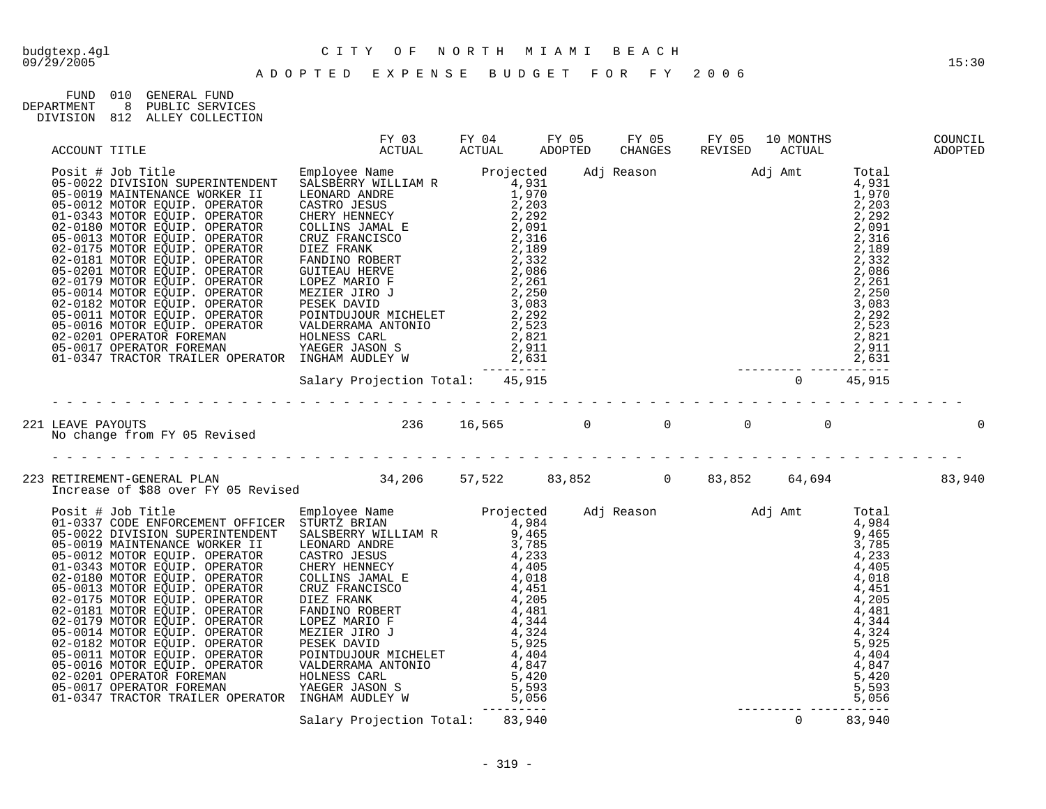budgtexp.4gl — CITY OF NORTH MIAMI BEACH
09/29/2005 — 15:30

# ADOPTED EXPENSE BUDGET FOR FY 2006

FUND 010 GENERAL FUND
DEPARTMENT 8 PUBLIC SERVICES
DIVISION 812 ALLEY COLLECTION

| ACCOUNT TITLE | FY 03 ACTUAL | FY 04 ACTUAL | FY 05 ADOPTED | FY 05 CHANGES | FY 05 REVISED | 10 MONTHS ACTUAL | COUNCIL ADOPTED |
|---|---|---|---|---|---|---|---|

| Posit # Job Title | Employee Name | Projected | Adj Reason | Adj Amt | Total |
|---|---|---|---|---|---|
| 05-0022 DIVISION SUPERINTENDENT | SALSBERRY WILLIAM R | 4,931 | | | 4,931 |
| 05-0019 MAINTENANCE WORKER II | LEONARD ANDRE | 1,970 | | | 1,970 |
| 05-0012 MOTOR EQUIP. OPERATOR | CASTRO JESUS | 2,203 | | | 2,203 |
| 01-0343 MOTOR EQUIP. OPERATOR | CHERY HENNECY | 2,292 | | | 2,292 |
| 02-0180 MOTOR EQUIP. OPERATOR | COLLINS JAMAL E | 2,091 | | | 2,091 |
| 05-0013 MOTOR EQUIP. OPERATOR | CRUZ FRANCISCO | 2,316 | | | 2,316 |
| 02-0175 MOTOR EQUIP. OPERATOR | DIEZ FRANK | 2,189 | | | 2,189 |
| 02-0181 MOTOR EQUIP. OPERATOR | FANDINO ROBERT | 2,332 | | | 2,332 |
| 05-0201 MOTOR EQUIP. OPERATOR | GUITEAU HERVE | 2,086 | | | 2,086 |
| 02-0179 MOTOR EQUIP. OPERATOR | LOPEZ MARIO F | 2,261 | | | 2,261 |
| 05-0014 MOTOR EQUIP. OPERATOR | MEZIER JIRO J | 2,250 | | | 2,250 |
| 02-0182 MOTOR EQUIP. OPERATOR | PESEK DAVID | 3,083 | | | 3,083 |
| 05-0011 MOTOR EQUIP. OPERATOR | POINTDUJOUR MICHELET | 2,292 | | | 2,292 |
| 05-0016 MOTOR EQUIP. OPERATOR | VALDERRAMA ANTONIO | 2,523 | | | 2,523 |
| 02-0201 OPERATOR FOREMAN | HOLNESS CARL | 2,821 | | | 2,821 |
| 05-0017 OPERATOR FOREMAN | YAEGER JASON S | 2,911 | | | 2,911 |
| 01-0347 TRACTOR TRAILER OPERATOR | INGHAM AUDLEY W | 2,631 | | | 2,631 |
| | Salary Projection Total: | 45,915 | | 0 | 45,915 |

| ACCOUNT TITLE | FY 03 ACTUAL | FY 04 ACTUAL | FY 05 ADOPTED | FY 05 CHANGES | FY 05 REVISED | 10 MONTHS ACTUAL | COUNCIL ADOPTED |
|---|---|---|---|---|---|---|---|
| 221 LEAVE PAYOUTS<br>No change from FY 05 Revised | 236 | 16,565 | 0 | 0 | 0 | 0 | 0 |
| 223 RETIREMENT-GENERAL PLAN<br>Increase of $88 over FY 05 Revised | 34,206 | 57,522 | 83,852 | 0 | 83,852 | 64,694 | 83,940 |

| Posit # Job Title | Employee Name | Projected | Adj Reason | Adj Amt | Total |
|---|---|---|---|---|---|
| 01-0337 CODE ENFORCEMENT OFFICER | STURTZ BRIAN | 4,984 | | | 4,984 |
| 05-0022 DIVISION SUPERINTENDENT | SALSBERRY WILLIAM R | 9,465 | | | 9,465 |
| 05-0019 MAINTENANCE WORKER II | LEONARD ANDRE | 3,785 | | | 3,785 |
| 05-0012 MOTOR EQUIP. OPERATOR | CASTRO JESUS | 4,233 | | | 4,233 |
| 01-0343 MOTOR EQUIP. OPERATOR | CHERY HENNECY | 4,405 | | | 4,405 |
| 02-0180 MOTOR EQUIP. OPERATOR | COLLINS JAMAL E | 4,018 | | | 4,018 |
| 05-0013 MOTOR EQUIP. OPERATOR | CRUZ FRANCISCO | 4,451 | | | 4,451 |
| 02-0175 MOTOR EQUIP. OPERATOR | DIEZ FRANK | 4,205 | | | 4,205 |
| 02-0181 MOTOR EQUIP. OPERATOR | FANDINO ROBERT | 4,481 | | | 4,481 |
| 02-0179 MOTOR EQUIP. OPERATOR | LOPEZ MARIO F | 4,344 | | | 4,344 |
| 05-0014 MOTOR EQUIP. OPERATOR | MEZIER JIRO J | 4,324 | | | 4,324 |
| 02-0182 MOTOR EQUIP. OPERATOR | PESEK DAVID | 5,925 | | | 5,925 |
| 05-0011 MOTOR EQUIP. OPERATOR | POINTDUJOUR MICHELET | 4,404 | | | 4,404 |
| 05-0016 MOTOR EQUIP. OPERATOR | VALDERRAMA ANTONIO | 4,847 | | | 4,847 |
| 02-0201 OPERATOR FOREMAN | HOLNESS CARL | 5,420 | | | 5,420 |
| 05-0017 OPERATOR FOREMAN | YAEGER JASON S | 5,593 | | | 5,593 |
| 01-0347 TRACTOR TRAILER OPERATOR | INGHAM AUDLEY W | 5,056 | | | 5,056 |
| | Salary Projection Total: | 83,940 | | 0 | 83,940 |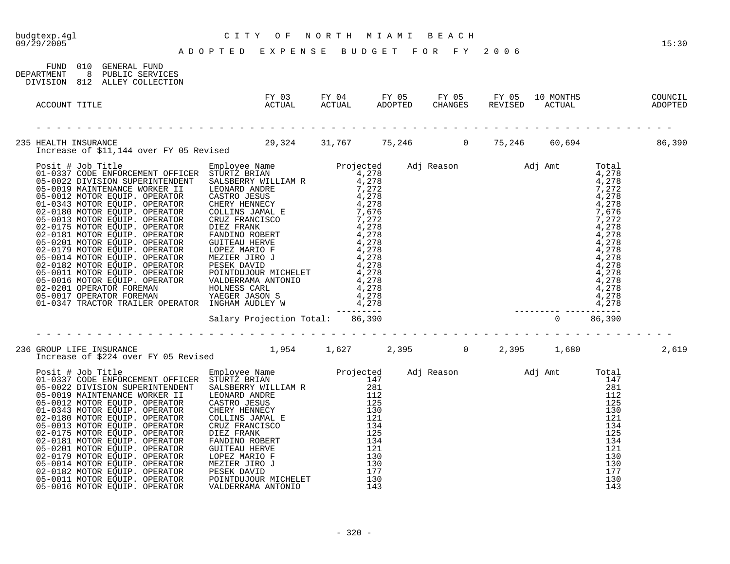budgtexp.4gl CITY OF NORTH MIAMI BEACH
09/29/2005 15:30

ADOPTED EXPENSE BUDGET FOR FY 2006

FUND 010 GENERAL FUND
DEPARTMENT 8 PUBLIC SERVICES
DIVISION 812 ALLEY COLLECTION

| ACCOUNT TITLE | FY 03 ACTUAL | FY 04 ACTUAL | FY 05 ADOPTED | FY 05 CHANGES | FY 05 REVISED | 10 MONTHS ACTUAL | COUNCIL ADOPTED |
|---|---|---|---|---|---|---|---|
| 235 HEALTH INSURANCE | 29,324 | 31,767 | 75,246 | 0 | 75,246 | 60,694 | 86,390 |

Increase of $11,144 over FY 05 Revised

| Posit # | Job Title | Employee Name | Projected | Adj Reason | Adj Amt | Total |
|---|---|---|---|---|---|---|
| 01-0337 | CODE ENFORCEMENT OFFICER | STURTZ BRIAN | 4,278 | | | 4,278 |
| 05-0022 | DIVISION SUPERINTENDENT | SALSBERRY WILLIAM R | 4,278 | | | 4,278 |
| 05-0019 | MAINTENANCE WORKER II | LEONARD ANDRE | 7,272 | | | 7,272 |
| 05-0012 | MOTOR EQUIP. OPERATOR | CASTRO JESUS | 4,278 | | | 4,278 |
| 01-0343 | MOTOR EQUIP. OPERATOR | CHERY HENNECY | 4,278 | | | 4,278 |
| 02-0180 | MOTOR EQUIP. OPERATOR | COLLINS JAMAL E | 7,676 | | | 7,676 |
| 05-0013 | MOTOR EQUIP. OPERATOR | CRUZ FRANCISCO | 7,272 | | | 7,272 |
| 02-0175 | MOTOR EQUIP. OPERATOR | DIEZ FRANK | 4,278 | | | 4,278 |
| 02-0181 | MOTOR EQUIP. OPERATOR | FANDINO ROBERT | 4,278 | | | 4,278 |
| 05-0201 | MOTOR EQUIP. OPERATOR | GUITEAU HERVE | 4,278 | | | 4,278 |
| 02-0179 | MOTOR EQUIP. OPERATOR | LOPEZ MARIO F | 4,278 | | | 4,278 |
| 05-0014 | MOTOR EQUIP. OPERATOR | MEZIER JIRO J | 4,278 | | | 4,278 |
| 02-0182 | MOTOR EQUIP. OPERATOR | PESEK DAVID | 4,278 | | | 4,278 |
| 05-0011 | MOTOR EQUIP. OPERATOR | POINTDUJOUR MICHELET | 4,278 | | | 4,278 |
| 05-0016 | MOTOR EQUIP. OPERATOR | VALDERRAMA ANTONIO | 4,278 | | | 4,278 |
| 02-0201 | OPERATOR FOREMAN | HOLNESS CARL | 4,278 | | | 4,278 |
| 05-0017 | OPERATOR FOREMAN | YAEGER JASON S | 4,278 | | | 4,278 |
| 01-0347 | TRACTOR TRAILER OPERATOR | INGHAM AUDLEY W | 4,278 | | | 4,278 |
| | | Salary Projection Total: | 86,390 | | 0 | 86,390 |

| ACCOUNT TITLE | FY 03 ACTUAL | FY 04 ACTUAL | FY 05 ADOPTED | FY 05 CHANGES | FY 05 REVISED | 10 MONTHS ACTUAL | COUNCIL ADOPTED |
|---|---|---|---|---|---|---|---|
| 236 GROUP LIFE INSURANCE | 1,954 | 1,627 | 2,395 | 0 | 2,395 | 1,680 | 2,619 |

Increase of $224 over FY 05 Revised

| Posit # | Job Title | Employee Name | Projected | Adj Reason | Adj Amt | Total |
|---|---|---|---|---|---|---|
| 01-0337 | CODE ENFORCEMENT OFFICER | STURTZ BRIAN | 147 | | | 147 |
| 05-0022 | DIVISION SUPERINTENDENT | SALSBERRY WILLIAM R | 281 | | | 281 |
| 05-0019 | MAINTENANCE WORKER II | LEONARD ANDRE | 112 | | | 112 |
| 05-0012 | MOTOR EQUIP. OPERATOR | CASTRO JESUS | 125 | | | 125 |
| 01-0343 | MOTOR EQUIP. OPERATOR | CHERY HENNECY | 130 | | | 130 |
| 02-0180 | MOTOR EQUIP. OPERATOR | COLLINS JAMAL E | 121 | | | 121 |
| 05-0013 | MOTOR EQUIP. OPERATOR | CRUZ FRANCISCO | 134 | | | 134 |
| 02-0175 | MOTOR EQUIP. OPERATOR | DIEZ FRANK | 125 | | | 125 |
| 02-0181 | MOTOR EQUIP. OPERATOR | FANDINO ROBERT | 134 | | | 134 |
| 05-0201 | MOTOR EQUIP. OPERATOR | GUITEAU HERVE | 121 | | | 121 |
| 02-0179 | MOTOR EQUIP. OPERATOR | LOPEZ MARIO F | 130 | | | 130 |
| 05-0014 | MOTOR EQUIP. OPERATOR | MEZIER JIRO J | 130 | | | 130 |
| 02-0182 | MOTOR EQUIP. OPERATOR | PESEK DAVID | 177 | | | 177 |
| 05-0011 | MOTOR EQUIP. OPERATOR | POINTDUJOUR MICHELET | 130 | | | 130 |
| 05-0016 | MOTOR EQUIP. OPERATOR | VALDERRAMA ANTONIO | 143 | | | 143 |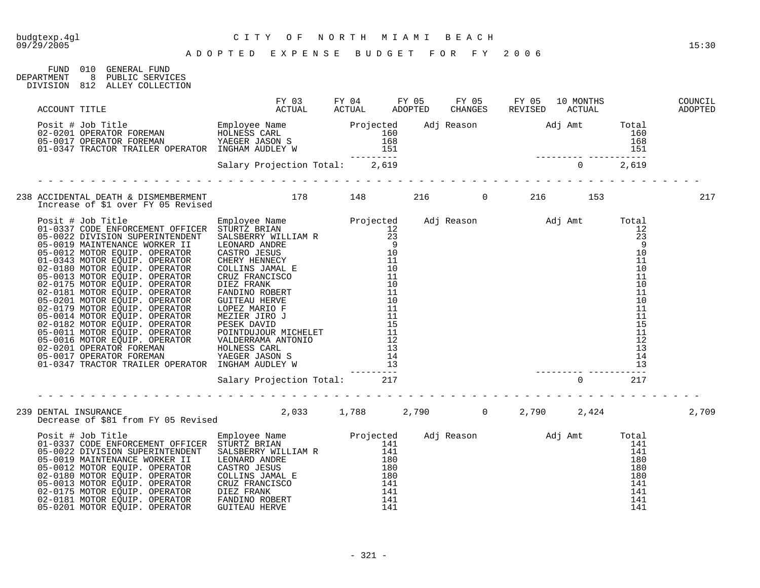budgtexp.4gl

CITY OF NORTH MIAMI BEACH

ADOPTED EXPENSE BUDGET FOR FY 2006

FUND 010 GENERAL FUND
DEPARTMENT 8 PUBLIC SERVICES
DIVISION 812 ALLEY COLLECTION

| ACCOUNT TITLE | FY 03 ACTUAL | FY 04 ACTUAL | FY 05 ADOPTED | FY 05 CHANGES | FY 05 REVISED | 10 MONTHS ACTUAL | COUNCIL ADOPTED |
|---|---|---|---|---|---|---|---|

| Posit # | Job Title | Employee Name | Projected | Adj Reason | Adj Amt | Total |
|---|---|---|---|---|---|---|
| 02-0201 | OPERATOR FOREMAN | HOLNESS CARL | 160 | | | 160 |
| 05-0017 | OPERATOR FOREMAN | YAEGER JASON S | 168 | | | 168 |
| 01-0347 | TRACTOR TRAILER OPERATOR | INGHAM AUDLEY W | 151 | | | 151 |
| | | Salary Projection Total: | 2,619 | | 0 | 2,619 |

| ACCOUNT TITLE | FY 03 ACTUAL | FY 04 ACTUAL | FY 05 ADOPTED | FY 05 CHANGES | FY 05 REVISED | 10 MONTHS ACTUAL | COUNCIL ADOPTED |
|---|---|---|---|---|---|---|---|
| 238 ACCIDENTAL DEATH & DISMEMBERMENT | 178 | 148 | 216 | 0 | 216 | 153 | 217 |

Increase of $1 over FY 05 Revised

| Posit # | Job Title | Employee Name | Projected | Adj Reason | Adj Amt | Total |
|---|---|---|---|---|---|---|
| 01-0337 | CODE ENFORCEMENT OFFICER | STURTZ BRIAN | 12 | | | 12 |
| 05-0022 | DIVISION SUPERINTENDENT | SALSBERRY WILLIAM R | 23 | | | 23 |
| 05-0019 | MAINTENANCE WORKER II | LEONARD ANDRE | 9 | | | 9 |
| 05-0012 | MOTOR EQUIP. OPERATOR | CASTRO JESUS | 10 | | | 10 |
| 01-0343 | MOTOR EQUIP. OPERATOR | CHERY HENNECY | 11 | | | 11 |
| 02-0180 | MOTOR EQUIP. OPERATOR | COLLINS JAMAL E | 10 | | | 10 |
| 05-0013 | MOTOR EQUIP. OPERATOR | CRUZ FRANCISCO | 11 | | | 11 |
| 02-0175 | MOTOR EQUIP. OPERATOR | DIEZ FRANK | 10 | | | 10 |
| 02-0181 | MOTOR EQUIP. OPERATOR | FANDINO ROBERT | 11 | | | 11 |
| 05-0201 | MOTOR EQUIP. OPERATOR | GUITEAU HERVE | 10 | | | 10 |
| 02-0179 | MOTOR EQUIP. OPERATOR | LOPEZ MARIO F | 11 | | | 11 |
| 05-0014 | MOTOR EQUIP. OPERATOR | MEZIER JIRO J | 11 | | | 11 |
| 02-0182 | MOTOR EQUIP. OPERATOR | PESEK DAVID | 15 | | | 15 |
| 05-0011 | MOTOR EQUIP. OPERATOR | POINTDUJOUR MICHELET | 11 | | | 11 |
| 05-0016 | MOTOR EQUIP. OPERATOR | VALDERRAMA ANTONIO | 12 | | | 12 |
| 02-0201 | OPERATOR FOREMAN | HOLNESS CARL | 13 | | | 13 |
| 05-0017 | OPERATOR FOREMAN | YAEGER JASON S | 14 | | | 14 |
| 01-0347 | TRACTOR TRAILER OPERATOR | INGHAM AUDLEY W | 13 | | | 13 |
| | | Salary Projection Total: | 217 | | 0 | 217 |

| ACCOUNT TITLE | FY 03 ACTUAL | FY 04 ACTUAL | FY 05 ADOPTED | FY 05 CHANGES | FY 05 REVISED | 10 MONTHS ACTUAL | COUNCIL ADOPTED |
|---|---|---|---|---|---|---|---|
| 239 DENTAL INSURANCE | 2,033 | 1,788 | 2,790 | 0 | 2,790 | 2,424 | 2,709 |

Decrease of $81 from FY 05 Revised

| Posit # | Job Title | Employee Name | Projected | Adj Reason | Adj Amt | Total |
|---|---|---|---|---|---|---|
| 01-0337 | CODE ENFORCEMENT OFFICER | STURTZ BRIAN | 141 | | | 141 |
| 05-0022 | DIVISION SUPERINTENDENT | SALSBERRY WILLIAM R | 141 | | | 141 |
| 05-0019 | MAINTENANCE WORKER II | LEONARD ANDRE | 180 | | | 180 |
| 05-0012 | MOTOR EQUIP. OPERATOR | CASTRO JESUS | 180 | | | 180 |
| 02-0180 | MOTOR EQUIP. OPERATOR | COLLINS JAMAL E | 180 | | | 180 |
| 05-0013 | MOTOR EQUIP. OPERATOR | CRUZ FRANCISCO | 141 | | | 141 |
| 02-0175 | MOTOR EQUIP. OPERATOR | DIEZ FRANK | 141 | | | 141 |
| 02-0181 | MOTOR EQUIP. OPERATOR | FANDINO ROBERT | 141 | | | 141 |
| 05-0201 | MOTOR EQUIP. OPERATOR | GUITEAU HERVE | 141 | | | 141 |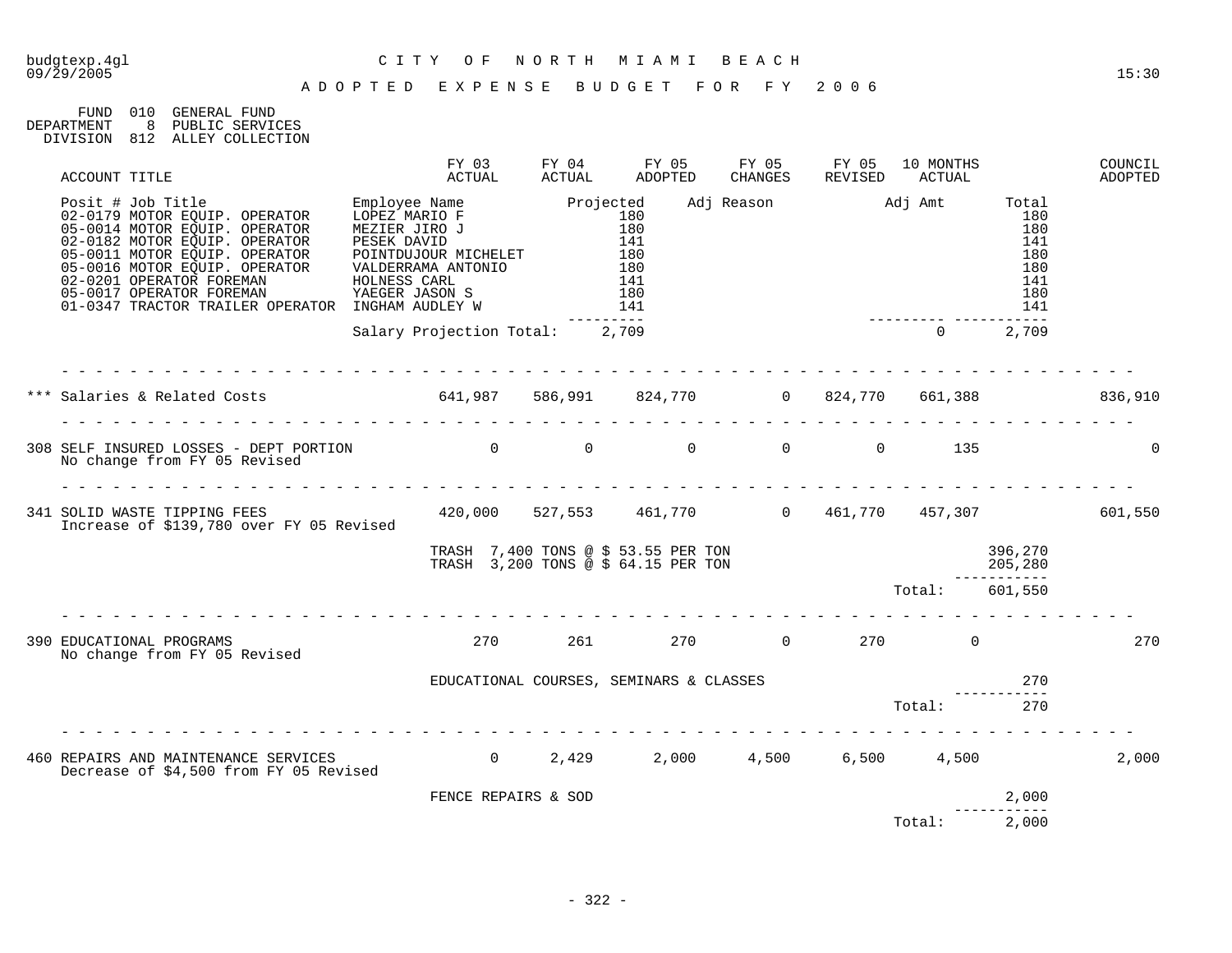budgtexp.4gl
09/29/2005

# CITY OF NORTH MIAMI BEACH

## ADOPTED EXPENSE BUDGET FOR FY 2006

FUND 010 GENERAL FUND
DEPARTMENT 8 PUBLIC SERVICES
DIVISION 812 ALLEY COLLECTION

| ACCOUNT TITLE | FY 03 ACTUAL | FY 04 ACTUAL | FY 05 ADOPTED | FY 05 CHANGES | FY 05 REVISED | 10 MONTHS ACTUAL | | COUNCIL ADOPTED |
|---|---|---|---|---|---|---|---|---|

| Posit # Job Title | Employee Name | Projected | Adj Reason | Adj Amt | Total |
|---|---|---|---|---|---|
| 02-0179 MOTOR EQUIP. OPERATOR | LOPEZ MARIO F | 180 | | | 180 |
| 05-0014 MOTOR EQUIP. OPERATOR | MEZIER JIRO J | 180 | | | 180 |
| 02-0182 MOTOR EQUIP. OPERATOR | PESEK DAVID | 141 | | | 141 |
| 05-0011 MOTOR EQUIP. OPERATOR | POINTDUJOUR MICHELET | 180 | | | 180 |
| 05-0016 MOTOR EQUIP. OPERATOR | VALDERRAMA ANTONIO | 180 | | | 180 |
| 02-0201 OPERATOR FOREMAN | HOLNESS CARL | 141 | | | 141 |
| 05-0017 OPERATOR FOREMAN | YAEGER JASON S | 180 | | | 180 |
| 01-0347 TRACTOR TRAILER OPERATOR | INGHAM AUDLEY W | 141 | | | 141 |
| | Salary Projection Total: | 2,709 | | 0 | 2,709 |

| ACCOUNT TITLE | FY 03 ACTUAL | FY 04 ACTUAL | FY 05 ADOPTED | FY 05 CHANGES | FY 05 REVISED | 10 MONTHS ACTUAL | | COUNCIL ADOPTED |
|---|---|---|---|---|---|---|---|---|
| *** Salaries & Related Costs | 641,987 | 586,991 | 824,770 | 0 | 824,770 | 661,388 | | 836,910 |
| 308 SELF INSURED LOSSES - DEPT PORTION<br>No change from FY 05 Revised | 0 | 0 | 0 | 0 | 0 | 135 | | 0 |
| 341 SOLID WASTE TIPPING FEES<br>Increase of $139,780 over FY 05 Revised | 420,000 | 527,553 | 461,770 | 0 | 461,770 | 457,307 | | 601,550 |
| | TRASH 7,400 TONS @ $ 53.55 PER TON | | | | | | 396,270 | |
| | TRASH 3,200 TONS @ $ 64.15 PER TON | | | | | | 205,280 | |
| | | | | | | Total: | 601,550 | |
| 390 EDUCATIONAL PROGRAMS<br>No change from FY 05 Revised | 270 | 261 | 270 | 0 | 270 | 0 | | 270 |
| | EDUCATIONAL COURSES, SEMINARS & CLASSES | | | | | | 270 | |
| | | | | | | Total: | 270 | |
| 460 REPAIRS AND MAINTENANCE SERVICES<br>Decrease of $4,500 from FY 05 Revised | 0 | 2,429 | 2,000 | 4,500 | 6,500 | 4,500 | | 2,000 |
| | FENCE REPAIRS & SOD | | | | | | 2,000 | |
| | | | | | | Total: | 2,000 | |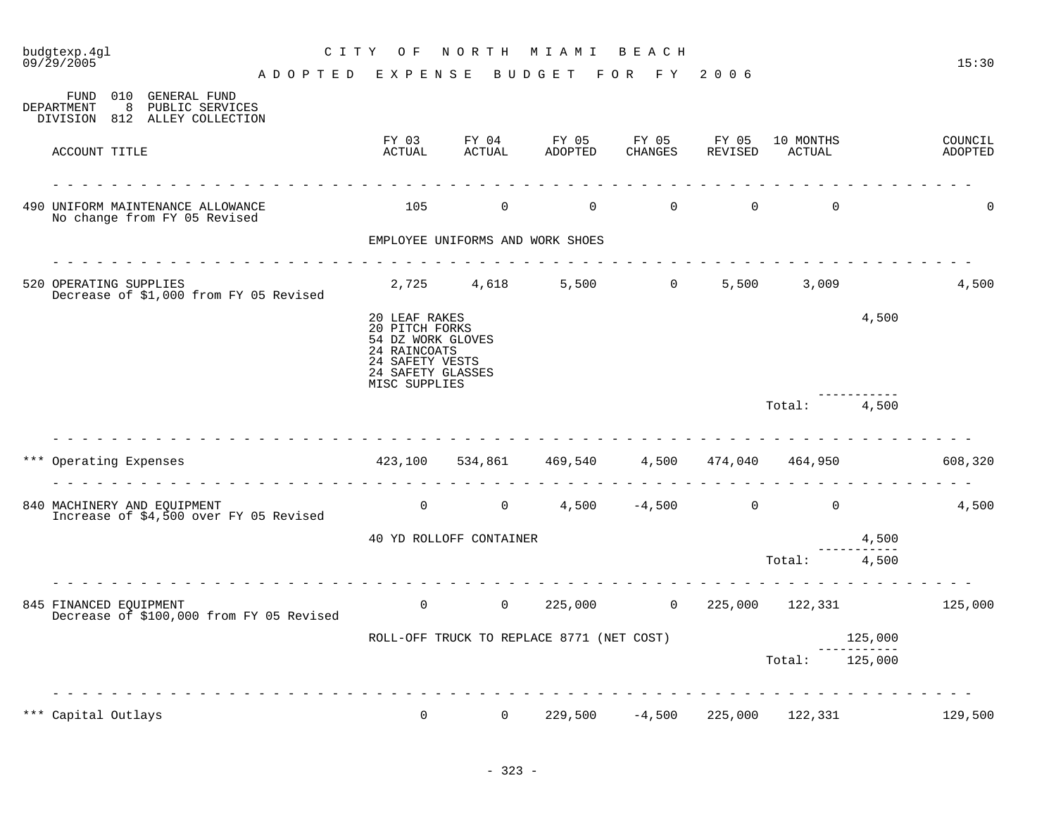# CITY OF NORTH MIAMI BEACH

## ADOPTED EXPENSE BUDGET FOR FY 2006

FUND 010 GENERAL FUND
DEPARTMENT 8 PUBLIC SERVICES
DIVISION 812 ALLEY COLLECTION

| ACCOUNT TITLE | FY 03 ACTUAL | FY 04 ACTUAL | FY 05 ADOPTED | FY 05 CHANGES | FY 05 REVISED | 10 MONTHS ACTUAL | | COUNCIL ADOPTED |
|---|---|---|---|---|---|---|---|---|
| 490 UNIFORM MAINTENANCE ALLOWANCE<br>No change from FY 05 Revised | 105 | 0 | 0 | 0 | 0 | 0 | | 0 |
| | EMPLOYEE UNIFORMS AND WORK SHOES | | | | | | | |
| 520 OPERATING SUPPLIES<br>Decrease of $1,000 from FY 05 Revised | 2,725 | 4,618 | 5,500 | 0 | 5,500 | 3,009 | | 4,500 |
| | 20 LEAF RAKES<br>20 PITCH FORKS<br>54 DZ WORK GLOVES<br>24 RAINCOATS<br>24 SAFETY VESTS<br>24 SAFETY GLASSES<br>MISC SUPPLIES | | | | | | 4,500 | |
| | | | | | | Total: | 4,500 | |
| *** Operating Expenses | 423,100 | 534,861 | 469,540 | 4,500 | 474,040 | 464,950 | | 608,320 |
| 840 MACHINERY AND EQUIPMENT<br>Increase of $4,500 over FY 05 Revised | 0 | 0 | 4,500 | -4,500 | 0 | 0 | | 4,500 |
| | 40 YD ROLLOFF CONTAINER | | | | | | 4,500 | |
| | | | | | | Total: | 4,500 | |
| 845 FINANCED EQUIPMENT<br>Decrease of $100,000 from FY 05 Revised | 0 | 0 | 225,000 | 0 | 225,000 | 122,331 | | 125,000 |
| | ROLL-OFF TRUCK TO REPLACE 8771 (NET COST) | | | | | | 125,000 | |
| | | | | | | Total: | 125,000 | |
| *** Capital Outlays | 0 | 0 | 229,500 | -4,500 | 225,000 | 122,331 | | 129,500 |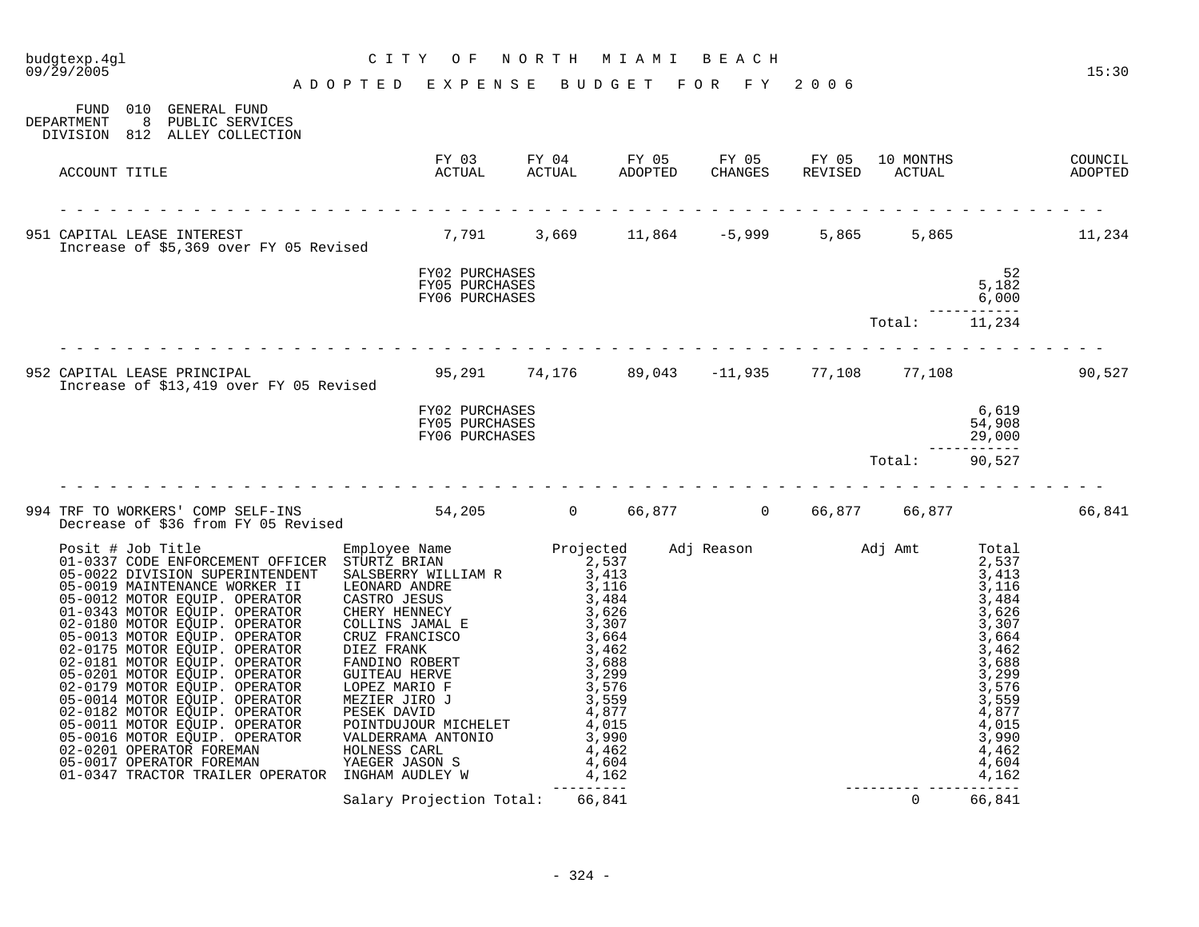# CITY OF NORTH MIAMI BEACH

## ADOPTED EXPENSE BUDGET FOR FY 2006

FUND 010 GENERAL FUND
DEPARTMENT 8 PUBLIC SERVICES
DIVISION 812 ALLEY COLLECTION

| ACCOUNT TITLE | FY 03 ACTUAL | FY 04 ACTUAL | FY 05 ADOPTED | FY 05 CHANGES | FY 05 REVISED | 10 MONTHS ACTUAL | COUNCIL ADOPTED |
|---|---|---|---|---|---|---|---|
| 951 CAPITAL LEASE INTEREST | 7,791 | 3,669 | 11,864 | -5,999 | 5,865 | 5,865 | 11,234 |
| 952 CAPITAL LEASE PRINCIPAL | 95,291 | 74,176 | 89,043 | -11,935 | 77,108 | 77,108 | 90,527 |
| 994 TRF TO WORKERS' COMP SELF-INS | 54,205 | 0 | 66,877 | 0 | 66,877 | 66,877 | 66,841 |

**951 CAPITAL LEASE INTEREST**
Increase of $5,369 over FY 05 Revised

| | Amount |
|---|---|
| FY02 PURCHASES | 52 |
| FY05 PURCHASES | 5,182 |
| FY06 PURCHASES | 6,000 |
| Total: | 11,234 |

**952 CAPITAL LEASE PRINCIPAL**
Increase of $13,419 over FY 05 Revised

| | Amount |
|---|---|
| FY02 PURCHASES | 6,619 |
| FY05 PURCHASES | 54,908 |
| FY06 PURCHASES | 29,000 |
| Total: | 90,527 |

**994 TRF TO WORKERS' COMP SELF-INS**
Decrease of $36 from FY 05 Revised

| Posit # | Job Title | Employee Name | Projected | Adj Reason | Adj Amt | Total |
|---|---|---|---|---|---|---|
| 01-0337 | CODE ENFORCEMENT OFFICER | STURTZ BRIAN | 2,537 | | | 2,537 |
| 05-0022 | DIVISION SUPERINTENDENT | SALSBERRY WILLIAM R | 3,413 | | | 3,413 |
| 05-0019 | MAINTENANCE WORKER II | LEONARD ANDRE | 3,116 | | | 3,116 |
| 05-0012 | MOTOR EQUIP. OPERATOR | CASTRO JESUS | 3,484 | | | 3,484 |
| 01-0343 | MOTOR EQUIP. OPERATOR | CHERY HENNECY | 3,626 | | | 3,626 |
| 02-0180 | MOTOR EQUIP. OPERATOR | COLLINS JAMAL E | 3,307 | | | 3,307 |
| 05-0013 | MOTOR EQUIP. OPERATOR | CRUZ FRANCISCO | 3,664 | | | 3,664 |
| 02-0175 | MOTOR EQUIP. OPERATOR | DIEZ FRANK | 3,462 | | | 3,462 |
| 02-0181 | MOTOR EQUIP. OPERATOR | FANDINO ROBERT | 3,688 | | | 3,688 |
| 05-0201 | MOTOR EQUIP. OPERATOR | GUITEAU HERVE | 3,299 | | | 3,299 |
| 02-0179 | MOTOR EQUIP. OPERATOR | LOPEZ MARIO F | 3,576 | | | 3,576 |
| 05-0014 | MOTOR EQUIP. OPERATOR | MEZIER JIRO J | 3,559 | | | 3,559 |
| 02-0182 | MOTOR EQUIP. OPERATOR | PESEK DAVID | 4,877 | | | 4,877 |
| 05-0011 | MOTOR EQUIP. OPERATOR | POINTDUJOUR MICHELET | 4,015 | | | 4,015 |
| 05-0016 | MOTOR EQUIP. OPERATOR | VALDERRAMA ANTONIO | 3,990 | | | 3,990 |
| 02-0201 | OPERATOR FOREMAN | HOLNESS CARL | 4,462 | | | 4,462 |
| 05-0017 | OPERATOR FOREMAN | YAEGER JASON S | 4,604 | | | 4,604 |
| 01-0347 | TRACTOR TRAILER OPERATOR | INGHAM AUDLEY W | 4,162 | | | 4,162 |
| | | Salary Projection Total: | 66,841 | | 0 | 66,841 |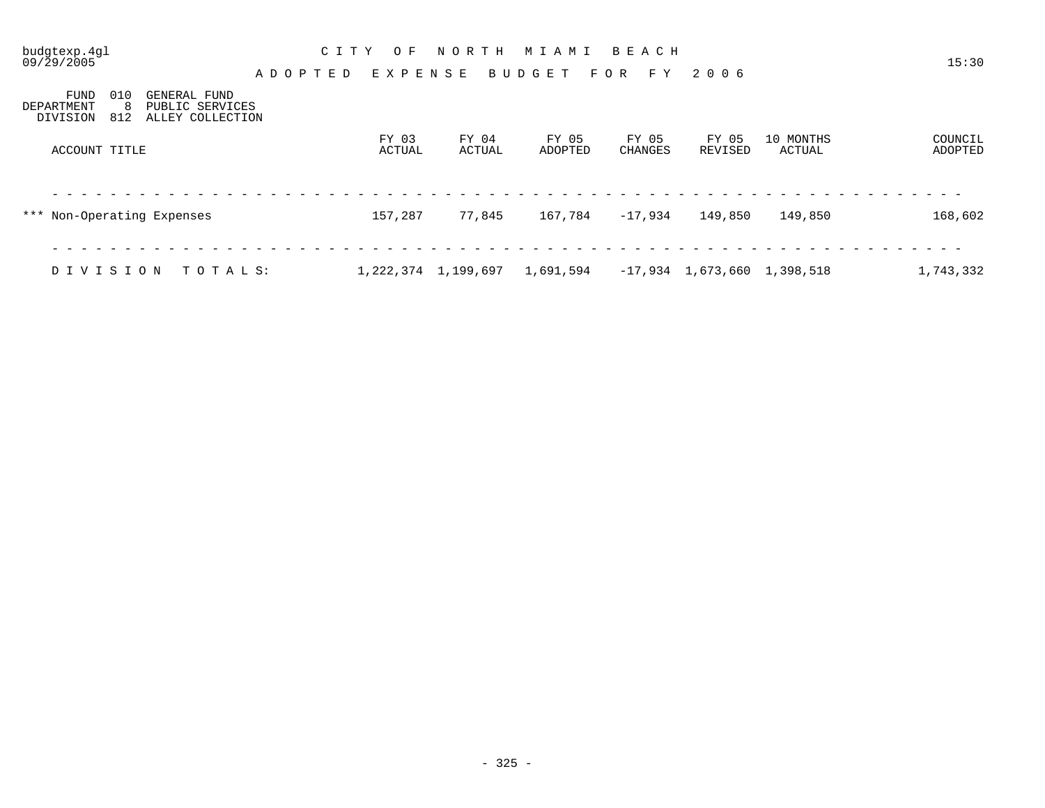# CITY OF NORTH MIAMI BEACH

## ADOPTED EXPENSE BUDGET FOR FY 2006

budgtexp.4gl
09/29/2005

15:30

FUND 010 GENERAL FUND
DEPARTMENT 8 PUBLIC SERVICES
DIVISION 812 ALLEY COLLECTION

| ACCOUNT TITLE | FY 03 ACTUAL | FY 04 ACTUAL | FY 05 ADOPTED | FY 05 CHANGES | FY 05 REVISED | 10 MONTHS ACTUAL | COUNCIL ADOPTED |
|---|---|---|---|---|---|---|---|
| *** Non-Operating Expenses | 157,287 | 77,845 | 167,784 | -17,934 | 149,850 | 149,850 | 168,602 |
| DIVISION TOTALS: | 1,222,374 | 1,199,697 | 1,691,594 | -17,934 | 1,673,660 | 1,398,518 | 1,743,332 |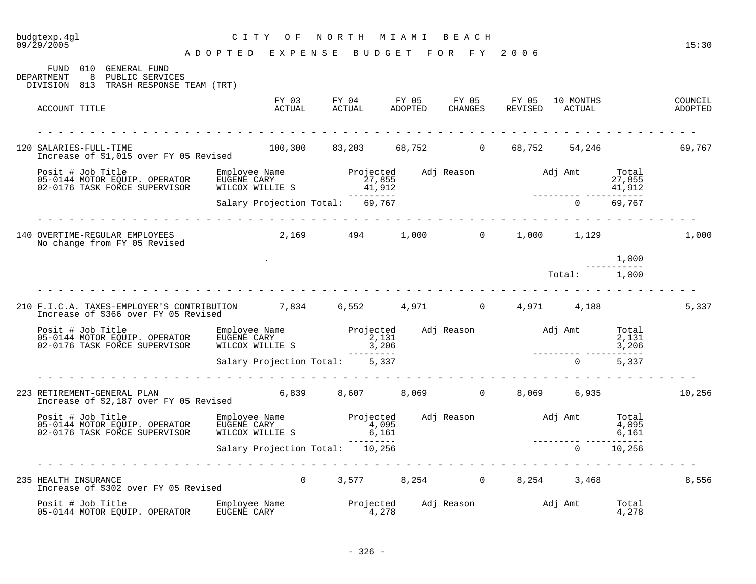budgtexp.4gl — CITY OF NORTH MIAMI BEACH — 09/29/2005 — 15:30

# ADOPTED EXPENSE BUDGET FOR FY 2006

FUND 010 GENERAL FUND
DEPARTMENT 8 PUBLIC SERVICES
DIVISION 813 TRASH RESPONSE TEAM (TRT)

| ACCOUNT TITLE | FY 03 ACTUAL | FY 04 ACTUAL | FY 05 ADOPTED | FY 05 CHANGES | FY 05 REVISED | 10 MONTHS ACTUAL | COUNCIL ADOPTED |
|---|---|---|---|---|---|---|---|
| 120 SALARIES-FULL-TIME | 100,300 | 83,203 | 68,752 | 0 | 68,752 | 54,246 | 69,767 |

Increase of $1,015 over FY 05 Revised

| Posit # Job Title | Employee Name | Projected | Adj Reason | Adj Amt | Total |
|---|---|---|---|---|---|
| 05-0144 MOTOR EQUIP. OPERATOR | EUGENE CARY | 27,855 | | | 27,855 |
| 02-0176 TASK FORCE SUPERVISOR | WILCOX WILLIE S | 41,912 | | | 41,912 |
| | Salary Projection Total: | 69,767 | | 0 | 69,767 |

| ACCOUNT TITLE | FY 03 ACTUAL | FY 04 ACTUAL | FY 05 ADOPTED | FY 05 CHANGES | FY 05 REVISED | 10 MONTHS ACTUAL | COUNCIL ADOPTED |
|---|---|---|---|---|---|---|---|
| 140 OVERTIME-REGULAR EMPLOYEES | 2,169 | 494 | 1,000 | 0 | 1,000 | 1,129 | 1,000 |

No change from FY 05 Revised

| | Amount |
|---|---|
| . | 1,000 |
| Total: | 1,000 |

| ACCOUNT TITLE | FY 03 ACTUAL | FY 04 ACTUAL | FY 05 ADOPTED | FY 05 CHANGES | FY 05 REVISED | 10 MONTHS ACTUAL | COUNCIL ADOPTED |
|---|---|---|---|---|---|---|---|
| 210 F.I.C.A. TAXES-EMPLOYER'S CONTRIBUTION | 7,834 | 6,552 | 4,971 | 0 | 4,971 | 4,188 | 5,337 |

Increase of $366 over FY 05 Revised

| Posit # Job Title | Employee Name | Projected | Adj Reason | Adj Amt | Total |
|---|---|---|---|---|---|
| 05-0144 MOTOR EQUIP. OPERATOR | EUGENE CARY | 2,131 | | | 2,131 |
| 02-0176 TASK FORCE SUPERVISOR | WILCOX WILLIE S | 3,206 | | | 3,206 |
| | Salary Projection Total: | 5,337 | | 0 | 5,337 |

| ACCOUNT TITLE | FY 03 ACTUAL | FY 04 ACTUAL | FY 05 ADOPTED | FY 05 CHANGES | FY 05 REVISED | 10 MONTHS ACTUAL | COUNCIL ADOPTED |
|---|---|---|---|---|---|---|---|
| 223 RETIREMENT-GENERAL PLAN | 6,839 | 8,607 | 8,069 | 0 | 8,069 | 6,935 | 10,256 |

Increase of $2,187 over FY 05 Revised

| Posit # Job Title | Employee Name | Projected | Adj Reason | Adj Amt | Total |
|---|---|---|---|---|---|
| 05-0144 MOTOR EQUIP. OPERATOR | EUGENE CARY | 4,095 | | | 4,095 |
| 02-0176 TASK FORCE SUPERVISOR | WILCOX WILLIE S | 6,161 | | | 6,161 |
| | Salary Projection Total: | 10,256 | | 0 | 10,256 |

| ACCOUNT TITLE | FY 03 ACTUAL | FY 04 ACTUAL | FY 05 ADOPTED | FY 05 CHANGES | FY 05 REVISED | 10 MONTHS ACTUAL | COUNCIL ADOPTED |
|---|---|---|---|---|---|---|---|
| 235 HEALTH INSURANCE | 0 | 3,577 | 8,254 | 0 | 8,254 | 3,468 | 8,556 |

Increase of $302 over FY 05 Revised

| Posit # Job Title | Employee Name | Projected | Adj Reason | Adj Amt | Total |
|---|---|---|---|---|---|
| 05-0144 MOTOR EQUIP. OPERATOR | EUGENE CARY | 4,278 | | | 4,278 |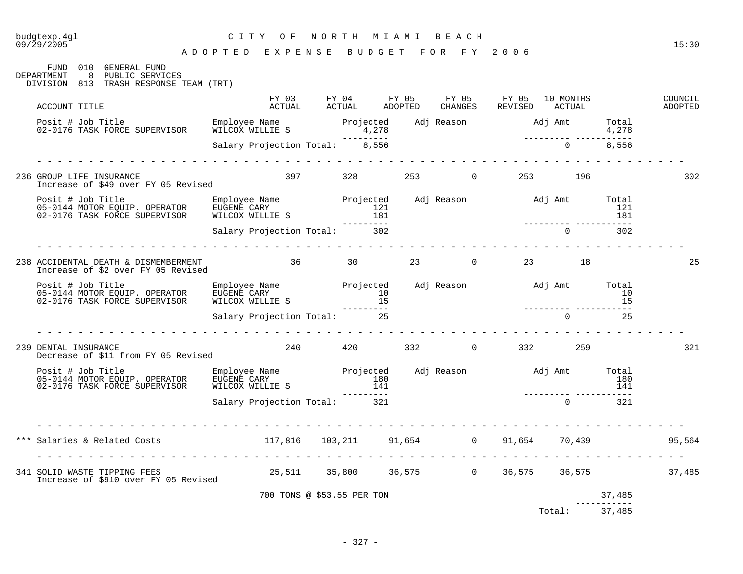budgtexp.4gl — CITY OF NORTH MIAMI BEACH — 09/29/2005 — 15:30

**ADOPTED EXPENSE BUDGET FOR FY 2006**

FUND 010 GENERAL FUND
DEPARTMENT 8 PUBLIC SERVICES
DIVISION 813 TRASH RESPONSE TEAM (TRT)

| ACCOUNT TITLE | FY 03 ACTUAL | FY 04 ACTUAL | FY 05 ADOPTED | FY 05 CHANGES | FY 05 REVISED | 10 MONTHS ACTUAL | COUNCIL ADOPTED |
|---|---|---|---|---|---|---|---|

| Posit # Job Title | Employee Name | Projected | Adj Reason | Adj Amt | Total |
|---|---|---|---|---|---|
| 02-0176 TASK FORCE SUPERVISOR | WILCOX WILLIE S | 4,278 | | | 4,278 |
| | Salary Projection Total: | 8,556 | | 0 | 8,556 |

| ACCOUNT TITLE | FY 03 ACTUAL | FY 04 ACTUAL | FY 05 ADOPTED | FY 05 CHANGES | FY 05 REVISED | 10 MONTHS ACTUAL | COUNCIL ADOPTED |
|---|---|---|---|---|---|---|---|
| 236 GROUP LIFE INSURANCE<br>Increase of $49 over FY 05 Revised | 397 | 328 | 253 | 0 | 253 | 196 | 302 |

| Posit # Job Title | Employee Name | Projected | Adj Reason | Adj Amt | Total |
|---|---|---|---|---|---|
| 05-0144 MOTOR EQUIP. OPERATOR | EUGENE CARY | 121 | | | 121 |
| 02-0176 TASK FORCE SUPERVISOR | WILCOX WILLIE S | 181 | | | 181 |
| | Salary Projection Total: | 302 | | 0 | 302 |

| ACCOUNT TITLE | FY 03 ACTUAL | FY 04 ACTUAL | FY 05 ADOPTED | FY 05 CHANGES | FY 05 REVISED | 10 MONTHS ACTUAL | COUNCIL ADOPTED |
|---|---|---|---|---|---|---|---|
| 238 ACCIDENTAL DEATH & DISMEMBERMENT<br>Increase of $2 over FY 05 Revised | 36 | 30 | 23 | 0 | 23 | 18 | 25 |

| Posit # Job Title | Employee Name | Projected | Adj Reason | Adj Amt | Total |
|---|---|---|---|---|---|
| 05-0144 MOTOR EQUIP. OPERATOR | EUGENE CARY | 10 | | | 10 |
| 02-0176 TASK FORCE SUPERVISOR | WILCOX WILLIE S | 15 | | | 15 |
| | Salary Projection Total: | 25 | | 0 | 25 |

| ACCOUNT TITLE | FY 03 ACTUAL | FY 04 ACTUAL | FY 05 ADOPTED | FY 05 CHANGES | FY 05 REVISED | 10 MONTHS ACTUAL | COUNCIL ADOPTED |
|---|---|---|---|---|---|---|---|
| 239 DENTAL INSURANCE<br>Decrease of $11 from FY 05 Revised | 240 | 420 | 332 | 0 | 332 | 259 | 321 |

| Posit # Job Title | Employee Name | Projected | Adj Reason | Adj Amt | Total |
|---|---|---|---|---|---|
| 05-0144 MOTOR EQUIP. OPERATOR | EUGENE CARY | 180 | | | 180 |
| 02-0176 TASK FORCE SUPERVISOR | WILCOX WILLIE S | 141 | | | 141 |
| | Salary Projection Total: | 321 | | 0 | 321 |

| ACCOUNT TITLE | FY 03 ACTUAL | FY 04 ACTUAL | FY 05 ADOPTED | FY 05 CHANGES | FY 05 REVISED | 10 MONTHS ACTUAL | COUNCIL ADOPTED |
|---|---|---|---|---|---|---|---|
| *** Salaries & Related Costs | 117,816 | 103,211 | 91,654 | 0 | 91,654 | 70,439 | 95,564 |
| 341 SOLID WASTE TIPPING FEES<br>Increase of $910 over FY 05 Revised | 25,511 | 35,800 | 36,575 | 0 | 36,575 | 36,575 | 37,485 |

| Description | Amount |
|---|---|
| 700 TONS @ $53.55 PER TON | 37,485 |
| Total: | 37,485 |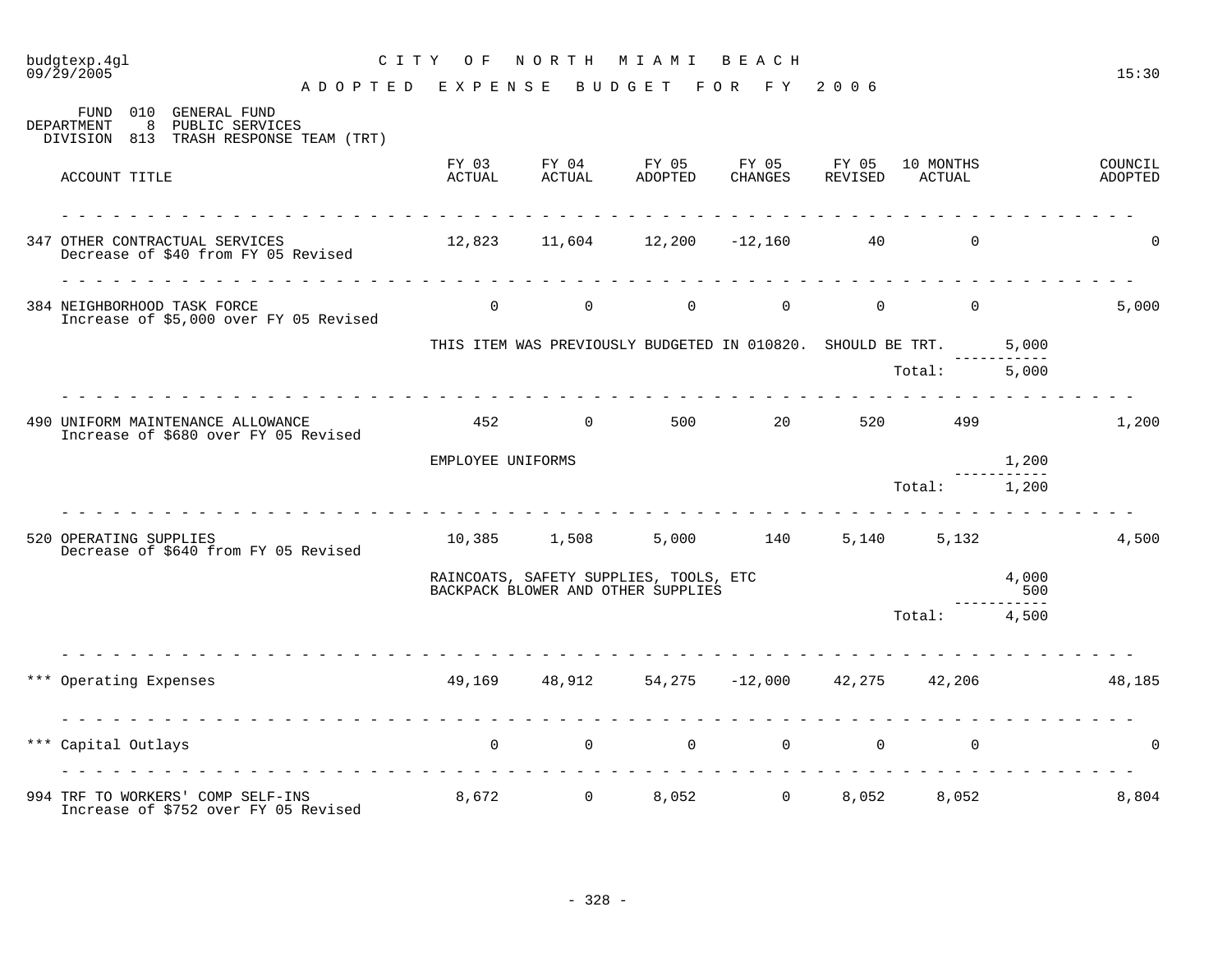# CITY OF NORTH MIAMI BEACH

## ADOPTED EXPENSE BUDGET FOR FY 2006

FUND 010 GENERAL FUND
DEPARTMENT 8 PUBLIC SERVICES
DIVISION 813 TRASH RESPONSE TEAM (TRT)

| ACCOUNT TITLE | FY 03 ACTUAL | FY 04 ACTUAL | FY 05 ADOPTED | FY 05 CHANGES | FY 05 REVISED | 10 MONTHS ACTUAL | | COUNCIL ADOPTED |
|---|---|---|---|---|---|---|---|---|
| 347 OTHER CONTRACTUAL SERVICES<br>Decrease of $40 from FY 05 Revised | 12,823 | 11,604 | 12,200 | -12,160 | 40 | 0 | | 0 |
| 384 NEIGHBORHOOD TASK FORCE<br>Increase of $5,000 over FY 05 Revised | 0 | 0 | 0 | 0 | 0 | 0 | | 5,000 |
| | THIS ITEM WAS PREVIOUSLY BUDGETED IN 010820. SHOULD BE TRT. | | | | | | 5,000 | |
| | | | | | | Total: | 5,000 | |
| 490 UNIFORM MAINTENANCE ALLOWANCE<br>Increase of $680 over FY 05 Revised | 452 | 0 | 500 | 20 | 520 | 499 | | 1,200 |
| | EMPLOYEE UNIFORMS | | | | | | 1,200 | |
| | | | | | | Total: | 1,200 | |
| 520 OPERATING SUPPLIES<br>Decrease of $640 from FY 05 Revised | 10,385 | 1,508 | 5,000 | 140 | 5,140 | 5,132 | | 4,500 |
| | RAINCOATS, SAFETY SUPPLIES, TOOLS, ETC | | | | | | 4,000 | |
| | BACKPACK BLOWER AND OTHER SUPPLIES | | | | | | 500 | |
| | | | | | | Total: | 4,500 | |
| *** Operating Expenses | 49,169 | 48,912 | 54,275 | -12,000 | 42,275 | 42,206 | | 48,185 |
| *** Capital Outlays | 0 | 0 | 0 | 0 | 0 | 0 | | 0 |
| 994 TRF TO WORKERS' COMP SELF-INS<br>Increase of $752 over FY 05 Revised | 8,672 | 0 | 8,052 | 0 | 8,052 | 8,052 | | 8,804 |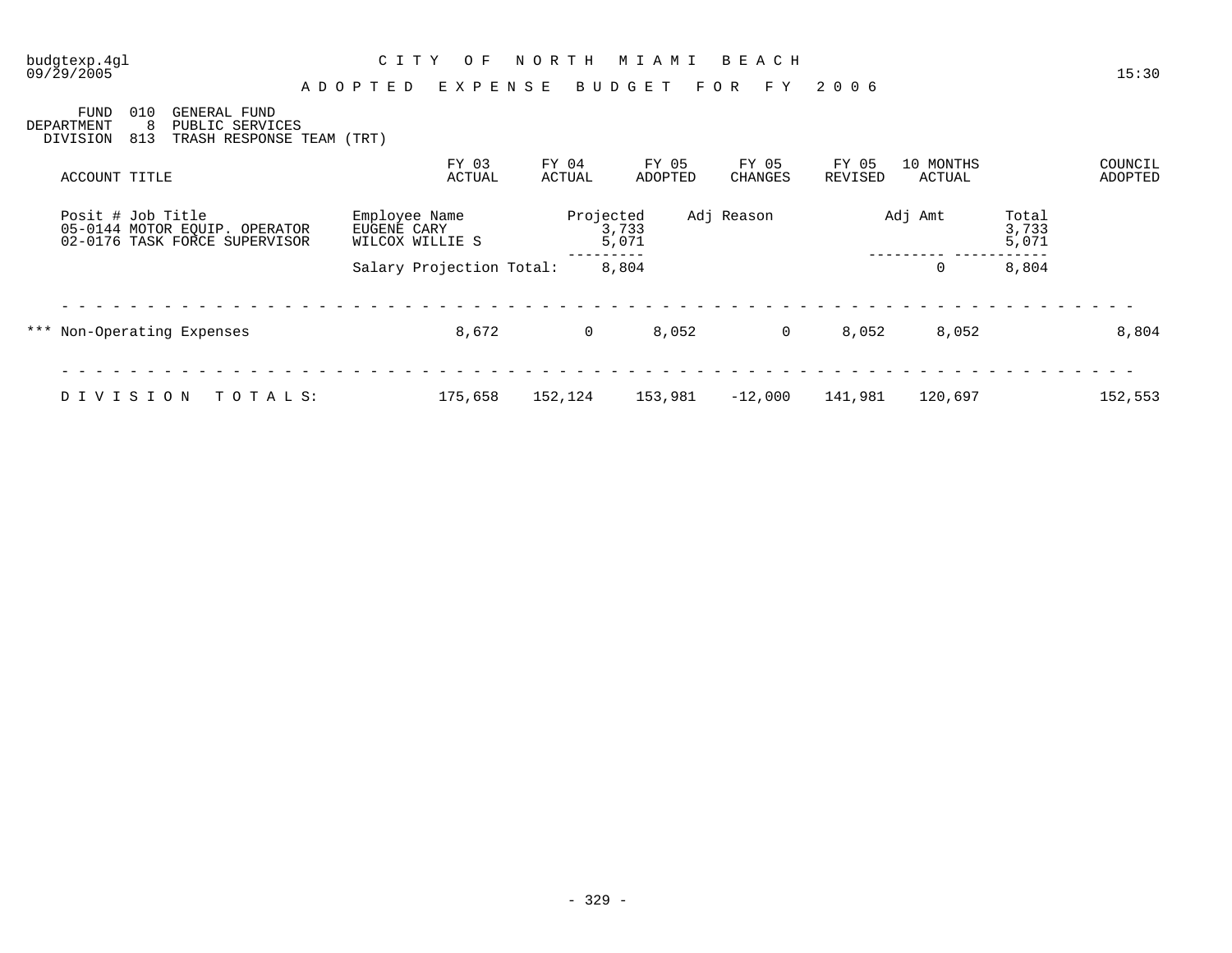budgtexp.4gl
09/29/2005

# CITY OF NORTH MIAMI BEACH

## ADOPTED EXPENSE BUDGET FOR FY 2006

15:30

FUND 010 GENERAL FUND
DEPARTMENT 8 PUBLIC SERVICES
DIVISION 813 TRASH RESPONSE TEAM (TRT)

| ACCOUNT TITLE | FY 03 ACTUAL | FY 04 ACTUAL | FY 05 ADOPTED | FY 05 CHANGES | FY 05 REVISED | 10 MONTHS ACTUAL | COUNCIL ADOPTED |
|---|---|---|---|---|---|---|---|

| Posit # Job Title | Employee Name | Projected | Adj Reason | Adj Amt | Total |
|---|---|---|---|---|---|
| 05-0144 MOTOR EQUIP. OPERATOR | EUGENE CARY | 3,733 | | | 3,733 |
| 02-0176 TASK FORCE SUPERVISOR | WILCOX WILLIE S | 5,071 | | | 5,071 |
| | Salary Projection Total: | 8,804 | | 0 | 8,804 |

| ACCOUNT TITLE | FY 03 ACTUAL | FY 04 ACTUAL | FY 05 ADOPTED | FY 05 CHANGES | FY 05 REVISED | 10 MONTHS ACTUAL | COUNCIL ADOPTED |
|---|---|---|---|---|---|---|---|
| *** Non-Operating Expenses | 8,672 | 0 | 8,052 | 0 | 8,052 | 8,052 | 8,804 |
| DIVISION TOTALS: | 175,658 | 152,124 | 153,981 | -12,000 | 141,981 | 120,697 | 152,553 |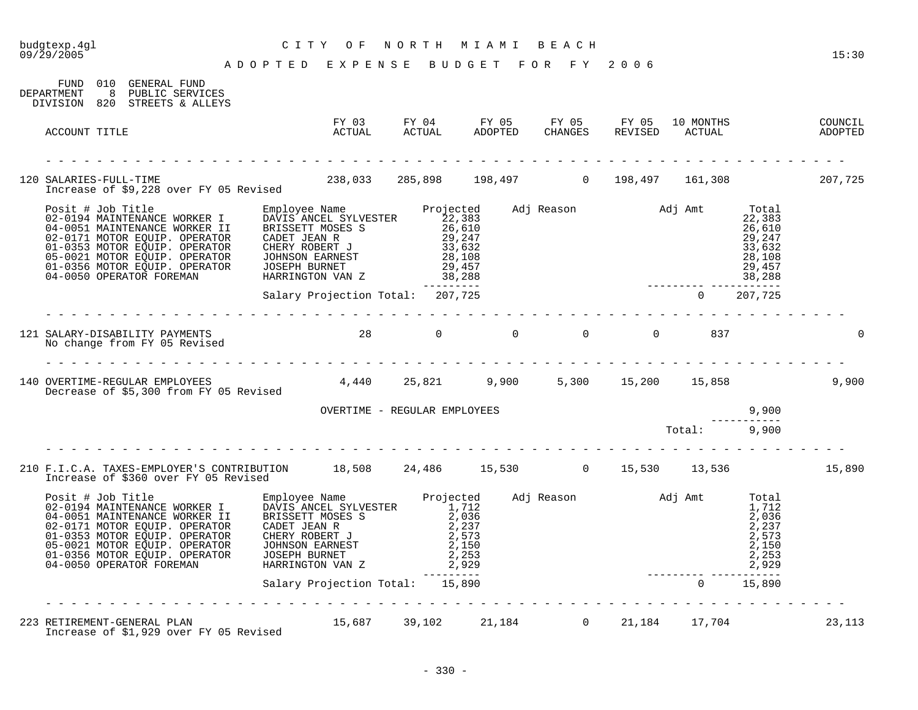budgtexp.4gl  
09/29/2005

# CITY OF NORTH MIAMI BEACH

## ADOPTED EXPENSE BUDGET FOR FY 2006

15:30

FUND 010 GENERAL FUND  
DEPARTMENT 8 PUBLIC SERVICES  
DIVISION 820 STREETS & ALLEYS

| ACCOUNT TITLE | FY 03 ACTUAL | FY 04 ACTUAL | FY 05 ADOPTED | FY 05 CHANGES | FY 05 REVISED | 10 MONTHS ACTUAL | COUNCIL ADOPTED |
|---|---|---|---|---|---|---|---|
| 120 SALARIES-FULL-TIME<br>Increase of $9,228 over FY 05 Revised | 238,033 | 285,898 | 198,497 | 0 | 198,497 | 161,308 | 207,725 |

| Posit # Job Title | Employee Name | Projected | Adj Reason | Adj Amt | Total |
|---|---|---|---|---|---|
| 02-0194 MAINTENANCE WORKER I | DAVIS ANCEL SYLVESTER | 22,383 | | | 22,383 |
| 04-0051 MAINTENANCE WORKER II | BRISSETT MOSES S | 26,610 | | | 26,610 |
| 02-0171 MOTOR EQUIP. OPERATOR | CADET JEAN R | 29,247 | | | 29,247 |
| 01-0353 MOTOR EQUIP. OPERATOR | CHERY ROBERT J | 33,632 | | | 33,632 |
| 05-0021 MOTOR EQUIP. OPERATOR | JOHNSON EARNEST | 28,108 | | | 28,108 |
| 01-0356 MOTOR EQUIP. OPERATOR | JOSEPH BURNET | 29,457 | | | 29,457 |
| 04-0050 OPERATOR FOREMAN | HARRINGTON VAN Z | 38,288 | | | 38,288 |
| | Salary Projection Total: | 207,725 | | 0 | 207,725 |

| ACCOUNT TITLE | FY 03 ACTUAL | FY 04 ACTUAL | FY 05 ADOPTED | FY 05 CHANGES | FY 05 REVISED | 10 MONTHS ACTUAL | COUNCIL ADOPTED |
|---|---|---|---|---|---|---|---|
| 121 SALARY-DISABILITY PAYMENTS<br>No change from FY 05 Revised | 28 | 0 | 0 | 0 | 0 | 837 | 0 |
| 140 OVERTIME-REGULAR EMPLOYEES<br>Decrease of $5,300 from FY 05 Revised | 4,440 | 25,821 | 9,900 | 5,300 | 15,200 | 15,858 | 9,900 |

| | Amount |
|---|---|
| OVERTIME - REGULAR EMPLOYEES | 9,900 |
| Total: | 9,900 |

| ACCOUNT TITLE | FY 03 ACTUAL | FY 04 ACTUAL | FY 05 ADOPTED | FY 05 CHANGES | FY 05 REVISED | 10 MONTHS ACTUAL | COUNCIL ADOPTED |
|---|---|---|---|---|---|---|---|
| 210 F.I.C.A. TAXES-EMPLOYER'S CONTRIBUTION<br>Increase of $360 over FY 05 Revised | 18,508 | 24,486 | 15,530 | 0 | 15,530 | 13,536 | 15,890 |

| Posit # Job Title | Employee Name | Projected | Adj Reason | Adj Amt | Total |
|---|---|---|---|---|---|
| 02-0194 MAINTENANCE WORKER I | DAVIS ANCEL SYLVESTER | 1,712 | | | 1,712 |
| 04-0051 MAINTENANCE WORKER II | BRISSETT MOSES S | 2,036 | | | 2,036 |
| 02-0171 MOTOR EQUIP. OPERATOR | CADET JEAN R | 2,237 | | | 2,237 |
| 01-0353 MOTOR EQUIP. OPERATOR | CHERY ROBERT J | 2,573 | | | 2,573 |
| 05-0021 MOTOR EQUIP. OPERATOR | JOHNSON EARNEST | 2,150 | | | 2,150 |
| 01-0356 MOTOR EQUIP. OPERATOR | JOSEPH BURNET | 2,253 | | | 2,253 |
| 04-0050 OPERATOR FOREMAN | HARRINGTON VAN Z | 2,929 | | | 2,929 |
| | Salary Projection Total: | 15,890 | | 0 | 15,890 |

| ACCOUNT TITLE | FY 03 ACTUAL | FY 04 ACTUAL | FY 05 ADOPTED | FY 05 CHANGES | FY 05 REVISED | 10 MONTHS ACTUAL | COUNCIL ADOPTED |
|---|---|---|---|---|---|---|---|
| 223 RETIREMENT-GENERAL PLAN<br>Increase of $1,929 over FY 05 Revised | 15,687 | 39,102 | 21,184 | 0 | 21,184 | 17,704 | 23,113 |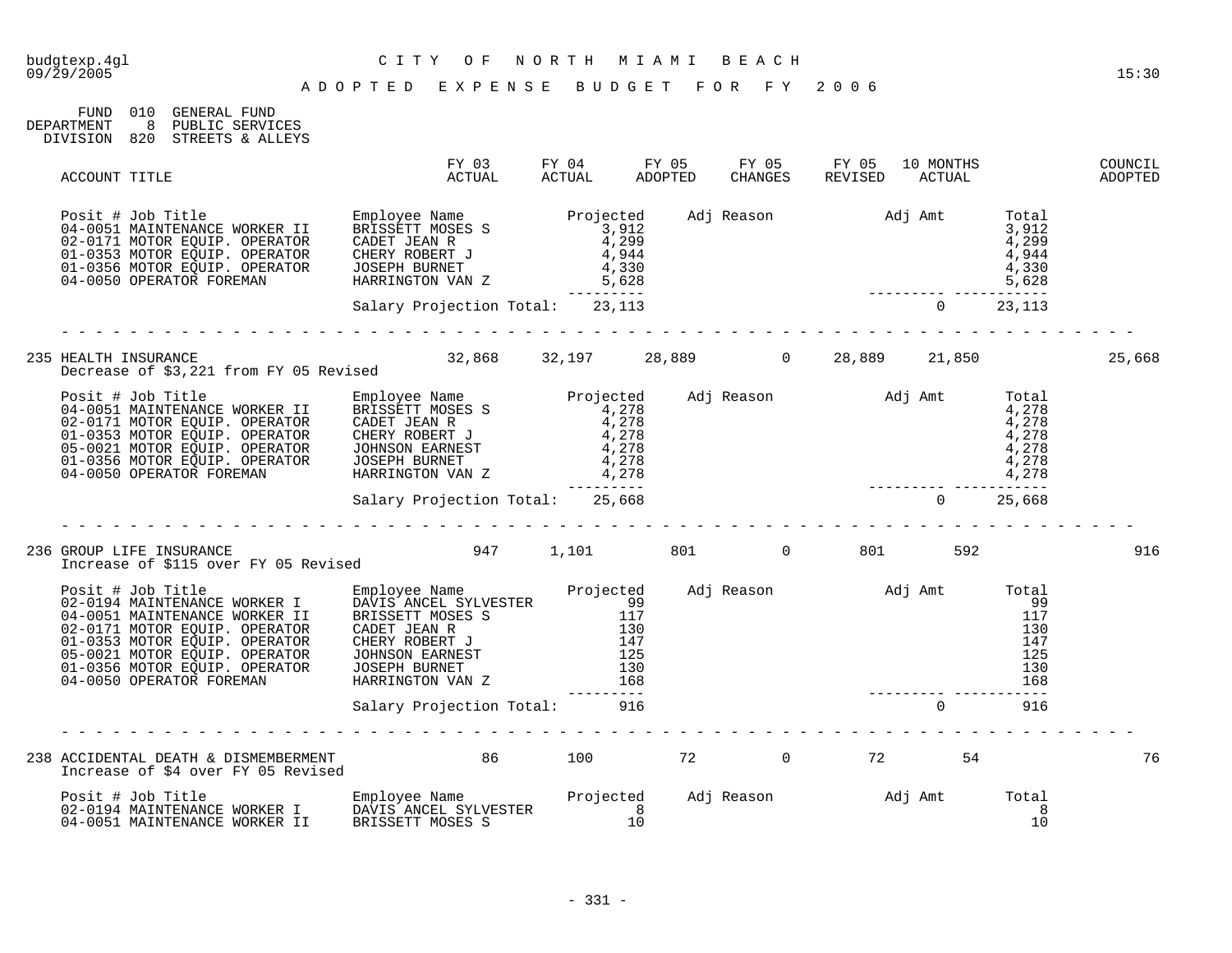budgtexp.4gl
09/29/2005

# CITY OF NORTH MIAMI BEACH

## ADOPTED EXPENSE BUDGET FOR FY 2006

FUND 010 GENERAL FUND
DEPARTMENT 8 PUBLIC SERVICES
DIVISION 820 STREETS & ALLEYS

| ACCOUNT TITLE | FY 03 ACTUAL | FY 04 ACTUAL | FY 05 ADOPTED | FY 05 CHANGES | FY 05 REVISED | 10 MONTHS ACTUAL | COUNCIL ADOPTED |
|---|---|---|---|---|---|---|---|

| Posit # Job Title | Employee Name | Projected | Adj Reason | Adj Amt | Total |
|---|---|---|---|---|---|
| 04-0051 MAINTENANCE WORKER II | BRISSETT MOSES S | 3,912 | | | 3,912 |
| 02-0171 MOTOR EQUIP. OPERATOR | CADET JEAN R | 4,299 | | | 4,299 |
| 01-0353 MOTOR EQUIP. OPERATOR | CHERY ROBERT J | 4,944 | | | 4,944 |
| 01-0356 MOTOR EQUIP. OPERATOR | JOSEPH BURNET | 4,330 | | | 4,330 |
| 04-0050 OPERATOR FOREMAN | HARRINGTON VAN Z | 5,628 | | | 5,628 |
| | Salary Projection Total: | 23,113 | | 0 | 23,113 |

| ACCOUNT TITLE | FY 03 ACTUAL | FY 04 ACTUAL | FY 05 ADOPTED | FY 05 CHANGES | FY 05 REVISED | 10 MONTHS ACTUAL | COUNCIL ADOPTED |
|---|---|---|---|---|---|---|---|
| 235 HEALTH INSURANCE | 32,868 | 32,197 | 28,889 | 0 | 28,889 | 21,850 | 25,668 |

Decrease of $3,221 from FY 05 Revised

| Posit # Job Title | Employee Name | Projected | Adj Reason | Adj Amt | Total |
|---|---|---|---|---|---|
| 04-0051 MAINTENANCE WORKER II | BRISSETT MOSES S | 4,278 | | | 4,278 |
| 02-0171 MOTOR EQUIP. OPERATOR | CADET JEAN R | 4,278 | | | 4,278 |
| 01-0353 MOTOR EQUIP. OPERATOR | CHERY ROBERT J | 4,278 | | | 4,278 |
| 05-0021 MOTOR EQUIP. OPERATOR | JOHNSON EARNEST | 4,278 | | | 4,278 |
| 01-0356 MOTOR EQUIP. OPERATOR | JOSEPH BURNET | 4,278 | | | 4,278 |
| 04-0050 OPERATOR FOREMAN | HARRINGTON VAN Z | 4,278 | | | 4,278 |
| | Salary Projection Total: | 25,668 | | 0 | 25,668 |

| ACCOUNT TITLE | FY 03 ACTUAL | FY 04 ACTUAL | FY 05 ADOPTED | FY 05 CHANGES | FY 05 REVISED | 10 MONTHS ACTUAL | COUNCIL ADOPTED |
|---|---|---|---|---|---|---|---|
| 236 GROUP LIFE INSURANCE | 947 | 1,101 | 801 | 0 | 801 | 592 | 916 |

Increase of $115 over FY 05 Revised

| Posit # Job Title | Employee Name | Projected | Adj Reason | Adj Amt | Total |
|---|---|---|---|---|---|
| 02-0194 MAINTENANCE WORKER I | DAVIS ANCEL SYLVESTER | 99 | | | 99 |
| 04-0051 MAINTENANCE WORKER II | BRISSETT MOSES S | 117 | | | 117 |
| 02-0171 MOTOR EQUIP. OPERATOR | CADET JEAN R | 130 | | | 130 |
| 01-0353 MOTOR EQUIP. OPERATOR | CHERY ROBERT J | 147 | | | 147 |
| 05-0021 MOTOR EQUIP. OPERATOR | JOHNSON EARNEST | 125 | | | 125 |
| 01-0356 MOTOR EQUIP. OPERATOR | JOSEPH BURNET | 130 | | | 130 |
| 04-0050 OPERATOR FOREMAN | HARRINGTON VAN Z | 168 | | | 168 |
| | Salary Projection Total: | 916 | | 0 | 916 |

| ACCOUNT TITLE | FY 03 ACTUAL | FY 04 ACTUAL | FY 05 ADOPTED | FY 05 CHANGES | FY 05 REVISED | 10 MONTHS ACTUAL | COUNCIL ADOPTED |
|---|---|---|---|---|---|---|---|
| 238 ACCIDENTAL DEATH & DISMEMBERMENT | 86 | 100 | 72 | 0 | 72 | 54 | 76 |

Increase of $4 over FY 05 Revised

| Posit # Job Title | Employee Name | Projected | Adj Reason | Adj Amt | Total |
|---|---|---|---|---|---|
| 02-0194 MAINTENANCE WORKER I | DAVIS ANCEL SYLVESTER | 8 | | | 8 |
| 04-0051 MAINTENANCE WORKER II | BRISSETT MOSES S | 10 | | | 10 |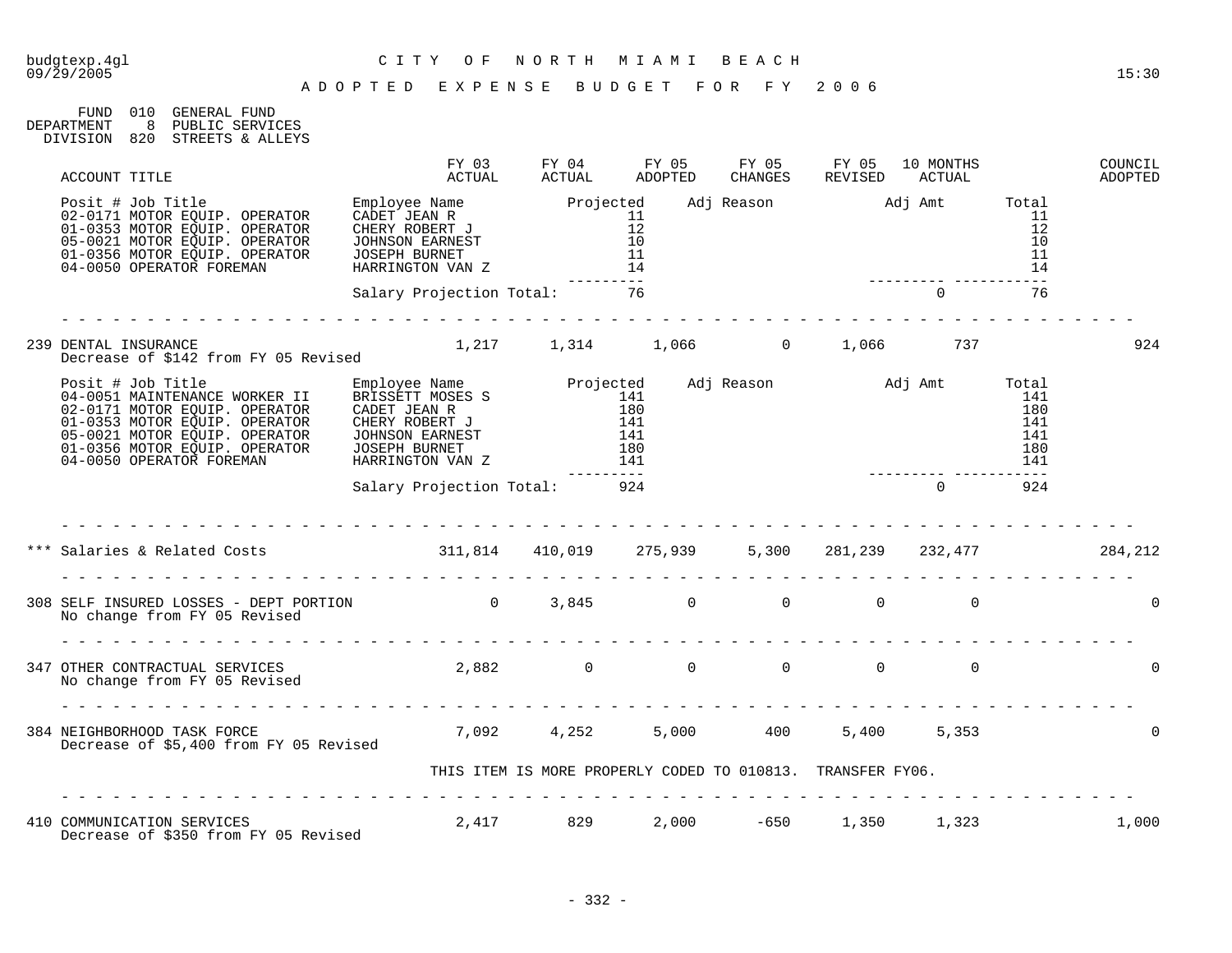budgtexp.4gl
09/29/2005

# CITY OF NORTH MIAMI BEACH

## ADOPTED EXPENSE BUDGET FOR FY 2006

FUND 010 GENERAL FUND
DEPARTMENT 8 PUBLIC SERVICES
DIVISION 820 STREETS & ALLEYS

| ACCOUNT TITLE | FY 03 ACTUAL | FY 04 ACTUAL | FY 05 ADOPTED | FY 05 CHANGES | FY 05 REVISED | 10 MONTHS ACTUAL | COUNCIL ADOPTED |
|---|---|---|---|---|---|---|---|

| Posit # Job Title | Employee Name | Projected | Adj Reason | Adj Amt | Total |
|---|---|---|---|---|---|
| 02-0171 MOTOR EQUIP. OPERATOR | CADET JEAN R | 11 | | | 11 |
| 01-0353 MOTOR EQUIP. OPERATOR | CHERY ROBERT J | 12 | | | 12 |
| 05-0021 MOTOR EQUIP. OPERATOR | JOHNSON EARNEST | 10 | | | 10 |
| 01-0356 MOTOR EQUIP. OPERATOR | JOSEPH BURNET | 11 | | | 11 |
| 04-0050 OPERATOR FOREMAN | HARRINGTON VAN Z | 14 | | | 14 |
| | Salary Projection Total: | 76 | | 0 | 76 |

| ACCOUNT TITLE | FY 03 ACTUAL | FY 04 ACTUAL | FY 05 ADOPTED | FY 05 CHANGES | FY 05 REVISED | 10 MONTHS ACTUAL | COUNCIL ADOPTED |
|---|---|---|---|---|---|---|---|
| 239 DENTAL INSURANCE<br>Decrease of $142 from FY 05 Revised | 1,217 | 1,314 | 1,066 | 0 | 1,066 | 737 | 924 |

| Posit # Job Title | Employee Name | Projected | Adj Reason | Adj Amt | Total |
|---|---|---|---|---|---|
| 04-0051 MAINTENANCE WORKER II | BRISSETT MOSES S | 141 | | | 141 |
| 02-0171 MOTOR EQUIP. OPERATOR | CADET JEAN R | 180 | | | 180 |
| 01-0353 MOTOR EQUIP. OPERATOR | CHERY ROBERT J | 141 | | | 141 |
| 05-0021 MOTOR EQUIP. OPERATOR | JOHNSON EARNEST | 141 | | | 141 |
| 01-0356 MOTOR EQUIP. OPERATOR | JOSEPH BURNET | 180 | | | 180 |
| 04-0050 OPERATOR FOREMAN | HARRINGTON VAN Z | 141 | | | 141 |
| | Salary Projection Total: | 924 | | 0 | 924 |

| ACCOUNT TITLE | FY 03 ACTUAL | FY 04 ACTUAL | FY 05 ADOPTED | FY 05 CHANGES | FY 05 REVISED | 10 MONTHS ACTUAL | COUNCIL ADOPTED |
|---|---|---|---|---|---|---|---|
| *** Salaries & Related Costs | 311,814 | 410,019 | 275,939 | 5,300 | 281,239 | 232,477 | 284,212 |
| 308 SELF INSURED LOSSES - DEPT PORTION<br>No change from FY 05 Revised | 0 | 3,845 | 0 | 0 | 0 | 0 | 0 |
| 347 OTHER CONTRACTUAL SERVICES<br>No change from FY 05 Revised | 2,882 | 0 | 0 | 0 | 0 | 0 | 0 |
| 384 NEIGHBORHOOD TASK FORCE<br>Decrease of $5,400 from FY 05 Revised | 7,092 | 4,252 | 5,000 | 400 | 5,400 | 5,353 | 0 |

THIS ITEM IS MORE PROPERLY CODED TO 010813. TRANSFER FY06.

| ACCOUNT TITLE | FY 03 ACTUAL | FY 04 ACTUAL | FY 05 ADOPTED | FY 05 CHANGES | FY 05 REVISED | 10 MONTHS ACTUAL | COUNCIL ADOPTED |
|---|---|---|---|---|---|---|---|
| 410 COMMUNICATION SERVICES<br>Decrease of $350 from FY 05 Revised | 2,417 | 829 | 2,000 | -650 | 1,350 | 1,323 | 1,000 |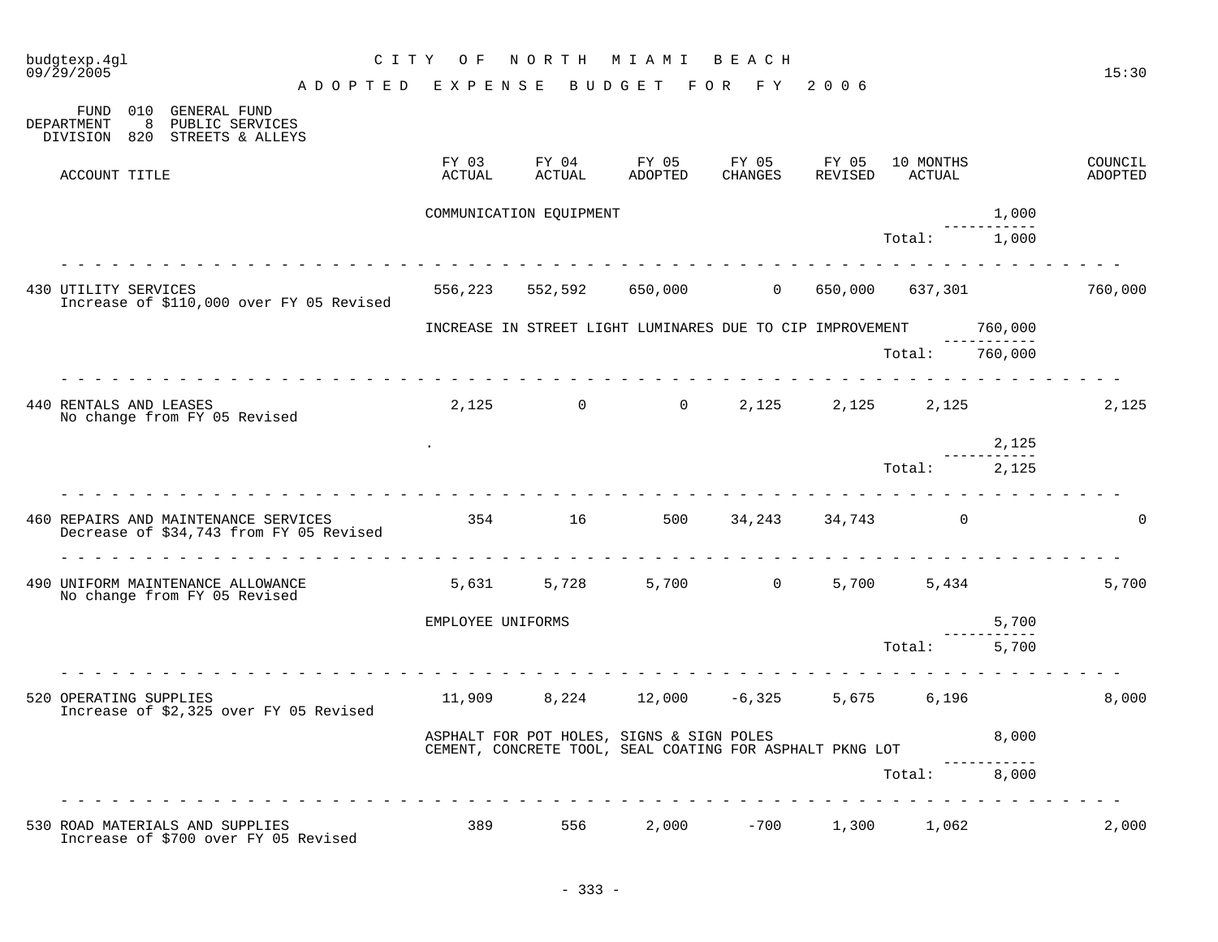CITY OF NORTH MIAMI BEACH

ADOPTED EXPENSE BUDGET FOR FY 2006

FUND 010 GENERAL FUND
DEPARTMENT 8 PUBLIC SERVICES
DIVISION 820 STREETS & ALLEYS

| ACCOUNT TITLE | FY 03 ACTUAL | FY 04 ACTUAL | FY 05 ADOPTED | FY 05 CHANGES | FY 05 REVISED | 10 MONTHS ACTUAL | | COUNCIL ADOPTED |
|---|---|---|---|---|---|---|---|---|
| | COMMUNICATION EQUIPMENT | | | | | | 1,000 | |
| | | | | | | Total: | 1,000 | |
| 430 UTILITY SERVICES<br>Increase of $110,000 over FY 05 Revised | 556,223 | 552,592 | 650,000 | 0 | 650,000 | 637,301 | | 760,000 |
| | INCREASE IN STREET LIGHT LUMINARES DUE TO CIP IMPROVEMENT | | | | | | 760,000 | |
| | | | | | | Total: | 760,000 | |
| 440 RENTALS AND LEASES<br>No change from FY 05 Revised | 2,125 | 0 | 0 | 2,125 | 2,125 | 2,125 | | 2,125 |
| | . | | | | | | 2,125 | |
| | | | | | | Total: | 2,125 | |
| 460 REPAIRS AND MAINTENANCE SERVICES<br>Decrease of $34,743 from FY 05 Revised | 354 | 16 | 500 | 34,243 | 34,743 | 0 | | 0 |
| 490 UNIFORM MAINTENANCE ALLOWANCE<br>No change from FY 05 Revised | 5,631 | 5,728 | 5,700 | 0 | 5,700 | 5,434 | | 5,700 |
| | EMPLOYEE UNIFORMS | | | | | | 5,700 | |
| | | | | | | Total: | 5,700 | |
| 520 OPERATING SUPPLIES<br>Increase of $2,325 over FY 05 Revised | 11,909 | 8,224 | 12,000 | -6,325 | 5,675 | 6,196 | | 8,000 |
| | ASPHALT FOR POT HOLES, SIGNS & SIGN POLES<br>CEMENT, CONCRETE TOOL, SEAL COATING FOR ASPHALT PKNG LOT | | | | | | 8,000 | |
| | | | | | | Total: | 8,000 | |
| 530 ROAD MATERIALS AND SUPPLIES<br>Increase of $700 over FY 05 Revised | 389 | 556 | 2,000 | -700 | 1,300 | 1,062 | | 2,000 |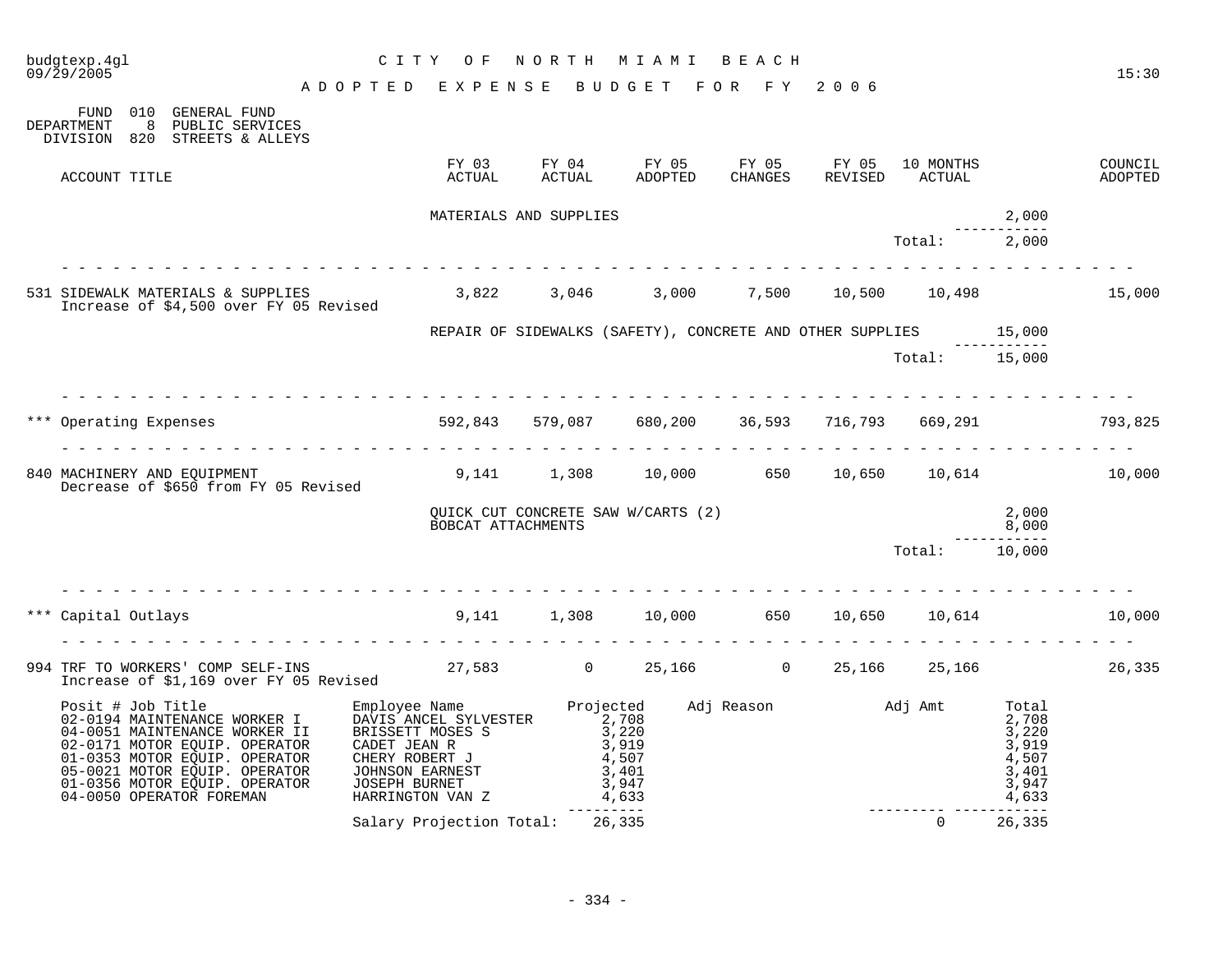budgtexp.4gl — 09/29/2005 — 15:30

# CITY OF NORTH MIAMI BEACH

## ADOPTED EXPENSE BUDGET FOR FY 2006

FUND 010 GENERAL FUND
DEPARTMENT 8 PUBLIC SERVICES
DIVISION 820 STREETS & ALLEYS

| ACCOUNT TITLE | FY 03 ACTUAL | FY 04 ACTUAL | FY 05 ADOPTED | FY 05 CHANGES | FY 05 REVISED | 10 MONTHS ACTUAL | | COUNCIL ADOPTED |
|---|---|---|---|---|---|---|---|---|
| | MATERIALS AND SUPPLIES | | | | | | 2,000 | |
| | | | | | | Total: | 2,000 | |
| 531 SIDEWALK MATERIALS & SUPPLIES | 3,822 | 3,046 | 3,000 | 7,500 | 10,500 | 10,498 | | 15,000 |
| Increase of $4,500 over FY 05 Revised | | | | | | | | |
| | REPAIR OF SIDEWALKS (SAFETY), CONCRETE AND OTHER SUPPLIES | | | | | | 15,000 | |
| | | | | | | Total: | 15,000 | |
| *** Operating Expenses | 592,843 | 579,087 | 680,200 | 36,593 | 716,793 | 669,291 | | 793,825 |
| 840 MACHINERY AND EQUIPMENT | 9,141 | 1,308 | 10,000 | 650 | 10,650 | 10,614 | | 10,000 |
| Decrease of $650 from FY 05 Revised | | | | | | | | |
| | QUICK CUT CONCRETE SAW W/CARTS (2) | | | | | | 2,000 | |
| | BOBCAT ATTACHMENTS | | | | | | 8,000 | |
| | | | | | | Total: | 10,000 | |
| *** Capital Outlays | 9,141 | 1,308 | 10,000 | 650 | 10,650 | 10,614 | | 10,000 |
| 994 TRF TO WORKERS' COMP SELF-INS | 27,583 | 0 | 25,166 | 0 | 25,166 | 25,166 | | 26,335 |
| Increase of $1,169 over FY 05 Revised | | | | | | | | |

| Posit # Job Title | Employee Name | Projected | Adj Reason | Adj Amt | Total |
|---|---|---|---|---|---|
| 02-0194 MAINTENANCE WORKER I | DAVIS ANCEL SYLVESTER | 2,708 | | | 2,708 |
| 04-0051 MAINTENANCE WORKER II | BRISSETT MOSES S | 3,220 | | | 3,220 |
| 02-0171 MOTOR EQUIP. OPERATOR | CADET JEAN R | 3,919 | | | 3,919 |
| 01-0353 MOTOR EQUIP. OPERATOR | CHERY ROBERT J | 4,507 | | | 4,507 |
| 05-0021 MOTOR EQUIP. OPERATOR | JOHNSON EARNEST | 3,401 | | | 3,401 |
| 01-0356 MOTOR EQUIP. OPERATOR | JOSEPH BURNET | 3,947 | | | 3,947 |
| 04-0050 OPERATOR FOREMAN | HARRINGTON VAN Z | 4,633 | | | 4,633 |
| | Salary Projection Total: | 26,335 | | 0 | 26,335 |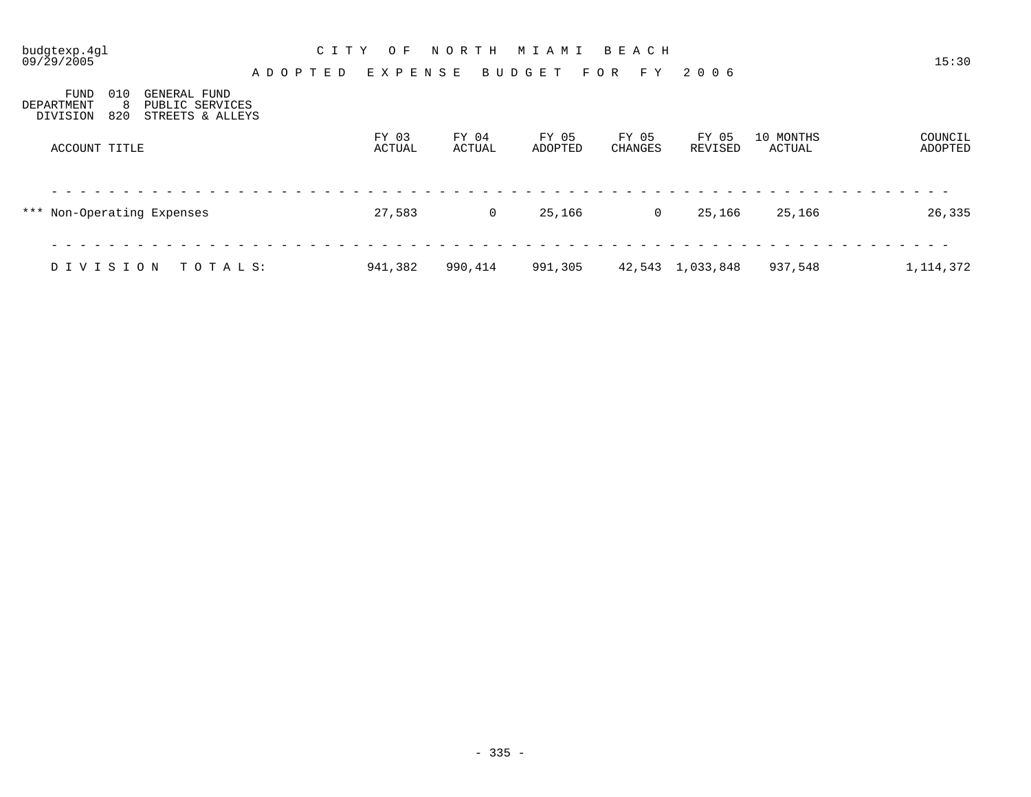CITY OF NORTH MIAMI BEACH

ADOPTED EXPENSE BUDGET FOR FY 2006

budgtexp.4gl
09/29/2005 15:30

FUND 010 GENERAL FUND
DEPARTMENT 8 PUBLIC SERVICES
DIVISION 820 STREETS & ALLEYS

| ACCOUNT TITLE | FY 03 ACTUAL | FY 04 ACTUAL | FY 05 ADOPTED | FY 05 CHANGES | FY 05 REVISED | 10 MONTHS ACTUAL | COUNCIL ADOPTED |
|---|---|---|---|---|---|---|---|
| *** Non-Operating Expenses | 27,583 | 0 | 25,166 | 0 | 25,166 | 25,166 | 26,335 |
| DIVISION TOTALS: | 941,382 | 990,414 | 991,305 | 42,543 | 1,033,848 | 937,548 | 1,114,372 |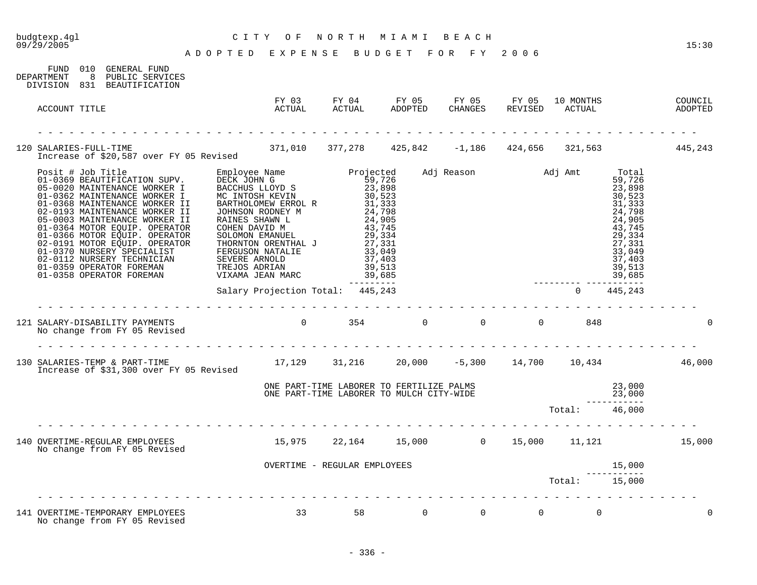budgtexp.4gl
09/29/2005

# CITY OF NORTH MIAMI BEACH

## ADOPTED EXPENSE BUDGET FOR FY 2006

15:30

FUND 010 GENERAL FUND
DEPARTMENT 8 PUBLIC SERVICES
DIVISION 831 BEAUTIFICATION

| ACCOUNT TITLE | FY 03 ACTUAL | FY 04 ACTUAL | FY 05 ADOPTED | FY 05 CHANGES | FY 05 REVISED | 10 MONTHS ACTUAL | COUNCIL ADOPTED |
|---|---|---|---|---|---|---|---|
| 120 SALARIES-FULL-TIME | 371,010 | 377,278 | 425,842 | -1,186 | 424,656 | 321,563 | 445,243 |

Increase of $20,587 over FY 05 Revised

| Posit # | Job Title | Employee Name | Projected | Adj Reason | Adj Amt | Total |
|---|---|---|---|---|---|---|
| 01-0369 | BEAUTIFICATION SUPV. | DECK JOHN G | 59,726 | | | 59,726 |
| 05-0020 | MAINTENANCE WORKER I | BACCHUS LLOYD S | 23,898 | | | 23,898 |
| 01-0362 | MAINTENANCE WORKER I | MC INTOSH KEVIN | 30,523 | | | 30,523 |
| 01-0368 | MAINTENANCE WORKER II | BARTHOLOMEW ERROL R | 31,333 | | | 31,333 |
| 02-0193 | MAINTENANCE WORKER II | JOHNSON RODNEY M | 24,798 | | | 24,798 |
| 05-0003 | MAINTENANCE WORKER II | RAINES SHAWN L | 24,905 | | | 24,905 |
| 01-0364 | MOTOR EQUIP. OPERATOR | COHEN DAVID M | 43,745 | | | 43,745 |
| 01-0366 | MOTOR EQUIP. OPERATOR | SOLOMON EMANUEL | 29,334 | | | 29,334 |
| 02-0191 | MOTOR EQUIP. OPERATOR | THORNTON ORENTHAL J | 27,331 | | | 27,331 |
| 01-0370 | NURSERY SPECIALIST | FERGUSON NATALIE | 33,049 | | | 33,049 |
| 02-0112 | NURSERY TECHNICIAN | SEVERE ARNOLD | 37,403 | | | 37,403 |
| 01-0359 | OPERATOR FOREMAN | TREJOS ADRIAN | 39,513 | | | 39,513 |
| 01-0358 | OPERATOR FOREMAN | VIXAMA JEAN MARC | 39,685 | | | 39,685 |
| | | Salary Projection Total: | 445,243 | | 0 | 445,243 |

| ACCOUNT TITLE | FY 03 ACTUAL | FY 04 ACTUAL | FY 05 ADOPTED | FY 05 CHANGES | FY 05 REVISED | 10 MONTHS ACTUAL | COUNCIL ADOPTED |
|---|---|---|---|---|---|---|---|
| 121 SALARY-DISABILITY PAYMENTS | 0 | 354 | 0 | 0 | 0 | 848 | 0 |

No change from FY 05 Revised

| ACCOUNT TITLE | FY 03 ACTUAL | FY 04 ACTUAL | FY 05 ADOPTED | FY 05 CHANGES | FY 05 REVISED | 10 MONTHS ACTUAL | COUNCIL ADOPTED |
|---|---|---|---|---|---|---|---|
| 130 SALARIES-TEMP & PART-TIME | 17,129 | 31,216 | 20,000 | -5,300 | 14,700 | 10,434 | 46,000 |

Increase of $31,300 over FY 05 Revised

| Description | Amount |
|---|---|
| ONE PART-TIME LABORER TO FERTILIZE PALMS | 23,000 |
| ONE PART-TIME LABORER TO MULCH CITY-WIDE | 23,000 |
| Total: | 46,000 |

| ACCOUNT TITLE | FY 03 ACTUAL | FY 04 ACTUAL | FY 05 ADOPTED | FY 05 CHANGES | FY 05 REVISED | 10 MONTHS ACTUAL | COUNCIL ADOPTED |
|---|---|---|---|---|---|---|---|
| 140 OVERTIME-REGULAR EMPLOYEES | 15,975 | 22,164 | 15,000 | 0 | 15,000 | 11,121 | 15,000 |

No change from FY 05 Revised

| Description | Amount |
|---|---|
| OVERTIME - REGULAR EMPLOYEES | 15,000 |
| Total: | 15,000 |

| ACCOUNT TITLE | FY 03 ACTUAL | FY 04 ACTUAL | FY 05 ADOPTED | FY 05 CHANGES | FY 05 REVISED | 10 MONTHS ACTUAL | COUNCIL ADOPTED |
|---|---|---|---|---|---|---|---|
| 141 OVERTIME-TEMPORARY EMPLOYEES | 33 | 58 | 0 | 0 | 0 | 0 | 0 |

No change from FY 05 Revised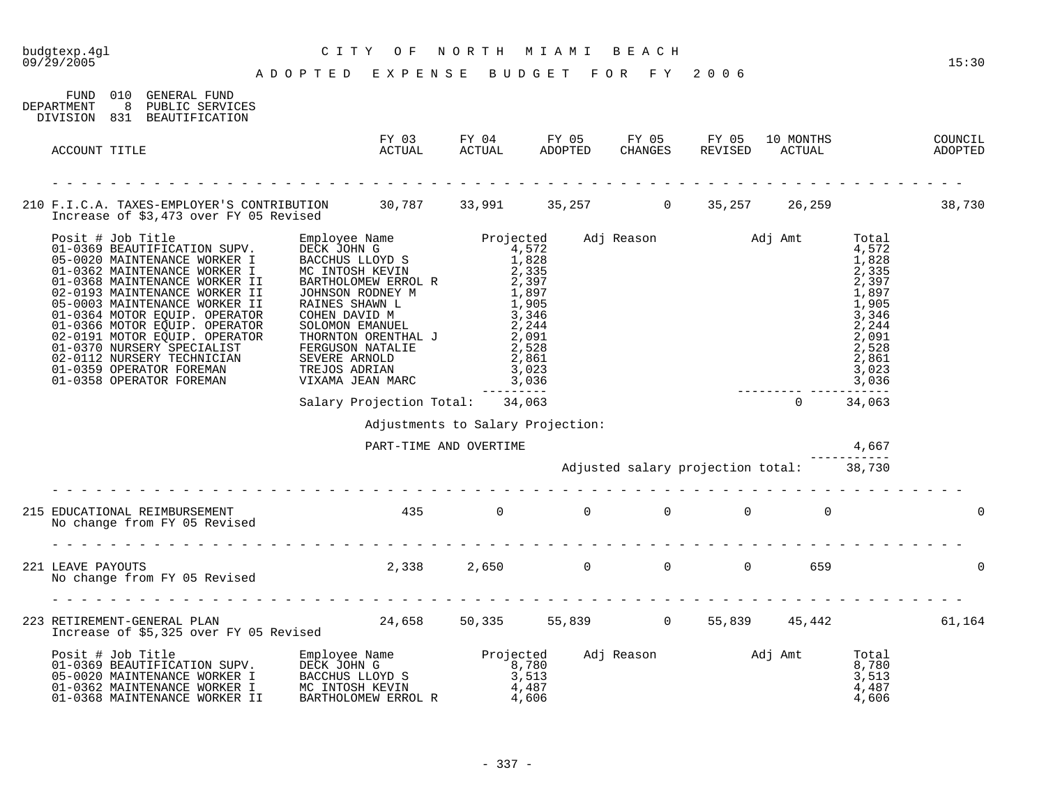# CITY OF NORTH MIAMI BEACH

## ADOPTED EXPENSE BUDGET FOR FY 2006

FUND 010 GENERAL FUND
DEPARTMENT 8 PUBLIC SERVICES
DIVISION 831 BEAUTIFICATION

| ACCOUNT TITLE | FY 03 ACTUAL | FY 04 ACTUAL | FY 05 ADOPTED | FY 05 CHANGES | FY 05 REVISED | 10 MONTHS ACTUAL | COUNCIL ADOPTED |
|---|---|---|---|---|---|---|---|
| 210 F.I.C.A. TAXES-EMPLOYER'S CONTRIBUTION | 30,787 | 33,991 | 35,257 | 0 | 35,257 | 26,259 | 38,730 |

Increase of $3,473 over FY 05 Revised

| Posit # | Job Title | Employee Name | Projected | Adj Reason | Adj Amt | Total |
|---|---|---|---|---|---|---|
| 01-0369 | BEAUTIFICATION SUPV. | DECK JOHN G | 4,572 | | | 4,572 |
| 05-0020 | MAINTENANCE WORKER I | BACCHUS LLOYD S | 1,828 | | | 1,828 |
| 01-0362 | MAINTENANCE WORKER I | MC INTOSH KEVIN | 2,335 | | | 2,335 |
| 01-0368 | MAINTENANCE WORKER II | BARTHOLOMEW ERROL R | 2,397 | | | 2,397 |
| 02-0193 | MAINTENANCE WORKER II | JOHNSON RODNEY M | 1,897 | | | 1,897 |
| 05-0003 | MAINTENANCE WORKER II | RAINES SHAWN L | 1,905 | | | 1,905 |
| 01-0364 | MOTOR EQUIP. OPERATOR | COHEN DAVID M | 3,346 | | | 3,346 |
| 01-0366 | MOTOR EQUIP. OPERATOR | SOLOMON EMANUEL | 2,244 | | | 2,244 |
| 02-0191 | MOTOR EQUIP. OPERATOR | THORNTON ORENTHAL J | 2,091 | | | 2,091 |
| 01-0370 | NURSERY SPECIALIST | FERGUSON NATALIE | 2,528 | | | 2,528 |
| 02-0112 | NURSERY TECHNICIAN | SEVERE ARNOLD | 2,861 | | | 2,861 |
| 01-0359 | OPERATOR FOREMAN | TREJOS ADRIAN | 3,023 | | | 3,023 |
| 01-0358 | OPERATOR FOREMAN | VIXAMA JEAN MARC | 3,036 | | | 3,036 |
| | | Salary Projection Total: | 34,063 | | 0 | 34,063 |

Adjustments to Salary Projection:

PART-TIME AND OVERTIME: 4,667

Adjusted salary projection total: 38,730

| ACCOUNT TITLE | FY 03 ACTUAL | FY 04 ACTUAL | FY 05 ADOPTED | FY 05 CHANGES | FY 05 REVISED | 10 MONTHS ACTUAL | COUNCIL ADOPTED |
|---|---|---|---|---|---|---|---|
| 215 EDUCATIONAL REIMBURSEMENT | 435 | 0 | 0 | 0 | 0 | 0 | 0 |

No change from FY 05 Revised

| ACCOUNT TITLE | FY 03 ACTUAL | FY 04 ACTUAL | FY 05 ADOPTED | FY 05 CHANGES | FY 05 REVISED | 10 MONTHS ACTUAL | COUNCIL ADOPTED |
|---|---|---|---|---|---|---|---|
| 221 LEAVE PAYOUTS | 2,338 | 2,650 | 0 | 0 | 0 | 659 | 0 |

No change from FY 05 Revised

| ACCOUNT TITLE | FY 03 ACTUAL | FY 04 ACTUAL | FY 05 ADOPTED | FY 05 CHANGES | FY 05 REVISED | 10 MONTHS ACTUAL | COUNCIL ADOPTED |
|---|---|---|---|---|---|---|---|
| 223 RETIREMENT-GENERAL PLAN | 24,658 | 50,335 | 55,839 | 0 | 55,839 | 45,442 | 61,164 |

Increase of $5,325 over FY 05 Revised

| Posit # | Job Title | Employee Name | Projected | Adj Reason | Adj Amt | Total |
|---|---|---|---|---|---|---|
| 01-0369 | BEAUTIFICATION SUPV. | DECK JOHN G | 8,780 | | | 8,780 |
| 05-0020 | MAINTENANCE WORKER I | BACCHUS LLOYD S | 3,513 | | | 3,513 |
| 01-0362 | MAINTENANCE WORKER I | MC INTOSH KEVIN | 4,487 | | | 4,487 |
| 01-0368 | MAINTENANCE WORKER II | BARTHOLOMEW ERROL R | 4,606 | | | 4,606 |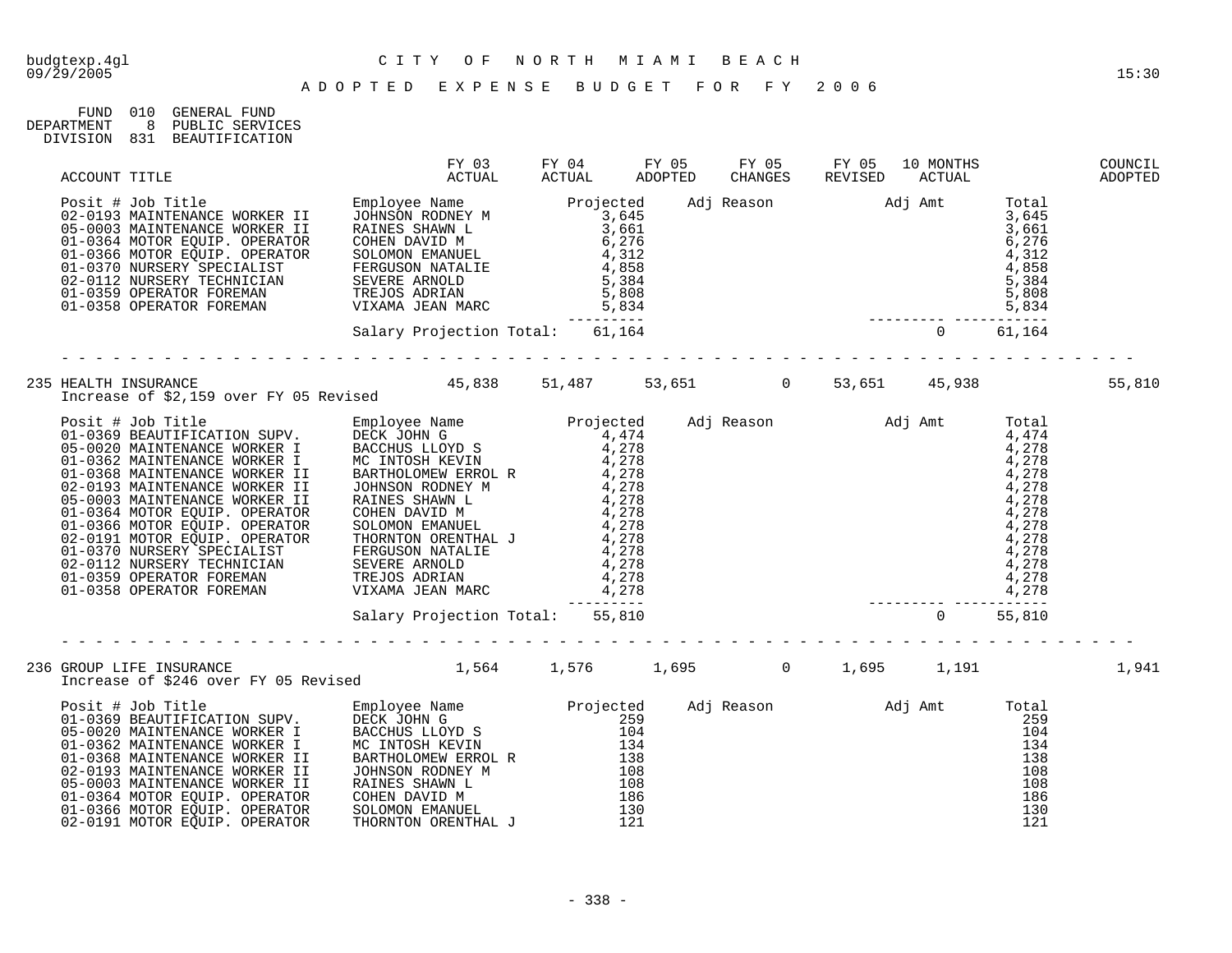budgtexp.4gl — CITY OF NORTH MIAMI BEACH — 09/29/2005 — 15:30

# ADOPTED EXPENSE BUDGET FOR FY 2006

FUND 010 GENERAL FUND
DEPARTMENT 8 PUBLIC SERVICES
DIVISION 831 BEAUTIFICATION

| ACCOUNT TITLE | FY 03 ACTUAL | FY 04 ACTUAL | FY 05 ADOPTED | FY 05 CHANGES | FY 05 REVISED | 10 MONTHS ACTUAL | COUNCIL ADOPTED |
|---|---|---|---|---|---|---|---|

| Posit # | Job Title | Employee Name | Projected | Adj Reason | Adj Amt | Total |
|---|---|---|---|---|---|---|
| 02-0193 | MAINTENANCE WORKER II | JOHNSON RODNEY M | 3,645 | | | 3,645 |
| 05-0003 | MAINTENANCE WORKER II | RAINES SHAWN L | 3,661 | | | 3,661 |
| 01-0364 | MOTOR EQUIP. OPERATOR | COHEN DAVID M | 6,276 | | | 6,276 |
| 01-0366 | MOTOR EQUIP. OPERATOR | SOLOMON EMANUEL | 4,312 | | | 4,312 |
| 01-0370 | NURSERY SPECIALIST | FERGUSON NATALIE | 4,858 | | | 4,858 |
| 02-0112 | NURSERY TECHNICIAN | SEVERE ARNOLD | 5,384 | | | 5,384 |
| 01-0359 | OPERATOR FOREMAN | TREJOS ADRIAN | 5,808 | | | 5,808 |
| 01-0358 | OPERATOR FOREMAN | VIXAMA JEAN MARC | 5,834 | | | 5,834 |
| | | Salary Projection Total: | 61,164 | | 0 | 61,164 |

| ACCOUNT TITLE | FY 03 ACTUAL | FY 04 ACTUAL | FY 05 ADOPTED | FY 05 CHANGES | FY 05 REVISED | 10 MONTHS ACTUAL | COUNCIL ADOPTED |
|---|---|---|---|---|---|---|---|
| 235 HEALTH INSURANCE | 45,838 | 51,487 | 53,651 | 0 | 53,651 | 45,938 | 55,810 |

Increase of $2,159 over FY 05 Revised

| Posit # | Job Title | Employee Name | Projected | Adj Reason | Adj Amt | Total |
|---|---|---|---|---|---|---|
| 01-0369 | BEAUTIFICATION SUPV. | DECK JOHN G | 4,474 | | | 4,474 |
| 05-0020 | MAINTENANCE WORKER I | BACCHUS LLOYD S | 4,278 | | | 4,278 |
| 01-0362 | MAINTENANCE WORKER I | MC INTOSH KEVIN | 4,278 | | | 4,278 |
| 01-0368 | MAINTENANCE WORKER II | BARTHOLOMEW ERROL R | 4,278 | | | 4,278 |
| 02-0193 | MAINTENANCE WORKER II | JOHNSON RODNEY M | 4,278 | | | 4,278 |
| 05-0003 | MAINTENANCE WORKER II | RAINES SHAWN L | 4,278 | | | 4,278 |
| 01-0364 | MOTOR EQUIP. OPERATOR | COHEN DAVID M | 4,278 | | | 4,278 |
| 01-0366 | MOTOR EQUIP. OPERATOR | SOLOMON EMANUEL | 4,278 | | | 4,278 |
| 02-0191 | MOTOR EQUIP. OPERATOR | THORNTON ORENTHAL J | 4,278 | | | 4,278 |
| 01-0370 | NURSERY SPECIALIST | FERGUSON NATALIE | 4,278 | | | 4,278 |
| 02-0112 | NURSERY TECHNICIAN | SEVERE ARNOLD | 4,278 | | | 4,278 |
| 01-0359 | OPERATOR FOREMAN | TREJOS ADRIAN | 4,278 | | | 4,278 |
| 01-0358 | OPERATOR FOREMAN | VIXAMA JEAN MARC | 4,278 | | | 4,278 |
| | | Salary Projection Total: | 55,810 | | 0 | 55,810 |

| ACCOUNT TITLE | FY 03 ACTUAL | FY 04 ACTUAL | FY 05 ADOPTED | FY 05 CHANGES | FY 05 REVISED | 10 MONTHS ACTUAL | COUNCIL ADOPTED |
|---|---|---|---|---|---|---|---|
| 236 GROUP LIFE INSURANCE | 1,564 | 1,576 | 1,695 | 0 | 1,695 | 1,191 | 1,941 |

Increase of $246 over FY 05 Revised

| Posit # | Job Title | Employee Name | Projected | Adj Reason | Adj Amt | Total |
|---|---|---|---|---|---|---|
| 01-0369 | BEAUTIFICATION SUPV. | DECK JOHN G | 259 | | | 259 |
| 05-0020 | MAINTENANCE WORKER I | BACCHUS LLOYD S | 104 | | | 104 |
| 01-0362 | MAINTENANCE WORKER I | MC INTOSH KEVIN | 134 | | | 134 |
| 01-0368 | MAINTENANCE WORKER II | BARTHOLOMEW ERROL R | 138 | | | 138 |
| 02-0193 | MAINTENANCE WORKER II | JOHNSON RODNEY M | 108 | | | 108 |
| 05-0003 | MAINTENANCE WORKER II | RAINES SHAWN L | 108 | | | 108 |
| 01-0364 | MOTOR EQUIP. OPERATOR | COHEN DAVID M | 186 | | | 186 |
| 01-0366 | MOTOR EQUIP. OPERATOR | SOLOMON EMANUEL | 130 | | | 130 |
| 02-0191 | MOTOR EQUIP. OPERATOR | THORNTON ORENTHAL J | 121 | | | 121 |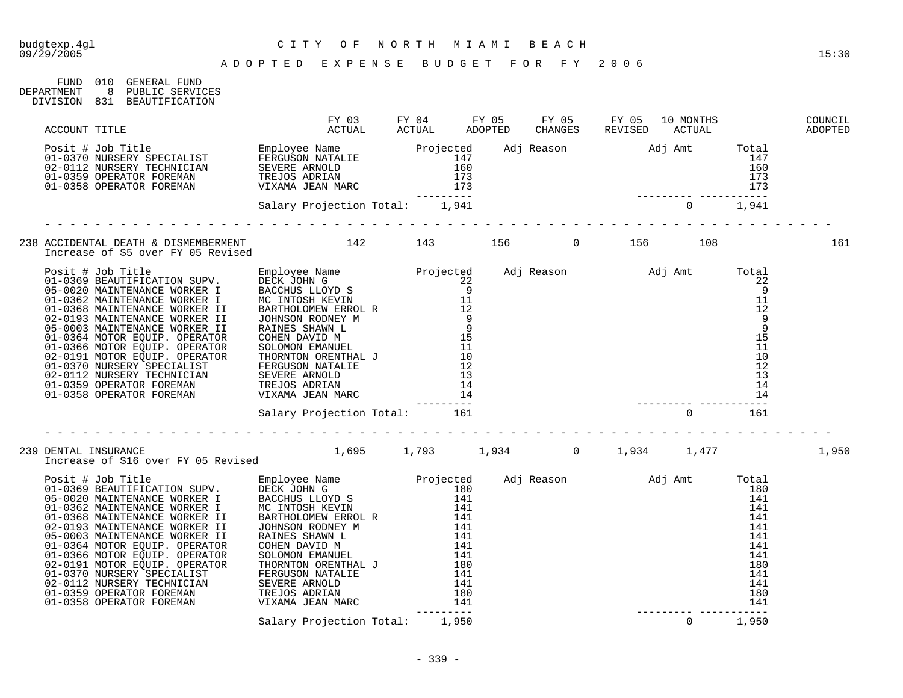budgtexp.4gl
09/29/2005

# CITY OF NORTH MIAMI BEACH

## ADOPTED EXPENSE BUDGET FOR FY 2006

15:30

FUND 010 GENERAL FUND
DEPARTMENT 8 PUBLIC SERVICES
DIVISION 831 BEAUTIFICATION

| ACCOUNT TITLE | FY 03 ACTUAL | FY 04 ACTUAL | FY 05 ADOPTED | FY 05 CHANGES | FY 05 REVISED | 10 MONTHS ACTUAL | COUNCIL ADOPTED |
|---|---|---|---|---|---|---|---|

| Posit # | Job Title | Employee Name | Projected | Adj Reason | Adj Amt | Total |
|---|---|---|---|---|---|---|
| 01-0370 | NURSERY SPECIALIST | FERGUSON NATALIE | 147 | | | 147 |
| 02-0112 | NURSERY TECHNICIAN | SEVERE ARNOLD | 160 | | | 160 |
| 01-0359 | OPERATOR FOREMAN | TREJOS ADRIAN | 173 | | | 173 |
| 01-0358 | OPERATOR FOREMAN | VIXAMA JEAN MARC | 173 | | | 173 |
| | | Salary Projection Total: | 1,941 | | 0 | 1,941 |

| ACCOUNT TITLE | FY 03 ACTUAL | FY 04 ACTUAL | FY 05 ADOPTED | FY 05 CHANGES | FY 05 REVISED | 10 MONTHS ACTUAL | COUNCIL ADOPTED |
|---|---|---|---|---|---|---|---|
| 238 ACCIDENTAL DEATH & DISMEMBERMENT | 142 | 143 | 156 | 0 | 156 | 108 | 161 |

Increase of $5 over FY 05 Revised

| Posit # | Job Title | Employee Name | Projected | Adj Reason | Adj Amt | Total |
|---|---|---|---|---|---|---|
| 01-0369 | BEAUTIFICATION SUPV. | DECK JOHN G | 22 | | | 22 |
| 05-0020 | MAINTENANCE WORKER I | BACCHUS LLOYD S | 9 | | | 9 |
| 01-0362 | MAINTENANCE WORKER I | MC INTOSH KEVIN | 11 | | | 11 |
| 01-0368 | MAINTENANCE WORKER II | BARTHOLOMEW ERROL R | 12 | | | 12 |
| 02-0193 | MAINTENANCE WORKER II | JOHNSON RODNEY M | 9 | | | 9 |
| 05-0003 | MAINTENANCE WORKER II | RAINES SHAWN L | 9 | | | 9 |
| 01-0364 | MOTOR EQUIP. OPERATOR | COHEN DAVID M | 15 | | | 15 |
| 01-0366 | MOTOR EQUIP. OPERATOR | SOLOMON EMANUEL | 11 | | | 11 |
| 02-0191 | MOTOR EQUIP. OPERATOR | THORNTON ORENTHAL J | 10 | | | 10 |
| 01-0370 | NURSERY SPECIALIST | FERGUSON NATALIE | 12 | | | 12 |
| 02-0112 | NURSERY TECHNICIAN | SEVERE ARNOLD | 13 | | | 13 |
| 01-0359 | OPERATOR FOREMAN | TREJOS ADRIAN | 14 | | | 14 |
| 01-0358 | OPERATOR FOREMAN | VIXAMA JEAN MARC | 14 | | | 14 |
| | | Salary Projection Total: | 161 | | 0 | 161 |

| ACCOUNT TITLE | FY 03 ACTUAL | FY 04 ACTUAL | FY 05 ADOPTED | FY 05 CHANGES | FY 05 REVISED | 10 MONTHS ACTUAL | COUNCIL ADOPTED |
|---|---|---|---|---|---|---|---|
| 239 DENTAL INSURANCE | 1,695 | 1,793 | 1,934 | 0 | 1,934 | 1,477 | 1,950 |

Increase of $16 over FY 05 Revised

| Posit # | Job Title | Employee Name | Projected | Adj Reason | Adj Amt | Total |
|---|---|---|---|---|---|---|
| 01-0369 | BEAUTIFICATION SUPV. | DECK JOHN G | 180 | | | 180 |
| 05-0020 | MAINTENANCE WORKER I | BACCHUS LLOYD S | 141 | | | 141 |
| 01-0362 | MAINTENANCE WORKER I | MC INTOSH KEVIN | 141 | | | 141 |
| 01-0368 | MAINTENANCE WORKER II | BARTHOLOMEW ERROL R | 141 | | | 141 |
| 02-0193 | MAINTENANCE WORKER II | JOHNSON RODNEY M | 141 | | | 141 |
| 05-0003 | MAINTENANCE WORKER II | RAINES SHAWN L | 141 | | | 141 |
| 01-0364 | MOTOR EQUIP. OPERATOR | COHEN DAVID M | 141 | | | 141 |
| 01-0366 | MOTOR EQUIP. OPERATOR | SOLOMON EMANUEL | 141 | | | 141 |
| 02-0191 | MOTOR EQUIP. OPERATOR | THORNTON ORENTHAL J | 180 | | | 180 |
| 01-0370 | NURSERY SPECIALIST | FERGUSON NATALIE | 141 | | | 141 |
| 02-0112 | NURSERY TECHNICIAN | SEVERE ARNOLD | 141 | | | 141 |
| 01-0359 | OPERATOR FOREMAN | TREJOS ADRIAN | 180 | | | 180 |
| 01-0358 | OPERATOR FOREMAN | VIXAMA JEAN MARC | 141 | | | 141 |
| | | Salary Projection Total: | 1,950 | | 0 | 1,950 |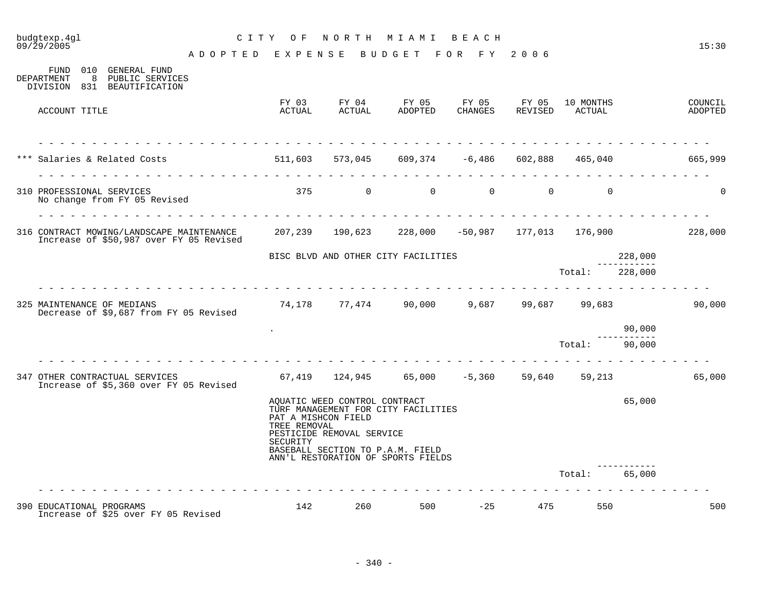# CITY OF NORTH MIAMI BEACH

## ADOPTED EXPENSE BUDGET FOR FY 2006

FUND 010 GENERAL FUND
DEPARTMENT 8 PUBLIC SERVICES
DIVISION 831 BEAUTIFICATION

| ACCOUNT TITLE | FY 03 ACTUAL | FY 04 ACTUAL | FY 05 ADOPTED | FY 05 CHANGES | FY 05 REVISED | 10 MONTHS ACTUAL | | COUNCIL ADOPTED |
|---|---|---|---|---|---|---|---|---|
| *** Salaries & Related Costs | 511,603 | 573,045 | 609,374 | -6,486 | 602,888 | 465,040 | | 665,999 |
| 310 PROFESSIONAL SERVICES<br>No change from FY 05 Revised | 375 | 0 | 0 | 0 | 0 | 0 | | 0 |
| 316 CONTRACT MOWING/LANDSCAPE MAINTENANCE<br>Increase of $50,987 over FY 05 Revised | 207,239 | 190,623 | 228,000 | -50,987 | 177,013 | 176,900 | | 228,000 |
| | BISC BLVD AND OTHER CITY FACILITIES | | | | | | 228,000 | |
| | | | | | | Total: | 228,000 | |
| 325 MAINTENANCE OF MEDIANS<br>Decrease of $9,687 from FY 05 Revised | 74,178 | 77,474 | 90,000 | 9,687 | 99,687 | 99,683 | | 90,000 |
| | . | | | | | | 90,000 | |
| | | | | | | Total: | 90,000 | |
| 347 OTHER CONTRACTUAL SERVICES<br>Increase of $5,360 over FY 05 Revised | 67,419 | 124,945 | 65,000 | -5,360 | 59,640 | 59,213 | | 65,000 |
| | AQUATIC WEED CONTROL CONTRACT<br>TURF MANAGEMENT FOR CITY FACILITIES<br>PAT A MISHCON FIELD<br>TREE REMOVAL<br>PESTICIDE REMOVAL SERVICE<br>SECURITY<br>BASEBALL SECTION TO P.A.M. FIELD<br>ANN'L RESTORATION OF SPORTS FIELDS | | | | | | 65,000 | |
| | | | | | | Total: | 65,000 | |
| 390 EDUCATIONAL PROGRAMS<br>Increase of $25 over FY 05 Revised | 142 | 260 | 500 | -25 | 475 | 550 | | 500 |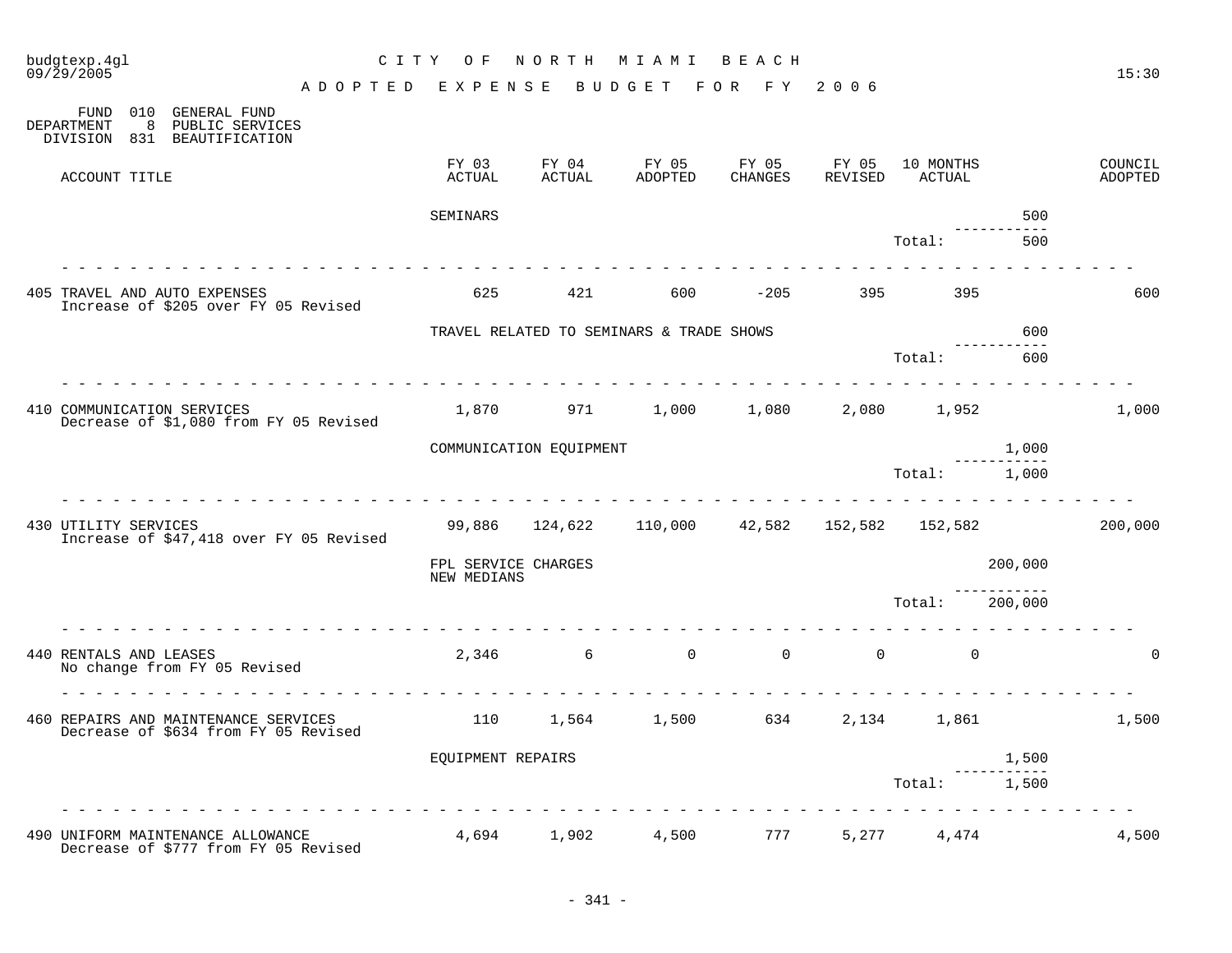# CITY OF NORTH MIAMI BEACH

## ADOPTED EXPENSE BUDGET FOR FY 2006

FUND 010 GENERAL FUND
DEPARTMENT 8 PUBLIC SERVICES
DIVISION 831 BEAUTIFICATION

| ACCOUNT TITLE | FY 03 ACTUAL | FY 04 ACTUAL | FY 05 ADOPTED | FY 05 CHANGES | FY 05 REVISED | 10 MONTHS ACTUAL | | COUNCIL ADOPTED |
|---|---|---|---|---|---|---|---|---|
| | SEMINARS | | | | | | 500 | |
| | | | | | | Total: | 500 | |
| 405 TRAVEL AND AUTO EXPENSES<br>Increase of $205 over FY 05 Revised | 625 | 421 | 600 | -205 | 395 | 395 | | 600 |
| | TRAVEL RELATED TO SEMINARS & TRADE SHOWS | | | | | | 600 | |
| | | | | | | Total: | 600 | |
| 410 COMMUNICATION SERVICES<br>Decrease of $1,080 from FY 05 Revised | 1,870 | 971 | 1,000 | 1,080 | 2,080 | 1,952 | | 1,000 |
| | COMMUNICATION EQUIPMENT | | | | | | 1,000 | |
| | | | | | | Total: | 1,000 | |
| 430 UTILITY SERVICES<br>Increase of $47,418 over FY 05 Revised | 99,886 | 124,622 | 110,000 | 42,582 | 152,582 | 152,582 | | 200,000 |
| | FPL SERVICE CHARGES<br>NEW MEDIANS | | | | | | 200,000 | |
| | | | | | | Total: | 200,000 | |
| 440 RENTALS AND LEASES<br>No change from FY 05 Revised | 2,346 | 6 | 0 | 0 | 0 | 0 | | 0 |
| 460 REPAIRS AND MAINTENANCE SERVICES<br>Decrease of $634 from FY 05 Revised | 110 | 1,564 | 1,500 | 634 | 2,134 | 1,861 | | 1,500 |
| | EQUIPMENT REPAIRS | | | | | | 1,500 | |
| | | | | | | Total: | 1,500 | |
| 490 UNIFORM MAINTENANCE ALLOWANCE<br>Decrease of $777 from FY 05 Revised | 4,694 | 1,902 | 4,500 | 777 | 5,277 | 4,474 | | 4,500 |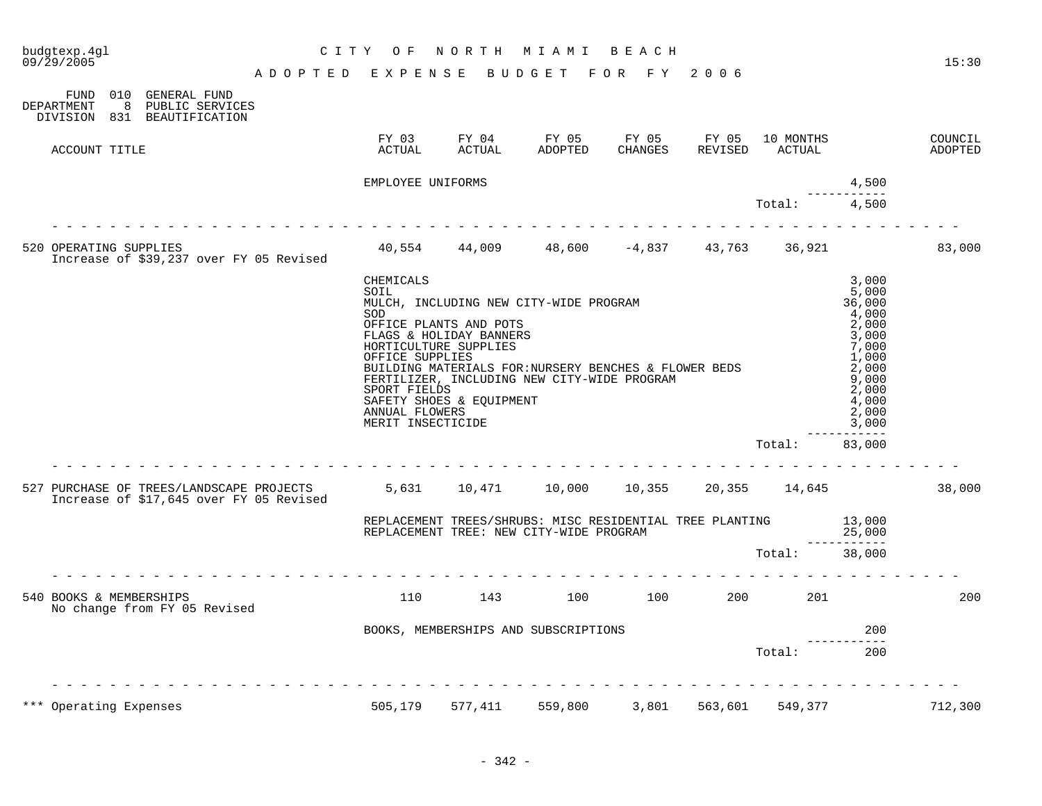CITY OF NORTH MIAMI BEACH

ADOPTED EXPENSE BUDGET FOR FY 2006

FUND 010 GENERAL FUND
DEPARTMENT 8 PUBLIC SERVICES
DIVISION 831 BEAUTIFICATION

| ACCOUNT TITLE | FY 03 ACTUAL | FY 04 ACTUAL | FY 05 ADOPTED | FY 05 CHANGES | FY 05 REVISED | 10 MONTHS ACTUAL | | COUNCIL ADOPTED |
|---|---|---|---|---|---|---|---|---|
| | EMPLOYEE UNIFORMS | | | | | | 4,500 | |
| | | | | | | Total: | 4,500 | |
| 520 OPERATING SUPPLIES<br>Increase of $39,237 over FY 05 Revised | 40,554 | 44,009 | 48,600 | -4,837 | 43,763 | 36,921 | | 83,000 |
| | CHEMICALS | | | | | | 3,000 | |
| | SOIL | | | | | | 5,000 | |
| | MULCH, INCLUDING NEW CITY-WIDE PROGRAM | | | | | | 36,000 | |
| | SOD | | | | | | 4,000 | |
| | OFFICE PLANTS AND POTS | | | | | | 2,000 | |
| | FLAGS & HOLIDAY BANNERS | | | | | | 3,000 | |
| | HORTICULTURE SUPPLIES | | | | | | 7,000 | |
| | OFFICE SUPPLIES | | | | | | 1,000 | |
| | BUILDING MATERIALS FOR:NURSERY BENCHES & FLOWER BEDS | | | | | | 2,000 | |
| | FERTILIZER, INCLUDING NEW CITY-WIDE PROGRAM | | | | | | 9,000 | |
| | SPORT FIELDS | | | | | | 2,000 | |
| | SAFETY SHOES & EQUIPMENT | | | | | | 4,000 | |
| | ANNUAL FLOWERS | | | | | | 2,000 | |
| | MERIT INSECTICIDE | | | | | | 3,000 | |
| | | | | | | Total: | 83,000 | |
| 527 PURCHASE OF TREES/LANDSCAPE PROJECTS<br>Increase of $17,645 over FY 05 Revised | 5,631 | 10,471 | 10,000 | 10,355 | 20,355 | 14,645 | | 38,000 |
| | REPLACEMENT TREES/SHRUBS: MISC RESIDENTIAL TREE PLANTING | | | | | | 13,000 | |
| | REPLACEMENT TREE: NEW CITY-WIDE PROGRAM | | | | | | 25,000 | |
| | | | | | | Total: | 38,000 | |
| 540 BOOKS & MEMBERSHIPS<br>No change from FY 05 Revised | 110 | 143 | 100 | 100 | 200 | 201 | | 200 |
| | BOOKS, MEMBERSHIPS AND SUBSCRIPTIONS | | | | | | 200 | |
| | | | | | | Total: | 200 | |
| *** Operating Expenses | 505,179 | 577,411 | 559,800 | 3,801 | 563,601 | 549,377 | | 712,300 |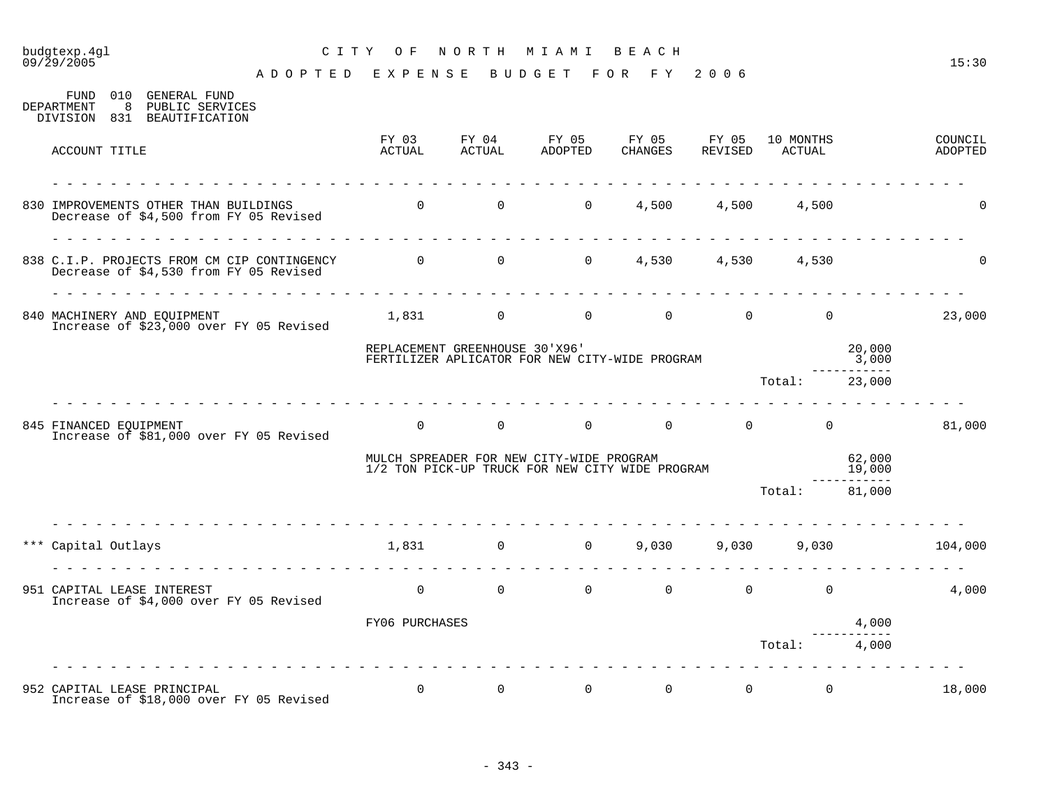# CITY OF NORTH MIAMI BEACH

## ADOPTED EXPENSE BUDGET FOR FY 2006

FUND 010 GENERAL FUND
DEPARTMENT 8 PUBLIC SERVICES
DIVISION 831 BEAUTIFICATION

| ACCOUNT TITLE | FY 03 ACTUAL | FY 04 ACTUAL | FY 05 ADOPTED | FY 05 CHANGES | FY 05 REVISED | 10 MONTHS ACTUAL | | COUNCIL ADOPTED |
|---|---|---|---|---|---|---|---|---|
| 830 IMPROVEMENTS OTHER THAN BUILDINGS<br>Decrease of $4,500 from FY 05 Revised | 0 | 0 | 0 | 4,500 | 4,500 | 4,500 | | 0 |
| 838 C.I.P. PROJECTS FROM CM CIP CONTINGENCY<br>Decrease of $4,530 from FY 05 Revised | 0 | 0 | 0 | 4,530 | 4,530 | 4,530 | | 0 |
| 840 MACHINERY AND EQUIPMENT<br>Increase of $23,000 over FY 05 Revised | 1,831 | 0 | 0 | 0 | 0 | 0 | | 23,000 |
| | REPLACEMENT GREENHOUSE 30'X96' | | | | | | 20,000 | |
| | FERTILIZER APLICATOR FOR NEW CITY-WIDE PROGRAM | | | | | | 3,000 | |
| | | | | | | Total: | 23,000 | |
| 845 FINANCED EQUIPMENT<br>Increase of $81,000 over FY 05 Revised | 0 | 0 | 0 | 0 | 0 | 0 | | 81,000 |
| | MULCH SPREADER FOR NEW CITY-WIDE PROGRAM | | | | | | 62,000 | |
| | 1/2 TON PICK-UP TRUCK FOR NEW CITY WIDE PROGRAM | | | | | | 19,000 | |
| | | | | | | Total: | 81,000 | |
| *** Capital Outlays | 1,831 | 0 | 0 | 9,030 | 9,030 | 9,030 | | 104,000 |
| 951 CAPITAL LEASE INTEREST<br>Increase of $4,000 over FY 05 Revised | 0 | 0 | 0 | 0 | 0 | 0 | | 4,000 |
| | FY06 PURCHASES | | | | | | 4,000 | |
| | | | | | | Total: | 4,000 | |
| 952 CAPITAL LEASE PRINCIPAL<br>Increase of $18,000 over FY 05 Revised | 0 | 0 | 0 | 0 | 0 | 0 | | 18,000 |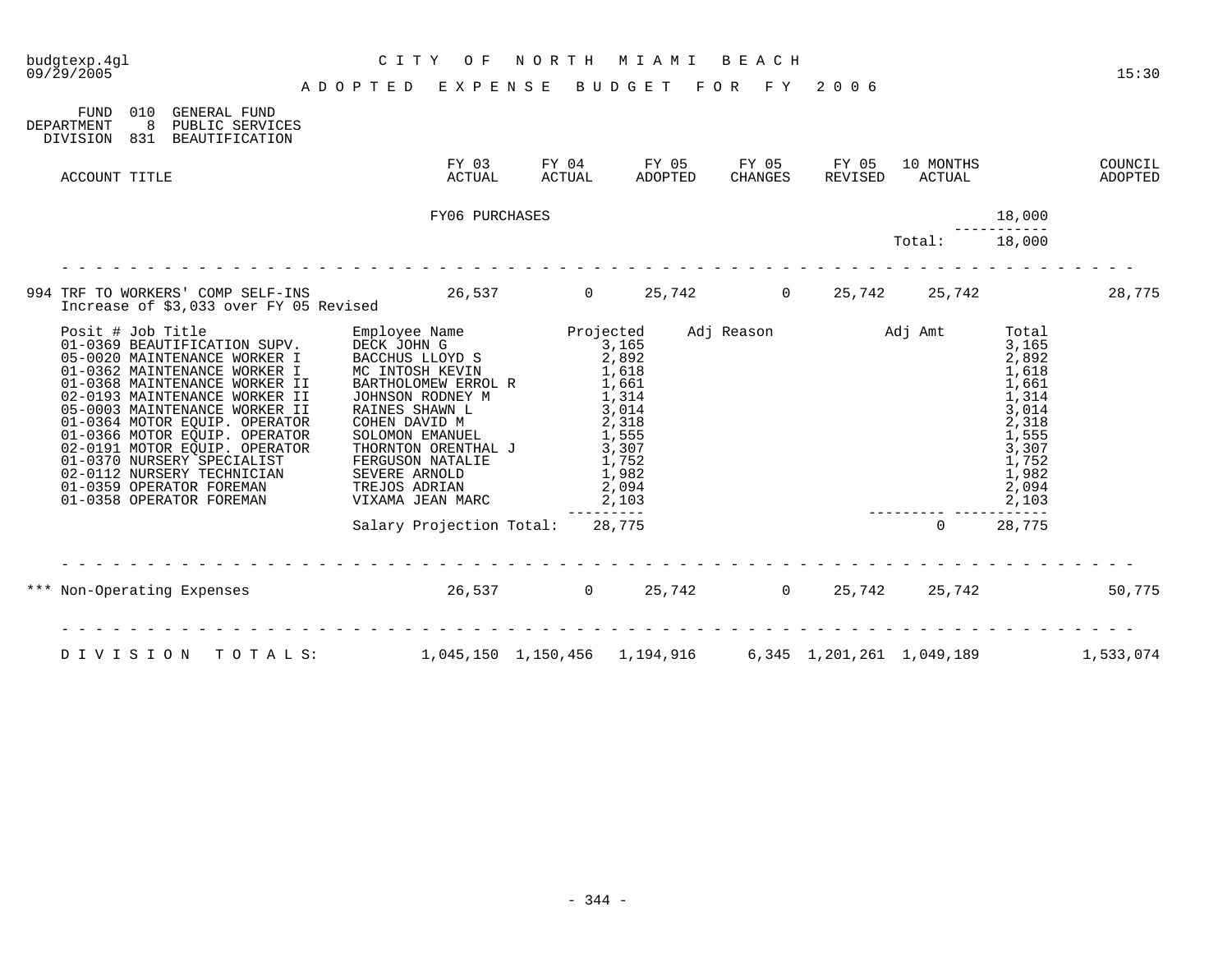# CITY OF NORTH MIAMI BEACH

## ADOPTED EXPENSE BUDGET FOR FY 2006

FUND 010 GENERAL FUND
DEPARTMENT 8 PUBLIC SERVICES
DIVISION 831 BEAUTIFICATION

| ACCOUNT TITLE | FY 03 ACTUAL | FY 04 ACTUAL | FY 05 ADOPTED | FY 05 CHANGES | FY 05 REVISED | 10 MONTHS ACTUAL | | COUNCIL ADOPTED |
|---|---|---|---|---|---|---|---|---|
| FY06 PURCHASES | | | | | | | 18,000 | |
| | | | | | | Total: | 18,000 | |
| 994 TRF TO WORKERS' COMP SELF-INS | 26,537 | 0 | 25,742 | 0 | 25,742 | 25,742 | | 28,775 |

Increase of $3,033 over FY 05 Revised

| Posit # Job Title | Employee Name | Projected | Adj Reason | Adj Amt | Total |
|---|---|---|---|---|---|
| 01-0369 BEAUTIFICATION SUPV. | DECK JOHN G | 3,165 | | | 3,165 |
| 05-0020 MAINTENANCE WORKER I | BACCHUS LLOYD S | 2,892 | | | 2,892 |
| 01-0362 MAINTENANCE WORKER I | MC INTOSH KEVIN | 1,618 | | | 1,618 |
| 01-0368 MAINTENANCE WORKER II | BARTHOLOMEW ERROL R | 1,661 | | | 1,661 |
| 02-0193 MAINTENANCE WORKER II | JOHNSON RODNEY M | 1,314 | | | 1,314 |
| 05-0003 MAINTENANCE WORKER II | RAINES SHAWN L | 3,014 | | | 3,014 |
| 01-0364 MOTOR EQUIP. OPERATOR | COHEN DAVID M | 2,318 | | | 2,318 |
| 01-0366 MOTOR EQUIP. OPERATOR | SOLOMON EMANUEL | 1,555 | | | 1,555 |
| 02-0191 MOTOR EQUIP. OPERATOR | THORNTON ORENTHAL J | 3,307 | | | 3,307 |
| 01-0370 NURSERY SPECIALIST | FERGUSON NATALIE | 1,752 | | | 1,752 |
| 02-0112 NURSERY TECHNICIAN | SEVERE ARNOLD | 1,982 | | | 1,982 |
| 01-0359 OPERATOR FOREMAN | TREJOS ADRIAN | 2,094 | | | 2,094 |
| 01-0358 OPERATOR FOREMAN | VIXAMA JEAN MARC | 2,103 | | | 2,103 |
| | Salary Projection Total: | 28,775 | | 0 | 28,775 |

| ACCOUNT TITLE | FY 03 ACTUAL | FY 04 ACTUAL | FY 05 ADOPTED | FY 05 CHANGES | FY 05 REVISED | 10 MONTHS ACTUAL | COUNCIL ADOPTED |
|---|---|---|---|---|---|---|---|
| *** Non-Operating Expenses | 26,537 | 0 | 25,742 | 0 | 25,742 | 25,742 | 50,775 |
| DIVISION TOTALS: | 1,045,150 | 1,150,456 | 1,194,916 | 6,345 | 1,201,261 | 1,049,189 | 1,533,074 |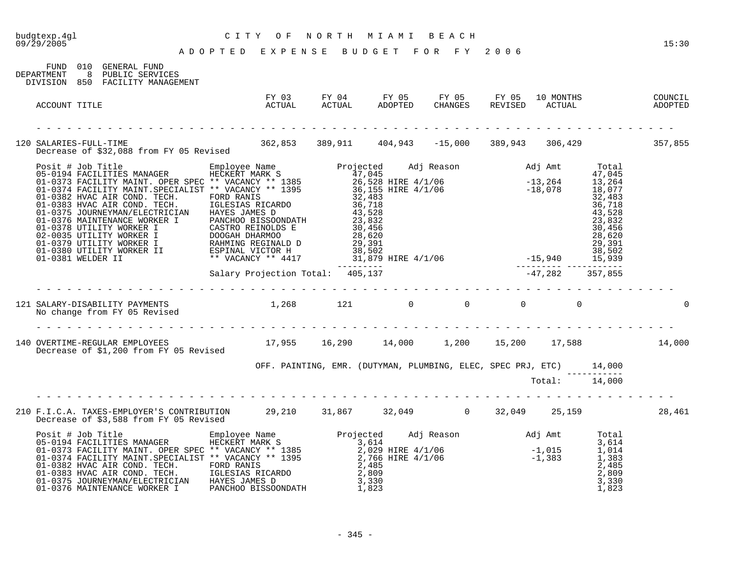budgtexp.4gl — CITY OF NORTH MIAMI BEACH — 09/29/2005 — 15:30

# ADOPTED EXPENSE BUDGET FOR FY 2006

FUND 010 GENERAL FUND
DEPARTMENT 8 PUBLIC SERVICES
DIVISION 850 FACILITY MANAGEMENT

| ACCOUNT TITLE | FY 03 ACTUAL | FY 04 ACTUAL | FY 05 ADOPTED | FY 05 CHANGES | FY 05 REVISED | 10 MONTHS ACTUAL | COUNCIL ADOPTED |
|---|---|---|---|---|---|---|---|
| 120 SALARIES-FULL-TIME | 362,853 | 389,911 | 404,943 | -15,000 | 389,943 | 306,429 | 357,855 |

Decrease of $32,088 from FY 05 Revised

| Posit # | Job Title | Employee Name | Projected | Adj Reason | Adj Amt | Total |
|---|---|---|---|---|---|---|
| 05-0194 | FACILITIES MANAGER | HECKERT MARK S | 47,045 | | | 47,045 |
| 01-0373 | FACILITY MAINT. OPER SPEC | ** VACANCY ** 1385 | 26,528 | HIRE 4/1/06 | -13,264 | 13,264 |
| 01-0374 | FACILITY MAINT.SPECIALIST | ** VACANCY ** 1395 | 36,155 | HIRE 4/1/06 | -18,078 | 18,077 |
| 01-0382 | HVAC AIR COND. TECH. | FORD RANIS | 32,483 | | | 32,483 |
| 01-0383 | HVAC AIR COND. TECH. | IGLESIAS RICARDO | 36,718 | | | 36,718 |
| 01-0375 | JOURNEYMAN/ELECTRICIAN | HAYES JAMES D | 43,528 | | | 43,528 |
| 01-0376 | MAINTENANCE WORKER I | PANCHOO BISSOONDATH | 23,832 | | | 23,832 |
| 01-0378 | UTILITY WORKER I | CASTRO REINOLDS E | 30,456 | | | 30,456 |
| 02-0035 | UTILITY WORKER I | DOOGAH DHARMOO | 28,620 | | | 28,620 |
| 01-0379 | UTILITY WORKER I | RAHMING REGINALD D | 29,391 | | | 29,391 |
| 01-0380 | UTILITY WORKER II | ESPINAL VICTOR H | 38,502 | | | 38,502 |
| 01-0381 | WELDER II | ** VACANCY ** 4417 | 31,879 | HIRE 4/1/06 | -15,940 | 15,939 |
| | | Salary Projection Total: | 405,137 | | -47,282 | 357,855 |

| ACCOUNT TITLE | FY 03 ACTUAL | FY 04 ACTUAL | FY 05 ADOPTED | FY 05 CHANGES | FY 05 REVISED | 10 MONTHS ACTUAL | COUNCIL ADOPTED |
|---|---|---|---|---|---|---|---|
| 121 SALARY-DISABILITY PAYMENTS | 1,268 | 121 | 0 | 0 | 0 | 0 | 0 |

No change from FY 05 Revised

| ACCOUNT TITLE | FY 03 ACTUAL | FY 04 ACTUAL | FY 05 ADOPTED | FY 05 CHANGES | FY 05 REVISED | 10 MONTHS ACTUAL | COUNCIL ADOPTED |
|---|---|---|---|---|---|---|---|
| 140 OVERTIME-REGULAR EMPLOYEES | 17,955 | 16,290 | 14,000 | 1,200 | 15,200 | 17,588 | 14,000 |

Decrease of $1,200 from FY 05 Revised

| Description | Amount |
|---|---|
| OFF. PAINTING, EMR. (DUTYMAN, PLUMBING, ELEC, SPEC PRJ, ETC) | 14,000 |
| Total: | 14,000 |

| ACCOUNT TITLE | FY 03 ACTUAL | FY 04 ACTUAL | FY 05 ADOPTED | FY 05 CHANGES | FY 05 REVISED | 10 MONTHS ACTUAL | COUNCIL ADOPTED |
|---|---|---|---|---|---|---|---|
| 210 F.I.C.A. TAXES-EMPLOYER'S CONTRIBUTION | 29,210 | 31,867 | 32,049 | 0 | 32,049 | 25,159 | 28,461 |

Decrease of $3,588 from FY 05 Revised

| Posit # | Job Title | Employee Name | Projected | Adj Reason | Adj Amt | Total |
|---|---|---|---|---|---|---|
| 05-0194 | FACILITIES MANAGER | HECKERT MARK S | 3,614 | | | 3,614 |
| 01-0373 | FACILITY MAINT. OPER SPEC | ** VACANCY ** 1385 | 2,029 | HIRE 4/1/06 | -1,015 | 1,014 |
| 01-0374 | FACILITY MAINT.SPECIALIST | ** VACANCY ** 1395 | 2,766 | HIRE 4/1/06 | -1,383 | 1,383 |
| 01-0382 | HVAC AIR COND. TECH. | FORD RANIS | 2,485 | | | 2,485 |
| 01-0383 | HVAC AIR COND. TECH. | IGLESIAS RICARDO | 2,809 | | | 2,809 |
| 01-0375 | JOURNEYMAN/ELECTRICIAN | HAYES JAMES D | 3,330 | | | 3,330 |
| 01-0376 | MAINTENANCE WORKER I | PANCHOO BISSOONDATH | 1,823 | | | 1,823 |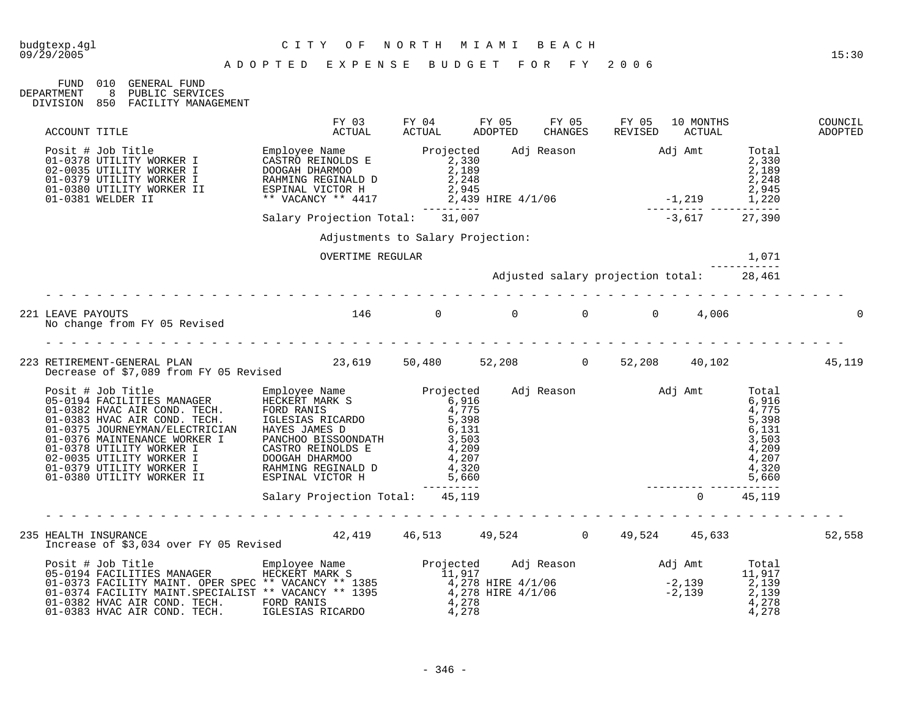budgtexp.4gl 09/29/2005

# CITY OF NORTH MIAMI BEACH

## ADOPTED EXPENSE BUDGET FOR FY 2006

15:30

FUND 010 GENERAL FUND
DEPARTMENT 8 PUBLIC SERVICES
DIVISION 850 FACILITY MANAGEMENT

| ACCOUNT TITLE | FY 03 ACTUAL | FY 04 ACTUAL | FY 05 ADOPTED | FY 05 CHANGES | FY 05 REVISED | 10 MONTHS ACTUAL | COUNCIL ADOPTED |
|---|---|---|---|---|---|---|---|

| Posit # Job Title | Employee Name | Projected | Adj Reason | Adj Amt | Total |
|---|---|---|---|---|---|
| 01-0378 UTILITY WORKER I | CASTRO REINOLDS E | 2,330 | | | 2,330 |
| 02-0035 UTILITY WORKER I | DOOGAH DHARMOO | 2,189 | | | 2,189 |
| 01-0379 UTILITY WORKER I | RAHMING REGINALD D | 2,248 | | | 2,248 |
| 01-0380 UTILITY WORKER II | ESPINAL VICTOR H | 2,945 | | | 2,945 |
| 01-0381 WELDER II | ** VACANCY ** 4417 | 2,439 | HIRE 4/1/06 | -1,219 | 1,220 |
| | Salary Projection Total: | 31,007 | | -3,617 | 27,390 |

Adjustments to Salary Projection:

OVERTIME REGULAR 1,071

Adjusted salary projection total: 28,461

| ACCOUNT TITLE | FY 03 ACTUAL | FY 04 ACTUAL | FY 05 ADOPTED | FY 05 CHANGES | FY 05 REVISED | 10 MONTHS ACTUAL | COUNCIL ADOPTED |
|---|---|---|---|---|---|---|---|
| 221 LEAVE PAYOUTS<br>No change from FY 05 Revised | 146 | 0 | 0 | 0 | 0 | 4,006 | 0 |
| 223 RETIREMENT-GENERAL PLAN<br>Decrease of $7,089 from FY 05 Revised | 23,619 | 50,480 | 52,208 | 0 | 52,208 | 40,102 | 45,119 |

| Posit # Job Title | Employee Name | Projected | Adj Reason | Adj Amt | Total |
|---|---|---|---|---|---|
| 05-0194 FACILITIES MANAGER | HECKERT MARK S | 6,916 | | | 6,916 |
| 01-0382 HVAC AIR COND. TECH. | FORD RANIS | 4,775 | | | 4,775 |
| 01-0383 HVAC AIR COND. TECH. | IGLESIAS RICARDO | 5,398 | | | 5,398 |
| 01-0375 JOURNEYMAN/ELECTRICIAN | HAYES JAMES D | 6,131 | | | 6,131 |
| 01-0376 MAINTENANCE WORKER I | PANCHOO BISSOONDATH | 3,503 | | | 3,503 |
| 01-0378 UTILITY WORKER I | CASTRO REINOLDS E | 4,209 | | | 4,209 |
| 02-0035 UTILITY WORKER I | DOOGAH DHARMOO | 4,207 | | | 4,207 |
| 01-0379 UTILITY WORKER I | RAHMING REGINALD D | 4,320 | | | 4,320 |
| 01-0380 UTILITY WORKER II | ESPINAL VICTOR H | 5,660 | | | 5,660 |
| | Salary Projection Total: | 45,119 | | 0 | 45,119 |

| ACCOUNT TITLE | FY 03 ACTUAL | FY 04 ACTUAL | FY 05 ADOPTED | FY 05 CHANGES | FY 05 REVISED | 10 MONTHS ACTUAL | COUNCIL ADOPTED |
|---|---|---|---|---|---|---|---|
| 235 HEALTH INSURANCE<br>Increase of $3,034 over FY 05 Revised | 42,419 | 46,513 | 49,524 | 0 | 49,524 | 45,633 | 52,558 |

| Posit # Job Title | Employee Name | Projected | Adj Reason | Adj Amt | Total |
|---|---|---|---|---|---|
| 05-0194 FACILITIES MANAGER | HECKERT MARK S | 11,917 | | | 11,917 |
| 01-0373 FACILITY MAINT. OPER SPEC | ** VACANCY ** 1385 | 4,278 | HIRE 4/1/06 | -2,139 | 2,139 |
| 01-0374 FACILITY MAINT.SPECIALIST | ** VACANCY ** 1395 | 4,278 | HIRE 4/1/06 | -2,139 | 2,139 |
| 01-0382 HVAC AIR COND. TECH. | FORD RANIS | 4,278 | | | 4,278 |
| 01-0383 HVAC AIR COND. TECH. | IGLESIAS RICARDO | 4,278 | | | 4,278 |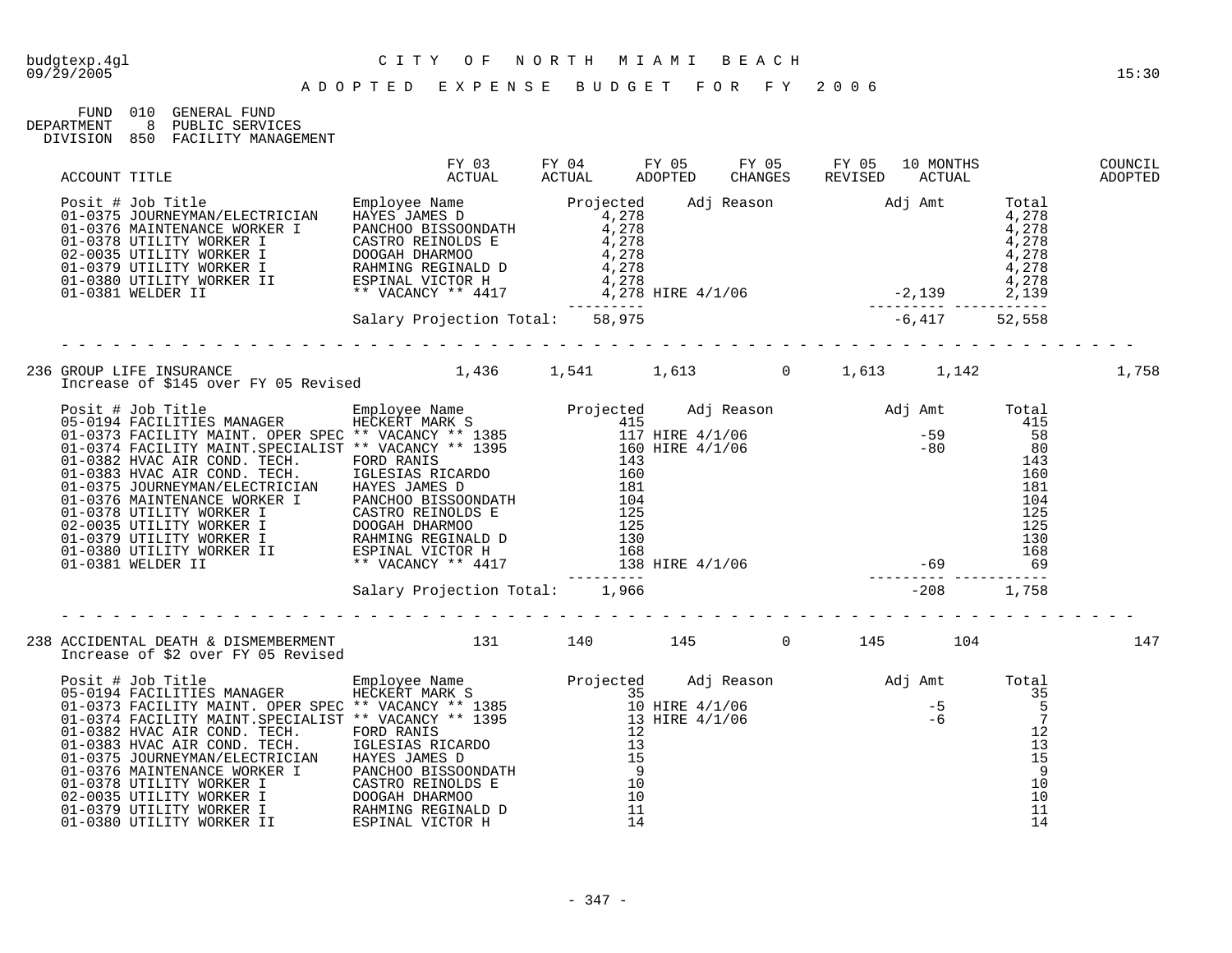budgtexp.4gl 09/29/2005

# CITY OF NORTH MIAMI BEACH

## ADOPTED EXPENSE BUDGET FOR FY 2006

15:30

FUND 010 GENERAL FUND
DEPARTMENT 8 PUBLIC SERVICES
DIVISION 850 FACILITY MANAGEMENT

| ACCOUNT TITLE | FY 03 ACTUAL | FY 04 ACTUAL | FY 05 ADOPTED | FY 05 CHANGES | FY 05 REVISED | 10 MONTHS ACTUAL | COUNCIL ADOPTED |
|---|---|---|---|---|---|---|---|

| Posit # | Job Title | Employee Name | Projected | Adj Reason | Adj Amt | Total |
|---|---|---|---|---|---|---|
| 01-0375 | JOURNEYMAN/ELECTRICIAN | HAYES JAMES D | 4,278 | | | 4,278 |
| 01-0376 | MAINTENANCE WORKER I | PANCHOO BISSOONDATH | 4,278 | | | 4,278 |
| 01-0378 | UTILITY WORKER I | CASTRO REINOLDS E | 4,278 | | | 4,278 |
| 02-0035 | UTILITY WORKER I | DOOGAH DHARMOO | 4,278 | | | 4,278 |
| 01-0379 | UTILITY WORKER I | RAHMING REGINALD D | 4,278 | | | 4,278 |
| 01-0380 | UTILITY WORKER II | ESPINAL VICTOR H | 4,278 | | | 4,278 |
| 01-0381 | WELDER II | ** VACANCY ** 4417 | 4,278 | HIRE 4/1/06 | -2,139 | 2,139 |
| | | Salary Projection Total: | 58,975 | | -6,417 | 52,558 |

| ACCOUNT TITLE | FY 03 ACTUAL | FY 04 ACTUAL | FY 05 ADOPTED | FY 05 CHANGES | FY 05 REVISED | 10 MONTHS ACTUAL | COUNCIL ADOPTED |
|---|---|---|---|---|---|---|---|
| 236 GROUP LIFE INSURANCE | 1,436 | 1,541 | 1,613 | 0 | 1,613 | 1,142 | 1,758 |

Increase of $145 over FY 05 Revised

| Posit # | Job Title | Employee Name | Projected | Adj Reason | Adj Amt | Total |
|---|---|---|---|---|---|---|
| 05-0194 | FACILITIES MANAGER | HECKERT MARK S | 415 | | | 415 |
| 01-0373 | FACILITY MAINT. OPER SPEC | ** VACANCY ** 1385 | 117 | HIRE 4/1/06 | -59 | 58 |
| 01-0374 | FACILITY MAINT.SPECIALIST | ** VACANCY ** 1395 | 160 | HIRE 4/1/06 | -80 | 80 |
| 01-0382 | HVAC AIR COND. TECH. | FORD RANIS | 143 | | | 143 |
| 01-0383 | HVAC AIR COND. TECH. | IGLESIAS RICARDO | 160 | | | 160 |
| 01-0375 | JOURNEYMAN/ELECTRICIAN | HAYES JAMES D | 181 | | | 181 |
| 01-0376 | MAINTENANCE WORKER I | PANCHOO BISSOONDATH | 104 | | | 104 |
| 01-0378 | UTILITY WORKER I | CASTRO REINOLDS E | 125 | | | 125 |
| 02-0035 | UTILITY WORKER I | DOOGAH DHARMOO | 125 | | | 125 |
| 01-0379 | UTILITY WORKER I | RAHMING REGINALD D | 130 | | | 130 |
| 01-0380 | UTILITY WORKER II | ESPINAL VICTOR H | 168 | | | 168 |
| 01-0381 | WELDER II | ** VACANCY ** 4417 | 138 | HIRE 4/1/06 | -69 | 69 |
| | | Salary Projection Total: | 1,966 | | -208 | 1,758 |

| ACCOUNT TITLE | FY 03 ACTUAL | FY 04 ACTUAL | FY 05 ADOPTED | FY 05 CHANGES | FY 05 REVISED | 10 MONTHS ACTUAL | COUNCIL ADOPTED |
|---|---|---|---|---|---|---|---|
| 238 ACCIDENTAL DEATH & DISMEMBERMENT | 131 | 140 | 145 | 0 | 145 | 104 | 147 |

Increase of $2 over FY 05 Revised

| Posit # | Job Title | Employee Name | Projected | Adj Reason | Adj Amt | Total |
|---|---|---|---|---|---|---|
| 05-0194 | FACILITIES MANAGER | HECKERT MARK S | 35 | | | 35 |
| 01-0373 | FACILITY MAINT. OPER SPEC | ** VACANCY ** 1385 | 10 | HIRE 4/1/06 | -5 | 5 |
| 01-0374 | FACILITY MAINT.SPECIALIST | ** VACANCY ** 1395 | 13 | HIRE 4/1/06 | -6 | 7 |
| 01-0382 | HVAC AIR COND. TECH. | FORD RANIS | 12 | | | 12 |
| 01-0383 | HVAC AIR COND. TECH. | IGLESIAS RICARDO | 13 | | | 13 |
| 01-0375 | JOURNEYMAN/ELECTRICIAN | HAYES JAMES D | 15 | | | 15 |
| 01-0376 | MAINTENANCE WORKER I | PANCHOO BISSOONDATH | 9 | | | 9 |
| 01-0378 | UTILITY WORKER I | CASTRO REINOLDS E | 10 | | | 10 |
| 02-0035 | UTILITY WORKER I | DOOGAH DHARMOO | 10 | | | 10 |
| 01-0379 | UTILITY WORKER I | RAHMING REGINALD D | 11 | | | 11 |
| 01-0380 | UTILITY WORKER II | ESPINAL VICTOR H | 14 | | | 14 |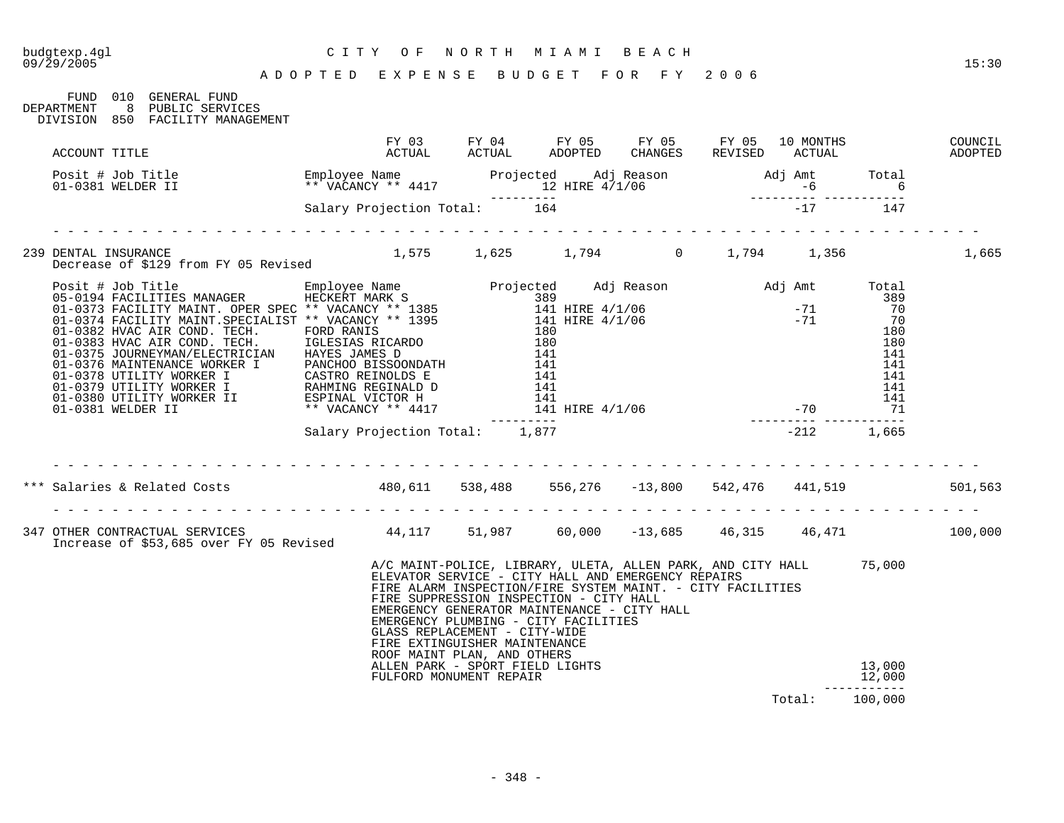budgtexp.4gl
09/29/2005

CITY OF NORTH MIAMI BEACH

ADOPTED EXPENSE BUDGET FOR FY 2006

15:30

FUND 010 GENERAL FUND
DEPARTMENT 8 PUBLIC SERVICES
DIVISION 850 FACILITY MANAGEMENT

| ACCOUNT TITLE | FY 03 ACTUAL | FY 04 ACTUAL | FY 05 ADOPTED | FY 05 CHANGES | FY 05 REVISED | 10 MONTHS ACTUAL | COUNCIL ADOPTED |
|---|---|---|---|---|---|---|---|

| Posit # Job Title | Employee Name | Projected | Adj Reason | Adj Amt | Total |
|---|---|---|---|---|---|
| 01-0381 WELDER II | ** VACANCY ** 4417 | 12 | HIRE 4/1/06 | -6 | 6 |
| | Salary Projection Total: | 164 | | -17 | 147 |

| ACCOUNT TITLE | FY 03 ACTUAL | FY 04 ACTUAL | FY 05 ADOPTED | FY 05 CHANGES | FY 05 REVISED | 10 MONTHS ACTUAL | COUNCIL ADOPTED |
|---|---|---|---|---|---|---|---|
| 239 DENTAL INSURANCE | 1,575 | 1,625 | 1,794 | 0 | 1,794 | 1,356 | 1,665 |

Decrease of $129 from FY 05 Revised

| Posit # Job Title | Employee Name | Projected | Adj Reason | Adj Amt | Total |
|---|---|---|---|---|---|
| 05-0194 FACILITIES MANAGER | HECKERT MARK S | 389 | | | 389 |
| 01-0373 FACILITY MAINT. OPER SPEC | ** VACANCY ** 1385 | 141 | HIRE 4/1/06 | -71 | 70 |
| 01-0374 FACILITY MAINT.SPECIALIST | ** VACANCY ** 1395 | 141 | HIRE 4/1/06 | -71 | 70 |
| 01-0382 HVAC AIR COND. TECH. | FORD RANIS | 180 | | | 180 |
| 01-0383 HVAC AIR COND. TECH. | IGLESIAS RICARDO | 180 | | | 180 |
| 01-0375 JOURNEYMAN/ELECTRICIAN | HAYES JAMES D | 141 | | | 141 |
| 01-0376 MAINTENANCE WORKER I | PANCHOO BISSOONDATH | 141 | | | 141 |
| 01-0378 UTILITY WORKER I | CASTRO REINOLDS E | 141 | | | 141 |
| 01-0379 UTILITY WORKER I | RAHMING REGINALD D | 141 | | | 141 |
| 01-0380 UTILITY WORKER II | ESPINAL VICTOR H | 141 | | | 141 |
| 01-0381 WELDER II | ** VACANCY ** 4417 | 141 | HIRE 4/1/06 | -70 | 71 |
| | Salary Projection Total: | 1,877 | | -212 | 1,665 |

| ACCOUNT TITLE | FY 03 ACTUAL | FY 04 ACTUAL | FY 05 ADOPTED | FY 05 CHANGES | FY 05 REVISED | 10 MONTHS ACTUAL | COUNCIL ADOPTED |
|---|---|---|---|---|---|---|---|
| *** Salaries & Related Costs | 480,611 | 538,488 | 556,276 | -13,800 | 542,476 | 441,519 | 501,563 |
| 347 OTHER CONTRACTUAL SERVICES | 44,117 | 51,987 | 60,000 | -13,685 | 46,315 | 46,471 | 100,000 |

Increase of $53,685 over FY 05 Revised

| Description | Amount |
|---|---|
| A/C MAINT-POLICE, LIBRARY, ULETA, ALLEN PARK, AND CITY HALL | 75,000 |
| ELEVATOR SERVICE - CITY HALL AND EMERGENCY REPAIRS | |
| FIRE ALARM INSPECTION/FIRE SYSTEM MAINT. - CITY FACILITIES | |
| FIRE SUPPRESSION INSPECTION - CITY HALL | |
| EMERGENCY GENERATOR MAINTENANCE - CITY HALL | |
| EMERGENCY PLUMBING - CITY FACILITIES | |
| GLASS REPLACEMENT - CITY-WIDE | |
| FIRE EXTINGUISHER MAINTENANCE | |
| ROOF MAINT PLAN, AND OTHERS | |
| ALLEN PARK - SPORT FIELD LIGHTS | 13,000 |
| FULFORD MONUMENT REPAIR | 12,000 |
| Total: | 100,000 |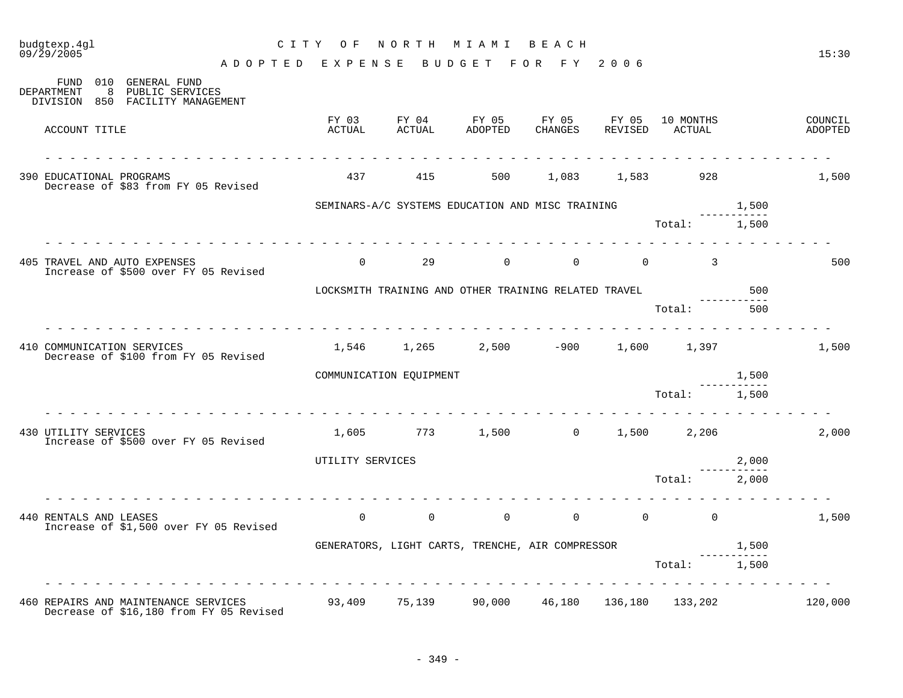CITY OF NORTH MIAMI BEACH

ADOPTED EXPENSE BUDGET FOR FY 2006

FUND 010 GENERAL FUND
DEPARTMENT 8 PUBLIC SERVICES
DIVISION 850 FACILITY MANAGEMENT

| ACCOUNT TITLE | FY 03 ACTUAL | FY 04 ACTUAL | FY 05 ADOPTED | FY 05 CHANGES | FY 05 REVISED | 10 MONTHS ACTUAL | | COUNCIL ADOPTED |
|---|---|---|---|---|---|---|---|---|
| 390 EDUCATIONAL PROGRAMS<br>Decrease of $83 from FY 05 Revised | 437 | 415 | 500 | 1,083 | 1,583 | 928 | | 1,500 |
| | SEMINARS-A/C SYSTEMS EDUCATION AND MISC TRAINING | | | | | | 1,500 | |
| | | | | | | Total: | 1,500 | |
| 405 TRAVEL AND AUTO EXPENSES<br>Increase of $500 over FY 05 Revised | 0 | 29 | 0 | 0 | 0 | 3 | | 500 |
| | LOCKSMITH TRAINING AND OTHER TRAINING RELATED TRAVEL | | | | | | 500 | |
| | | | | | | Total: | 500 | |
| 410 COMMUNICATION SERVICES<br>Decrease of $100 from FY 05 Revised | 1,546 | 1,265 | 2,500 | -900 | 1,600 | 1,397 | | 1,500 |
| | COMMUNICATION EQUIPMENT | | | | | | 1,500 | |
| | | | | | | Total: | 1,500 | |
| 430 UTILITY SERVICES<br>Increase of $500 over FY 05 Revised | 1,605 | 773 | 1,500 | 0 | 1,500 | 2,206 | | 2,000 |
| | UTILITY SERVICES | | | | | | 2,000 | |
| | | | | | | Total: | 2,000 | |
| 440 RENTALS AND LEASES<br>Increase of $1,500 over FY 05 Revised | 0 | 0 | 0 | 0 | 0 | 0 | | 1,500 |
| | GENERATORS, LIGHT CARTS, TRENCHE, AIR COMPRESSOR | | | | | | 1,500 | |
| | | | | | | Total: | 1,500 | |
| 460 REPAIRS AND MAINTENANCE SERVICES<br>Decrease of $16,180 from FY 05 Revised | 93,409 | 75,139 | 90,000 | 46,180 | 136,180 | 133,202 | | 120,000 |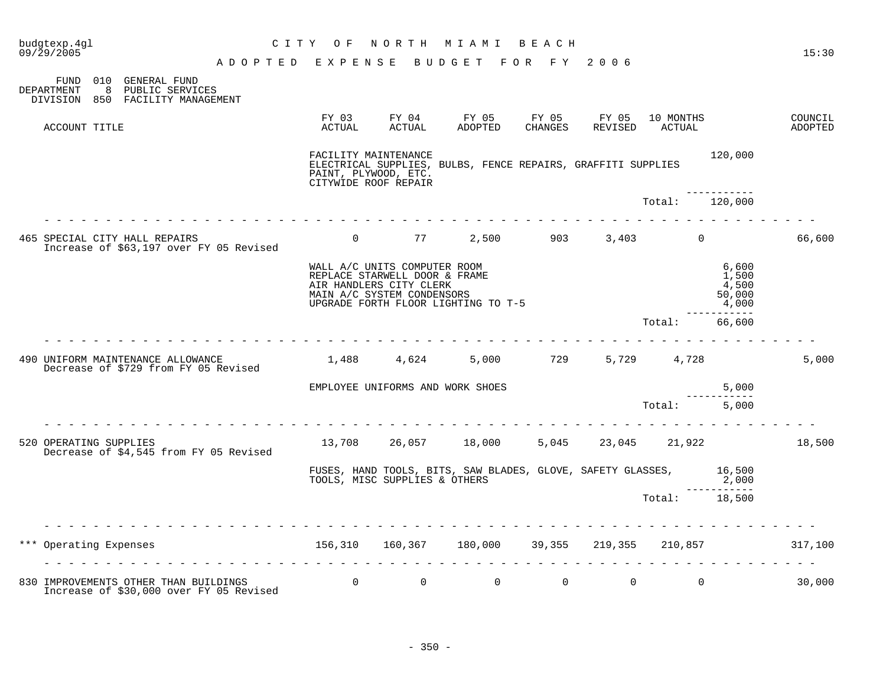CITY OF NORTH MIAMI BEACH

ADOPTED EXPENSE BUDGET FOR FY 2006

FUND 010 GENERAL FUND
DEPARTMENT 8 PUBLIC SERVICES
DIVISION 850 FACILITY MANAGEMENT

| ACCOUNT TITLE | FY 03 ACTUAL | FY 04 ACTUAL | FY 05 ADOPTED | FY 05 CHANGES | FY 05 REVISED | 10 MONTHS ACTUAL | | COUNCIL ADOPTED |
|---|---|---|---|---|---|---|---|---|
| | FACILITY MAINTENANCE<br>ELECTRICAL SUPPLIES, BULBS, FENCE REPAIRS, GRAFFITI SUPPLIES<br>PAINT, PLYWOOD, ETC.<br>CITYWIDE ROOF REPAIR | | | | | | 120,000 | |
| | | | | | | Total: | 120,000 | |
| 465 SPECIAL CITY HALL REPAIRS<br>Increase of $63,197 over FY 05 Revised | 0 | 77 | 2,500 | 903 | 3,403 | 0 | | 66,600 |
| | WALL A/C UNITS COMPUTER ROOM | | | | | | 6,600 | |
| | REPLACE STARWELL DOOR & FRAME | | | | | | 1,500 | |
| | AIR HANDLERS CITY CLERK | | | | | | 4,500 | |
| | MAIN A/C SYSTEM CONDENSORS | | | | | | 50,000 | |
| | UPGRADE FORTH FLOOR LIGHTING TO T-5 | | | | | | 4,000 | |
| | | | | | | Total: | 66,600 | |
| 490 UNIFORM MAINTENANCE ALLOWANCE<br>Decrease of $729 from FY 05 Revised | 1,488 | 4,624 | 5,000 | 729 | 5,729 | 4,728 | | 5,000 |
| | EMPLOYEE UNIFORMS AND WORK SHOES | | | | | | 5,000 | |
| | | | | | | Total: | 5,000 | |
| 520 OPERATING SUPPLIES<br>Decrease of $4,545 from FY 05 Revised | 13,708 | 26,057 | 18,000 | 5,045 | 23,045 | 21,922 | | 18,500 |
| | FUSES, HAND TOOLS, BITS, SAW BLADES, GLOVE, SAFETY GLASSES, | | | | | | 16,500 | |
| | TOOLS, MISC SUPPLIES & OTHERS | | | | | | 2,000 | |
| | | | | | | Total: | 18,500 | |
| *** Operating Expenses | 156,310 | 160,367 | 180,000 | 39,355 | 219,355 | 210,857 | | 317,100 |
| 830 IMPROVEMENTS OTHER THAN BUILDINGS<br>Increase of $30,000 over FY 05 Revised | 0 | 0 | 0 | 0 | 0 | 0 | | 30,000 |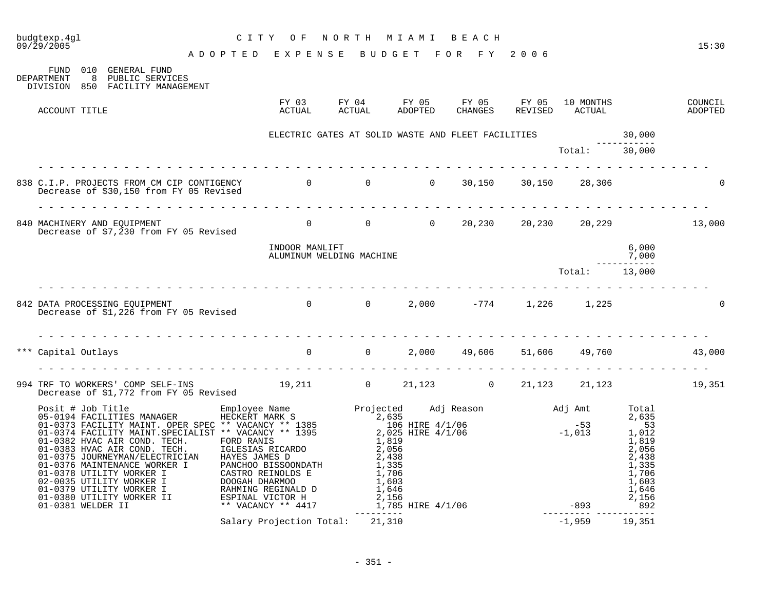budgtexp.4gl — CITY OF NORTH MIAMI BEACH

09/29/2005 — 15:30

## ADOPTED EXPENSE BUDGET FOR FY 2006

FUND 010 GENERAL FUND
DEPARTMENT 8 PUBLIC SERVICES
DIVISION 850 FACILITY MANAGEMENT

| ACCOUNT TITLE | FY 03 ACTUAL | FY 04 ACTUAL | FY 05 ADOPTED | FY 05 CHANGES | FY 05 REVISED | 10 MONTHS ACTUAL | | COUNCIL ADOPTED |
|---|---|---|---|---|---|---|---|---|
| | ELECTRIC GATES AT SOLID WASTE AND FLEET FACILITIES | | | | | | 30,000 | |
| | | | | | | Total: | 30,000 | |
| 838 C.I.P. PROJECTS FROM CM CIP CONTIGENCY<br>Decrease of $30,150 from FY 05 Revised | 0 | 0 | 0 | 30,150 | 30,150 | 28,306 | | 0 |
| 840 MACHINERY AND EQUIPMENT<br>Decrease of $7,230 from FY 05 Revised | 0 | 0 | 0 | 20,230 | 20,230 | 20,229 | | 13,000 |
| | INDOOR MANLIFT | | | | | | 6,000 | |
| | ALUMINUM WELDING MACHINE | | | | | | 7,000 | |
| | | | | | | Total: | 13,000 | |
| 842 DATA PROCESSING EQUIPMENT<br>Decrease of $1,226 from FY 05 Revised | 0 | 0 | 2,000 | -774 | 1,226 | 1,225 | | 0 |
| *** Capital Outlays | 0 | 0 | 2,000 | 49,606 | 51,606 | 49,760 | | 43,000 |
| 994 TRF TO WORKERS' COMP SELF-INS<br>Decrease of $1,772 from FY 05 Revised | 19,211 | 0 | 21,123 | 0 | 21,123 | 21,123 | | 19,351 |

| Posit # Job Title | Employee Name | Projected | Adj Reason | Adj Amt | Total |
|---|---|---|---|---|---|
| 05-0194 FACILITIES MANAGER | HECKERT MARK S | 2,635 | | | 2,635 |
| 01-0373 FACILITY MAINT. OPER SPEC | ** VACANCY ** 1385 | 106 | HIRE 4/1/06 | -53 | 53 |
| 01-0374 FACILITY MAINT.SPECIALIST | ** VACANCY ** 1395 | 2,025 | HIRE 4/1/06 | -1,013 | 1,012 |
| 01-0382 HVAC AIR COND. TECH. | FORD RANIS | 1,819 | | | 1,819 |
| 01-0383 HVAC AIR COND. TECH. | IGLESIAS RICARDO | 2,056 | | | 2,056 |
| 01-0375 JOURNEYMAN/ELECTRICIAN | HAYES JAMES D | 2,438 | | | 2,438 |
| 01-0376 MAINTENANCE WORKER I | PANCHOO BISSOONDATH | 1,335 | | | 1,335 |
| 01-0378 UTILITY WORKER I | CASTRO REINOLDS E | 1,706 | | | 1,706 |
| 02-0035 UTILITY WORKER I | DOOGAH DHARMOO | 1,603 | | | 1,603 |
| 01-0379 UTILITY WORKER I | RAHMING REGINALD D | 1,646 | | | 1,646 |
| 01-0380 UTILITY WORKER II | ESPINAL VICTOR H | 2,156 | | | 2,156 |
| 01-0381 WELDER II | ** VACANCY ** 4417 | 1,785 | HIRE 4/1/06 | -893 | 892 |
| | Salary Projection Total: | 21,310 | | -1,959 | 19,351 |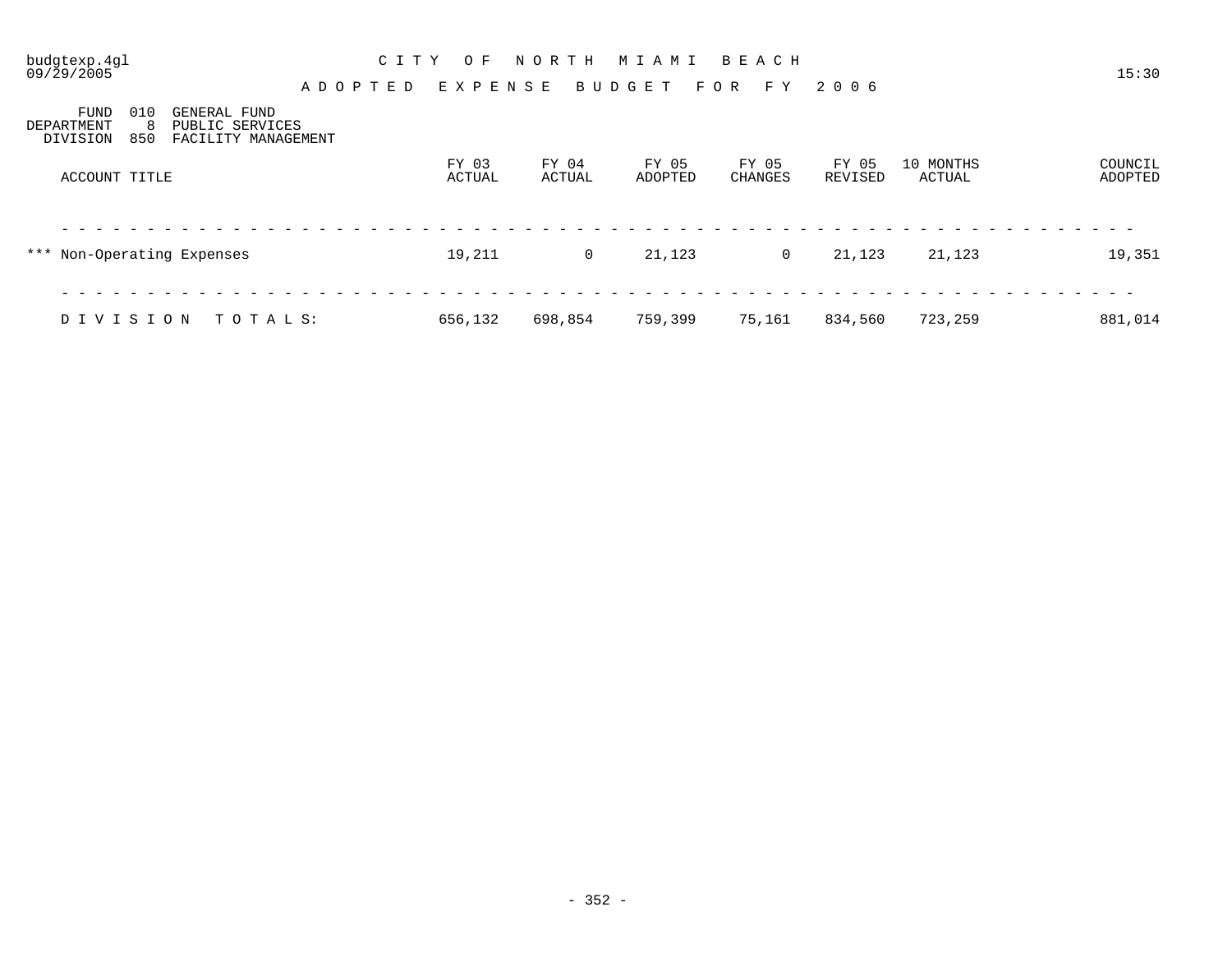# CITY OF NORTH MIAMI BEACH

## ADOPTED EXPENSE BUDGET FOR FY 2006

FUND 010 GENERAL FUND
DEPARTMENT 8 PUBLIC SERVICES
DIVISION 850 FACILITY MANAGEMENT

| ACCOUNT TITLE | FY 03 ACTUAL | FY 04 ACTUAL | FY 05 ADOPTED | FY 05 CHANGES | FY 05 REVISED | 10 MONTHS ACTUAL | COUNCIL ADOPTED |
|---|---|---|---|---|---|---|---|
| *** Non-Operating Expenses | 19,211 | 0 | 21,123 | 0 | 21,123 | 21,123 | 19,351 |
| DIVISION TOTALS: | 656,132 | 698,854 | 759,399 | 75,161 | 834,560 | 723,259 | 881,014 |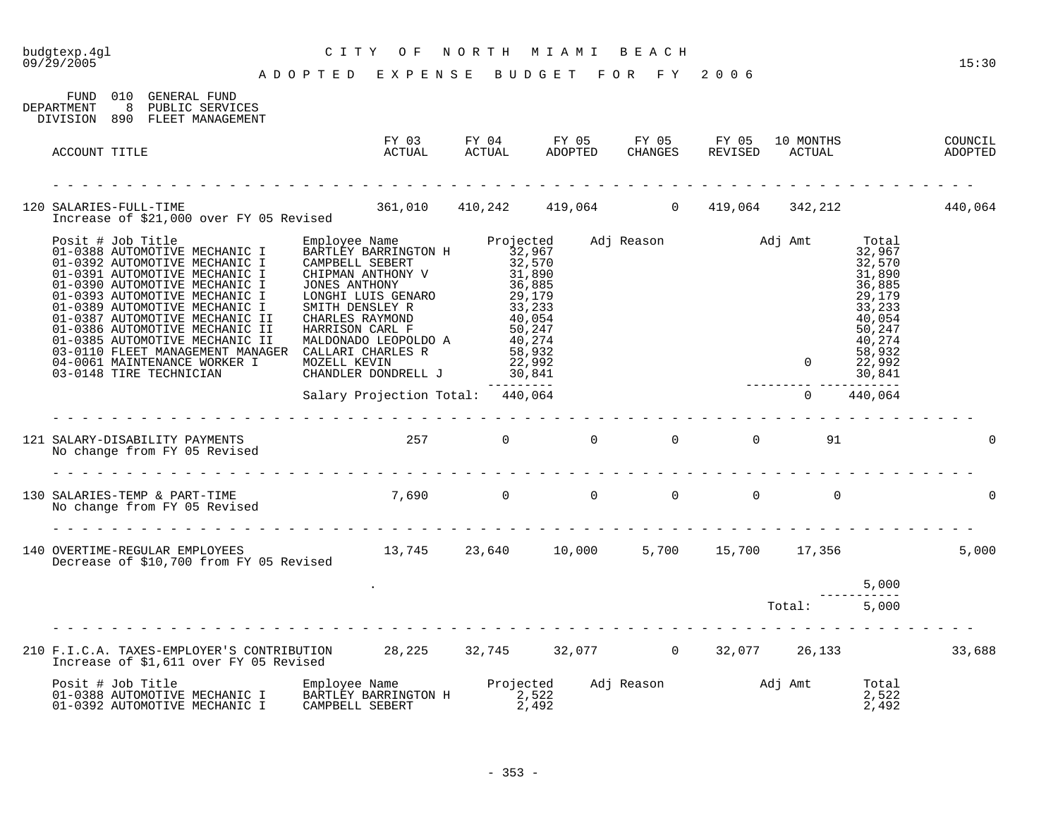budgtexp.4gl
09/29/2005

# CITY OF NORTH MIAMI BEACH

15:30

## ADOPTED EXPENSE BUDGET FOR FY 2006

FUND 010 GENERAL FUND
DEPARTMENT 8 PUBLIC SERVICES
DIVISION 890 FLEET MANAGEMENT

| ACCOUNT TITLE | FY 03 ACTUAL | FY 04 ACTUAL | FY 05 ADOPTED | FY 05 CHANGES | FY 05 REVISED | 10 MONTHS ACTUAL | COUNCIL ADOPTED |
|---|---|---|---|---|---|---|---|
| 120 SALARIES-FULL-TIME<br>Increase of $21,000 over FY 05 Revised | 361,010 | 410,242 | 419,064 | 0 | 419,064 | 342,212 | 440,064 |

| Posit # | Job Title | Employee Name | Projected | Adj Reason | Adj Amt | Total |
|---|---|---|---|---|---|---|
| 01-0388 | AUTOMOTIVE MECHANIC I | BARTLEY BARRINGTON H | 32,967 | | | 32,967 |
| 01-0392 | AUTOMOTIVE MECHANIC I | CAMPBELL SEBERT | 32,570 | | | 32,570 |
| 01-0391 | AUTOMOTIVE MECHANIC I | CHIPMAN ANTHONY V | 31,890 | | | 31,890 |
| 01-0390 | AUTOMOTIVE MECHANIC I | JONES ANTHONY | 36,885 | | | 36,885 |
| 01-0393 | AUTOMOTIVE MECHANIC I | LONGHI LUIS GENARO | 29,179 | | | 29,179 |
| 01-0389 | AUTOMOTIVE MECHANIC I | SMITH DENSLEY R | 33,233 | | | 33,233 |
| 01-0387 | AUTOMOTIVE MECHANIC II | CHARLES RAYMOND | 40,054 | | | 40,054 |
| 01-0386 | AUTOMOTIVE MECHANIC II | HARRISON CARL F | 50,247 | | | 50,247 |
| 01-0385 | AUTOMOTIVE MECHANIC II | MALDONADO LEOPOLDO A | 40,274 | | | 40,274 |
| 03-0110 | FLEET MANAGEMENT MANAGER | CALLARI CHARLES R | 58,932 | | | 58,932 |
| 04-0061 | MAINTENANCE WORKER I | MOZELL KEVIN | 22,992 | | 0 | 22,992 |
| 03-0148 | TIRE TECHNICIAN | CHANDLER DONDRELL J | 30,841 | | | 30,841 |
| | | Salary Projection Total: | 440,064 | | 0 | 440,064 |

| ACCOUNT TITLE | FY 03 ACTUAL | FY 04 ACTUAL | FY 05 ADOPTED | FY 05 CHANGES | FY 05 REVISED | 10 MONTHS ACTUAL | COUNCIL ADOPTED |
|---|---|---|---|---|---|---|---|
| 121 SALARY-DISABILITY PAYMENTS<br>No change from FY 05 Revised | 257 | 0 | 0 | 0 | 0 | 91 | 0 |
| 130 SALARIES-TEMP & PART-TIME<br>No change from FY 05 Revised | 7,690 | 0 | 0 | 0 | 0 | 0 | 0 |
| 140 OVERTIME-REGULAR EMPLOYEES<br>Decrease of $10,700 from FY 05 Revised | 13,745 | 23,640 | 10,000 | 5,700 | 15,700 | 17,356 | 5,000 |

| Description | Amount |
|---|---|
| . | 5,000 |
| Total: | 5,000 |

| ACCOUNT TITLE | FY 03 ACTUAL | FY 04 ACTUAL | FY 05 ADOPTED | FY 05 CHANGES | FY 05 REVISED | 10 MONTHS ACTUAL | COUNCIL ADOPTED |
|---|---|---|---|---|---|---|---|
| 210 F.I.C.A. TAXES-EMPLOYER'S CONTRIBUTION<br>Increase of $1,611 over FY 05 Revised | 28,225 | 32,745 | 32,077 | 0 | 32,077 | 26,133 | 33,688 |

| Posit # | Job Title | Employee Name | Projected | Adj Reason | Adj Amt | Total |
|---|---|---|---|---|---|---|
| 01-0388 | AUTOMOTIVE MECHANIC I | BARTLEY BARRINGTON H | 2,522 | | | 2,522 |
| 01-0392 | AUTOMOTIVE MECHANIC I | CAMPBELL SEBERT | 2,492 | | | 2,492 |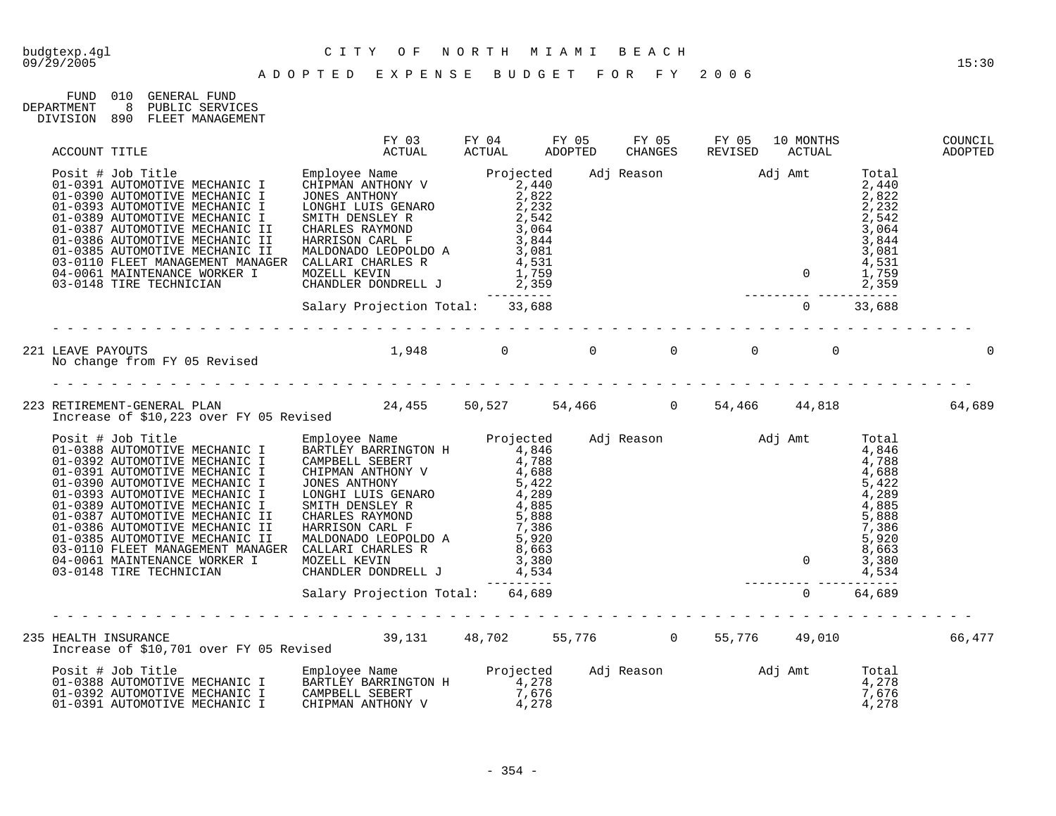budgtexp.4gl CITY OF NORTH MIAMI BEACH
09/29/2005 15:30

# ADOPTED EXPENSE BUDGET FOR FY 2006

FUND 010 GENERAL FUND
DEPARTMENT 8 PUBLIC SERVICES
DIVISION 890 FLEET MANAGEMENT

| ACCOUNT TITLE | FY 03 ACTUAL | FY 04 ACTUAL | FY 05 ADOPTED | FY 05 CHANGES | FY 05 REVISED | 10 MONTHS ACTUAL | COUNCIL ADOPTED |
|---|---|---|---|---|---|---|---|

| Posit # Job Title | Employee Name | Projected | Adj Reason | Adj Amt | Total |
|---|---|---|---|---|---|
| 01-0391 AUTOMOTIVE MECHANIC I | CHIPMAN ANTHONY V | 2,440 | | | 2,440 |
| 01-0390 AUTOMOTIVE MECHANIC I | JONES ANTHONY | 2,822 | | | 2,822 |
| 01-0393 AUTOMOTIVE MECHANIC I | LONGHI LUIS GENARO | 2,232 | | | 2,232 |
| 01-0389 AUTOMOTIVE MECHANIC I | SMITH DENSLEY R | 2,542 | | | 2,542 |
| 01-0387 AUTOMOTIVE MECHANIC II | CHARLES RAYMOND | 3,064 | | | 3,064 |
| 01-0386 AUTOMOTIVE MECHANIC II | HARRISON CARL F | 3,844 | | | 3,844 |
| 01-0385 AUTOMOTIVE MECHANIC II | MALDONADO LEOPOLDO A | 3,081 | | | 3,081 |
| 03-0110 FLEET MANAGEMENT MANAGER | CALLARI CHARLES R | 4,531 | | | 4,531 |
| 04-0061 MAINTENANCE WORKER I | MOZELL KEVIN | 1,759 | | 0 | 1,759 |
| 03-0148 TIRE TECHNICIAN | CHANDLER DONDRELL J | 2,359 | | | 2,359 |
| | Salary Projection Total: | 33,688 | | 0 | 33,688 |

| ACCOUNT TITLE | FY 03 ACTUAL | FY 04 ACTUAL | FY 05 ADOPTED | FY 05 CHANGES | FY 05 REVISED | 10 MONTHS ACTUAL | COUNCIL ADOPTED |
|---|---|---|---|---|---|---|---|
| 221 LEAVE PAYOUTS | 1,948 | 0 | 0 | 0 | 0 | 0 | 0 |

No change from FY 05 Revised

| ACCOUNT TITLE | FY 03 ACTUAL | FY 04 ACTUAL | FY 05 ADOPTED | FY 05 CHANGES | FY 05 REVISED | 10 MONTHS ACTUAL | COUNCIL ADOPTED |
|---|---|---|---|---|---|---|---|
| 223 RETIREMENT-GENERAL PLAN | 24,455 | 50,527 | 54,466 | 0 | 54,466 | 44,818 | 64,689 |

Increase of $10,223 over FY 05 Revised

| Posit # Job Title | Employee Name | Projected | Adj Reason | Adj Amt | Total |
|---|---|---|---|---|---|
| 01-0388 AUTOMOTIVE MECHANIC I | BARTLEY BARRINGTON H | 4,846 | | | 4,846 |
| 01-0392 AUTOMOTIVE MECHANIC I | CAMPBELL SEBERT | 4,788 | | | 4,788 |
| 01-0391 AUTOMOTIVE MECHANIC I | CHIPMAN ANTHONY V | 4,688 | | | 4,688 |
| 01-0390 AUTOMOTIVE MECHANIC I | JONES ANTHONY | 5,422 | | | 5,422 |
| 01-0393 AUTOMOTIVE MECHANIC I | LONGHI LUIS GENARO | 4,289 | | | 4,289 |
| 01-0389 AUTOMOTIVE MECHANIC I | SMITH DENSLEY R | 4,885 | | | 4,885 |
| 01-0387 AUTOMOTIVE MECHANIC II | CHARLES RAYMOND | 5,888 | | | 5,888 |
| 01-0386 AUTOMOTIVE MECHANIC II | HARRISON CARL F | 7,386 | | | 7,386 |
| 01-0385 AUTOMOTIVE MECHANIC II | MALDONADO LEOPOLDO A | 5,920 | | | 5,920 |
| 03-0110 FLEET MANAGEMENT MANAGER | CALLARI CHARLES R | 8,663 | | | 8,663 |
| 04-0061 MAINTENANCE WORKER I | MOZELL KEVIN | 3,380 | | 0 | 3,380 |
| 03-0148 TIRE TECHNICIAN | CHANDLER DONDRELL J | 4,534 | | | 4,534 |
| | Salary Projection Total: | 64,689 | | 0 | 64,689 |

| ACCOUNT TITLE | FY 03 ACTUAL | FY 04 ACTUAL | FY 05 ADOPTED | FY 05 CHANGES | FY 05 REVISED | 10 MONTHS ACTUAL | COUNCIL ADOPTED |
|---|---|---|---|---|---|---|---|
| 235 HEALTH INSURANCE | 39,131 | 48,702 | 55,776 | 0 | 55,776 | 49,010 | 66,477 |

Increase of $10,701 over FY 05 Revised

| Posit # Job Title | Employee Name | Projected | Adj Reason | Adj Amt | Total |
|---|---|---|---|---|---|
| 01-0388 AUTOMOTIVE MECHANIC I | BARTLEY BARRINGTON H | 4,278 | | | 4,278 |
| 01-0392 AUTOMOTIVE MECHANIC I | CAMPBELL SEBERT | 7,676 | | | 7,676 |
| 01-0391 AUTOMOTIVE MECHANIC I | CHIPMAN ANTHONY V | 4,278 | | | 4,278 |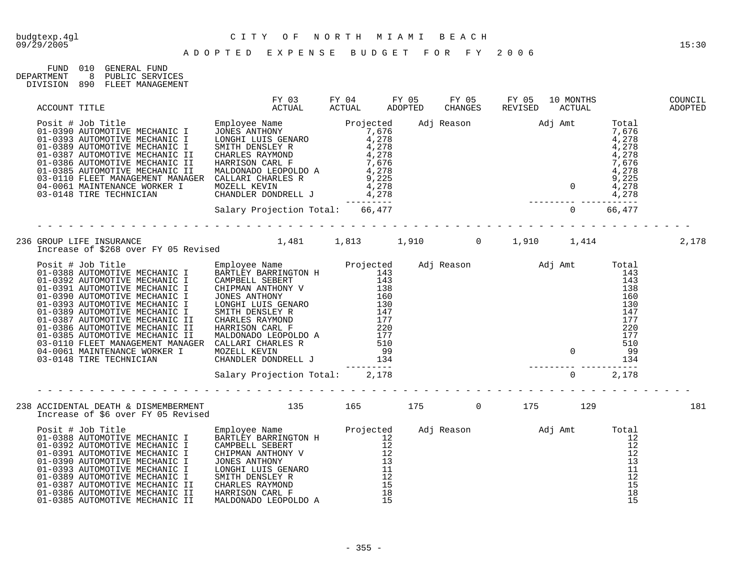CITY OF NORTH MIAMI BEACH

ADOPTED EXPENSE BUDGET FOR FY 2006

FUND 010 GENERAL FUND
DEPARTMENT 8 PUBLIC SERVICES
DIVISION 890 FLEET MANAGEMENT

| ACCOUNT TITLE | FY 03 ACTUAL | FY 04 ACTUAL | FY 05 ADOPTED | FY 05 CHANGES | FY 05 REVISED | 10 MONTHS ACTUAL | COUNCIL ADOPTED |
|---|---|---|---|---|---|---|---|

| Posit # | Job Title | Employee Name | Projected | Adj Reason | Adj Amt | Total |
|---|---|---|---|---|---|---|
| 01-0390 | AUTOMOTIVE MECHANIC I | JONES ANTHONY | 7,676 | | | 7,676 |
| 01-0393 | AUTOMOTIVE MECHANIC I | LONGHI LUIS GENARO | 4,278 | | | 4,278 |
| 01-0389 | AUTOMOTIVE MECHANIC I | SMITH DENSLEY R | 4,278 | | | 4,278 |
| 01-0387 | AUTOMOTIVE MECHANIC II | CHARLES RAYMOND | 4,278 | | | 4,278 |
| 01-0386 | AUTOMOTIVE MECHANIC II | HARRISON CARL F | 7,676 | | | 7,676 |
| 01-0385 | AUTOMOTIVE MECHANIC II | MALDONADO LEOPOLDO A | 4,278 | | | 4,278 |
| 03-0110 | FLEET MANAGEMENT MANAGER | CALLARI CHARLES R | 9,225 | | | 9,225 |
| 04-0061 | MAINTENANCE WORKER I | MOZELL KEVIN | 4,278 | | 0 | 4,278 |
| 03-0148 | TIRE TECHNICIAN | CHANDLER DONDRELL J | 4,278 | | | 4,278 |
| | | Salary Projection Total: | 66,477 | | 0 | 66,477 |

| ACCOUNT TITLE | FY 03 ACTUAL | FY 04 ACTUAL | FY 05 ADOPTED | FY 05 CHANGES | FY 05 REVISED | 10 MONTHS ACTUAL | COUNCIL ADOPTED |
|---|---|---|---|---|---|---|---|
| 236 GROUP LIFE INSURANCE | 1,481 | 1,813 | 1,910 | 0 | 1,910 | 1,414 | 2,178 |

Increase of $268 over FY 05 Revised

| Posit # | Job Title | Employee Name | Projected | Adj Reason | Adj Amt | Total |
|---|---|---|---|---|---|---|
| 01-0388 | AUTOMOTIVE MECHANIC I | BARTLEY BARRINGTON H | 143 | | | 143 |
| 01-0392 | AUTOMOTIVE MECHANIC I | CAMPBELL SEBERT | 143 | | | 143 |
| 01-0391 | AUTOMOTIVE MECHANIC I | CHIPMAN ANTHONY V | 138 | | | 138 |
| 01-0390 | AUTOMOTIVE MECHANIC I | JONES ANTHONY | 160 | | | 160 |
| 01-0393 | AUTOMOTIVE MECHANIC I | LONGHI LUIS GENARO | 130 | | | 130 |
| 01-0389 | AUTOMOTIVE MECHANIC I | SMITH DENSLEY R | 147 | | | 147 |
| 01-0387 | AUTOMOTIVE MECHANIC II | CHARLES RAYMOND | 177 | | | 177 |
| 01-0386 | AUTOMOTIVE MECHANIC II | HARRISON CARL F | 220 | | | 220 |
| 01-0385 | AUTOMOTIVE MECHANIC II | MALDONADO LEOPOLDO A | 177 | | | 177 |
| 03-0110 | FLEET MANAGEMENT MANAGER | CALLARI CHARLES R | 510 | | | 510 |
| 04-0061 | MAINTENANCE WORKER I | MOZELL KEVIN | 99 | | 0 | 99 |
| 03-0148 | TIRE TECHNICIAN | CHANDLER DONDRELL J | 134 | | | 134 |
| | | Salary Projection Total: | 2,178 | | 0 | 2,178 |

| ACCOUNT TITLE | FY 03 ACTUAL | FY 04 ACTUAL | FY 05 ADOPTED | FY 05 CHANGES | FY 05 REVISED | 10 MONTHS ACTUAL | COUNCIL ADOPTED |
|---|---|---|---|---|---|---|---|
| 238 ACCIDENTAL DEATH & DISMEMBERMENT | 135 | 165 | 175 | 0 | 175 | 129 | 181 |

Increase of $6 over FY 05 Revised

| Posit # | Job Title | Employee Name | Projected | Adj Reason | Adj Amt | Total |
|---|---|---|---|---|---|---|
| 01-0388 | AUTOMOTIVE MECHANIC I | BARTLEY BARRINGTON H | 12 | | | 12 |
| 01-0392 | AUTOMOTIVE MECHANIC I | CAMPBELL SEBERT | 12 | | | 12 |
| 01-0391 | AUTOMOTIVE MECHANIC I | CHIPMAN ANTHONY V | 12 | | | 12 |
| 01-0390 | AUTOMOTIVE MECHANIC I | JONES ANTHONY | 13 | | | 13 |
| 01-0393 | AUTOMOTIVE MECHANIC I | LONGHI LUIS GENARO | 11 | | | 11 |
| 01-0389 | AUTOMOTIVE MECHANIC I | SMITH DENSLEY R | 12 | | | 12 |
| 01-0387 | AUTOMOTIVE MECHANIC II | CHARLES RAYMOND | 15 | | | 15 |
| 01-0386 | AUTOMOTIVE MECHANIC II | HARRISON CARL F | 18 | | | 18 |
| 01-0385 | AUTOMOTIVE MECHANIC II | MALDONADO LEOPOLDO A | 15 | | | 15 |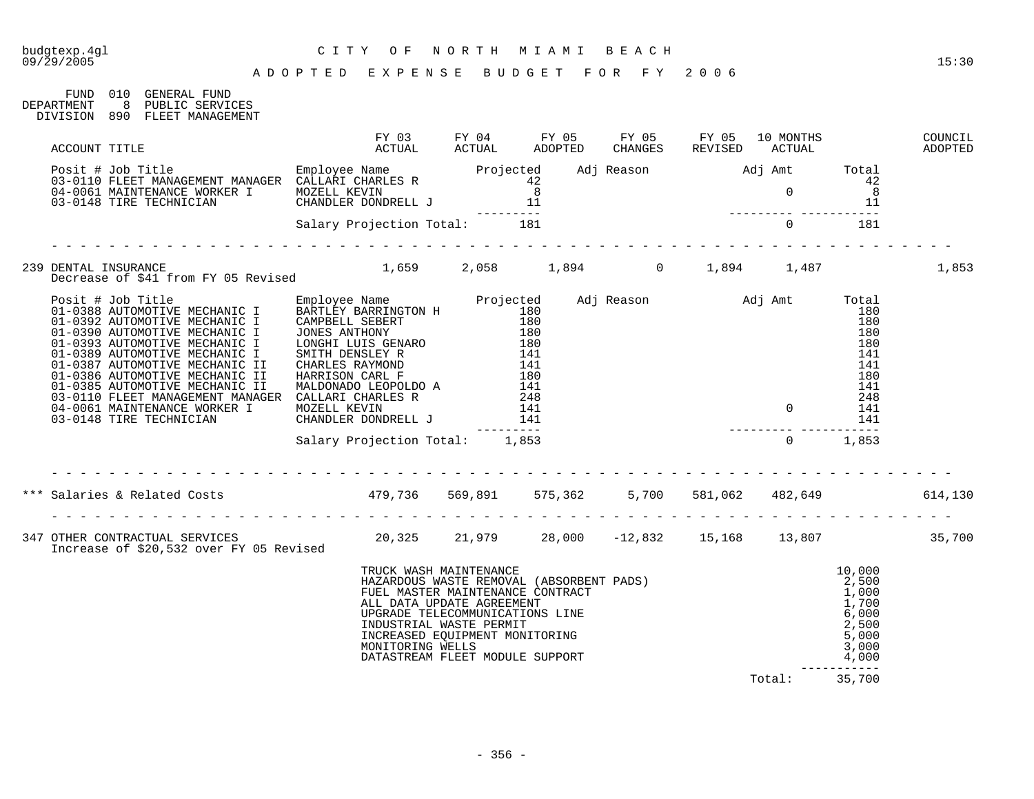CITY OF NORTH MIAMI BEACH

ADOPTED EXPENSE BUDGET FOR FY 2006

FUND 010 GENERAL FUND
DEPARTMENT 8 PUBLIC SERVICES
DIVISION 890 FLEET MANAGEMENT

| ACCOUNT TITLE | FY 03 ACTUAL | FY 04 ACTUAL | FY 05 ADOPTED | FY 05 CHANGES | FY 05 REVISED | 10 MONTHS ACTUAL | COUNCIL ADOPTED |
|---|---|---|---|---|---|---|---|

| Posit # | Job Title | Employee Name | Projected | Adj Reason | Adj Amt | Total |
|---|---|---|---|---|---|---|
| 03-0110 | FLEET MANAGEMENT MANAGER | CALLARI CHARLES R | 42 | | | 42 |
| 04-0061 | MAINTENANCE WORKER I | MOZELL KEVIN | 8 | | 0 | 8 |
| 03-0148 | TIRE TECHNICIAN | CHANDLER DONDRELL J | 11 | | | 11 |
| | | Salary Projection Total: | 181 | | 0 | 181 |

| ACCOUNT TITLE | FY 03 ACTUAL | FY 04 ACTUAL | FY 05 ADOPTED | FY 05 CHANGES | FY 05 REVISED | 10 MONTHS ACTUAL | COUNCIL ADOPTED |
|---|---|---|---|---|---|---|---|
| 239 DENTAL INSURANCE | 1,659 | 2,058 | 1,894 | 0 | 1,894 | 1,487 | 1,853 |

Decrease of $41 from FY 05 Revised

| Posit # | Job Title | Employee Name | Projected | Adj Reason | Adj Amt | Total |
|---|---|---|---|---|---|---|
| 01-0388 | AUTOMOTIVE MECHANIC I | BARTLEY BARRINGTON H | 180 | | | 180 |
| 01-0392 | AUTOMOTIVE MECHANIC I | CAMPBELL SEBERT | 180 | | | 180 |
| 01-0390 | AUTOMOTIVE MECHANIC I | JONES ANTHONY | 180 | | | 180 |
| 01-0393 | AUTOMOTIVE MECHANIC I | LONGHI LUIS GENARO | 180 | | | 180 |
| 01-0389 | AUTOMOTIVE MECHANIC I | SMITH DENSLEY R | 141 | | | 141 |
| 01-0387 | AUTOMOTIVE MECHANIC II | CHARLES RAYMOND | 141 | | | 141 |
| 01-0386 | AUTOMOTIVE MECHANIC II | HARRISON CARL F | 180 | | | 180 |
| 01-0385 | AUTOMOTIVE MECHANIC II | MALDONADO LEOPOLDO A | 141 | | | 141 |
| 03-0110 | FLEET MANAGEMENT MANAGER | CALLARI CHARLES R | 248 | | | 248 |
| 04-0061 | MAINTENANCE WORKER I | MOZELL KEVIN | 141 | | 0 | 141 |
| 03-0148 | TIRE TECHNICIAN | CHANDLER DONDRELL J | 141 | | | 141 |
| | | Salary Projection Total: | 1,853 | | 0 | 1,853 |

| ACCOUNT TITLE | FY 03 ACTUAL | FY 04 ACTUAL | FY 05 ADOPTED | FY 05 CHANGES | FY 05 REVISED | 10 MONTHS ACTUAL | COUNCIL ADOPTED |
|---|---|---|---|---|---|---|---|
| *** Salaries & Related Costs | 479,736 | 569,891 | 575,362 | 5,700 | 581,062 | 482,649 | 614,130 |
| 347 OTHER CONTRACTUAL SERVICES | 20,325 | 21,979 | 28,000 | -12,832 | 15,168 | 13,807 | 35,700 |

Increase of $20,532 over FY 05 Revised

| Item | Amount |
|---|---|
| TRUCK WASH MAINTENANCE | 10,000 |
| HAZARDOUS WASTE REMOVAL (ABSORBENT PADS) | 2,500 |
| FUEL MASTER MAINTENANCE CONTRACT | 1,000 |
| ALL DATA UPDATE AGREEMENT | 1,700 |
| UPGRADE TELECOMMUNICATIONS LINE | 6,000 |
| INDUSTRIAL WASTE PERMIT | 2,500 |
| INCREASED EQUIPMENT MONITORING | 5,000 |
| MONITORING WELLS | 3,000 |
| DATASTREAM FLEET MODULE SUPPORT | 4,000 |
| Total: | 35,700 |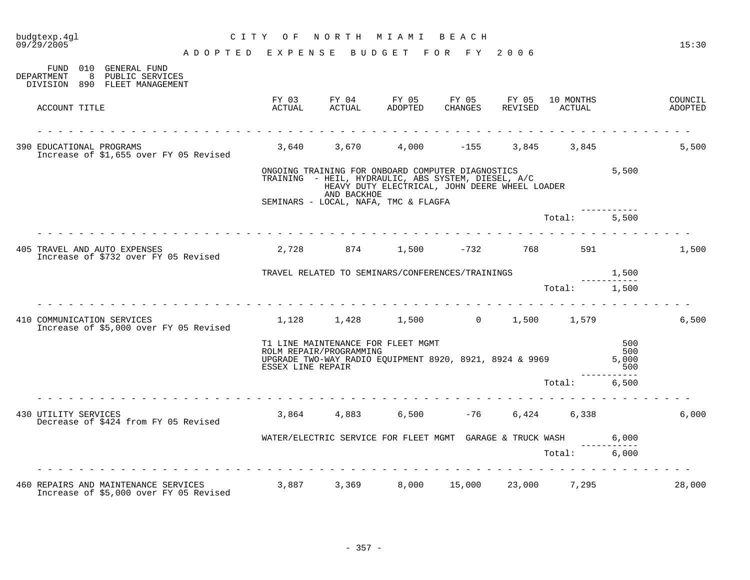budgtexp.4gl 09/29/2005 — CITY OF NORTH MIAMI BEACH — 15:30

# ADOPTED EXPENSE BUDGET FOR FY 2006

FUND 010 GENERAL FUND
DEPARTMENT 8 PUBLIC SERVICES
DIVISION 890 FLEET MANAGEMENT

| ACCOUNT TITLE | FY 03 ACTUAL | FY 04 ACTUAL | FY 05 ADOPTED | FY 05 CHANGES | FY 05 REVISED | 10 MONTHS ACTUAL | | COUNCIL ADOPTED |
|---|---|---|---|---|---|---|---|---|
| 390 EDUCATIONAL PROGRAMS<br>Increase of $1,655 over FY 05 Revised | 3,640 | 3,670 | 4,000 | -155 | 3,845 | 3,845 | | 5,500 |
| | ONGOING TRAINING FOR ONBOARD COMPUTER DIAGNOSTICS<br>TRAINING - HEIL, HYDRAULIC, ABS SYSTEM, DIESEL, A/C HEAVY DUTY ELECTRICAL, JOHN DEERE WHEEL LOADER AND BACKHOE<br>SEMINARS - LOCAL, NAFA, TMC & FLAGFA | | | | | | 5,500 | |
| | | | | | | Total: | 5,500 | |
| 405 TRAVEL AND AUTO EXPENSES<br>Increase of $732 over FY 05 Revised | 2,728 | 874 | 1,500 | -732 | 768 | 591 | | 1,500 |
| | TRAVEL RELATED TO SEMINARS/CONFERENCES/TRAININGS | | | | | | 1,500 | |
| | | | | | | Total: | 1,500 | |
| 410 COMMUNICATION SERVICES<br>Increase of $5,000 over FY 05 Revised | 1,128 | 1,428 | 1,500 | 0 | 1,500 | 1,579 | | 6,500 |
| | T1 LINE MAINTENANCE FOR FLEET MGMT | | | | | | 500 | |
| | ROLM REPAIR/PROGRAMMING | | | | | | 500 | |
| | UPGRADE TWO-WAY RADIO EQUIPMENT 8920, 8921, 8924 & 9969 | | | | | | 5,000 | |
| | ESSEX LINE REPAIR | | | | | | 500 | |
| | | | | | | Total: | 6,500 | |
| 430 UTILITY SERVICES<br>Decrease of $424 from FY 05 Revised | 3,864 | 4,883 | 6,500 | -76 | 6,424 | 6,338 | | 6,000 |
| | WATER/ELECTRIC SERVICE FOR FLEET MGMT GARAGE & TRUCK WASH | | | | | | 6,000 | |
| | | | | | | Total: | 6,000 | |
| 460 REPAIRS AND MAINTENANCE SERVICES<br>Increase of $5,000 over FY 05 Revised | 3,887 | 3,369 | 8,000 | 15,000 | 23,000 | 7,295 | | 28,000 |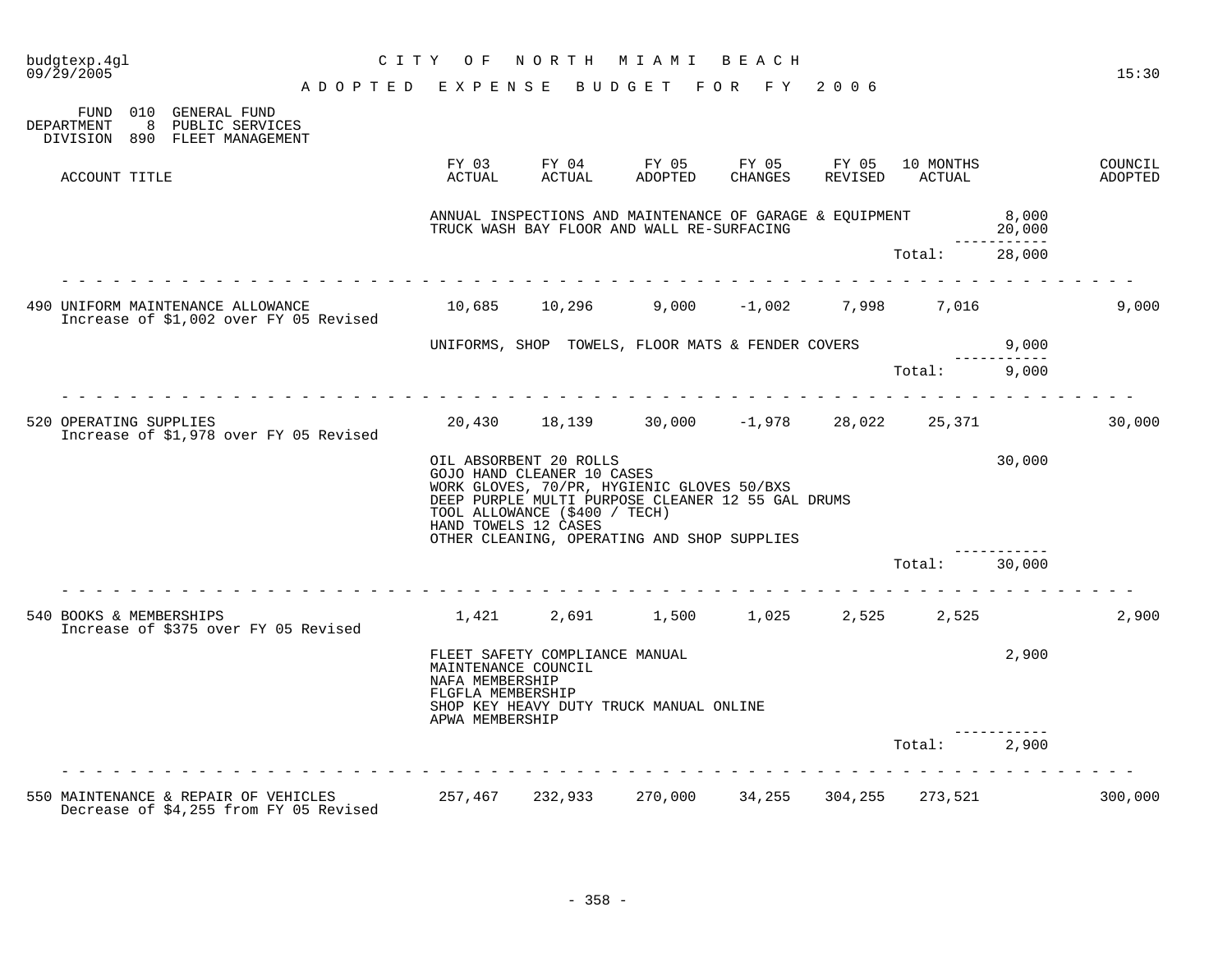FUND 010 GENERAL FUND
DEPARTMENT 8 PUBLIC SERVICES
DIVISION 890 FLEET MANAGEMENT

| ACCOUNT TITLE | FY 03 ACTUAL | FY 04 ACTUAL | FY 05 ADOPTED | FY 05 CHANGES | FY 05 REVISED | 10 MONTHS ACTUAL | | COUNCIL ADOPTED |
|---|---|---|---|---|---|---|---|---|
| | ANNUAL INSPECTIONS AND MAINTENANCE OF GARAGE & EQUIPMENT | | | | | | 8,000 | |
| | TRUCK WASH BAY FLOOR AND WALL RE-SURFACING | | | | | | 20,000 | |
| | | | | | | Total: | 28,000 | |
| 490 UNIFORM MAINTENANCE ALLOWANCE<br>Increase of $1,002 over FY 05 Revised | 10,685 | 10,296 | 9,000 | -1,002 | 7,998 | 7,016 | | 9,000 |
| | UNIFORMS, SHOP TOWELS, FLOOR MATS & FENDER COVERS | | | | | | 9,000 | |
| | | | | | | Total: | 9,000 | |
| 520 OPERATING SUPPLIES<br>Increase of $1,978 over FY 05 Revised | 20,430 | 18,139 | 30,000 | -1,978 | 28,022 | 25,371 | | 30,000 |
| | OIL ABSORBENT 20 ROLLS<br>GOJO HAND CLEANER 10 CASES<br>WORK GLOVES, 70/PR, HYGIENIC GLOVES 50/BXS<br>DEEP PURPLE MULTI PURPOSE CLEANER 12 55 GAL DRUMS<br>TOOL ALLOWANCE ($400 / TECH)<br>HAND TOWELS 12 CASES<br>OTHER CLEANING, OPERATING AND SHOP SUPPLIES | | | | | | 30,000 | |
| | | | | | | Total: | 30,000 | |
| 540 BOOKS & MEMBERSHIPS<br>Increase of $375 over FY 05 Revised | 1,421 | 2,691 | 1,500 | 1,025 | 2,525 | 2,525 | | 2,900 |
| | FLEET SAFETY COMPLIANCE MANUAL<br>MAINTENANCE COUNCIL<br>NAFA MEMBERSHIP<br>FLGFLA MEMBERSHIP<br>SHOP KEY HEAVY DUTY TRUCK MANUAL ONLINE<br>APWA MEMBERSHIP | | | | | | 2,900 | |
| | | | | | | Total: | 2,900 | |
| 550 MAINTENANCE & REPAIR OF VEHICLES<br>Decrease of $4,255 from FY 05 Revised | 257,467 | 232,933 | 270,000 | 34,255 | 304,255 | 273,521 | | 300,000 |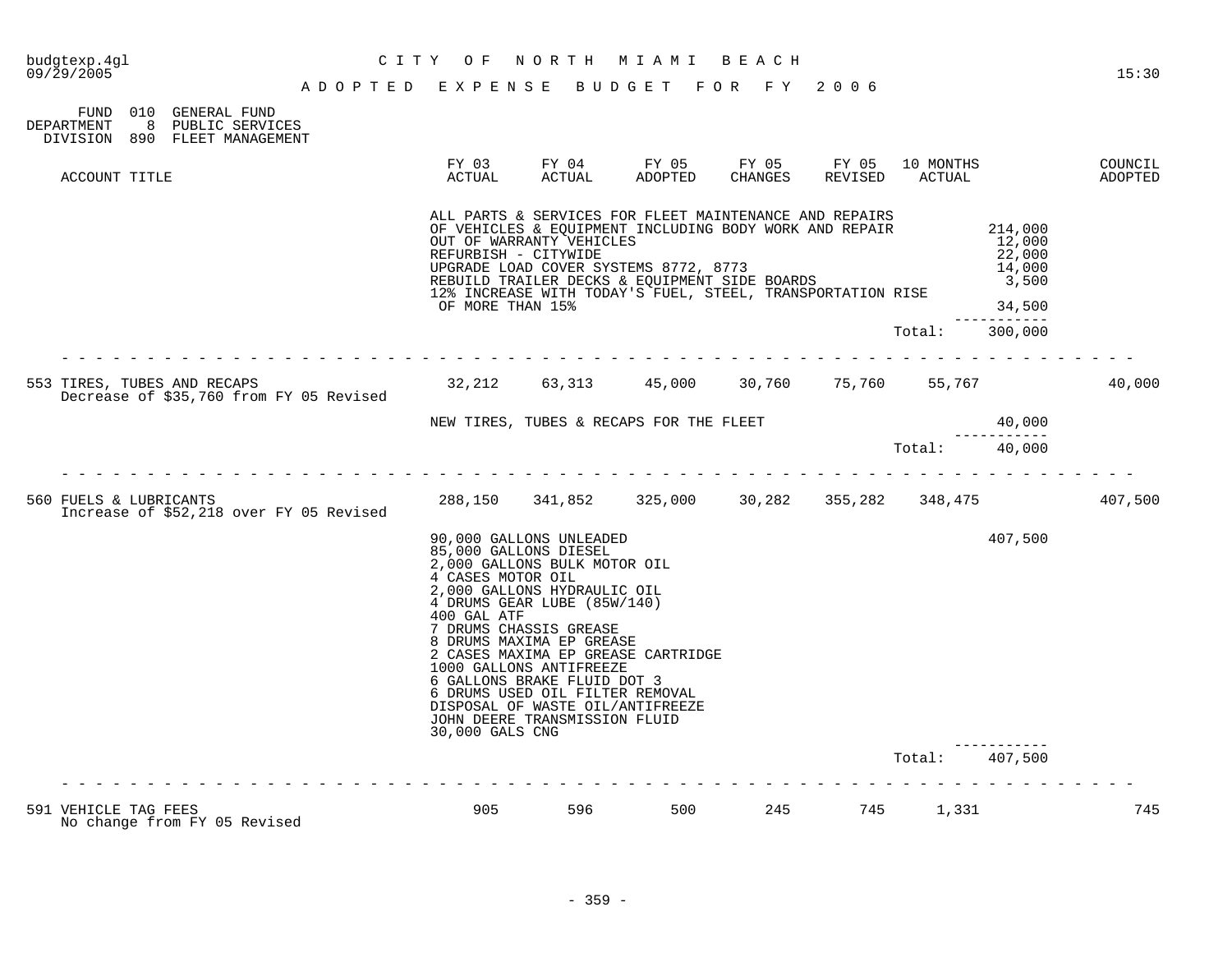FUND 010 GENERAL FUND
DEPARTMENT 8 PUBLIC SERVICES
DIVISION 890 FLEET MANAGEMENT

| ACCOUNT TITLE | FY 03 ACTUAL | FY 04 ACTUAL | FY 05 ADOPTED | FY 05 CHANGES | FY 05 REVISED | 10 MONTHS ACTUAL | | COUNCIL ADOPTED |
|---|---|---|---|---|---|---|---|---|
| | ALL PARTS & SERVICES FOR FLEET MAINTENANCE AND REPAIRS OF VEHICLES & EQUIPMENT INCLUDING BODY WORK AND REPAIR | | | | | | 214,000 | |
| | OUT OF WARRANTY VEHICLES | | | | | | 12,000 | |
| | REFURBISH - CITYWIDE | | | | | | 22,000 | |
| | UPGRADE LOAD COVER SYSTEMS 8772, 8773 | | | | | | 14,000 | |
| | REBUILD TRAILER DECKS & EQUIPMENT SIDE BOARDS | | | | | | 3,500 | |
| | 12% INCREASE WITH TODAY'S FUEL, STEEL, TRANSPORTATION RISE OF MORE THAN 15% | | | | | | 34,500 | |
| | | | | | | Total: | 300,000 | |
| 553 TIRES, TUBES AND RECAPS<br>Decrease of $35,760 from FY 05 Revised | 32,212 | 63,313 | 45,000 | 30,760 | 75,760 | 55,767 | | 40,000 |
| | NEW TIRES, TUBES & RECAPS FOR THE FLEET | | | | | | 40,000 | |
| | | | | | | Total: | 40,000 | |
| 560 FUELS & LUBRICANTS<br>Increase of $52,218 over FY 05 Revised | 288,150 | 341,852 | 325,000 | 30,282 | 355,282 | 348,475 | | 407,500 |
| | 90,000 GALLONS UNLEADED<br>85,000 GALLONS DIESEL<br>2,000 GALLONS BULK MOTOR OIL<br>4 CASES MOTOR OIL<br>2,000 GALLONS HYDRAULIC OIL<br>4 DRUMS GEAR LUBE (85W/140)<br>400 GAL ATF<br>7 DRUMS CHASSIS GREASE<br>8 DRUMS MAXIMA EP GREASE<br>2 CASES MAXIMA EP GREASE CARTRIDGE<br>1000 GALLONS ANTIFREEZE<br>6 GALLONS BRAKE FLUID DOT 3<br>6 DRUMS USED OIL FILTER REMOVAL<br>DISPOSAL OF WASTE OIL/ANTIFREEZE<br>JOHN DEERE TRANSMISSION FLUID<br>30,000 GALS CNG | | | | | | 407,500 | |
| | | | | | | Total: | 407,500 | |
| 591 VEHICLE TAG FEES<br>No change from FY 05 Revised | 905 | 596 | 500 | 245 | 745 | 1,331 | | 745 |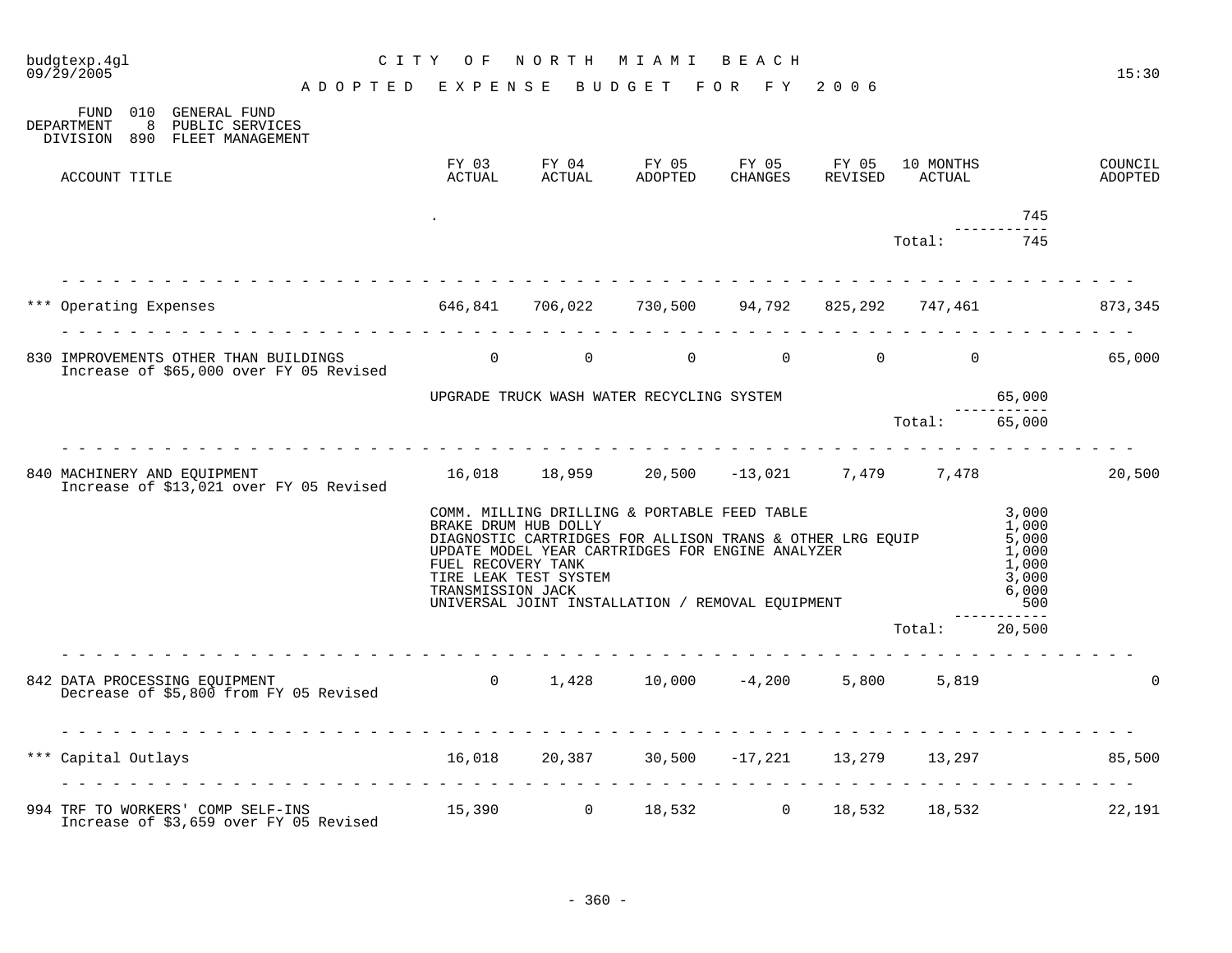CITY OF NORTH MIAMI BEACH

ADOPTED EXPENSE BUDGET FOR FY 2006

FUND 010 GENERAL FUND
DEPARTMENT 8 PUBLIC SERVICES
DIVISION 890 FLEET MANAGEMENT

| ACCOUNT TITLE | FY 03 ACTUAL | FY 04 ACTUAL | FY 05 ADOPTED | FY 05 CHANGES | FY 05 REVISED | 10 MONTHS ACTUAL | | COUNCIL ADOPTED |
|---|---|---|---|---|---|---|---|---|
| | . | | | | | | 745 | |
| | | | | | | Total: | 745 | |
| *** Operating Expenses | 646,841 | 706,022 | 730,500 | 94,792 | 825,292 | 747,461 | | 873,345 |
| 830 IMPROVEMENTS OTHER THAN BUILDINGS<br>Increase of $65,000 over FY 05 Revised | 0 | 0 | 0 | 0 | 0 | 0 | | 65,000 |
| | UPGRADE TRUCK WASH WATER RECYCLING SYSTEM | | | | | | 65,000 | |
| | | | | | | Total: | 65,000 | |
| 840 MACHINERY AND EQUIPMENT<br>Increase of $13,021 over FY 05 Revised | 16,018 | 18,959 | 20,500 | -13,021 | 7,479 | 7,478 | | 20,500 |
| | COMM. MILLING DRILLING & PORTABLE FEED TABLE | | | | | | 3,000 | |
| | BRAKE DRUM HUB DOLLY | | | | | | 1,000 | |
| | DIAGNOSTIC CARTRIDGES FOR ALLISON TRANS & OTHER LRG EQUIP | | | | | | 5,000 | |
| | UPDATE MODEL YEAR CARTRIDGES FOR ENGINE ANALYZER | | | | | | 1,000 | |
| | FUEL RECOVERY TANK | | | | | | 1,000 | |
| | TIRE LEAK TEST SYSTEM | | | | | | 3,000 | |
| | TRANSMISSION JACK | | | | | | 6,000 | |
| | UNIVERSAL JOINT INSTALLATION / REMOVAL EQUIPMENT | | | | | | 500 | |
| | | | | | | Total: | 20,500 | |
| 842 DATA PROCESSING EQUIPMENT<br>Decrease of $5,800 from FY 05 Revised | 0 | 1,428 | 10,000 | -4,200 | 5,800 | 5,819 | | 0 |
| *** Capital Outlays | 16,018 | 20,387 | 30,500 | -17,221 | 13,279 | 13,297 | | 85,500 |
| 994 TRF TO WORKERS' COMP SELF-INS<br>Increase of $3,659 over FY 05 Revised | 15,390 | 0 | 18,532 | 0 | 18,532 | 18,532 | | 22,191 |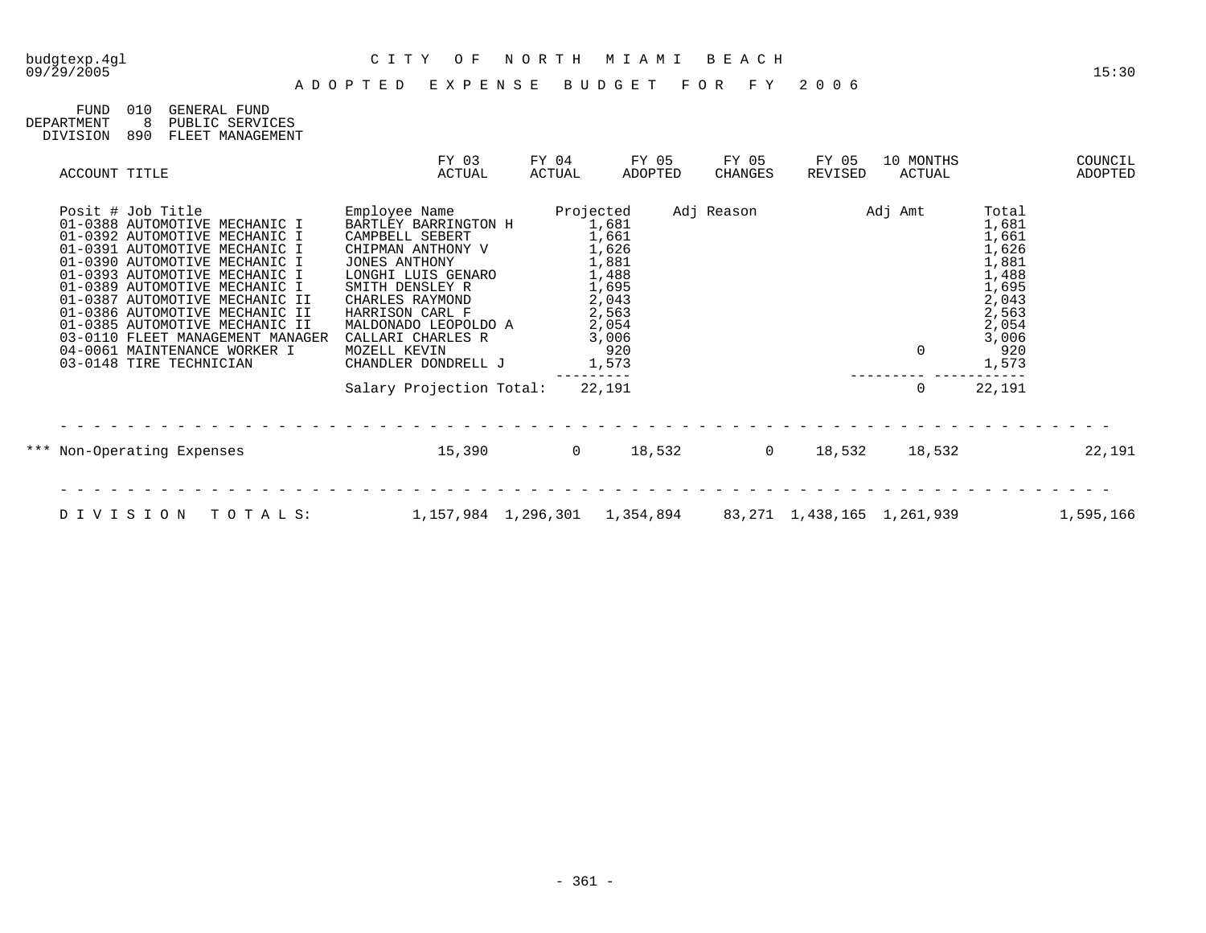budgtexp.4gl
09/29/2005

# CITY OF NORTH MIAMI BEACH

## ADOPTED EXPENSE BUDGET FOR FY 2006

15:30

FUND 010 GENERAL FUND
DEPARTMENT 8 PUBLIC SERVICES
DIVISION 890 FLEET MANAGEMENT

| ACCOUNT TITLE | FY 03 ACTUAL | FY 04 ACTUAL | FY 05 ADOPTED | FY 05 CHANGES | FY 05 REVISED | 10 MONTHS ACTUAL | COUNCIL ADOPTED |
|---|---|---|---|---|---|---|---|

| Posit # Job Title | Employee Name | Projected | Adj Reason | Adj Amt | Total |
|---|---|---|---|---|---|
| 01-0388 AUTOMOTIVE MECHANIC I | BARTLEY BARRINGTON H | 1,681 | | | 1,681 |
| 01-0392 AUTOMOTIVE MECHANIC I | CAMPBELL SEBERT | 1,661 | | | 1,661 |
| 01-0391 AUTOMOTIVE MECHANIC I | CHIPMAN ANTHONY V | 1,626 | | | 1,626 |
| 01-0390 AUTOMOTIVE MECHANIC I | JONES ANTHONY | 1,881 | | | 1,881 |
| 01-0393 AUTOMOTIVE MECHANIC I | LONGHI LUIS GENARO | 1,488 | | | 1,488 |
| 01-0389 AUTOMOTIVE MECHANIC I | SMITH DENSLEY R | 1,695 | | | 1,695 |
| 01-0387 AUTOMOTIVE MECHANIC II | CHARLES RAYMOND | 2,043 | | | 2,043 |
| 01-0386 AUTOMOTIVE MECHANIC II | HARRISON CARL F | 2,563 | | | 2,563 |
| 01-0385 AUTOMOTIVE MECHANIC II | MALDONADO LEOPOLDO A | 2,054 | | | 2,054 |
| 03-0110 FLEET MANAGEMENT MANAGER | CALLARI CHARLES R | 3,006 | | | 3,006 |
| 04-0061 MAINTENANCE WORKER I | MOZELL KEVIN | 920 | | 0 | 920 |
| 03-0148 TIRE TECHNICIAN | CHANDLER DONDRELL J | 1,573 | | | 1,573 |
| | Salary Projection Total: | 22,191 | | 0 | 22,191 |

| ACCOUNT TITLE | FY 03 ACTUAL | FY 04 ACTUAL | FY 05 ADOPTED | FY 05 CHANGES | FY 05 REVISED | 10 MONTHS ACTUAL | COUNCIL ADOPTED |
|---|---|---|---|---|---|---|---|
| *** Non-Operating Expenses | 15,390 | 0 | 18,532 | 0 | 18,532 | 18,532 | 22,191 |
| DIVISION TOTALS: | 1,157,984 | 1,296,301 | 1,354,894 | 83,271 | 1,438,165 | 1,261,939 | 1,595,166 |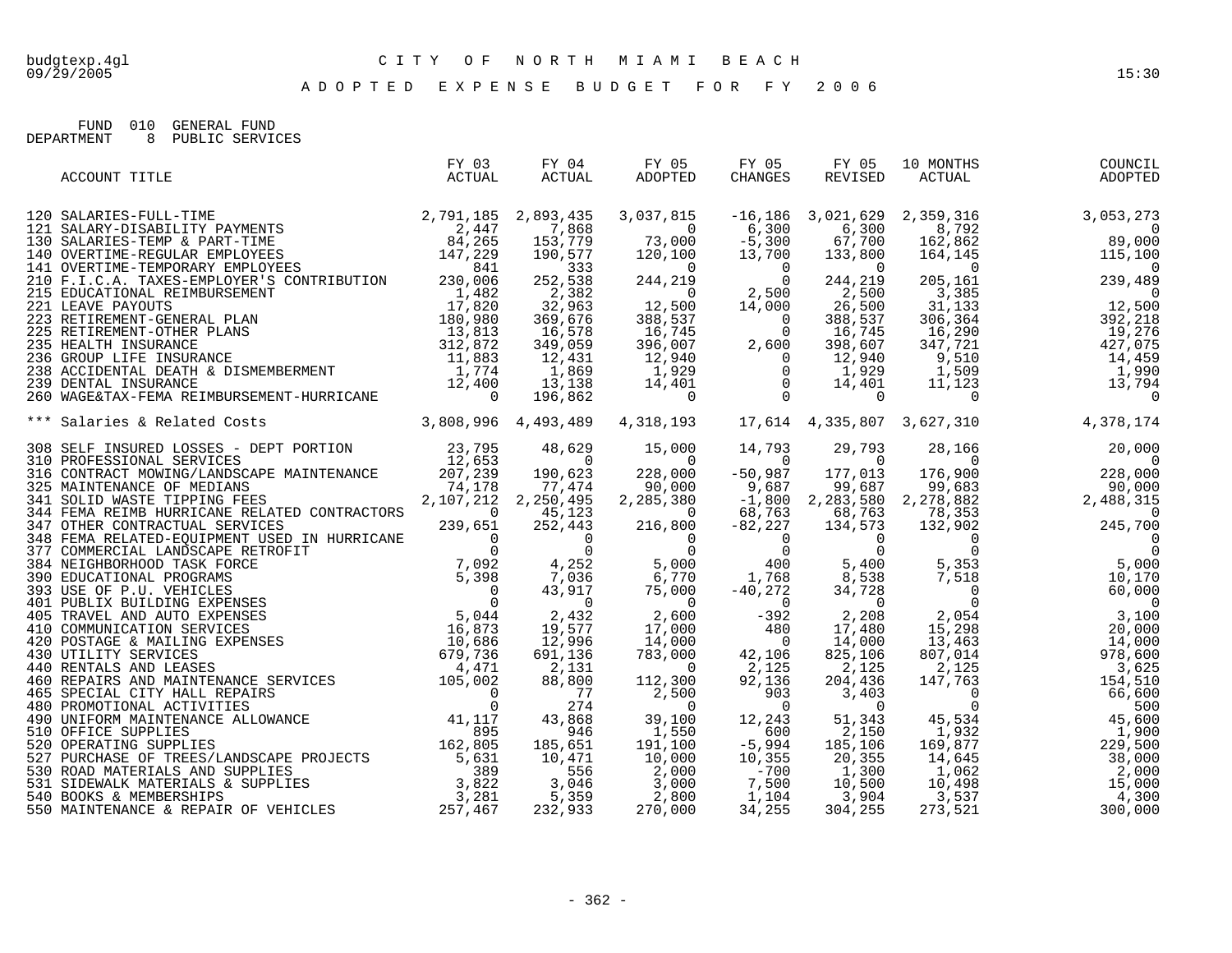CITY OF NORTH MIAMI BEACH

# ADOPTED EXPENSE BUDGET FOR FY 2006

FUND 010 GENERAL FUND
DEPARTMENT 8 PUBLIC SERVICES

| ACCOUNT TITLE | FY 03 ACTUAL | FY 04 ACTUAL | FY 05 ADOPTED | FY 05 CHANGES | FY 05 REVISED | 10 MONTHS ACTUAL | COUNCIL ADOPTED |
|---|---|---|---|---|---|---|---|
| 120 SALARIES-FULL-TIME | 2,791,185 | 2,893,435 | 3,037,815 | -16,186 | 3,021,629 | 2,359,316 | 3,053,273 |
| 121 SALARY-DISABILITY PAYMENTS | 2,447 | 7,868 | 0 | 6,300 | 6,300 | 8,792 | 0 |
| 130 SALARIES-TEMP & PART-TIME | 84,265 | 153,779 | 73,000 | -5,300 | 67,700 | 162,862 | 89,000 |
| 140 OVERTIME-REGULAR EMPLOYEES | 147,229 | 190,577 | 120,100 | 13,700 | 133,800 | 164,145 | 115,100 |
| 141 OVERTIME-TEMPORARY EMPLOYEES | 841 | 333 | 0 | 0 | 0 | 0 | 0 |
| 210 F.I.C.A. TAXES-EMPLOYER'S CONTRIBUTION | 230,006 | 252,538 | 244,219 | 0 | 244,219 | 205,161 | 239,489 |
| 215 EDUCATIONAL REIMBURSEMENT | 1,482 | 2,382 | 0 | 2,500 | 2,500 | 3,385 | 0 |
| 221 LEAVE PAYOUTS | 17,820 | 32,963 | 12,500 | 14,000 | 26,500 | 31,133 | 12,500 |
| 223 RETIREMENT-GENERAL PLAN | 180,980 | 369,676 | 388,537 | 0 | 388,537 | 306,364 | 392,218 |
| 225 RETIREMENT-OTHER PLANS | 13,813 | 16,578 | 16,745 | 0 | 16,745 | 16,290 | 19,276 |
| 235 HEALTH INSURANCE | 312,872 | 349,059 | 396,007 | 2,600 | 398,607 | 347,721 | 427,075 |
| 236 GROUP LIFE INSURANCE | 11,883 | 12,431 | 12,940 | 0 | 12,940 | 9,510 | 14,459 |
| 238 ACCIDENTAL DEATH & DISMEMBERMENT | 1,774 | 1,869 | 1,929 | 0 | 1,929 | 1,509 | 1,990 |
| 239 DENTAL INSURANCE | 12,400 | 13,138 | 14,401 | 0 | 14,401 | 11,123 | 13,794 |
| 260 WAGE&TAX-FEMA REIMBURSEMENT-HURRICANE | 0 | 196,862 | 0 | 0 | 0 | 0 | 0 |
| *** Salaries & Related Costs | 3,808,996 | 4,493,489 | 4,318,193 | 17,614 | 4,335,807 | 3,627,310 | 4,378,174 |
| 308 SELF INSURED LOSSES - DEPT PORTION | 23,795 | 48,629 | 15,000 | 14,793 | 29,793 | 28,166 | 20,000 |
| 310 PROFESSIONAL SERVICES | 12,653 | 0 | 0 | 0 | 0 | 0 | 0 |
| 316 CONTRACT MOWING/LANDSCAPE MAINTENANCE | 207,239 | 190,623 | 228,000 | -50,987 | 177,013 | 176,900 | 228,000 |
| 325 MAINTENANCE OF MEDIANS | 74,178 | 77,474 | 90,000 | 9,687 | 99,687 | 99,683 | 90,000 |
| 341 SOLID WASTE TIPPING FEES | 2,107,212 | 2,250,495 | 2,285,380 | -1,800 | 2,283,580 | 2,278,882 | 2,488,315 |
| 344 FEMA REIMB HURRICANE RELATED CONTRACTORS | 0 | 45,123 | 0 | 68,763 | 68,763 | 78,353 | 0 |
| 347 OTHER CONTRACTUAL SERVICES | 239,651 | 252,443 | 216,800 | -82,227 | 134,573 | 132,902 | 245,700 |
| 348 FEMA RELATED-EQUIPMENT USED IN HURRICANE | 0 | 0 | 0 | 0 | 0 | 0 | 0 |
| 377 COMMERCIAL LANDSCAPE RETROFIT | 0 | 0 | 0 | 0 | 0 | 0 | 0 |
| 384 NEIGHBORHOOD TASK FORCE | 7,092 | 4,252 | 5,000 | 400 | 5,400 | 5,353 | 5,000 |
| 390 EDUCATIONAL PROGRAMS | 5,398 | 7,036 | 6,770 | 1,768 | 8,538 | 7,518 | 10,170 |
| 393 USE OF P.U. VEHICLES | 0 | 43,917 | 75,000 | -40,272 | 34,728 | 0 | 60,000 |
| 401 PUBLIX BUILDING EXPENSES | 0 | 0 | 0 | 0 | 0 | 0 | 0 |
| 405 TRAVEL AND AUTO EXPENSES | 5,044 | 2,432 | 2,600 | -392 | 2,208 | 2,054 | 3,100 |
| 410 COMMUNICATION SERVICES | 16,873 | 19,577 | 17,000 | 480 | 17,480 | 15,298 | 20,000 |
| 420 POSTAGE & MAILING EXPENSES | 10,686 | 12,996 | 14,000 | 0 | 14,000 | 13,463 | 14,000 |
| 430 UTILITY SERVICES | 679,736 | 691,136 | 783,000 | 42,106 | 825,106 | 807,014 | 978,600 |
| 440 RENTALS AND LEASES | 4,471 | 2,131 | 0 | 2,125 | 2,125 | 2,125 | 3,625 |
| 460 REPAIRS AND MAINTENANCE SERVICES | 105,002 | 88,800 | 112,300 | 92,136 | 204,436 | 147,763 | 154,510 |
| 465 SPECIAL CITY HALL REPAIRS | 0 | 77 | 2,500 | 903 | 3,403 | 0 | 66,600 |
| 480 PROMOTIONAL ACTIVITIES | 0 | 274 | 0 | 0 | 0 | 0 | 500 |
| 490 UNIFORM MAINTENANCE ALLOWANCE | 41,117 | 43,868 | 39,100 | 12,243 | 51,343 | 45,534 | 45,600 |
| 510 OFFICE SUPPLIES | 895 | 946 | 1,550 | 600 | 2,150 | 1,932 | 1,900 |
| 520 OPERATING SUPPLIES | 162,805 | 185,651 | 191,100 | -5,994 | 185,106 | 169,877 | 229,500 |
| 527 PURCHASE OF TREES/LANDSCAPE PROJECTS | 5,631 | 10,471 | 10,000 | 10,355 | 20,355 | 14,645 | 38,000 |
| 530 ROAD MATERIALS AND SUPPLIES | 389 | 556 | 2,000 | -700 | 1,300 | 1,062 | 2,000 |
| 531 SIDEWALK MATERIALS & SUPPLIES | 3,822 | 3,046 | 3,000 | 7,500 | 10,500 | 10,498 | 15,000 |
| 540 BOOKS & MEMBERSHIPS | 3,281 | 5,359 | 2,800 | 1,104 | 3,904 | 3,537 | 4,300 |
| 550 MAINTENANCE & REPAIR OF VEHICLES | 257,467 | 232,933 | 270,000 | 34,255 | 304,255 | 273,521 | 300,000 |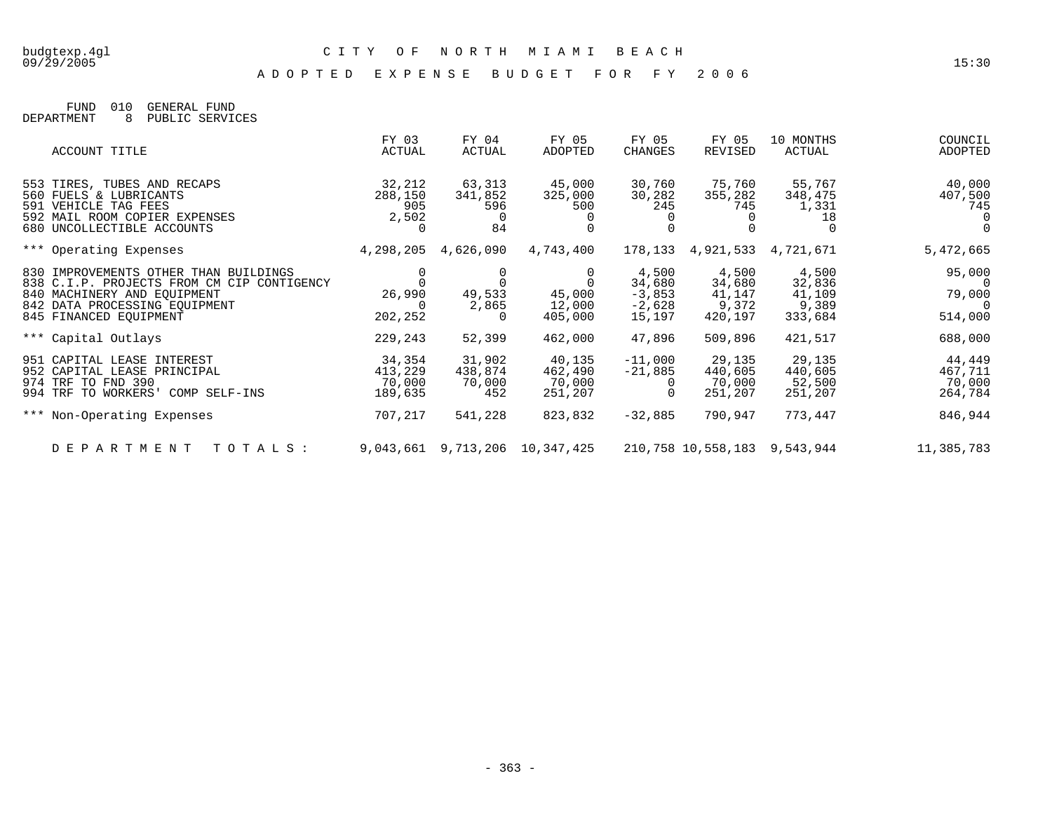# CITY OF NORTH MIAMI BEACH

## ADOPTED EXPENSE BUDGET FOR FY 2006

FUND 010 GENERAL FUND
DEPARTMENT 8 PUBLIC SERVICES

| ACCOUNT TITLE | FY 03 ACTUAL | FY 04 ACTUAL | FY 05 ADOPTED | FY 05 CHANGES | FY 05 REVISED | 10 MONTHS ACTUAL | COUNCIL ADOPTED |
|---|---|---|---|---|---|---|---|
| 553 TIRES, TUBES AND RECAPS | 32,212 | 63,313 | 45,000 | 30,760 | 75,760 | 55,767 | 40,000 |
| 560 FUELS & LUBRICANTS | 288,150 | 341,852 | 325,000 | 30,282 | 355,282 | 348,475 | 407,500 |
| 591 VEHICLE TAG FEES | 905 | 596 | 500 | 245 | 745 | 1,331 | 745 |
| 592 MAIL ROOM COPIER EXPENSES | 2,502 | 0 | 0 | 0 | 0 | 18 | 0 |
| 680 UNCOLLECTIBLE ACCOUNTS | 0 | 84 | 0 | 0 | 0 | 0 | 0 |
| *** Operating Expenses | 4,298,205 | 4,626,090 | 4,743,400 | 178,133 | 4,921,533 | 4,721,671 | 5,472,665 |
| 830 IMPROVEMENTS OTHER THAN BUILDINGS | 0 | 0 | 0 | 4,500 | 4,500 | 4,500 | 95,000 |
| 838 C.I.P. PROJECTS FROM CM CIP CONTIGENCY | 0 | 0 | 0 | 34,680 | 34,680 | 32,836 | 0 |
| 840 MACHINERY AND EQUIPMENT | 26,990 | 49,533 | 45,000 | -3,853 | 41,147 | 41,109 | 79,000 |
| 842 DATA PROCESSING EQUIPMENT | 0 | 2,865 | 12,000 | -2,628 | 9,372 | 9,389 | 0 |
| 845 FINANCED EQUIPMENT | 202,252 | 0 | 405,000 | 15,197 | 420,197 | 333,684 | 514,000 |
| *** Capital Outlays | 229,243 | 52,399 | 462,000 | 47,896 | 509,896 | 421,517 | 688,000 |
| 951 CAPITAL LEASE INTEREST | 34,354 | 31,902 | 40,135 | -11,000 | 29,135 | 29,135 | 44,449 |
| 952 CAPITAL LEASE PRINCIPAL | 413,229 | 438,874 | 462,490 | -21,885 | 440,605 | 440,605 | 467,711 |
| 974 TRF TO FND 390 | 70,000 | 70,000 | 70,000 | 0 | 70,000 | 52,500 | 70,000 |
| 994 TRF TO WORKERS' COMP SELF-INS | 189,635 | 452 | 251,207 | 0 | 251,207 | 251,207 | 264,784 |
| *** Non-Operating Expenses | 707,217 | 541,228 | 823,832 | -32,885 | 790,947 | 773,447 | 846,944 |
| DEPARTMENT TOTALS: | 9,043,661 | 9,713,206 | 10,347,425 | 210,758 | 10,558,183 | 9,543,944 | 11,385,783 |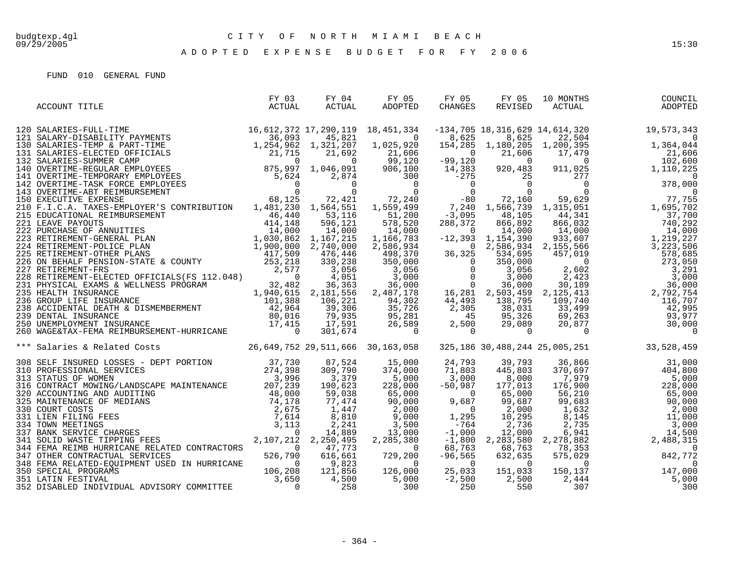# CITY OF NORTH MIAMI BEACH

## ADOPTED EXPENSE BUDGET FOR FY 2006

FUND 010 GENERAL FUND

| ACCOUNT TITLE | FY 03 ACTUAL | FY 04 ACTUAL | FY 05 ADOPTED | FY 05 CHANGES | FY 05 REVISED | 10 MONTHS ACTUAL | COUNCIL ADOPTED |
|---|---|---|---|---|---|---|---|
| 120 SALARIES-FULL-TIME | 16,612,372 | 17,290,119 | 18,451,334 | -134,705 | 18,316,629 | 14,614,320 | 19,573,343 |
| 121 SALARY-DISABILITY PAYMENTS | 36,093 | 45,821 | 0 | 8,625 | 8,625 | 22,504 | 0 |
| 130 SALARIES-TEMP & PART-TIME | 1,254,962 | 1,321,207 | 1,025,920 | 154,285 | 1,180,205 | 1,200,395 | 1,364,044 |
| 131 SALARIES-ELECTED OFFICIALS | 21,715 | 21,692 | 21,606 | 0 | 21,606 | 17,479 | 21,606 |
| 132 SALARIES-SUMMER CAMP | 0 | 0 | 99,120 | -99,120 | 0 | 0 | 102,600 |
| 140 OVERTIME-REGULAR EMPLOYEES | 875,997 | 1,046,091 | 906,100 | 14,383 | 920,483 | 911,025 | 1,110,225 |
| 141 OVERTIME-TEMPORARY EMPLOYEES | 5,624 | 2,874 | 300 | -275 | 25 | 277 | 0 |
| 142 OVERTIME-TASK FORCE EMPLOYEES | 0 | 0 | 0 | 0 | 0 | 0 | 378,000 |
| 143 OVERTIME-ABT REIMBURSEMENT | 0 | 0 | 0 | 0 | 0 | 0 | 0 |
| 150 EXECUTIVE EXPENSE | 68,125 | 72,421 | 72,240 | -80 | 72,160 | 59,629 | 77,755 |
| 210 F.I.C.A. TAXES-EMPLOYER'S CONTRIBUTION | 1,481,230 | 1,564,551 | 1,559,499 | 7,240 | 1,566,739 | 1,315,051 | 1,695,702 |
| 215 EDUCATIONAL REIMBURSEMENT | 46,440 | 53,116 | 51,200 | -3,095 | 48,105 | 44,341 | 37,700 |
| 221 LEAVE PAYOUTS | 414,148 | 596,121 | 578,520 | 288,372 | 866,892 | 866,032 | 740,292 |
| 222 PURCHASE OF ANNUITIES | 14,000 | 14,000 | 14,000 | 0 | 14,000 | 14,000 | 14,000 |
| 223 RETIREMENT-GENERAL PLAN | 1,030,862 | 1,167,215 | 1,166,783 | -12,393 | 1,154,390 | 933,607 | 1,219,227 |
| 224 RETIREMENT-POLICE PLAN | 1,900,000 | 2,740,000 | 2,586,934 | 0 | 2,586,934 | 2,155,566 | 3,223,506 |
| 225 RETIREMENT-OTHER PLANS | 417,509 | 476,446 | 498,370 | 36,325 | 534,695 | 457,019 | 578,685 |
| 226 ON BEHALF PENSION-STATE & COUNTY | 253,218 | 330,238 | 350,000 | 0 | 350,000 | 0 | 273,050 |
| 227 RETIREMENT-FRS | 2,577 | 3,056 | 3,056 | 0 | 3,056 | 2,602 | 3,291 |
| 228 RETIREMENT-ELECTED OFFICIALS(FS 112.048) | 0 | 4,051 | 3,000 | 0 | 3,000 | 2,423 | 3,000 |
| 231 PHYSICAL EXAMS & WELLNESS PROGRAM | 32,482 | 36,363 | 36,000 | 0 | 36,000 | 30,189 | 36,000 |
| 235 HEALTH INSURANCE | 1,940,615 | 2,181,556 | 2,487,178 | 16,281 | 2,503,459 | 2,125,413 | 2,792,754 |
| 236 GROUP LIFE INSURANCE | 101,388 | 106,221 | 94,302 | 44,493 | 138,795 | 109,740 | 116,707 |
| 238 ACCIDENTAL DEATH & DISMEMBERMENT | 42,964 | 39,306 | 35,726 | 2,305 | 38,031 | 33,499 | 42,995 |
| 239 DENTAL INSURANCE | 80,016 | 79,935 | 95,281 | 45 | 95,326 | 69,263 | 93,977 |
| 250 UNEMPLOYMENT INSURANCE | 17,415 | 17,591 | 26,589 | 2,500 | 29,089 | 20,877 | 30,000 |
| 260 WAGE&TAX-FEMA REIMBURSEMENT-HURRICANE | 0 | 301,674 | 0 | 0 | 0 | 0 | 0 |
| *** Salaries & Related Costs | 26,649,752 | 29,511,666 | 30,163,058 | 325,186 | 30,488,244 | 25,005,251 | 33,528,459 |
| 308 SELF INSURED LOSSES - DEPT PORTION | 37,730 | 87,524 | 15,000 | 24,793 | 39,793 | 36,866 | 31,000 |
| 310 PROFESSIONAL SERVICES | 274,398 | 309,790 | 374,000 | 71,803 | 445,803 | 370,697 | 404,800 |
| 313 STATUS OF WOMEN | 3,996 | 3,379 | 5,000 | 3,000 | 8,000 | 7,979 | 5,000 |
| 316 CONTRACT MOWING/LANDSCAPE MAINTENANCE | 207,239 | 190,623 | 228,000 | -50,987 | 177,013 | 176,900 | 228,000 |
| 320 ACCOUNTING AND AUDITING | 48,000 | 59,038 | 65,000 | 0 | 65,000 | 56,210 | 65,000 |
| 325 MAINTENANCE OF MEDIANS | 74,178 | 77,474 | 90,000 | 9,687 | 99,687 | 99,683 | 90,000 |
| 330 COURT COSTS | 2,675 | 1,447 | 2,000 | 0 | 2,000 | 1,632 | 2,000 |
| 331 LIEN FILING FEES | 7,614 | 8,810 | 9,000 | 1,295 | 10,295 | 8,145 | 11,000 |
| 334 TOWN MEETINGS | 3,113 | 2,241 | 3,500 | -764 | 2,736 | 2,735 | 3,000 |
| 337 BANK SERVICE CHARGES | 0 | 14,889 | 13,000 | -1,000 | 12,000 | 6,941 | 14,500 |
| 341 SOLID WASTE TIPPING FEES | 2,107,212 | 2,250,495 | 2,285,380 | -1,800 | 2,283,580 | 2,278,882 | 2,488,315 |
| 344 FEMA REIMB HURRICANE RELATED CONTRACTORS | 0 | 47,773 | 0 | 68,763 | 68,763 | 78,353 | 0 |
| 347 OTHER CONTRACTUAL SERVICES | 526,790 | 616,661 | 729,200 | -96,565 | 632,635 | 575,029 | 842,772 |
| 348 FEMA RELATED-EQUIPMENT USED IN HURRICANE | 0 | 9,823 | 0 | 0 | 0 | 0 | 0 |
| 350 SPECIAL PROGRAMS | 106,208 | 121,856 | 126,000 | 25,033 | 151,033 | 150,137 | 147,000 |
| 351 LATIN FESTIVAL | 3,650 | 4,500 | 5,000 | -2,500 | 2,500 | 2,444 | 5,000 |
| 352 DISABLED INDIVIDUAL ADVISORY COMMITTEE | 0 | 258 | 300 | 250 | 550 | 307 | 300 |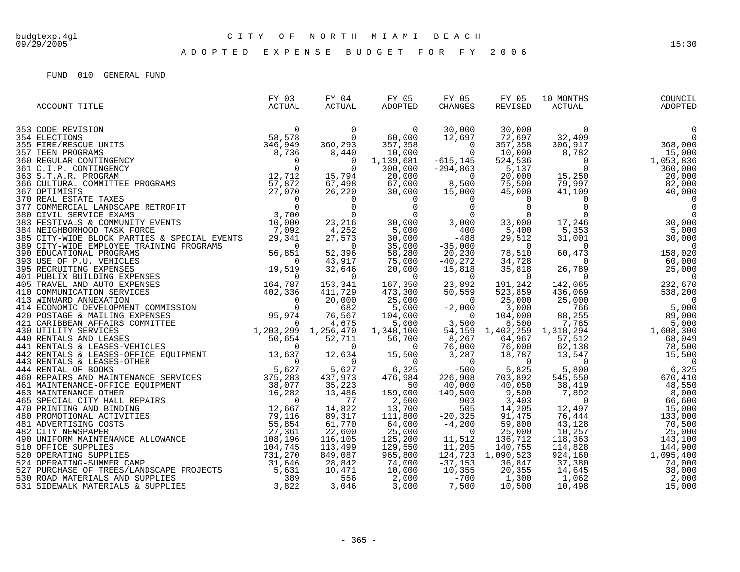budgtexp.4gl
09/29/2005

# CITY OF NORTH MIAMI BEACH

## ADOPTED EXPENSE BUDGET FOR FY 2006

15:30

FUND 010 GENERAL FUND

| ACCOUNT TITLE | FY 03 ACTUAL | FY 04 ACTUAL | FY 05 ADOPTED | FY 05 CHANGES | FY 05 REVISED | 10 MONTHS ACTUAL | COUNCIL ADOPTED |
|---|---|---|---|---|---|---|---|
| 353 CODE REVISION | 0 | 0 | 0 | 30,000 | 30,000 | 0 | 0 |
| 354 ELECTIONS | 58,578 | 0 | 60,000 | 12,697 | 72,697 | 32,409 | 0 |
| 355 FIRE/RESCUE UNITS | 346,949 | 360,293 | 357,358 | 0 | 357,358 | 306,917 | 368,000 |
| 357 TEEN PROGRAMS | 8,736 | 8,440 | 10,000 | 0 | 10,000 | 8,782 | 15,000 |
| 360 REGULAR CONTINGENCY | 0 | 0 | 1,139,681 | -615,145 | 524,536 | 0 | 1,053,836 |
| 361 C.I.P. CONTINGENCY | 0 | 0 | 300,000 | -294,863 | 5,137 | 0 | 360,000 |
| 363 S.T.A.R. PROGRAM | 12,712 | 15,794 | 20,000 | 0 | 20,000 | 15,250 | 20,000 |
| 366 CULTURAL COMMITTEE PROGRAMS | 57,872 | 67,498 | 67,000 | 8,500 | 75,500 | 79,997 | 82,000 |
| 367 OPTIMISTS | 27,070 | 26,220 | 30,000 | 15,000 | 45,000 | 41,109 | 40,000 |
| 370 REAL ESTATE TAXES | 0 | 0 | 0 | 0 | 0 | 0 | 0 |
| 377 COMMERCIAL LANDSCAPE RETROFIT | 0 | 0 | 0 | 0 | 0 | 0 | 0 |
| 380 CIVIL SERVICE EXAMS | 3,700 | 0 | 0 | 0 | 0 | 0 | 0 |
| 383 FESTIVALS & COMMUNITY EVENTS | 10,000 | 23,216 | 30,000 | 3,000 | 33,000 | 17,246 | 30,000 |
| 384 NEIGHBORHOOD TASK FORCE | 7,092 | 4,252 | 5,000 | 400 | 5,400 | 5,353 | 5,000 |
| 385 CITY-WIDE BLOCK PARTIES & SPECIAL EVENTS | 29,341 | 27,573 | 30,000 | -488 | 29,512 | 31,001 | 30,000 |
| 389 CITY-WIDE EMPLOYEE TRAINING PROGRAMS | 0 | 0 | 35,000 | -35,000 | 0 | 0 | 0 |
| 390 EDUCATIONAL PROGRAMS | 56,851 | 52,396 | 58,280 | 20,230 | 78,510 | 60,473 | 158,020 |
| 393 USE OF P.U. VEHICLES | 0 | 43,917 | 75,000 | -40,272 | 34,728 | 0 | 60,000 |
| 395 RECRUITING EXPENSES | 19,519 | 32,646 | 20,000 | 15,818 | 35,818 | 26,789 | 25,000 |
| 401 PUBLIX BUILDING EXPENSES | 0 | 0 | 0 | 0 | 0 | 0 | 0 |
| 405 TRAVEL AND AUTO EXPENSES | 164,787 | 153,341 | 167,350 | 23,892 | 191,242 | 142,065 | 232,670 |
| 410 COMMUNICATION SERVICES | 402,336 | 411,729 | 473,300 | 50,559 | 523,859 | 436,069 | 538,200 |
| 413 WINWARD ANNEXATION | 0 | 20,000 | 25,000 | 0 | 25,000 | 25,000 | 0 |
| 414 ECONOMIC DEVELOPMENT COMMISSION | 0 | 682 | 5,000 | -2,000 | 3,000 | 766 | 5,000 |
| 420 POSTAGE & MAILING EXPENSES | 95,974 | 76,567 | 104,000 | 0 | 104,000 | 88,255 | 89,000 |
| 421 CARIBBEAN AFFAIRS COMMITTEE | 0 | 4,675 | 5,000 | 3,500 | 8,500 | 7,785 | 5,000 |
| 430 UTILITY SERVICES | 1,203,299 | 1,256,470 | 1,348,100 | 54,159 | 1,402,259 | 1,318,294 | 1,608,300 |
| 440 RENTALS AND LEASES | 50,654 | 52,711 | 56,700 | 8,267 | 64,967 | 57,512 | 68,049 |
| 441 RENTALS & LEASES-VEHICLES | 0 | 0 | 0 | 76,000 | 76,000 | 62,138 | 78,500 |
| 442 RENTALS & LEASES-OFFICE EQUIPMENT | 13,637 | 12,634 | 15,500 | 3,287 | 18,787 | 13,547 | 15,500 |
| 443 RENTALS & LEASES-OTHER | 0 | 0 | 0 | 0 | 0 | 0 | 0 |
| 444 RENTAL OF BOOKS | 5,627 | 5,627 | 6,325 | -500 | 5,825 | 5,800 | 6,325 |
| 460 REPAIRS AND MAINTENANCE SERVICES | 375,283 | 437,973 | 476,984 | 226,908 | 703,892 | 545,550 | 670,410 |
| 461 MAINTENANCE-OFFICE EQUIPMENT | 38,077 | 35,223 | 50 | 40,000 | 40,050 | 38,419 | 48,550 |
| 463 MAINTENANCE-OTHER | 16,282 | 13,486 | 159,000 | -149,500 | 9,500 | 7,892 | 8,000 |
| 465 SPECIAL CITY HALL REPAIRS | 0 | 77 | 2,500 | 903 | 3,403 | 0 | 66,600 |
| 470 PRINTING AND BINDING | 12,667 | 14,822 | 13,700 | 505 | 14,205 | 12,497 | 15,000 |
| 480 PROMOTIONAL ACTIVITIES | 79,116 | 89,317 | 111,800 | -20,325 | 91,475 | 76,444 | 133,000 |
| 481 ADVERTISING COSTS | 55,854 | 61,770 | 64,000 | -4,200 | 59,800 | 43,128 | 70,500 |
| 482 CITY NEWSPAPER | 27,361 | 22,600 | 25,000 | 0 | 25,000 | 10,257 | 25,000 |
| 490 UNIFORM MAINTENANCE ALLOWANCE | 108,196 | 116,105 | 125,200 | 11,512 | 136,712 | 118,363 | 143,100 |
| 510 OFFICE SUPPLIES | 104,745 | 113,499 | 129,550 | 11,205 | 140,755 | 114,828 | 144,900 |
| 520 OPERATING SUPPLIES | 731,270 | 849,087 | 965,800 | 124,723 | 1,090,523 | 924,160 | 1,095,400 |
| 524 OPERATING-SUMMER CAMP | 31,646 | 28,842 | 74,000 | -37,153 | 36,847 | 37,380 | 74,000 |
| 527 PURCHASE OF TREES/LANDSCAPE PROJECTS | 5,631 | 10,471 | 10,000 | 10,355 | 20,355 | 14,645 | 38,000 |
| 530 ROAD MATERIALS AND SUPPLIES | 389 | 556 | 2,000 | -700 | 1,300 | 1,062 | 2,000 |
| 531 SIDEWALK MATERIALS & SUPPLIES | 3,822 | 3,046 | 3,000 | 7,500 | 10,500 | 10,498 | 15,000 |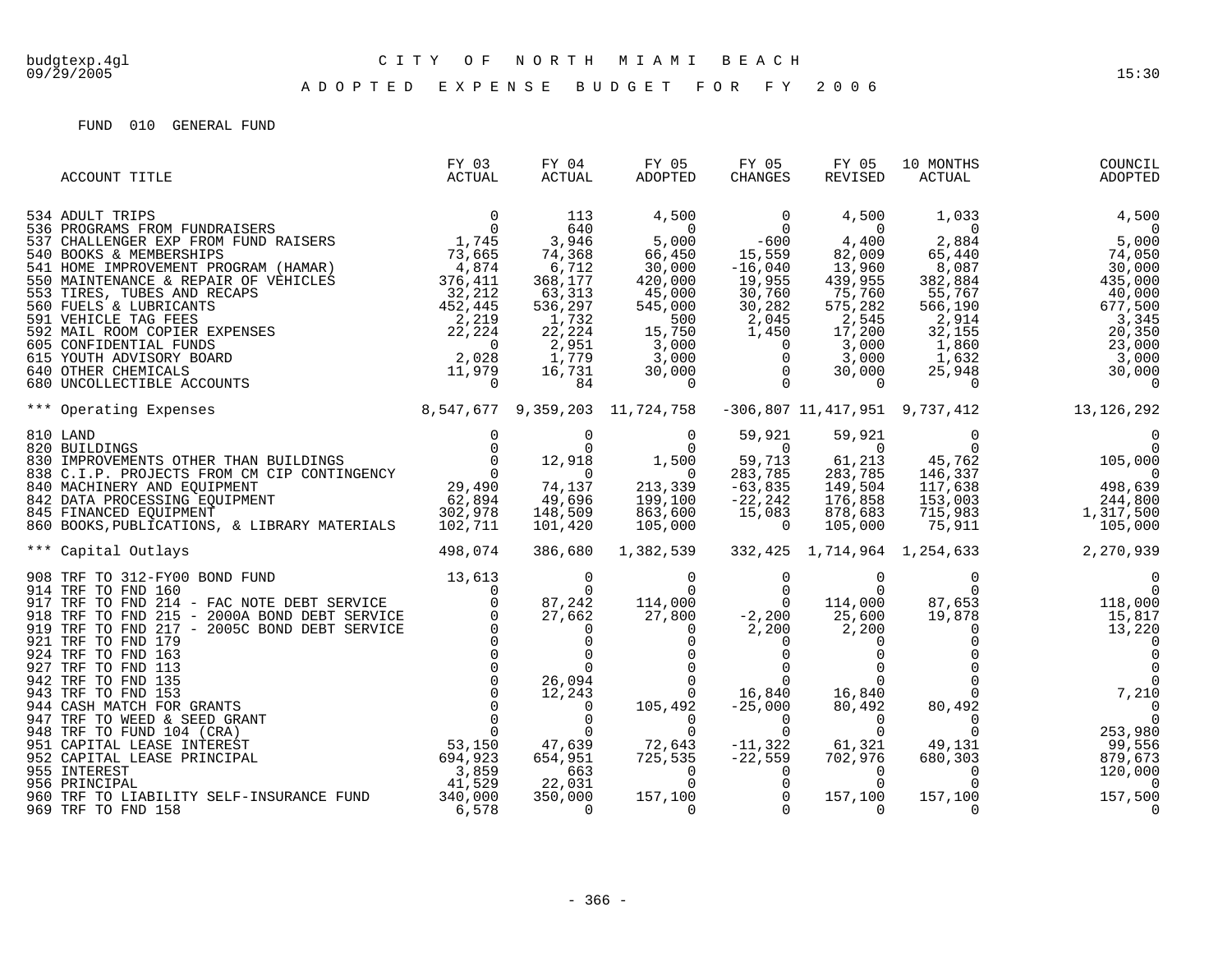# CITY OF NORTH MIAMI BEACH

## ADOPTED EXPENSE BUDGET FOR FY 2006

FUND 010 GENERAL FUND

| ACCOUNT TITLE | FY 03 ACTUAL | FY 04 ACTUAL | FY 05 ADOPTED | FY 05 CHANGES | FY 05 REVISED | 10 MONTHS ACTUAL | COUNCIL ADOPTED |
|---|---|---|---|---|---|---|---|
| 534 ADULT TRIPS | 0 | 113 | 4,500 | 0 | 4,500 | 1,033 | 4,500 |
| 536 PROGRAMS FROM FUNDRAISERS | 0 | 640 | 0 | 0 | 0 | 0 | 0 |
| 537 CHALLENGER EXP FROM FUND RAISERS | 1,745 | 3,946 | 5,000 | -600 | 4,400 | 2,884 | 5,000 |
| 540 BOOKS & MEMBERSHIPS | 73,665 | 74,368 | 66,450 | 15,559 | 82,009 | 65,440 | 74,050 |
| 541 HOME IMPROVEMENT PROGRAM (HAMAR) | 4,874 | 6,712 | 30,000 | -16,040 | 13,960 | 8,087 | 30,000 |
| 550 MAINTENANCE & REPAIR OF VEHICLES | 376,411 | 368,177 | 420,000 | 19,955 | 439,955 | 382,884 | 435,000 |
| 553 TIRES, TUBES AND RECAPS | 32,212 | 63,313 | 45,000 | 30,760 | 75,760 | 55,767 | 40,000 |
| 560 FUELS & LUBRICANTS | 452,445 | 536,297 | 545,000 | 30,282 | 575,282 | 566,190 | 677,500 |
| 591 VEHICLE TAG FEES | 2,219 | 1,732 | 500 | 2,045 | 2,545 | 2,914 | 3,345 |
| 592 MAIL ROOM COPIER EXPENSES | 22,224 | 22,224 | 15,750 | 1,450 | 17,200 | 32,155 | 20,350 |
| 605 CONFIDENTIAL FUNDS | 0 | 2,951 | 3,000 | 0 | 3,000 | 1,860 | 23,000 |
| 615 YOUTH ADVISORY BOARD | 2,028 | 1,779 | 3,000 | 0 | 3,000 | 1,632 | 3,000 |
| 640 OTHER CHEMICALS | 11,979 | 16,731 | 30,000 | 0 | 30,000 | 25,948 | 30,000 |
| 680 UNCOLLECTIBLE ACCOUNTS | 0 | 84 | 0 | 0 | 0 | 0 | 0 |
| *** Operating Expenses | 8,547,677 | 9,359,203 | 11,724,758 | -306,807 | 11,417,951 | 9,737,412 | 13,126,292 |
| 810 LAND | 0 | 0 | 0 | 59,921 | 59,921 | 0 | 0 |
| 820 BUILDINGS | 0 | 0 | 0 | 0 | 0 | 0 | 0 |
| 830 IMPROVEMENTS OTHER THAN BUILDINGS | 0 | 12,918 | 1,500 | 59,713 | 61,213 | 45,762 | 105,000 |
| 838 C.I.P. PROJECTS FROM CM CIP CONTINGENCY | 0 | 0 | 0 | 283,785 | 283,785 | 146,337 | 0 |
| 840 MACHINERY AND EQUIPMENT | 29,490 | 74,137 | 213,339 | -63,835 | 149,504 | 117,638 | 498,639 |
| 842 DATA PROCESSING EQUIPMENT | 62,894 | 49,696 | 199,100 | -22,242 | 176,858 | 153,003 | 244,800 |
| 845 FINANCED EQUIPMENT | 302,978 | 148,509 | 863,600 | 15,083 | 878,683 | 715,983 | 1,317,500 |
| 860 BOOKS,PUBLICATIONS, & LIBRARY MATERIALS | 102,711 | 101,420 | 105,000 | 0 | 105,000 | 75,911 | 105,000 |
| *** Capital Outlays | 498,074 | 386,680 | 1,382,539 | 332,425 | 1,714,964 | 1,254,633 | 2,270,939 |
| 908 TRF TO 312-FY00 BOND FUND | 13,613 | 0 | 0 | 0 | 0 | 0 | 0 |
| 914 TRF TO FND 160 | 0 | 0 | 0 | 0 | 0 | 0 | 0 |
| 917 TRF TO FND 214 - FAC NOTE DEBT SERVICE | 0 | 87,242 | 114,000 | 0 | 114,000 | 87,653 | 118,000 |
| 918 TRF TO FND 215 - 2000A BOND DEBT SERVICE | 0 | 27,662 | 27,800 | -2,200 | 25,600 | 19,878 | 15,817 |
| 919 TRF TO FND 217 - 2005C BOND DEBT SERVICE | 0 | 0 | 0 | 2,200 | 2,200 | 0 | 13,220 |
| 921 TRF TO FND 179 | 0 | 0 | 0 | 0 | 0 | 0 | 0 |
| 924 TRF TO FND 163 | 0 | 0 | 0 | 0 | 0 | 0 | 0 |
| 927 TRF TO FND 113 | 0 | 0 | 0 | 0 | 0 | 0 | 0 |
| 942 TRF TO FND 135 | 0 | 26,094 | 0 | 0 | 0 | 0 | 0 |
| 943 TRF TO FND 153 | 0 | 12,243 | 0 | 16,840 | 16,840 | 0 | 7,210 |
| 944 CASH MATCH FOR GRANTS | 0 | 0 | 105,492 | -25,000 | 80,492 | 80,492 | 0 |
| 947 TRF TO WEED & SEED GRANT | 0 | 0 | 0 | 0 | 0 | 0 | 0 |
| 948 TRF TO FUND 104 (CRA) | 0 | 0 | 0 | 0 | 0 | 0 | 253,980 |
| 951 CAPITAL LEASE INTEREST | 53,150 | 47,639 | 72,643 | -11,322 | 61,321 | 49,131 | 99,556 |
| 952 CAPITAL LEASE PRINCIPAL | 694,923 | 654,951 | 725,535 | -22,559 | 702,976 | 680,303 | 879,673 |
| 955 INTEREST | 3,859 | 663 | 0 | 0 | 0 | 0 | 120,000 |
| 956 PRINCIPAL | 41,529 | 22,031 | 0 | 0 | 0 | 0 | 0 |
| 960 TRF TO LIABILITY SELF-INSURANCE FUND | 340,000 | 350,000 | 157,100 | 0 | 157,100 | 157,100 | 157,500 |
| 969 TRF TO FND 158 | 6,578 | 0 | 0 | 0 | 0 | 0 | 0 |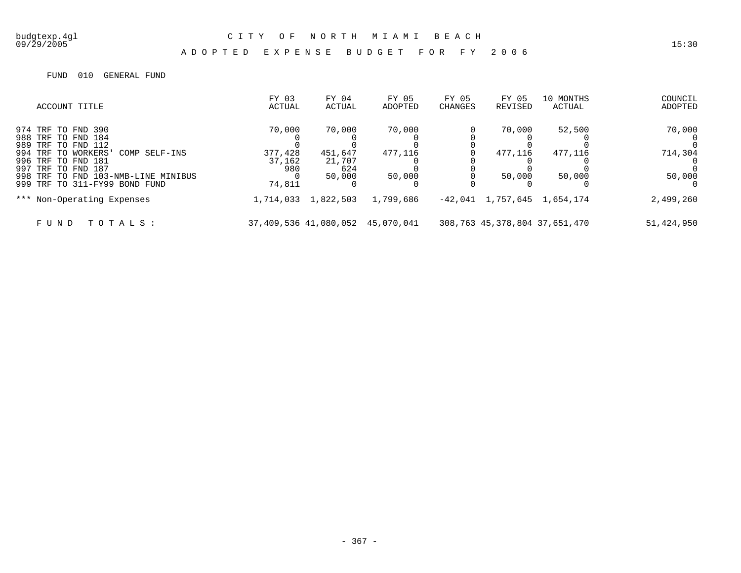CITY OF NORTH MIAMI BEACH

ADOPTED EXPENSE BUDGET FOR FY 2006

FUND 010 GENERAL FUND

| ACCOUNT TITLE | FY 03 ACTUAL | FY 04 ACTUAL | FY 05 ADOPTED | FY 05 CHANGES | FY 05 REVISED | 10 MONTHS ACTUAL | COUNCIL ADOPTED |
|---|---|---|---|---|---|---|---|
| 974 TRF TO FND 390 | 70,000 | 70,000 | 70,000 | 0 | 70,000 | 52,500 | 70,000 |
| 988 TRF TO FND 184 | 0 | 0 | 0 | 0 | 0 | 0 | 0 |
| 989 TRF TO FND 112 | 0 | 0 | 0 | 0 | 0 | 0 | 0 |
| 994 TRF TO WORKERS' COMP SELF-INS | 377,428 | 451,647 | 477,116 | 0 | 477,116 | 477,116 | 714,304 |
| 996 TRF TO FND 181 | 37,162 | 21,707 | 0 | 0 | 0 | 0 | 0 |
| 997 TRF TO FND 187 | 980 | 624 | 0 | 0 | 0 | 0 | 0 |
| 998 TRF TO FND 103-NMB-LINE MINIBUS | 0 | 50,000 | 50,000 | 0 | 50,000 | 50,000 | 50,000 |
| 999 TRF TO 311-FY99 BOND FUND | 74,811 | 0 | 0 | 0 | 0 | 0 | 0 |
| *** Non-Operating Expenses | 1,714,033 | 1,822,503 | 1,799,686 | -42,041 | 1,757,645 | 1,654,174 | 2,499,260 |
| FUND TOTALS: | 37,409,536 | 41,080,052 | 45,070,041 | 308,763 | 45,378,804 | 37,651,470 | 51,424,950 |